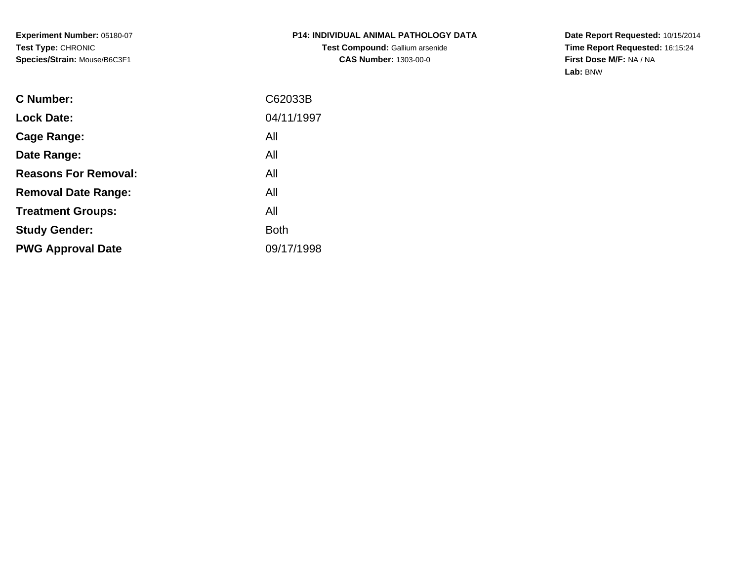**Experiment Number:** 05180-07
**Test Type:** CHRONIC
**Species/Strain:** Mouse/B6C3F1

**P14: INDIVIDUAL ANIMAL PATHOLOGY DATA**
**Test Compound:** Gallium arsenide
**CAS Number:** 1303-00-0

**Date Report Requested:** 10/15/2014
**Time Report Requested:** 16:15:24
**First Dose M/F:** NA / NA
**Lab:** BNW

| | |
|---|---|
| **C Number:** | C62033B |
| **Lock Date:** | 04/11/1997 |
| **Cage Range:** | All |
| **Date Range:** | All |
| **Reasons For Removal:** | All |
| **Removal Date Range:** | All |
| **Treatment Groups:** | All |
| **Study Gender:** | Both |
| **PWG Approval Date** | 09/17/1998 |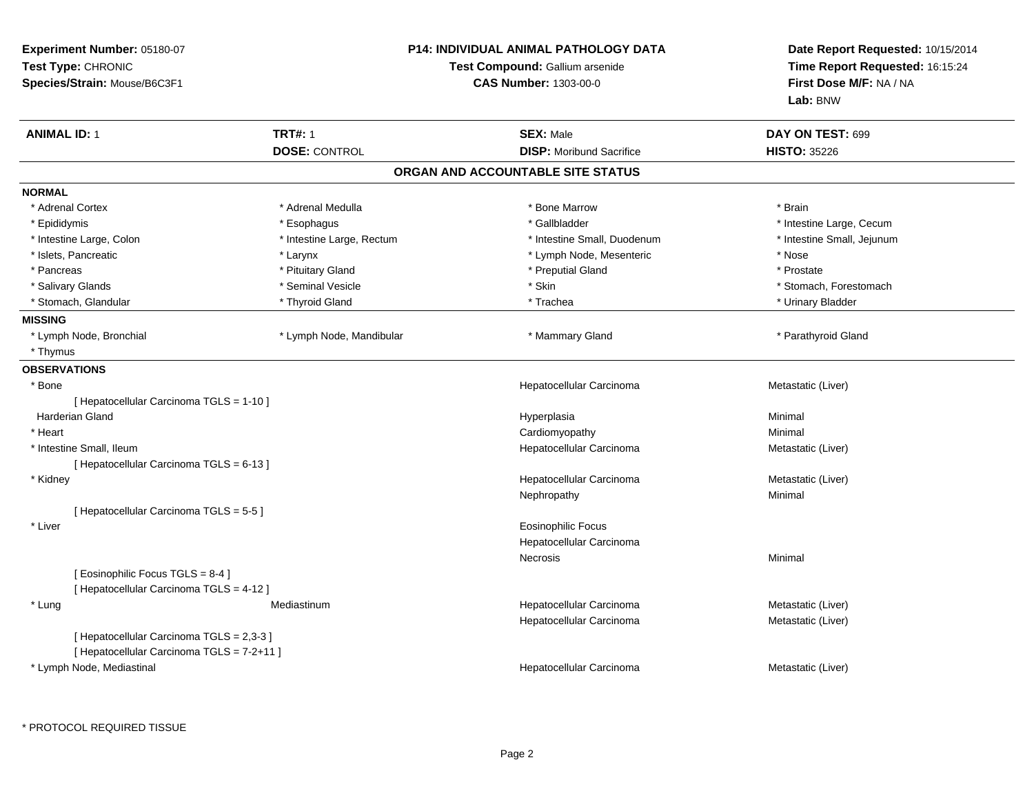**Experiment Number:** 05180-07
**Test Type:** CHRONIC
**Species/Strain:** Mouse/B6C3F1

**P14: INDIVIDUAL ANIMAL PATHOLOGY DATA**
**Test Compound:** Gallium arsenide
**CAS Number:** 1303-00-0

**Date Report Requested:** 10/15/2014
**Time Report Requested:** 16:15:24
**First Dose M/F:** NA / NA
**Lab:** BNW

| **ANIMAL ID:** 1 | **TRT#:** 1 | **SEX:** Male | **DAY ON TEST:** 699 |
|---|---|---|---|
| | **DOSE:** CONTROL | **DISP:** Moribund Sacrifice | **HISTO:** 35226 |

## ORGAN AND ACCOUNTABLE SITE STATUS

**NORMAL**

| | | | |
|---|---|---|---|
| * Adrenal Cortex | * Adrenal Medulla | * Bone Marrow | * Brain |
| * Epididymis | * Esophagus | * Gallbladder | * Intestine Large, Cecum |
| * Intestine Large, Colon | * Intestine Large, Rectum | * Intestine Small, Duodenum | * Intestine Small, Jejunum |
| * Islets, Pancreatic | * Larynx | * Lymph Node, Mesenteric | * Nose |
| * Pancreas | * Pituitary Gland | * Preputial Gland | * Prostate |
| * Salivary Glands | * Seminal Vesicle | * Skin | * Stomach, Forestomach |
| * Stomach, Glandular | * Thyroid Gland | * Trachea | * Urinary Bladder |

**MISSING**

| | | | |
|---|---|---|---|
| * Lymph Node, Bronchial | * Lymph Node, Mandibular | * Mammary Gland | * Parathyroid Gland |
| * Thymus | | | |

**OBSERVATIONS**

| | | | |
|---|---|---|---|
| * Bone | | Hepatocellular Carcinoma | Metastatic (Liver) |
| [ Hepatocellular Carcinoma TGLS = 1-10 ] | | | |
| Harderian Gland | | Hyperplasia | Minimal |
| * Heart | | Cardiomyopathy | Minimal |
| * Intestine Small, Ileum | | Hepatocellular Carcinoma | Metastatic (Liver) |
| [ Hepatocellular Carcinoma TGLS = 6-13 ] | | | |
| * Kidney | | Hepatocellular Carcinoma | Metastatic (Liver) |
| | | Nephropathy | Minimal |
| [ Hepatocellular Carcinoma TGLS = 5-5 ] | | | |
| * Liver | | Eosinophilic Focus | |
| | | Hepatocellular Carcinoma | |
| | | Necrosis | Minimal |
| [ Eosinophilic Focus TGLS = 8-4 ] | | | |
| [ Hepatocellular Carcinoma TGLS = 4-12 ] | | | |
| * Lung | Mediastinum | Hepatocellular Carcinoma | Metastatic (Liver) |
| | | Hepatocellular Carcinoma | Metastatic (Liver) |
| [ Hepatocellular Carcinoma TGLS = 2,3-3 ] | | | |
| [ Hepatocellular Carcinoma TGLS = 7-2+11 ] | | | |
| * Lymph Node, Mediastinal | | Hepatocellular Carcinoma | Metastatic (Liver) |

\* PROTOCOL REQUIRED TISSUE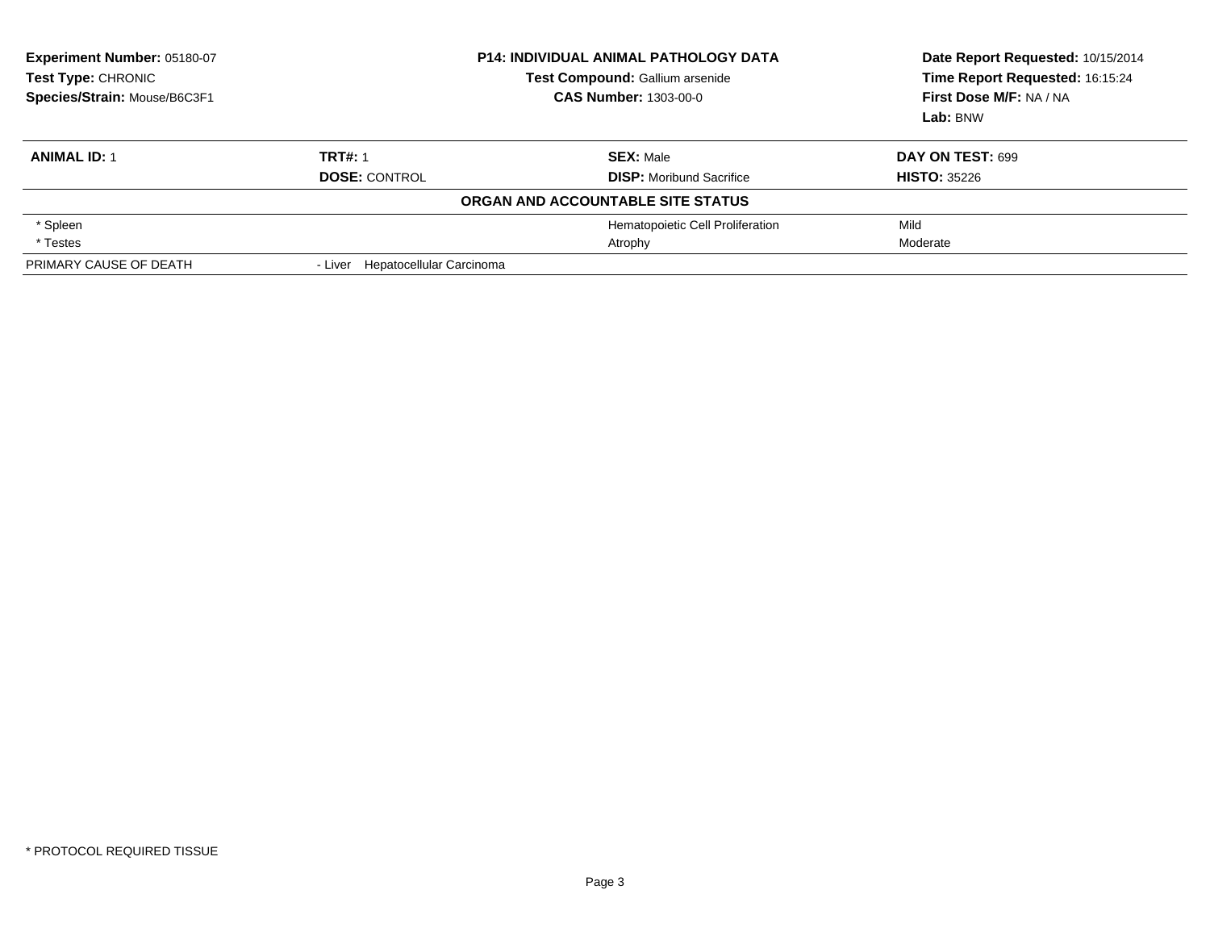**Experiment Number:** 05180-07
**Test Type:** CHRONIC
**Species/Strain:** Mouse/B6C3F1

**P14: INDIVIDUAL ANIMAL PATHOLOGY DATA**
**Test Compound:** Gallium arsenide
**CAS Number:** 1303-00-0

**Date Report Requested:** 10/15/2014
**Time Report Requested:** 16:15:24
**First Dose M/F:** NA / NA
**Lab:** BNW

| **ANIMAL ID:** 1 | **TRT#:** 1 | **SEX:** Male | **DAY ON TEST:** 699 |
|---|---|---|---|
| | **DOSE:** CONTROL | **DISP:** Moribund Sacrifice | **HISTO:** 35226 |
| **ORGAN AND ACCOUNTABLE SITE STATUS** | | | |
| * Spleen | | Hematopoietic Cell Proliferation | Mild |
| * Testes | | Atrophy | Moderate |
| PRIMARY CAUSE OF DEATH | - Liver Hepatocellular Carcinoma | | |

* PROTOCOL REQUIRED TISSUE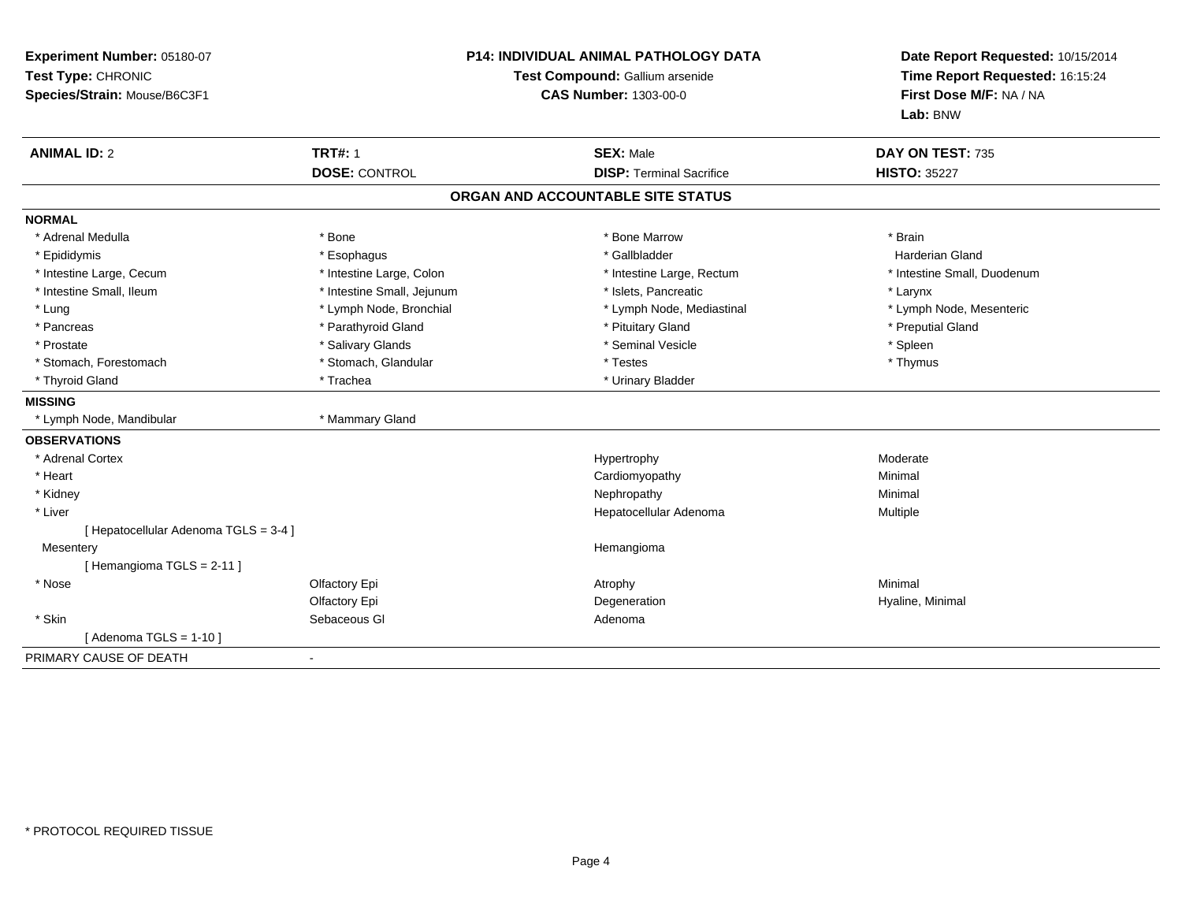**Experiment Number:** 05180-07
**Test Type:** CHRONIC
**Species/Strain:** Mouse/B6C3F1

**P14: INDIVIDUAL ANIMAL PATHOLOGY DATA**
**Test Compound:** Gallium arsenide
**CAS Number:** 1303-00-0

**Date Report Requested:** 10/15/2014
**Time Report Requested:** 16:15:24
**First Dose M/F:** NA / NA
**Lab:** BNW

| **ANIMAL ID:** 2 | **TRT#:** 1 | **SEX:** Male | **DAY ON TEST:** 735 |
|---|---|---|---|
| | **DOSE:** CONTROL | **DISP:** Terminal Sacrifice | **HISTO:** 35227 |

## ORGAN AND ACCOUNTABLE SITE STATUS

**NORMAL**

| | | | |
|---|---|---|---|
| * Adrenal Medulla | * Bone | * Bone Marrow | * Brain |
| * Epididymis | * Esophagus | * Gallbladder | Harderian Gland |
| * Intestine Large, Cecum | * Intestine Large, Colon | * Intestine Large, Rectum | * Intestine Small, Duodenum |
| * Intestine Small, Ileum | * Intestine Small, Jejunum | * Islets, Pancreatic | * Larynx |
| * Lung | * Lymph Node, Bronchial | * Lymph Node, Mediastinal | * Lymph Node, Mesenteric |
| * Pancreas | * Parathyroid Gland | * Pituitary Gland | * Preputial Gland |
| * Prostate | * Salivary Glands | * Seminal Vesicle | * Spleen |
| * Stomach, Forestomach | * Stomach, Glandular | * Testes | * Thymus |
| * Thyroid Gland | * Trachea | * Urinary Bladder | |

**MISSING**

| | |
|---|---|
| * Lymph Node, Mandibular | * Mammary Gland |

**OBSERVATIONS**

| | | | |
|---|---|---|---|
| * Adrenal Cortex | | Hypertrophy | Moderate |
| * Heart | | Cardiomyopathy | Minimal |
| * Kidney | | Nephropathy | Minimal |
| * Liver | | Hepatocellular Adenoma | Multiple |
| [ Hepatocellular Adenoma TGLS = 3-4 ] | | | |
| Mesentery | | Hemangioma | |
| [ Hemangioma TGLS = 2-11 ] | | | |
| * Nose | Olfactory Epi | Atrophy | Minimal |
| | Olfactory Epi | Degeneration | Hyaline, Minimal |
| * Skin | Sebaceous Gl | Adenoma | |
| [ Adenoma TGLS = 1-10 ] | | | |

PRIMARY CAUSE OF DEATH -

\* PROTOCOL REQUIRED TISSUE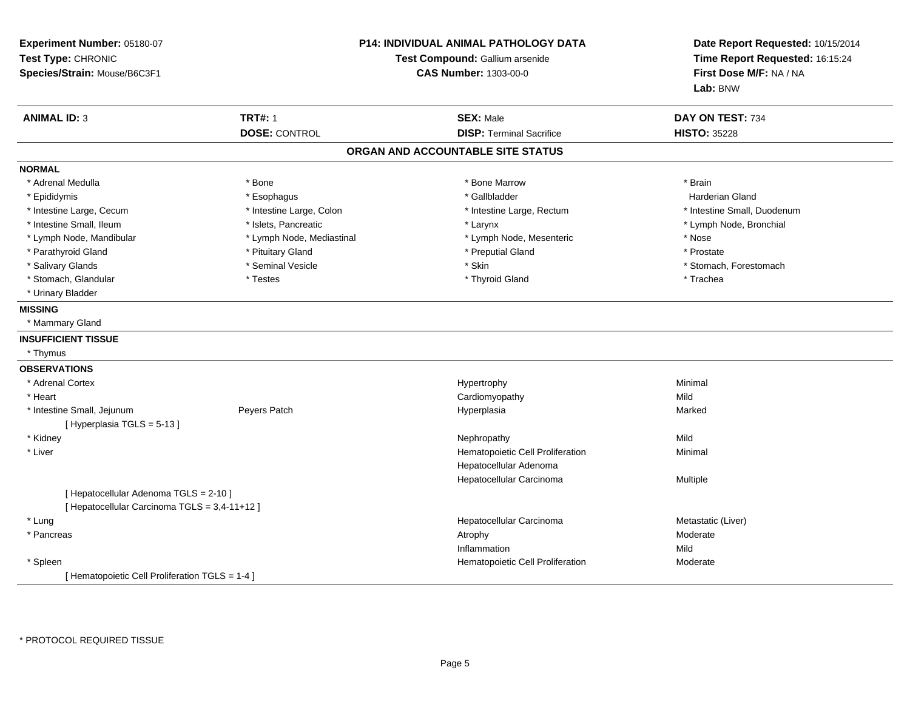**Experiment Number:** 05180-07
**Test Type:** CHRONIC
**Species/Strain:** Mouse/B6C3F1

**P14: INDIVIDUAL ANIMAL PATHOLOGY DATA**
**Test Compound:** Gallium arsenide
**CAS Number:** 1303-00-0

**Date Report Requested:** 10/15/2014
**Time Report Requested:** 16:15:24
**First Dose M/F:** NA / NA
**Lab:** BNW

| **ANIMAL ID:** 3 | **TRT#:** 1 | **SEX:** Male | **DAY ON TEST:** 734 |
|---|---|---|---|
| | **DOSE:** CONTROL | **DISP:** Terminal Sacrifice | **HISTO:** 35228 |

## ORGAN AND ACCOUNTABLE SITE STATUS

**NORMAL**

| | | | |
|---|---|---|---|
| * Adrenal Medulla | * Bone | * Bone Marrow | * Brain |
| * Epididymis | * Esophagus | * Gallbladder | Harderian Gland |
| * Intestine Large, Cecum | * Intestine Large, Colon | * Intestine Large, Rectum | * Intestine Small, Duodenum |
| * Intestine Small, Ileum | * Islets, Pancreatic | * Larynx | * Lymph Node, Bronchial |
| * Lymph Node, Mandibular | * Lymph Node, Mediastinal | * Lymph Node, Mesenteric | * Nose |
| * Parathyroid Gland | * Pituitary Gland | * Preputial Gland | * Prostate |
| * Salivary Glands | * Seminal Vesicle | * Skin | * Stomach, Forestomach |
| * Stomach, Glandular | * Testes | * Thyroid Gland | * Trachea |
| * Urinary Bladder | | | |

**MISSING**

* Mammary Gland

**INSUFFICIENT TISSUE**

* Thymus

**OBSERVATIONS**

| Organ | Site | Observation | Severity |
|---|---|---|---|
| * Adrenal Cortex | | Hypertrophy | Minimal |
| * Heart | | Cardiomyopathy | Mild |
| * Intestine Small, Jejunum | Peyers Patch | Hyperplasia | Marked |
| [ Hyperplasia TGLS = 5-13 ] | | | |
| * Kidney | | Nephropathy | Mild |
| * Liver | | Hematopoietic Cell Proliferation | Minimal |
| | | Hepatocellular Adenoma | |
| | | Hepatocellular Carcinoma | Multiple |
| [ Hepatocellular Adenoma TGLS = 2-10 ] | | | |
| [ Hepatocellular Carcinoma TGLS = 3,4-11+12 ] | | | |
| * Lung | | Hepatocellular Carcinoma | Metastatic (Liver) |
| * Pancreas | | Atrophy | Moderate |
| | | Inflammation | Mild |
| * Spleen | | Hematopoietic Cell Proliferation | Moderate |
| [ Hematopoietic Cell Proliferation TGLS = 1-4 ] | | | |

* PROTOCOL REQUIRED TISSUE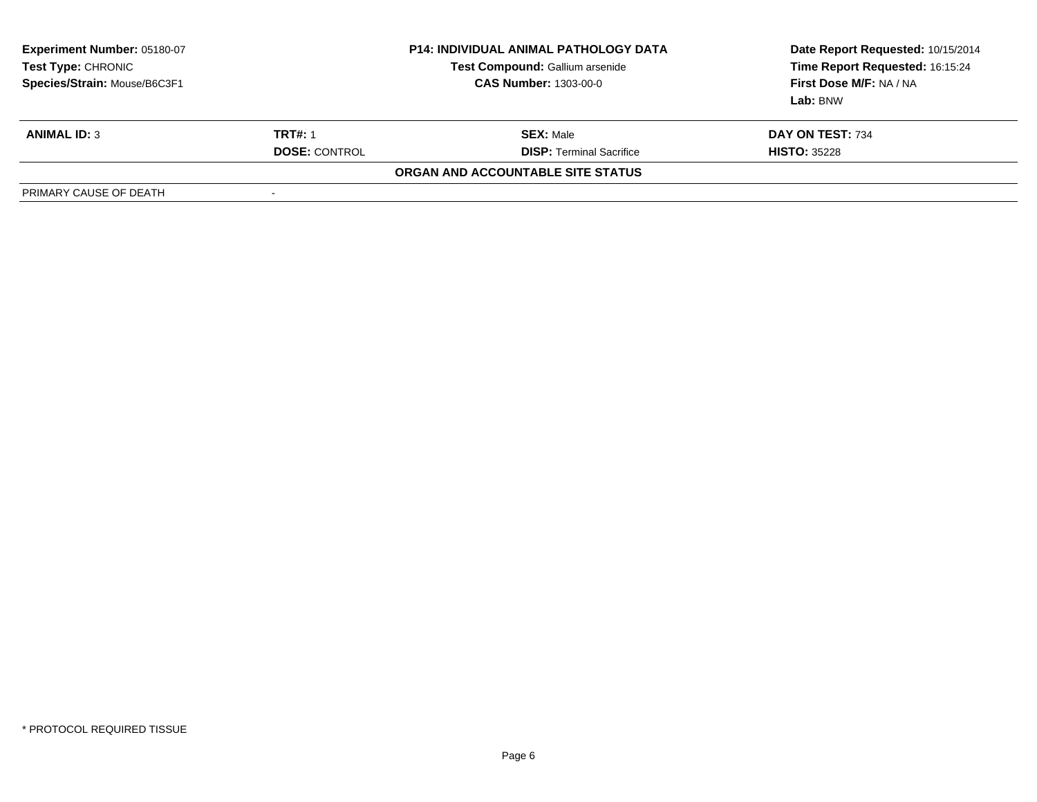**Experiment Number:** 05180-07
**Test Type:** CHRONIC
**Species/Strain:** Mouse/B6C3F1

**P14: INDIVIDUAL ANIMAL PATHOLOGY DATA**
**Test Compound:** Gallium arsenide
**CAS Number:** 1303-00-0

**Date Report Requested:** 10/15/2014
**Time Report Requested:** 16:15:24
**First Dose M/F:** NA / NA
**Lab:** BNW

| **ANIMAL ID:** 3 | **TRT#:** 1 | **SEX:** Male | **DAY ON TEST:** 734 |
|---|---|---|---|
| | **DOSE:** CONTROL | **DISP:** Terminal Sacrifice | **HISTO:** 35228 |

**ORGAN AND ACCOUNTABLE SITE STATUS**

| PRIMARY CAUSE OF DEATH | - |
|---|---|

* PROTOCOL REQUIRED TISSUE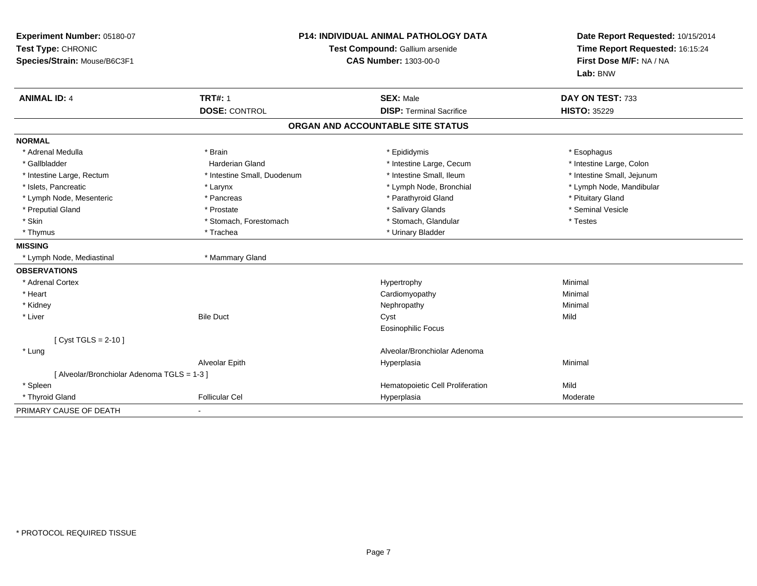**Experiment Number:** 05180-07
**Test Type:** CHRONIC
**Species/Strain:** Mouse/B6C3F1

**P14: INDIVIDUAL ANIMAL PATHOLOGY DATA**
**Test Compound:** Gallium arsenide
**CAS Number:** 1303-00-0

**Date Report Requested:** 10/15/2014
**Time Report Requested:** 16:15:24
**First Dose M/F:** NA / NA
**Lab:** BNW

| **ANIMAL ID:** 4 | **TRT#:** 1 | **SEX:** Male | **DAY ON TEST:** 733 |
|---|---|---|---|
| | **DOSE:** CONTROL | **DISP:** Terminal Sacrifice | **HISTO:** 35229 |

## ORGAN AND ACCOUNTABLE SITE STATUS

| | | | |
|---|---|---|---|
| **NORMAL** | | | |
| * Adrenal Medulla | * Brain | * Epididymis | * Esophagus |
| * Gallbladder | Harderian Gland | * Intestine Large, Cecum | * Intestine Large, Colon |
| * Intestine Large, Rectum | * Intestine Small, Duodenum | * Intestine Small, Ileum | * Intestine Small, Jejunum |
| * Islets, Pancreatic | * Larynx | * Lymph Node, Bronchial | * Lymph Node, Mandibular |
| * Lymph Node, Mesenteric | * Pancreas | * Parathyroid Gland | * Pituitary Gland |
| * Preputial Gland | * Prostate | * Salivary Glands | * Seminal Vesicle |
| * Skin | * Stomach, Forestomach | * Stomach, Glandular | * Testes |
| * Thymus | * Trachea | * Urinary Bladder | |
| **MISSING** | | | |
| * Lymph Node, Mediastinal | * Mammary Gland | | |
| **OBSERVATIONS** | | | |
| * Adrenal Cortex | | Hypertrophy | Minimal |
| * Heart | | Cardiomyopathy | Minimal |
| * Kidney | | Nephropathy | Minimal |
| * Liver | Bile Duct | Cyst | Mild |
| | | Eosinophilic Focus | |
| [ Cyst TGLS = 2-10 ] | | | |
| * Lung | | Alveolar/Bronchiolar Adenoma | |
| | Alveolar Epith | Hyperplasia | Minimal |
| [ Alveolar/Bronchiolar Adenoma TGLS = 1-3 ] | | | |
| * Spleen | | Hematopoietic Cell Proliferation | Mild |
| * Thyroid Gland | Follicular Cel | Hyperplasia | Moderate |
| PRIMARY CAUSE OF DEATH | - | | |

* PROTOCOL REQUIRED TISSUE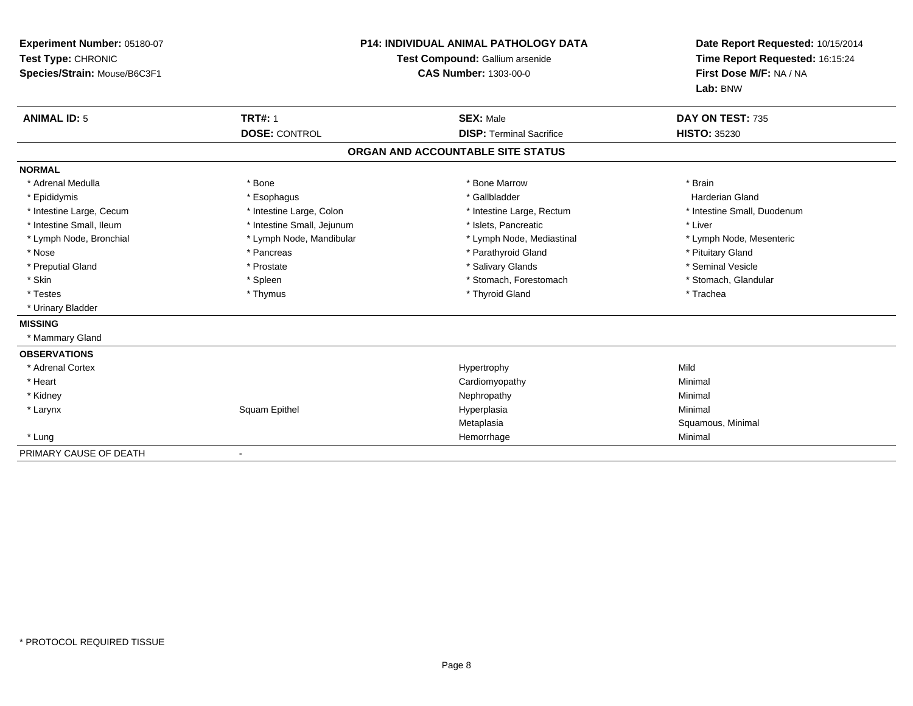**Experiment Number:** 05180-07
**Test Type:** CHRONIC
**Species/Strain:** Mouse/B6C3F1

**P14: INDIVIDUAL ANIMAL PATHOLOGY DATA**
**Test Compound:** Gallium arsenide
**CAS Number:** 1303-00-0

**Date Report Requested:** 10/15/2014
**Time Report Requested:** 16:15:24
**First Dose M/F:** NA / NA
**Lab:** BNW

| **ANIMAL ID:** 5 | **TRT#:** 1 | **SEX:** Male | **DAY ON TEST:** 735 |
|---|---|---|---|
| | **DOSE:** CONTROL | **DISP:** Terminal Sacrifice | **HISTO:** 35230 |

## ORGAN AND ACCOUNTABLE SITE STATUS

**NORMAL**

| | | | |
|---|---|---|---|
| * Adrenal Medulla | * Bone | * Bone Marrow | * Brain |
| * Epididymis | * Esophagus | * Gallbladder | Harderian Gland |
| * Intestine Large, Cecum | * Intestine Large, Colon | * Intestine Large, Rectum | * Intestine Small, Duodenum |
| * Intestine Small, Ileum | * Intestine Small, Jejunum | * Islets, Pancreatic | * Liver |
| * Lymph Node, Bronchial | * Lymph Node, Mandibular | * Lymph Node, Mediastinal | * Lymph Node, Mesenteric |
| * Nose | * Pancreas | * Parathyroid Gland | * Pituitary Gland |
| * Preputial Gland | * Prostate | * Salivary Glands | * Seminal Vesicle |
| * Skin | * Spleen | * Stomach, Forestomach | * Stomach, Glandular |
| * Testes | * Thymus | * Thyroid Gland | * Trachea |
| * Urinary Bladder | | | |

**MISSING**

* Mammary Gland

**OBSERVATIONS**

| | | | |
|---|---|---|---|
| * Adrenal Cortex | | Hypertrophy | Mild |
| * Heart | | Cardiomyopathy | Minimal |
| * Kidney | | Nephropathy | Minimal |
| * Larynx | Squam Epithel | Hyperplasia | Minimal |
| | | Metaplasia | Squamous, Minimal |
| * Lung | | Hemorrhage | Minimal |

PRIMARY CAUSE OF DEATH -

* PROTOCOL REQUIRED TISSUE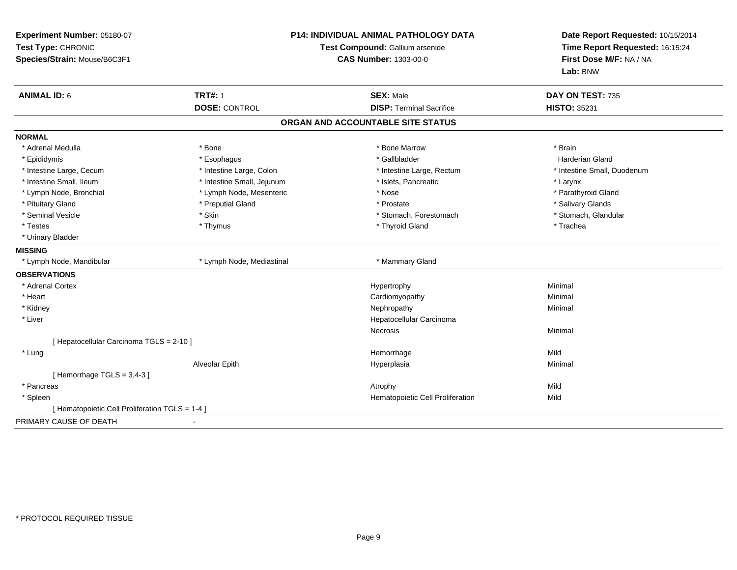**Experiment Number:** 05180-07
**Test Type:** CHRONIC
**Species/Strain:** Mouse/B6C3F1

**P14: INDIVIDUAL ANIMAL PATHOLOGY DATA**
**Test Compound:** Gallium arsenide
**CAS Number:** 1303-00-0

**Date Report Requested:** 10/15/2014
**Time Report Requested:** 16:15:24
**First Dose M/F:** NA / NA
**Lab:** BNW

| **ANIMAL ID:** 6 | **TRT#:** 1 | **SEX:** Male | **DAY ON TEST:** 735 |
|---|---|---|---|
| | **DOSE:** CONTROL | **DISP:** Terminal Sacrifice | **HISTO:** 35231 |

## ORGAN AND ACCOUNTABLE SITE STATUS

**NORMAL**

| | | | |
|---|---|---|---|
| * Adrenal Medulla | * Bone | * Bone Marrow | * Brain |
| * Epididymis | * Esophagus | * Gallbladder | Harderian Gland |
| * Intestine Large, Cecum | * Intestine Large, Colon | * Intestine Large, Rectum | * Intestine Small, Duodenum |
| * Intestine Small, Ileum | * Intestine Small, Jejunum | * Islets, Pancreatic | * Larynx |
| * Lymph Node, Bronchial | * Lymph Node, Mesenteric | * Nose | * Parathyroid Gland |
| * Pituitary Gland | * Preputial Gland | * Prostate | * Salivary Glands |
| * Seminal Vesicle | * Skin | * Stomach, Forestomach | * Stomach, Glandular |
| * Testes | * Thymus | * Thyroid Gland | * Trachea |
| * Urinary Bladder | | | |

**MISSING**

| | | |
|---|---|---|
| * Lymph Node, Mandibular | * Lymph Node, Mediastinal | * Mammary Gland |

**OBSERVATIONS**

| | | | |
|---|---|---|---|
| * Adrenal Cortex | | Hypertrophy | Minimal |
| * Heart | | Cardiomyopathy | Minimal |
| * Kidney | | Nephropathy | Minimal |
| * Liver | | Hepatocellular Carcinoma | |
| | | Necrosis | Minimal |
| [ Hepatocellular Carcinoma TGLS = 2-10 ] | | | |
| * Lung | | Hemorrhage | Mild |
| | Alveolar Epith | Hyperplasia | Minimal |
| [ Hemorrhage TGLS = 3,4-3 ] | | | |
| * Pancreas | | Atrophy | Mild |
| * Spleen | | Hematopoietic Cell Proliferation | Mild |
| [ Hematopoietic Cell Proliferation TGLS = 1-4 ] | | | |

PRIMARY CAUSE OF DEATH -

* PROTOCOL REQUIRED TISSUE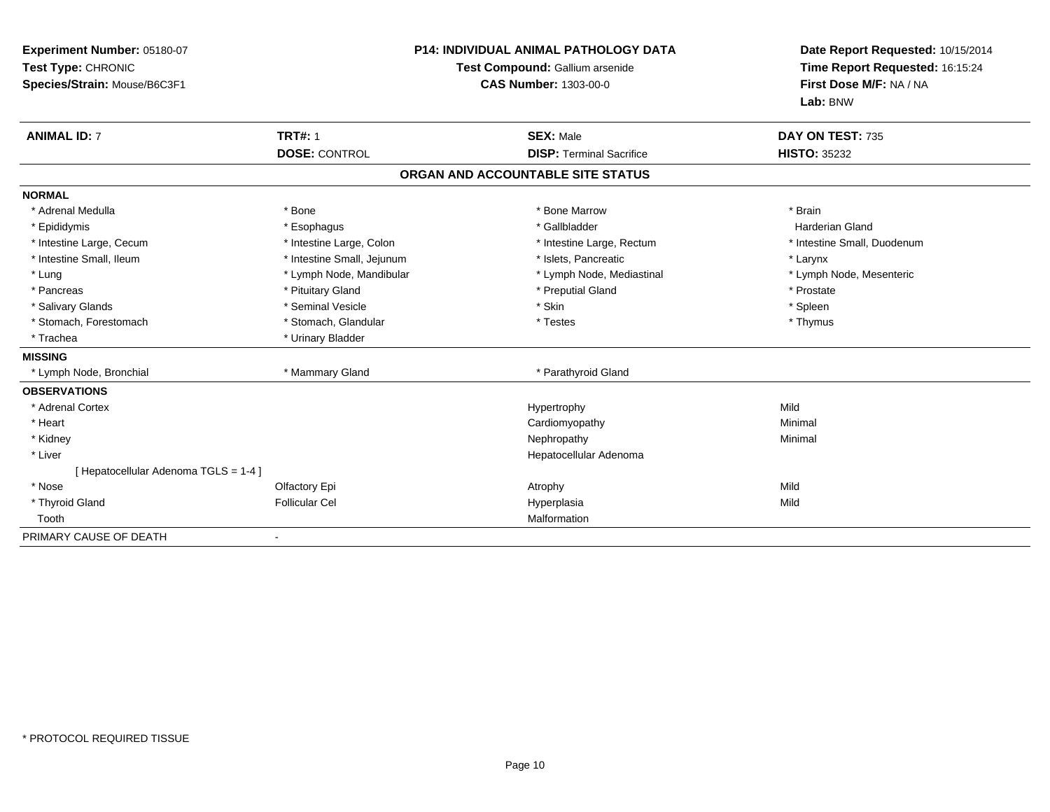**Experiment Number:** 05180-07
**Test Type:** CHRONIC
**Species/Strain:** Mouse/B6C3F1

**P14: INDIVIDUAL ANIMAL PATHOLOGY DATA**
**Test Compound:** Gallium arsenide
**CAS Number:** 1303-00-0

**Date Report Requested:** 10/15/2014
**Time Report Requested:** 16:15:24
**First Dose M/F:** NA / NA
**Lab:** BNW

| **ANIMAL ID:** 7 | **TRT#:** 1 | **SEX:** Male | **DAY ON TEST:** 735 |
|---|---|---|---|
| | **DOSE:** CONTROL | **DISP:** Terminal Sacrifice | **HISTO:** 35232 |

## ORGAN AND ACCOUNTABLE SITE STATUS

**NORMAL**

| | | | |
|---|---|---|---|
| * Adrenal Medulla | * Bone | * Bone Marrow | * Brain |
| * Epididymis | * Esophagus | * Gallbladder | Harderian Gland |
| * Intestine Large, Cecum | * Intestine Large, Colon | * Intestine Large, Rectum | * Intestine Small, Duodenum |
| * Intestine Small, Ileum | * Intestine Small, Jejunum | * Islets, Pancreatic | * Larynx |
| * Lung | * Lymph Node, Mandibular | * Lymph Node, Mediastinal | * Lymph Node, Mesenteric |
| * Pancreas | * Pituitary Gland | * Preputial Gland | * Prostate |
| * Salivary Glands | * Seminal Vesicle | * Skin | * Spleen |
| * Stomach, Forestomach | * Stomach, Glandular | * Testes | * Thymus |
| * Trachea | * Urinary Bladder | | |

**MISSING**

| | | |
|---|---|---|
| * Lymph Node, Bronchial | * Mammary Gland | * Parathyroid Gland |

**OBSERVATIONS**

| | | | |
|---|---|---|---|
| * Adrenal Cortex | | Hypertrophy | Mild |
| * Heart | | Cardiomyopathy | Minimal |
| * Kidney | | Nephropathy | Minimal |
| * Liver | | Hepatocellular Adenoma | |
| [ Hepatocellular Adenoma TGLS = 1-4 ] | | | |
| * Nose | Olfactory Epi | Atrophy | Mild |
| * Thyroid Gland | Follicular Cel | Hyperplasia | Mild |
| Tooth | | Malformation | |

PRIMARY CAUSE OF DEATH -

* PROTOCOL REQUIRED TISSUE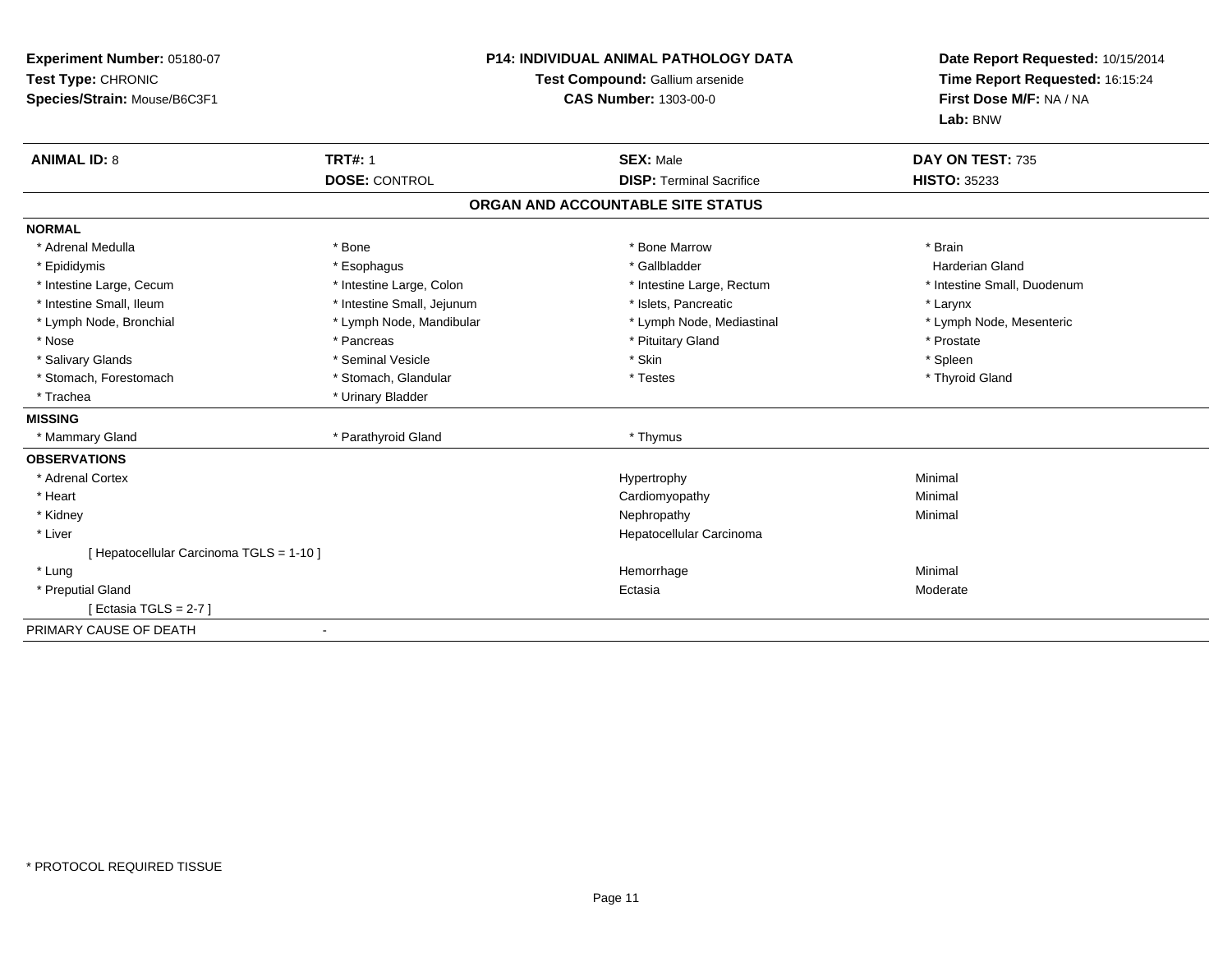**Experiment Number:** 05180-07
**Test Type:** CHRONIC
**Species/Strain:** Mouse/B6C3F1

**P14: INDIVIDUAL ANIMAL PATHOLOGY DATA**
**Test Compound:** Gallium arsenide
**CAS Number:** 1303-00-0

**Date Report Requested:** 10/15/2014
**Time Report Requested:** 16:15:24
**First Dose M/F:** NA / NA
**Lab:** BNW

| **ANIMAL ID:** 8 | **TRT#:** 1 | **SEX:** Male | **DAY ON TEST:** 735 |
|---|---|---|---|
| | **DOSE:** CONTROL | **DISP:** Terminal Sacrifice | **HISTO:** 35233 |

## ORGAN AND ACCOUNTABLE SITE STATUS

**NORMAL**

| | | | |
|---|---|---|---|
| * Adrenal Medulla | * Bone | * Bone Marrow | * Brain |
| * Epididymis | * Esophagus | * Gallbladder | Harderian Gland |
| * Intestine Large, Cecum | * Intestine Large, Colon | * Intestine Large, Rectum | * Intestine Small, Duodenum |
| * Intestine Small, Ileum | * Intestine Small, Jejunum | * Islets, Pancreatic | * Larynx |
| * Lymph Node, Bronchial | * Lymph Node, Mandibular | * Lymph Node, Mediastinal | * Lymph Node, Mesenteric |
| * Nose | * Pancreas | * Pituitary Gland | * Prostate |
| * Salivary Glands | * Seminal Vesicle | * Skin | * Spleen |
| * Stomach, Forestomach | * Stomach, Glandular | * Testes | * Thyroid Gland |
| * Trachea | * Urinary Bladder | | |

**MISSING**

| | | |
|---|---|---|
| * Mammary Gland | * Parathyroid Gland | * Thymus |

**OBSERVATIONS**

| | | |
|---|---|---|
| * Adrenal Cortex | Hypertrophy | Minimal |
| * Heart | Cardiomyopathy | Minimal |
| * Kidney | Nephropathy | Minimal |
| * Liver | Hepatocellular Carcinoma | |
| [ Hepatocellular Carcinoma TGLS = 1-10 ] | | |
| * Lung | Hemorrhage | Minimal |
| * Preputial Gland | Ectasia | Moderate |
| [ Ectasia TGLS = 2-7 ] | | |

PRIMARY CAUSE OF DEATH -

* PROTOCOL REQUIRED TISSUE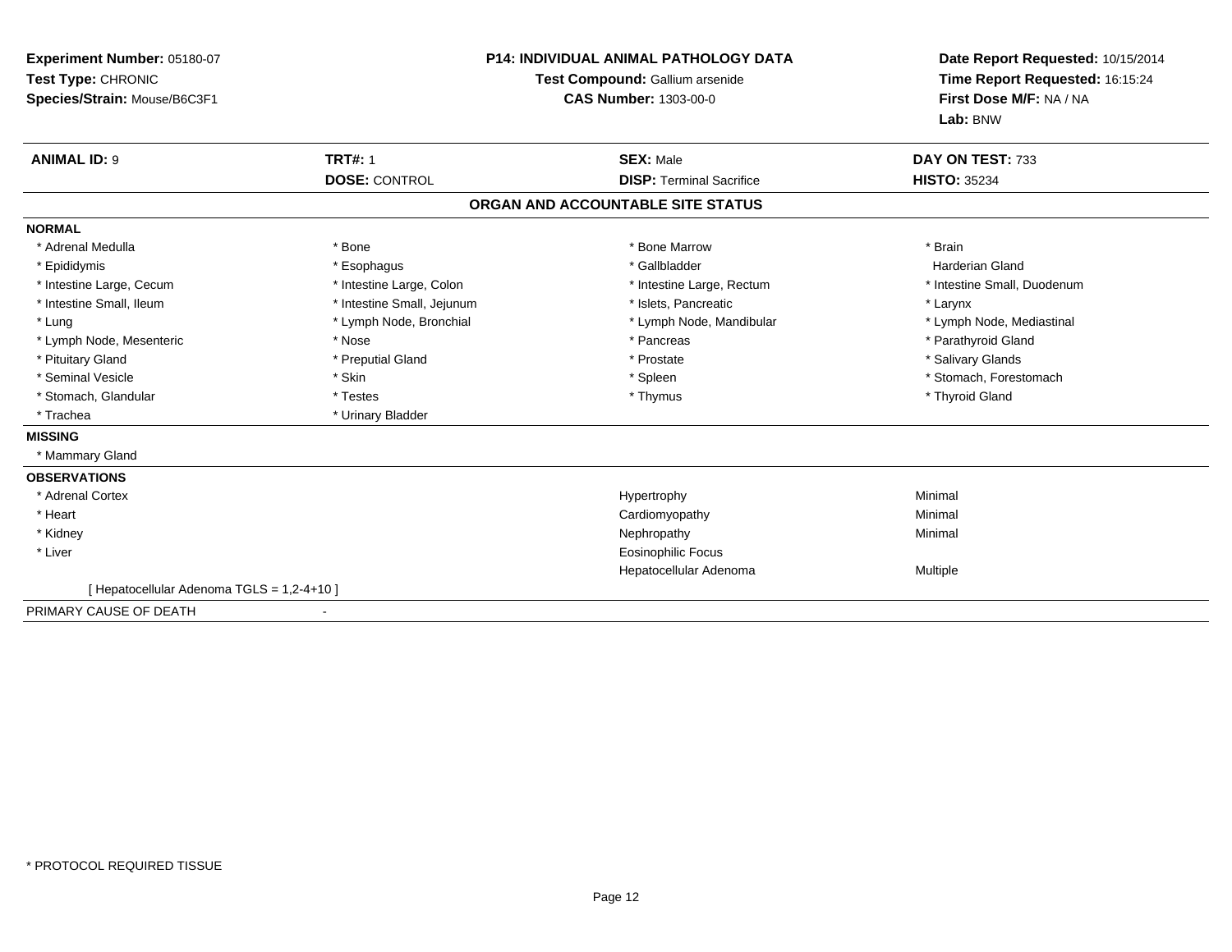**Experiment Number:** 05180-07
**Test Type:** CHRONIC
**Species/Strain:** Mouse/B6C3F1

**P14: INDIVIDUAL ANIMAL PATHOLOGY DATA**
**Test Compound:** Gallium arsenide
**CAS Number:** 1303-00-0

**Date Report Requested:** 10/15/2014
**Time Report Requested:** 16:15:24
**First Dose M/F:** NA / NA
**Lab:** BNW

| **ANIMAL ID:** 9 | **TRT#:** 1 | **SEX:** Male | **DAY ON TEST:** 733 |
|---|---|---|---|
| | **DOSE:** CONTROL | **DISP:** Terminal Sacrifice | **HISTO:** 35234 |

## ORGAN AND ACCOUNTABLE SITE STATUS

**NORMAL**

| | | | |
|---|---|---|---|
| * Adrenal Medulla | * Bone | * Bone Marrow | * Brain |
| * Epididymis | * Esophagus | * Gallbladder | Harderian Gland |
| * Intestine Large, Cecum | * Intestine Large, Colon | * Intestine Large, Rectum | * Intestine Small, Duodenum |
| * Intestine Small, Ileum | * Intestine Small, Jejunum | * Islets, Pancreatic | * Larynx |
| * Lung | * Lymph Node, Bronchial | * Lymph Node, Mandibular | * Lymph Node, Mediastinal |
| * Lymph Node, Mesenteric | * Nose | * Pancreas | * Parathyroid Gland |
| * Pituitary Gland | * Preputial Gland | * Prostate | * Salivary Glands |
| * Seminal Vesicle | * Skin | * Spleen | * Stomach, Forestomach |
| * Stomach, Glandular | * Testes | * Thymus | * Thyroid Gland |
| * Trachea | * Urinary Bladder | | |

**MISSING**

* Mammary Gland

**OBSERVATIONS**

| | | |
|---|---|---|
| * Adrenal Cortex | Hypertrophy | Minimal |
| * Heart | Cardiomyopathy | Minimal |
| * Kidney | Nephropathy | Minimal |
| * Liver | Eosinophilic Focus | |
| | Hepatocellular Adenoma | Multiple |

[ Hepatocellular Adenoma TGLS = 1,2-4+10 ]

PRIMARY CAUSE OF DEATH -

* PROTOCOL REQUIRED TISSUE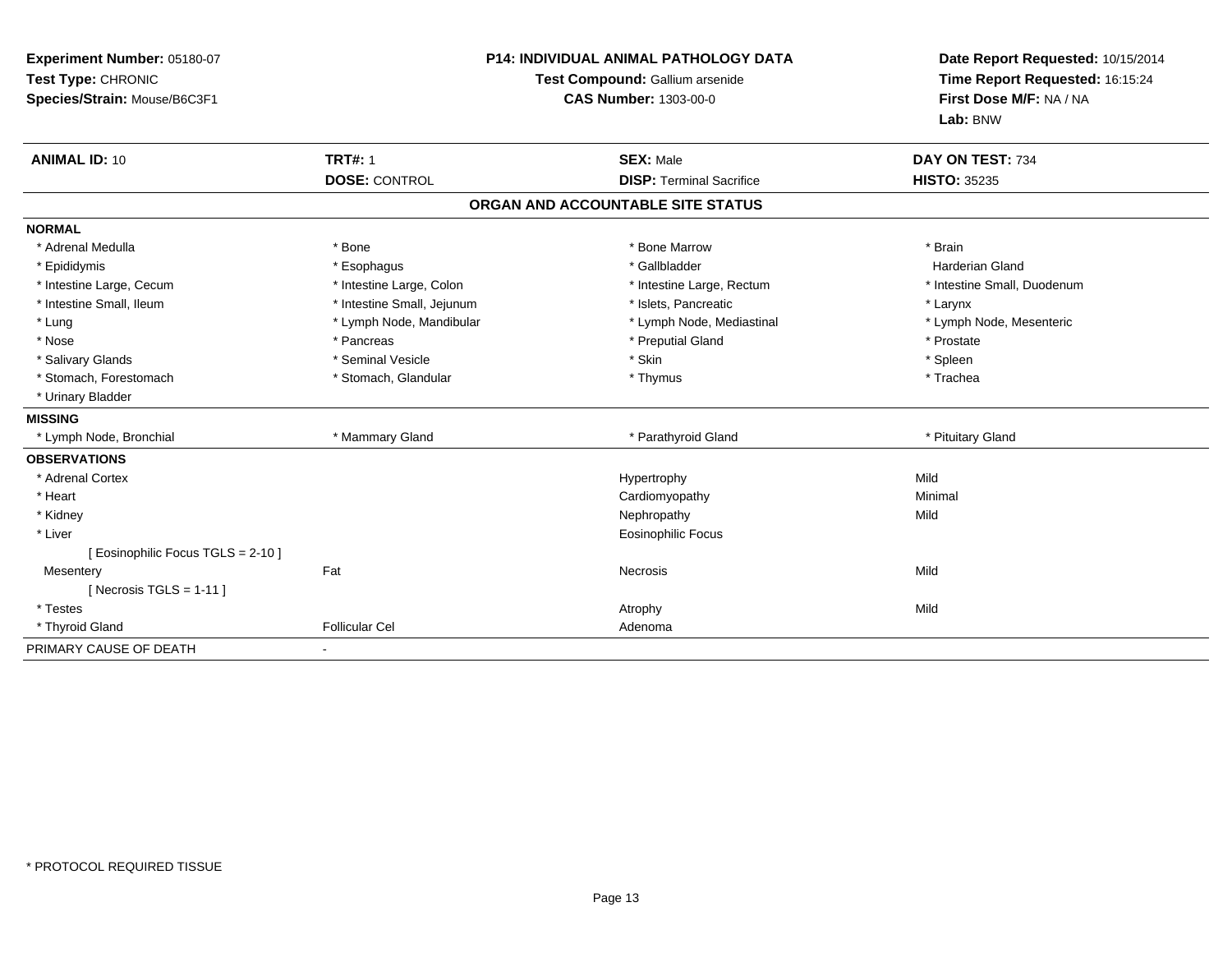**Experiment Number:** 05180-07
**Test Type:** CHRONIC
**Species/Strain:** Mouse/B6C3F1

**P14: INDIVIDUAL ANIMAL PATHOLOGY DATA**
**Test Compound:** Gallium arsenide
**CAS Number:** 1303-00-0

**Date Report Requested:** 10/15/2014
**Time Report Requested:** 16:15:24
**First Dose M/F:** NA / NA
**Lab:** BNW

| **ANIMAL ID:** 10 | **TRT#:** 1 | **SEX:** Male | **DAY ON TEST:** 734 |
|---|---|---|---|
| | **DOSE:** CONTROL | **DISP:** Terminal Sacrifice | **HISTO:** 35235 |

## ORGAN AND ACCOUNTABLE SITE STATUS

**NORMAL**

| | | | |
|---|---|---|---|
| * Adrenal Medulla | * Bone | * Bone Marrow | * Brain |
| * Epididymis | * Esophagus | * Gallbladder | Harderian Gland |
| * Intestine Large, Cecum | * Intestine Large, Colon | * Intestine Large, Rectum | * Intestine Small, Duodenum |
| * Intestine Small, Ileum | * Intestine Small, Jejunum | * Islets, Pancreatic | * Larynx |
| * Lung | * Lymph Node, Mandibular | * Lymph Node, Mediastinal | * Lymph Node, Mesenteric |
| * Nose | * Pancreas | * Preputial Gland | * Prostate |
| * Salivary Glands | * Seminal Vesicle | * Skin | * Spleen |
| * Stomach, Forestomach | * Stomach, Glandular | * Thymus | * Trachea |
| * Urinary Bladder | | | |

**MISSING**

| | | | |
|---|---|---|---|
| * Lymph Node, Bronchial | * Mammary Gland | * Parathyroid Gland | * Pituitary Gland |

**OBSERVATIONS**

| | | | |
|---|---|---|---|
| * Adrenal Cortex | | Hypertrophy | Mild |
| * Heart | | Cardiomyopathy | Minimal |
| * Kidney | | Nephropathy | Mild |
| * Liver | | Eosinophilic Focus | |
| [ Eosinophilic Focus TGLS = 2-10 ] | | | |
| Mesentery | Fat | Necrosis | Mild |
| [ Necrosis TGLS = 1-11 ] | | | |
| * Testes | | Atrophy | Mild |
| * Thyroid Gland | Follicular Cel | Adenoma | |

| | |
|---|---|
| PRIMARY CAUSE OF DEATH | - |

* PROTOCOL REQUIRED TISSUE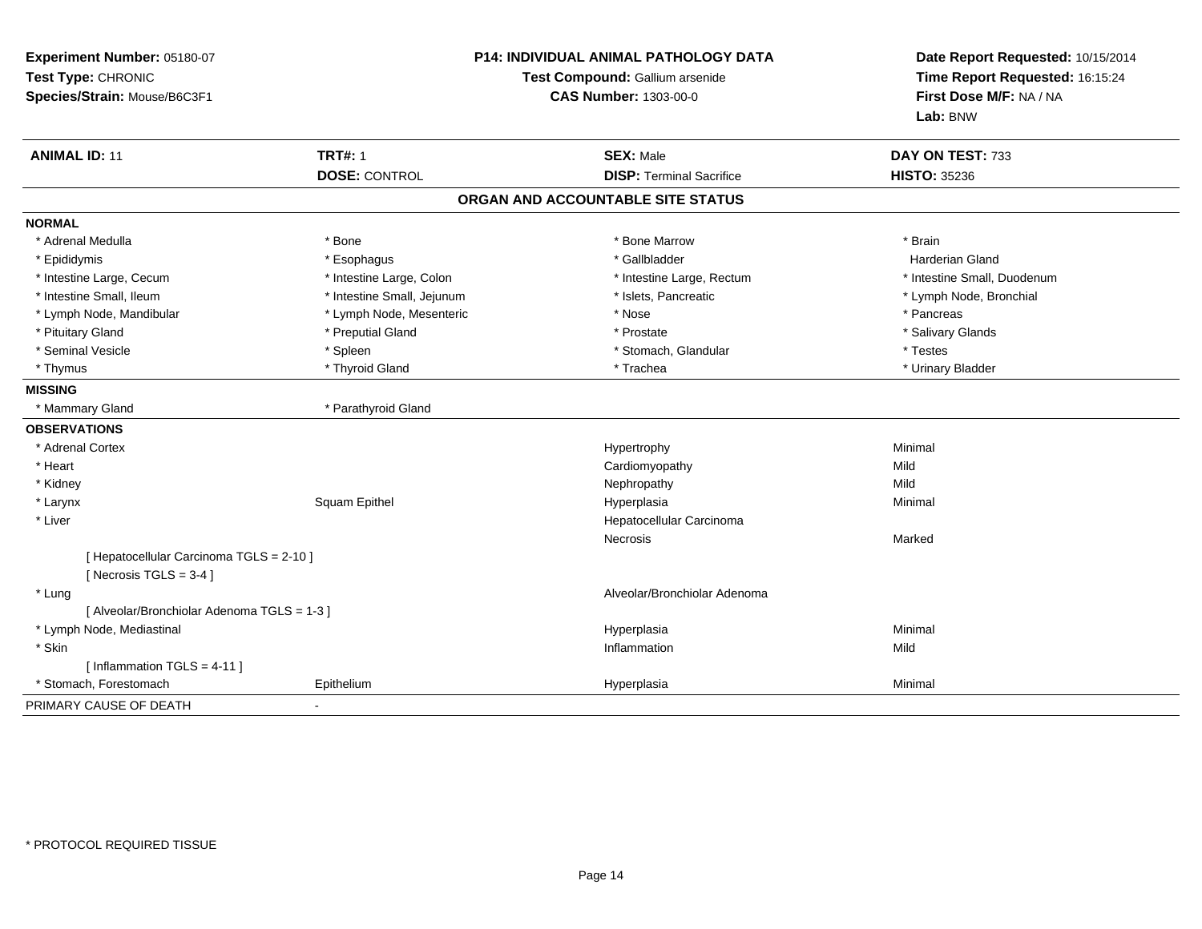**Experiment Number:** 05180-07
**Test Type:** CHRONIC
**Species/Strain:** Mouse/B6C3F1

**P14: INDIVIDUAL ANIMAL PATHOLOGY DATA**
**Test Compound:** Gallium arsenide
**CAS Number:** 1303-00-0

**Date Report Requested:** 10/15/2014
**Time Report Requested:** 16:15:24
**First Dose M/F:** NA / NA
**Lab:** BNW

| **ANIMAL ID:** 11 | **TRT#:** 1 | **SEX:** Male | **DAY ON TEST:** 733 |
|---|---|---|---|
| | **DOSE:** CONTROL | **DISP:** Terminal Sacrifice | **HISTO:** 35236 |

## ORGAN AND ACCOUNTABLE SITE STATUS

**NORMAL**

| | | | |
|---|---|---|---|
| * Adrenal Medulla | * Bone | * Bone Marrow | * Brain |
| * Epididymis | * Esophagus | * Gallbladder | Harderian Gland |
| * Intestine Large, Cecum | * Intestine Large, Colon | * Intestine Large, Rectum | * Intestine Small, Duodenum |
| * Intestine Small, Ileum | * Intestine Small, Jejunum | * Islets, Pancreatic | * Lymph Node, Bronchial |
| * Lymph Node, Mandibular | * Lymph Node, Mesenteric | * Nose | * Pancreas |
| * Pituitary Gland | * Preputial Gland | * Prostate | * Salivary Glands |
| * Seminal Vesicle | * Spleen | * Stomach, Glandular | * Testes |
| * Thymus | * Thyroid Gland | * Trachea | * Urinary Bladder |

**MISSING**

| | |
|---|---|
| * Mammary Gland | * Parathyroid Gland |

**OBSERVATIONS**

| | | | |
|---|---|---|---|
| * Adrenal Cortex | | Hypertrophy | Minimal |
| * Heart | | Cardiomyopathy | Mild |
| * Kidney | | Nephropathy | Mild |
| * Larynx | Squam Epithel | Hyperplasia | Minimal |
| * Liver | | Hepatocellular Carcinoma | |
| | | Necrosis | Marked |
| [ Hepatocellular Carcinoma TGLS = 2-10 ] | | | |
| [ Necrosis TGLS = 3-4 ] | | | |
| * Lung | | Alveolar/Bronchiolar Adenoma | |
| [ Alveolar/Bronchiolar Adenoma TGLS = 1-3 ] | | | |
| * Lymph Node, Mediastinal | | Hyperplasia | Minimal |
| * Skin | | Inflammation | Mild |
| [ Inflammation TGLS = 4-11 ] | | | |
| * Stomach, Forestomach | Epithelium | Hyperplasia | Minimal |

PRIMARY CAUSE OF DEATH -

* PROTOCOL REQUIRED TISSUE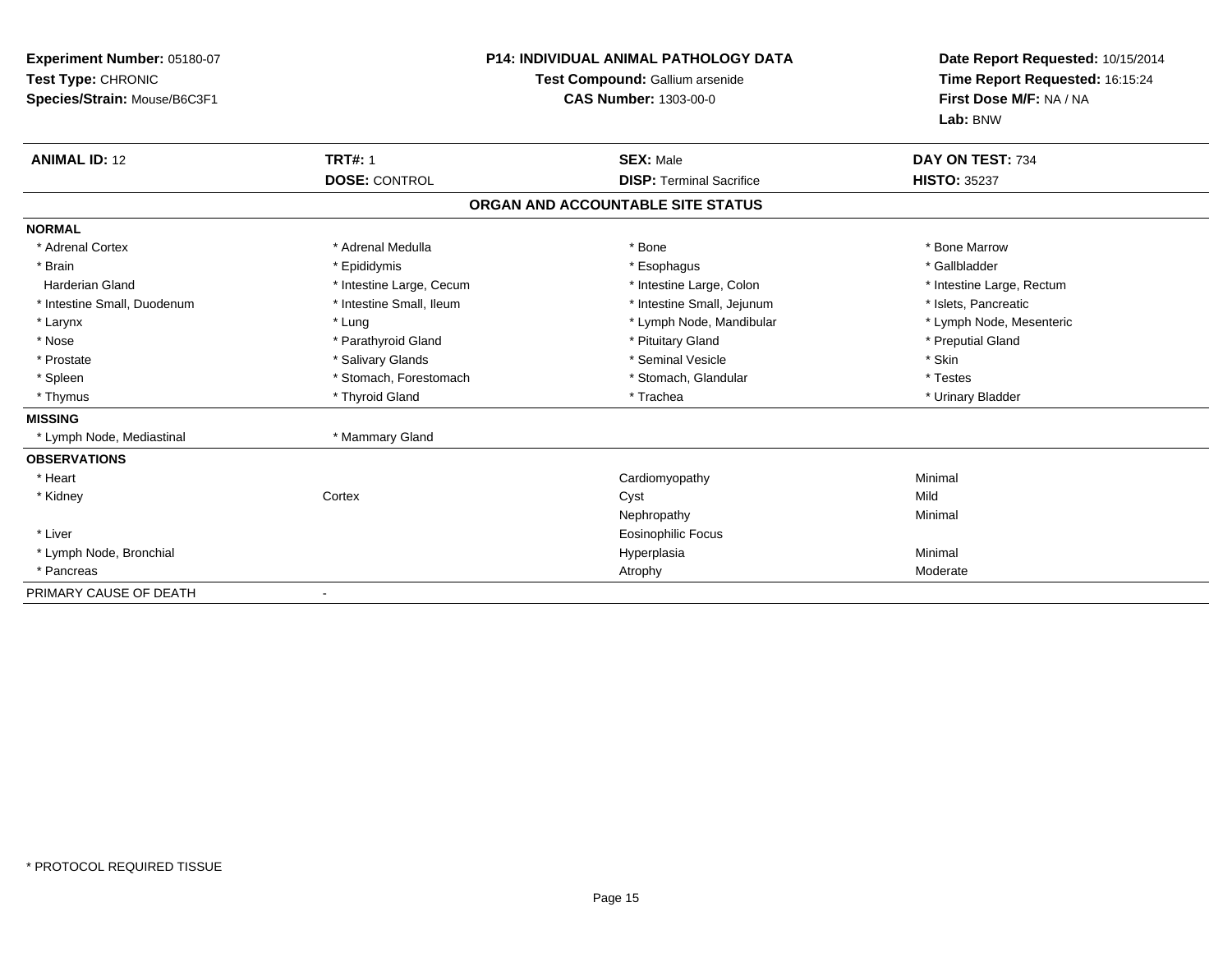**Experiment Number:** 05180-07
**Test Type:** CHRONIC
**Species/Strain:** Mouse/B6C3F1

**P14: INDIVIDUAL ANIMAL PATHOLOGY DATA**
**Test Compound:** Gallium arsenide
**CAS Number:** 1303-00-0

**Date Report Requested:** 10/15/2014
**Time Report Requested:** 16:15:24
**First Dose M/F:** NA / NA
**Lab:** BNW

| **ANIMAL ID:** 12 | **TRT#:** 1 | **SEX:** Male | **DAY ON TEST:** 734 |
|---|---|---|---|
| | **DOSE:** CONTROL | **DISP:** Terminal Sacrifice | **HISTO:** 35237 |

## ORGAN AND ACCOUNTABLE SITE STATUS

**NORMAL**

| | | | |
|---|---|---|---|
| * Adrenal Cortex | * Adrenal Medulla | * Bone | * Bone Marrow |
| * Brain | * Epididymis | * Esophagus | * Gallbladder |
| Harderian Gland | * Intestine Large, Cecum | * Intestine Large, Colon | * Intestine Large, Rectum |
| * Intestine Small, Duodenum | * Intestine Small, Ileum | * Intestine Small, Jejunum | * Islets, Pancreatic |
| * Larynx | * Lung | * Lymph Node, Mandibular | * Lymph Node, Mesenteric |
| * Nose | * Parathyroid Gland | * Pituitary Gland | * Preputial Gland |
| * Prostate | * Salivary Glands | * Seminal Vesicle | * Skin |
| * Spleen | * Stomach, Forestomach | * Stomach, Glandular | * Testes |
| * Thymus | * Thyroid Gland | * Trachea | * Urinary Bladder |

**MISSING**

| | |
|---|---|
| * Lymph Node, Mediastinal | * Mammary Gland |

**OBSERVATIONS**

| | | | |
|---|---|---|---|
| * Heart | | Cardiomyopathy | Minimal |
| * Kidney | Cortex | Cyst | Mild |
| | | Nephropathy | Minimal |
| * Liver | | Eosinophilic Focus | |
| * Lymph Node, Bronchial | | Hyperplasia | Minimal |
| * Pancreas | | Atrophy | Moderate |

PRIMARY CAUSE OF DEATH -

* PROTOCOL REQUIRED TISSUE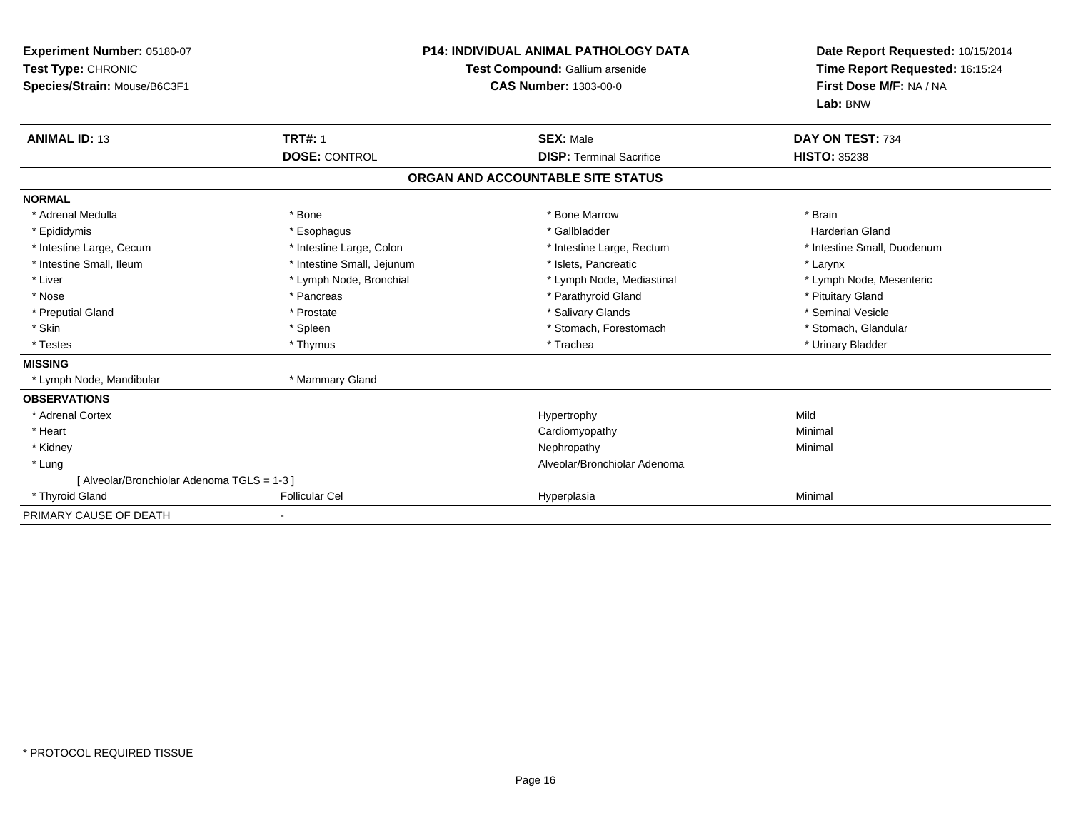**Experiment Number:** 05180-07
**Test Type:** CHRONIC
**Species/Strain:** Mouse/B6C3F1

**P14: INDIVIDUAL ANIMAL PATHOLOGY DATA**
**Test Compound:** Gallium arsenide
**CAS Number:** 1303-00-0

**Date Report Requested:** 10/15/2014
**Time Report Requested:** 16:15:24
**First Dose M/F:** NA / NA
**Lab:** BNW

| **ANIMAL ID:** 13 | **TRT#:** 1 | **SEX:** Male | **DAY ON TEST:** 734 |
|---|---|---|---|
| | **DOSE:** CONTROL | **DISP:** Terminal Sacrifice | **HISTO:** 35238 |

## ORGAN AND ACCOUNTABLE SITE STATUS

**NORMAL**

| | | | |
|---|---|---|---|
| * Adrenal Medulla | * Bone | * Bone Marrow | * Brain |
| * Epididymis | * Esophagus | * Gallbladder | Harderian Gland |
| * Intestine Large, Cecum | * Intestine Large, Colon | * Intestine Large, Rectum | * Intestine Small, Duodenum |
| * Intestine Small, Ileum | * Intestine Small, Jejunum | * Islets, Pancreatic | * Larynx |
| * Liver | * Lymph Node, Bronchial | * Lymph Node, Mediastinal | * Lymph Node, Mesenteric |
| * Nose | * Pancreas | * Parathyroid Gland | * Pituitary Gland |
| * Preputial Gland | * Prostate | * Salivary Glands | * Seminal Vesicle |
| * Skin | * Spleen | * Stomach, Forestomach | * Stomach, Glandular |
| * Testes | * Thymus | * Trachea | * Urinary Bladder |

**MISSING**

| | |
|---|---|
| * Lymph Node, Mandibular | * Mammary Gland |

**OBSERVATIONS**

| | | | |
|---|---|---|---|
| * Adrenal Cortex | | Hypertrophy | Mild |
| * Heart | | Cardiomyopathy | Minimal |
| * Kidney | | Nephropathy | Minimal |
| * Lung | | Alveolar/Bronchiolar Adenoma | |
| [ Alveolar/Bronchiolar Adenoma TGLS = 1-3 ] | | | |
| * Thyroid Gland | Follicular Cel | Hyperplasia | Minimal |

PRIMARY CAUSE OF DEATH -

\* PROTOCOL REQUIRED TISSUE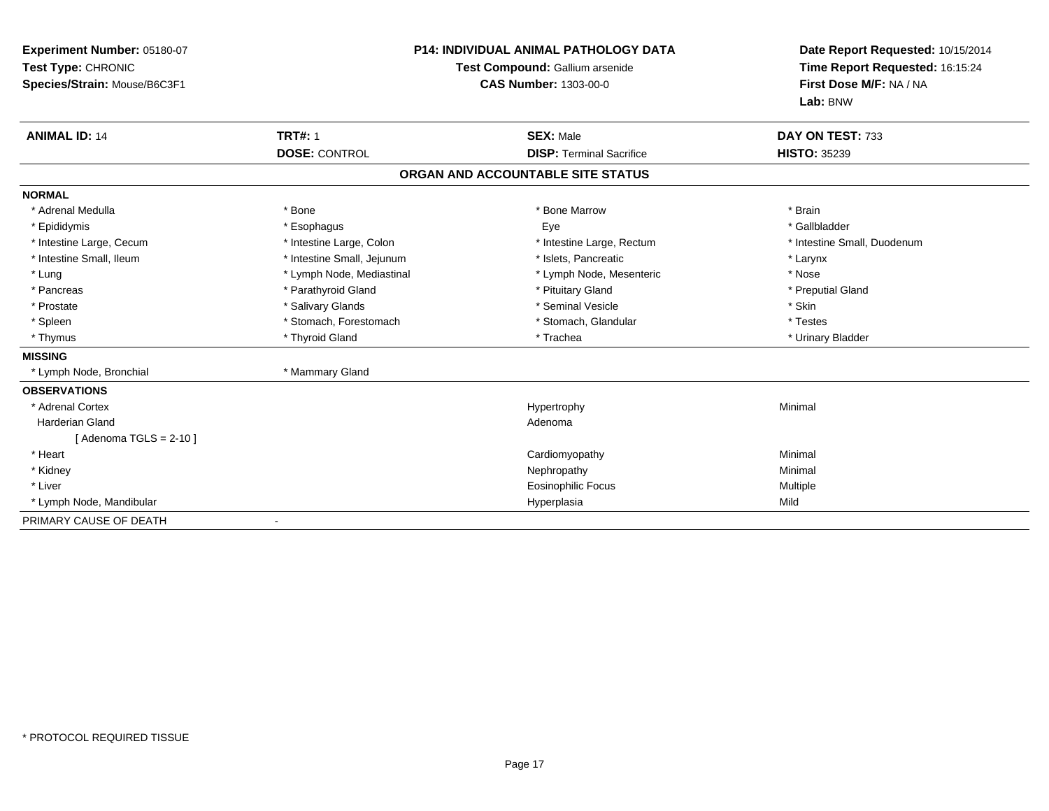**Experiment Number:** 05180-07
**Test Type:** CHRONIC
**Species/Strain:** Mouse/B6C3F1

**P14: INDIVIDUAL ANIMAL PATHOLOGY DATA**
**Test Compound:** Gallium arsenide
**CAS Number:** 1303-00-0

**Date Report Requested:** 10/15/2014
**Time Report Requested:** 16:15:24
**First Dose M/F:** NA / NA
**Lab:** BNW

| **ANIMAL ID:** 14 | **TRT#:** 1 | **SEX:** Male | **DAY ON TEST:** 733 |
|---|---|---|---|
| | **DOSE:** CONTROL | **DISP:** Terminal Sacrifice | **HISTO:** 35239 |

## ORGAN AND ACCOUNTABLE SITE STATUS

**NORMAL**

| | | | |
|---|---|---|---|
| * Adrenal Medulla | * Bone | * Bone Marrow | * Brain |
| * Epididymis | * Esophagus | Eye | * Gallbladder |
| * Intestine Large, Cecum | * Intestine Large, Colon | * Intestine Large, Rectum | * Intestine Small, Duodenum |
| * Intestine Small, Ileum | * Intestine Small, Jejunum | * Islets, Pancreatic | * Larynx |
| * Lung | * Lymph Node, Mediastinal | * Lymph Node, Mesenteric | * Nose |
| * Pancreas | * Parathyroid Gland | * Pituitary Gland | * Preputial Gland |
| * Prostate | * Salivary Glands | * Seminal Vesicle | * Skin |
| * Spleen | * Stomach, Forestomach | * Stomach, Glandular | * Testes |
| * Thymus | * Thyroid Gland | * Trachea | * Urinary Bladder |

**MISSING**

| | |
|---|---|
| * Lymph Node, Bronchial | * Mammary Gland |

**OBSERVATIONS**

| Organ | Observation | Severity |
|---|---|---|
| * Adrenal Cortex | Hypertrophy | Minimal |
| Harderian Gland | Adenoma | |
| [ Adenoma TGLS = 2-10 ] | | |
| * Heart | Cardiomyopathy | Minimal |
| * Kidney | Nephropathy | Minimal |
| * Liver | Eosinophilic Focus | Multiple |
| * Lymph Node, Mandibular | Hyperplasia | Mild |

PRIMARY CAUSE OF DEATH -

\* PROTOCOL REQUIRED TISSUE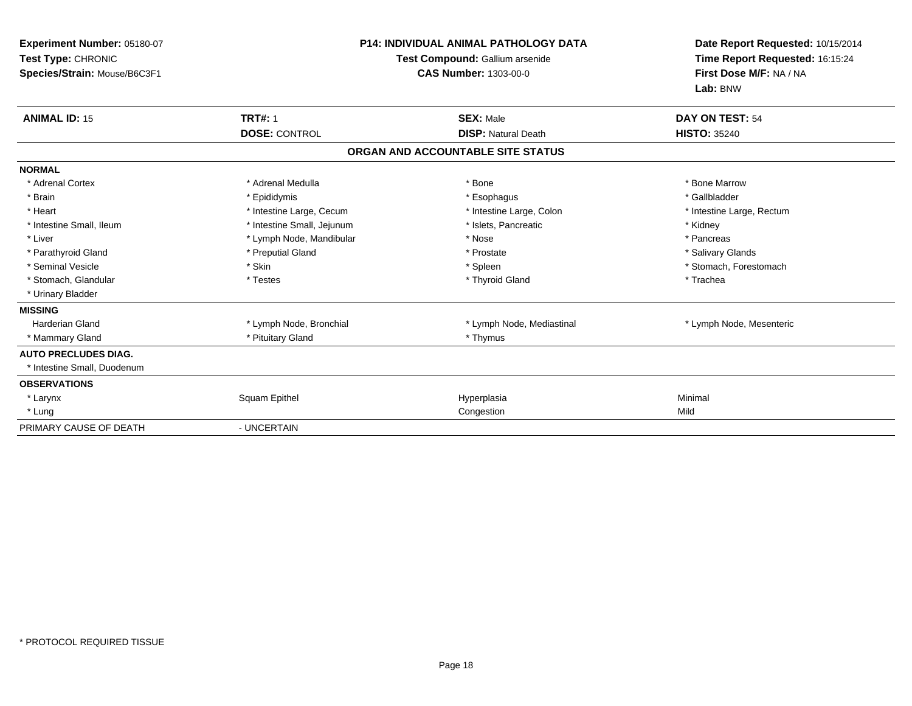**Experiment Number:** 05180-07
**Test Type:** CHRONIC
**Species/Strain:** Mouse/B6C3F1

**P14: INDIVIDUAL ANIMAL PATHOLOGY DATA**
**Test Compound:** Gallium arsenide
**CAS Number:** 1303-00-0

**Date Report Requested:** 10/15/2014
**Time Report Requested:** 16:15:24
**First Dose M/F:** NA / NA
**Lab:** BNW

| **ANIMAL ID:** 15 | **TRT#:** 1 | **SEX:** Male | **DAY ON TEST:** 54 |
|---|---|---|---|
| | **DOSE:** CONTROL | **DISP:** Natural Death | **HISTO:** 35240 |

## ORGAN AND ACCOUNTABLE SITE STATUS

| | | | |
|---|---|---|---|
| **NORMAL** | | | |
| * Adrenal Cortex | * Adrenal Medulla | * Bone | * Bone Marrow |
| * Brain | * Epididymis | * Esophagus | * Gallbladder |
| * Heart | * Intestine Large, Cecum | * Intestine Large, Colon | * Intestine Large, Rectum |
| * Intestine Small, Ileum | * Intestine Small, Jejunum | * Islets, Pancreatic | * Kidney |
| * Liver | * Lymph Node, Mandibular | * Nose | * Pancreas |
| * Parathyroid Gland | * Preputial Gland | * Prostate | * Salivary Glands |
| * Seminal Vesicle | * Skin | * Spleen | * Stomach, Forestomach |
| * Stomach, Glandular | * Testes | * Thyroid Gland | * Trachea |
| * Urinary Bladder | | | |
| **MISSING** | | | |
| Harderian Gland | * Lymph Node, Bronchial | * Lymph Node, Mediastinal | * Lymph Node, Mesenteric |
| * Mammary Gland | * Pituitary Gland | * Thymus | |
| **AUTO PRECLUDES DIAG.** | | | |
| * Intestine Small, Duodenum | | | |
| **OBSERVATIONS** | | | |
| * Larynx | Squam Epithel | Hyperplasia | Minimal |
| * Lung | | Congestion | Mild |
| PRIMARY CAUSE OF DEATH | - UNCERTAIN | | |

* PROTOCOL REQUIRED TISSUE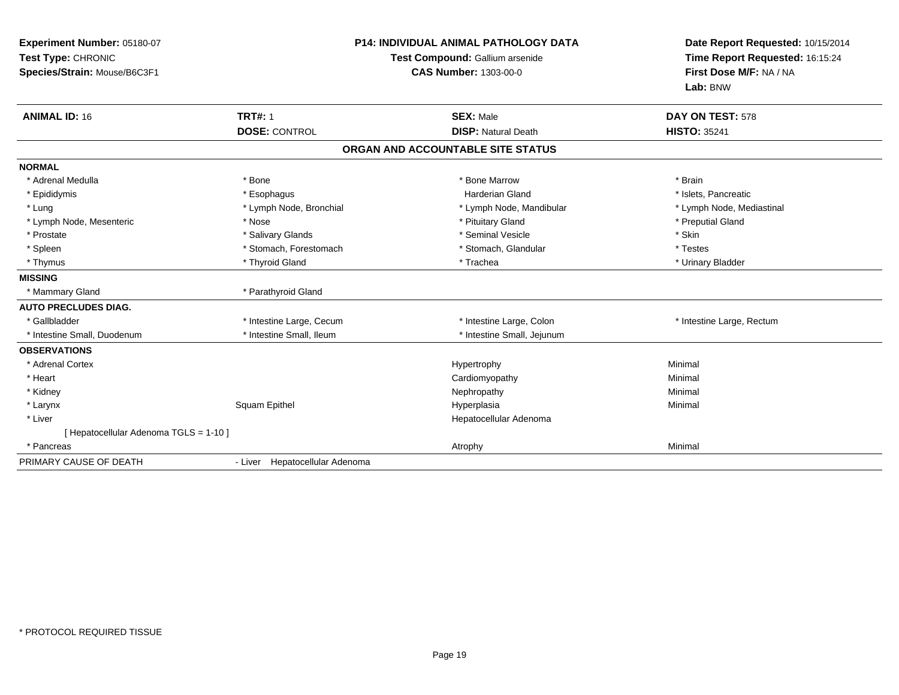**Experiment Number:** 05180-07
**Test Type:** CHRONIC
**Species/Strain:** Mouse/B6C3F1

**P14: INDIVIDUAL ANIMAL PATHOLOGY DATA**
**Test Compound:** Gallium arsenide
**CAS Number:** 1303-00-0

**Date Report Requested:** 10/15/2014
**Time Report Requested:** 16:15:24
**First Dose M/F:** NA / NA
**Lab:** BNW

| **ANIMAL ID:** 16 | **TRT#:** 1 | **SEX:** Male | **DAY ON TEST:** 578 |
|---|---|---|---|
| | **DOSE:** CONTROL | **DISP:** Natural Death | **HISTO:** 35241 |

## ORGAN AND ACCOUNTABLE SITE STATUS

| | | | |
|---|---|---|---|
| **NORMAL** | | | |
| * Adrenal Medulla | * Bone | * Bone Marrow | * Brain |
| * Epididymis | * Esophagus | Harderian Gland | * Islets, Pancreatic |
| * Lung | * Lymph Node, Bronchial | * Lymph Node, Mandibular | * Lymph Node, Mediastinal |
| * Lymph Node, Mesenteric | * Nose | * Pituitary Gland | * Preputial Gland |
| * Prostate | * Salivary Glands | * Seminal Vesicle | * Skin |
| * Spleen | * Stomach, Forestomach | * Stomach, Glandular | * Testes |
| * Thymus | * Thyroid Gland | * Trachea | * Urinary Bladder |
| **MISSING** | | | |
| * Mammary Gland | * Parathyroid Gland | | |
| **AUTO PRECLUDES DIAG.** | | | |
| * Gallbladder | * Intestine Large, Cecum | * Intestine Large, Colon | * Intestine Large, Rectum |
| * Intestine Small, Duodenum | * Intestine Small, Ileum | * Intestine Small, Jejunum | |
| **OBSERVATIONS** | | | |
| * Adrenal Cortex | | Hypertrophy | Minimal |
| * Heart | | Cardiomyopathy | Minimal |
| * Kidney | | Nephropathy | Minimal |
| * Larynx | Squam Epithel | Hyperplasia | Minimal |
| * Liver | | Hepatocellular Adenoma | |
| [ Hepatocellular Adenoma TGLS = 1-10 ] | | | |
| * Pancreas | | Atrophy | Minimal |
| PRIMARY CAUSE OF DEATH | - Liver Hepatocellular Adenoma | | |

* PROTOCOL REQUIRED TISSUE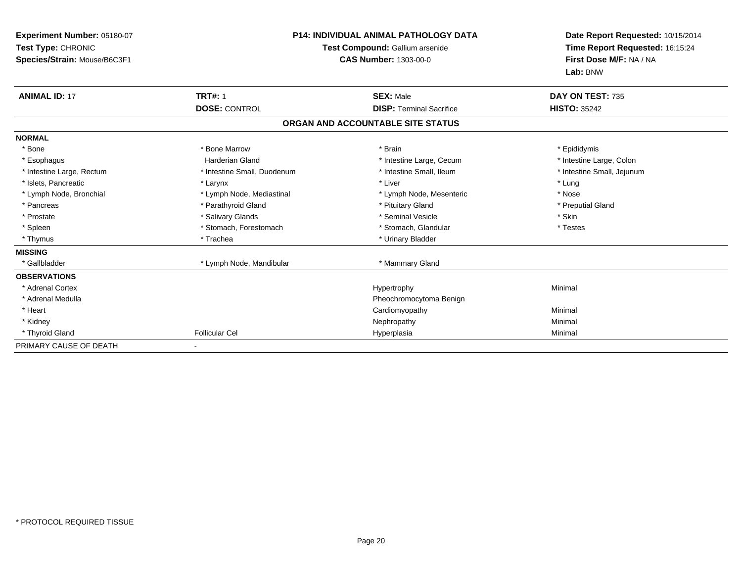**Experiment Number:** 05180-07
**Test Type:** CHRONIC
**Species/Strain:** Mouse/B6C3F1

**P14: INDIVIDUAL ANIMAL PATHOLOGY DATA**
**Test Compound:** Gallium arsenide
**CAS Number:** 1303-00-0

**Date Report Requested:** 10/15/2014
**Time Report Requested:** 16:15:24
**First Dose M/F:** NA / NA
**Lab:** BNW

| **ANIMAL ID:** 17 | **TRT#:** 1 | **SEX:** Male | **DAY ON TEST:** 735 |
|---|---|---|---|
| | **DOSE:** CONTROL | **DISP:** Terminal Sacrifice | **HISTO:** 35242 |

## ORGAN AND ACCOUNTABLE SITE STATUS

| | | | |
|---|---|---|---|
| **NORMAL** | | | |
| * Bone | * Bone Marrow | * Brain | * Epididymis |
| * Esophagus | Harderian Gland | * Intestine Large, Cecum | * Intestine Large, Colon |
| * Intestine Large, Rectum | * Intestine Small, Duodenum | * Intestine Small, Ileum | * Intestine Small, Jejunum |
| * Islets, Pancreatic | * Larynx | * Liver | * Lung |
| * Lymph Node, Bronchial | * Lymph Node, Mediastinal | * Lymph Node, Mesenteric | * Nose |
| * Pancreas | * Parathyroid Gland | * Pituitary Gland | * Preputial Gland |
| * Prostate | * Salivary Glands | * Seminal Vesicle | * Skin |
| * Spleen | * Stomach, Forestomach | * Stomach, Glandular | * Testes |
| * Thymus | * Trachea | * Urinary Bladder | |
| **MISSING** | | | |
| * Gallbladder | * Lymph Node, Mandibular | * Mammary Gland | |
| **OBSERVATIONS** | | | |
| * Adrenal Cortex | | Hypertrophy | Minimal |
| * Adrenal Medulla | | Pheochromocytoma Benign | |
| * Heart | | Cardiomyopathy | Minimal |
| * Kidney | | Nephropathy | Minimal |
| * Thyroid Gland | Follicular Cel | Hyperplasia | Minimal |
| PRIMARY CAUSE OF DEATH | - | | |

* PROTOCOL REQUIRED TISSUE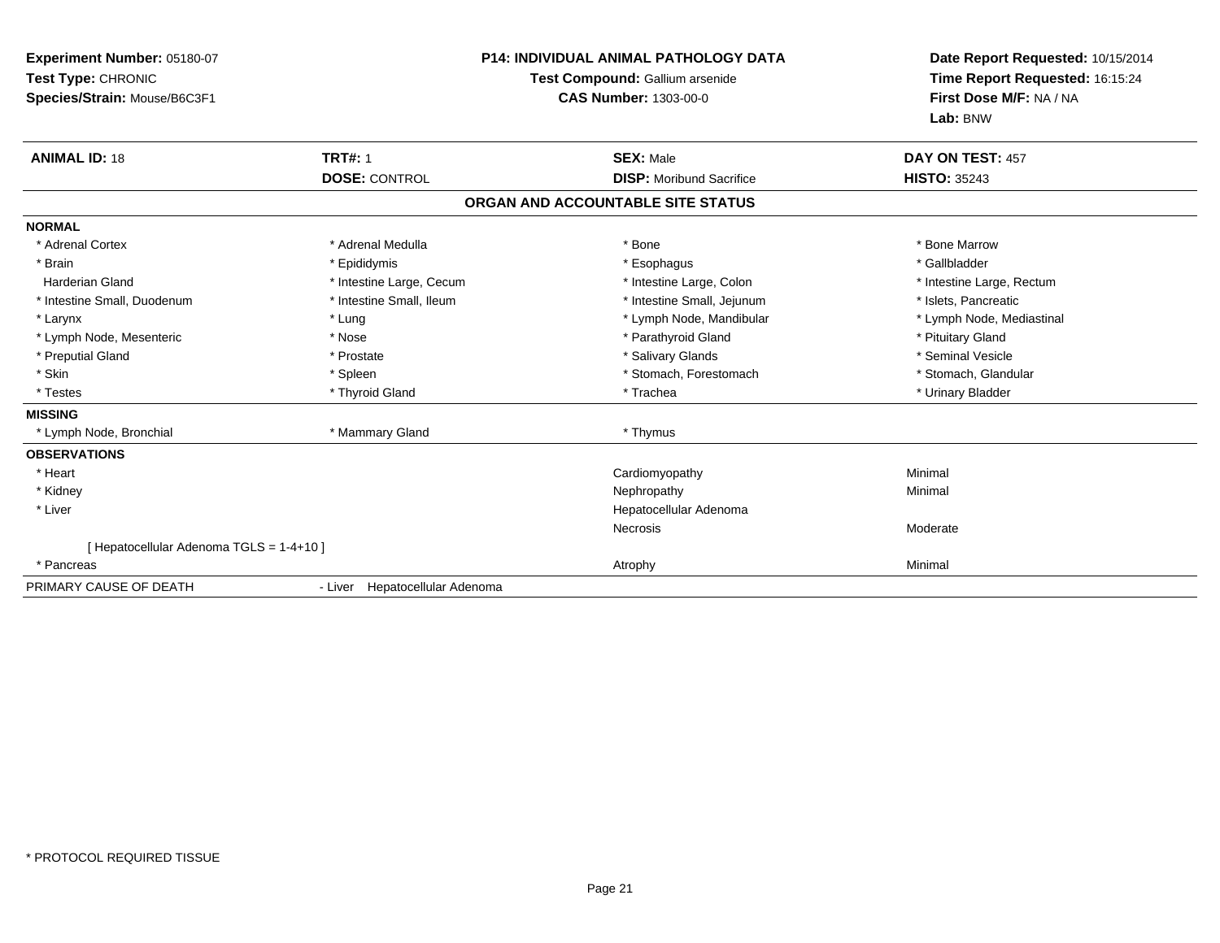**Experiment Number:** 05180-07
**Test Type:** CHRONIC
**Species/Strain:** Mouse/B6C3F1

**P14: INDIVIDUAL ANIMAL PATHOLOGY DATA**
**Test Compound:** Gallium arsenide
**CAS Number:** 1303-00-0

**Date Report Requested:** 10/15/2014
**Time Report Requested:** 16:15:24
**First Dose M/F:** NA / NA
**Lab:** BNW

| **ANIMAL ID:** 18 | **TRT#:** 1 | **SEX:** Male | **DAY ON TEST:** 457 |
|---|---|---|---|
| | **DOSE:** CONTROL | **DISP:** Moribund Sacrifice | **HISTO:** 35243 |

**ORGAN AND ACCOUNTABLE SITE STATUS**

| | | | |
|---|---|---|---|
| **NORMAL** | | | |
| * Adrenal Cortex | * Adrenal Medulla | * Bone | * Bone Marrow |
| * Brain | * Epididymis | * Esophagus | * Gallbladder |
| Harderian Gland | * Intestine Large, Cecum | * Intestine Large, Colon | * Intestine Large, Rectum |
| * Intestine Small, Duodenum | * Intestine Small, Ileum | * Intestine Small, Jejunum | * Islets, Pancreatic |
| * Larynx | * Lung | * Lymph Node, Mandibular | * Lymph Node, Mediastinal |
| * Lymph Node, Mesenteric | * Nose | * Parathyroid Gland | * Pituitary Gland |
| * Preputial Gland | * Prostate | * Salivary Glands | * Seminal Vesicle |
| * Skin | * Spleen | * Stomach, Forestomach | * Stomach, Glandular |
| * Testes | * Thyroid Gland | * Trachea | * Urinary Bladder |
| **MISSING** | | | |
| * Lymph Node, Bronchial | * Mammary Gland | * Thymus | |
| **OBSERVATIONS** | | | |
| * Heart | | Cardiomyopathy | Minimal |
| * Kidney | | Nephropathy | Minimal |
| * Liver | | Hepatocellular Adenoma | |
| | | Necrosis | Moderate |
| [ Hepatocellular Adenoma TGLS = 1-4+10 ] | | | |
| * Pancreas | | Atrophy | Minimal |
| PRIMARY CAUSE OF DEATH | - Liver Hepatocellular Adenoma | | |

* PROTOCOL REQUIRED TISSUE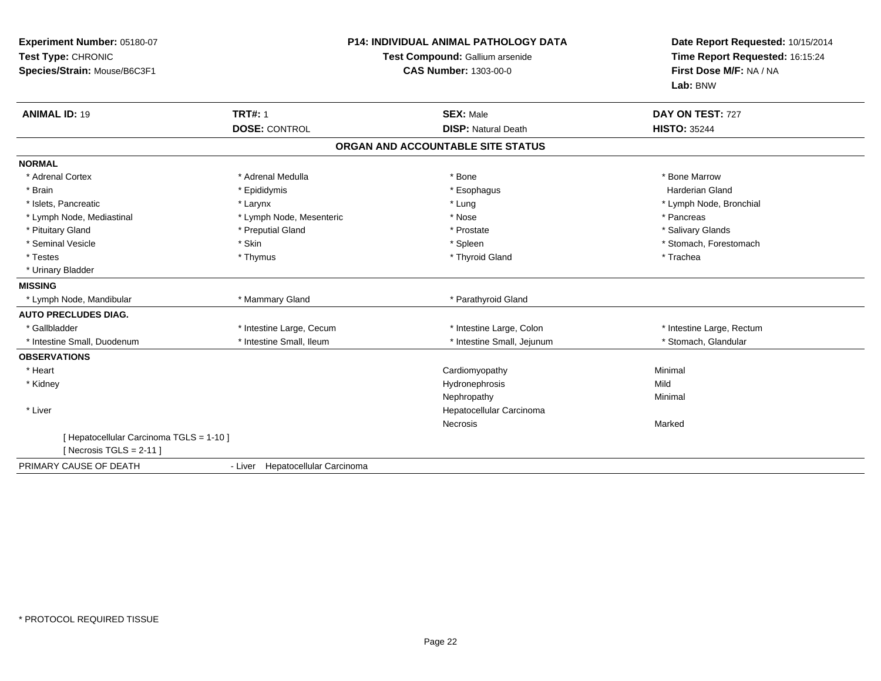**Experiment Number:** 05180-07
**Test Type:** CHRONIC
**Species/Strain:** Mouse/B6C3F1

**P14: INDIVIDUAL ANIMAL PATHOLOGY DATA**
**Test Compound:** Gallium arsenide
**CAS Number:** 1303-00-0

**Date Report Requested:** 10/15/2014
**Time Report Requested:** 16:15:24
**First Dose M/F:** NA / NA
**Lab:** BNW

| **ANIMAL ID:** 19 | **TRT#:** 1 | **SEX:** Male | **DAY ON TEST:** 727 |
|---|---|---|---|
| | **DOSE:** CONTROL | **DISP:** Natural Death | **HISTO:** 35244 |

## ORGAN AND ACCOUNTABLE SITE STATUS

**NORMAL**

| | | | |
|---|---|---|---|
| * Adrenal Cortex | * Adrenal Medulla | * Bone | * Bone Marrow |
| * Brain | * Epididymis | * Esophagus | Harderian Gland |
| * Islets, Pancreatic | * Larynx | * Lung | * Lymph Node, Bronchial |
| * Lymph Node, Mediastinal | * Lymph Node, Mesenteric | * Nose | * Pancreas |
| * Pituitary Gland | * Preputial Gland | * Prostate | * Salivary Glands |
| * Seminal Vesicle | * Skin | * Spleen | * Stomach, Forestomach |
| * Testes | * Thymus | * Thyroid Gland | * Trachea |
| * Urinary Bladder | | | |

**MISSING**

| | | |
|---|---|---|
| * Lymph Node, Mandibular | * Mammary Gland | * Parathyroid Gland |

**AUTO PRECLUDES DIAG.**

| | | | |
|---|---|---|---|
| * Gallbladder | * Intestine Large, Cecum | * Intestine Large, Colon | * Intestine Large, Rectum |
| * Intestine Small, Duodenum | * Intestine Small, Ileum | * Intestine Small, Jejunum | * Stomach, Glandular |

**OBSERVATIONS**

| | | |
|---|---|---|
| * Heart | Cardiomyopathy | Minimal |
| * Kidney | Hydronephrosis | Mild |
| | Nephropathy | Minimal |
| * Liver | Hepatocellular Carcinoma | |
| | Necrosis | Marked |

[ Hepatocellular Carcinoma TGLS = 1-10 ]
[ Necrosis TGLS = 2-11 ]

PRIMARY CAUSE OF DEATH - Liver Hepatocellular Carcinoma

* PROTOCOL REQUIRED TISSUE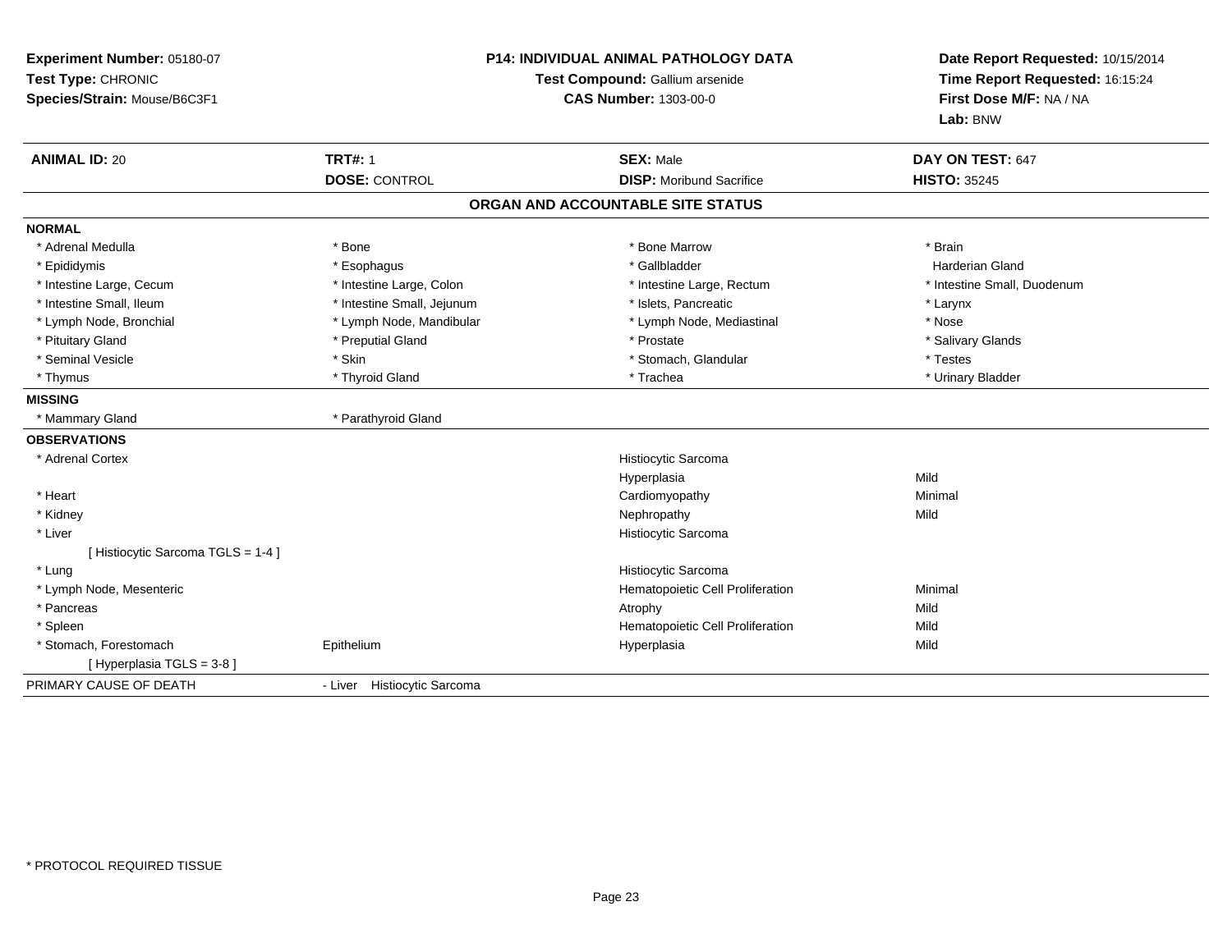**Experiment Number:** 05180-07
**Test Type:** CHRONIC
**Species/Strain:** Mouse/B6C3F1

**P14: INDIVIDUAL ANIMAL PATHOLOGY DATA**
**Test Compound:** Gallium arsenide
**CAS Number:** 1303-00-0

**Date Report Requested:** 10/15/2014
**Time Report Requested:** 16:15:24
**First Dose M/F:** NA / NA
**Lab:** BNW

| **ANIMAL ID:** 20 | **TRT#:** 1 | **SEX:** Male | **DAY ON TEST:** 647 |
|---|---|---|---|
| | **DOSE:** CONTROL | **DISP:** Moribund Sacrifice | **HISTO:** 35245 |

## ORGAN AND ACCOUNTABLE SITE STATUS

**NORMAL**

| | | | |
|---|---|---|---|
| * Adrenal Medulla | * Bone | * Bone Marrow | * Brain |
| * Epididymis | * Esophagus | * Gallbladder | Harderian Gland |
| * Intestine Large, Cecum | * Intestine Large, Colon | * Intestine Large, Rectum | * Intestine Small, Duodenum |
| * Intestine Small, Ileum | * Intestine Small, Jejunum | * Islets, Pancreatic | * Larynx |
| * Lymph Node, Bronchial | * Lymph Node, Mandibular | * Lymph Node, Mediastinal | * Nose |
| * Pituitary Gland | * Preputial Gland | * Prostate | * Salivary Glands |
| * Seminal Vesicle | * Skin | * Stomach, Glandular | * Testes |
| * Thymus | * Thyroid Gland | * Trachea | * Urinary Bladder |

**MISSING**

| | |
|---|---|
| * Mammary Gland | * Parathyroid Gland |

**OBSERVATIONS**

| | | | |
|---|---|---|---|
| * Adrenal Cortex | | Histiocytic Sarcoma | |
| | | Hyperplasia | Mild |
| * Heart | | Cardiomyopathy | Minimal |
| * Kidney | | Nephropathy | Mild |
| * Liver | | Histiocytic Sarcoma | |
| [ Histiocytic Sarcoma TGLS = 1-4 ] | | | |
| * Lung | | Histiocytic Sarcoma | |
| * Lymph Node, Mesenteric | | Hematopoietic Cell Proliferation | Minimal |
| * Pancreas | | Atrophy | Mild |
| * Spleen | | Hematopoietic Cell Proliferation | Mild |
| * Stomach, Forestomach | Epithelium | Hyperplasia | Mild |
| [ Hyperplasia TGLS = 3-8 ] | | | |

PRIMARY CAUSE OF DEATH - Liver Histiocytic Sarcoma

* PROTOCOL REQUIRED TISSUE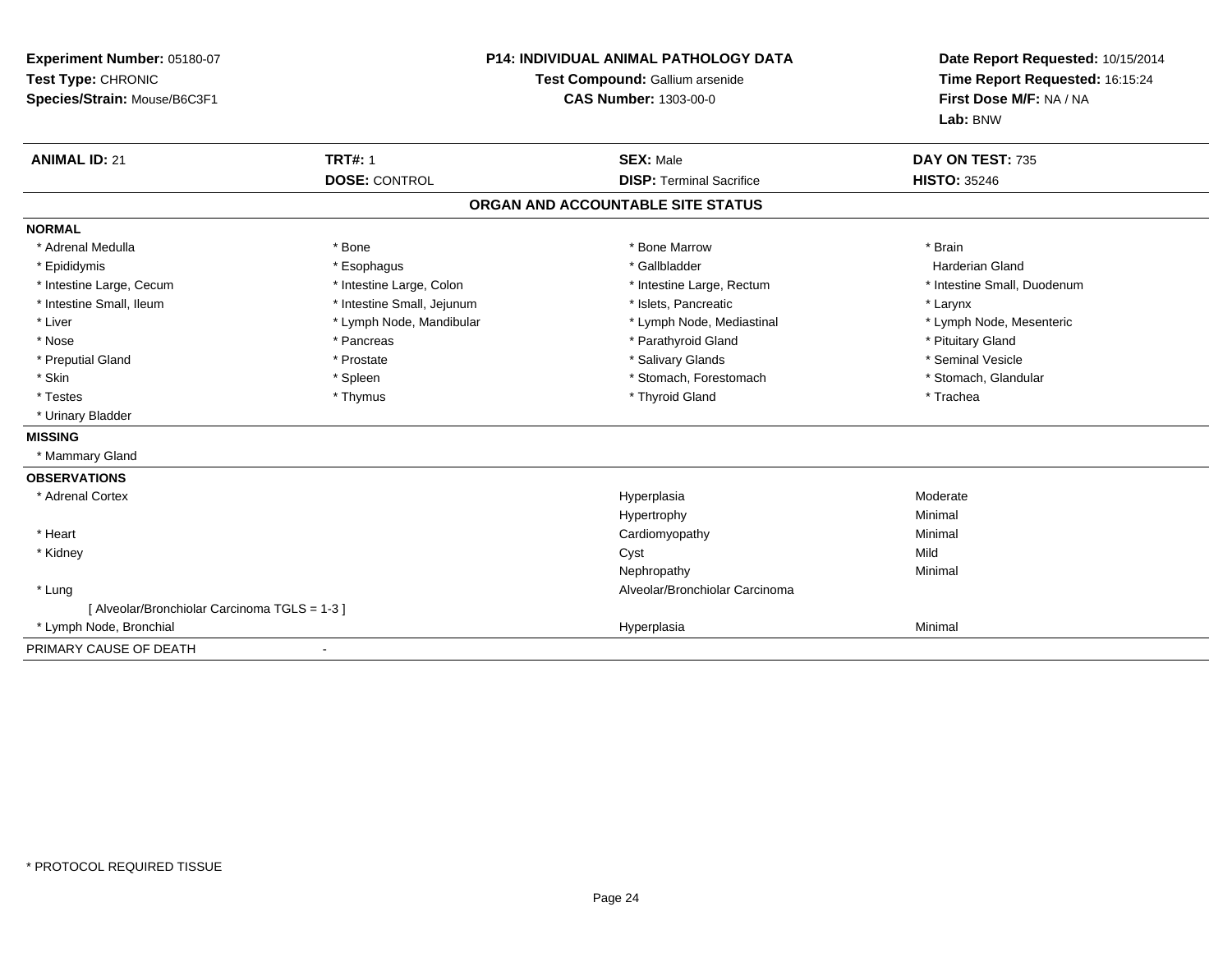**Experiment Number:** 05180-07
**Test Type:** CHRONIC
**Species/Strain:** Mouse/B6C3F1

**P14: INDIVIDUAL ANIMAL PATHOLOGY DATA**
**Test Compound:** Gallium arsenide
**CAS Number:** 1303-00-0

**Date Report Requested:** 10/15/2014
**Time Report Requested:** 16:15:24
**First Dose M/F:** NA / NA
**Lab:** BNW

| **ANIMAL ID:** 21 | **TRT#:** 1 | **SEX:** Male | **DAY ON TEST:** 735 |
|---|---|---|---|
| | **DOSE:** CONTROL | **DISP:** Terminal Sacrifice | **HISTO:** 35246 |

## ORGAN AND ACCOUNTABLE SITE STATUS

**NORMAL**

| | | | |
|---|---|---|---|
| * Adrenal Medulla | * Bone | * Bone Marrow | * Brain |
| * Epididymis | * Esophagus | * Gallbladder | Harderian Gland |
| * Intestine Large, Cecum | * Intestine Large, Colon | * Intestine Large, Rectum | * Intestine Small, Duodenum |
| * Intestine Small, Ileum | * Intestine Small, Jejunum | * Islets, Pancreatic | * Larynx |
| * Liver | * Lymph Node, Mandibular | * Lymph Node, Mediastinal | * Lymph Node, Mesenteric |
| * Nose | * Pancreas | * Parathyroid Gland | * Pituitary Gland |
| * Preputial Gland | * Prostate | * Salivary Glands | * Seminal Vesicle |
| * Skin | * Spleen | * Stomach, Forestomach | * Stomach, Glandular |
| * Testes | * Thymus | * Thyroid Gland | * Trachea |
| * Urinary Bladder | | | |

**MISSING**

* Mammary Gland

**OBSERVATIONS**

| | | |
|---|---|---|
| * Adrenal Cortex | Hyperplasia | Moderate |
| | Hypertrophy | Minimal |
| * Heart | Cardiomyopathy | Minimal |
| * Kidney | Cyst | Mild |
| | Nephropathy | Minimal |
| * Lung | Alveolar/Bronchiolar Carcinoma | |
| [ Alveolar/Bronchiolar Carcinoma TGLS = 1-3 ] | | |
| * Lymph Node, Bronchial | Hyperplasia | Minimal |

PRIMARY CAUSE OF DEATH -

* PROTOCOL REQUIRED TISSUE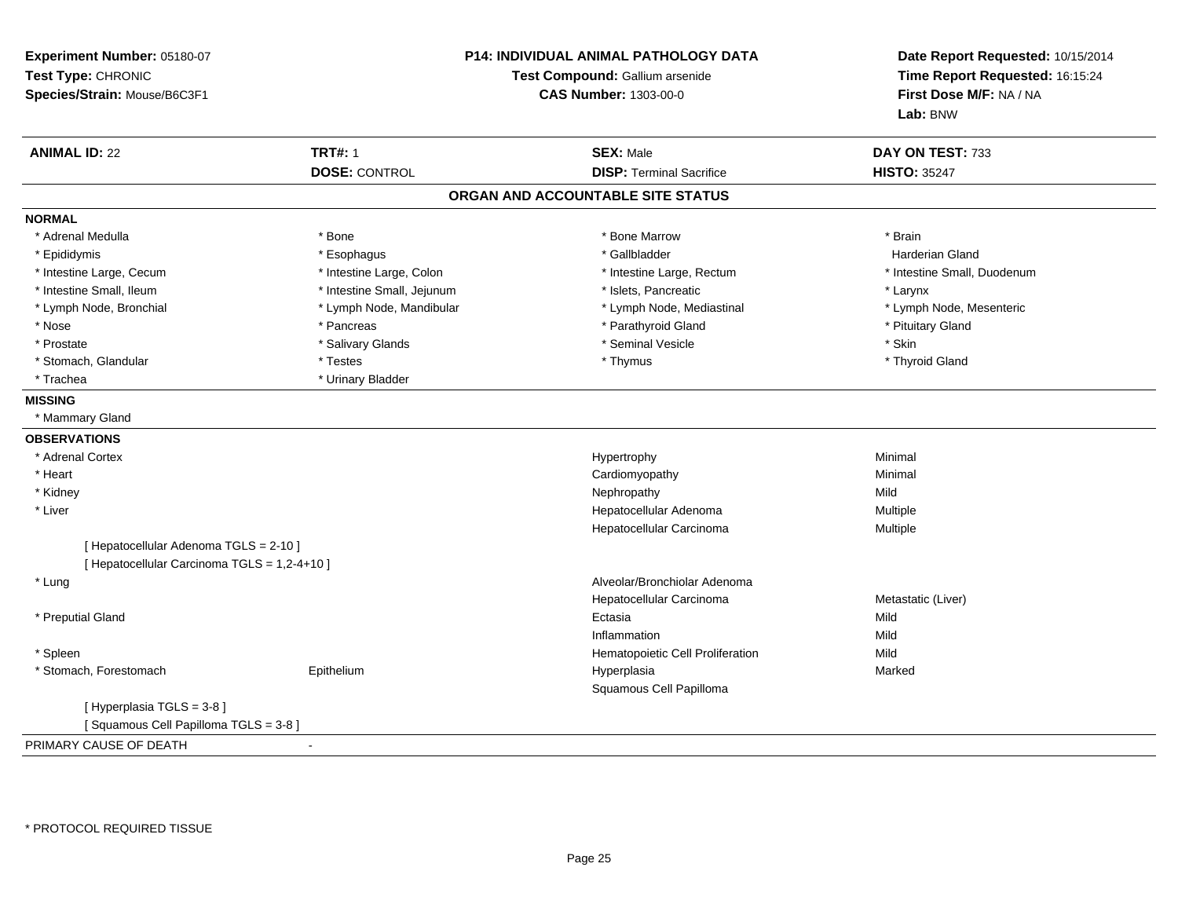**Experiment Number:** 05180-07
**Test Type:** CHRONIC
**Species/Strain:** Mouse/B6C3F1

**P14: INDIVIDUAL ANIMAL PATHOLOGY DATA**
**Test Compound:** Gallium arsenide
**CAS Number:** 1303-00-0

**Date Report Requested:** 10/15/2014
**Time Report Requested:** 16:15:24
**First Dose M/F:** NA / NA
**Lab:** BNW

| **ANIMAL ID:** 22 | **TRT#:** 1 | **SEX:** Male | **DAY ON TEST:** 733 |
|---|---|---|---|
| | **DOSE:** CONTROL | **DISP:** Terminal Sacrifice | **HISTO:** 35247 |

## ORGAN AND ACCOUNTABLE SITE STATUS

**NORMAL**

| | | | |
|---|---|---|---|
| * Adrenal Medulla | * Bone | * Bone Marrow | * Brain |
| * Epididymis | * Esophagus | * Gallbladder | Harderian Gland |
| * Intestine Large, Cecum | * Intestine Large, Colon | * Intestine Large, Rectum | * Intestine Small, Duodenum |
| * Intestine Small, Ileum | * Intestine Small, Jejunum | * Islets, Pancreatic | * Larynx |
| * Lymph Node, Bronchial | * Lymph Node, Mandibular | * Lymph Node, Mediastinal | * Lymph Node, Mesenteric |
| * Nose | * Pancreas | * Parathyroid Gland | * Pituitary Gland |
| * Prostate | * Salivary Glands | * Seminal Vesicle | * Skin |
| * Stomach, Glandular | * Testes | * Thymus | * Thyroid Gland |
| * Trachea | * Urinary Bladder | | |

**MISSING**

* Mammary Gland

**OBSERVATIONS**

| | | | |
|---|---|---|---|
| * Adrenal Cortex | | Hypertrophy | Minimal |
| * Heart | | Cardiomyopathy | Minimal |
| * Kidney | | Nephropathy | Mild |
| * Liver | | Hepatocellular Adenoma | Multiple |
| | | Hepatocellular Carcinoma | Multiple |
| [ Hepatocellular Adenoma TGLS = 2-10 ] | | | |
| [ Hepatocellular Carcinoma TGLS = 1,2-4+10 ] | | | |
| * Lung | | Alveolar/Bronchiolar Adenoma | |
| | | Hepatocellular Carcinoma | Metastatic (Liver) |
| * Preputial Gland | | Ectasia | Mild |
| | | Inflammation | Mild |
| * Spleen | | Hematopoietic Cell Proliferation | Mild |
| * Stomach, Forestomach | Epithelium | Hyperplasia | Marked |
| | | Squamous Cell Papilloma | |
| [ Hyperplasia TGLS = 3-8 ] | | | |
| [ Squamous Cell Papilloma TGLS = 3-8 ] | | | |

PRIMARY CAUSE OF DEATH -

* PROTOCOL REQUIRED TISSUE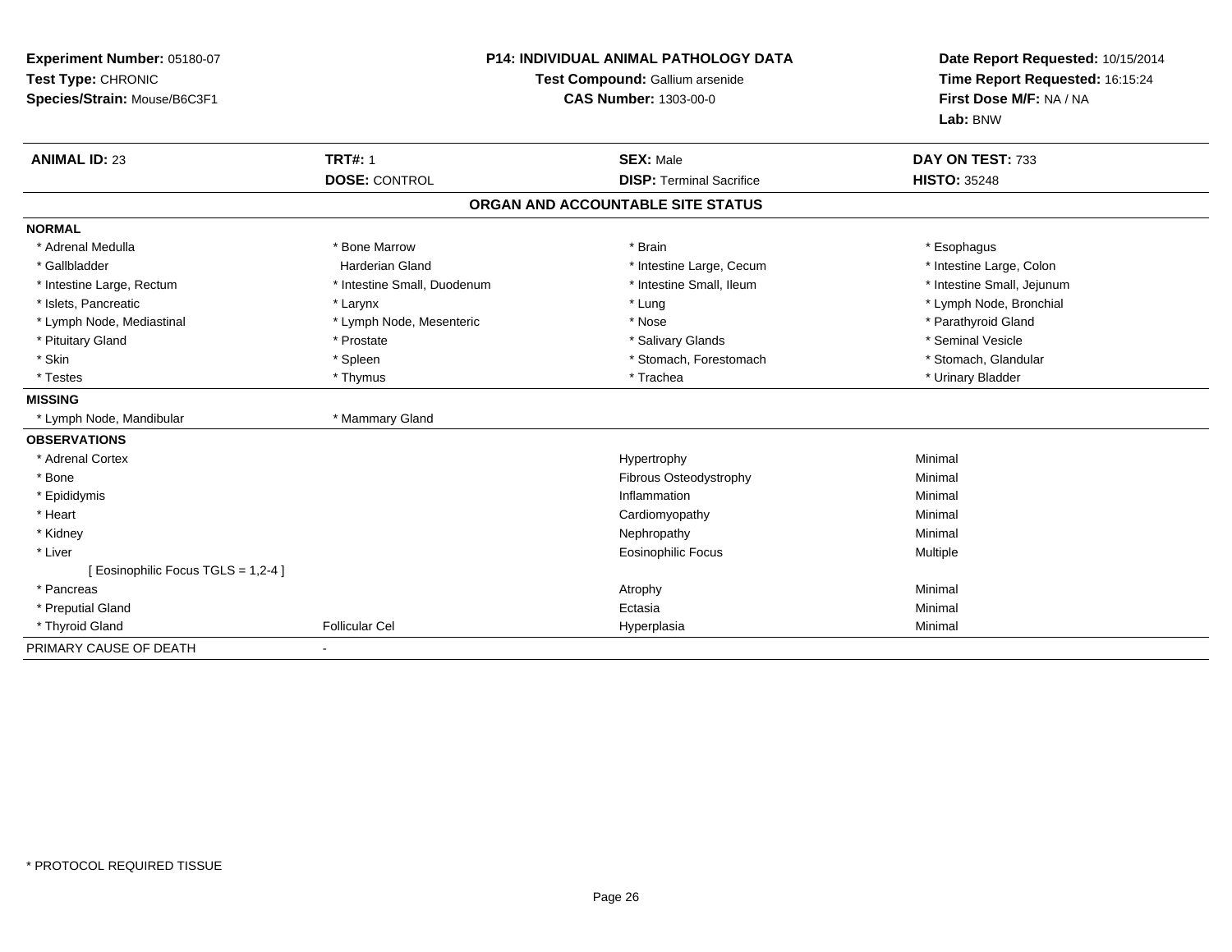**Experiment Number:** 05180-07
**Test Type:** CHRONIC
**Species/Strain:** Mouse/B6C3F1

**P14: INDIVIDUAL ANIMAL PATHOLOGY DATA**
**Test Compound:** Gallium arsenide
**CAS Number:** 1303-00-0

**Date Report Requested:** 10/15/2014
**Time Report Requested:** 16:15:24
**First Dose M/F:** NA / NA
**Lab:** BNW

| **ANIMAL ID:** 23 | **TRT#:** 1 | **SEX:** Male | **DAY ON TEST:** 733 |
|---|---|---|---|
| | **DOSE:** CONTROL | **DISP:** Terminal Sacrifice | **HISTO:** 35248 |

**ORGAN AND ACCOUNTABLE SITE STATUS**

| | | | |
|---|---|---|---|
| **NORMAL** | | | |
| * Adrenal Medulla | * Bone Marrow | * Brain | * Esophagus |
| * Gallbladder | Harderian Gland | * Intestine Large, Cecum | * Intestine Large, Colon |
| * Intestine Large, Rectum | * Intestine Small, Duodenum | * Intestine Small, Ileum | * Intestine Small, Jejunum |
| * Islets, Pancreatic | * Larynx | * Lung | * Lymph Node, Bronchial |
| * Lymph Node, Mediastinal | * Lymph Node, Mesenteric | * Nose | * Parathyroid Gland |
| * Pituitary Gland | * Prostate | * Salivary Glands | * Seminal Vesicle |
| * Skin | * Spleen | * Stomach, Forestomach | * Stomach, Glandular |
| * Testes | * Thymus | * Trachea | * Urinary Bladder |
| **MISSING** | | | |
| * Lymph Node, Mandibular | * Mammary Gland | | |
| **OBSERVATIONS** | | | |
| * Adrenal Cortex | | Hypertrophy | Minimal |
| * Bone | | Fibrous Osteodystrophy | Minimal |
| * Epididymis | | Inflammation | Minimal |
| * Heart | | Cardiomyopathy | Minimal |
| * Kidney | | Nephropathy | Minimal |
| * Liver | | Eosinophilic Focus | Multiple |
| [ Eosinophilic Focus TGLS = 1,2-4 ] | | | |
| * Pancreas | | Atrophy | Minimal |
| * Preputial Gland | | Ectasia | Minimal |
| * Thyroid Gland | Follicular Cel | Hyperplasia | Minimal |
| PRIMARY CAUSE OF DEATH | - | | |

* PROTOCOL REQUIRED TISSUE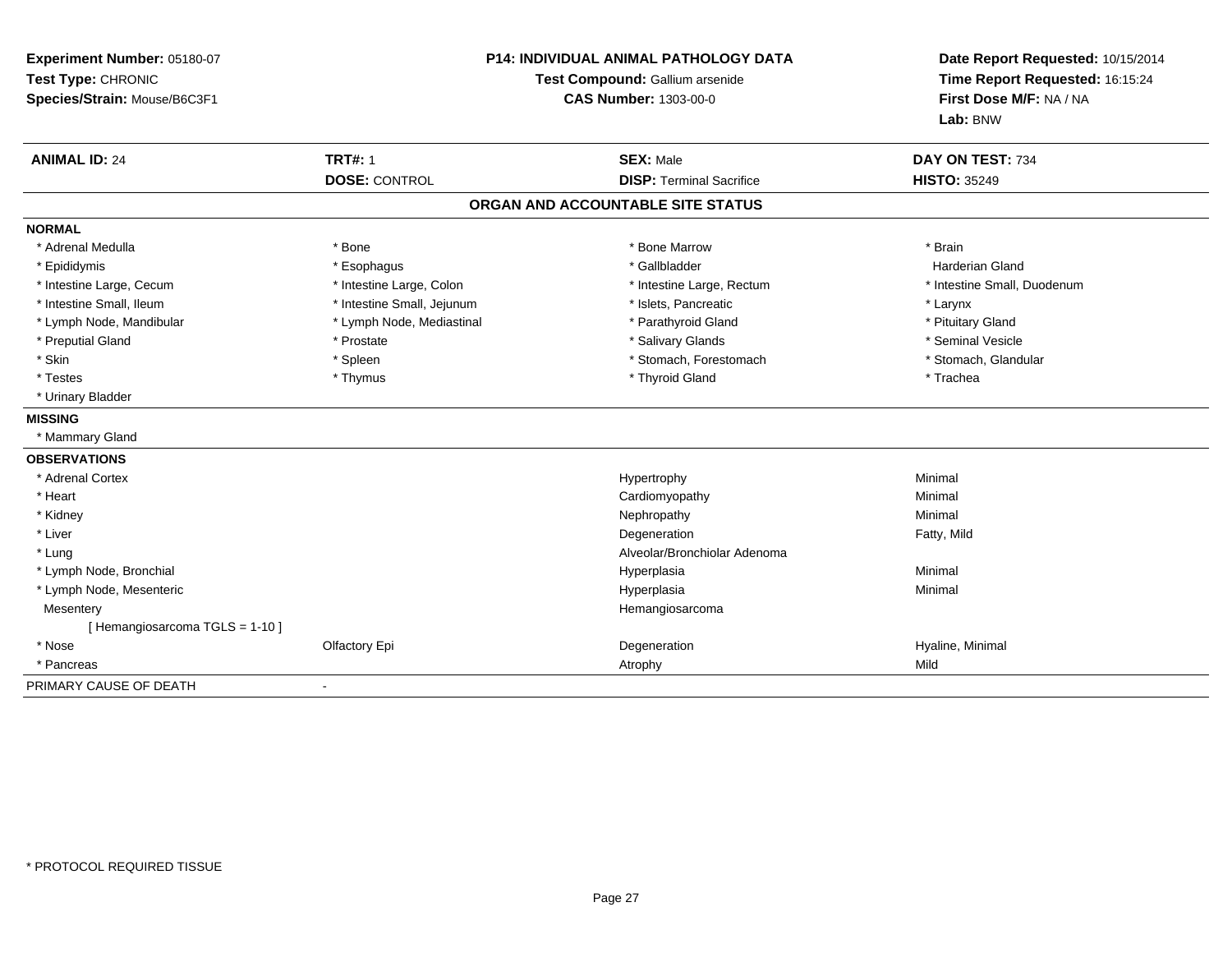**Experiment Number:** 05180-07
**Test Type:** CHRONIC
**Species/Strain:** Mouse/B6C3F1

**P14: INDIVIDUAL ANIMAL PATHOLOGY DATA**
**Test Compound:** Gallium arsenide
**CAS Number:** 1303-00-0

**Date Report Requested:** 10/15/2014
**Time Report Requested:** 16:15:24
**First Dose M/F:** NA / NA
**Lab:** BNW

| **ANIMAL ID:** 24 | **TRT#:** 1 | **SEX:** Male | **DAY ON TEST:** 734 |
|---|---|---|---|
| | **DOSE:** CONTROL | **DISP:** Terminal Sacrifice | **HISTO:** 35249 |

## ORGAN AND ACCOUNTABLE SITE STATUS

**NORMAL**

| | | | |
|---|---|---|---|
| * Adrenal Medulla | * Bone | * Bone Marrow | * Brain |
| * Epididymis | * Esophagus | * Gallbladder | Harderian Gland |
| * Intestine Large, Cecum | * Intestine Large, Colon | * Intestine Large, Rectum | * Intestine Small, Duodenum |
| * Intestine Small, Ileum | * Intestine Small, Jejunum | * Islets, Pancreatic | * Larynx |
| * Lymph Node, Mandibular | * Lymph Node, Mediastinal | * Parathyroid Gland | * Pituitary Gland |
| * Preputial Gland | * Prostate | * Salivary Glands | * Seminal Vesicle |
| * Skin | * Spleen | * Stomach, Forestomach | * Stomach, Glandular |
| * Testes | * Thymus | * Thyroid Gland | * Trachea |
| * Urinary Bladder | | | |

**MISSING**

* Mammary Gland

**OBSERVATIONS**

| | | | |
|---|---|---|---|
| * Adrenal Cortex | | Hypertrophy | Minimal |
| * Heart | | Cardiomyopathy | Minimal |
| * Kidney | | Nephropathy | Minimal |
| * Liver | | Degeneration | Fatty, Mild |
| * Lung | | Alveolar/Bronchiolar Adenoma | |
| * Lymph Node, Bronchial | | Hyperplasia | Minimal |
| * Lymph Node, Mesenteric | | Hyperplasia | Minimal |
| Mesentery | | Hemangiosarcoma | |
| [ Hemangiosarcoma TGLS = 1-10 ] | | | |
| * Nose | Olfactory Epi | Degeneration | Hyaline, Minimal |
| * Pancreas | | Atrophy | Mild |

PRIMARY CAUSE OF DEATH -

\* PROTOCOL REQUIRED TISSUE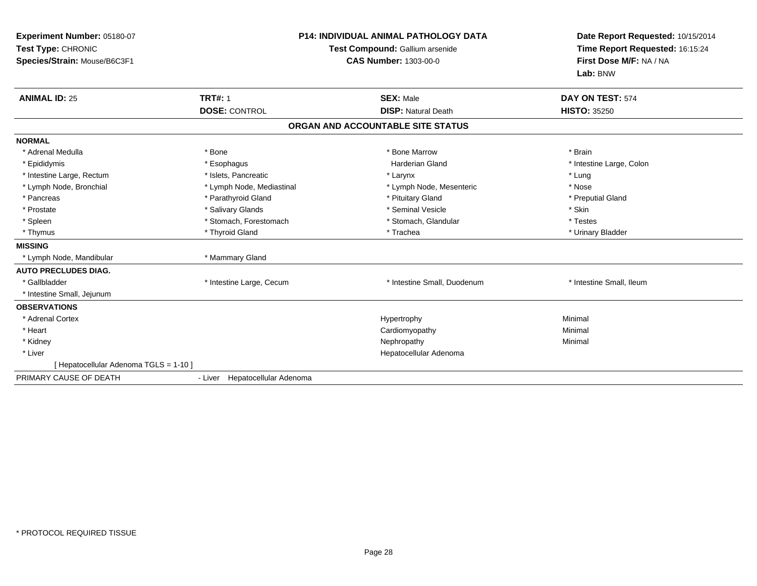**Experiment Number:** 05180-07
**Test Type:** CHRONIC
**Species/Strain:** Mouse/B6C3F1

**P14: INDIVIDUAL ANIMAL PATHOLOGY DATA**
**Test Compound:** Gallium arsenide
**CAS Number:** 1303-00-0

**Date Report Requested:** 10/15/2014
**Time Report Requested:** 16:15:24
**First Dose M/F:** NA / NA
**Lab:** BNW

| **ANIMAL ID:** 25 | **TRT#:** 1 | **SEX:** Male | **DAY ON TEST:** 574 |
|---|---|---|---|
| | **DOSE:** CONTROL | **DISP:** Natural Death | **HISTO:** 35250 |

## ORGAN AND ACCOUNTABLE SITE STATUS

| | | | |
|---|---|---|---|
| **NORMAL** | | | |
| * Adrenal Medulla | * Bone | * Bone Marrow | * Brain |
| * Epididymis | * Esophagus | Harderian Gland | * Intestine Large, Colon |
| * Intestine Large, Rectum | * Islets, Pancreatic | * Larynx | * Lung |
| * Lymph Node, Bronchial | * Lymph Node, Mediastinal | * Lymph Node, Mesenteric | * Nose |
| * Pancreas | * Parathyroid Gland | * Pituitary Gland | * Preputial Gland |
| * Prostate | * Salivary Glands | * Seminal Vesicle | * Skin |
| * Spleen | * Stomach, Forestomach | * Stomach, Glandular | * Testes |
| * Thymus | * Thyroid Gland | * Trachea | * Urinary Bladder |
| **MISSING** | | | |
| * Lymph Node, Mandibular | * Mammary Gland | | |
| **AUTO PRECLUDES DIAG.** | | | |
| * Gallbladder | * Intestine Large, Cecum | * Intestine Small, Duodenum | * Intestine Small, Ileum |
| * Intestine Small, Jejunum | | | |
| **OBSERVATIONS** | | | |
| * Adrenal Cortex | | Hypertrophy | Minimal |
| * Heart | | Cardiomyopathy | Minimal |
| * Kidney | | Nephropathy | Minimal |
| * Liver | | Hepatocellular Adenoma | |
| [ Hepatocellular Adenoma TGLS = 1-10 ] | | | |
| PRIMARY CAUSE OF DEATH | - Liver Hepatocellular Adenoma | | |

* PROTOCOL REQUIRED TISSUE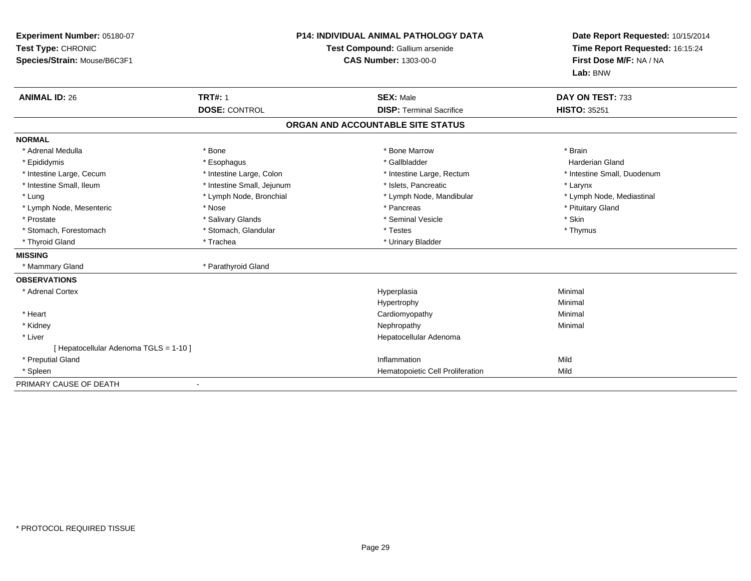**Experiment Number:** 05180-07
**Test Type:** CHRONIC
**Species/Strain:** Mouse/B6C3F1

**P14: INDIVIDUAL ANIMAL PATHOLOGY DATA**
**Test Compound:** Gallium arsenide
**CAS Number:** 1303-00-0

**Date Report Requested:** 10/15/2014
**Time Report Requested:** 16:15:24
**First Dose M/F:** NA / NA
**Lab:** BNW

| **ANIMAL ID:** 26 | **TRT#:** 1 | **SEX:** Male | **DAY ON TEST:** 733 |
|---|---|---|---|
| | **DOSE:** CONTROL | **DISP:** Terminal Sacrifice | **HISTO:** 35251 |

## ORGAN AND ACCOUNTABLE SITE STATUS

**NORMAL**

| | | | |
|---|---|---|---|
| * Adrenal Medulla | * Bone | * Bone Marrow | * Brain |
| * Epididymis | * Esophagus | * Gallbladder | Harderian Gland |
| * Intestine Large, Cecum | * Intestine Large, Colon | * Intestine Large, Rectum | * Intestine Small, Duodenum |
| * Intestine Small, Ileum | * Intestine Small, Jejunum | * Islets, Pancreatic | * Larynx |
| * Lung | * Lymph Node, Bronchial | * Lymph Node, Mandibular | * Lymph Node, Mediastinal |
| * Lymph Node, Mesenteric | * Nose | * Pancreas | * Pituitary Gland |
| * Prostate | * Salivary Glands | * Seminal Vesicle | * Skin |
| * Stomach, Forestomach | * Stomach, Glandular | * Testes | * Thymus |
| * Thyroid Gland | * Trachea | * Urinary Bladder | |

**MISSING**

| | |
|---|---|
| * Mammary Gland | * Parathyroid Gland |

**OBSERVATIONS**

| | | |
|---|---|---|
| * Adrenal Cortex | Hyperplasia | Minimal |
| | Hypertrophy | Minimal |
| * Heart | Cardiomyopathy | Minimal |
| * Kidney | Nephropathy | Minimal |
| * Liver | Hepatocellular Adenoma | |
| [ Hepatocellular Adenoma TGLS = 1-10 ] | | |
| * Preputial Gland | Inflammation | Mild |
| * Spleen | Hematopoietic Cell Proliferation | Mild |

PRIMARY CAUSE OF DEATH -

* PROTOCOL REQUIRED TISSUE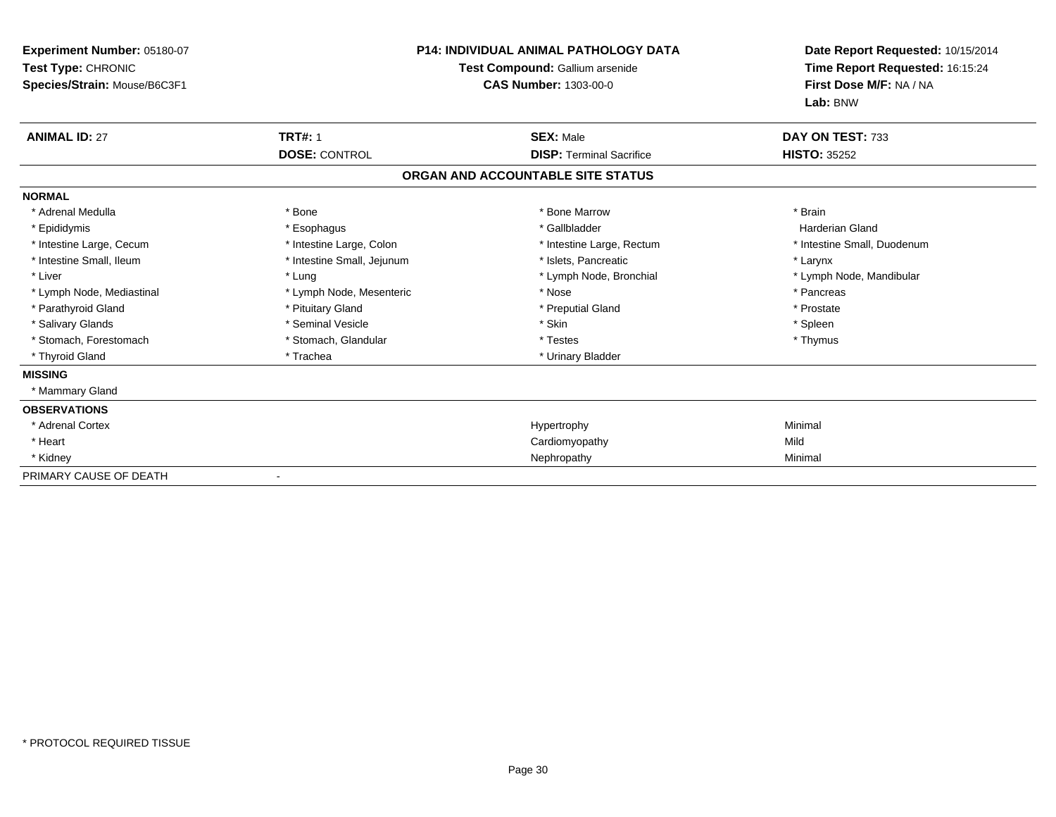**Experiment Number:** 05180-07
**Test Type:** CHRONIC
**Species/Strain:** Mouse/B6C3F1

**P14: INDIVIDUAL ANIMAL PATHOLOGY DATA**
**Test Compound:** Gallium arsenide
**CAS Number:** 1303-00-0

**Date Report Requested:** 10/15/2014
**Time Report Requested:** 16:15:24
**First Dose M/F:** NA / NA
**Lab:** BNW

| **ANIMAL ID:** 27 | **TRT#:** 1 | **SEX:** Male | **DAY ON TEST:** 733 |
|---|---|---|---|
| | **DOSE:** CONTROL | **DISP:** Terminal Sacrifice | **HISTO:** 35252 |

## ORGAN AND ACCOUNTABLE SITE STATUS

| | | | |
|---|---|---|---|
| **NORMAL** | | | |
| * Adrenal Medulla | * Bone | * Bone Marrow | * Brain |
| * Epididymis | * Esophagus | * Gallbladder | Harderian Gland |
| * Intestine Large, Cecum | * Intestine Large, Colon | * Intestine Large, Rectum | * Intestine Small, Duodenum |
| * Intestine Small, Ileum | * Intestine Small, Jejunum | * Islets, Pancreatic | * Larynx |
| * Liver | * Lung | * Lymph Node, Bronchial | * Lymph Node, Mandibular |
| * Lymph Node, Mediastinal | * Lymph Node, Mesenteric | * Nose | * Pancreas |
| * Parathyroid Gland | * Pituitary Gland | * Preputial Gland | * Prostate |
| * Salivary Glands | * Seminal Vesicle | * Skin | * Spleen |
| * Stomach, Forestomach | * Stomach, Glandular | * Testes | * Thymus |
| * Thyroid Gland | * Trachea | * Urinary Bladder | |
| **MISSING** | | | |
| * Mammary Gland | | | |
| **OBSERVATIONS** | | | |
| * Adrenal Cortex | | Hypertrophy | Minimal |
| * Heart | | Cardiomyopathy | Mild |
| * Kidney | | Nephropathy | Minimal |
| PRIMARY CAUSE OF DEATH | - | | |

* PROTOCOL REQUIRED TISSUE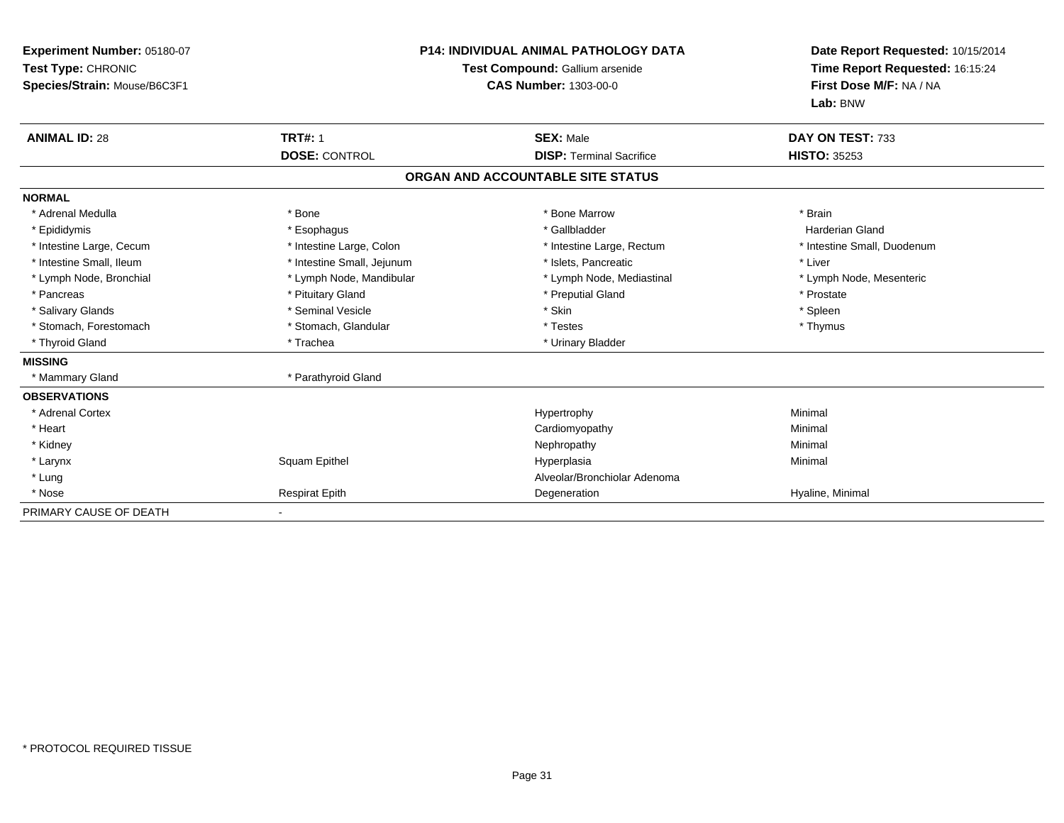**Experiment Number:** 05180-07
**Test Type:** CHRONIC
**Species/Strain:** Mouse/B6C3F1

**P14: INDIVIDUAL ANIMAL PATHOLOGY DATA**
**Test Compound:** Gallium arsenide
**CAS Number:** 1303-00-0

**Date Report Requested:** 10/15/2014
**Time Report Requested:** 16:15:24
**First Dose M/F:** NA / NA
**Lab:** BNW

| **ANIMAL ID:** 28 | **TRT#:** 1 | **SEX:** Male | **DAY ON TEST:** 733 |
|---|---|---|---|
| | **DOSE:** CONTROL | **DISP:** Terminal Sacrifice | **HISTO:** 35253 |

## ORGAN AND ACCOUNTABLE SITE STATUS

| | | | |
|---|---|---|---|
| **NORMAL** | | | |
| * Adrenal Medulla | * Bone | * Bone Marrow | * Brain |
| * Epididymis | * Esophagus | * Gallbladder | Harderian Gland |
| * Intestine Large, Cecum | * Intestine Large, Colon | * Intestine Large, Rectum | * Intestine Small, Duodenum |
| * Intestine Small, Ileum | * Intestine Small, Jejunum | * Islets, Pancreatic | * Liver |
| * Lymph Node, Bronchial | * Lymph Node, Mandibular | * Lymph Node, Mediastinal | * Lymph Node, Mesenteric |
| * Pancreas | * Pituitary Gland | * Preputial Gland | * Prostate |
| * Salivary Glands | * Seminal Vesicle | * Skin | * Spleen |
| * Stomach, Forestomach | * Stomach, Glandular | * Testes | * Thymus |
| * Thyroid Gland | * Trachea | * Urinary Bladder | |
| **MISSING** | | | |
| * Mammary Gland | * Parathyroid Gland | | |
| **OBSERVATIONS** | | | |
| * Adrenal Cortex | | Hypertrophy | Minimal |
| * Heart | | Cardiomyopathy | Minimal |
| * Kidney | | Nephropathy | Minimal |
| * Larynx | Squam Epithel | Hyperplasia | Minimal |
| * Lung | | Alveolar/Bronchiolar Adenoma | |
| * Nose | Respirat Epith | Degeneration | Hyaline, Minimal |
| PRIMARY CAUSE OF DEATH | - | | |

* PROTOCOL REQUIRED TISSUE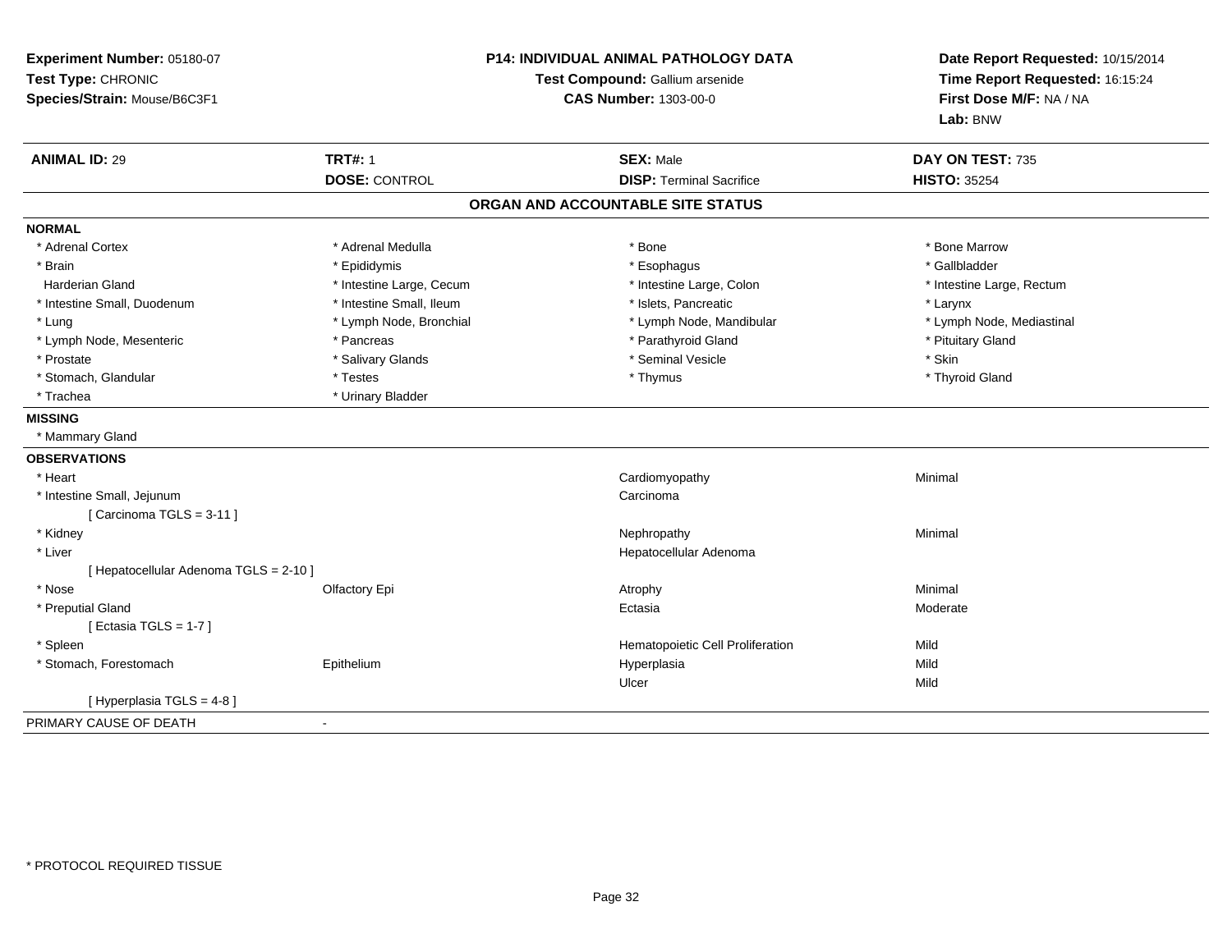**Experiment Number:** 05180-07
**Test Type:** CHRONIC
**Species/Strain:** Mouse/B6C3F1

**P14: INDIVIDUAL ANIMAL PATHOLOGY DATA**
**Test Compound:** Gallium arsenide
**CAS Number:** 1303-00-0

**Date Report Requested:** 10/15/2014
**Time Report Requested:** 16:15:24
**First Dose M/F:** NA / NA
**Lab:** BNW

| **ANIMAL ID:** 29 | **TRT#:** 1 | **SEX:** Male | **DAY ON TEST:** 735 |
|---|---|---|---|
| | **DOSE:** CONTROL | **DISP:** Terminal Sacrifice | **HISTO:** 35254 |

## ORGAN AND ACCOUNTABLE SITE STATUS

**NORMAL**

| | | | |
|---|---|---|---|
| * Adrenal Cortex | * Adrenal Medulla | * Bone | * Bone Marrow |
| * Brain | * Epididymis | * Esophagus | * Gallbladder |
| Harderian Gland | * Intestine Large, Cecum | * Intestine Large, Colon | * Intestine Large, Rectum |
| * Intestine Small, Duodenum | * Intestine Small, Ileum | * Islets, Pancreatic | * Larynx |
| * Lung | * Lymph Node, Bronchial | * Lymph Node, Mandibular | * Lymph Node, Mediastinal |
| * Lymph Node, Mesenteric | * Pancreas | * Parathyroid Gland | * Pituitary Gland |
| * Prostate | * Salivary Glands | * Seminal Vesicle | * Skin |
| * Stomach, Glandular | * Testes | * Thymus | * Thyroid Gland |
| * Trachea | * Urinary Bladder | | |

**MISSING**

* Mammary Gland

**OBSERVATIONS**

| | | | |
|---|---|---|---|
| * Heart | | Cardiomyopathy | Minimal |
| * Intestine Small, Jejunum | | Carcinoma | |
| [ Carcinoma TGLS = 3-11 ] | | | |
| * Kidney | | Nephropathy | Minimal |
| * Liver | | Hepatocellular Adenoma | |
| [ Hepatocellular Adenoma TGLS = 2-10 ] | | | |
| * Nose | Olfactory Epi | Atrophy | Minimal |
| * Preputial Gland | | Ectasia | Moderate |
| [ Ectasia TGLS = 1-7 ] | | | |
| * Spleen | | Hematopoietic Cell Proliferation | Mild |
| * Stomach, Forestomach | Epithelium | Hyperplasia | Mild |
| | | Ulcer | Mild |
| [ Hyperplasia TGLS = 4-8 ] | | | |

PRIMARY CAUSE OF DEATH -

\* PROTOCOL REQUIRED TISSUE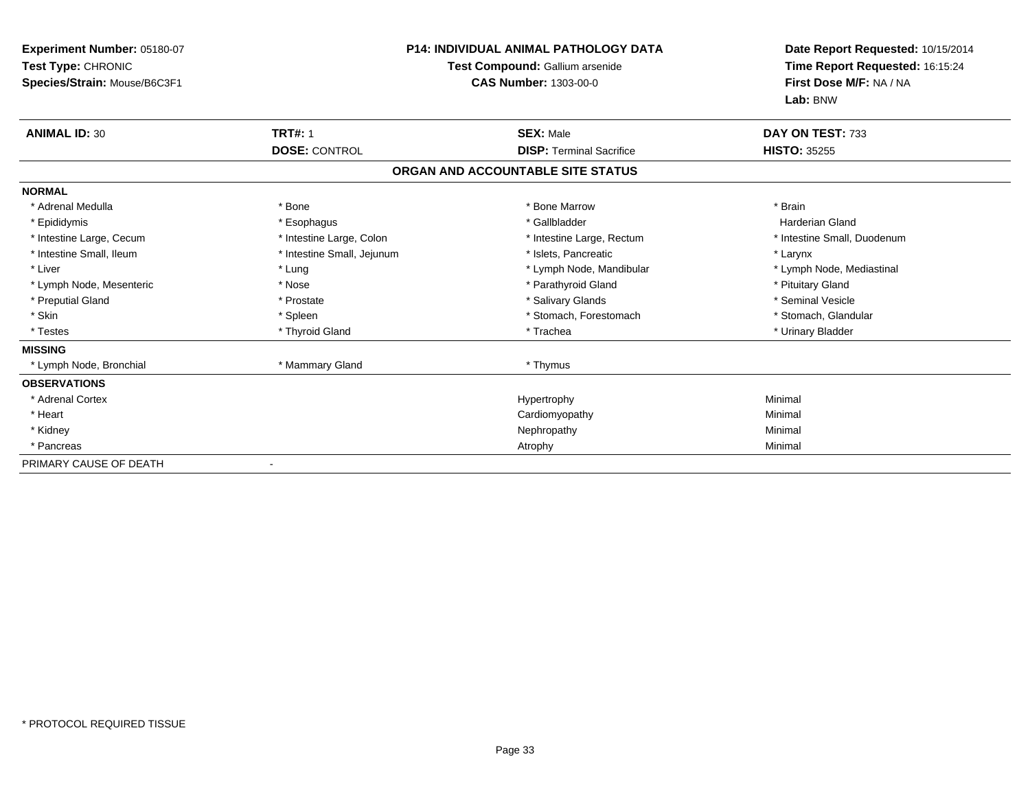**Experiment Number:** 05180-07
**Test Type:** CHRONIC
**Species/Strain:** Mouse/B6C3F1

**P14: INDIVIDUAL ANIMAL PATHOLOGY DATA**
**Test Compound:** Gallium arsenide
**CAS Number:** 1303-00-0

**Date Report Requested:** 10/15/2014
**Time Report Requested:** 16:15:24
**First Dose M/F:** NA / NA
**Lab:** BNW

| **ANIMAL ID:** 30 | **TRT#:** 1 | **SEX:** Male | **DAY ON TEST:** 733 |
|---|---|---|---|
| | **DOSE:** CONTROL | **DISP:** Terminal Sacrifice | **HISTO:** 35255 |

## ORGAN AND ACCOUNTABLE SITE STATUS

| | | | |
|---|---|---|---|
| **NORMAL** | | | |
| * Adrenal Medulla | * Bone | * Bone Marrow | * Brain |
| * Epididymis | * Esophagus | * Gallbladder | Harderian Gland |
| * Intestine Large, Cecum | * Intestine Large, Colon | * Intestine Large, Rectum | * Intestine Small, Duodenum |
| * Intestine Small, Ileum | * Intestine Small, Jejunum | * Islets, Pancreatic | * Larynx |
| * Liver | * Lung | * Lymph Node, Mandibular | * Lymph Node, Mediastinal |
| * Lymph Node, Mesenteric | * Nose | * Parathyroid Gland | * Pituitary Gland |
| * Preputial Gland | * Prostate | * Salivary Glands | * Seminal Vesicle |
| * Skin | * Spleen | * Stomach, Forestomach | * Stomach, Glandular |
| * Testes | * Thyroid Gland | * Trachea | * Urinary Bladder |
| **MISSING** | | | |
| * Lymph Node, Bronchial | * Mammary Gland | * Thymus | |
| **OBSERVATIONS** | | | |
| * Adrenal Cortex | | Hypertrophy | Minimal |
| * Heart | | Cardiomyopathy | Minimal |
| * Kidney | | Nephropathy | Minimal |
| * Pancreas | | Atrophy | Minimal |
| PRIMARY CAUSE OF DEATH | - | | |

* PROTOCOL REQUIRED TISSUE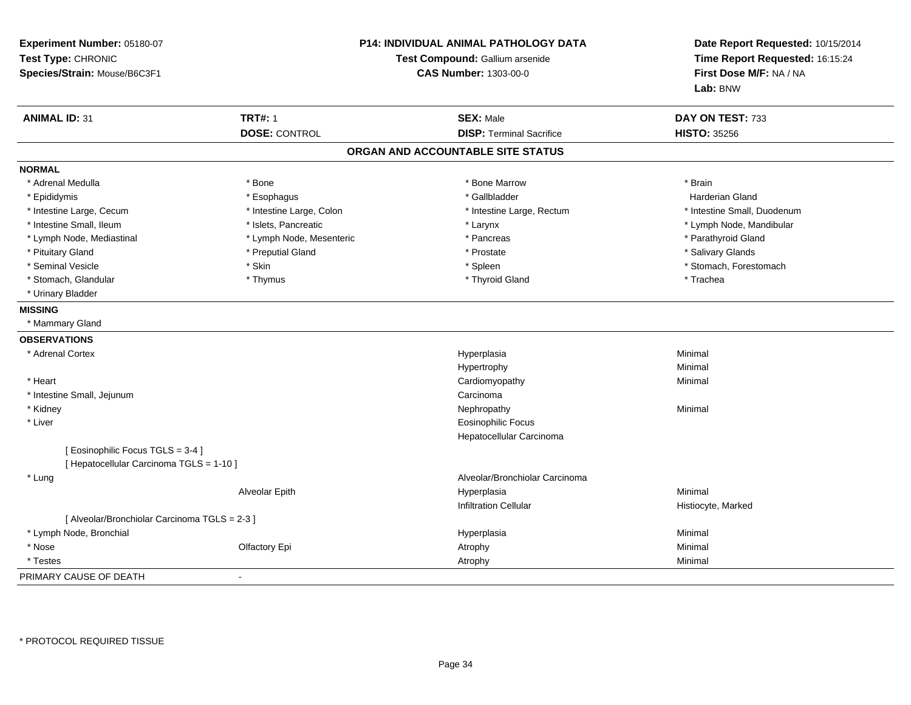**Experiment Number:** 05180-07
**Test Type:** CHRONIC
**Species/Strain:** Mouse/B6C3F1

**P14: INDIVIDUAL ANIMAL PATHOLOGY DATA**
**Test Compound:** Gallium arsenide
**CAS Number:** 1303-00-0

**Date Report Requested:** 10/15/2014
**Time Report Requested:** 16:15:24
**First Dose M/F:** NA / NA
**Lab:** BNW

| **ANIMAL ID:** 31 | **TRT#:** 1 | **SEX:** Male | **DAY ON TEST:** 733 |
|---|---|---|---|
| | **DOSE:** CONTROL | **DISP:** Terminal Sacrifice | **HISTO:** 35256 |

## ORGAN AND ACCOUNTABLE SITE STATUS

**NORMAL**

| | | | |
|---|---|---|---|
| * Adrenal Medulla | * Bone | * Bone Marrow | * Brain |
| * Epididymis | * Esophagus | * Gallbladder | Harderian Gland |
| * Intestine Large, Cecum | * Intestine Large, Colon | * Intestine Large, Rectum | * Intestine Small, Duodenum |
| * Intestine Small, Ileum | * Islets, Pancreatic | * Larynx | * Lymph Node, Mandibular |
| * Lymph Node, Mediastinal | * Lymph Node, Mesenteric | * Pancreas | * Parathyroid Gland |
| * Pituitary Gland | * Preputial Gland | * Prostate | * Salivary Glands |
| * Seminal Vesicle | * Skin | * Spleen | * Stomach, Forestomach |
| * Stomach, Glandular | * Thymus | * Thyroid Gland | * Trachea |
| * Urinary Bladder | | | |

**MISSING**

* Mammary Gland

**OBSERVATIONS**

| | | | |
|---|---|---|---|
| * Adrenal Cortex | | Hyperplasia | Minimal |
| | | Hypertrophy | Minimal |
| * Heart | | Cardiomyopathy | Minimal |
| * Intestine Small, Jejunum | | Carcinoma | |
| * Kidney | | Nephropathy | Minimal |
| * Liver | | Eosinophilic Focus | |
| | | Hepatocellular Carcinoma | |
| [ Eosinophilic Focus TGLS = 3-4 ] | | | |
| [ Hepatocellular Carcinoma TGLS = 1-10 ] | | | |
| * Lung | | Alveolar/Bronchiolar Carcinoma | |
| | Alveolar Epith | Hyperplasia | Minimal |
| | | Infiltration Cellular | Histiocyte, Marked |
| [ Alveolar/Bronchiolar Carcinoma TGLS = 2-3 ] | | | |
| * Lymph Node, Bronchial | | Hyperplasia | Minimal |
| * Nose | Olfactory Epi | Atrophy | Minimal |
| * Testes | | Atrophy | Minimal |

PRIMARY CAUSE OF DEATH -

* PROTOCOL REQUIRED TISSUE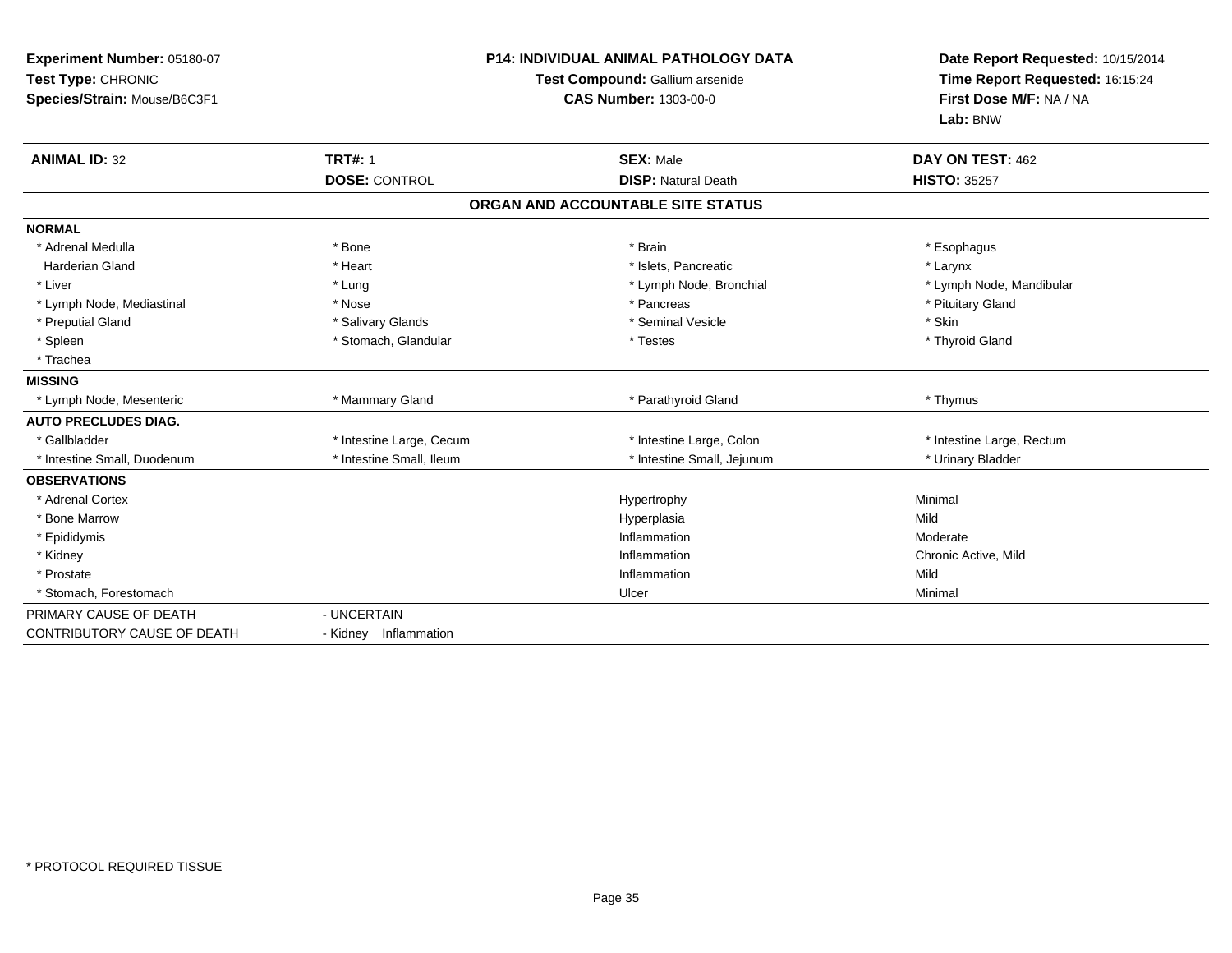**Experiment Number:** 05180-07
**Test Type:** CHRONIC
**Species/Strain:** Mouse/B6C3F1

**P14: INDIVIDUAL ANIMAL PATHOLOGY DATA**
**Test Compound:** Gallium arsenide
**CAS Number:** 1303-00-0

**Date Report Requested:** 10/15/2014
**Time Report Requested:** 16:15:24
**First Dose M/F:** NA / NA
**Lab:** BNW

| **ANIMAL ID:** 32 | **TRT#:** 1 | **SEX:** Male | **DAY ON TEST:** 462 |
|---|---|---|---|
| | **DOSE:** CONTROL | **DISP:** Natural Death | **HISTO:** 35257 |

## ORGAN AND ACCOUNTABLE SITE STATUS

| | | | |
|---|---|---|---|
| **NORMAL** | | | |
| * Adrenal Medulla | * Bone | * Brain | * Esophagus |
| Harderian Gland | * Heart | * Islets, Pancreatic | * Larynx |
| * Liver | * Lung | * Lymph Node, Bronchial | * Lymph Node, Mandibular |
| * Lymph Node, Mediastinal | * Nose | * Pancreas | * Pituitary Gland |
| * Preputial Gland | * Salivary Glands | * Seminal Vesicle | * Skin |
| * Spleen | * Stomach, Glandular | * Testes | * Thyroid Gland |
| * Trachea | | | |
| **MISSING** | | | |
| * Lymph Node, Mesenteric | * Mammary Gland | * Parathyroid Gland | * Thymus |
| **AUTO PRECLUDES DIAG.** | | | |
| * Gallbladder | * Intestine Large, Cecum | * Intestine Large, Colon | * Intestine Large, Rectum |
| * Intestine Small, Duodenum | * Intestine Small, Ileum | * Intestine Small, Jejunum | * Urinary Bladder |
| **OBSERVATIONS** | | | |
| * Adrenal Cortex | | Hypertrophy | Minimal |
| * Bone Marrow | | Hyperplasia | Mild |
| * Epididymis | | Inflammation | Moderate |
| * Kidney | | Inflammation | Chronic Active, Mild |
| * Prostate | | Inflammation | Mild |
| * Stomach, Forestomach | | Ulcer | Minimal |
| PRIMARY CAUSE OF DEATH | - UNCERTAIN | | |
| CONTRIBUTORY CAUSE OF DEATH | - Kidney Inflammation | | |

\* PROTOCOL REQUIRED TISSUE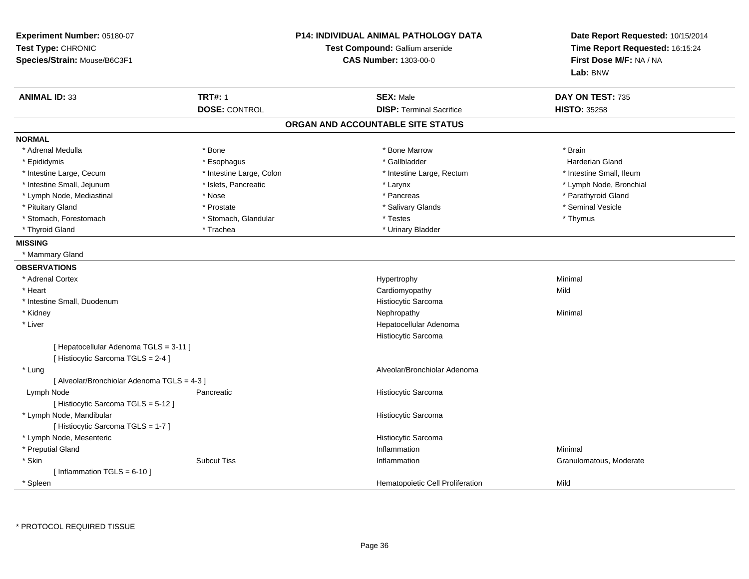**Experiment Number:** 05180-07
**Test Type:** CHRONIC
**Species/Strain:** Mouse/B6C3F1

**P14: INDIVIDUAL ANIMAL PATHOLOGY DATA**
**Test Compound:** Gallium arsenide
**CAS Number:** 1303-00-0

**Date Report Requested:** 10/15/2014
**Time Report Requested:** 16:15:24
**First Dose M/F:** NA / NA
**Lab:** BNW

| **ANIMAL ID:** 33 | **TRT#:** 1 | **SEX:** Male | **DAY ON TEST:** 735 |
|---|---|---|---|
| | **DOSE:** CONTROL | **DISP:** Terminal Sacrifice | **HISTO:** 35258 |

## ORGAN AND ACCOUNTABLE SITE STATUS

**NORMAL**

| | | | |
|---|---|---|---|
| * Adrenal Medulla | * Bone | * Bone Marrow | * Brain |
| * Epididymis | * Esophagus | * Gallbladder | Harderian Gland |
| * Intestine Large, Cecum | * Intestine Large, Colon | * Intestine Large, Rectum | * Intestine Small, Ileum |
| * Intestine Small, Jejunum | * Islets, Pancreatic | * Larynx | * Lymph Node, Bronchial |
| * Lymph Node, Mediastinal | * Nose | * Pancreas | * Parathyroid Gland |
| * Pituitary Gland | * Prostate | * Salivary Glands | * Seminal Vesicle |
| * Stomach, Forestomach | * Stomach, Glandular | * Testes | * Thymus |
| * Thyroid Gland | * Trachea | * Urinary Bladder | |

**MISSING**

* Mammary Gland

**OBSERVATIONS**

| | | | |
|---|---|---|---|
| * Adrenal Cortex | | Hypertrophy | Minimal |
| * Heart | | Cardiomyopathy | Mild |
| * Intestine Small, Duodenum | | Histiocytic Sarcoma | |
| * Kidney | | Nephropathy | Minimal |
| * Liver | | Hepatocellular Adenoma | |
| | | Histiocytic Sarcoma | |
| [ Hepatocellular Adenoma TGLS = 3-11 ] | | | |
| [ Histiocytic Sarcoma TGLS = 2-4 ] | | | |
| * Lung | | Alveolar/Bronchiolar Adenoma | |
| [ Alveolar/Bronchiolar Adenoma TGLS = 4-3 ] | | | |
| Lymph Node | Pancreatic | Histiocytic Sarcoma | |
| [ Histiocytic Sarcoma TGLS = 5-12 ] | | | |
| * Lymph Node, Mandibular | | Histiocytic Sarcoma | |
| [ Histiocytic Sarcoma TGLS = 1-7 ] | | | |
| * Lymph Node, Mesenteric | | Histiocytic Sarcoma | |
| * Preputial Gland | | Inflammation | Minimal |
| * Skin | Subcut Tiss | Inflammation | Granulomatous, Moderate |
| [ Inflammation TGLS = 6-10 ] | | | |
| * Spleen | | Hematopoietic Cell Proliferation | Mild |

\* PROTOCOL REQUIRED TISSUE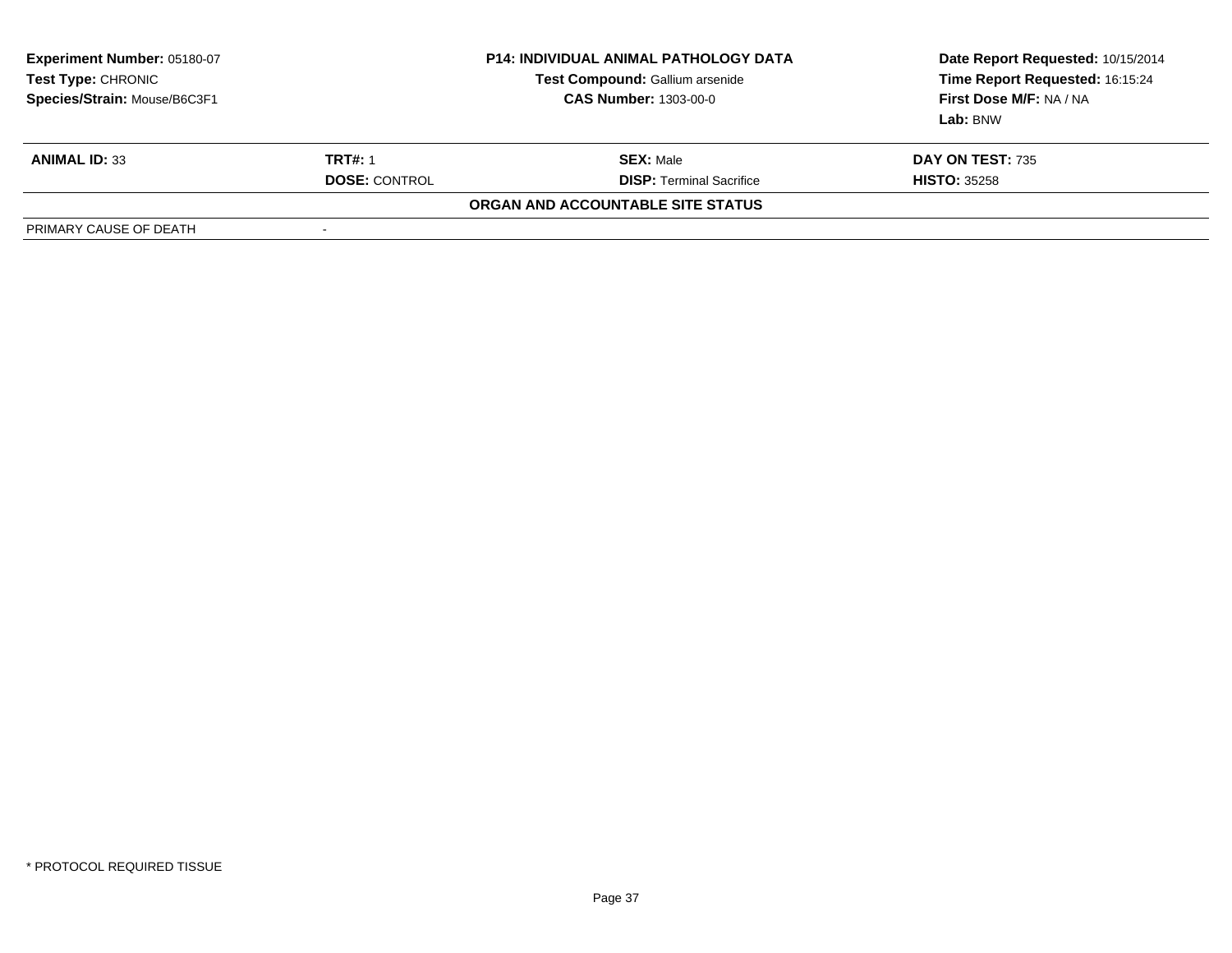**Experiment Number:** 05180-07
**Test Type:** CHRONIC
**Species/Strain:** Mouse/B6C3F1

**P14: INDIVIDUAL ANIMAL PATHOLOGY DATA**
**Test Compound:** Gallium arsenide
**CAS Number:** 1303-00-0

**Date Report Requested:** 10/15/2014
**Time Report Requested:** 16:15:24
**First Dose M/F:** NA / NA
**Lab:** BNW

| **ANIMAL ID:** 33 | **TRT#:** 1 | **SEX:** Male | **DAY ON TEST:** 735 |
|---|---|---|---|
| | **DOSE:** CONTROL | **DISP:** Terminal Sacrifice | **HISTO:** 35258 |

**ORGAN AND ACCOUNTABLE SITE STATUS**

| PRIMARY CAUSE OF DEATH | - |
|---|---|

* PROTOCOL REQUIRED TISSUE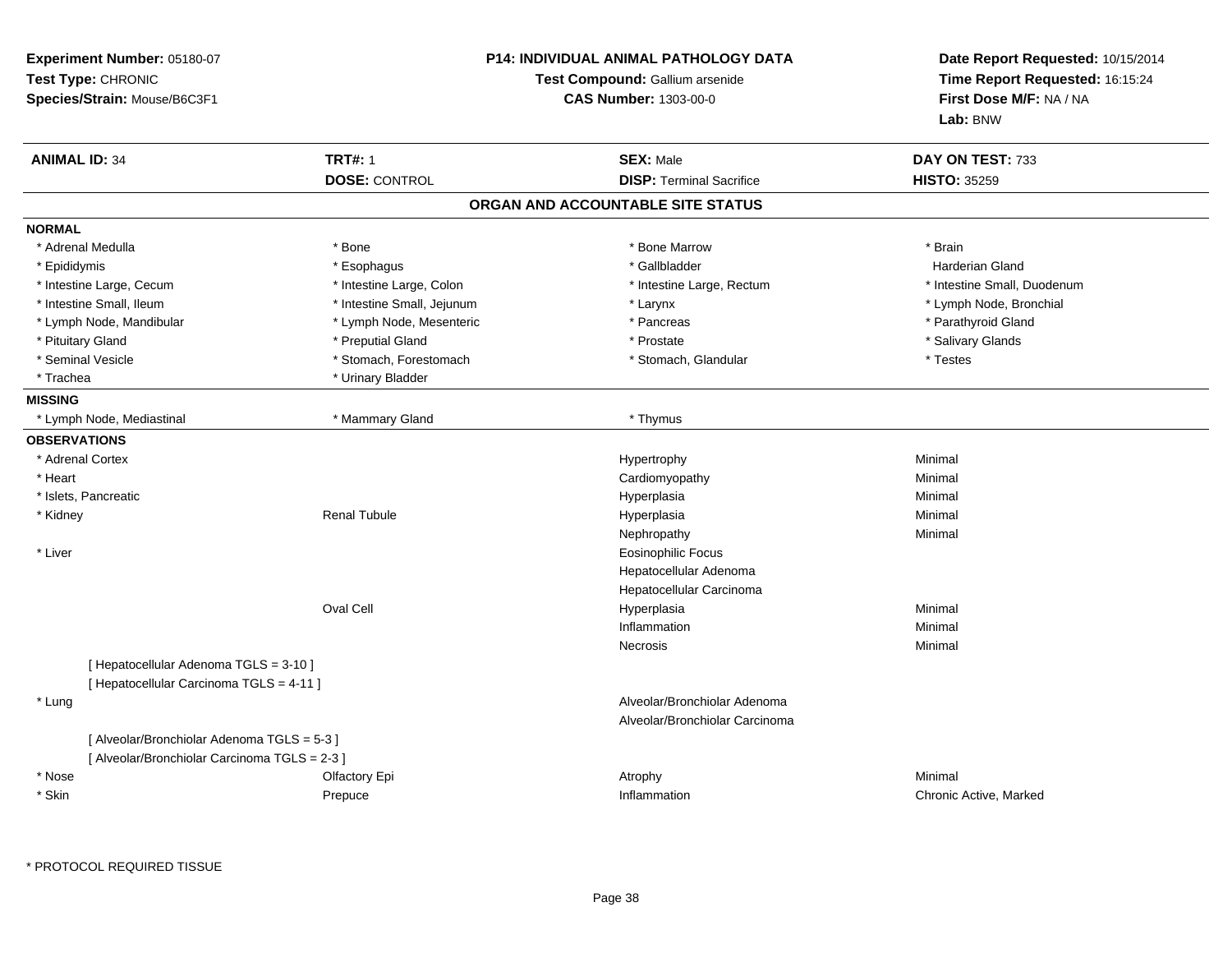**Experiment Number:** 05180-07
**Test Type:** CHRONIC
**Species/Strain:** Mouse/B6C3F1

**P14: INDIVIDUAL ANIMAL PATHOLOGY DATA**
**Test Compound:** Gallium arsenide
**CAS Number:** 1303-00-0

**Date Report Requested:** 10/15/2014
**Time Report Requested:** 16:15:24
**First Dose M/F:** NA / NA
**Lab:** BNW

| **ANIMAL ID:** 34 | **TRT#:** 1 | **SEX:** Male | **DAY ON TEST:** 733 |
|---|---|---|---|
| | **DOSE:** CONTROL | **DISP:** Terminal Sacrifice | **HISTO:** 35259 |

## ORGAN AND ACCOUNTABLE SITE STATUS

**NORMAL**

| | | | |
|---|---|---|---|
| * Adrenal Medulla | * Bone | * Bone Marrow | * Brain |
| * Epididymis | * Esophagus | * Gallbladder | Harderian Gland |
| * Intestine Large, Cecum | * Intestine Large, Colon | * Intestine Large, Rectum | * Intestine Small, Duodenum |
| * Intestine Small, Ileum | * Intestine Small, Jejunum | * Larynx | * Lymph Node, Bronchial |
| * Lymph Node, Mandibular | * Lymph Node, Mesenteric | * Pancreas | * Parathyroid Gland |
| * Pituitary Gland | * Preputial Gland | * Prostate | * Salivary Glands |
| * Seminal Vesicle | * Stomach, Forestomach | * Stomach, Glandular | * Testes |
| * Trachea | * Urinary Bladder | | |

**MISSING**

| | | |
|---|---|---|
| * Lymph Node, Mediastinal | * Mammary Gland | * Thymus |

**OBSERVATIONS**

| Organ | Site | Observation | Severity |
|---|---|---|---|
| * Adrenal Cortex | | Hypertrophy | Minimal |
| * Heart | | Cardiomyopathy | Minimal |
| * Islets, Pancreatic | | Hyperplasia | Minimal |
| * Kidney | Renal Tubule | Hyperplasia | Minimal |
| | | Nephropathy | Minimal |
| * Liver | | Eosinophilic Focus | |
| | | Hepatocellular Adenoma | |
| | | Hepatocellular Carcinoma | |
| | Oval Cell | Hyperplasia | Minimal |
| | | Inflammation | Minimal |
| | | Necrosis | Minimal |
| [ Hepatocellular Adenoma TGLS = 3-10 ] | | | |
| [ Hepatocellular Carcinoma TGLS = 4-11 ] | | | |
| * Lung | | Alveolar/Bronchiolar Adenoma | |
| | | Alveolar/Bronchiolar Carcinoma | |
| [ Alveolar/Bronchiolar Adenoma TGLS = 5-3 ] | | | |
| [ Alveolar/Bronchiolar Carcinoma TGLS = 2-3 ] | | | |
| * Nose | Olfactory Epi | Atrophy | Minimal |
| * Skin | Prepuce | Inflammation | Chronic Active, Marked |

* PROTOCOL REQUIRED TISSUE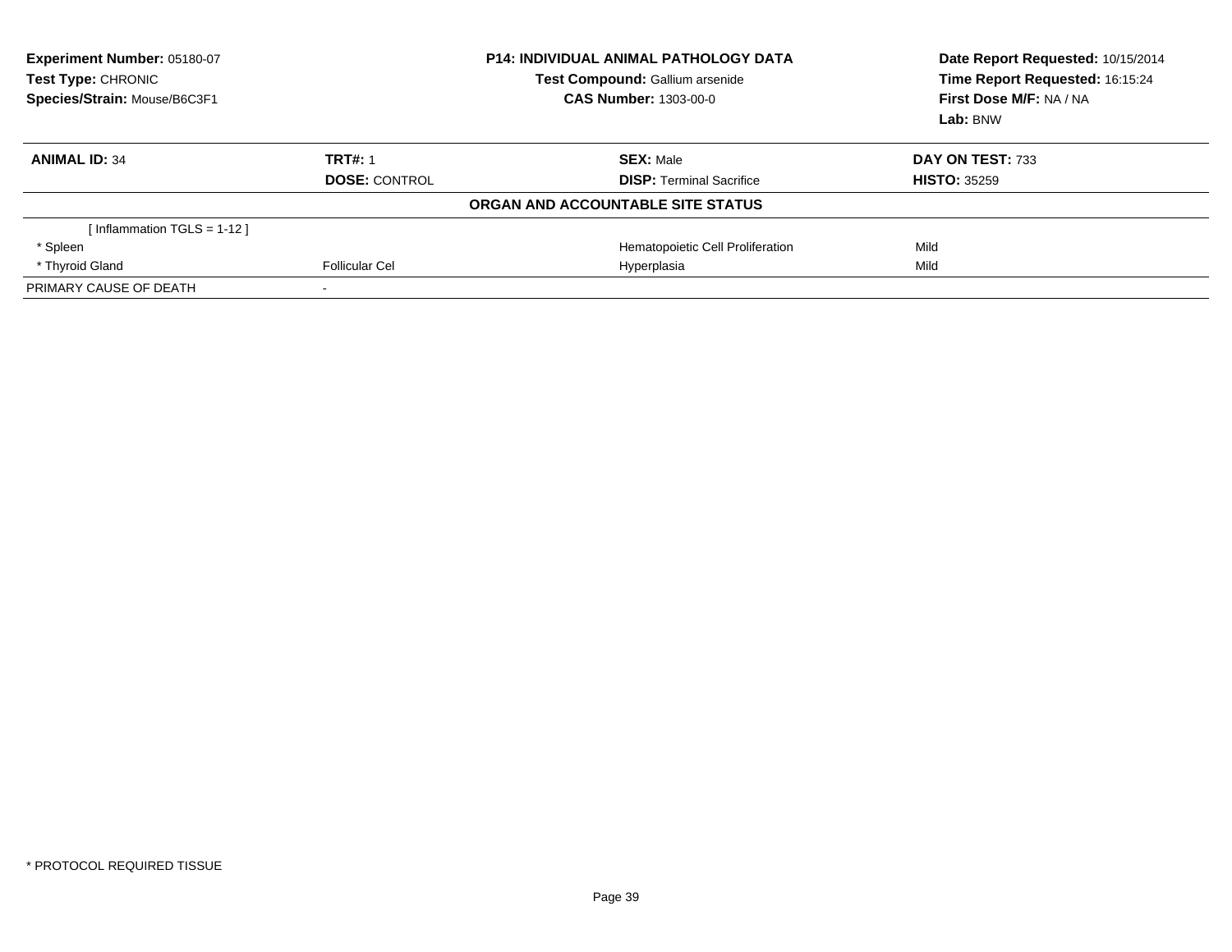**Experiment Number:** 05180-07
**Test Type:** CHRONIC
**Species/Strain:** Mouse/B6C3F1

**P14: INDIVIDUAL ANIMAL PATHOLOGY DATA**
**Test Compound:** Gallium arsenide
**CAS Number:** 1303-00-0

**Date Report Requested:** 10/15/2014
**Time Report Requested:** 16:15:24
**First Dose M/F:** NA / NA
**Lab:** BNW

| **ANIMAL ID:** 34 | **TRT#:** 1 | **SEX:** Male | **DAY ON TEST:** 733 |
|---|---|---|---|
| | **DOSE:** CONTROL | **DISP:** Terminal Sacrifice | **HISTO:** 35259 |

**ORGAN AND ACCOUNTABLE SITE STATUS**

| | | | |
|---|---|---|---|
| [ Inflammation TGLS = 1-12 ] | | | |
| * Spleen | | Hematopoietic Cell Proliferation | Mild |
| * Thyroid Gland | Follicular Cel | Hyperplasia | Mild |
| PRIMARY CAUSE OF DEATH | - | | |

* PROTOCOL REQUIRED TISSUE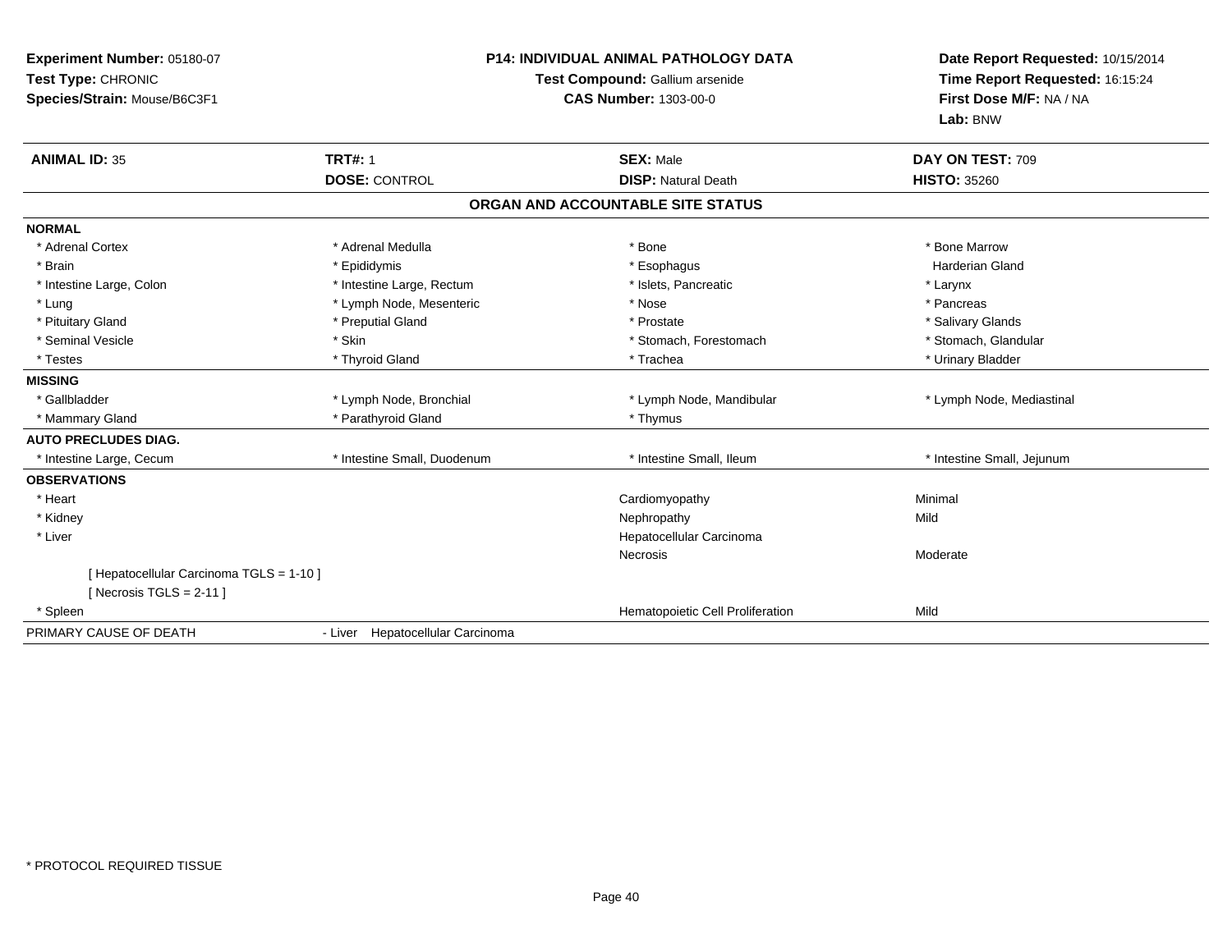**Experiment Number:** 05180-07
**Test Type:** CHRONIC
**Species/Strain:** Mouse/B6C3F1

**P14: INDIVIDUAL ANIMAL PATHOLOGY DATA**
**Test Compound:** Gallium arsenide
**CAS Number:** 1303-00-0

**Date Report Requested:** 10/15/2014
**Time Report Requested:** 16:15:24
**First Dose M/F:** NA / NA
**Lab:** BNW

| **ANIMAL ID:** 35 | **TRT#:** 1 | **SEX:** Male | **DAY ON TEST:** 709 |
|---|---|---|---|
| | **DOSE:** CONTROL | **DISP:** Natural Death | **HISTO:** 35260 |

## ORGAN AND ACCOUNTABLE SITE STATUS

| | | | |
|---|---|---|---|
| **NORMAL** | | | |
| * Adrenal Cortex | * Adrenal Medulla | * Bone | * Bone Marrow |
| * Brain | * Epididymis | * Esophagus | Harderian Gland |
| * Intestine Large, Colon | * Intestine Large, Rectum | * Islets, Pancreatic | * Larynx |
| * Lung | * Lymph Node, Mesenteric | * Nose | * Pancreas |
| * Pituitary Gland | * Preputial Gland | * Prostate | * Salivary Glands |
| * Seminal Vesicle | * Skin | * Stomach, Forestomach | * Stomach, Glandular |
| * Testes | * Thyroid Gland | * Trachea | * Urinary Bladder |
| **MISSING** | | | |
| * Gallbladder | * Lymph Node, Bronchial | * Lymph Node, Mandibular | * Lymph Node, Mediastinal |
| * Mammary Gland | * Parathyroid Gland | * Thymus | |
| **AUTO PRECLUDES DIAG.** | | | |
| * Intestine Large, Cecum | * Intestine Small, Duodenum | * Intestine Small, Ileum | * Intestine Small, Jejunum |
| **OBSERVATIONS** | | | |
| * Heart | | Cardiomyopathy | Minimal |
| * Kidney | | Nephropathy | Mild |
| * Liver | | Hepatocellular Carcinoma | |
| | | Necrosis | Moderate |
| [ Hepatocellular Carcinoma TGLS = 1-10 ] | | | |
| [ Necrosis TGLS = 2-11 ] | | | |
| * Spleen | | Hematopoietic Cell Proliferation | Mild |
| PRIMARY CAUSE OF DEATH | - Liver Hepatocellular Carcinoma | | |

* PROTOCOL REQUIRED TISSUE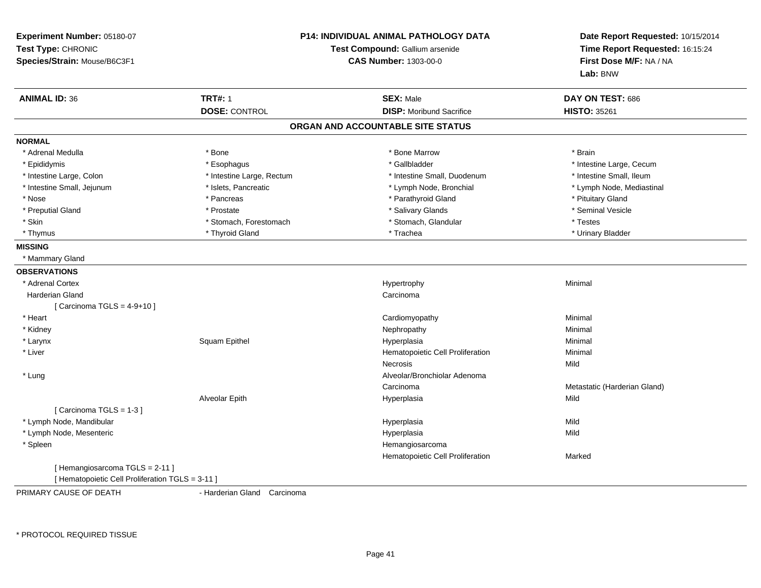**Experiment Number:** 05180-07
**Test Type:** CHRONIC
**Species/Strain:** Mouse/B6C3F1

**P14: INDIVIDUAL ANIMAL PATHOLOGY DATA**
**Test Compound:** Gallium arsenide
**CAS Number:** 1303-00-0

**Date Report Requested:** 10/15/2014
**Time Report Requested:** 16:15:24
**First Dose M/F:** NA / NA
**Lab:** BNW

| **ANIMAL ID:** 36 | **TRT#:** 1 | **SEX:** Male | **DAY ON TEST:** 686 |
|---|---|---|---|
| | **DOSE:** CONTROL | **DISP:** Moribund Sacrifice | **HISTO:** 35261 |

## ORGAN AND ACCOUNTABLE SITE STATUS

**NORMAL**

| | | | |
|---|---|---|---|
| * Adrenal Medulla | * Bone | * Bone Marrow | * Brain |
| * Epididymis | * Esophagus | * Gallbladder | * Intestine Large, Cecum |
| * Intestine Large, Colon | * Intestine Large, Rectum | * Intestine Small, Duodenum | * Intestine Small, Ileum |
| * Intestine Small, Jejunum | * Islets, Pancreatic | * Lymph Node, Bronchial | * Lymph Node, Mediastinal |
| * Nose | * Pancreas | * Parathyroid Gland | * Pituitary Gland |
| * Preputial Gland | * Prostate | * Salivary Glands | * Seminal Vesicle |
| * Skin | * Stomach, Forestomach | * Stomach, Glandular | * Testes |
| * Thymus | * Thyroid Gland | * Trachea | * Urinary Bladder |

**MISSING**

* Mammary Gland

**OBSERVATIONS**

| | | | |
|---|---|---|---|
| * Adrenal Cortex | | Hypertrophy | Minimal |
| Harderian Gland | | Carcinoma | |
| [ Carcinoma TGLS = 4-9+10 ] | | | |
| * Heart | | Cardiomyopathy | Minimal |
| * Kidney | | Nephropathy | Minimal |
| * Larynx | Squam Epithel | Hyperplasia | Minimal |
| * Liver | | Hematopoietic Cell Proliferation | Minimal |
| | | Necrosis | Mild |
| * Lung | | Alveolar/Bronchiolar Adenoma | |
| | | Carcinoma | Metastatic (Harderian Gland) |
| | Alveolar Epith | Hyperplasia | Mild |
| [ Carcinoma TGLS = 1-3 ] | | | |
| * Lymph Node, Mandibular | | Hyperplasia | Mild |
| * Lymph Node, Mesenteric | | Hyperplasia | Mild |
| * Spleen | | Hemangiosarcoma | |
| | | Hematopoietic Cell Proliferation | Marked |
| [ Hemangiosarcoma TGLS = 2-11 ] | | | |
| [ Hematopoietic Cell Proliferation TGLS = 3-11 ] | | | |

PRIMARY CAUSE OF DEATH - Harderian Gland Carcinoma

\* PROTOCOL REQUIRED TISSUE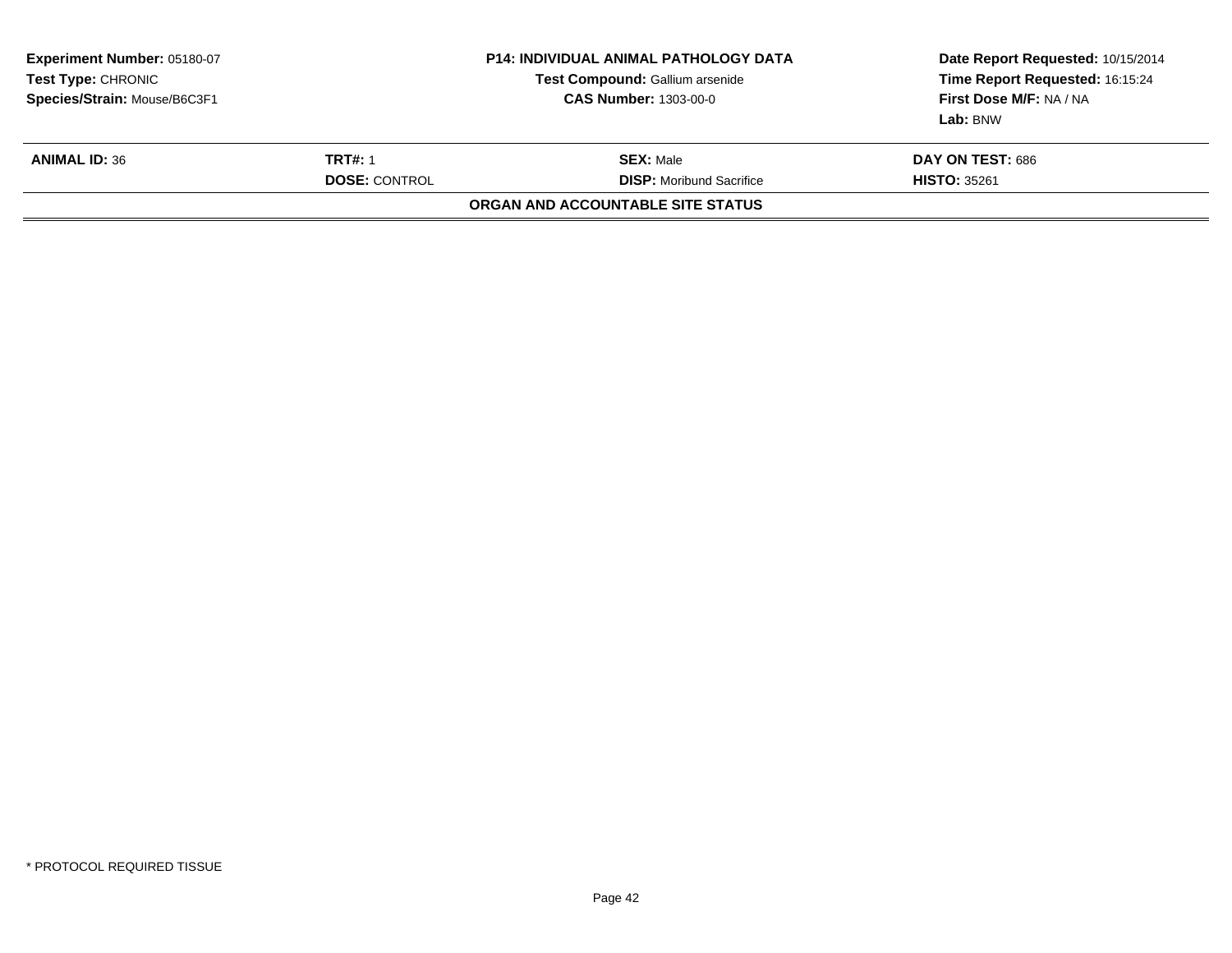| **Experiment Number:** 05180-07 | **P14: INDIVIDUAL ANIMAL PATHOLOGY DATA** | **Date Report Requested:** 10/15/2014 |
|---|---|---|
| **Test Type:** CHRONIC | **Test Compound:** Gallium arsenide | **Time Report Requested:** 16:15:24 |
| **Species/Strain:** Mouse/B6C3F1 | **CAS Number:** 1303-00-0 | **First Dose M/F:** NA / NA |
| | | **Lab:** BNW |

| **ANIMAL ID:** 36 | **TRT#:** 1 | **SEX:** Male | **DAY ON TEST:** 686 |
|---|---|---|---|
| | **DOSE:** CONTROL | **DISP:** Moribund Sacrifice | **HISTO:** 35261 |

**ORGAN AND ACCOUNTABLE SITE STATUS**

* PROTOCOL REQUIRED TISSUE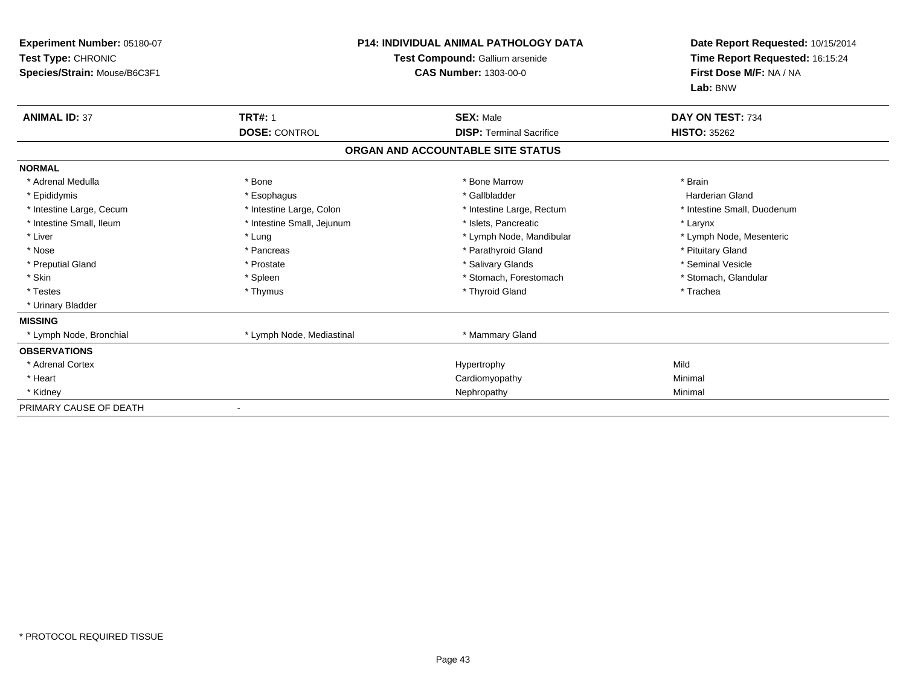**Experiment Number:** 05180-07
**Test Type:** CHRONIC
**Species/Strain:** Mouse/B6C3F1

**P14: INDIVIDUAL ANIMAL PATHOLOGY DATA**
**Test Compound:** Gallium arsenide
**CAS Number:** 1303-00-0

**Date Report Requested:** 10/15/2014
**Time Report Requested:** 16:15:24
**First Dose M/F:** NA / NA
**Lab:** BNW

| **ANIMAL ID:** 37 | **TRT#:** 1 | **SEX:** Male | **DAY ON TEST:** 734 |
|---|---|---|---|
| | **DOSE:** CONTROL | **DISP:** Terminal Sacrifice | **HISTO:** 35262 |

## ORGAN AND ACCOUNTABLE SITE STATUS

**NORMAL**

| | | | |
|---|---|---|---|
| * Adrenal Medulla | * Bone | * Bone Marrow | * Brain |
| * Epididymis | * Esophagus | * Gallbladder | Harderian Gland |
| * Intestine Large, Cecum | * Intestine Large, Colon | * Intestine Large, Rectum | * Intestine Small, Duodenum |
| * Intestine Small, Ileum | * Intestine Small, Jejunum | * Islets, Pancreatic | * Larynx |
| * Liver | * Lung | * Lymph Node, Mandibular | * Lymph Node, Mesenteric |
| * Nose | * Pancreas | * Parathyroid Gland | * Pituitary Gland |
| * Preputial Gland | * Prostate | * Salivary Glands | * Seminal Vesicle |
| * Skin | * Spleen | * Stomach, Forestomach | * Stomach, Glandular |
| * Testes | * Thymus | * Thyroid Gland | * Trachea |
| * Urinary Bladder | | | |

**MISSING**

| | | | |
|---|---|---|---|
| * Lymph Node, Bronchial | * Lymph Node, Mediastinal | * Mammary Gland | |

**OBSERVATIONS**

| | | | |
|---|---|---|---|
| * Adrenal Cortex | | Hypertrophy | Mild |
| * Heart | | Cardiomyopathy | Minimal |
| * Kidney | | Nephropathy | Minimal |

PRIMARY CAUSE OF DEATH -

* PROTOCOL REQUIRED TISSUE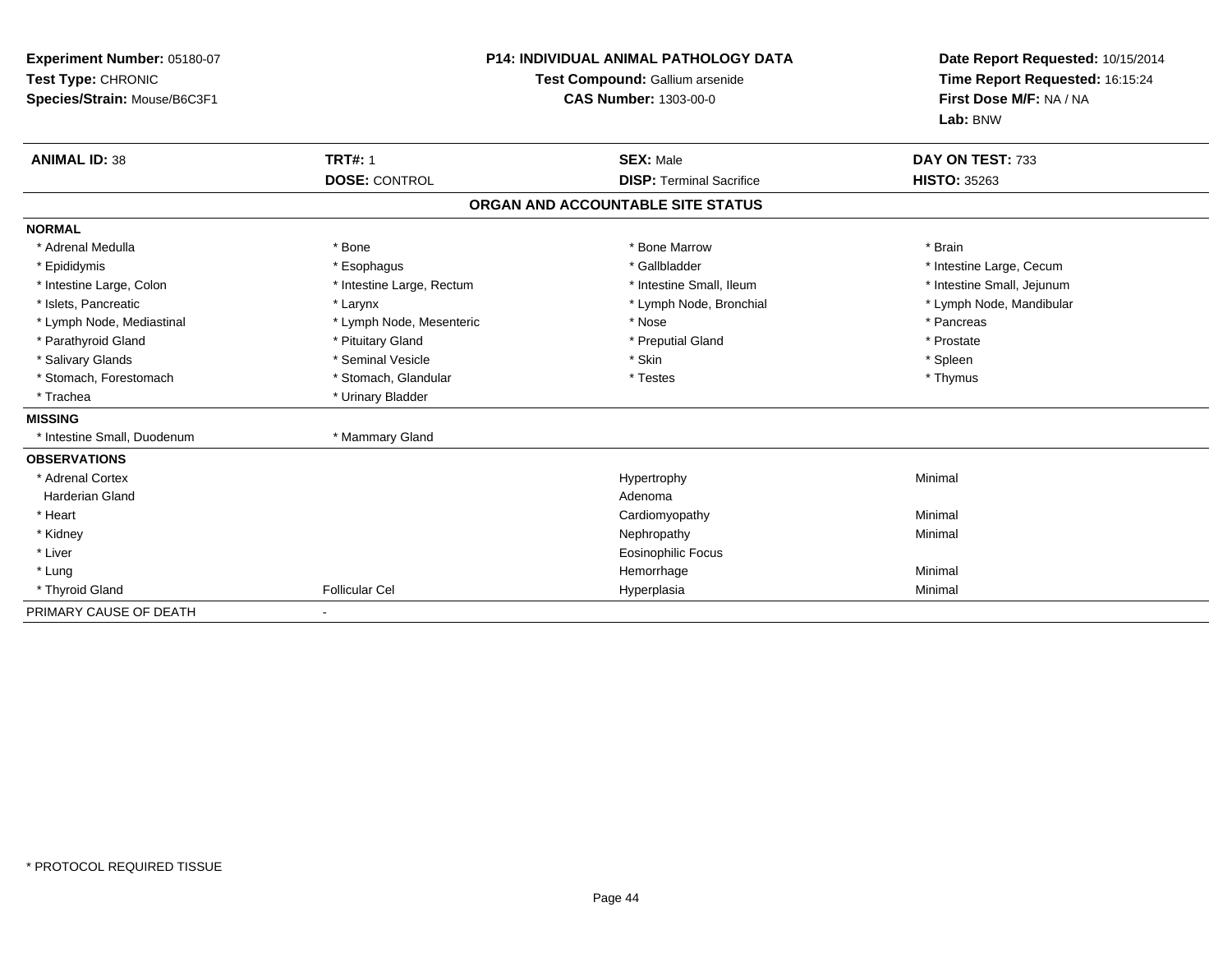**Experiment Number:** 05180-07
**Test Type:** CHRONIC
**Species/Strain:** Mouse/B6C3F1

**P14: INDIVIDUAL ANIMAL PATHOLOGY DATA**
**Test Compound:** Gallium arsenide
**CAS Number:** 1303-00-0

**Date Report Requested:** 10/15/2014
**Time Report Requested:** 16:15:24
**First Dose M/F:** NA / NA
**Lab:** BNW

| **ANIMAL ID:** 38 | **TRT#:** 1 | **SEX:** Male | **DAY ON TEST:** 733 |
|---|---|---|---|
| | **DOSE:** CONTROL | **DISP:** Terminal Sacrifice | **HISTO:** 35263 |

## ORGAN AND ACCOUNTABLE SITE STATUS

**NORMAL**

| | | | |
|---|---|---|---|
| * Adrenal Medulla | * Bone | * Bone Marrow | * Brain |
| * Epididymis | * Esophagus | * Gallbladder | * Intestine Large, Cecum |
| * Intestine Large, Colon | * Intestine Large, Rectum | * Intestine Small, Ileum | * Intestine Small, Jejunum |
| * Islets, Pancreatic | * Larynx | * Lymph Node, Bronchial | * Lymph Node, Mandibular |
| * Lymph Node, Mediastinal | * Lymph Node, Mesenteric | * Nose | * Pancreas |
| * Parathyroid Gland | * Pituitary Gland | * Preputial Gland | * Prostate |
| * Salivary Glands | * Seminal Vesicle | * Skin | * Spleen |
| * Stomach, Forestomach | * Stomach, Glandular | * Testes | * Thymus |
| * Trachea | * Urinary Bladder | | |

**MISSING**

| | |
|---|---|
| * Intestine Small, Duodenum | * Mammary Gland |

**OBSERVATIONS**

| | | | |
|---|---|---|---|
| * Adrenal Cortex | | Hypertrophy | Minimal |
| Harderian Gland | | Adenoma | |
| * Heart | | Cardiomyopathy | Minimal |
| * Kidney | | Nephropathy | Minimal |
| * Liver | | Eosinophilic Focus | |
| * Lung | | Hemorrhage | Minimal |
| * Thyroid Gland | Follicular Cel | Hyperplasia | Minimal |

PRIMARY CAUSE OF DEATH -

\* PROTOCOL REQUIRED TISSUE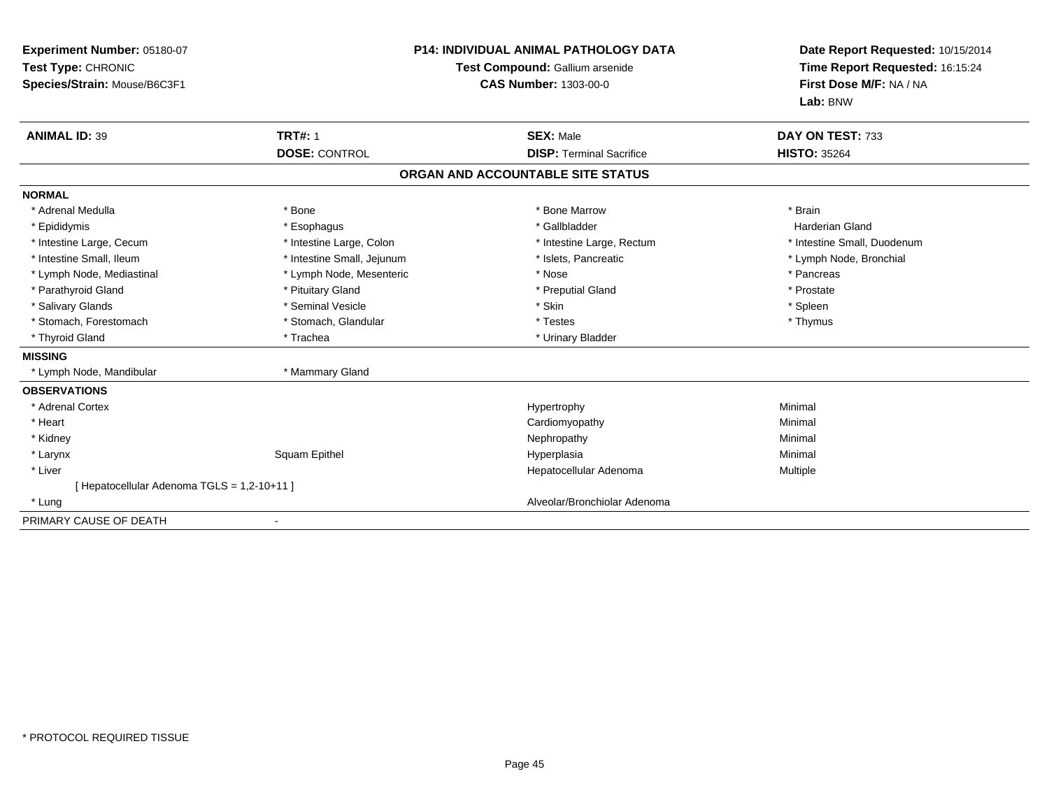**Experiment Number:** 05180-07
**Test Type:** CHRONIC
**Species/Strain:** Mouse/B6C3F1

**P14: INDIVIDUAL ANIMAL PATHOLOGY DATA**
**Test Compound:** Gallium arsenide
**CAS Number:** 1303-00-0

**Date Report Requested:** 10/15/2014
**Time Report Requested:** 16:15:24
**First Dose M/F:** NA / NA
**Lab:** BNW

| **ANIMAL ID:** 39 | **TRT#:** 1 | **SEX:** Male | **DAY ON TEST:** 733 |
|---|---|---|---|
| | **DOSE:** CONTROL | **DISP:** Terminal Sacrifice | **HISTO:** 35264 |

## ORGAN AND ACCOUNTABLE SITE STATUS

**NORMAL**

| | | | |
|---|---|---|---|
| * Adrenal Medulla | * Bone | * Bone Marrow | * Brain |
| * Epididymis | * Esophagus | * Gallbladder | Harderian Gland |
| * Intestine Large, Cecum | * Intestine Large, Colon | * Intestine Large, Rectum | * Intestine Small, Duodenum |
| * Intestine Small, Ileum | * Intestine Small, Jejunum | * Islets, Pancreatic | * Lymph Node, Bronchial |
| * Lymph Node, Mediastinal | * Lymph Node, Mesenteric | * Nose | * Pancreas |
| * Parathyroid Gland | * Pituitary Gland | * Preputial Gland | * Prostate |
| * Salivary Glands | * Seminal Vesicle | * Skin | * Spleen |
| * Stomach, Forestomach | * Stomach, Glandular | * Testes | * Thymus |
| * Thyroid Gland | * Trachea | * Urinary Bladder | |

**MISSING**

| | |
|---|---|
| * Lymph Node, Mandibular | * Mammary Gland |

**OBSERVATIONS**

| | | | |
|---|---|---|---|
| * Adrenal Cortex | | Hypertrophy | Minimal |
| * Heart | | Cardiomyopathy | Minimal |
| * Kidney | | Nephropathy | Minimal |
| * Larynx | Squam Epithel | Hyperplasia | Minimal |
| * Liver | | Hepatocellular Adenoma | Multiple |
| [ Hepatocellular Adenoma TGLS = 1,2-10+11 ] | | | |
| * Lung | | Alveolar/Bronchiolar Adenoma | |

PRIMARY CAUSE OF DEATH -

* PROTOCOL REQUIRED TISSUE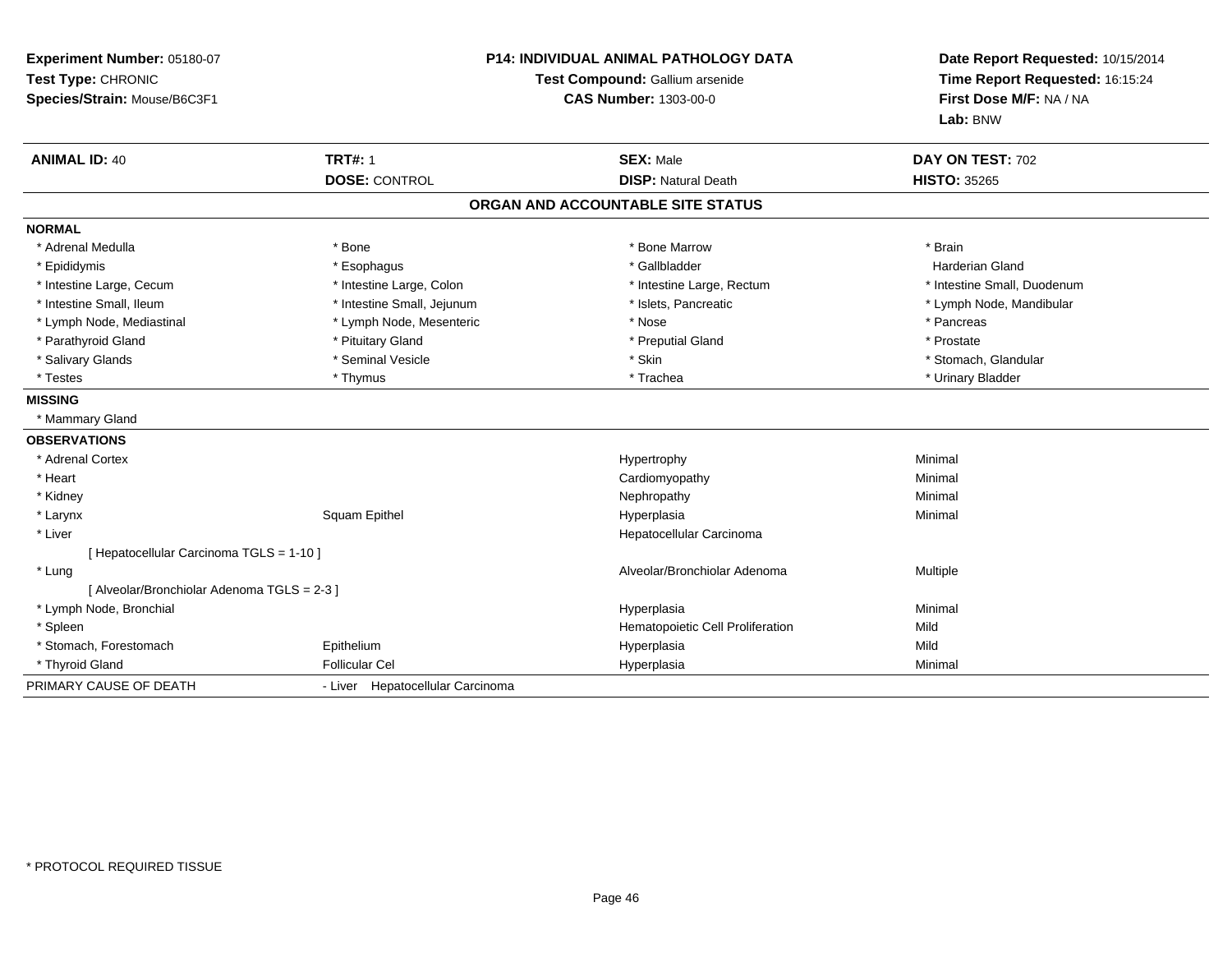**Experiment Number:** 05180-07
**Test Type:** CHRONIC
**Species/Strain:** Mouse/B6C3F1

**P14: INDIVIDUAL ANIMAL PATHOLOGY DATA**
**Test Compound:** Gallium arsenide
**CAS Number:** 1303-00-0

**Date Report Requested:** 10/15/2014
**Time Report Requested:** 16:15:24
**First Dose M/F:** NA / NA
**Lab:** BNW

| **ANIMAL ID:** 40 | **TRT#:** 1 | **SEX:** Male | **DAY ON TEST:** 702 |
|---|---|---|---|
| | **DOSE:** CONTROL | **DISP:** Natural Death | **HISTO:** 35265 |

## ORGAN AND ACCOUNTABLE SITE STATUS

**NORMAL**

| | | | |
|---|---|---|---|
| * Adrenal Medulla | * Bone | * Bone Marrow | * Brain |
| * Epididymis | * Esophagus | * Gallbladder | Harderian Gland |
| * Intestine Large, Cecum | * Intestine Large, Colon | * Intestine Large, Rectum | * Intestine Small, Duodenum |
| * Intestine Small, Ileum | * Intestine Small, Jejunum | * Islets, Pancreatic | * Lymph Node, Mandibular |
| * Lymph Node, Mediastinal | * Lymph Node, Mesenteric | * Nose | * Pancreas |
| * Parathyroid Gland | * Pituitary Gland | * Preputial Gland | * Prostate |
| * Salivary Glands | * Seminal Vesicle | * Skin | * Stomach, Glandular |
| * Testes | * Thymus | * Trachea | * Urinary Bladder |

**MISSING**

* Mammary Gland

**OBSERVATIONS**

| | | | |
|---|---|---|---|
| * Adrenal Cortex | | Hypertrophy | Minimal |
| * Heart | | Cardiomyopathy | Minimal |
| * Kidney | | Nephropathy | Minimal |
| * Larynx | Squam Epithel | Hyperplasia | Minimal |
| * Liver | | Hepatocellular Carcinoma | |
| [ Hepatocellular Carcinoma TGLS = 1-10 ] | | | |
| * Lung | | Alveolar/Bronchiolar Adenoma | Multiple |
| [ Alveolar/Bronchiolar Adenoma TGLS = 2-3 ] | | | |
| * Lymph Node, Bronchial | | Hyperplasia | Minimal |
| * Spleen | | Hematopoietic Cell Proliferation | Mild |
| * Stomach, Forestomach | Epithelium | Hyperplasia | Mild |
| * Thyroid Gland | Follicular Cel | Hyperplasia | Minimal |

PRIMARY CAUSE OF DEATH - Liver Hepatocellular Carcinoma

* PROTOCOL REQUIRED TISSUE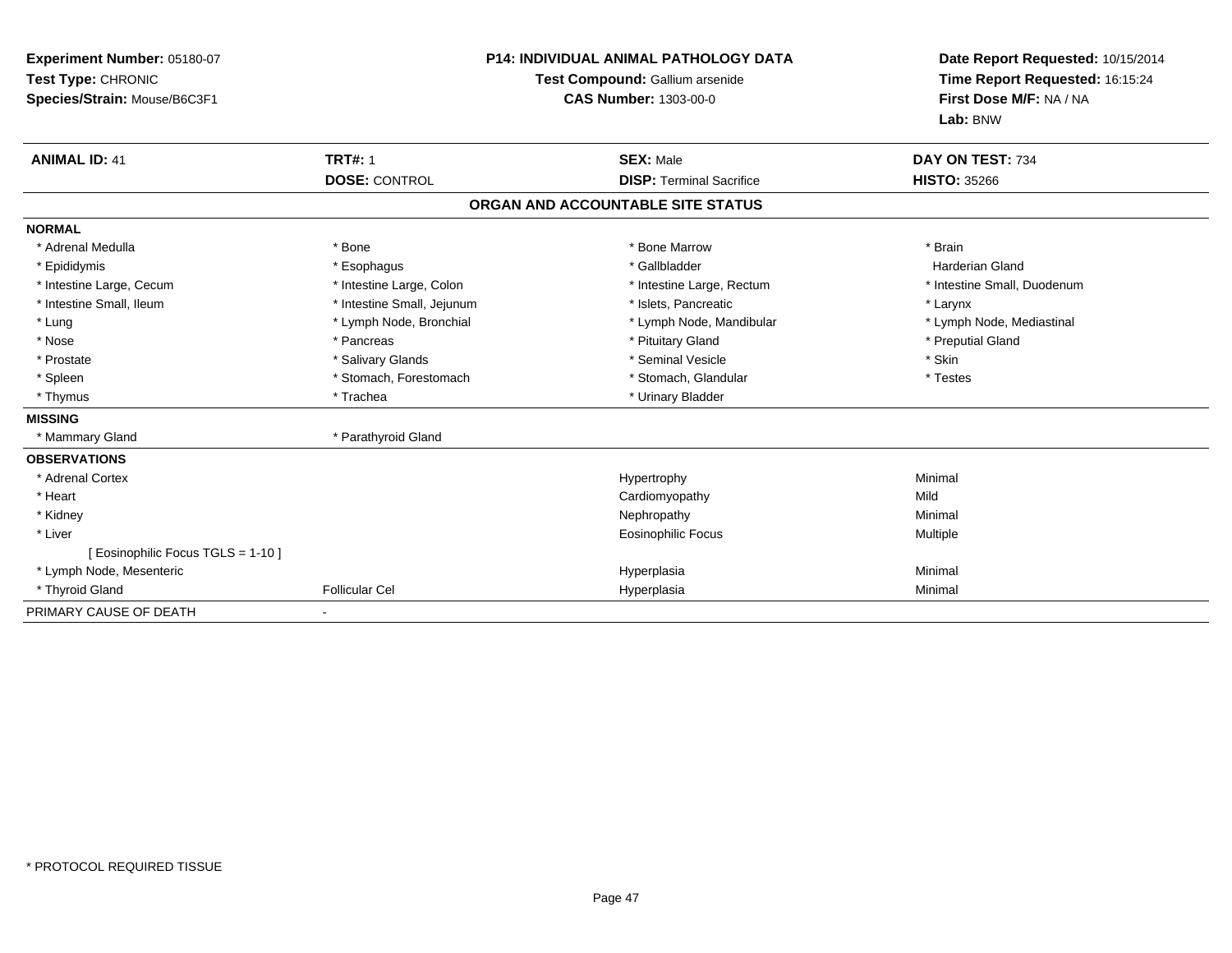**Experiment Number:** 05180-07
**Test Type:** CHRONIC
**Species/Strain:** Mouse/B6C3F1

**P14: INDIVIDUAL ANIMAL PATHOLOGY DATA**
**Test Compound:** Gallium arsenide
**CAS Number:** 1303-00-0

**Date Report Requested:** 10/15/2014
**Time Report Requested:** 16:15:24
**First Dose M/F:** NA / NA
**Lab:** BNW

| **ANIMAL ID:** 41 | **TRT#:** 1 | **SEX:** Male | **DAY ON TEST:** 734 |
|---|---|---|---|
| | **DOSE:** CONTROL | **DISP:** Terminal Sacrifice | **HISTO:** 35266 |

## ORGAN AND ACCOUNTABLE SITE STATUS

**NORMAL**

| | | | |
|---|---|---|---|
| * Adrenal Medulla | * Bone | * Bone Marrow | * Brain |
| * Epididymis | * Esophagus | * Gallbladder | Harderian Gland |
| * Intestine Large, Cecum | * Intestine Large, Colon | * Intestine Large, Rectum | * Intestine Small, Duodenum |
| * Intestine Small, Ileum | * Intestine Small, Jejunum | * Islets, Pancreatic | * Larynx |
| * Lung | * Lymph Node, Bronchial | * Lymph Node, Mandibular | * Lymph Node, Mediastinal |
| * Nose | * Pancreas | * Pituitary Gland | * Preputial Gland |
| * Prostate | * Salivary Glands | * Seminal Vesicle | * Skin |
| * Spleen | * Stomach, Forestomach | * Stomach, Glandular | * Testes |
| * Thymus | * Trachea | * Urinary Bladder | |

**MISSING**

| | |
|---|---|
| * Mammary Gland | * Parathyroid Gland |

**OBSERVATIONS**

| | | | |
|---|---|---|---|
| * Adrenal Cortex | | Hypertrophy | Minimal |
| * Heart | | Cardiomyopathy | Mild |
| * Kidney | | Nephropathy | Minimal |
| * Liver | | Eosinophilic Focus | Multiple |
| [ Eosinophilic Focus TGLS = 1-10 ] | | | |
| * Lymph Node, Mesenteric | | Hyperplasia | Minimal |
| * Thyroid Gland | Follicular Cel | Hyperplasia | Minimal |

PRIMARY CAUSE OF DEATH -

* PROTOCOL REQUIRED TISSUE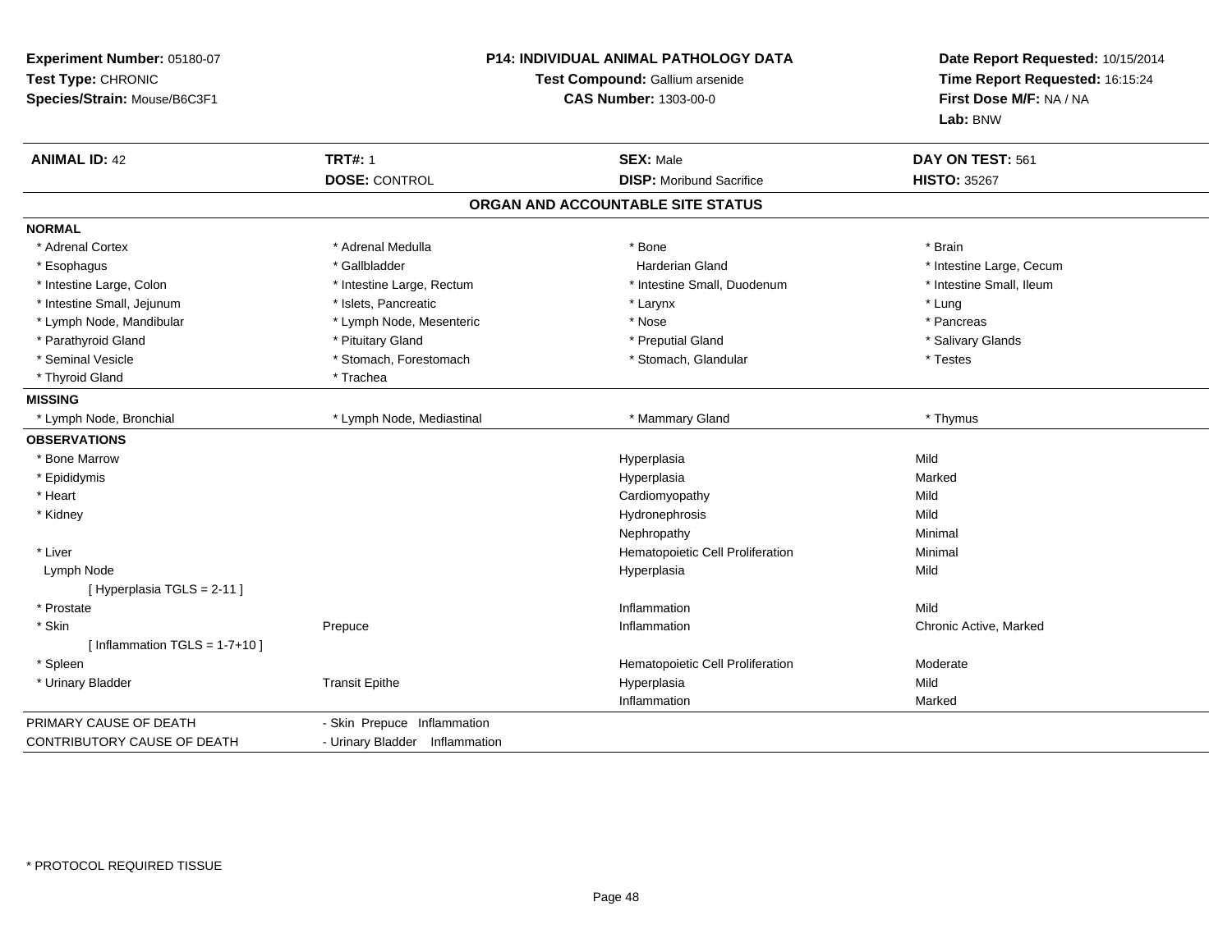**Experiment Number:** 05180-07
**Test Type:** CHRONIC
**Species/Strain:** Mouse/B6C3F1

**P14: INDIVIDUAL ANIMAL PATHOLOGY DATA**
**Test Compound:** Gallium arsenide
**CAS Number:** 1303-00-0

**Date Report Requested:** 10/15/2014
**Time Report Requested:** 16:15:24
**First Dose M/F:** NA / NA
**Lab:** BNW

| **ANIMAL ID:** 42 | **TRT#:** 1 | **SEX:** Male | **DAY ON TEST:** 561 |
|---|---|---|---|
| | **DOSE:** CONTROL | **DISP:** Moribund Sacrifice | **HISTO:** 35267 |

## ORGAN AND ACCOUNTABLE SITE STATUS

**NORMAL**

| | | | |
|---|---|---|---|
| * Adrenal Cortex | * Adrenal Medulla | * Bone | * Brain |
| * Esophagus | * Gallbladder | Harderian Gland | * Intestine Large, Cecum |
| * Intestine Large, Colon | * Intestine Large, Rectum | * Intestine Small, Duodenum | * Intestine Small, Ileum |
| * Intestine Small, Jejunum | * Islets, Pancreatic | * Larynx | * Lung |
| * Lymph Node, Mandibular | * Lymph Node, Mesenteric | * Nose | * Pancreas |
| * Parathyroid Gland | * Pituitary Gland | * Preputial Gland | * Salivary Glands |
| * Seminal Vesicle | * Stomach, Forestomach | * Stomach, Glandular | * Testes |
| * Thyroid Gland | * Trachea | | |

**MISSING**

| | | | |
|---|---|---|---|
| * Lymph Node, Bronchial | * Lymph Node, Mediastinal | * Mammary Gland | * Thymus |

**OBSERVATIONS**

| | | | |
|---|---|---|---|
| * Bone Marrow | | Hyperplasia | Mild |
| * Epididymis | | Hyperplasia | Marked |
| * Heart | | Cardiomyopathy | Mild |
| * Kidney | | Hydronephrosis | Mild |
| | | Nephropathy | Minimal |
| * Liver | | Hematopoietic Cell Proliferation | Minimal |
| Lymph Node | | Hyperplasia | Mild |
| [ Hyperplasia TGLS = 2-11 ] | | | |
| * Prostate | | Inflammation | Mild |
| * Skin | Prepuce | Inflammation | Chronic Active, Marked |
| [ Inflammation TGLS = 1-7+10 ] | | | |
| * Spleen | | Hematopoietic Cell Proliferation | Moderate |
| * Urinary Bladder | Transit Epithe | Hyperplasia | Mild |
| | | Inflammation | Marked |

| | |
|---|---|
| PRIMARY CAUSE OF DEATH | - Skin Prepuce Inflammation |
| CONTRIBUTORY CAUSE OF DEATH | - Urinary Bladder Inflammation |

* PROTOCOL REQUIRED TISSUE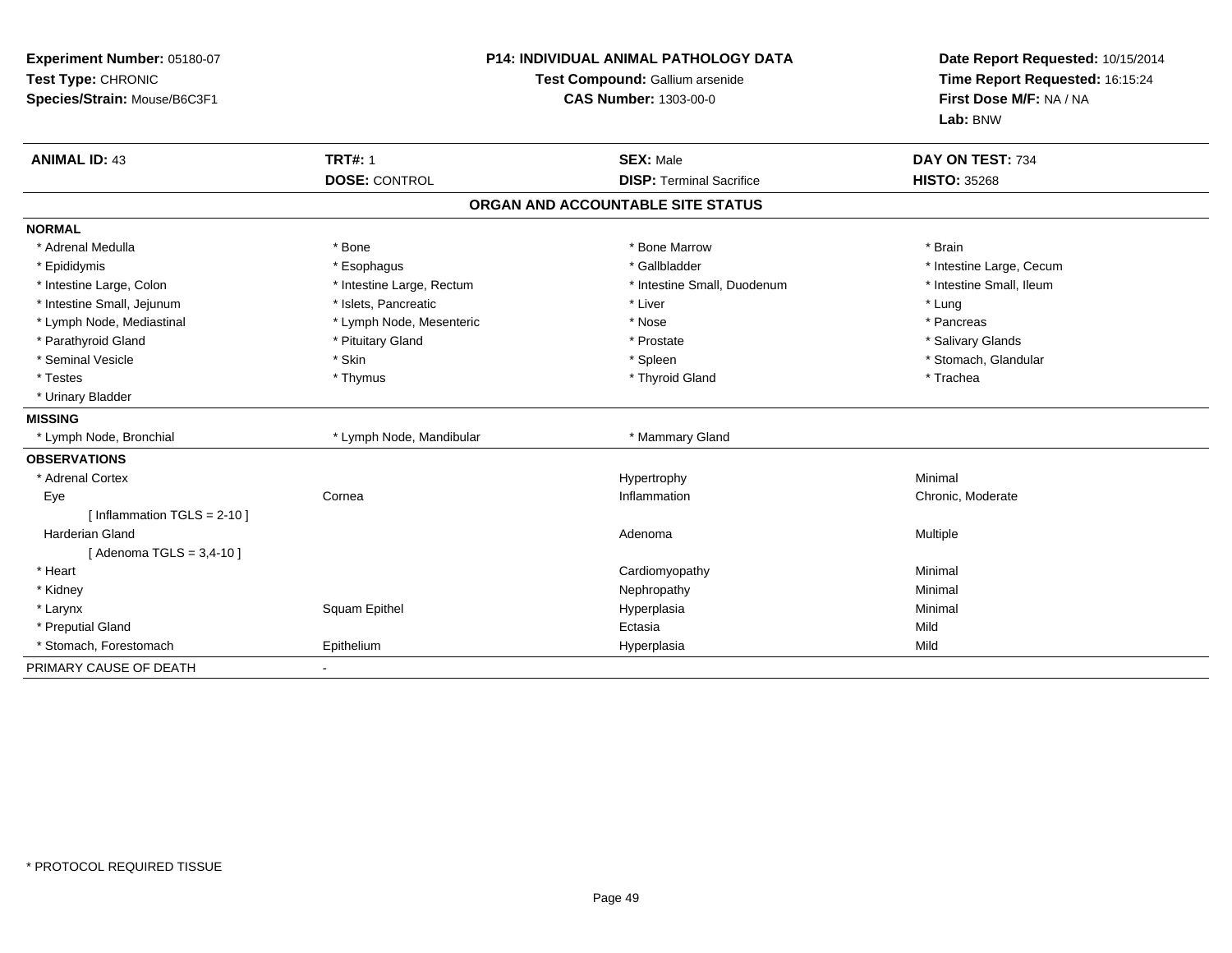**Experiment Number:** 05180-07
**Test Type:** CHRONIC
**Species/Strain:** Mouse/B6C3F1

**P14: INDIVIDUAL ANIMAL PATHOLOGY DATA**
**Test Compound:** Gallium arsenide
**CAS Number:** 1303-00-0

**Date Report Requested:** 10/15/2014
**Time Report Requested:** 16:15:24
**First Dose M/F:** NA / NA
**Lab:** BNW

| **ANIMAL ID:** 43 | **TRT#:** 1 | **SEX:** Male | **DAY ON TEST:** 734 |
|---|---|---|---|
| | **DOSE:** CONTROL | **DISP:** Terminal Sacrifice | **HISTO:** 35268 |

## ORGAN AND ACCOUNTABLE SITE STATUS

**NORMAL**

| | | | |
|---|---|---|---|
| * Adrenal Medulla | * Bone | * Bone Marrow | * Brain |
| * Epididymis | * Esophagus | * Gallbladder | * Intestine Large, Cecum |
| * Intestine Large, Colon | * Intestine Large, Rectum | * Intestine Small, Duodenum | * Intestine Small, Ileum |
| * Intestine Small, Jejunum | * Islets, Pancreatic | * Liver | * Lung |
| * Lymph Node, Mediastinal | * Lymph Node, Mesenteric | * Nose | * Pancreas |
| * Parathyroid Gland | * Pituitary Gland | * Prostate | * Salivary Glands |
| * Seminal Vesicle | * Skin | * Spleen | * Stomach, Glandular |
| * Testes | * Thymus | * Thyroid Gland | * Trachea |
| * Urinary Bladder | | | |

**MISSING**

| | | |
|---|---|---|
| * Lymph Node, Bronchial | * Lymph Node, Mandibular | * Mammary Gland |

**OBSERVATIONS**

| | | | |
|---|---|---|---|
| * Adrenal Cortex | | Hypertrophy | Minimal |
| Eye | Cornea | Inflammation | Chronic, Moderate |
| [ Inflammation TGLS = 2-10 ] | | | |
| Harderian Gland | | Adenoma | Multiple |
| [ Adenoma TGLS = 3,4-10 ] | | | |
| * Heart | | Cardiomyopathy | Minimal |
| * Kidney | | Nephropathy | Minimal |
| * Larynx | Squam Epithel | Hyperplasia | Minimal |
| * Preputial Gland | | Ectasia | Mild |
| * Stomach, Forestomach | Epithelium | Hyperplasia | Mild |

PRIMARY CAUSE OF DEATH -

* PROTOCOL REQUIRED TISSUE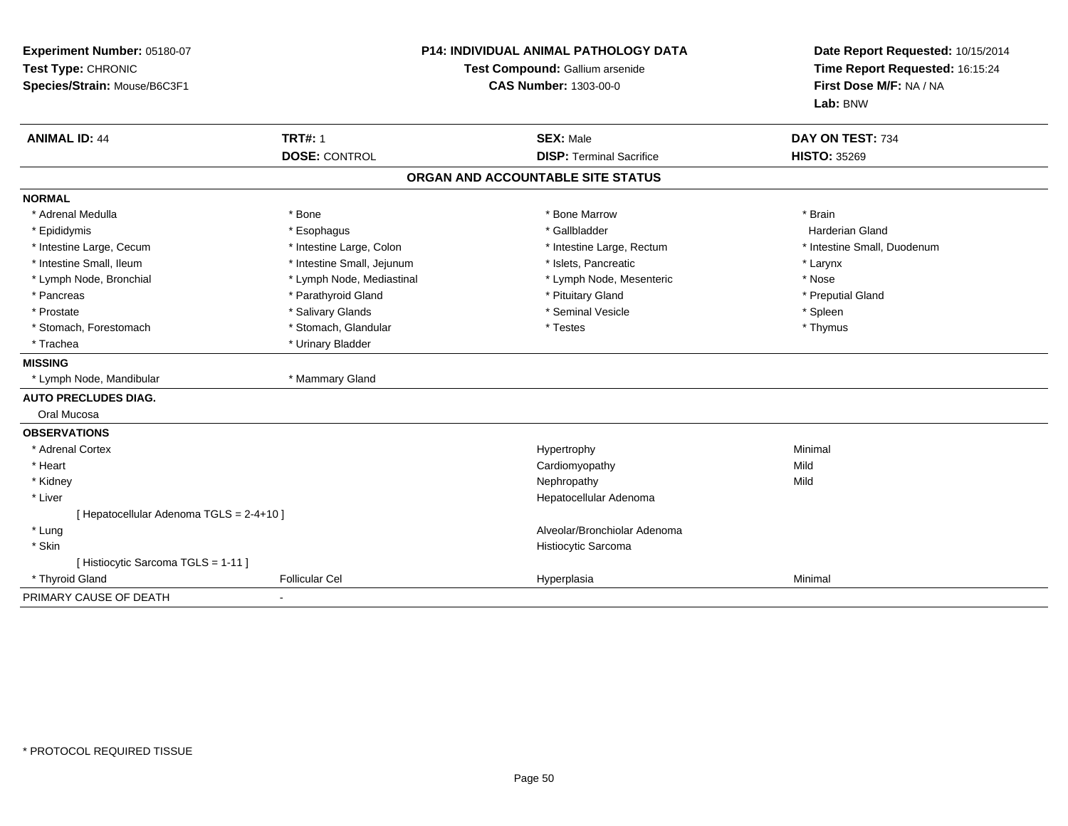**Experiment Number:** 05180-07
**Test Type:** CHRONIC
**Species/Strain:** Mouse/B6C3F1

**P14: INDIVIDUAL ANIMAL PATHOLOGY DATA**
**Test Compound:** Gallium arsenide
**CAS Number:** 1303-00-0

**Date Report Requested:** 10/15/2014
**Time Report Requested:** 16:15:24
**First Dose M/F:** NA / NA
**Lab:** BNW

| **ANIMAL ID:** 44 | **TRT#:** 1 | **SEX:** Male | **DAY ON TEST:** 734 |
|---|---|---|---|
| | **DOSE:** CONTROL | **DISP:** Terminal Sacrifice | **HISTO:** 35269 |

## ORGAN AND ACCOUNTABLE SITE STATUS

**NORMAL**

| | | | |
|---|---|---|---|
| * Adrenal Medulla | * Bone | * Bone Marrow | * Brain |
| * Epididymis | * Esophagus | * Gallbladder | Harderian Gland |
| * Intestine Large, Cecum | * Intestine Large, Colon | * Intestine Large, Rectum | * Intestine Small, Duodenum |
| * Intestine Small, Ileum | * Intestine Small, Jejunum | * Islets, Pancreatic | * Larynx |
| * Lymph Node, Bronchial | * Lymph Node, Mediastinal | * Lymph Node, Mesenteric | * Nose |
| * Pancreas | * Parathyroid Gland | * Pituitary Gland | * Preputial Gland |
| * Prostate | * Salivary Glands | * Seminal Vesicle | * Spleen |
| * Stomach, Forestomach | * Stomach, Glandular | * Testes | * Thymus |
| * Trachea | * Urinary Bladder | | |

**MISSING**

| | |
|---|---|
| * Lymph Node, Mandibular | * Mammary Gland |

**AUTO PRECLUDES DIAG.**

Oral Mucosa

**OBSERVATIONS**

| | | | |
|---|---|---|---|
| * Adrenal Cortex | | Hypertrophy | Minimal |
| * Heart | | Cardiomyopathy | Mild |
| * Kidney | | Nephropathy | Mild |
| * Liver | | Hepatocellular Adenoma | |
| [ Hepatocellular Adenoma TGLS = 2-4+10 ] | | | |
| * Lung | | Alveolar/Bronchiolar Adenoma | |
| * Skin | | Histiocytic Sarcoma | |
| [ Histiocytic Sarcoma TGLS = 1-11 ] | | | |
| * Thyroid Gland | Follicular Cel | Hyperplasia | Minimal |

PRIMARY CAUSE OF DEATH -

* PROTOCOL REQUIRED TISSUE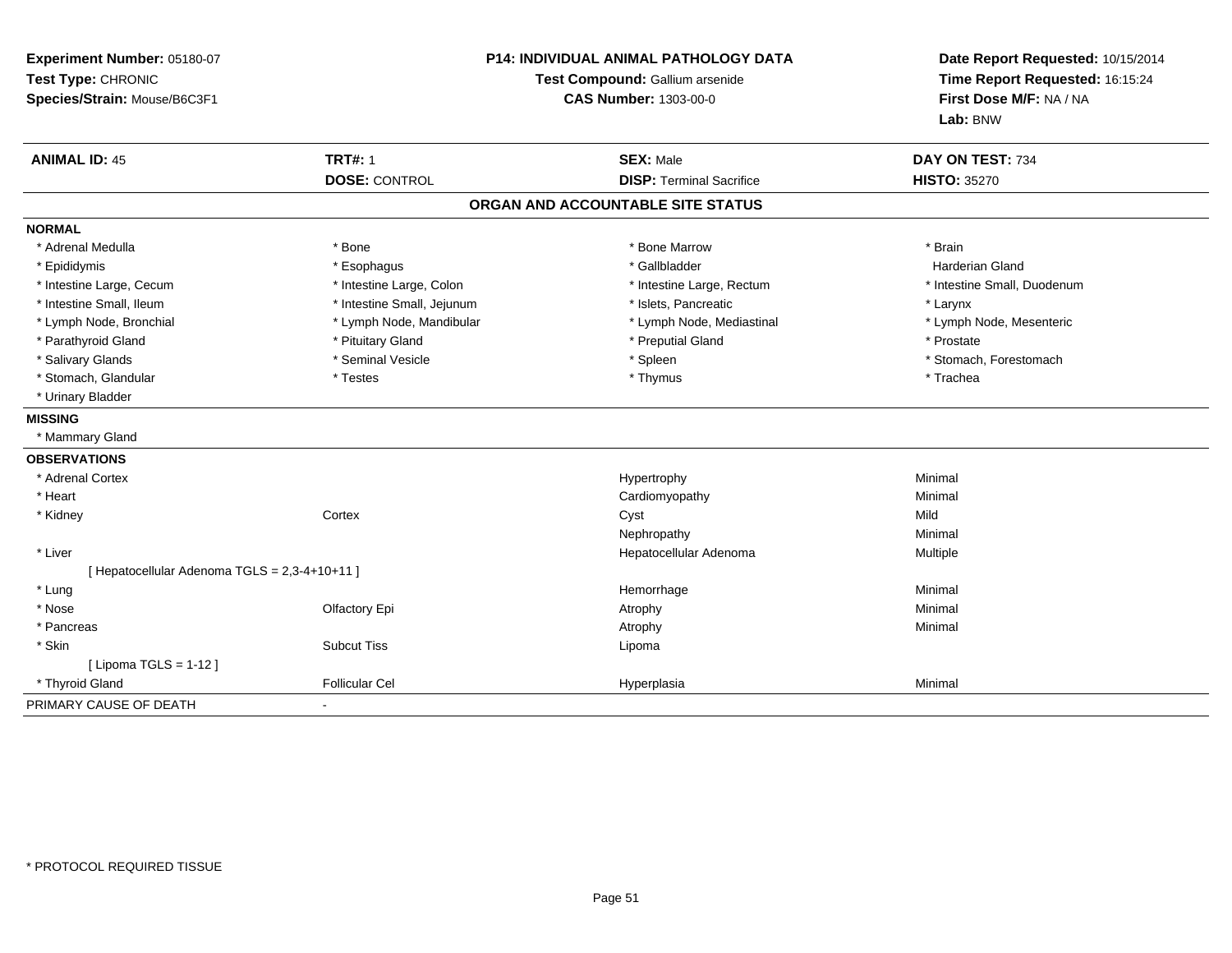**Experiment Number:** 05180-07
**Test Type:** CHRONIC
**Species/Strain:** Mouse/B6C3F1

**P14: INDIVIDUAL ANIMAL PATHOLOGY DATA**
**Test Compound:** Gallium arsenide
**CAS Number:** 1303-00-0

**Date Report Requested:** 10/15/2014
**Time Report Requested:** 16:15:24
**First Dose M/F:** NA / NA
**Lab:** BNW

| **ANIMAL ID:** 45 | **TRT#:** 1 | **SEX:** Male | **DAY ON TEST:** 734 |
|---|---|---|---|
| | **DOSE:** CONTROL | **DISP:** Terminal Sacrifice | **HISTO:** 35270 |

## ORGAN AND ACCOUNTABLE SITE STATUS

**NORMAL**

| | | | |
|---|---|---|---|
| * Adrenal Medulla | * Bone | * Bone Marrow | * Brain |
| * Epididymis | * Esophagus | * Gallbladder | Harderian Gland |
| * Intestine Large, Cecum | * Intestine Large, Colon | * Intestine Large, Rectum | * Intestine Small, Duodenum |
| * Intestine Small, Ileum | * Intestine Small, Jejunum | * Islets, Pancreatic | * Larynx |
| * Lymph Node, Bronchial | * Lymph Node, Mandibular | * Lymph Node, Mediastinal | * Lymph Node, Mesenteric |
| * Parathyroid Gland | * Pituitary Gland | * Preputial Gland | * Prostate |
| * Salivary Glands | * Seminal Vesicle | * Spleen | * Stomach, Forestomach |
| * Stomach, Glandular | * Testes | * Thymus | * Trachea |
| * Urinary Bladder | | | |

**MISSING**

* Mammary Gland

**OBSERVATIONS**

| | | | |
|---|---|---|---|
| * Adrenal Cortex | | Hypertrophy | Minimal |
| * Heart | | Cardiomyopathy | Minimal |
| * Kidney | Cortex | Cyst | Mild |
| | | Nephropathy | Minimal |
| * Liver | | Hepatocellular Adenoma | Multiple |
| [ Hepatocellular Adenoma TGLS = 2,3-4+10+11 ] | | | |
| * Lung | | Hemorrhage | Minimal |
| * Nose | Olfactory Epi | Atrophy | Minimal |
| * Pancreas | | Atrophy | Minimal |
| * Skin | Subcut Tiss | Lipoma | |
| [ Lipoma TGLS = 1-12 ] | | | |
| * Thyroid Gland | Follicular Cel | Hyperplasia | Minimal |

PRIMARY CAUSE OF DEATH -

\* PROTOCOL REQUIRED TISSUE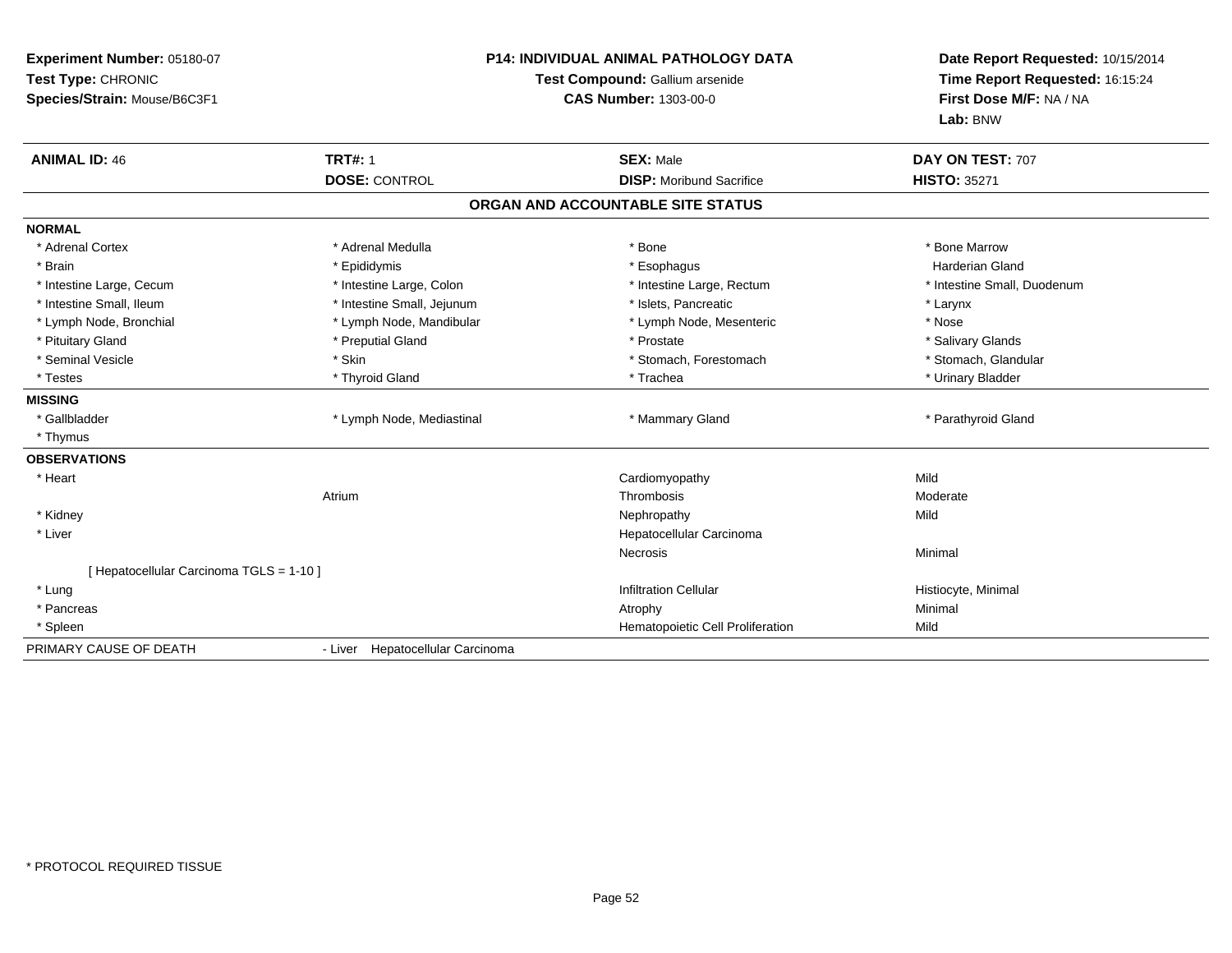**Experiment Number:** 05180-07
**Test Type:** CHRONIC
**Species/Strain:** Mouse/B6C3F1

**P14: INDIVIDUAL ANIMAL PATHOLOGY DATA**
**Test Compound:** Gallium arsenide
**CAS Number:** 1303-00-0

**Date Report Requested:** 10/15/2014
**Time Report Requested:** 16:15:24
**First Dose M/F:** NA / NA
**Lab:** BNW

| **ANIMAL ID:** 46 | **TRT#:** 1 | **SEX:** Male | **DAY ON TEST:** 707 |
|---|---|---|---|
| | **DOSE:** CONTROL | **DISP:** Moribund Sacrifice | **HISTO:** 35271 |

### ORGAN AND ACCOUNTABLE SITE STATUS

**NORMAL**

| | | | |
|---|---|---|---|
| * Adrenal Cortex | * Adrenal Medulla | * Bone | * Bone Marrow |
| * Brain | * Epididymis | * Esophagus | Harderian Gland |
| * Intestine Large, Cecum | * Intestine Large, Colon | * Intestine Large, Rectum | * Intestine Small, Duodenum |
| * Intestine Small, Ileum | * Intestine Small, Jejunum | * Islets, Pancreatic | * Larynx |
| * Lymph Node, Bronchial | * Lymph Node, Mandibular | * Lymph Node, Mesenteric | * Nose |
| * Pituitary Gland | * Preputial Gland | * Prostate | * Salivary Glands |
| * Seminal Vesicle | * Skin | * Stomach, Forestomach | * Stomach, Glandular |
| * Testes | * Thyroid Gland | * Trachea | * Urinary Bladder |

**MISSING**

| | | | |
|---|---|---|---|
| * Gallbladder | * Lymph Node, Mediastinal | * Mammary Gland | * Parathyroid Gland |
| * Thymus | | | |

**OBSERVATIONS**

| | | | |
|---|---|---|---|
| * Heart | | Cardiomyopathy | Mild |
| | Atrium | Thrombosis | Moderate |
| * Kidney | | Nephropathy | Mild |
| * Liver | | Hepatocellular Carcinoma | |
| | | Necrosis | Minimal |
| [ Hepatocellular Carcinoma TGLS = 1-10 ] | | | |
| * Lung | | Infiltration Cellular | Histiocyte, Minimal |
| * Pancreas | | Atrophy | Minimal |
| * Spleen | | Hematopoietic Cell Proliferation | Mild |

PRIMARY CAUSE OF DEATH - Liver Hepatocellular Carcinoma

* PROTOCOL REQUIRED TISSUE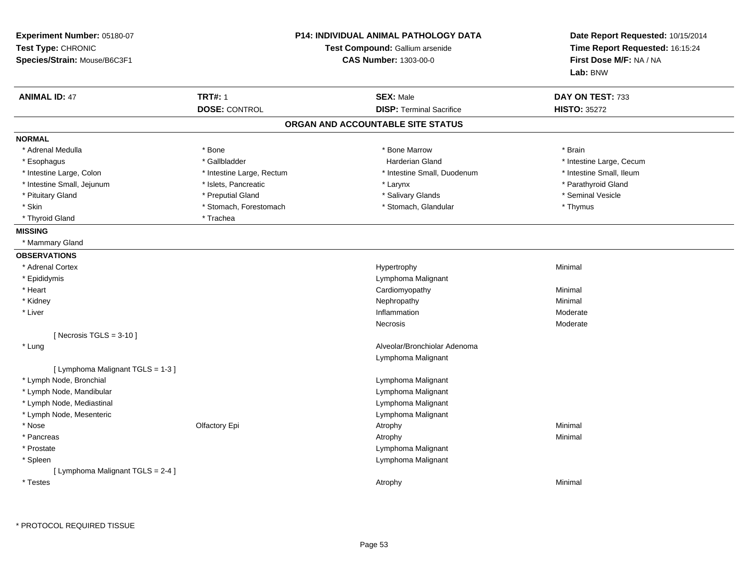**Experiment Number:** 05180-07
**Test Type:** CHRONIC
**Species/Strain:** Mouse/B6C3F1

**P14: INDIVIDUAL ANIMAL PATHOLOGY DATA**
**Test Compound:** Gallium arsenide
**CAS Number:** 1303-00-0

**Date Report Requested:** 10/15/2014
**Time Report Requested:** 16:15:24
**First Dose M/F:** NA / NA
**Lab:** BNW

| **ANIMAL ID:** 47 | **TRT#:** 1 | **SEX:** Male | **DAY ON TEST:** 733 |
|---|---|---|---|
| | **DOSE:** CONTROL | **DISP:** Terminal Sacrifice | **HISTO:** 35272 |

## ORGAN AND ACCOUNTABLE SITE STATUS

**NORMAL**

| | | | |
|---|---|---|---|
| * Adrenal Medulla | * Bone | * Bone Marrow | * Brain |
| * Esophagus | * Gallbladder | Harderian Gland | * Intestine Large, Cecum |
| * Intestine Large, Colon | * Intestine Large, Rectum | * Intestine Small, Duodenum | * Intestine Small, Ileum |
| * Intestine Small, Jejunum | * Islets, Pancreatic | * Larynx | * Parathyroid Gland |
| * Pituitary Gland | * Preputial Gland | * Salivary Glands | * Seminal Vesicle |
| * Skin | * Stomach, Forestomach | * Stomach, Glandular | * Thymus |
| * Thyroid Gland | * Trachea | | |

**MISSING**

* Mammary Gland

**OBSERVATIONS**

| | | | |
|---|---|---|---|
| * Adrenal Cortex | | Hypertrophy | Minimal |
| * Epididymis | | Lymphoma Malignant | |
| * Heart | | Cardiomyopathy | Minimal |
| * Kidney | | Nephropathy | Minimal |
| * Liver | | Inflammation | Moderate |
| | | Necrosis | Moderate |
| [ Necrosis TGLS = 3-10 ] | | | |
| * Lung | | Alveolar/Bronchiolar Adenoma | |
| | | Lymphoma Malignant | |
| [ Lymphoma Malignant TGLS = 1-3 ] | | | |
| * Lymph Node, Bronchial | | Lymphoma Malignant | |
| * Lymph Node, Mandibular | | Lymphoma Malignant | |
| * Lymph Node, Mediastinal | | Lymphoma Malignant | |
| * Lymph Node, Mesenteric | | Lymphoma Malignant | |
| * Nose | Olfactory Epi | Atrophy | Minimal |
| * Pancreas | | Atrophy | Minimal |
| * Prostate | | Lymphoma Malignant | |
| * Spleen | | Lymphoma Malignant | |
| [ Lymphoma Malignant TGLS = 2-4 ] | | | |
| * Testes | | Atrophy | Minimal |

* PROTOCOL REQUIRED TISSUE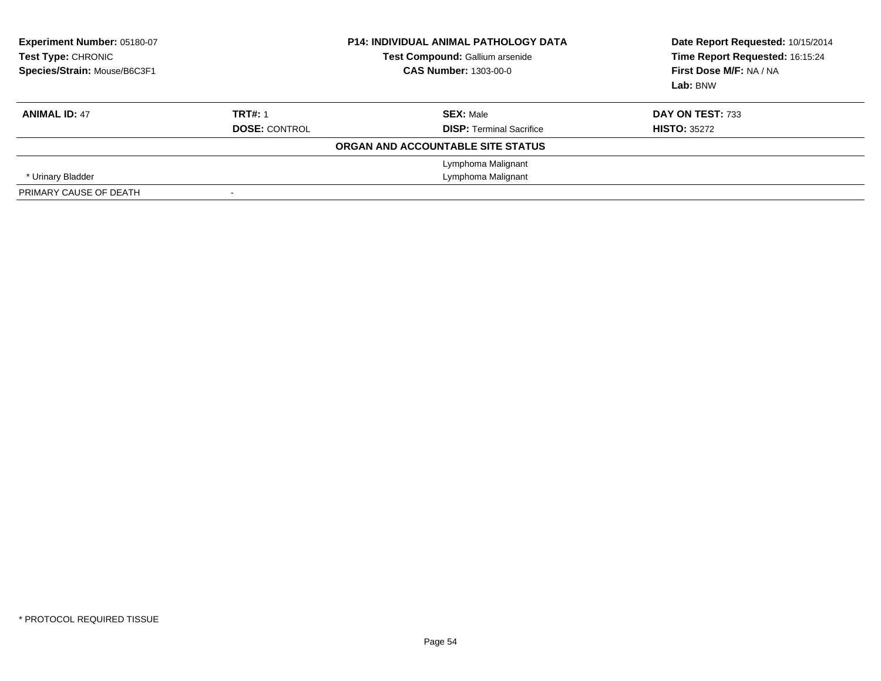**Experiment Number:** 05180-07
**Test Type:** CHRONIC
**Species/Strain:** Mouse/B6C3F1

**P14: INDIVIDUAL ANIMAL PATHOLOGY DATA**
**Test Compound:** Gallium arsenide
**CAS Number:** 1303-00-0

**Date Report Requested:** 10/15/2014
**Time Report Requested:** 16:15:24
**First Dose M/F:** NA / NA
**Lab:** BNW

| **ANIMAL ID:** 47 | **TRT#:** 1 | **SEX:** Male | **DAY ON TEST:** 733 |
|---|---|---|---|
| | **DOSE:** CONTROL | **DISP:** Terminal Sacrifice | **HISTO:** 35272 |

**ORGAN AND ACCOUNTABLE SITE STATUS**

| | | | |
|---|---|---|---|
| | | Lymphoma Malignant | |
| * Urinary Bladder | | Lymphoma Malignant | |
| PRIMARY CAUSE OF DEATH | - | | |

* PROTOCOL REQUIRED TISSUE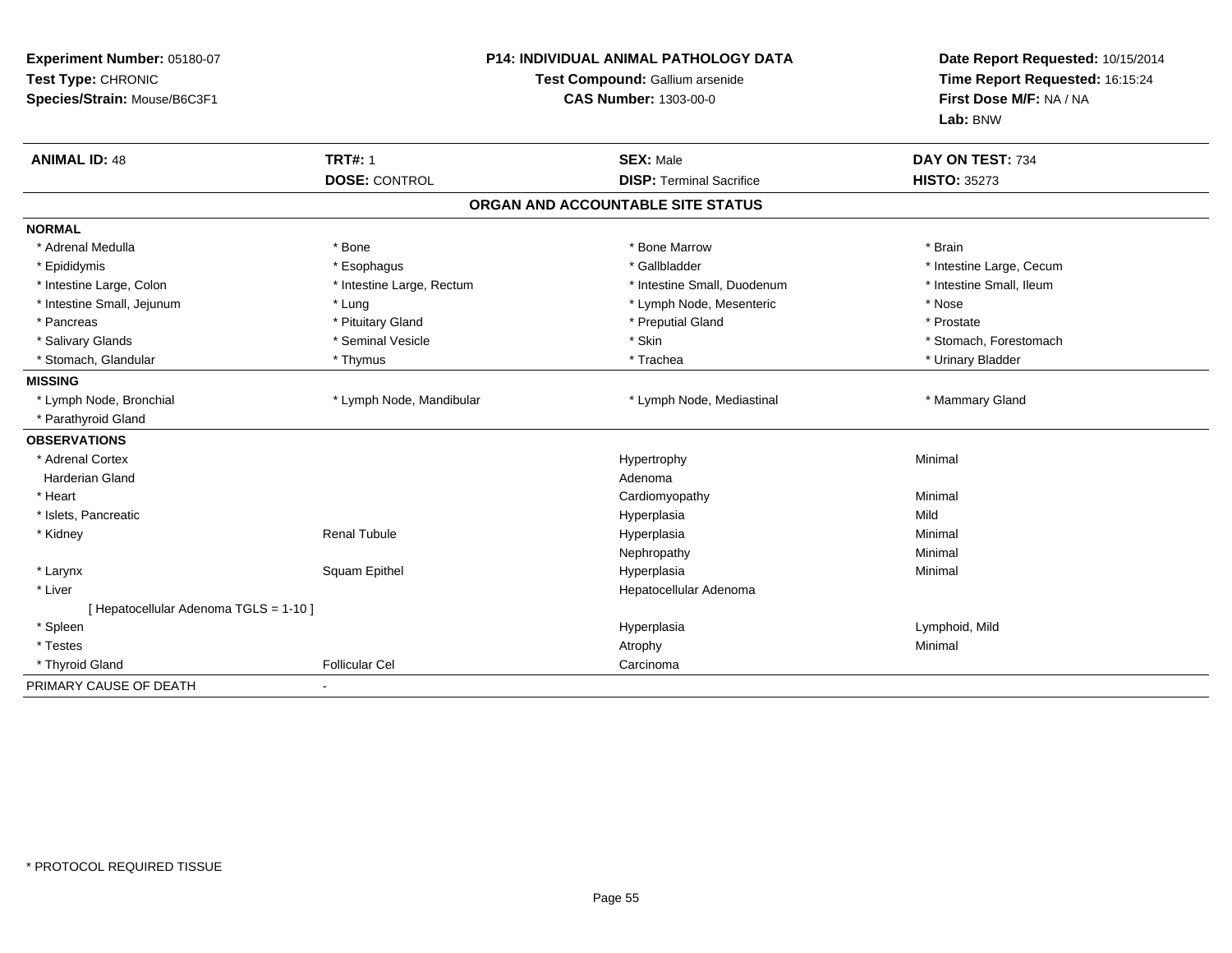**Experiment Number:** 05180-07
**Test Type:** CHRONIC
**Species/Strain:** Mouse/B6C3F1

**P14: INDIVIDUAL ANIMAL PATHOLOGY DATA**
**Test Compound:** Gallium arsenide
**CAS Number:** 1303-00-0

**Date Report Requested:** 10/15/2014
**Time Report Requested:** 16:15:24
**First Dose M/F:** NA / NA
**Lab:** BNW

| **ANIMAL ID:** 48 | **TRT#:** 1 | **SEX:** Male | **DAY ON TEST:** 734 |
|---|---|---|---|
| | **DOSE:** CONTROL | **DISP:** Terminal Sacrifice | **HISTO:** 35273 |

## ORGAN AND ACCOUNTABLE SITE STATUS

| | | | |
|---|---|---|---|
| **NORMAL** | | | |
| * Adrenal Medulla | * Bone | * Bone Marrow | * Brain |
| * Epididymis | * Esophagus | * Gallbladder | * Intestine Large, Cecum |
| * Intestine Large, Colon | * Intestine Large, Rectum | * Intestine Small, Duodenum | * Intestine Small, Ileum |
| * Intestine Small, Jejunum | * Lung | * Lymph Node, Mesenteric | * Nose |
| * Pancreas | * Pituitary Gland | * Preputial Gland | * Prostate |
| * Salivary Glands | * Seminal Vesicle | * Skin | * Stomach, Forestomach |
| * Stomach, Glandular | * Thymus | * Trachea | * Urinary Bladder |
| **MISSING** | | | |
| * Lymph Node, Bronchial | * Lymph Node, Mandibular | * Lymph Node, Mediastinal | * Mammary Gland |
| * Parathyroid Gland | | | |
| **OBSERVATIONS** | | | |
| * Adrenal Cortex | | Hypertrophy | Minimal |
| Harderian Gland | | Adenoma | |
| * Heart | | Cardiomyopathy | Minimal |
| * Islets, Pancreatic | | Hyperplasia | Mild |
| * Kidney | Renal Tubule | Hyperplasia | Minimal |
| | | Nephropathy | Minimal |
| * Larynx | Squam Epithel | Hyperplasia | Minimal |
| * Liver | | Hepatocellular Adenoma | |
| [ Hepatocellular Adenoma TGLS = 1-10 ] | | | |
| * Spleen | | Hyperplasia | Lymphoid, Mild |
| * Testes | | Atrophy | Minimal |
| * Thyroid Gland | Follicular Cel | Carcinoma | |
| PRIMARY CAUSE OF DEATH | - | | |

* PROTOCOL REQUIRED TISSUE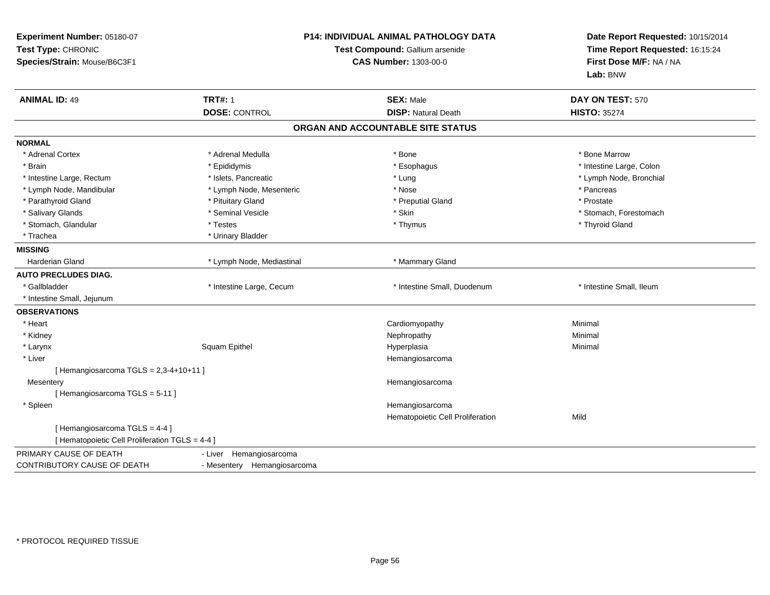**Experiment Number:** 05180-07
**Test Type:** CHRONIC
**Species/Strain:** Mouse/B6C3F1

**P14: INDIVIDUAL ANIMAL PATHOLOGY DATA**
**Test Compound:** Gallium arsenide
**CAS Number:** 1303-00-0

**Date Report Requested:** 10/15/2014
**Time Report Requested:** 16:15:24
**First Dose M/F:** NA / NA
**Lab:** BNW

| **ANIMAL ID:** 49 | **TRT#:** 1 | **SEX:** Male | **DAY ON TEST:** 570 |
|---|---|---|---|
| | **DOSE:** CONTROL | **DISP:** Natural Death | **HISTO:** 35274 |

## ORGAN AND ACCOUNTABLE SITE STATUS

**NORMAL**

| | | | |
|---|---|---|---|
| * Adrenal Cortex | * Adrenal Medulla | * Bone | * Bone Marrow |
| * Brain | * Epididymis | * Esophagus | * Intestine Large, Colon |
| * Intestine Large, Rectum | * Islets, Pancreatic | * Lung | * Lymph Node, Bronchial |
| * Lymph Node, Mandibular | * Lymph Node, Mesenteric | * Nose | * Pancreas |
| * Parathyroid Gland | * Pituitary Gland | * Preputial Gland | * Prostate |
| * Salivary Glands | * Seminal Vesicle | * Skin | * Stomach, Forestomach |
| * Stomach, Glandular | * Testes | * Thymus | * Thyroid Gland |
| * Trachea | * Urinary Bladder | | |

**MISSING**

| | | | |
|---|---|---|---|
| Harderian Gland | * Lymph Node, Mediastinal | * Mammary Gland | |

**AUTO PRECLUDES DIAG.**

| | | | |
|---|---|---|---|
| * Gallbladder | * Intestine Large, Cecum | * Intestine Small, Duodenum | * Intestine Small, Ileum |
| * Intestine Small, Jejunum | | | |

**OBSERVATIONS**

| | | | |
|---|---|---|---|
| * Heart | | Cardiomyopathy | Minimal |
| * Kidney | | Nephropathy | Minimal |
| * Larynx | Squam Epithel | Hyperplasia | Minimal |
| * Liver | | Hemangiosarcoma | |
| [ Hemangiosarcoma TGLS = 2,3-4+10+11 ] | | | |
| Mesentery | | Hemangiosarcoma | |
| [ Hemangiosarcoma TGLS = 5-11 ] | | | |
| * Spleen | | Hemangiosarcoma | |
| | | Hematopoietic Cell Proliferation | Mild |
| [ Hemangiosarcoma TGLS = 4-4 ] | | | |
| [ Hematopoietic Cell Proliferation TGLS = 4-4 ] | | | |

| | |
|---|---|
| PRIMARY CAUSE OF DEATH | - Liver Hemangiosarcoma |
| CONTRIBUTORY CAUSE OF DEATH | - Mesentery Hemangiosarcoma |

* PROTOCOL REQUIRED TISSUE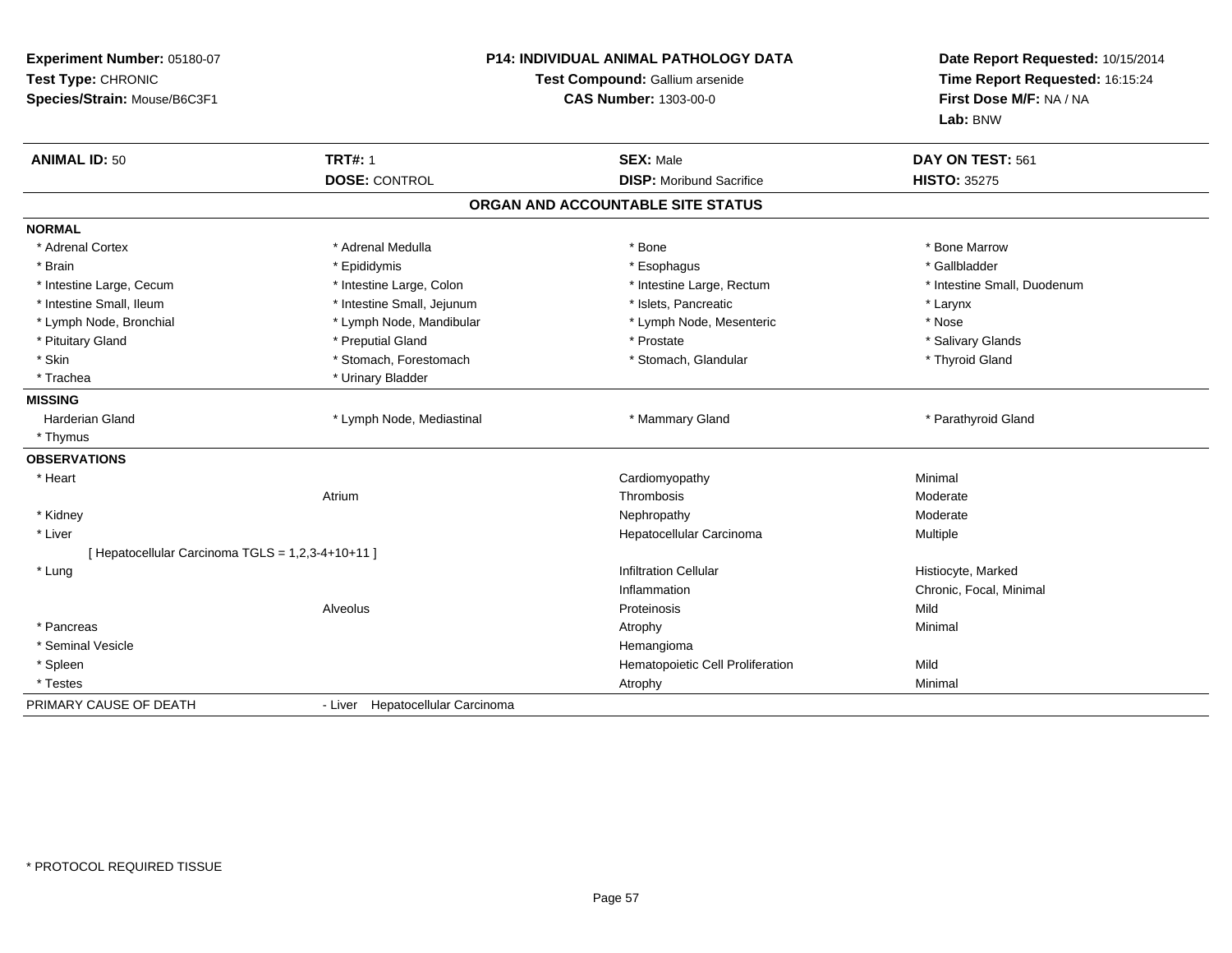**Experiment Number:** 05180-07
**Test Type:** CHRONIC
**Species/Strain:** Mouse/B6C3F1

**P14: INDIVIDUAL ANIMAL PATHOLOGY DATA**
**Test Compound:** Gallium arsenide
**CAS Number:** 1303-00-0

**Date Report Requested:** 10/15/2014
**Time Report Requested:** 16:15:24
**First Dose M/F:** NA / NA
**Lab:** BNW

| **ANIMAL ID:** 50 | **TRT#:** 1 | **SEX:** Male | **DAY ON TEST:** 561 |
|---|---|---|---|
| | **DOSE:** CONTROL | **DISP:** Moribund Sacrifice | **HISTO:** 35275 |

## ORGAN AND ACCOUNTABLE SITE STATUS

**NORMAL**

| | | | |
|---|---|---|---|
| * Adrenal Cortex | * Adrenal Medulla | * Bone | * Bone Marrow |
| * Brain | * Epididymis | * Esophagus | * Gallbladder |
| * Intestine Large, Cecum | * Intestine Large, Colon | * Intestine Large, Rectum | * Intestine Small, Duodenum |
| * Intestine Small, Ileum | * Intestine Small, Jejunum | * Islets, Pancreatic | * Larynx |
| * Lymph Node, Bronchial | * Lymph Node, Mandibular | * Lymph Node, Mesenteric | * Nose |
| * Pituitary Gland | * Preputial Gland | * Prostate | * Salivary Glands |
| * Skin | * Stomach, Forestomach | * Stomach, Glandular | * Thyroid Gland |
| * Trachea | * Urinary Bladder | | |

**MISSING**

| | | | |
|---|---|---|---|
| Harderian Gland | * Lymph Node, Mediastinal | * Mammary Gland | * Parathyroid Gland |
| * Thymus | | | |

**OBSERVATIONS**

| | | | |
|---|---|---|---|
| * Heart | | Cardiomyopathy | Minimal |
| | Atrium | Thrombosis | Moderate |
| * Kidney | | Nephropathy | Moderate |
| * Liver | | Hepatocellular Carcinoma | Multiple |
| [ Hepatocellular Carcinoma TGLS = 1,2,3-4+10+11 ] | | | |
| * Lung | | Infiltration Cellular | Histiocyte, Marked |
| | | Inflammation | Chronic, Focal, Minimal |
| | Alveolus | Proteinosis | Mild |
| * Pancreas | | Atrophy | Minimal |
| * Seminal Vesicle | | Hemangioma | |
| * Spleen | | Hematopoietic Cell Proliferation | Mild |
| * Testes | | Atrophy | Minimal |

PRIMARY CAUSE OF DEATH - Liver Hepatocellular Carcinoma

* PROTOCOL REQUIRED TISSUE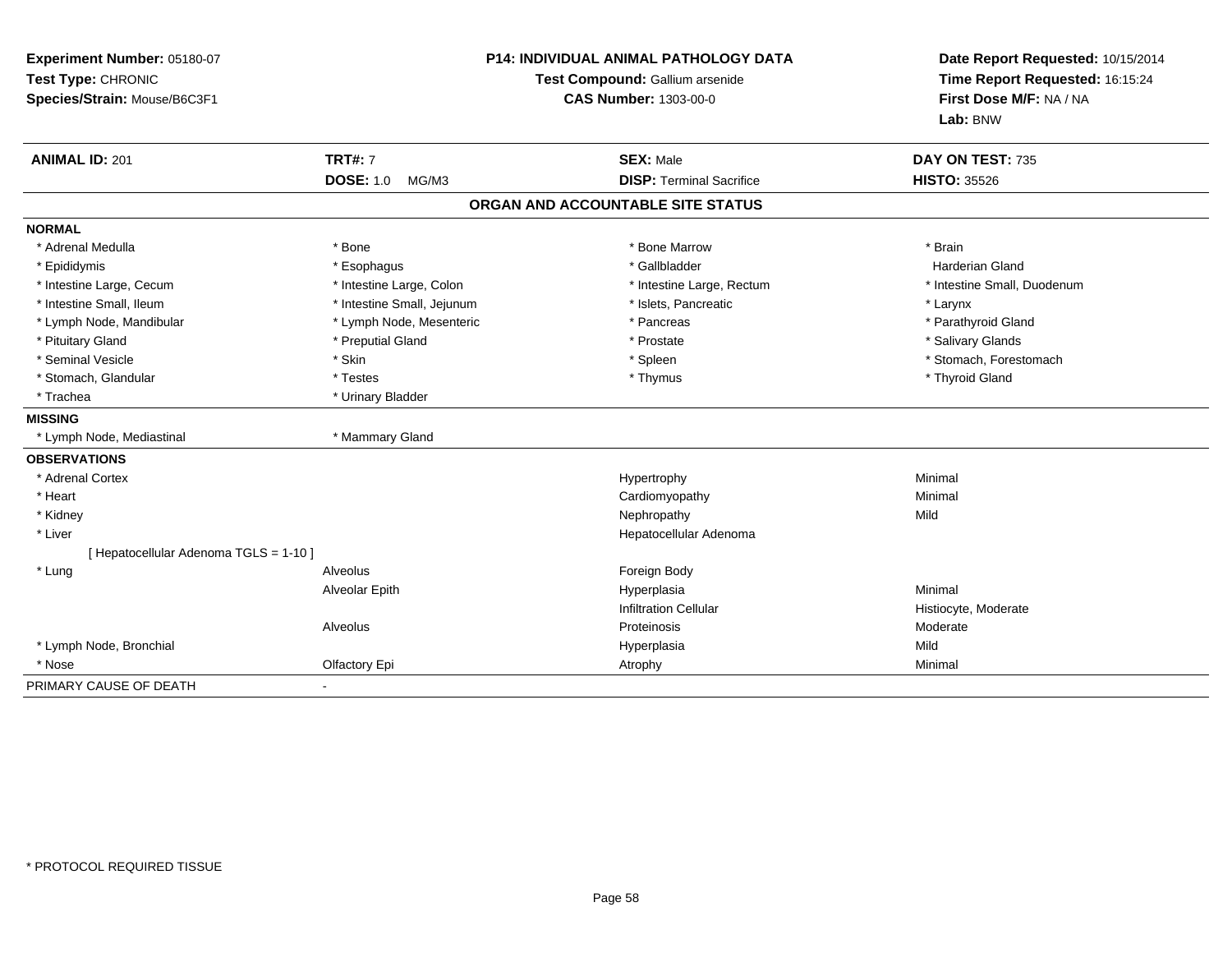**Experiment Number:** 05180-07
**Test Type:** CHRONIC
**Species/Strain:** Mouse/B6C3F1

**P14: INDIVIDUAL ANIMAL PATHOLOGY DATA**
**Test Compound:** Gallium arsenide
**CAS Number:** 1303-00-0

**Date Report Requested:** 10/15/2014
**Time Report Requested:** 16:15:24
**First Dose M/F:** NA / NA
**Lab:** BNW

| **ANIMAL ID:** 201 | **TRT#:** 7 | **SEX:** Male | **DAY ON TEST:** 735 |
|---|---|---|---|
| | **DOSE:** 1.0 MG/M3 | **DISP:** Terminal Sacrifice | **HISTO:** 35526 |

## ORGAN AND ACCOUNTABLE SITE STATUS

**NORMAL**

| | | | |
|---|---|---|---|
| * Adrenal Medulla | * Bone | * Bone Marrow | * Brain |
| * Epididymis | * Esophagus | * Gallbladder | Harderian Gland |
| * Intestine Large, Cecum | * Intestine Large, Colon | * Intestine Large, Rectum | * Intestine Small, Duodenum |
| * Intestine Small, Ileum | * Intestine Small, Jejunum | * Islets, Pancreatic | * Larynx |
| * Lymph Node, Mandibular | * Lymph Node, Mesenteric | * Pancreas | * Parathyroid Gland |
| * Pituitary Gland | * Preputial Gland | * Prostate | * Salivary Glands |
| * Seminal Vesicle | * Skin | * Spleen | * Stomach, Forestomach |
| * Stomach, Glandular | * Testes | * Thymus | * Thyroid Gland |
| * Trachea | * Urinary Bladder | | |

**MISSING**

| | |
|---|---|
| * Lymph Node, Mediastinal | * Mammary Gland |

**OBSERVATIONS**

| | | | |
|---|---|---|---|
| * Adrenal Cortex | | Hypertrophy | Minimal |
| * Heart | | Cardiomyopathy | Minimal |
| * Kidney | | Nephropathy | Mild |
| * Liver | | Hepatocellular Adenoma | |
| [ Hepatocellular Adenoma TGLS = 1-10 ] | | | |
| * Lung | Alveolus | Foreign Body | |
| | Alveolar Epith | Hyperplasia | Minimal |
| | | Infiltration Cellular | Histiocyte, Moderate |
| | Alveolus | Proteinosis | Moderate |
| * Lymph Node, Bronchial | | Hyperplasia | Mild |
| * Nose | Olfactory Epi | Atrophy | Minimal |

PRIMARY CAUSE OF DEATH -

* PROTOCOL REQUIRED TISSUE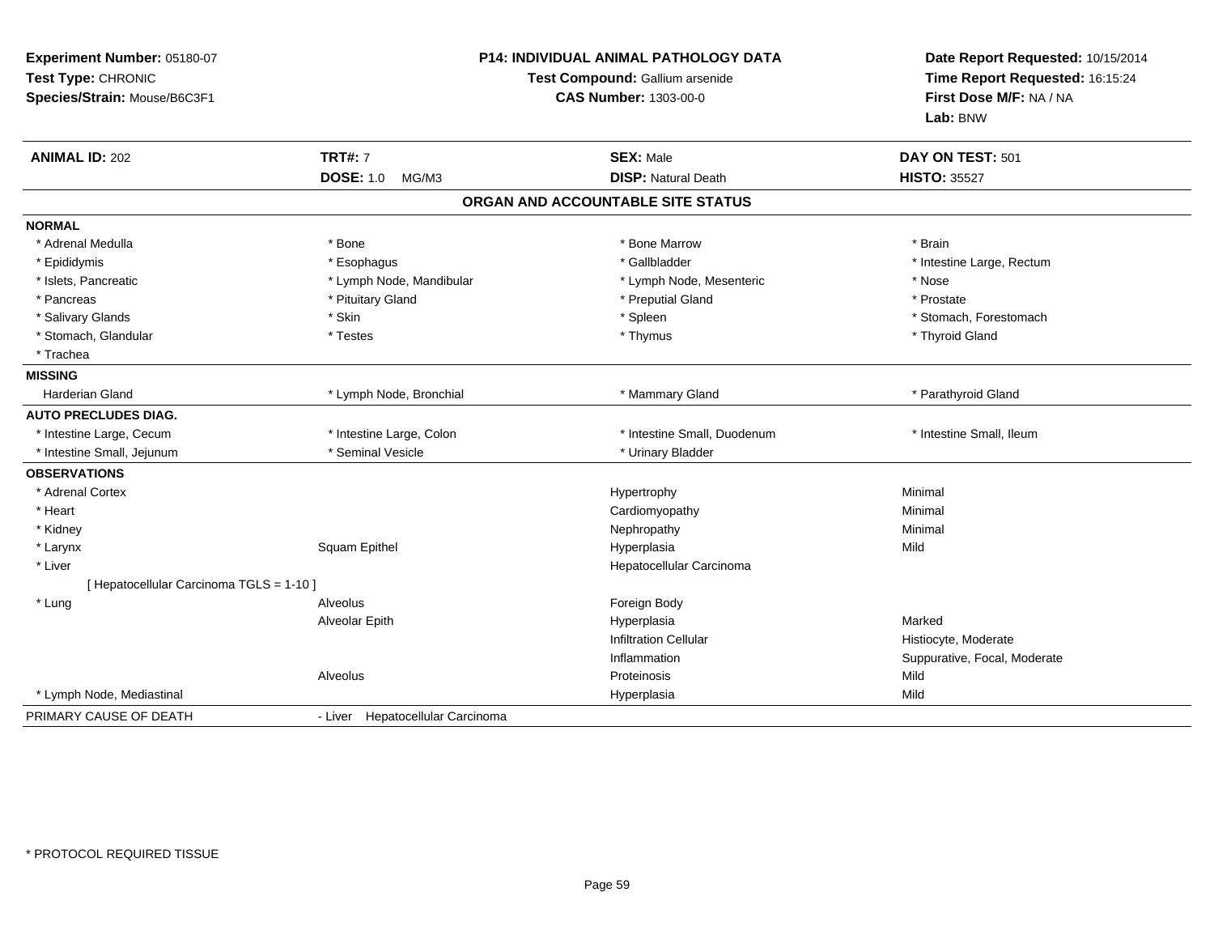**Experiment Number:** 05180-07
**Test Type:** CHRONIC
**Species/Strain:** Mouse/B6C3F1

**P14: INDIVIDUAL ANIMAL PATHOLOGY DATA**
**Test Compound:** Gallium arsenide
**CAS Number:** 1303-00-0

**Date Report Requested:** 10/15/2014
**Time Report Requested:** 16:15:24
**First Dose M/F:** NA / NA
**Lab:** BNW

| **ANIMAL ID:** 202 | **TRT#:** 7 | **SEX:** Male | **DAY ON TEST:** 501 |
|---|---|---|---|
| | **DOSE:** 1.0 MG/M3 | **DISP:** Natural Death | **HISTO:** 35527 |

## ORGAN AND ACCOUNTABLE SITE STATUS

| | | | |
|---|---|---|---|
| **NORMAL** | | | |
| * Adrenal Medulla | * Bone | * Bone Marrow | * Brain |
| * Epididymis | * Esophagus | * Gallbladder | * Intestine Large, Rectum |
| * Islets, Pancreatic | * Lymph Node, Mandibular | * Lymph Node, Mesenteric | * Nose |
| * Pancreas | * Pituitary Gland | * Preputial Gland | * Prostate |
| * Salivary Glands | * Skin | * Spleen | * Stomach, Forestomach |
| * Stomach, Glandular | * Testes | * Thymus | * Thyroid Gland |
| * Trachea | | | |
| **MISSING** | | | |
| Harderian Gland | * Lymph Node, Bronchial | * Mammary Gland | * Parathyroid Gland |
| **AUTO PRECLUDES DIAG.** | | | |
| * Intestine Large, Cecum | * Intestine Large, Colon | * Intestine Small, Duodenum | * Intestine Small, Ileum |
| * Intestine Small, Jejunum | * Seminal Vesicle | * Urinary Bladder | |
| **OBSERVATIONS** | | | |
| * Adrenal Cortex | | Hypertrophy | Minimal |
| * Heart | | Cardiomyopathy | Minimal |
| * Kidney | | Nephropathy | Minimal |
| * Larynx | Squam Epithel | Hyperplasia | Mild |
| * Liver | | Hepatocellular Carcinoma | |
| [ Hepatocellular Carcinoma TGLS = 1-10 ] | | | |
| * Lung | Alveolus | Foreign Body | |
| | Alveolar Epith | Hyperplasia | Marked |
| | | Infiltration Cellular | Histiocyte, Moderate |
| | | Inflammation | Suppurative, Focal, Moderate |
| | Alveolus | Proteinosis | Mild |
| * Lymph Node, Mediastinal | | Hyperplasia | Mild |
| PRIMARY CAUSE OF DEATH | - Liver Hepatocellular Carcinoma | | |

* PROTOCOL REQUIRED TISSUE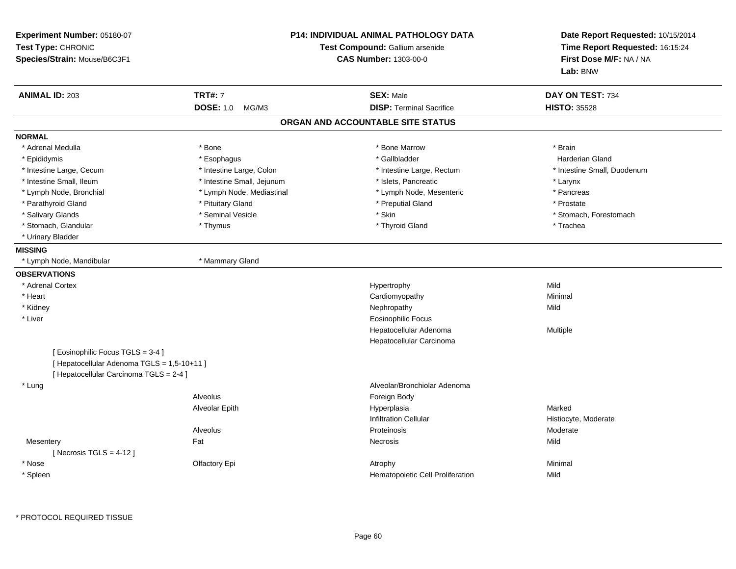**Experiment Number:** 05180-07
**Test Type:** CHRONIC
**Species/Strain:** Mouse/B6C3F1

**P14: INDIVIDUAL ANIMAL PATHOLOGY DATA**
**Test Compound:** Gallium arsenide
**CAS Number:** 1303-00-0

**Date Report Requested:** 10/15/2014
**Time Report Requested:** 16:15:24
**First Dose M/F:** NA / NA
**Lab:** BNW

| **ANIMAL ID:** 203 | **TRT#:** 7 | **SEX:** Male | **DAY ON TEST:** 734 |
|---|---|---|---|
| | **DOSE:** 1.0 MG/M3 | **DISP:** Terminal Sacrifice | **HISTO:** 35528 |

## ORGAN AND ACCOUNTABLE SITE STATUS

**NORMAL**

| | | | |
|---|---|---|---|
| * Adrenal Medulla | * Bone | * Bone Marrow | * Brain |
| * Epididymis | * Esophagus | * Gallbladder | Harderian Gland |
| * Intestine Large, Cecum | * Intestine Large, Colon | * Intestine Large, Rectum | * Intestine Small, Duodenum |
| * Intestine Small, Ileum | * Intestine Small, Jejunum | * Islets, Pancreatic | * Larynx |
| * Lymph Node, Bronchial | * Lymph Node, Mediastinal | * Lymph Node, Mesenteric | * Pancreas |
| * Parathyroid Gland | * Pituitary Gland | * Preputial Gland | * Prostate |
| * Salivary Glands | * Seminal Vesicle | * Skin | * Stomach, Forestomach |
| * Stomach, Glandular | * Thymus | * Thyroid Gland | * Trachea |
| * Urinary Bladder | | | |

**MISSING**

| | |
|---|---|
| * Lymph Node, Mandibular | * Mammary Gland |

**OBSERVATIONS**

| Organ | Site | Observation | Severity |
|---|---|---|---|
| * Adrenal Cortex | | Hypertrophy | Mild |
| * Heart | | Cardiomyopathy | Minimal |
| * Kidney | | Nephropathy | Mild |
| * Liver | | Eosinophilic Focus | |
| | | Hepatocellular Adenoma | Multiple |
| | | Hepatocellular Carcinoma | |
| [ Eosinophilic Focus TGLS = 3-4 ] | | | |
| [ Hepatocellular Adenoma TGLS = 1,5-10+11 ] | | | |
| [ Hepatocellular Carcinoma TGLS = 2-4 ] | | | |
| * Lung | | Alveolar/Bronchiolar Adenoma | |
| | Alveolus | Foreign Body | |
| | Alveolar Epith | Hyperplasia | Marked |
| | | Infiltration Cellular | Histiocyte, Moderate |
| | Alveolus | Proteinosis | Moderate |
| Mesentery | Fat | Necrosis | Mild |
| [ Necrosis TGLS = 4-12 ] | | | |
| * Nose | Olfactory Epi | Atrophy | Minimal |
| * Spleen | | Hematopoietic Cell Proliferation | Mild |

\* PROTOCOL REQUIRED TISSUE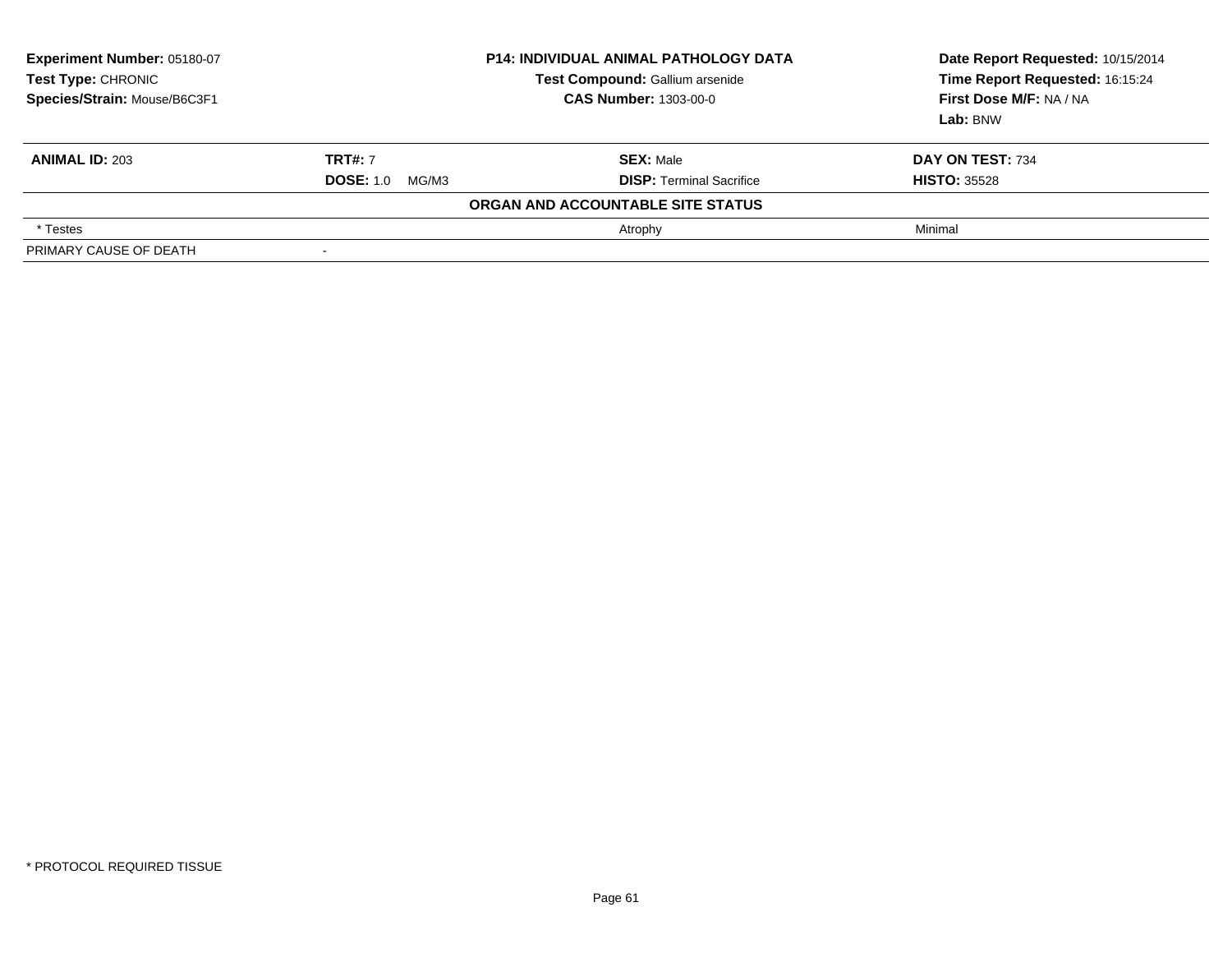**Experiment Number:** 05180-07
**Test Type:** CHRONIC
**Species/Strain:** Mouse/B6C3F1

**P14: INDIVIDUAL ANIMAL PATHOLOGY DATA**
**Test Compound:** Gallium arsenide
**CAS Number:** 1303-00-0

**Date Report Requested:** 10/15/2014
**Time Report Requested:** 16:15:24
**First Dose M/F:** NA / NA
**Lab:** BNW

| **ANIMAL ID:** 203 | **TRT#:** 7 | **SEX:** Male | **DAY ON TEST:** 734 |
|---|---|---|---|
| | **DOSE:** 1.0 MG/M3 | **DISP:** Terminal Sacrifice | **HISTO:** 35528 |

**ORGAN AND ACCOUNTABLE SITE STATUS**

| | | | |
|---|---|---|---|
| * Testes | | Atrophy | Minimal |
| PRIMARY CAUSE OF DEATH | - | | |

* PROTOCOL REQUIRED TISSUE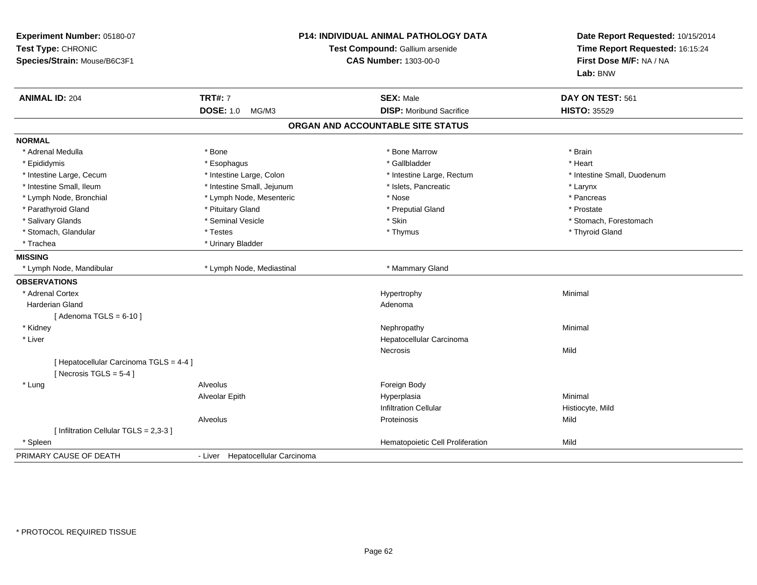**Experiment Number:** 05180-07
**Test Type:** CHRONIC
**Species/Strain:** Mouse/B6C3F1

**P14: INDIVIDUAL ANIMAL PATHOLOGY DATA**
**Test Compound:** Gallium arsenide
**CAS Number:** 1303-00-0

**Date Report Requested:** 10/15/2014
**Time Report Requested:** 16:15:24
**First Dose M/F:** NA / NA
**Lab:** BNW

| **ANIMAL ID:** 204 | **TRT#:** 7 | **SEX:** Male | **DAY ON TEST:** 561 |
|---|---|---|---|
| | **DOSE:** 1.0 MG/M3 | **DISP:** Moribund Sacrifice | **HISTO:** 35529 |

## ORGAN AND ACCOUNTABLE SITE STATUS

**NORMAL**

| | | | |
|---|---|---|---|
| * Adrenal Medulla | * Bone | * Bone Marrow | * Brain |
| * Epididymis | * Esophagus | * Gallbladder | * Heart |
| * Intestine Large, Cecum | * Intestine Large, Colon | * Intestine Large, Rectum | * Intestine Small, Duodenum |
| * Intestine Small, Ileum | * Intestine Small, Jejunum | * Islets, Pancreatic | * Larynx |
| * Lymph Node, Bronchial | * Lymph Node, Mesenteric | * Nose | * Pancreas |
| * Parathyroid Gland | * Pituitary Gland | * Preputial Gland | * Prostate |
| * Salivary Glands | * Seminal Vesicle | * Skin | * Stomach, Forestomach |
| * Stomach, Glandular | * Testes | * Thymus | * Thyroid Gland |
| * Trachea | * Urinary Bladder | | |

**MISSING**

| | | |
|---|---|---|
| * Lymph Node, Mandibular | * Lymph Node, Mediastinal | * Mammary Gland |

**OBSERVATIONS**

| | | | |
|---|---|---|---|
| * Adrenal Cortex | | Hypertrophy | Minimal |
| Harderian Gland | | Adenoma | |
| [ Adenoma TGLS = 6-10 ] | | | |
| * Kidney | | Nephropathy | Minimal |
| * Liver | | Hepatocellular Carcinoma | |
| | | Necrosis | Mild |
| [ Hepatocellular Carcinoma TGLS = 4-4 ] | | | |
| [ Necrosis TGLS = 5-4 ] | | | |
| * Lung | Alveolus | Foreign Body | |
| | Alveolar Epith | Hyperplasia | Minimal |
| | | Infiltration Cellular | Histiocyte, Mild |
| | Alveolus | Proteinosis | Mild |
| [ Infiltration Cellular TGLS = 2,3-3 ] | | | |
| * Spleen | | Hematopoietic Cell Proliferation | Mild |

PRIMARY CAUSE OF DEATH - Liver Hepatocellular Carcinoma

* PROTOCOL REQUIRED TISSUE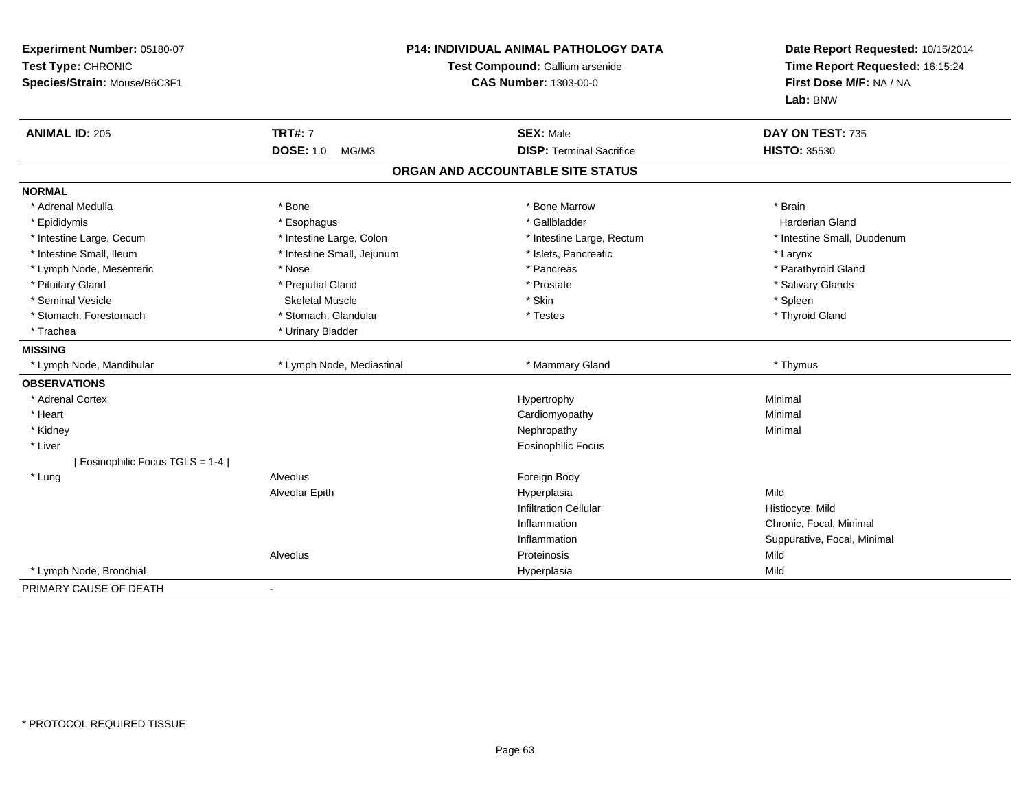**Experiment Number:** 05180-07
**Test Type:** CHRONIC
**Species/Strain:** Mouse/B6C3F1

**P14: INDIVIDUAL ANIMAL PATHOLOGY DATA**
**Test Compound:** Gallium arsenide
**CAS Number:** 1303-00-0

**Date Report Requested:** 10/15/2014
**Time Report Requested:** 16:15:24
**First Dose M/F:** NA / NA
**Lab:** BNW

| **ANIMAL ID:** 205 | **TRT#:** 7 | **SEX:** Male | **DAY ON TEST:** 735 |
|---|---|---|---|
| | **DOSE:** 1.0 MG/M3 | **DISP:** Terminal Sacrifice | **HISTO:** 35530 |

## ORGAN AND ACCOUNTABLE SITE STATUS

| | | | |
|---|---|---|---|
| **NORMAL** | | | |
| * Adrenal Medulla | * Bone | * Bone Marrow | * Brain |
| * Epididymis | * Esophagus | * Gallbladder | Harderian Gland |
| * Intestine Large, Cecum | * Intestine Large, Colon | * Intestine Large, Rectum | * Intestine Small, Duodenum |
| * Intestine Small, Ileum | * Intestine Small, Jejunum | * Islets, Pancreatic | * Larynx |
| * Lymph Node, Mesenteric | * Nose | * Pancreas | * Parathyroid Gland |
| * Pituitary Gland | * Preputial Gland | * Prostate | * Salivary Glands |
| * Seminal Vesicle | Skeletal Muscle | * Skin | * Spleen |
| * Stomach, Forestomach | * Stomach, Glandular | * Testes | * Thyroid Gland |
| * Trachea | * Urinary Bladder | | |
| **MISSING** | | | |
| * Lymph Node, Mandibular | * Lymph Node, Mediastinal | * Mammary Gland | * Thymus |
| **OBSERVATIONS** | | | |
| * Adrenal Cortex | | Hypertrophy | Minimal |
| * Heart | | Cardiomyopathy | Minimal |
| * Kidney | | Nephropathy | Minimal |
| * Liver | | Eosinophilic Focus | |
| [ Eosinophilic Focus TGLS = 1-4 ] | | | |
| * Lung | Alveolus | Foreign Body | |
| | Alveolar Epith | Hyperplasia | Mild |
| | | Infiltration Cellular | Histiocyte, Mild |
| | | Inflammation | Chronic, Focal, Minimal |
| | | Inflammation | Suppurative, Focal, Minimal |
| | Alveolus | Proteinosis | Mild |
| * Lymph Node, Bronchial | | Hyperplasia | Mild |
| PRIMARY CAUSE OF DEATH | - | | |

* PROTOCOL REQUIRED TISSUE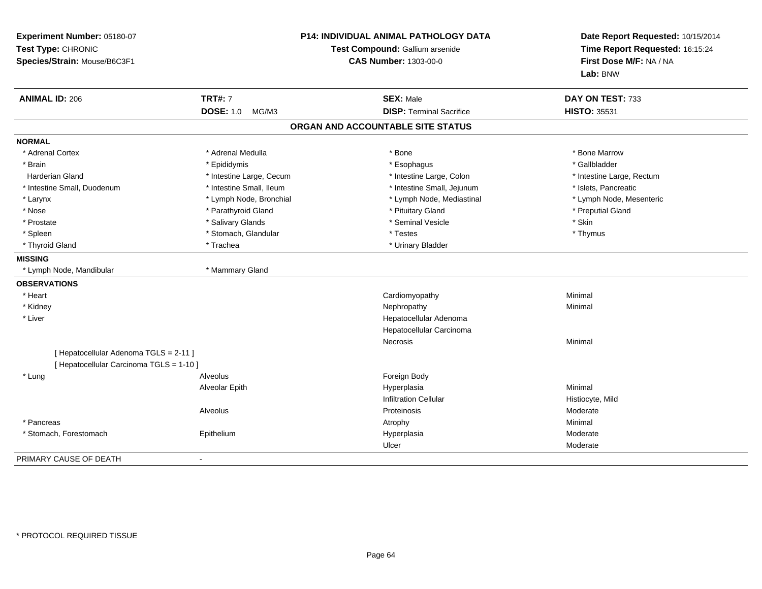**Experiment Number:** 05180-07
**Test Type:** CHRONIC
**Species/Strain:** Mouse/B6C3F1

**P14: INDIVIDUAL ANIMAL PATHOLOGY DATA**
**Test Compound:** Gallium arsenide
**CAS Number:** 1303-00-0

**Date Report Requested:** 10/15/2014
**Time Report Requested:** 16:15:24
**First Dose M/F:** NA / NA
**Lab:** BNW

| **ANIMAL ID:** 206 | **TRT#:** 7 | **SEX:** Male | **DAY ON TEST:** 733 |
|---|---|---|---|
| | **DOSE:** 1.0 MG/M3 | **DISP:** Terminal Sacrifice | **HISTO:** 35531 |

## ORGAN AND ACCOUNTABLE SITE STATUS

**NORMAL**

| | | | |
|---|---|---|---|
| * Adrenal Cortex | * Adrenal Medulla | * Bone | * Bone Marrow |
| * Brain | * Epididymis | * Esophagus | * Gallbladder |
| Harderian Gland | * Intestine Large, Cecum | * Intestine Large, Colon | * Intestine Large, Rectum |
| * Intestine Small, Duodenum | * Intestine Small, Ileum | * Intestine Small, Jejunum | * Islets, Pancreatic |
| * Larynx | * Lymph Node, Bronchial | * Lymph Node, Mediastinal | * Lymph Node, Mesenteric |
| * Nose | * Parathyroid Gland | * Pituitary Gland | * Preputial Gland |
| * Prostate | * Salivary Glands | * Seminal Vesicle | * Skin |
| * Spleen | * Stomach, Glandular | * Testes | * Thymus |
| * Thyroid Gland | * Trachea | * Urinary Bladder | |

**MISSING**

| | |
|---|---|
| * Lymph Node, Mandibular | * Mammary Gland |

**OBSERVATIONS**

| | | | |
|---|---|---|---|
| * Heart | | Cardiomyopathy | Minimal |
| * Kidney | | Nephropathy | Minimal |
| * Liver | | Hepatocellular Adenoma | |
| | | Hepatocellular Carcinoma | |
| | | Necrosis | Minimal |
| [ Hepatocellular Adenoma TGLS = 2-11 ] | | | |
| [ Hepatocellular Carcinoma TGLS = 1-10 ] | | | |
| * Lung | Alveolus | Foreign Body | |
| | Alveolar Epith | Hyperplasia | Minimal |
| | | Infiltration Cellular | Histiocyte, Mild |
| | Alveolus | Proteinosis | Moderate |
| * Pancreas | | Atrophy | Minimal |
| * Stomach, Forestomach | Epithelium | Hyperplasia | Moderate |
| | | Ulcer | Moderate |

PRIMARY CAUSE OF DEATH -

* PROTOCOL REQUIRED TISSUE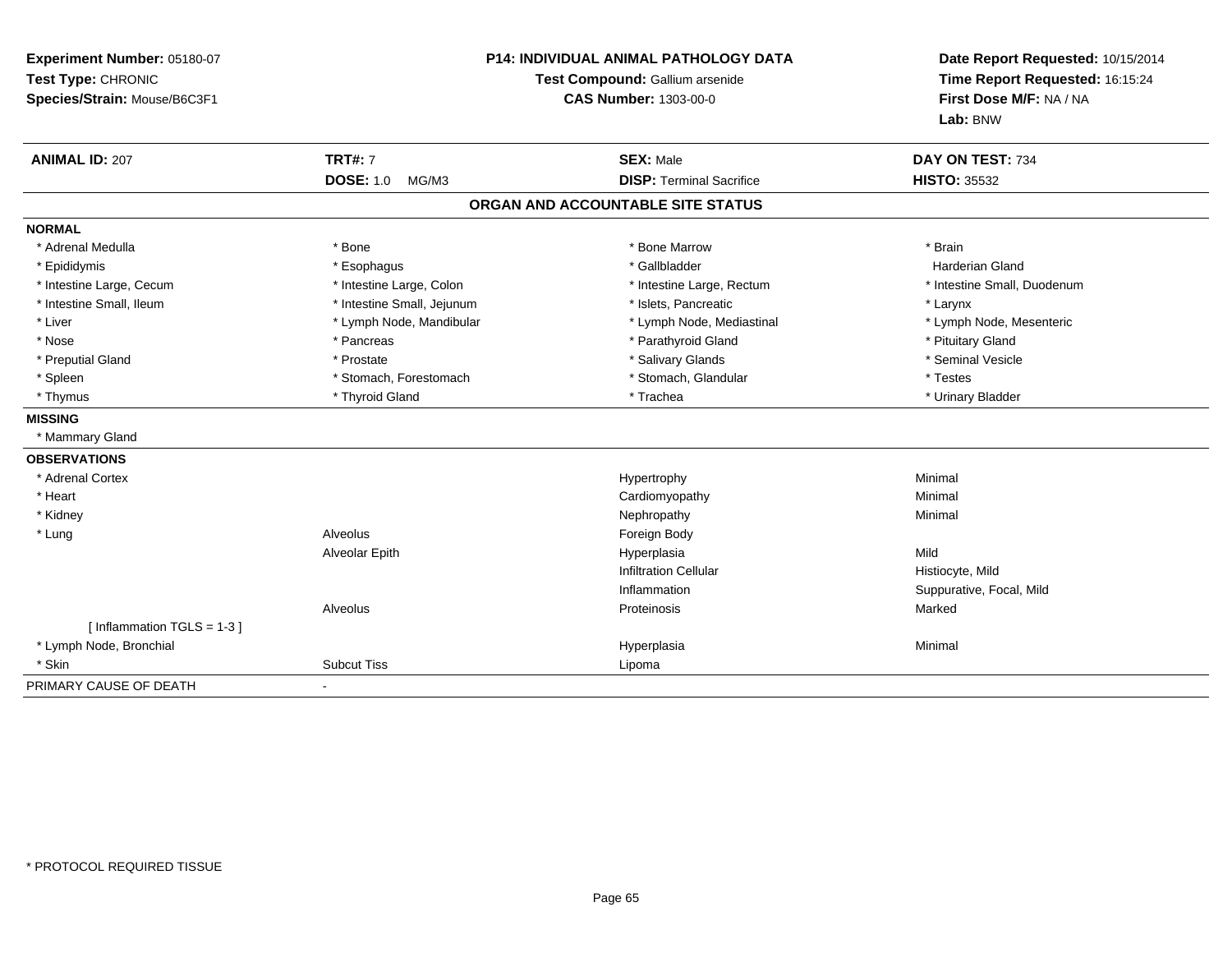**Experiment Number:** 05180-07
**Test Type:** CHRONIC
**Species/Strain:** Mouse/B6C3F1

**P14: INDIVIDUAL ANIMAL PATHOLOGY DATA**
**Test Compound:** Gallium arsenide
**CAS Number:** 1303-00-0

**Date Report Requested:** 10/15/2014
**Time Report Requested:** 16:15:24
**First Dose M/F:** NA / NA
**Lab:** BNW

| **ANIMAL ID:** 207 | **TRT#:** 7 | **SEX:** Male | **DAY ON TEST:** 734 |
|---|---|---|---|
| | **DOSE:** 1.0 MG/M3 | **DISP:** Terminal Sacrifice | **HISTO:** 35532 |

## ORGAN AND ACCOUNTABLE SITE STATUS

**NORMAL**

| | | | |
|---|---|---|---|
| * Adrenal Medulla | * Bone | * Bone Marrow | * Brain |
| * Epididymis | * Esophagus | * Gallbladder | Harderian Gland |
| * Intestine Large, Cecum | * Intestine Large, Colon | * Intestine Large, Rectum | * Intestine Small, Duodenum |
| * Intestine Small, Ileum | * Intestine Small, Jejunum | * Islets, Pancreatic | * Larynx |
| * Liver | * Lymph Node, Mandibular | * Lymph Node, Mediastinal | * Lymph Node, Mesenteric |
| * Nose | * Pancreas | * Parathyroid Gland | * Pituitary Gland |
| * Preputial Gland | * Prostate | * Salivary Glands | * Seminal Vesicle |
| * Spleen | * Stomach, Forestomach | * Stomach, Glandular | * Testes |
| * Thymus | * Thyroid Gland | * Trachea | * Urinary Bladder |

**MISSING**

* Mammary Gland

**OBSERVATIONS**

| | | | |
|---|---|---|---|
| * Adrenal Cortex | | Hypertrophy | Minimal |
| * Heart | | Cardiomyopathy | Minimal |
| * Kidney | | Nephropathy | Minimal |
| * Lung | Alveolus | Foreign Body | |
| | Alveolar Epith | Hyperplasia | Mild |
| | | Infiltration Cellular | Histiocyte, Mild |
| | | Inflammation | Suppurative, Focal, Mild |
| | Alveolus | Proteinosis | Marked |
| [ Inflammation TGLS = 1-3 ] | | | |
| * Lymph Node, Bronchial | | Hyperplasia | Minimal |
| * Skin | Subcut Tiss | Lipoma | |

PRIMARY CAUSE OF DEATH -

* PROTOCOL REQUIRED TISSUE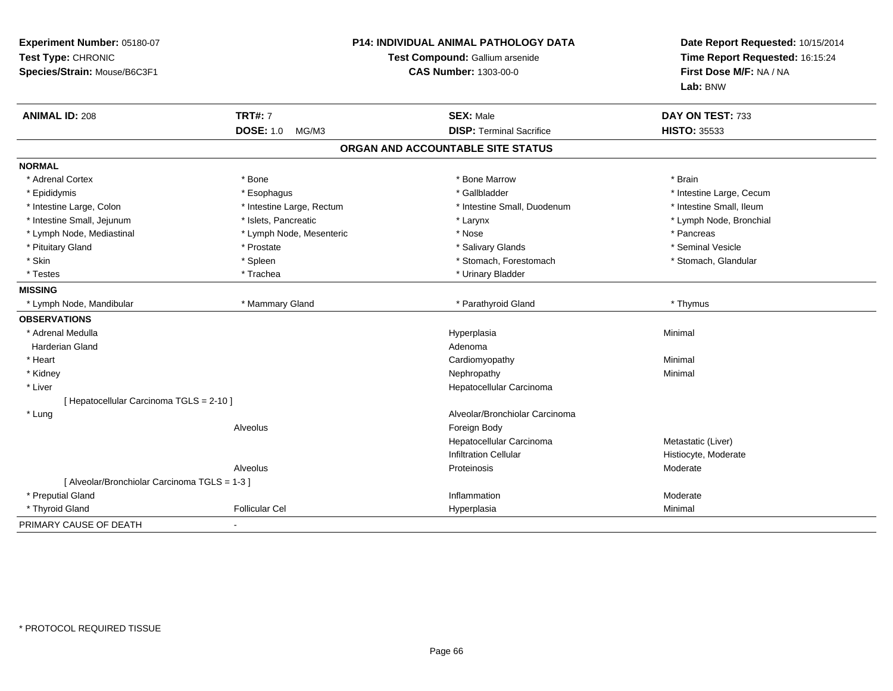**Experiment Number:** 05180-07
**Test Type:** CHRONIC
**Species/Strain:** Mouse/B6C3F1

**P14: INDIVIDUAL ANIMAL PATHOLOGY DATA**
**Test Compound:** Gallium arsenide
**CAS Number:** 1303-00-0

**Date Report Requested:** 10/15/2014
**Time Report Requested:** 16:15:24
**First Dose M/F:** NA / NA
**Lab:** BNW

| **ANIMAL ID:** 208 | **TRT#:** 7 | **SEX:** Male | **DAY ON TEST:** 733 |
|---|---|---|---|
| | **DOSE:** 1.0 MG/M3 | **DISP:** Terminal Sacrifice | **HISTO:** 35533 |

## ORGAN AND ACCOUNTABLE SITE STATUS

**NORMAL**

| | | | |
|---|---|---|---|
| * Adrenal Cortex | * Bone | * Bone Marrow | * Brain |
| * Epididymis | * Esophagus | * Gallbladder | * Intestine Large, Cecum |
| * Intestine Large, Colon | * Intestine Large, Rectum | * Intestine Small, Duodenum | * Intestine Small, Ileum |
| * Intestine Small, Jejunum | * Islets, Pancreatic | * Larynx | * Lymph Node, Bronchial |
| * Lymph Node, Mediastinal | * Lymph Node, Mesenteric | * Nose | * Pancreas |
| * Pituitary Gland | * Prostate | * Salivary Glands | * Seminal Vesicle |
| * Skin | * Spleen | * Stomach, Forestomach | * Stomach, Glandular |
| * Testes | * Trachea | * Urinary Bladder | |

**MISSING**

| | | | |
|---|---|---|---|
| * Lymph Node, Mandibular | * Mammary Gland | * Parathyroid Gland | * Thymus |

**OBSERVATIONS**

| | | | |
|---|---|---|---|
| * Adrenal Medulla | | Hyperplasia | Minimal |
| Harderian Gland | | Adenoma | |
| * Heart | | Cardiomyopathy | Minimal |
| * Kidney | | Nephropathy | Minimal |
| * Liver | | Hepatocellular Carcinoma | |
| [ Hepatocellular Carcinoma TGLS = 2-10 ] | | | |
| * Lung | | Alveolar/Bronchiolar Carcinoma | |
| | Alveolus | Foreign Body | |
| | | Hepatocellular Carcinoma | Metastatic (Liver) |
| | | Infiltration Cellular | Histiocyte, Moderate |
| | Alveolus | Proteinosis | Moderate |
| [ Alveolar/Bronchiolar Carcinoma TGLS = 1-3 ] | | | |
| * Preputial Gland | | Inflammation | Moderate |
| * Thyroid Gland | Follicular Cel | Hyperplasia | Minimal |

PRIMARY CAUSE OF DEATH -

* PROTOCOL REQUIRED TISSUE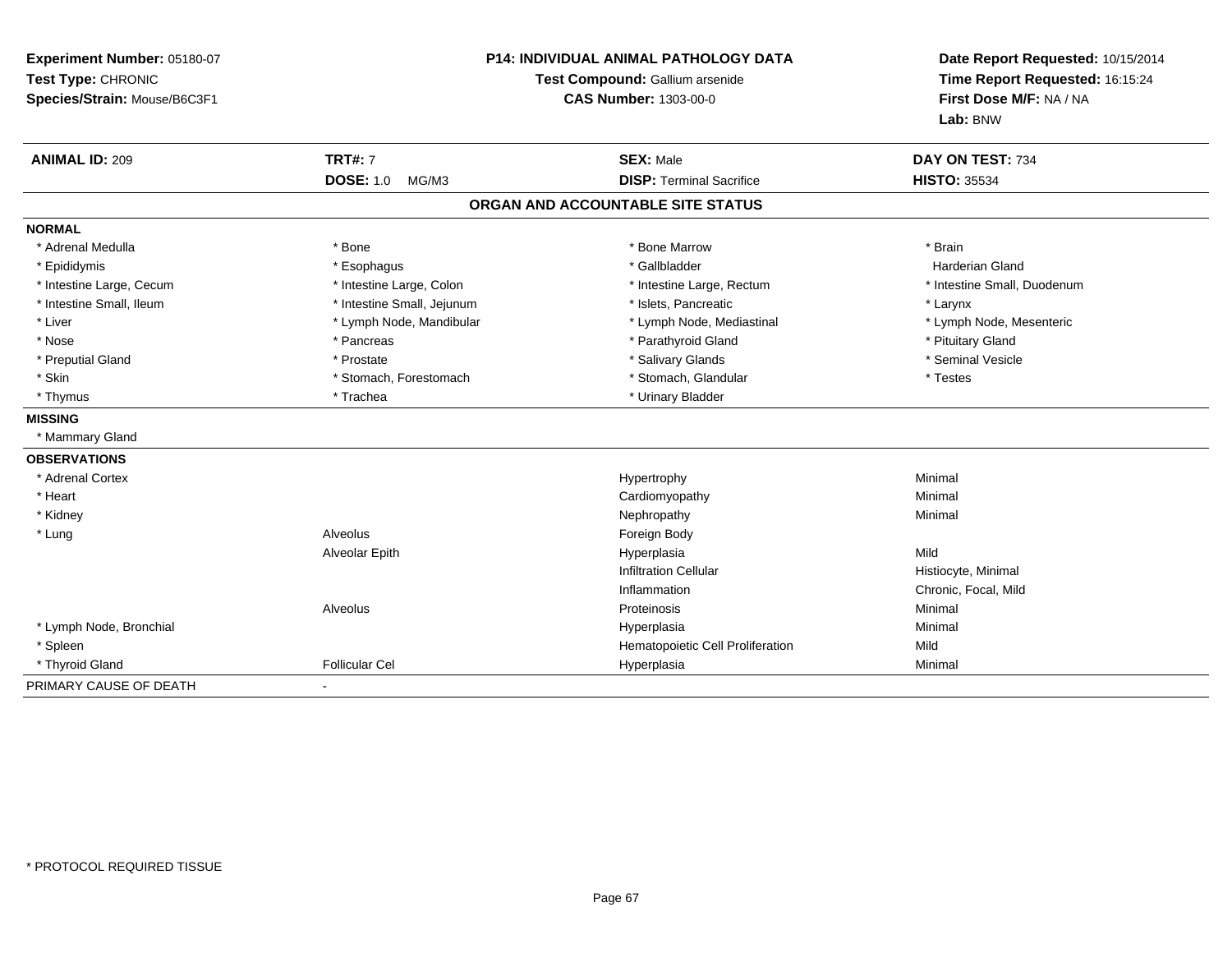**Experiment Number:** 05180-07
**Test Type:** CHRONIC
**Species/Strain:** Mouse/B6C3F1

**P14: INDIVIDUAL ANIMAL PATHOLOGY DATA**
**Test Compound:** Gallium arsenide
**CAS Number:** 1303-00-0

**Date Report Requested:** 10/15/2014
**Time Report Requested:** 16:15:24
**First Dose M/F:** NA / NA
**Lab:** BNW

| **ANIMAL ID:** 209 | **TRT#:** 7 | **SEX:** Male | **DAY ON TEST:** 734 |
|---|---|---|---|
| | **DOSE:** 1.0 MG/M3 | **DISP:** Terminal Sacrifice | **HISTO:** 35534 |

## ORGAN AND ACCOUNTABLE SITE STATUS

| | | | |
|---|---|---|---|
| **NORMAL** | | | |
| * Adrenal Medulla | * Bone | * Bone Marrow | * Brain |
| * Epididymis | * Esophagus | * Gallbladder | Harderian Gland |
| * Intestine Large, Cecum | * Intestine Large, Colon | * Intestine Large, Rectum | * Intestine Small, Duodenum |
| * Intestine Small, Ileum | * Intestine Small, Jejunum | * Islets, Pancreatic | * Larynx |
| * Liver | * Lymph Node, Mandibular | * Lymph Node, Mediastinal | * Lymph Node, Mesenteric |
| * Nose | * Pancreas | * Parathyroid Gland | * Pituitary Gland |
| * Preputial Gland | * Prostate | * Salivary Glands | * Seminal Vesicle |
| * Skin | * Stomach, Forestomach | * Stomach, Glandular | * Testes |
| * Thymus | * Trachea | * Urinary Bladder | |
| **MISSING** | | | |
| * Mammary Gland | | | |
| **OBSERVATIONS** | | | |
| * Adrenal Cortex | | Hypertrophy | Minimal |
| * Heart | | Cardiomyopathy | Minimal |
| * Kidney | | Nephropathy | Minimal |
| * Lung | Alveolus | Foreign Body | |
| | Alveolar Epith | Hyperplasia | Mild |
| | | Infiltration Cellular | Histiocyte, Minimal |
| | | Inflammation | Chronic, Focal, Mild |
| | Alveolus | Proteinosis | Minimal |
| * Lymph Node, Bronchial | | Hyperplasia | Minimal |
| * Spleen | | Hematopoietic Cell Proliferation | Mild |
| * Thyroid Gland | Follicular Cel | Hyperplasia | Minimal |
| PRIMARY CAUSE OF DEATH | - | | |

* PROTOCOL REQUIRED TISSUE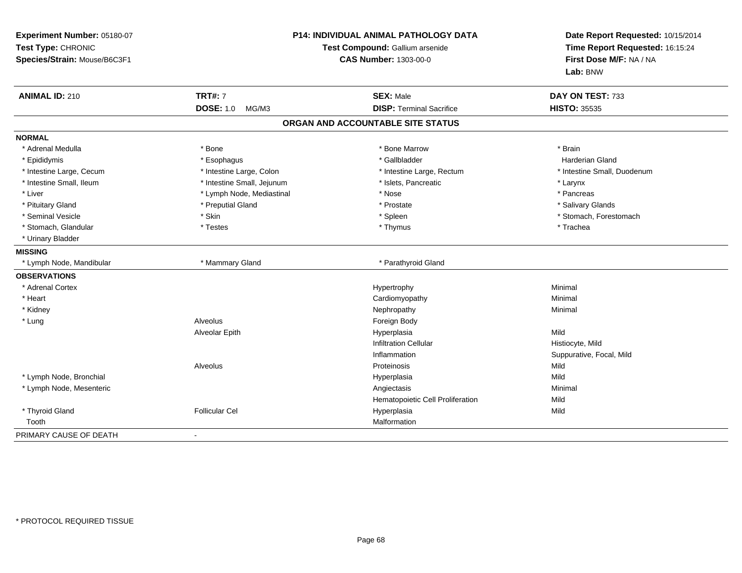**Experiment Number:** 05180-07
**Test Type:** CHRONIC
**Species/Strain:** Mouse/B6C3F1

**P14: INDIVIDUAL ANIMAL PATHOLOGY DATA**
**Test Compound:** Gallium arsenide
**CAS Number:** 1303-00-0

**Date Report Requested:** 10/15/2014
**Time Report Requested:** 16:15:24
**First Dose M/F:** NA / NA
**Lab:** BNW

| **ANIMAL ID:** 210 | **TRT#:** 7 | **SEX:** Male | **DAY ON TEST:** 733 |
|---|---|---|---|
| | **DOSE:** 1.0 MG/M3 | **DISP:** Terminal Sacrifice | **HISTO:** 35535 |

## ORGAN AND ACCOUNTABLE SITE STATUS

**NORMAL**

| | | | |
|---|---|---|---|
| * Adrenal Medulla | * Bone | * Bone Marrow | * Brain |
| * Epididymis | * Esophagus | * Gallbladder | Harderian Gland |
| * Intestine Large, Cecum | * Intestine Large, Colon | * Intestine Large, Rectum | * Intestine Small, Duodenum |
| * Intestine Small, Ileum | * Intestine Small, Jejunum | * Islets, Pancreatic | * Larynx |
| * Liver | * Lymph Node, Mediastinal | * Nose | * Pancreas |
| * Pituitary Gland | * Preputial Gland | * Prostate | * Salivary Glands |
| * Seminal Vesicle | * Skin | * Spleen | * Stomach, Forestomach |
| * Stomach, Glandular | * Testes | * Thymus | * Trachea |
| * Urinary Bladder | | | |

**MISSING**

| | | |
|---|---|---|
| * Lymph Node, Mandibular | * Mammary Gland | * Parathyroid Gland |

**OBSERVATIONS**

| Organ | Site | Observation | Severity |
|---|---|---|---|
| * Adrenal Cortex | | Hypertrophy | Minimal |
| * Heart | | Cardiomyopathy | Minimal |
| * Kidney | | Nephropathy | Minimal |
| * Lung | Alveolus | Foreign Body | |
| | Alveolar Epith | Hyperplasia | Mild |
| | | Infiltration Cellular | Histiocyte, Mild |
| | | Inflammation | Suppurative, Focal, Mild |
| | Alveolus | Proteinosis | Mild |
| * Lymph Node, Bronchial | | Hyperplasia | Mild |
| * Lymph Node, Mesenteric | | Angiectasis | Minimal |
| | | Hematopoietic Cell Proliferation | Mild |
| * Thyroid Gland | Follicular Cel | Hyperplasia | Mild |
| Tooth | | Malformation | |

PRIMARY CAUSE OF DEATH -

* PROTOCOL REQUIRED TISSUE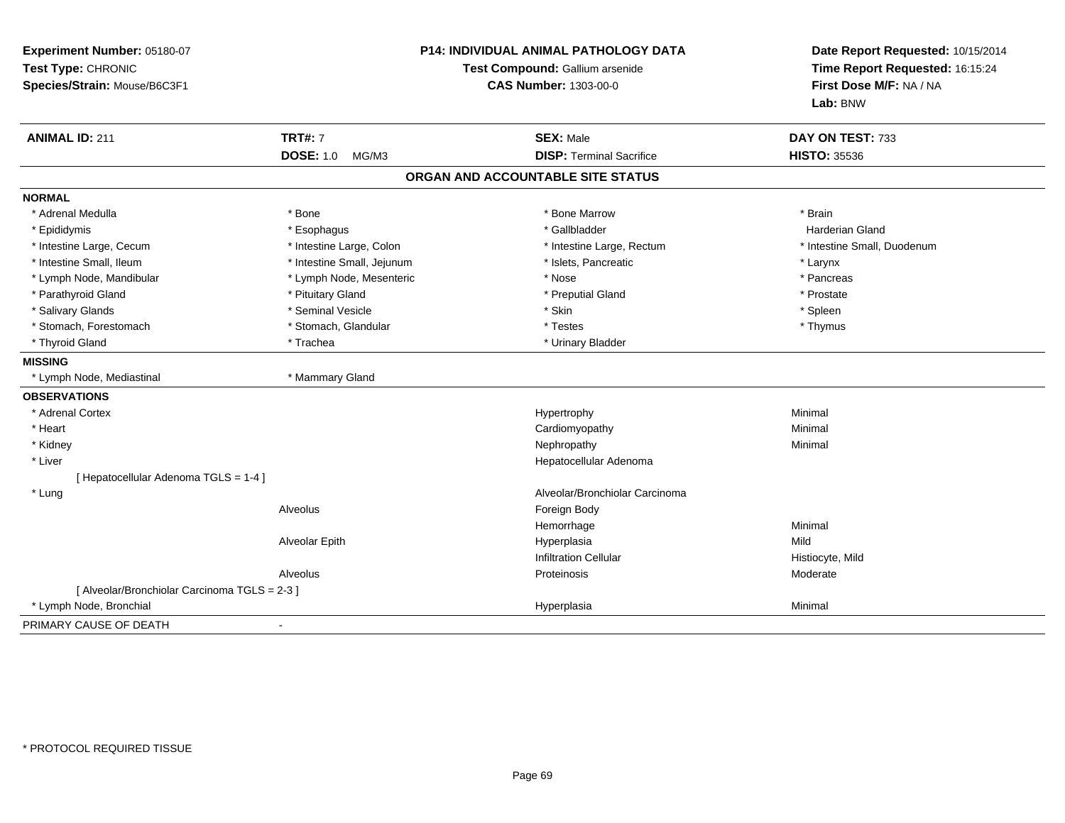**Experiment Number:** 05180-07
**Test Type:** CHRONIC
**Species/Strain:** Mouse/B6C3F1

**P14: INDIVIDUAL ANIMAL PATHOLOGY DATA**
**Test Compound:** Gallium arsenide
**CAS Number:** 1303-00-0

**Date Report Requested:** 10/15/2014
**Time Report Requested:** 16:15:24
**First Dose M/F:** NA / NA
**Lab:** BNW

| **ANIMAL ID:** 211 | **TRT#:** 7 | **SEX:** Male | **DAY ON TEST:** 733 |
|---|---|---|---|
| | **DOSE:** 1.0 MG/M3 | **DISP:** Terminal Sacrifice | **HISTO:** 35536 |

## ORGAN AND ACCOUNTABLE SITE STATUS

**NORMAL**

| | | | |
|---|---|---|---|
| * Adrenal Medulla | * Bone | * Bone Marrow | * Brain |
| * Epididymis | * Esophagus | * Gallbladder | Harderian Gland |
| * Intestine Large, Cecum | * Intestine Large, Colon | * Intestine Large, Rectum | * Intestine Small, Duodenum |
| * Intestine Small, Ileum | * Intestine Small, Jejunum | * Islets, Pancreatic | * Larynx |
| * Lymph Node, Mandibular | * Lymph Node, Mesenteric | * Nose | * Pancreas |
| * Parathyroid Gland | * Pituitary Gland | * Preputial Gland | * Prostate |
| * Salivary Glands | * Seminal Vesicle | * Skin | * Spleen |
| * Stomach, Forestomach | * Stomach, Glandular | * Testes | * Thymus |
| * Thyroid Gland | * Trachea | * Urinary Bladder | |

**MISSING**

| | |
|---|---|
| * Lymph Node, Mediastinal | * Mammary Gland |

**OBSERVATIONS**

| | | | |
|---|---|---|---|
| * Adrenal Cortex | | Hypertrophy | Minimal |
| * Heart | | Cardiomyopathy | Minimal |
| * Kidney | | Nephropathy | Minimal |
| * Liver | | Hepatocellular Adenoma | |
| [ Hepatocellular Adenoma TGLS = 1-4 ] | | | |
| * Lung | | Alveolar/Bronchiolar Carcinoma | |
| | Alveolus | Foreign Body | |
| | | Hemorrhage | Minimal |
| | Alveolar Epith | Hyperplasia | Mild |
| | | Infiltration Cellular | Histiocyte, Mild |
| | Alveolus | Proteinosis | Moderate |
| [ Alveolar/Bronchiolar Carcinoma TGLS = 2-3 ] | | | |
| * Lymph Node, Bronchial | | Hyperplasia | Minimal |

PRIMARY CAUSE OF DEATH -

\* PROTOCOL REQUIRED TISSUE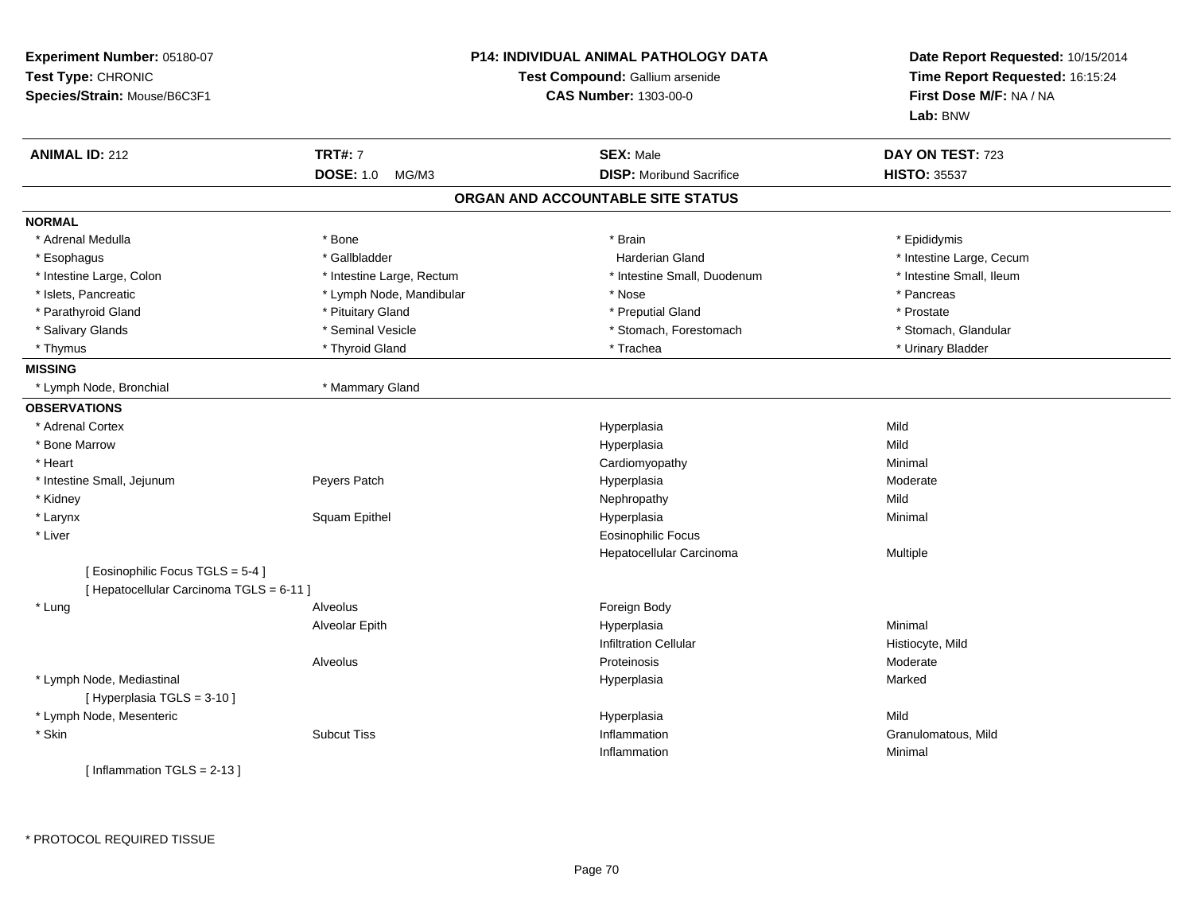**Experiment Number:** 05180-07
**Test Type:** CHRONIC
**Species/Strain:** Mouse/B6C3F1

**P14: INDIVIDUAL ANIMAL PATHOLOGY DATA**
**Test Compound:** Gallium arsenide
**CAS Number:** 1303-00-0

**Date Report Requested:** 10/15/2014
**Time Report Requested:** 16:15:24
**First Dose M/F:** NA / NA
**Lab:** BNW

| **ANIMAL ID:** 212 | **TRT#:** 7 | **SEX:** Male | **DAY ON TEST:** 723 |
|---|---|---|---|
| | **DOSE:** 1.0 MG/M3 | **DISP:** Moribund Sacrifice | **HISTO:** 35537 |

## ORGAN AND ACCOUNTABLE SITE STATUS

**NORMAL**

| | | | |
|---|---|---|---|
| * Adrenal Medulla | * Bone | * Brain | * Epididymis |
| * Esophagus | * Gallbladder | Harderian Gland | * Intestine Large, Cecum |
| * Intestine Large, Colon | * Intestine Large, Rectum | * Intestine Small, Duodenum | * Intestine Small, Ileum |
| * Islets, Pancreatic | * Lymph Node, Mandibular | * Nose | * Pancreas |
| * Parathyroid Gland | * Pituitary Gland | * Preputial Gland | * Prostate |
| * Salivary Glands | * Seminal Vesicle | * Stomach, Forestomach | * Stomach, Glandular |
| * Thymus | * Thyroid Gland | * Trachea | * Urinary Bladder |

**MISSING**

| | |
|---|---|
| * Lymph Node, Bronchial | * Mammary Gland |

**OBSERVATIONS**

| | | | |
|---|---|---|---|
| * Adrenal Cortex | | Hyperplasia | Mild |
| * Bone Marrow | | Hyperplasia | Mild |
| * Heart | | Cardiomyopathy | Minimal |
| * Intestine Small, Jejunum | Peyers Patch | Hyperplasia | Moderate |
| * Kidney | | Nephropathy | Mild |
| * Larynx | Squam Epithel | Hyperplasia | Minimal |
| * Liver | | Eosinophilic Focus | |
| | | Hepatocellular Carcinoma | Multiple |
| [ Eosinophilic Focus TGLS = 5-4 ] | | | |
| [ Hepatocellular Carcinoma TGLS = 6-11 ] | | | |
| * Lung | Alveolus | Foreign Body | |
| | Alveolar Epith | Hyperplasia | Minimal |
| | | Infiltration Cellular | Histiocyte, Mild |
| | Alveolus | Proteinosis | Moderate |
| * Lymph Node, Mediastinal | | Hyperplasia | Marked |
| [ Hyperplasia TGLS = 3-10 ] | | | |
| * Lymph Node, Mesenteric | | Hyperplasia | Mild |
| * Skin | Subcut Tiss | Inflammation | Granulomatous, Mild |
| | | Inflammation | Minimal |
| [ Inflammation TGLS = 2-13 ] | | | |

* PROTOCOL REQUIRED TISSUE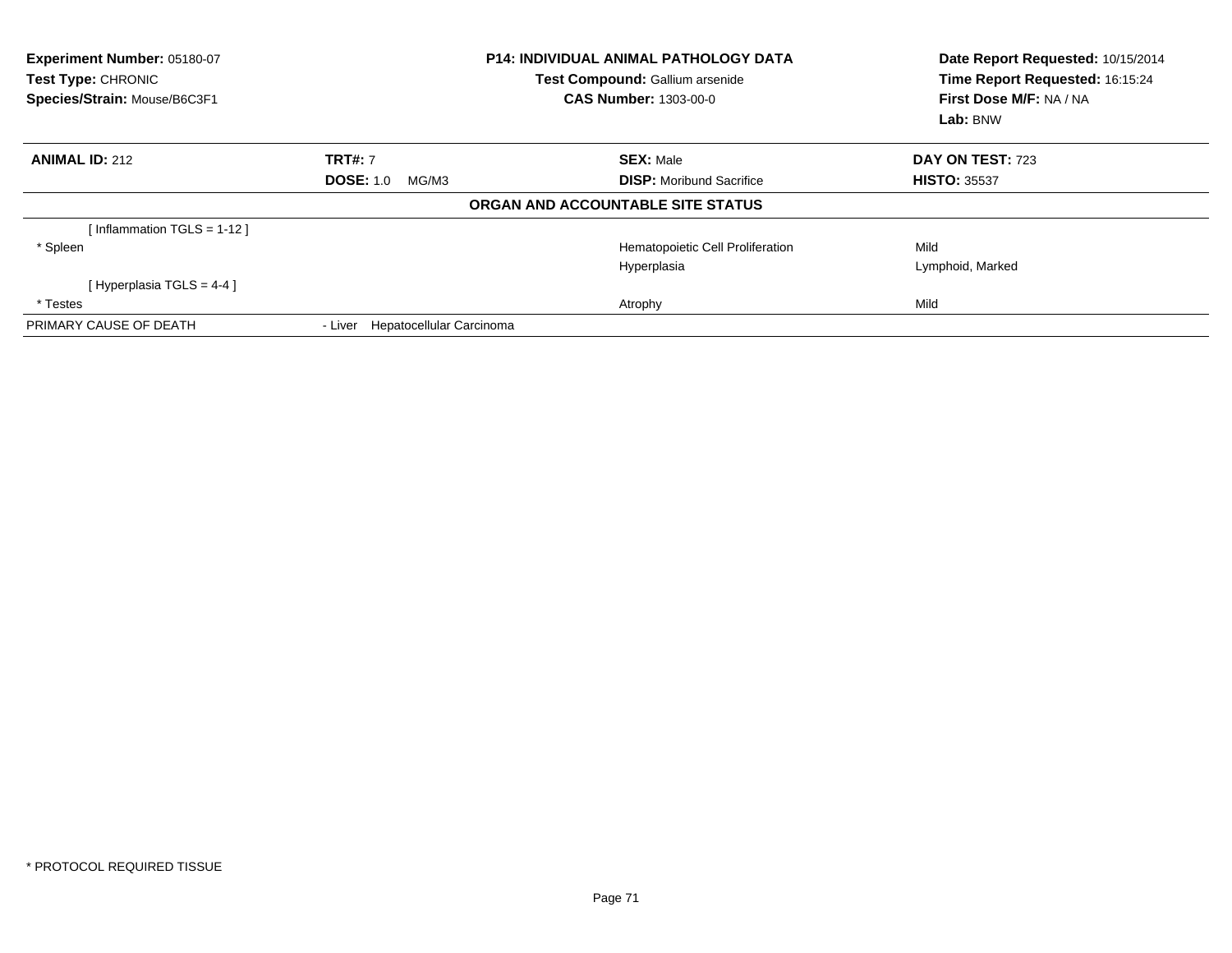**Experiment Number:** 05180-07
**Test Type:** CHRONIC
**Species/Strain:** Mouse/B6C3F1

**P14: INDIVIDUAL ANIMAL PATHOLOGY DATA**
**Test Compound:** Gallium arsenide
**CAS Number:** 1303-00-0

**Date Report Requested:** 10/15/2014
**Time Report Requested:** 16:15:24
**First Dose M/F:** NA / NA
**Lab:** BNW

| **ANIMAL ID:** 212 | **TRT#:** 7 | **SEX:** Male | **DAY ON TEST:** 723 |
|---|---|---|---|
| | **DOSE:** 1.0 MG/M3 | **DISP:** Moribund Sacrifice | **HISTO:** 35537 |

**ORGAN AND ACCOUNTABLE SITE STATUS**

| | | | |
|---|---|---|---|
| [ Inflammation TGLS = 1-12 ] | | | |
| * Spleen | | Hematopoietic Cell Proliferation | Mild |
| | | Hyperplasia | Lymphoid, Marked |
| [ Hyperplasia TGLS = 4-4 ] | | | |
| * Testes | | Atrophy | Mild |
| PRIMARY CAUSE OF DEATH | - Liver Hepatocellular Carcinoma | | |

* PROTOCOL REQUIRED TISSUE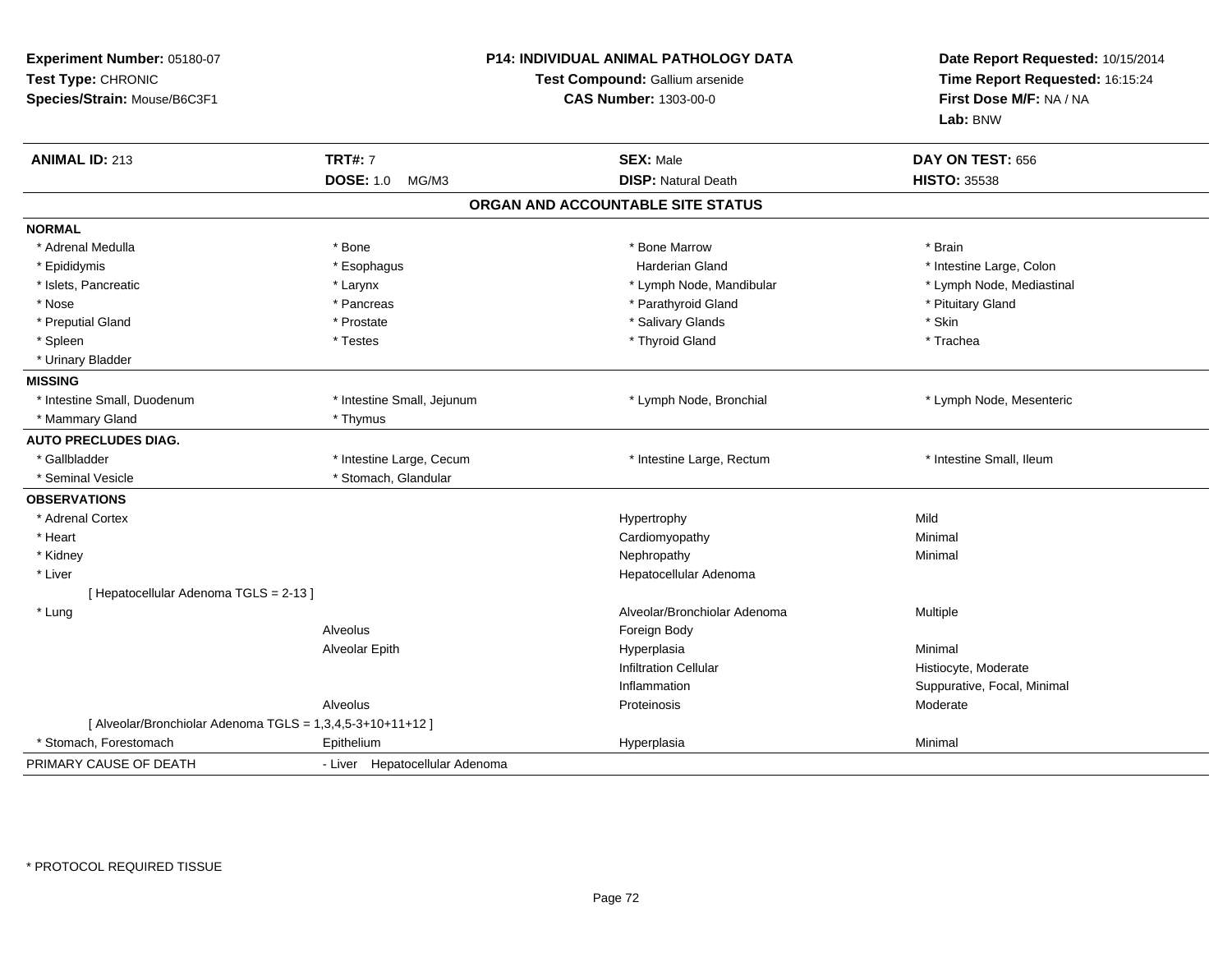**Experiment Number:** 05180-07
**Test Type:** CHRONIC
**Species/Strain:** Mouse/B6C3F1

**P14: INDIVIDUAL ANIMAL PATHOLOGY DATA**
**Test Compound:** Gallium arsenide
**CAS Number:** 1303-00-0

**Date Report Requested:** 10/15/2014
**Time Report Requested:** 16:15:24
**First Dose M/F:** NA / NA
**Lab:** BNW

| **ANIMAL ID:** 213 | **TRT#:** 7 | **SEX:** Male | **DAY ON TEST:** 656 |
|---|---|---|---|
| | **DOSE:** 1.0 MG/M3 | **DISP:** Natural Death | **HISTO:** 35538 |

## ORGAN AND ACCOUNTABLE SITE STATUS

**NORMAL**

| | | | |
|---|---|---|---|
| * Adrenal Medulla | * Bone | * Bone Marrow | * Brain |
| * Epididymis | * Esophagus | Harderian Gland | * Intestine Large, Colon |
| * Islets, Pancreatic | * Larynx | * Lymph Node, Mandibular | * Lymph Node, Mediastinal |
| * Nose | * Pancreas | * Parathyroid Gland | * Pituitary Gland |
| * Preputial Gland | * Prostate | * Salivary Glands | * Skin |
| * Spleen | * Testes | * Thyroid Gland | * Trachea |
| * Urinary Bladder | | | |

**MISSING**

| | | | |
|---|---|---|---|
| * Intestine Small, Duodenum | * Intestine Small, Jejunum | * Lymph Node, Bronchial | * Lymph Node, Mesenteric |
| * Mammary Gland | * Thymus | | |

**AUTO PRECLUDES DIAG.**

| | | | |
|---|---|---|---|
| * Gallbladder | * Intestine Large, Cecum | * Intestine Large, Rectum | * Intestine Small, Ileum |
| * Seminal Vesicle | * Stomach, Glandular | | |

**OBSERVATIONS**

| | | | |
|---|---|---|---|
| * Adrenal Cortex | | Hypertrophy | Mild |
| * Heart | | Cardiomyopathy | Minimal |
| * Kidney | | Nephropathy | Minimal |
| * Liver | | Hepatocellular Adenoma | |
| [ Hepatocellular Adenoma TGLS = 2-13 ] | | | |
| * Lung | | Alveolar/Bronchiolar Adenoma | Multiple |
| | Alveolus | Foreign Body | |
| | Alveolar Epith | Hyperplasia | Minimal |
| | | Infiltration Cellular | Histiocyte, Moderate |
| | | Inflammation | Suppurative, Focal, Minimal |
| | Alveolus | Proteinosis | Moderate |
| [ Alveolar/Bronchiolar Adenoma TGLS = 1,3,4,5-3+10+11+12 ] | | | |
| * Stomach, Forestomach | Epithelium | Hyperplasia | Minimal |

| | |
|---|---|
| PRIMARY CAUSE OF DEATH | - Liver Hepatocellular Adenoma |

\* PROTOCOL REQUIRED TISSUE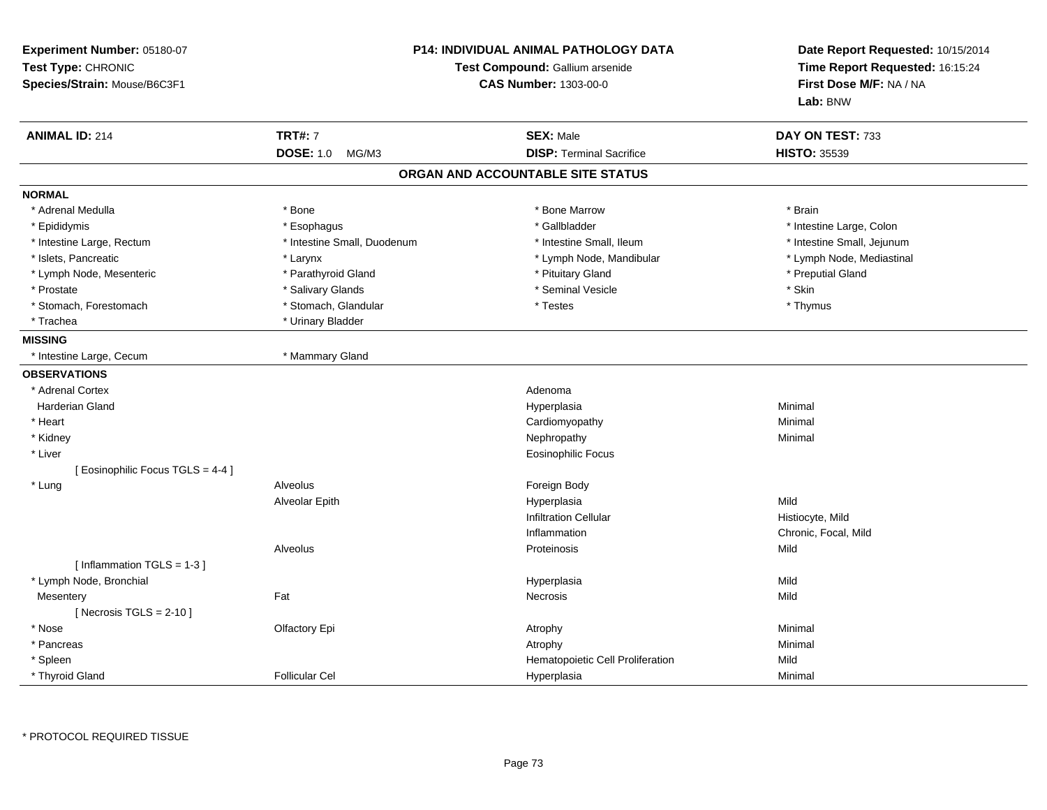**Experiment Number:** 05180-07
**Test Type:** CHRONIC
**Species/Strain:** Mouse/B6C3F1

**P14: INDIVIDUAL ANIMAL PATHOLOGY DATA**
**Test Compound:** Gallium arsenide
**CAS Number:** 1303-00-0

**Date Report Requested:** 10/15/2014
**Time Report Requested:** 16:15:24
**First Dose M/F:** NA / NA
**Lab:** BNW

| **ANIMAL ID:** 214 | **TRT#:** 7 | **SEX:** Male | **DAY ON TEST:** 733 |
|---|---|---|---|
| | **DOSE:** 1.0 MG/M3 | **DISP:** Terminal Sacrifice | **HISTO:** 35539 |

## ORGAN AND ACCOUNTABLE SITE STATUS

**NORMAL**

| | | | |
|---|---|---|---|
| * Adrenal Medulla | * Bone | * Bone Marrow | * Brain |
| * Epididymis | * Esophagus | * Gallbladder | * Intestine Large, Colon |
| * Intestine Large, Rectum | * Intestine Small, Duodenum | * Intestine Small, Ileum | * Intestine Small, Jejunum |
| * Islets, Pancreatic | * Larynx | * Lymph Node, Mandibular | * Lymph Node, Mediastinal |
| * Lymph Node, Mesenteric | * Parathyroid Gland | * Pituitary Gland | * Preputial Gland |
| * Prostate | * Salivary Glands | * Seminal Vesicle | * Skin |
| * Stomach, Forestomach | * Stomach, Glandular | * Testes | * Thymus |
| * Trachea | * Urinary Bladder | | |

**MISSING**

| | |
|---|---|
| * Intestine Large, Cecum | * Mammary Gland |

**OBSERVATIONS**

| | | | |
|---|---|---|---|
| * Adrenal Cortex | | Adenoma | |
| Harderian Gland | | Hyperplasia | Minimal |
| * Heart | | Cardiomyopathy | Minimal |
| * Kidney | | Nephropathy | Minimal |
| * Liver | | Eosinophilic Focus | |
| [ Eosinophilic Focus TGLS = 4-4 ] | | | |
| * Lung | Alveolus | Foreign Body | |
| | Alveolar Epith | Hyperplasia | Mild |
| | | Infiltration Cellular | Histiocyte, Mild |
| | | Inflammation | Chronic, Focal, Mild |
| | Alveolus | Proteinosis | Mild |
| [ Inflammation TGLS = 1-3 ] | | | |
| * Lymph Node, Bronchial | | Hyperplasia | Mild |
| Mesentery | Fat | Necrosis | Mild |
| [ Necrosis TGLS = 2-10 ] | | | |
| * Nose | Olfactory Epi | Atrophy | Minimal |
| * Pancreas | | Atrophy | Minimal |
| * Spleen | | Hematopoietic Cell Proliferation | Mild |
| * Thyroid Gland | Follicular Cel | Hyperplasia | Minimal |

\* PROTOCOL REQUIRED TISSUE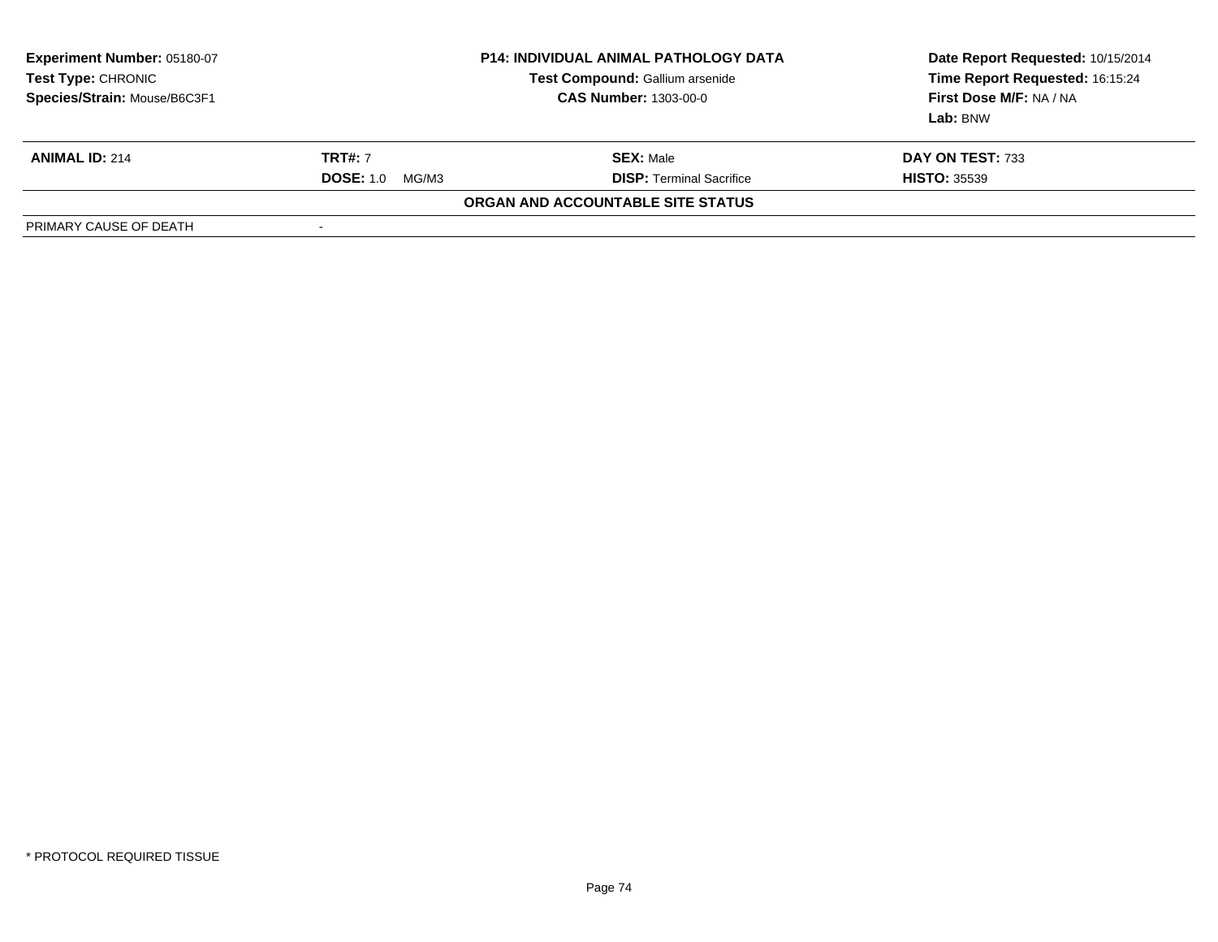**Experiment Number:** 05180-07
**Test Type:** CHRONIC
**Species/Strain:** Mouse/B6C3F1

**P14: INDIVIDUAL ANIMAL PATHOLOGY DATA**
**Test Compound:** Gallium arsenide
**CAS Number:** 1303-00-0

**Date Report Requested:** 10/15/2014
**Time Report Requested:** 16:15:24
**First Dose M/F:** NA / NA
**Lab:** BNW

| **ANIMAL ID:** 214 | **TRT#:** 7 | **SEX:** Male | **DAY ON TEST:** 733 |
|---|---|---|---|
| | **DOSE:** 1.0 MG/M3 | **DISP:** Terminal Sacrifice | **HISTO:** 35539 |

**ORGAN AND ACCOUNTABLE SITE STATUS**

| PRIMARY CAUSE OF DEATH | - |
|---|---|

* PROTOCOL REQUIRED TISSUE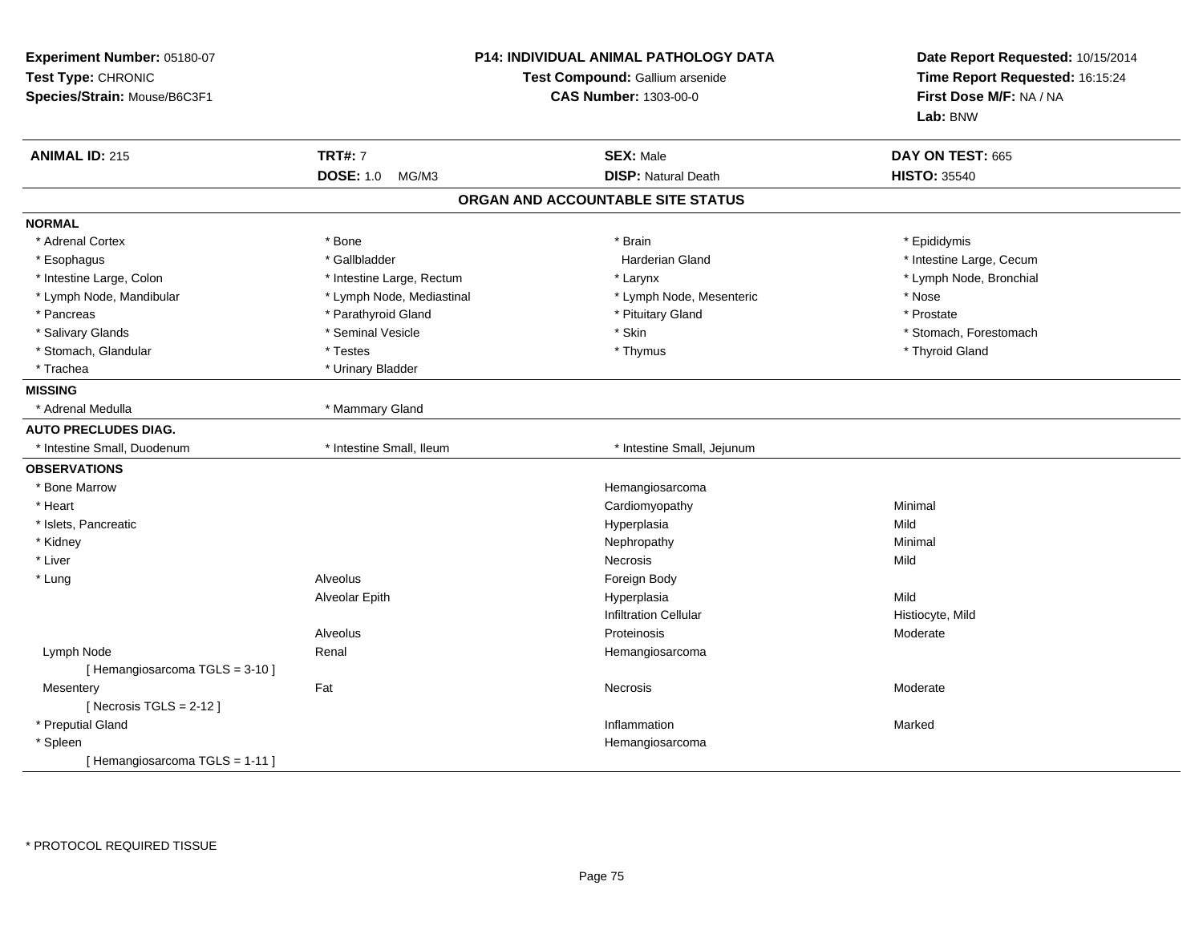**Experiment Number:** 05180-07
**Test Type:** CHRONIC
**Species/Strain:** Mouse/B6C3F1

**P14: INDIVIDUAL ANIMAL PATHOLOGY DATA**
**Test Compound:** Gallium arsenide
**CAS Number:** 1303-00-0

**Date Report Requested:** 10/15/2014
**Time Report Requested:** 16:15:24
**First Dose M/F:** NA / NA
**Lab:** BNW

| **ANIMAL ID:** 215 | **TRT#:** 7 | **SEX:** Male | **DAY ON TEST:** 665 |
|---|---|---|---|
| | **DOSE:** 1.0 MG/M3 | **DISP:** Natural Death | **HISTO:** 35540 |

## ORGAN AND ACCOUNTABLE SITE STATUS

**NORMAL**

| | | | |
|---|---|---|---|
| * Adrenal Cortex | * Bone | * Brain | * Epididymis |
| * Esophagus | * Gallbladder | Harderian Gland | * Intestine Large, Cecum |
| * Intestine Large, Colon | * Intestine Large, Rectum | * Larynx | * Lymph Node, Bronchial |
| * Lymph Node, Mandibular | * Lymph Node, Mediastinal | * Lymph Node, Mesenteric | * Nose |
| * Pancreas | * Parathyroid Gland | * Pituitary Gland | * Prostate |
| * Salivary Glands | * Seminal Vesicle | * Skin | * Stomach, Forestomach |
| * Stomach, Glandular | * Testes | * Thymus | * Thyroid Gland |
| * Trachea | * Urinary Bladder | | |

**MISSING**

| | |
|---|---|
| * Adrenal Medulla | * Mammary Gland |

**AUTO PRECLUDES DIAG.**

| | | |
|---|---|---|
| * Intestine Small, Duodenum | * Intestine Small, Ileum | * Intestine Small, Jejunum |

**OBSERVATIONS**

| Organ | Site | Observation | Severity |
|---|---|---|---|
| * Bone Marrow | | Hemangiosarcoma | |
| * Heart | | Cardiomyopathy | Minimal |
| * Islets, Pancreatic | | Hyperplasia | Mild |
| * Kidney | | Nephropathy | Minimal |
| * Liver | | Necrosis | Mild |
| * Lung | Alveolus | Foreign Body | |
| | Alveolar Epith | Hyperplasia | Mild |
| | | Infiltration Cellular | Histiocyte, Mild |
| | Alveolus | Proteinosis | Moderate |
| Lymph Node | Renal | Hemangiosarcoma | |
| [ Hemangiosarcoma TGLS = 3-10 ] | | | |
| Mesentery | Fat | Necrosis | Moderate |
| [ Necrosis TGLS = 2-12 ] | | | |
| * Preputial Gland | | Inflammation | Marked |
| * Spleen | | Hemangiosarcoma | |
| [ Hemangiosarcoma TGLS = 1-11 ] | | | |

* PROTOCOL REQUIRED TISSUE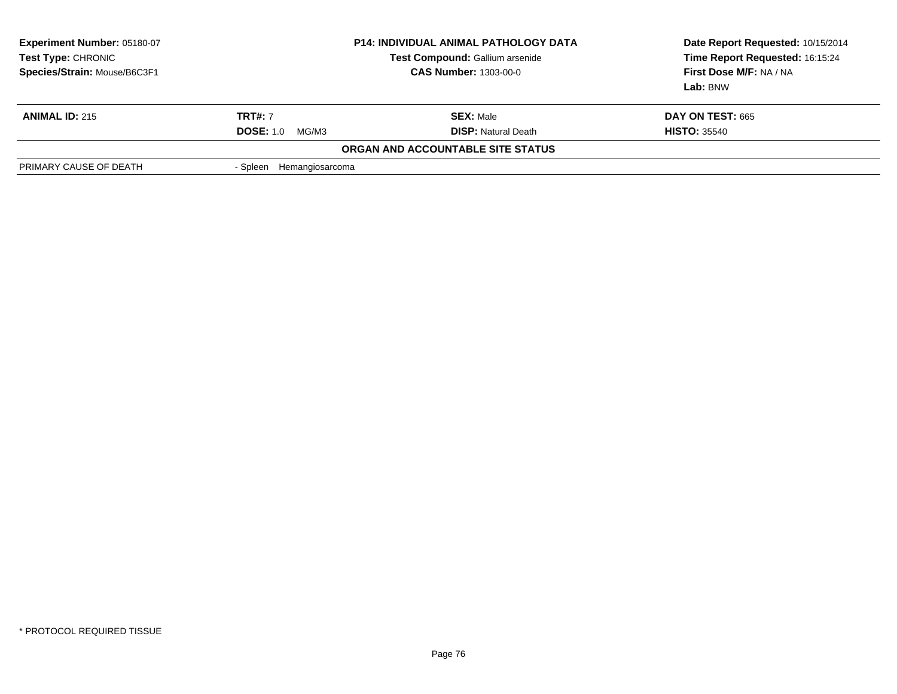**Experiment Number:** 05180-07
**Test Type:** CHRONIC
**Species/Strain:** Mouse/B6C3F1

**P14: INDIVIDUAL ANIMAL PATHOLOGY DATA**
**Test Compound:** Gallium arsenide
**CAS Number:** 1303-00-0

**Date Report Requested:** 10/15/2014
**Time Report Requested:** 16:15:24
**First Dose M/F:** NA / NA
**Lab:** BNW

| **ANIMAL ID:** 215 | **TRT#:** 7 | **SEX:** Male | **DAY ON TEST:** 665 |
|---|---|---|---|
| | **DOSE:** 1.0 MG/M3 | **DISP:** Natural Death | **HISTO:** 35540 |

**ORGAN AND ACCOUNTABLE SITE STATUS**

| | |
|---|---|
| PRIMARY CAUSE OF DEATH | - Spleen Hemangiosarcoma |

* PROTOCOL REQUIRED TISSUE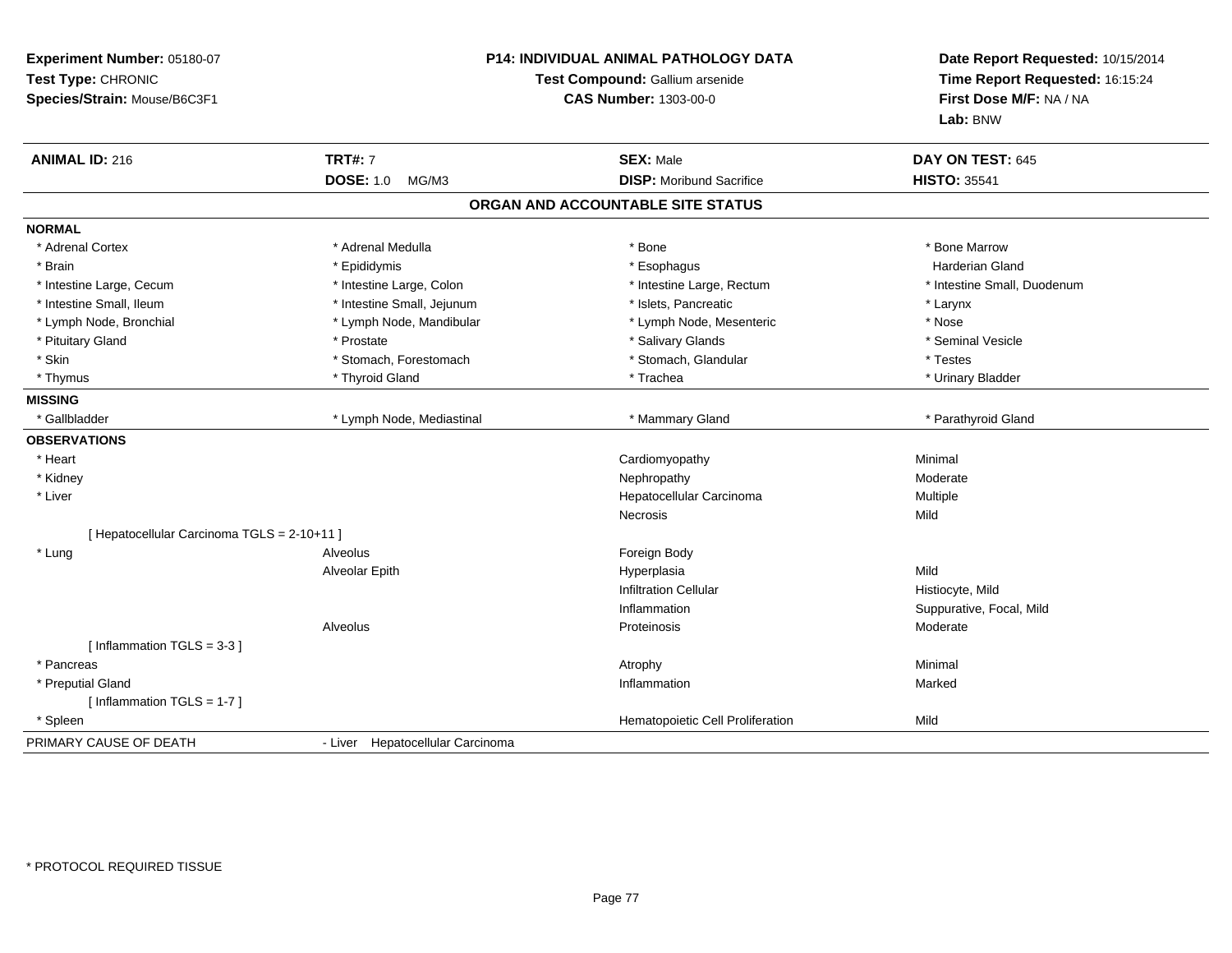**Experiment Number:** 05180-07
**Test Type:** CHRONIC
**Species/Strain:** Mouse/B6C3F1

**P14: INDIVIDUAL ANIMAL PATHOLOGY DATA**
**Test Compound:** Gallium arsenide
**CAS Number:** 1303-00-0

**Date Report Requested:** 10/15/2014
**Time Report Requested:** 16:15:24
**First Dose M/F:** NA / NA
**Lab:** BNW

| **ANIMAL ID:** 216 | **TRT#:** 7 | **SEX:** Male | **DAY ON TEST:** 645 |
|---|---|---|---|
| | **DOSE:** 1.0 MG/M3 | **DISP:** Moribund Sacrifice | **HISTO:** 35541 |

## ORGAN AND ACCOUNTABLE SITE STATUS

**NORMAL**

| | | | |
|---|---|---|---|
| * Adrenal Cortex | * Adrenal Medulla | * Bone | * Bone Marrow |
| * Brain | * Epididymis | * Esophagus | Harderian Gland |
| * Intestine Large, Cecum | * Intestine Large, Colon | * Intestine Large, Rectum | * Intestine Small, Duodenum |
| * Intestine Small, Ileum | * Intestine Small, Jejunum | * Islets, Pancreatic | * Larynx |
| * Lymph Node, Bronchial | * Lymph Node, Mandibular | * Lymph Node, Mesenteric | * Nose |
| * Pituitary Gland | * Prostate | * Salivary Glands | * Seminal Vesicle |
| * Skin | * Stomach, Forestomach | * Stomach, Glandular | * Testes |
| * Thymus | * Thyroid Gland | * Trachea | * Urinary Bladder |

**MISSING**

| | | | |
|---|---|---|---|
| * Gallbladder | * Lymph Node, Mediastinal | * Mammary Gland | * Parathyroid Gland |

**OBSERVATIONS**

| | | | |
|---|---|---|---|
| * Heart | | Cardiomyopathy | Minimal |
| * Kidney | | Nephropathy | Moderate |
| * Liver | | Hepatocellular Carcinoma | Multiple |
| | | Necrosis | Mild |
| [ Hepatocellular Carcinoma TGLS = 2-10+11 ] | | | |
| * Lung | Alveolus | Foreign Body | |
| | Alveolar Epith | Hyperplasia | Mild |
| | | Infiltration Cellular | Histiocyte, Mild |
| | | Inflammation | Suppurative, Focal, Mild |
| | Alveolus | Proteinosis | Moderate |
| [ Inflammation TGLS = 3-3 ] | | | |
| * Pancreas | | Atrophy | Minimal |
| * Preputial Gland | | Inflammation | Marked |
| [ Inflammation TGLS = 1-7 ] | | | |
| * Spleen | | Hematopoietic Cell Proliferation | Mild |

PRIMARY CAUSE OF DEATH - Liver Hepatocellular Carcinoma

\* PROTOCOL REQUIRED TISSUE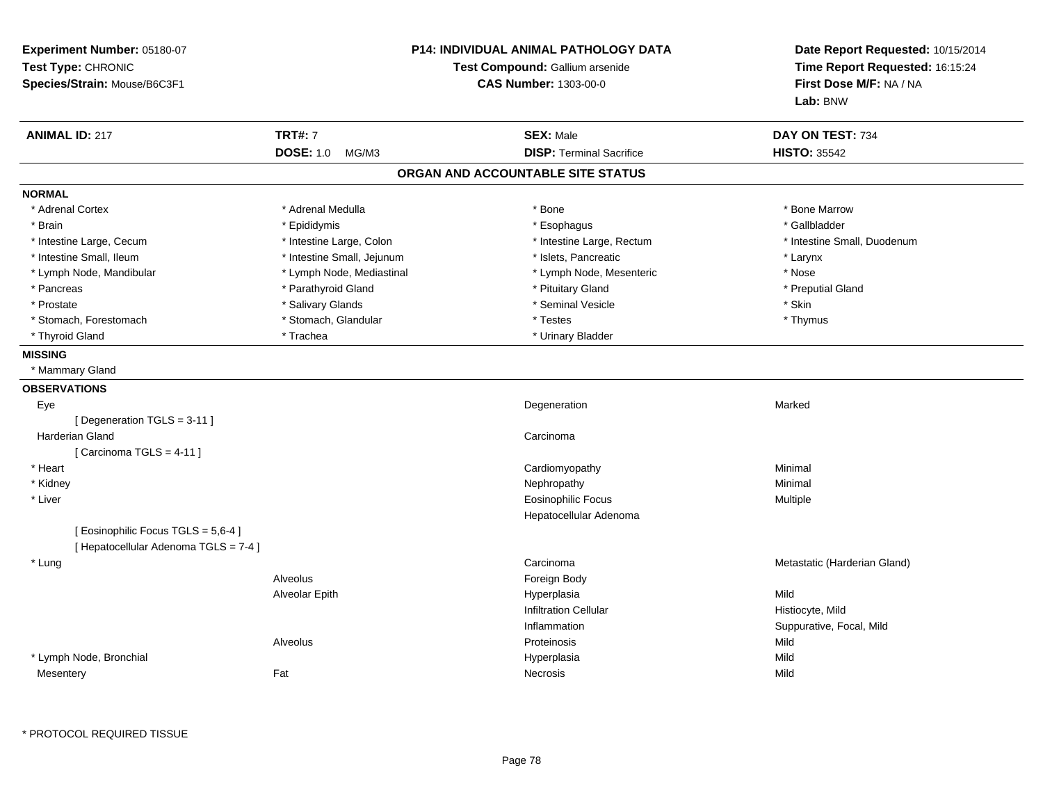**Experiment Number:** 05180-07
**Test Type:** CHRONIC
**Species/Strain:** Mouse/B6C3F1

**P14: INDIVIDUAL ANIMAL PATHOLOGY DATA**
**Test Compound:** Gallium arsenide
**CAS Number:** 1303-00-0

**Date Report Requested:** 10/15/2014
**Time Report Requested:** 16:15:24
**First Dose M/F:** NA / NA
**Lab:** BNW

| **ANIMAL ID:** 217 | **TRT#:** 7 | **SEX:** Male | **DAY ON TEST:** 734 |
|---|---|---|---|
| | **DOSE:** 1.0 MG/M3 | **DISP:** Terminal Sacrifice | **HISTO:** 35542 |

## ORGAN AND ACCOUNTABLE SITE STATUS

**NORMAL**

| | | | |
|---|---|---|---|
| * Adrenal Cortex | * Adrenal Medulla | * Bone | * Bone Marrow |
| * Brain | * Epididymis | * Esophagus | * Gallbladder |
| * Intestine Large, Cecum | * Intestine Large, Colon | * Intestine Large, Rectum | * Intestine Small, Duodenum |
| * Intestine Small, Ileum | * Intestine Small, Jejunum | * Islets, Pancreatic | * Larynx |
| * Lymph Node, Mandibular | * Lymph Node, Mediastinal | * Lymph Node, Mesenteric | * Nose |
| * Pancreas | * Parathyroid Gland | * Pituitary Gland | * Preputial Gland |
| * Prostate | * Salivary Glands | * Seminal Vesicle | * Skin |
| * Stomach, Forestomach | * Stomach, Glandular | * Testes | * Thymus |
| * Thyroid Gland | * Trachea | * Urinary Bladder | |

**MISSING**

* Mammary Gland

**OBSERVATIONS**

| Organ | Site | Observation | Qualifier |
|---|---|---|---|
| Eye | | Degeneration | Marked |
| [ Degeneration TGLS = 3-11 ] | | | |
| Harderian Gland | | Carcinoma | |
| [ Carcinoma TGLS = 4-11 ] | | | |
| * Heart | | Cardiomyopathy | Minimal |
| * Kidney | | Nephropathy | Minimal |
| * Liver | | Eosinophilic Focus | Multiple |
| | | Hepatocellular Adenoma | |
| [ Eosinophilic Focus TGLS = 5,6-4 ] | | | |
| [ Hepatocellular Adenoma TGLS = 7-4 ] | | | |
| * Lung | | Carcinoma | Metastatic (Harderian Gland) |
| | Alveolus | Foreign Body | |
| | Alveolar Epith | Hyperplasia | Mild |
| | | Infiltration Cellular | Histiocyte, Mild |
| | | Inflammation | Suppurative, Focal, Mild |
| | Alveolus | Proteinosis | Mild |
| * Lymph Node, Bronchial | | Hyperplasia | Mild |
| Mesentery | Fat | Necrosis | Mild |

* PROTOCOL REQUIRED TISSUE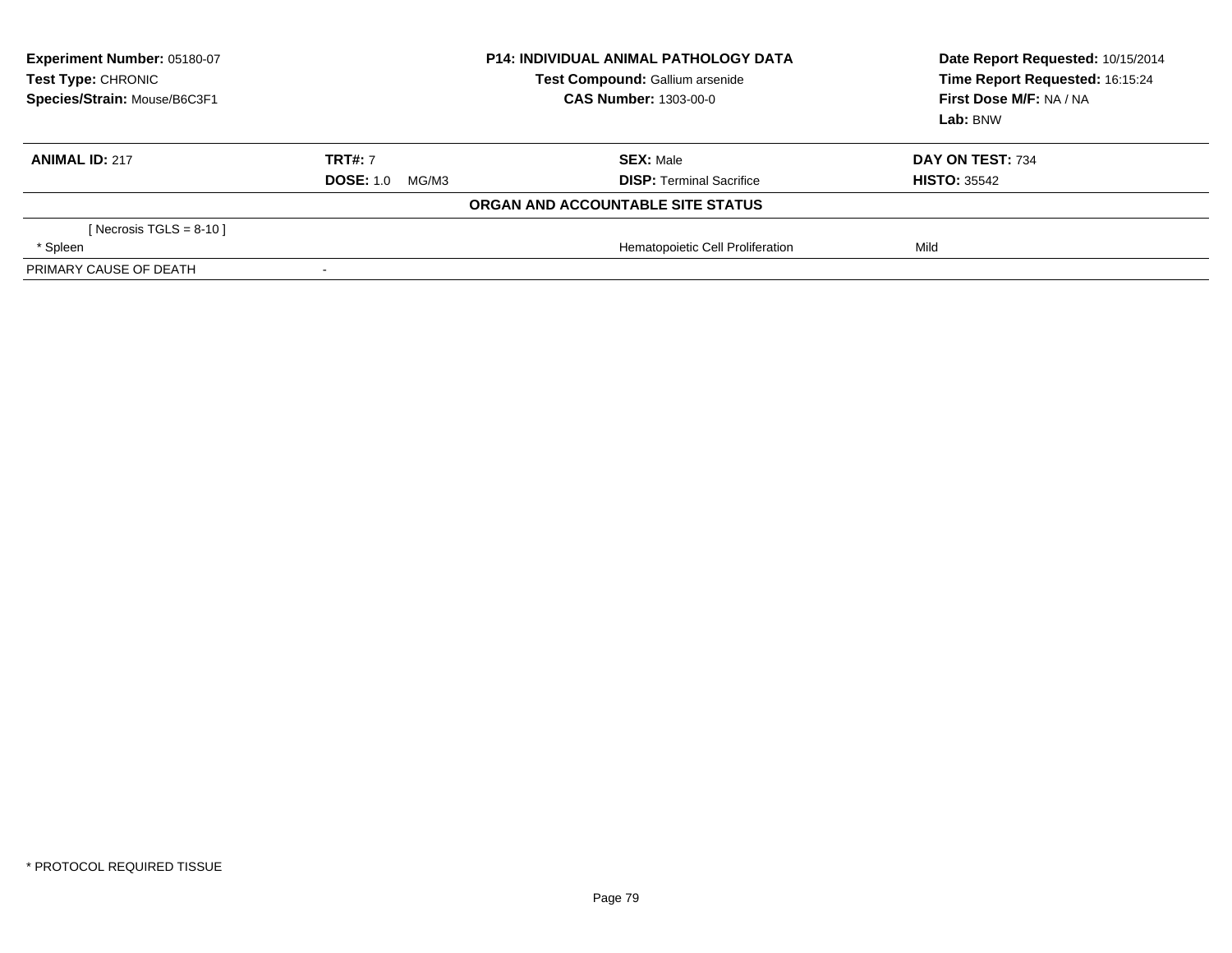| **Experiment Number:** 05180-07 | **P14: INDIVIDUAL ANIMAL PATHOLOGY DATA** | **Date Report Requested:** 10/15/2014 |
|---|---|---|
| **Test Type:** CHRONIC | **Test Compound:** Gallium arsenide | **Time Report Requested:** 16:15:24 |
| **Species/Strain:** Mouse/B6C3F1 | **CAS Number:** 1303-00-0 | **First Dose M/F:** NA / NA |
| | | **Lab:** BNW |

| **ANIMAL ID:** 217 | **TRT#:** 7 | **SEX:** Male | **DAY ON TEST:** 734 |
|---|---|---|---|
| | **DOSE:** 1.0 MG/M3 | **DISP:** Terminal Sacrifice | **HISTO:** 35542 |

**ORGAN AND ACCOUNTABLE SITE STATUS**

| | | | |
|---|---|---|---|
| [ Necrosis TGLS = 8-10 ] | | | |
| * Spleen | | Hematopoietic Cell Proliferation | Mild |
| PRIMARY CAUSE OF DEATH | - | | |

* PROTOCOL REQUIRED TISSUE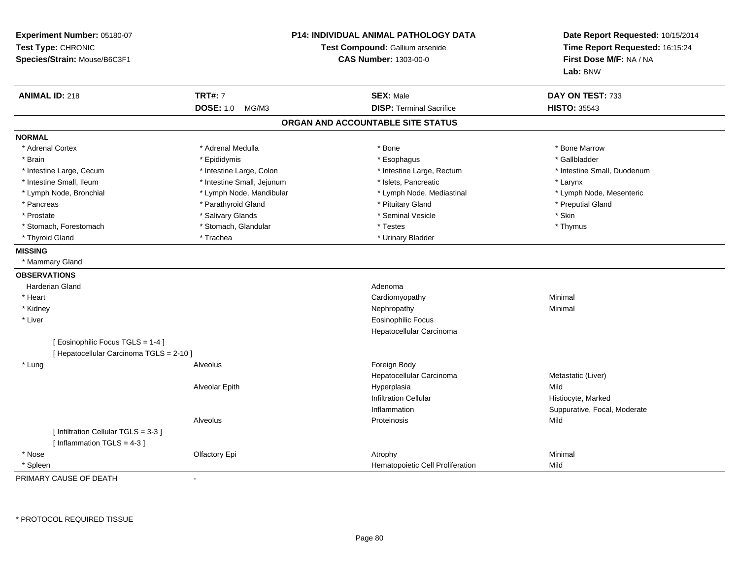**Experiment Number:** 05180-07
**Test Type:** CHRONIC
**Species/Strain:** Mouse/B6C3F1

**P14: INDIVIDUAL ANIMAL PATHOLOGY DATA**
**Test Compound:** Gallium arsenide
**CAS Number:** 1303-00-0

**Date Report Requested:** 10/15/2014
**Time Report Requested:** 16:15:24
**First Dose M/F:** NA / NA
**Lab:** BNW

| **ANIMAL ID:** 218 | **TRT#:** 7 | **SEX:** Male | **DAY ON TEST:** 733 |
|---|---|---|---|
| | **DOSE:** 1.0 MG/M3 | **DISP:** Terminal Sacrifice | **HISTO:** 35543 |

## ORGAN AND ACCOUNTABLE SITE STATUS

**NORMAL**

| | | | |
|---|---|---|---|
| * Adrenal Cortex | * Adrenal Medulla | * Bone | * Bone Marrow |
| * Brain | * Epididymis | * Esophagus | * Gallbladder |
| * Intestine Large, Cecum | * Intestine Large, Colon | * Intestine Large, Rectum | * Intestine Small, Duodenum |
| * Intestine Small, Ileum | * Intestine Small, Jejunum | * Islets, Pancreatic | * Larynx |
| * Lymph Node, Bronchial | * Lymph Node, Mandibular | * Lymph Node, Mediastinal | * Lymph Node, Mesenteric |
| * Pancreas | * Parathyroid Gland | * Pituitary Gland | * Preputial Gland |
| * Prostate | * Salivary Glands | * Seminal Vesicle | * Skin |
| * Stomach, Forestomach | * Stomach, Glandular | * Testes | * Thymus |
| * Thyroid Gland | * Trachea | * Urinary Bladder | |

**MISSING**

* Mammary Gland

**OBSERVATIONS**

| | | | |
|---|---|---|---|
| Harderian Gland | | Adenoma | |
| * Heart | | Cardiomyopathy | Minimal |
| * Kidney | | Nephropathy | Minimal |
| * Liver | | Eosinophilic Focus | |
| | | Hepatocellular Carcinoma | |
| [ Eosinophilic Focus TGLS = 1-4 ] | | | |
| [ Hepatocellular Carcinoma TGLS = 2-10 ] | | | |
| * Lung | Alveolus | Foreign Body | |
| | | Hepatocellular Carcinoma | Metastatic (Liver) |
| | Alveolar Epith | Hyperplasia | Mild |
| | | Infiltration Cellular | Histiocyte, Marked |
| | | Inflammation | Suppurative, Focal, Moderate |
| | Alveolus | Proteinosis | Mild |
| [ Infiltration Cellular TGLS = 3-3 ] | | | |
| [ Inflammation TGLS = 4-3 ] | | | |
| * Nose | Olfactory Epi | Atrophy | Minimal |
| * Spleen | | Hematopoietic Cell Proliferation | Mild |

PRIMARY CAUSE OF DEATH -

* PROTOCOL REQUIRED TISSUE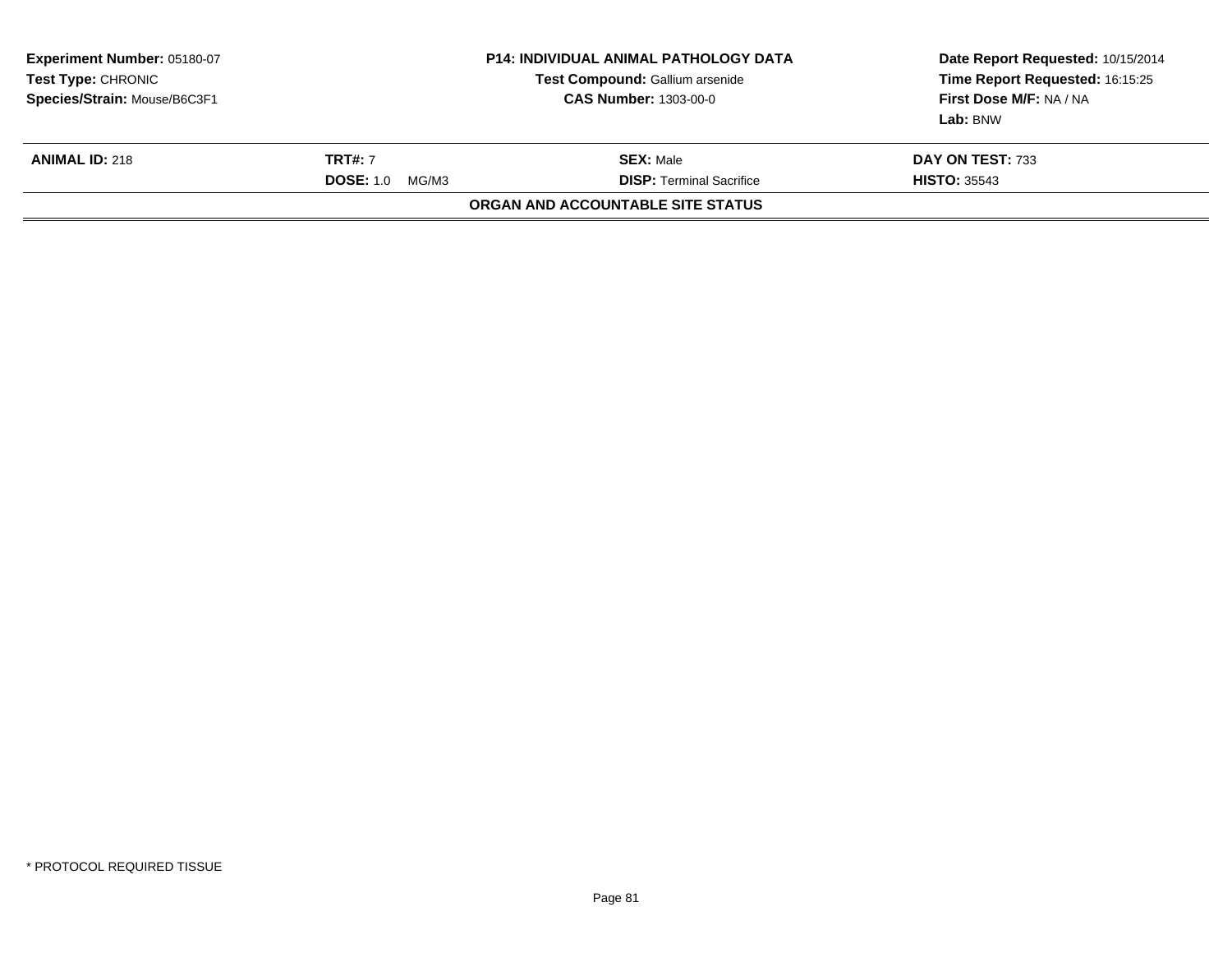| Experiment Number: 05180-07 | P14: INDIVIDUAL ANIMAL PATHOLOGY DATA | Date Report Requested: 10/15/2014 |
|---|---|---|
| Test Type: CHRONIC | Test Compound: Gallium arsenide | Time Report Requested: 16:15:25 |
| Species/Strain: Mouse/B6C3F1 | CAS Number: 1303-00-0 | First Dose M/F: NA / NA |
| | | Lab: BNW |

| ANIMAL ID: 218 | TRT#: 7 | SEX: Male | DAY ON TEST: 733 |
|---|---|---|---|
| | DOSE: 1.0 MG/M3 | DISP: Terminal Sacrifice | HISTO: 35543 |

## ORGAN AND ACCOUNTABLE SITE STATUS

* PROTOCOL REQUIRED TISSUE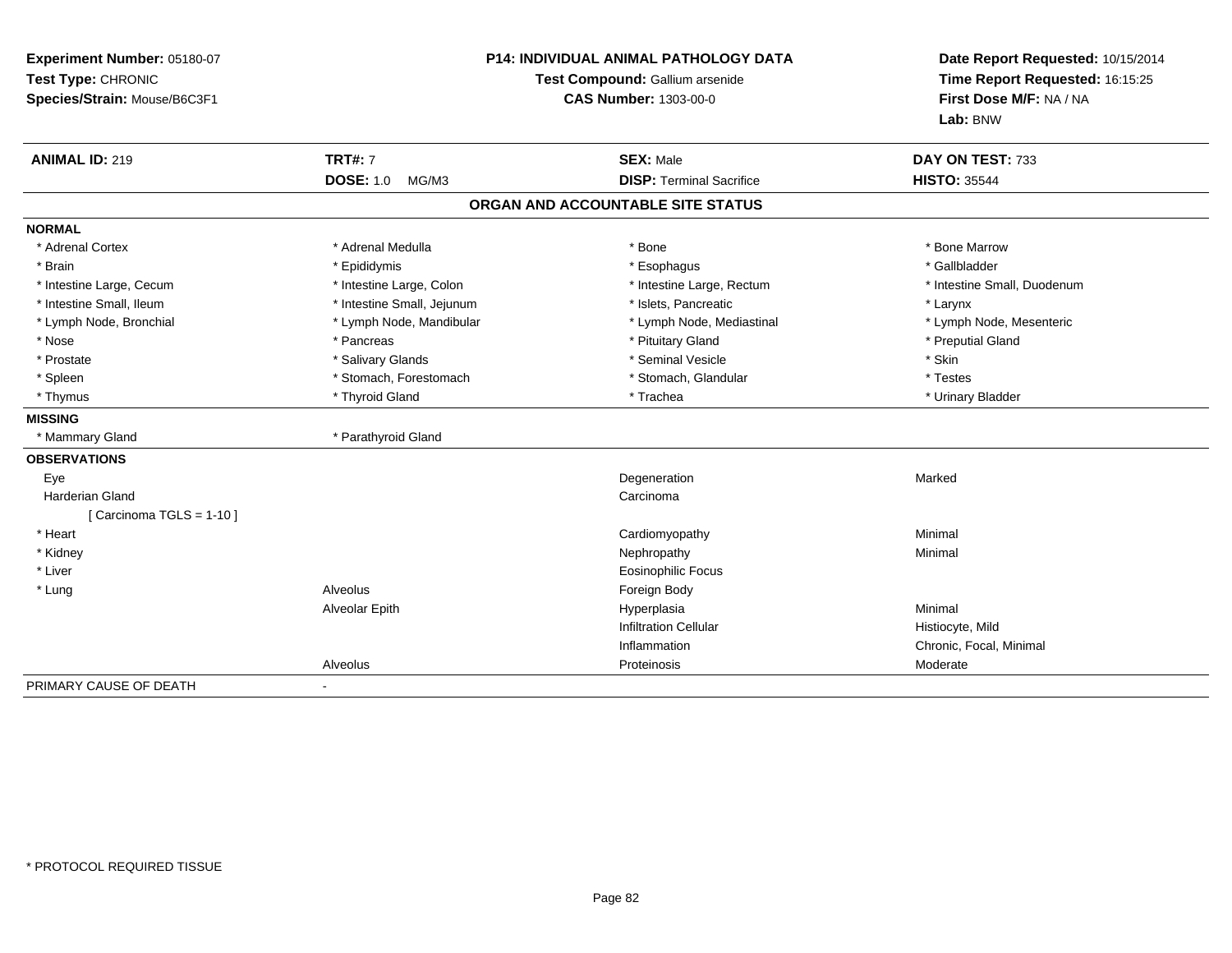**Experiment Number:** 05180-07
**Test Type:** CHRONIC
**Species/Strain:** Mouse/B6C3F1

**P14: INDIVIDUAL ANIMAL PATHOLOGY DATA**
**Test Compound:** Gallium arsenide
**CAS Number:** 1303-00-0

**Date Report Requested:** 10/15/2014
**Time Report Requested:** 16:15:25
**First Dose M/F:** NA / NA
**Lab:** BNW

| **ANIMAL ID:** 219 | **TRT#:** 7 | **SEX:** Male | **DAY ON TEST:** 733 |
|---|---|---|---|
| | **DOSE:** 1.0 MG/M3 | **DISP:** Terminal Sacrifice | **HISTO:** 35544 |

## ORGAN AND ACCOUNTABLE SITE STATUS

| | | | |
|---|---|---|---|
| **NORMAL** | | | |
| * Adrenal Cortex | * Adrenal Medulla | * Bone | * Bone Marrow |
| * Brain | * Epididymis | * Esophagus | * Gallbladder |
| * Intestine Large, Cecum | * Intestine Large, Colon | * Intestine Large, Rectum | * Intestine Small, Duodenum |
| * Intestine Small, Ileum | * Intestine Small, Jejunum | * Islets, Pancreatic | * Larynx |
| * Lymph Node, Bronchial | * Lymph Node, Mandibular | * Lymph Node, Mediastinal | * Lymph Node, Mesenteric |
| * Nose | * Pancreas | * Pituitary Gland | * Preputial Gland |
| * Prostate | * Salivary Glands | * Seminal Vesicle | * Skin |
| * Spleen | * Stomach, Forestomach | * Stomach, Glandular | * Testes |
| * Thymus | * Thyroid Gland | * Trachea | * Urinary Bladder |
| **MISSING** | | | |
| * Mammary Gland | * Parathyroid Gland | | |
| **OBSERVATIONS** | | | |
| Eye | | Degeneration | Marked |
| Harderian Gland | | Carcinoma | |
| [ Carcinoma TGLS = 1-10 ] | | | |
| * Heart | | Cardiomyopathy | Minimal |
| * Kidney | | Nephropathy | Minimal |
| * Liver | | Eosinophilic Focus | |
| * Lung | Alveolus | Foreign Body | |
| | Alveolar Epith | Hyperplasia | Minimal |
| | | Infiltration Cellular | Histiocyte, Mild |
| | | Inflammation | Chronic, Focal, Minimal |
| | Alveolus | Proteinosis | Moderate |
| PRIMARY CAUSE OF DEATH | - | | |

* PROTOCOL REQUIRED TISSUE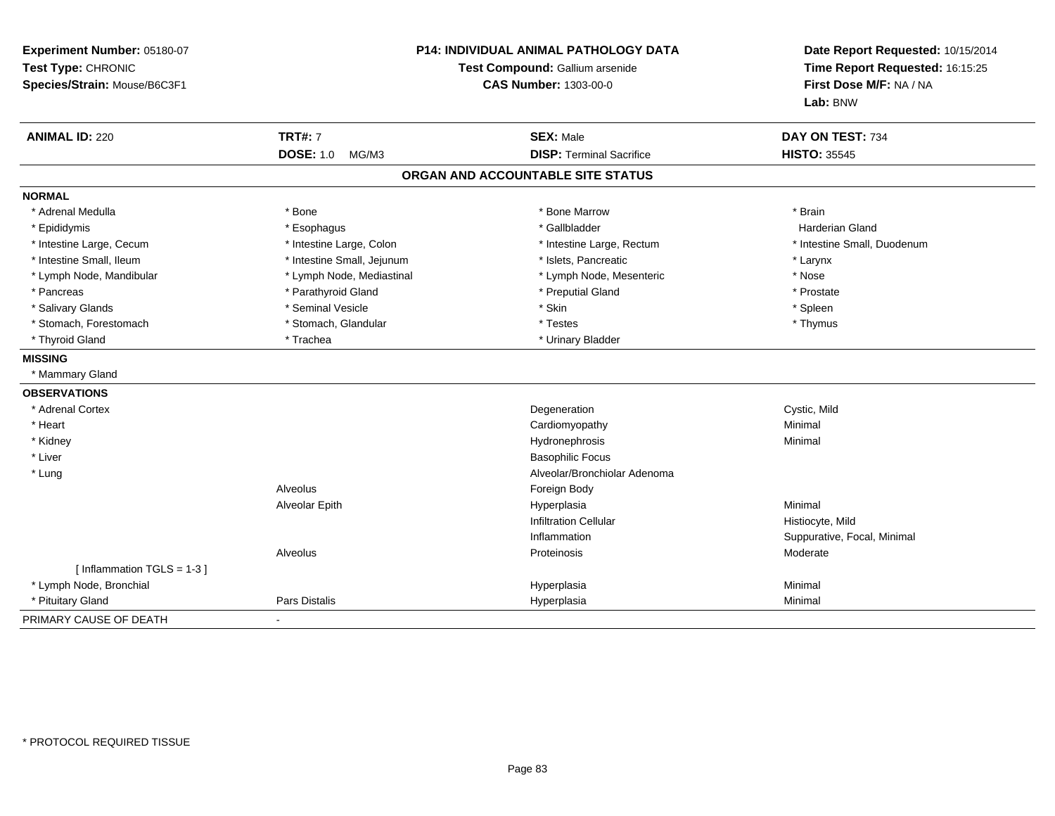**Experiment Number:** 05180-07
**Test Type:** CHRONIC
**Species/Strain:** Mouse/B6C3F1

**P14: INDIVIDUAL ANIMAL PATHOLOGY DATA**
**Test Compound:** Gallium arsenide
**CAS Number:** 1303-00-0

**Date Report Requested:** 10/15/2014
**Time Report Requested:** 16:15:25
**First Dose M/F:** NA / NA
**Lab:** BNW

| **ANIMAL ID:** 220 | **TRT#:** 7 | **SEX:** Male | **DAY ON TEST:** 734 |
|---|---|---|---|
| | **DOSE:** 1.0 MG/M3 | **DISP:** Terminal Sacrifice | **HISTO:** 35545 |

## ORGAN AND ACCOUNTABLE SITE STATUS

| | | | |
|---|---|---|---|
| **NORMAL** | | | |
| * Adrenal Medulla | * Bone | * Bone Marrow | * Brain |
| * Epididymis | * Esophagus | * Gallbladder | Harderian Gland |
| * Intestine Large, Cecum | * Intestine Large, Colon | * Intestine Large, Rectum | * Intestine Small, Duodenum |
| * Intestine Small, Ileum | * Intestine Small, Jejunum | * Islets, Pancreatic | * Larynx |
| * Lymph Node, Mandibular | * Lymph Node, Mediastinal | * Lymph Node, Mesenteric | * Nose |
| * Pancreas | * Parathyroid Gland | * Preputial Gland | * Prostate |
| * Salivary Glands | * Seminal Vesicle | * Skin | * Spleen |
| * Stomach, Forestomach | * Stomach, Glandular | * Testes | * Thymus |
| * Thyroid Gland | * Trachea | * Urinary Bladder | |
| **MISSING** | | | |
| * Mammary Gland | | | |
| **OBSERVATIONS** | | | |
| * Adrenal Cortex | | Degeneration | Cystic, Mild |
| * Heart | | Cardiomyopathy | Minimal |
| * Kidney | | Hydronephrosis | Minimal |
| * Liver | | Basophilic Focus | |
| * Lung | | Alveolar/Bronchiolar Adenoma | |
| | Alveolus | Foreign Body | |
| | Alveolar Epith | Hyperplasia | Minimal |
| | | Infiltration Cellular | Histiocyte, Mild |
| | | Inflammation | Suppurative, Focal, Minimal |
| | Alveolus | Proteinosis | Moderate |
| [ Inflammation TGLS = 1-3 ] | | | |
| * Lymph Node, Bronchial | | Hyperplasia | Minimal |
| * Pituitary Gland | Pars Distalis | Hyperplasia | Minimal |
| PRIMARY CAUSE OF DEATH | - | | |

* PROTOCOL REQUIRED TISSUE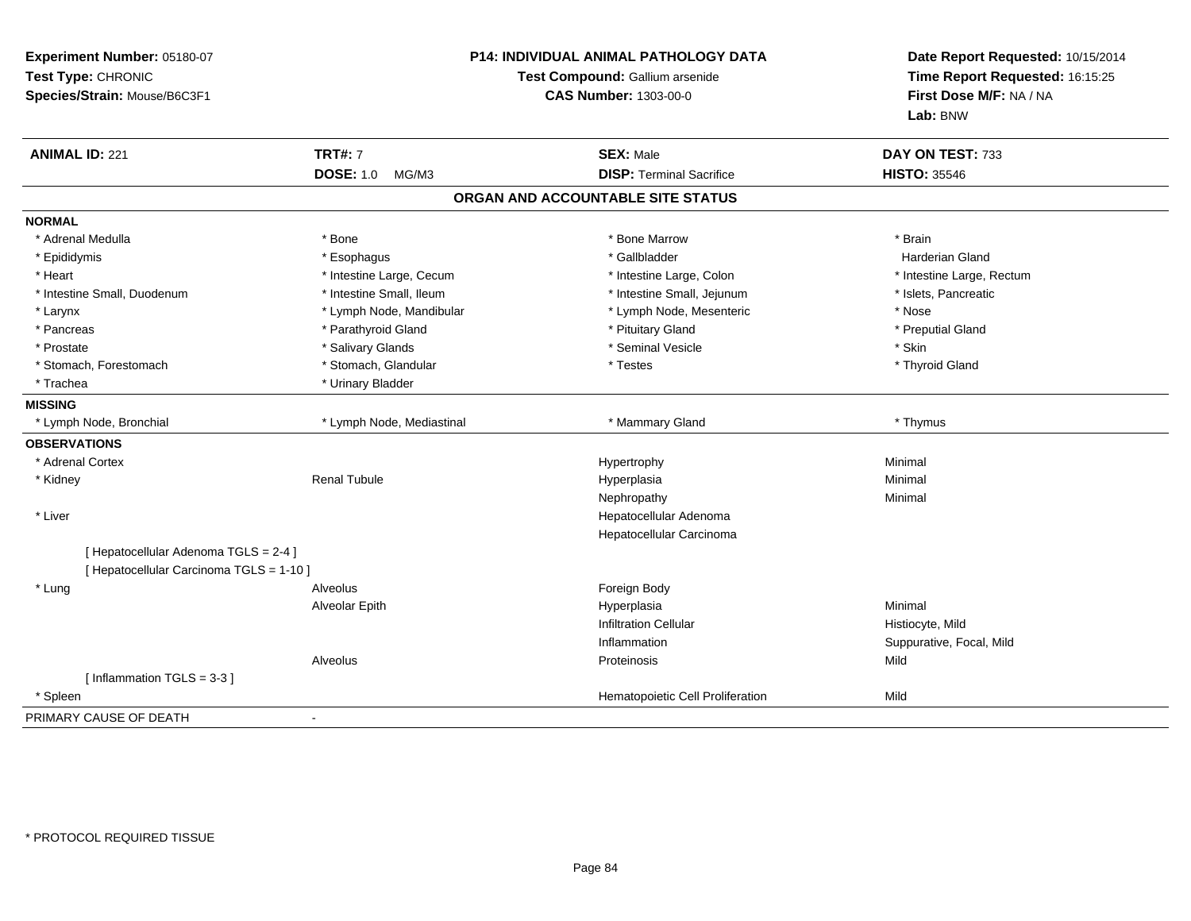**Experiment Number:** 05180-07
**Test Type:** CHRONIC
**Species/Strain:** Mouse/B6C3F1

**P14: INDIVIDUAL ANIMAL PATHOLOGY DATA**
**Test Compound:** Gallium arsenide
**CAS Number:** 1303-00-0

**Date Report Requested:** 10/15/2014
**Time Report Requested:** 16:15:25
**First Dose M/F:** NA / NA
**Lab:** BNW

| **ANIMAL ID:** 221 | **TRT#:** 7 | **SEX:** Male | **DAY ON TEST:** 733 |
|---|---|---|---|
| | **DOSE:** 1.0 MG/M3 | **DISP:** Terminal Sacrifice | **HISTO:** 35546 |

## ORGAN AND ACCOUNTABLE SITE STATUS

**NORMAL**

| | | | |
|---|---|---|---|
| * Adrenal Medulla | * Bone | * Bone Marrow | * Brain |
| * Epididymis | * Esophagus | * Gallbladder | Harderian Gland |
| * Heart | * Intestine Large, Cecum | * Intestine Large, Colon | * Intestine Large, Rectum |
| * Intestine Small, Duodenum | * Intestine Small, Ileum | * Intestine Small, Jejunum | * Islets, Pancreatic |
| * Larynx | * Lymph Node, Mandibular | * Lymph Node, Mesenteric | * Nose |
| * Pancreas | * Parathyroid Gland | * Pituitary Gland | * Preputial Gland |
| * Prostate | * Salivary Glands | * Seminal Vesicle | * Skin |
| * Stomach, Forestomach | * Stomach, Glandular | * Testes | * Thyroid Gland |
| * Trachea | * Urinary Bladder | | |

**MISSING**

| | | | |
|---|---|---|---|
| * Lymph Node, Bronchial | * Lymph Node, Mediastinal | * Mammary Gland | * Thymus |

**OBSERVATIONS**

| | | | |
|---|---|---|---|
| * Adrenal Cortex | | Hypertrophy | Minimal |
| * Kidney | Renal Tubule | Hyperplasia | Minimal |
| | | Nephropathy | Minimal |
| * Liver | | Hepatocellular Adenoma | |
| | | Hepatocellular Carcinoma | |
| [ Hepatocellular Adenoma TGLS = 2-4 ] | | | |
| [ Hepatocellular Carcinoma TGLS = 1-10 ] | | | |
| * Lung | Alveolus | Foreign Body | |
| | Alveolar Epith | Hyperplasia | Minimal |
| | | Infiltration Cellular | Histiocyte, Mild |
| | | Inflammation | Suppurative, Focal, Mild |
| | Alveolus | Proteinosis | Mild |
| [ Inflammation TGLS = 3-3 ] | | | |
| * Spleen | | Hematopoietic Cell Proliferation | Mild |

PRIMARY CAUSE OF DEATH -

* PROTOCOL REQUIRED TISSUE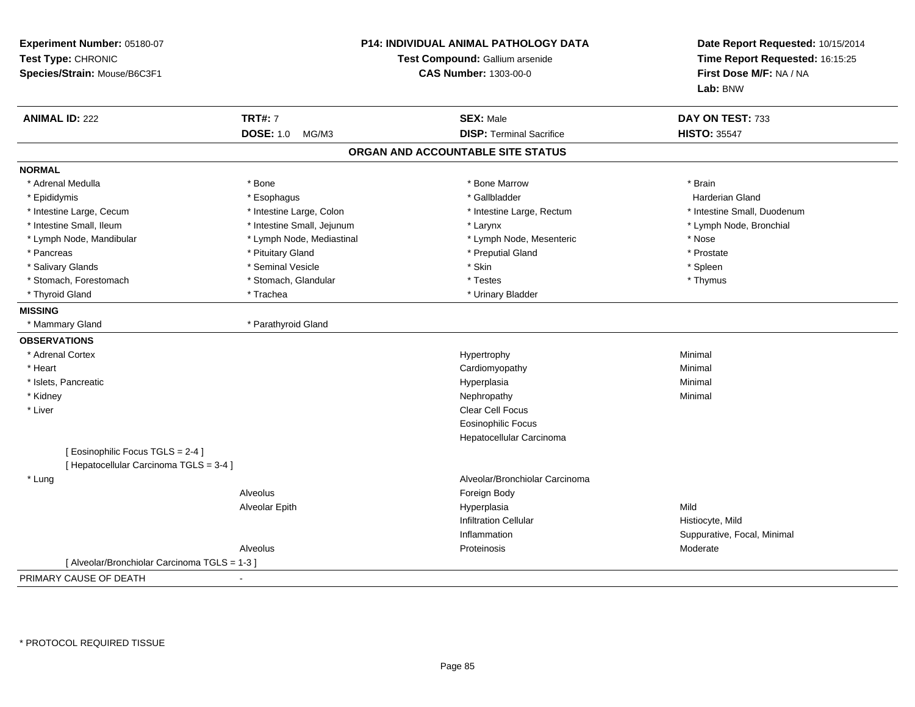**Experiment Number:** 05180-07
**Test Type:** CHRONIC
**Species/Strain:** Mouse/B6C3F1

**P14: INDIVIDUAL ANIMAL PATHOLOGY DATA**
**Test Compound:** Gallium arsenide
**CAS Number:** 1303-00-0

**Date Report Requested:** 10/15/2014
**Time Report Requested:** 16:15:25
**First Dose M/F:** NA / NA
**Lab:** BNW

| **ANIMAL ID:** 222 | **TRT#:** 7 | **SEX:** Male | **DAY ON TEST:** 733 |
|---|---|---|---|
| | **DOSE:** 1.0 MG/M3 | **DISP:** Terminal Sacrifice | **HISTO:** 35547 |

## ORGAN AND ACCOUNTABLE SITE STATUS

**NORMAL**

| | | | |
|---|---|---|---|
| * Adrenal Medulla | * Bone | * Bone Marrow | * Brain |
| * Epididymis | * Esophagus | * Gallbladder | Harderian Gland |
| * Intestine Large, Cecum | * Intestine Large, Colon | * Intestine Large, Rectum | * Intestine Small, Duodenum |
| * Intestine Small, Ileum | * Intestine Small, Jejunum | * Larynx | * Lymph Node, Bronchial |
| * Lymph Node, Mandibular | * Lymph Node, Mediastinal | * Lymph Node, Mesenteric | * Nose |
| * Pancreas | * Pituitary Gland | * Preputial Gland | * Prostate |
| * Salivary Glands | * Seminal Vesicle | * Skin | * Spleen |
| * Stomach, Forestomach | * Stomach, Glandular | * Testes | * Thymus |
| * Thyroid Gland | * Trachea | * Urinary Bladder | |

**MISSING**

| | |
|---|---|
| * Mammary Gland | * Parathyroid Gland |

**OBSERVATIONS**

| | | | |
|---|---|---|---|
| * Adrenal Cortex | | Hypertrophy | Minimal |
| * Heart | | Cardiomyopathy | Minimal |
| * Islets, Pancreatic | | Hyperplasia | Minimal |
| * Kidney | | Nephropathy | Minimal |
| * Liver | | Clear Cell Focus | |
| | | Eosinophilic Focus | |
| | | Hepatocellular Carcinoma | |
| [ Eosinophilic Focus TGLS = 2-4 ] | | | |
| [ Hepatocellular Carcinoma TGLS = 3-4 ] | | | |
| * Lung | | Alveolar/Bronchiolar Carcinoma | |
| | Alveolus | Foreign Body | |
| | Alveolar Epith | Hyperplasia | Mild |
| | | Infiltration Cellular | Histiocyte, Mild |
| | | Inflammation | Suppurative, Focal, Minimal |
| | Alveolus | Proteinosis | Moderate |
| [ Alveolar/Bronchiolar Carcinoma TGLS = 1-3 ] | | | |

PRIMARY CAUSE OF DEATH -

* PROTOCOL REQUIRED TISSUE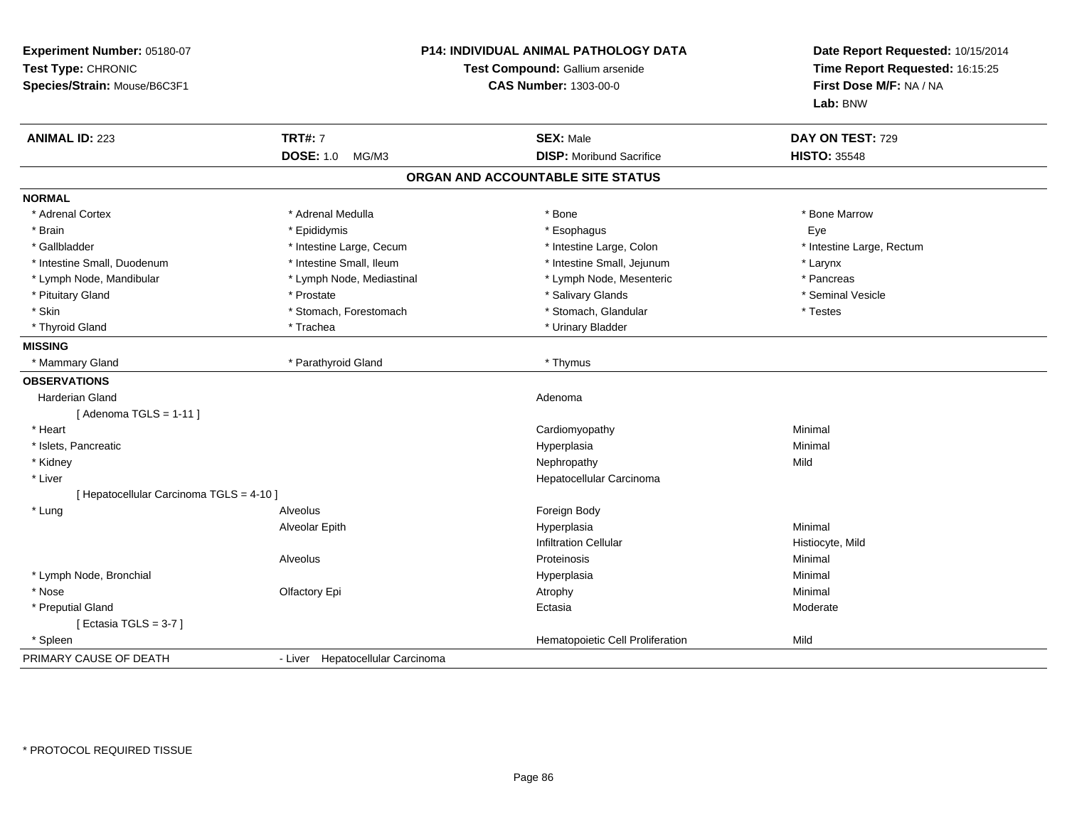**Experiment Number:** 05180-07
**Test Type:** CHRONIC
**Species/Strain:** Mouse/B6C3F1

**P14: INDIVIDUAL ANIMAL PATHOLOGY DATA**
**Test Compound:** Gallium arsenide
**CAS Number:** 1303-00-0

**Date Report Requested:** 10/15/2014
**Time Report Requested:** 16:15:25
**First Dose M/F:** NA / NA
**Lab:** BNW

| **ANIMAL ID:** 223 | **TRT#:** 7 | **SEX:** Male | **DAY ON TEST:** 729 |
|---|---|---|---|
| | **DOSE:** 1.0 MG/M3 | **DISP:** Moribund Sacrifice | **HISTO:** 35548 |

## ORGAN AND ACCOUNTABLE SITE STATUS

**NORMAL**

| | | | |
|---|---|---|---|
| * Adrenal Cortex | * Adrenal Medulla | * Bone | * Bone Marrow |
| * Brain | * Epididymis | * Esophagus | Eye |
| * Gallbladder | * Intestine Large, Cecum | * Intestine Large, Colon | * Intestine Large, Rectum |
| * Intestine Small, Duodenum | * Intestine Small, Ileum | * Intestine Small, Jejunum | * Larynx |
| * Lymph Node, Mandibular | * Lymph Node, Mediastinal | * Lymph Node, Mesenteric | * Pancreas |
| * Pituitary Gland | * Prostate | * Salivary Glands | * Seminal Vesicle |
| * Skin | * Stomach, Forestomach | * Stomach, Glandular | * Testes |
| * Thyroid Gland | * Trachea | * Urinary Bladder | |

**MISSING**

| | | |
|---|---|---|
| * Mammary Gland | * Parathyroid Gland | * Thymus |

**OBSERVATIONS**

| Organ | Site | Observation | Severity |
|---|---|---|---|
| Harderian Gland | | Adenoma | |
| [ Adenoma TGLS = 1-11 ] | | | |
| * Heart | | Cardiomyopathy | Minimal |
| * Islets, Pancreatic | | Hyperplasia | Minimal |
| * Kidney | | Nephropathy | Mild |
| * Liver | | Hepatocellular Carcinoma | |
| [ Hepatocellular Carcinoma TGLS = 4-10 ] | | | |
| * Lung | Alveolus | Foreign Body | |
| | Alveolar Epith | Hyperplasia | Minimal |
| | | Infiltration Cellular | Histiocyte, Mild |
| | Alveolus | Proteinosis | Minimal |
| * Lymph Node, Bronchial | | Hyperplasia | Minimal |
| * Nose | Olfactory Epi | Atrophy | Minimal |
| * Preputial Gland | | Ectasia | Moderate |
| [ Ectasia TGLS = 3-7 ] | | | |
| * Spleen | | Hematopoietic Cell Proliferation | Mild |

PRIMARY CAUSE OF DEATH - Liver Hepatocellular Carcinoma

* PROTOCOL REQUIRED TISSUE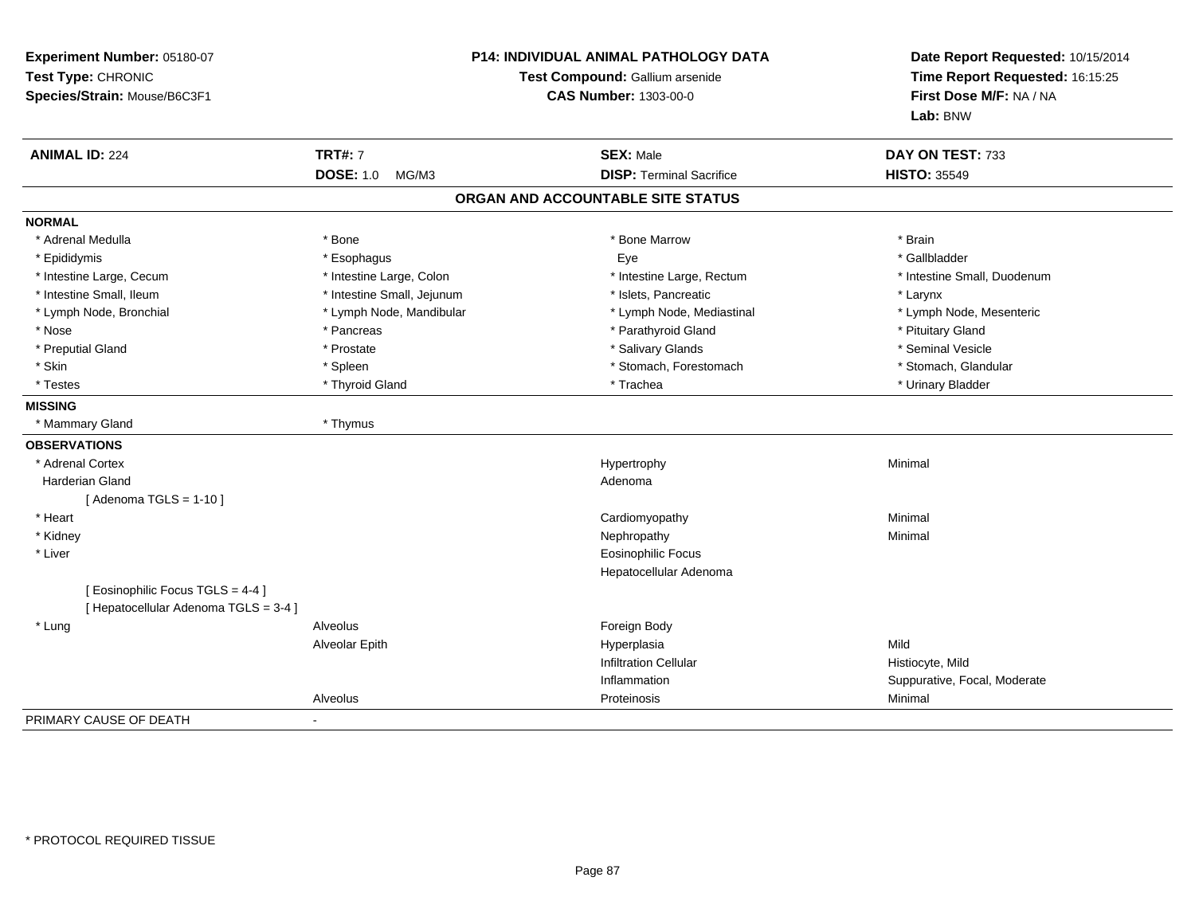**Experiment Number:** 05180-07
**Test Type:** CHRONIC
**Species/Strain:** Mouse/B6C3F1

**P14: INDIVIDUAL ANIMAL PATHOLOGY DATA**
**Test Compound:** Gallium arsenide
**CAS Number:** 1303-00-0

**Date Report Requested:** 10/15/2014
**Time Report Requested:** 16:15:25
**First Dose M/F:** NA / NA
**Lab:** BNW

| **ANIMAL ID:** 224 | **TRT#:** 7 | **SEX:** Male | **DAY ON TEST:** 733 |
|---|---|---|---|
| | **DOSE:** 1.0 MG/M3 | **DISP:** Terminal Sacrifice | **HISTO:** 35549 |

## ORGAN AND ACCOUNTABLE SITE STATUS

| | | | |
|---|---|---|---|
| **NORMAL** | | | |
| * Adrenal Medulla | * Bone | * Bone Marrow | * Brain |
| * Epididymis | * Esophagus | Eye | * Gallbladder |
| * Intestine Large, Cecum | * Intestine Large, Colon | * Intestine Large, Rectum | * Intestine Small, Duodenum |
| * Intestine Small, Ileum | * Intestine Small, Jejunum | * Islets, Pancreatic | * Larynx |
| * Lymph Node, Bronchial | * Lymph Node, Mandibular | * Lymph Node, Mediastinal | * Lymph Node, Mesenteric |
| * Nose | * Pancreas | * Parathyroid Gland | * Pituitary Gland |
| * Preputial Gland | * Prostate | * Salivary Glands | * Seminal Vesicle |
| * Skin | * Spleen | * Stomach, Forestomach | * Stomach, Glandular |
| * Testes | * Thyroid Gland | * Trachea | * Urinary Bladder |
| **MISSING** | | | |
| * Mammary Gland | * Thymus | | |
| **OBSERVATIONS** | | | |
| * Adrenal Cortex | | Hypertrophy | Minimal |
| Harderian Gland | | Adenoma | |
| [ Adenoma TGLS = 1-10 ] | | | |
| * Heart | | Cardiomyopathy | Minimal |
| * Kidney | | Nephropathy | Minimal |
| * Liver | | Eosinophilic Focus | |
| | | Hepatocellular Adenoma | |
| [ Eosinophilic Focus TGLS = 4-4 ] | | | |
| [ Hepatocellular Adenoma TGLS = 3-4 ] | | | |
| * Lung | Alveolus | Foreign Body | |
| | Alveolar Epith | Hyperplasia | Mild |
| | | Infiltration Cellular | Histiocyte, Mild |
| | | Inflammation | Suppurative, Focal, Moderate |
| | Alveolus | Proteinosis | Minimal |
| PRIMARY CAUSE OF DEATH | - | | |

* PROTOCOL REQUIRED TISSUE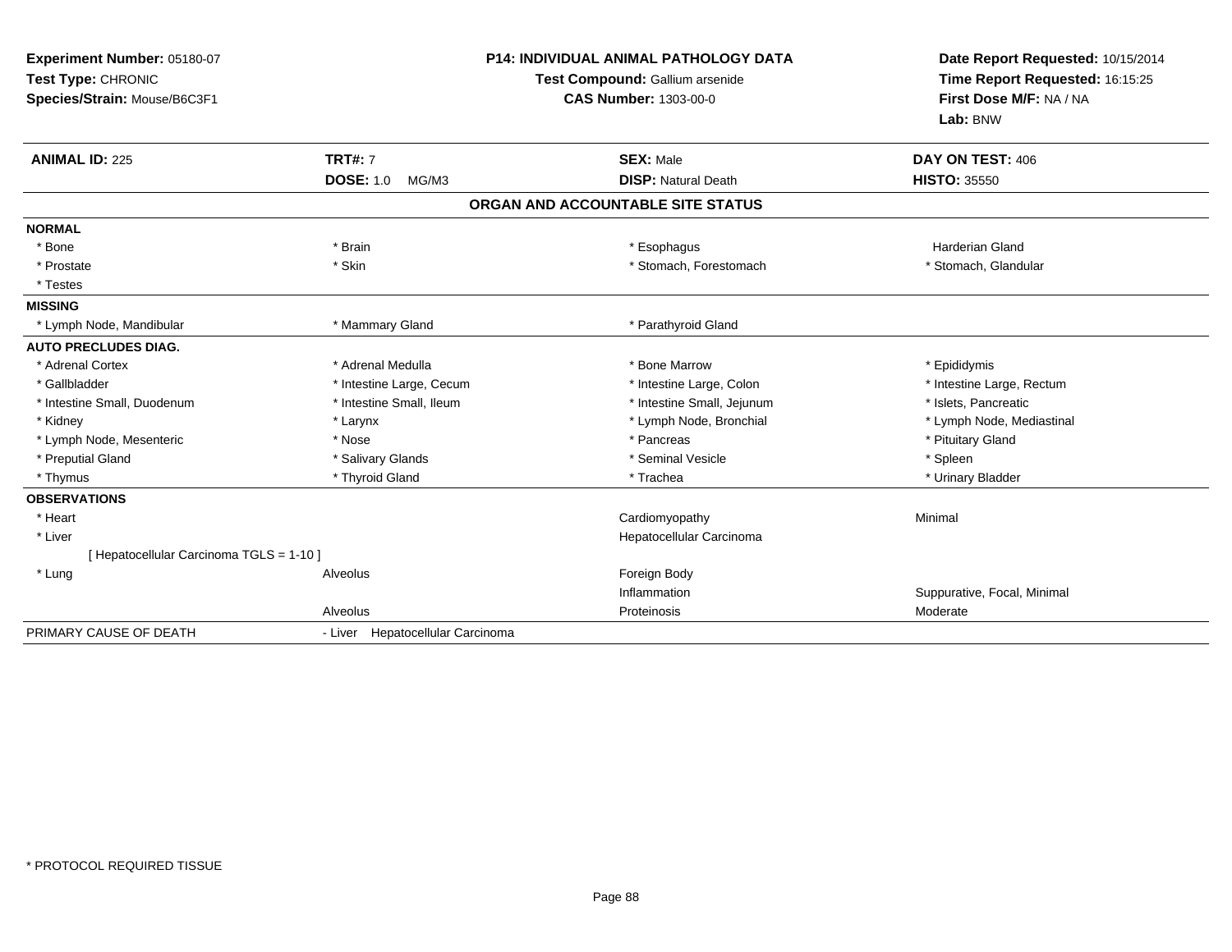**Experiment Number:** 05180-07
**Test Type:** CHRONIC
**Species/Strain:** Mouse/B6C3F1

**P14: INDIVIDUAL ANIMAL PATHOLOGY DATA**
**Test Compound:** Gallium arsenide
**CAS Number:** 1303-00-0

**Date Report Requested:** 10/15/2014
**Time Report Requested:** 16:15:25
**First Dose M/F:** NA / NA
**Lab:** BNW

| **ANIMAL ID:** 225 | **TRT#:** 7 | **SEX:** Male | **DAY ON TEST:** 406 |
|---|---|---|---|
| | **DOSE:** 1.0 MG/M3 | **DISP:** Natural Death | **HISTO:** 35550 |

## ORGAN AND ACCOUNTABLE SITE STATUS

| | | | |
|---|---|---|---|
| **NORMAL** | | | |
| * Bone | * Brain | * Esophagus | Harderian Gland |
| * Prostate | * Skin | * Stomach, Forestomach | * Stomach, Glandular |
| * Testes | | | |
| **MISSING** | | | |
| * Lymph Node, Mandibular | * Mammary Gland | * Parathyroid Gland | |
| **AUTO PRECLUDES DIAG.** | | | |
| * Adrenal Cortex | * Adrenal Medulla | * Bone Marrow | * Epididymis |
| * Gallbladder | * Intestine Large, Cecum | * Intestine Large, Colon | * Intestine Large, Rectum |
| * Intestine Small, Duodenum | * Intestine Small, Ileum | * Intestine Small, Jejunum | * Islets, Pancreatic |
| * Kidney | * Larynx | * Lymph Node, Bronchial | * Lymph Node, Mediastinal |
| * Lymph Node, Mesenteric | * Nose | * Pancreas | * Pituitary Gland |
| * Preputial Gland | * Salivary Glands | * Seminal Vesicle | * Spleen |
| * Thymus | * Thyroid Gland | * Trachea | * Urinary Bladder |
| **OBSERVATIONS** | | | |
| * Heart | | Cardiomyopathy | Minimal |
| * Liver | | Hepatocellular Carcinoma | |
| [ Hepatocellular Carcinoma TGLS = 1-10 ] | | | |
| * Lung | Alveolus | Foreign Body | |
| | | Inflammation | Suppurative, Focal, Minimal |
| | Alveolus | Proteinosis | Moderate |
| PRIMARY CAUSE OF DEATH | - Liver Hepatocellular Carcinoma | | |

* PROTOCOL REQUIRED TISSUE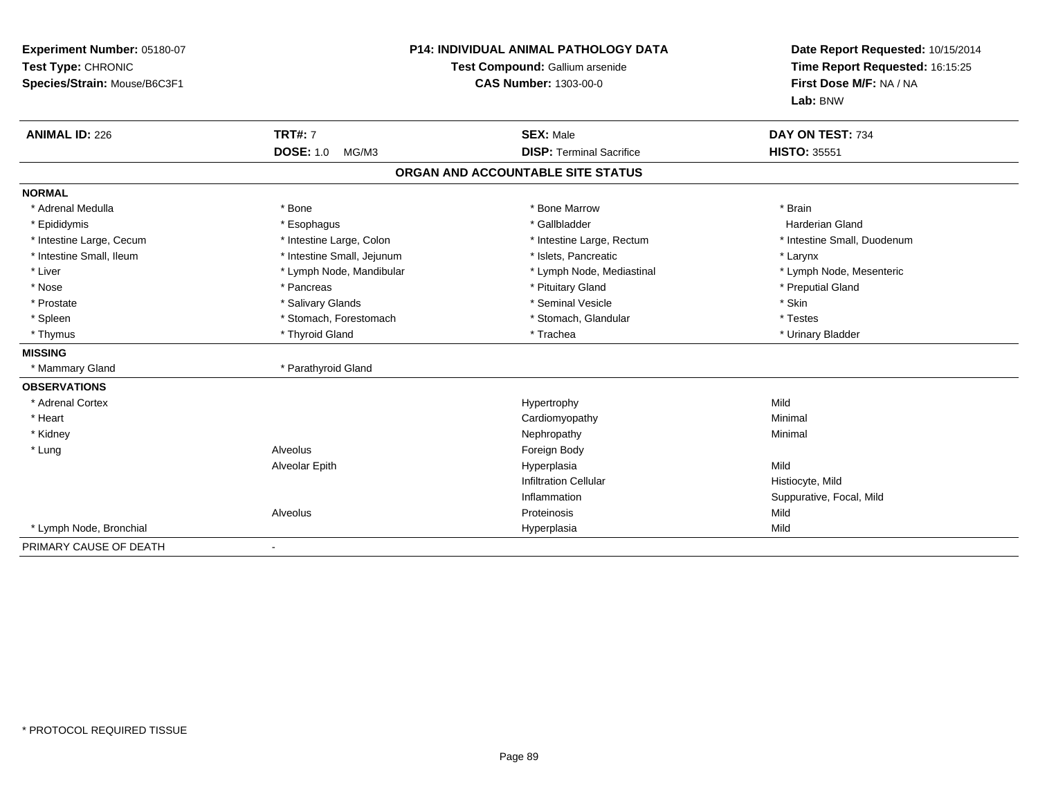**Experiment Number:** 05180-07
**Test Type:** CHRONIC
**Species/Strain:** Mouse/B6C3F1

**P14: INDIVIDUAL ANIMAL PATHOLOGY DATA**
**Test Compound:** Gallium arsenide
**CAS Number:** 1303-00-0

**Date Report Requested:** 10/15/2014
**Time Report Requested:** 16:15:25
**First Dose M/F:** NA / NA
**Lab:** BNW

| **ANIMAL ID:** 226 | **TRT#:** 7 | **SEX:** Male | **DAY ON TEST:** 734 |
|---|---|---|---|
| | **DOSE:** 1.0 MG/M3 | **DISP:** Terminal Sacrifice | **HISTO:** 35551 |

## ORGAN AND ACCOUNTABLE SITE STATUS

| | | | |
|---|---|---|---|
| **NORMAL** | | | |
| * Adrenal Medulla | * Bone | * Bone Marrow | * Brain |
| * Epididymis | * Esophagus | * Gallbladder | Harderian Gland |
| * Intestine Large, Cecum | * Intestine Large, Colon | * Intestine Large, Rectum | * Intestine Small, Duodenum |
| * Intestine Small, Ileum | * Intestine Small, Jejunum | * Islets, Pancreatic | * Larynx |
| * Liver | * Lymph Node, Mandibular | * Lymph Node, Mediastinal | * Lymph Node, Mesenteric |
| * Nose | * Pancreas | * Pituitary Gland | * Preputial Gland |
| * Prostate | * Salivary Glands | * Seminal Vesicle | * Skin |
| * Spleen | * Stomach, Forestomach | * Stomach, Glandular | * Testes |
| * Thymus | * Thyroid Gland | * Trachea | * Urinary Bladder |
| **MISSING** | | | |
| * Mammary Gland | * Parathyroid Gland | | |
| **OBSERVATIONS** | | | |
| * Adrenal Cortex | | Hypertrophy | Mild |
| * Heart | | Cardiomyopathy | Minimal |
| * Kidney | | Nephropathy | Minimal |
| * Lung | Alveolus | Foreign Body | |
| | Alveolar Epith | Hyperplasia | Mild |
| | | Infiltration Cellular | Histiocyte, Mild |
| | | Inflammation | Suppurative, Focal, Mild |
| | Alveolus | Proteinosis | Mild |
| * Lymph Node, Bronchial | | Hyperplasia | Mild |
| PRIMARY CAUSE OF DEATH | - | | |

* PROTOCOL REQUIRED TISSUE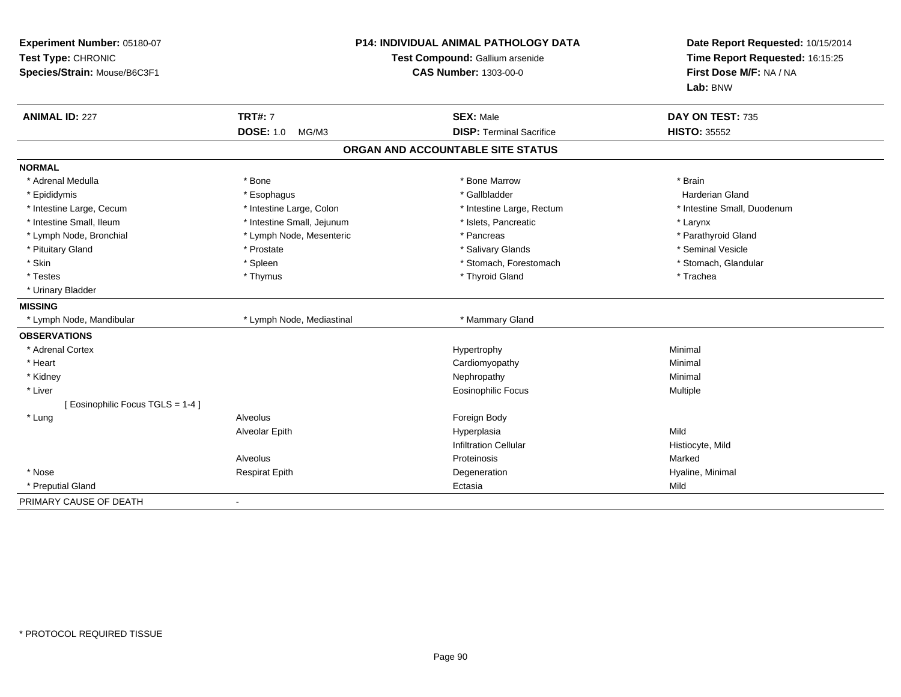**Experiment Number:** 05180-07
**Test Type:** CHRONIC
**Species/Strain:** Mouse/B6C3F1

**P14: INDIVIDUAL ANIMAL PATHOLOGY DATA**
**Test Compound:** Gallium arsenide
**CAS Number:** 1303-00-0

**Date Report Requested:** 10/15/2014
**Time Report Requested:** 16:15:25
**First Dose M/F:** NA / NA
**Lab:** BNW

| **ANIMAL ID:** 227 | **TRT#:** 7 | **SEX:** Male | **DAY ON TEST:** 735 |
|---|---|---|---|
| | **DOSE:** 1.0 MG/M3 | **DISP:** Terminal Sacrifice | **HISTO:** 35552 |

## ORGAN AND ACCOUNTABLE SITE STATUS

**NORMAL**

| | | | |
|---|---|---|---|
| * Adrenal Medulla | * Bone | * Bone Marrow | * Brain |
| * Epididymis | * Esophagus | * Gallbladder | Harderian Gland |
| * Intestine Large, Cecum | * Intestine Large, Colon | * Intestine Large, Rectum | * Intestine Small, Duodenum |
| * Intestine Small, Ileum | * Intestine Small, Jejunum | * Islets, Pancreatic | * Larynx |
| * Lymph Node, Bronchial | * Lymph Node, Mesenteric | * Pancreas | * Parathyroid Gland |
| * Pituitary Gland | * Prostate | * Salivary Glands | * Seminal Vesicle |
| * Skin | * Spleen | * Stomach, Forestomach | * Stomach, Glandular |
| * Testes | * Thymus | * Thyroid Gland | * Trachea |
| * Urinary Bladder | | | |

**MISSING**

| | | |
|---|---|---|
| * Lymph Node, Mandibular | * Lymph Node, Mediastinal | * Mammary Gland |

**OBSERVATIONS**

| | | | |
|---|---|---|---|
| * Adrenal Cortex | | Hypertrophy | Minimal |
| * Heart | | Cardiomyopathy | Minimal |
| * Kidney | | Nephropathy | Minimal |
| * Liver | | Eosinophilic Focus | Multiple |
| [ Eosinophilic Focus TGLS = 1-4 ] | | | |
| * Lung | Alveolus | Foreign Body | |
| | Alveolar Epith | Hyperplasia | Mild |
| | | Infiltration Cellular | Histiocyte, Mild |
| | Alveolus | Proteinosis | Marked |
| * Nose | Respirat Epith | Degeneration | Hyaline, Minimal |
| * Preputial Gland | | Ectasia | Mild |

PRIMARY CAUSE OF DEATH -

* PROTOCOL REQUIRED TISSUE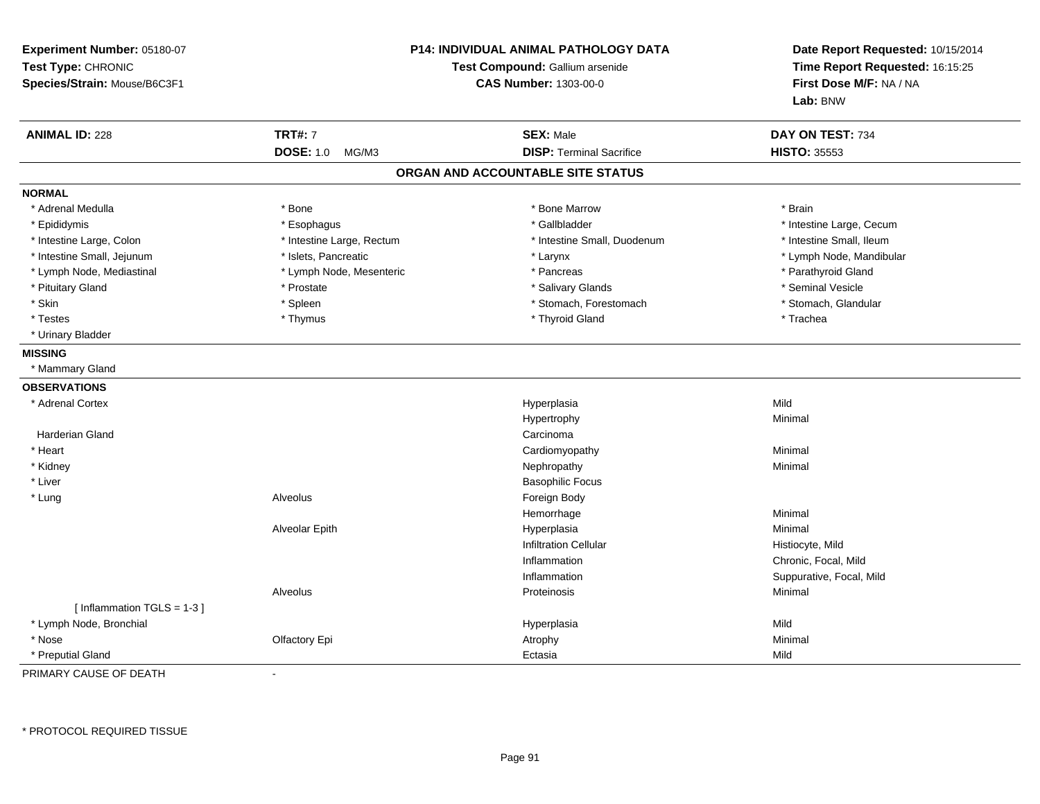**Experiment Number:** 05180-07
**Test Type:** CHRONIC
**Species/Strain:** Mouse/B6C3F1

**P14: INDIVIDUAL ANIMAL PATHOLOGY DATA**
**Test Compound:** Gallium arsenide
**CAS Number:** 1303-00-0

**Date Report Requested:** 10/15/2014
**Time Report Requested:** 16:15:25
**First Dose M/F:** NA / NA
**Lab:** BNW

| **ANIMAL ID:** 228 | **TRT#:** 7 | **SEX:** Male | **DAY ON TEST:** 734 |
|---|---|---|---|
| | **DOSE:** 1.0 MG/M3 | **DISP:** Terminal Sacrifice | **HISTO:** 35553 |

## ORGAN AND ACCOUNTABLE SITE STATUS

**NORMAL**

| | | | |
|---|---|---|---|
| * Adrenal Medulla | * Bone | * Bone Marrow | * Brain |
| * Epididymis | * Esophagus | * Gallbladder | * Intestine Large, Cecum |
| * Intestine Large, Colon | * Intestine Large, Rectum | * Intestine Small, Duodenum | * Intestine Small, Ileum |
| * Intestine Small, Jejunum | * Islets, Pancreatic | * Larynx | * Lymph Node, Mandibular |
| * Lymph Node, Mediastinal | * Lymph Node, Mesenteric | * Pancreas | * Parathyroid Gland |
| * Pituitary Gland | * Prostate | * Salivary Glands | * Seminal Vesicle |
| * Skin | * Spleen | * Stomach, Forestomach | * Stomach, Glandular |
| * Testes | * Thymus | * Thyroid Gland | * Trachea |
| * Urinary Bladder | | | |

**MISSING**

* Mammary Gland

**OBSERVATIONS**

| | | | |
|---|---|---|---|
| * Adrenal Cortex | | Hyperplasia | Mild |
| | | Hypertrophy | Minimal |
| Harderian Gland | | Carcinoma | |
| * Heart | | Cardiomyopathy | Minimal |
| * Kidney | | Nephropathy | Minimal |
| * Liver | | Basophilic Focus | |
| * Lung | Alveolus | Foreign Body | |
| | | Hemorrhage | Minimal |
| | Alveolar Epith | Hyperplasia | Minimal |
| | | Infiltration Cellular | Histiocyte, Mild |
| | | Inflammation | Chronic, Focal, Mild |
| | | Inflammation | Suppurative, Focal, Mild |
| | Alveolus | Proteinosis | Minimal |
| [ Inflammation TGLS = 1-3 ] | | | |
| * Lymph Node, Bronchial | | Hyperplasia | Mild |
| * Nose | Olfactory Epi | Atrophy | Minimal |
| * Preputial Gland | | Ectasia | Mild |

PRIMARY CAUSE OF DEATH -

\* PROTOCOL REQUIRED TISSUE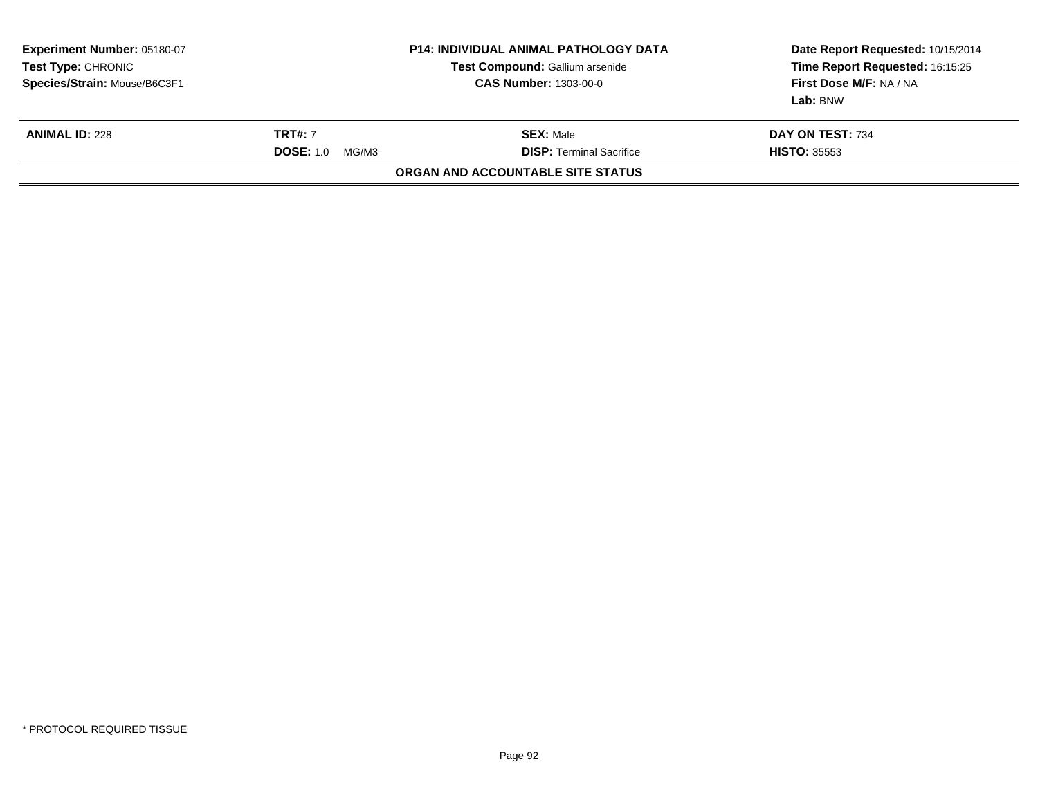**Experiment Number:** 05180-07
**Test Type:** CHRONIC
**Species/Strain:** Mouse/B6C3F1

**P14: INDIVIDUAL ANIMAL PATHOLOGY DATA**
**Test Compound:** Gallium arsenide
**CAS Number:** 1303-00-0

**Date Report Requested:** 10/15/2014
**Time Report Requested:** 16:15:25
**First Dose M/F:** NA / NA
**Lab:** BNW

| **ANIMAL ID:** 228 | **TRT#:** 7 | **SEX:** Male | **DAY ON TEST:** 734 |
|---|---|---|---|
| | **DOSE:** 1.0 MG/M3 | **DISP:** Terminal Sacrifice | **HISTO:** 35553 |

**ORGAN AND ACCOUNTABLE SITE STATUS**

* PROTOCOL REQUIRED TISSUE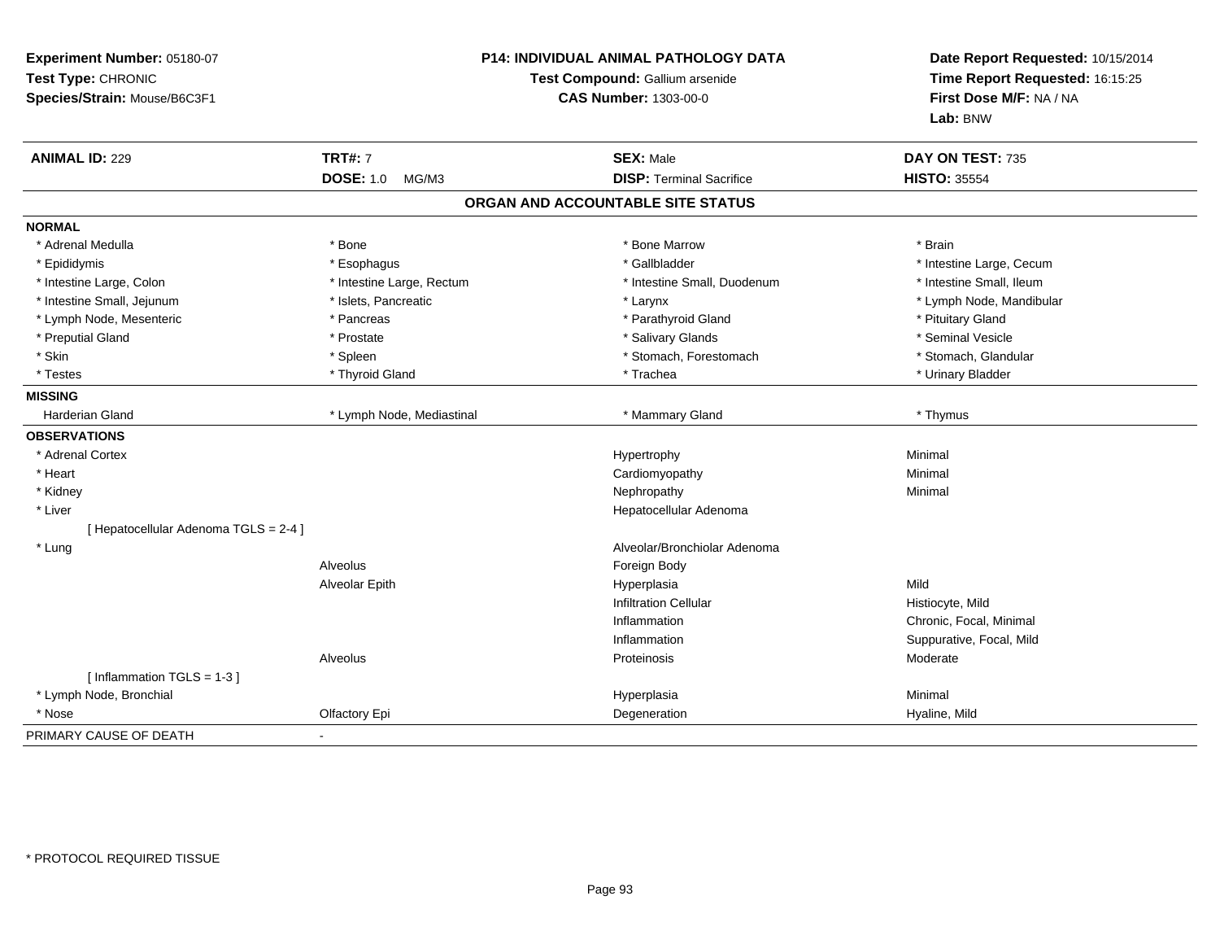**Experiment Number:** 05180-07
**Test Type:** CHRONIC
**Species/Strain:** Mouse/B6C3F1

**P14: INDIVIDUAL ANIMAL PATHOLOGY DATA**
**Test Compound:** Gallium arsenide
**CAS Number:** 1303-00-0

**Date Report Requested:** 10/15/2014
**Time Report Requested:** 16:15:25
**First Dose M/F:** NA / NA
**Lab:** BNW

| **ANIMAL ID:** 229 | **TRT#:** 7 | **SEX:** Male | **DAY ON TEST:** 735 |
|---|---|---|---|
| | **DOSE:** 1.0 MG/M3 | **DISP:** Terminal Sacrifice | **HISTO:** 35554 |

## ORGAN AND ACCOUNTABLE SITE STATUS

**NORMAL**

| | | | |
|---|---|---|---|
| * Adrenal Medulla | * Bone | * Bone Marrow | * Brain |
| * Epididymis | * Esophagus | * Gallbladder | * Intestine Large, Cecum |
| * Intestine Large, Colon | * Intestine Large, Rectum | * Intestine Small, Duodenum | * Intestine Small, Ileum |
| * Intestine Small, Jejunum | * Islets, Pancreatic | * Larynx | * Lymph Node, Mandibular |
| * Lymph Node, Mesenteric | * Pancreas | * Parathyroid Gland | * Pituitary Gland |
| * Preputial Gland | * Prostate | * Salivary Glands | * Seminal Vesicle |
| * Skin | * Spleen | * Stomach, Forestomach | * Stomach, Glandular |
| * Testes | * Thyroid Gland | * Trachea | * Urinary Bladder |

**MISSING**

| | | | |
|---|---|---|---|
| Harderian Gland | * Lymph Node, Mediastinal | * Mammary Gland | * Thymus |

**OBSERVATIONS**

| | | | |
|---|---|---|---|
| * Adrenal Cortex | | Hypertrophy | Minimal |
| * Heart | | Cardiomyopathy | Minimal |
| * Kidney | | Nephropathy | Minimal |
| * Liver | | Hepatocellular Adenoma | |
| [ Hepatocellular Adenoma TGLS = 2-4 ] | | | |
| * Lung | | Alveolar/Bronchiolar Adenoma | |
| | Alveolus | Foreign Body | |
| | Alveolar Epith | Hyperplasia | Mild |
| | | Infiltration Cellular | Histiocyte, Mild |
| | | Inflammation | Chronic, Focal, Minimal |
| | | Inflammation | Suppurative, Focal, Mild |
| | Alveolus | Proteinosis | Moderate |
| [ Inflammation TGLS = 1-3 ] | | | |
| * Lymph Node, Bronchial | | Hyperplasia | Minimal |
| * Nose | Olfactory Epi | Degeneration | Hyaline, Mild |

PRIMARY CAUSE OF DEATH -

\* PROTOCOL REQUIRED TISSUE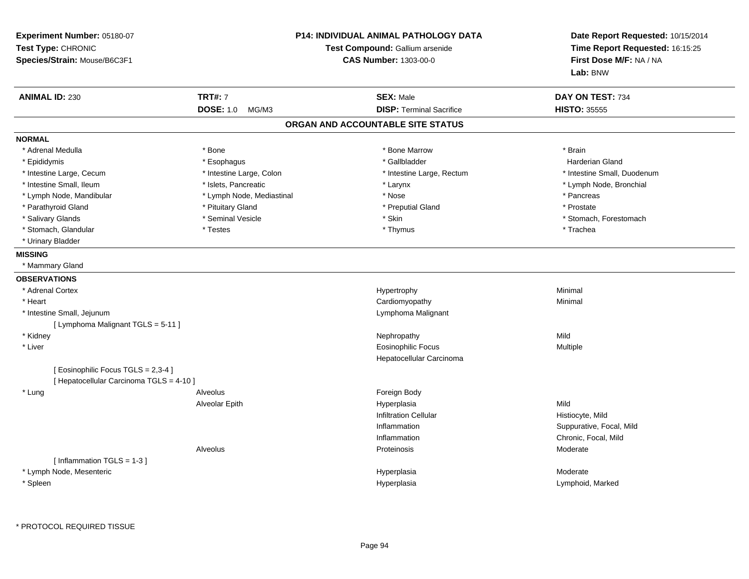**Experiment Number:** 05180-07
**Test Type:** CHRONIC
**Species/Strain:** Mouse/B6C3F1

**P14: INDIVIDUAL ANIMAL PATHOLOGY DATA**
**Test Compound:** Gallium arsenide
**CAS Number:** 1303-00-0

**Date Report Requested:** 10/15/2014
**Time Report Requested:** 16:15:25
**First Dose M/F:** NA / NA
**Lab:** BNW

| **ANIMAL ID:** 230 | **TRT#:** 7 | **SEX:** Male | **DAY ON TEST:** 734 |
|---|---|---|---|
| | **DOSE:** 1.0 MG/M3 | **DISP:** Terminal Sacrifice | **HISTO:** 35555 |

## ORGAN AND ACCOUNTABLE SITE STATUS

### NORMAL

| | | | |
|---|---|---|---|
| * Adrenal Medulla | * Bone | * Bone Marrow | * Brain |
| * Epididymis | * Esophagus | * Gallbladder | Harderian Gland |
| * Intestine Large, Cecum | * Intestine Large, Colon | * Intestine Large, Rectum | * Intestine Small, Duodenum |
| * Intestine Small, Ileum | * Islets, Pancreatic | * Larynx | * Lymph Node, Bronchial |
| * Lymph Node, Mandibular | * Lymph Node, Mediastinal | * Nose | * Pancreas |
| * Parathyroid Gland | * Pituitary Gland | * Preputial Gland | * Prostate |
| * Salivary Glands | * Seminal Vesicle | * Skin | * Stomach, Forestomach |
| * Stomach, Glandular | * Testes | * Thymus | * Trachea |
| * Urinary Bladder | | | |

### MISSING

* Mammary Gland

### OBSERVATIONS

| | | | |
|---|---|---|---|
| * Adrenal Cortex | | Hypertrophy | Minimal |
| * Heart | | Cardiomyopathy | Minimal |
| * Intestine Small, Jejunum | | Lymphoma Malignant | |
| [ Lymphoma Malignant TGLS = 5-11 ] | | | |
| * Kidney | | Nephropathy | Mild |
| * Liver | | Eosinophilic Focus | Multiple |
| | | Hepatocellular Carcinoma | |
| [ Eosinophilic Focus TGLS = 2,3-4 ] | | | |
| [ Hepatocellular Carcinoma TGLS = 4-10 ] | | | |
| * Lung | Alveolus | Foreign Body | |
| | Alveolar Epith | Hyperplasia | Mild |
| | | Infiltration Cellular | Histiocyte, Mild |
| | | Inflammation | Suppurative, Focal, Mild |
| | | Inflammation | Chronic, Focal, Mild |
| | Alveolus | Proteinosis | Moderate |
| [ Inflammation TGLS = 1-3 ] | | | |
| * Lymph Node, Mesenteric | | Hyperplasia | Moderate |
| * Spleen | | Hyperplasia | Lymphoid, Marked |

\* PROTOCOL REQUIRED TISSUE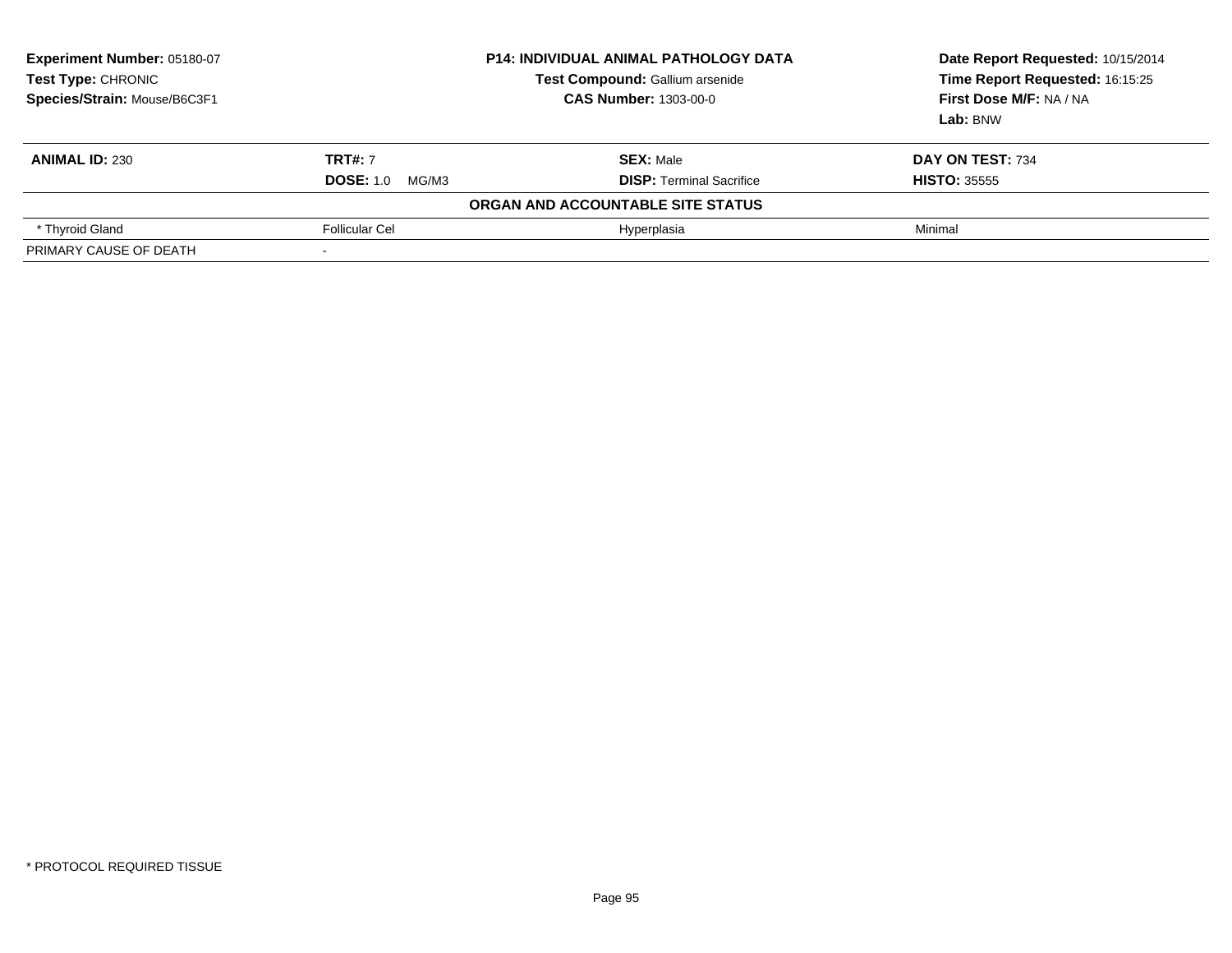**Experiment Number:** 05180-07
**Test Type:** CHRONIC
**Species/Strain:** Mouse/B6C3F1

**P14: INDIVIDUAL ANIMAL PATHOLOGY DATA**
**Test Compound:** Gallium arsenide
**CAS Number:** 1303-00-0

**Date Report Requested:** 10/15/2014
**Time Report Requested:** 16:15:25
**First Dose M/F:** NA / NA
**Lab:** BNW

| **ANIMAL ID:** 230 | **TRT#:** 7 | **SEX:** Male | **DAY ON TEST:** 734 |
|---|---|---|---|
| | **DOSE:** 1.0 MG/M3 | **DISP:** Terminal Sacrifice | **HISTO:** 35555 |
| | | **ORGAN AND ACCOUNTABLE SITE STATUS** | |
| * Thyroid Gland | Follicular Cel | Hyperplasia | Minimal |
| PRIMARY CAUSE OF DEATH | - | | |

* PROTOCOL REQUIRED TISSUE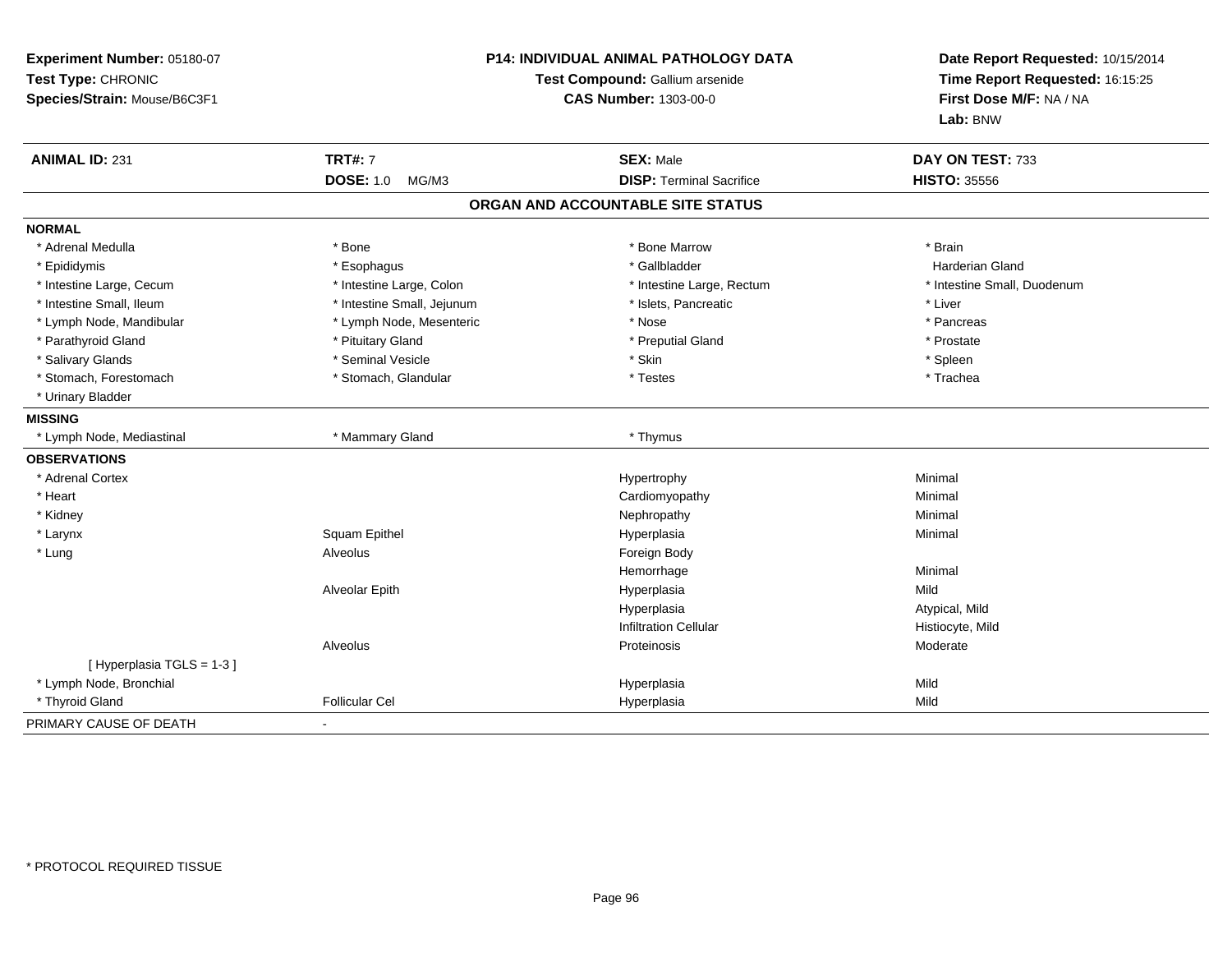**Experiment Number:** 05180-07
**Test Type:** CHRONIC
**Species/Strain:** Mouse/B6C3F1

**P14: INDIVIDUAL ANIMAL PATHOLOGY DATA**
**Test Compound:** Gallium arsenide
**CAS Number:** 1303-00-0

**Date Report Requested:** 10/15/2014
**Time Report Requested:** 16:15:25
**First Dose M/F:** NA / NA
**Lab:** BNW

| **ANIMAL ID:** 231 | **TRT#:** 7 | **SEX:** Male | **DAY ON TEST:** 733 |
|---|---|---|---|
| | **DOSE:** 1.0 MG/M3 | **DISP:** Terminal Sacrifice | **HISTO:** 35556 |

## ORGAN AND ACCOUNTABLE SITE STATUS

| | | | |
|---|---|---|---|
| **NORMAL** | | | |
| * Adrenal Medulla | * Bone | * Bone Marrow | * Brain |
| * Epididymis | * Esophagus | * Gallbladder | Harderian Gland |
| * Intestine Large, Cecum | * Intestine Large, Colon | * Intestine Large, Rectum | * Intestine Small, Duodenum |
| * Intestine Small, Ileum | * Intestine Small, Jejunum | * Islets, Pancreatic | * Liver |
| * Lymph Node, Mandibular | * Lymph Node, Mesenteric | * Nose | * Pancreas |
| * Parathyroid Gland | * Pituitary Gland | * Preputial Gland | * Prostate |
| * Salivary Glands | * Seminal Vesicle | * Skin | * Spleen |
| * Stomach, Forestomach | * Stomach, Glandular | * Testes | * Trachea |
| * Urinary Bladder | | | |
| **MISSING** | | | |
| * Lymph Node, Mediastinal | * Mammary Gland | * Thymus | |
| **OBSERVATIONS** | | | |
| * Adrenal Cortex | | Hypertrophy | Minimal |
| * Heart | | Cardiomyopathy | Minimal |
| * Kidney | | Nephropathy | Minimal |
| * Larynx | Squam Epithel | Hyperplasia | Minimal |
| * Lung | Alveolus | Foreign Body | |
| | | Hemorrhage | Minimal |
| | Alveolar Epith | Hyperplasia | Mild |
| | | Hyperplasia | Atypical, Mild |
| | | Infiltration Cellular | Histiocyte, Mild |
| | Alveolus | Proteinosis | Moderate |
| [ Hyperplasia TGLS = 1-3 ] | | | |
| * Lymph Node, Bronchial | | Hyperplasia | Mild |
| * Thyroid Gland | Follicular Cel | Hyperplasia | Mild |
| PRIMARY CAUSE OF DEATH | - | | |

\* PROTOCOL REQUIRED TISSUE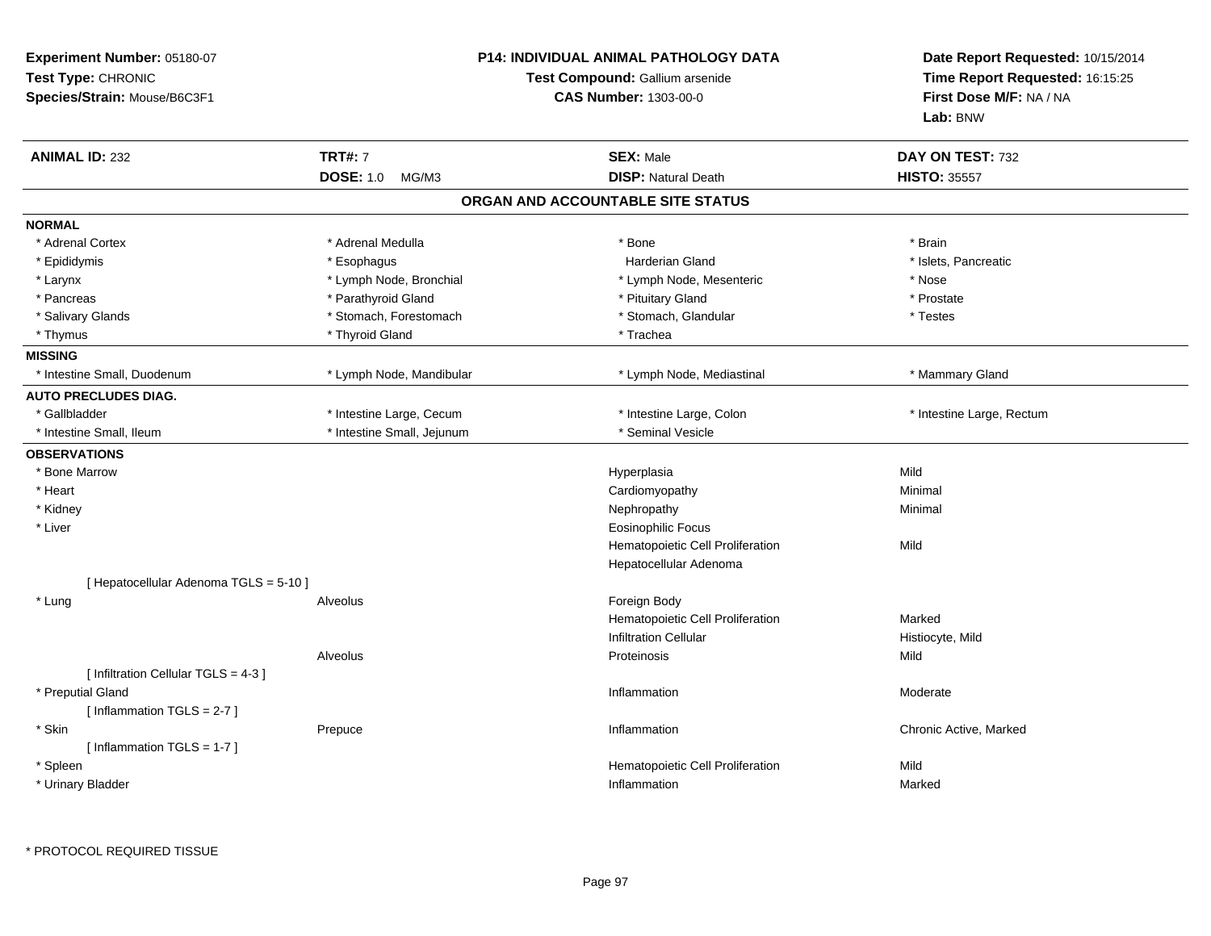**Experiment Number:** 05180-07
**Test Type:** CHRONIC
**Species/Strain:** Mouse/B6C3F1

**P14: INDIVIDUAL ANIMAL PATHOLOGY DATA**
**Test Compound:** Gallium arsenide
**CAS Number:** 1303-00-0

**Date Report Requested:** 10/15/2014
**Time Report Requested:** 16:15:25
**First Dose M/F:** NA / NA
**Lab:** BNW

| **ANIMAL ID:** 232 | **TRT#:** 7 | **SEX:** Male | **DAY ON TEST:** 732 |
|---|---|---|---|
| | **DOSE:** 1.0 MG/M3 | **DISP:** Natural Death | **HISTO:** 35557 |

## ORGAN AND ACCOUNTABLE SITE STATUS

**NORMAL**

| | | | |
|---|---|---|---|
| * Adrenal Cortex | * Adrenal Medulla | * Bone | * Brain |
| * Epididymis | * Esophagus | Harderian Gland | * Islets, Pancreatic |
| * Larynx | * Lymph Node, Bronchial | * Lymph Node, Mesenteric | * Nose |
| * Pancreas | * Parathyroid Gland | * Pituitary Gland | * Prostate |
| * Salivary Glands | * Stomach, Forestomach | * Stomach, Glandular | * Testes |
| * Thymus | * Thyroid Gland | * Trachea | |

**MISSING**

| | | | |
|---|---|---|---|
| * Intestine Small, Duodenum | * Lymph Node, Mandibular | * Lymph Node, Mediastinal | * Mammary Gland |

**AUTO PRECLUDES DIAG.**

| | | | |
|---|---|---|---|
| * Gallbladder | * Intestine Large, Cecum | * Intestine Large, Colon | * Intestine Large, Rectum |
| * Intestine Small, Ileum | * Intestine Small, Jejunum | * Seminal Vesicle | |

**OBSERVATIONS**

| | | | |
|---|---|---|---|
| * Bone Marrow | | Hyperplasia | Mild |
| * Heart | | Cardiomyopathy | Minimal |
| * Kidney | | Nephropathy | Minimal |
| * Liver | | Eosinophilic Focus | |
| | | Hematopoietic Cell Proliferation | Mild |
| | | Hepatocellular Adenoma | |
| [ Hepatocellular Adenoma TGLS = 5-10 ] | | | |
| * Lung | Alveolus | Foreign Body | |
| | | Hematopoietic Cell Proliferation | Marked |
| | | Infiltration Cellular | Histiocyte, Mild |
| | Alveolus | Proteinosis | Mild |
| [ Infiltration Cellular TGLS = 4-3 ] | | | |
| * Preputial Gland | | Inflammation | Moderate |
| [ Inflammation TGLS = 2-7 ] | | | |
| * Skin | Prepuce | Inflammation | Chronic Active, Marked |
| [ Inflammation TGLS = 1-7 ] | | | |
| * Spleen | | Hematopoietic Cell Proliferation | Mild |
| * Urinary Bladder | | Inflammation | Marked |

\* PROTOCOL REQUIRED TISSUE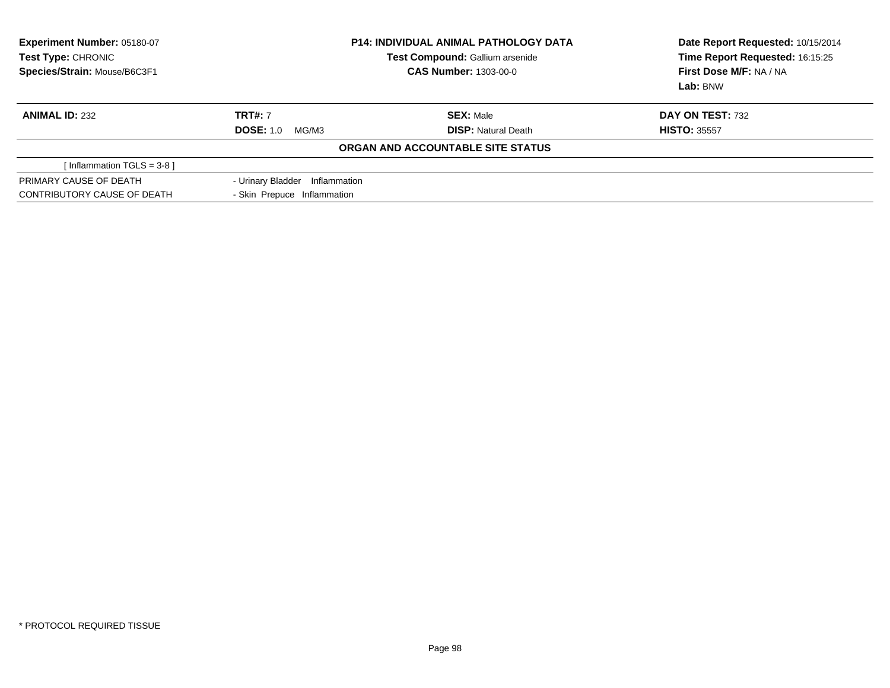**Experiment Number:** 05180-07
**Test Type:** CHRONIC
**Species/Strain:** Mouse/B6C3F1

**P14: INDIVIDUAL ANIMAL PATHOLOGY DATA**
**Test Compound:** Gallium arsenide
**CAS Number:** 1303-00-0

**Date Report Requested:** 10/15/2014
**Time Report Requested:** 16:15:25
**First Dose M/F:** NA / NA
**Lab:** BNW

| **ANIMAL ID:** 232 | **TRT#:** 7 | **SEX:** Male | **DAY ON TEST:** 732 |
|---|---|---|---|
| | **DOSE:** 1.0 MG/M3 | **DISP:** Natural Death | **HISTO:** 35557 |

**ORGAN AND ACCOUNTABLE SITE STATUS**

[ Inflammation TGLS = 3-8 ]

| | |
|---|---|
| PRIMARY CAUSE OF DEATH | - Urinary Bladder Inflammation |
| CONTRIBUTORY CAUSE OF DEATH | - Skin Prepuce Inflammation |

* PROTOCOL REQUIRED TISSUE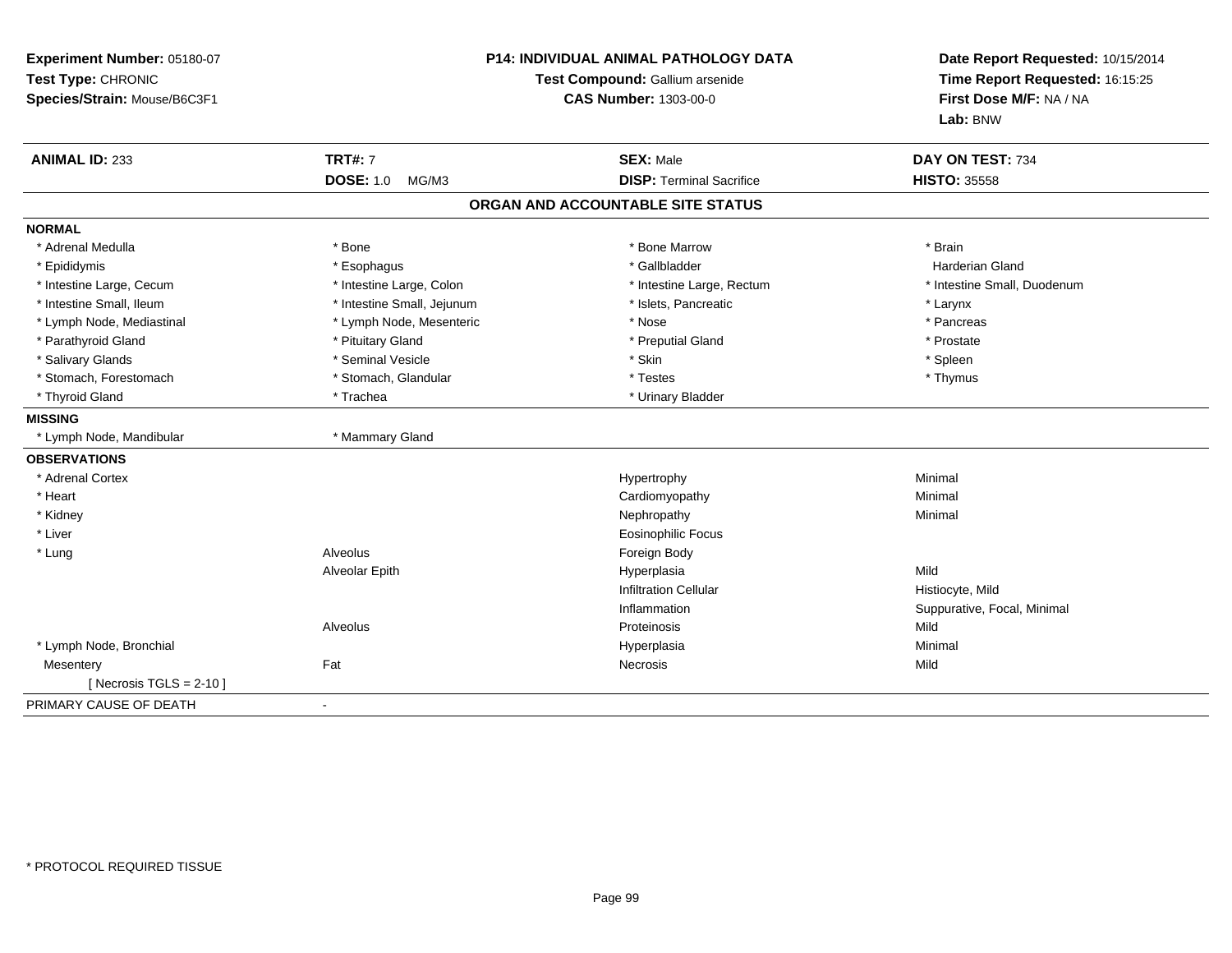**Experiment Number:** 05180-07
**Test Type:** CHRONIC
**Species/Strain:** Mouse/B6C3F1

**P14: INDIVIDUAL ANIMAL PATHOLOGY DATA**
**Test Compound:** Gallium arsenide
**CAS Number:** 1303-00-0

**Date Report Requested:** 10/15/2014
**Time Report Requested:** 16:15:25
**First Dose M/F:** NA / NA
**Lab:** BNW

| **ANIMAL ID:** 233 | **TRT#:** 7 | **SEX:** Male | **DAY ON TEST:** 734 |
|---|---|---|---|
| | **DOSE:** 1.0 MG/M3 | **DISP:** Terminal Sacrifice | **HISTO:** 35558 |

## ORGAN AND ACCOUNTABLE SITE STATUS

| | | | |
|---|---|---|---|
| **NORMAL** | | | |
| * Adrenal Medulla | * Bone | * Bone Marrow | * Brain |
| * Epididymis | * Esophagus | * Gallbladder | Harderian Gland |
| * Intestine Large, Cecum | * Intestine Large, Colon | * Intestine Large, Rectum | * Intestine Small, Duodenum |
| * Intestine Small, Ileum | * Intestine Small, Jejunum | * Islets, Pancreatic | * Larynx |
| * Lymph Node, Mediastinal | * Lymph Node, Mesenteric | * Nose | * Pancreas |
| * Parathyroid Gland | * Pituitary Gland | * Preputial Gland | * Prostate |
| * Salivary Glands | * Seminal Vesicle | * Skin | * Spleen |
| * Stomach, Forestomach | * Stomach, Glandular | * Testes | * Thymus |
| * Thyroid Gland | * Trachea | * Urinary Bladder | |
| **MISSING** | | | |
| * Lymph Node, Mandibular | * Mammary Gland | | |
| **OBSERVATIONS** | | | |
| * Adrenal Cortex | | Hypertrophy | Minimal |
| * Heart | | Cardiomyopathy | Minimal |
| * Kidney | | Nephropathy | Minimal |
| * Liver | | Eosinophilic Focus | |
| * Lung | Alveolus | Foreign Body | |
| | Alveolar Epith | Hyperplasia | Mild |
| | | Infiltration Cellular | Histiocyte, Mild |
| | | Inflammation | Suppurative, Focal, Minimal |
| | Alveolus | Proteinosis | Mild |
| * Lymph Node, Bronchial | | Hyperplasia | Minimal |
| Mesentery | Fat | Necrosis | Mild |
| [ Necrosis TGLS = 2-10 ] | | | |
| PRIMARY CAUSE OF DEATH | - | | |

* PROTOCOL REQUIRED TISSUE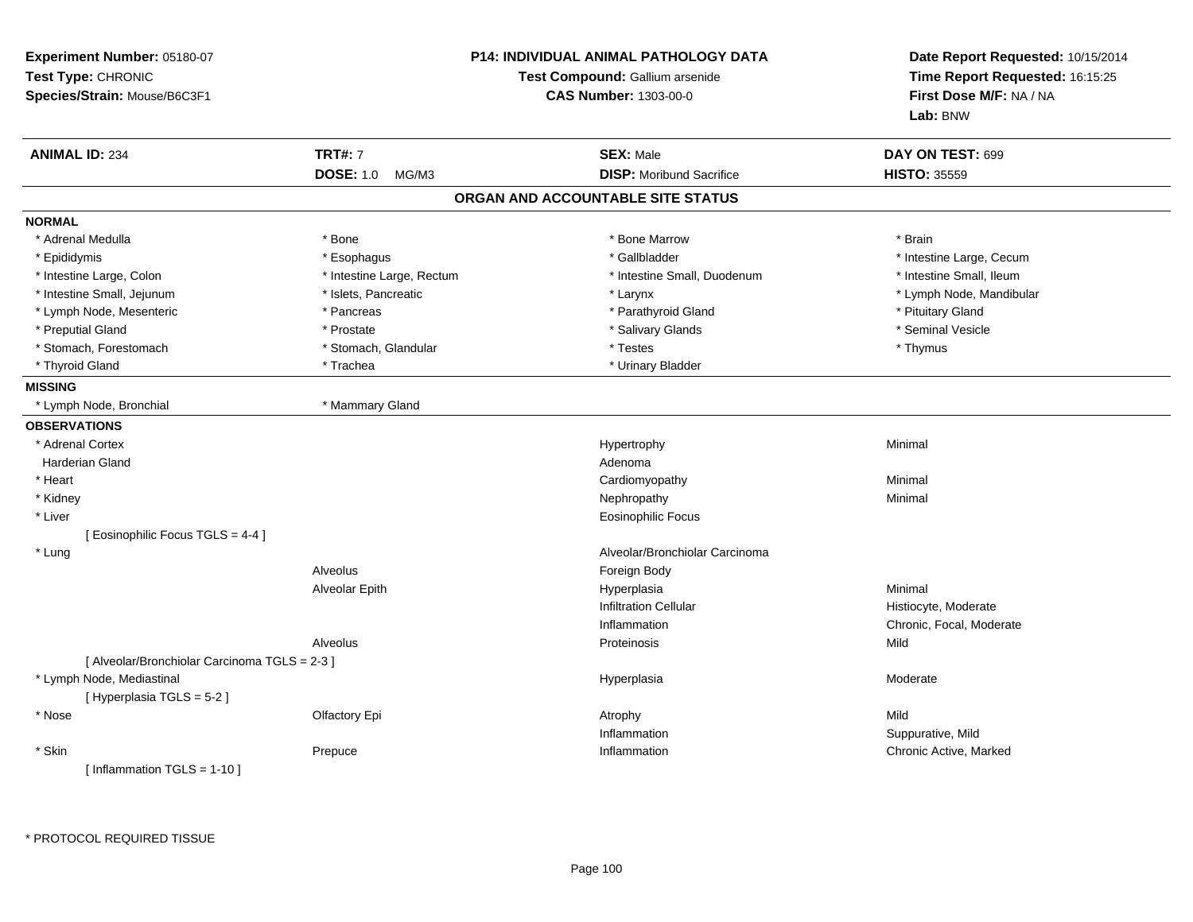**Experiment Number:** 05180-07
**Test Type:** CHRONIC
**Species/Strain:** Mouse/B6C3F1

**P14: INDIVIDUAL ANIMAL PATHOLOGY DATA**
**Test Compound:** Gallium arsenide
**CAS Number:** 1303-00-0

**Date Report Requested:** 10/15/2014
**Time Report Requested:** 16:15:25
**First Dose M/F:** NA / NA
**Lab:** BNW

| **ANIMAL ID:** 234 | **TRT#:** 7 | **SEX:** Male | **DAY ON TEST:** 699 |
|---|---|---|---|
| | **DOSE:** 1.0 MG/M3 | **DISP:** Moribund Sacrifice | **HISTO:** 35559 |

## ORGAN AND ACCOUNTABLE SITE STATUS

**NORMAL**

| | | | |
|---|---|---|---|
| * Adrenal Medulla | * Bone | * Bone Marrow | * Brain |
| * Epididymis | * Esophagus | * Gallbladder | * Intestine Large, Cecum |
| * Intestine Large, Colon | * Intestine Large, Rectum | * Intestine Small, Duodenum | * Intestine Small, Ileum |
| * Intestine Small, Jejunum | * Islets, Pancreatic | * Larynx | * Lymph Node, Mandibular |
| * Lymph Node, Mesenteric | * Pancreas | * Parathyroid Gland | * Pituitary Gland |
| * Preputial Gland | * Prostate | * Salivary Glands | * Seminal Vesicle |
| * Stomach, Forestomach | * Stomach, Glandular | * Testes | * Thymus |
| * Thyroid Gland | * Trachea | * Urinary Bladder | |

**MISSING**

| | |
|---|---|
| * Lymph Node, Bronchial | * Mammary Gland |

**OBSERVATIONS**

| Organ | Site | Observation | Qualifier |
|---|---|---|---|
| * Adrenal Cortex | | Hypertrophy | Minimal |
| Harderian Gland | | Adenoma | |
| * Heart | | Cardiomyopathy | Minimal |
| * Kidney | | Nephropathy | Minimal |
| * Liver | | Eosinophilic Focus | |
| [ Eosinophilic Focus TGLS = 4-4 ] | | | |
| * Lung | | Alveolar/Bronchiolar Carcinoma | |
| | Alveolus | Foreign Body | |
| | Alveolar Epith | Hyperplasia | Minimal |
| | | Infiltration Cellular | Histiocyte, Moderate |
| | | Inflammation | Chronic, Focal, Moderate |
| | Alveolus | Proteinosis | Mild |
| [ Alveolar/Bronchiolar Carcinoma TGLS = 2-3 ] | | | |
| * Lymph Node, Mediastinal | | Hyperplasia | Moderate |
| [ Hyperplasia TGLS = 5-2 ] | | | |
| * Nose | Olfactory Epi | Atrophy | Mild |
| | | Inflammation | Suppurative, Mild |
| * Skin | Prepuce | Inflammation | Chronic Active, Marked |
| [ Inflammation TGLS = 1-10 ] | | | |

\* PROTOCOL REQUIRED TISSUE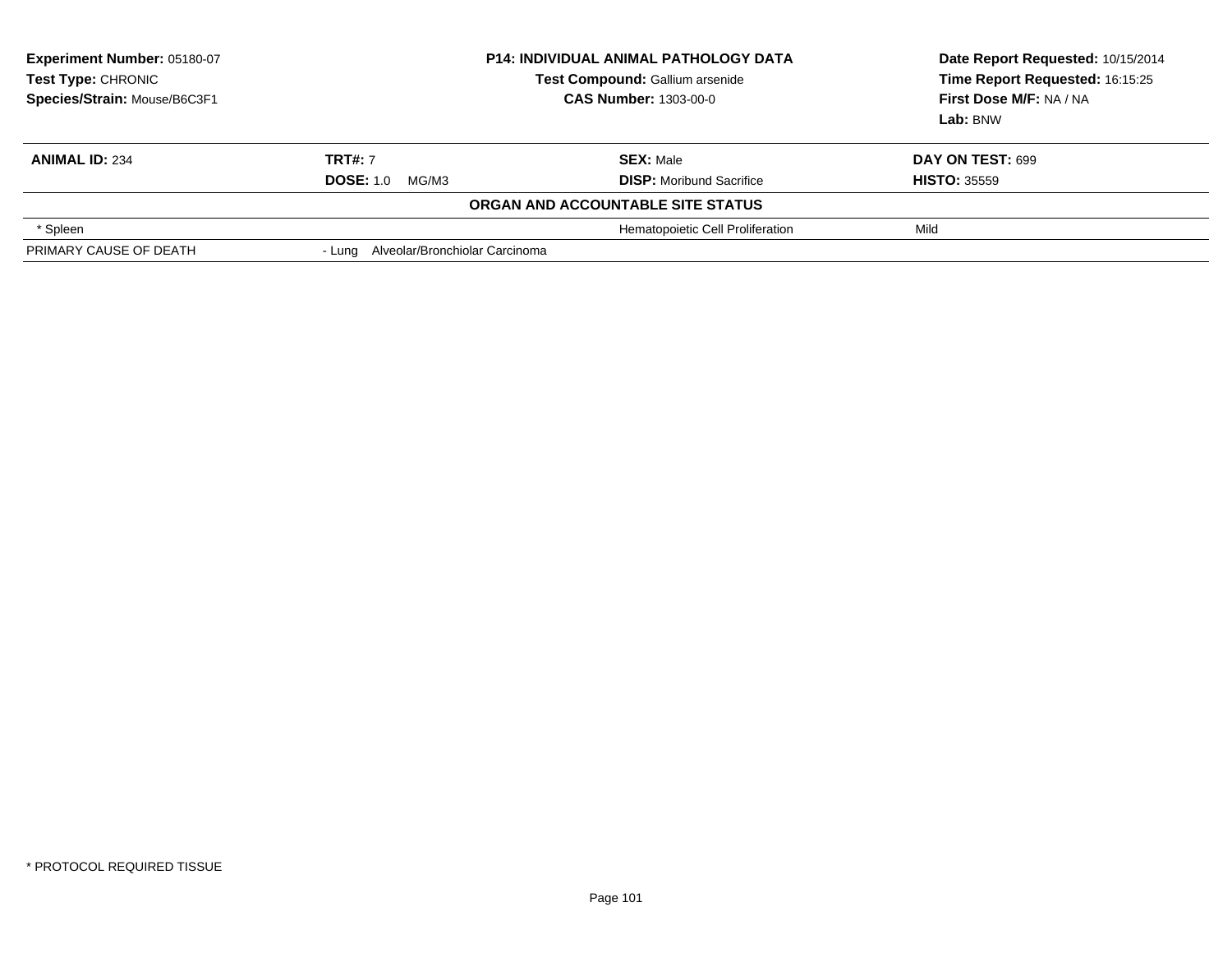**Experiment Number:** 05180-07
**Test Type:** CHRONIC
**Species/Strain:** Mouse/B6C3F1

**P14: INDIVIDUAL ANIMAL PATHOLOGY DATA**
**Test Compound:** Gallium arsenide
**CAS Number:** 1303-00-0

**Date Report Requested:** 10/15/2014
**Time Report Requested:** 16:15:25
**First Dose M/F:** NA / NA
**Lab:** BNW

| **ANIMAL ID:** 234 | **TRT#:** 7 | **SEX:** Male | **DAY ON TEST:** 699 |
|---|---|---|---|
| | **DOSE:** 1.0 MG/M3 | **DISP:** Moribund Sacrifice | **HISTO:** 35559 |
| | | **ORGAN AND ACCOUNTABLE SITE STATUS** | |
| * Spleen | | Hematopoietic Cell Proliferation | Mild |
| PRIMARY CAUSE OF DEATH | - Lung Alveolar/Bronchiolar Carcinoma | | |

* PROTOCOL REQUIRED TISSUE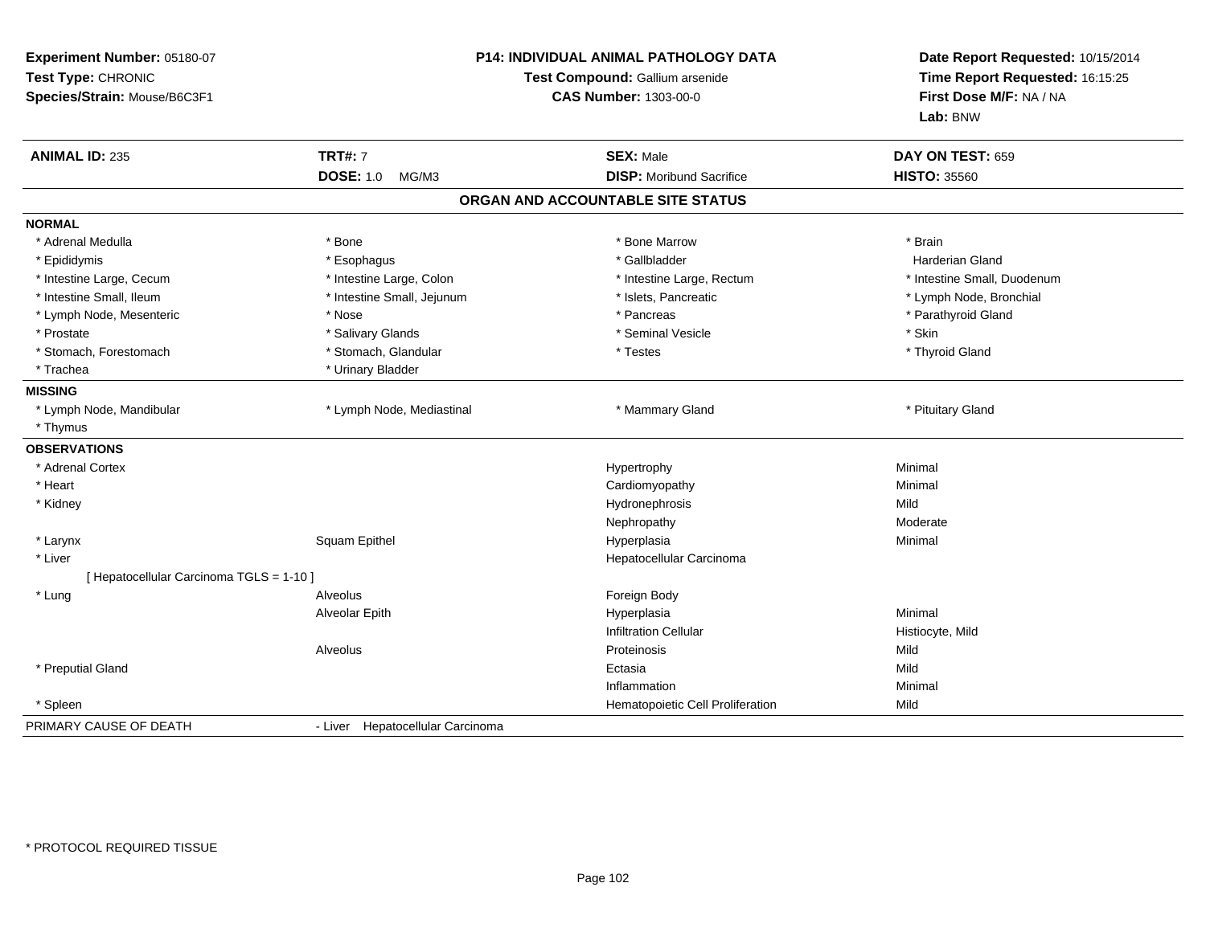**Experiment Number:** 05180-07
**Test Type:** CHRONIC
**Species/Strain:** Mouse/B6C3F1

**P14: INDIVIDUAL ANIMAL PATHOLOGY DATA**
**Test Compound:** Gallium arsenide
**CAS Number:** 1303-00-0

**Date Report Requested:** 10/15/2014
**Time Report Requested:** 16:15:25
**First Dose M/F:** NA / NA
**Lab:** BNW

| **ANIMAL ID:** 235 | **TRT#:** 7 | **SEX:** Male | **DAY ON TEST:** 659 |
|---|---|---|---|
| | **DOSE:** 1.0 MG/M3 | **DISP:** Moribund Sacrifice | **HISTO:** 35560 |

## ORGAN AND ACCOUNTABLE SITE STATUS

**NORMAL**

| | | | |
|---|---|---|---|
| * Adrenal Medulla | * Bone | * Bone Marrow | * Brain |
| * Epididymis | * Esophagus | * Gallbladder | Harderian Gland |
| * Intestine Large, Cecum | * Intestine Large, Colon | * Intestine Large, Rectum | * Intestine Small, Duodenum |
| * Intestine Small, Ileum | * Intestine Small, Jejunum | * Islets, Pancreatic | * Lymph Node, Bronchial |
| * Lymph Node, Mesenteric | * Nose | * Pancreas | * Parathyroid Gland |
| * Prostate | * Salivary Glands | * Seminal Vesicle | * Skin |
| * Stomach, Forestomach | * Stomach, Glandular | * Testes | * Thyroid Gland |
| * Trachea | * Urinary Bladder | | |

**MISSING**

| | | | |
|---|---|---|---|
| * Lymph Node, Mandibular | * Lymph Node, Mediastinal | * Mammary Gland | * Pituitary Gland |
| * Thymus | | | |

**OBSERVATIONS**

| | | | |
|---|---|---|---|
| * Adrenal Cortex | | Hypertrophy | Minimal |
| * Heart | | Cardiomyopathy | Minimal |
| * Kidney | | Hydronephrosis | Mild |
| | | Nephropathy | Moderate |
| * Larynx | Squam Epithel | Hyperplasia | Minimal |
| * Liver | | Hepatocellular Carcinoma | |
| [ Hepatocellular Carcinoma TGLS = 1-10 ] | | | |
| * Lung | Alveolus | Foreign Body | |
| | Alveolar Epith | Hyperplasia | Minimal |
| | | Infiltration Cellular | Histiocyte, Mild |
| | Alveolus | Proteinosis | Mild |
| * Preputial Gland | | Ectasia | Mild |
| | | Inflammation | Minimal |
| * Spleen | | Hematopoietic Cell Proliferation | Mild |

PRIMARY CAUSE OF DEATH - Liver Hepatocellular Carcinoma

* PROTOCOL REQUIRED TISSUE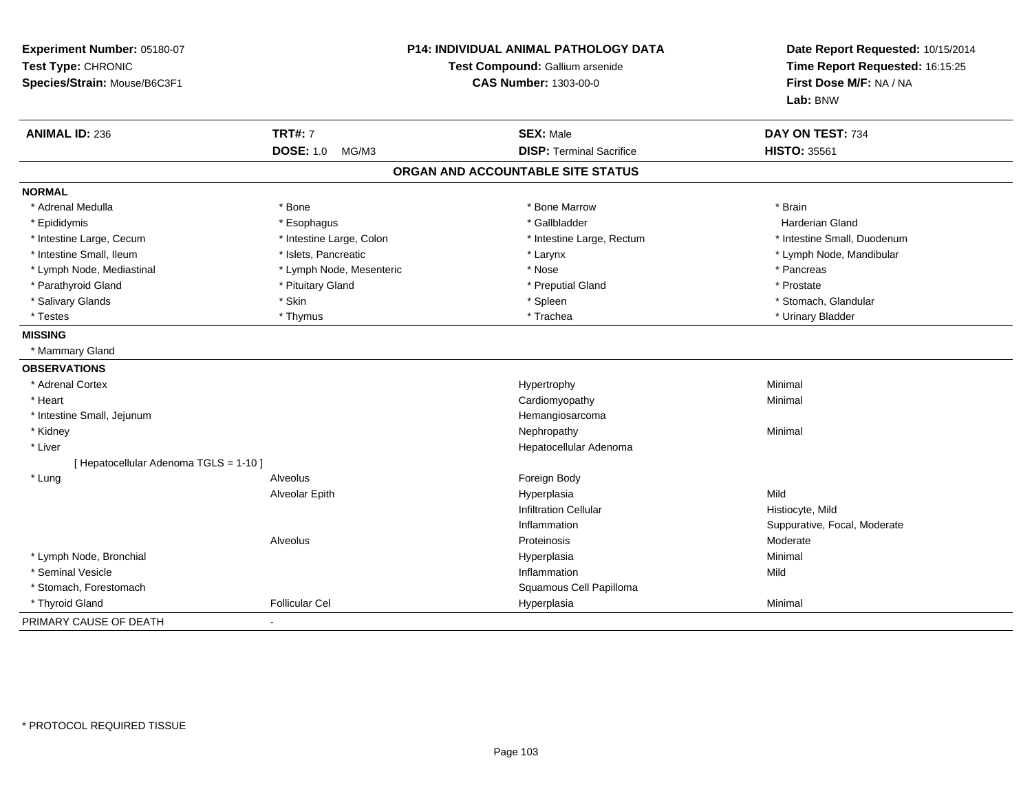**Experiment Number:** 05180-07
**Test Type:** CHRONIC
**Species/Strain:** Mouse/B6C3F1

**P14: INDIVIDUAL ANIMAL PATHOLOGY DATA**
**Test Compound:** Gallium arsenide
**CAS Number:** 1303-00-0

**Date Report Requested:** 10/15/2014
**Time Report Requested:** 16:15:25
**First Dose M/F:** NA / NA
**Lab:** BNW

| **ANIMAL ID:** 236 | **TRT#:** 7 | **SEX:** Male | **DAY ON TEST:** 734 |
|---|---|---|---|
| | **DOSE:** 1.0 MG/M3 | **DISP:** Terminal Sacrifice | **HISTO:** 35561 |

## ORGAN AND ACCOUNTABLE SITE STATUS

**NORMAL**

| | | | |
|---|---|---|---|
| * Adrenal Medulla | * Bone | * Bone Marrow | * Brain |
| * Epididymis | * Esophagus | * Gallbladder | Harderian Gland |
| * Intestine Large, Cecum | * Intestine Large, Colon | * Intestine Large, Rectum | * Intestine Small, Duodenum |
| * Intestine Small, Ileum | * Islets, Pancreatic | * Larynx | * Lymph Node, Mandibular |
| * Lymph Node, Mediastinal | * Lymph Node, Mesenteric | * Nose | * Pancreas |
| * Parathyroid Gland | * Pituitary Gland | * Preputial Gland | * Prostate |
| * Salivary Glands | * Skin | * Spleen | * Stomach, Glandular |
| * Testes | * Thymus | * Trachea | * Urinary Bladder |

**MISSING**

* Mammary Gland

**OBSERVATIONS**

| | | | |
|---|---|---|---|
| * Adrenal Cortex | | Hypertrophy | Minimal |
| * Heart | | Cardiomyopathy | Minimal |
| * Intestine Small, Jejunum | | Hemangiosarcoma | |
| * Kidney | | Nephropathy | Minimal |
| * Liver | | Hepatocellular Adenoma | |
| [ Hepatocellular Adenoma TGLS = 1-10 ] | | | |
| * Lung | Alveolus | Foreign Body | |
| | Alveolar Epith | Hyperplasia | Mild |
| | | Infiltration Cellular | Histiocyte, Mild |
| | | Inflammation | Suppurative, Focal, Moderate |
| | Alveolus | Proteinosis | Moderate |
| * Lymph Node, Bronchial | | Hyperplasia | Minimal |
| * Seminal Vesicle | | Inflammation | Mild |
| * Stomach, Forestomach | | Squamous Cell Papilloma | |
| * Thyroid Gland | Follicular Cel | Hyperplasia | Minimal |

PRIMARY CAUSE OF DEATH -

* PROTOCOL REQUIRED TISSUE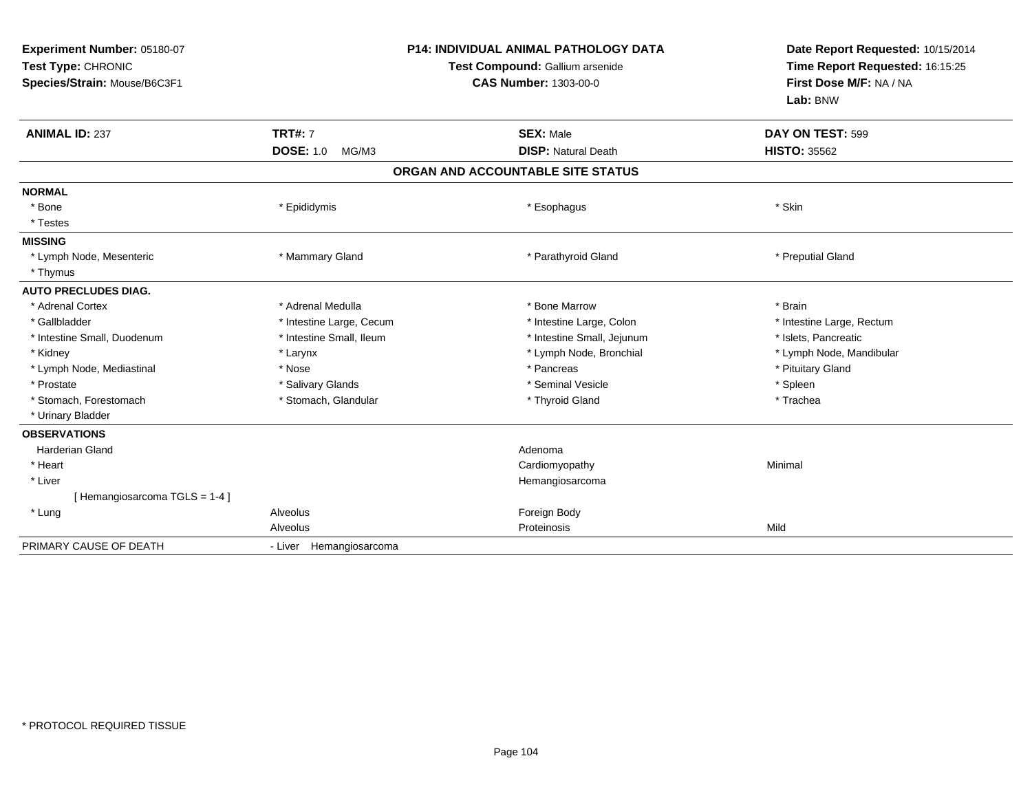**Experiment Number:** 05180-07
**Test Type:** CHRONIC
**Species/Strain:** Mouse/B6C3F1

**P14: INDIVIDUAL ANIMAL PATHOLOGY DATA**
**Test Compound:** Gallium arsenide
**CAS Number:** 1303-00-0

**Date Report Requested:** 10/15/2014
**Time Report Requested:** 16:15:25
**First Dose M/F:** NA / NA
**Lab:** BNW

| **ANIMAL ID:** 237 | **TRT#:** 7 | **SEX:** Male | **DAY ON TEST:** 599 |
|---|---|---|---|
| | **DOSE:** 1.0 MG/M3 | **DISP:** Natural Death | **HISTO:** 35562 |

## ORGAN AND ACCOUNTABLE SITE STATUS

| | | | |
|---|---|---|---|
| **NORMAL** | | | |
| * Bone | * Epididymis | * Esophagus | * Skin |
| * Testes | | | |
| **MISSING** | | | |
| * Lymph Node, Mesenteric | * Mammary Gland | * Parathyroid Gland | * Preputial Gland |
| * Thymus | | | |
| **AUTO PRECLUDES DIAG.** | | | |
| * Adrenal Cortex | * Adrenal Medulla | * Bone Marrow | * Brain |
| * Gallbladder | * Intestine Large, Cecum | * Intestine Large, Colon | * Intestine Large, Rectum |
| * Intestine Small, Duodenum | * Intestine Small, Ileum | * Intestine Small, Jejunum | * Islets, Pancreatic |
| * Kidney | * Larynx | * Lymph Node, Bronchial | * Lymph Node, Mandibular |
| * Lymph Node, Mediastinal | * Nose | * Pancreas | * Pituitary Gland |
| * Prostate | * Salivary Glands | * Seminal Vesicle | * Spleen |
| * Stomach, Forestomach | * Stomach, Glandular | * Thyroid Gland | * Trachea |
| * Urinary Bladder | | | |
| **OBSERVATIONS** | | | |
| Harderian Gland | | Adenoma | |
| * Heart | | Cardiomyopathy | Minimal |
| * Liver | | Hemangiosarcoma | |
| [ Hemangiosarcoma TGLS = 1-4 ] | | | |
| * Lung | Alveolus | Foreign Body | |
| | Alveolus | Proteinosis | Mild |
| PRIMARY CAUSE OF DEATH | - Liver Hemangiosarcoma | | |

* PROTOCOL REQUIRED TISSUE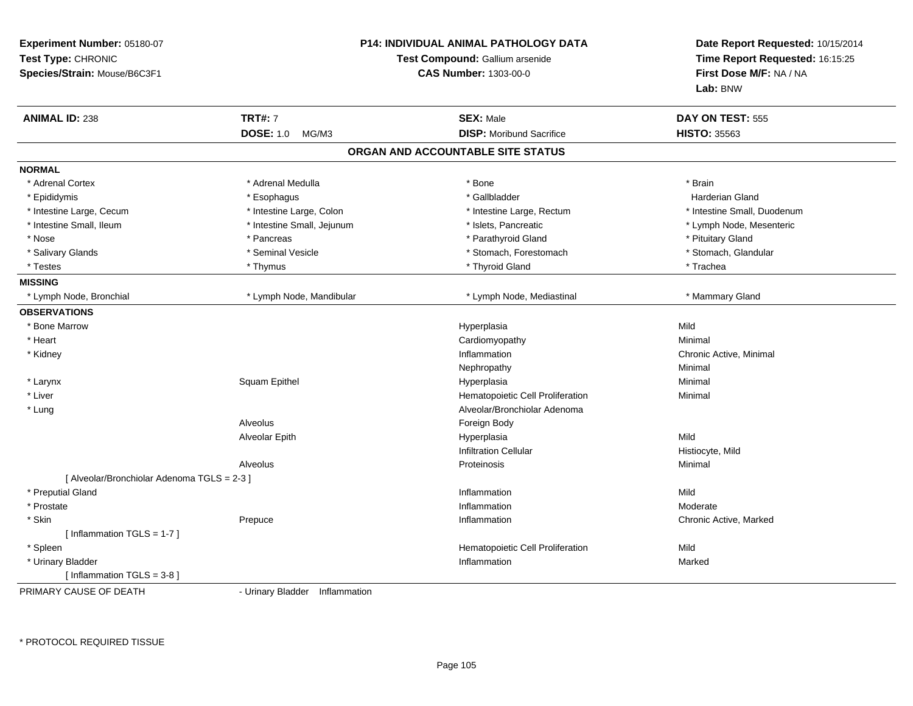**Experiment Number:** 05180-07
**Test Type:** CHRONIC
**Species/Strain:** Mouse/B6C3F1

**P14: INDIVIDUAL ANIMAL PATHOLOGY DATA**
**Test Compound:** Gallium arsenide
**CAS Number:** 1303-00-0

**Date Report Requested:** 10/15/2014
**Time Report Requested:** 16:15:25
**First Dose M/F:** NA / NA
**Lab:** BNW

| **ANIMAL ID:** 238 | **TRT#:** 7 | **SEX:** Male | **DAY ON TEST:** 555 |
|---|---|---|---|
| | **DOSE:** 1.0 MG/M3 | **DISP:** Moribund Sacrifice | **HISTO:** 35563 |

## ORGAN AND ACCOUNTABLE SITE STATUS

**NORMAL**

| | | | |
|---|---|---|---|
| * Adrenal Cortex | * Adrenal Medulla | * Bone | * Brain |
| * Epididymis | * Esophagus | * Gallbladder | Harderian Gland |
| * Intestine Large, Cecum | * Intestine Large, Colon | * Intestine Large, Rectum | * Intestine Small, Duodenum |
| * Intestine Small, Ileum | * Intestine Small, Jejunum | * Islets, Pancreatic | * Lymph Node, Mesenteric |
| * Nose | * Pancreas | * Parathyroid Gland | * Pituitary Gland |
| * Salivary Glands | * Seminal Vesicle | * Stomach, Forestomach | * Stomach, Glandular |
| * Testes | * Thymus | * Thyroid Gland | * Trachea |

**MISSING**

| | | | |
|---|---|---|---|
| * Lymph Node, Bronchial | * Lymph Node, Mandibular | * Lymph Node, Mediastinal | * Mammary Gland |

**OBSERVATIONS**

| | | | |
|---|---|---|---|
| * Bone Marrow | | Hyperplasia | Mild |
| * Heart | | Cardiomyopathy | Minimal |
| * Kidney | | Inflammation | Chronic Active, Minimal |
| | | Nephropathy | Minimal |
| * Larynx | Squam Epithel | Hyperplasia | Minimal |
| * Liver | | Hematopoietic Cell Proliferation | Minimal |
| * Lung | | Alveolar/Bronchiolar Adenoma | |
| | Alveolus | Foreign Body | |
| | Alveolar Epith | Hyperplasia | Mild |
| | | Infiltration Cellular | Histiocyte, Mild |
| | Alveolus | Proteinosis | Minimal |
| [ Alveolar/Bronchiolar Adenoma TGLS = 2-3 ] | | | |
| * Preputial Gland | | Inflammation | Mild |
| * Prostate | | Inflammation | Moderate |
| * Skin | Prepuce | Inflammation | Chronic Active, Marked |
| [ Inflammation TGLS = 1-7 ] | | | |
| * Spleen | | Hematopoietic Cell Proliferation | Mild |
| * Urinary Bladder | | Inflammation | Marked |
| [ Inflammation TGLS = 3-8 ] | | | |

PRIMARY CAUSE OF DEATH - Urinary Bladder Inflammation

\* PROTOCOL REQUIRED TISSUE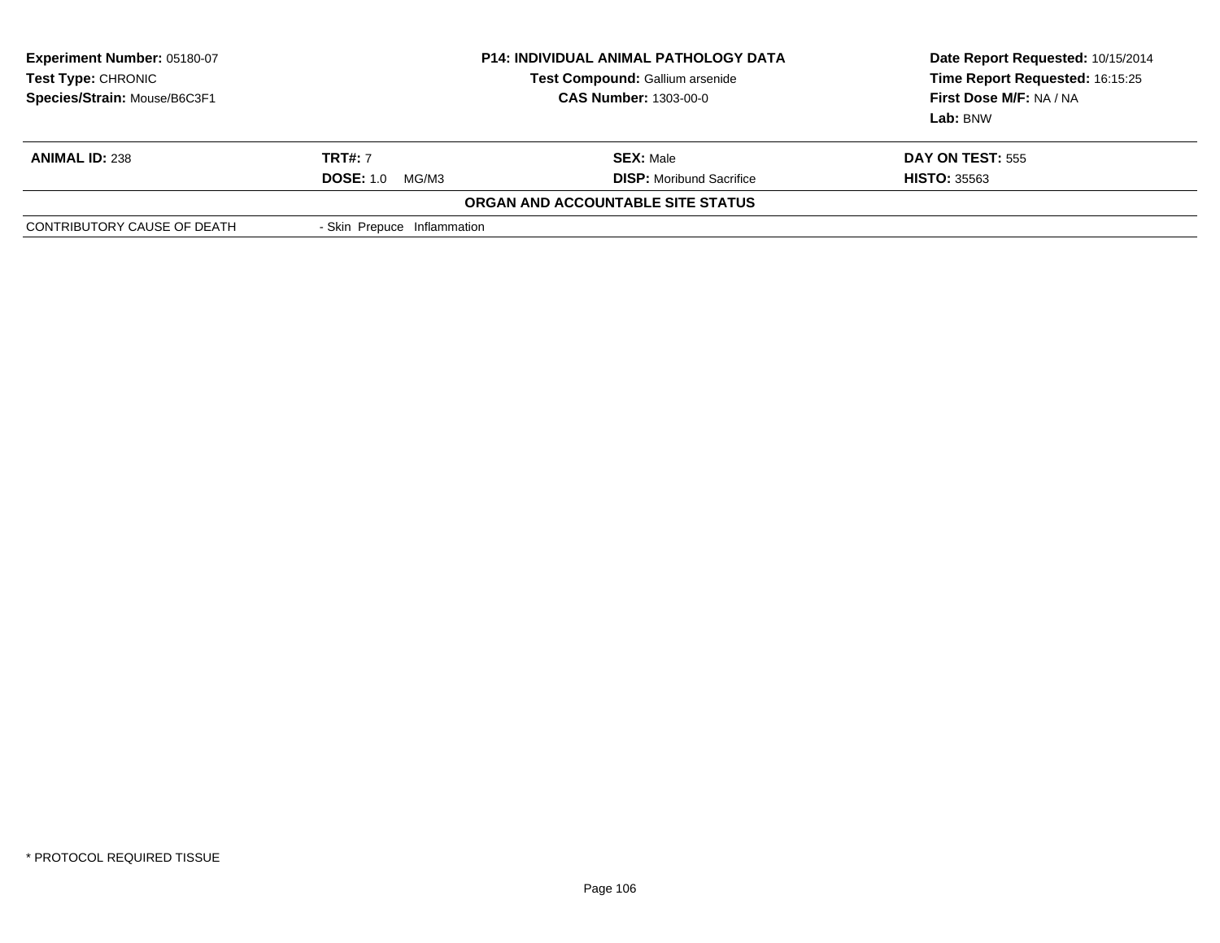| **Experiment Number:** 05180-07 | **P14: INDIVIDUAL ANIMAL PATHOLOGY DATA** | **Date Report Requested:** 10/15/2014 |
|---|---|---|
| **Test Type:** CHRONIC | **Test Compound:** Gallium arsenide | **Time Report Requested:** 16:15:25 |
| **Species/Strain:** Mouse/B6C3F1 | **CAS Number:** 1303-00-0 | **First Dose M/F:** NA / NA |
| | | **Lab:** BNW |

| **ANIMAL ID:** 238 | **TRT#:** 7 | **SEX:** Male | **DAY ON TEST:** 555 |
|---|---|---|---|
| | **DOSE:** 1.0 MG/M3 | **DISP:** Moribund Sacrifice | **HISTO:** 35563 |

**ORGAN AND ACCOUNTABLE SITE STATUS**

| CONTRIBUTORY CAUSE OF DEATH | - Skin Prepuce Inflammation |
|---|---|

\* PROTOCOL REQUIRED TISSUE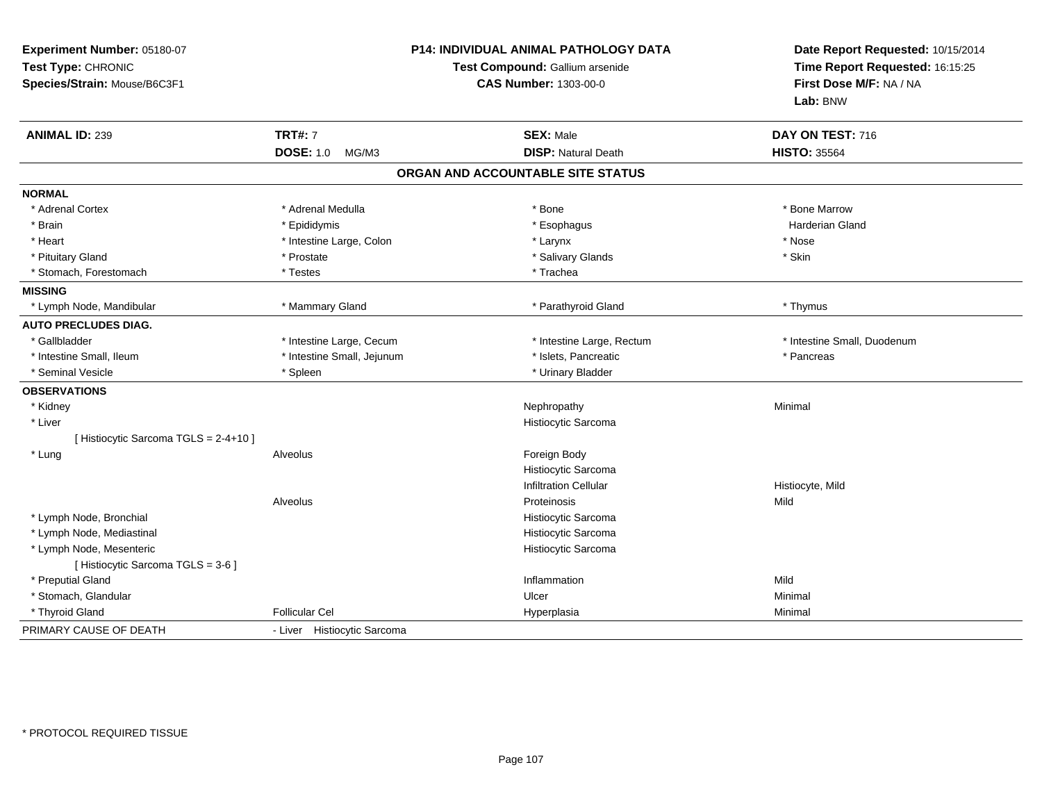**Experiment Number:** 05180-07
**Test Type:** CHRONIC
**Species/Strain:** Mouse/B6C3F1

**P14: INDIVIDUAL ANIMAL PATHOLOGY DATA**
**Test Compound:** Gallium arsenide
**CAS Number:** 1303-00-0

**Date Report Requested:** 10/15/2014
**Time Report Requested:** 16:15:25
**First Dose M/F:** NA / NA
**Lab:** BNW

| **ANIMAL ID:** 239 | **TRT#:** 7 | **SEX:** Male | **DAY ON TEST:** 716 |
|---|---|---|---|
| | **DOSE:** 1.0 MG/M3 | **DISP:** Natural Death | **HISTO:** 35564 |

## ORGAN AND ACCOUNTABLE SITE STATUS

| | | | |
|---|---|---|---|
| **NORMAL** | | | |
| * Adrenal Cortex | * Adrenal Medulla | * Bone | * Bone Marrow |
| * Brain | * Epididymis | * Esophagus | Harderian Gland |
| * Heart | * Intestine Large, Colon | * Larynx | * Nose |
| * Pituitary Gland | * Prostate | * Salivary Glands | * Skin |
| * Stomach, Forestomach | * Testes | * Trachea | |
| **MISSING** | | | |
| * Lymph Node, Mandibular | * Mammary Gland | * Parathyroid Gland | * Thymus |
| **AUTO PRECLUDES DIAG.** | | | |
| * Gallbladder | * Intestine Large, Cecum | * Intestine Large, Rectum | * Intestine Small, Duodenum |
| * Intestine Small, Ileum | * Intestine Small, Jejunum | * Islets, Pancreatic | * Pancreas |
| * Seminal Vesicle | * Spleen | * Urinary Bladder | |
| **OBSERVATIONS** | | | |
| * Kidney | | Nephropathy | Minimal |
| * Liver | | Histiocytic Sarcoma | |
| [ Histiocytic Sarcoma TGLS = 2-4+10 ] | | | |
| * Lung | Alveolus | Foreign Body | |
| | | Histiocytic Sarcoma | |
| | | Infiltration Cellular | Histiocyte, Mild |
| | Alveolus | Proteinosis | Mild |
| * Lymph Node, Bronchial | | Histiocytic Sarcoma | |
| * Lymph Node, Mediastinal | | Histiocytic Sarcoma | |
| * Lymph Node, Mesenteric | | Histiocytic Sarcoma | |
| [ Histiocytic Sarcoma TGLS = 3-6 ] | | | |
| * Preputial Gland | | Inflammation | Mild |
| * Stomach, Glandular | | Ulcer | Minimal |
| * Thyroid Gland | Follicular Cel | Hyperplasia | Minimal |
| PRIMARY CAUSE OF DEATH | - Liver Histiocytic Sarcoma | | |

* PROTOCOL REQUIRED TISSUE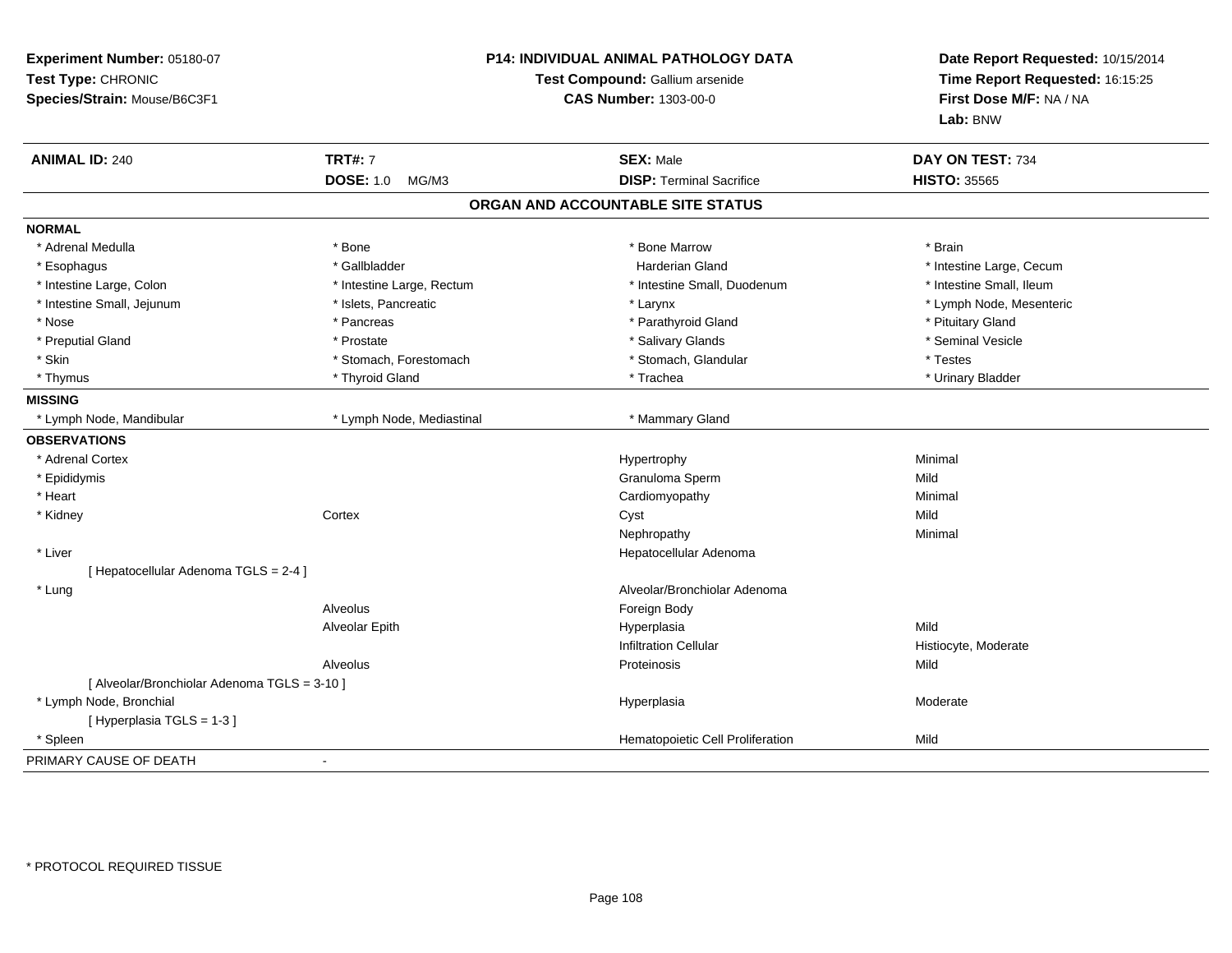**Experiment Number:** 05180-07
**Test Type:** CHRONIC
**Species/Strain:** Mouse/B6C3F1

**P14: INDIVIDUAL ANIMAL PATHOLOGY DATA**
**Test Compound:** Gallium arsenide
**CAS Number:** 1303-00-0

**Date Report Requested:** 10/15/2014
**Time Report Requested:** 16:15:25
**First Dose M/F:** NA / NA
**Lab:** BNW

| **ANIMAL ID:** 240 | **TRT#:** 7 | **SEX:** Male | **DAY ON TEST:** 734 |
|---|---|---|---|
| | **DOSE:** 1.0 MG/M3 | **DISP:** Terminal Sacrifice | **HISTO:** 35565 |

## ORGAN AND ACCOUNTABLE SITE STATUS

**NORMAL**

| | | | |
|---|---|---|---|
| * Adrenal Medulla | * Bone | * Bone Marrow | * Brain |
| * Esophagus | * Gallbladder | Harderian Gland | * Intestine Large, Cecum |
| * Intestine Large, Colon | * Intestine Large, Rectum | * Intestine Small, Duodenum | * Intestine Small, Ileum |
| * Intestine Small, Jejunum | * Islets, Pancreatic | * Larynx | * Lymph Node, Mesenteric |
| * Nose | * Pancreas | * Parathyroid Gland | * Pituitary Gland |
| * Preputial Gland | * Prostate | * Salivary Glands | * Seminal Vesicle |
| * Skin | * Stomach, Forestomach | * Stomach, Glandular | * Testes |
| * Thymus | * Thyroid Gland | * Trachea | * Urinary Bladder |

**MISSING**

| | | |
|---|---|---|
| * Lymph Node, Mandibular | * Lymph Node, Mediastinal | * Mammary Gland |

**OBSERVATIONS**

| | | | |
|---|---|---|---|
| * Adrenal Cortex | | Hypertrophy | Minimal |
| * Epididymis | | Granuloma Sperm | Mild |
| * Heart | | Cardiomyopathy | Minimal |
| * Kidney | Cortex | Cyst | Mild |
| | | Nephropathy | Minimal |
| * Liver | | Hepatocellular Adenoma | |
| [ Hepatocellular Adenoma TGLS = 2-4 ] | | | |
| * Lung | | Alveolar/Bronchiolar Adenoma | |
| | Alveolus | Foreign Body | |
| | Alveolar Epith | Hyperplasia | Mild |
| | | Infiltration Cellular | Histiocyte, Moderate |
| | Alveolus | Proteinosis | Mild |
| [ Alveolar/Bronchiolar Adenoma TGLS = 3-10 ] | | | |
| * Lymph Node, Bronchial | | Hyperplasia | Moderate |
| [ Hyperplasia TGLS = 1-3 ] | | | |
| * Spleen | | Hematopoietic Cell Proliferation | Mild |

PRIMARY CAUSE OF DEATH -

* PROTOCOL REQUIRED TISSUE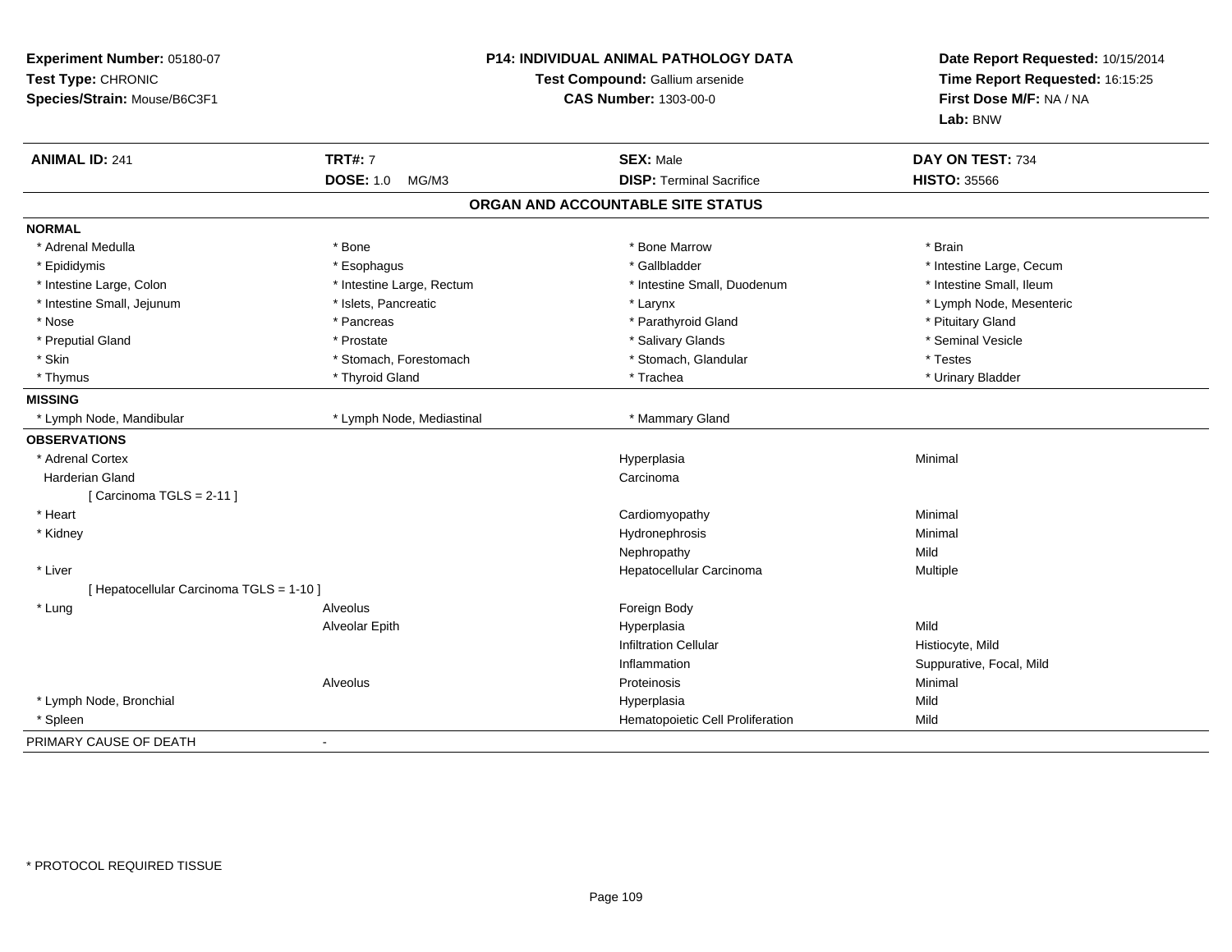**Experiment Number:** 05180-07
**Test Type:** CHRONIC
**Species/Strain:** Mouse/B6C3F1

**P14: INDIVIDUAL ANIMAL PATHOLOGY DATA**
**Test Compound:** Gallium arsenide
**CAS Number:** 1303-00-0

**Date Report Requested:** 10/15/2014
**Time Report Requested:** 16:15:25
**First Dose M/F:** NA / NA
**Lab:** BNW

| **ANIMAL ID:** 241 | **TRT#:** 7 | **SEX:** Male | **DAY ON TEST:** 734 |
|---|---|---|---|
| | **DOSE:** 1.0 MG/M3 | **DISP:** Terminal Sacrifice | **HISTO:** 35566 |

## ORGAN AND ACCOUNTABLE SITE STATUS

**NORMAL**

| | | | |
|---|---|---|---|
| * Adrenal Medulla | * Bone | * Bone Marrow | * Brain |
| * Epididymis | * Esophagus | * Gallbladder | * Intestine Large, Cecum |
| * Intestine Large, Colon | * Intestine Large, Rectum | * Intestine Small, Duodenum | * Intestine Small, Ileum |
| * Intestine Small, Jejunum | * Islets, Pancreatic | * Larynx | * Lymph Node, Mesenteric |
| * Nose | * Pancreas | * Parathyroid Gland | * Pituitary Gland |
| * Preputial Gland | * Prostate | * Salivary Glands | * Seminal Vesicle |
| * Skin | * Stomach, Forestomach | * Stomach, Glandular | * Testes |
| * Thymus | * Thyroid Gland | * Trachea | * Urinary Bladder |

**MISSING**

| | | |
|---|---|---|
| * Lymph Node, Mandibular | * Lymph Node, Mediastinal | * Mammary Gland |

**OBSERVATIONS**

| | | | |
|---|---|---|---|
| * Adrenal Cortex | | Hyperplasia | Minimal |
| Harderian Gland | | Carcinoma | |
| [ Carcinoma TGLS = 2-11 ] | | | |
| * Heart | | Cardiomyopathy | Minimal |
| * Kidney | | Hydronephrosis | Minimal |
| | | Nephropathy | Mild |
| * Liver | | Hepatocellular Carcinoma | Multiple |
| [ Hepatocellular Carcinoma TGLS = 1-10 ] | | | |
| * Lung | Alveolus | Foreign Body | |
| | Alveolar Epith | Hyperplasia | Mild |
| | | Infiltration Cellular | Histiocyte, Mild |
| | | Inflammation | Suppurative, Focal, Mild |
| | Alveolus | Proteinosis | Minimal |
| * Lymph Node, Bronchial | | Hyperplasia | Mild |
| * Spleen | | Hematopoietic Cell Proliferation | Mild |

PRIMARY CAUSE OF DEATH -

* PROTOCOL REQUIRED TISSUE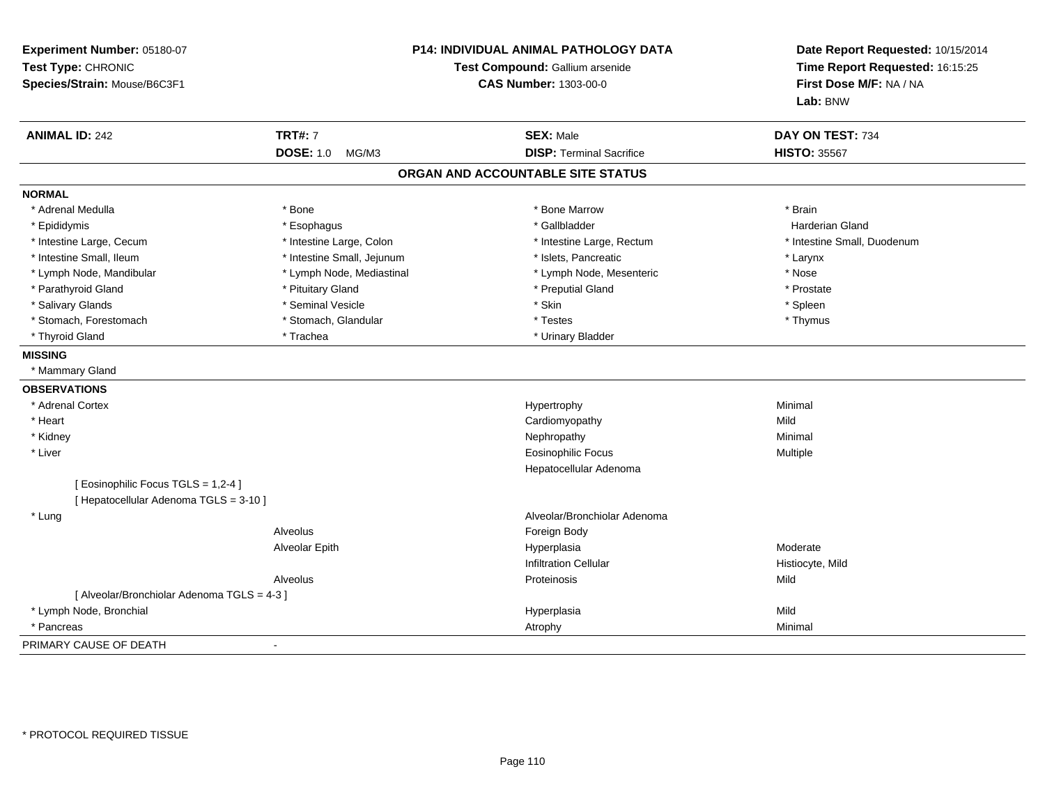**Experiment Number:** 05180-07
**Test Type:** CHRONIC
**Species/Strain:** Mouse/B6C3F1

**P14: INDIVIDUAL ANIMAL PATHOLOGY DATA**
**Test Compound:** Gallium arsenide
**CAS Number:** 1303-00-0

**Date Report Requested:** 10/15/2014
**Time Report Requested:** 16:15:25
**First Dose M/F:** NA / NA
**Lab:** BNW

| **ANIMAL ID:** 242 | **TRT#:** 7 | **SEX:** Male | **DAY ON TEST:** 734 |
|---|---|---|---|
| | **DOSE:** 1.0 MG/M3 | **DISP:** Terminal Sacrifice | **HISTO:** 35567 |

## ORGAN AND ACCOUNTABLE SITE STATUS

**NORMAL**

| | | | |
|---|---|---|---|
| * Adrenal Medulla | * Bone | * Bone Marrow | * Brain |
| * Epididymis | * Esophagus | * Gallbladder | Harderian Gland |
| * Intestine Large, Cecum | * Intestine Large, Colon | * Intestine Large, Rectum | * Intestine Small, Duodenum |
| * Intestine Small, Ileum | * Intestine Small, Jejunum | * Islets, Pancreatic | * Larynx |
| * Lymph Node, Mandibular | * Lymph Node, Mediastinal | * Lymph Node, Mesenteric | * Nose |
| * Parathyroid Gland | * Pituitary Gland | * Preputial Gland | * Prostate |
| * Salivary Glands | * Seminal Vesicle | * Skin | * Spleen |
| * Stomach, Forestomach | * Stomach, Glandular | * Testes | * Thymus |
| * Thyroid Gland | * Trachea | * Urinary Bladder | |

**MISSING**

* Mammary Gland

**OBSERVATIONS**

| | | | |
|---|---|---|---|
| * Adrenal Cortex | | Hypertrophy | Minimal |
| * Heart | | Cardiomyopathy | Mild |
| * Kidney | | Nephropathy | Minimal |
| * Liver | | Eosinophilic Focus | Multiple |
| | | Hepatocellular Adenoma | |
| [ Eosinophilic Focus TGLS = 1,2-4 ] | | | |
| [ Hepatocellular Adenoma TGLS = 3-10 ] | | | |
| * Lung | | Alveolar/Bronchiolar Adenoma | |
| | Alveolus | Foreign Body | |
| | Alveolar Epith | Hyperplasia | Moderate |
| | | Infiltration Cellular | Histiocyte, Mild |
| | Alveolus | Proteinosis | Mild |
| [ Alveolar/Bronchiolar Adenoma TGLS = 4-3 ] | | | |
| * Lymph Node, Bronchial | | Hyperplasia | Mild |
| * Pancreas | | Atrophy | Minimal |

PRIMARY CAUSE OF DEATH -

* PROTOCOL REQUIRED TISSUE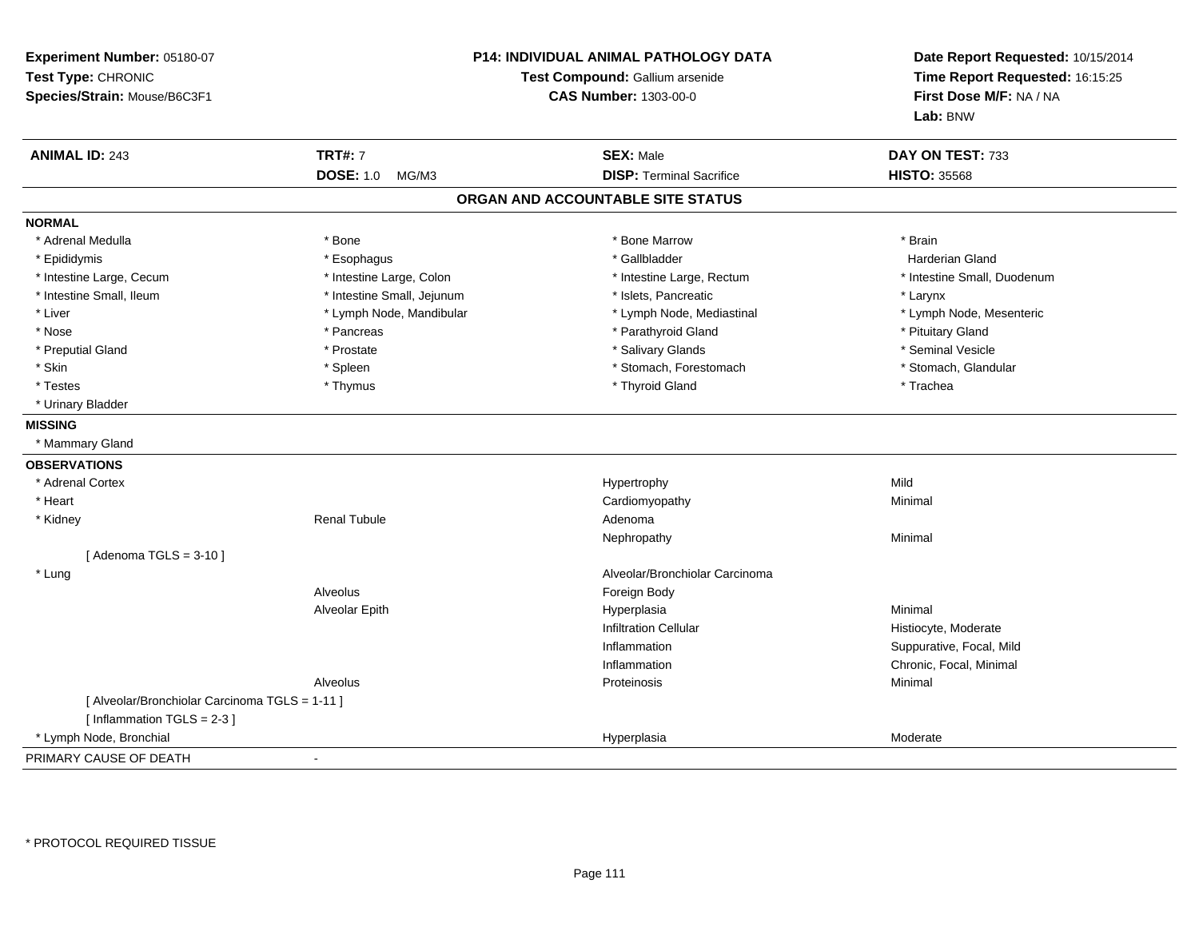**Experiment Number:** 05180-07
**Test Type:** CHRONIC
**Species/Strain:** Mouse/B6C3F1

**P14: INDIVIDUAL ANIMAL PATHOLOGY DATA**
**Test Compound:** Gallium arsenide
**CAS Number:** 1303-00-0

**Date Report Requested:** 10/15/2014
**Time Report Requested:** 16:15:25
**First Dose M/F:** NA / NA
**Lab:** BNW

| **ANIMAL ID:** 243 | **TRT#:** 7 | **SEX:** Male | **DAY ON TEST:** 733 |
|---|---|---|---|
| | **DOSE:** 1.0 MG/M3 | **DISP:** Terminal Sacrifice | **HISTO:** 35568 |

## ORGAN AND ACCOUNTABLE SITE STATUS

**NORMAL**

| | | | |
|---|---|---|---|
| * Adrenal Medulla | * Bone | * Bone Marrow | * Brain |
| * Epididymis | * Esophagus | * Gallbladder | Harderian Gland |
| * Intestine Large, Cecum | * Intestine Large, Colon | * Intestine Large, Rectum | * Intestine Small, Duodenum |
| * Intestine Small, Ileum | * Intestine Small, Jejunum | * Islets, Pancreatic | * Larynx |
| * Liver | * Lymph Node, Mandibular | * Lymph Node, Mediastinal | * Lymph Node, Mesenteric |
| * Nose | * Pancreas | * Parathyroid Gland | * Pituitary Gland |
| * Preputial Gland | * Prostate | * Salivary Glands | * Seminal Vesicle |
| * Skin | * Spleen | * Stomach, Forestomach | * Stomach, Glandular |
| * Testes | * Thymus | * Thyroid Gland | * Trachea |
| * Urinary Bladder | | | |

**MISSING**

* Mammary Gland

**OBSERVATIONS**

| | | | |
|---|---|---|---|
| * Adrenal Cortex | | Hypertrophy | Mild |
| * Heart | | Cardiomyopathy | Minimal |
| * Kidney | Renal Tubule | Adenoma | |
| | | Nephropathy | Minimal |
| [ Adenoma TGLS = 3-10 ] | | | |
| * Lung | | Alveolar/Bronchiolar Carcinoma | |
| | Alveolus | Foreign Body | |
| | Alveolar Epith | Hyperplasia | Minimal |
| | | Infiltration Cellular | Histiocyte, Moderate |
| | | Inflammation | Suppurative, Focal, Mild |
| | | Inflammation | Chronic, Focal, Minimal |
| | Alveolus | Proteinosis | Minimal |
| [ Alveolar/Bronchiolar Carcinoma TGLS = 1-11 ] | | | |
| [ Inflammation TGLS = 2-3 ] | | | |
| * Lymph Node, Bronchial | | Hyperplasia | Moderate |

PRIMARY CAUSE OF DEATH -

* PROTOCOL REQUIRED TISSUE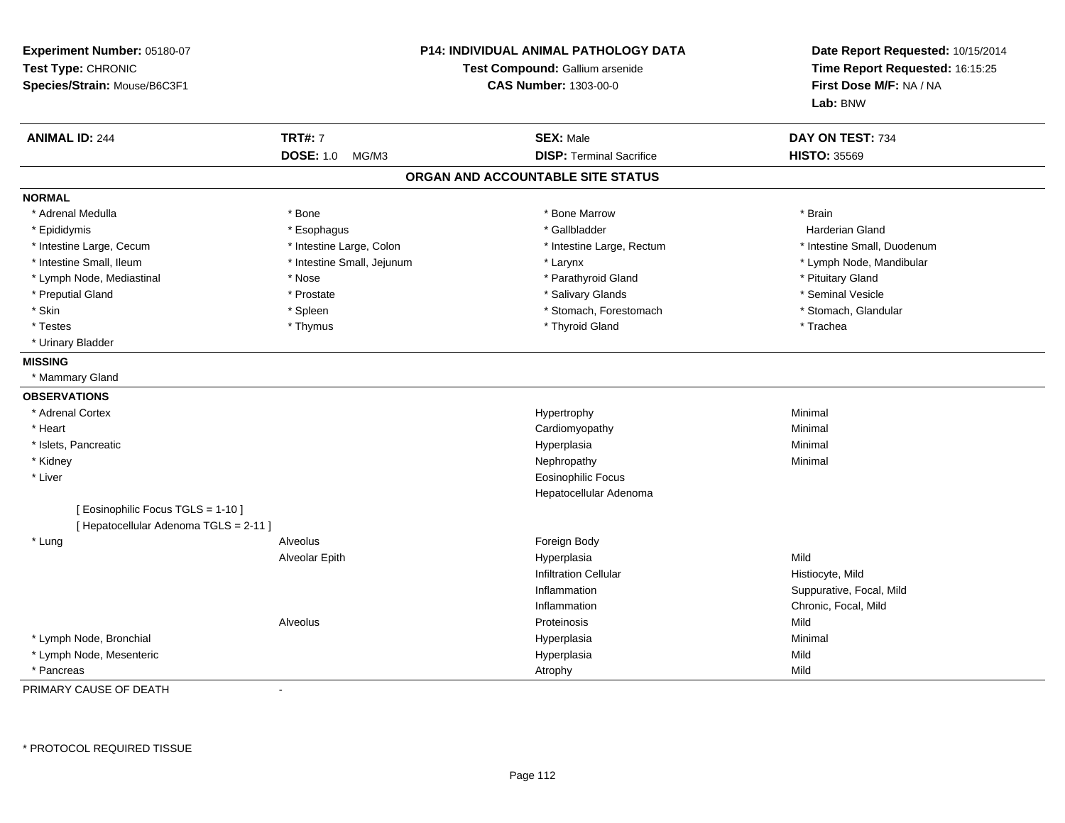**Experiment Number:** 05180-07
**Test Type:** CHRONIC
**Species/Strain:** Mouse/B6C3F1

**P14: INDIVIDUAL ANIMAL PATHOLOGY DATA**
**Test Compound:** Gallium arsenide
**CAS Number:** 1303-00-0

**Date Report Requested:** 10/15/2014
**Time Report Requested:** 16:15:25
**First Dose M/F:** NA / NA
**Lab:** BNW

| **ANIMAL ID:** 244 | **TRT#:** 7 | **SEX:** Male | **DAY ON TEST:** 734 |
|---|---|---|---|
| | **DOSE:** 1.0 MG/M3 | **DISP:** Terminal Sacrifice | **HISTO:** 35569 |

## ORGAN AND ACCOUNTABLE SITE STATUS

**NORMAL**

| | | | |
|---|---|---|---|
| * Adrenal Medulla | * Bone | * Bone Marrow | * Brain |
| * Epididymis | * Esophagus | * Gallbladder | Harderian Gland |
| * Intestine Large, Cecum | * Intestine Large, Colon | * Intestine Large, Rectum | * Intestine Small, Duodenum |
| * Intestine Small, Ileum | * Intestine Small, Jejunum | * Larynx | * Lymph Node, Mandibular |
| * Lymph Node, Mediastinal | * Nose | * Parathyroid Gland | * Pituitary Gland |
| * Preputial Gland | * Prostate | * Salivary Glands | * Seminal Vesicle |
| * Skin | * Spleen | * Stomach, Forestomach | * Stomach, Glandular |
| * Testes | * Thymus | * Thyroid Gland | * Trachea |
| * Urinary Bladder | | | |

**MISSING**

* Mammary Gland

**OBSERVATIONS**

| Organ | Site | Observation | Qualifier |
|---|---|---|---|
| * Adrenal Cortex | | Hypertrophy | Minimal |
| * Heart | | Cardiomyopathy | Minimal |
| * Islets, Pancreatic | | Hyperplasia | Minimal |
| * Kidney | | Nephropathy | Minimal |
| * Liver | | Eosinophilic Focus | |
| | | Hepatocellular Adenoma | |
| [ Eosinophilic Focus TGLS = 1-10 ] | | | |
| [ Hepatocellular Adenoma TGLS = 2-11 ] | | | |
| * Lung | Alveolus | Foreign Body | |
| | Alveolar Epith | Hyperplasia | Mild |
| | | Infiltration Cellular | Histiocyte, Mild |
| | | Inflammation | Suppurative, Focal, Mild |
| | | Inflammation | Chronic, Focal, Mild |
| | Alveolus | Proteinosis | Mild |
| * Lymph Node, Bronchial | | Hyperplasia | Minimal |
| * Lymph Node, Mesenteric | | Hyperplasia | Mild |
| * Pancreas | | Atrophy | Mild |

PRIMARY CAUSE OF DEATH -

\* PROTOCOL REQUIRED TISSUE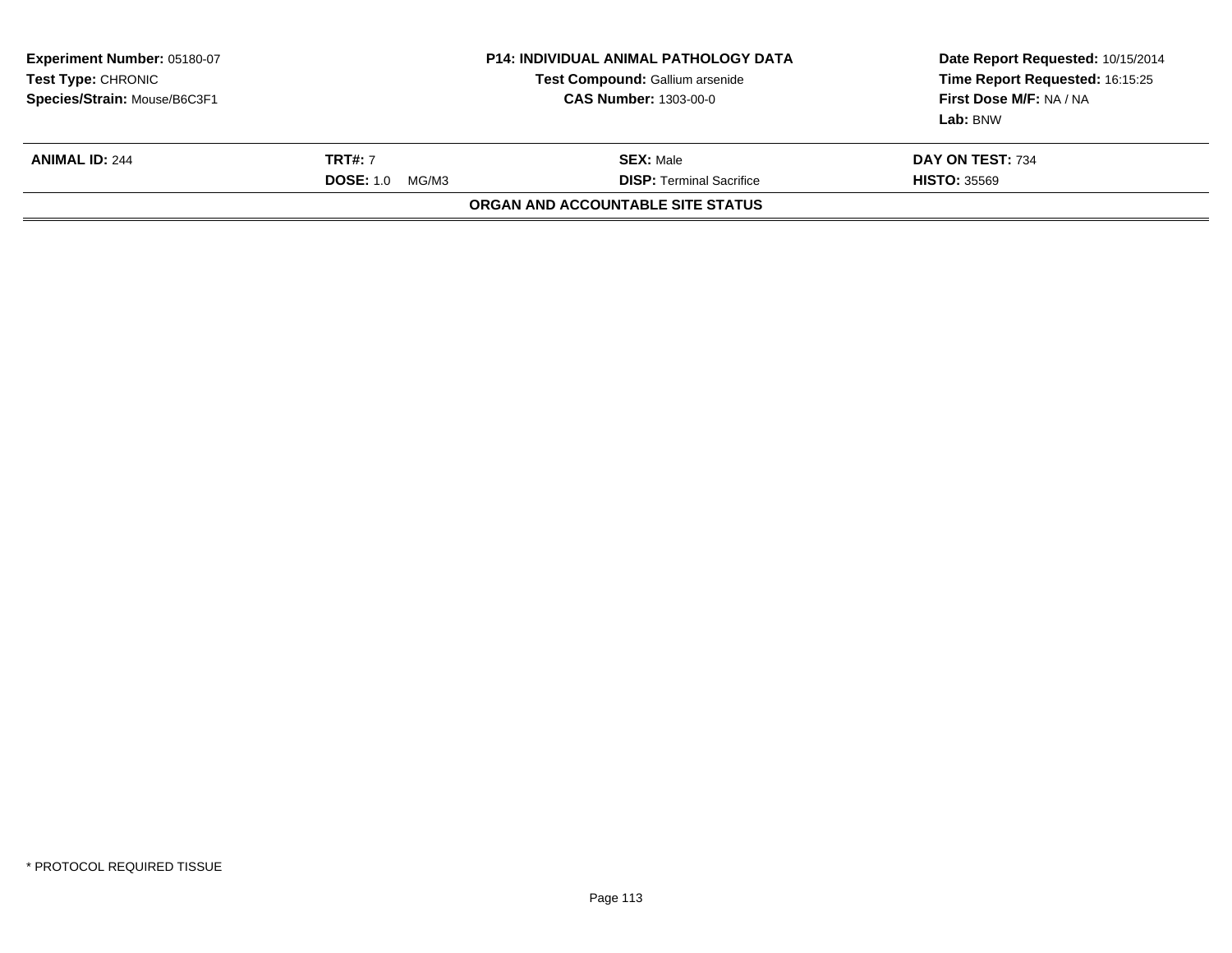| **Experiment Number:** 05180-07 | **P14: INDIVIDUAL ANIMAL PATHOLOGY DATA** | **Date Report Requested:** 10/15/2014 |
|---|---|---|
| **Test Type:** CHRONIC | **Test Compound:** Gallium arsenide | **Time Report Requested:** 16:15:25 |
| **Species/Strain:** Mouse/B6C3F1 | **CAS Number:** 1303-00-0 | **First Dose M/F:** NA / NA |
| | | **Lab:** BNW |

| **ANIMAL ID:** 244 | **TRT#:** 7 | **SEX:** Male | **DAY ON TEST:** 734 |
|---|---|---|---|
| | **DOSE:** 1.0 MG/M3 | **DISP:** Terminal Sacrifice | **HISTO:** 35569 |

**ORGAN AND ACCOUNTABLE SITE STATUS**

* PROTOCOL REQUIRED TISSUE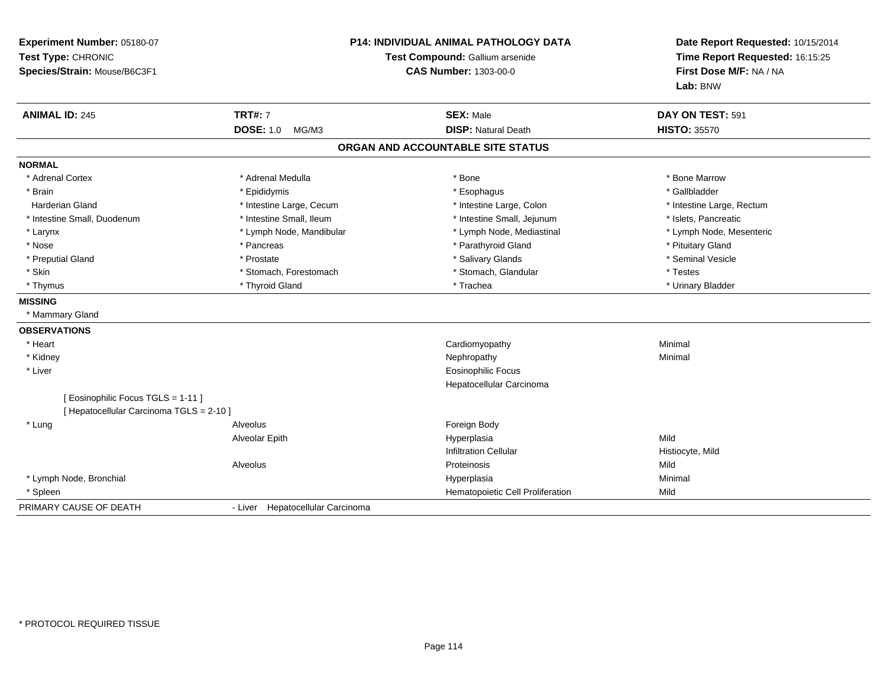**Experiment Number:** 05180-07
**Test Type:** CHRONIC
**Species/Strain:** Mouse/B6C3F1

**P14: INDIVIDUAL ANIMAL PATHOLOGY DATA**
**Test Compound:** Gallium arsenide
**CAS Number:** 1303-00-0

**Date Report Requested:** 10/15/2014
**Time Report Requested:** 16:15:25
**First Dose M/F:** NA / NA
**Lab:** BNW

| **ANIMAL ID:** 245 | **TRT#:** 7 | **SEX:** Male | **DAY ON TEST:** 591 |
|---|---|---|---|
| | **DOSE:** 1.0 MG/M3 | **DISP:** Natural Death | **HISTO:** 35570 |

## ORGAN AND ACCOUNTABLE SITE STATUS

**NORMAL**

| | | | |
|---|---|---|---|
| * Adrenal Cortex | * Adrenal Medulla | * Bone | * Bone Marrow |
| * Brain | * Epididymis | * Esophagus | * Gallbladder |
| Harderian Gland | * Intestine Large, Cecum | * Intestine Large, Colon | * Intestine Large, Rectum |
| * Intestine Small, Duodenum | * Intestine Small, Ileum | * Intestine Small, Jejunum | * Islets, Pancreatic |
| * Larynx | * Lymph Node, Mandibular | * Lymph Node, Mediastinal | * Lymph Node, Mesenteric |
| * Nose | * Pancreas | * Parathyroid Gland | * Pituitary Gland |
| * Preputial Gland | * Prostate | * Salivary Glands | * Seminal Vesicle |
| * Skin | * Stomach, Forestomach | * Stomach, Glandular | * Testes |
| * Thymus | * Thyroid Gland | * Trachea | * Urinary Bladder |

**MISSING**

* Mammary Gland

**OBSERVATIONS**

| | | | |
|---|---|---|---|
| * Heart | | Cardiomyopathy | Minimal |
| * Kidney | | Nephropathy | Minimal |
| * Liver | | Eosinophilic Focus | |
| | | Hepatocellular Carcinoma | |
| [ Eosinophilic Focus TGLS = 1-11 ] | | | |
| [ Hepatocellular Carcinoma TGLS = 2-10 ] | | | |
| * Lung | Alveolus | Foreign Body | |
| | Alveolar Epith | Hyperplasia | Mild |
| | | Infiltration Cellular | Histiocyte, Mild |
| | Alveolus | Proteinosis | Mild |
| * Lymph Node, Bronchial | | Hyperplasia | Minimal |
| * Spleen | | Hematopoietic Cell Proliferation | Mild |

PRIMARY CAUSE OF DEATH - Liver Hepatocellular Carcinoma

\* PROTOCOL REQUIRED TISSUE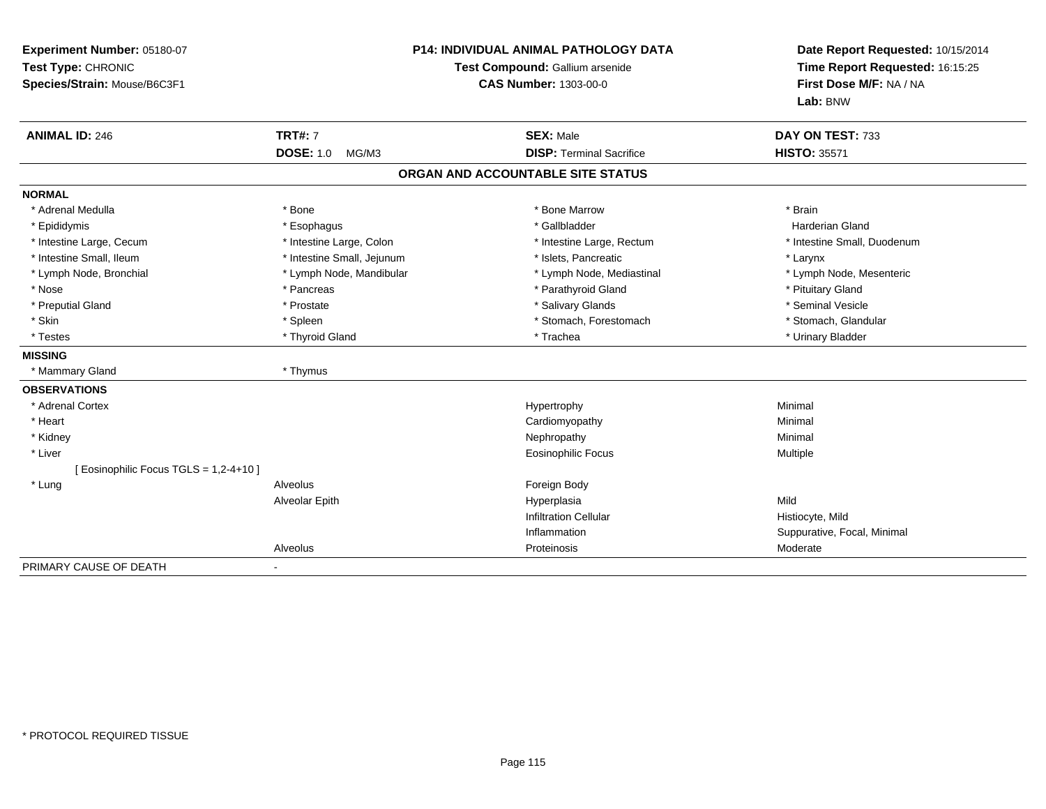**Experiment Number:** 05180-07
**Test Type:** CHRONIC
**Species/Strain:** Mouse/B6C3F1

**P14: INDIVIDUAL ANIMAL PATHOLOGY DATA**
**Test Compound:** Gallium arsenide
**CAS Number:** 1303-00-0

**Date Report Requested:** 10/15/2014
**Time Report Requested:** 16:15:25
**First Dose M/F:** NA / NA
**Lab:** BNW

| **ANIMAL ID:** 246 | **TRT#:** 7 | **SEX:** Male | **DAY ON TEST:** 733 |
|---|---|---|---|
| | **DOSE:** 1.0 MG/M3 | **DISP:** Terminal Sacrifice | **HISTO:** 35571 |

## ORGAN AND ACCOUNTABLE SITE STATUS

**NORMAL**

| | | | |
|---|---|---|---|
| * Adrenal Medulla | * Bone | * Bone Marrow | * Brain |
| * Epididymis | * Esophagus | * Gallbladder | Harderian Gland |
| * Intestine Large, Cecum | * Intestine Large, Colon | * Intestine Large, Rectum | * Intestine Small, Duodenum |
| * Intestine Small, Ileum | * Intestine Small, Jejunum | * Islets, Pancreatic | * Larynx |
| * Lymph Node, Bronchial | * Lymph Node, Mandibular | * Lymph Node, Mediastinal | * Lymph Node, Mesenteric |
| * Nose | * Pancreas | * Parathyroid Gland | * Pituitary Gland |
| * Preputial Gland | * Prostate | * Salivary Glands | * Seminal Vesicle |
| * Skin | * Spleen | * Stomach, Forestomach | * Stomach, Glandular |
| * Testes | * Thyroid Gland | * Trachea | * Urinary Bladder |

**MISSING**

| | |
|---|---|
| * Mammary Gland | * Thymus |

**OBSERVATIONS**

| | | | |
|---|---|---|---|
| * Adrenal Cortex | | Hypertrophy | Minimal |
| * Heart | | Cardiomyopathy | Minimal |
| * Kidney | | Nephropathy | Minimal |
| * Liver | | Eosinophilic Focus | Multiple |
| [ Eosinophilic Focus TGLS = 1,2-4+10 ] | | | |
| * Lung | Alveolus | Foreign Body | |
| | Alveolar Epith | Hyperplasia | Mild |
| | | Infiltration Cellular | Histiocyte, Mild |
| | | Inflammation | Suppurative, Focal, Minimal |
| | Alveolus | Proteinosis | Moderate |

PRIMARY CAUSE OF DEATH -

* PROTOCOL REQUIRED TISSUE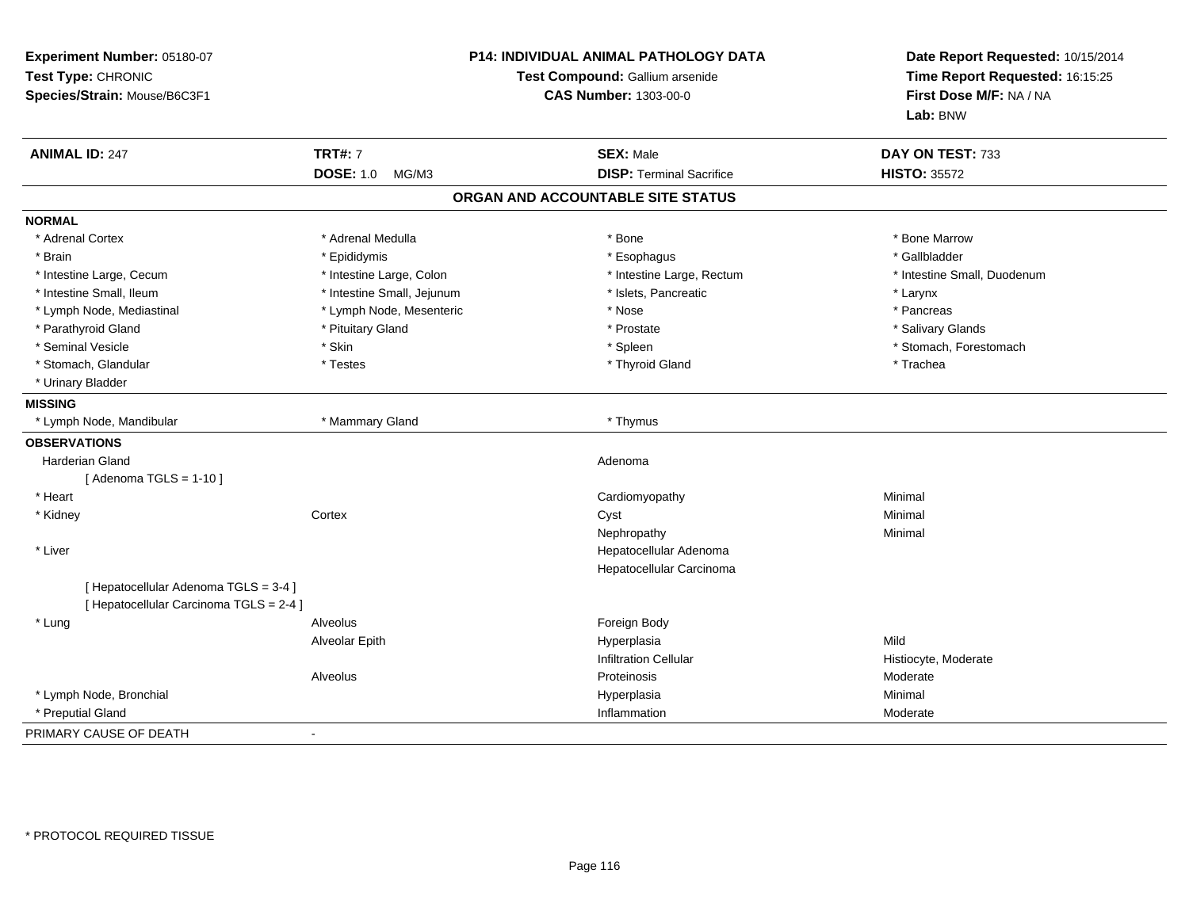**Experiment Number:** 05180-07
**Test Type:** CHRONIC
**Species/Strain:** Mouse/B6C3F1

**P14: INDIVIDUAL ANIMAL PATHOLOGY DATA**
**Test Compound:** Gallium arsenide
**CAS Number:** 1303-00-0

**Date Report Requested:** 10/15/2014
**Time Report Requested:** 16:15:25
**First Dose M/F:** NA / NA
**Lab:** BNW

| **ANIMAL ID:** 247 | **TRT#:** 7 | **SEX:** Male | **DAY ON TEST:** 733 |
|---|---|---|---|
| | **DOSE:** 1.0 MG/M3 | **DISP:** Terminal Sacrifice | **HISTO:** 35572 |

## ORGAN AND ACCOUNTABLE SITE STATUS

**NORMAL**

| | | | |
|---|---|---|---|
| * Adrenal Cortex | * Adrenal Medulla | * Bone | * Bone Marrow |
| * Brain | * Epididymis | * Esophagus | * Gallbladder |
| * Intestine Large, Cecum | * Intestine Large, Colon | * Intestine Large, Rectum | * Intestine Small, Duodenum |
| * Intestine Small, Ileum | * Intestine Small, Jejunum | * Islets, Pancreatic | * Larynx |
| * Lymph Node, Mediastinal | * Lymph Node, Mesenteric | * Nose | * Pancreas |
| * Parathyroid Gland | * Pituitary Gland | * Prostate | * Salivary Glands |
| * Seminal Vesicle | * Skin | * Spleen | * Stomach, Forestomach |
| * Stomach, Glandular | * Testes | * Thyroid Gland | * Trachea |
| * Urinary Bladder | | | |

**MISSING**

| | | |
|---|---|---|
| * Lymph Node, Mandibular | * Mammary Gland | * Thymus |

**OBSERVATIONS**

| Organ | Site | Observation | Severity |
|---|---|---|---|
| Harderian Gland | | Adenoma | |
| [ Adenoma TGLS = 1-10 ] | | | |
| * Heart | | Cardiomyopathy | Minimal |
| * Kidney | Cortex | Cyst | Minimal |
| | | Nephropathy | Minimal |
| * Liver | | Hepatocellular Adenoma | |
| | | Hepatocellular Carcinoma | |
| [ Hepatocellular Adenoma TGLS = 3-4 ] | | | |
| [ Hepatocellular Carcinoma TGLS = 2-4 ] | | | |
| * Lung | Alveolus | Foreign Body | |
| | Alveolar Epith | Hyperplasia | Mild |
| | | Infiltration Cellular | Histiocyte, Moderate |
| | Alveolus | Proteinosis | Moderate |
| * Lymph Node, Bronchial | | Hyperplasia | Minimal |
| * Preputial Gland | | Inflammation | Moderate |

PRIMARY CAUSE OF DEATH -

* PROTOCOL REQUIRED TISSUE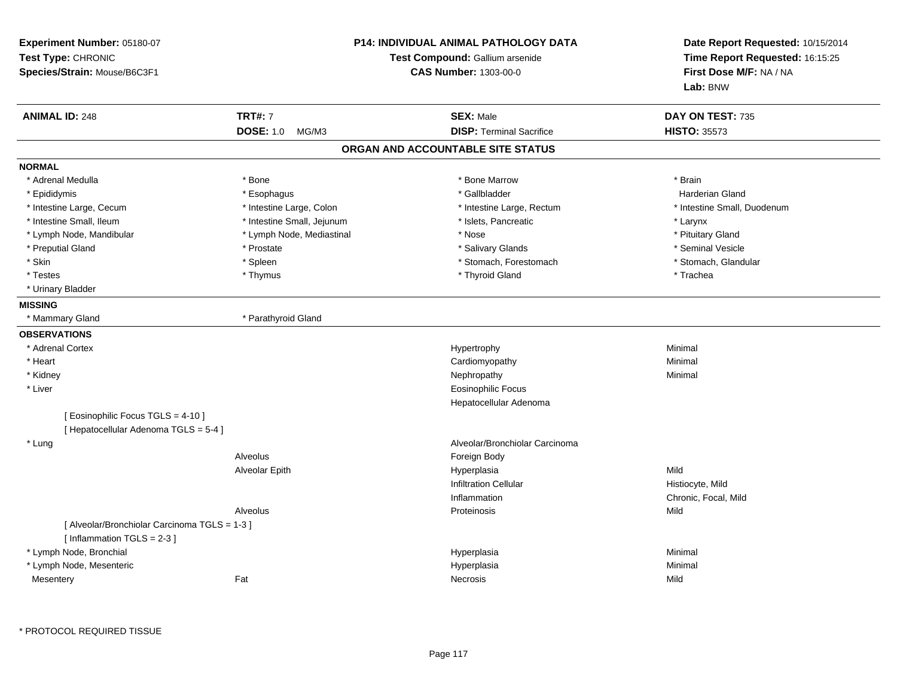**Experiment Number:** 05180-07
**Test Type:** CHRONIC
**Species/Strain:** Mouse/B6C3F1

**P14: INDIVIDUAL ANIMAL PATHOLOGY DATA**
**Test Compound:** Gallium arsenide
**CAS Number:** 1303-00-0

**Date Report Requested:** 10/15/2014
**Time Report Requested:** 16:15:25
**First Dose M/F:** NA / NA
**Lab:** BNW

| **ANIMAL ID:** 248 | **TRT#:** 7 | **SEX:** Male | **DAY ON TEST:** 735 |
|---|---|---|---|
| | **DOSE:** 1.0 MG/M3 | **DISP:** Terminal Sacrifice | **HISTO:** 35573 |

## ORGAN AND ACCOUNTABLE SITE STATUS

**NORMAL**

| | | | |
|---|---|---|---|
| * Adrenal Medulla | * Bone | * Bone Marrow | * Brain |
| * Epididymis | * Esophagus | * Gallbladder | Harderian Gland |
| * Intestine Large, Cecum | * Intestine Large, Colon | * Intestine Large, Rectum | * Intestine Small, Duodenum |
| * Intestine Small, Ileum | * Intestine Small, Jejunum | * Islets, Pancreatic | * Larynx |
| * Lymph Node, Mandibular | * Lymph Node, Mediastinal | * Nose | * Pituitary Gland |
| * Preputial Gland | * Prostate | * Salivary Glands | * Seminal Vesicle |
| * Skin | * Spleen | * Stomach, Forestomach | * Stomach, Glandular |
| * Testes | * Thymus | * Thyroid Gland | * Trachea |
| * Urinary Bladder | | | |

**MISSING**

| | |
|---|---|
| * Mammary Gland | * Parathyroid Gland |

**OBSERVATIONS**

| | | | |
|---|---|---|---|
| * Adrenal Cortex | | Hypertrophy | Minimal |
| * Heart | | Cardiomyopathy | Minimal |
| * Kidney | | Nephropathy | Minimal |
| * Liver | | Eosinophilic Focus | |
| | | Hepatocellular Adenoma | |
| [ Eosinophilic Focus TGLS = 4-10 ] | | | |
| [ Hepatocellular Adenoma TGLS = 5-4 ] | | | |
| * Lung | | Alveolar/Bronchiolar Carcinoma | |
| | Alveolus | Foreign Body | |
| | Alveolar Epith | Hyperplasia | Mild |
| | | Infiltration Cellular | Histiocyte, Mild |
| | | Inflammation | Chronic, Focal, Mild |
| | Alveolus | Proteinosis | Mild |
| [ Alveolar/Bronchiolar Carcinoma TGLS = 1-3 ] | | | |
| [ Inflammation TGLS = 2-3 ] | | | |
| * Lymph Node, Bronchial | | Hyperplasia | Minimal |
| * Lymph Node, Mesenteric | | Hyperplasia | Minimal |
| Mesentery | Fat | Necrosis | Mild |

* PROTOCOL REQUIRED TISSUE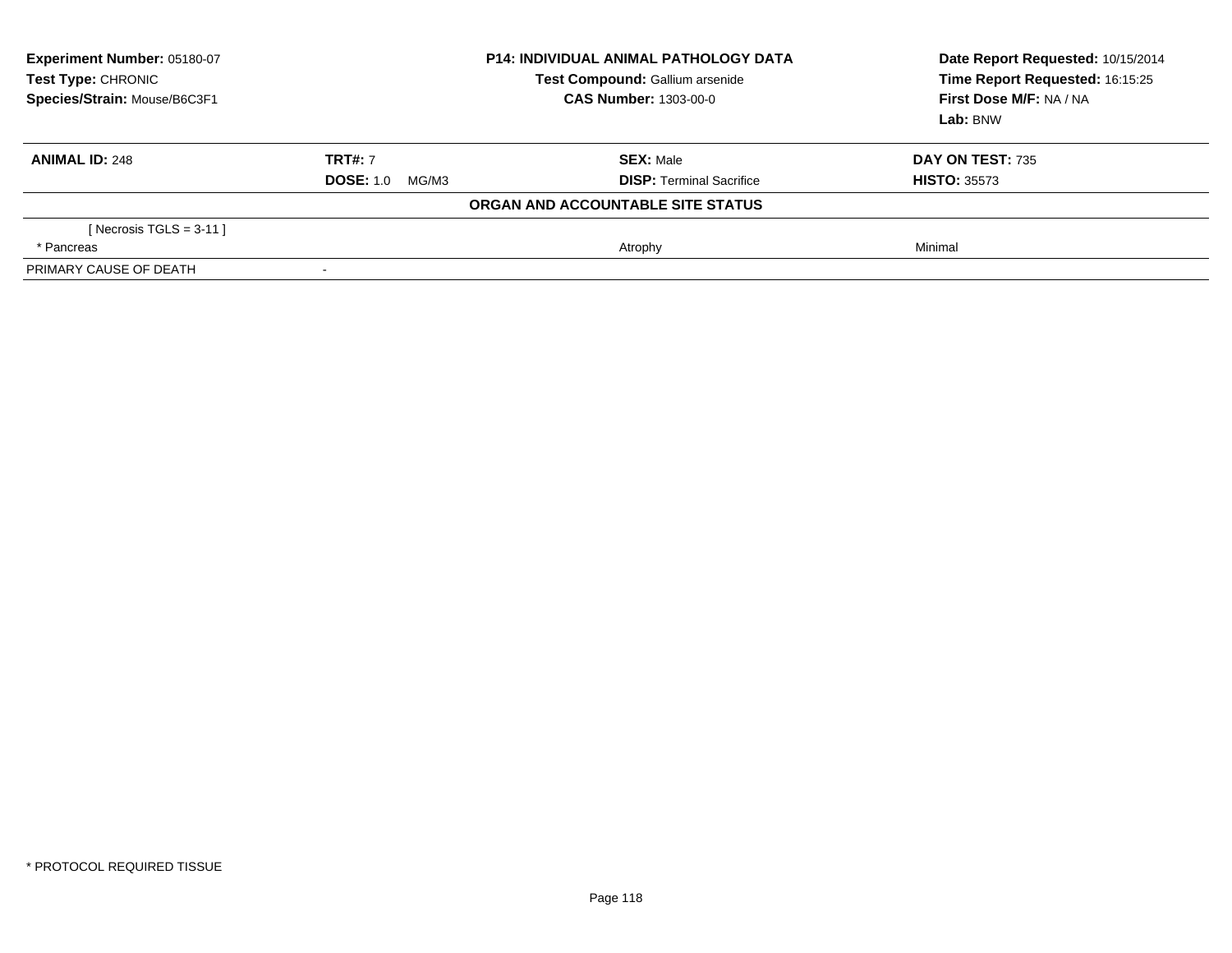**Experiment Number:** 05180-07
**Test Type:** CHRONIC
**Species/Strain:** Mouse/B6C3F1

**P14: INDIVIDUAL ANIMAL PATHOLOGY DATA**
**Test Compound:** Gallium arsenide
**CAS Number:** 1303-00-0

**Date Report Requested:** 10/15/2014
**Time Report Requested:** 16:15:25
**First Dose M/F:** NA / NA
**Lab:** BNW

| **ANIMAL ID:** 248 | **TRT#:** 7 | **SEX:** Male | **DAY ON TEST:** 735 |
|---|---|---|---|
| | **DOSE:** 1.0 MG/M3 | **DISP:** Terminal Sacrifice | **HISTO:** 35573 |

**ORGAN AND ACCOUNTABLE SITE STATUS**

| | | | |
|---|---|---|---|
| [ Necrosis TGLS = 3-11 ] | | | |
| * Pancreas | | Atrophy | Minimal |
| PRIMARY CAUSE OF DEATH | - | | |

* PROTOCOL REQUIRED TISSUE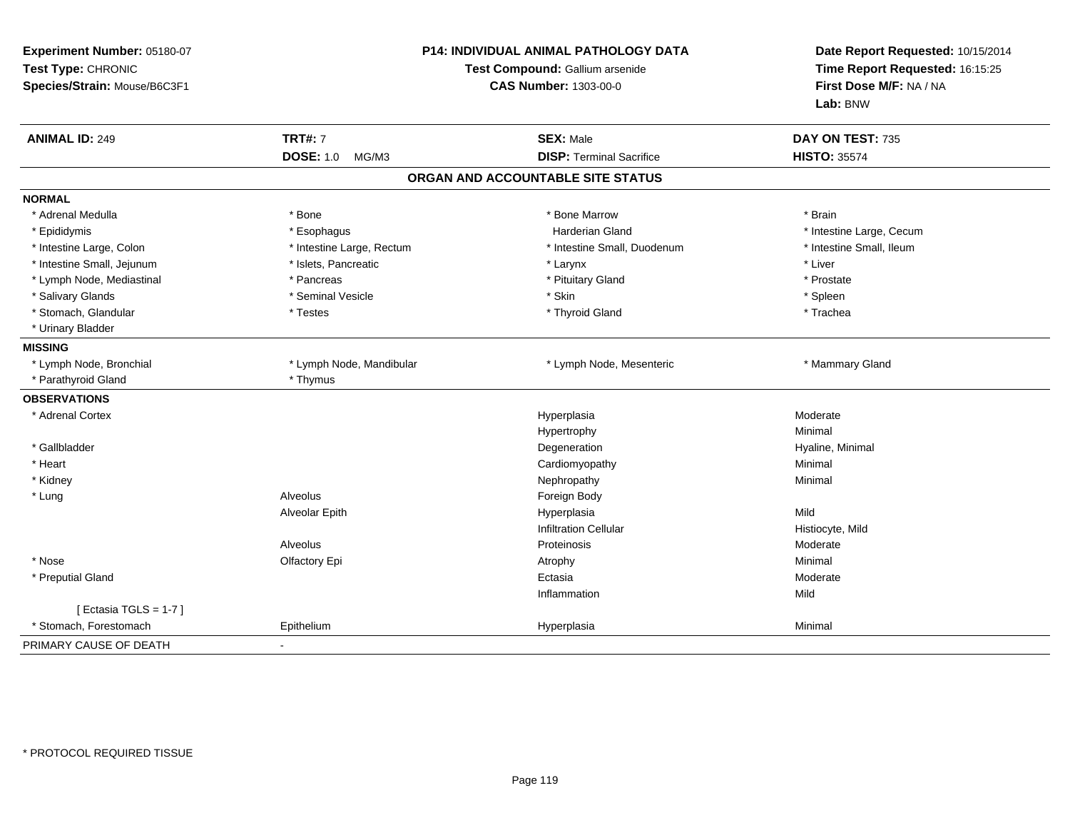**Experiment Number:** 05180-07
**Test Type:** CHRONIC
**Species/Strain:** Mouse/B6C3F1

**P14: INDIVIDUAL ANIMAL PATHOLOGY DATA**
**Test Compound:** Gallium arsenide
**CAS Number:** 1303-00-0

**Date Report Requested:** 10/15/2014
**Time Report Requested:** 16:15:25
**First Dose M/F:** NA / NA
**Lab:** BNW

| **ANIMAL ID:** 249 | **TRT#:** 7 | **SEX:** Male | **DAY ON TEST:** 735 |
|---|---|---|---|
| | **DOSE:** 1.0 MG/M3 | **DISP:** Terminal Sacrifice | **HISTO:** 35574 |

## ORGAN AND ACCOUNTABLE SITE STATUS

**NORMAL**

| | | | |
|---|---|---|---|
| * Adrenal Medulla | * Bone | * Bone Marrow | * Brain |
| * Epididymis | * Esophagus | Harderian Gland | * Intestine Large, Cecum |
| * Intestine Large, Colon | * Intestine Large, Rectum | * Intestine Small, Duodenum | * Intestine Small, Ileum |
| * Intestine Small, Jejunum | * Islets, Pancreatic | * Larynx | * Liver |
| * Lymph Node, Mediastinal | * Pancreas | * Pituitary Gland | * Prostate |
| * Salivary Glands | * Seminal Vesicle | * Skin | * Spleen |
| * Stomach, Glandular | * Testes | * Thyroid Gland | * Trachea |
| * Urinary Bladder | | | |

**MISSING**

| | | | |
|---|---|---|---|
| * Lymph Node, Bronchial | * Lymph Node, Mandibular | * Lymph Node, Mesenteric | * Mammary Gland |
| * Parathyroid Gland | * Thymus | | |

**OBSERVATIONS**

| | | | |
|---|---|---|---|
| * Adrenal Cortex | | Hyperplasia | Moderate |
| | | Hypertrophy | Minimal |
| * Gallbladder | | Degeneration | Hyaline, Minimal |
| * Heart | | Cardiomyopathy | Minimal |
| * Kidney | | Nephropathy | Minimal |
| * Lung | Alveolus | Foreign Body | |
| | Alveolar Epith | Hyperplasia | Mild |
| | | Infiltration Cellular | Histiocyte, Mild |
| | Alveolus | Proteinosis | Moderate |
| * Nose | Olfactory Epi | Atrophy | Minimal |
| * Preputial Gland | | Ectasia | Moderate |
| | | Inflammation | Mild |
| [ Ectasia TGLS = 1-7 ] | | | |
| * Stomach, Forestomach | Epithelium | Hyperplasia | Minimal |

PRIMARY CAUSE OF DEATH -

* PROTOCOL REQUIRED TISSUE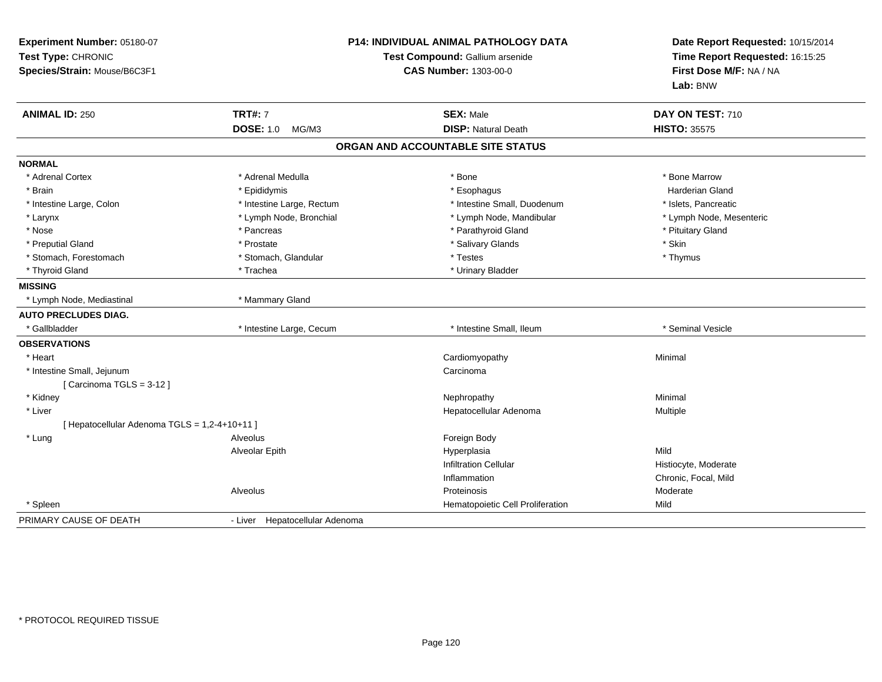**Experiment Number:** 05180-07
**Test Type:** CHRONIC
**Species/Strain:** Mouse/B6C3F1

**P14: INDIVIDUAL ANIMAL PATHOLOGY DATA**
**Test Compound:** Gallium arsenide
**CAS Number:** 1303-00-0

**Date Report Requested:** 10/15/2014
**Time Report Requested:** 16:15:25
**First Dose M/F:** NA / NA
**Lab:** BNW

| **ANIMAL ID:** 250 | **TRT#:** 7 | **SEX:** Male | **DAY ON TEST:** 710 |
|---|---|---|---|
| | **DOSE:** 1.0 MG/M3 | **DISP:** Natural Death | **HISTO:** 35575 |

## ORGAN AND ACCOUNTABLE SITE STATUS

| | | | |
|---|---|---|---|
| **NORMAL** | | | |
| * Adrenal Cortex | * Adrenal Medulla | * Bone | * Bone Marrow |
| * Brain | * Epididymis | * Esophagus | Harderian Gland |
| * Intestine Large, Colon | * Intestine Large, Rectum | * Intestine Small, Duodenum | * Islets, Pancreatic |
| * Larynx | * Lymph Node, Bronchial | * Lymph Node, Mandibular | * Lymph Node, Mesenteric |
| * Nose | * Pancreas | * Parathyroid Gland | * Pituitary Gland |
| * Preputial Gland | * Prostate | * Salivary Glands | * Skin |
| * Stomach, Forestomach | * Stomach, Glandular | * Testes | * Thymus |
| * Thyroid Gland | * Trachea | * Urinary Bladder | |
| **MISSING** | | | |
| * Lymph Node, Mediastinal | * Mammary Gland | | |
| **AUTO PRECLUDES DIAG.** | | | |
| * Gallbladder | * Intestine Large, Cecum | * Intestine Small, Ileum | * Seminal Vesicle |
| **OBSERVATIONS** | | | |
| * Heart | | Cardiomyopathy | Minimal |
| * Intestine Small, Jejunum | | Carcinoma | |
| [ Carcinoma TGLS = 3-12 ] | | | |
| * Kidney | | Nephropathy | Minimal |
| * Liver | | Hepatocellular Adenoma | Multiple |
| [ Hepatocellular Adenoma TGLS = 1,2-4+10+11 ] | | | |
| * Lung | Alveolus | Foreign Body | |
| | Alveolar Epith | Hyperplasia | Mild |
| | | Infiltration Cellular | Histiocyte, Moderate |
| | | Inflammation | Chronic, Focal, Mild |
| | Alveolus | Proteinosis | Moderate |
| * Spleen | | Hematopoietic Cell Proliferation | Mild |
| PRIMARY CAUSE OF DEATH | - Liver Hepatocellular Adenoma | | |

* PROTOCOL REQUIRED TISSUE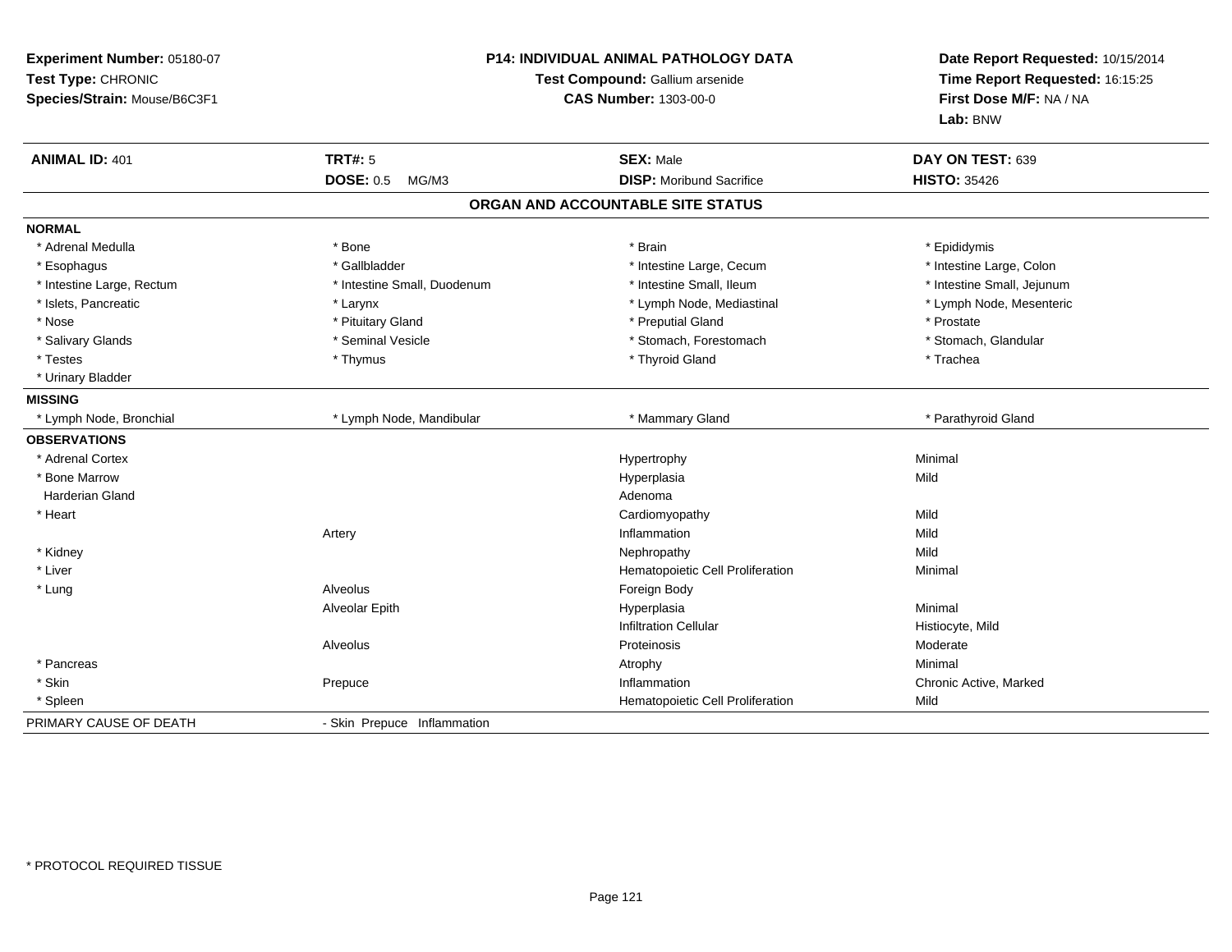**Experiment Number:** 05180-07
**Test Type:** CHRONIC
**Species/Strain:** Mouse/B6C3F1

**P14: INDIVIDUAL ANIMAL PATHOLOGY DATA**
**Test Compound:** Gallium arsenide
**CAS Number:** 1303-00-0

**Date Report Requested:** 10/15/2014
**Time Report Requested:** 16:15:25
**First Dose M/F:** NA / NA
**Lab:** BNW

| **ANIMAL ID:** 401 | **TRT#:** 5 | **SEX:** Male | **DAY ON TEST:** 639 |
|---|---|---|---|
| | **DOSE:** 0.5 MG/M3 | **DISP:** Moribund Sacrifice | **HISTO:** 35426 |

## ORGAN AND ACCOUNTABLE SITE STATUS

**NORMAL**

| | | | |
|---|---|---|---|
| * Adrenal Medulla | * Bone | * Brain | * Epididymis |
| * Esophagus | * Gallbladder | * Intestine Large, Cecum | * Intestine Large, Colon |
| * Intestine Large, Rectum | * Intestine Small, Duodenum | * Intestine Small, Ileum | * Intestine Small, Jejunum |
| * Islets, Pancreatic | * Larynx | * Lymph Node, Mediastinal | * Lymph Node, Mesenteric |
| * Nose | * Pituitary Gland | * Preputial Gland | * Prostate |
| * Salivary Glands | * Seminal Vesicle | * Stomach, Forestomach | * Stomach, Glandular |
| * Testes | * Thymus | * Thyroid Gland | * Trachea |
| * Urinary Bladder | | | |

**MISSING**

| | | | |
|---|---|---|---|
| * Lymph Node, Bronchial | * Lymph Node, Mandibular | * Mammary Gland | * Parathyroid Gland |

**OBSERVATIONS**

| Organ | Site | Observation | Severity |
|---|---|---|---|
| * Adrenal Cortex | | Hypertrophy | Minimal |
| * Bone Marrow | | Hyperplasia | Mild |
| Harderian Gland | | Adenoma | |
| * Heart | | Cardiomyopathy | Mild |
| | Artery | Inflammation | Mild |
| * Kidney | | Nephropathy | Mild |
| * Liver | | Hematopoietic Cell Proliferation | Minimal |
| * Lung | Alveolus | Foreign Body | |
| | Alveolar Epith | Hyperplasia | Minimal |
| | | Infiltration Cellular | Histiocyte, Mild |
| | Alveolus | Proteinosis | Moderate |
| * Pancreas | | Atrophy | Minimal |
| * Skin | Prepuce | Inflammation | Chronic Active, Marked |
| * Spleen | | Hematopoietic Cell Proliferation | Mild |

PRIMARY CAUSE OF DEATH - Skin Prepuce Inflammation

* PROTOCOL REQUIRED TISSUE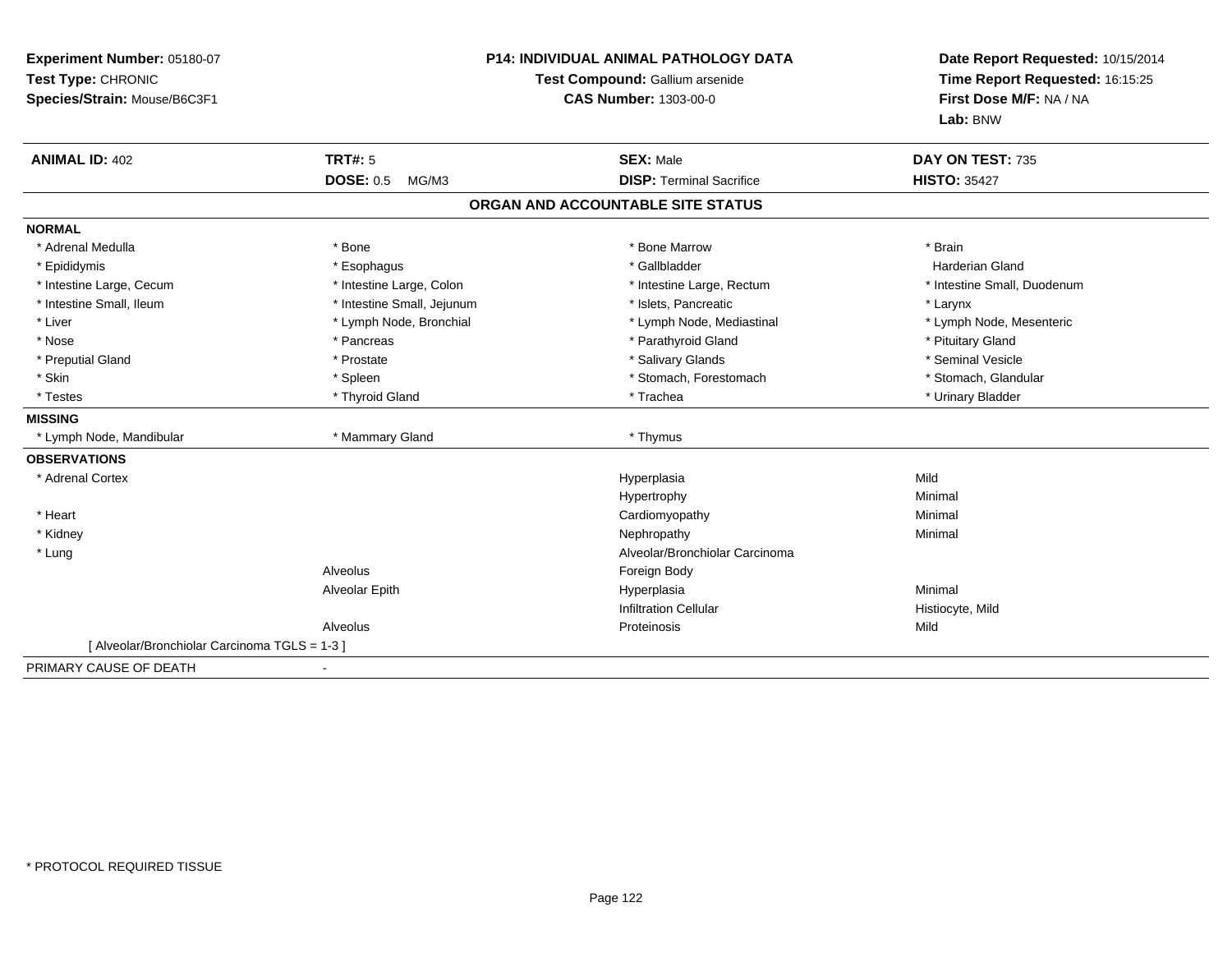**Experiment Number:** 05180-07
**Test Type:** CHRONIC
**Species/Strain:** Mouse/B6C3F1

**P14: INDIVIDUAL ANIMAL PATHOLOGY DATA**
**Test Compound:** Gallium arsenide
**CAS Number:** 1303-00-0

**Date Report Requested:** 10/15/2014
**Time Report Requested:** 16:15:25
**First Dose M/F:** NA / NA
**Lab:** BNW

| **ANIMAL ID:** 402 | **TRT#:** 5 | **SEX:** Male | **DAY ON TEST:** 735 |
|---|---|---|---|
| | **DOSE:** 0.5 MG/M3 | **DISP:** Terminal Sacrifice | **HISTO:** 35427 |

## ORGAN AND ACCOUNTABLE SITE STATUS

**NORMAL**

| | | | |
|---|---|---|---|
| * Adrenal Medulla | * Bone | * Bone Marrow | * Brain |
| * Epididymis | * Esophagus | * Gallbladder | Harderian Gland |
| * Intestine Large, Cecum | * Intestine Large, Colon | * Intestine Large, Rectum | * Intestine Small, Duodenum |
| * Intestine Small, Ileum | * Intestine Small, Jejunum | * Islets, Pancreatic | * Larynx |
| * Liver | * Lymph Node, Bronchial | * Lymph Node, Mediastinal | * Lymph Node, Mesenteric |
| * Nose | * Pancreas | * Parathyroid Gland | * Pituitary Gland |
| * Preputial Gland | * Prostate | * Salivary Glands | * Seminal Vesicle |
| * Skin | * Spleen | * Stomach, Forestomach | * Stomach, Glandular |
| * Testes | * Thyroid Gland | * Trachea | * Urinary Bladder |

**MISSING**

| | | |
|---|---|---|
| * Lymph Node, Mandibular | * Mammary Gland | * Thymus |

**OBSERVATIONS**

| | | | |
|---|---|---|---|
| * Adrenal Cortex | | Hyperplasia | Mild |
| | | Hypertrophy | Minimal |
| * Heart | | Cardiomyopathy | Minimal |
| * Kidney | | Nephropathy | Minimal |
| * Lung | | Alveolar/Bronchiolar Carcinoma | |
| | Alveolus | Foreign Body | |
| | Alveolar Epith | Hyperplasia | Minimal |
| | | Infiltration Cellular | Histiocyte, Mild |
| | Alveolus | Proteinosis | Mild |

[ Alveolar/Bronchiolar Carcinoma TGLS = 1-3 ]

PRIMARY CAUSE OF DEATH -

* PROTOCOL REQUIRED TISSUE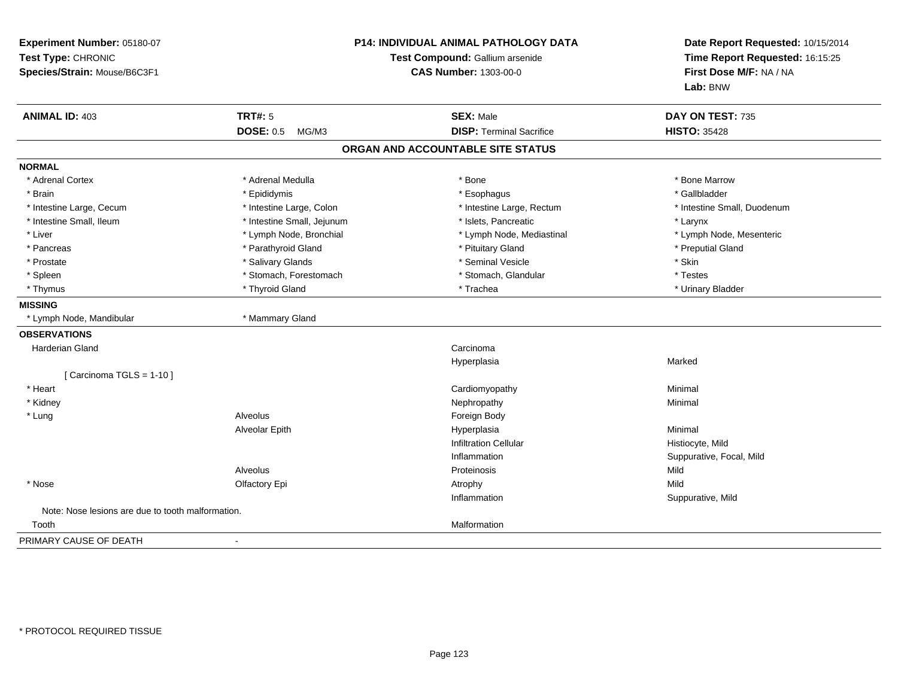**Experiment Number:** 05180-07
**Test Type:** CHRONIC
**Species/Strain:** Mouse/B6C3F1

**P14: INDIVIDUAL ANIMAL PATHOLOGY DATA**
**Test Compound:** Gallium arsenide
**CAS Number:** 1303-00-0

**Date Report Requested:** 10/15/2014
**Time Report Requested:** 16:15:25
**First Dose M/F:** NA / NA
**Lab:** BNW

| **ANIMAL ID:** 403 | **TRT#:** 5 | **SEX:** Male | **DAY ON TEST:** 735 |
|---|---|---|---|
| | **DOSE:** 0.5 MG/M3 | **DISP:** Terminal Sacrifice | **HISTO:** 35428 |

## ORGAN AND ACCOUNTABLE SITE STATUS

**NORMAL**

| | | | |
|---|---|---|---|
| * Adrenal Cortex | * Adrenal Medulla | * Bone | * Bone Marrow |
| * Brain | * Epididymis | * Esophagus | * Gallbladder |
| * Intestine Large, Cecum | * Intestine Large, Colon | * Intestine Large, Rectum | * Intestine Small, Duodenum |
| * Intestine Small, Ileum | * Intestine Small, Jejunum | * Islets, Pancreatic | * Larynx |
| * Liver | * Lymph Node, Bronchial | * Lymph Node, Mediastinal | * Lymph Node, Mesenteric |
| * Pancreas | * Parathyroid Gland | * Pituitary Gland | * Preputial Gland |
| * Prostate | * Salivary Glands | * Seminal Vesicle | * Skin |
| * Spleen | * Stomach, Forestomach | * Stomach, Glandular | * Testes |
| * Thymus | * Thyroid Gland | * Trachea | * Urinary Bladder |

**MISSING**

* Lymph Node, Mandibular
* Mammary Gland

**OBSERVATIONS**

| Organ | Site | Observation | Severity |
|---|---|---|---|
| Harderian Gland | | Carcinoma | |
| | | Hyperplasia | Marked |
| [ Carcinoma TGLS = 1-10 ] | | | |
| * Heart | | Cardiomyopathy | Minimal |
| * Kidney | | Nephropathy | Minimal |
| * Lung | Alveolus | Foreign Body | |
| | Alveolar Epith | Hyperplasia | Minimal |
| | | Infiltration Cellular | Histiocyte, Mild |
| | | Inflammation | Suppurative, Focal, Mild |
| | Alveolus | Proteinosis | Mild |
| * Nose | Olfactory Epi | Atrophy | Mild |
| | | Inflammation | Suppurative, Mild |
| Note: Nose lesions are due to tooth malformation. | | | |
| Tooth | | Malformation | |

PRIMARY CAUSE OF DEATH -

* PROTOCOL REQUIRED TISSUE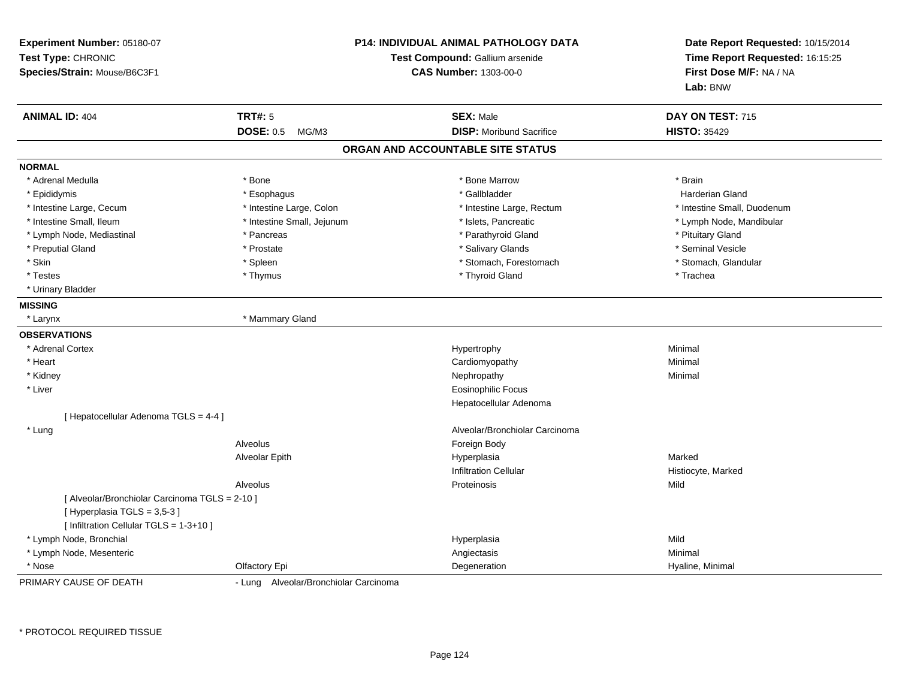**Experiment Number:** 05180-07
**Test Type:** CHRONIC
**Species/Strain:** Mouse/B6C3F1

**P14: INDIVIDUAL ANIMAL PATHOLOGY DATA**
**Test Compound:** Gallium arsenide
**CAS Number:** 1303-00-0

**Date Report Requested:** 10/15/2014
**Time Report Requested:** 16:15:25
**First Dose M/F:** NA / NA
**Lab:** BNW

| **ANIMAL ID:** 404 | **TRT#:** 5 | **SEX:** Male | **DAY ON TEST:** 715 |
|---|---|---|---|
| | **DOSE:** 0.5 MG/M3 | **DISP:** Moribund Sacrifice | **HISTO:** 35429 |

## ORGAN AND ACCOUNTABLE SITE STATUS

**NORMAL**

| | | | |
|---|---|---|---|
| * Adrenal Medulla | * Bone | * Bone Marrow | * Brain |
| * Epididymis | * Esophagus | * Gallbladder | Harderian Gland |
| * Intestine Large, Cecum | * Intestine Large, Colon | * Intestine Large, Rectum | * Intestine Small, Duodenum |
| * Intestine Small, Ileum | * Intestine Small, Jejunum | * Islets, Pancreatic | * Lymph Node, Mandibular |
| * Lymph Node, Mediastinal | * Pancreas | * Parathyroid Gland | * Pituitary Gland |
| * Preputial Gland | * Prostate | * Salivary Glands | * Seminal Vesicle |
| * Skin | * Spleen | * Stomach, Forestomach | * Stomach, Glandular |
| * Testes | * Thymus | * Thyroid Gland | * Trachea |
| * Urinary Bladder | | | |

**MISSING**

| | |
|---|---|
| * Larynx | * Mammary Gland |

**OBSERVATIONS**

| Organ | Site | Observation | Severity |
|---|---|---|---|
| * Adrenal Cortex | | Hypertrophy | Minimal |
| * Heart | | Cardiomyopathy | Minimal |
| * Kidney | | Nephropathy | Minimal |
| * Liver | | Eosinophilic Focus | |
| | | Hepatocellular Adenoma | |
| [ Hepatocellular Adenoma TGLS = 4-4 ] | | | |
| * Lung | | Alveolar/Bronchiolar Carcinoma | |
| | Alveolus | Foreign Body | |
| | Alveolar Epith | Hyperplasia | Marked |
| | | Infiltration Cellular | Histiocyte, Marked |
| | Alveolus | Proteinosis | Mild |
| [ Alveolar/Bronchiolar Carcinoma TGLS = 2-10 ] | | | |
| [ Hyperplasia TGLS = 3,5-3 ] | | | |
| [ Infiltration Cellular TGLS = 1-3+10 ] | | | |
| * Lymph Node, Bronchial | | Hyperplasia | Mild |
| * Lymph Node, Mesenteric | | Angiectasis | Minimal |
| * Nose | Olfactory Epi | Degeneration | Hyaline, Minimal |

PRIMARY CAUSE OF DEATH - Lung Alveolar/Bronchiolar Carcinoma

* PROTOCOL REQUIRED TISSUE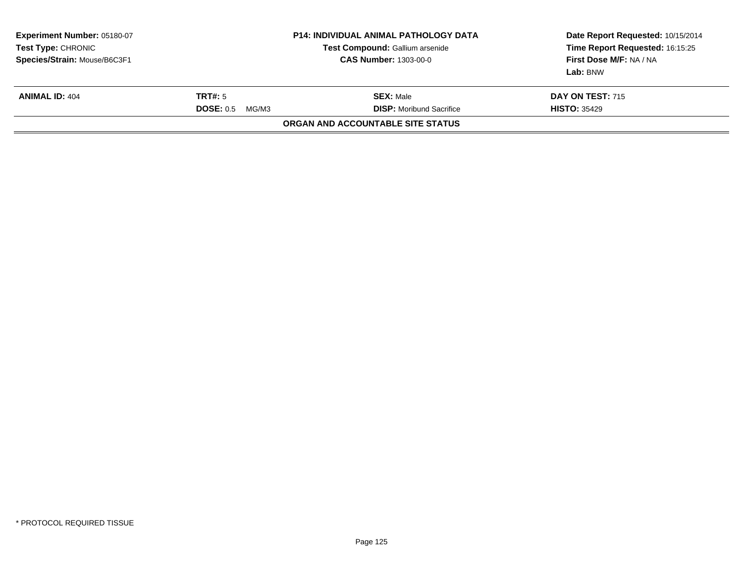**Experiment Number:** 05180-07
**Test Type:** CHRONIC
**Species/Strain:** Mouse/B6C3F1

**P14: INDIVIDUAL ANIMAL PATHOLOGY DATA**
**Test Compound:** Gallium arsenide
**CAS Number:** 1303-00-0

**Date Report Requested:** 10/15/2014
**Time Report Requested:** 16:15:25
**First Dose M/F:** NA / NA
**Lab:** BNW

| **ANIMAL ID:** 404 | **TRT#:** 5 | **SEX:** Male | **DAY ON TEST:** 715 |
|---|---|---|---|
| | **DOSE:** 0.5 MG/M3 | **DISP:** Moribund Sacrifice | **HISTO:** 35429 |

**ORGAN AND ACCOUNTABLE SITE STATUS**

* PROTOCOL REQUIRED TISSUE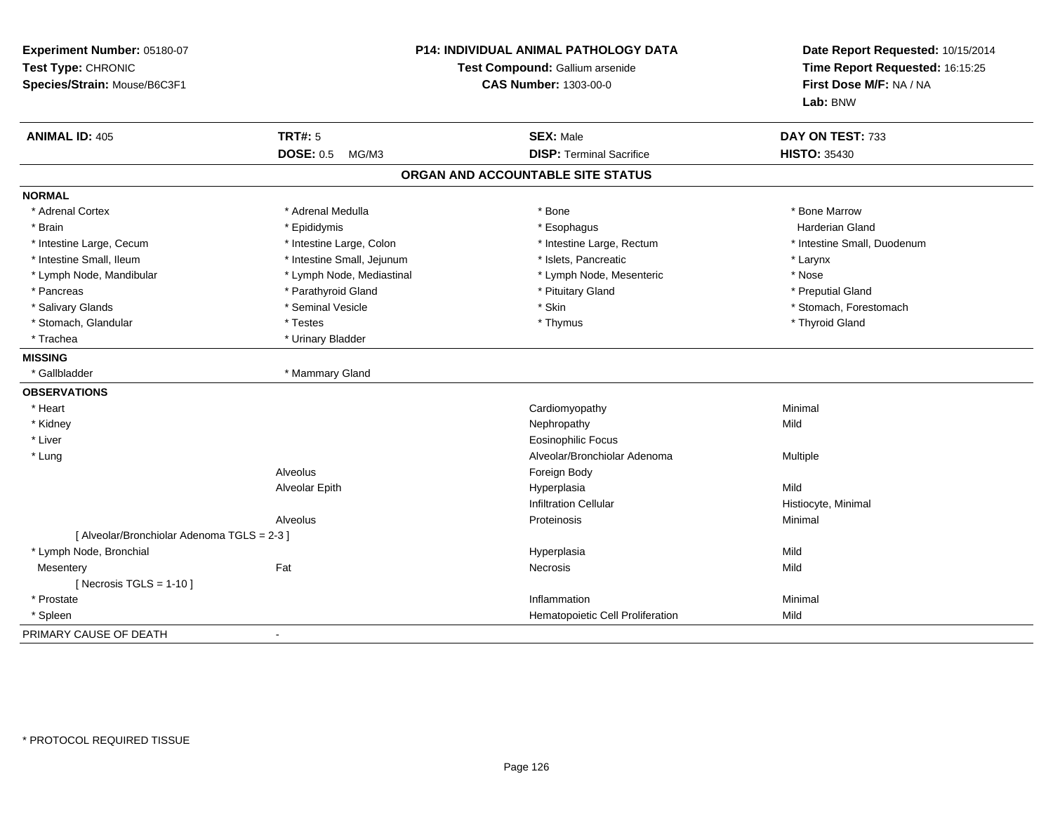**Experiment Number:** 05180-07
**Test Type:** CHRONIC
**Species/Strain:** Mouse/B6C3F1

**P14: INDIVIDUAL ANIMAL PATHOLOGY DATA**
**Test Compound:** Gallium arsenide
**CAS Number:** 1303-00-0

**Date Report Requested:** 10/15/2014
**Time Report Requested:** 16:15:25
**First Dose M/F:** NA / NA
**Lab:** BNW

| **ANIMAL ID:** 405 | **TRT#:** 5 | **SEX:** Male | **DAY ON TEST:** 733 |
|---|---|---|---|
| | **DOSE:** 0.5 MG/M3 | **DISP:** Terminal Sacrifice | **HISTO:** 35430 |

## ORGAN AND ACCOUNTABLE SITE STATUS

**NORMAL**

| | | | |
|---|---|---|---|
| * Adrenal Cortex | * Adrenal Medulla | * Bone | * Bone Marrow |
| * Brain | * Epididymis | * Esophagus | Harderian Gland |
| * Intestine Large, Cecum | * Intestine Large, Colon | * Intestine Large, Rectum | * Intestine Small, Duodenum |
| * Intestine Small, Ileum | * Intestine Small, Jejunum | * Islets, Pancreatic | * Larynx |
| * Lymph Node, Mandibular | * Lymph Node, Mediastinal | * Lymph Node, Mesenteric | * Nose |
| * Pancreas | * Parathyroid Gland | * Pituitary Gland | * Preputial Gland |
| * Salivary Glands | * Seminal Vesicle | * Skin | * Stomach, Forestomach |
| * Stomach, Glandular | * Testes | * Thymus | * Thyroid Gland |
| * Trachea | * Urinary Bladder | | |

**MISSING**

| | |
|---|---|
| * Gallbladder | * Mammary Gland |

**OBSERVATIONS**

| | | | |
|---|---|---|---|
| * Heart | | Cardiomyopathy | Minimal |
| * Kidney | | Nephropathy | Mild |
| * Liver | | Eosinophilic Focus | |
| * Lung | | Alveolar/Bronchiolar Adenoma | Multiple |
| | Alveolus | Foreign Body | |
| | Alveolar Epith | Hyperplasia | Mild |
| | | Infiltration Cellular | Histiocyte, Minimal |
| | Alveolus | Proteinosis | Minimal |
| [ Alveolar/Bronchiolar Adenoma TGLS = 2-3 ] | | | |
| * Lymph Node, Bronchial | | Hyperplasia | Mild |
| Mesentery | Fat | Necrosis | Mild |
| [ Necrosis TGLS = 1-10 ] | | | |
| * Prostate | | Inflammation | Minimal |
| * Spleen | | Hematopoietic Cell Proliferation | Mild |

PRIMARY CAUSE OF DEATH -

* PROTOCOL REQUIRED TISSUE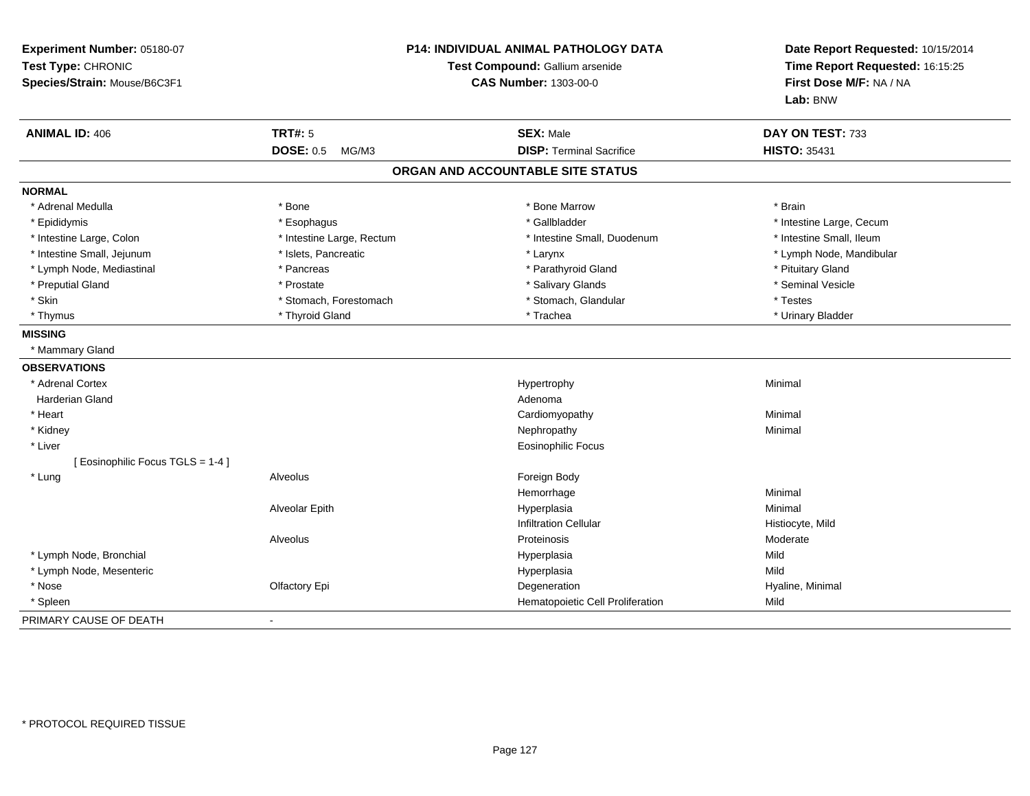**Experiment Number:** 05180-07
**Test Type:** CHRONIC
**Species/Strain:** Mouse/B6C3F1

**P14: INDIVIDUAL ANIMAL PATHOLOGY DATA**
**Test Compound:** Gallium arsenide
**CAS Number:** 1303-00-0

**Date Report Requested:** 10/15/2014
**Time Report Requested:** 16:15:25
**First Dose M/F:** NA / NA
**Lab:** BNW

| **ANIMAL ID:** 406 | **TRT#:** 5 | **SEX:** Male | **DAY ON TEST:** 733 |
|---|---|---|---|
| | **DOSE:** 0.5 MG/M3 | **DISP:** Terminal Sacrifice | **HISTO:** 35431 |

## ORGAN AND ACCOUNTABLE SITE STATUS

**NORMAL**

| | | | |
|---|---|---|---|
| * Adrenal Medulla | * Bone | * Bone Marrow | * Brain |
| * Epididymis | * Esophagus | * Gallbladder | * Intestine Large, Cecum |
| * Intestine Large, Colon | * Intestine Large, Rectum | * Intestine Small, Duodenum | * Intestine Small, Ileum |
| * Intestine Small, Jejunum | * Islets, Pancreatic | * Larynx | * Lymph Node, Mandibular |
| * Lymph Node, Mediastinal | * Pancreas | * Parathyroid Gland | * Pituitary Gland |
| * Preputial Gland | * Prostate | * Salivary Glands | * Seminal Vesicle |
| * Skin | * Stomach, Forestomach | * Stomach, Glandular | * Testes |
| * Thymus | * Thyroid Gland | * Trachea | * Urinary Bladder |

**MISSING**

* Mammary Gland

**OBSERVATIONS**

| | | | |
|---|---|---|---|
| * Adrenal Cortex | | Hypertrophy | Minimal |
| Harderian Gland | | Adenoma | |
| * Heart | | Cardiomyopathy | Minimal |
| * Kidney | | Nephropathy | Minimal |
| * Liver | | Eosinophilic Focus | |
| [ Eosinophilic Focus TGLS = 1-4 ] | | | |
| * Lung | Alveolus | Foreign Body | |
| | | Hemorrhage | Minimal |
| | Alveolar Epith | Hyperplasia | Minimal |
| | | Infiltration Cellular | Histiocyte, Mild |
| | Alveolus | Proteinosis | Moderate |
| * Lymph Node, Bronchial | | Hyperplasia | Mild |
| * Lymph Node, Mesenteric | | Hyperplasia | Mild |
| * Nose | Olfactory Epi | Degeneration | Hyaline, Minimal |
| * Spleen | | Hematopoietic Cell Proliferation | Mild |

PRIMARY CAUSE OF DEATH -

* PROTOCOL REQUIRED TISSUE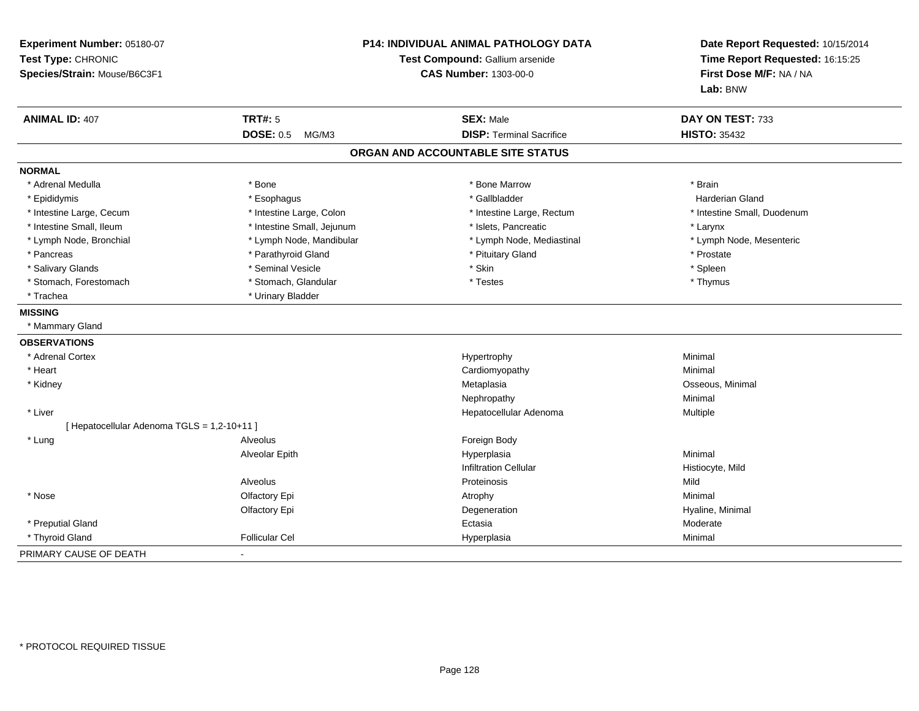**Experiment Number:** 05180-07
**Test Type:** CHRONIC
**Species/Strain:** Mouse/B6C3F1

**P14: INDIVIDUAL ANIMAL PATHOLOGY DATA**
**Test Compound:** Gallium arsenide
**CAS Number:** 1303-00-0

**Date Report Requested:** 10/15/2014
**Time Report Requested:** 16:15:25
**First Dose M/F:** NA / NA
**Lab:** BNW

| **ANIMAL ID:** 407 | **TRT#:** 5 | **SEX:** Male | **DAY ON TEST:** 733 |
|---|---|---|---|
| | **DOSE:** 0.5 MG/M3 | **DISP:** Terminal Sacrifice | **HISTO:** 35432 |

## ORGAN AND ACCOUNTABLE SITE STATUS

**NORMAL**

| | | | |
|---|---|---|---|
| * Adrenal Medulla | * Bone | * Bone Marrow | * Brain |
| * Epididymis | * Esophagus | * Gallbladder | Harderian Gland |
| * Intestine Large, Cecum | * Intestine Large, Colon | * Intestine Large, Rectum | * Intestine Small, Duodenum |
| * Intestine Small, Ileum | * Intestine Small, Jejunum | * Islets, Pancreatic | * Larynx |
| * Lymph Node, Bronchial | * Lymph Node, Mandibular | * Lymph Node, Mediastinal | * Lymph Node, Mesenteric |
| * Pancreas | * Parathyroid Gland | * Pituitary Gland | * Prostate |
| * Salivary Glands | * Seminal Vesicle | * Skin | * Spleen |
| * Stomach, Forestomach | * Stomach, Glandular | * Testes | * Thymus |
| * Trachea | * Urinary Bladder | | |

**MISSING**

* Mammary Gland

**OBSERVATIONS**

| | | | |
|---|---|---|---|
| * Adrenal Cortex | | Hypertrophy | Minimal |
| * Heart | | Cardiomyopathy | Minimal |
| * Kidney | | Metaplasia | Osseous, Minimal |
| | | Nephropathy | Minimal |
| * Liver | | Hepatocellular Adenoma | Multiple |
| [ Hepatocellular Adenoma TGLS = 1,2-10+11 ] | | | |
| * Lung | Alveolus | Foreign Body | |
| | Alveolar Epith | Hyperplasia | Minimal |
| | | Infiltration Cellular | Histiocyte, Mild |
| | Alveolus | Proteinosis | Mild |
| * Nose | Olfactory Epi | Atrophy | Minimal |
| | Olfactory Epi | Degeneration | Hyaline, Minimal |
| * Preputial Gland | | Ectasia | Moderate |
| * Thyroid Gland | Follicular Cel | Hyperplasia | Minimal |

PRIMARY CAUSE OF DEATH -

* PROTOCOL REQUIRED TISSUE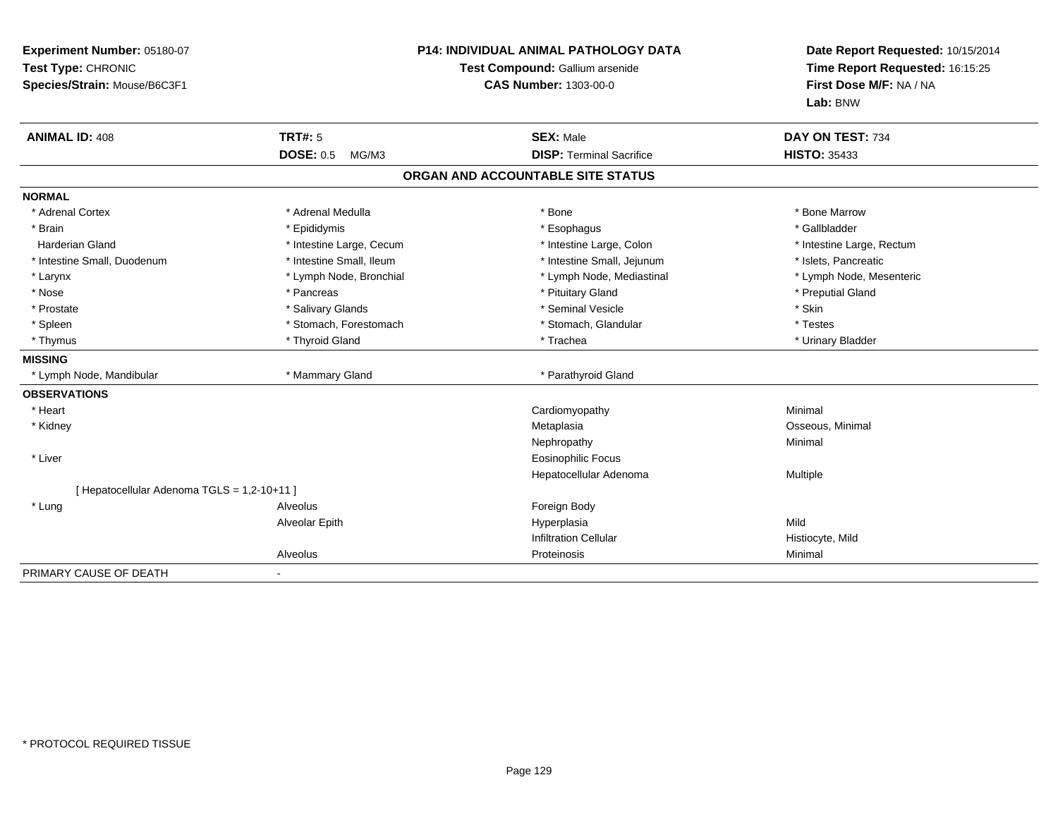**Experiment Number:** 05180-07
**Test Type:** CHRONIC
**Species/Strain:** Mouse/B6C3F1

**P14: INDIVIDUAL ANIMAL PATHOLOGY DATA**
**Test Compound:** Gallium arsenide
**CAS Number:** 1303-00-0

**Date Report Requested:** 10/15/2014
**Time Report Requested:** 16:15:25
**First Dose M/F:** NA / NA
**Lab:** BNW

| **ANIMAL ID:** 408 | **TRT#:** 5 | **SEX:** Male | **DAY ON TEST:** 734 |
|---|---|---|---|
| | **DOSE:** 0.5 MG/M3 | **DISP:** Terminal Sacrifice | **HISTO:** 35433 |

## ORGAN AND ACCOUNTABLE SITE STATUS

| | | | |
|---|---|---|---|
| **NORMAL** | | | |
| * Adrenal Cortex | * Adrenal Medulla | * Bone | * Bone Marrow |
| * Brain | * Epididymis | * Esophagus | * Gallbladder |
| Harderian Gland | * Intestine Large, Cecum | * Intestine Large, Colon | * Intestine Large, Rectum |
| * Intestine Small, Duodenum | * Intestine Small, Ileum | * Intestine Small, Jejunum | * Islets, Pancreatic |
| * Larynx | * Lymph Node, Bronchial | * Lymph Node, Mediastinal | * Lymph Node, Mesenteric |
| * Nose | * Pancreas | * Pituitary Gland | * Preputial Gland |
| * Prostate | * Salivary Glands | * Seminal Vesicle | * Skin |
| * Spleen | * Stomach, Forestomach | * Stomach, Glandular | * Testes |
| * Thymus | * Thyroid Gland | * Trachea | * Urinary Bladder |
| **MISSING** | | | |
| * Lymph Node, Mandibular | * Mammary Gland | * Parathyroid Gland | |
| **OBSERVATIONS** | | | |
| * Heart | | Cardiomyopathy | Minimal |
| * Kidney | | Metaplasia | Osseous, Minimal |
| | | Nephropathy | Minimal |
| * Liver | | Eosinophilic Focus | |
| | | Hepatocellular Adenoma | Multiple |
| [ Hepatocellular Adenoma TGLS = 1,2-10+11 ] | | | |
| * Lung | Alveolus | Foreign Body | |
| | Alveolar Epith | Hyperplasia | Mild |
| | | Infiltration Cellular | Histiocyte, Mild |
| | Alveolus | Proteinosis | Minimal |
| PRIMARY CAUSE OF DEATH | - | | |

* PROTOCOL REQUIRED TISSUE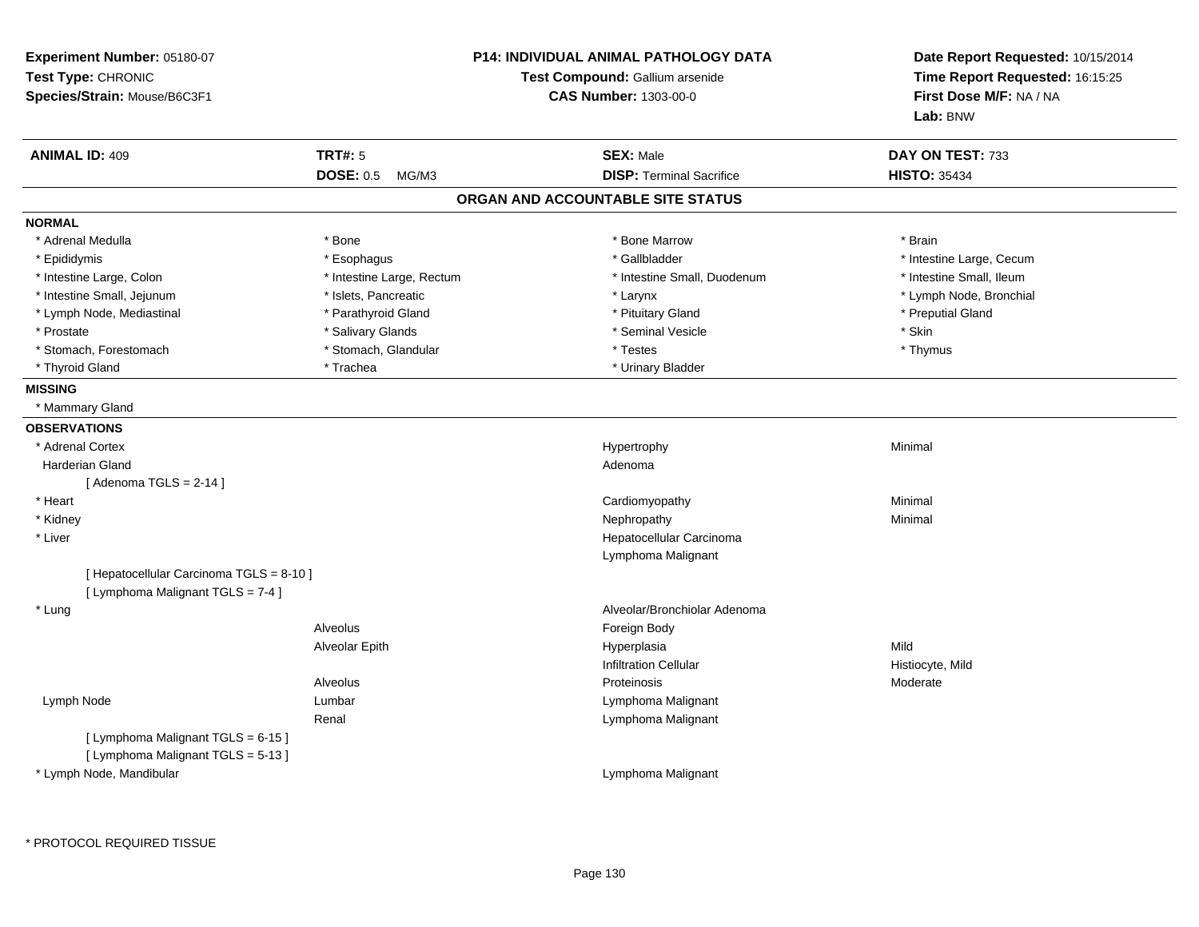**Experiment Number:** 05180-07
**Test Type:** CHRONIC
**Species/Strain:** Mouse/B6C3F1

**P14: INDIVIDUAL ANIMAL PATHOLOGY DATA**
**Test Compound:** Gallium arsenide
**CAS Number:** 1303-00-0

**Date Report Requested:** 10/15/2014
**Time Report Requested:** 16:15:25
**First Dose M/F:** NA / NA
**Lab:** BNW

| **ANIMAL ID:** 409 | **TRT#:** 5 | **SEX:** Male | **DAY ON TEST:** 733 |
|---|---|---|---|
| | **DOSE:** 0.5 MG/M3 | **DISP:** Terminal Sacrifice | **HISTO:** 35434 |

## ORGAN AND ACCOUNTABLE SITE STATUS

**NORMAL**

| | | | |
|---|---|---|---|
| * Adrenal Medulla | * Bone | * Bone Marrow | * Brain |
| * Epididymis | * Esophagus | * Gallbladder | * Intestine Large, Cecum |
| * Intestine Large, Colon | * Intestine Large, Rectum | * Intestine Small, Duodenum | * Intestine Small, Ileum |
| * Intestine Small, Jejunum | * Islets, Pancreatic | * Larynx | * Lymph Node, Bronchial |
| * Lymph Node, Mediastinal | * Parathyroid Gland | * Pituitary Gland | * Preputial Gland |
| * Prostate | * Salivary Glands | * Seminal Vesicle | * Skin |
| * Stomach, Forestomach | * Stomach, Glandular | * Testes | * Thymus |
| * Thyroid Gland | * Trachea | * Urinary Bladder | |

**MISSING**

* Mammary Gland

**OBSERVATIONS**

| Organ | Site | Observation | Severity |
|---|---|---|---|
| * Adrenal Cortex | | Hypertrophy | Minimal |
| Harderian Gland | | Adenoma | |
| [ Adenoma TGLS = 2-14 ] | | | |
| * Heart | | Cardiomyopathy | Minimal |
| * Kidney | | Nephropathy | Minimal |
| * Liver | | Hepatocellular Carcinoma | |
| | | Lymphoma Malignant | |
| [ Hepatocellular Carcinoma TGLS = 8-10 ] | | | |
| [ Lymphoma Malignant TGLS = 7-4 ] | | | |
| * Lung | | Alveolar/Bronchiolar Adenoma | |
| | Alveolus | Foreign Body | |
| | Alveolar Epith | Hyperplasia | Mild |
| | | Infiltration Cellular | Histiocyte, Mild |
| | Alveolus | Proteinosis | Moderate |
| Lymph Node | Lumbar | Lymphoma Malignant | |
| | Renal | Lymphoma Malignant | |
| [ Lymphoma Malignant TGLS = 6-15 ] | | | |
| [ Lymphoma Malignant TGLS = 5-13 ] | | | |
| * Lymph Node, Mandibular | | Lymphoma Malignant | |

* PROTOCOL REQUIRED TISSUE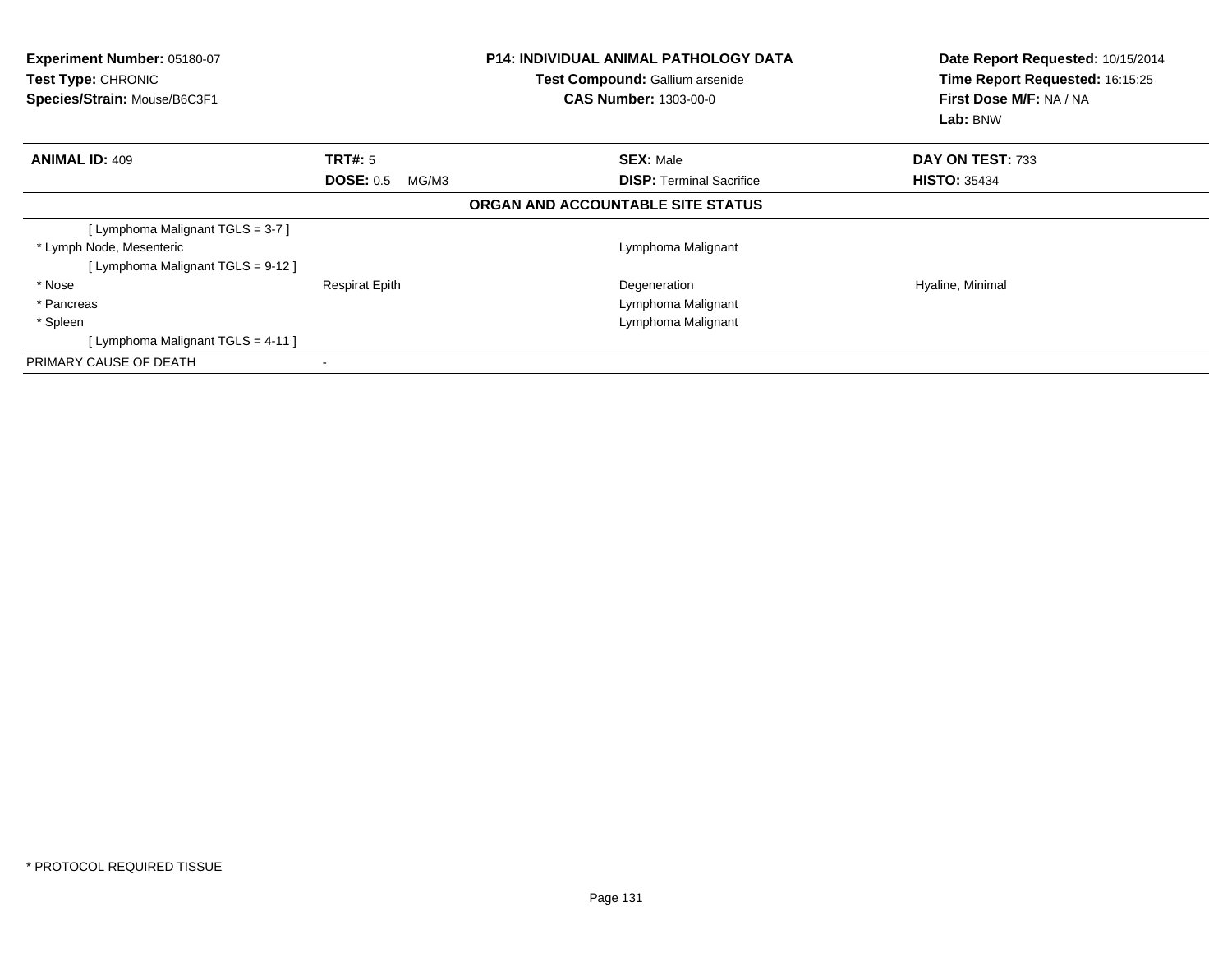**Experiment Number:** 05180-07
**Test Type:** CHRONIC
**Species/Strain:** Mouse/B6C3F1

**P14: INDIVIDUAL ANIMAL PATHOLOGY DATA**
**Test Compound:** Gallium arsenide
**CAS Number:** 1303-00-0

**Date Report Requested:** 10/15/2014
**Time Report Requested:** 16:15:25
**First Dose M/F:** NA / NA
**Lab:** BNW

| **ANIMAL ID:** 409 | **TRT#:** 5 | **SEX:** Male | **DAY ON TEST:** 733 |
|---|---|---|---|
| | **DOSE:** 0.5 MG/M3 | **DISP:** Terminal Sacrifice | **HISTO:** 35434 |

**ORGAN AND ACCOUNTABLE SITE STATUS**

| | | | |
|---|---|---|---|
| [ Lymphoma Malignant TGLS = 3-7 ] | | | |
| * Lymph Node, Mesenteric | | Lymphoma Malignant | |
| [ Lymphoma Malignant TGLS = 9-12 ] | | | |
| * Nose | Respirat Epith | Degeneration | Hyaline, Minimal |
| * Pancreas | | Lymphoma Malignant | |
| * Spleen | | Lymphoma Malignant | |
| [ Lymphoma Malignant TGLS = 4-11 ] | | | |
| PRIMARY CAUSE OF DEATH | - | | |

* PROTOCOL REQUIRED TISSUE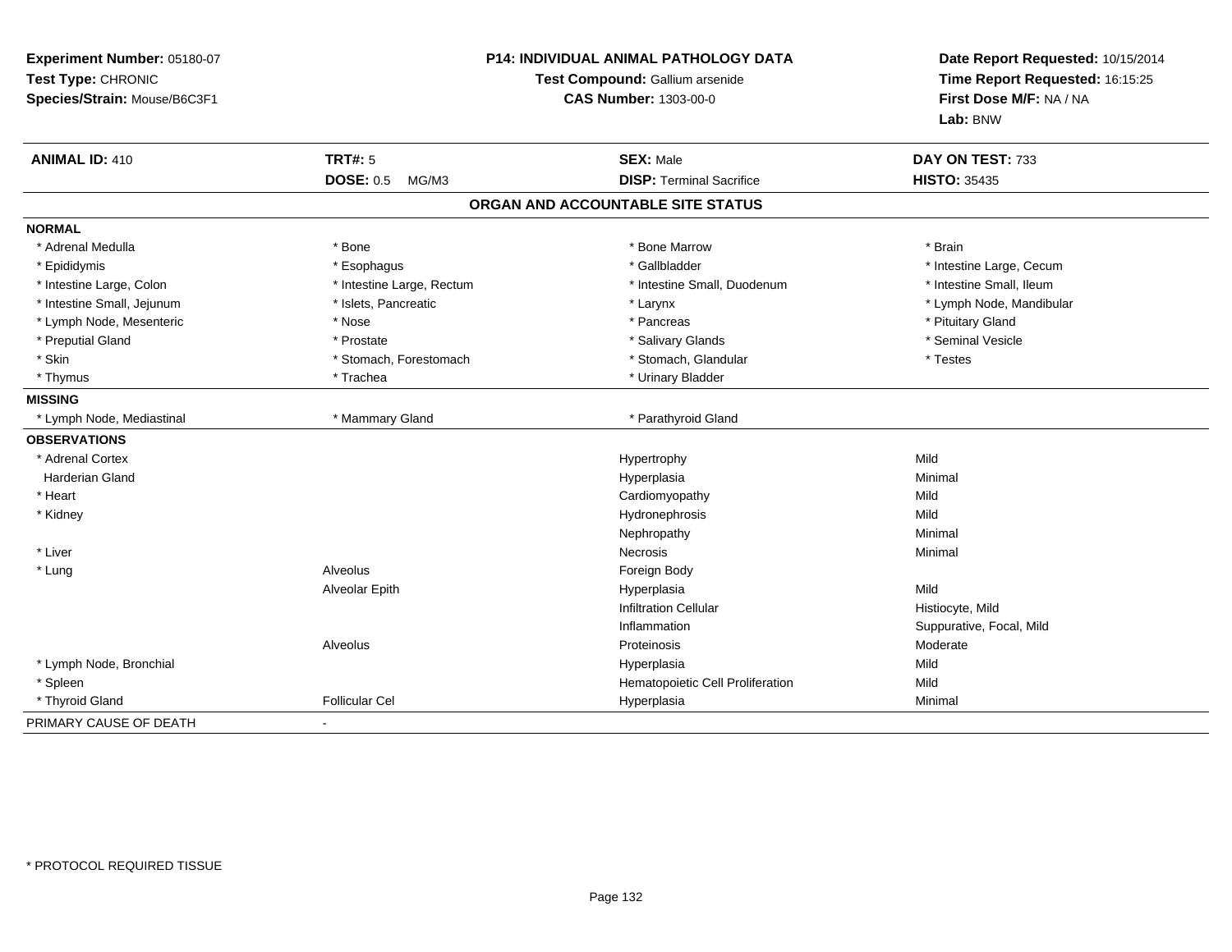**Experiment Number:** 05180-07
**Test Type:** CHRONIC
**Species/Strain:** Mouse/B6C3F1

**P14: INDIVIDUAL ANIMAL PATHOLOGY DATA**
**Test Compound:** Gallium arsenide
**CAS Number:** 1303-00-0

**Date Report Requested:** 10/15/2014
**Time Report Requested:** 16:15:25
**First Dose M/F:** NA / NA
**Lab:** BNW

| **ANIMAL ID:** 410 | **TRT#:** 5 | **SEX:** Male | **DAY ON TEST:** 733 |
|---|---|---|---|
| | **DOSE:** 0.5 MG/M3 | **DISP:** Terminal Sacrifice | **HISTO:** 35435 |

## ORGAN AND ACCOUNTABLE SITE STATUS

**NORMAL**

| | | | |
|---|---|---|---|
| * Adrenal Medulla | * Bone | * Bone Marrow | * Brain |
| * Epididymis | * Esophagus | * Gallbladder | * Intestine Large, Cecum |
| * Intestine Large, Colon | * Intestine Large, Rectum | * Intestine Small, Duodenum | * Intestine Small, Ileum |
| * Intestine Small, Jejunum | * Islets, Pancreatic | * Larynx | * Lymph Node, Mandibular |
| * Lymph Node, Mesenteric | * Nose | * Pancreas | * Pituitary Gland |
| * Preputial Gland | * Prostate | * Salivary Glands | * Seminal Vesicle |
| * Skin | * Stomach, Forestomach | * Stomach, Glandular | * Testes |
| * Thymus | * Trachea | * Urinary Bladder | |

**MISSING**

| | | |
|---|---|---|
| * Lymph Node, Mediastinal | * Mammary Gland | * Parathyroid Gland |

**OBSERVATIONS**

| Organ | Site | Observation | Severity |
|---|---|---|---|
| * Adrenal Cortex | | Hypertrophy | Mild |
| Harderian Gland | | Hyperplasia | Minimal |
| * Heart | | Cardiomyopathy | Mild |
| * Kidney | | Hydronephrosis | Mild |
| | | Nephropathy | Minimal |
| * Liver | | Necrosis | Minimal |
| * Lung | Alveolus | Foreign Body | |
| | Alveolar Epith | Hyperplasia | Mild |
| | | Infiltration Cellular | Histiocyte, Mild |
| | | Inflammation | Suppurative, Focal, Mild |
| | Alveolus | Proteinosis | Moderate |
| * Lymph Node, Bronchial | | Hyperplasia | Mild |
| * Spleen | | Hematopoietic Cell Proliferation | Mild |
| * Thyroid Gland | Follicular Cel | Hyperplasia | Minimal |

PRIMARY CAUSE OF DEATH -

\* PROTOCOL REQUIRED TISSUE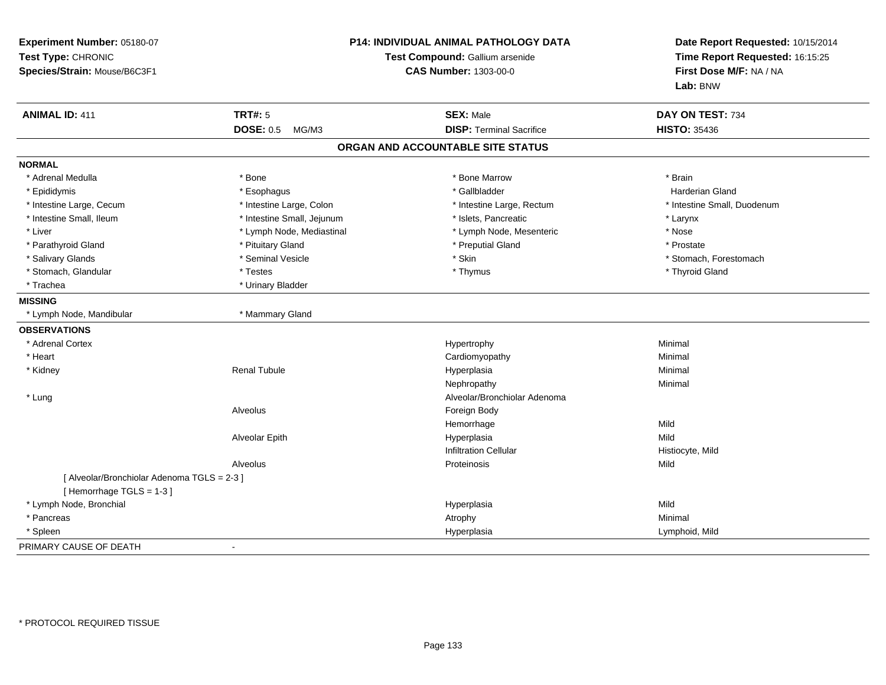**Experiment Number:** 05180-07
**Test Type:** CHRONIC
**Species/Strain:** Mouse/B6C3F1

**P14: INDIVIDUAL ANIMAL PATHOLOGY DATA**
**Test Compound:** Gallium arsenide
**CAS Number:** 1303-00-0

**Date Report Requested:** 10/15/2014
**Time Report Requested:** 16:15:25
**First Dose M/F:** NA / NA
**Lab:** BNW

| **ANIMAL ID:** 411 | **TRT#:** 5 | **SEX:** Male | **DAY ON TEST:** 734 |
|---|---|---|---|
| | **DOSE:** 0.5 MG/M3 | **DISP:** Terminal Sacrifice | **HISTO:** 35436 |

## ORGAN AND ACCOUNTABLE SITE STATUS

**NORMAL**

| | | | |
|---|---|---|---|
| * Adrenal Medulla | * Bone | * Bone Marrow | * Brain |
| * Epididymis | * Esophagus | * Gallbladder | Harderian Gland |
| * Intestine Large, Cecum | * Intestine Large, Colon | * Intestine Large, Rectum | * Intestine Small, Duodenum |
| * Intestine Small, Ileum | * Intestine Small, Jejunum | * Islets, Pancreatic | * Larynx |
| * Liver | * Lymph Node, Mediastinal | * Lymph Node, Mesenteric | * Nose |
| * Parathyroid Gland | * Pituitary Gland | * Preputial Gland | * Prostate |
| * Salivary Glands | * Seminal Vesicle | * Skin | * Stomach, Forestomach |
| * Stomach, Glandular | * Testes | * Thymus | * Thyroid Gland |
| * Trachea | * Urinary Bladder | | |

**MISSING**

| | |
|---|---|
| * Lymph Node, Mandibular | * Mammary Gland |

**OBSERVATIONS**

| | | | |
|---|---|---|---|
| * Adrenal Cortex | | Hypertrophy | Minimal |
| * Heart | | Cardiomyopathy | Minimal |
| * Kidney | Renal Tubule | Hyperplasia | Minimal |
| | | Nephropathy | Minimal |
| * Lung | | Alveolar/Bronchiolar Adenoma | |
| | Alveolus | Foreign Body | |
| | | Hemorrhage | Mild |
| | Alveolar Epith | Hyperplasia | Mild |
| | | Infiltration Cellular | Histiocyte, Mild |
| | Alveolus | Proteinosis | Mild |
| [ Alveolar/Bronchiolar Adenoma TGLS = 2-3 ] | | | |
| [ Hemorrhage TGLS = 1-3 ] | | | |
| * Lymph Node, Bronchial | | Hyperplasia | Mild |
| * Pancreas | | Atrophy | Minimal |
| * Spleen | | Hyperplasia | Lymphoid, Mild |

PRIMARY CAUSE OF DEATH -

* PROTOCOL REQUIRED TISSUE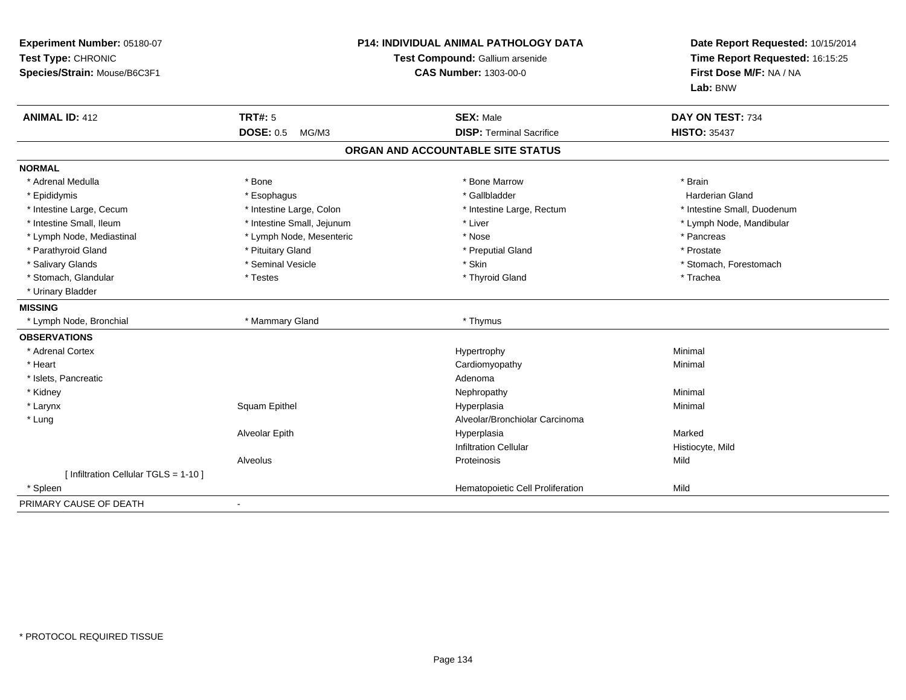**Experiment Number:** 05180-07
**Test Type:** CHRONIC
**Species/Strain:** Mouse/B6C3F1

**P14: INDIVIDUAL ANIMAL PATHOLOGY DATA**
**Test Compound:** Gallium arsenide
**CAS Number:** 1303-00-0

**Date Report Requested:** 10/15/2014
**Time Report Requested:** 16:15:25
**First Dose M/F:** NA / NA
**Lab:** BNW

| **ANIMAL ID:** 412 | **TRT#:** 5 | **SEX:** Male | **DAY ON TEST:** 734 |
|---|---|---|---|
| | **DOSE:** 0.5 MG/M3 | **DISP:** Terminal Sacrifice | **HISTO:** 35437 |

## ORGAN AND ACCOUNTABLE SITE STATUS

| | | | |
|---|---|---|---|
| **NORMAL** | | | |
| * Adrenal Medulla | * Bone | * Bone Marrow | * Brain |
| * Epididymis | * Esophagus | * Gallbladder | Harderian Gland |
| * Intestine Large, Cecum | * Intestine Large, Colon | * Intestine Large, Rectum | * Intestine Small, Duodenum |
| * Intestine Small, Ileum | * Intestine Small, Jejunum | * Liver | * Lymph Node, Mandibular |
| * Lymph Node, Mediastinal | * Lymph Node, Mesenteric | * Nose | * Pancreas |
| * Parathyroid Gland | * Pituitary Gland | * Preputial Gland | * Prostate |
| * Salivary Glands | * Seminal Vesicle | * Skin | * Stomach, Forestomach |
| * Stomach, Glandular | * Testes | * Thyroid Gland | * Trachea |
| * Urinary Bladder | | | |
| **MISSING** | | | |
| * Lymph Node, Bronchial | * Mammary Gland | * Thymus | |
| **OBSERVATIONS** | | | |
| * Adrenal Cortex | | Hypertrophy | Minimal |
| * Heart | | Cardiomyopathy | Minimal |
| * Islets, Pancreatic | | Adenoma | |
| * Kidney | | Nephropathy | Minimal |
| * Larynx | Squam Epithel | Hyperplasia | Minimal |
| * Lung | | Alveolar/Bronchiolar Carcinoma | |
| | Alveolar Epith | Hyperplasia | Marked |
| | | Infiltration Cellular | Histiocyte, Mild |
| | Alveolus | Proteinosis | Mild |
| [ Infiltration Cellular TGLS = 1-10 ] | | | |
| * Spleen | | Hematopoietic Cell Proliferation | Mild |
| PRIMARY CAUSE OF DEATH | - | | |

* PROTOCOL REQUIRED TISSUE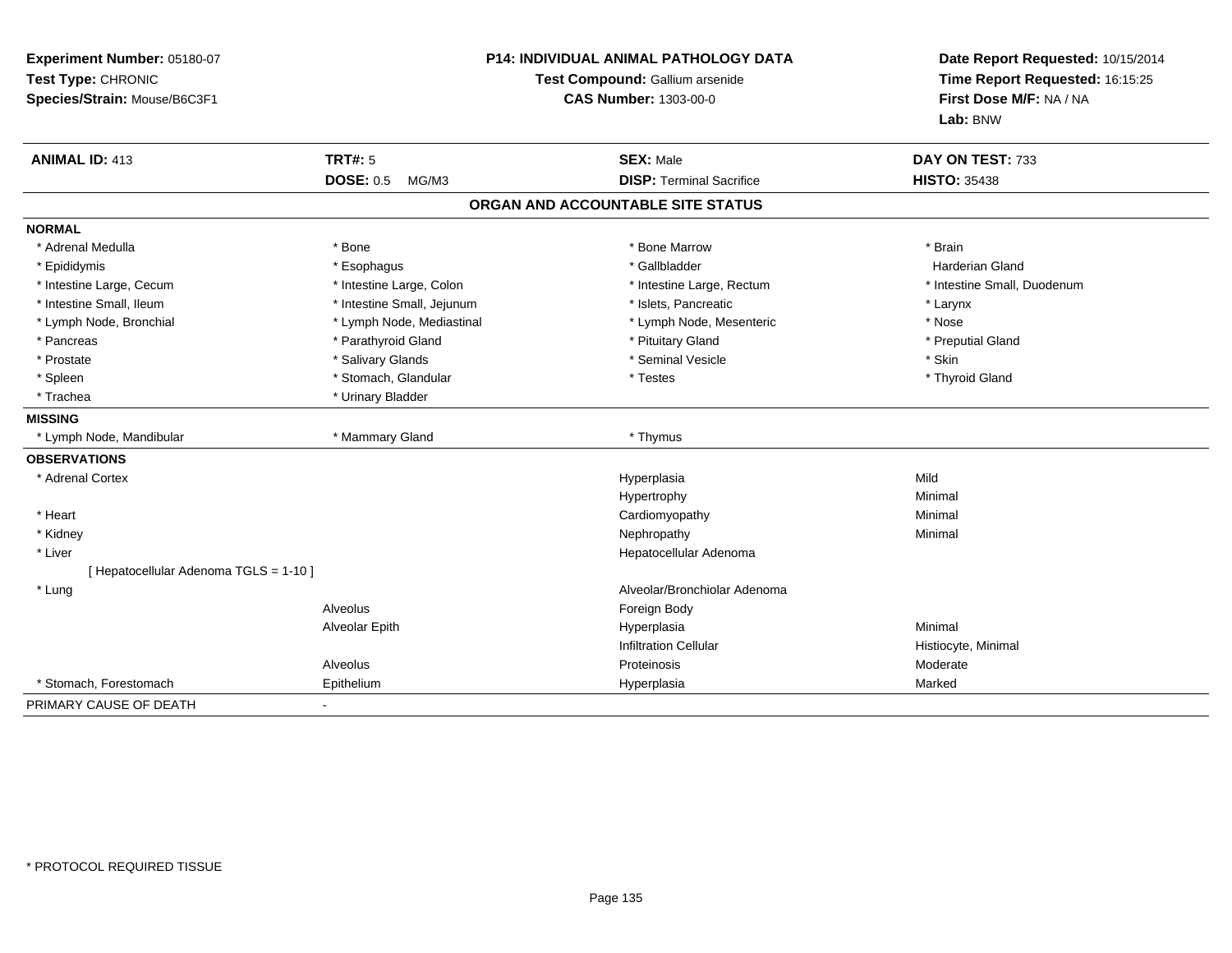**Experiment Number:** 05180-07
**Test Type:** CHRONIC
**Species/Strain:** Mouse/B6C3F1

**P14: INDIVIDUAL ANIMAL PATHOLOGY DATA**
**Test Compound:** Gallium arsenide
**CAS Number:** 1303-00-0

**Date Report Requested:** 10/15/2014
**Time Report Requested:** 16:15:25
**First Dose M/F:** NA / NA
**Lab:** BNW

| **ANIMAL ID:** 413 | **TRT#:** 5 | **SEX:** Male | **DAY ON TEST:** 733 |
|---|---|---|---|
| | **DOSE:** 0.5 MG/M3 | **DISP:** Terminal Sacrifice | **HISTO:** 35438 |

## ORGAN AND ACCOUNTABLE SITE STATUS

| | | | |
|---|---|---|---|
| **NORMAL** | | | |
| * Adrenal Medulla | * Bone | * Bone Marrow | * Brain |
| * Epididymis | * Esophagus | * Gallbladder | Harderian Gland |
| * Intestine Large, Cecum | * Intestine Large, Colon | * Intestine Large, Rectum | * Intestine Small, Duodenum |
| * Intestine Small, Ileum | * Intestine Small, Jejunum | * Islets, Pancreatic | * Larynx |
| * Lymph Node, Bronchial | * Lymph Node, Mediastinal | * Lymph Node, Mesenteric | * Nose |
| * Pancreas | * Parathyroid Gland | * Pituitary Gland | * Preputial Gland |
| * Prostate | * Salivary Glands | * Seminal Vesicle | * Skin |
| * Spleen | * Stomach, Glandular | * Testes | * Thyroid Gland |
| * Trachea | * Urinary Bladder | | |
| **MISSING** | | | |
| * Lymph Node, Mandibular | * Mammary Gland | * Thymus | |
| **OBSERVATIONS** | | | |
| * Adrenal Cortex | | Hyperplasia | Mild |
| | | Hypertrophy | Minimal |
| * Heart | | Cardiomyopathy | Minimal |
| * Kidney | | Nephropathy | Minimal |
| * Liver | | Hepatocellular Adenoma | |
| [ Hepatocellular Adenoma TGLS = 1-10 ] | | | |
| * Lung | | Alveolar/Bronchiolar Adenoma | |
| | Alveolus | Foreign Body | |
| | Alveolar Epith | Hyperplasia | Minimal |
| | | Infiltration Cellular | Histiocyte, Minimal |
| | Alveolus | Proteinosis | Moderate |
| * Stomach, Forestomach | Epithelium | Hyperplasia | Marked |
| PRIMARY CAUSE OF DEATH | - | | |

* PROTOCOL REQUIRED TISSUE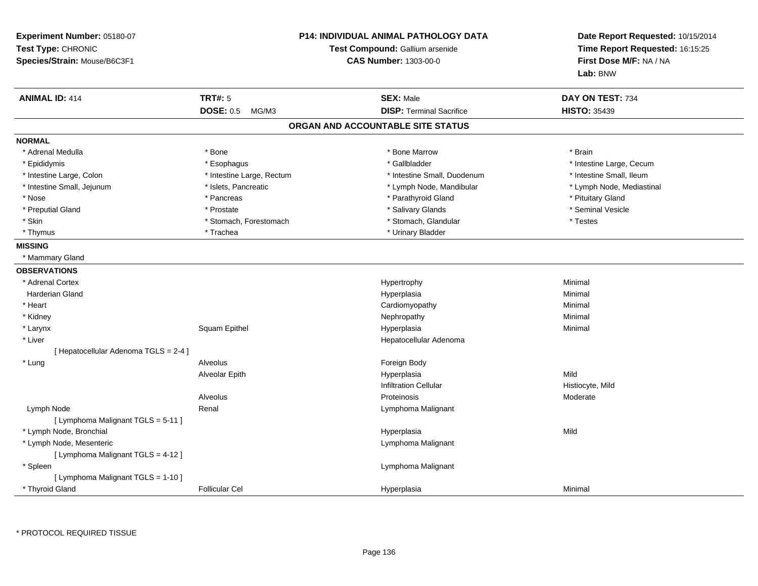**Experiment Number:** 05180-07
**Test Type:** CHRONIC
**Species/Strain:** Mouse/B6C3F1

**P14: INDIVIDUAL ANIMAL PATHOLOGY DATA**
**Test Compound:** Gallium arsenide
**CAS Number:** 1303-00-0

**Date Report Requested:** 10/15/2014
**Time Report Requested:** 16:15:25
**First Dose M/F:** NA / NA
**Lab:** BNW

| **ANIMAL ID:** 414 | **TRT#:** 5 | **SEX:** Male | **DAY ON TEST:** 734 |
|---|---|---|---|
| | **DOSE:** 0.5 MG/M3 | **DISP:** Terminal Sacrifice | **HISTO:** 35439 |

## ORGAN AND ACCOUNTABLE SITE STATUS

### NORMAL

| | | | |
|---|---|---|---|
| * Adrenal Medulla | * Bone | * Bone Marrow | * Brain |
| * Epididymis | * Esophagus | * Gallbladder | * Intestine Large, Cecum |
| * Intestine Large, Colon | * Intestine Large, Rectum | * Intestine Small, Duodenum | * Intestine Small, Ileum |
| * Intestine Small, Jejunum | * Islets, Pancreatic | * Lymph Node, Mandibular | * Lymph Node, Mediastinal |
| * Nose | * Pancreas | * Parathyroid Gland | * Pituitary Gland |
| * Preputial Gland | * Prostate | * Salivary Glands | * Seminal Vesicle |
| * Skin | * Stomach, Forestomach | * Stomach, Glandular | * Testes |
| * Thymus | * Trachea | * Urinary Bladder | |

### MISSING

* Mammary Gland

### OBSERVATIONS

| | | | |
|---|---|---|---|
| * Adrenal Cortex | | Hypertrophy | Minimal |
| Harderian Gland | | Hyperplasia | Minimal |
| * Heart | | Cardiomyopathy | Minimal |
| * Kidney | | Nephropathy | Minimal |
| * Larynx | Squam Epithel | Hyperplasia | Minimal |
| * Liver | | Hepatocellular Adenoma | |
| [ Hepatocellular Adenoma TGLS = 2-4 ] | | | |
| * Lung | Alveolus | Foreign Body | |
| | Alveolar Epith | Hyperplasia | Mild |
| | | Infiltration Cellular | Histiocyte, Mild |
| | Alveolus | Proteinosis | Moderate |
| Lymph Node | Renal | Lymphoma Malignant | |
| [ Lymphoma Malignant TGLS = 5-11 ] | | | |
| * Lymph Node, Bronchial | | Hyperplasia | Mild |
| * Lymph Node, Mesenteric | | Lymphoma Malignant | |
| [ Lymphoma Malignant TGLS = 4-12 ] | | | |
| * Spleen | | Lymphoma Malignant | |
| [ Lymphoma Malignant TGLS = 1-10 ] | | | |
| * Thyroid Gland | Follicular Cel | Hyperplasia | Minimal |

* PROTOCOL REQUIRED TISSUE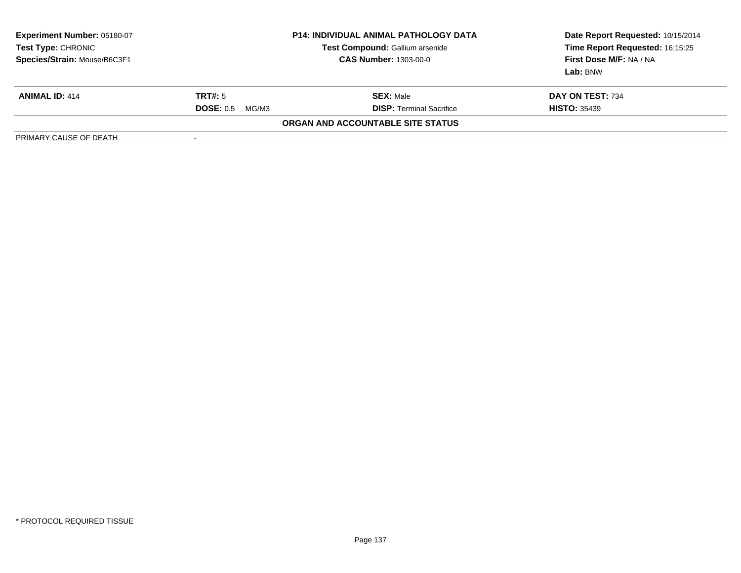| Experiment Number: 05180-07 | P14: INDIVIDUAL ANIMAL PATHOLOGY DATA | Date Report Requested: 10/15/2014 |
|---|---|---|
| Test Type: CHRONIC | Test Compound: Gallium arsenide | Time Report Requested: 16:15:25 |
| Species/Strain: Mouse/B6C3F1 | CAS Number: 1303-00-0 | First Dose M/F: NA / NA |
| | | Lab: BNW |

| ANIMAL ID: 414 | TRT#: 5 | SEX: Male | DAY ON TEST: 734 |
|---|---|---|---|
| | DOSE: 0.5 MG/M3 | DISP: Terminal Sacrifice | HISTO: 35439 |

**ORGAN AND ACCOUNTABLE SITE STATUS**

| PRIMARY CAUSE OF DEATH | - |
|---|---|

\* PROTOCOL REQUIRED TISSUE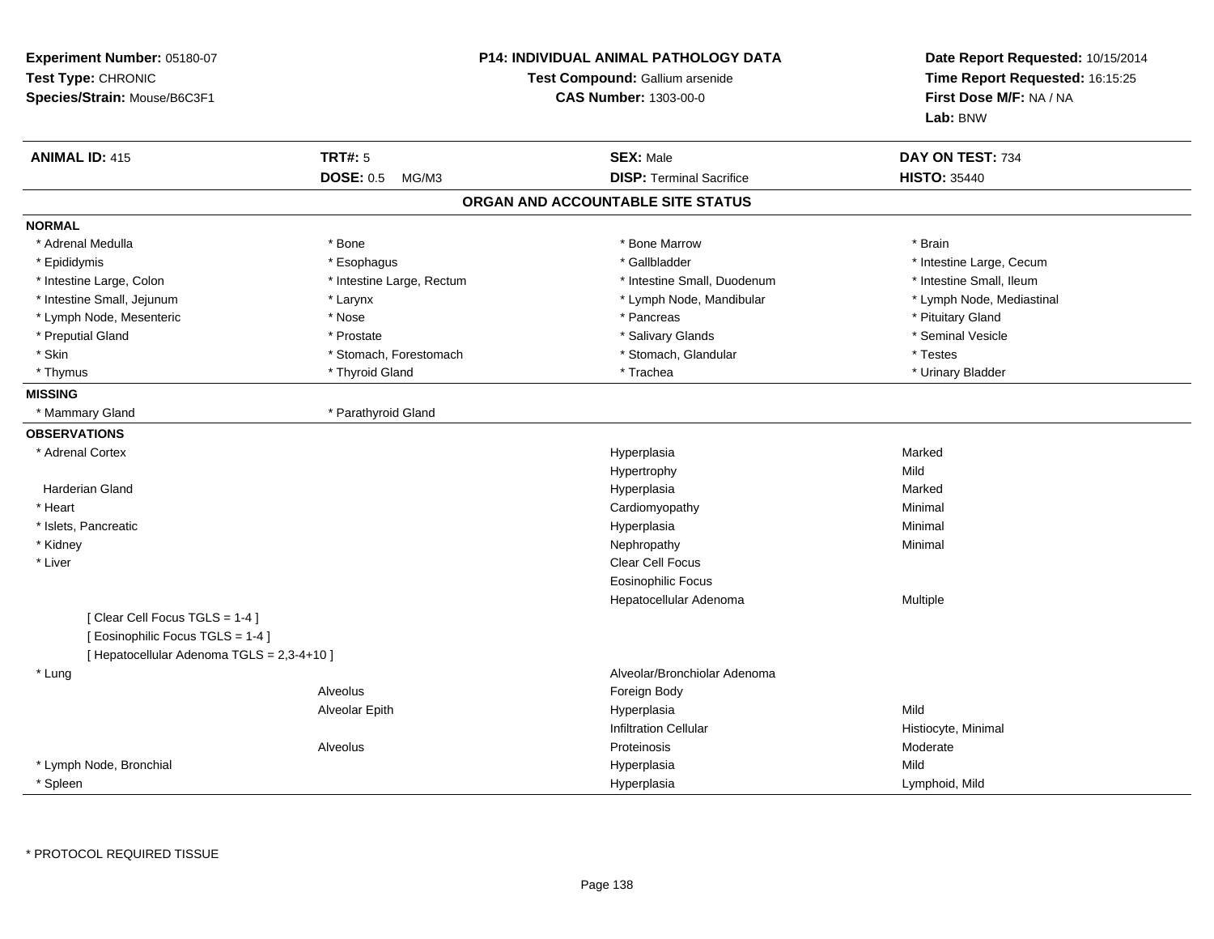**Experiment Number:** 05180-07
**Test Type:** CHRONIC
**Species/Strain:** Mouse/B6C3F1

**P14: INDIVIDUAL ANIMAL PATHOLOGY DATA**
**Test Compound:** Gallium arsenide
**CAS Number:** 1303-00-0

**Date Report Requested:** 10/15/2014
**Time Report Requested:** 16:15:25
**First Dose M/F:** NA / NA
**Lab:** BNW

| **ANIMAL ID:** 415 | **TRT#:** 5 | **SEX:** Male | **DAY ON TEST:** 734 |
|---|---|---|---|
| | **DOSE:** 0.5 MG/M3 | **DISP:** Terminal Sacrifice | **HISTO:** 35440 |

## ORGAN AND ACCOUNTABLE SITE STATUS

**NORMAL**

| | | | |
|---|---|---|---|
| * Adrenal Medulla | * Bone | * Bone Marrow | * Brain |
| * Epididymis | * Esophagus | * Gallbladder | * Intestine Large, Cecum |
| * Intestine Large, Colon | * Intestine Large, Rectum | * Intestine Small, Duodenum | * Intestine Small, Ileum |
| * Intestine Small, Jejunum | * Larynx | * Lymph Node, Mandibular | * Lymph Node, Mediastinal |
| * Lymph Node, Mesenteric | * Nose | * Pancreas | * Pituitary Gland |
| * Preputial Gland | * Prostate | * Salivary Glands | * Seminal Vesicle |
| * Skin | * Stomach, Forestomach | * Stomach, Glandular | * Testes |
| * Thymus | * Thyroid Gland | * Trachea | * Urinary Bladder |

**MISSING**

| | |
|---|---|
| * Mammary Gland | * Parathyroid Gland |

**OBSERVATIONS**

| Organ | Site | Observation | Severity |
|---|---|---|---|
| * Adrenal Cortex | | Hyperplasia | Marked |
| | | Hypertrophy | Mild |
| Harderian Gland | | Hyperplasia | Marked |
| * Heart | | Cardiomyopathy | Minimal |
| * Islets, Pancreatic | | Hyperplasia | Minimal |
| * Kidney | | Nephropathy | Minimal |
| * Liver | | Clear Cell Focus | |
| | | Eosinophilic Focus | |
| | | Hepatocellular Adenoma | Multiple |
| [ Clear Cell Focus TGLS = 1-4 ] | | | |
| [ Eosinophilic Focus TGLS = 1-4 ] | | | |
| [ Hepatocellular Adenoma TGLS = 2,3-4+10 ] | | | |
| * Lung | | Alveolar/Bronchiolar Adenoma | |
| | Alveolus | Foreign Body | |
| | Alveolar Epith | Hyperplasia | Mild |
| | | Infiltration Cellular | Histiocyte, Minimal |
| | Alveolus | Proteinosis | Moderate |
| * Lymph Node, Bronchial | | Hyperplasia | Mild |
| * Spleen | | Hyperplasia | Lymphoid, Mild |

* PROTOCOL REQUIRED TISSUE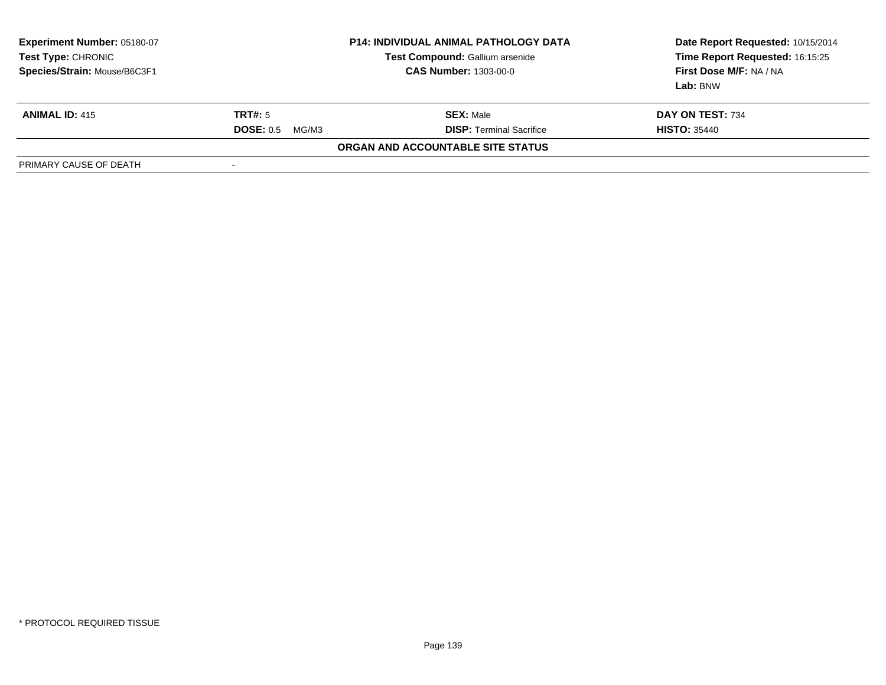| Experiment Number: 05180-07 | P14: INDIVIDUAL ANIMAL PATHOLOGY DATA | Date Report Requested: 10/15/2014 |
|---|---|---|
| Test Type: CHRONIC | Test Compound: Gallium arsenide | Time Report Requested: 16:15:25 |
| Species/Strain: Mouse/B6C3F1 | CAS Number: 1303-00-0 | First Dose M/F: NA / NA |
| | | Lab: BNW |

| ANIMAL ID: 415 | TRT#: 5 | SEX: Male | DAY ON TEST: 734 |
|---|---|---|---|
| | DOSE: 0.5 MG/M3 | DISP: Terminal Sacrifice | HISTO: 35440 |

**ORGAN AND ACCOUNTABLE SITE STATUS**

| PRIMARY CAUSE OF DEATH | - |
|---|---|

\* PROTOCOL REQUIRED TISSUE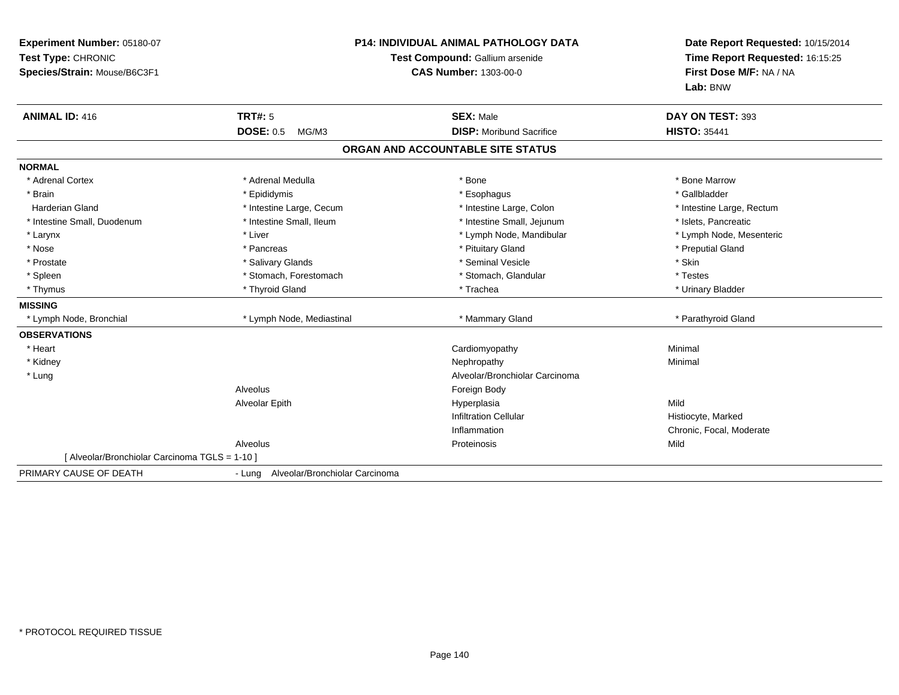**Experiment Number:** 05180-07
**Test Type:** CHRONIC
**Species/Strain:** Mouse/B6C3F1

**P14: INDIVIDUAL ANIMAL PATHOLOGY DATA**
**Test Compound:** Gallium arsenide
**CAS Number:** 1303-00-0

**Date Report Requested:** 10/15/2014
**Time Report Requested:** 16:15:25
**First Dose M/F:** NA / NA
**Lab:** BNW

| **ANIMAL ID:** 416 | **TRT#:** 5 | **SEX:** Male | **DAY ON TEST:** 393 |
|---|---|---|---|
| | **DOSE:** 0.5 MG/M3 | **DISP:** Moribund Sacrifice | **HISTO:** 35441 |

## ORGAN AND ACCOUNTABLE SITE STATUS

**NORMAL**

| | | | |
|---|---|---|---|
| * Adrenal Cortex | * Adrenal Medulla | * Bone | * Bone Marrow |
| * Brain | * Epididymis | * Esophagus | * Gallbladder |
| Harderian Gland | * Intestine Large, Cecum | * Intestine Large, Colon | * Intestine Large, Rectum |
| * Intestine Small, Duodenum | * Intestine Small, Ileum | * Intestine Small, Jejunum | * Islets, Pancreatic |
| * Larynx | * Liver | * Lymph Node, Mandibular | * Lymph Node, Mesenteric |
| * Nose | * Pancreas | * Pituitary Gland | * Preputial Gland |
| * Prostate | * Salivary Glands | * Seminal Vesicle | * Skin |
| * Spleen | * Stomach, Forestomach | * Stomach, Glandular | * Testes |
| * Thymus | * Thyroid Gland | * Trachea | * Urinary Bladder |

**MISSING**

| | | | |
|---|---|---|---|
| * Lymph Node, Bronchial | * Lymph Node, Mediastinal | * Mammary Gland | * Parathyroid Gland |

**OBSERVATIONS**

| | | | |
|---|---|---|---|
| * Heart | | Cardiomyopathy | Minimal |
| * Kidney | | Nephropathy | Minimal |
| * Lung | | Alveolar/Bronchiolar Carcinoma | |
| | Alveolus | Foreign Body | |
| | Alveolar Epith | Hyperplasia | Mild |
| | | Infiltration Cellular | Histiocyte, Marked |
| | | Inflammation | Chronic, Focal, Moderate |
| | Alveolus | Proteinosis | Mild |
| [ Alveolar/Bronchiolar Carcinoma TGLS = 1-10 ] | | | |

PRIMARY CAUSE OF DEATH - Lung Alveolar/Bronchiolar Carcinoma

* PROTOCOL REQUIRED TISSUE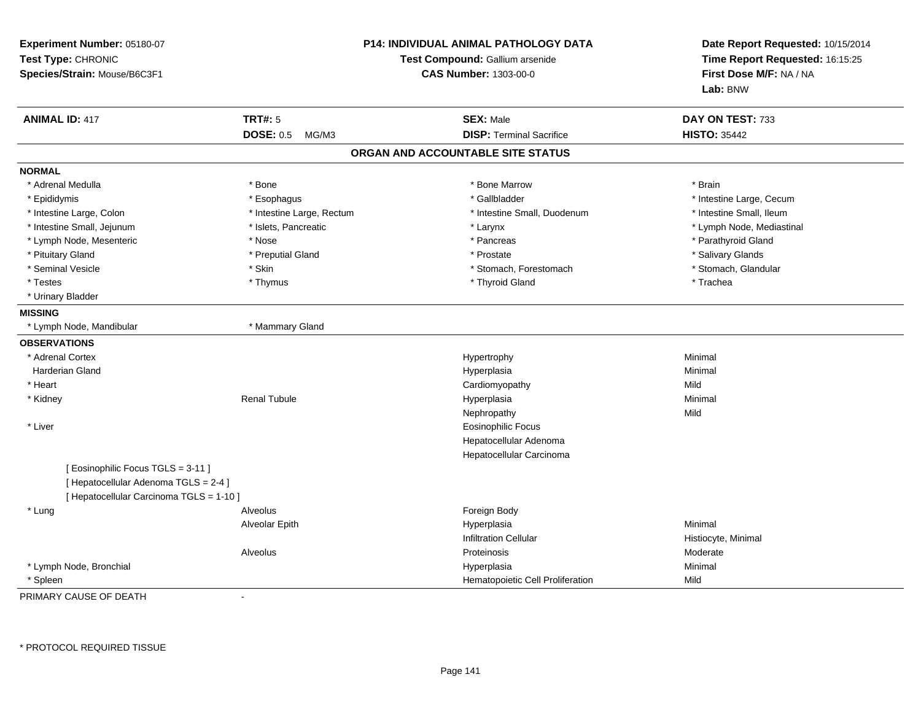**Experiment Number:** 05180-07
**Test Type:** CHRONIC
**Species/Strain:** Mouse/B6C3F1

**P14: INDIVIDUAL ANIMAL PATHOLOGY DATA**
**Test Compound:** Gallium arsenide
**CAS Number:** 1303-00-0

**Date Report Requested:** 10/15/2014
**Time Report Requested:** 16:15:25
**First Dose M/F:** NA / NA
**Lab:** BNW

| **ANIMAL ID:** 417 | **TRT#:** 5 | **SEX:** Male | **DAY ON TEST:** 733 |
|---|---|---|---|
| | **DOSE:** 0.5 MG/M3 | **DISP:** Terminal Sacrifice | **HISTO:** 35442 |

## ORGAN AND ACCOUNTABLE SITE STATUS

**NORMAL**

| | | | |
|---|---|---|---|
| * Adrenal Medulla | * Bone | * Bone Marrow | * Brain |
| * Epididymis | * Esophagus | * Gallbladder | * Intestine Large, Cecum |
| * Intestine Large, Colon | * Intestine Large, Rectum | * Intestine Small, Duodenum | * Intestine Small, Ileum |
| * Intestine Small, Jejunum | * Islets, Pancreatic | * Larynx | * Lymph Node, Mediastinal |
| * Lymph Node, Mesenteric | * Nose | * Pancreas | * Parathyroid Gland |
| * Pituitary Gland | * Preputial Gland | * Prostate | * Salivary Glands |
| * Seminal Vesicle | * Skin | * Stomach, Forestomach | * Stomach, Glandular |
| * Testes | * Thymus | * Thyroid Gland | * Trachea |
| * Urinary Bladder | | | |

**MISSING**

| | |
|---|---|
| * Lymph Node, Mandibular | * Mammary Gland |

**OBSERVATIONS**

| | | | |
|---|---|---|---|
| * Adrenal Cortex | | Hypertrophy | Minimal |
| Harderian Gland | | Hyperplasia | Minimal |
| * Heart | | Cardiomyopathy | Mild |
| * Kidney | Renal Tubule | Hyperplasia | Minimal |
| | | Nephropathy | Mild |
| * Liver | | Eosinophilic Focus | |
| | | Hepatocellular Adenoma | |
| | | Hepatocellular Carcinoma | |
| [ Eosinophilic Focus TGLS = 3-11 ] | | | |
| [ Hepatocellular Adenoma TGLS = 2-4 ] | | | |
| [ Hepatocellular Carcinoma TGLS = 1-10 ] | | | |
| * Lung | Alveolus | Foreign Body | |
| | Alveolar Epith | Hyperplasia | Minimal |
| | | Infiltration Cellular | Histiocyte, Minimal |
| | Alveolus | Proteinosis | Moderate |
| * Lymph Node, Bronchial | | Hyperplasia | Minimal |
| * Spleen | | Hematopoietic Cell Proliferation | Mild |

PRIMARY CAUSE OF DEATH -

* PROTOCOL REQUIRED TISSUE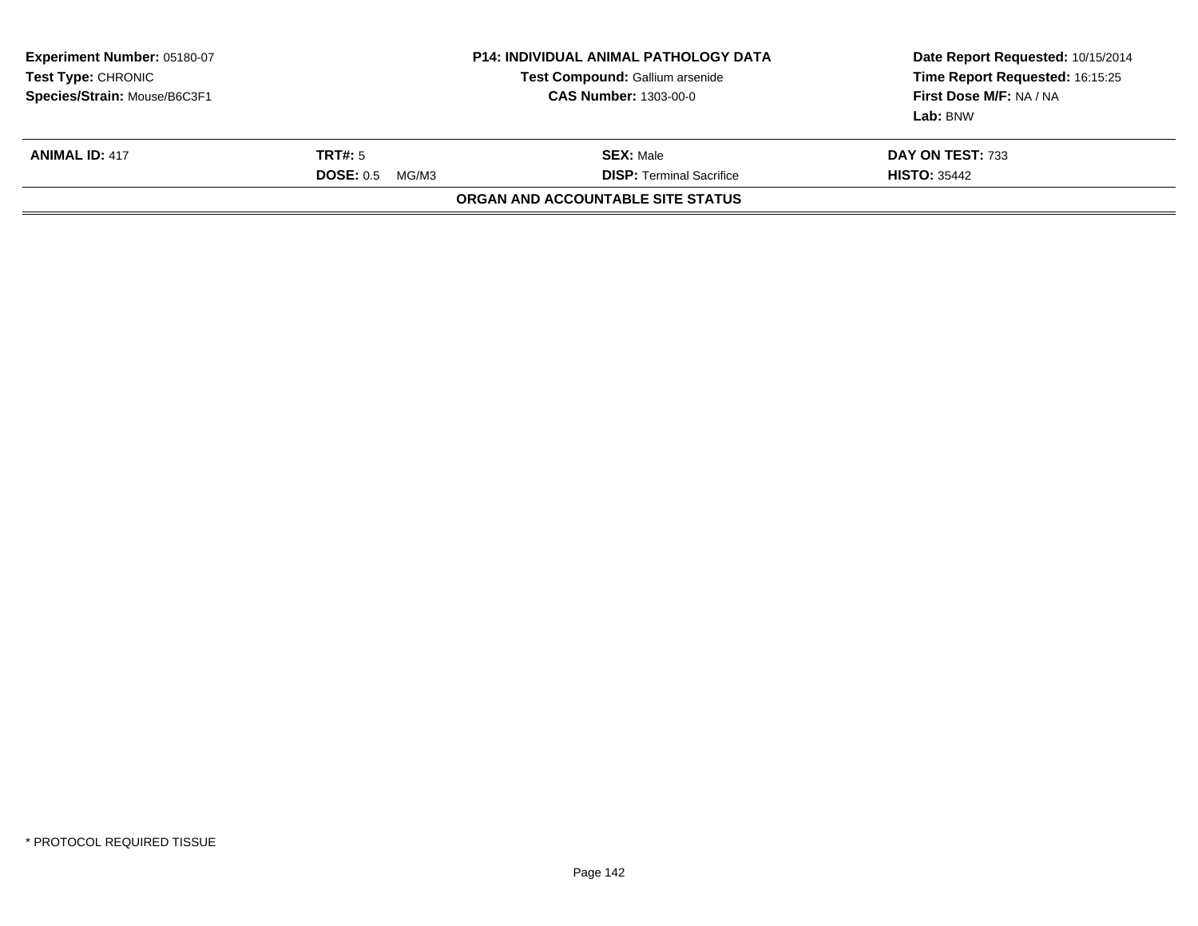**Experiment Number:** 05180-07
**Test Type:** CHRONIC
**Species/Strain:** Mouse/B6C3F1

**P14: INDIVIDUAL ANIMAL PATHOLOGY DATA**
**Test Compound:** Gallium arsenide
**CAS Number:** 1303-00-0

**Date Report Requested:** 10/15/2014
**Time Report Requested:** 16:15:25
**First Dose M/F:** NA / NA
**Lab:** BNW

| **ANIMAL ID:** 417 | **TRT#:** 5 | **SEX:** Male | **DAY ON TEST:** 733 |
|---|---|---|---|
| | **DOSE:** 0.5 MG/M3 | **DISP:** Terminal Sacrifice | **HISTO:** 35442 |

**ORGAN AND ACCOUNTABLE SITE STATUS**

* PROTOCOL REQUIRED TISSUE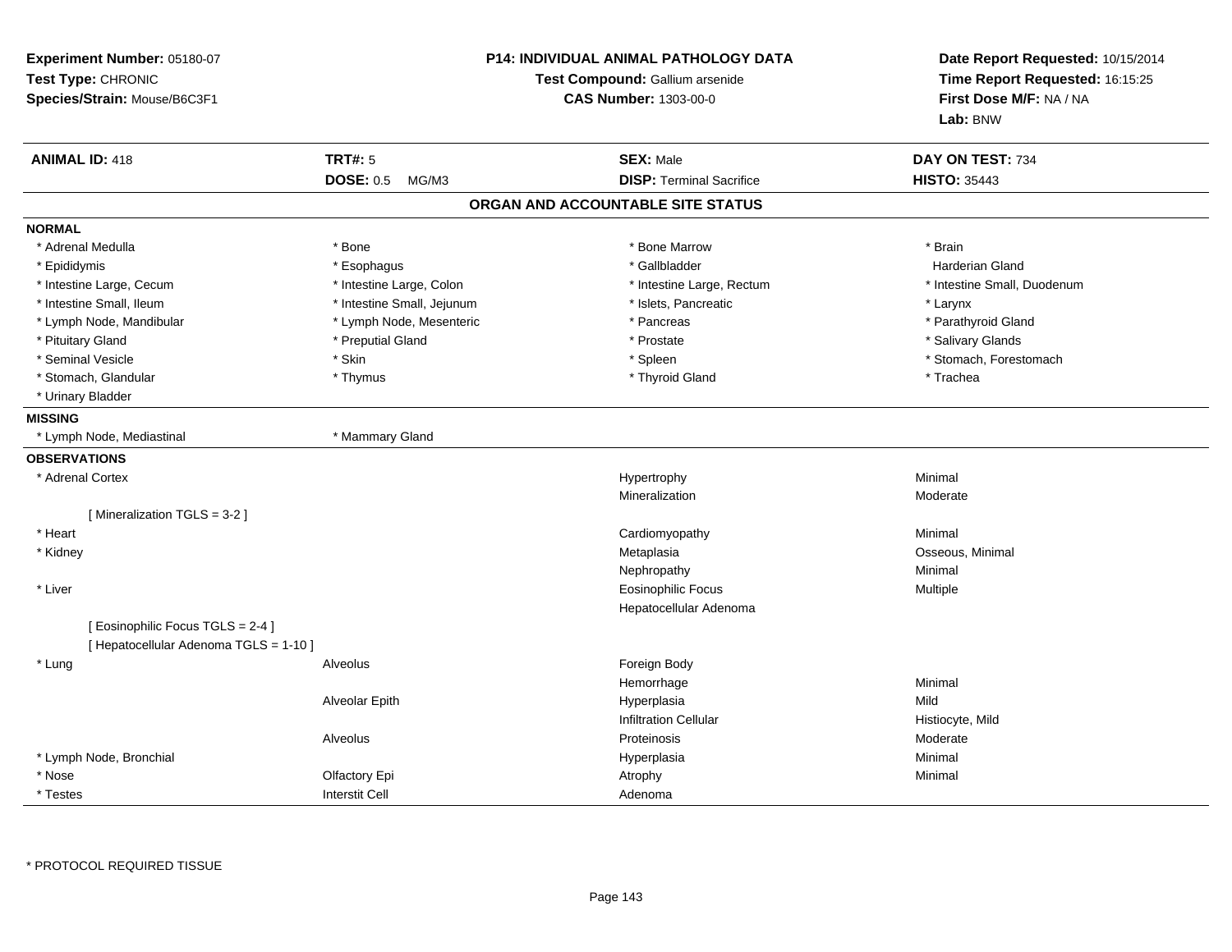**Experiment Number:** 05180-07
**Test Type:** CHRONIC
**Species/Strain:** Mouse/B6C3F1

**P14: INDIVIDUAL ANIMAL PATHOLOGY DATA**
**Test Compound:** Gallium arsenide
**CAS Number:** 1303-00-0

**Date Report Requested:** 10/15/2014
**Time Report Requested:** 16:15:25
**First Dose M/F:** NA / NA
**Lab:** BNW

| **ANIMAL ID:** 418 | **TRT#:** 5 | **SEX:** Male | **DAY ON TEST:** 734 |
|---|---|---|---|
| | **DOSE:** 0.5 MG/M3 | **DISP:** Terminal Sacrifice | **HISTO:** 35443 |

## ORGAN AND ACCOUNTABLE SITE STATUS

**NORMAL**

| | | | |
|---|---|---|---|
| * Adrenal Medulla | * Bone | * Bone Marrow | * Brain |
| * Epididymis | * Esophagus | * Gallbladder | Harderian Gland |
| * Intestine Large, Cecum | * Intestine Large, Colon | * Intestine Large, Rectum | * Intestine Small, Duodenum |
| * Intestine Small, Ileum | * Intestine Small, Jejunum | * Islets, Pancreatic | * Larynx |
| * Lymph Node, Mandibular | * Lymph Node, Mesenteric | * Pancreas | * Parathyroid Gland |
| * Pituitary Gland | * Preputial Gland | * Prostate | * Salivary Glands |
| * Seminal Vesicle | * Skin | * Spleen | * Stomach, Forestomach |
| * Stomach, Glandular | * Thymus | * Thyroid Gland | * Trachea |
| * Urinary Bladder | | | |

**MISSING**

| | |
|---|---|
| * Lymph Node, Mediastinal | * Mammary Gland |

**OBSERVATIONS**

| Organ | Site | Observation | Severity |
|---|---|---|---|
| * Adrenal Cortex | | Hypertrophy | Minimal |
| | | Mineralization | Moderate |
| [ Mineralization TGLS = 3-2 ] | | | |
| * Heart | | Cardiomyopathy | Minimal |
| * Kidney | | Metaplasia | Osseous, Minimal |
| | | Nephropathy | Minimal |
| * Liver | | Eosinophilic Focus | Multiple |
| | | Hepatocellular Adenoma | |
| [ Eosinophilic Focus TGLS = 2-4 ] | | | |
| [ Hepatocellular Adenoma TGLS = 1-10 ] | | | |
| * Lung | Alveolus | Foreign Body | |
| | | Hemorrhage | Minimal |
| | Alveolar Epith | Hyperplasia | Mild |
| | | Infiltration Cellular | Histiocyte, Mild |
| | Alveolus | Proteinosis | Moderate |
| * Lymph Node, Bronchial | | Hyperplasia | Minimal |
| * Nose | Olfactory Epi | Atrophy | Minimal |
| * Testes | Interstit Cell | Adenoma | |

\* PROTOCOL REQUIRED TISSUE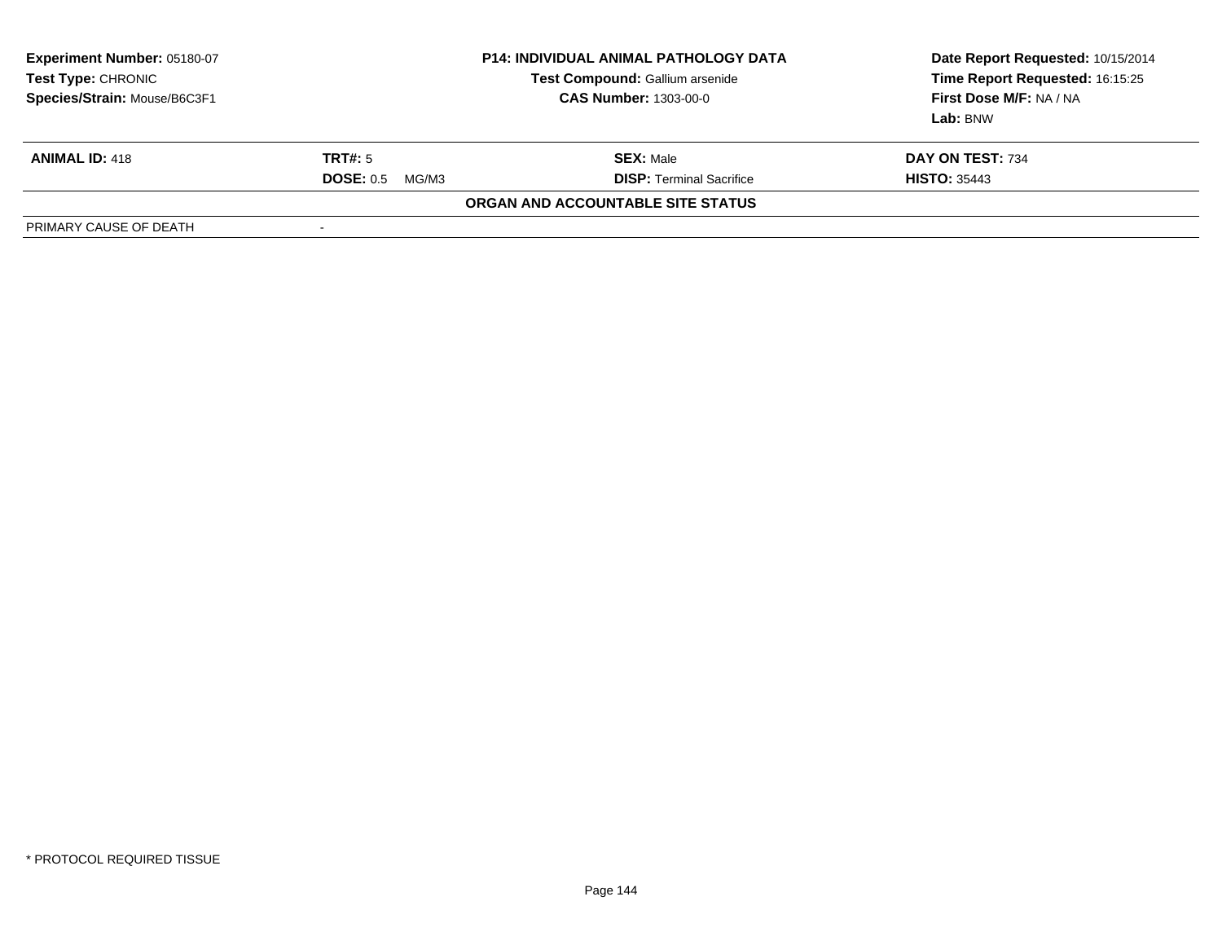**Experiment Number:** 05180-07
**Test Type:** CHRONIC
**Species/Strain:** Mouse/B6C3F1

**P14: INDIVIDUAL ANIMAL PATHOLOGY DATA**
**Test Compound:** Gallium arsenide
**CAS Number:** 1303-00-0

**Date Report Requested:** 10/15/2014
**Time Report Requested:** 16:15:25
**First Dose M/F:** NA / NA
**Lab:** BNW

| **ANIMAL ID:** 418 | **TRT#:** 5 | **SEX:** Male | **DAY ON TEST:** 734 |
|---|---|---|---|
| | **DOSE:** 0.5 MG/M3 | **DISP:** Terminal Sacrifice | **HISTO:** 35443 |

**ORGAN AND ACCOUNTABLE SITE STATUS**

| PRIMARY CAUSE OF DEATH | - |
|---|---|

* PROTOCOL REQUIRED TISSUE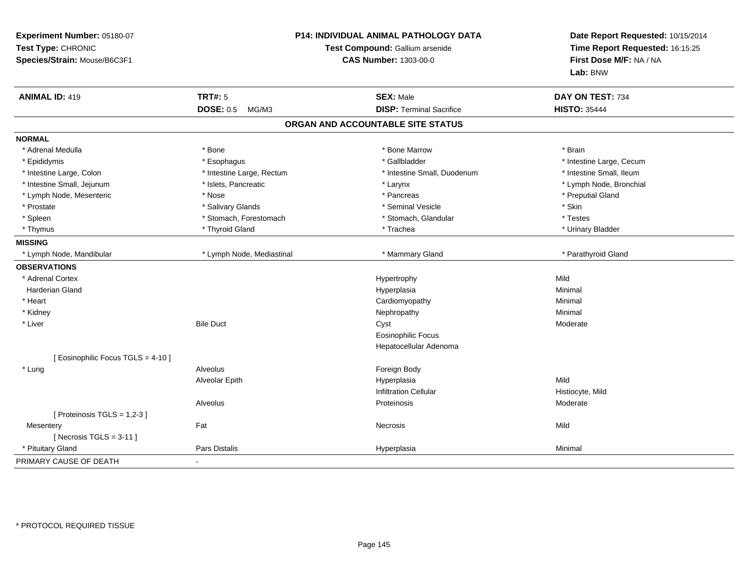**Experiment Number:** 05180-07
**Test Type:** CHRONIC
**Species/Strain:** Mouse/B6C3F1

**P14: INDIVIDUAL ANIMAL PATHOLOGY DATA**
**Test Compound:** Gallium arsenide
**CAS Number:** 1303-00-0

**Date Report Requested:** 10/15/2014
**Time Report Requested:** 16:15:25
**First Dose M/F:** NA / NA
**Lab:** BNW

| **ANIMAL ID:** 419 | **TRT#:** 5 | **SEX:** Male | **DAY ON TEST:** 734 |
|---|---|---|---|
| | **DOSE:** 0.5 MG/M3 | **DISP:** Terminal Sacrifice | **HISTO:** 35444 |

## ORGAN AND ACCOUNTABLE SITE STATUS

**NORMAL**

| | | | |
|---|---|---|---|
| * Adrenal Medulla | * Bone | * Bone Marrow | * Brain |
| * Epididymis | * Esophagus | * Gallbladder | * Intestine Large, Cecum |
| * Intestine Large, Colon | * Intestine Large, Rectum | * Intestine Small, Duodenum | * Intestine Small, Ileum |
| * Intestine Small, Jejunum | * Islets, Pancreatic | * Larynx | * Lymph Node, Bronchial |
| * Lymph Node, Mesenteric | * Nose | * Pancreas | * Preputial Gland |
| * Prostate | * Salivary Glands | * Seminal Vesicle | * Skin |
| * Spleen | * Stomach, Forestomach | * Stomach, Glandular | * Testes |
| * Thymus | * Thyroid Gland | * Trachea | * Urinary Bladder |

**MISSING**

| | | | |
|---|---|---|---|
| * Lymph Node, Mandibular | * Lymph Node, Mediastinal | * Mammary Gland | * Parathyroid Gland |

**OBSERVATIONS**

| | | | |
|---|---|---|---|
| * Adrenal Cortex | | Hypertrophy | Mild |
| Harderian Gland | | Hyperplasia | Minimal |
| * Heart | | Cardiomyopathy | Minimal |
| * Kidney | | Nephropathy | Minimal |
| * Liver | Bile Duct | Cyst | Moderate |
| | | Eosinophilic Focus | |
| | | Hepatocellular Adenoma | |
| [ Eosinophilic Focus TGLS = 4-10 ] | | | |
| * Lung | Alveolus | Foreign Body | |
| | Alveolar Epith | Hyperplasia | Mild |
| | | Infiltration Cellular | Histiocyte, Mild |
| | Alveolus | Proteinosis | Moderate |
| [ Proteinosis TGLS = 1,2-3 ] | | | |
| Mesentery | Fat | Necrosis | Mild |
| [ Necrosis TGLS = 3-11 ] | | | |
| * Pituitary Gland | Pars Distalis | Hyperplasia | Minimal |

PRIMARY CAUSE OF DEATH -

\* PROTOCOL REQUIRED TISSUE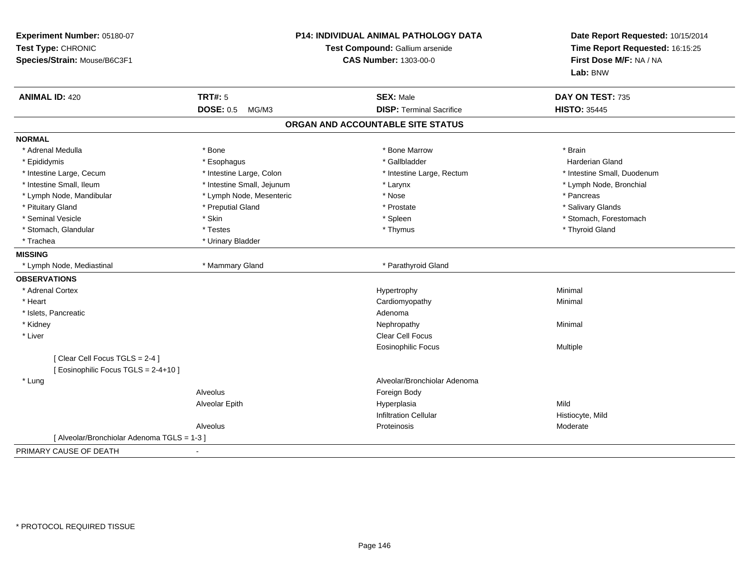**Experiment Number:** 05180-07
**Test Type:** CHRONIC
**Species/Strain:** Mouse/B6C3F1

**P14: INDIVIDUAL ANIMAL PATHOLOGY DATA**
**Test Compound:** Gallium arsenide
**CAS Number:** 1303-00-0

**Date Report Requested:** 10/15/2014
**Time Report Requested:** 16:15:25
**First Dose M/F:** NA / NA
**Lab:** BNW

| **ANIMAL ID:** 420 | **TRT#:** 5 | **SEX:** Male | **DAY ON TEST:** 735 |
|---|---|---|---|
| | **DOSE:** 0.5 MG/M3 | **DISP:** Terminal Sacrifice | **HISTO:** 35445 |

## ORGAN AND ACCOUNTABLE SITE STATUS

**NORMAL**

| | | | |
|---|---|---|---|
| * Adrenal Medulla | * Bone | * Bone Marrow | * Brain |
| * Epididymis | * Esophagus | * Gallbladder | Harderian Gland |
| * Intestine Large, Cecum | * Intestine Large, Colon | * Intestine Large, Rectum | * Intestine Small, Duodenum |
| * Intestine Small, Ileum | * Intestine Small, Jejunum | * Larynx | * Lymph Node, Bronchial |
| * Lymph Node, Mandibular | * Lymph Node, Mesenteric | * Nose | * Pancreas |
| * Pituitary Gland | * Preputial Gland | * Prostate | * Salivary Glands |
| * Seminal Vesicle | * Skin | * Spleen | * Stomach, Forestomach |
| * Stomach, Glandular | * Testes | * Thymus | * Thyroid Gland |
| * Trachea | * Urinary Bladder | | |

**MISSING**

| | | |
|---|---|---|
| * Lymph Node, Mediastinal | * Mammary Gland | * Parathyroid Gland |

**OBSERVATIONS**

| | | | |
|---|---|---|---|
| * Adrenal Cortex | | Hypertrophy | Minimal |
| * Heart | | Cardiomyopathy | Minimal |
| * Islets, Pancreatic | | Adenoma | |
| * Kidney | | Nephropathy | Minimal |
| * Liver | | Clear Cell Focus | |
| | | Eosinophilic Focus | Multiple |
| [ Clear Cell Focus TGLS = 2-4 ] | | | |
| [ Eosinophilic Focus TGLS = 2-4+10 ] | | | |
| * Lung | | Alveolar/Bronchiolar Adenoma | |
| | Alveolus | Foreign Body | |
| | Alveolar Epith | Hyperplasia | Mild |
| | | Infiltration Cellular | Histiocyte, Mild |
| | Alveolus | Proteinosis | Moderate |
| [ Alveolar/Bronchiolar Adenoma TGLS = 1-3 ] | | | |

PRIMARY CAUSE OF DEATH -

* PROTOCOL REQUIRED TISSUE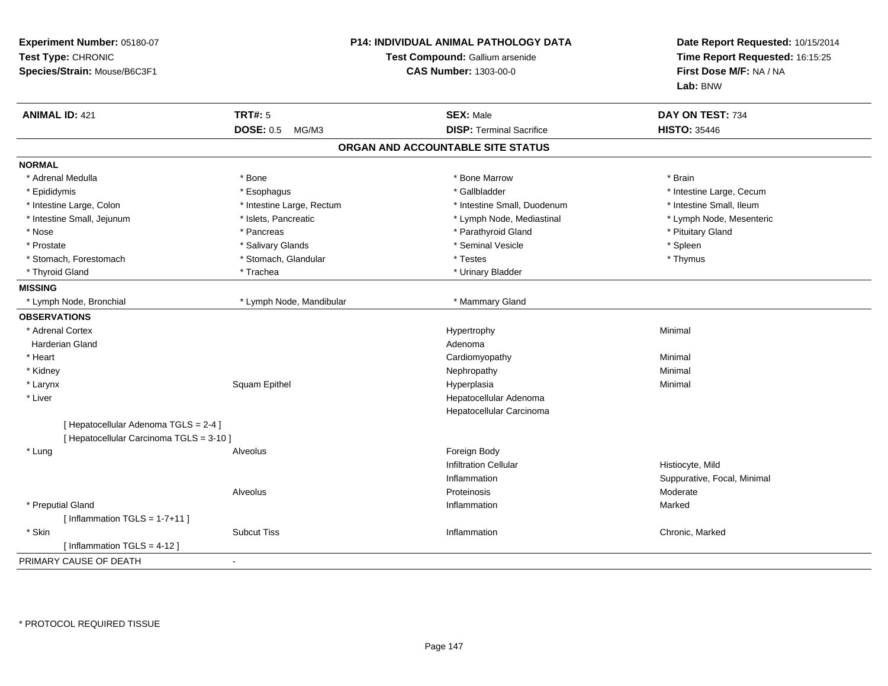**Experiment Number:** 05180-07
**Test Type:** CHRONIC
**Species/Strain:** Mouse/B6C3F1

**P14: INDIVIDUAL ANIMAL PATHOLOGY DATA**
**Test Compound:** Gallium arsenide
**CAS Number:** 1303-00-0

**Date Report Requested:** 10/15/2014
**Time Report Requested:** 16:15:25
**First Dose M/F:** NA / NA
**Lab:** BNW

| **ANIMAL ID:** 421 | **TRT#:** 5 | **SEX:** Male | **DAY ON TEST:** 734 |
|---|---|---|---|
| | **DOSE:** 0.5 MG/M3 | **DISP:** Terminal Sacrifice | **HISTO:** 35446 |

## ORGAN AND ACCOUNTABLE SITE STATUS

**NORMAL**

| | | | |
|---|---|---|---|
| * Adrenal Medulla | * Bone | * Bone Marrow | * Brain |
| * Epididymis | * Esophagus | * Gallbladder | * Intestine Large, Cecum |
| * Intestine Large, Colon | * Intestine Large, Rectum | * Intestine Small, Duodenum | * Intestine Small, Ileum |
| * Intestine Small, Jejunum | * Islets, Pancreatic | * Lymph Node, Mediastinal | * Lymph Node, Mesenteric |
| * Nose | * Pancreas | * Parathyroid Gland | * Pituitary Gland |
| * Prostate | * Salivary Glands | * Seminal Vesicle | * Spleen |
| * Stomach, Forestomach | * Stomach, Glandular | * Testes | * Thymus |
| * Thyroid Gland | * Trachea | * Urinary Bladder | |

**MISSING**

| | | |
|---|---|---|
| * Lymph Node, Bronchial | * Lymph Node, Mandibular | * Mammary Gland |

**OBSERVATIONS**

| Organ | Site | Observation | Severity |
|---|---|---|---|
| * Adrenal Cortex | | Hypertrophy | Minimal |
| Harderian Gland | | Adenoma | |
| * Heart | | Cardiomyopathy | Minimal |
| * Kidney | | Nephropathy | Minimal |
| * Larynx | Squam Epithel | Hyperplasia | Minimal |
| * Liver | | Hepatocellular Adenoma | |
| | | Hepatocellular Carcinoma | |
| [ Hepatocellular Adenoma TGLS = 2-4 ] | | | |
| [ Hepatocellular Carcinoma TGLS = 3-10 ] | | | |
| * Lung | Alveolus | Foreign Body | |
| | | Infiltration Cellular | Histiocyte, Mild |
| | | Inflammation | Suppurative, Focal, Minimal |
| | Alveolus | Proteinosis | Moderate |
| * Preputial Gland | | Inflammation | Marked |
| [ Inflammation TGLS = 1-7+11 ] | | | |
| * Skin | Subcut Tiss | Inflammation | Chronic, Marked |
| [ Inflammation TGLS = 4-12 ] | | | |

PRIMARY CAUSE OF DEATH -

* PROTOCOL REQUIRED TISSUE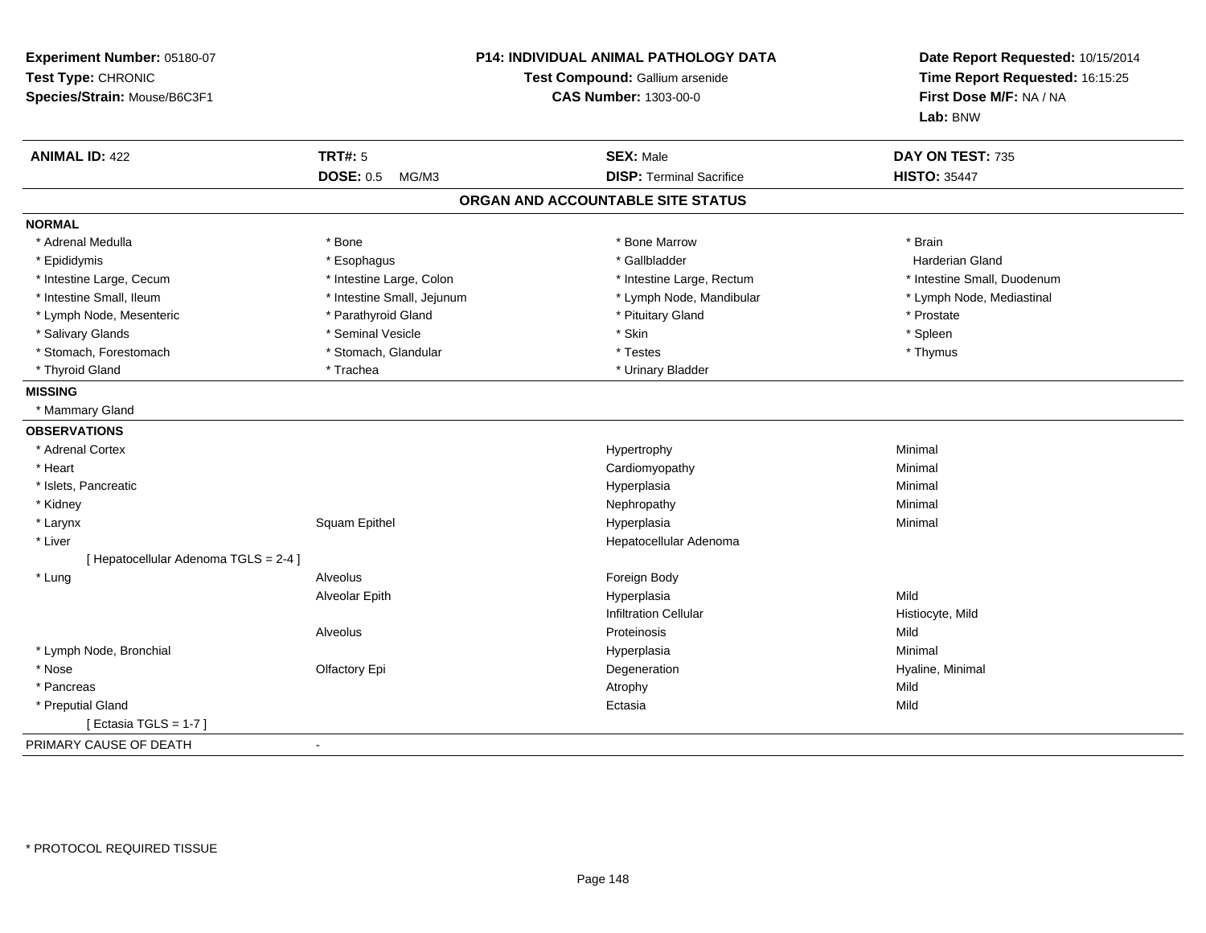**Experiment Number:** 05180-07
**Test Type:** CHRONIC
**Species/Strain:** Mouse/B6C3F1

**P14: INDIVIDUAL ANIMAL PATHOLOGY DATA**
**Test Compound:** Gallium arsenide
**CAS Number:** 1303-00-0

**Date Report Requested:** 10/15/2014
**Time Report Requested:** 16:15:25
**First Dose M/F:** NA / NA
**Lab:** BNW

| **ANIMAL ID:** 422 | **TRT#:** 5 | **SEX:** Male | **DAY ON TEST:** 735 |
|---|---|---|---|
| | **DOSE:** 0.5 MG/M3 | **DISP:** Terminal Sacrifice | **HISTO:** 35447 |

## ORGAN AND ACCOUNTABLE SITE STATUS

**NORMAL**

| | | | |
|---|---|---|---|
| * Adrenal Medulla | * Bone | * Bone Marrow | * Brain |
| * Epididymis | * Esophagus | * Gallbladder | Harderian Gland |
| * Intestine Large, Cecum | * Intestine Large, Colon | * Intestine Large, Rectum | * Intestine Small, Duodenum |
| * Intestine Small, Ileum | * Intestine Small, Jejunum | * Lymph Node, Mandibular | * Lymph Node, Mediastinal |
| * Lymph Node, Mesenteric | * Parathyroid Gland | * Pituitary Gland | * Prostate |
| * Salivary Glands | * Seminal Vesicle | * Skin | * Spleen |
| * Stomach, Forestomach | * Stomach, Glandular | * Testes | * Thymus |
| * Thyroid Gland | * Trachea | * Urinary Bladder | |

**MISSING**

* Mammary Gland

**OBSERVATIONS**

| Organ | Site | Observation | Severity |
|---|---|---|---|
| * Adrenal Cortex | | Hypertrophy | Minimal |
| * Heart | | Cardiomyopathy | Minimal |
| * Islets, Pancreatic | | Hyperplasia | Minimal |
| * Kidney | | Nephropathy | Minimal |
| * Larynx | Squam Epithel | Hyperplasia | Minimal |
| * Liver | | Hepatocellular Adenoma | |
| [ Hepatocellular Adenoma TGLS = 2-4 ] | | | |
| * Lung | Alveolus | Foreign Body | |
| | Alveolar Epith | Hyperplasia | Mild |
| | | Infiltration Cellular | Histiocyte, Mild |
| | Alveolus | Proteinosis | Mild |
| * Lymph Node, Bronchial | | Hyperplasia | Minimal |
| * Nose | Olfactory Epi | Degeneration | Hyaline, Minimal |
| * Pancreas | | Atrophy | Mild |
| * Preputial Gland | | Ectasia | Mild |
| [ Ectasia TGLS = 1-7 ] | | | |

PRIMARY CAUSE OF DEATH -

* PROTOCOL REQUIRED TISSUE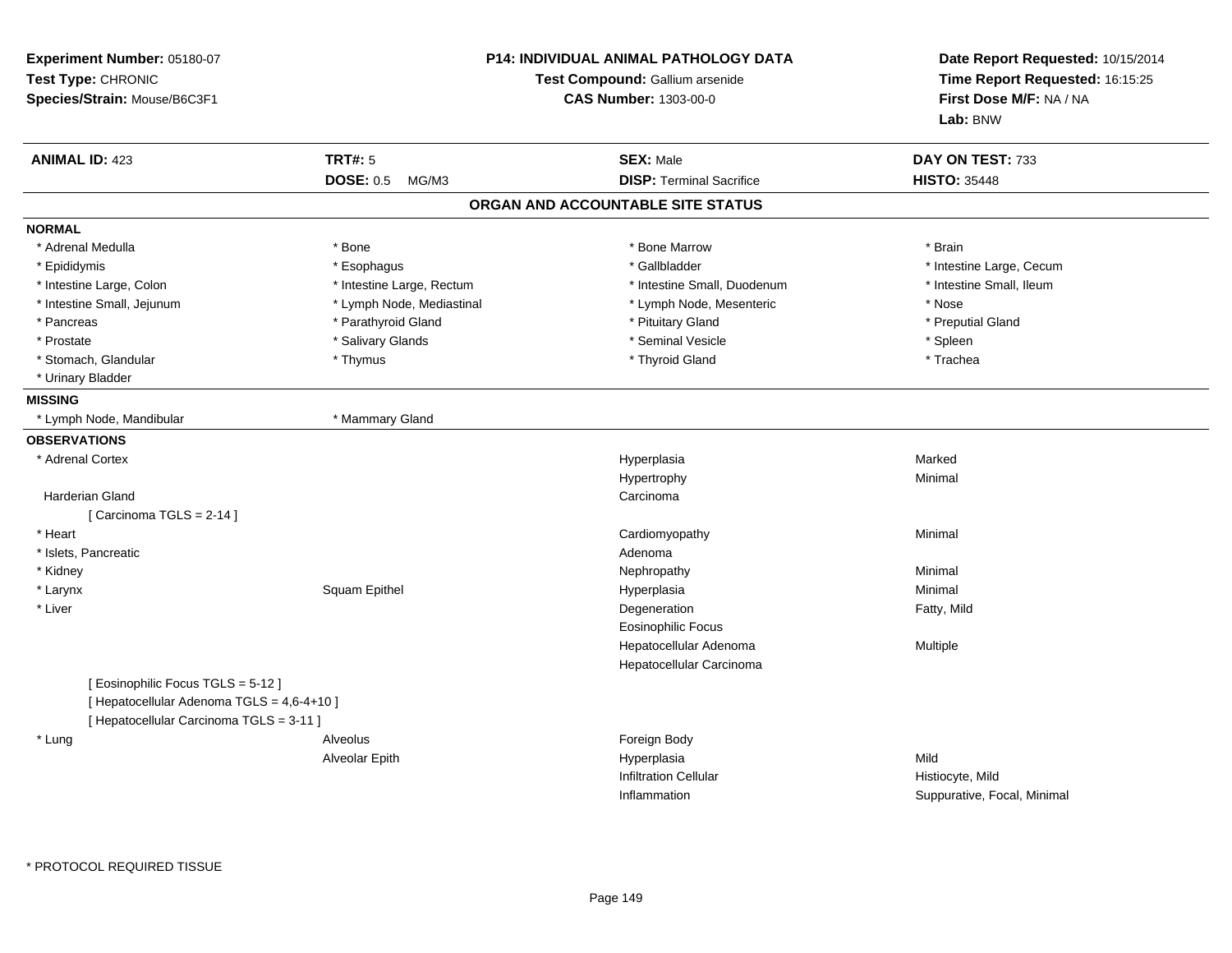**Experiment Number:** 05180-07
**Test Type:** CHRONIC
**Species/Strain:** Mouse/B6C3F1

**P14: INDIVIDUAL ANIMAL PATHOLOGY DATA**
**Test Compound:** Gallium arsenide
**CAS Number:** 1303-00-0

**Date Report Requested:** 10/15/2014
**Time Report Requested:** 16:15:25
**First Dose M/F:** NA / NA
**Lab:** BNW

| **ANIMAL ID:** 423 | **TRT#:** 5 | **SEX:** Male | **DAY ON TEST:** 733 |
|---|---|---|---|
| | **DOSE:** 0.5 MG/M3 | **DISP:** Terminal Sacrifice | **HISTO:** 35448 |

## ORGAN AND ACCOUNTABLE SITE STATUS

**NORMAL**

| | | | |
|---|---|---|---|
| * Adrenal Medulla | * Bone | * Bone Marrow | * Brain |
| * Epididymis | * Esophagus | * Gallbladder | * Intestine Large, Cecum |
| * Intestine Large, Colon | * Intestine Large, Rectum | * Intestine Small, Duodenum | * Intestine Small, Ileum |
| * Intestine Small, Jejunum | * Lymph Node, Mediastinal | * Lymph Node, Mesenteric | * Nose |
| * Pancreas | * Parathyroid Gland | * Pituitary Gland | * Preputial Gland |
| * Prostate | * Salivary Glands | * Seminal Vesicle | * Spleen |
| * Stomach, Glandular | * Thymus | * Thyroid Gland | * Trachea |
| * Urinary Bladder | | | |

**MISSING**

| | |
|---|---|
| * Lymph Node, Mandibular | * Mammary Gland |

**OBSERVATIONS**

| | | | |
|---|---|---|---|
| * Adrenal Cortex | | Hyperplasia | Marked |
| | | Hypertrophy | Minimal |
| Harderian Gland | | Carcinoma | |
| [ Carcinoma TGLS = 2-14 ] | | | |
| * Heart | | Cardiomyopathy | Minimal |
| * Islets, Pancreatic | | Adenoma | |
| * Kidney | | Nephropathy | Minimal |
| * Larynx | Squam Epithel | Hyperplasia | Minimal |
| * Liver | | Degeneration | Fatty, Mild |
| | | Eosinophilic Focus | |
| | | Hepatocellular Adenoma | Multiple |
| | | Hepatocellular Carcinoma | |
| [ Eosinophilic Focus TGLS = 5-12 ] | | | |
| [ Hepatocellular Adenoma TGLS = 4,6-4+10 ] | | | |
| [ Hepatocellular Carcinoma TGLS = 3-11 ] | | | |
| * Lung | Alveolus | Foreign Body | |
| | Alveolar Epith | Hyperplasia | Mild |
| | | Infiltration Cellular | Histiocyte, Mild |
| | | Inflammation | Suppurative, Focal, Minimal |

\* PROTOCOL REQUIRED TISSUE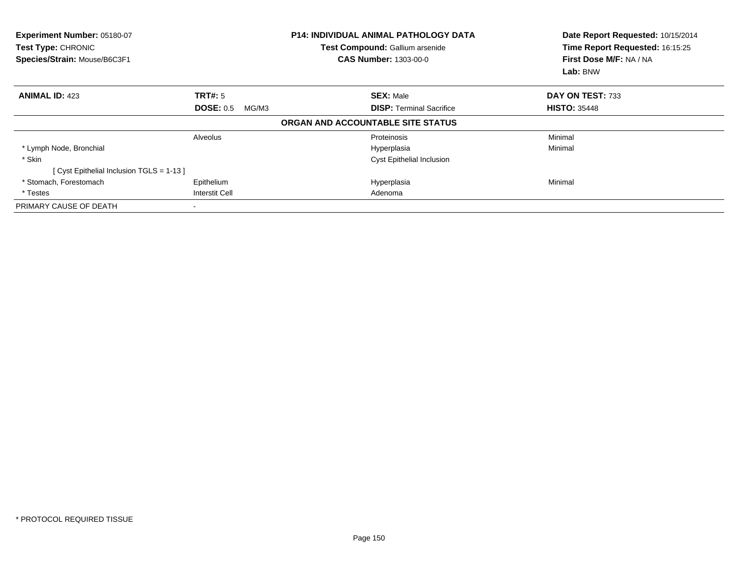**Experiment Number:** 05180-07
**Test Type:** CHRONIC
**Species/Strain:** Mouse/B6C3F1

**P14: INDIVIDUAL ANIMAL PATHOLOGY DATA**
**Test Compound:** Gallium arsenide
**CAS Number:** 1303-00-0

**Date Report Requested:** 10/15/2014
**Time Report Requested:** 16:15:25
**First Dose M/F:** NA / NA
**Lab:** BNW

| **ANIMAL ID:** 423 | **TRT#:** 5 | **SEX:** Male | **DAY ON TEST:** 733 |
|---|---|---|---|
| | **DOSE:** 0.5 MG/M3 | **DISP:** Terminal Sacrifice | **HISTO:** 35448 |

**ORGAN AND ACCOUNTABLE SITE STATUS**

| | | | |
|---|---|---|---|
| | Alveolus | Proteinosis | Minimal |
| * Lymph Node, Bronchial | | Hyperplasia | Minimal |
| * Skin | | Cyst Epithelial Inclusion | |
| [ Cyst Epithelial Inclusion TGLS = 1-13 ] | | | |
| * Stomach, Forestomach | Epithelium | Hyperplasia | Minimal |
| * Testes | Interstit Cell | Adenoma | |
| PRIMARY CAUSE OF DEATH | - | | |

* PROTOCOL REQUIRED TISSUE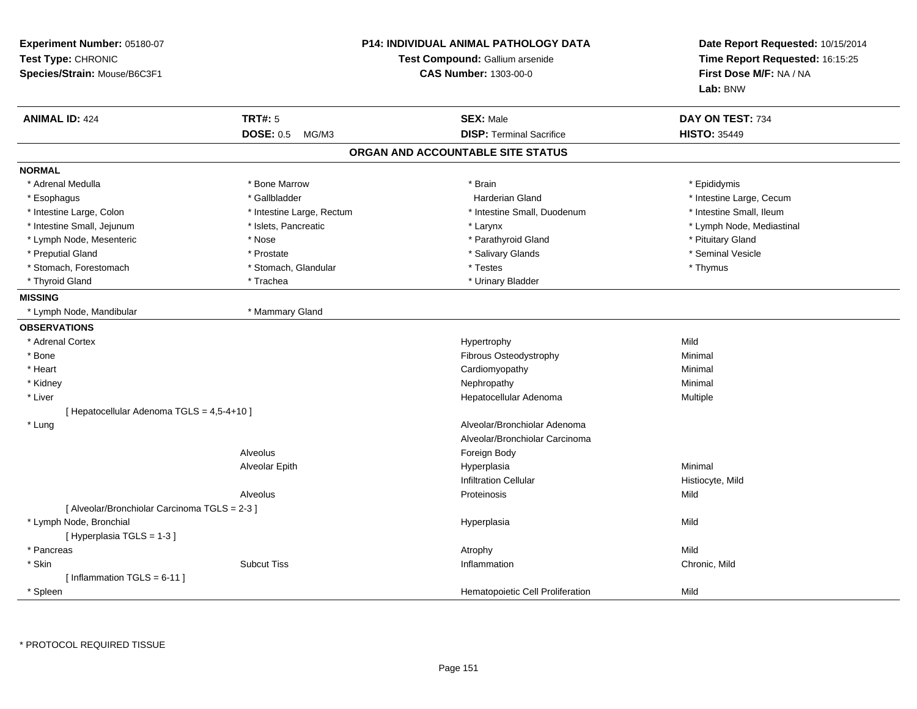**Experiment Number:** 05180-07
**Test Type:** CHRONIC
**Species/Strain:** Mouse/B6C3F1

**P14: INDIVIDUAL ANIMAL PATHOLOGY DATA**
**Test Compound:** Gallium arsenide
**CAS Number:** 1303-00-0

**Date Report Requested:** 10/15/2014
**Time Report Requested:** 16:15:25
**First Dose M/F:** NA / NA
**Lab:** BNW

| **ANIMAL ID:** 424 | **TRT#:** 5 | **SEX:** Male | **DAY ON TEST:** 734 |
|---|---|---|---|
| | **DOSE:** 0.5 MG/M3 | **DISP:** Terminal Sacrifice | **HISTO:** 35449 |

## ORGAN AND ACCOUNTABLE SITE STATUS

**NORMAL**

| | | | |
|---|---|---|---|
| * Adrenal Medulla | * Bone Marrow | * Brain | * Epididymis |
| * Esophagus | * Gallbladder | Harderian Gland | * Intestine Large, Cecum |
| * Intestine Large, Colon | * Intestine Large, Rectum | * Intestine Small, Duodenum | * Intestine Small, Ileum |
| * Intestine Small, Jejunum | * Islets, Pancreatic | * Larynx | * Lymph Node, Mediastinal |
| * Lymph Node, Mesenteric | * Nose | * Parathyroid Gland | * Pituitary Gland |
| * Preputial Gland | * Prostate | * Salivary Glands | * Seminal Vesicle |
| * Stomach, Forestomach | * Stomach, Glandular | * Testes | * Thymus |
| * Thyroid Gland | * Trachea | * Urinary Bladder | |

**MISSING**

| | |
|---|---|
| * Lymph Node, Mandibular | * Mammary Gland |

**OBSERVATIONS**

| Organ | Site | Observation | Severity |
|---|---|---|---|
| * Adrenal Cortex | | Hypertrophy | Mild |
| * Bone | | Fibrous Osteodystrophy | Minimal |
| * Heart | | Cardiomyopathy | Minimal |
| * Kidney | | Nephropathy | Minimal |
| * Liver | | Hepatocellular Adenoma | Multiple |
| [ Hepatocellular Adenoma TGLS = 4,5-4+10 ] | | | |
| * Lung | | Alveolar/Bronchiolar Adenoma | |
| | | Alveolar/Bronchiolar Carcinoma | |
| | Alveolus | Foreign Body | |
| | Alveolar Epith | Hyperplasia | Minimal |
| | | Infiltration Cellular | Histiocyte, Mild |
| | Alveolus | Proteinosis | Mild |
| [ Alveolar/Bronchiolar Carcinoma TGLS = 2-3 ] | | | |
| * Lymph Node, Bronchial | | Hyperplasia | Mild |
| [ Hyperplasia TGLS = 1-3 ] | | | |
| * Pancreas | | Atrophy | Mild |
| * Skin | Subcut Tiss | Inflammation | Chronic, Mild |
| [ Inflammation TGLS = 6-11 ] | | | |
| * Spleen | | Hematopoietic Cell Proliferation | Mild |

\* PROTOCOL REQUIRED TISSUE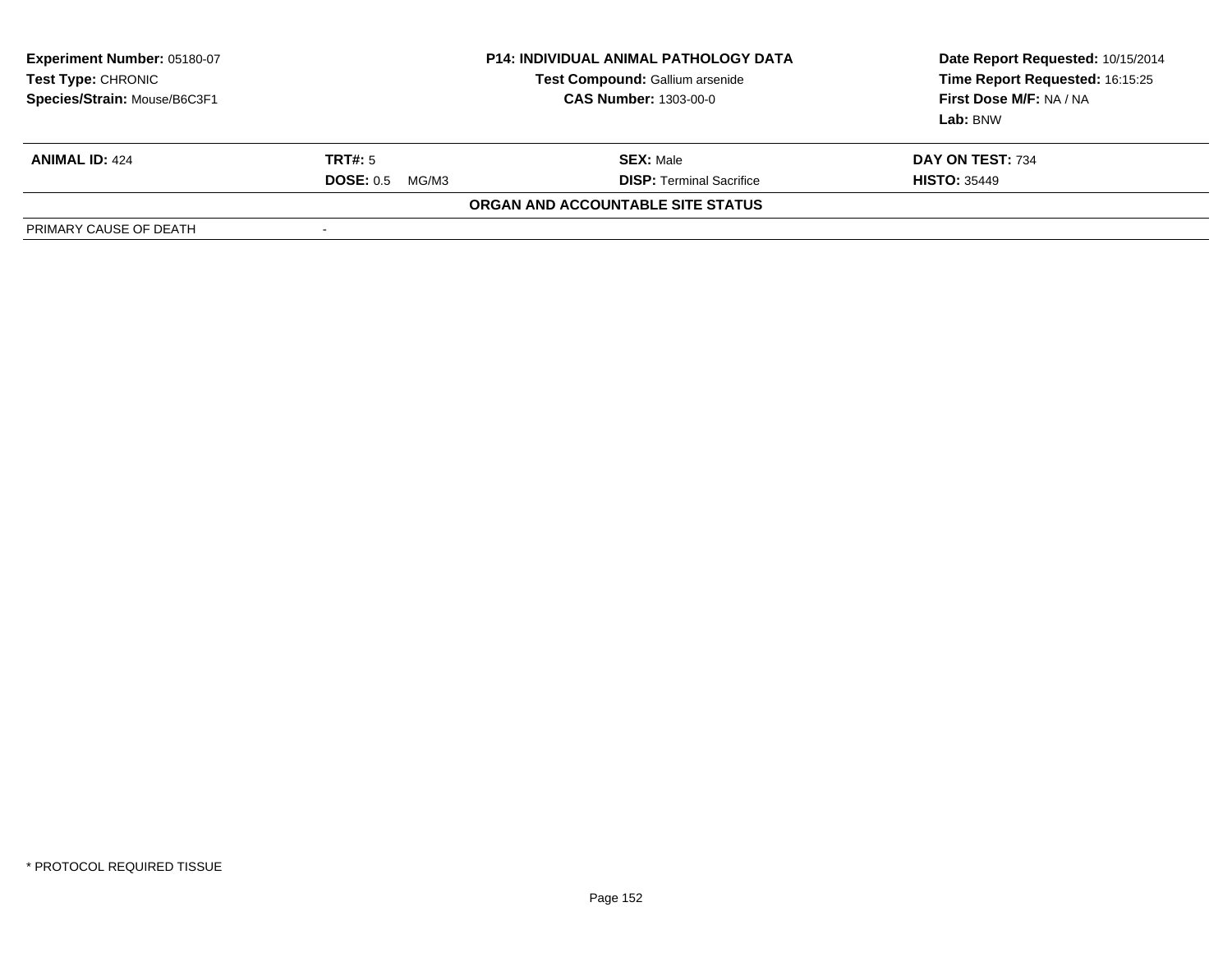| **Experiment Number:** 05180-07 | **P14: INDIVIDUAL ANIMAL PATHOLOGY DATA** | **Date Report Requested:** 10/15/2014 |
|---|---|---|
| **Test Type:** CHRONIC | **Test Compound:** Gallium arsenide | **Time Report Requested:** 16:15:25 |
| **Species/Strain:** Mouse/B6C3F1 | **CAS Number:** 1303-00-0 | **First Dose M/F:** NA / NA |
| | | **Lab:** BNW |

| **ANIMAL ID:** 424 | **TRT#:** 5 | **SEX:** Male | **DAY ON TEST:** 734 |
|---|---|---|---|
| | **DOSE:** 0.5 MG/M3 | **DISP:** Terminal Sacrifice | **HISTO:** 35449 |

**ORGAN AND ACCOUNTABLE SITE STATUS**

| PRIMARY CAUSE OF DEATH | - |
|---|---|

* PROTOCOL REQUIRED TISSUE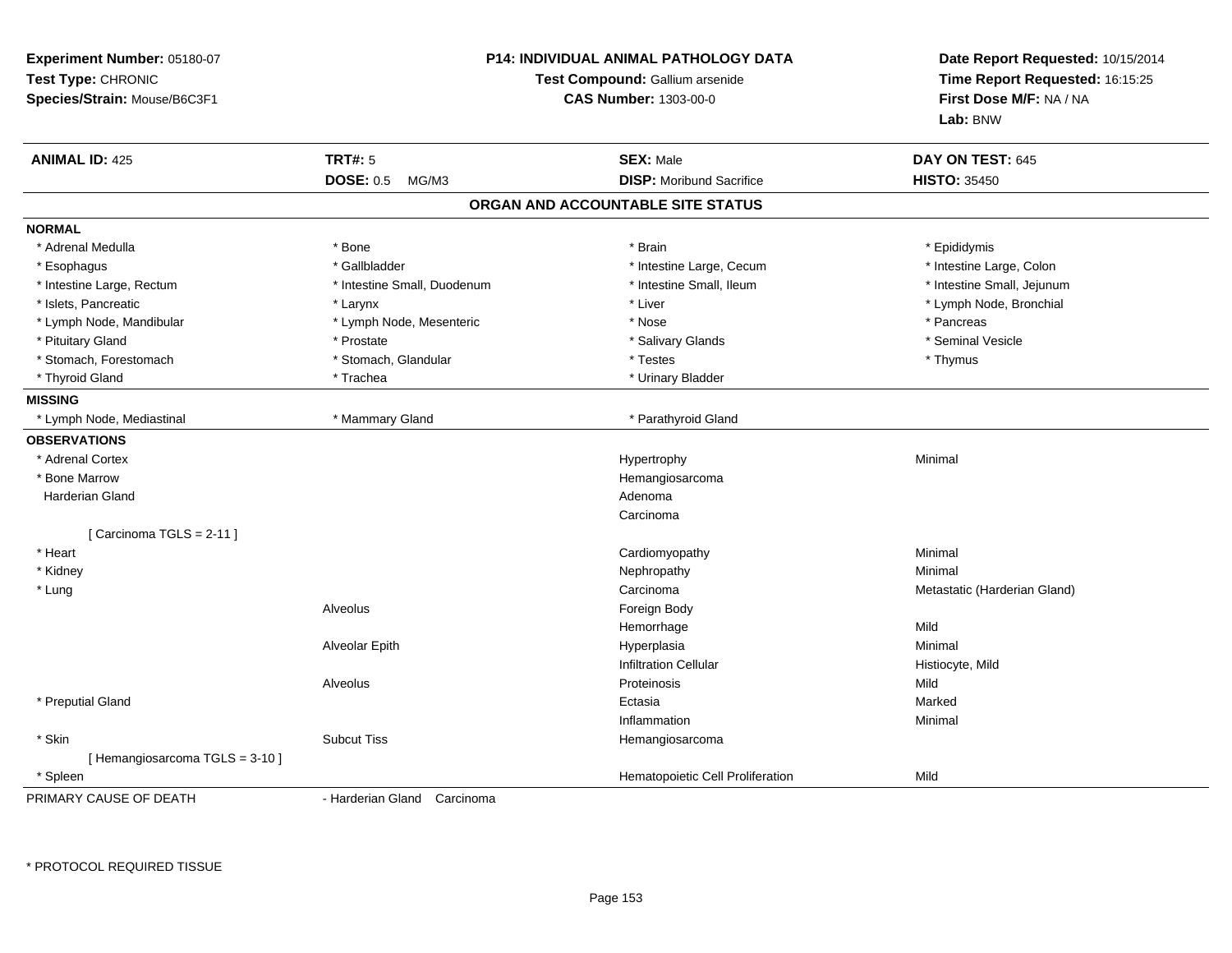**Experiment Number:** 05180-07
**Test Type:** CHRONIC
**Species/Strain:** Mouse/B6C3F1

**P14: INDIVIDUAL ANIMAL PATHOLOGY DATA**
**Test Compound:** Gallium arsenide
**CAS Number:** 1303-00-0

**Date Report Requested:** 10/15/2014
**Time Report Requested:** 16:15:25
**First Dose M/F:** NA / NA
**Lab:** BNW

| **ANIMAL ID:** 425 | **TRT#:** 5 | **SEX:** Male | **DAY ON TEST:** 645 |
|---|---|---|---|
| | **DOSE:** 0.5 MG/M3 | **DISP:** Moribund Sacrifice | **HISTO:** 35450 |

## ORGAN AND ACCOUNTABLE SITE STATUS

**NORMAL**

| | | | |
|---|---|---|---|
| * Adrenal Medulla | * Bone | * Brain | * Epididymis |
| * Esophagus | * Gallbladder | * Intestine Large, Cecum | * Intestine Large, Colon |
| * Intestine Large, Rectum | * Intestine Small, Duodenum | * Intestine Small, Ileum | * Intestine Small, Jejunum |
| * Islets, Pancreatic | * Larynx | * Liver | * Lymph Node, Bronchial |
| * Lymph Node, Mandibular | * Lymph Node, Mesenteric | * Nose | * Pancreas |
| * Pituitary Gland | * Prostate | * Salivary Glands | * Seminal Vesicle |
| * Stomach, Forestomach | * Stomach, Glandular | * Testes | * Thymus |
| * Thyroid Gland | * Trachea | * Urinary Bladder | |

**MISSING**

| | | |
|---|---|---|
| * Lymph Node, Mediastinal | * Mammary Gland | * Parathyroid Gland |

**OBSERVATIONS**

| Organ | Site | Observation | Severity/Qualifier |
|---|---|---|---|
| * Adrenal Cortex | | Hypertrophy | Minimal |
| * Bone Marrow | | Hemangiosarcoma | |
| Harderian Gland | | Adenoma | |
| | | Carcinoma | |
| [ Carcinoma TGLS = 2-11 ] | | | |
| * Heart | | Cardiomyopathy | Minimal |
| * Kidney | | Nephropathy | Minimal |
| * Lung | | Carcinoma | Metastatic (Harderian Gland) |
| | Alveolus | Foreign Body | |
| | | Hemorrhage | Mild |
| | Alveolar Epith | Hyperplasia | Minimal |
| | | Infiltration Cellular | Histiocyte, Mild |
| | Alveolus | Proteinosis | Mild |
| * Preputial Gland | | Ectasia | Marked |
| | | Inflammation | Minimal |
| * Skin | Subcut Tiss | Hemangiosarcoma | |
| [ Hemangiosarcoma TGLS = 3-10 ] | | | |
| * Spleen | | Hematopoietic Cell Proliferation | Mild |

PRIMARY CAUSE OF DEATH - Harderian Gland Carcinoma

\* PROTOCOL REQUIRED TISSUE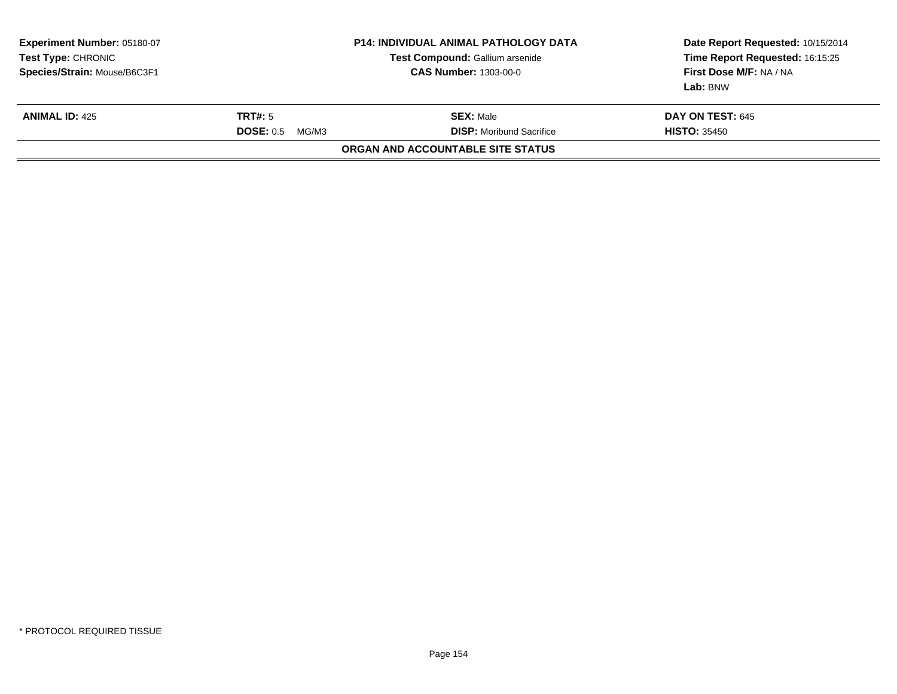**Experiment Number:** 05180-07
**Test Type:** CHRONIC
**Species/Strain:** Mouse/B6C3F1

**P14: INDIVIDUAL ANIMAL PATHOLOGY DATA**
**Test Compound:** Gallium arsenide
**CAS Number:** 1303-00-0

**Date Report Requested:** 10/15/2014
**Time Report Requested:** 16:15:25
**First Dose M/F:** NA / NA
**Lab:** BNW

| **ANIMAL ID:** 425 | **TRT#:** 5 | **SEX:** Male | **DAY ON TEST:** 645 |
|---|---|---|---|
| | **DOSE:** 0.5 MG/M3 | **DISP:** Moribund Sacrifice | **HISTO:** 35450 |

**ORGAN AND ACCOUNTABLE SITE STATUS**

* PROTOCOL REQUIRED TISSUE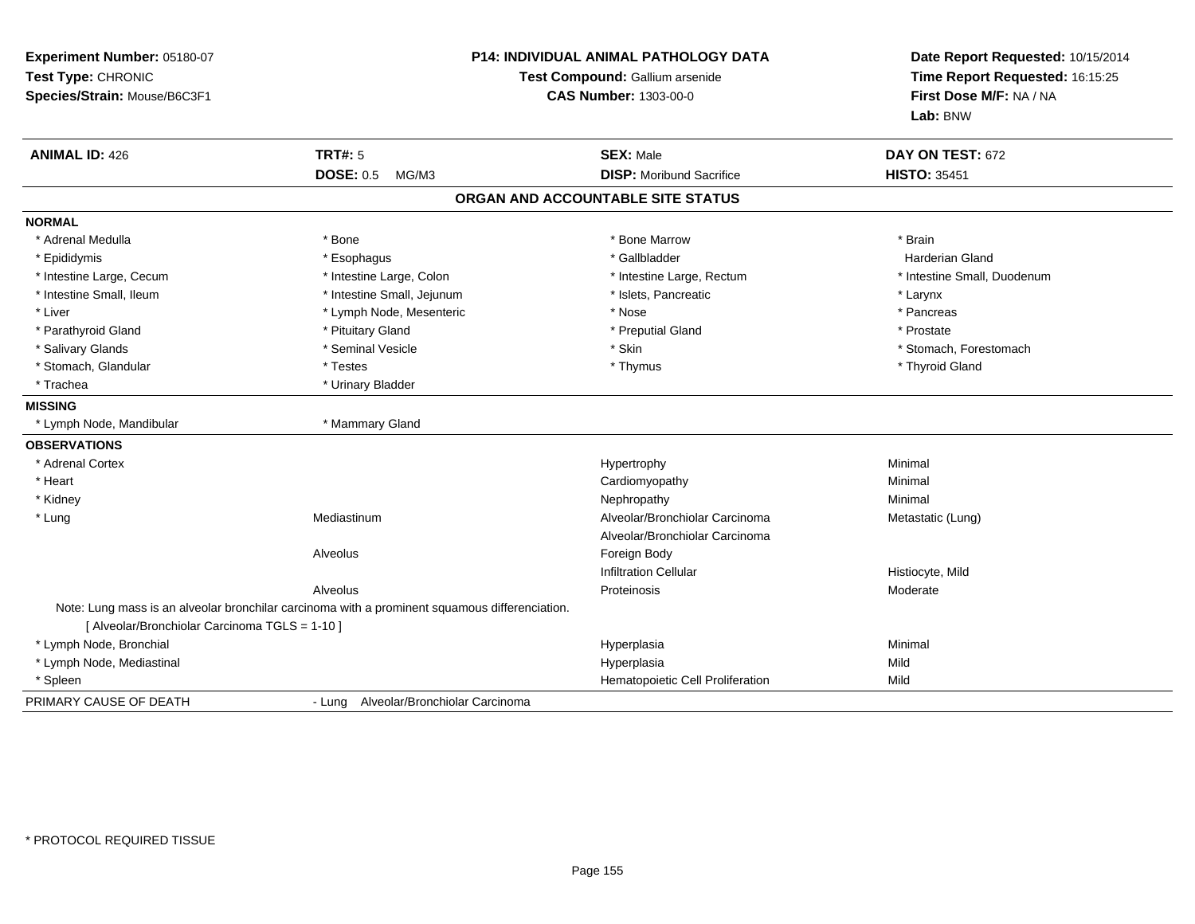**Experiment Number:** 05180-07
**Test Type:** CHRONIC
**Species/Strain:** Mouse/B6C3F1

**P14: INDIVIDUAL ANIMAL PATHOLOGY DATA**
**Test Compound:** Gallium arsenide
**CAS Number:** 1303-00-0

**Date Report Requested:** 10/15/2014
**Time Report Requested:** 16:15:25
**First Dose M/F:** NA / NA
**Lab:** BNW

| **ANIMAL ID:** 426 | **TRT#:** 5 | **SEX:** Male | **DAY ON TEST:** 672 |
|---|---|---|---|
| | **DOSE:** 0.5 MG/M3 | **DISP:** Moribund Sacrifice | **HISTO:** 35451 |

## ORGAN AND ACCOUNTABLE SITE STATUS

**NORMAL**

| | | | |
|---|---|---|---|
| * Adrenal Medulla | * Bone | * Bone Marrow | * Brain |
| * Epididymis | * Esophagus | * Gallbladder | Harderian Gland |
| * Intestine Large, Cecum | * Intestine Large, Colon | * Intestine Large, Rectum | * Intestine Small, Duodenum |
| * Intestine Small, Ileum | * Intestine Small, Jejunum | * Islets, Pancreatic | * Larynx |
| * Liver | * Lymph Node, Mesenteric | * Nose | * Pancreas |
| * Parathyroid Gland | * Pituitary Gland | * Preputial Gland | * Prostate |
| * Salivary Glands | * Seminal Vesicle | * Skin | * Stomach, Forestomach |
| * Stomach, Glandular | * Testes | * Thymus | * Thyroid Gland |
| * Trachea | * Urinary Bladder | | |

**MISSING**

| | |
|---|---|
| * Lymph Node, Mandibular | * Mammary Gland |

**OBSERVATIONS**

| | | | |
|---|---|---|---|
| * Adrenal Cortex | | Hypertrophy | Minimal |
| * Heart | | Cardiomyopathy | Minimal |
| * Kidney | | Nephropathy | Minimal |
| * Lung | Mediastinum | Alveolar/Bronchiolar Carcinoma | Metastatic (Lung) |
| | | Alveolar/Bronchiolar Carcinoma | |
| | Alveolus | Foreign Body | |
| | | Infiltration Cellular | Histiocyte, Mild |
| | Alveolus | Proteinosis | Moderate |

Note: Lung mass is an alveolar bronchilar carcinoma with a prominent squamous differenciation.
[ Alveolar/Bronchiolar Carcinoma TGLS = 1-10 ]

| | | | |
|---|---|---|---|
| * Lymph Node, Bronchial | | Hyperplasia | Minimal |
| * Lymph Node, Mediastinal | | Hyperplasia | Mild |
| * Spleen | | Hematopoietic Cell Proliferation | Mild |

PRIMARY CAUSE OF DEATH - Lung Alveolar/Bronchiolar Carcinoma

* PROTOCOL REQUIRED TISSUE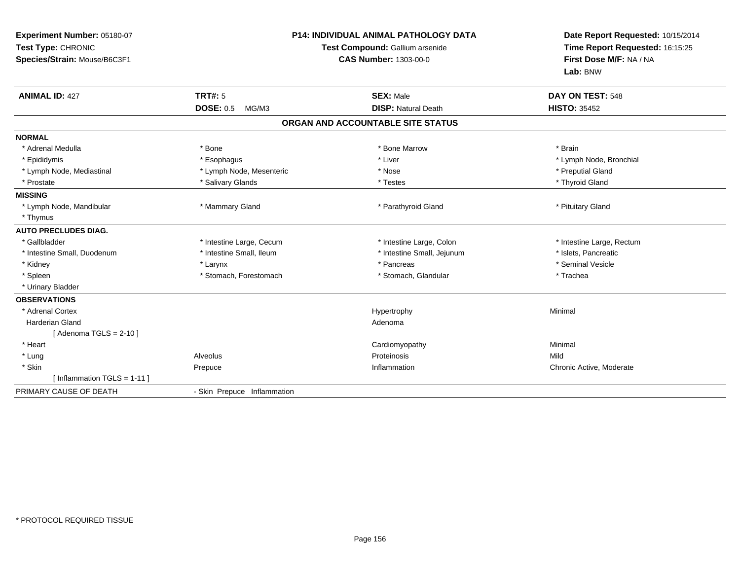**Experiment Number:** 05180-07
**Test Type:** CHRONIC
**Species/Strain:** Mouse/B6C3F1

**P14: INDIVIDUAL ANIMAL PATHOLOGY DATA**
**Test Compound:** Gallium arsenide
**CAS Number:** 1303-00-0

**Date Report Requested:** 10/15/2014
**Time Report Requested:** 16:15:25
**First Dose M/F:** NA / NA
**Lab:** BNW

| **ANIMAL ID:** 427 | **TRT#:** 5 | **SEX:** Male | **DAY ON TEST:** 548 |
|---|---|---|---|
| | **DOSE:** 0.5 MG/M3 | **DISP:** Natural Death | **HISTO:** 35452 |

## ORGAN AND ACCOUNTABLE SITE STATUS

| | | | |
|---|---|---|---|
| **NORMAL** | | | |
| * Adrenal Medulla | * Bone | * Bone Marrow | * Brain |
| * Epididymis | * Esophagus | * Liver | * Lymph Node, Bronchial |
| * Lymph Node, Mediastinal | * Lymph Node, Mesenteric | * Nose | * Preputial Gland |
| * Prostate | * Salivary Glands | * Testes | * Thyroid Gland |
| **MISSING** | | | |
| * Lymph Node, Mandibular | * Mammary Gland | * Parathyroid Gland | * Pituitary Gland |
| * Thymus | | | |
| **AUTO PRECLUDES DIAG.** | | | |
| * Gallbladder | * Intestine Large, Cecum | * Intestine Large, Colon | * Intestine Large, Rectum |
| * Intestine Small, Duodenum | * Intestine Small, Ileum | * Intestine Small, Jejunum | * Islets, Pancreatic |
| * Kidney | * Larynx | * Pancreas | * Seminal Vesicle |
| * Spleen | * Stomach, Forestomach | * Stomach, Glandular | * Trachea |
| * Urinary Bladder | | | |
| **OBSERVATIONS** | | | |
| * Adrenal Cortex | | Hypertrophy | Minimal |
| Harderian Gland | | Adenoma | |
| [ Adenoma TGLS = 2-10 ] | | | |
| * Heart | | Cardiomyopathy | Minimal |
| * Lung | Alveolus | Proteinosis | Mild |
| * Skin | Prepuce | Inflammation | Chronic Active, Moderate |
| [ Inflammation TGLS = 1-11 ] | | | |
| PRIMARY CAUSE OF DEATH | - Skin Prepuce Inflammation | | |

* PROTOCOL REQUIRED TISSUE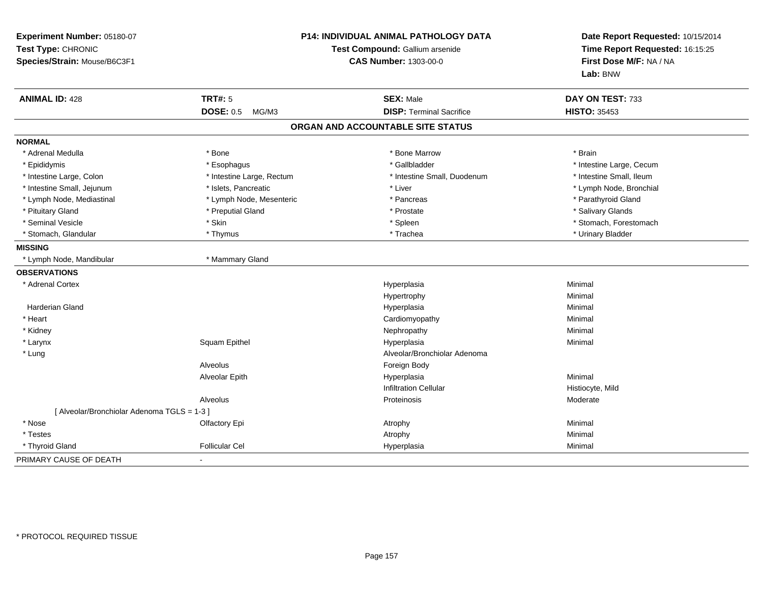**Experiment Number:** 05180-07
**Test Type:** CHRONIC
**Species/Strain:** Mouse/B6C3F1

**P14: INDIVIDUAL ANIMAL PATHOLOGY DATA**
**Test Compound:** Gallium arsenide
**CAS Number:** 1303-00-0

**Date Report Requested:** 10/15/2014
**Time Report Requested:** 16:15:25
**First Dose M/F:** NA / NA
**Lab:** BNW

| **ANIMAL ID:** 428 | **TRT#:** 5 | **SEX:** Male | **DAY ON TEST:** 733 |
|---|---|---|---|
| | **DOSE:** 0.5 MG/M3 | **DISP:** Terminal Sacrifice | **HISTO:** 35453 |

## ORGAN AND ACCOUNTABLE SITE STATUS

**NORMAL**

| | | | |
|---|---|---|---|
| * Adrenal Medulla | * Bone | * Bone Marrow | * Brain |
| * Epididymis | * Esophagus | * Gallbladder | * Intestine Large, Cecum |
| * Intestine Large, Colon | * Intestine Large, Rectum | * Intestine Small, Duodenum | * Intestine Small, Ileum |
| * Intestine Small, Jejunum | * Islets, Pancreatic | * Liver | * Lymph Node, Bronchial |
| * Lymph Node, Mediastinal | * Lymph Node, Mesenteric | * Pancreas | * Parathyroid Gland |
| * Pituitary Gland | * Preputial Gland | * Prostate | * Salivary Glands |
| * Seminal Vesicle | * Skin | * Spleen | * Stomach, Forestomach |
| * Stomach, Glandular | * Thymus | * Trachea | * Urinary Bladder |

**MISSING**

| | |
|---|---|
| * Lymph Node, Mandibular | * Mammary Gland |

**OBSERVATIONS**

| Organ | Site | Observation | Severity |
|---|---|---|---|
| * Adrenal Cortex | | Hyperplasia | Minimal |
| | | Hypertrophy | Minimal |
| Harderian Gland | | Hyperplasia | Minimal |
| * Heart | | Cardiomyopathy | Minimal |
| * Kidney | | Nephropathy | Minimal |
| * Larynx | Squam Epithel | Hyperplasia | Minimal |
| * Lung | | Alveolar/Bronchiolar Adenoma | |
| | Alveolus | Foreign Body | |
| | Alveolar Epith | Hyperplasia | Minimal |
| | | Infiltration Cellular | Histiocyte, Mild |
| | Alveolus | Proteinosis | Moderate |
| [ Alveolar/Bronchiolar Adenoma TGLS = 1-3 ] | | | |
| * Nose | Olfactory Epi | Atrophy | Minimal |
| * Testes | | Atrophy | Minimal |
| * Thyroid Gland | Follicular Cel | Hyperplasia | Minimal |

PRIMARY CAUSE OF DEATH -

\* PROTOCOL REQUIRED TISSUE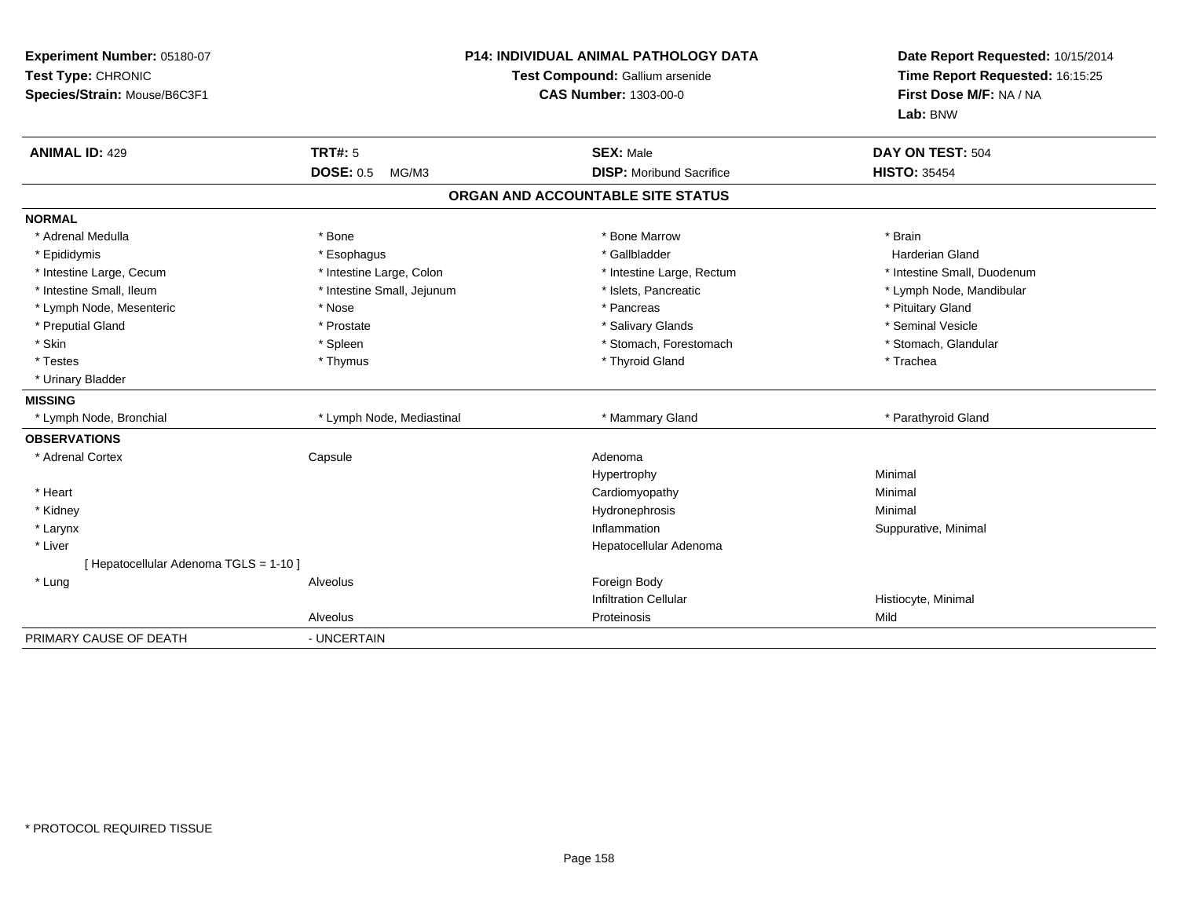**Experiment Number:** 05180-07
**Test Type:** CHRONIC
**Species/Strain:** Mouse/B6C3F1

**P14: INDIVIDUAL ANIMAL PATHOLOGY DATA**
**Test Compound:** Gallium arsenide
**CAS Number:** 1303-00-0

**Date Report Requested:** 10/15/2014
**Time Report Requested:** 16:15:25
**First Dose M/F:** NA / NA
**Lab:** BNW

| **ANIMAL ID:** 429 | **TRT#:** 5 | **SEX:** Male | **DAY ON TEST:** 504 |
|---|---|---|---|
| | **DOSE:** 0.5 MG/M3 | **DISP:** Moribund Sacrifice | **HISTO:** 35454 |

## ORGAN AND ACCOUNTABLE SITE STATUS

| | | | |
|---|---|---|---|
| **NORMAL** | | | |
| * Adrenal Medulla | * Bone | * Bone Marrow | * Brain |
| * Epididymis | * Esophagus | * Gallbladder | Harderian Gland |
| * Intestine Large, Cecum | * Intestine Large, Colon | * Intestine Large, Rectum | * Intestine Small, Duodenum |
| * Intestine Small, Ileum | * Intestine Small, Jejunum | * Islets, Pancreatic | * Lymph Node, Mandibular |
| * Lymph Node, Mesenteric | * Nose | * Pancreas | * Pituitary Gland |
| * Preputial Gland | * Prostate | * Salivary Glands | * Seminal Vesicle |
| * Skin | * Spleen | * Stomach, Forestomach | * Stomach, Glandular |
| * Testes | * Thymus | * Thyroid Gland | * Trachea |
| * Urinary Bladder | | | |
| **MISSING** | | | |
| * Lymph Node, Bronchial | * Lymph Node, Mediastinal | * Mammary Gland | * Parathyroid Gland |
| **OBSERVATIONS** | | | |
| * Adrenal Cortex | Capsule | Adenoma | |
| | | Hypertrophy | Minimal |
| * Heart | | Cardiomyopathy | Minimal |
| * Kidney | | Hydronephrosis | Minimal |
| * Larynx | | Inflammation | Suppurative, Minimal |
| * Liver | | Hepatocellular Adenoma | |
| [ Hepatocellular Adenoma TGLS = 1-10 ] | | | |
| * Lung | Alveolus | Foreign Body | |
| | | Infiltration Cellular | Histiocyte, Minimal |
| | Alveolus | Proteinosis | Mild |
| PRIMARY CAUSE OF DEATH | - UNCERTAIN | | |

* PROTOCOL REQUIRED TISSUE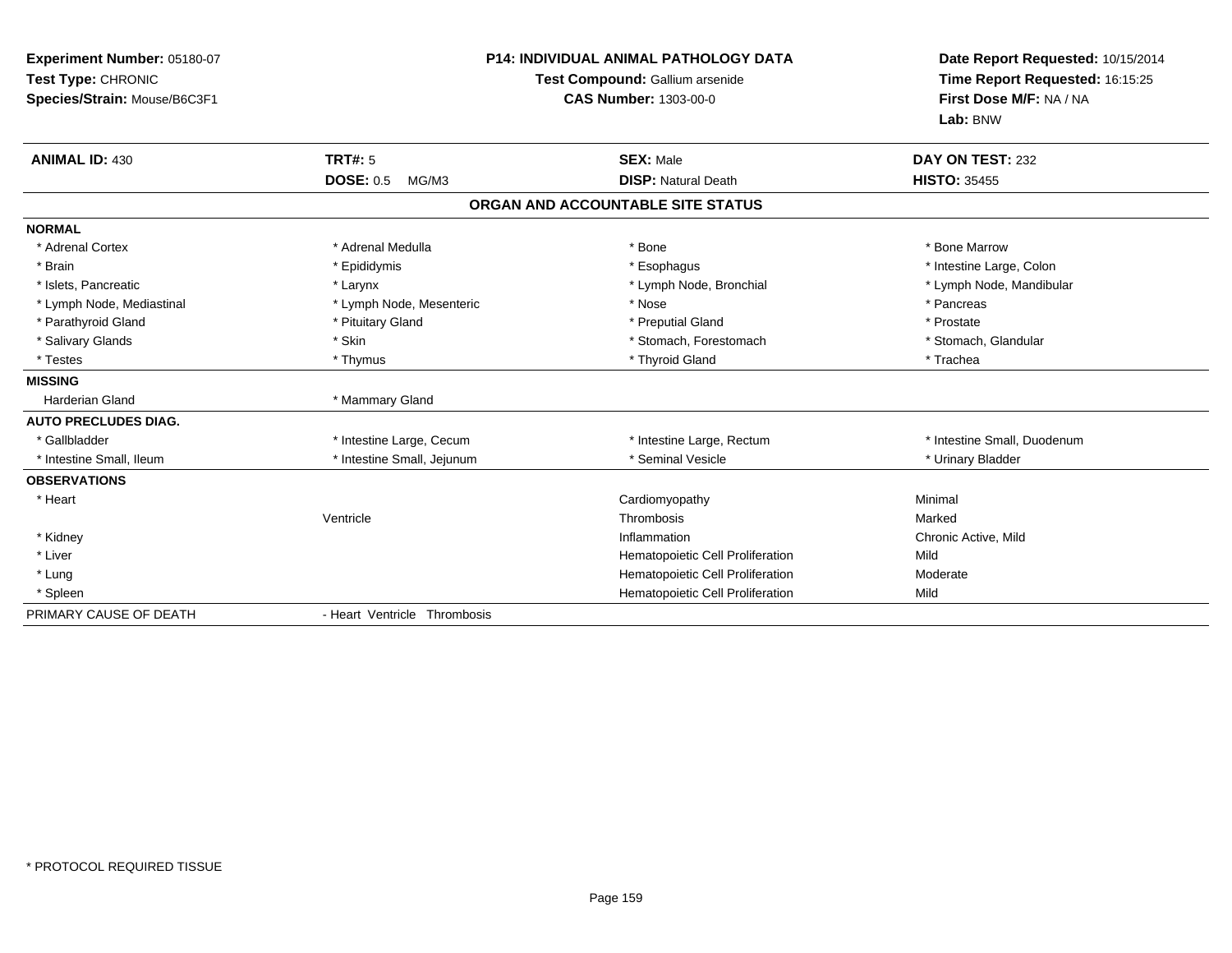**Experiment Number:** 05180-07
**Test Type:** CHRONIC
**Species/Strain:** Mouse/B6C3F1

**P14: INDIVIDUAL ANIMAL PATHOLOGY DATA**
**Test Compound:** Gallium arsenide
**CAS Number:** 1303-00-0

**Date Report Requested:** 10/15/2014
**Time Report Requested:** 16:15:25
**First Dose M/F:** NA / NA
**Lab:** BNW

| **ANIMAL ID:** 430 | **TRT#:** 5 | **SEX:** Male | **DAY ON TEST:** 232 |
|---|---|---|---|
| | **DOSE:** 0.5 MG/M3 | **DISP:** Natural Death | **HISTO:** 35455 |

**ORGAN AND ACCOUNTABLE SITE STATUS**

| | | | |
|---|---|---|---|
| **NORMAL** | | | |
| * Adrenal Cortex | * Adrenal Medulla | * Bone | * Bone Marrow |
| * Brain | * Epididymis | * Esophagus | * Intestine Large, Colon |
| * Islets, Pancreatic | * Larynx | * Lymph Node, Bronchial | * Lymph Node, Mandibular |
| * Lymph Node, Mediastinal | * Lymph Node, Mesenteric | * Nose | * Pancreas |
| * Parathyroid Gland | * Pituitary Gland | * Preputial Gland | * Prostate |
| * Salivary Glands | * Skin | * Stomach, Forestomach | * Stomach, Glandular |
| * Testes | * Thymus | * Thyroid Gland | * Trachea |
| **MISSING** | | | |
| Harderian Gland | * Mammary Gland | | |
| **AUTO PRECLUDES DIAG.** | | | |
| * Gallbladder | * Intestine Large, Cecum | * Intestine Large, Rectum | * Intestine Small, Duodenum |
| * Intestine Small, Ileum | * Intestine Small, Jejunum | * Seminal Vesicle | * Urinary Bladder |
| **OBSERVATIONS** | | | |
| * Heart | | Cardiomyopathy | Minimal |
| | Ventricle | Thrombosis | Marked |
| * Kidney | | Inflammation | Chronic Active, Mild |
| * Liver | | Hematopoietic Cell Proliferation | Mild |
| * Lung | | Hematopoietic Cell Proliferation | Moderate |
| * Spleen | | Hematopoietic Cell Proliferation | Mild |
| PRIMARY CAUSE OF DEATH | - Heart Ventricle Thrombosis | | |

* PROTOCOL REQUIRED TISSUE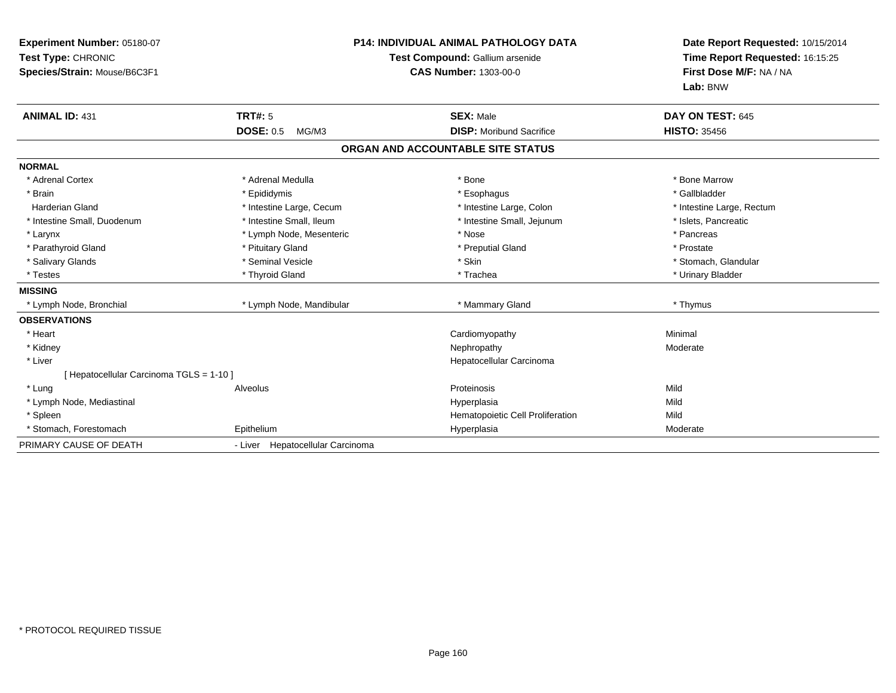**Experiment Number:** 05180-07
**Test Type:** CHRONIC
**Species/Strain:** Mouse/B6C3F1

**P14: INDIVIDUAL ANIMAL PATHOLOGY DATA**
**Test Compound:** Gallium arsenide
**CAS Number:** 1303-00-0

**Date Report Requested:** 10/15/2014
**Time Report Requested:** 16:15:25
**First Dose M/F:** NA / NA
**Lab:** BNW

| **ANIMAL ID:** 431 | **TRT#:** 5 | **SEX:** Male | **DAY ON TEST:** 645 |
|---|---|---|---|
| | **DOSE:** 0.5 MG/M3 | **DISP:** Moribund Sacrifice | **HISTO:** 35456 |

**ORGAN AND ACCOUNTABLE SITE STATUS**

| | | | |
|---|---|---|---|
| **NORMAL** | | | |
| * Adrenal Cortex | * Adrenal Medulla | * Bone | * Bone Marrow |
| * Brain | * Epididymis | * Esophagus | * Gallbladder |
| Harderian Gland | * Intestine Large, Cecum | * Intestine Large, Colon | * Intestine Large, Rectum |
| * Intestine Small, Duodenum | * Intestine Small, Ileum | * Intestine Small, Jejunum | * Islets, Pancreatic |
| * Larynx | * Lymph Node, Mesenteric | * Nose | * Pancreas |
| * Parathyroid Gland | * Pituitary Gland | * Preputial Gland | * Prostate |
| * Salivary Glands | * Seminal Vesicle | * Skin | * Stomach, Glandular |
| * Testes | * Thyroid Gland | * Trachea | * Urinary Bladder |
| **MISSING** | | | |
| * Lymph Node, Bronchial | * Lymph Node, Mandibular | * Mammary Gland | * Thymus |
| **OBSERVATIONS** | | | |
| * Heart | | Cardiomyopathy | Minimal |
| * Kidney | | Nephropathy | Moderate |
| * Liver | | Hepatocellular Carcinoma | |
| [ Hepatocellular Carcinoma TGLS = 1-10 ] | | | |
| * Lung | Alveolus | Proteinosis | Mild |
| * Lymph Node, Mediastinal | | Hyperplasia | Mild |
| * Spleen | | Hematopoietic Cell Proliferation | Mild |
| * Stomach, Forestomach | Epithelium | Hyperplasia | Moderate |
| PRIMARY CAUSE OF DEATH | - Liver Hepatocellular Carcinoma | | |

* PROTOCOL REQUIRED TISSUE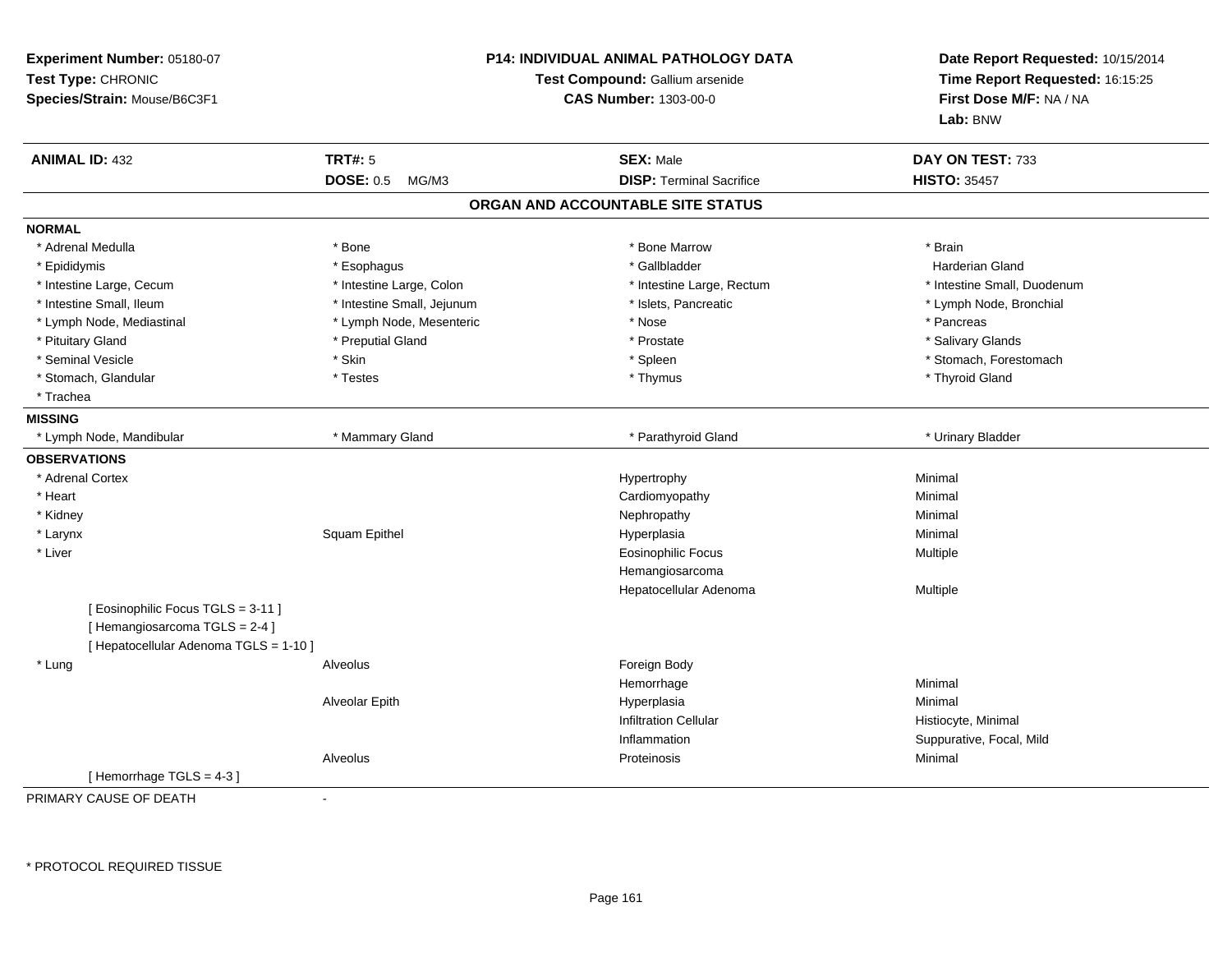**Experiment Number:** 05180-07
**Test Type:** CHRONIC
**Species/Strain:** Mouse/B6C3F1

**P14: INDIVIDUAL ANIMAL PATHOLOGY DATA**
**Test Compound:** Gallium arsenide
**CAS Number:** 1303-00-0

**Date Report Requested:** 10/15/2014
**Time Report Requested:** 16:15:25
**First Dose M/F:** NA / NA
**Lab:** BNW

| **ANIMAL ID:** 432 | **TRT#:** 5 | **SEX:** Male | **DAY ON TEST:** 733 |
|---|---|---|---|
| | **DOSE:** 0.5 MG/M3 | **DISP:** Terminal Sacrifice | **HISTO:** 35457 |

## ORGAN AND ACCOUNTABLE SITE STATUS

**NORMAL**

| | | | |
|---|---|---|---|
| * Adrenal Medulla | * Bone | * Bone Marrow | * Brain |
| * Epididymis | * Esophagus | * Gallbladder | Harderian Gland |
| * Intestine Large, Cecum | * Intestine Large, Colon | * Intestine Large, Rectum | * Intestine Small, Duodenum |
| * Intestine Small, Ileum | * Intestine Small, Jejunum | * Islets, Pancreatic | * Lymph Node, Bronchial |
| * Lymph Node, Mediastinal | * Lymph Node, Mesenteric | * Nose | * Pancreas |
| * Pituitary Gland | * Preputial Gland | * Prostate | * Salivary Glands |
| * Seminal Vesicle | * Skin | * Spleen | * Stomach, Forestomach |
| * Stomach, Glandular | * Testes | * Thymus | * Thyroid Gland |
| * Trachea | | | |

**MISSING**

| | | | |
|---|---|---|---|
| * Lymph Node, Mandibular | * Mammary Gland | * Parathyroid Gland | * Urinary Bladder |

**OBSERVATIONS**

| | | | |
|---|---|---|---|
| * Adrenal Cortex | | Hypertrophy | Minimal |
| * Heart | | Cardiomyopathy | Minimal |
| * Kidney | | Nephropathy | Minimal |
| * Larynx | Squam Epithel | Hyperplasia | Minimal |
| * Liver | | Eosinophilic Focus | Multiple |
| | | Hemangiosarcoma | |
| | | Hepatocellular Adenoma | Multiple |
| [ Eosinophilic Focus TGLS = 3-11 ] | | | |
| [ Hemangiosarcoma TGLS = 2-4 ] | | | |
| [ Hepatocellular Adenoma TGLS = 1-10 ] | | | |
| * Lung | Alveolus | Foreign Body | |
| | | Hemorrhage | Minimal |
| | Alveolar Epith | Hyperplasia | Minimal |
| | | Infiltration Cellular | Histiocyte, Minimal |
| | | Inflammation | Suppurative, Focal, Mild |
| | Alveolus | Proteinosis | Minimal |
| [ Hemorrhage TGLS = 4-3 ] | | | |

PRIMARY CAUSE OF DEATH -

\* PROTOCOL REQUIRED TISSUE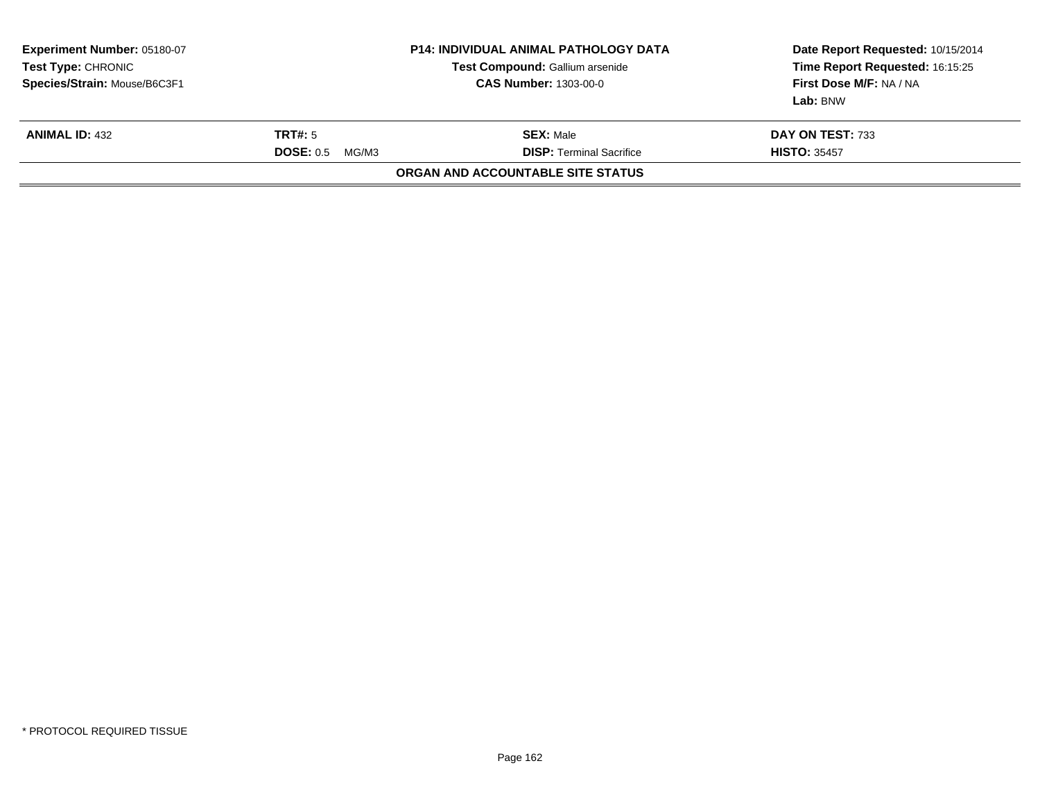**Experiment Number:** 05180-07
**Test Type:** CHRONIC
**Species/Strain:** Mouse/B6C3F1

**P14: INDIVIDUAL ANIMAL PATHOLOGY DATA**
**Test Compound:** Gallium arsenide
**CAS Number:** 1303-00-0

**Date Report Requested:** 10/15/2014
**Time Report Requested:** 16:15:25
**First Dose M/F:** NA / NA
**Lab:** BNW

| **ANIMAL ID:** 432 | **TRT#:** 5 | **SEX:** Male | **DAY ON TEST:** 733 |
|---|---|---|---|
| | **DOSE:** 0.5 MG/M3 | **DISP:** Terminal Sacrifice | **HISTO:** 35457 |

**ORGAN AND ACCOUNTABLE SITE STATUS**

* PROTOCOL REQUIRED TISSUE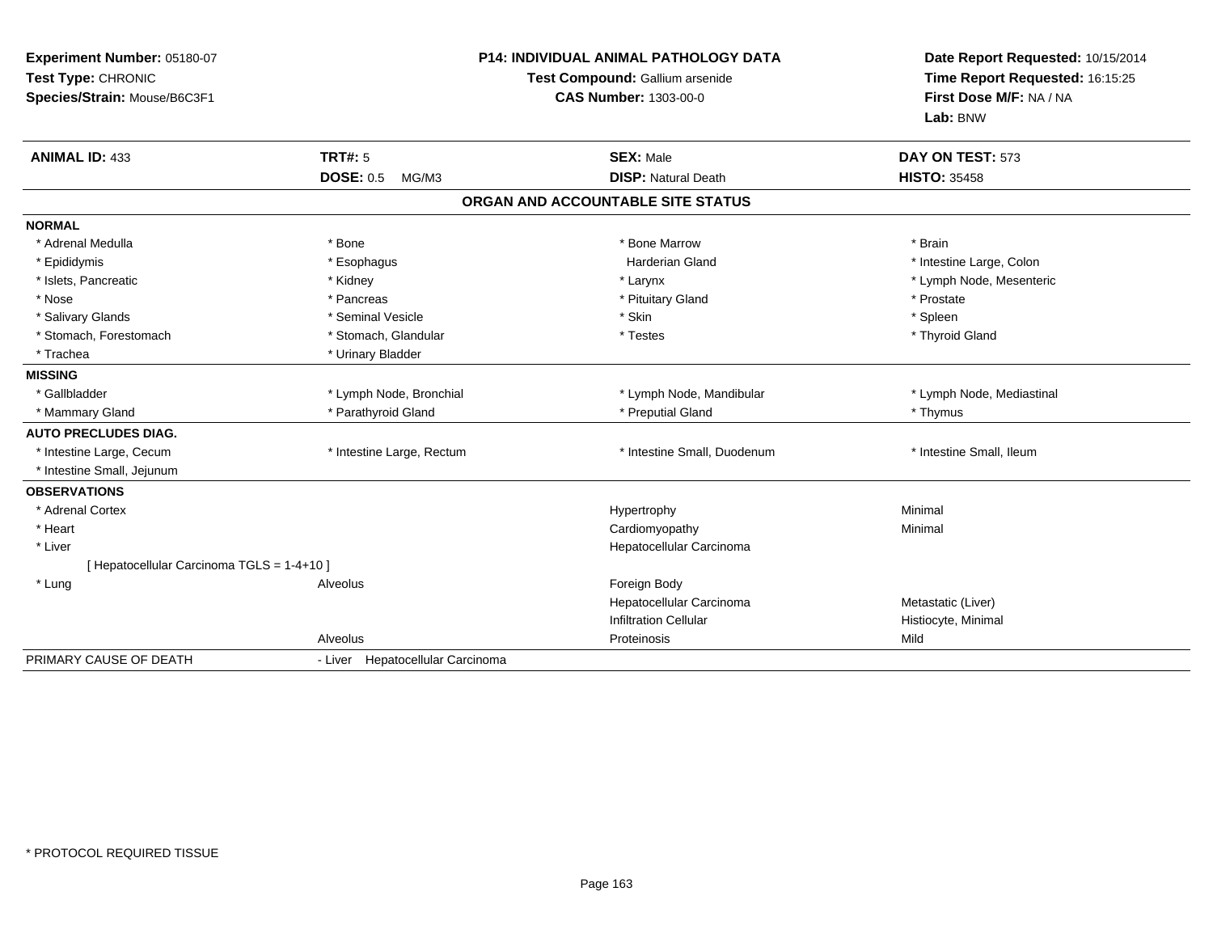**Experiment Number:** 05180-07
**Test Type:** CHRONIC
**Species/Strain:** Mouse/B6C3F1

**P14: INDIVIDUAL ANIMAL PATHOLOGY DATA**
**Test Compound:** Gallium arsenide
**CAS Number:** 1303-00-0

**Date Report Requested:** 10/15/2014
**Time Report Requested:** 16:15:25
**First Dose M/F:** NA / NA
**Lab:** BNW

| **ANIMAL ID:** 433 | **TRT#:** 5 | **SEX:** Male | **DAY ON TEST:** 573 |
|---|---|---|---|
| | **DOSE:** 0.5 MG/M3 | **DISP:** Natural Death | **HISTO:** 35458 |

## ORGAN AND ACCOUNTABLE SITE STATUS

| | | | |
|---|---|---|---|
| **NORMAL** | | | |
| * Adrenal Medulla | * Bone | * Bone Marrow | * Brain |
| * Epididymis | * Esophagus | Harderian Gland | * Intestine Large, Colon |
| * Islets, Pancreatic | * Kidney | * Larynx | * Lymph Node, Mesenteric |
| * Nose | * Pancreas | * Pituitary Gland | * Prostate |
| * Salivary Glands | * Seminal Vesicle | * Skin | * Spleen |
| * Stomach, Forestomach | * Stomach, Glandular | * Testes | * Thyroid Gland |
| * Trachea | * Urinary Bladder | | |
| **MISSING** | | | |
| * Gallbladder | * Lymph Node, Bronchial | * Lymph Node, Mandibular | * Lymph Node, Mediastinal |
| * Mammary Gland | * Parathyroid Gland | * Preputial Gland | * Thymus |
| **AUTO PRECLUDES DIAG.** | | | |
| * Intestine Large, Cecum | * Intestine Large, Rectum | * Intestine Small, Duodenum | * Intestine Small, Ileum |
| * Intestine Small, Jejunum | | | |
| **OBSERVATIONS** | | | |
| * Adrenal Cortex | | Hypertrophy | Minimal |
| * Heart | | Cardiomyopathy | Minimal |
| * Liver | | Hepatocellular Carcinoma | |
| [ Hepatocellular Carcinoma TGLS = 1-4+10 ] | | | |
| * Lung | Alveolus | Foreign Body | |
| | | Hepatocellular Carcinoma | Metastatic (Liver) |
| | | Infiltration Cellular | Histiocyte, Minimal |
| | Alveolus | Proteinosis | Mild |
| PRIMARY CAUSE OF DEATH | - Liver Hepatocellular Carcinoma | | |

* PROTOCOL REQUIRED TISSUE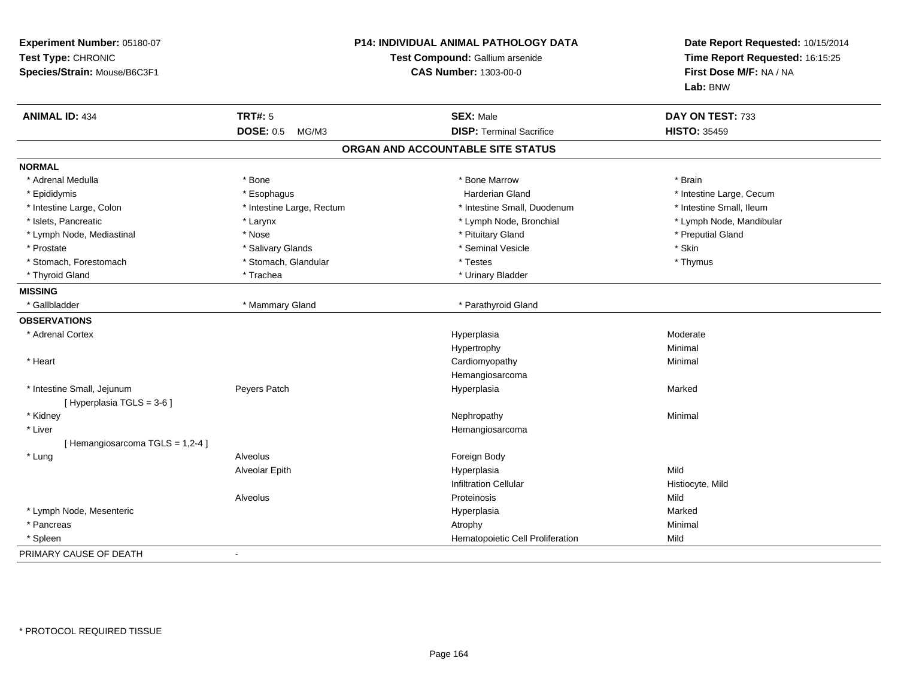**Experiment Number:** 05180-07
**Test Type:** CHRONIC
**Species/Strain:** Mouse/B6C3F1

## P14: INDIVIDUAL ANIMAL PATHOLOGY DATA

**Test Compound:** Gallium arsenide
**CAS Number:** 1303-00-0

**Date Report Requested:** 10/15/2014
**Time Report Requested:** 16:15:25
**First Dose M/F:** NA / NA
**Lab:** BNW

| **ANIMAL ID:** 434 | **TRT#:** 5 | **SEX:** Male | **DAY ON TEST:** 733 |
|---|---|---|---|
| | **DOSE:** 0.5 MG/M3 | **DISP:** Terminal Sacrifice | **HISTO:** 35459 |

### ORGAN AND ACCOUNTABLE SITE STATUS

**NORMAL**

| | | | |
|---|---|---|---|
| * Adrenal Medulla | * Bone | * Bone Marrow | * Brain |
| * Epididymis | * Esophagus | Harderian Gland | * Intestine Large, Cecum |
| * Intestine Large, Colon | * Intestine Large, Rectum | * Intestine Small, Duodenum | * Intestine Small, Ileum |
| * Islets, Pancreatic | * Larynx | * Lymph Node, Bronchial | * Lymph Node, Mandibular |
| * Lymph Node, Mediastinal | * Nose | * Pituitary Gland | * Preputial Gland |
| * Prostate | * Salivary Glands | * Seminal Vesicle | * Skin |
| * Stomach, Forestomach | * Stomach, Glandular | * Testes | * Thymus |
| * Thyroid Gland | * Trachea | * Urinary Bladder | |

**MISSING**

| | | |
|---|---|---|
| * Gallbladder | * Mammary Gland | * Parathyroid Gland |

**OBSERVATIONS**

| Organ | Site | Observation | Severity |
|---|---|---|---|
| * Adrenal Cortex | | Hyperplasia | Moderate |
| | | Hypertrophy | Minimal |
| * Heart | | Cardiomyopathy | Minimal |
| | | Hemangiosarcoma | |
| * Intestine Small, Jejunum [ Hyperplasia TGLS = 3-6 ] | Peyers Patch | Hyperplasia | Marked |
| * Kidney | | Nephropathy | Minimal |
| * Liver [ Hemangiosarcoma TGLS = 1,2-4 ] | | Hemangiosarcoma | |
| * Lung | Alveolus | Foreign Body | |
| | Alveolar Epith | Hyperplasia | Mild |
| | | Infiltration Cellular | Histiocyte, Mild |
| | Alveolus | Proteinosis | Mild |
| * Lymph Node, Mesenteric | | Hyperplasia | Marked |
| * Pancreas | | Atrophy | Minimal |
| * Spleen | | Hematopoietic Cell Proliferation | Mild |

PRIMARY CAUSE OF DEATH -

* PROTOCOL REQUIRED TISSUE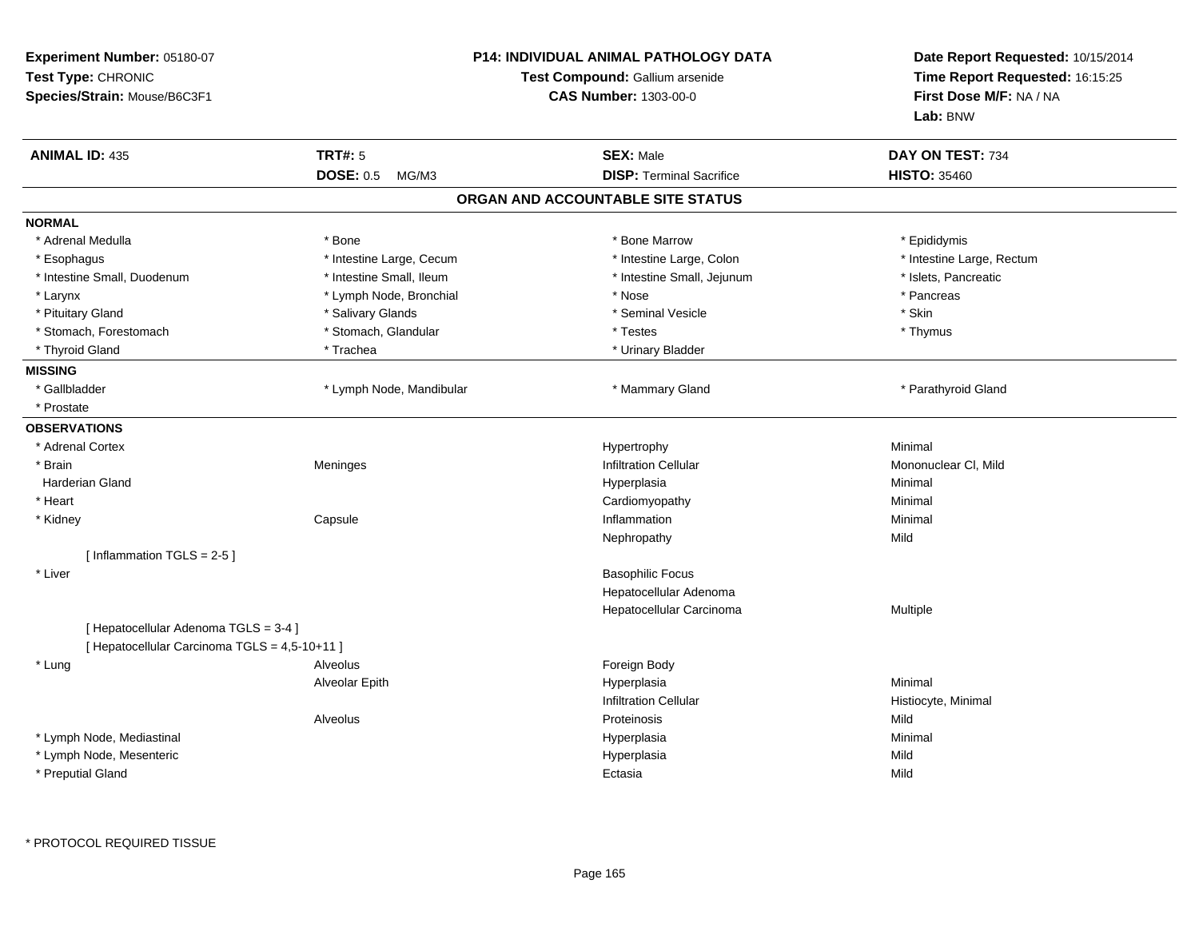**Experiment Number:** 05180-07
**Test Type:** CHRONIC
**Species/Strain:** Mouse/B6C3F1

**P14: INDIVIDUAL ANIMAL PATHOLOGY DATA**
**Test Compound:** Gallium arsenide
**CAS Number:** 1303-00-0

**Date Report Requested:** 10/15/2014
**Time Report Requested:** 16:15:25
**First Dose M/F:** NA / NA
**Lab:** BNW

| **ANIMAL ID:** 435 | **TRT#:** 5 | **SEX:** Male | **DAY ON TEST:** 734 |
|---|---|---|---|
| | **DOSE:** 0.5 MG/M3 | **DISP:** Terminal Sacrifice | **HISTO:** 35460 |

## ORGAN AND ACCOUNTABLE SITE STATUS

**NORMAL**

| | | | |
|---|---|---|---|
| * Adrenal Medulla | * Bone | * Bone Marrow | * Epididymis |
| * Esophagus | * Intestine Large, Cecum | * Intestine Large, Colon | * Intestine Large, Rectum |
| * Intestine Small, Duodenum | * Intestine Small, Ileum | * Intestine Small, Jejunum | * Islets, Pancreatic |
| * Larynx | * Lymph Node, Bronchial | * Nose | * Pancreas |
| * Pituitary Gland | * Salivary Glands | * Seminal Vesicle | * Skin |
| * Stomach, Forestomach | * Stomach, Glandular | * Testes | * Thymus |
| * Thyroid Gland | * Trachea | * Urinary Bladder | |

**MISSING**

| | | | |
|---|---|---|---|
| * Gallbladder | * Lymph Node, Mandibular | * Mammary Gland | * Parathyroid Gland |
| * Prostate | | | |

**OBSERVATIONS**

| | | | |
|---|---|---|---|
| * Adrenal Cortex | | Hypertrophy | Minimal |
| * Brain | Meninges | Infiltration Cellular | Mononuclear Cl, Mild |
| Harderian Gland | | Hyperplasia | Minimal |
| * Heart | | Cardiomyopathy | Minimal |
| * Kidney | Capsule | Inflammation | Minimal |
| | | Nephropathy | Mild |
| [ Inflammation TGLS = 2-5 ] | | | |
| * Liver | | Basophilic Focus | |
| | | Hepatocellular Adenoma | |
| | | Hepatocellular Carcinoma | Multiple |
| [ Hepatocellular Adenoma TGLS = 3-4 ] | | | |
| [ Hepatocellular Carcinoma TGLS = 4,5-10+11 ] | | | |
| * Lung | Alveolus | Foreign Body | |
| | Alveolar Epith | Hyperplasia | Minimal |
| | | Infiltration Cellular | Histiocyte, Minimal |
| | Alveolus | Proteinosis | Mild |
| * Lymph Node, Mediastinal | | Hyperplasia | Minimal |
| * Lymph Node, Mesenteric | | Hyperplasia | Mild |
| * Preputial Gland | | Ectasia | Mild |

\* PROTOCOL REQUIRED TISSUE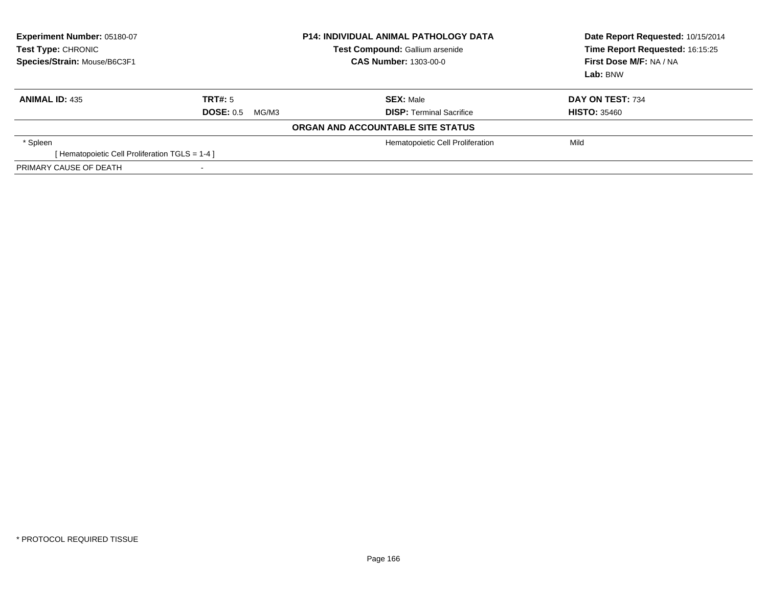**Experiment Number:** 05180-07
**Test Type:** CHRONIC
**Species/Strain:** Mouse/B6C3F1

**P14: INDIVIDUAL ANIMAL PATHOLOGY DATA**
**Test Compound:** Gallium arsenide
**CAS Number:** 1303-00-0

**Date Report Requested:** 10/15/2014
**Time Report Requested:** 16:15:25
**First Dose M/F:** NA / NA
**Lab:** BNW

| **ANIMAL ID:** 435 | **TRT#:** 5 | **SEX:** Male | **DAY ON TEST:** 734 |
|---|---|---|---|
| | **DOSE:** 0.5 MG/M3 | **DISP:** Terminal Sacrifice | **HISTO:** 35460 |

**ORGAN AND ACCOUNTABLE SITE STATUS**

| | | | |
|---|---|---|---|
| * Spleen | | Hematopoietic Cell Proliferation | Mild |
| [ Hematopoietic Cell Proliferation TGLS = 1-4 ] | | | |
| PRIMARY CAUSE OF DEATH | - | | |

* PROTOCOL REQUIRED TISSUE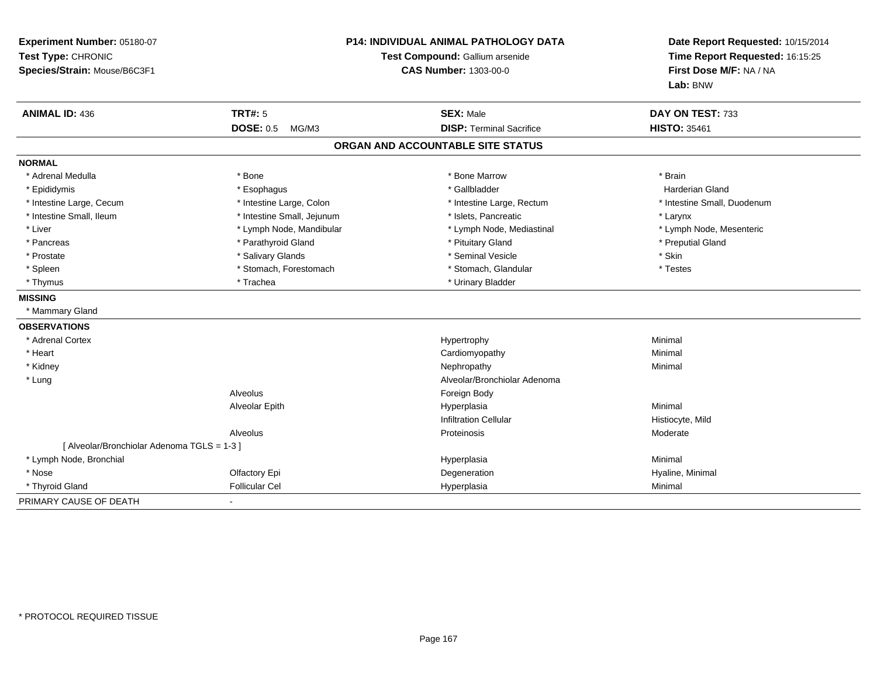**Experiment Number:** 05180-07
**Test Type:** CHRONIC
**Species/Strain:** Mouse/B6C3F1

**P14: INDIVIDUAL ANIMAL PATHOLOGY DATA**
**Test Compound:** Gallium arsenide
**CAS Number:** 1303-00-0

**Date Report Requested:** 10/15/2014
**Time Report Requested:** 16:15:25
**First Dose M/F:** NA / NA
**Lab:** BNW

| **ANIMAL ID:** 436 | **TRT#:** 5 | **SEX:** Male | **DAY ON TEST:** 733 |
|---|---|---|---|
| | **DOSE:** 0.5 MG/M3 | **DISP:** Terminal Sacrifice | **HISTO:** 35461 |

## ORGAN AND ACCOUNTABLE SITE STATUS

**NORMAL**

| | | | |
|---|---|---|---|
| * Adrenal Medulla | * Bone | * Bone Marrow | * Brain |
| * Epididymis | * Esophagus | * Gallbladder | Harderian Gland |
| * Intestine Large, Cecum | * Intestine Large, Colon | * Intestine Large, Rectum | * Intestine Small, Duodenum |
| * Intestine Small, Ileum | * Intestine Small, Jejunum | * Islets, Pancreatic | * Larynx |
| * Liver | * Lymph Node, Mandibular | * Lymph Node, Mediastinal | * Lymph Node, Mesenteric |
| * Pancreas | * Parathyroid Gland | * Pituitary Gland | * Preputial Gland |
| * Prostate | * Salivary Glands | * Seminal Vesicle | * Skin |
| * Spleen | * Stomach, Forestomach | * Stomach, Glandular | * Testes |
| * Thymus | * Trachea | * Urinary Bladder | |

**MISSING**

* Mammary Gland

**OBSERVATIONS**

| | | | |
|---|---|---|---|
| * Adrenal Cortex | | Hypertrophy | Minimal |
| * Heart | | Cardiomyopathy | Minimal |
| * Kidney | | Nephropathy | Minimal |
| * Lung | | Alveolar/Bronchiolar Adenoma | |
| | Alveolus | Foreign Body | |
| | Alveolar Epith | Hyperplasia | Minimal |
| | | Infiltration Cellular | Histiocyte, Mild |
| | Alveolus | Proteinosis | Moderate |
| [ Alveolar/Bronchiolar Adenoma TGLS = 1-3 ] | | | |
| * Lymph Node, Bronchial | | Hyperplasia | Minimal |
| * Nose | Olfactory Epi | Degeneration | Hyaline, Minimal |
| * Thyroid Gland | Follicular Cel | Hyperplasia | Minimal |

PRIMARY CAUSE OF DEATH -

* PROTOCOL REQUIRED TISSUE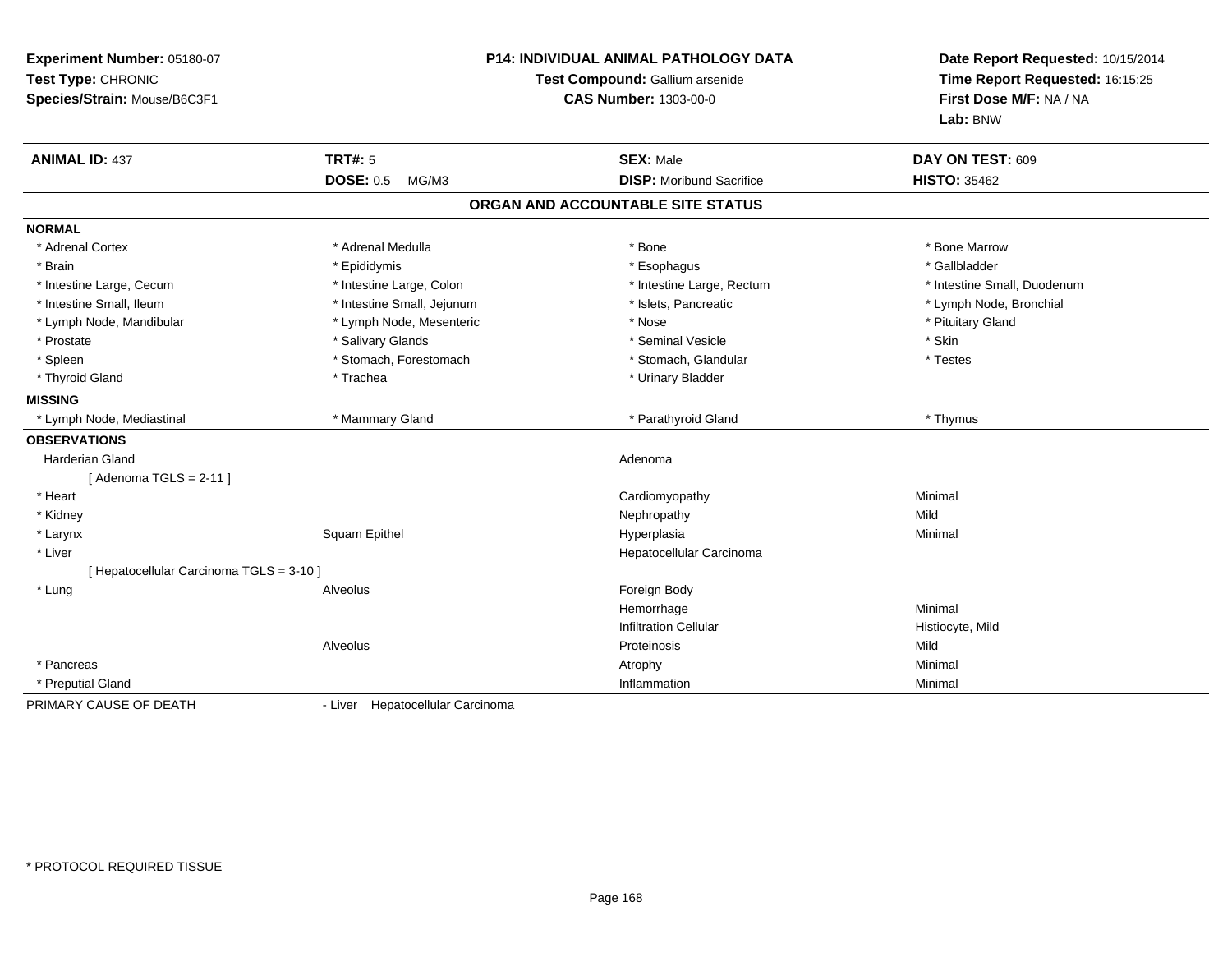**Experiment Number:** 05180-07
**Test Type:** CHRONIC
**Species/Strain:** Mouse/B6C3F1

**P14: INDIVIDUAL ANIMAL PATHOLOGY DATA**
**Test Compound:** Gallium arsenide
**CAS Number:** 1303-00-0

**Date Report Requested:** 10/15/2014
**Time Report Requested:** 16:15:25
**First Dose M/F:** NA / NA
**Lab:** BNW

| **ANIMAL ID:** 437 | **TRT#:** 5 | **SEX:** Male | **DAY ON TEST:** 609 |
|---|---|---|---|
| | **DOSE:** 0.5 MG/M3 | **DISP:** Moribund Sacrifice | **HISTO:** 35462 |

## ORGAN AND ACCOUNTABLE SITE STATUS

| | | | |
|---|---|---|---|
| **NORMAL** | | | |
| * Adrenal Cortex | * Adrenal Medulla | * Bone | * Bone Marrow |
| * Brain | * Epididymis | * Esophagus | * Gallbladder |
| * Intestine Large, Cecum | * Intestine Large, Colon | * Intestine Large, Rectum | * Intestine Small, Duodenum |
| * Intestine Small, Ileum | * Intestine Small, Jejunum | * Islets, Pancreatic | * Lymph Node, Bronchial |
| * Lymph Node, Mandibular | * Lymph Node, Mesenteric | * Nose | * Pituitary Gland |
| * Prostate | * Salivary Glands | * Seminal Vesicle | * Skin |
| * Spleen | * Stomach, Forestomach | * Stomach, Glandular | * Testes |
| * Thyroid Gland | * Trachea | * Urinary Bladder | |
| **MISSING** | | | |
| * Lymph Node, Mediastinal | * Mammary Gland | * Parathyroid Gland | * Thymus |
| **OBSERVATIONS** | | | |
| Harderian Gland | | Adenoma | |
| [ Adenoma TGLS = 2-11 ] | | | |
| * Heart | | Cardiomyopathy | Minimal |
| * Kidney | | Nephropathy | Mild |
| * Larynx | Squam Epithel | Hyperplasia | Minimal |
| * Liver | | Hepatocellular Carcinoma | |
| [ Hepatocellular Carcinoma TGLS = 3-10 ] | | | |
| * Lung | Alveolus | Foreign Body | |
| | | Hemorrhage | Minimal |
| | | Infiltration Cellular | Histiocyte, Mild |
| | Alveolus | Proteinosis | Mild |
| * Pancreas | | Atrophy | Minimal |
| * Preputial Gland | | Inflammation | Minimal |
| PRIMARY CAUSE OF DEATH | - Liver Hepatocellular Carcinoma | | |

* PROTOCOL REQUIRED TISSUE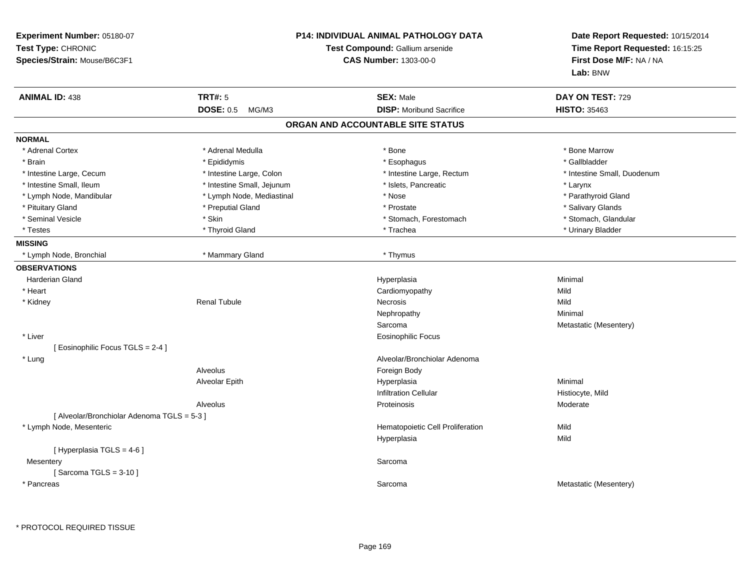**Experiment Number:** 05180-07
**Test Type:** CHRONIC
**Species/Strain:** Mouse/B6C3F1

**P14: INDIVIDUAL ANIMAL PATHOLOGY DATA**
**Test Compound:** Gallium arsenide
**CAS Number:** 1303-00-0

**Date Report Requested:** 10/15/2014
**Time Report Requested:** 16:15:25
**First Dose M/F:** NA / NA
**Lab:** BNW

| **ANIMAL ID:** 438 | **TRT#:** 5 | **SEX:** Male | **DAY ON TEST:** 729 |
|---|---|---|---|
| | **DOSE:** 0.5 MG/M3 | **DISP:** Moribund Sacrifice | **HISTO:** 35463 |

## ORGAN AND ACCOUNTABLE SITE STATUS

**NORMAL**

| | | | |
|---|---|---|---|
| * Adrenal Cortex | * Adrenal Medulla | * Bone | * Bone Marrow |
| * Brain | * Epididymis | * Esophagus | * Gallbladder |
| * Intestine Large, Cecum | * Intestine Large, Colon | * Intestine Large, Rectum | * Intestine Small, Duodenum |
| * Intestine Small, Ileum | * Intestine Small, Jejunum | * Islets, Pancreatic | * Larynx |
| * Lymph Node, Mandibular | * Lymph Node, Mediastinal | * Nose | * Parathyroid Gland |
| * Pituitary Gland | * Preputial Gland | * Prostate | * Salivary Glands |
| * Seminal Vesicle | * Skin | * Stomach, Forestomach | * Stomach, Glandular |
| * Testes | * Thyroid Gland | * Trachea | * Urinary Bladder |

**MISSING**

| | | |
|---|---|---|
| * Lymph Node, Bronchial | * Mammary Gland | * Thymus |

**OBSERVATIONS**

| Organ | Site | Observation | Severity |
|---|---|---|---|
| Harderian Gland | | Hyperplasia | Minimal |
| * Heart | | Cardiomyopathy | Mild |
| * Kidney | Renal Tubule | Necrosis | Mild |
| | | Nephropathy | Minimal |
| | | Sarcoma | Metastatic (Mesentery) |
| * Liver | | Eosinophilic Focus | |
| [ Eosinophilic Focus TGLS = 2-4 ] | | | |
| * Lung | | Alveolar/Bronchiolar Adenoma | |
| | Alveolus | Foreign Body | |
| | Alveolar Epith | Hyperplasia | Minimal |
| | | Infiltration Cellular | Histiocyte, Mild |
| | Alveolus | Proteinosis | Moderate |
| [ Alveolar/Bronchiolar Adenoma TGLS = 5-3 ] | | | |
| * Lymph Node, Mesenteric | | Hematopoietic Cell Proliferation | Mild |
| | | Hyperplasia | Mild |
| [ Hyperplasia TGLS = 4-6 ] | | | |
| Mesentery | | Sarcoma | |
| [ Sarcoma TGLS = 3-10 ] | | | |
| * Pancreas | | Sarcoma | Metastatic (Mesentery) |

\* PROTOCOL REQUIRED TISSUE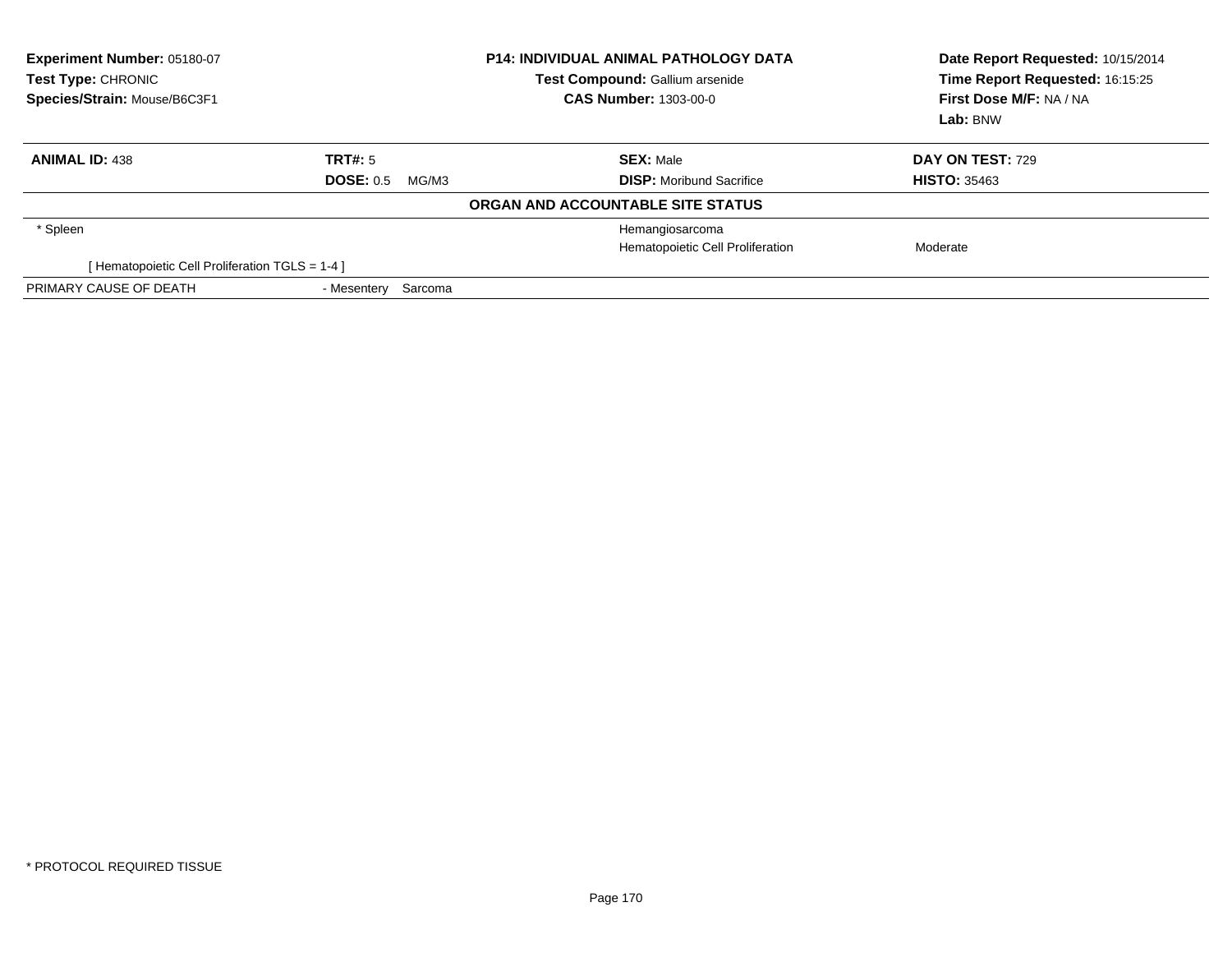**Experiment Number:** 05180-07
**Test Type:** CHRONIC
**Species/Strain:** Mouse/B6C3F1

**P14: INDIVIDUAL ANIMAL PATHOLOGY DATA**
**Test Compound:** Gallium arsenide
**CAS Number:** 1303-00-0

**Date Report Requested:** 10/15/2014
**Time Report Requested:** 16:15:25
**First Dose M/F:** NA / NA
**Lab:** BNW

| **ANIMAL ID:** 438 | **TRT#:** 5 | **SEX:** Male | **DAY ON TEST:** 729 |
|---|---|---|---|
| | **DOSE:** 0.5 MG/M3 | **DISP:** Moribund Sacrifice | **HISTO:** 35463 |

**ORGAN AND ACCOUNTABLE SITE STATUS**

| | | | |
|---|---|---|---|
| * Spleen | | Hemangiosarcoma | |
| | | Hematopoietic Cell Proliferation | Moderate |
| [ Hematopoietic Cell Proliferation TGLS = 1-4 ] | | | |
| PRIMARY CAUSE OF DEATH | - Mesentery Sarcoma | | |

* PROTOCOL REQUIRED TISSUE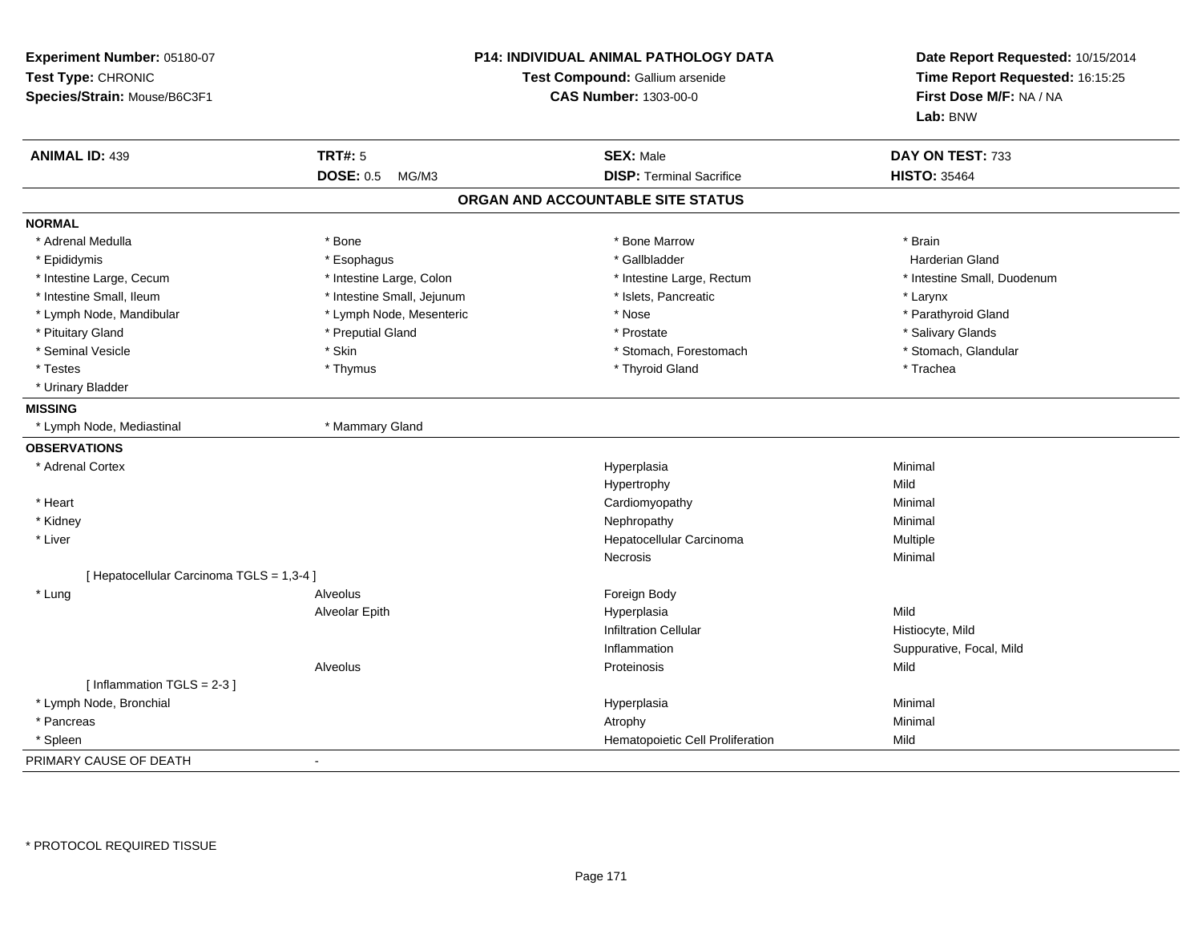**Experiment Number:** 05180-07
**Test Type:** CHRONIC
**Species/Strain:** Mouse/B6C3F1

**P14: INDIVIDUAL ANIMAL PATHOLOGY DATA**
**Test Compound:** Gallium arsenide
**CAS Number:** 1303-00-0

**Date Report Requested:** 10/15/2014
**Time Report Requested:** 16:15:25
**First Dose M/F:** NA / NA
**Lab:** BNW

| **ANIMAL ID:** 439 | **TRT#:** 5 | **SEX:** Male | **DAY ON TEST:** 733 |
|---|---|---|---|
| | **DOSE:** 0.5 MG/M3 | **DISP:** Terminal Sacrifice | **HISTO:** 35464 |

## ORGAN AND ACCOUNTABLE SITE STATUS

**NORMAL**

| | | | |
|---|---|---|---|
| * Adrenal Medulla | * Bone | * Bone Marrow | * Brain |
| * Epididymis | * Esophagus | * Gallbladder | Harderian Gland |
| * Intestine Large, Cecum | * Intestine Large, Colon | * Intestine Large, Rectum | * Intestine Small, Duodenum |
| * Intestine Small, Ileum | * Intestine Small, Jejunum | * Islets, Pancreatic | * Larynx |
| * Lymph Node, Mandibular | * Lymph Node, Mesenteric | * Nose | * Parathyroid Gland |
| * Pituitary Gland | * Preputial Gland | * Prostate | * Salivary Glands |
| * Seminal Vesicle | * Skin | * Stomach, Forestomach | * Stomach, Glandular |
| * Testes | * Thymus | * Thyroid Gland | * Trachea |
| * Urinary Bladder | | | |

**MISSING**

| | |
|---|---|
| * Lymph Node, Mediastinal | * Mammary Gland |

**OBSERVATIONS**

| Organ | Site | Observation | Qualifier |
|---|---|---|---|
| * Adrenal Cortex | | Hyperplasia | Minimal |
| | | Hypertrophy | Mild |
| * Heart | | Cardiomyopathy | Minimal |
| * Kidney | | Nephropathy | Minimal |
| * Liver | | Hepatocellular Carcinoma | Multiple |
| | | Necrosis | Minimal |
| [ Hepatocellular Carcinoma TGLS = 1,3-4 ] | | | |
| * Lung | Alveolus | Foreign Body | |
| | Alveolar Epith | Hyperplasia | Mild |
| | | Infiltration Cellular | Histiocyte, Mild |
| | | Inflammation | Suppurative, Focal, Mild |
| | Alveolus | Proteinosis | Mild |
| [ Inflammation TGLS = 2-3 ] | | | |
| * Lymph Node, Bronchial | | Hyperplasia | Minimal |
| * Pancreas | | Atrophy | Minimal |
| * Spleen | | Hematopoietic Cell Proliferation | Mild |

PRIMARY CAUSE OF DEATH -

* PROTOCOL REQUIRED TISSUE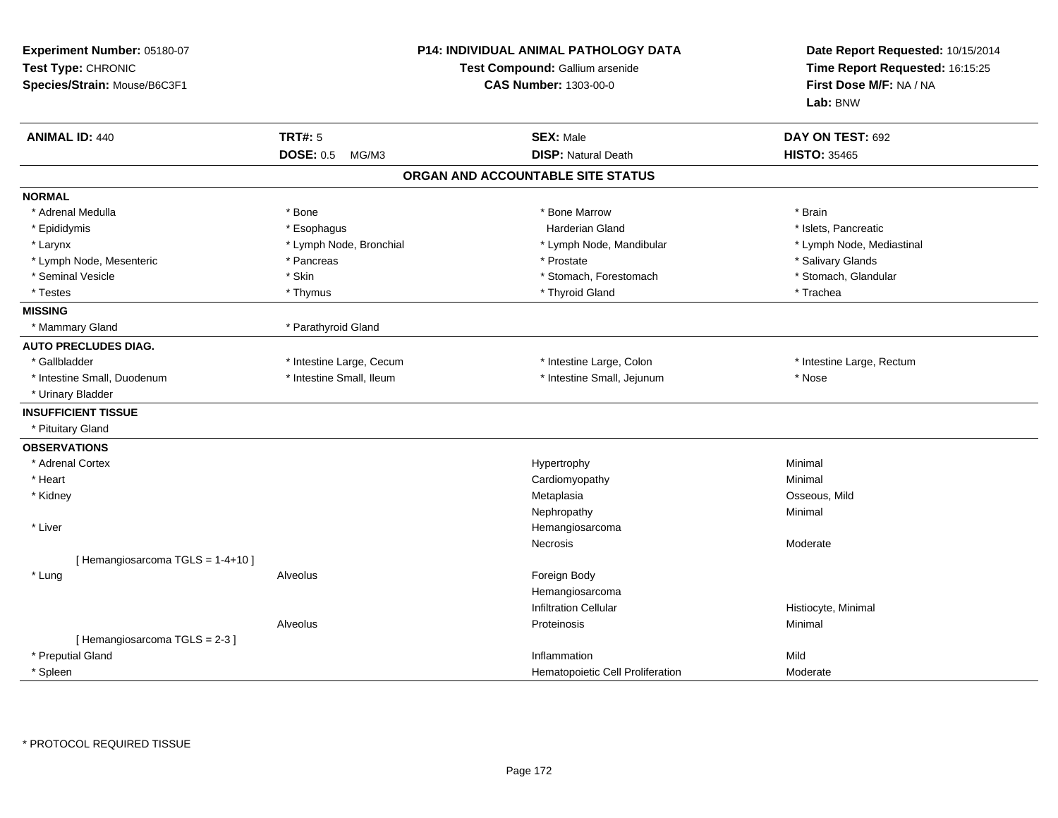**Experiment Number:** 05180-07
**Test Type:** CHRONIC
**Species/Strain:** Mouse/B6C3F1

**P14: INDIVIDUAL ANIMAL PATHOLOGY DATA**
**Test Compound:** Gallium arsenide
**CAS Number:** 1303-00-0

**Date Report Requested:** 10/15/2014
**Time Report Requested:** 16:15:25
**First Dose M/F:** NA / NA
**Lab:** BNW

| **ANIMAL ID:** 440 | **TRT#:** 5 | **SEX:** Male | **DAY ON TEST:** 692 |
|---|---|---|---|
| | **DOSE:** 0.5 MG/M3 | **DISP:** Natural Death | **HISTO:** 35465 |

## ORGAN AND ACCOUNTABLE SITE STATUS

| | | | |
|---|---|---|---|
| **NORMAL** | | | |
| * Adrenal Medulla | * Bone | * Bone Marrow | * Brain |
| * Epididymis | * Esophagus | Harderian Gland | * Islets, Pancreatic |
| * Larynx | * Lymph Node, Bronchial | * Lymph Node, Mandibular | * Lymph Node, Mediastinal |
| * Lymph Node, Mesenteric | * Pancreas | * Prostate | * Salivary Glands |
| * Seminal Vesicle | * Skin | * Stomach, Forestomach | * Stomach, Glandular |
| * Testes | * Thymus | * Thyroid Gland | * Trachea |
| **MISSING** | | | |
| * Mammary Gland | * Parathyroid Gland | | |
| **AUTO PRECLUDES DIAG.** | | | |
| * Gallbladder | * Intestine Large, Cecum | * Intestine Large, Colon | * Intestine Large, Rectum |
| * Intestine Small, Duodenum | * Intestine Small, Ileum | * Intestine Small, Jejunum | * Nose |
| * Urinary Bladder | | | |
| **INSUFFICIENT TISSUE** | | | |
| * Pituitary Gland | | | |
| **OBSERVATIONS** | | | |
| * Adrenal Cortex | | Hypertrophy | Minimal |
| * Heart | | Cardiomyopathy | Minimal |
| * Kidney | | Metaplasia | Osseous, Mild |
| | | Nephropathy | Minimal |
| * Liver | | Hemangiosarcoma | |
| | | Necrosis | Moderate |
| [ Hemangiosarcoma TGLS = 1-4+10 ] | | | |
| * Lung | Alveolus | Foreign Body | |
| | | Hemangiosarcoma | |
| | | Infiltration Cellular | Histiocyte, Minimal |
| | Alveolus | Proteinosis | Minimal |
| [ Hemangiosarcoma TGLS = 2-3 ] | | | |
| * Preputial Gland | | Inflammation | Mild |
| * Spleen | | Hematopoietic Cell Proliferation | Moderate |

* PROTOCOL REQUIRED TISSUE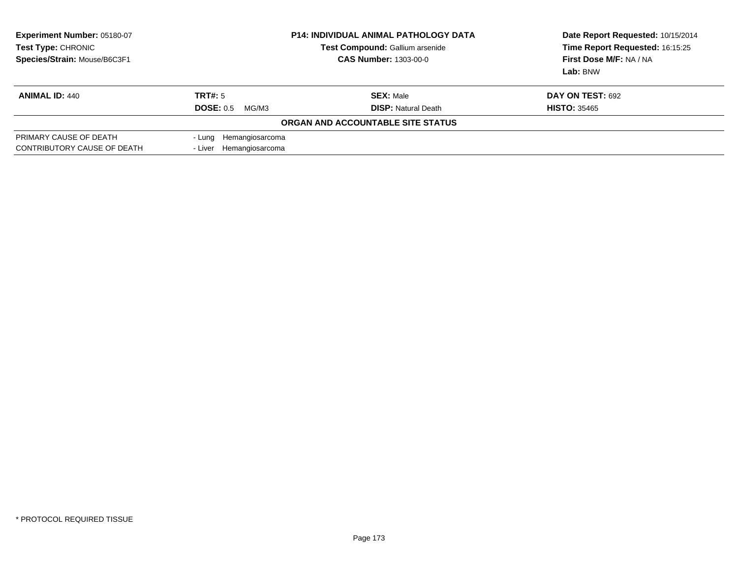**Experiment Number:** 05180-07
**Test Type:** CHRONIC
**Species/Strain:** Mouse/B6C3F1

**P14: INDIVIDUAL ANIMAL PATHOLOGY DATA**
**Test Compound:** Gallium arsenide
**CAS Number:** 1303-00-0

**Date Report Requested:** 10/15/2014
**Time Report Requested:** 16:15:25
**First Dose M/F:** NA / NA
**Lab:** BNW

| **ANIMAL ID:** 440 | **TRT#:** 5 | **SEX:** Male | **DAY ON TEST:** 692 |
|---|---|---|---|
| | **DOSE:** 0.5 MG/M3 | **DISP:** Natural Death | **HISTO:** 35465 |

**ORGAN AND ACCOUNTABLE SITE STATUS**

| | |
|---|---|
| PRIMARY CAUSE OF DEATH | - Lung Hemangiosarcoma |
| CONTRIBUTORY CAUSE OF DEATH | - Liver Hemangiosarcoma |

* PROTOCOL REQUIRED TISSUE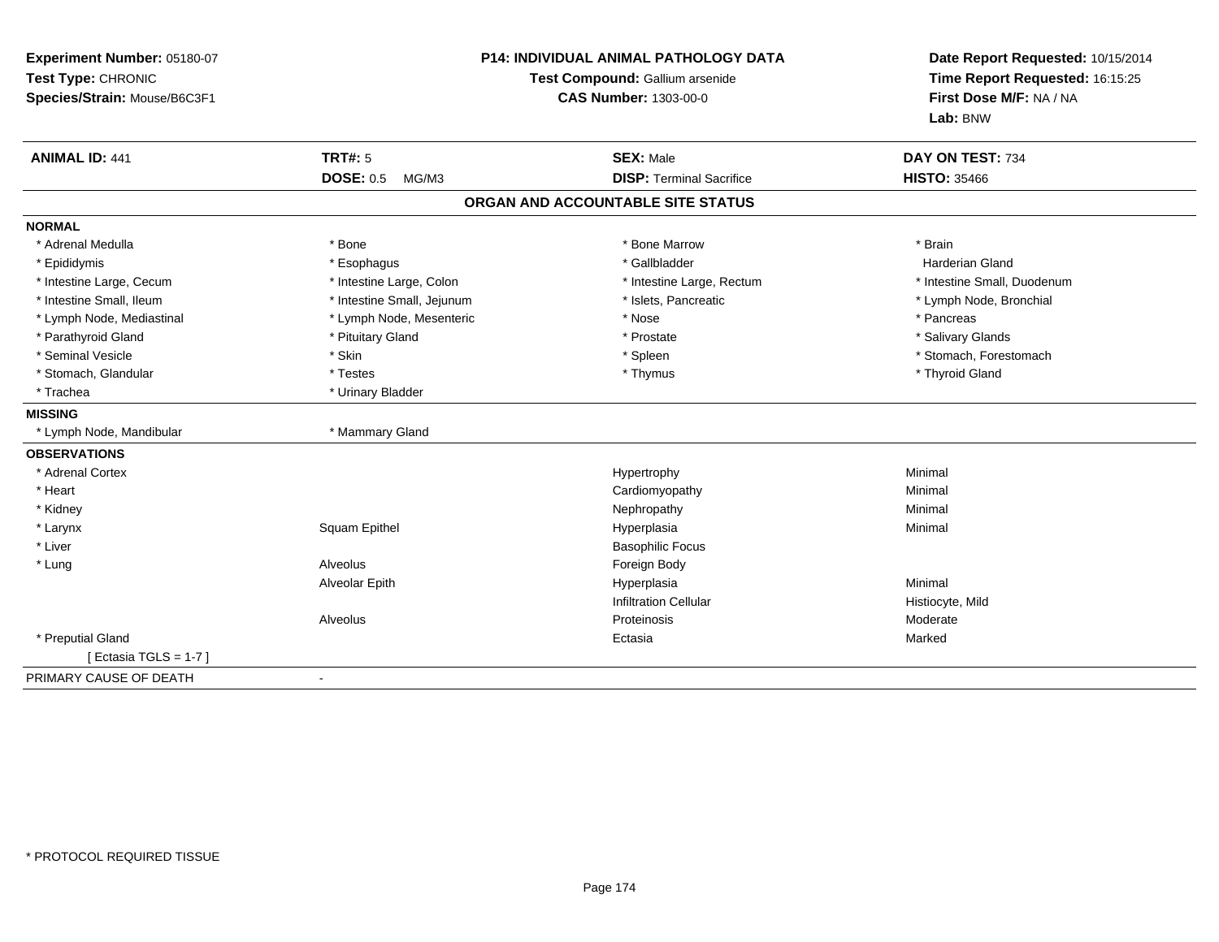**Experiment Number:** 05180-07
**Test Type:** CHRONIC
**Species/Strain:** Mouse/B6C3F1

**P14: INDIVIDUAL ANIMAL PATHOLOGY DATA**
**Test Compound:** Gallium arsenide
**CAS Number:** 1303-00-0

**Date Report Requested:** 10/15/2014
**Time Report Requested:** 16:15:25
**First Dose M/F:** NA / NA
**Lab:** BNW

| **ANIMAL ID:** 441 | **TRT#:** 5 | **SEX:** Male | **DAY ON TEST:** 734 |
|---|---|---|---|
| | **DOSE:** 0.5 MG/M3 | **DISP:** Terminal Sacrifice | **HISTO:** 35466 |

## ORGAN AND ACCOUNTABLE SITE STATUS

**NORMAL**

| | | | |
|---|---|---|---|
| * Adrenal Medulla | * Bone | * Bone Marrow | * Brain |
| * Epididymis | * Esophagus | * Gallbladder | Harderian Gland |
| * Intestine Large, Cecum | * Intestine Large, Colon | * Intestine Large, Rectum | * Intestine Small, Duodenum |
| * Intestine Small, Ileum | * Intestine Small, Jejunum | * Islets, Pancreatic | * Lymph Node, Bronchial |
| * Lymph Node, Mediastinal | * Lymph Node, Mesenteric | * Nose | * Pancreas |
| * Parathyroid Gland | * Pituitary Gland | * Prostate | * Salivary Glands |
| * Seminal Vesicle | * Skin | * Spleen | * Stomach, Forestomach |
| * Stomach, Glandular | * Testes | * Thymus | * Thyroid Gland |
| * Trachea | * Urinary Bladder | | |

**MISSING**

| | |
|---|---|
| * Lymph Node, Mandibular | * Mammary Gland |

**OBSERVATIONS**

| | | | |
|---|---|---|---|
| * Adrenal Cortex | | Hypertrophy | Minimal |
| * Heart | | Cardiomyopathy | Minimal |
| * Kidney | | Nephropathy | Minimal |
| * Larynx | Squam Epithel | Hyperplasia | Minimal |
| * Liver | | Basophilic Focus | |
| * Lung | Alveolus | Foreign Body | |
| | Alveolar Epith | Hyperplasia | Minimal |
| | | Infiltration Cellular | Histiocyte, Mild |
| | Alveolus | Proteinosis | Moderate |
| * Preputial Gland | | Ectasia | Marked |
| [ Ectasia TGLS = 1-7 ] | | | |

PRIMARY CAUSE OF DEATH -

\* PROTOCOL REQUIRED TISSUE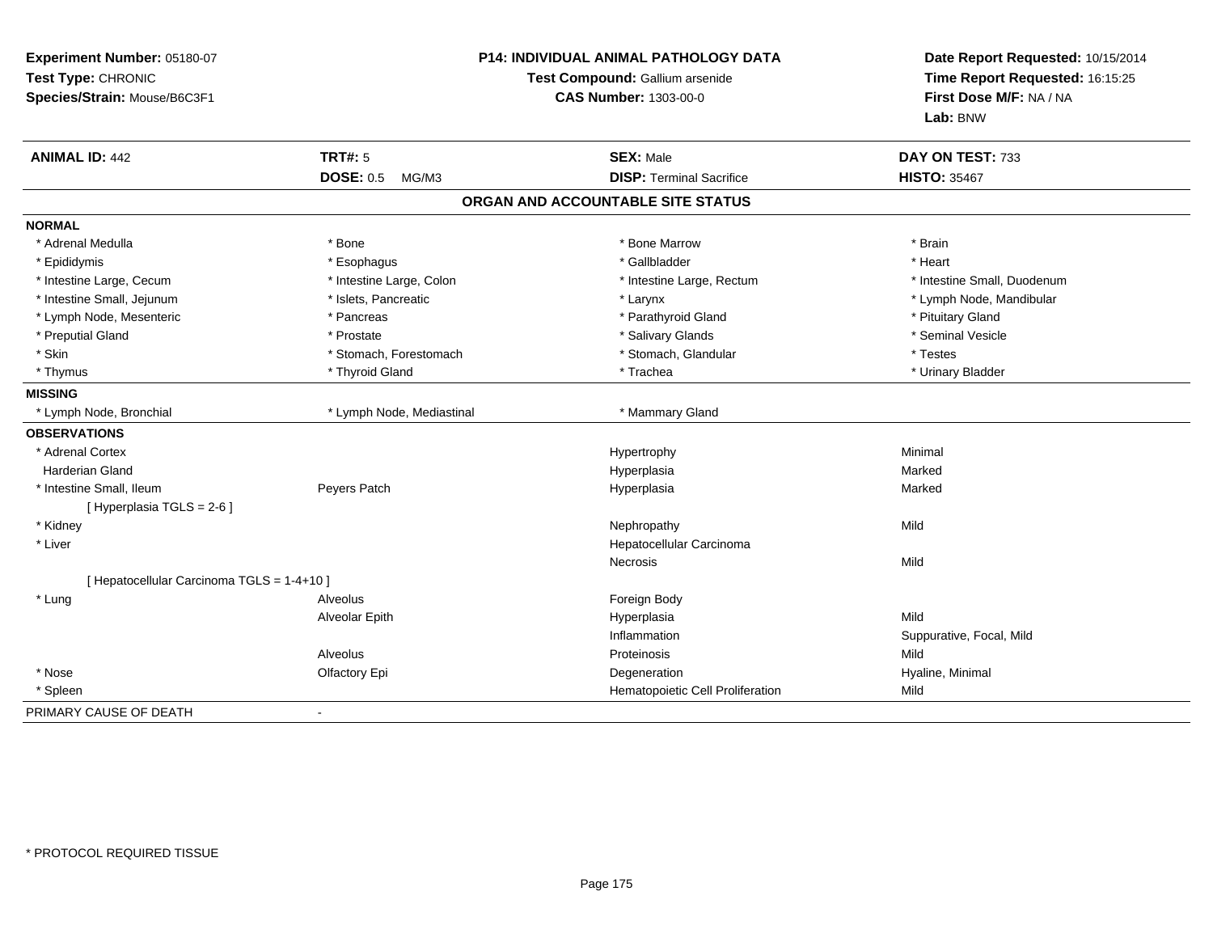**Experiment Number:** 05180-07
**Test Type:** CHRONIC
**Species/Strain:** Mouse/B6C3F1

**P14: INDIVIDUAL ANIMAL PATHOLOGY DATA**
**Test Compound:** Gallium arsenide
**CAS Number:** 1303-00-0

**Date Report Requested:** 10/15/2014
**Time Report Requested:** 16:15:25
**First Dose M/F:** NA / NA
**Lab:** BNW

| **ANIMAL ID:** 442 | **TRT#:** 5 | **SEX:** Male | **DAY ON TEST:** 733 |
|---|---|---|---|
| | **DOSE:** 0.5 MG/M3 | **DISP:** Terminal Sacrifice | **HISTO:** 35467 |

## ORGAN AND ACCOUNTABLE SITE STATUS

**NORMAL**

| | | | |
|---|---|---|---|
| * Adrenal Medulla | * Bone | * Bone Marrow | * Brain |
| * Epididymis | * Esophagus | * Gallbladder | * Heart |
| * Intestine Large, Cecum | * Intestine Large, Colon | * Intestine Large, Rectum | * Intestine Small, Duodenum |
| * Intestine Small, Jejunum | * Islets, Pancreatic | * Larynx | * Lymph Node, Mandibular |
| * Lymph Node, Mesenteric | * Pancreas | * Parathyroid Gland | * Pituitary Gland |
| * Preputial Gland | * Prostate | * Salivary Glands | * Seminal Vesicle |
| * Skin | * Stomach, Forestomach | * Stomach, Glandular | * Testes |
| * Thymus | * Thyroid Gland | * Trachea | * Urinary Bladder |

**MISSING**

| | | |
|---|---|---|
| * Lymph Node, Bronchial | * Lymph Node, Mediastinal | * Mammary Gland |

**OBSERVATIONS**

| | | | |
|---|---|---|---|
| * Adrenal Cortex | | Hypertrophy | Minimal |
| Harderian Gland | | Hyperplasia | Marked |
| * Intestine Small, Ileum | Peyers Patch | Hyperplasia | Marked |
| [ Hyperplasia TGLS = 2-6 ] | | | |
| * Kidney | | Nephropathy | Mild |
| * Liver | | Hepatocellular Carcinoma | |
| | | Necrosis | Mild |
| [ Hepatocellular Carcinoma TGLS = 1-4+10 ] | | | |
| * Lung | Alveolus | Foreign Body | |
| | Alveolar Epith | Hyperplasia | Mild |
| | | Inflammation | Suppurative, Focal, Mild |
| | Alveolus | Proteinosis | Mild |
| * Nose | Olfactory Epi | Degeneration | Hyaline, Minimal |
| * Spleen | | Hematopoietic Cell Proliferation | Mild |

PRIMARY CAUSE OF DEATH -

* PROTOCOL REQUIRED TISSUE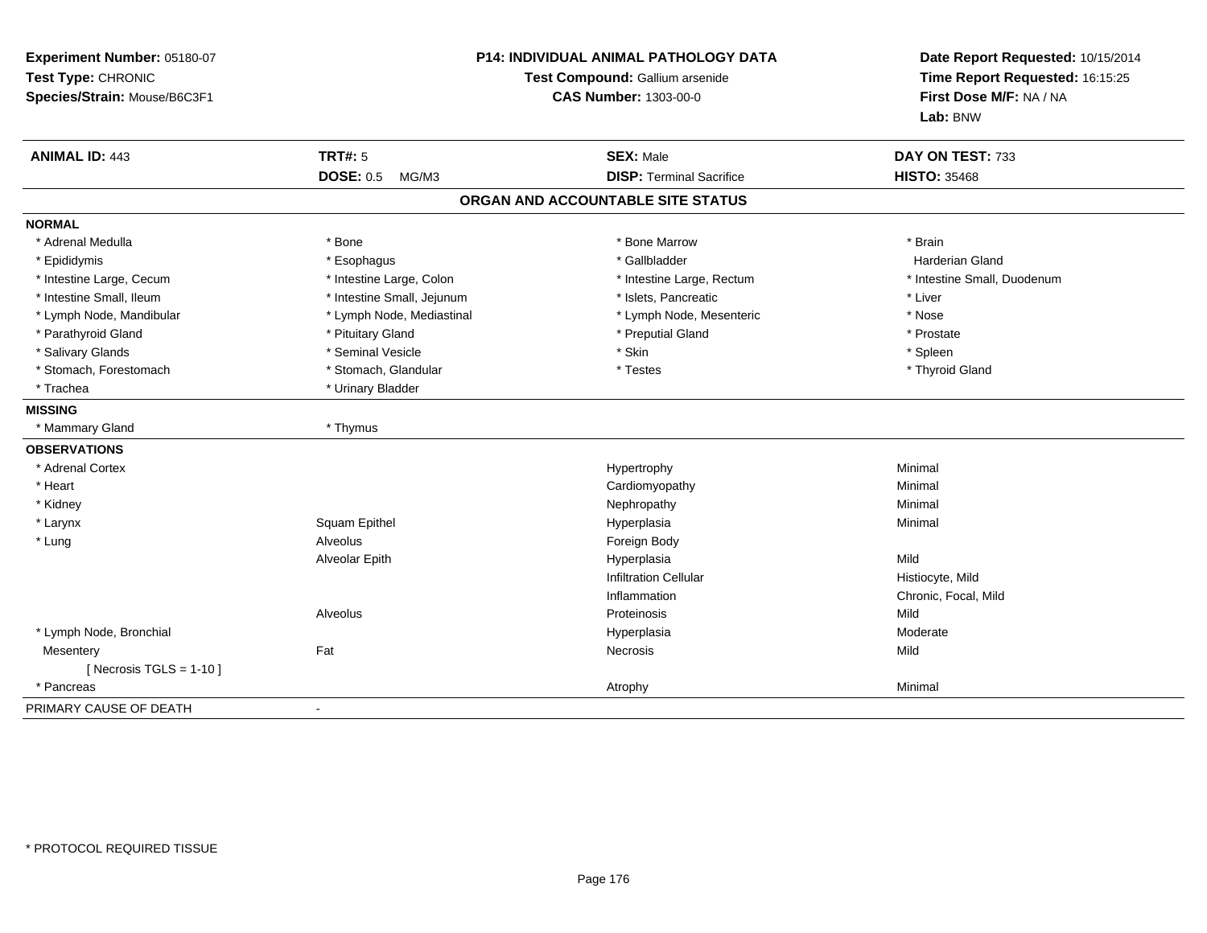**Experiment Number:** 05180-07
**Test Type:** CHRONIC
**Species/Strain:** Mouse/B6C3F1

**P14: INDIVIDUAL ANIMAL PATHOLOGY DATA**
**Test Compound:** Gallium arsenide
**CAS Number:** 1303-00-0

**Date Report Requested:** 10/15/2014
**Time Report Requested:** 16:15:25
**First Dose M/F:** NA / NA
**Lab:** BNW

| **ANIMAL ID:** 443 | **TRT#:** 5 | **SEX:** Male | **DAY ON TEST:** 733 |
|---|---|---|---|
| | **DOSE:** 0.5 MG/M3 | **DISP:** Terminal Sacrifice | **HISTO:** 35468 |

## ORGAN AND ACCOUNTABLE SITE STATUS

**NORMAL**

| | | | |
|---|---|---|---|
| * Adrenal Medulla | * Bone | * Bone Marrow | * Brain |
| * Epididymis | * Esophagus | * Gallbladder | Harderian Gland |
| * Intestine Large, Cecum | * Intestine Large, Colon | * Intestine Large, Rectum | * Intestine Small, Duodenum |
| * Intestine Small, Ileum | * Intestine Small, Jejunum | * Islets, Pancreatic | * Liver |
| * Lymph Node, Mandibular | * Lymph Node, Mediastinal | * Lymph Node, Mesenteric | * Nose |
| * Parathyroid Gland | * Pituitary Gland | * Preputial Gland | * Prostate |
| * Salivary Glands | * Seminal Vesicle | * Skin | * Spleen |
| * Stomach, Forestomach | * Stomach, Glandular | * Testes | * Thyroid Gland |
| * Trachea | * Urinary Bladder | | |

**MISSING**

| | |
|---|---|
| * Mammary Gland | * Thymus |

**OBSERVATIONS**

| | | | |
|---|---|---|---|
| * Adrenal Cortex | | Hypertrophy | Minimal |
| * Heart | | Cardiomyopathy | Minimal |
| * Kidney | | Nephropathy | Minimal |
| * Larynx | Squam Epithel | Hyperplasia | Minimal |
| * Lung | Alveolus | Foreign Body | |
| | Alveolar Epith | Hyperplasia | Mild |
| | | Infiltration Cellular | Histiocyte, Mild |
| | | Inflammation | Chronic, Focal, Mild |
| | Alveolus | Proteinosis | Mild |
| * Lymph Node, Bronchial | | Hyperplasia | Moderate |
| Mesentery | Fat | Necrosis | Mild |
| [ Necrosis TGLS = 1-10 ] | | | |
| * Pancreas | | Atrophy | Minimal |

PRIMARY CAUSE OF DEATH -

* PROTOCOL REQUIRED TISSUE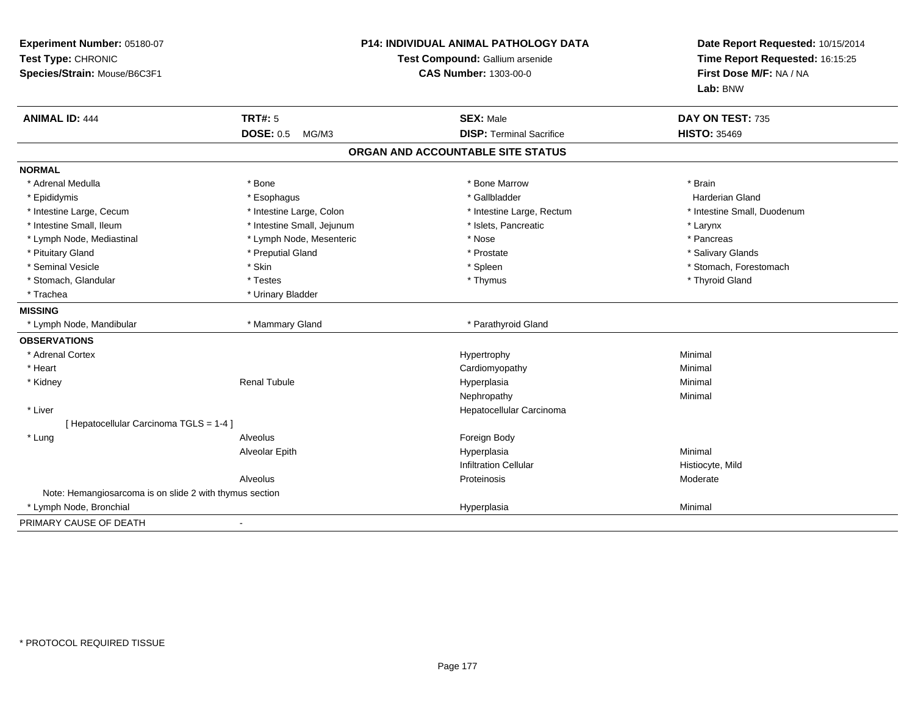**Experiment Number:** 05180-07
**Test Type:** CHRONIC
**Species/Strain:** Mouse/B6C3F1

**P14: INDIVIDUAL ANIMAL PATHOLOGY DATA**
**Test Compound:** Gallium arsenide
**CAS Number:** 1303-00-0

**Date Report Requested:** 10/15/2014
**Time Report Requested:** 16:15:25
**First Dose M/F:** NA / NA
**Lab:** BNW

| **ANIMAL ID:** 444 | **TRT#:** 5 | **SEX:** Male | **DAY ON TEST:** 735 |
|---|---|---|---|
| | **DOSE:** 0.5 MG/M3 | **DISP:** Terminal Sacrifice | **HISTO:** 35469 |

## ORGAN AND ACCOUNTABLE SITE STATUS

**NORMAL**

| | | | |
|---|---|---|---|
| * Adrenal Medulla | * Bone | * Bone Marrow | * Brain |
| * Epididymis | * Esophagus | * Gallbladder | Harderian Gland |
| * Intestine Large, Cecum | * Intestine Large, Colon | * Intestine Large, Rectum | * Intestine Small, Duodenum |
| * Intestine Small, Ileum | * Intestine Small, Jejunum | * Islets, Pancreatic | * Larynx |
| * Lymph Node, Mediastinal | * Lymph Node, Mesenteric | * Nose | * Pancreas |
| * Pituitary Gland | * Preputial Gland | * Prostate | * Salivary Glands |
| * Seminal Vesicle | * Skin | * Spleen | * Stomach, Forestomach |
| * Stomach, Glandular | * Testes | * Thymus | * Thyroid Gland |
| * Trachea | * Urinary Bladder | | |

**MISSING**

| | | | |
|---|---|---|---|
| * Lymph Node, Mandibular | * Mammary Gland | * Parathyroid Gland | |

**OBSERVATIONS**

| | | | |
|---|---|---|---|
| * Adrenal Cortex | | Hypertrophy | Minimal |
| * Heart | | Cardiomyopathy | Minimal |
| * Kidney | Renal Tubule | Hyperplasia | Minimal |
| | | Nephropathy | Minimal |
| * Liver | | Hepatocellular Carcinoma | |
| [ Hepatocellular Carcinoma TGLS = 1-4 ] | | | |
| * Lung | Alveolus | Foreign Body | |
| | Alveolar Epith | Hyperplasia | Minimal |
| | | Infiltration Cellular | Histiocyte, Mild |
| | Alveolus | Proteinosis | Moderate |
| Note: Hemangiosarcoma is on slide 2 with thymus section | | | |
| * Lymph Node, Bronchial | | Hyperplasia | Minimal |

PRIMARY CAUSE OF DEATH -

* PROTOCOL REQUIRED TISSUE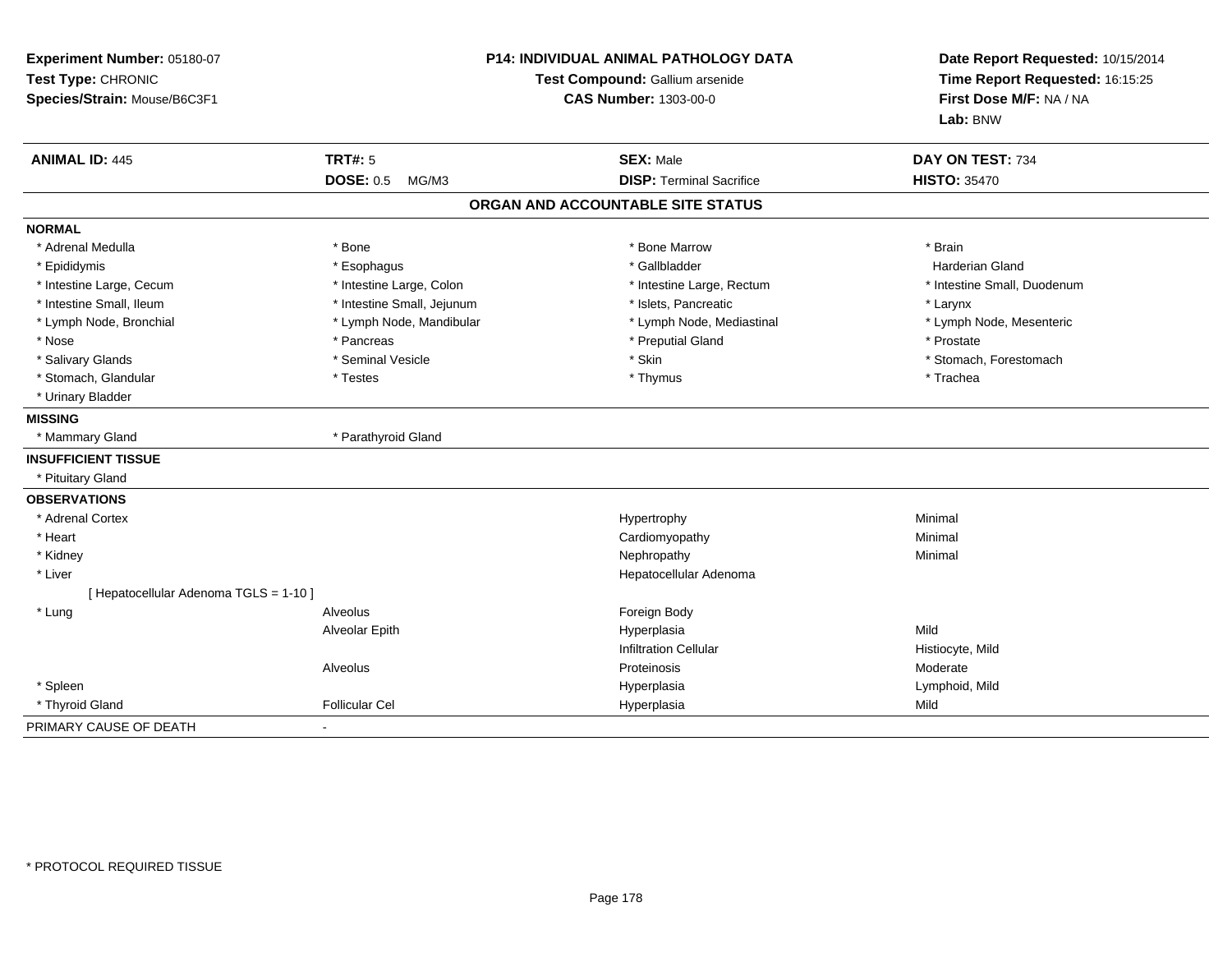**Experiment Number:** 05180-07
**Test Type:** CHRONIC
**Species/Strain:** Mouse/B6C3F1

**P14: INDIVIDUAL ANIMAL PATHOLOGY DATA**
**Test Compound:** Gallium arsenide
**CAS Number:** 1303-00-0

**Date Report Requested:** 10/15/2014
**Time Report Requested:** 16:15:25
**First Dose M/F:** NA / NA
**Lab:** BNW

| **ANIMAL ID:** 445 | **TRT#:** 5 | **SEX:** Male | **DAY ON TEST:** 734 |
|---|---|---|---|
| | **DOSE:** 0.5 MG/M3 | **DISP:** Terminal Sacrifice | **HISTO:** 35470 |

## ORGAN AND ACCOUNTABLE SITE STATUS

**NORMAL**

| | | | |
|---|---|---|---|
| * Adrenal Medulla | * Bone | * Bone Marrow | * Brain |
| * Epididymis | * Esophagus | * Gallbladder | Harderian Gland |
| * Intestine Large, Cecum | * Intestine Large, Colon | * Intestine Large, Rectum | * Intestine Small, Duodenum |
| * Intestine Small, Ileum | * Intestine Small, Jejunum | * Islets, Pancreatic | * Larynx |
| * Lymph Node, Bronchial | * Lymph Node, Mandibular | * Lymph Node, Mediastinal | * Lymph Node, Mesenteric |
| * Nose | * Pancreas | * Preputial Gland | * Prostate |
| * Salivary Glands | * Seminal Vesicle | * Skin | * Stomach, Forestomach |
| * Stomach, Glandular | * Testes | * Thymus | * Trachea |
| * Urinary Bladder | | | |

**MISSING**

| | |
|---|---|
| * Mammary Gland | * Parathyroid Gland |

**INSUFFICIENT TISSUE**

* Pituitary Gland

**OBSERVATIONS**

| Organ | Site | Observation | Severity |
|---|---|---|---|
| * Adrenal Cortex | | Hypertrophy | Minimal |
| * Heart | | Cardiomyopathy | Minimal |
| * Kidney | | Nephropathy | Minimal |
| * Liver | | Hepatocellular Adenoma | |
| [ Hepatocellular Adenoma TGLS = 1-10 ] | | | |
| * Lung | Alveolus | Foreign Body | |
| | Alveolar Epith | Hyperplasia | Mild |
| | | Infiltration Cellular | Histiocyte, Mild |
| | Alveolus | Proteinosis | Moderate |
| * Spleen | | Hyperplasia | Lymphoid, Mild |
| * Thyroid Gland | Follicular Cel | Hyperplasia | Mild |

PRIMARY CAUSE OF DEATH -

* PROTOCOL REQUIRED TISSUE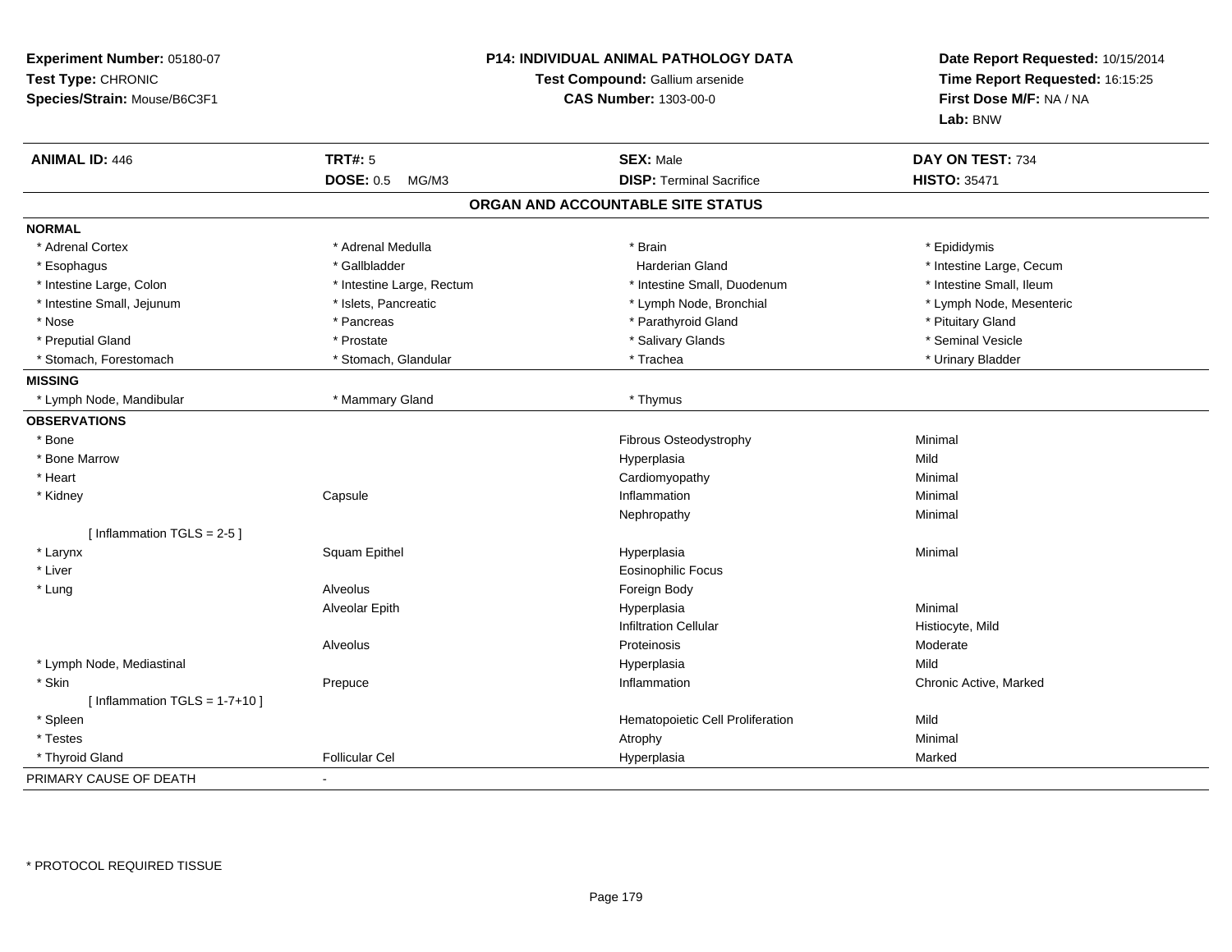**Experiment Number:** 05180-07
**Test Type:** CHRONIC
**Species/Strain:** Mouse/B6C3F1

**P14: INDIVIDUAL ANIMAL PATHOLOGY DATA**
**Test Compound:** Gallium arsenide
**CAS Number:** 1303-00-0

**Date Report Requested:** 10/15/2014
**Time Report Requested:** 16:15:25
**First Dose M/F:** NA / NA
**Lab:** BNW

| **ANIMAL ID:** 446 | **TRT#:** 5 | **SEX:** Male | **DAY ON TEST:** 734 |
|---|---|---|---|
| | **DOSE:** 0.5 MG/M3 | **DISP:** Terminal Sacrifice | **HISTO:** 35471 |

## ORGAN AND ACCOUNTABLE SITE STATUS

| | | | |
|---|---|---|---|
| **NORMAL** | | | |
| * Adrenal Cortex | * Adrenal Medulla | * Brain | * Epididymis |
| * Esophagus | * Gallbladder | Harderian Gland | * Intestine Large, Cecum |
| * Intestine Large, Colon | * Intestine Large, Rectum | * Intestine Small, Duodenum | * Intestine Small, Ileum |
| * Intestine Small, Jejunum | * Islets, Pancreatic | * Lymph Node, Bronchial | * Lymph Node, Mesenteric |
| * Nose | * Pancreas | * Parathyroid Gland | * Pituitary Gland |
| * Preputial Gland | * Prostate | * Salivary Glands | * Seminal Vesicle |
| * Stomach, Forestomach | * Stomach, Glandular | * Trachea | * Urinary Bladder |
| **MISSING** | | | |
| * Lymph Node, Mandibular | * Mammary Gland | * Thymus | |
| **OBSERVATIONS** | | | |
| * Bone | | Fibrous Osteodystrophy | Minimal |
| * Bone Marrow | | Hyperplasia | Mild |
| * Heart | | Cardiomyopathy | Minimal |
| * Kidney | Capsule | Inflammation | Minimal |
| | | Nephropathy | Minimal |
| [ Inflammation TGLS = 2-5 ] | | | |
| * Larynx | Squam Epithel | Hyperplasia | Minimal |
| * Liver | | Eosinophilic Focus | |
| * Lung | Alveolus | Foreign Body | |
| | Alveolar Epith | Hyperplasia | Minimal |
| | | Infiltration Cellular | Histiocyte, Mild |
| | Alveolus | Proteinosis | Moderate |
| * Lymph Node, Mediastinal | | Hyperplasia | Mild |
| * Skin | Prepuce | Inflammation | Chronic Active, Marked |
| [ Inflammation TGLS = 1-7+10 ] | | | |
| * Spleen | | Hematopoietic Cell Proliferation | Mild |
| * Testes | | Atrophy | Minimal |
| * Thyroid Gland | Follicular Cel | Hyperplasia | Marked |
| PRIMARY CAUSE OF DEATH | - | | |

* PROTOCOL REQUIRED TISSUE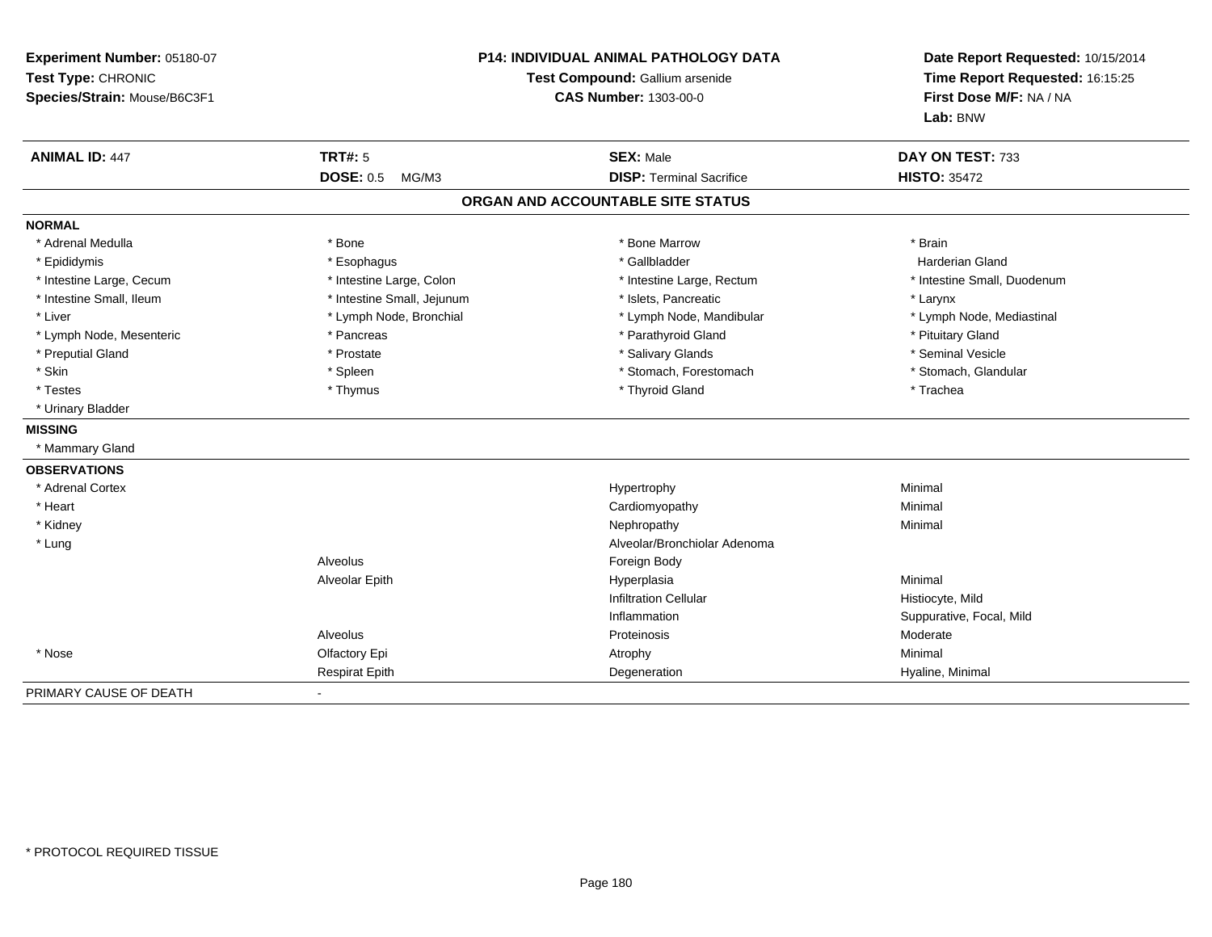**Experiment Number:** 05180-07
**Test Type:** CHRONIC
**Species/Strain:** Mouse/B6C3F1

**P14: INDIVIDUAL ANIMAL PATHOLOGY DATA**
**Test Compound:** Gallium arsenide
**CAS Number:** 1303-00-0

**Date Report Requested:** 10/15/2014
**Time Report Requested:** 16:15:25
**First Dose M/F:** NA / NA
**Lab:** BNW

| **ANIMAL ID:** 447 | **TRT#:** 5 | **SEX:** Male | **DAY ON TEST:** 733 |
|---|---|---|---|
| | **DOSE:** 0.5 MG/M3 | **DISP:** Terminal Sacrifice | **HISTO:** 35472 |

## ORGAN AND ACCOUNTABLE SITE STATUS

**NORMAL**

| | | | |
|---|---|---|---|
| * Adrenal Medulla | * Bone | * Bone Marrow | * Brain |
| * Epididymis | * Esophagus | * Gallbladder | Harderian Gland |
| * Intestine Large, Cecum | * Intestine Large, Colon | * Intestine Large, Rectum | * Intestine Small, Duodenum |
| * Intestine Small, Ileum | * Intestine Small, Jejunum | * Islets, Pancreatic | * Larynx |
| * Liver | * Lymph Node, Bronchial | * Lymph Node, Mandibular | * Lymph Node, Mediastinal |
| * Lymph Node, Mesenteric | * Pancreas | * Parathyroid Gland | * Pituitary Gland |
| * Preputial Gland | * Prostate | * Salivary Glands | * Seminal Vesicle |
| * Skin | * Spleen | * Stomach, Forestomach | * Stomach, Glandular |
| * Testes | * Thymus | * Thyroid Gland | * Trachea |
| * Urinary Bladder | | | |

**MISSING**

* Mammary Gland

**OBSERVATIONS**

| | | | |
|---|---|---|---|
| * Adrenal Cortex | | Hypertrophy | Minimal |
| * Heart | | Cardiomyopathy | Minimal |
| * Kidney | | Nephropathy | Minimal |
| * Lung | | Alveolar/Bronchiolar Adenoma | |
| | Alveolus | Foreign Body | |
| | Alveolar Epith | Hyperplasia | Minimal |
| | | Infiltration Cellular | Histiocyte, Mild |
| | | Inflammation | Suppurative, Focal, Mild |
| | Alveolus | Proteinosis | Moderate |
| * Nose | Olfactory Epi | Atrophy | Minimal |
| | Respirat Epith | Degeneration | Hyaline, Minimal |

PRIMARY CAUSE OF DEATH -

* PROTOCOL REQUIRED TISSUE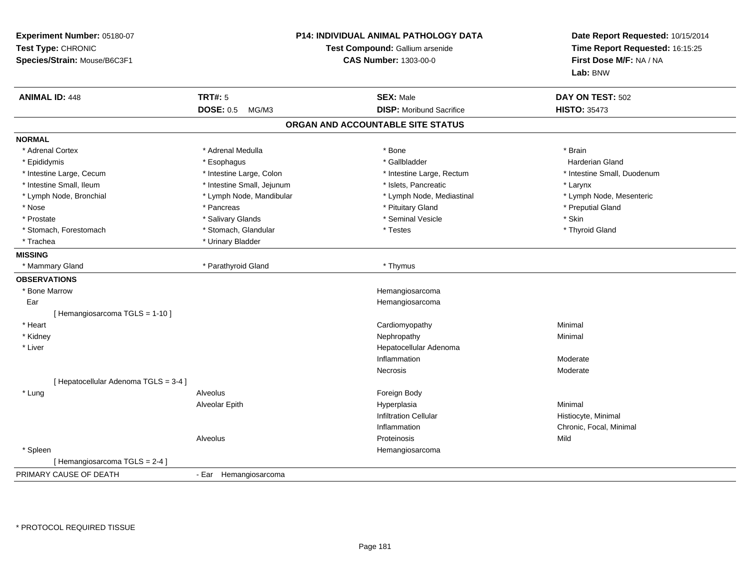**Experiment Number:** 05180-07
**Test Type:** CHRONIC
**Species/Strain:** Mouse/B6C3F1

**P14: INDIVIDUAL ANIMAL PATHOLOGY DATA**
**Test Compound:** Gallium arsenide
**CAS Number:** 1303-00-0

**Date Report Requested:** 10/15/2014
**Time Report Requested:** 16:15:25
**First Dose M/F:** NA / NA
**Lab:** BNW

| **ANIMAL ID:** 448 | **TRT#:** 5 | **SEX:** Male | **DAY ON TEST:** 502 |
|---|---|---|---|
| | **DOSE:** 0.5 MG/M3 | **DISP:** Moribund Sacrifice | **HISTO:** 35473 |

## ORGAN AND ACCOUNTABLE SITE STATUS

**NORMAL**

| | | | |
|---|---|---|---|
| * Adrenal Cortex | * Adrenal Medulla | * Bone | * Brain |
| * Epididymis | * Esophagus | * Gallbladder | Harderian Gland |
| * Intestine Large, Cecum | * Intestine Large, Colon | * Intestine Large, Rectum | * Intestine Small, Duodenum |
| * Intestine Small, Ileum | * Intestine Small, Jejunum | * Islets, Pancreatic | * Larynx |
| * Lymph Node, Bronchial | * Lymph Node, Mandibular | * Lymph Node, Mediastinal | * Lymph Node, Mesenteric |
| * Nose | * Pancreas | * Pituitary Gland | * Preputial Gland |
| * Prostate | * Salivary Glands | * Seminal Vesicle | * Skin |
| * Stomach, Forestomach | * Stomach, Glandular | * Testes | * Thyroid Gland |
| * Trachea | * Urinary Bladder | | |

**MISSING**

| | | |
|---|---|---|
| * Mammary Gland | * Parathyroid Gland | * Thymus |

**OBSERVATIONS**

| | | | |
|---|---|---|---|
| * Bone Marrow | | Hemangiosarcoma | |
| Ear | | Hemangiosarcoma | |
| [ Hemangiosarcoma TGLS = 1-10 ] | | | |
| * Heart | | Cardiomyopathy | Minimal |
| * Kidney | | Nephropathy | Minimal |
| * Liver | | Hepatocellular Adenoma | |
| | | Inflammation | Moderate |
| | | Necrosis | Moderate |
| [ Hepatocellular Adenoma TGLS = 3-4 ] | | | |
| * Lung | Alveolus | Foreign Body | |
| | Alveolar Epith | Hyperplasia | Minimal |
| | | Infiltration Cellular | Histiocyte, Minimal |
| | | Inflammation | Chronic, Focal, Minimal |
| | Alveolus | Proteinosis | Mild |
| * Spleen | | Hemangiosarcoma | |
| [ Hemangiosarcoma TGLS = 2-4 ] | | | |

PRIMARY CAUSE OF DEATH - Ear Hemangiosarcoma

* PROTOCOL REQUIRED TISSUE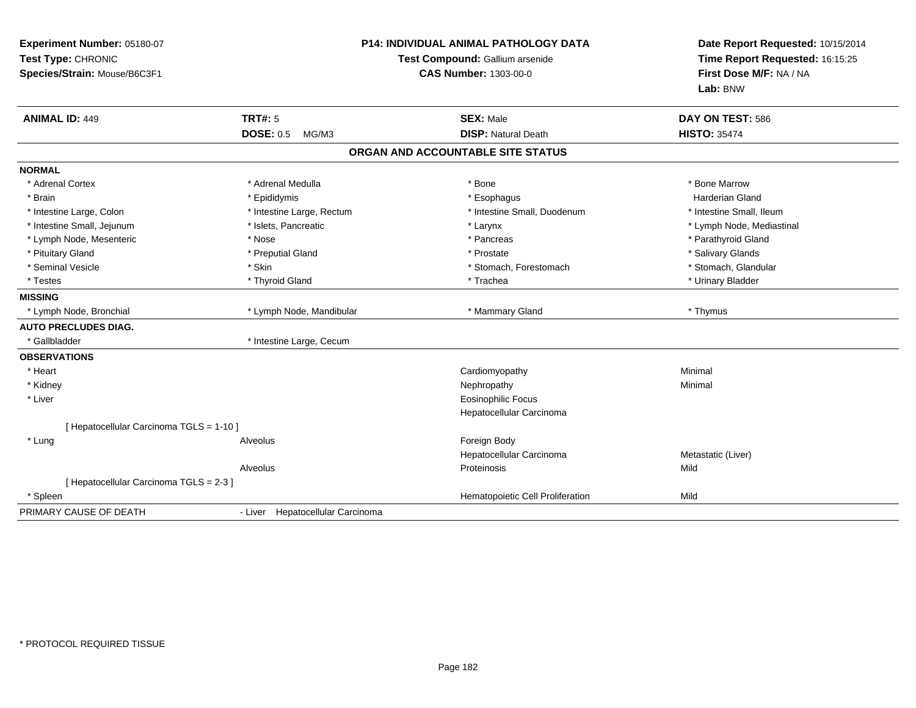**Experiment Number:** 05180-07
**Test Type:** CHRONIC
**Species/Strain:** Mouse/B6C3F1

**P14: INDIVIDUAL ANIMAL PATHOLOGY DATA**
**Test Compound:** Gallium arsenide
**CAS Number:** 1303-00-0

**Date Report Requested:** 10/15/2014
**Time Report Requested:** 16:15:25
**First Dose M/F:** NA / NA
**Lab:** BNW

| **ANIMAL ID:** 449 | **TRT#:** 5 | **SEX:** Male | **DAY ON TEST:** 586 |
|---|---|---|---|
| | **DOSE:** 0.5 MG/M3 | **DISP:** Natural Death | **HISTO:** 35474 |

## ORGAN AND ACCOUNTABLE SITE STATUS

| | | | |
|---|---|---|---|
| **NORMAL** | | | |
| * Adrenal Cortex | * Adrenal Medulla | * Bone | * Bone Marrow |
| * Brain | * Epididymis | * Esophagus | Harderian Gland |
| * Intestine Large, Colon | * Intestine Large, Rectum | * Intestine Small, Duodenum | * Intestine Small, Ileum |
| * Intestine Small, Jejunum | * Islets, Pancreatic | * Larynx | * Lymph Node, Mediastinal |
| * Lymph Node, Mesenteric | * Nose | * Pancreas | * Parathyroid Gland |
| * Pituitary Gland | * Preputial Gland | * Prostate | * Salivary Glands |
| * Seminal Vesicle | * Skin | * Stomach, Forestomach | * Stomach, Glandular |
| * Testes | * Thyroid Gland | * Trachea | * Urinary Bladder |
| **MISSING** | | | |
| * Lymph Node, Bronchial | * Lymph Node, Mandibular | * Mammary Gland | * Thymus |
| **AUTO PRECLUDES DIAG.** | | | |
| * Gallbladder | * Intestine Large, Cecum | | |
| **OBSERVATIONS** | | | |
| * Heart | | Cardiomyopathy | Minimal |
| * Kidney | | Nephropathy | Minimal |
| * Liver | | Eosinophilic Focus | |
| | | Hepatocellular Carcinoma | |
| [ Hepatocellular Carcinoma TGLS = 1-10 ] | | | |
| * Lung | Alveolus | Foreign Body | |
| | | Hepatocellular Carcinoma | Metastatic (Liver) |
| | Alveolus | Proteinosis | Mild |
| [ Hepatocellular Carcinoma TGLS = 2-3 ] | | | |
| * Spleen | | Hematopoietic Cell Proliferation | Mild |
| PRIMARY CAUSE OF DEATH | - Liver Hepatocellular Carcinoma | | |

* PROTOCOL REQUIRED TISSUE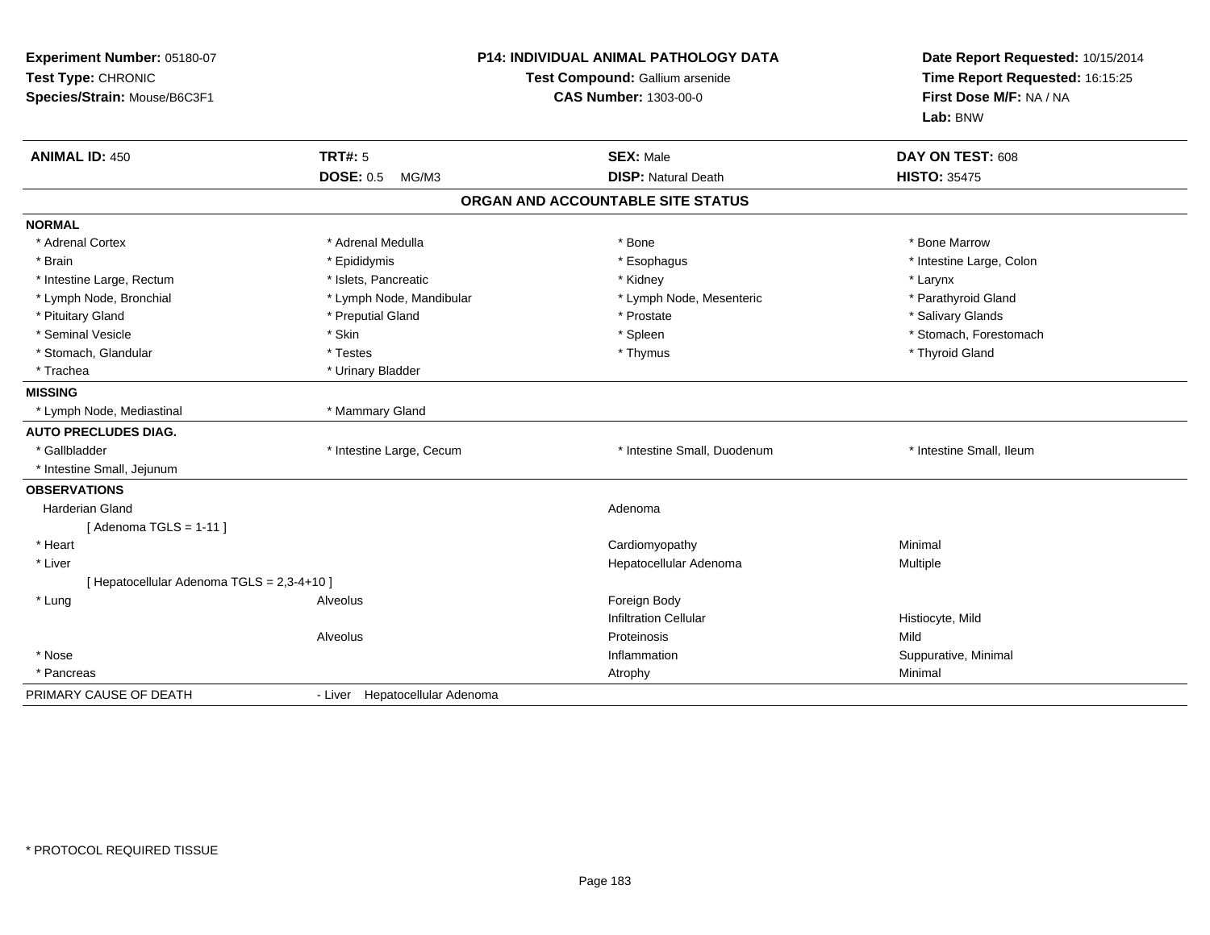**Experiment Number:** 05180-07
**Test Type:** CHRONIC
**Species/Strain:** Mouse/B6C3F1

**P14: INDIVIDUAL ANIMAL PATHOLOGY DATA**
**Test Compound:** Gallium arsenide
**CAS Number:** 1303-00-0

**Date Report Requested:** 10/15/2014
**Time Report Requested:** 16:15:25
**First Dose M/F:** NA / NA
**Lab:** BNW

| **ANIMAL ID:** 450 | **TRT#:** 5 | **SEX:** Male | **DAY ON TEST:** 608 |
|---|---|---|---|
| | **DOSE:** 0.5 MG/M3 | **DISP:** Natural Death | **HISTO:** 35475 |

## ORGAN AND ACCOUNTABLE SITE STATUS

**NORMAL**

| | | | |
|---|---|---|---|
| * Adrenal Cortex | * Adrenal Medulla | * Bone | * Bone Marrow |
| * Brain | * Epididymis | * Esophagus | * Intestine Large, Colon |
| * Intestine Large, Rectum | * Islets, Pancreatic | * Kidney | * Larynx |
| * Lymph Node, Bronchial | * Lymph Node, Mandibular | * Lymph Node, Mesenteric | * Parathyroid Gland |
| * Pituitary Gland | * Preputial Gland | * Prostate | * Salivary Glands |
| * Seminal Vesicle | * Skin | * Spleen | * Stomach, Forestomach |
| * Stomach, Glandular | * Testes | * Thymus | * Thyroid Gland |
| * Trachea | * Urinary Bladder | | |

**MISSING**

| | | | |
|---|---|---|---|
| * Lymph Node, Mediastinal | * Mammary Gland | | |

**AUTO PRECLUDES DIAG.**

| | | | |
|---|---|---|---|
| * Gallbladder | * Intestine Large, Cecum | * Intestine Small, Duodenum | * Intestine Small, Ileum |
| * Intestine Small, Jejunum | | | |

**OBSERVATIONS**

| | | | |
|---|---|---|---|
| Harderian Gland | | Adenoma | |
| [ Adenoma TGLS = 1-11 ] | | | |
| * Heart | | Cardiomyopathy | Minimal |
| * Liver | | Hepatocellular Adenoma | Multiple |
| [ Hepatocellular Adenoma TGLS = 2,3-4+10 ] | | | |
| * Lung | Alveolus | Foreign Body | |
| | | Infiltration Cellular | Histiocyte, Mild |
| | Alveolus | Proteinosis | Mild |
| * Nose | | Inflammation | Suppurative, Minimal |
| * Pancreas | | Atrophy | Minimal |

| | |
|---|---|
| PRIMARY CAUSE OF DEATH | - Liver Hepatocellular Adenoma |

* PROTOCOL REQUIRED TISSUE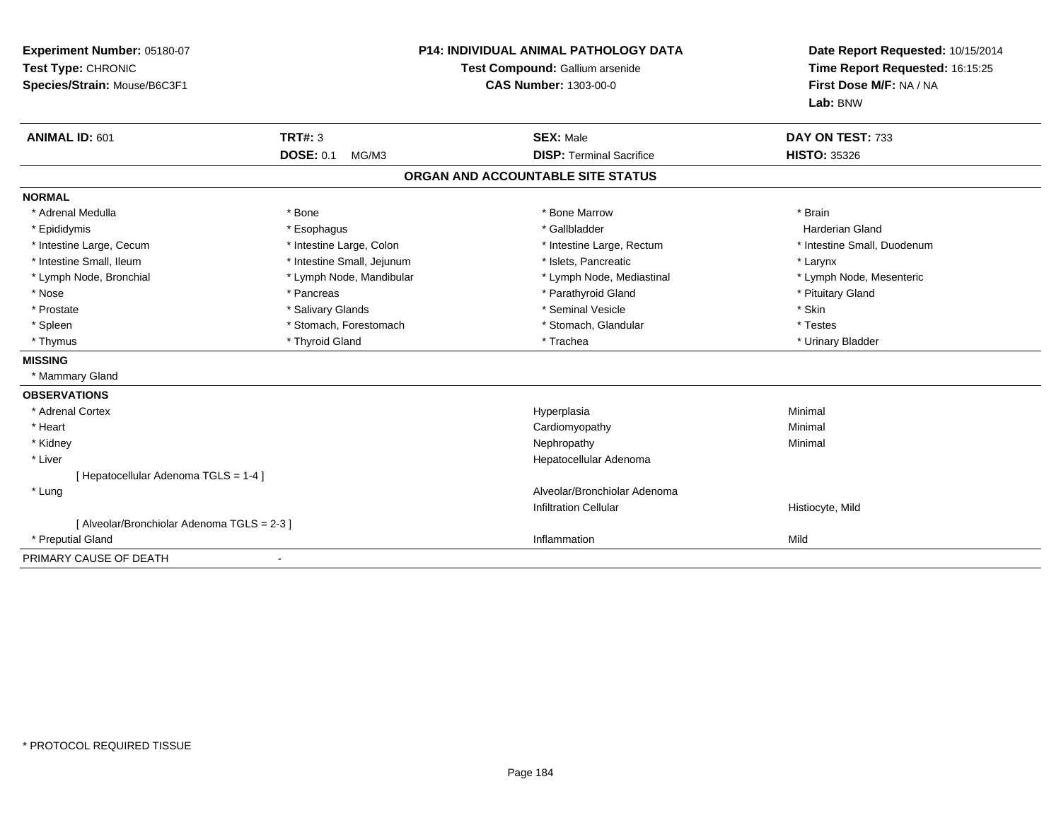**Experiment Number:** 05180-07
**Test Type:** CHRONIC
**Species/Strain:** Mouse/B6C3F1

**P14: INDIVIDUAL ANIMAL PATHOLOGY DATA**
**Test Compound:** Gallium arsenide
**CAS Number:** 1303-00-0

**Date Report Requested:** 10/15/2014
**Time Report Requested:** 16:15:25
**First Dose M/F:** NA / NA
**Lab:** BNW

| **ANIMAL ID:** 601 | **TRT#:** 3 | **SEX:** Male | **DAY ON TEST:** 733 |
|---|---|---|---|
| | **DOSE:** 0.1 MG/M3 | **DISP:** Terminal Sacrifice | **HISTO:** 35326 |

## ORGAN AND ACCOUNTABLE SITE STATUS

**NORMAL**

| | | | |
|---|---|---|---|
| * Adrenal Medulla | * Bone | * Bone Marrow | * Brain |
| * Epididymis | * Esophagus | * Gallbladder | Harderian Gland |
| * Intestine Large, Cecum | * Intestine Large, Colon | * Intestine Large, Rectum | * Intestine Small, Duodenum |
| * Intestine Small, Ileum | * Intestine Small, Jejunum | * Islets, Pancreatic | * Larynx |
| * Lymph Node, Bronchial | * Lymph Node, Mandibular | * Lymph Node, Mediastinal | * Lymph Node, Mesenteric |
| * Nose | * Pancreas | * Parathyroid Gland | * Pituitary Gland |
| * Prostate | * Salivary Glands | * Seminal Vesicle | * Skin |
| * Spleen | * Stomach, Forestomach | * Stomach, Glandular | * Testes |
| * Thymus | * Thyroid Gland | * Trachea | * Urinary Bladder |

**MISSING**

* Mammary Gland

**OBSERVATIONS**

| | | |
|---|---|---|
| * Adrenal Cortex | Hyperplasia | Minimal |
| * Heart | Cardiomyopathy | Minimal |
| * Kidney | Nephropathy | Minimal |
| * Liver | Hepatocellular Adenoma | |
| [ Hepatocellular Adenoma TGLS = 1-4 ] | | |
| * Lung | Alveolar/Bronchiolar Adenoma | |
| | Infiltration Cellular | Histiocyte, Mild |
| [ Alveolar/Bronchiolar Adenoma TGLS = 2-3 ] | | |
| * Preputial Gland | Inflammation | Mild |

PRIMARY CAUSE OF DEATH -

* PROTOCOL REQUIRED TISSUE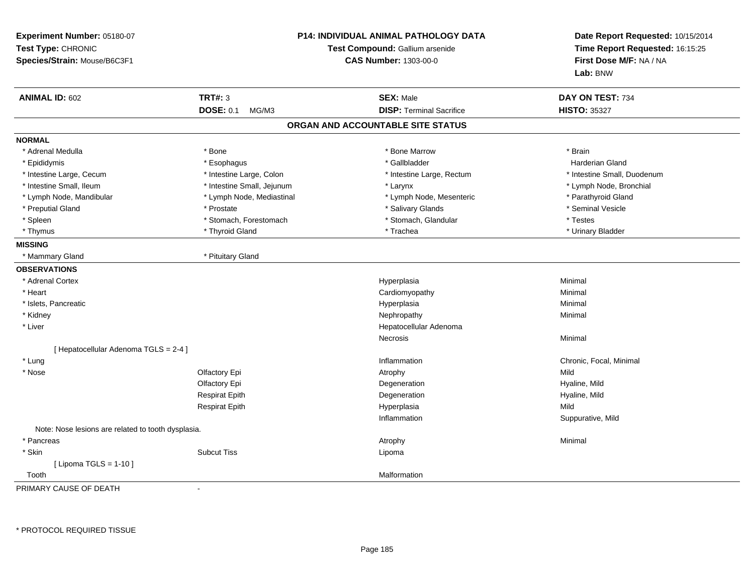**Experiment Number:** 05180-07
**Test Type:** CHRONIC
**Species/Strain:** Mouse/B6C3F1

**P14: INDIVIDUAL ANIMAL PATHOLOGY DATA**
**Test Compound:** Gallium arsenide
**CAS Number:** 1303-00-0

**Date Report Requested:** 10/15/2014
**Time Report Requested:** 16:15:25
**First Dose M/F:** NA / NA
**Lab:** BNW

| **ANIMAL ID:** 602 | **TRT#:** 3 | **SEX:** Male | **DAY ON TEST:** 734 |
|---|---|---|---|
| | **DOSE:** 0.1 MG/M3 | **DISP:** Terminal Sacrifice | **HISTO:** 35327 |

## ORGAN AND ACCOUNTABLE SITE STATUS

**NORMAL**

| | | | |
|---|---|---|---|
| * Adrenal Medulla | * Bone | * Bone Marrow | * Brain |
| * Epididymis | * Esophagus | * Gallbladder | Harderian Gland |
| * Intestine Large, Cecum | * Intestine Large, Colon | * Intestine Large, Rectum | * Intestine Small, Duodenum |
| * Intestine Small, Ileum | * Intestine Small, Jejunum | * Larynx | * Lymph Node, Bronchial |
| * Lymph Node, Mandibular | * Lymph Node, Mediastinal | * Lymph Node, Mesenteric | * Parathyroid Gland |
| * Preputial Gland | * Prostate | * Salivary Glands | * Seminal Vesicle |
| * Spleen | * Stomach, Forestomach | * Stomach, Glandular | * Testes |
| * Thymus | * Thyroid Gland | * Trachea | * Urinary Bladder |

**MISSING**

| | |
|---|---|
| * Mammary Gland | * Pituitary Gland |

**OBSERVATIONS**

| Organ | Site | Observation | Severity |
|---|---|---|---|
| * Adrenal Cortex | | Hyperplasia | Minimal |
| * Heart | | Cardiomyopathy | Minimal |
| * Islets, Pancreatic | | Hyperplasia | Minimal |
| * Kidney | | Nephropathy | Minimal |
| * Liver | | Hepatocellular Adenoma | |
| | | Necrosis | Minimal |
| [ Hepatocellular Adenoma TGLS = 2-4 ] | | | |
| * Lung | | Inflammation | Chronic, Focal, Minimal |
| * Nose | Olfactory Epi | Atrophy | Mild |
| | Olfactory Epi | Degeneration | Hyaline, Mild |
| | Respirat Epith | Degeneration | Hyaline, Mild |
| | Respirat Epith | Hyperplasia | Mild |
| | | Inflammation | Suppurative, Mild |
| Note: Nose lesions are related to tooth dysplasia. | | | |
| * Pancreas | | Atrophy | Minimal |
| * Skin | Subcut Tiss | Lipoma | |
| [ Lipoma TGLS = 1-10 ] | | | |
| Tooth | | Malformation | |

PRIMARY CAUSE OF DEATH -

\* PROTOCOL REQUIRED TISSUE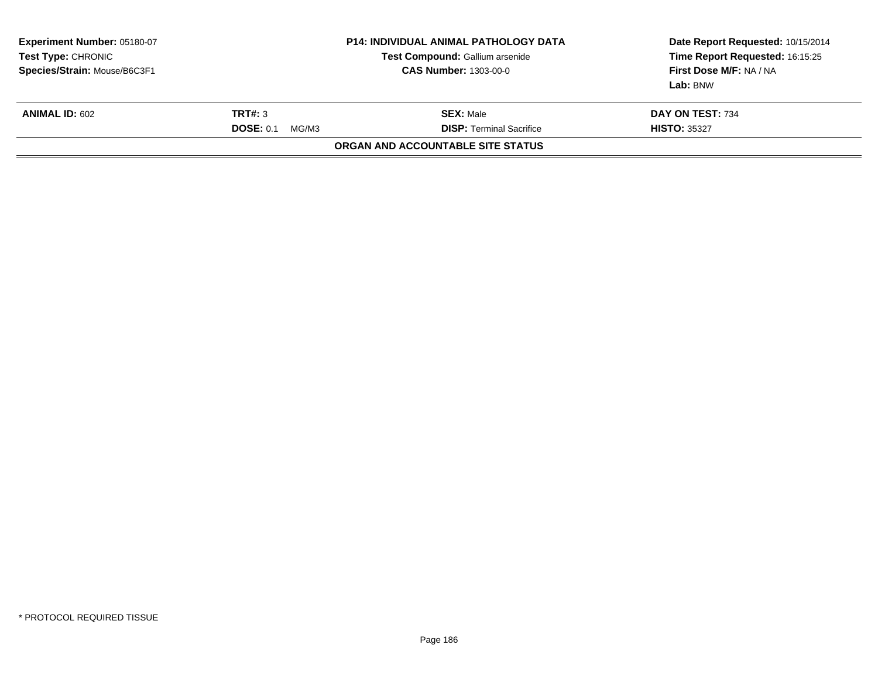| **Experiment Number:** 05180-07 | **P14: INDIVIDUAL ANIMAL PATHOLOGY DATA** | **Date Report Requested:** 10/15/2014 |
|---|---|---|
| **Test Type:** CHRONIC | **Test Compound:** Gallium arsenide | **Time Report Requested:** 16:15:25 |
| **Species/Strain:** Mouse/B6C3F1 | **CAS Number:** 1303-00-0 | **First Dose M/F:** NA / NA |
| | | **Lab:** BNW |

| **ANIMAL ID:** 602 | **TRT#:** 3 | **SEX:** Male | **DAY ON TEST:** 734 |
|---|---|---|---|
| | **DOSE:** 0.1 MG/M3 | **DISP:** Terminal Sacrifice | **HISTO:** 35327 |

**ORGAN AND ACCOUNTABLE SITE STATUS**

* PROTOCOL REQUIRED TISSUE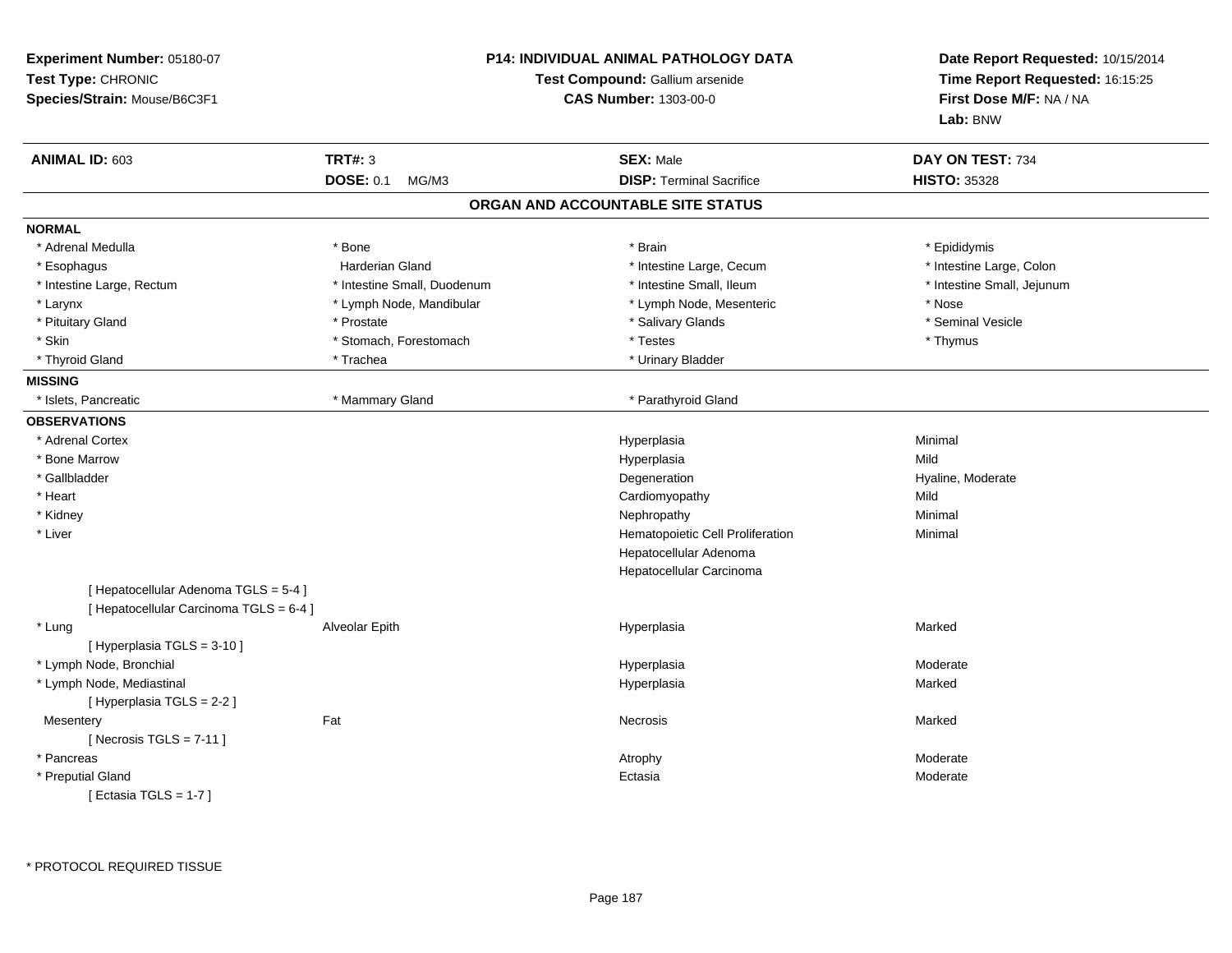**Experiment Number:** 05180-07
**Test Type:** CHRONIC
**Species/Strain:** Mouse/B6C3F1

**P14: INDIVIDUAL ANIMAL PATHOLOGY DATA**
**Test Compound:** Gallium arsenide
**CAS Number:** 1303-00-0

**Date Report Requested:** 10/15/2014
**Time Report Requested:** 16:15:25
**First Dose M/F:** NA / NA
**Lab:** BNW

| **ANIMAL ID:** 603 | **TRT#:** 3 | **SEX:** Male | **DAY ON TEST:** 734 |
|---|---|---|---|
| | **DOSE:** 0.1 MG/M3 | **DISP:** Terminal Sacrifice | **HISTO:** 35328 |

## ORGAN AND ACCOUNTABLE SITE STATUS

**NORMAL**

| | | | |
|---|---|---|---|
| * Adrenal Medulla | * Bone | * Brain | * Epididymis |
| * Esophagus | Harderian Gland | * Intestine Large, Cecum | * Intestine Large, Colon |
| * Intestine Large, Rectum | * Intestine Small, Duodenum | * Intestine Small, Ileum | * Intestine Small, Jejunum |
| * Larynx | * Lymph Node, Mandibular | * Lymph Node, Mesenteric | * Nose |
| * Pituitary Gland | * Prostate | * Salivary Glands | * Seminal Vesicle |
| * Skin | * Stomach, Forestomach | * Testes | * Thymus |
| * Thyroid Gland | * Trachea | * Urinary Bladder | |

**MISSING**

| | | |
|---|---|---|
| * Islets, Pancreatic | * Mammary Gland | * Parathyroid Gland |

**OBSERVATIONS**

| Organ | Site | Observation | Severity |
|---|---|---|---|
| * Adrenal Cortex | | Hyperplasia | Minimal |
| * Bone Marrow | | Hyperplasia | Mild |
| * Gallbladder | | Degeneration | Hyaline, Moderate |
| * Heart | | Cardiomyopathy | Mild |
| * Kidney | | Nephropathy | Minimal |
| * Liver | | Hematopoietic Cell Proliferation | Minimal |
| | | Hepatocellular Adenoma | |
| | | Hepatocellular Carcinoma | |
| [ Hepatocellular Adenoma TGLS = 5-4 ] | | | |
| [ Hepatocellular Carcinoma TGLS = 6-4 ] | | | |
| * Lung | Alveolar Epith | Hyperplasia | Marked |
| [ Hyperplasia TGLS = 3-10 ] | | | |
| * Lymph Node, Bronchial | | Hyperplasia | Moderate |
| * Lymph Node, Mediastinal | | Hyperplasia | Marked |
| [ Hyperplasia TGLS = 2-2 ] | | | |
| Mesentery | Fat | Necrosis | Marked |
| [ Necrosis TGLS = 7-11 ] | | | |
| * Pancreas | | Atrophy | Moderate |
| * Preputial Gland | | Ectasia | Moderate |
| [ Ectasia TGLS = 1-7 ] | | | |

* PROTOCOL REQUIRED TISSUE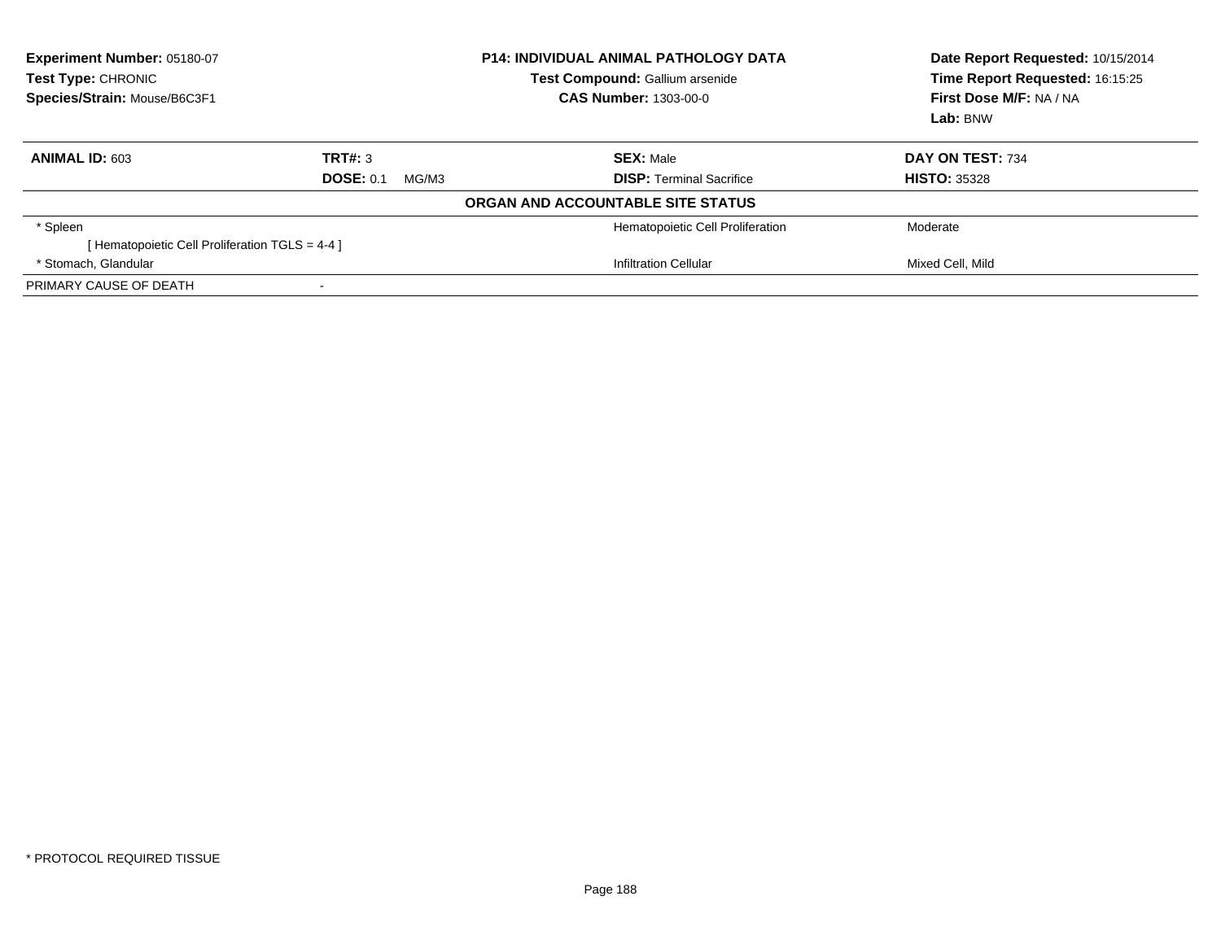**Experiment Number:** 05180-07
**Test Type:** CHRONIC
**Species/Strain:** Mouse/B6C3F1

**P14: INDIVIDUAL ANIMAL PATHOLOGY DATA**
**Test Compound:** Gallium arsenide
**CAS Number:** 1303-00-0

**Date Report Requested:** 10/15/2014
**Time Report Requested:** 16:15:25
**First Dose M/F:** NA / NA
**Lab:** BNW

| **ANIMAL ID:** 603 | **TRT#:** 3 | **SEX:** Male | **DAY ON TEST:** 734 |
|---|---|---|---|
| | **DOSE:** 0.1 MG/M3 | **DISP:** Terminal Sacrifice | **HISTO:** 35328 |

**ORGAN AND ACCOUNTABLE SITE STATUS**

| | | | |
|---|---|---|---|
| * Spleen | | Hematopoietic Cell Proliferation | Moderate |
| [ Hematopoietic Cell Proliferation TGLS = 4-4 ] | | | |
| * Stomach, Glandular | | Infiltration Cellular | Mixed Cell, Mild |
| PRIMARY CAUSE OF DEATH | - | | |

* PROTOCOL REQUIRED TISSUE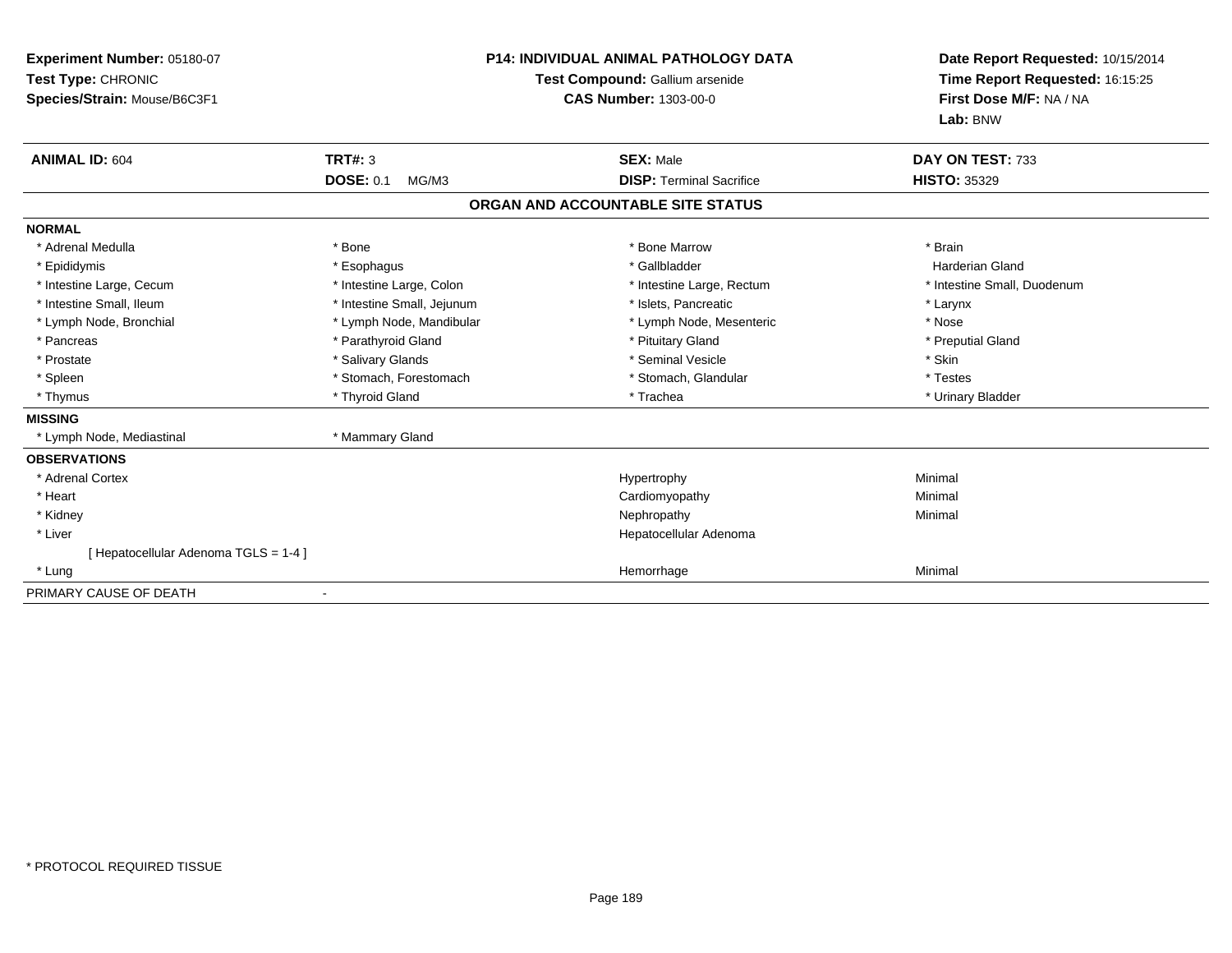**Experiment Number:** 05180-07
**Test Type:** CHRONIC
**Species/Strain:** Mouse/B6C3F1

**P14: INDIVIDUAL ANIMAL PATHOLOGY DATA**
**Test Compound:** Gallium arsenide
**CAS Number:** 1303-00-0

**Date Report Requested:** 10/15/2014
**Time Report Requested:** 16:15:25
**First Dose M/F:** NA / NA
**Lab:** BNW

| **ANIMAL ID:** 604 | **TRT#:** 3 | **SEX:** Male | **DAY ON TEST:** 733 |
|---|---|---|---|
| | **DOSE:** 0.1 MG/M3 | **DISP:** Terminal Sacrifice | **HISTO:** 35329 |

## ORGAN AND ACCOUNTABLE SITE STATUS

**NORMAL**

| | | | |
|---|---|---|---|
| * Adrenal Medulla | * Bone | * Bone Marrow | * Brain |
| * Epididymis | * Esophagus | * Gallbladder | Harderian Gland |
| * Intestine Large, Cecum | * Intestine Large, Colon | * Intestine Large, Rectum | * Intestine Small, Duodenum |
| * Intestine Small, Ileum | * Intestine Small, Jejunum | * Islets, Pancreatic | * Larynx |
| * Lymph Node, Bronchial | * Lymph Node, Mandibular | * Lymph Node, Mesenteric | * Nose |
| * Pancreas | * Parathyroid Gland | * Pituitary Gland | * Preputial Gland |
| * Prostate | * Salivary Glands | * Seminal Vesicle | * Skin |
| * Spleen | * Stomach, Forestomach | * Stomach, Glandular | * Testes |
| * Thymus | * Thyroid Gland | * Trachea | * Urinary Bladder |

**MISSING**

| | |
|---|---|
| * Lymph Node, Mediastinal | * Mammary Gland |

**OBSERVATIONS**

| | | |
|---|---|---|
| * Adrenal Cortex | Hypertrophy | Minimal |
| * Heart | Cardiomyopathy | Minimal |
| * Kidney | Nephropathy | Minimal |
| * Liver | Hepatocellular Adenoma | |
| [ Hepatocellular Adenoma TGLS = 1-4 ] | | |
| * Lung | Hemorrhage | Minimal |

PRIMARY CAUSE OF DEATH -

* PROTOCOL REQUIRED TISSUE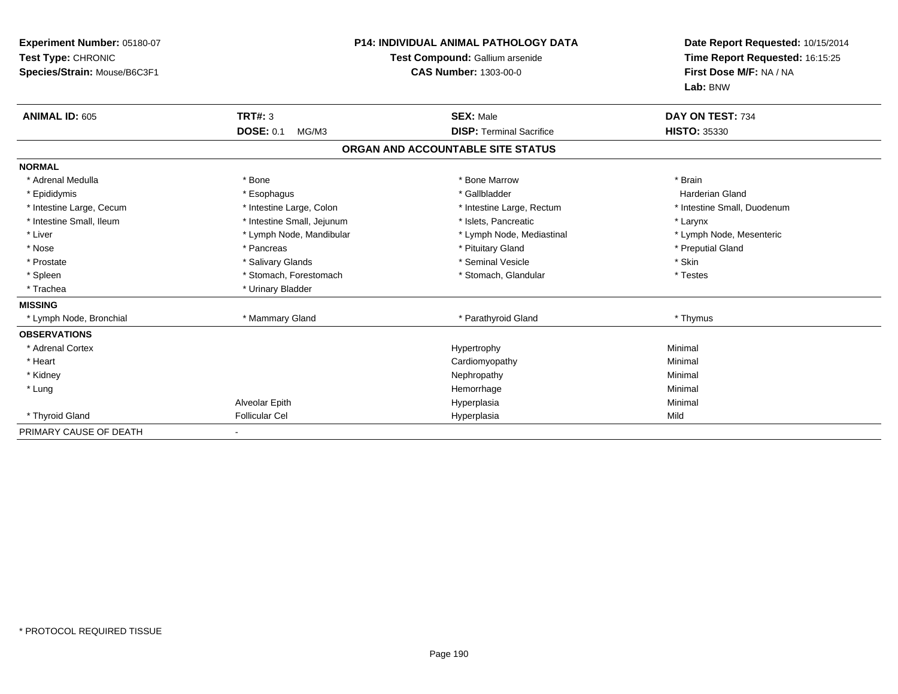**Experiment Number:** 05180-07
**Test Type:** CHRONIC
**Species/Strain:** Mouse/B6C3F1

**P14: INDIVIDUAL ANIMAL PATHOLOGY DATA**
**Test Compound:** Gallium arsenide
**CAS Number:** 1303-00-0

**Date Report Requested:** 10/15/2014
**Time Report Requested:** 16:15:25
**First Dose M/F:** NA / NA
**Lab:** BNW

| **ANIMAL ID:** 605 | **TRT#:** 3 | **SEX:** Male | **DAY ON TEST:** 734 |
|---|---|---|---|
| | **DOSE:** 0.1 MG/M3 | **DISP:** Terminal Sacrifice | **HISTO:** 35330 |

**ORGAN AND ACCOUNTABLE SITE STATUS**

| | | | |
|---|---|---|---|
| **NORMAL** | | | |
| * Adrenal Medulla | * Bone | * Bone Marrow | * Brain |
| * Epididymis | * Esophagus | * Gallbladder | Harderian Gland |
| * Intestine Large, Cecum | * Intestine Large, Colon | * Intestine Large, Rectum | * Intestine Small, Duodenum |
| * Intestine Small, Ileum | * Intestine Small, Jejunum | * Islets, Pancreatic | * Larynx |
| * Liver | * Lymph Node, Mandibular | * Lymph Node, Mediastinal | * Lymph Node, Mesenteric |
| * Nose | * Pancreas | * Pituitary Gland | * Preputial Gland |
| * Prostate | * Salivary Glands | * Seminal Vesicle | * Skin |
| * Spleen | * Stomach, Forestomach | * Stomach, Glandular | * Testes |
| * Trachea | * Urinary Bladder | | |
| **MISSING** | | | |
| * Lymph Node, Bronchial | * Mammary Gland | * Parathyroid Gland | * Thymus |
| **OBSERVATIONS** | | | |
| * Adrenal Cortex | | Hypertrophy | Minimal |
| * Heart | | Cardiomyopathy | Minimal |
| * Kidney | | Nephropathy | Minimal |
| * Lung | | Hemorrhage | Minimal |
| | Alveolar Epith | Hyperplasia | Minimal |
| * Thyroid Gland | Follicular Cel | Hyperplasia | Mild |
| PRIMARY CAUSE OF DEATH | - | | |

* PROTOCOL REQUIRED TISSUE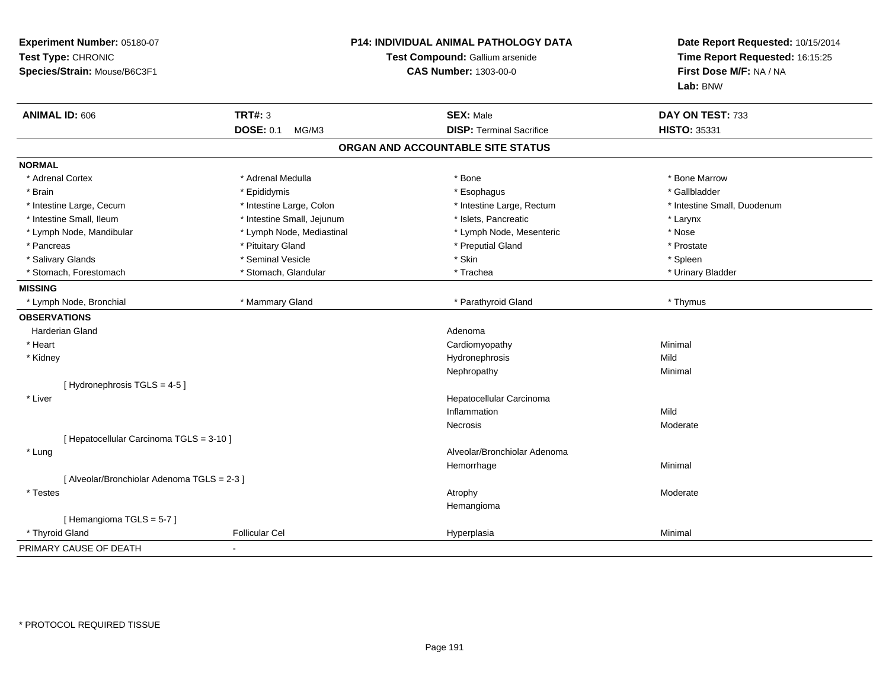**Experiment Number:** 05180-07
**Test Type:** CHRONIC
**Species/Strain:** Mouse/B6C3F1

**P14: INDIVIDUAL ANIMAL PATHOLOGY DATA**
**Test Compound:** Gallium arsenide
**CAS Number:** 1303-00-0

**Date Report Requested:** 10/15/2014
**Time Report Requested:** 16:15:25
**First Dose M/F:** NA / NA
**Lab:** BNW

| **ANIMAL ID:** 606 | **TRT#:** 3 | **SEX:** Male | **DAY ON TEST:** 733 |
|---|---|---|---|
| | **DOSE:** 0.1 MG/M3 | **DISP:** Terminal Sacrifice | **HISTO:** 35331 |

## ORGAN AND ACCOUNTABLE SITE STATUS

**NORMAL**

| | | | |
|---|---|---|---|
| * Adrenal Cortex | * Adrenal Medulla | * Bone | * Bone Marrow |
| * Brain | * Epididymis | * Esophagus | * Gallbladder |
| * Intestine Large, Cecum | * Intestine Large, Colon | * Intestine Large, Rectum | * Intestine Small, Duodenum |
| * Intestine Small, Ileum | * Intestine Small, Jejunum | * Islets, Pancreatic | * Larynx |
| * Lymph Node, Mandibular | * Lymph Node, Mediastinal | * Lymph Node, Mesenteric | * Nose |
| * Pancreas | * Pituitary Gland | * Preputial Gland | * Prostate |
| * Salivary Glands | * Seminal Vesicle | * Skin | * Spleen |
| * Stomach, Forestomach | * Stomach, Glandular | * Trachea | * Urinary Bladder |

**MISSING**

| | | | |
|---|---|---|---|
| * Lymph Node, Bronchial | * Mammary Gland | * Parathyroid Gland | * Thymus |

**OBSERVATIONS**

| | | | |
|---|---|---|---|
| Harderian Gland | | Adenoma | |
| * Heart | | Cardiomyopathy | Minimal |
| * Kidney | | Hydronephrosis | Mild |
| | | Nephropathy | Minimal |
| [ Hydronephrosis TGLS = 4-5 ] | | | |
| * Liver | | Hepatocellular Carcinoma | |
| | | Inflammation | Mild |
| | | Necrosis | Moderate |
| [ Hepatocellular Carcinoma TGLS = 3-10 ] | | | |
| * Lung | | Alveolar/Bronchiolar Adenoma | |
| | | Hemorrhage | Minimal |
| [ Alveolar/Bronchiolar Adenoma TGLS = 2-3 ] | | | |
| * Testes | | Atrophy | Moderate |
| | | Hemangioma | |
| [ Hemangioma TGLS = 5-7 ] | | | |
| * Thyroid Gland | Follicular Cel | Hyperplasia | Minimal |

PRIMARY CAUSE OF DEATH -

\* PROTOCOL REQUIRED TISSUE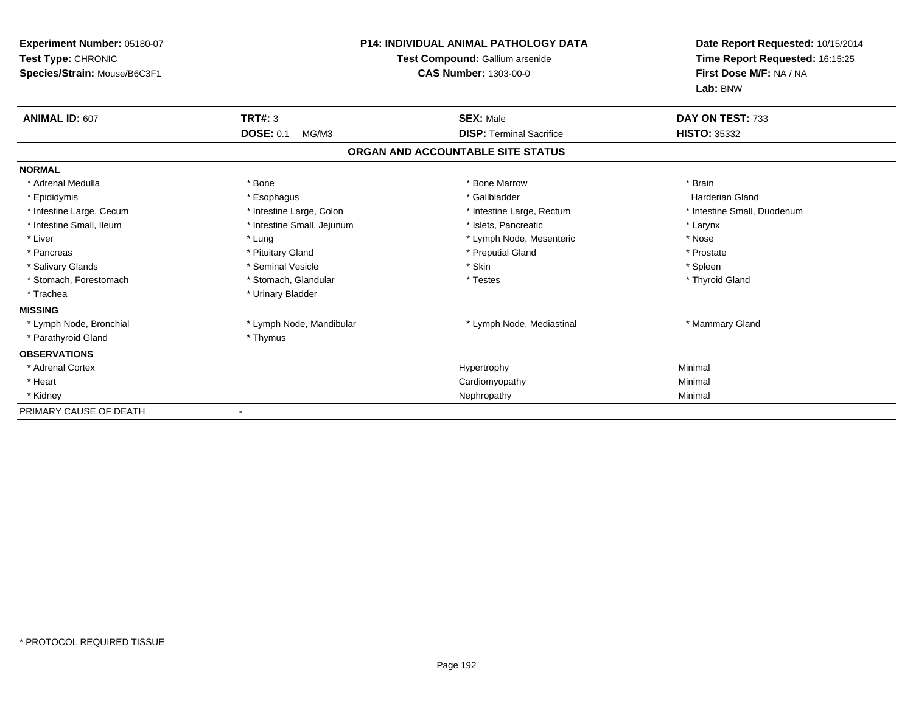**Experiment Number:** 05180-07
**Test Type:** CHRONIC
**Species/Strain:** Mouse/B6C3F1

**P14: INDIVIDUAL ANIMAL PATHOLOGY DATA**
**Test Compound:** Gallium arsenide
**CAS Number:** 1303-00-0

**Date Report Requested:** 10/15/2014
**Time Report Requested:** 16:15:25
**First Dose M/F:** NA / NA
**Lab:** BNW

| **ANIMAL ID:** 607 | **TRT#:** 3 | **SEX:** Male | **DAY ON TEST:** 733 |
|---|---|---|---|
| | **DOSE:** 0.1 MG/M3 | **DISP:** Terminal Sacrifice | **HISTO:** 35332 |

## ORGAN AND ACCOUNTABLE SITE STATUS

| | | | |
|---|---|---|---|
| **NORMAL** | | | |
| * Adrenal Medulla | * Bone | * Bone Marrow | * Brain |
| * Epididymis | * Esophagus | * Gallbladder | Harderian Gland |
| * Intestine Large, Cecum | * Intestine Large, Colon | * Intestine Large, Rectum | * Intestine Small, Duodenum |
| * Intestine Small, Ileum | * Intestine Small, Jejunum | * Islets, Pancreatic | * Larynx |
| * Liver | * Lung | * Lymph Node, Mesenteric | * Nose |
| * Pancreas | * Pituitary Gland | * Preputial Gland | * Prostate |
| * Salivary Glands | * Seminal Vesicle | * Skin | * Spleen |
| * Stomach, Forestomach | * Stomach, Glandular | * Testes | * Thyroid Gland |
| * Trachea | * Urinary Bladder | | |
| **MISSING** | | | |
| * Lymph Node, Bronchial | * Lymph Node, Mandibular | * Lymph Node, Mediastinal | * Mammary Gland |
| * Parathyroid Gland | * Thymus | | |
| **OBSERVATIONS** | | | |
| * Adrenal Cortex | | Hypertrophy | Minimal |
| * Heart | | Cardiomyopathy | Minimal |
| * Kidney | | Nephropathy | Minimal |
| PRIMARY CAUSE OF DEATH | - | | |

\* PROTOCOL REQUIRED TISSUE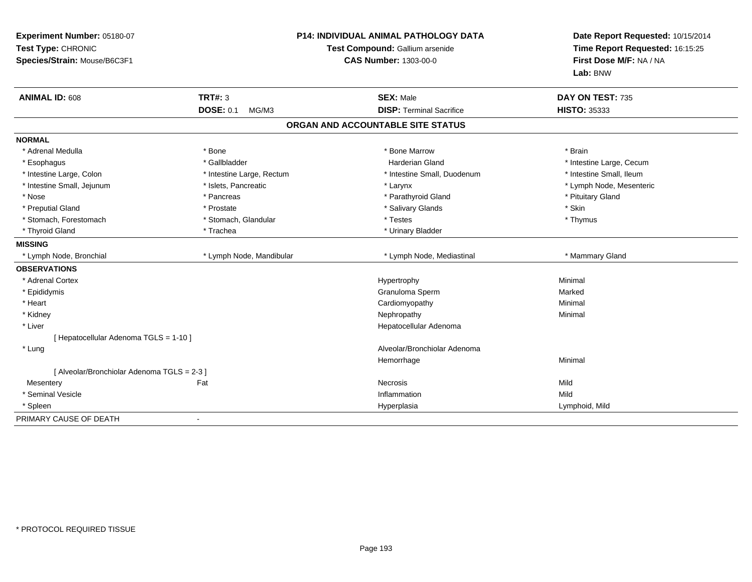**Experiment Number:** 05180-07
**Test Type:** CHRONIC
**Species/Strain:** Mouse/B6C3F1

**P14: INDIVIDUAL ANIMAL PATHOLOGY DATA**
**Test Compound:** Gallium arsenide
**CAS Number:** 1303-00-0

**Date Report Requested:** 10/15/2014
**Time Report Requested:** 16:15:25
**First Dose M/F:** NA / NA
**Lab:** BNW

| **ANIMAL ID:** 608 | **TRT#:** 3 | **SEX:** Male | **DAY ON TEST:** 735 |
|---|---|---|---|
| | **DOSE:** 0.1 MG/M3 | **DISP:** Terminal Sacrifice | **HISTO:** 35333 |

## ORGAN AND ACCOUNTABLE SITE STATUS

**NORMAL**

| | | | |
|---|---|---|---|
| * Adrenal Medulla | * Bone | * Bone Marrow | * Brain |
| * Esophagus | * Gallbladder | Harderian Gland | * Intestine Large, Cecum |
| * Intestine Large, Colon | * Intestine Large, Rectum | * Intestine Small, Duodenum | * Intestine Small, Ileum |
| * Intestine Small, Jejunum | * Islets, Pancreatic | * Larynx | * Lymph Node, Mesenteric |
| * Nose | * Pancreas | * Parathyroid Gland | * Pituitary Gland |
| * Preputial Gland | * Prostate | * Salivary Glands | * Skin |
| * Stomach, Forestomach | * Stomach, Glandular | * Testes | * Thymus |
| * Thyroid Gland | * Trachea | * Urinary Bladder | |

**MISSING**

| | | | |
|---|---|---|---|
| * Lymph Node, Bronchial | * Lymph Node, Mandibular | * Lymph Node, Mediastinal | * Mammary Gland |

**OBSERVATIONS**

| | | | |
|---|---|---|---|
| * Adrenal Cortex | | Hypertrophy | Minimal |
| * Epididymis | | Granuloma Sperm | Marked |
| * Heart | | Cardiomyopathy | Minimal |
| * Kidney | | Nephropathy | Minimal |
| * Liver | | Hepatocellular Adenoma | |
| [ Hepatocellular Adenoma TGLS = 1-10 ] | | | |
| * Lung | | Alveolar/Bronchiolar Adenoma | |
| | | Hemorrhage | Minimal |
| [ Alveolar/Bronchiolar Adenoma TGLS = 2-3 ] | | | |
| Mesentery | Fat | Necrosis | Mild |
| * Seminal Vesicle | | Inflammation | Mild |
| * Spleen | | Hyperplasia | Lymphoid, Mild |

PRIMARY CAUSE OF DEATH -

* PROTOCOL REQUIRED TISSUE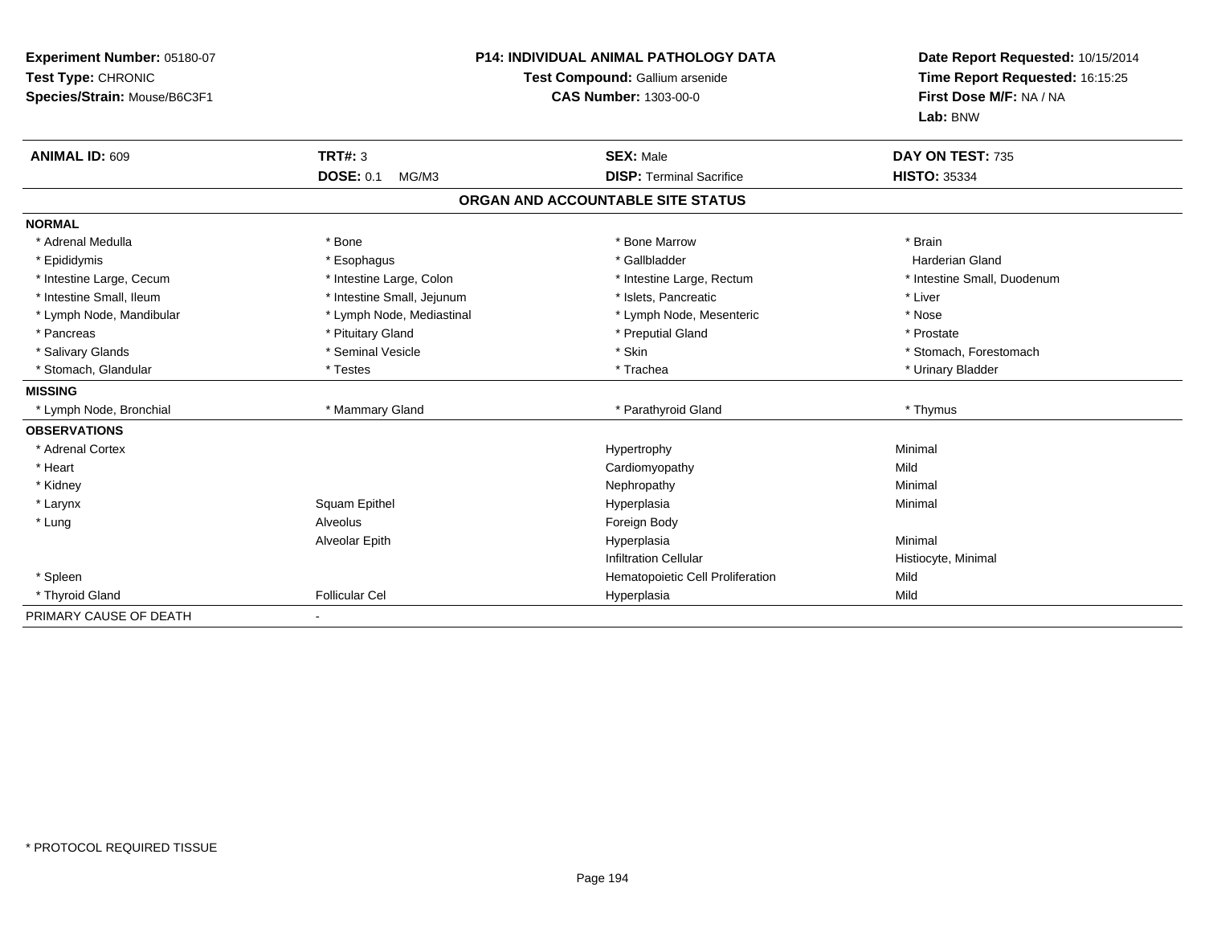**Experiment Number:** 05180-07
**Test Type:** CHRONIC
**Species/Strain:** Mouse/B6C3F1

**P14: INDIVIDUAL ANIMAL PATHOLOGY DATA**
**Test Compound:** Gallium arsenide
**CAS Number:** 1303-00-0

**Date Report Requested:** 10/15/2014
**Time Report Requested:** 16:15:25
**First Dose M/F:** NA / NA
**Lab:** BNW

| **ANIMAL ID:** 609 | **TRT#:** 3 | **SEX:** Male | **DAY ON TEST:** 735 |
|---|---|---|---|
| | **DOSE:** 0.1 MG/M3 | **DISP:** Terminal Sacrifice | **HISTO:** 35334 |

## ORGAN AND ACCOUNTABLE SITE STATUS

| | | | |
|---|---|---|---|
| **NORMAL** | | | |
| * Adrenal Medulla | * Bone | * Bone Marrow | * Brain |
| * Epididymis | * Esophagus | * Gallbladder | Harderian Gland |
| * Intestine Large, Cecum | * Intestine Large, Colon | * Intestine Large, Rectum | * Intestine Small, Duodenum |
| * Intestine Small, Ileum | * Intestine Small, Jejunum | * Islets, Pancreatic | * Liver |
| * Lymph Node, Mandibular | * Lymph Node, Mediastinal | * Lymph Node, Mesenteric | * Nose |
| * Pancreas | * Pituitary Gland | * Preputial Gland | * Prostate |
| * Salivary Glands | * Seminal Vesicle | * Skin | * Stomach, Forestomach |
| * Stomach, Glandular | * Testes | * Trachea | * Urinary Bladder |
| **MISSING** | | | |
| * Lymph Node, Bronchial | * Mammary Gland | * Parathyroid Gland | * Thymus |
| **OBSERVATIONS** | | | |
| * Adrenal Cortex | | Hypertrophy | Minimal |
| * Heart | | Cardiomyopathy | Mild |
| * Kidney | | Nephropathy | Minimal |
| * Larynx | Squam Epithel | Hyperplasia | Minimal |
| * Lung | Alveolus | Foreign Body | |
| | Alveolar Epith | Hyperplasia | Minimal |
| | | Infiltration Cellular | Histiocyte, Minimal |
| * Spleen | | Hematopoietic Cell Proliferation | Mild |
| * Thyroid Gland | Follicular Cel | Hyperplasia | Mild |
| PRIMARY CAUSE OF DEATH | - | | |

* PROTOCOL REQUIRED TISSUE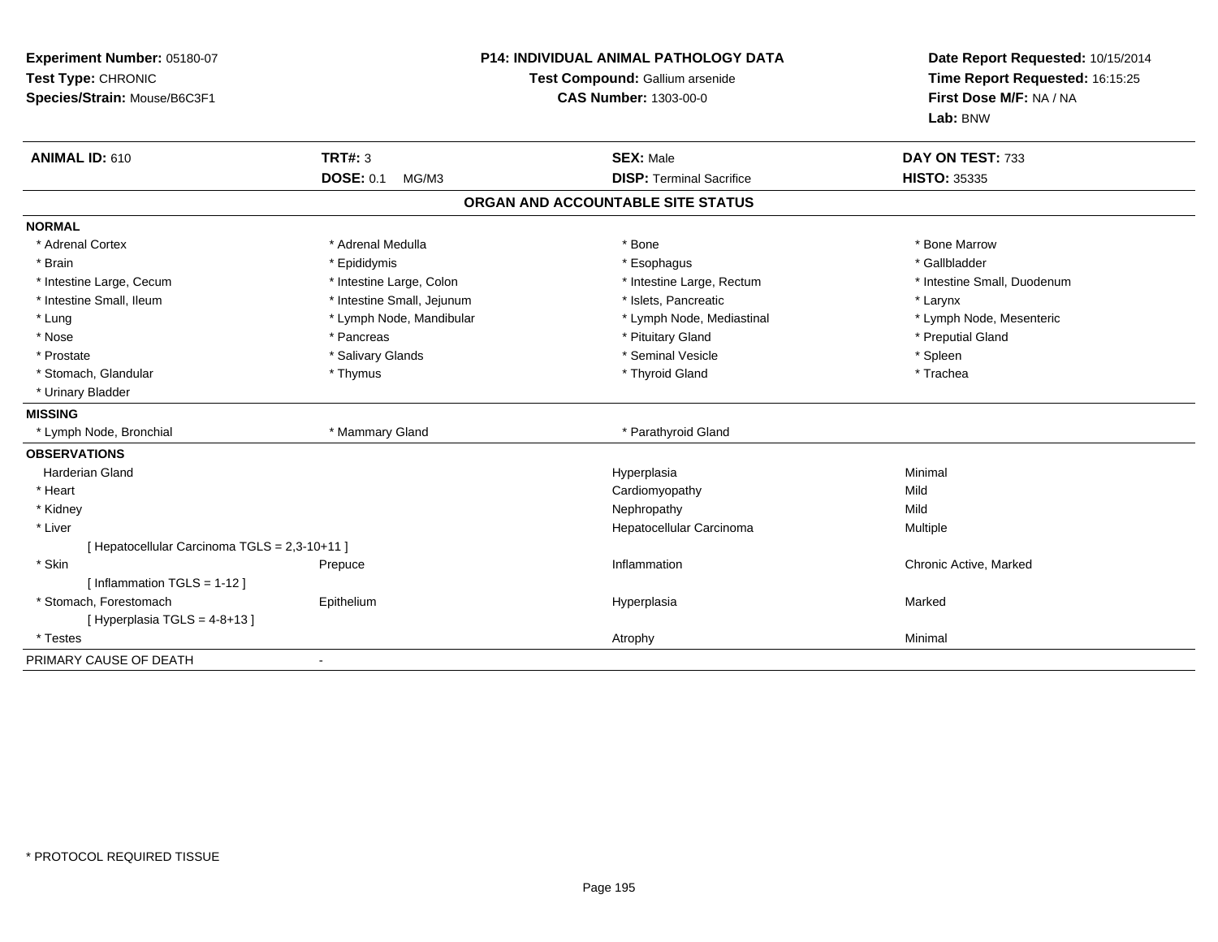**Experiment Number:** 05180-07
**Test Type:** CHRONIC
**Species/Strain:** Mouse/B6C3F1

**P14: INDIVIDUAL ANIMAL PATHOLOGY DATA**
**Test Compound:** Gallium arsenide
**CAS Number:** 1303-00-0

**Date Report Requested:** 10/15/2014
**Time Report Requested:** 16:15:25
**First Dose M/F:** NA / NA
**Lab:** BNW

| **ANIMAL ID:** 610 | **TRT#:** 3 | **SEX:** Male | **DAY ON TEST:** 733 |
|---|---|---|---|
| | **DOSE:** 0.1 MG/M3 | **DISP:** Terminal Sacrifice | **HISTO:** 35335 |

## ORGAN AND ACCOUNTABLE SITE STATUS

**NORMAL**

| | | | |
|---|---|---|---|
| * Adrenal Cortex | * Adrenal Medulla | * Bone | * Bone Marrow |
| * Brain | * Epididymis | * Esophagus | * Gallbladder |
| * Intestine Large, Cecum | * Intestine Large, Colon | * Intestine Large, Rectum | * Intestine Small, Duodenum |
| * Intestine Small, Ileum | * Intestine Small, Jejunum | * Islets, Pancreatic | * Larynx |
| * Lung | * Lymph Node, Mandibular | * Lymph Node, Mediastinal | * Lymph Node, Mesenteric |
| * Nose | * Pancreas | * Pituitary Gland | * Preputial Gland |
| * Prostate | * Salivary Glands | * Seminal Vesicle | * Spleen |
| * Stomach, Glandular | * Thymus | * Thyroid Gland | * Trachea |
| * Urinary Bladder | | | |

**MISSING**

| | | |
|---|---|---|
| * Lymph Node, Bronchial | * Mammary Gland | * Parathyroid Gland |

**OBSERVATIONS**

| | | | |
|---|---|---|---|
| Harderian Gland | | Hyperplasia | Minimal |
| * Heart | | Cardiomyopathy | Mild |
| * Kidney | | Nephropathy | Mild |
| * Liver | | Hepatocellular Carcinoma | Multiple |
| [ Hepatocellular Carcinoma TGLS = 2,3-10+11 ] | | | |
| * Skin | Prepuce | Inflammation | Chronic Active, Marked |
| [ Inflammation TGLS = 1-12 ] | | | |
| * Stomach, Forestomach | Epithelium | Hyperplasia | Marked |
| [ Hyperplasia TGLS = 4-8+13 ] | | | |
| * Testes | | Atrophy | Minimal |

PRIMARY CAUSE OF DEATH -

\* PROTOCOL REQUIRED TISSUE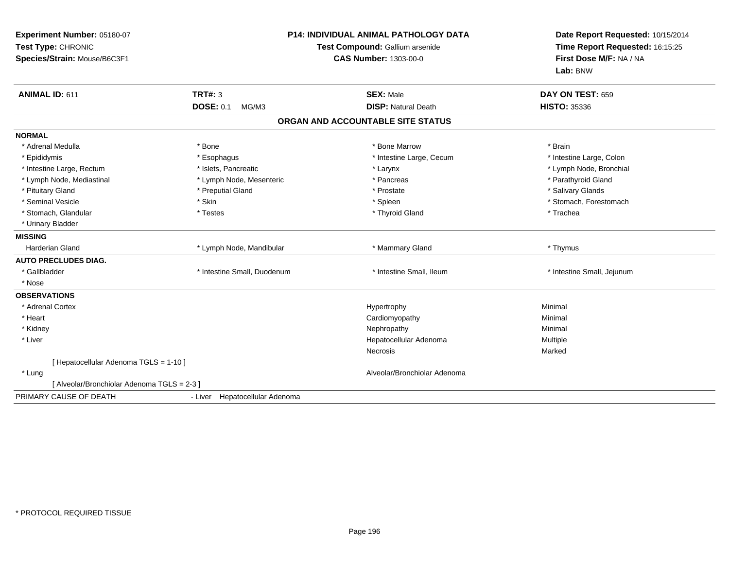**Experiment Number:** 05180-07
**Test Type:** CHRONIC
**Species/Strain:** Mouse/B6C3F1

**P14: INDIVIDUAL ANIMAL PATHOLOGY DATA**
**Test Compound:** Gallium arsenide
**CAS Number:** 1303-00-0

**Date Report Requested:** 10/15/2014
**Time Report Requested:** 16:15:25
**First Dose M/F:** NA / NA
**Lab:** BNW

| **ANIMAL ID:** 611 | **TRT#:** 3 | **SEX:** Male | **DAY ON TEST:** 659 |
|---|---|---|---|
| | **DOSE:** 0.1 MG/M3 | **DISP:** Natural Death | **HISTO:** 35336 |

## ORGAN AND ACCOUNTABLE SITE STATUS

**NORMAL**

| | | | |
|---|---|---|---|
| * Adrenal Medulla | * Bone | * Bone Marrow | * Brain |
| * Epididymis | * Esophagus | * Intestine Large, Cecum | * Intestine Large, Colon |
| * Intestine Large, Rectum | * Islets, Pancreatic | * Larynx | * Lymph Node, Bronchial |
| * Lymph Node, Mediastinal | * Lymph Node, Mesenteric | * Pancreas | * Parathyroid Gland |
| * Pituitary Gland | * Preputial Gland | * Prostate | * Salivary Glands |
| * Seminal Vesicle | * Skin | * Spleen | * Stomach, Forestomach |
| * Stomach, Glandular | * Testes | * Thyroid Gland | * Trachea |
| * Urinary Bladder | | | |

**MISSING**

| | | | |
|---|---|---|---|
| Harderian Gland | * Lymph Node, Mandibular | * Mammary Gland | * Thymus |

**AUTO PRECLUDES DIAG.**

| | | | |
|---|---|---|---|
| * Gallbladder | * Intestine Small, Duodenum | * Intestine Small, Ileum | * Intestine Small, Jejunum |
| * Nose | | | |

**OBSERVATIONS**

| | | |
|---|---|---|
| * Adrenal Cortex | Hypertrophy | Minimal |
| * Heart | Cardiomyopathy | Minimal |
| * Kidney | Nephropathy | Minimal |
| * Liver | Hepatocellular Adenoma | Multiple |
| | Necrosis | Marked |
| [ Hepatocellular Adenoma TGLS = 1-10 ] | | |
| * Lung | Alveolar/Bronchiolar Adenoma | |
| [ Alveolar/Bronchiolar Adenoma TGLS = 2-3 ] | | |

PRIMARY CAUSE OF DEATH - Liver Hepatocellular Adenoma

\* PROTOCOL REQUIRED TISSUE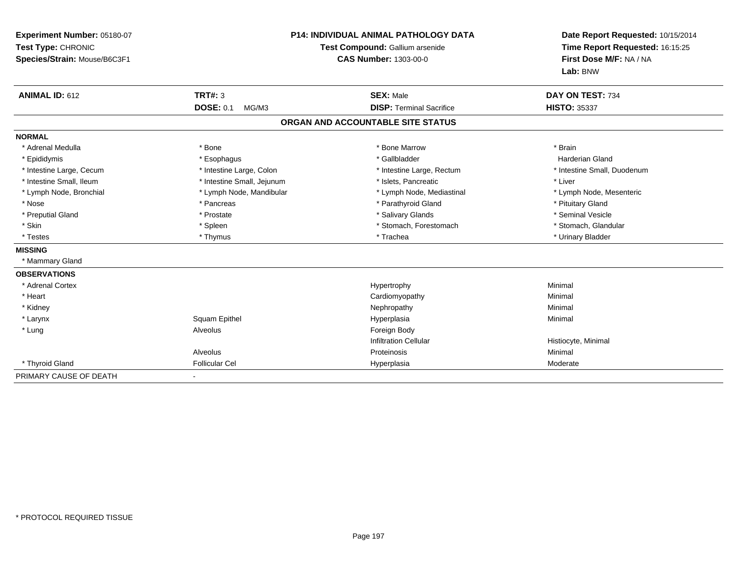**Experiment Number:** 05180-07
**Test Type:** CHRONIC
**Species/Strain:** Mouse/B6C3F1

**P14: INDIVIDUAL ANIMAL PATHOLOGY DATA**
**Test Compound:** Gallium arsenide
**CAS Number:** 1303-00-0

**Date Report Requested:** 10/15/2014
**Time Report Requested:** 16:15:25
**First Dose M/F:** NA / NA
**Lab:** BNW

| **ANIMAL ID:** 612 | **TRT#:** 3 | **SEX:** Male | **DAY ON TEST:** 734 |
|---|---|---|---|
| | **DOSE:** 0.1 MG/M3 | **DISP:** Terminal Sacrifice | **HISTO:** 35337 |

## ORGAN AND ACCOUNTABLE SITE STATUS

**NORMAL**

| | | | |
|---|---|---|---|
| * Adrenal Medulla | * Bone | * Bone Marrow | * Brain |
| * Epididymis | * Esophagus | * Gallbladder | Harderian Gland |
| * Intestine Large, Cecum | * Intestine Large, Colon | * Intestine Large, Rectum | * Intestine Small, Duodenum |
| * Intestine Small, Ileum | * Intestine Small, Jejunum | * Islets, Pancreatic | * Liver |
| * Lymph Node, Bronchial | * Lymph Node, Mandibular | * Lymph Node, Mediastinal | * Lymph Node, Mesenteric |
| * Nose | * Pancreas | * Parathyroid Gland | * Pituitary Gland |
| * Preputial Gland | * Prostate | * Salivary Glands | * Seminal Vesicle |
| * Skin | * Spleen | * Stomach, Forestomach | * Stomach, Glandular |
| * Testes | * Thymus | * Trachea | * Urinary Bladder |

**MISSING**

* Mammary Gland

**OBSERVATIONS**

| | | | |
|---|---|---|---|
| * Adrenal Cortex | | Hypertrophy | Minimal |
| * Heart | | Cardiomyopathy | Minimal |
| * Kidney | | Nephropathy | Minimal |
| * Larynx | Squam Epithel | Hyperplasia | Minimal |
| * Lung | Alveolus | Foreign Body | |
| | | Infiltration Cellular | Histiocyte, Minimal |
| | Alveolus | Proteinosis | Minimal |
| * Thyroid Gland | Follicular Cel | Hyperplasia | Moderate |

PRIMARY CAUSE OF DEATH -

* PROTOCOL REQUIRED TISSUE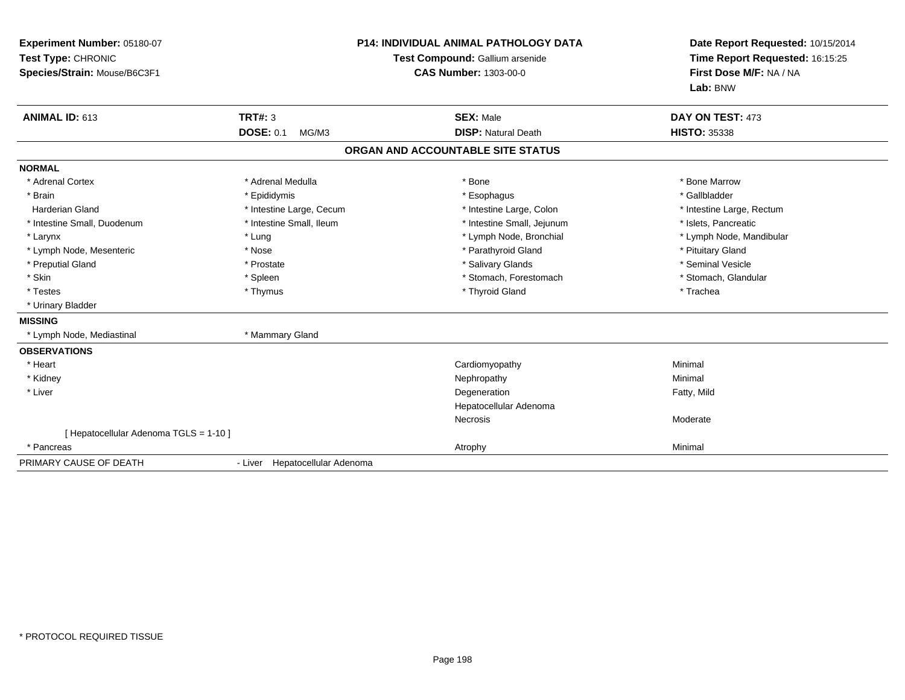**Experiment Number:** 05180-07
**Test Type:** CHRONIC
**Species/Strain:** Mouse/B6C3F1

**P14: INDIVIDUAL ANIMAL PATHOLOGY DATA**
**Test Compound:** Gallium arsenide
**CAS Number:** 1303-00-0

**Date Report Requested:** 10/15/2014
**Time Report Requested:** 16:15:25
**First Dose M/F:** NA / NA
**Lab:** BNW

| **ANIMAL ID:** 613 | **TRT#:** 3 | **SEX:** Male | **DAY ON TEST:** 473 |
|---|---|---|---|
| | **DOSE:** 0.1 MG/M3 | **DISP:** Natural Death | **HISTO:** 35338 |

## ORGAN AND ACCOUNTABLE SITE STATUS

**NORMAL**

| | | | |
|---|---|---|---|
| * Adrenal Cortex | * Adrenal Medulla | * Bone | * Bone Marrow |
| * Brain | * Epididymis | * Esophagus | * Gallbladder |
| Harderian Gland | * Intestine Large, Cecum | * Intestine Large, Colon | * Intestine Large, Rectum |
| * Intestine Small, Duodenum | * Intestine Small, Ileum | * Intestine Small, Jejunum | * Islets, Pancreatic |
| * Larynx | * Lung | * Lymph Node, Bronchial | * Lymph Node, Mandibular |
| * Lymph Node, Mesenteric | * Nose | * Parathyroid Gland | * Pituitary Gland |
| * Preputial Gland | * Prostate | * Salivary Glands | * Seminal Vesicle |
| * Skin | * Spleen | * Stomach, Forestomach | * Stomach, Glandular |
| * Testes | * Thymus | * Thyroid Gland | * Trachea |
| * Urinary Bladder | | | |

**MISSING**

| | |
|---|---|
| * Lymph Node, Mediastinal | * Mammary Gland |

**OBSERVATIONS**

| | | |
|---|---|---|
| * Heart | Cardiomyopathy | Minimal |
| * Kidney | Nephropathy | Minimal |
| * Liver | Degeneration | Fatty, Mild |
| | Hepatocellular Adenoma | |
| | Necrosis | Moderate |
| [ Hepatocellular Adenoma TGLS = 1-10 ] | | |
| * Pancreas | Atrophy | Minimal |

PRIMARY CAUSE OF DEATH - Liver Hepatocellular Adenoma

\* PROTOCOL REQUIRED TISSUE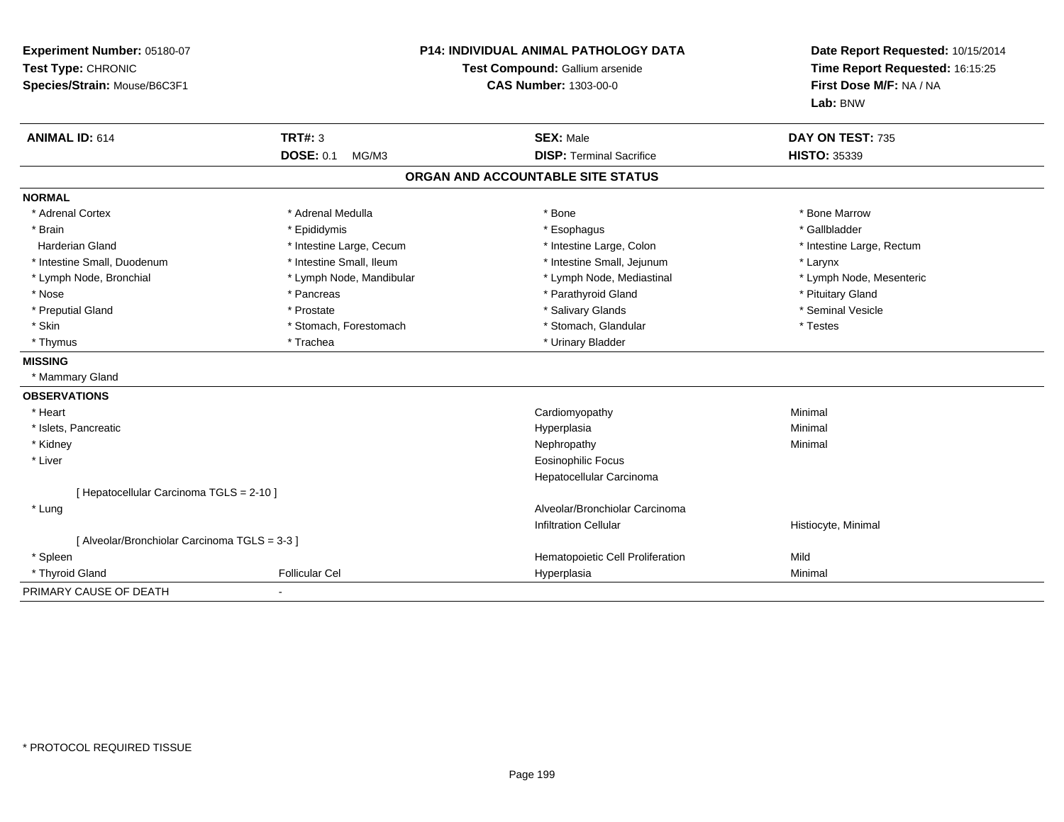**Experiment Number:** 05180-07
**Test Type:** CHRONIC
**Species/Strain:** Mouse/B6C3F1

**P14: INDIVIDUAL ANIMAL PATHOLOGY DATA**
**Test Compound:** Gallium arsenide
**CAS Number:** 1303-00-0

**Date Report Requested:** 10/15/2014
**Time Report Requested:** 16:15:25
**First Dose M/F:** NA / NA
**Lab:** BNW

| **ANIMAL ID:** 614 | **TRT#:** 3 | **SEX:** Male | **DAY ON TEST:** 735 |
|---|---|---|---|
| | **DOSE:** 0.1 MG/M3 | **DISP:** Terminal Sacrifice | **HISTO:** 35339 |

## ORGAN AND ACCOUNTABLE SITE STATUS

**NORMAL**

| | | | |
|---|---|---|---|
| * Adrenal Cortex | * Adrenal Medulla | * Bone | * Bone Marrow |
| * Brain | * Epididymis | * Esophagus | * Gallbladder |
| Harderian Gland | * Intestine Large, Cecum | * Intestine Large, Colon | * Intestine Large, Rectum |
| * Intestine Small, Duodenum | * Intestine Small, Ileum | * Intestine Small, Jejunum | * Larynx |
| * Lymph Node, Bronchial | * Lymph Node, Mandibular | * Lymph Node, Mediastinal | * Lymph Node, Mesenteric |
| * Nose | * Pancreas | * Parathyroid Gland | * Pituitary Gland |
| * Preputial Gland | * Prostate | * Salivary Glands | * Seminal Vesicle |
| * Skin | * Stomach, Forestomach | * Stomach, Glandular | * Testes |
| * Thymus | * Trachea | * Urinary Bladder | |

**MISSING**

* Mammary Gland

**OBSERVATIONS**

| | | | |
|---|---|---|---|
| * Heart | | Cardiomyopathy | Minimal |
| * Islets, Pancreatic | | Hyperplasia | Minimal |
| * Kidney | | Nephropathy | Minimal |
| * Liver | | Eosinophilic Focus | |
| | | Hepatocellular Carcinoma | |
| [ Hepatocellular Carcinoma TGLS = 2-10 ] | | | |
| * Lung | | Alveolar/Bronchiolar Carcinoma | |
| | | Infiltration Cellular | Histiocyte, Minimal |
| [ Alveolar/Bronchiolar Carcinoma TGLS = 3-3 ] | | | |
| * Spleen | | Hematopoietic Cell Proliferation | Mild |
| * Thyroid Gland | Follicular Cel | Hyperplasia | Minimal |

PRIMARY CAUSE OF DEATH -

* PROTOCOL REQUIRED TISSUE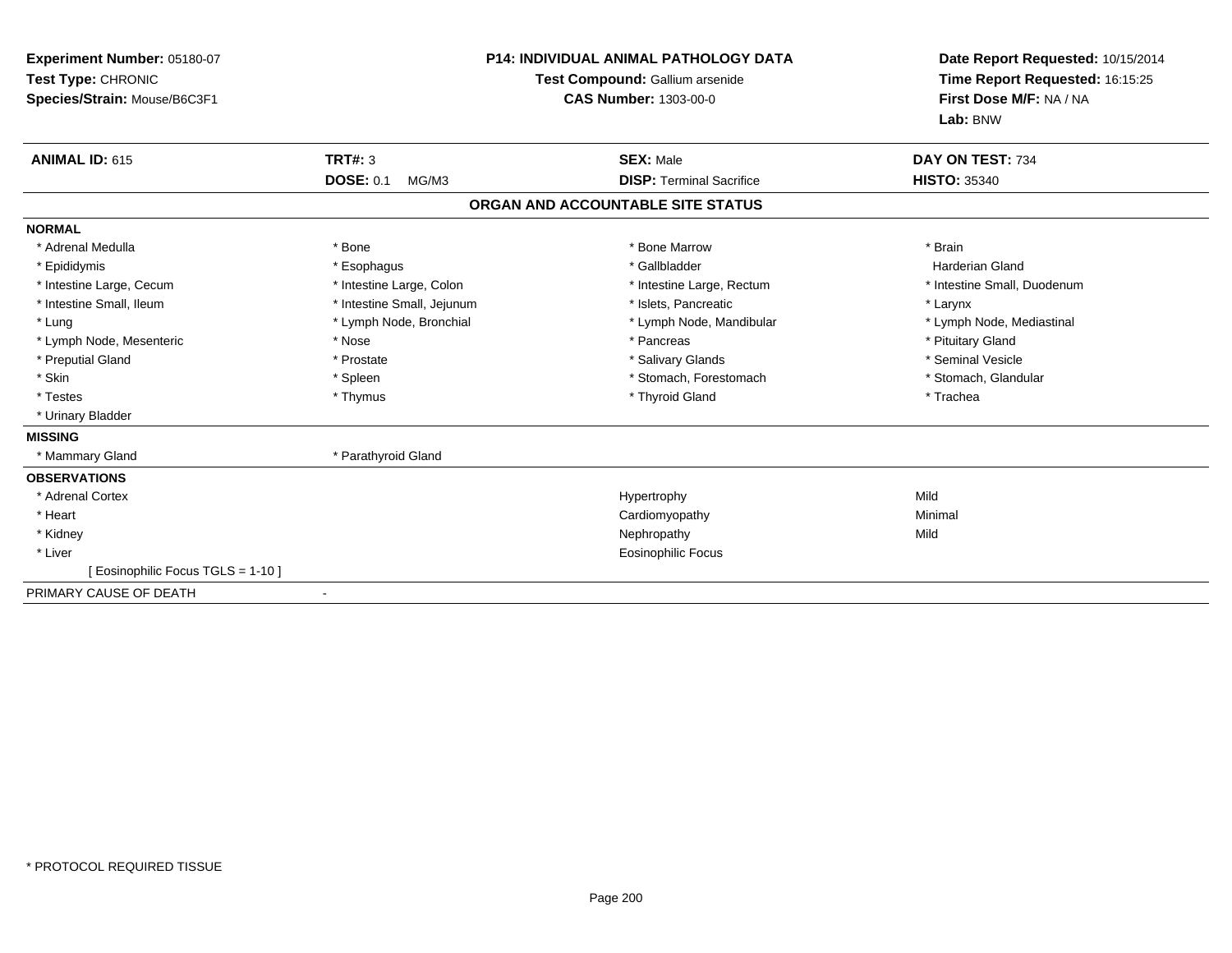**Experiment Number:** 05180-07
**Test Type:** CHRONIC
**Species/Strain:** Mouse/B6C3F1

**P14: INDIVIDUAL ANIMAL PATHOLOGY DATA**
**Test Compound:** Gallium arsenide
**CAS Number:** 1303-00-0

**Date Report Requested:** 10/15/2014
**Time Report Requested:** 16:15:25
**First Dose M/F:** NA / NA
**Lab:** BNW

| **ANIMAL ID:** 615 | **TRT#:** 3 | **SEX:** Male | **DAY ON TEST:** 734 |
|---|---|---|---|
| | **DOSE:** 0.1 MG/M3 | **DISP:** Terminal Sacrifice | **HISTO:** 35340 |

## ORGAN AND ACCOUNTABLE SITE STATUS

**NORMAL**

| | | | |
|---|---|---|---|
| * Adrenal Medulla | * Bone | * Bone Marrow | * Brain |
| * Epididymis | * Esophagus | * Gallbladder | Harderian Gland |
| * Intestine Large, Cecum | * Intestine Large, Colon | * Intestine Large, Rectum | * Intestine Small, Duodenum |
| * Intestine Small, Ileum | * Intestine Small, Jejunum | * Islets, Pancreatic | * Larynx |
| * Lung | * Lymph Node, Bronchial | * Lymph Node, Mandibular | * Lymph Node, Mediastinal |
| * Lymph Node, Mesenteric | * Nose | * Pancreas | * Pituitary Gland |
| * Preputial Gland | * Prostate | * Salivary Glands | * Seminal Vesicle |
| * Skin | * Spleen | * Stomach, Forestomach | * Stomach, Glandular |
| * Testes | * Thymus | * Thyroid Gland | * Trachea |
| * Urinary Bladder | | | |

**MISSING**

| | |
|---|---|
| * Mammary Gland | * Parathyroid Gland |

**OBSERVATIONS**

| | | |
|---|---|---|
| * Adrenal Cortex | Hypertrophy | Mild |
| * Heart | Cardiomyopathy | Minimal |
| * Kidney | Nephropathy | Mild |
| * Liver | Eosinophilic Focus | |
| [ Eosinophilic Focus TGLS = 1-10 ] | | |

PRIMARY CAUSE OF DEATH -

* PROTOCOL REQUIRED TISSUE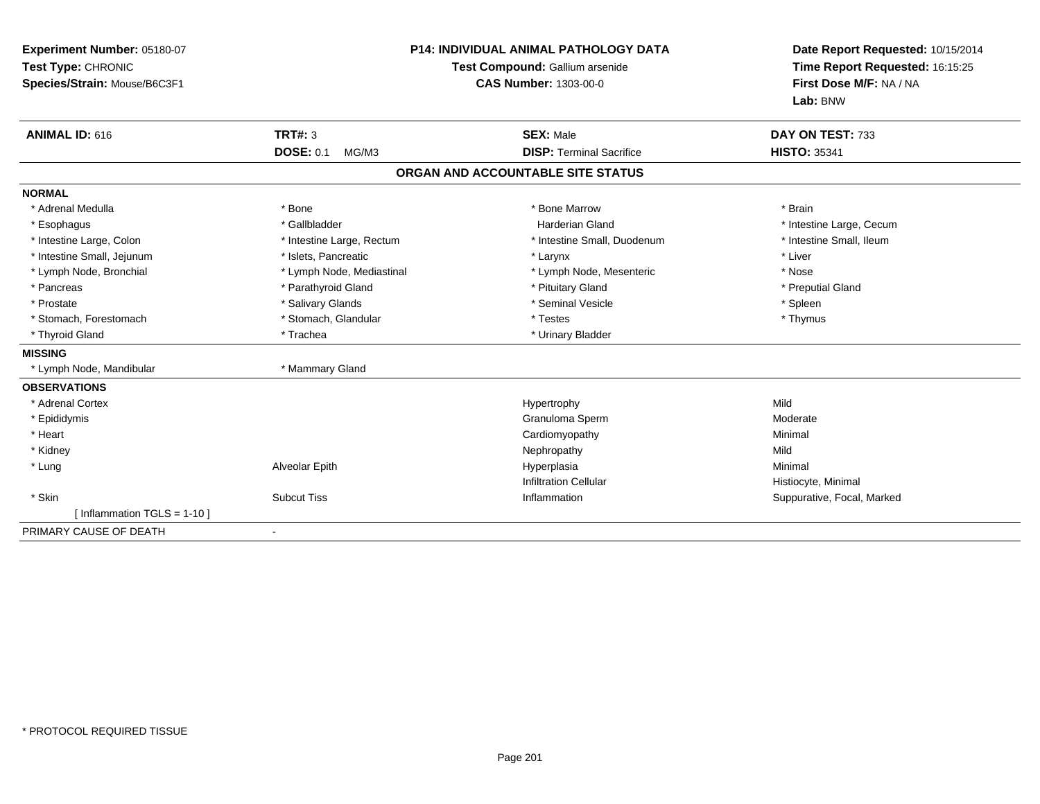**Experiment Number:** 05180-07
**Test Type:** CHRONIC
**Species/Strain:** Mouse/B6C3F1

**P14: INDIVIDUAL ANIMAL PATHOLOGY DATA**
**Test Compound:** Gallium arsenide
**CAS Number:** 1303-00-0

**Date Report Requested:** 10/15/2014
**Time Report Requested:** 16:15:25
**First Dose M/F:** NA / NA
**Lab:** BNW

| **ANIMAL ID:** 616 | **TRT#:** 3 | **SEX:** Male | **DAY ON TEST:** 733 |
|---|---|---|---|
| | **DOSE:** 0.1 MG/M3 | **DISP:** Terminal Sacrifice | **HISTO:** 35341 |

## ORGAN AND ACCOUNTABLE SITE STATUS

| | | | |
|---|---|---|---|
| **NORMAL** | | | |
| * Adrenal Medulla | * Bone | * Bone Marrow | * Brain |
| * Esophagus | * Gallbladder | Harderian Gland | * Intestine Large, Cecum |
| * Intestine Large, Colon | * Intestine Large, Rectum | * Intestine Small, Duodenum | * Intestine Small, Ileum |
| * Intestine Small, Jejunum | * Islets, Pancreatic | * Larynx | * Liver |
| * Lymph Node, Bronchial | * Lymph Node, Mediastinal | * Lymph Node, Mesenteric | * Nose |
| * Pancreas | * Parathyroid Gland | * Pituitary Gland | * Preputial Gland |
| * Prostate | * Salivary Glands | * Seminal Vesicle | * Spleen |
| * Stomach, Forestomach | * Stomach, Glandular | * Testes | * Thymus |
| * Thyroid Gland | * Trachea | * Urinary Bladder | |
| **MISSING** | | | |
| * Lymph Node, Mandibular | * Mammary Gland | | |
| **OBSERVATIONS** | | | |
| * Adrenal Cortex | | Hypertrophy | Mild |
| * Epididymis | | Granuloma Sperm | Moderate |
| * Heart | | Cardiomyopathy | Minimal |
| * Kidney | | Nephropathy | Mild |
| * Lung | Alveolar Epith | Hyperplasia | Minimal |
| | | Infiltration Cellular | Histiocyte, Minimal |
| * Skin | Subcut Tiss | Inflammation | Suppurative, Focal, Marked |
| [ Inflammation TGLS = 1-10 ] | | | |
| PRIMARY CAUSE OF DEATH | - | | |

* PROTOCOL REQUIRED TISSUE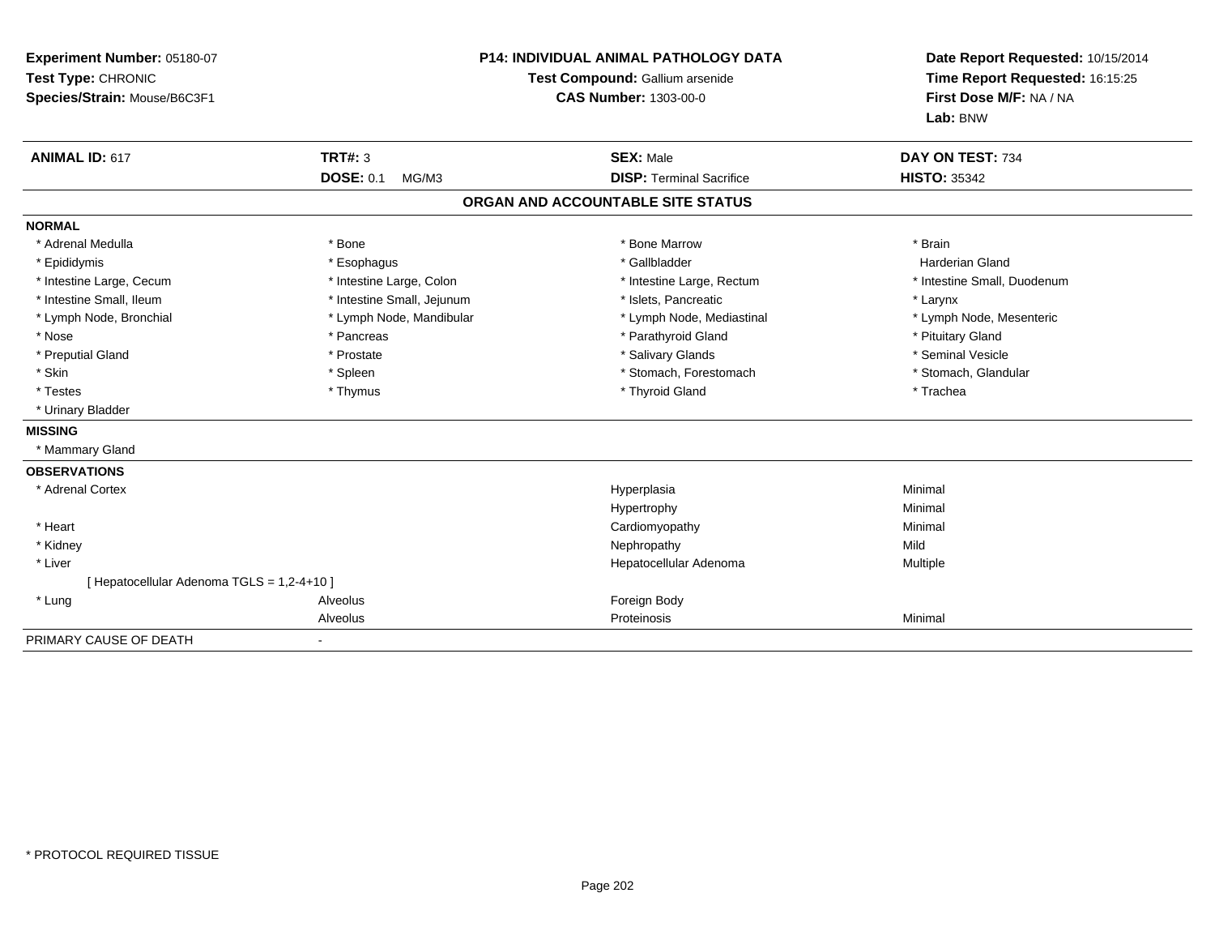**Experiment Number:** 05180-07
**Test Type:** CHRONIC
**Species/Strain:** Mouse/B6C3F1

**P14: INDIVIDUAL ANIMAL PATHOLOGY DATA**
**Test Compound:** Gallium arsenide
**CAS Number:** 1303-00-0

**Date Report Requested:** 10/15/2014
**Time Report Requested:** 16:15:25
**First Dose M/F:** NA / NA
**Lab:** BNW

| **ANIMAL ID:** 617 | **TRT#:** 3 | **SEX:** Male | **DAY ON TEST:** 734 |
|---|---|---|---|
| | **DOSE:** 0.1 MG/M3 | **DISP:** Terminal Sacrifice | **HISTO:** 35342 |

## ORGAN AND ACCOUNTABLE SITE STATUS

**NORMAL**

| | | | |
|---|---|---|---|
| * Adrenal Medulla | * Bone | * Bone Marrow | * Brain |
| * Epididymis | * Esophagus | * Gallbladder | Harderian Gland |
| * Intestine Large, Cecum | * Intestine Large, Colon | * Intestine Large, Rectum | * Intestine Small, Duodenum |
| * Intestine Small, Ileum | * Intestine Small, Jejunum | * Islets, Pancreatic | * Larynx |
| * Lymph Node, Bronchial | * Lymph Node, Mandibular | * Lymph Node, Mediastinal | * Lymph Node, Mesenteric |
| * Nose | * Pancreas | * Parathyroid Gland | * Pituitary Gland |
| * Preputial Gland | * Prostate | * Salivary Glands | * Seminal Vesicle |
| * Skin | * Spleen | * Stomach, Forestomach | * Stomach, Glandular |
| * Testes | * Thymus | * Thyroid Gland | * Trachea |
| * Urinary Bladder | | | |

**MISSING**

* Mammary Gland

**OBSERVATIONS**

| | | | |
|---|---|---|---|
| * Adrenal Cortex | | Hyperplasia | Minimal |
| | | Hypertrophy | Minimal |
| * Heart | | Cardiomyopathy | Minimal |
| * Kidney | | Nephropathy | Mild |
| * Liver | | Hepatocellular Adenoma | Multiple |
| [ Hepatocellular Adenoma TGLS = 1,2-4+10 ] | | | |
| * Lung | Alveolus | Foreign Body | |
| | Alveolus | Proteinosis | Minimal |

PRIMARY CAUSE OF DEATH -

* PROTOCOL REQUIRED TISSUE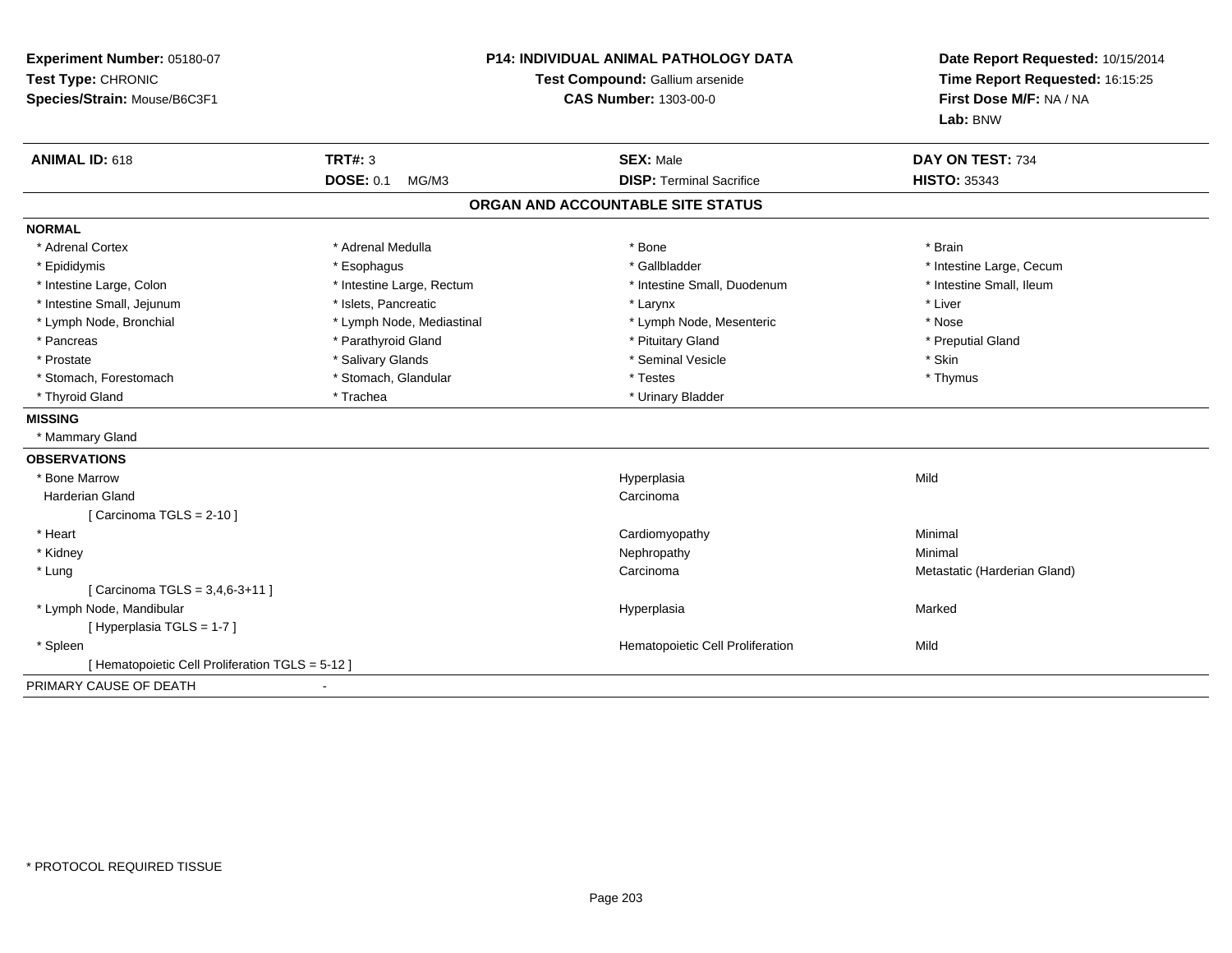**Experiment Number:** 05180-07
**Test Type:** CHRONIC
**Species/Strain:** Mouse/B6C3F1

**P14: INDIVIDUAL ANIMAL PATHOLOGY DATA**
**Test Compound:** Gallium arsenide
**CAS Number:** 1303-00-0

**Date Report Requested:** 10/15/2014
**Time Report Requested:** 16:15:25
**First Dose M/F:** NA / NA
**Lab:** BNW

| **ANIMAL ID:** 618 | **TRT#:** 3 | **SEX:** Male | **DAY ON TEST:** 734 |
|---|---|---|---|
| | **DOSE:** 0.1 MG/M3 | **DISP:** Terminal Sacrifice | **HISTO:** 35343 |

## ORGAN AND ACCOUNTABLE SITE STATUS

**NORMAL**

| | | | |
|---|---|---|---|
| * Adrenal Cortex | * Adrenal Medulla | * Bone | * Brain |
| * Epididymis | * Esophagus | * Gallbladder | * Intestine Large, Cecum |
| * Intestine Large, Colon | * Intestine Large, Rectum | * Intestine Small, Duodenum | * Intestine Small, Ileum |
| * Intestine Small, Jejunum | * Islets, Pancreatic | * Larynx | * Liver |
| * Lymph Node, Bronchial | * Lymph Node, Mediastinal | * Lymph Node, Mesenteric | * Nose |
| * Pancreas | * Parathyroid Gland | * Pituitary Gland | * Preputial Gland |
| * Prostate | * Salivary Glands | * Seminal Vesicle | * Skin |
| * Stomach, Forestomach | * Stomach, Glandular | * Testes | * Thymus |
| * Thyroid Gland | * Trachea | * Urinary Bladder | |

**MISSING**

* Mammary Gland

**OBSERVATIONS**

| | | |
|---|---|---|
| * Bone Marrow | Hyperplasia | Mild |
| Harderian Gland | Carcinoma | |
| [ Carcinoma TGLS = 2-10 ] | | |
| * Heart | Cardiomyopathy | Minimal |
| * Kidney | Nephropathy | Minimal |
| * Lung | Carcinoma | Metastatic (Harderian Gland) |
| [ Carcinoma TGLS = 3,4,6-3+11 ] | | |
| * Lymph Node, Mandibular | Hyperplasia | Marked |
| [ Hyperplasia TGLS = 1-7 ] | | |
| * Spleen | Hematopoietic Cell Proliferation | Mild |
| [ Hematopoietic Cell Proliferation TGLS = 5-12 ] | | |

PRIMARY CAUSE OF DEATH -

* PROTOCOL REQUIRED TISSUE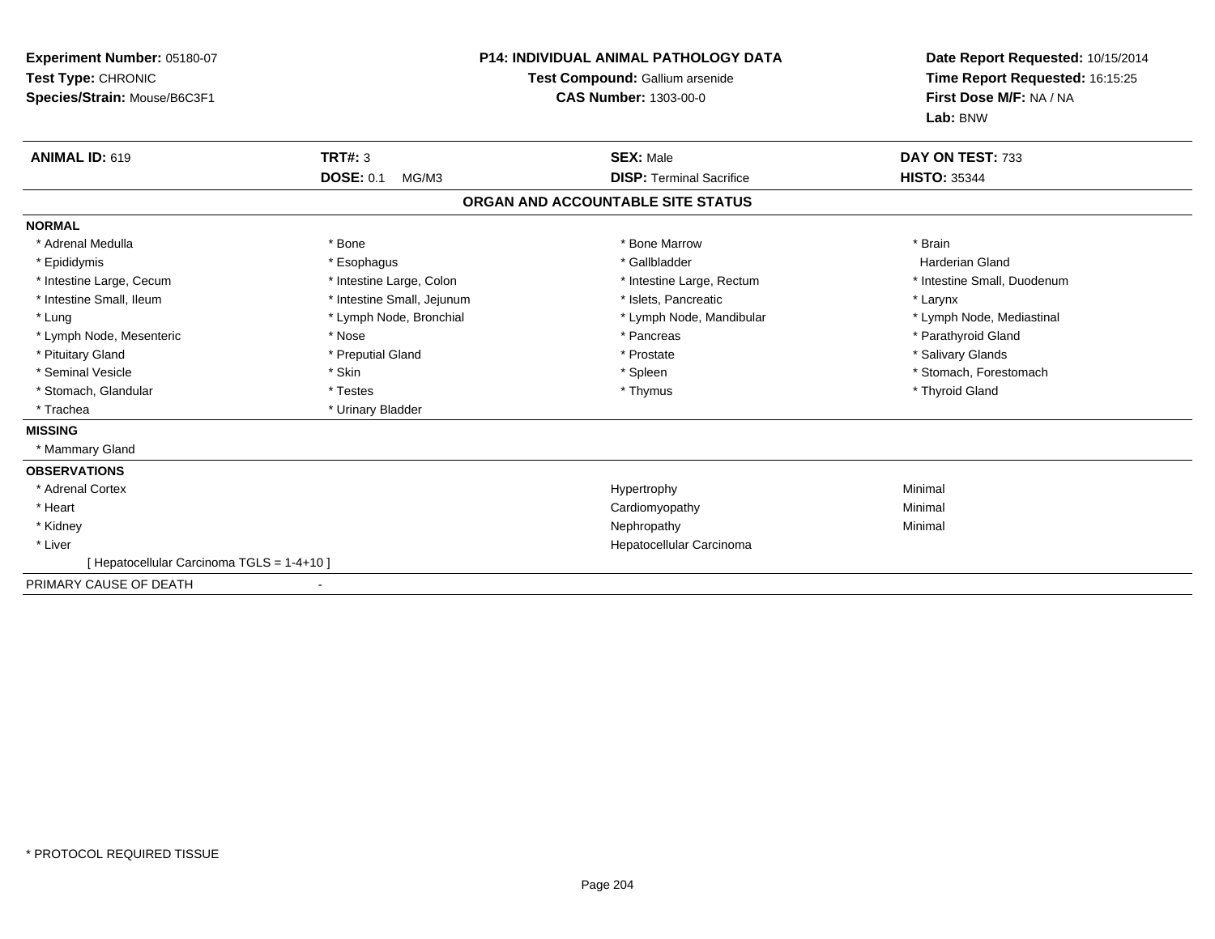**Experiment Number:** 05180-07
**Test Type:** CHRONIC
**Species/Strain:** Mouse/B6C3F1

**P14: INDIVIDUAL ANIMAL PATHOLOGY DATA**
**Test Compound:** Gallium arsenide
**CAS Number:** 1303-00-0

**Date Report Requested:** 10/15/2014
**Time Report Requested:** 16:15:25
**First Dose M/F:** NA / NA
**Lab:** BNW

| **ANIMAL ID:** 619 | **TRT#:** 3 | **SEX:** Male | **DAY ON TEST:** 733 |
|---|---|---|---|
| | **DOSE:** 0.1 MG/M3 | **DISP:** Terminal Sacrifice | **HISTO:** 35344 |

**ORGAN AND ACCOUNTABLE SITE STATUS**

**NORMAL**

| | | | |
|---|---|---|---|
| * Adrenal Medulla | * Bone | * Bone Marrow | * Brain |
| * Epididymis | * Esophagus | * Gallbladder | Harderian Gland |
| * Intestine Large, Cecum | * Intestine Large, Colon | * Intestine Large, Rectum | * Intestine Small, Duodenum |
| * Intestine Small, Ileum | * Intestine Small, Jejunum | * Islets, Pancreatic | * Larynx |
| * Lung | * Lymph Node, Bronchial | * Lymph Node, Mandibular | * Lymph Node, Mediastinal |
| * Lymph Node, Mesenteric | * Nose | * Pancreas | * Parathyroid Gland |
| * Pituitary Gland | * Preputial Gland | * Prostate | * Salivary Glands |
| * Seminal Vesicle | * Skin | * Spleen | * Stomach, Forestomach |
| * Stomach, Glandular | * Testes | * Thymus | * Thyroid Gland |
| * Trachea | * Urinary Bladder | | |

**MISSING**

* Mammary Gland

**OBSERVATIONS**

| | | |
|---|---|---|
| * Adrenal Cortex | Hypertrophy | Minimal |
| * Heart | Cardiomyopathy | Minimal |
| * Kidney | Nephropathy | Minimal |
| * Liver | Hepatocellular Carcinoma | |
| [ Hepatocellular Carcinoma TGLS = 1-4+10 ] | | |

PRIMARY CAUSE OF DEATH -

* PROTOCOL REQUIRED TISSUE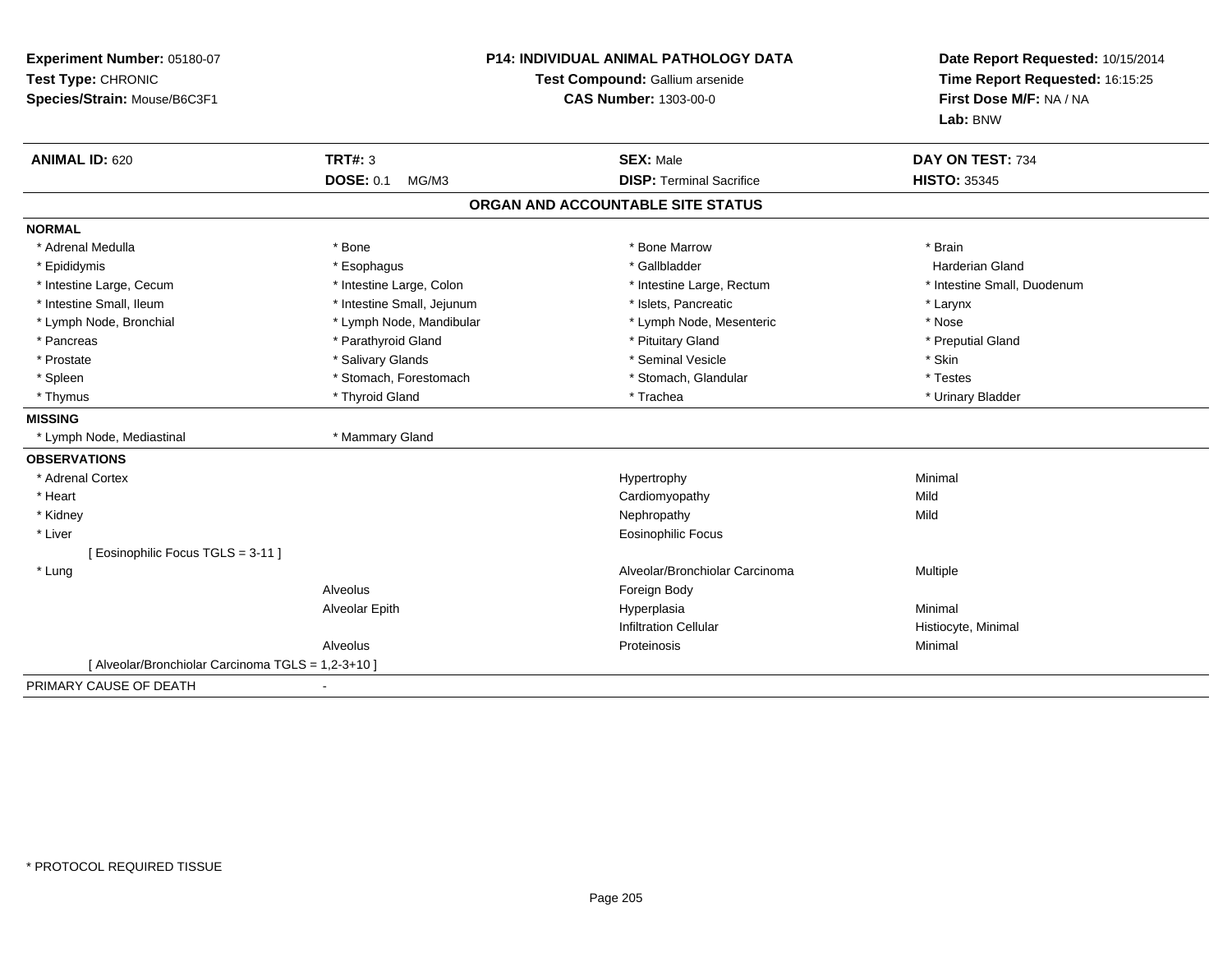**Experiment Number:** 05180-07
**Test Type:** CHRONIC
**Species/Strain:** Mouse/B6C3F1

**P14: INDIVIDUAL ANIMAL PATHOLOGY DATA**
**Test Compound:** Gallium arsenide
**CAS Number:** 1303-00-0

**Date Report Requested:** 10/15/2014
**Time Report Requested:** 16:15:25
**First Dose M/F:** NA / NA
**Lab:** BNW

| **ANIMAL ID:** 620 | **TRT#:** 3 | **SEX:** Male | **DAY ON TEST:** 734 |
|---|---|---|---|
| | **DOSE:** 0.1 MG/M3 | **DISP:** Terminal Sacrifice | **HISTO:** 35345 |

## ORGAN AND ACCOUNTABLE SITE STATUS

**NORMAL**

| | | | |
|---|---|---|---|
| * Adrenal Medulla | * Bone | * Bone Marrow | * Brain |
| * Epididymis | * Esophagus | * Gallbladder | Harderian Gland |
| * Intestine Large, Cecum | * Intestine Large, Colon | * Intestine Large, Rectum | * Intestine Small, Duodenum |
| * Intestine Small, Ileum | * Intestine Small, Jejunum | * Islets, Pancreatic | * Larynx |
| * Lymph Node, Bronchial | * Lymph Node, Mandibular | * Lymph Node, Mesenteric | * Nose |
| * Pancreas | * Parathyroid Gland | * Pituitary Gland | * Preputial Gland |
| * Prostate | * Salivary Glands | * Seminal Vesicle | * Skin |
| * Spleen | * Stomach, Forestomach | * Stomach, Glandular | * Testes |
| * Thymus | * Thyroid Gland | * Trachea | * Urinary Bladder |

**MISSING**

| | |
|---|---|
| * Lymph Node, Mediastinal | * Mammary Gland |

**OBSERVATIONS**

| | | | |
|---|---|---|---|
| * Adrenal Cortex | | Hypertrophy | Minimal |
| * Heart | | Cardiomyopathy | Mild |
| * Kidney | | Nephropathy | Mild |
| * Liver | | Eosinophilic Focus | |
| [ Eosinophilic Focus TGLS = 3-11 ] | | | |
| * Lung | | Alveolar/Bronchiolar Carcinoma | Multiple |
| | Alveolus | Foreign Body | |
| | Alveolar Epith | Hyperplasia | Minimal |
| | | Infiltration Cellular | Histiocyte, Minimal |
| | Alveolus | Proteinosis | Minimal |
| [ Alveolar/Bronchiolar Carcinoma TGLS = 1,2-3+10 ] | | | |

PRIMARY CAUSE OF DEATH -

* PROTOCOL REQUIRED TISSUE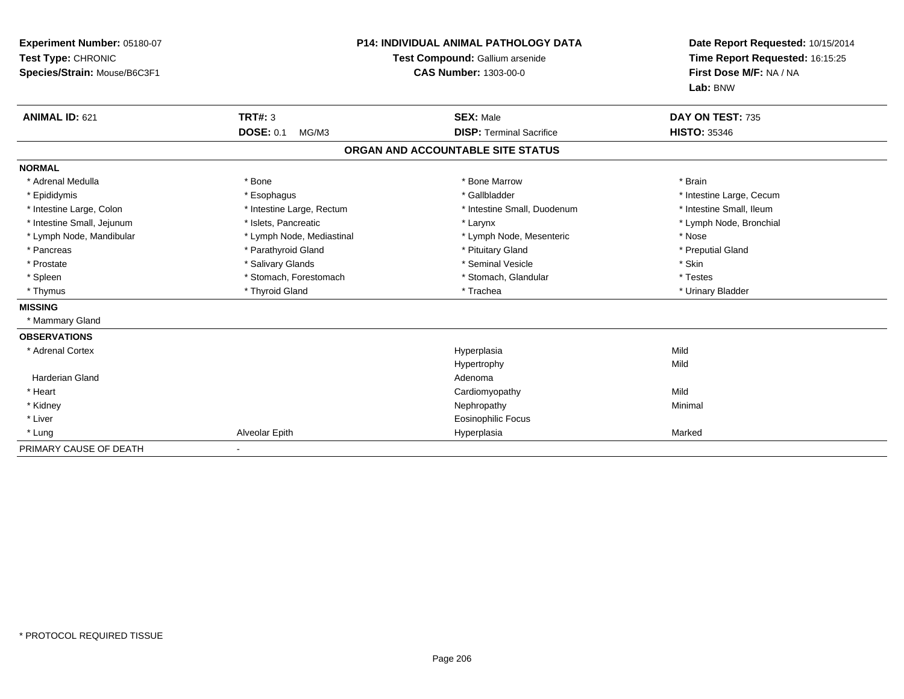**Experiment Number:** 05180-07
**Test Type:** CHRONIC
**Species/Strain:** Mouse/B6C3F1

**P14: INDIVIDUAL ANIMAL PATHOLOGY DATA**
**Test Compound:** Gallium arsenide
**CAS Number:** 1303-00-0

**Date Report Requested:** 10/15/2014
**Time Report Requested:** 16:15:25
**First Dose M/F:** NA / NA
**Lab:** BNW

| **ANIMAL ID:** 621 | **TRT#:** 3 | **SEX:** Male | **DAY ON TEST:** 735 |
|---|---|---|---|
| | **DOSE:** 0.1 MG/M3 | **DISP:** Terminal Sacrifice | **HISTO:** 35346 |

## ORGAN AND ACCOUNTABLE SITE STATUS

**NORMAL**

| | | | |
|---|---|---|---|
| * Adrenal Medulla | * Bone | * Bone Marrow | * Brain |
| * Epididymis | * Esophagus | * Gallbladder | * Intestine Large, Cecum |
| * Intestine Large, Colon | * Intestine Large, Rectum | * Intestine Small, Duodenum | * Intestine Small, Ileum |
| * Intestine Small, Jejunum | * Islets, Pancreatic | * Larynx | * Lymph Node, Bronchial |
| * Lymph Node, Mandibular | * Lymph Node, Mediastinal | * Lymph Node, Mesenteric | * Nose |
| * Pancreas | * Parathyroid Gland | * Pituitary Gland | * Preputial Gland |
| * Prostate | * Salivary Glands | * Seminal Vesicle | * Skin |
| * Spleen | * Stomach, Forestomach | * Stomach, Glandular | * Testes |
| * Thymus | * Thyroid Gland | * Trachea | * Urinary Bladder |

**MISSING**

* Mammary Gland

**OBSERVATIONS**

| | | | |
|---|---|---|---|
| * Adrenal Cortex | | Hyperplasia | Mild |
| | | Hypertrophy | Mild |
| Harderian Gland | | Adenoma | |
| * Heart | | Cardiomyopathy | Mild |
| * Kidney | | Nephropathy | Minimal |
| * Liver | | Eosinophilic Focus | |
| * Lung | Alveolar Epith | Hyperplasia | Marked |

PRIMARY CAUSE OF DEATH -

* PROTOCOL REQUIRED TISSUE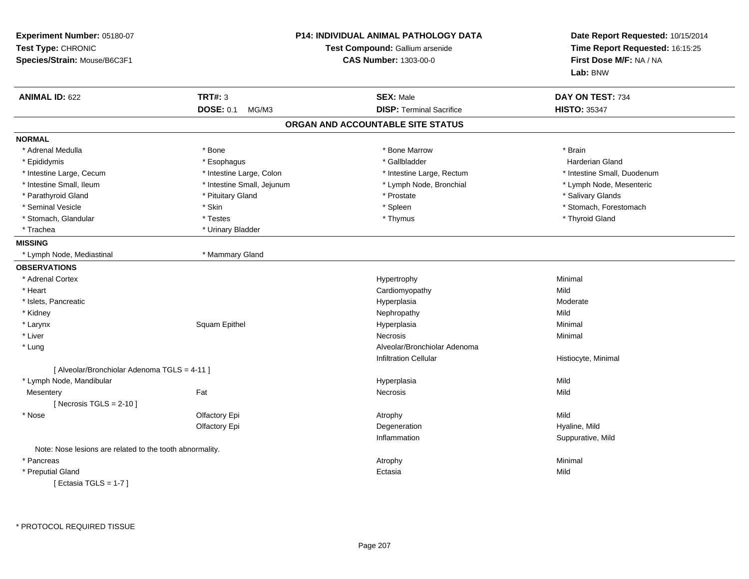**Experiment Number:** 05180-07
**Test Type:** CHRONIC
**Species/Strain:** Mouse/B6C3F1

**P14: INDIVIDUAL ANIMAL PATHOLOGY DATA**
**Test Compound:** Gallium arsenide
**CAS Number:** 1303-00-0

**Date Report Requested:** 10/15/2014
**Time Report Requested:** 16:15:25
**First Dose M/F:** NA / NA
**Lab:** BNW

| **ANIMAL ID:** 622 | **TRT#:** 3 | **SEX:** Male | **DAY ON TEST:** 734 |
|---|---|---|---|
| | **DOSE:** 0.1 MG/M3 | **DISP:** Terminal Sacrifice | **HISTO:** 35347 |

## ORGAN AND ACCOUNTABLE SITE STATUS

**NORMAL**

| | | | |
|---|---|---|---|
| * Adrenal Medulla | * Bone | * Bone Marrow | * Brain |
| * Epididymis | * Esophagus | * Gallbladder | Harderian Gland |
| * Intestine Large, Cecum | * Intestine Large, Colon | * Intestine Large, Rectum | * Intestine Small, Duodenum |
| * Intestine Small, Ileum | * Intestine Small, Jejunum | * Lymph Node, Bronchial | * Lymph Node, Mesenteric |
| * Parathyroid Gland | * Pituitary Gland | * Prostate | * Salivary Glands |
| * Seminal Vesicle | * Skin | * Spleen | * Stomach, Forestomach |
| * Stomach, Glandular | * Testes | * Thymus | * Thyroid Gland |
| * Trachea | * Urinary Bladder | | |

**MISSING**

| | |
|---|---|
| * Lymph Node, Mediastinal | * Mammary Gland |

**OBSERVATIONS**

| | | | |
|---|---|---|---|
| * Adrenal Cortex | | Hypertrophy | Minimal |
| * Heart | | Cardiomyopathy | Mild |
| * Islets, Pancreatic | | Hyperplasia | Moderate |
| * Kidney | | Nephropathy | Mild |
| * Larynx | Squam Epithel | Hyperplasia | Minimal |
| * Liver | | Necrosis | Minimal |
| * Lung | | Alveolar/Bronchiolar Adenoma | |
| | | Infiltration Cellular | Histiocyte, Minimal |
| [ Alveolar/Bronchiolar Adenoma TGLS = 4-11 ] | | | |
| * Lymph Node, Mandibular | | Hyperplasia | Mild |
| Mesentery | Fat | Necrosis | Mild |
| [ Necrosis TGLS = 2-10 ] | | | |
| * Nose | Olfactory Epi | Atrophy | Mild |
| | Olfactory Epi | Degeneration | Hyaline, Mild |
| | | Inflammation | Suppurative, Mild |
| Note: Nose lesions are related to the tooth abnormality. | | | |
| * Pancreas | | Atrophy | Minimal |
| * Preputial Gland | | Ectasia | Mild |
| [ Ectasia TGLS = 1-7 ] | | | |

\* PROTOCOL REQUIRED TISSUE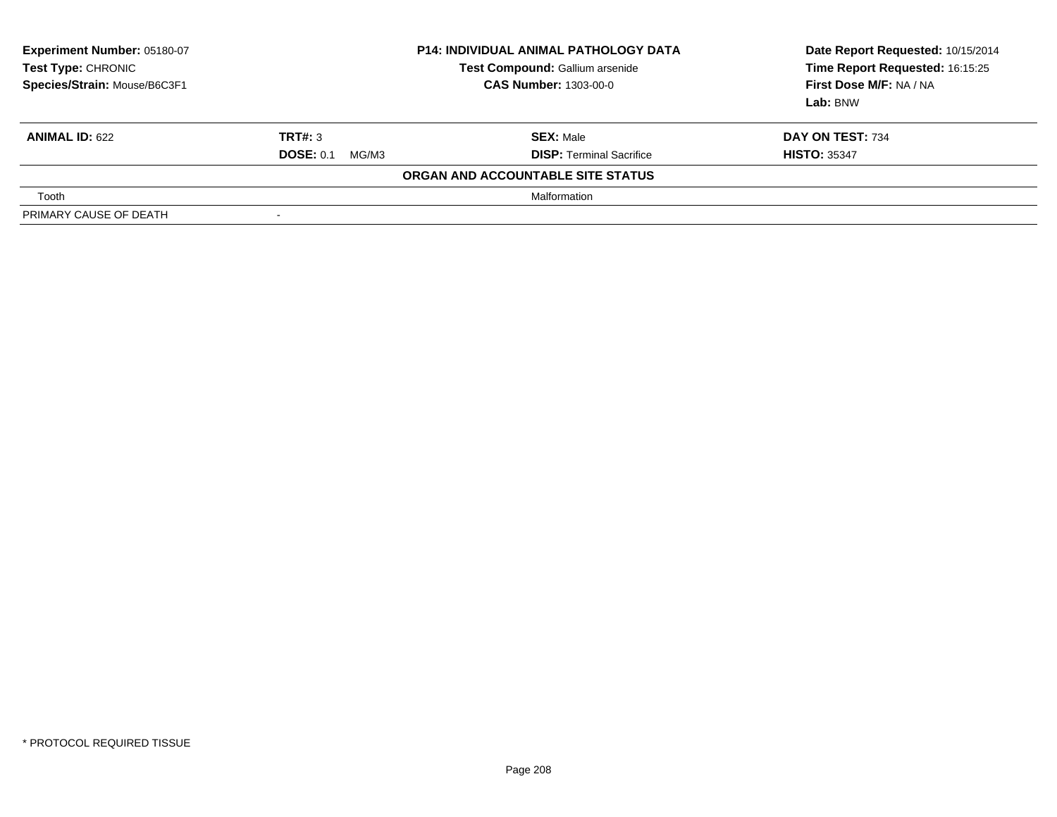**Experiment Number:** 05180-07
**Test Type:** CHRONIC
**Species/Strain:** Mouse/B6C3F1

**P14: INDIVIDUAL ANIMAL PATHOLOGY DATA**
**Test Compound:** Gallium arsenide
**CAS Number:** 1303-00-0

**Date Report Requested:** 10/15/2014
**Time Report Requested:** 16:15:25
**First Dose M/F:** NA / NA
**Lab:** BNW

| **ANIMAL ID:** 622 | **TRT#:** 3 | **SEX:** Male | **DAY ON TEST:** 734 |
|---|---|---|---|
| | **DOSE:** 0.1 MG/M3 | **DISP:** Terminal Sacrifice | **HISTO:** 35347 |

**ORGAN AND ACCOUNTABLE SITE STATUS**

| | |
|---|---|
| Tooth | Malformation |
| PRIMARY CAUSE OF DEATH | - |

* PROTOCOL REQUIRED TISSUE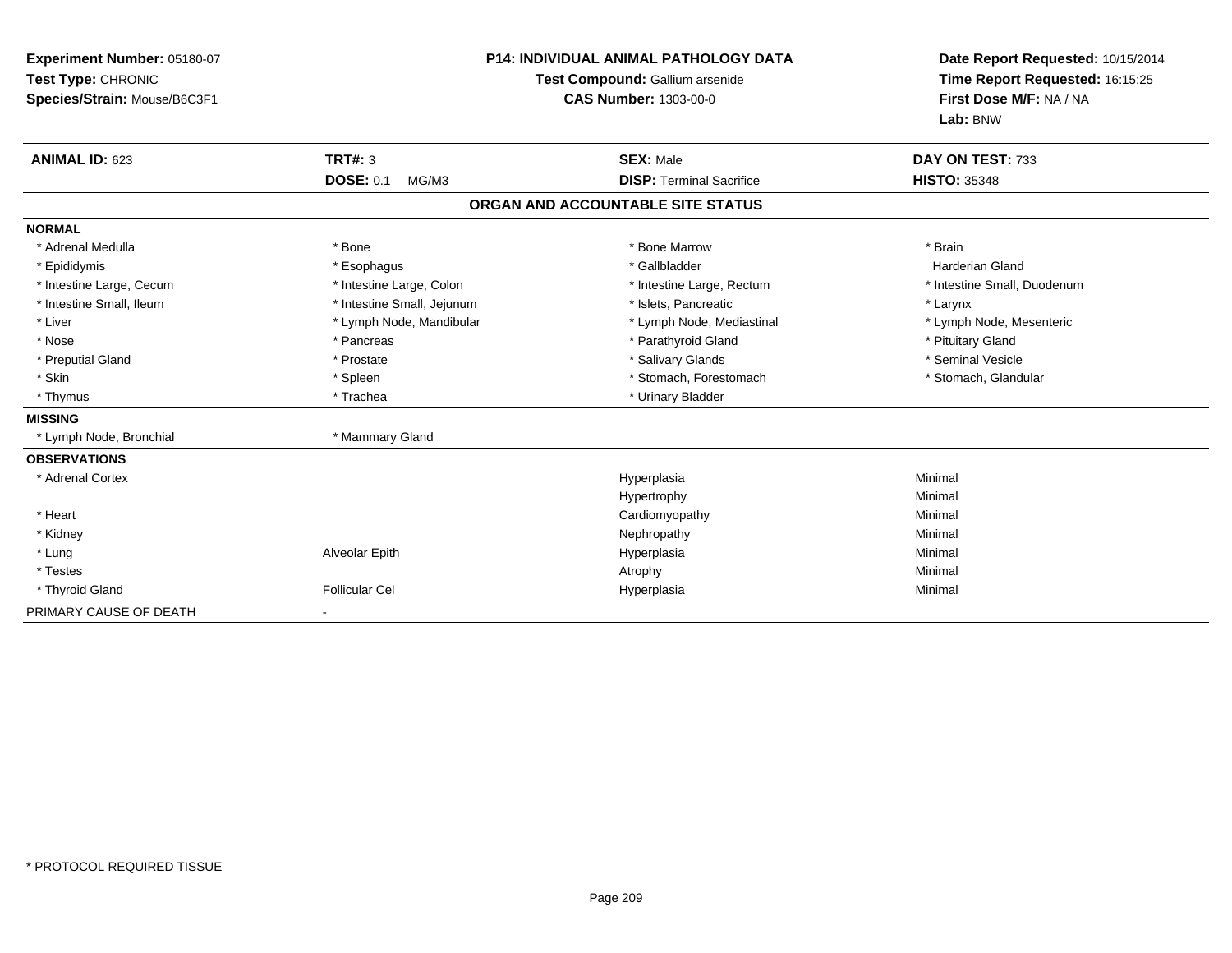**Experiment Number:** 05180-07
**Test Type:** CHRONIC
**Species/Strain:** Mouse/B6C3F1

**P14: INDIVIDUAL ANIMAL PATHOLOGY DATA**
**Test Compound:** Gallium arsenide
**CAS Number:** 1303-00-0

**Date Report Requested:** 10/15/2014
**Time Report Requested:** 16:15:25
**First Dose M/F:** NA / NA
**Lab:** BNW

| **ANIMAL ID:** 623 | **TRT#:** 3 | **SEX:** Male | **DAY ON TEST:** 733 |
|---|---|---|---|
| | **DOSE:** 0.1 MG/M3 | **DISP:** Terminal Sacrifice | **HISTO:** 35348 |

**ORGAN AND ACCOUNTABLE SITE STATUS**

| | | | |
|---|---|---|---|
| **NORMAL** | | | |
| * Adrenal Medulla | * Bone | * Bone Marrow | * Brain |
| * Epididymis | * Esophagus | * Gallbladder | Harderian Gland |
| * Intestine Large, Cecum | * Intestine Large, Colon | * Intestine Large, Rectum | * Intestine Small, Duodenum |
| * Intestine Small, Ileum | * Intestine Small, Jejunum | * Islets, Pancreatic | * Larynx |
| * Liver | * Lymph Node, Mandibular | * Lymph Node, Mediastinal | * Lymph Node, Mesenteric |
| * Nose | * Pancreas | * Parathyroid Gland | * Pituitary Gland |
| * Preputial Gland | * Prostate | * Salivary Glands | * Seminal Vesicle |
| * Skin | * Spleen | * Stomach, Forestomach | * Stomach, Glandular |
| * Thymus | * Trachea | * Urinary Bladder | |
| **MISSING** | | | |
| * Lymph Node, Bronchial | * Mammary Gland | | |
| **OBSERVATIONS** | | | |
| * Adrenal Cortex | | Hyperplasia | Minimal |
| | | Hypertrophy | Minimal |
| * Heart | | Cardiomyopathy | Minimal |
| * Kidney | | Nephropathy | Minimal |
| * Lung | Alveolar Epith | Hyperplasia | Minimal |
| * Testes | | Atrophy | Minimal |
| * Thyroid Gland | Follicular Cel | Hyperplasia | Minimal |
| PRIMARY CAUSE OF DEATH | - | | |

* PROTOCOL REQUIRED TISSUE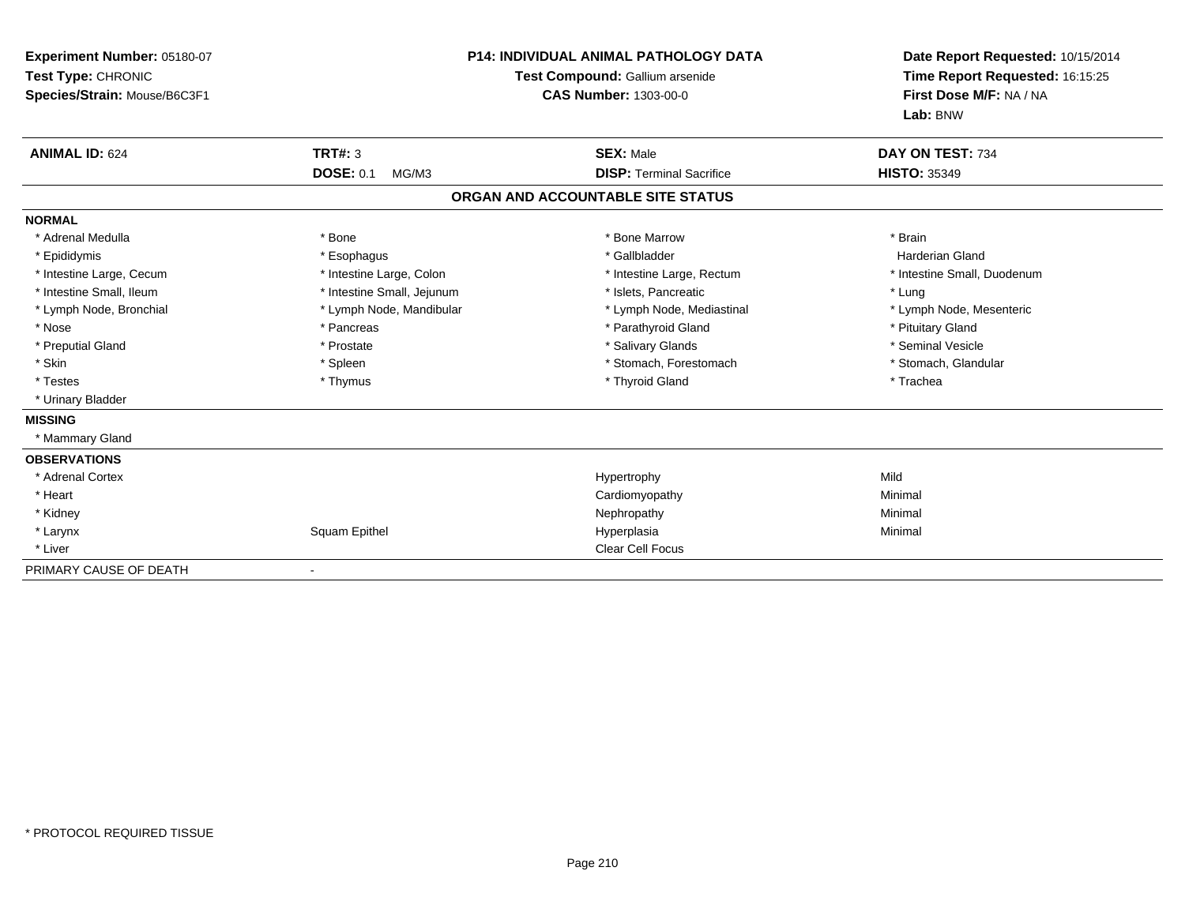**Experiment Number:** 05180-07
**Test Type:** CHRONIC
**Species/Strain:** Mouse/B6C3F1

**P14: INDIVIDUAL ANIMAL PATHOLOGY DATA**
**Test Compound:** Gallium arsenide
**CAS Number:** 1303-00-0

**Date Report Requested:** 10/15/2014
**Time Report Requested:** 16:15:25
**First Dose M/F:** NA / NA
**Lab:** BNW

| **ANIMAL ID:** 624 | **TRT#:** 3 | **SEX:** Male | **DAY ON TEST:** 734 |
|---|---|---|---|
| | **DOSE:** 0.1 MG/M3 | **DISP:** Terminal Sacrifice | **HISTO:** 35349 |

## ORGAN AND ACCOUNTABLE SITE STATUS

**NORMAL**

| | | | |
|---|---|---|---|
| * Adrenal Medulla | * Bone | * Bone Marrow | * Brain |
| * Epididymis | * Esophagus | * Gallbladder | Harderian Gland |
| * Intestine Large, Cecum | * Intestine Large, Colon | * Intestine Large, Rectum | * Intestine Small, Duodenum |
| * Intestine Small, Ileum | * Intestine Small, Jejunum | * Islets, Pancreatic | * Lung |
| * Lymph Node, Bronchial | * Lymph Node, Mandibular | * Lymph Node, Mediastinal | * Lymph Node, Mesenteric |
| * Nose | * Pancreas | * Parathyroid Gland | * Pituitary Gland |
| * Preputial Gland | * Prostate | * Salivary Glands | * Seminal Vesicle |
| * Skin | * Spleen | * Stomach, Forestomach | * Stomach, Glandular |
| * Testes | * Thymus | * Thyroid Gland | * Trachea |
| * Urinary Bladder | | | |

**MISSING**

* Mammary Gland

**OBSERVATIONS**

| | | | |
|---|---|---|---|
| * Adrenal Cortex | | Hypertrophy | Mild |
| * Heart | | Cardiomyopathy | Minimal |
| * Kidney | | Nephropathy | Minimal |
| * Larynx | Squam Epithel | Hyperplasia | Minimal |
| * Liver | | Clear Cell Focus | |

PRIMARY CAUSE OF DEATH -

* PROTOCOL REQUIRED TISSUE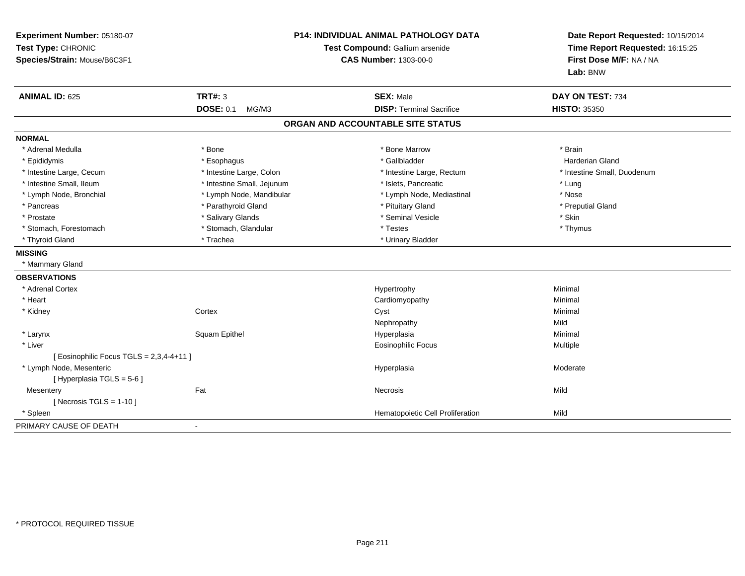**Experiment Number:** 05180-07
**Test Type:** CHRONIC
**Species/Strain:** Mouse/B6C3F1

**P14: INDIVIDUAL ANIMAL PATHOLOGY DATA**
**Test Compound:** Gallium arsenide
**CAS Number:** 1303-00-0

**Date Report Requested:** 10/15/2014
**Time Report Requested:** 16:15:25
**First Dose M/F:** NA / NA
**Lab:** BNW

| **ANIMAL ID:** 625 | **TRT#:** 3 | **SEX:** Male | **DAY ON TEST:** 734 |
|---|---|---|---|
| | **DOSE:** 0.1 MG/M3 | **DISP:** Terminal Sacrifice | **HISTO:** 35350 |

## ORGAN AND ACCOUNTABLE SITE STATUS

**NORMAL**

| | | | |
|---|---|---|---|
| * Adrenal Medulla | * Bone | * Bone Marrow | * Brain |
| * Epididymis | * Esophagus | * Gallbladder | Harderian Gland |
| * Intestine Large, Cecum | * Intestine Large, Colon | * Intestine Large, Rectum | * Intestine Small, Duodenum |
| * Intestine Small, Ileum | * Intestine Small, Jejunum | * Islets, Pancreatic | * Lung |
| * Lymph Node, Bronchial | * Lymph Node, Mandibular | * Lymph Node, Mediastinal | * Nose |
| * Pancreas | * Parathyroid Gland | * Pituitary Gland | * Preputial Gland |
| * Prostate | * Salivary Glands | * Seminal Vesicle | * Skin |
| * Stomach, Forestomach | * Stomach, Glandular | * Testes | * Thymus |
| * Thyroid Gland | * Trachea | * Urinary Bladder | |

**MISSING**

* Mammary Gland

**OBSERVATIONS**

| | | | |
|---|---|---|---|
| * Adrenal Cortex | | Hypertrophy | Minimal |
| * Heart | | Cardiomyopathy | Minimal |
| * Kidney | Cortex | Cyst | Minimal |
| | | Nephropathy | Mild |
| * Larynx | Squam Epithel | Hyperplasia | Minimal |
| * Liver | | Eosinophilic Focus | Multiple |
| [ Eosinophilic Focus TGLS = 2,3,4-4+11 ] | | | |
| * Lymph Node, Mesenteric | | Hyperplasia | Moderate |
| [ Hyperplasia TGLS = 5-6 ] | | | |
| Mesentery | Fat | Necrosis | Mild |
| [ Necrosis TGLS = 1-10 ] | | | |
| * Spleen | | Hematopoietic Cell Proliferation | Mild |

PRIMARY CAUSE OF DEATH -

\* PROTOCOL REQUIRED TISSUE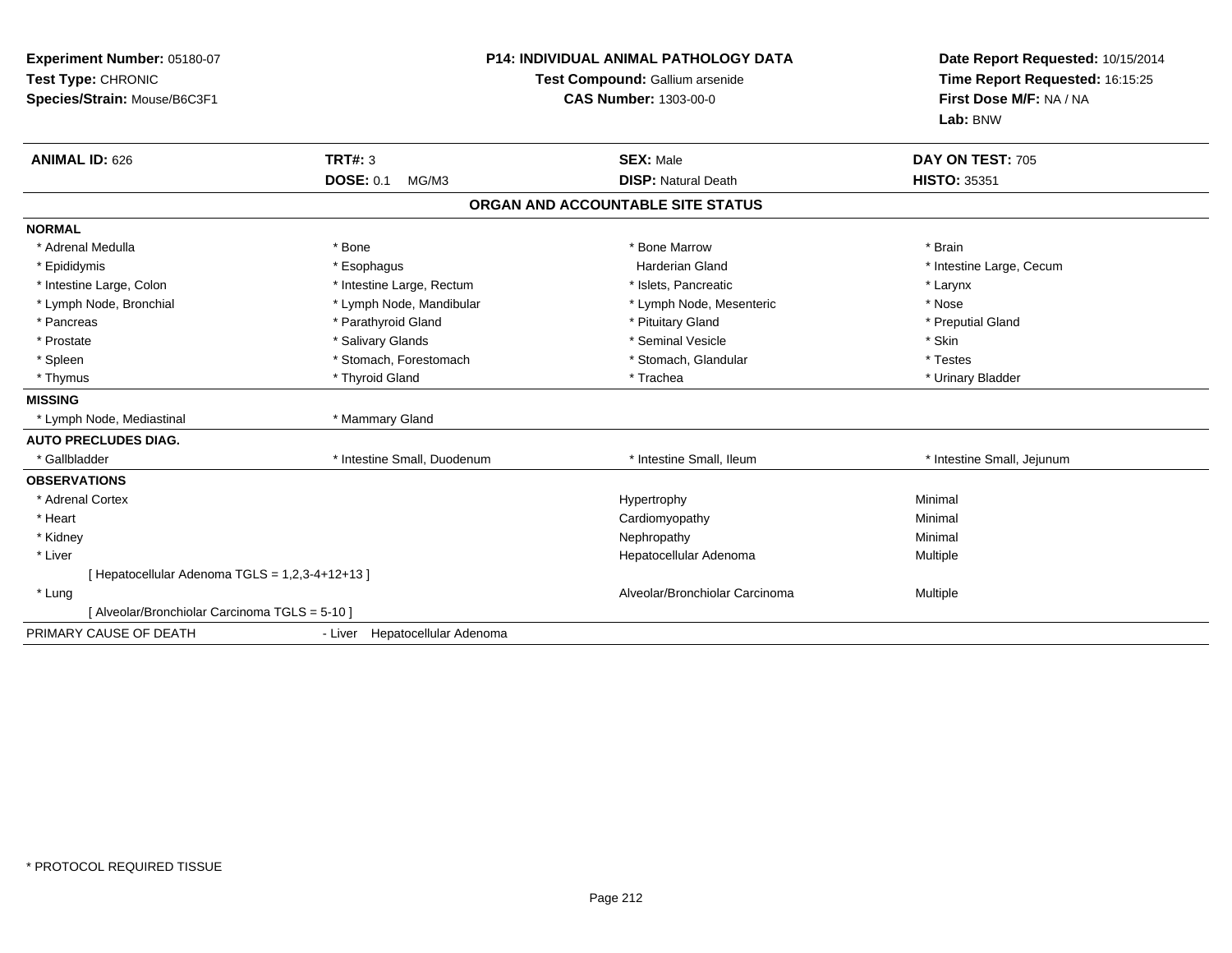**Experiment Number:** 05180-07
**Test Type:** CHRONIC
**Species/Strain:** Mouse/B6C3F1

**P14: INDIVIDUAL ANIMAL PATHOLOGY DATA**
**Test Compound:** Gallium arsenide
**CAS Number:** 1303-00-0

**Date Report Requested:** 10/15/2014
**Time Report Requested:** 16:15:25
**First Dose M/F:** NA / NA
**Lab:** BNW

| **ANIMAL ID:** 626 | **TRT#:** 3 | **SEX:** Male | **DAY ON TEST:** 705 |
|---|---|---|---|
| | **DOSE:** 0.1 MG/M3 | **DISP:** Natural Death | **HISTO:** 35351 |

## ORGAN AND ACCOUNTABLE SITE STATUS

**NORMAL**

| | | | |
|---|---|---|---|
| * Adrenal Medulla | * Bone | * Bone Marrow | * Brain |
| * Epididymis | * Esophagus | Harderian Gland | * Intestine Large, Cecum |
| * Intestine Large, Colon | * Intestine Large, Rectum | * Islets, Pancreatic | * Larynx |
| * Lymph Node, Bronchial | * Lymph Node, Mandibular | * Lymph Node, Mesenteric | * Nose |
| * Pancreas | * Parathyroid Gland | * Pituitary Gland | * Preputial Gland |
| * Prostate | * Salivary Glands | * Seminal Vesicle | * Skin |
| * Spleen | * Stomach, Forestomach | * Stomach, Glandular | * Testes |
| * Thymus | * Thyroid Gland | * Trachea | * Urinary Bladder |

**MISSING**

| | |
|---|---|
| * Lymph Node, Mediastinal | * Mammary Gland |

**AUTO PRECLUDES DIAG.**

| | | | |
|---|---|---|---|
| * Gallbladder | * Intestine Small, Duodenum | * Intestine Small, Ileum | * Intestine Small, Jejunum |

**OBSERVATIONS**

| | | |
|---|---|---|
| * Adrenal Cortex | Hypertrophy | Minimal |
| * Heart | Cardiomyopathy | Minimal |
| * Kidney | Nephropathy | Minimal |
| * Liver | Hepatocellular Adenoma | Multiple |
| [ Hepatocellular Adenoma TGLS = 1,2,3-4+12+13 ] | | |
| * Lung | Alveolar/Bronchiolar Carcinoma | Multiple |
| [ Alveolar/Bronchiolar Carcinoma TGLS = 5-10 ] | | |

PRIMARY CAUSE OF DEATH - Liver Hepatocellular Adenoma

* PROTOCOL REQUIRED TISSUE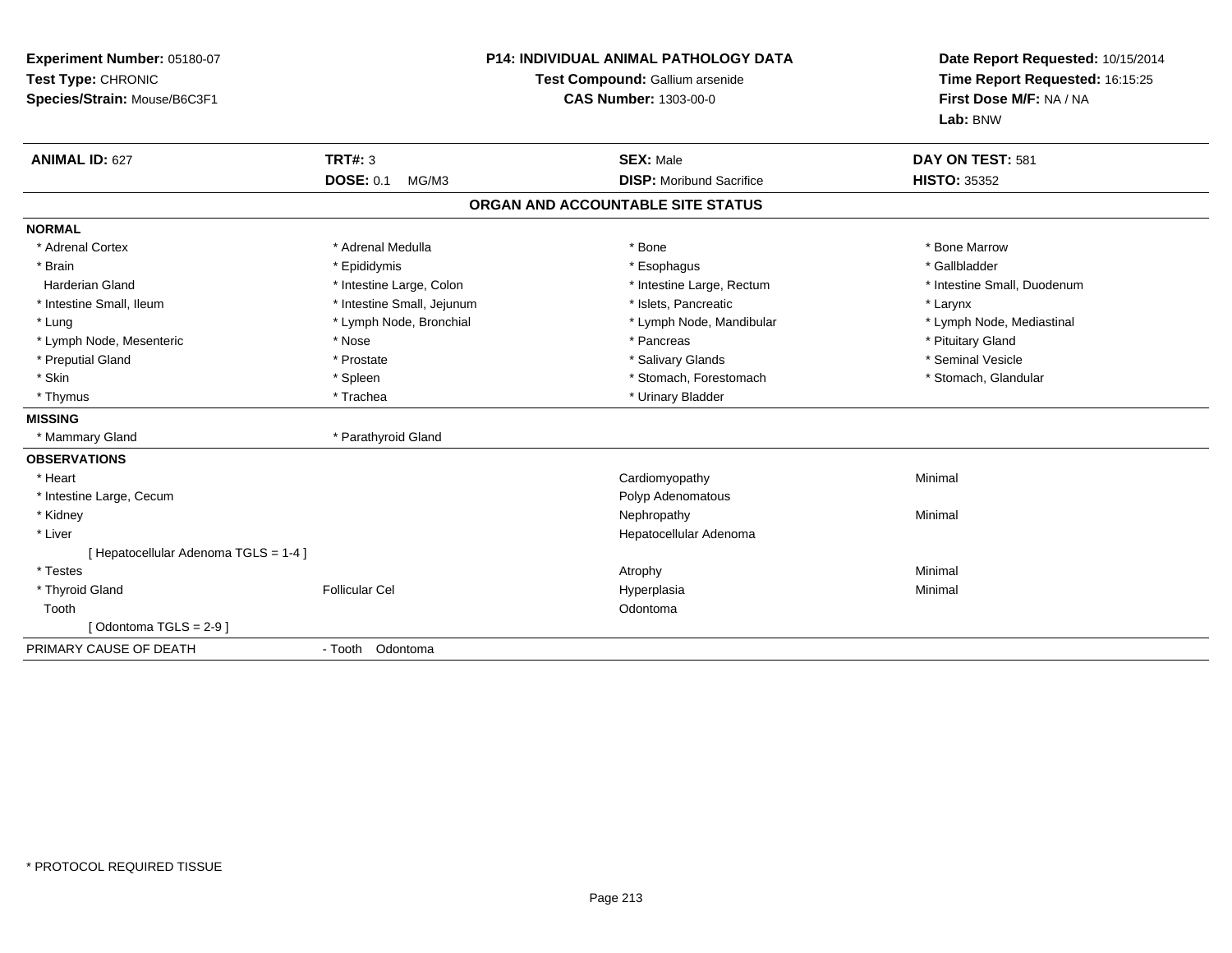**Experiment Number:** 05180-07
**Test Type:** CHRONIC
**Species/Strain:** Mouse/B6C3F1

**P14: INDIVIDUAL ANIMAL PATHOLOGY DATA**
**Test Compound:** Gallium arsenide
**CAS Number:** 1303-00-0

**Date Report Requested:** 10/15/2014
**Time Report Requested:** 16:15:25
**First Dose M/F:** NA / NA
**Lab:** BNW

| **ANIMAL ID:** 627 | **TRT#:** 3 | **SEX:** Male | **DAY ON TEST:** 581 |
|---|---|---|---|
| | **DOSE:** 0.1 MG/M3 | **DISP:** Moribund Sacrifice | **HISTO:** 35352 |

## ORGAN AND ACCOUNTABLE SITE STATUS

**NORMAL**

| | | | |
|---|---|---|---|
| * Adrenal Cortex | * Adrenal Medulla | * Bone | * Bone Marrow |
| * Brain | * Epididymis | * Esophagus | * Gallbladder |
| Harderian Gland | * Intestine Large, Colon | * Intestine Large, Rectum | * Intestine Small, Duodenum |
| * Intestine Small, Ileum | * Intestine Small, Jejunum | * Islets, Pancreatic | * Larynx |
| * Lung | * Lymph Node, Bronchial | * Lymph Node, Mandibular | * Lymph Node, Mediastinal |
| * Lymph Node, Mesenteric | * Nose | * Pancreas | * Pituitary Gland |
| * Preputial Gland | * Prostate | * Salivary Glands | * Seminal Vesicle |
| * Skin | * Spleen | * Stomach, Forestomach | * Stomach, Glandular |
| * Thymus | * Trachea | * Urinary Bladder | |

**MISSING**

| | |
|---|---|
| * Mammary Gland | * Parathyroid Gland |

**OBSERVATIONS**

| | | | |
|---|---|---|---|
| * Heart | | Cardiomyopathy | Minimal |
| * Intestine Large, Cecum | | Polyp Adenomatous | |
| * Kidney | | Nephropathy | Minimal |
| * Liver | | Hepatocellular Adenoma | |
| [ Hepatocellular Adenoma TGLS = 1-4 ] | | | |
| * Testes | | Atrophy | Minimal |
| * Thyroid Gland | Follicular Cel | Hyperplasia | Minimal |
| Tooth | | Odontoma | |
| [ Odontoma TGLS = 2-9 ] | | | |

PRIMARY CAUSE OF DEATH - Tooth Odontoma

* PROTOCOL REQUIRED TISSUE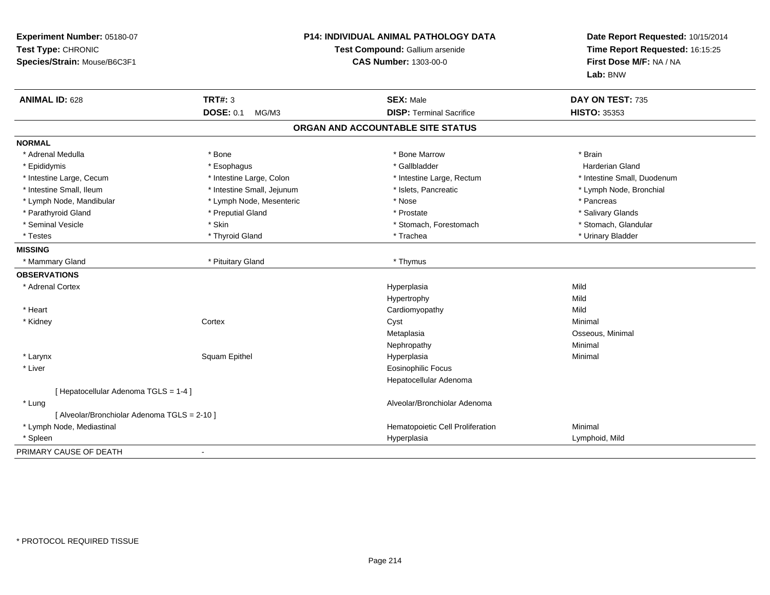**Experiment Number:** 05180-07
**Test Type:** CHRONIC
**Species/Strain:** Mouse/B6C3F1

**P14: INDIVIDUAL ANIMAL PATHOLOGY DATA**
**Test Compound:** Gallium arsenide
**CAS Number:** 1303-00-0

**Date Report Requested:** 10/15/2014
**Time Report Requested:** 16:15:25
**First Dose M/F:** NA / NA
**Lab:** BNW

| **ANIMAL ID:** 628 | **TRT#:** 3 | **SEX:** Male | **DAY ON TEST:** 735 |
|---|---|---|---|
| | **DOSE:** 0.1 MG/M3 | **DISP:** Terminal Sacrifice | **HISTO:** 35353 |

## ORGAN AND ACCOUNTABLE SITE STATUS

| | | | |
|---|---|---|---|
| **NORMAL** | | | |
| * Adrenal Medulla | * Bone | * Bone Marrow | * Brain |
| * Epididymis | * Esophagus | * Gallbladder | Harderian Gland |
| * Intestine Large, Cecum | * Intestine Large, Colon | * Intestine Large, Rectum | * Intestine Small, Duodenum |
| * Intestine Small, Ileum | * Intestine Small, Jejunum | * Islets, Pancreatic | * Lymph Node, Bronchial |
| * Lymph Node, Mandibular | * Lymph Node, Mesenteric | * Nose | * Pancreas |
| * Parathyroid Gland | * Preputial Gland | * Prostate | * Salivary Glands |
| * Seminal Vesicle | * Skin | * Stomach, Forestomach | * Stomach, Glandular |
| * Testes | * Thyroid Gland | * Trachea | * Urinary Bladder |
| **MISSING** | | | |
| * Mammary Gland | * Pituitary Gland | * Thymus | |
| **OBSERVATIONS** | | | |
| * Adrenal Cortex | | Hyperplasia | Mild |
| | | Hypertrophy | Mild |
| * Heart | | Cardiomyopathy | Mild |
| * Kidney | Cortex | Cyst | Minimal |
| | | Metaplasia | Osseous, Minimal |
| | | Nephropathy | Minimal |
| * Larynx | Squam Epithel | Hyperplasia | Minimal |
| * Liver | | Eosinophilic Focus | |
| | | Hepatocellular Adenoma | |
| [ Hepatocellular Adenoma TGLS = 1-4 ] | | | |
| * Lung | | Alveolar/Bronchiolar Adenoma | |
| [ Alveolar/Bronchiolar Adenoma TGLS = 2-10 ] | | | |
| * Lymph Node, Mediastinal | | Hematopoietic Cell Proliferation | Minimal |
| * Spleen | | Hyperplasia | Lymphoid, Mild |
| PRIMARY CAUSE OF DEATH | - | | |

\* PROTOCOL REQUIRED TISSUE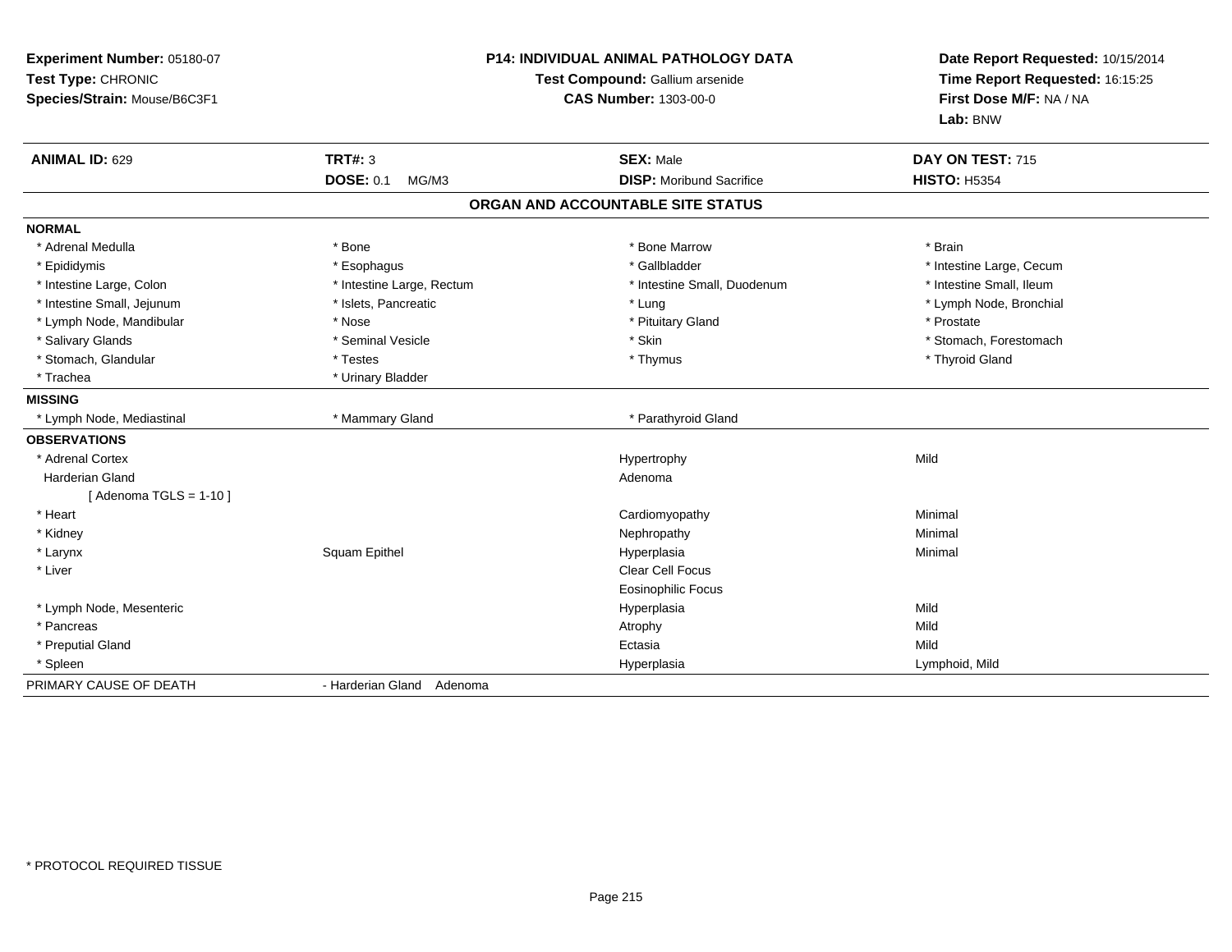**Experiment Number:** 05180-07
**Test Type:** CHRONIC
**Species/Strain:** Mouse/B6C3F1

**P14: INDIVIDUAL ANIMAL PATHOLOGY DATA**
**Test Compound:** Gallium arsenide
**CAS Number:** 1303-00-0

**Date Report Requested:** 10/15/2014
**Time Report Requested:** 16:15:25
**First Dose M/F:** NA / NA
**Lab:** BNW

| **ANIMAL ID:** 629 | **TRT#:** 3 | **SEX:** Male | **DAY ON TEST:** 715 |
|---|---|---|---|
| | **DOSE:** 0.1 MG/M3 | **DISP:** Moribund Sacrifice | **HISTO:** H5354 |

## ORGAN AND ACCOUNTABLE SITE STATUS

**NORMAL**

| | | | |
|---|---|---|---|
| * Adrenal Medulla | * Bone | * Bone Marrow | * Brain |
| * Epididymis | * Esophagus | * Gallbladder | * Intestine Large, Cecum |
| * Intestine Large, Colon | * Intestine Large, Rectum | * Intestine Small, Duodenum | * Intestine Small, Ileum |
| * Intestine Small, Jejunum | * Islets, Pancreatic | * Lung | * Lymph Node, Bronchial |
| * Lymph Node, Mandibular | * Nose | * Pituitary Gland | * Prostate |
| * Salivary Glands | * Seminal Vesicle | * Skin | * Stomach, Forestomach |
| * Stomach, Glandular | * Testes | * Thymus | * Thyroid Gland |
| * Trachea | * Urinary Bladder | | |

**MISSING**

| | | |
|---|---|---|
| * Lymph Node, Mediastinal | * Mammary Gland | * Parathyroid Gland |

**OBSERVATIONS**

| | | | |
|---|---|---|---|
| * Adrenal Cortex | | Hypertrophy | Mild |
| Harderian Gland | | Adenoma | |
| [ Adenoma TGLS = 1-10 ] | | | |
| * Heart | | Cardiomyopathy | Minimal |
| * Kidney | | Nephropathy | Minimal |
| * Larynx | Squam Epithel | Hyperplasia | Minimal |
| * Liver | | Clear Cell Focus | |
| | | Eosinophilic Focus | |
| * Lymph Node, Mesenteric | | Hyperplasia | Mild |
| * Pancreas | | Atrophy | Mild |
| * Preputial Gland | | Ectasia | Mild |
| * Spleen | | Hyperplasia | Lymphoid, Mild |

PRIMARY CAUSE OF DEATH - Harderian Gland Adenoma

* PROTOCOL REQUIRED TISSUE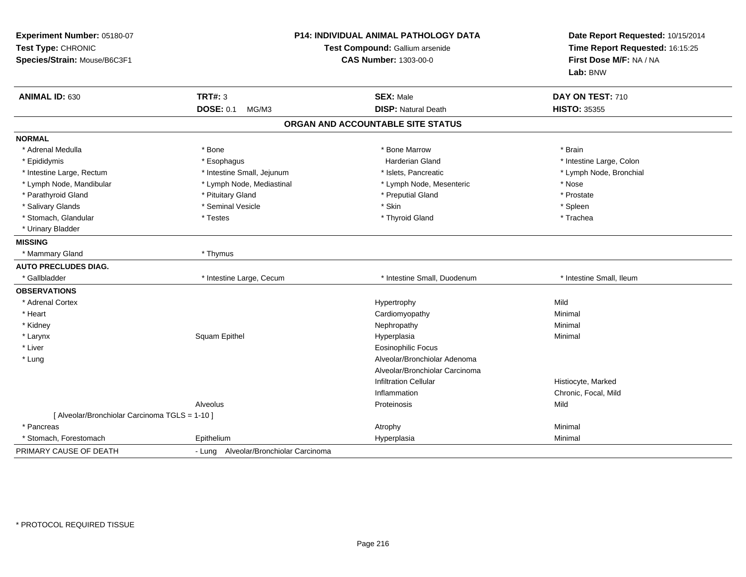**Experiment Number:** 05180-07
**Test Type:** CHRONIC
**Species/Strain:** Mouse/B6C3F1

**P14: INDIVIDUAL ANIMAL PATHOLOGY DATA**
**Test Compound:** Gallium arsenide
**CAS Number:** 1303-00-0

**Date Report Requested:** 10/15/2014
**Time Report Requested:** 16:15:25
**First Dose M/F:** NA / NA
**Lab:** BNW

| **ANIMAL ID:** 630 | **TRT#:** 3 | **SEX:** Male | **DAY ON TEST:** 710 |
|---|---|---|---|
| | **DOSE:** 0.1 MG/M3 | **DISP:** Natural Death | **HISTO:** 35355 |

## ORGAN AND ACCOUNTABLE SITE STATUS

| | | | |
|---|---|---|---|
| **NORMAL** | | | |
| * Adrenal Medulla | * Bone | * Bone Marrow | * Brain |
| * Epididymis | * Esophagus | Harderian Gland | * Intestine Large, Colon |
| * Intestine Large, Rectum | * Intestine Small, Jejunum | * Islets, Pancreatic | * Lymph Node, Bronchial |
| * Lymph Node, Mandibular | * Lymph Node, Mediastinal | * Lymph Node, Mesenteric | * Nose |
| * Parathyroid Gland | * Pituitary Gland | * Preputial Gland | * Prostate |
| * Salivary Glands | * Seminal Vesicle | * Skin | * Spleen |
| * Stomach, Glandular | * Testes | * Thyroid Gland | * Trachea |
| * Urinary Bladder | | | |
| **MISSING** | | | |
| * Mammary Gland | * Thymus | | |
| **AUTO PRECLUDES DIAG.** | | | |
| * Gallbladder | * Intestine Large, Cecum | * Intestine Small, Duodenum | * Intestine Small, Ileum |
| **OBSERVATIONS** | | | |
| * Adrenal Cortex | | Hypertrophy | Mild |
| * Heart | | Cardiomyopathy | Minimal |
| * Kidney | | Nephropathy | Minimal |
| * Larynx | Squam Epithel | Hyperplasia | Minimal |
| * Liver | | Eosinophilic Focus | |
| * Lung | | Alveolar/Bronchiolar Adenoma | |
| | | Alveolar/Bronchiolar Carcinoma | |
| | | Infiltration Cellular | Histiocyte, Marked |
| | | Inflammation | Chronic, Focal, Mild |
| | Alveolus | Proteinosis | Mild |
| [ Alveolar/Bronchiolar Carcinoma TGLS = 1-10 ] | | | |
| * Pancreas | | Atrophy | Minimal |
| * Stomach, Forestomach | Epithelium | Hyperplasia | Minimal |
| PRIMARY CAUSE OF DEATH | - Lung Alveolar/Bronchiolar Carcinoma | | |

* PROTOCOL REQUIRED TISSUE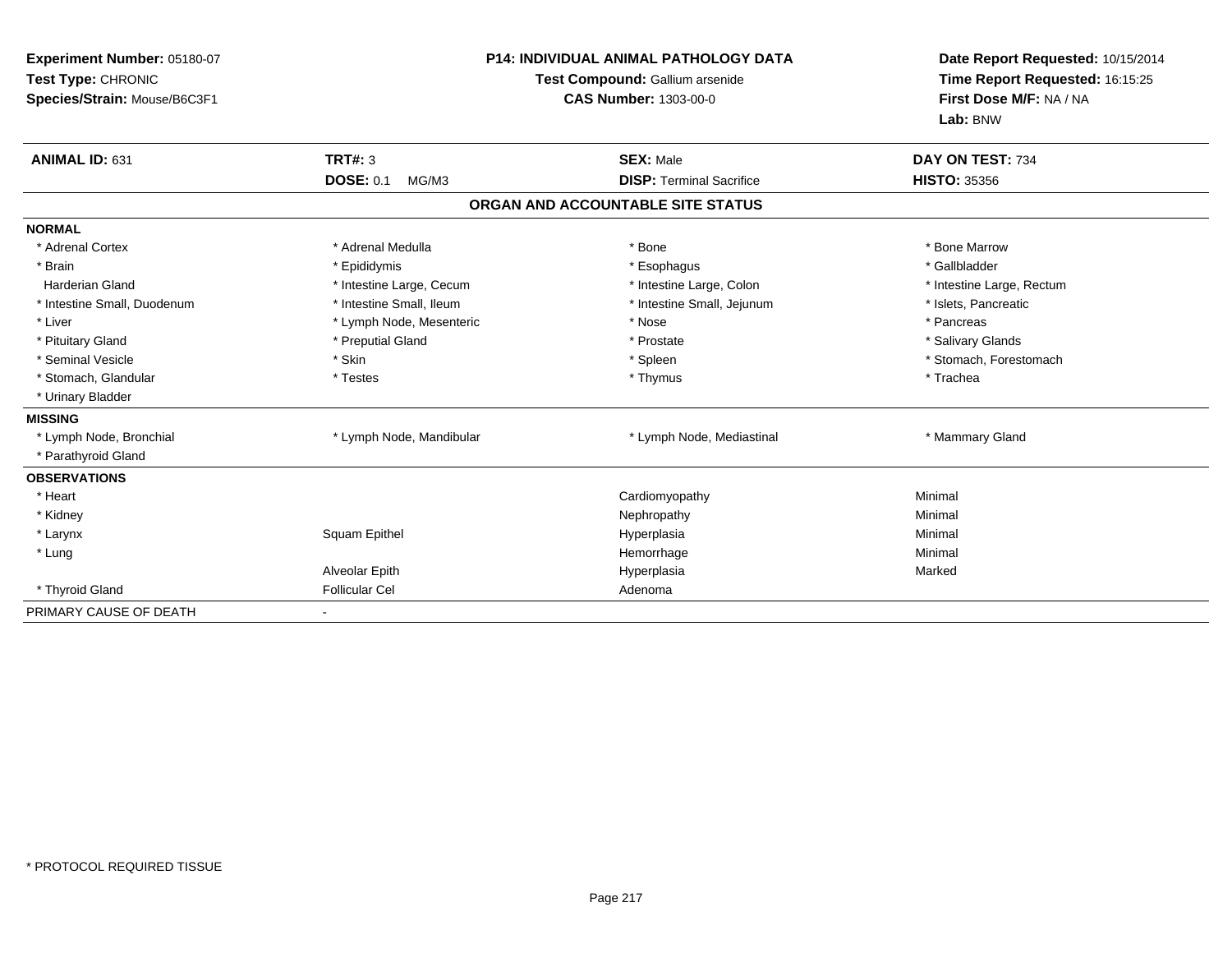**Experiment Number:** 05180-07
**Test Type:** CHRONIC
**Species/Strain:** Mouse/B6C3F1

**P14: INDIVIDUAL ANIMAL PATHOLOGY DATA**
**Test Compound:** Gallium arsenide
**CAS Number:** 1303-00-0

**Date Report Requested:** 10/15/2014
**Time Report Requested:** 16:15:25
**First Dose M/F:** NA / NA
**Lab:** BNW

| **ANIMAL ID:** 631 | **TRT#:** 3 | **SEX:** Male | **DAY ON TEST:** 734 |
|---|---|---|---|
| | **DOSE:** 0.1 MG/M3 | **DISP:** Terminal Sacrifice | **HISTO:** 35356 |

## ORGAN AND ACCOUNTABLE SITE STATUS

| | | | |
|---|---|---|---|
| **NORMAL** | | | |
| * Adrenal Cortex | * Adrenal Medulla | * Bone | * Bone Marrow |
| * Brain | * Epididymis | * Esophagus | * Gallbladder |
| Harderian Gland | * Intestine Large, Cecum | * Intestine Large, Colon | * Intestine Large, Rectum |
| * Intestine Small, Duodenum | * Intestine Small, Ileum | * Intestine Small, Jejunum | * Islets, Pancreatic |
| * Liver | * Lymph Node, Mesenteric | * Nose | * Pancreas |
| * Pituitary Gland | * Preputial Gland | * Prostate | * Salivary Glands |
| * Seminal Vesicle | * Skin | * Spleen | * Stomach, Forestomach |
| * Stomach, Glandular | * Testes | * Thymus | * Trachea |
| * Urinary Bladder | | | |
| **MISSING** | | | |
| * Lymph Node, Bronchial | * Lymph Node, Mandibular | * Lymph Node, Mediastinal | * Mammary Gland |
| * Parathyroid Gland | | | |
| **OBSERVATIONS** | | | |
| * Heart | | Cardiomyopathy | Minimal |
| * Kidney | | Nephropathy | Minimal |
| * Larynx | Squam Epithel | Hyperplasia | Minimal |
| * Lung | | Hemorrhage | Minimal |
| | Alveolar Epith | Hyperplasia | Marked |
| * Thyroid Gland | Follicular Cel | Adenoma | |
| PRIMARY CAUSE OF DEATH | - | | |

* PROTOCOL REQUIRED TISSUE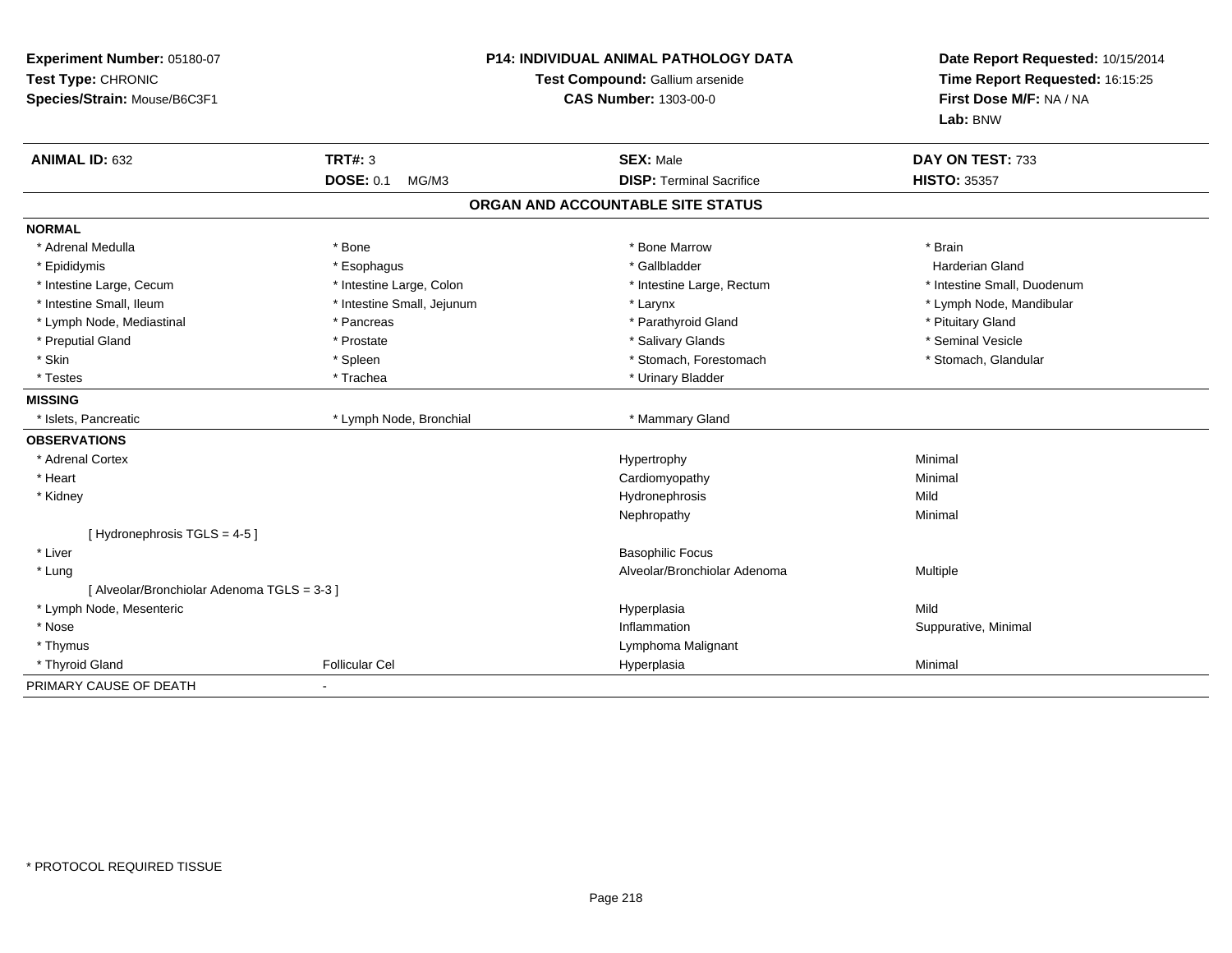**Experiment Number:** 05180-07
**Test Type:** CHRONIC
**Species/Strain:** Mouse/B6C3F1

**P14: INDIVIDUAL ANIMAL PATHOLOGY DATA**
**Test Compound:** Gallium arsenide
**CAS Number:** 1303-00-0

**Date Report Requested:** 10/15/2014
**Time Report Requested:** 16:15:25
**First Dose M/F:** NA / NA
**Lab:** BNW

| **ANIMAL ID:** 632 | **TRT#:** 3 | **SEX:** Male | **DAY ON TEST:** 733 |
|---|---|---|---|
| | **DOSE:** 0.1 MG/M3 | **DISP:** Terminal Sacrifice | **HISTO:** 35357 |

## ORGAN AND ACCOUNTABLE SITE STATUS

| | | | |
|---|---|---|---|
| **NORMAL** | | | |
| * Adrenal Medulla | * Bone | * Bone Marrow | * Brain |
| * Epididymis | * Esophagus | * Gallbladder | Harderian Gland |
| * Intestine Large, Cecum | * Intestine Large, Colon | * Intestine Large, Rectum | * Intestine Small, Duodenum |
| * Intestine Small, Ileum | * Intestine Small, Jejunum | * Larynx | * Lymph Node, Mandibular |
| * Lymph Node, Mediastinal | * Pancreas | * Parathyroid Gland | * Pituitary Gland |
| * Preputial Gland | * Prostate | * Salivary Glands | * Seminal Vesicle |
| * Skin | * Spleen | * Stomach, Forestomach | * Stomach, Glandular |
| * Testes | * Trachea | * Urinary Bladder | |
| **MISSING** | | | |
| * Islets, Pancreatic | * Lymph Node, Bronchial | * Mammary Gland | |
| **OBSERVATIONS** | | | |
| * Adrenal Cortex | | Hypertrophy | Minimal |
| * Heart | | Cardiomyopathy | Minimal |
| * Kidney | | Hydronephrosis | Mild |
| | | Nephropathy | Minimal |
| [ Hydronephrosis TGLS = 4-5 ] | | | |
| * Liver | | Basophilic Focus | |
| * Lung | | Alveolar/Bronchiolar Adenoma | Multiple |
| [ Alveolar/Bronchiolar Adenoma TGLS = 3-3 ] | | | |
| * Lymph Node, Mesenteric | | Hyperplasia | Mild |
| * Nose | | Inflammation | Suppurative, Minimal |
| * Thymus | | Lymphoma Malignant | |
| * Thyroid Gland | Follicular Cel | Hyperplasia | Minimal |
| PRIMARY CAUSE OF DEATH | - | | |

* PROTOCOL REQUIRED TISSUE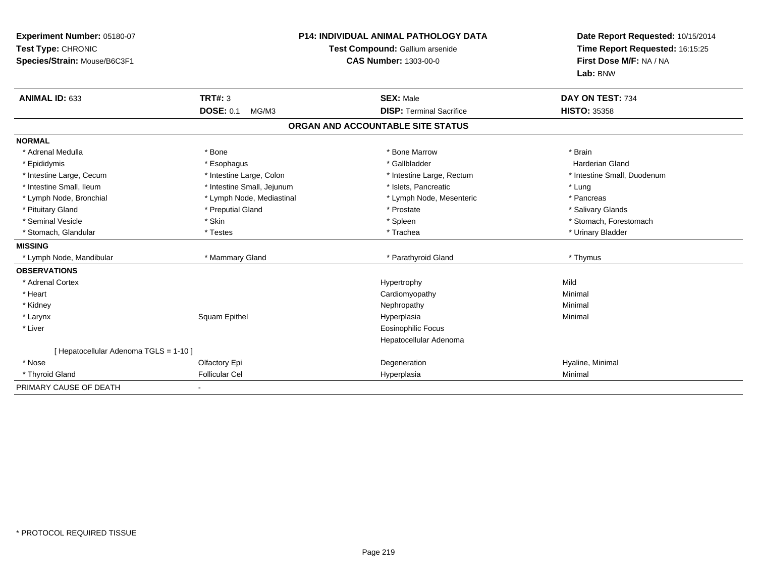**Experiment Number:** 05180-07
**Test Type:** CHRONIC
**Species/Strain:** Mouse/B6C3F1

**P14: INDIVIDUAL ANIMAL PATHOLOGY DATA**
**Test Compound:** Gallium arsenide
**CAS Number:** 1303-00-0

**Date Report Requested:** 10/15/2014
**Time Report Requested:** 16:15:25
**First Dose M/F:** NA / NA
**Lab:** BNW

| **ANIMAL ID:** 633 | **TRT#:** 3 | **SEX:** Male | **DAY ON TEST:** 734 |
|---|---|---|---|
| | **DOSE:** 0.1 MG/M3 | **DISP:** Terminal Sacrifice | **HISTO:** 35358 |

## ORGAN AND ACCOUNTABLE SITE STATUS

| | | | |
|---|---|---|---|
| **NORMAL** | | | |
| * Adrenal Medulla | * Bone | * Bone Marrow | * Brain |
| * Epididymis | * Esophagus | * Gallbladder | Harderian Gland |
| * Intestine Large, Cecum | * Intestine Large, Colon | * Intestine Large, Rectum | * Intestine Small, Duodenum |
| * Intestine Small, Ileum | * Intestine Small, Jejunum | * Islets, Pancreatic | * Lung |
| * Lymph Node, Bronchial | * Lymph Node, Mediastinal | * Lymph Node, Mesenteric | * Pancreas |
| * Pituitary Gland | * Preputial Gland | * Prostate | * Salivary Glands |
| * Seminal Vesicle | * Skin | * Spleen | * Stomach, Forestomach |
| * Stomach, Glandular | * Testes | * Trachea | * Urinary Bladder |
| **MISSING** | | | |
| * Lymph Node, Mandibular | * Mammary Gland | * Parathyroid Gland | * Thymus |
| **OBSERVATIONS** | | | |
| * Adrenal Cortex | | Hypertrophy | Mild |
| * Heart | | Cardiomyopathy | Minimal |
| * Kidney | | Nephropathy | Minimal |
| * Larynx | Squam Epithel | Hyperplasia | Minimal |
| * Liver | | Eosinophilic Focus | |
| | | Hepatocellular Adenoma | |
| [ Hepatocellular Adenoma TGLS = 1-10 ] | | | |
| * Nose | Olfactory Epi | Degeneration | Hyaline, Minimal |
| * Thyroid Gland | Follicular Cel | Hyperplasia | Minimal |
| PRIMARY CAUSE OF DEATH | - | | |

* PROTOCOL REQUIRED TISSUE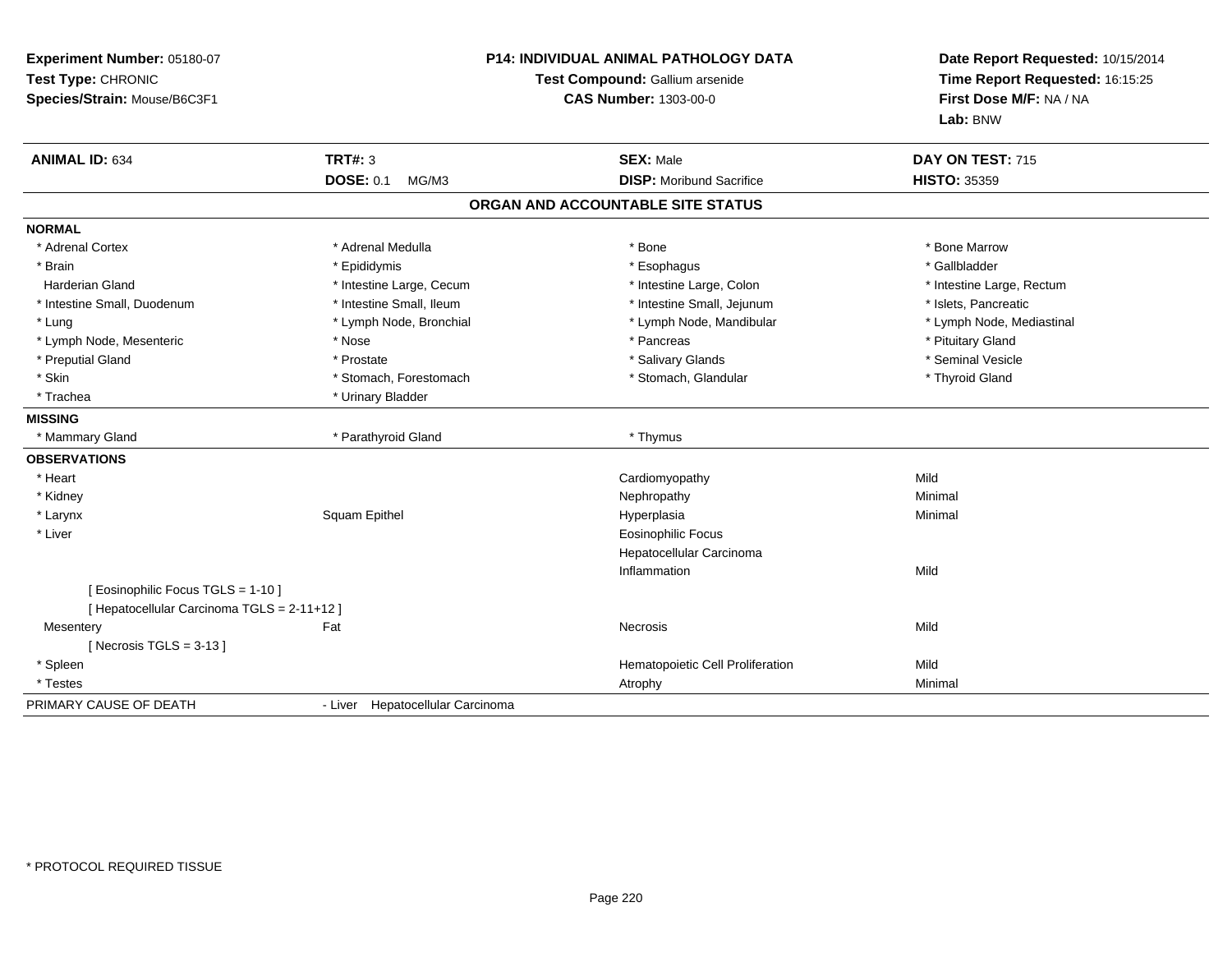**Experiment Number:** 05180-07
**Test Type:** CHRONIC
**Species/Strain:** Mouse/B6C3F1

**P14: INDIVIDUAL ANIMAL PATHOLOGY DATA**
**Test Compound:** Gallium arsenide
**CAS Number:** 1303-00-0

**Date Report Requested:** 10/15/2014
**Time Report Requested:** 16:15:25
**First Dose M/F:** NA / NA
**Lab:** BNW

| **ANIMAL ID:** 634 | **TRT#:** 3 | **SEX:** Male | **DAY ON TEST:** 715 |
|---|---|---|---|
| | **DOSE:** 0.1 MG/M3 | **DISP:** Moribund Sacrifice | **HISTO:** 35359 |

## ORGAN AND ACCOUNTABLE SITE STATUS

**NORMAL**

| | | | |
|---|---|---|---|
| * Adrenal Cortex | * Adrenal Medulla | * Bone | * Bone Marrow |
| * Brain | * Epididymis | * Esophagus | * Gallbladder |
| Harderian Gland | * Intestine Large, Cecum | * Intestine Large, Colon | * Intestine Large, Rectum |
| * Intestine Small, Duodenum | * Intestine Small, Ileum | * Intestine Small, Jejunum | * Islets, Pancreatic |
| * Lung | * Lymph Node, Bronchial | * Lymph Node, Mandibular | * Lymph Node, Mediastinal |
| * Lymph Node, Mesenteric | * Nose | * Pancreas | * Pituitary Gland |
| * Preputial Gland | * Prostate | * Salivary Glands | * Seminal Vesicle |
| * Skin | * Stomach, Forestomach | * Stomach, Glandular | * Thyroid Gland |
| * Trachea | * Urinary Bladder | | |

**MISSING**

| | | |
|---|---|---|
| * Mammary Gland | * Parathyroid Gland | * Thymus |

**OBSERVATIONS**

| | | | |
|---|---|---|---|
| * Heart | | Cardiomyopathy | Mild |
| * Kidney | | Nephropathy | Minimal |
| * Larynx | Squam Epithel | Hyperplasia | Minimal |
| * Liver | | Eosinophilic Focus | |
| | | Hepatocellular Carcinoma | |
| | | Inflammation | Mild |
| [ Eosinophilic Focus TGLS = 1-10 ] | | | |
| [ Hepatocellular Carcinoma TGLS = 2-11+12 ] | | | |
| Mesentery | Fat | Necrosis | Mild |
| [ Necrosis TGLS = 3-13 ] | | | |
| * Spleen | | Hematopoietic Cell Proliferation | Mild |
| * Testes | | Atrophy | Minimal |

| | |
|---|---|
| PRIMARY CAUSE OF DEATH | - Liver Hepatocellular Carcinoma |

* PROTOCOL REQUIRED TISSUE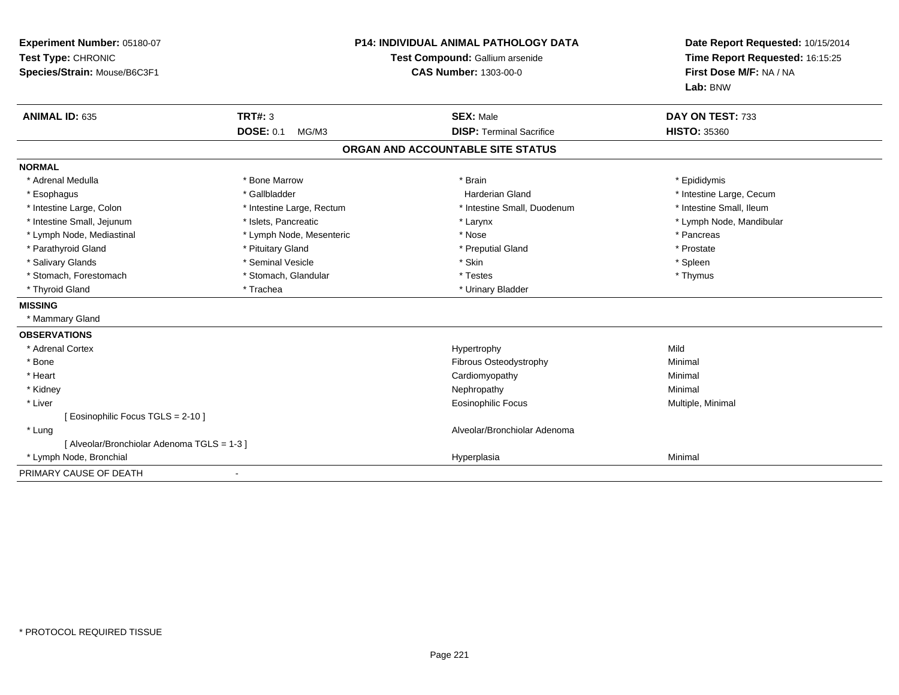**Experiment Number:** 05180-07
**Test Type:** CHRONIC
**Species/Strain:** Mouse/B6C3F1

**P14: INDIVIDUAL ANIMAL PATHOLOGY DATA**
**Test Compound:** Gallium arsenide
**CAS Number:** 1303-00-0

**Date Report Requested:** 10/15/2014
**Time Report Requested:** 16:15:25
**First Dose M/F:** NA / NA
**Lab:** BNW

| **ANIMAL ID:** 635 | **TRT#:** 3 | **SEX:** Male | **DAY ON TEST:** 733 |
|---|---|---|---|
| | **DOSE:** 0.1 MG/M3 | **DISP:** Terminal Sacrifice | **HISTO:** 35360 |

## ORGAN AND ACCOUNTABLE SITE STATUS

**NORMAL**

| | | | |
|---|---|---|---|
| * Adrenal Medulla | * Bone Marrow | * Brain | * Epididymis |
| * Esophagus | * Gallbladder | Harderian Gland | * Intestine Large, Cecum |
| * Intestine Large, Colon | * Intestine Large, Rectum | * Intestine Small, Duodenum | * Intestine Small, Ileum |
| * Intestine Small, Jejunum | * Islets, Pancreatic | * Larynx | * Lymph Node, Mandibular |
| * Lymph Node, Mediastinal | * Lymph Node, Mesenteric | * Nose | * Pancreas |
| * Parathyroid Gland | * Pituitary Gland | * Preputial Gland | * Prostate |
| * Salivary Glands | * Seminal Vesicle | * Skin | * Spleen |
| * Stomach, Forestomach | * Stomach, Glandular | * Testes | * Thymus |
| * Thyroid Gland | * Trachea | * Urinary Bladder | |

**MISSING**

* Mammary Gland

**OBSERVATIONS**

| | | |
|---|---|---|
| * Adrenal Cortex | Hypertrophy | Mild |
| * Bone | Fibrous Osteodystrophy | Minimal |
| * Heart | Cardiomyopathy | Minimal |
| * Kidney | Nephropathy | Minimal |
| * Liver | Eosinophilic Focus | Multiple, Minimal |
| [ Eosinophilic Focus TGLS = 2-10 ] | | |
| * Lung | Alveolar/Bronchiolar Adenoma | |
| [ Alveolar/Bronchiolar Adenoma TGLS = 1-3 ] | | |
| * Lymph Node, Bronchial | Hyperplasia | Minimal |

PRIMARY CAUSE OF DEATH -

* PROTOCOL REQUIRED TISSUE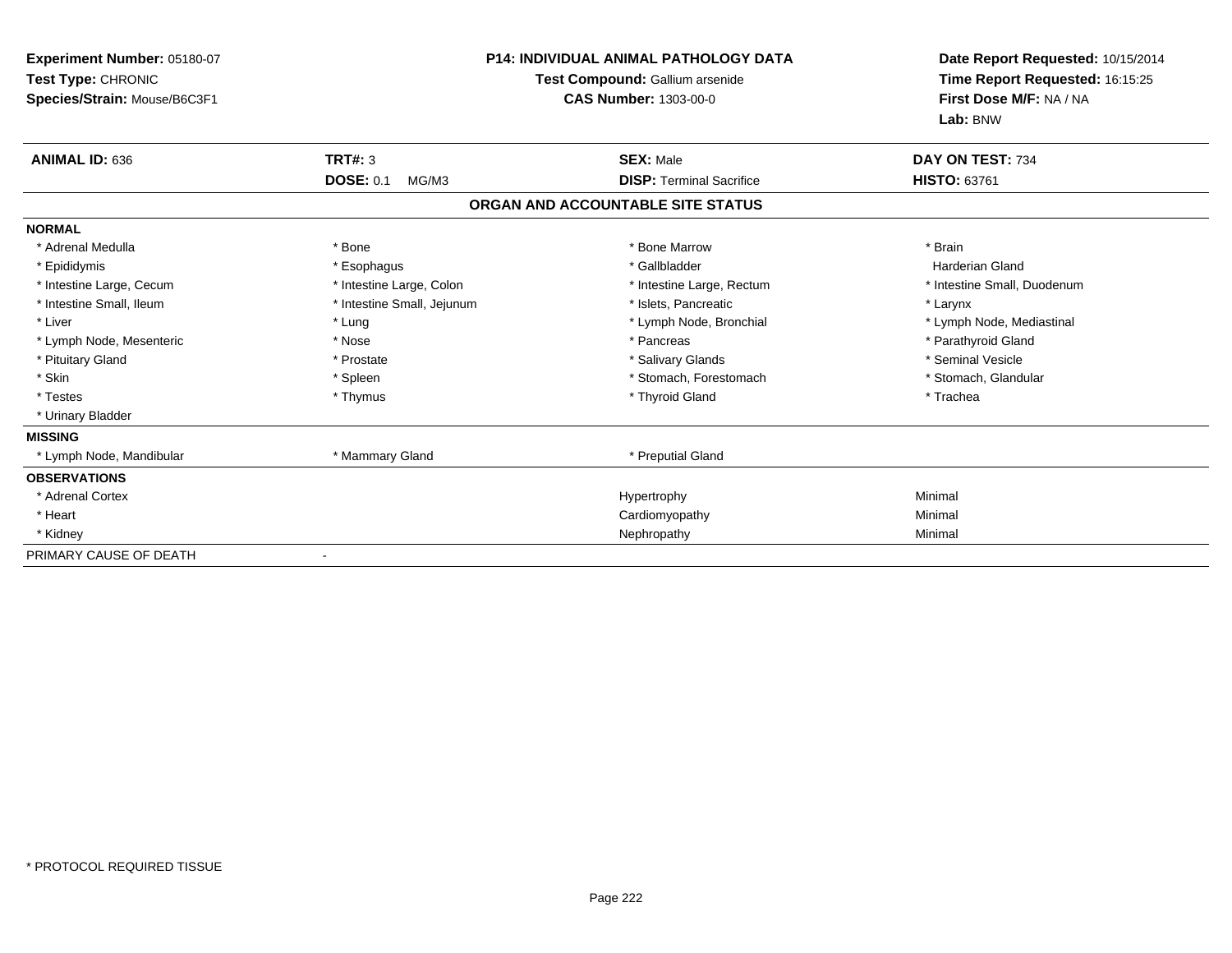**Experiment Number:** 05180-07
**Test Type:** CHRONIC
**Species/Strain:** Mouse/B6C3F1

**P14: INDIVIDUAL ANIMAL PATHOLOGY DATA**
**Test Compound:** Gallium arsenide
**CAS Number:** 1303-00-0

**Date Report Requested:** 10/15/2014
**Time Report Requested:** 16:15:25
**First Dose M/F:** NA / NA
**Lab:** BNW

| **ANIMAL ID:** 636 | **TRT#:** 3 | **SEX:** Male | **DAY ON TEST:** 734 |
|---|---|---|---|
| | **DOSE:** 0.1 MG/M3 | **DISP:** Terminal Sacrifice | **HISTO:** 63761 |

## ORGAN AND ACCOUNTABLE SITE STATUS

| | | | |
|---|---|---|---|
| **NORMAL** | | | |
| * Adrenal Medulla | * Bone | * Bone Marrow | * Brain |
| * Epididymis | * Esophagus | * Gallbladder | Harderian Gland |
| * Intestine Large, Cecum | * Intestine Large, Colon | * Intestine Large, Rectum | * Intestine Small, Duodenum |
| * Intestine Small, Ileum | * Intestine Small, Jejunum | * Islets, Pancreatic | * Larynx |
| * Liver | * Lung | * Lymph Node, Bronchial | * Lymph Node, Mediastinal |
| * Lymph Node, Mesenteric | * Nose | * Pancreas | * Parathyroid Gland |
| * Pituitary Gland | * Prostate | * Salivary Glands | * Seminal Vesicle |
| * Skin | * Spleen | * Stomach, Forestomach | * Stomach, Glandular |
| * Testes | * Thymus | * Thyroid Gland | * Trachea |
| * Urinary Bladder | | | |
| **MISSING** | | | |
| * Lymph Node, Mandibular | * Mammary Gland | * Preputial Gland | |
| **OBSERVATIONS** | | | |
| * Adrenal Cortex | | Hypertrophy | Minimal |
| * Heart | | Cardiomyopathy | Minimal |
| * Kidney | | Nephropathy | Minimal |
| PRIMARY CAUSE OF DEATH | - | | |

* PROTOCOL REQUIRED TISSUE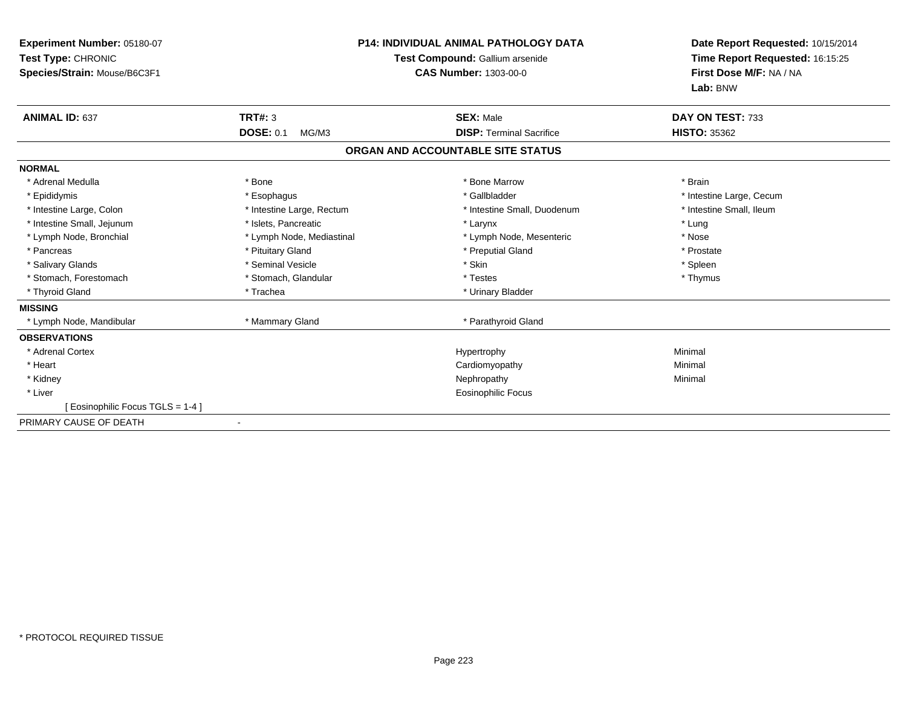**Experiment Number:** 05180-07
**Test Type:** CHRONIC
**Species/Strain:** Mouse/B6C3F1

**P14: INDIVIDUAL ANIMAL PATHOLOGY DATA**
**Test Compound:** Gallium arsenide
**CAS Number:** 1303-00-0

**Date Report Requested:** 10/15/2014
**Time Report Requested:** 16:15:25
**First Dose M/F:** NA / NA
**Lab:** BNW

| **ANIMAL ID:** 637 | **TRT#:** 3 | **SEX:** Male | **DAY ON TEST:** 733 |
|---|---|---|---|
| | **DOSE:** 0.1 MG/M3 | **DISP:** Terminal Sacrifice | **HISTO:** 35362 |

## ORGAN AND ACCOUNTABLE SITE STATUS

**NORMAL**

| | | | |
|---|---|---|---|
| * Adrenal Medulla | * Bone | * Bone Marrow | * Brain |
| * Epididymis | * Esophagus | * Gallbladder | * Intestine Large, Cecum |
| * Intestine Large, Colon | * Intestine Large, Rectum | * Intestine Small, Duodenum | * Intestine Small, Ileum |
| * Intestine Small, Jejunum | * Islets, Pancreatic | * Larynx | * Lung |
| * Lymph Node, Bronchial | * Lymph Node, Mediastinal | * Lymph Node, Mesenteric | * Nose |
| * Pancreas | * Pituitary Gland | * Preputial Gland | * Prostate |
| * Salivary Glands | * Seminal Vesicle | * Skin | * Spleen |
| * Stomach, Forestomach | * Stomach, Glandular | * Testes | * Thymus |
| * Thyroid Gland | * Trachea | * Urinary Bladder | |

**MISSING**

| | | |
|---|---|---|
| * Lymph Node, Mandibular | * Mammary Gland | * Parathyroid Gland |

**OBSERVATIONS**

| | | |
|---|---|---|
| * Adrenal Cortex | Hypertrophy | Minimal |
| * Heart | Cardiomyopathy | Minimal |
| * Kidney | Nephropathy | Minimal |
| * Liver | Eosinophilic Focus | |
| [ Eosinophilic Focus TGLS = 1-4 ] | | |

PRIMARY CAUSE OF DEATH -

* PROTOCOL REQUIRED TISSUE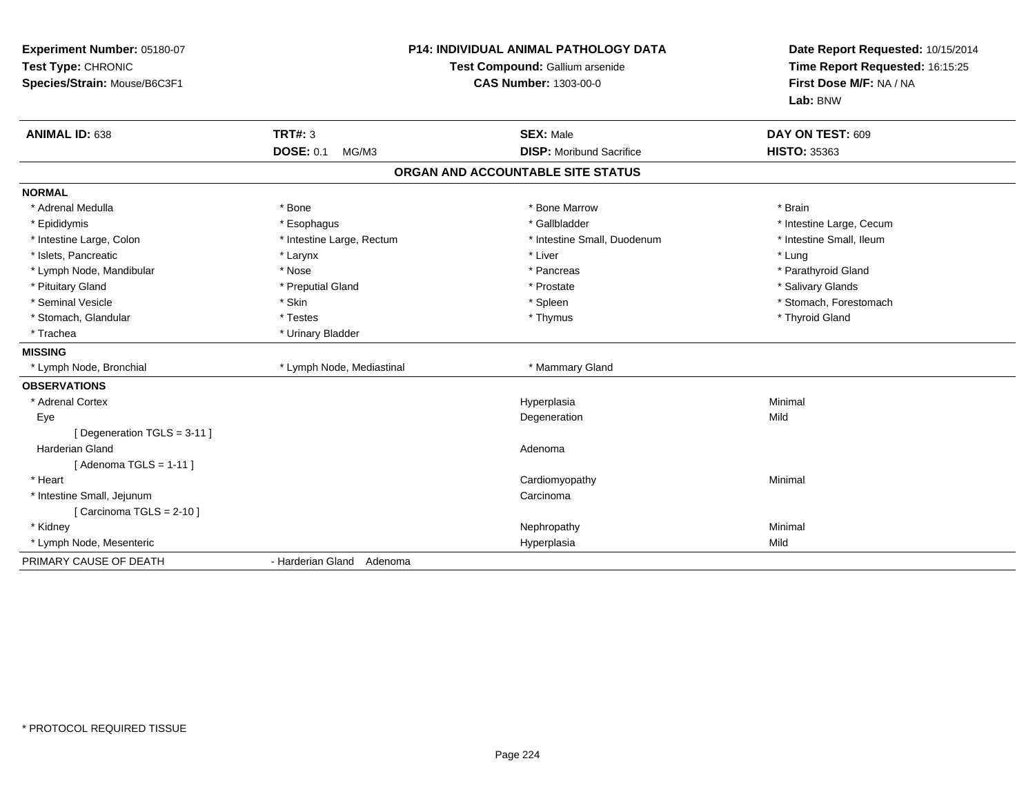**Experiment Number:** 05180-07
**Test Type:** CHRONIC
**Species/Strain:** Mouse/B6C3F1

**P14: INDIVIDUAL ANIMAL PATHOLOGY DATA**
**Test Compound:** Gallium arsenide
**CAS Number:** 1303-00-0

**Date Report Requested:** 10/15/2014
**Time Report Requested:** 16:15:25
**First Dose M/F:** NA / NA
**Lab:** BNW

| **ANIMAL ID:** 638 | **TRT#:** 3 | **SEX:** Male | **DAY ON TEST:** 609 |
|---|---|---|---|
| | **DOSE:** 0.1 MG/M3 | **DISP:** Moribund Sacrifice | **HISTO:** 35363 |

## ORGAN AND ACCOUNTABLE SITE STATUS

**NORMAL**

| | | | |
|---|---|---|---|
| * Adrenal Medulla | * Bone | * Bone Marrow | * Brain |
| * Epididymis | * Esophagus | * Gallbladder | * Intestine Large, Cecum |
| * Intestine Large, Colon | * Intestine Large, Rectum | * Intestine Small, Duodenum | * Intestine Small, Ileum |
| * Islets, Pancreatic | * Larynx | * Liver | * Lung |
| * Lymph Node, Mandibular | * Nose | * Pancreas | * Parathyroid Gland |
| * Pituitary Gland | * Preputial Gland | * Prostate | * Salivary Glands |
| * Seminal Vesicle | * Skin | * Spleen | * Stomach, Forestomach |
| * Stomach, Glandular | * Testes | * Thymus | * Thyroid Gland |
| * Trachea | * Urinary Bladder | | |

**MISSING**

| | | |
|---|---|---|
| * Lymph Node, Bronchial | * Lymph Node, Mediastinal | * Mammary Gland |

**OBSERVATIONS**

| | | |
|---|---|---|
| * Adrenal Cortex | Hyperplasia | Minimal |
| Eye | Degeneration | Mild |
| [ Degeneration TGLS = 3-11 ] | | |
| Harderian Gland | Adenoma | |
| [ Adenoma TGLS = 1-11 ] | | |
| * Heart | Cardiomyopathy | Minimal |
| * Intestine Small, Jejunum | Carcinoma | |
| [ Carcinoma TGLS = 2-10 ] | | |
| * Kidney | Nephropathy | Minimal |
| * Lymph Node, Mesenteric | Hyperplasia | Mild |

PRIMARY CAUSE OF DEATH - Harderian Gland Adenoma

\* PROTOCOL REQUIRED TISSUE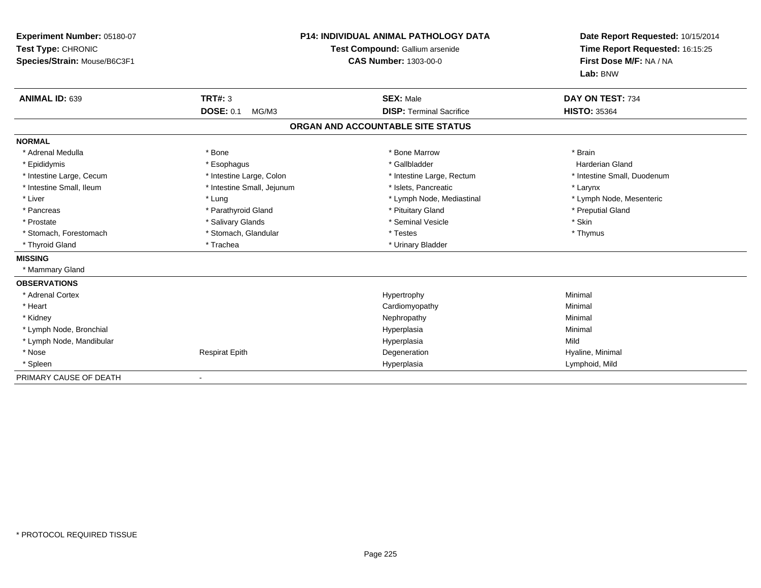**Experiment Number:** 05180-07
**Test Type:** CHRONIC
**Species/Strain:** Mouse/B6C3F1

**P14: INDIVIDUAL ANIMAL PATHOLOGY DATA**
**Test Compound:** Gallium arsenide
**CAS Number:** 1303-00-0

**Date Report Requested:** 10/15/2014
**Time Report Requested:** 16:15:25
**First Dose M/F:** NA / NA
**Lab:** BNW

| **ANIMAL ID:** 639 | **TRT#:** 3 | **SEX:** Male | **DAY ON TEST:** 734 |
|---|---|---|---|
| | **DOSE:** 0.1 MG/M3 | **DISP:** Terminal Sacrifice | **HISTO:** 35364 |

**ORGAN AND ACCOUNTABLE SITE STATUS**

**NORMAL**

| | | | |
|---|---|---|---|
| * Adrenal Medulla | * Bone | * Bone Marrow | * Brain |
| * Epididymis | * Esophagus | * Gallbladder | Harderian Gland |
| * Intestine Large, Cecum | * Intestine Large, Colon | * Intestine Large, Rectum | * Intestine Small, Duodenum |
| * Intestine Small, Ileum | * Intestine Small, Jejunum | * Islets, Pancreatic | * Larynx |
| * Liver | * Lung | * Lymph Node, Mediastinal | * Lymph Node, Mesenteric |
| * Pancreas | * Parathyroid Gland | * Pituitary Gland | * Preputial Gland |
| * Prostate | * Salivary Glands | * Seminal Vesicle | * Skin |
| * Stomach, Forestomach | * Stomach, Glandular | * Testes | * Thymus |
| * Thyroid Gland | * Trachea | * Urinary Bladder | |

**MISSING**

* Mammary Gland

**OBSERVATIONS**

| | | | |
|---|---|---|---|
| * Adrenal Cortex | | Hypertrophy | Minimal |
| * Heart | | Cardiomyopathy | Minimal |
| * Kidney | | Nephropathy | Minimal |
| * Lymph Node, Bronchial | | Hyperplasia | Minimal |
| * Lymph Node, Mandibular | | Hyperplasia | Mild |
| * Nose | Respirat Epith | Degeneration | Hyaline, Minimal |
| * Spleen | | Hyperplasia | Lymphoid, Mild |

PRIMARY CAUSE OF DEATH -

* PROTOCOL REQUIRED TISSUE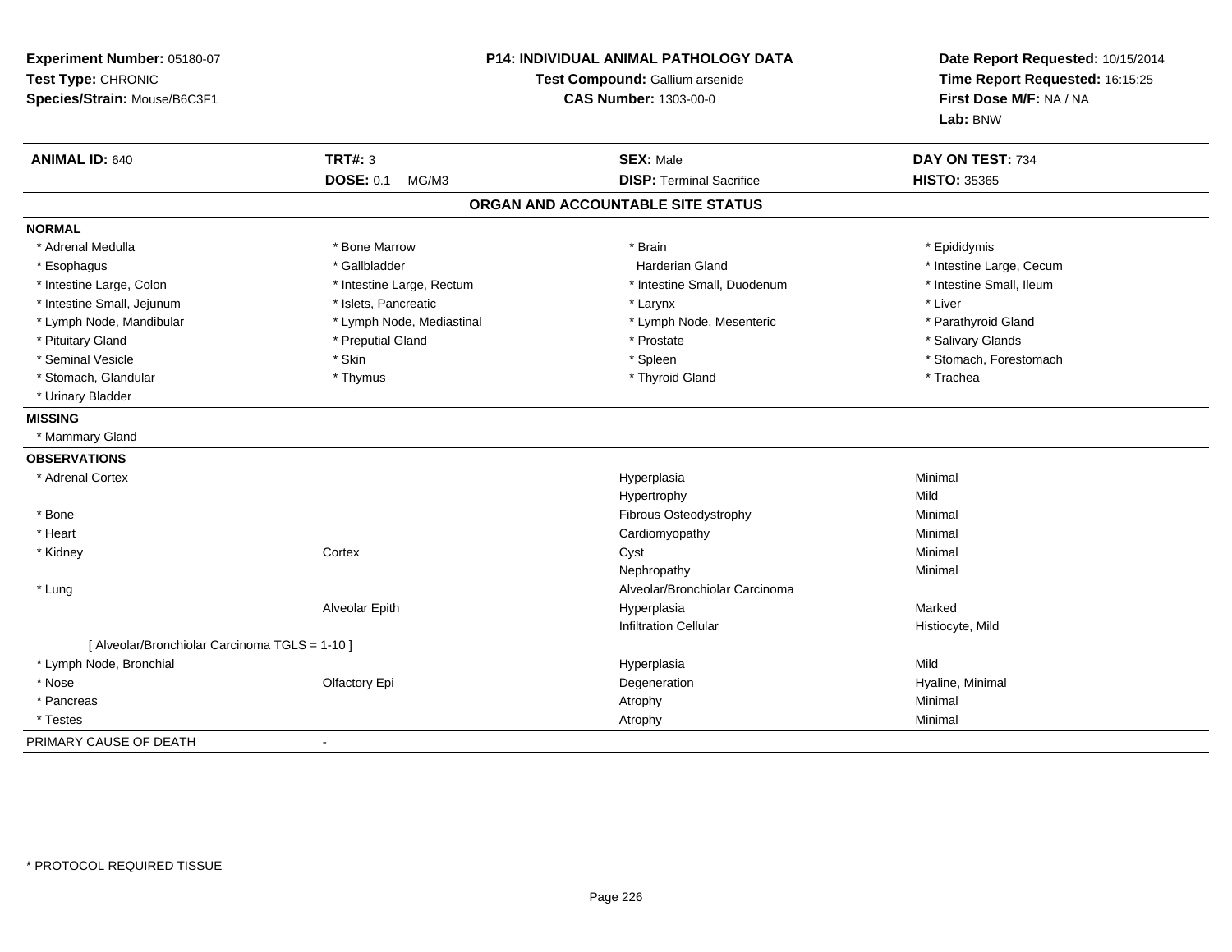**Experiment Number:** 05180-07
**Test Type:** CHRONIC
**Species/Strain:** Mouse/B6C3F1

**P14: INDIVIDUAL ANIMAL PATHOLOGY DATA**
**Test Compound:** Gallium arsenide
**CAS Number:** 1303-00-0

**Date Report Requested:** 10/15/2014
**Time Report Requested:** 16:15:25
**First Dose M/F:** NA / NA
**Lab:** BNW

| **ANIMAL ID:** 640 | **TRT#:** 3 | **SEX:** Male | **DAY ON TEST:** 734 |
|---|---|---|---|
| | **DOSE:** 0.1 MG/M3 | **DISP:** Terminal Sacrifice | **HISTO:** 35365 |

## ORGAN AND ACCOUNTABLE SITE STATUS

**NORMAL**

| | | | |
|---|---|---|---|
| * Adrenal Medulla | * Bone Marrow | * Brain | * Epididymis |
| * Esophagus | * Gallbladder | Harderian Gland | * Intestine Large, Cecum |
| * Intestine Large, Colon | * Intestine Large, Rectum | * Intestine Small, Duodenum | * Intestine Small, Ileum |
| * Intestine Small, Jejunum | * Islets, Pancreatic | * Larynx | * Liver |
| * Lymph Node, Mandibular | * Lymph Node, Mediastinal | * Lymph Node, Mesenteric | * Parathyroid Gland |
| * Pituitary Gland | * Preputial Gland | * Prostate | * Salivary Glands |
| * Seminal Vesicle | * Skin | * Spleen | * Stomach, Forestomach |
| * Stomach, Glandular | * Thymus | * Thyroid Gland | * Trachea |
| * Urinary Bladder | | | |

**MISSING**

* Mammary Gland

**OBSERVATIONS**

| | | | |
|---|---|---|---|
| * Adrenal Cortex | | Hyperplasia | Minimal |
| | | Hypertrophy | Mild |
| * Bone | | Fibrous Osteodystrophy | Minimal |
| * Heart | | Cardiomyopathy | Minimal |
| * Kidney | Cortex | Cyst | Minimal |
| | | Nephropathy | Minimal |
| * Lung | | Alveolar/Bronchiolar Carcinoma | |
| | Alveolar Epith | Hyperplasia | Marked |
| | | Infiltration Cellular | Histiocyte, Mild |
| [ Alveolar/Bronchiolar Carcinoma TGLS = 1-10 ] | | | |
| * Lymph Node, Bronchial | | Hyperplasia | Mild |
| * Nose | Olfactory Epi | Degeneration | Hyaline, Minimal |
| * Pancreas | | Atrophy | Minimal |
| * Testes | | Atrophy | Minimal |

PRIMARY CAUSE OF DEATH -

\* PROTOCOL REQUIRED TISSUE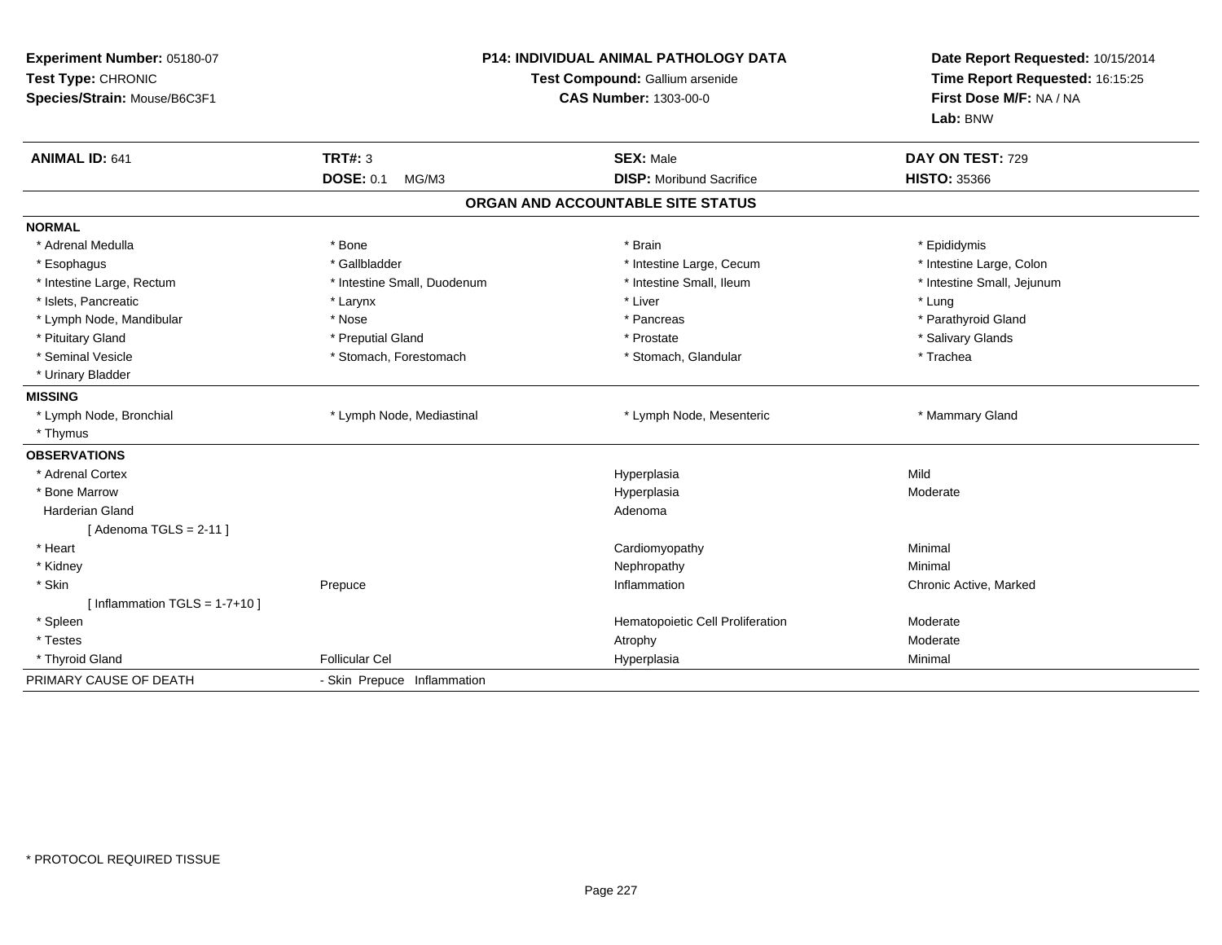**Experiment Number:** 05180-07
**Test Type:** CHRONIC
**Species/Strain:** Mouse/B6C3F1

**P14: INDIVIDUAL ANIMAL PATHOLOGY DATA**
**Test Compound:** Gallium arsenide
**CAS Number:** 1303-00-0

**Date Report Requested:** 10/15/2014
**Time Report Requested:** 16:15:25
**First Dose M/F:** NA / NA
**Lab:** BNW

| **ANIMAL ID:** 641 | **TRT#:** 3 | **SEX:** Male | **DAY ON TEST:** 729 |
|---|---|---|---|
| | **DOSE:** 0.1 MG/M3 | **DISP:** Moribund Sacrifice | **HISTO:** 35366 |

## ORGAN AND ACCOUNTABLE SITE STATUS

**NORMAL**

| | | | |
|---|---|---|---|
| * Adrenal Medulla | * Bone | * Brain | * Epididymis |
| * Esophagus | * Gallbladder | * Intestine Large, Cecum | * Intestine Large, Colon |
| * Intestine Large, Rectum | * Intestine Small, Duodenum | * Intestine Small, Ileum | * Intestine Small, Jejunum |
| * Islets, Pancreatic | * Larynx | * Liver | * Lung |
| * Lymph Node, Mandibular | * Nose | * Pancreas | * Parathyroid Gland |
| * Pituitary Gland | * Preputial Gland | * Prostate | * Salivary Glands |
| * Seminal Vesicle | * Stomach, Forestomach | * Stomach, Glandular | * Trachea |
| * Urinary Bladder | | | |

**MISSING**

| | | | |
|---|---|---|---|
| * Lymph Node, Bronchial | * Lymph Node, Mediastinal | * Lymph Node, Mesenteric | * Mammary Gland |
| * Thymus | | | |

**OBSERVATIONS**

| | | | |
|---|---|---|---|
| * Adrenal Cortex | | Hyperplasia | Mild |
| * Bone Marrow | | Hyperplasia | Moderate |
| Harderian Gland | | Adenoma | |
| [ Adenoma TGLS = 2-11 ] | | | |
| * Heart | | Cardiomyopathy | Minimal |
| * Kidney | | Nephropathy | Minimal |
| * Skin | Prepuce | Inflammation | Chronic Active, Marked |
| [ Inflammation TGLS = 1-7+10 ] | | | |
| * Spleen | | Hematopoietic Cell Proliferation | Moderate |
| * Testes | | Atrophy | Moderate |
| * Thyroid Gland | Follicular Cel | Hyperplasia | Minimal |

PRIMARY CAUSE OF DEATH - Skin Prepuce Inflammation

* PROTOCOL REQUIRED TISSUE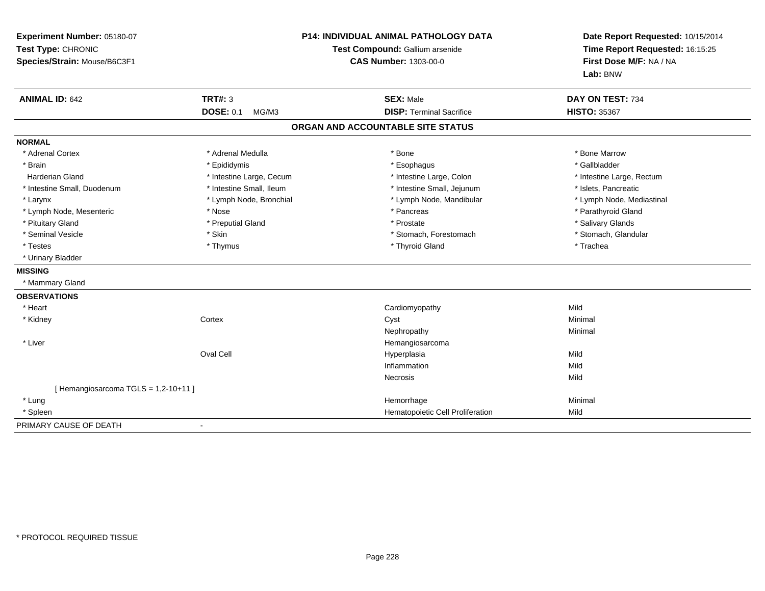**Experiment Number:** 05180-07
**Test Type:** CHRONIC
**Species/Strain:** Mouse/B6C3F1

**P14: INDIVIDUAL ANIMAL PATHOLOGY DATA**
**Test Compound:** Gallium arsenide
**CAS Number:** 1303-00-0

**Date Report Requested:** 10/15/2014
**Time Report Requested:** 16:15:25
**First Dose M/F:** NA / NA
**Lab:** BNW

| **ANIMAL ID:** 642 | **TRT#:** 3 | **SEX:** Male | **DAY ON TEST:** 734 |
|---|---|---|---|
| | **DOSE:** 0.1 MG/M3 | **DISP:** Terminal Sacrifice | **HISTO:** 35367 |

## ORGAN AND ACCOUNTABLE SITE STATUS

**NORMAL**

| | | | |
|---|---|---|---|
| * Adrenal Cortex | * Adrenal Medulla | * Bone | * Bone Marrow |
| * Brain | * Epididymis | * Esophagus | * Gallbladder |
| Harderian Gland | * Intestine Large, Cecum | * Intestine Large, Colon | * Intestine Large, Rectum |
| * Intestine Small, Duodenum | * Intestine Small, Ileum | * Intestine Small, Jejunum | * Islets, Pancreatic |
| * Larynx | * Lymph Node, Bronchial | * Lymph Node, Mandibular | * Lymph Node, Mediastinal |
| * Lymph Node, Mesenteric | * Nose | * Pancreas | * Parathyroid Gland |
| * Pituitary Gland | * Preputial Gland | * Prostate | * Salivary Glands |
| * Seminal Vesicle | * Skin | * Stomach, Forestomach | * Stomach, Glandular |
| * Testes | * Thymus | * Thyroid Gland | * Trachea |
| * Urinary Bladder | | | |

**MISSING**

* Mammary Gland

**OBSERVATIONS**

| | | | |
|---|---|---|---|
| * Heart | | Cardiomyopathy | Mild |
| * Kidney | Cortex | Cyst | Minimal |
| | | Nephropathy | Minimal |
| * Liver | | Hemangiosarcoma | |
| | Oval Cell | Hyperplasia | Mild |
| | | Inflammation | Mild |
| | | Necrosis | Mild |
| [ Hemangiosarcoma TGLS = 1,2-10+11 ] | | | |
| * Lung | | Hemorrhage | Minimal |
| * Spleen | | Hematopoietic Cell Proliferation | Mild |

PRIMARY CAUSE OF DEATH -

* PROTOCOL REQUIRED TISSUE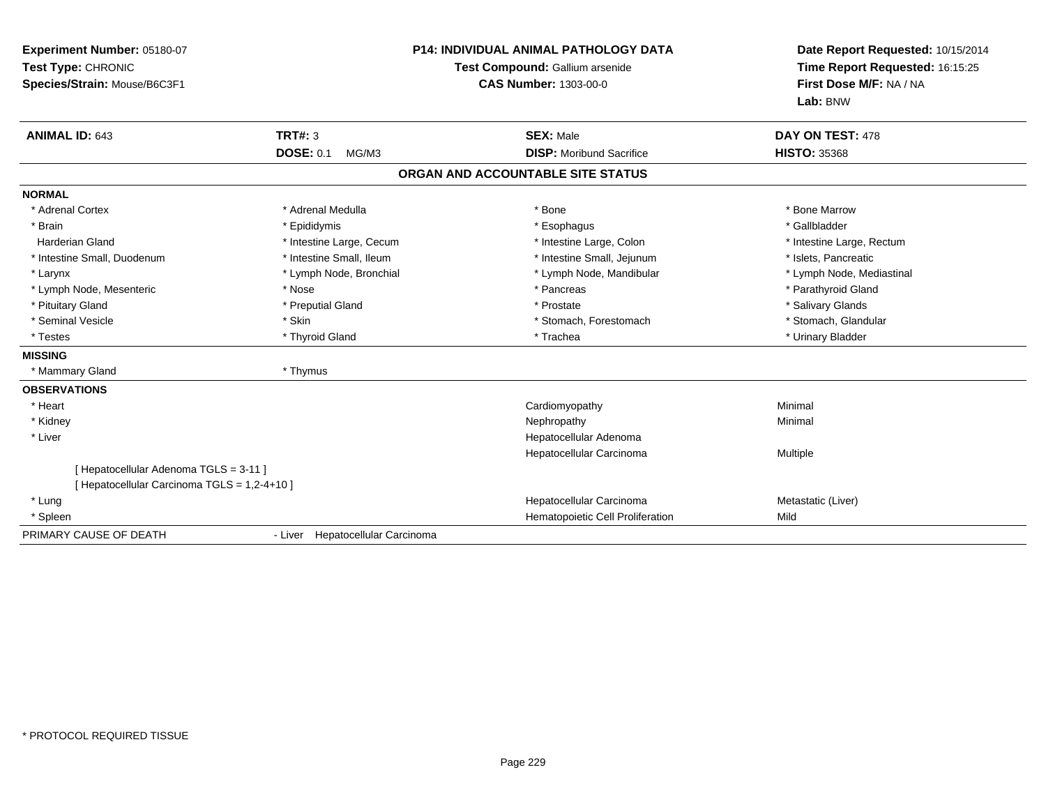**Experiment Number:** 05180-07
**Test Type:** CHRONIC
**Species/Strain:** Mouse/B6C3F1

**P14: INDIVIDUAL ANIMAL PATHOLOGY DATA**
**Test Compound:** Gallium arsenide
**CAS Number:** 1303-00-0

**Date Report Requested:** 10/15/2014
**Time Report Requested:** 16:15:25
**First Dose M/F:** NA / NA
**Lab:** BNW

| **ANIMAL ID:** 643 | **TRT#:** 3 | **SEX:** Male | **DAY ON TEST:** 478 |
|---|---|---|---|
| | **DOSE:** 0.1 MG/M3 | **DISP:** Moribund Sacrifice | **HISTO:** 35368 |

## ORGAN AND ACCOUNTABLE SITE STATUS

**NORMAL**

| | | | |
|---|---|---|---|
| * Adrenal Cortex | * Adrenal Medulla | * Bone | * Bone Marrow |
| * Brain | * Epididymis | * Esophagus | * Gallbladder |
| Harderian Gland | * Intestine Large, Cecum | * Intestine Large, Colon | * Intestine Large, Rectum |
| * Intestine Small, Duodenum | * Intestine Small, Ileum | * Intestine Small, Jejunum | * Islets, Pancreatic |
| * Larynx | * Lymph Node, Bronchial | * Lymph Node, Mandibular | * Lymph Node, Mediastinal |
| * Lymph Node, Mesenteric | * Nose | * Pancreas | * Parathyroid Gland |
| * Pituitary Gland | * Preputial Gland | * Prostate | * Salivary Glands |
| * Seminal Vesicle | * Skin | * Stomach, Forestomach | * Stomach, Glandular |
| * Testes | * Thyroid Gland | * Trachea | * Urinary Bladder |

**MISSING**

| | |
|---|---|
| * Mammary Gland | * Thymus |

**OBSERVATIONS**

| | | |
|---|---|---|
| * Heart | Cardiomyopathy | Minimal |
| * Kidney | Nephropathy | Minimal |
| * Liver | Hepatocellular Adenoma | |
| | Hepatocellular Carcinoma | Multiple |
| [ Hepatocellular Adenoma TGLS = 3-11 ] | | |
| [ Hepatocellular Carcinoma TGLS = 1,2-4+10 ] | | |
| * Lung | Hepatocellular Carcinoma | Metastatic (Liver) |
| * Spleen | Hematopoietic Cell Proliferation | Mild |

PRIMARY CAUSE OF DEATH - Liver Hepatocellular Carcinoma

* PROTOCOL REQUIRED TISSUE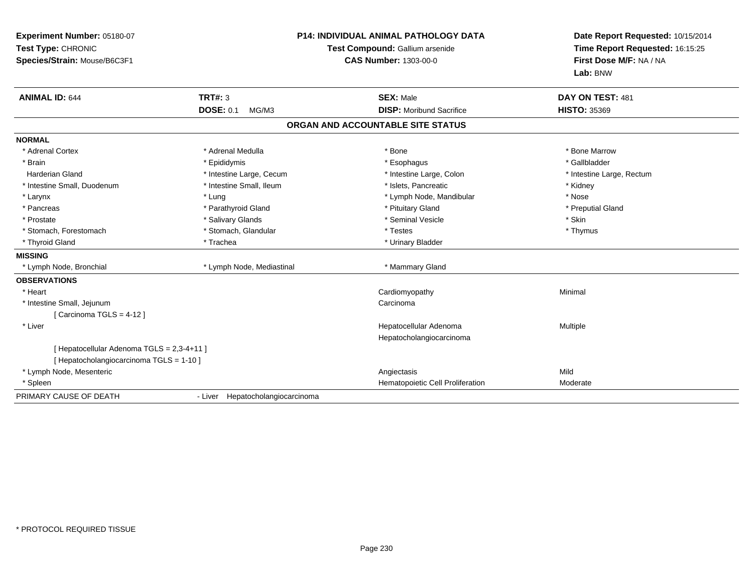**Experiment Number:** 05180-07
**Test Type:** CHRONIC
**Species/Strain:** Mouse/B6C3F1

**P14: INDIVIDUAL ANIMAL PATHOLOGY DATA**
**Test Compound:** Gallium arsenide
**CAS Number:** 1303-00-0

**Date Report Requested:** 10/15/2014
**Time Report Requested:** 16:15:25
**First Dose M/F:** NA / NA
**Lab:** BNW

| **ANIMAL ID:** 644 | **TRT#:** 3 | **SEX:** Male | **DAY ON TEST:** 481 |
|---|---|---|---|
| | **DOSE:** 0.1 MG/M3 | **DISP:** Moribund Sacrifice | **HISTO:** 35369 |

## ORGAN AND ACCOUNTABLE SITE STATUS

**NORMAL**

| | | | |
|---|---|---|---|
| * Adrenal Cortex | * Adrenal Medulla | * Bone | * Bone Marrow |
| * Brain | * Epididymis | * Esophagus | * Gallbladder |
| Harderian Gland | * Intestine Large, Cecum | * Intestine Large, Colon | * Intestine Large, Rectum |
| * Intestine Small, Duodenum | * Intestine Small, Ileum | * Islets, Pancreatic | * Kidney |
| * Larynx | * Lung | * Lymph Node, Mandibular | * Nose |
| * Pancreas | * Parathyroid Gland | * Pituitary Gland | * Preputial Gland |
| * Prostate | * Salivary Glands | * Seminal Vesicle | * Skin |
| * Stomach, Forestomach | * Stomach, Glandular | * Testes | * Thymus |
| * Thyroid Gland | * Trachea | * Urinary Bladder | |

**MISSING**

| | | |
|---|---|---|
| * Lymph Node, Bronchial | * Lymph Node, Mediastinal | * Mammary Gland |

**OBSERVATIONS**

| | | |
|---|---|---|
| * Heart | Cardiomyopathy | Minimal |
| * Intestine Small, Jejunum | Carcinoma | |
| [ Carcinoma TGLS = 4-12 ] | | |
| * Liver | Hepatocellular Adenoma | Multiple |
| | Hepatocholangiocarcinoma | |
| [ Hepatocellular Adenoma TGLS = 2,3-4+11 ] | | |
| [ Hepatocholangiocarcinoma TGLS = 1-10 ] | | |
| * Lymph Node, Mesenteric | Angiectasis | Mild |
| * Spleen | Hematopoietic Cell Proliferation | Moderate |

PRIMARY CAUSE OF DEATH - Liver Hepatocholangiocarcinoma

* PROTOCOL REQUIRED TISSUE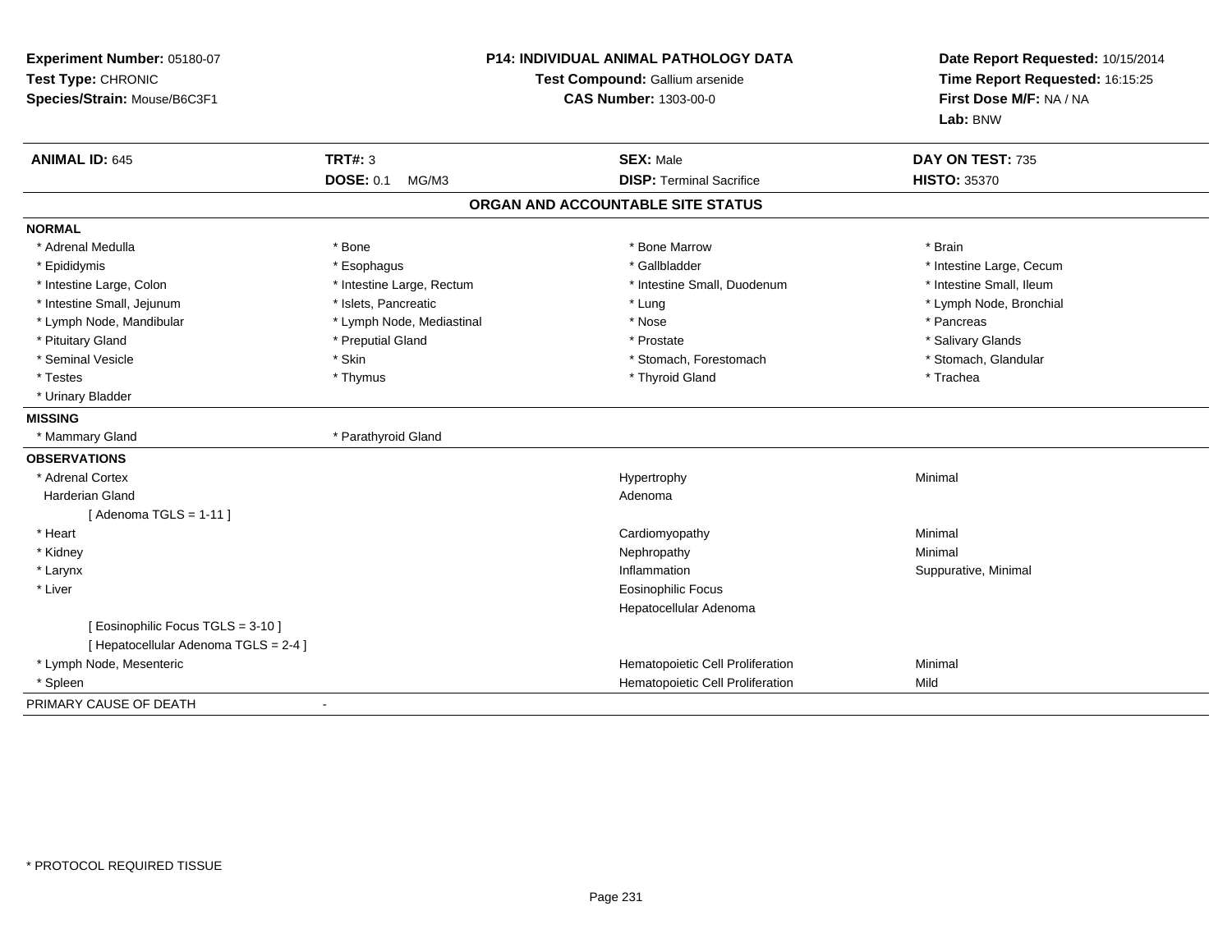**Experiment Number:** 05180-07
**Test Type:** CHRONIC
**Species/Strain:** Mouse/B6C3F1

**P14: INDIVIDUAL ANIMAL PATHOLOGY DATA**
**Test Compound:** Gallium arsenide
**CAS Number:** 1303-00-0

**Date Report Requested:** 10/15/2014
**Time Report Requested:** 16:15:25
**First Dose M/F:** NA / NA
**Lab:** BNW

| **ANIMAL ID:** 645 | **TRT#:** 3 | **SEX:** Male | **DAY ON TEST:** 735 |
|---|---|---|---|
| | **DOSE:** 0.1 MG/M3 | **DISP:** Terminal Sacrifice | **HISTO:** 35370 |

## ORGAN AND ACCOUNTABLE SITE STATUS

**NORMAL**

| | | | |
|---|---|---|---|
| * Adrenal Medulla | * Bone | * Bone Marrow | * Brain |
| * Epididymis | * Esophagus | * Gallbladder | * Intestine Large, Cecum |
| * Intestine Large, Colon | * Intestine Large, Rectum | * Intestine Small, Duodenum | * Intestine Small, Ileum |
| * Intestine Small, Jejunum | * Islets, Pancreatic | * Lung | * Lymph Node, Bronchial |
| * Lymph Node, Mandibular | * Lymph Node, Mediastinal | * Nose | * Pancreas |
| * Pituitary Gland | * Preputial Gland | * Prostate | * Salivary Glands |
| * Seminal Vesicle | * Skin | * Stomach, Forestomach | * Stomach, Glandular |
| * Testes | * Thymus | * Thyroid Gland | * Trachea |
| * Urinary Bladder | | | |

**MISSING**

| | |
|---|---|
| * Mammary Gland | * Parathyroid Gland |

**OBSERVATIONS**

| Organ | Observation | Severity |
|---|---|---|
| * Adrenal Cortex | Hypertrophy | Minimal |
| Harderian Gland | Adenoma | |
| [ Adenoma TGLS = 1-11 ] | | |
| * Heart | Cardiomyopathy | Minimal |
| * Kidney | Nephropathy | Minimal |
| * Larynx | Inflammation | Suppurative, Minimal |
| * Liver | Eosinophilic Focus | |
| | Hepatocellular Adenoma | |
| [ Eosinophilic Focus TGLS = 3-10 ] | | |
| [ Hepatocellular Adenoma TGLS = 2-4 ] | | |
| * Lymph Node, Mesenteric | Hematopoietic Cell Proliferation | Minimal |
| * Spleen | Hematopoietic Cell Proliferation | Mild |

PRIMARY CAUSE OF DEATH -

* PROTOCOL REQUIRED TISSUE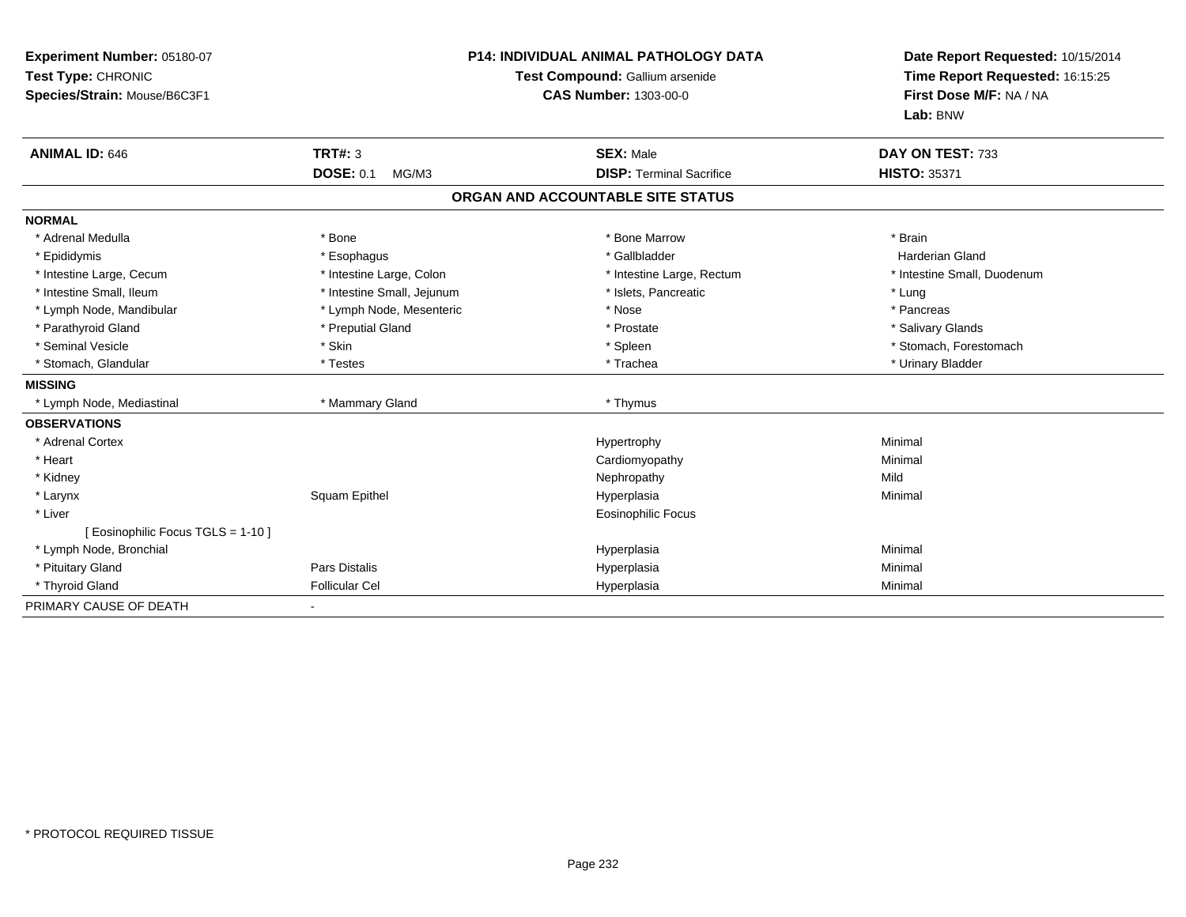**Experiment Number:** 05180-07
**Test Type:** CHRONIC
**Species/Strain:** Mouse/B6C3F1

**P14: INDIVIDUAL ANIMAL PATHOLOGY DATA**
**Test Compound:** Gallium arsenide
**CAS Number:** 1303-00-0

**Date Report Requested:** 10/15/2014
**Time Report Requested:** 16:15:25
**First Dose M/F:** NA / NA
**Lab:** BNW

| **ANIMAL ID:** 646 | **TRT#:** 3 | **SEX:** Male | **DAY ON TEST:** 733 |
|---|---|---|---|
| | **DOSE:** 0.1 MG/M3 | **DISP:** Terminal Sacrifice | **HISTO:** 35371 |

## ORGAN AND ACCOUNTABLE SITE STATUS

| | | | |
|---|---|---|---|
| **NORMAL** | | | |
| * Adrenal Medulla | * Bone | * Bone Marrow | * Brain |
| * Epididymis | * Esophagus | * Gallbladder | Harderian Gland |
| * Intestine Large, Cecum | * Intestine Large, Colon | * Intestine Large, Rectum | * Intestine Small, Duodenum |
| * Intestine Small, Ileum | * Intestine Small, Jejunum | * Islets, Pancreatic | * Lung |
| * Lymph Node, Mandibular | * Lymph Node, Mesenteric | * Nose | * Pancreas |
| * Parathyroid Gland | * Preputial Gland | * Prostate | * Salivary Glands |
| * Seminal Vesicle | * Skin | * Spleen | * Stomach, Forestomach |
| * Stomach, Glandular | * Testes | * Trachea | * Urinary Bladder |
| **MISSING** | | | |
| * Lymph Node, Mediastinal | * Mammary Gland | * Thymus | |
| **OBSERVATIONS** | | | |
| * Adrenal Cortex | | Hypertrophy | Minimal |
| * Heart | | Cardiomyopathy | Minimal |
| * Kidney | | Nephropathy | Mild |
| * Larynx | Squam Epithel | Hyperplasia | Minimal |
| * Liver | | Eosinophilic Focus | |
| [ Eosinophilic Focus TGLS = 1-10 ] | | | |
| * Lymph Node, Bronchial | | Hyperplasia | Minimal |
| * Pituitary Gland | Pars Distalis | Hyperplasia | Minimal |
| * Thyroid Gland | Follicular Cel | Hyperplasia | Minimal |
| PRIMARY CAUSE OF DEATH | - | | |

* PROTOCOL REQUIRED TISSUE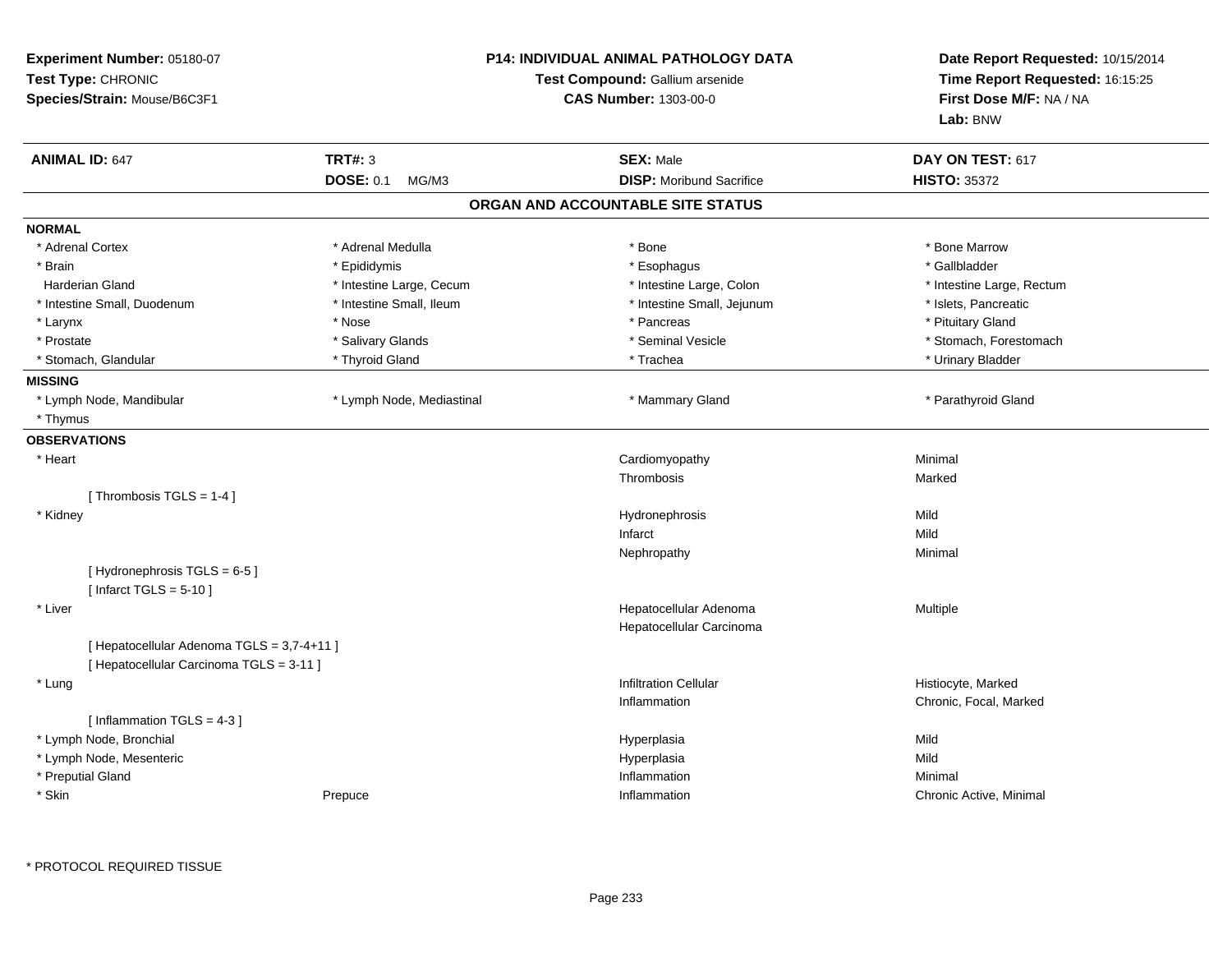**Experiment Number:** 05180-07
**Test Type:** CHRONIC
**Species/Strain:** Mouse/B6C3F1

**P14: INDIVIDUAL ANIMAL PATHOLOGY DATA**
**Test Compound:** Gallium arsenide
**CAS Number:** 1303-00-0

**Date Report Requested:** 10/15/2014
**Time Report Requested:** 16:15:25
**First Dose M/F:** NA / NA
**Lab:** BNW

| **ANIMAL ID:** 647 | **TRT#:** 3 | **SEX:** Male | **DAY ON TEST:** 617 |
|---|---|---|---|
| | **DOSE:** 0.1 MG/M3 | **DISP:** Moribund Sacrifice | **HISTO:** 35372 |

## ORGAN AND ACCOUNTABLE SITE STATUS

**NORMAL**

| | | | |
|---|---|---|---|
| * Adrenal Cortex | * Adrenal Medulla | * Bone | * Bone Marrow |
| * Brain | * Epididymis | * Esophagus | * Gallbladder |
| Harderian Gland | * Intestine Large, Cecum | * Intestine Large, Colon | * Intestine Large, Rectum |
| * Intestine Small, Duodenum | * Intestine Small, Ileum | * Intestine Small, Jejunum | * Islets, Pancreatic |
| * Larynx | * Nose | * Pancreas | * Pituitary Gland |
| * Prostate | * Salivary Glands | * Seminal Vesicle | * Stomach, Forestomach |
| * Stomach, Glandular | * Thyroid Gland | * Trachea | * Urinary Bladder |

**MISSING**

| | | | |
|---|---|---|---|
| * Lymph Node, Mandibular | * Lymph Node, Mediastinal | * Mammary Gland | * Parathyroid Gland |
| * Thymus | | | |

**OBSERVATIONS**

| | | | |
|---|---|---|---|
| * Heart | | Cardiomyopathy | Minimal |
| | | Thrombosis | Marked |
| [ Thrombosis TGLS = 1-4 ] | | | |
| * Kidney | | Hydronephrosis | Mild |
| | | Infarct | Mild |
| | | Nephropathy | Minimal |
| [ Hydronephrosis TGLS = 6-5 ] | | | |
| [ Infarct TGLS = 5-10 ] | | | |
| * Liver | | Hepatocellular Adenoma | Multiple |
| | | Hepatocellular Carcinoma | |
| [ Hepatocellular Adenoma TGLS = 3,7-4+11 ] | | | |
| [ Hepatocellular Carcinoma TGLS = 3-11 ] | | | |
| * Lung | | Infiltration Cellular | Histiocyte, Marked |
| | | Inflammation | Chronic, Focal, Marked |
| [ Inflammation TGLS = 4-3 ] | | | |
| * Lymph Node, Bronchial | | Hyperplasia | Mild |
| * Lymph Node, Mesenteric | | Hyperplasia | Mild |
| * Preputial Gland | | Inflammation | Minimal |
| * Skin | Prepuce | Inflammation | Chronic Active, Minimal |

* PROTOCOL REQUIRED TISSUE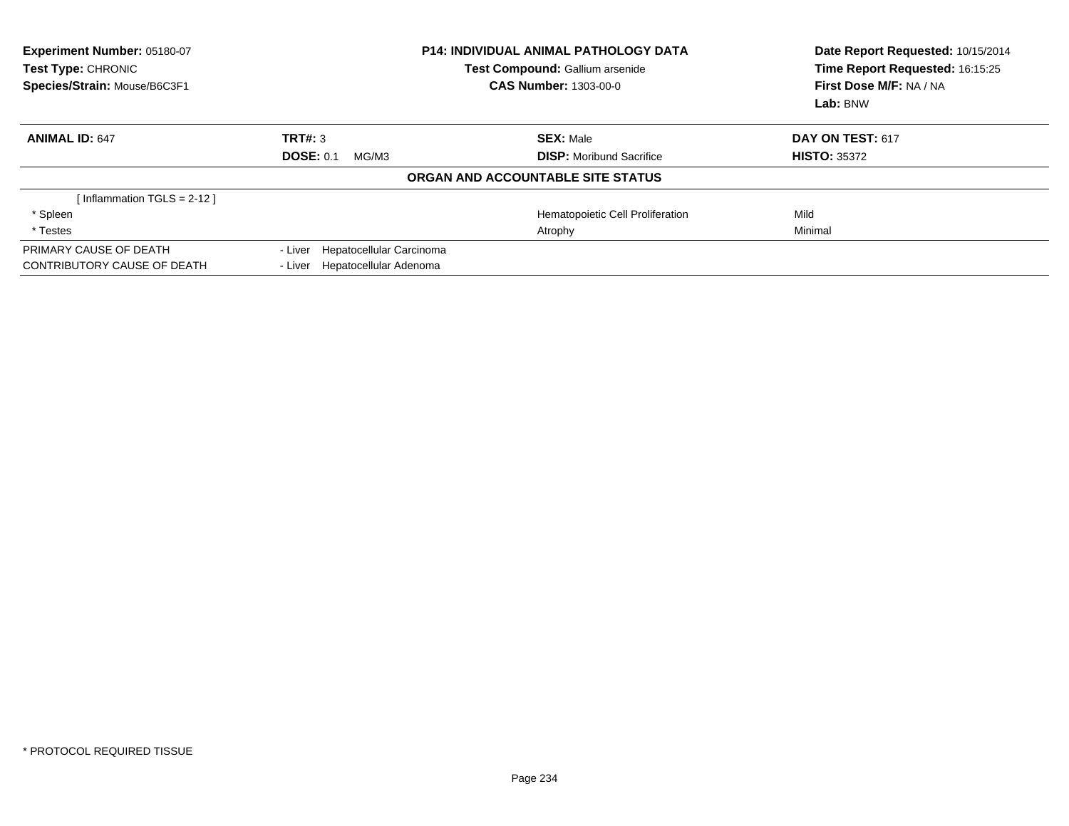**Experiment Number:** 05180-07
**Test Type:** CHRONIC
**Species/Strain:** Mouse/B6C3F1

**P14: INDIVIDUAL ANIMAL PATHOLOGY DATA**
**Test Compound:** Gallium arsenide
**CAS Number:** 1303-00-0

**Date Report Requested:** 10/15/2014
**Time Report Requested:** 16:15:25
**First Dose M/F:** NA / NA
**Lab:** BNW

| **ANIMAL ID:** 647 | **TRT#:** 3 | **SEX:** Male | **DAY ON TEST:** 617 |
|---|---|---|---|
| | **DOSE:** 0.1 MG/M3 | **DISP:** Moribund Sacrifice | **HISTO:** 35372 |

**ORGAN AND ACCOUNTABLE SITE STATUS**

| | | | |
|---|---|---|---|
| [ Inflammation TGLS = 2-12 ] | | | |
| * Spleen | | Hematopoietic Cell Proliferation | Mild |
| * Testes | | Atrophy | Minimal |
| PRIMARY CAUSE OF DEATH | - Liver Hepatocellular Carcinoma | | |
| CONTRIBUTORY CAUSE OF DEATH | - Liver Hepatocellular Adenoma | | |

* PROTOCOL REQUIRED TISSUE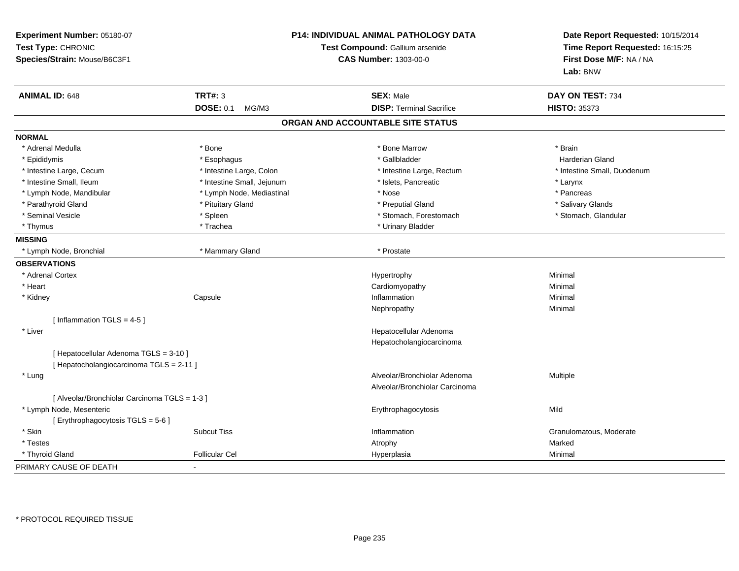**Experiment Number:** 05180-07
**Test Type:** CHRONIC
**Species/Strain:** Mouse/B6C3F1

**P14: INDIVIDUAL ANIMAL PATHOLOGY DATA**
**Test Compound:** Gallium arsenide
**CAS Number:** 1303-00-0

**Date Report Requested:** 10/15/2014
**Time Report Requested:** 16:15:25
**First Dose M/F:** NA / NA
**Lab:** BNW

| **ANIMAL ID:** 648 | **TRT#:** 3 | **SEX:** Male | **DAY ON TEST:** 734 |
|---|---|---|---|
| | **DOSE:** 0.1 MG/M3 | **DISP:** Terminal Sacrifice | **HISTO:** 35373 |

## ORGAN AND ACCOUNTABLE SITE STATUS

**NORMAL**

| | | | |
|---|---|---|---|
| * Adrenal Medulla | * Bone | * Bone Marrow | * Brain |
| * Epididymis | * Esophagus | * Gallbladder | Harderian Gland |
| * Intestine Large, Cecum | * Intestine Large, Colon | * Intestine Large, Rectum | * Intestine Small, Duodenum |
| * Intestine Small, Ileum | * Intestine Small, Jejunum | * Islets, Pancreatic | * Larynx |
| * Lymph Node, Mandibular | * Lymph Node, Mediastinal | * Nose | * Pancreas |
| * Parathyroid Gland | * Pituitary Gland | * Preputial Gland | * Salivary Glands |
| * Seminal Vesicle | * Spleen | * Stomach, Forestomach | * Stomach, Glandular |
| * Thymus | * Trachea | * Urinary Bladder | |

**MISSING**

| | | | |
|---|---|---|---|
| * Lymph Node, Bronchial | * Mammary Gland | * Prostate | |

**OBSERVATIONS**

| | | | |
|---|---|---|---|
| * Adrenal Cortex | | Hypertrophy | Minimal |
| * Heart | | Cardiomyopathy | Minimal |
| * Kidney | Capsule | Inflammation | Minimal |
| | | Nephropathy | Minimal |
| [ Inflammation TGLS = 4-5 ] | | | |
| * Liver | | Hepatocellular Adenoma | |
| | | Hepatocholangiocarcinoma | |
| [ Hepatocellular Adenoma TGLS = 3-10 ] | | | |
| [ Hepatocholangiocarcinoma TGLS = 2-11 ] | | | |
| * Lung | | Alveolar/Bronchiolar Adenoma | Multiple |
| | | Alveolar/Bronchiolar Carcinoma | |
| [ Alveolar/Bronchiolar Carcinoma TGLS = 1-3 ] | | | |
| * Lymph Node, Mesenteric | | Erythrophagocytosis | Mild |
| [ Erythrophagocytosis TGLS = 5-6 ] | | | |
| * Skin | Subcut Tiss | Inflammation | Granulomatous, Moderate |
| * Testes | | Atrophy | Marked |
| * Thyroid Gland | Follicular Cel | Hyperplasia | Minimal |

PRIMARY CAUSE OF DEATH -

\* PROTOCOL REQUIRED TISSUE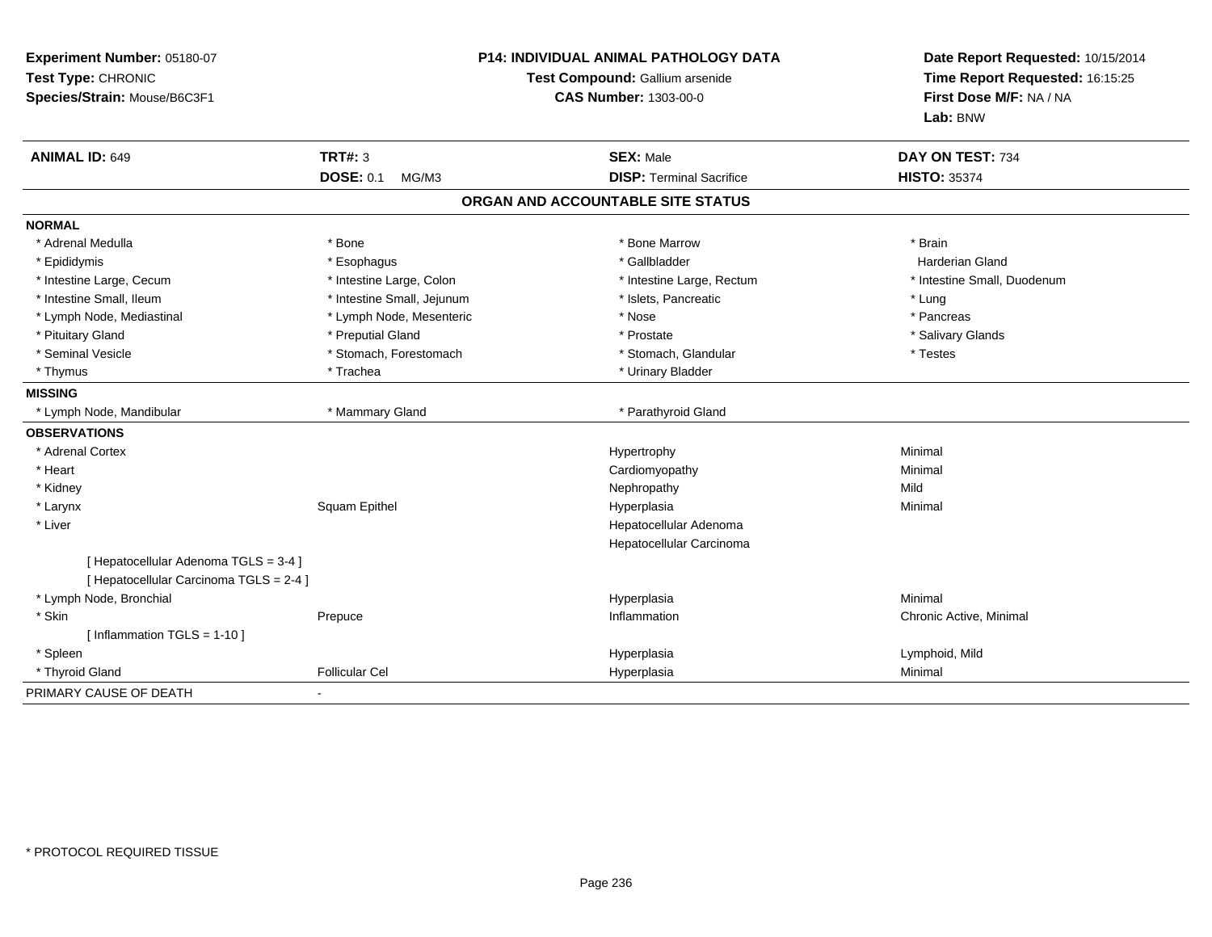**Experiment Number:** 05180-07
**Test Type:** CHRONIC
**Species/Strain:** Mouse/B6C3F1

**P14: INDIVIDUAL ANIMAL PATHOLOGY DATA**
**Test Compound:** Gallium arsenide
**CAS Number:** 1303-00-0

**Date Report Requested:** 10/15/2014
**Time Report Requested:** 16:15:25
**First Dose M/F:** NA / NA
**Lab:** BNW

| **ANIMAL ID:** 649 | **TRT#:** 3 | **SEX:** Male | **DAY ON TEST:** 734 |
|---|---|---|---|
| | **DOSE:** 0.1 MG/M3 | **DISP:** Terminal Sacrifice | **HISTO:** 35374 |

## ORGAN AND ACCOUNTABLE SITE STATUS

| | | | |
|---|---|---|---|
| **NORMAL** | | | |
| * Adrenal Medulla | * Bone | * Bone Marrow | * Brain |
| * Epididymis | * Esophagus | * Gallbladder | Harderian Gland |
| * Intestine Large, Cecum | * Intestine Large, Colon | * Intestine Large, Rectum | * Intestine Small, Duodenum |
| * Intestine Small, Ileum | * Intestine Small, Jejunum | * Islets, Pancreatic | * Lung |
| * Lymph Node, Mediastinal | * Lymph Node, Mesenteric | * Nose | * Pancreas |
| * Pituitary Gland | * Preputial Gland | * Prostate | * Salivary Glands |
| * Seminal Vesicle | * Stomach, Forestomach | * Stomach, Glandular | * Testes |
| * Thymus | * Trachea | * Urinary Bladder | |
| **MISSING** | | | |
| * Lymph Node, Mandibular | * Mammary Gland | * Parathyroid Gland | |
| **OBSERVATIONS** | | | |
| * Adrenal Cortex | | Hypertrophy | Minimal |
| * Heart | | Cardiomyopathy | Minimal |
| * Kidney | | Nephropathy | Mild |
| * Larynx | Squam Epithel | Hyperplasia | Minimal |
| * Liver | | Hepatocellular Adenoma | |
| | | Hepatocellular Carcinoma | |
| [ Hepatocellular Adenoma TGLS = 3-4 ] | | | |
| [ Hepatocellular Carcinoma TGLS = 2-4 ] | | | |
| * Lymph Node, Bronchial | | Hyperplasia | Minimal |
| * Skin | Prepuce | Inflammation | Chronic Active, Minimal |
| [ Inflammation TGLS = 1-10 ] | | | |
| * Spleen | | Hyperplasia | Lymphoid, Mild |
| * Thyroid Gland | Follicular Cel | Hyperplasia | Minimal |
| PRIMARY CAUSE OF DEATH | - | | |

* PROTOCOL REQUIRED TISSUE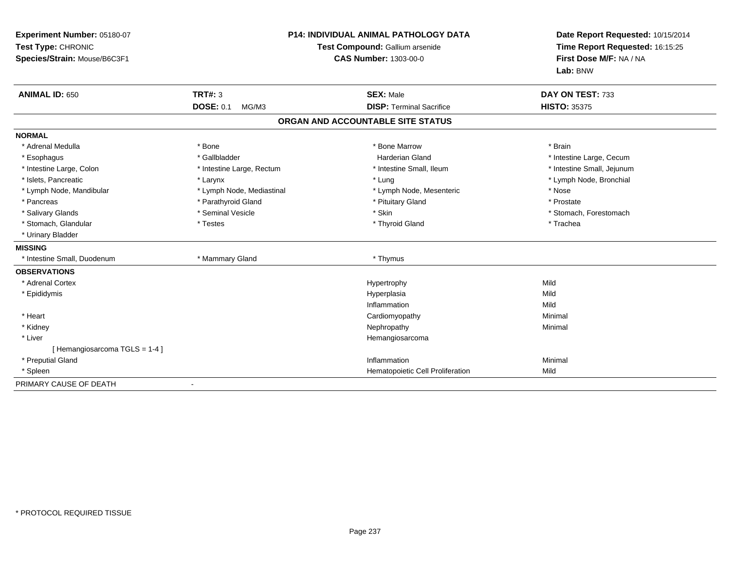**Experiment Number:** 05180-07
**Test Type:** CHRONIC
**Species/Strain:** Mouse/B6C3F1

**P14: INDIVIDUAL ANIMAL PATHOLOGY DATA**
**Test Compound:** Gallium arsenide
**CAS Number:** 1303-00-0

**Date Report Requested:** 10/15/2014
**Time Report Requested:** 16:15:25
**First Dose M/F:** NA / NA
**Lab:** BNW

| **ANIMAL ID:** 650 | **TRT#:** 3 | **SEX:** Male | **DAY ON TEST:** 733 |
|---|---|---|---|
| | **DOSE:** 0.1 MG/M3 | **DISP:** Terminal Sacrifice | **HISTO:** 35375 |

## ORGAN AND ACCOUNTABLE SITE STATUS

**NORMAL**

| | | | |
|---|---|---|---|
| * Adrenal Medulla | * Bone | * Bone Marrow | * Brain |
| * Esophagus | * Gallbladder | Harderian Gland | * Intestine Large, Cecum |
| * Intestine Large, Colon | * Intestine Large, Rectum | * Intestine Small, Ileum | * Intestine Small, Jejunum |
| * Islets, Pancreatic | * Larynx | * Lung | * Lymph Node, Bronchial |
| * Lymph Node, Mandibular | * Lymph Node, Mediastinal | * Lymph Node, Mesenteric | * Nose |
| * Pancreas | * Parathyroid Gland | * Pituitary Gland | * Prostate |
| * Salivary Glands | * Seminal Vesicle | * Skin | * Stomach, Forestomach |
| * Stomach, Glandular | * Testes | * Thyroid Gland | * Trachea |
| * Urinary Bladder | | | |

**MISSING**

| | | |
|---|---|---|
| * Intestine Small, Duodenum | * Mammary Gland | * Thymus |

**OBSERVATIONS**

| | | |
|---|---|---|
| * Adrenal Cortex | Hypertrophy | Mild |
| * Epididymis | Hyperplasia | Mild |
| | Inflammation | Mild |
| * Heart | Cardiomyopathy | Minimal |
| * Kidney | Nephropathy | Minimal |
| * Liver | Hemangiosarcoma | |
| [ Hemangiosarcoma TGLS = 1-4 ] | | |
| * Preputial Gland | Inflammation | Minimal |
| * Spleen | Hematopoietic Cell Proliferation | Mild |

PRIMARY CAUSE OF DEATH -

* PROTOCOL REQUIRED TISSUE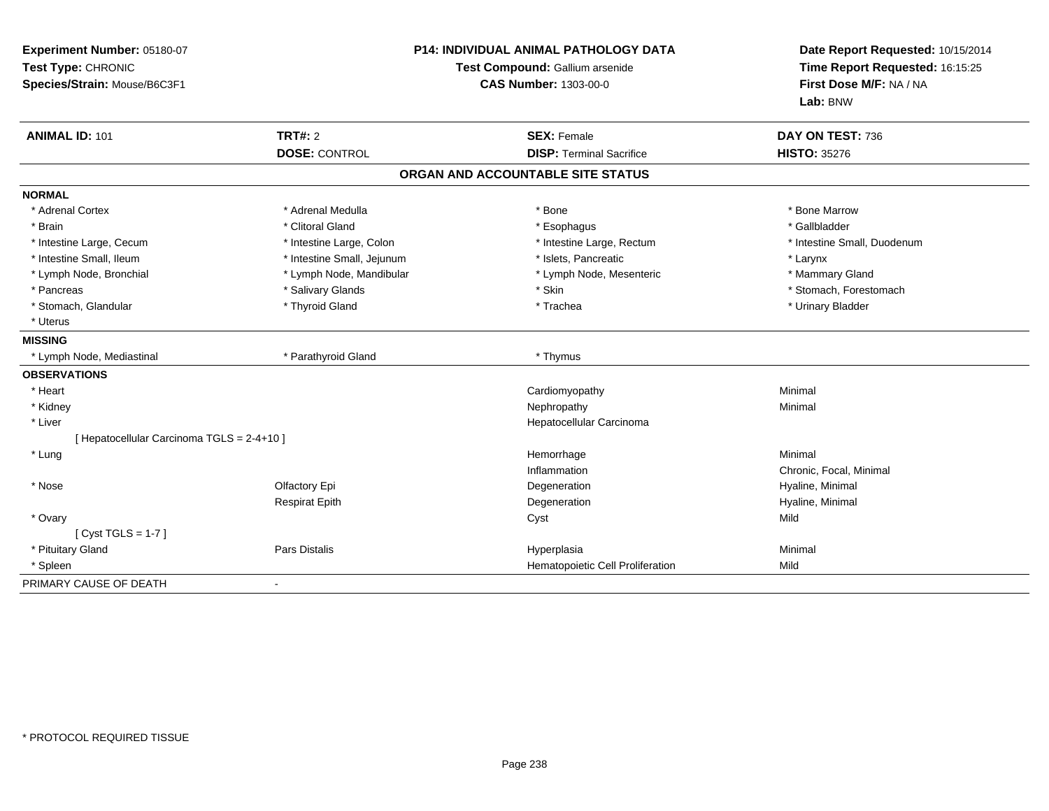**Experiment Number:** 05180-07
**Test Type:** CHRONIC
**Species/Strain:** Mouse/B6C3F1

**P14: INDIVIDUAL ANIMAL PATHOLOGY DATA**
**Test Compound:** Gallium arsenide
**CAS Number:** 1303-00-0

**Date Report Requested:** 10/15/2014
**Time Report Requested:** 16:15:25
**First Dose M/F:** NA / NA
**Lab:** BNW

| **ANIMAL ID:** 101 | **TRT#:** 2 | **SEX:** Female | **DAY ON TEST:** 736 |
|---|---|---|---|
| | **DOSE:** CONTROL | **DISP:** Terminal Sacrifice | **HISTO:** 35276 |

## ORGAN AND ACCOUNTABLE SITE STATUS

| | | | |
|---|---|---|---|
| **NORMAL** | | | |
| * Adrenal Cortex | * Adrenal Medulla | * Bone | * Bone Marrow |
| * Brain | * Clitoral Gland | * Esophagus | * Gallbladder |
| * Intestine Large, Cecum | * Intestine Large, Colon | * Intestine Large, Rectum | * Intestine Small, Duodenum |
| * Intestine Small, Ileum | * Intestine Small, Jejunum | * Islets, Pancreatic | * Larynx |
| * Lymph Node, Bronchial | * Lymph Node, Mandibular | * Lymph Node, Mesenteric | * Mammary Gland |
| * Pancreas | * Salivary Glands | * Skin | * Stomach, Forestomach |
| * Stomach, Glandular | * Thyroid Gland | * Trachea | * Urinary Bladder |
| * Uterus | | | |
| **MISSING** | | | |
| * Lymph Node, Mediastinal | * Parathyroid Gland | * Thymus | |
| **OBSERVATIONS** | | | |
| * Heart | | Cardiomyopathy | Minimal |
| * Kidney | | Nephropathy | Minimal |
| * Liver | | Hepatocellular Carcinoma | |
| [ Hepatocellular Carcinoma TGLS = 2-4+10 ] | | | |
| * Lung | | Hemorrhage | Minimal |
| | | Inflammation | Chronic, Focal, Minimal |
| * Nose | Olfactory Epi | Degeneration | Hyaline, Minimal |
| | Respirat Epith | Degeneration | Hyaline, Minimal |
| * Ovary | | Cyst | Mild |
| [ Cyst TGLS = 1-7 ] | | | |
| * Pituitary Gland | Pars Distalis | Hyperplasia | Minimal |
| * Spleen | | Hematopoietic Cell Proliferation | Mild |
| PRIMARY CAUSE OF DEATH | - | | |

* PROTOCOL REQUIRED TISSUE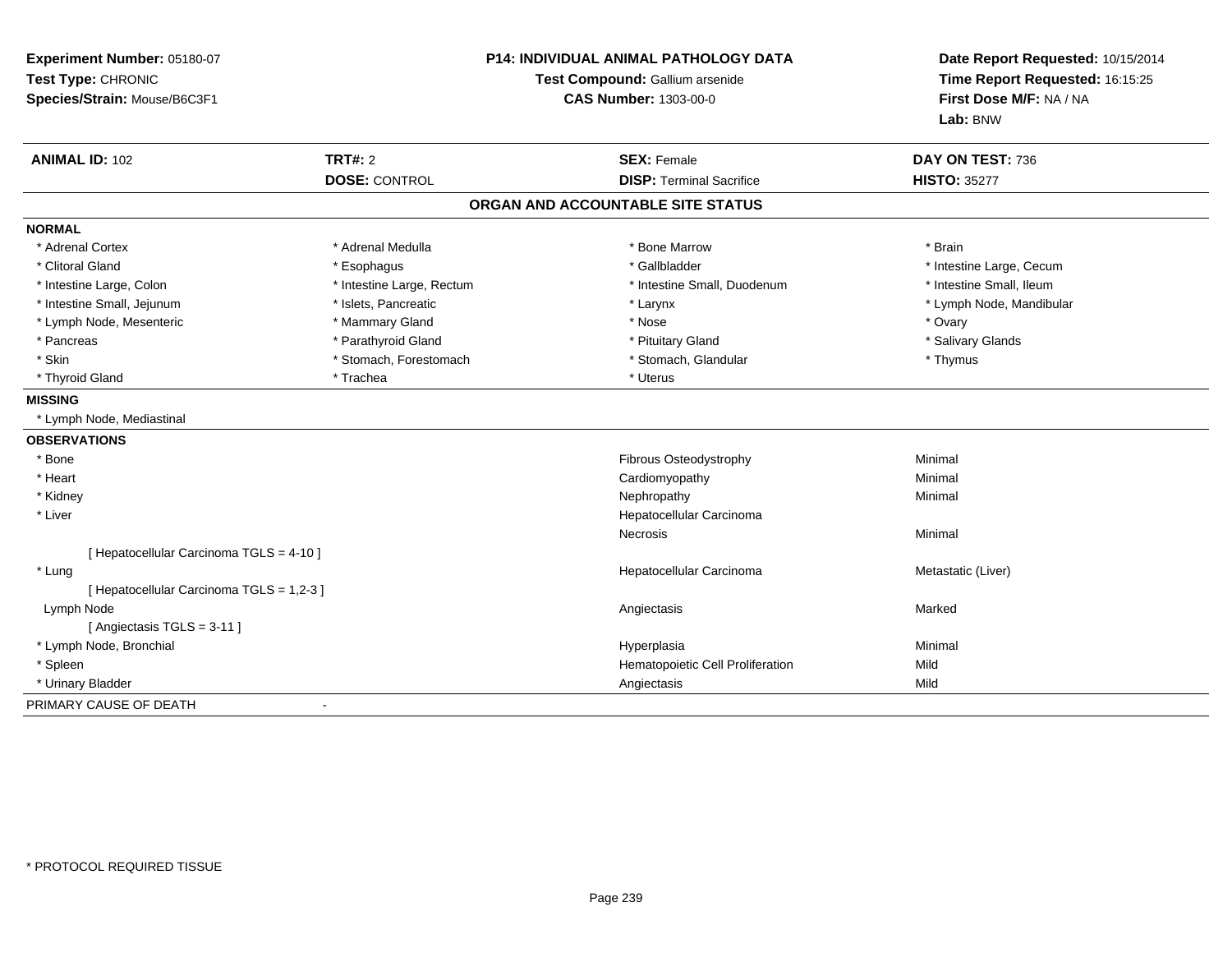**Experiment Number:** 05180-07
**Test Type:** CHRONIC
**Species/Strain:** Mouse/B6C3F1

**P14: INDIVIDUAL ANIMAL PATHOLOGY DATA**
**Test Compound:** Gallium arsenide
**CAS Number:** 1303-00-0

**Date Report Requested:** 10/15/2014
**Time Report Requested:** 16:15:25
**First Dose M/F:** NA / NA
**Lab:** BNW

| **ANIMAL ID:** 102 | **TRT#:** 2 | **SEX:** Female | **DAY ON TEST:** 736 |
|---|---|---|---|
| | **DOSE:** CONTROL | **DISP:** Terminal Sacrifice | **HISTO:** 35277 |

## ORGAN AND ACCOUNTABLE SITE STATUS

**NORMAL**

| | | | |
|---|---|---|---|
| * Adrenal Cortex | * Adrenal Medulla | * Bone Marrow | * Brain |
| * Clitoral Gland | * Esophagus | * Gallbladder | * Intestine Large, Cecum |
| * Intestine Large, Colon | * Intestine Large, Rectum | * Intestine Small, Duodenum | * Intestine Small, Ileum |
| * Intestine Small, Jejunum | * Islets, Pancreatic | * Larynx | * Lymph Node, Mandibular |
| * Lymph Node, Mesenteric | * Mammary Gland | * Nose | * Ovary |
| * Pancreas | * Parathyroid Gland | * Pituitary Gland | * Salivary Glands |
| * Skin | * Stomach, Forestomach | * Stomach, Glandular | * Thymus |
| * Thyroid Gland | * Trachea | * Uterus | |

**MISSING**

* Lymph Node, Mediastinal

**OBSERVATIONS**

| | | |
|---|---|---|
| * Bone | Fibrous Osteodystrophy | Minimal |
| * Heart | Cardiomyopathy | Minimal |
| * Kidney | Nephropathy | Minimal |
| * Liver | Hepatocellular Carcinoma | |
| | Necrosis | Minimal |
| [ Hepatocellular Carcinoma TGLS = 4-10 ] | | |
| * Lung | Hepatocellular Carcinoma | Metastatic (Liver) |
| [ Hepatocellular Carcinoma TGLS = 1,2-3 ] | | |
| Lymph Node | Angiectasis | Marked |
| [ Angiectasis TGLS = 3-11 ] | | |
| * Lymph Node, Bronchial | Hyperplasia | Minimal |
| * Spleen | Hematopoietic Cell Proliferation | Mild |
| * Urinary Bladder | Angiectasis | Mild |

PRIMARY CAUSE OF DEATH -

* PROTOCOL REQUIRED TISSUE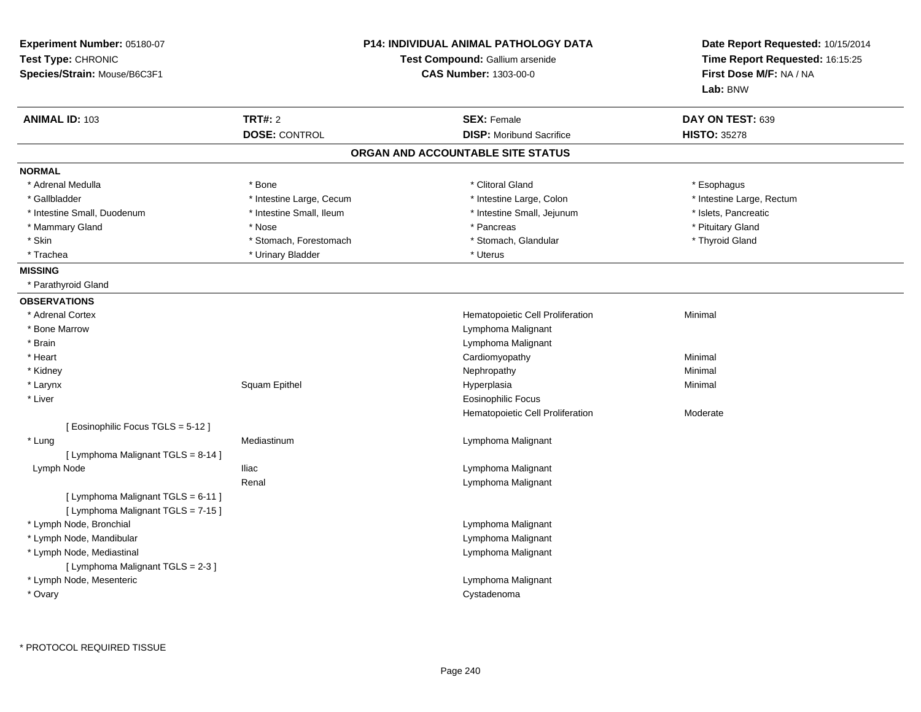**Experiment Number:** 05180-07
**Test Type:** CHRONIC
**Species/Strain:** Mouse/B6C3F1

**P14: INDIVIDUAL ANIMAL PATHOLOGY DATA**
**Test Compound:** Gallium arsenide
**CAS Number:** 1303-00-0

**Date Report Requested:** 10/15/2014
**Time Report Requested:** 16:15:25
**First Dose M/F:** NA / NA
**Lab:** BNW

| **ANIMAL ID:** 103 | **TRT#:** 2 | **SEX:** Female | **DAY ON TEST:** 639 |
|---|---|---|---|
| | **DOSE:** CONTROL | **DISP:** Moribund Sacrifice | **HISTO:** 35278 |

## ORGAN AND ACCOUNTABLE SITE STATUS

**NORMAL**

| | | | |
|---|---|---|---|
| * Adrenal Medulla | * Bone | * Clitoral Gland | * Esophagus |
| * Gallbladder | * Intestine Large, Cecum | * Intestine Large, Colon | * Intestine Large, Rectum |
| * Intestine Small, Duodenum | * Intestine Small, Ileum | * Intestine Small, Jejunum | * Islets, Pancreatic |
| * Mammary Gland | * Nose | * Pancreas | * Pituitary Gland |
| * Skin | * Stomach, Forestomach | * Stomach, Glandular | * Thyroid Gland |
| * Trachea | * Urinary Bladder | * Uterus | |

**MISSING**

* Parathyroid Gland

**OBSERVATIONS**

| Organ | Site | Observation | Severity |
|---|---|---|---|
| * Adrenal Cortex | | Hematopoietic Cell Proliferation | Minimal |
| * Bone Marrow | | Lymphoma Malignant | |
| * Brain | | Lymphoma Malignant | |
| * Heart | | Cardiomyopathy | Minimal |
| * Kidney | | Nephropathy | Minimal |
| * Larynx | Squam Epithel | Hyperplasia | Minimal |
| * Liver | | Eosinophilic Focus | |
| | | Hematopoietic Cell Proliferation | Moderate |
| [ Eosinophilic Focus TGLS = 5-12 ] | | | |
| * Lung | Mediastinum | Lymphoma Malignant | |
| [ Lymphoma Malignant TGLS = 8-14 ] | | | |
| Lymph Node | Iliac | Lymphoma Malignant | |
| | Renal | Lymphoma Malignant | |
| [ Lymphoma Malignant TGLS = 6-11 ] | | | |
| [ Lymphoma Malignant TGLS = 7-15 ] | | | |
| * Lymph Node, Bronchial | | Lymphoma Malignant | |
| * Lymph Node, Mandibular | | Lymphoma Malignant | |
| * Lymph Node, Mediastinal | | Lymphoma Malignant | |
| [ Lymphoma Malignant TGLS = 2-3 ] | | | |
| * Lymph Node, Mesenteric | | Lymphoma Malignant | |
| * Ovary | | Cystadenoma | |

* PROTOCOL REQUIRED TISSUE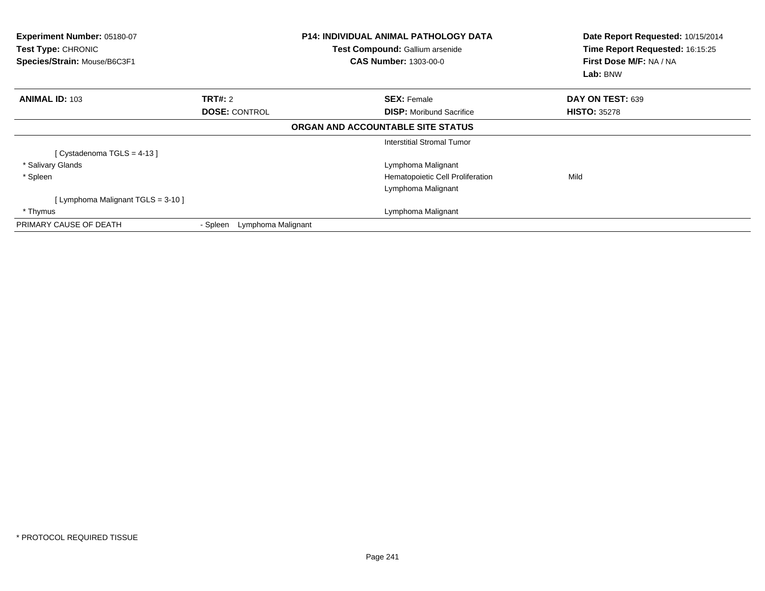**Experiment Number:** 05180-07
**Test Type:** CHRONIC
**Species/Strain:** Mouse/B6C3F1

**P14: INDIVIDUAL ANIMAL PATHOLOGY DATA**
**Test Compound:** Gallium arsenide
**CAS Number:** 1303-00-0

**Date Report Requested:** 10/15/2014
**Time Report Requested:** 16:15:25
**First Dose M/F:** NA / NA
**Lab:** BNW

| **ANIMAL ID:** 103 | **TRT#:** 2 | **SEX:** Female | **DAY ON TEST:** 639 |
|---|---|---|---|
| | **DOSE:** CONTROL | **DISP:** Moribund Sacrifice | **HISTO:** 35278 |

**ORGAN AND ACCOUNTABLE SITE STATUS**

| | | | |
|---|---|---|---|
| | | Interstitial Stromal Tumor | |
| [ Cystadenoma TGLS = 4-13 ] | | | |
| * Salivary Glands | | Lymphoma Malignant | |
| * Spleen | | Hematopoietic Cell Proliferation | Mild |
| | | Lymphoma Malignant | |
| [ Lymphoma Malignant TGLS = 3-10 ] | | | |
| * Thymus | | Lymphoma Malignant | |
| PRIMARY CAUSE OF DEATH | - Spleen Lymphoma Malignant | | |

* PROTOCOL REQUIRED TISSUE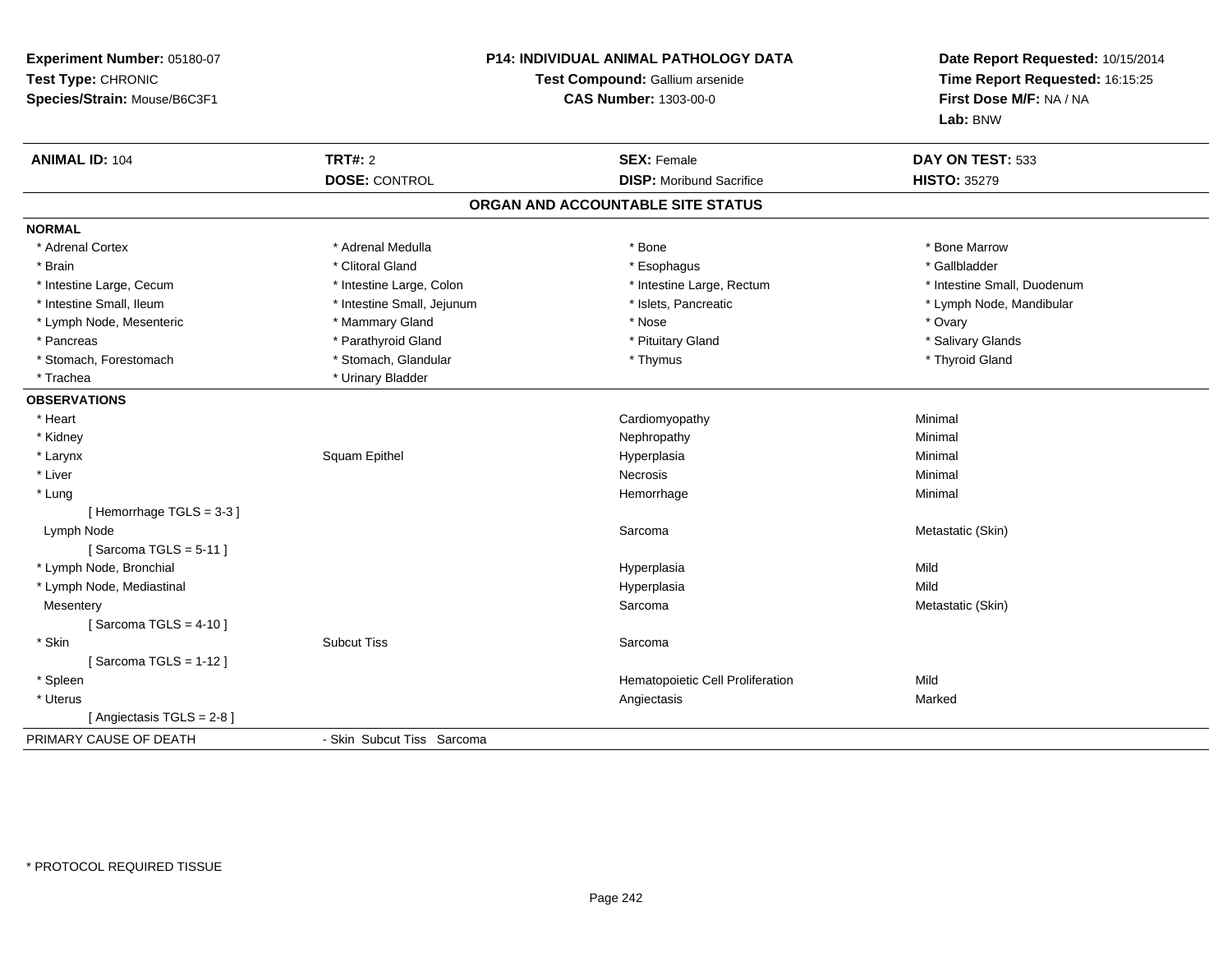**Experiment Number:** 05180-07
**Test Type:** CHRONIC
**Species/Strain:** Mouse/B6C3F1

**P14: INDIVIDUAL ANIMAL PATHOLOGY DATA**
**Test Compound:** Gallium arsenide
**CAS Number:** 1303-00-0

**Date Report Requested:** 10/15/2014
**Time Report Requested:** 16:15:25
**First Dose M/F:** NA / NA
**Lab:** BNW

| **ANIMAL ID:** 104 | **TRT#:** 2 | **SEX:** Female | **DAY ON TEST:** 533 |
|---|---|---|---|
| | **DOSE:** CONTROL | **DISP:** Moribund Sacrifice | **HISTO:** 35279 |

## ORGAN AND ACCOUNTABLE SITE STATUS

**NORMAL**

| | | | |
|---|---|---|---|
| * Adrenal Cortex | * Adrenal Medulla | * Bone | * Bone Marrow |
| * Brain | * Clitoral Gland | * Esophagus | * Gallbladder |
| * Intestine Large, Cecum | * Intestine Large, Colon | * Intestine Large, Rectum | * Intestine Small, Duodenum |
| * Intestine Small, Ileum | * Intestine Small, Jejunum | * Islets, Pancreatic | * Lymph Node, Mandibular |
| * Lymph Node, Mesenteric | * Mammary Gland | * Nose | * Ovary |
| * Pancreas | * Parathyroid Gland | * Pituitary Gland | * Salivary Glands |
| * Stomach, Forestomach | * Stomach, Glandular | * Thymus | * Thyroid Gland |
| * Trachea | * Urinary Bladder | | |

**OBSERVATIONS**

| | | | |
|---|---|---|---|
| * Heart | | Cardiomyopathy | Minimal |
| * Kidney | | Nephropathy | Minimal |
| * Larynx | Squam Epithel | Hyperplasia | Minimal |
| * Liver | | Necrosis | Minimal |
| * Lung | | Hemorrhage | Minimal |
| [ Hemorrhage TGLS = 3-3 ] | | | |
| Lymph Node | | Sarcoma | Metastatic (Skin) |
| [ Sarcoma TGLS = 5-11 ] | | | |
| * Lymph Node, Bronchial | | Hyperplasia | Mild |
| * Lymph Node, Mediastinal | | Hyperplasia | Mild |
| Mesentery | | Sarcoma | Metastatic (Skin) |
| [ Sarcoma TGLS = 4-10 ] | | | |
| * Skin | Subcut Tiss | Sarcoma | |
| [ Sarcoma TGLS = 1-12 ] | | | |
| * Spleen | | Hematopoietic Cell Proliferation | Mild |
| * Uterus | | Angiectasis | Marked |
| [ Angiectasis TGLS = 2-8 ] | | | |

PRIMARY CAUSE OF DEATH - Skin Subcut Tiss Sarcoma

* PROTOCOL REQUIRED TISSUE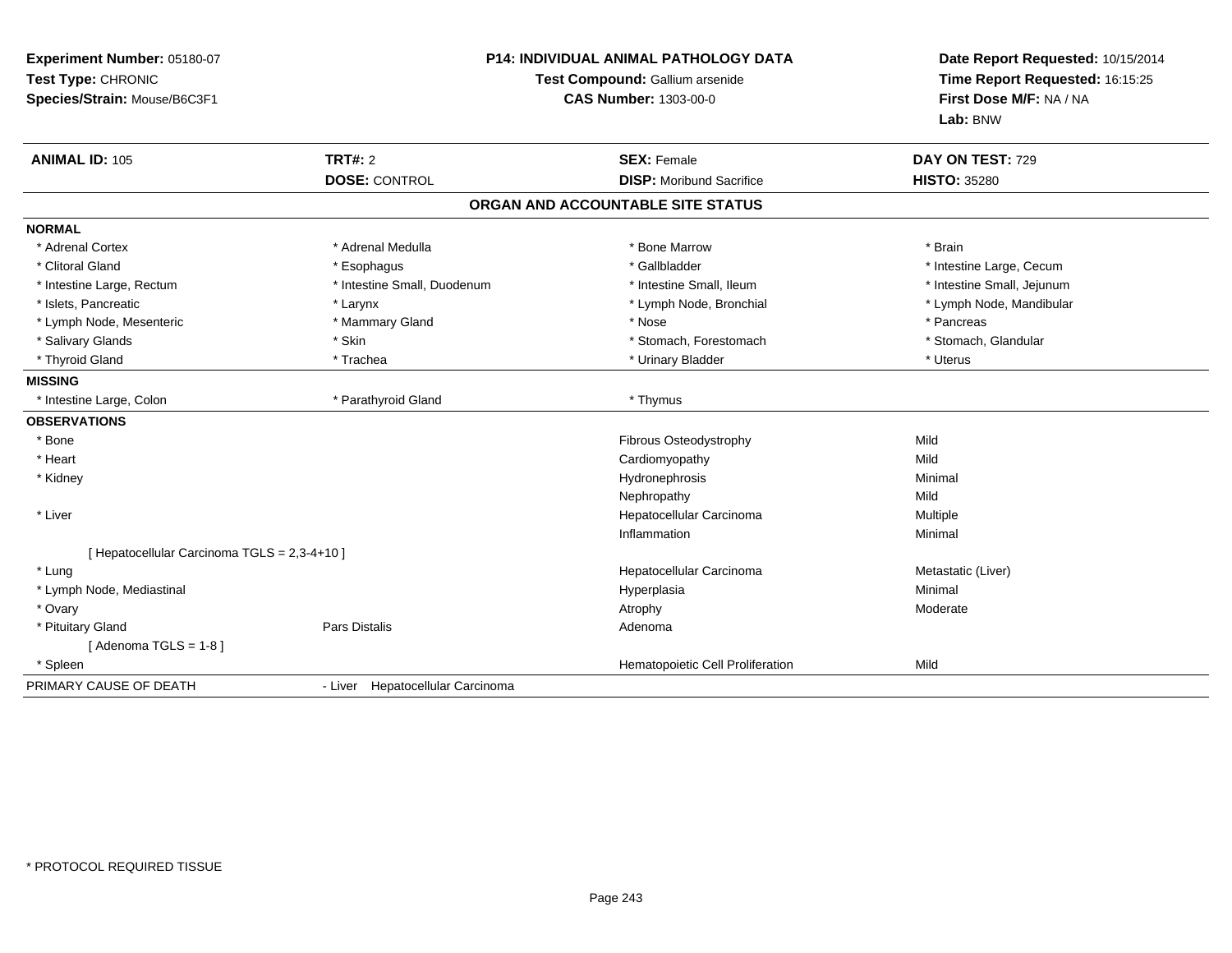**Experiment Number:** 05180-07
**Test Type:** CHRONIC
**Species/Strain:** Mouse/B6C3F1

**P14: INDIVIDUAL ANIMAL PATHOLOGY DATA**
**Test Compound:** Gallium arsenide
**CAS Number:** 1303-00-0

**Date Report Requested:** 10/15/2014
**Time Report Requested:** 16:15:25
**First Dose M/F:** NA / NA
**Lab:** BNW

| **ANIMAL ID:** 105 | **TRT#:** 2 | **SEX:** Female | **DAY ON TEST:** 729 |
|---|---|---|---|
| | **DOSE:** CONTROL | **DISP:** Moribund Sacrifice | **HISTO:** 35280 |

## ORGAN AND ACCOUNTABLE SITE STATUS

**NORMAL**

| | | | |
|---|---|---|---|
| * Adrenal Cortex | * Adrenal Medulla | * Bone Marrow | * Brain |
| * Clitoral Gland | * Esophagus | * Gallbladder | * Intestine Large, Cecum |
| * Intestine Large, Rectum | * Intestine Small, Duodenum | * Intestine Small, Ileum | * Intestine Small, Jejunum |
| * Islets, Pancreatic | * Larynx | * Lymph Node, Bronchial | * Lymph Node, Mandibular |
| * Lymph Node, Mesenteric | * Mammary Gland | * Nose | * Pancreas |
| * Salivary Glands | * Skin | * Stomach, Forestomach | * Stomach, Glandular |
| * Thyroid Gland | * Trachea | * Urinary Bladder | * Uterus |

**MISSING**

| | | |
|---|---|---|
| * Intestine Large, Colon | * Parathyroid Gland | * Thymus |

**OBSERVATIONS**

| | | | |
|---|---|---|---|
| * Bone | | Fibrous Osteodystrophy | Mild |
| * Heart | | Cardiomyopathy | Mild |
| * Kidney | | Hydronephrosis | Minimal |
| | | Nephropathy | Mild |
| * Liver | | Hepatocellular Carcinoma | Multiple |
| | | Inflammation | Minimal |
| [ Hepatocellular Carcinoma TGLS = 2,3-4+10 ] | | | |
| * Lung | | Hepatocellular Carcinoma | Metastatic (Liver) |
| * Lymph Node, Mediastinal | | Hyperplasia | Minimal |
| * Ovary | | Atrophy | Moderate |
| * Pituitary Gland | Pars Distalis | Adenoma | |
| [ Adenoma TGLS = 1-8 ] | | | |
| * Spleen | | Hematopoietic Cell Proliferation | Mild |

PRIMARY CAUSE OF DEATH - Liver Hepatocellular Carcinoma

\* PROTOCOL REQUIRED TISSUE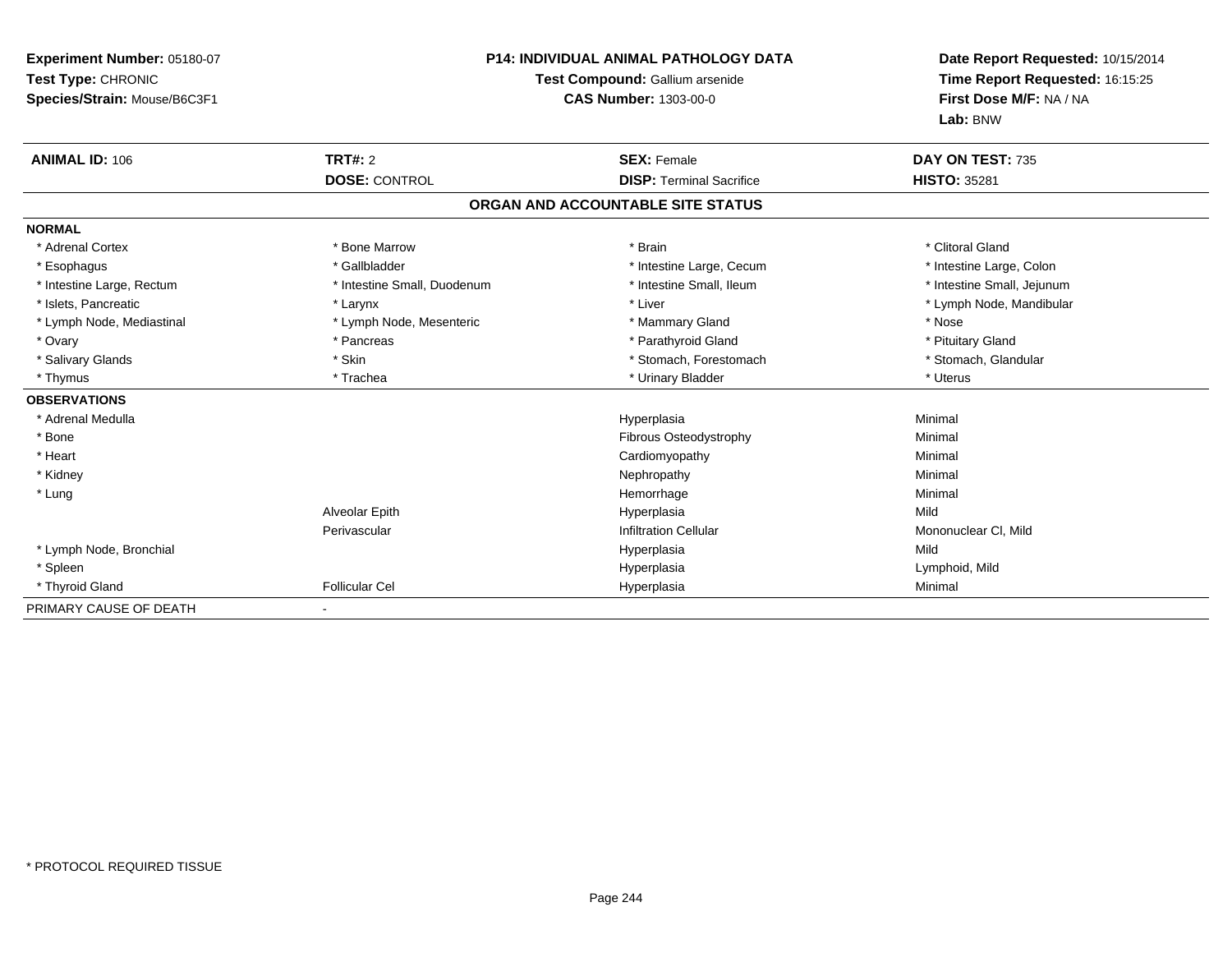**Experiment Number:** 05180-07
**Test Type:** CHRONIC
**Species/Strain:** Mouse/B6C3F1

**P14: INDIVIDUAL ANIMAL PATHOLOGY DATA**
**Test Compound:** Gallium arsenide
**CAS Number:** 1303-00-0

**Date Report Requested:** 10/15/2014
**Time Report Requested:** 16:15:25
**First Dose M/F:** NA / NA
**Lab:** BNW

| **ANIMAL ID:** 106 | **TRT#:** 2 | **SEX:** Female | **DAY ON TEST:** 735 |
|---|---|---|---|
| | **DOSE:** CONTROL | **DISP:** Terminal Sacrifice | **HISTO:** 35281 |

## ORGAN AND ACCOUNTABLE SITE STATUS

| | | | |
|---|---|---|---|
| **NORMAL** | | | |
| * Adrenal Cortex | * Bone Marrow | * Brain | * Clitoral Gland |
| * Esophagus | * Gallbladder | * Intestine Large, Cecum | * Intestine Large, Colon |
| * Intestine Large, Rectum | * Intestine Small, Duodenum | * Intestine Small, Ileum | * Intestine Small, Jejunum |
| * Islets, Pancreatic | * Larynx | * Liver | * Lymph Node, Mandibular |
| * Lymph Node, Mediastinal | * Lymph Node, Mesenteric | * Mammary Gland | * Nose |
| * Ovary | * Pancreas | * Parathyroid Gland | * Pituitary Gland |
| * Salivary Glands | * Skin | * Stomach, Forestomach | * Stomach, Glandular |
| * Thymus | * Trachea | * Urinary Bladder | * Uterus |
| **OBSERVATIONS** | | | |
| * Adrenal Medulla | | Hyperplasia | Minimal |
| * Bone | | Fibrous Osteodystrophy | Minimal |
| * Heart | | Cardiomyopathy | Minimal |
| * Kidney | | Nephropathy | Minimal |
| * Lung | | Hemorrhage | Minimal |
| | Alveolar Epith | Hyperplasia | Mild |
| | Perivascular | Infiltration Cellular | Mononuclear Cl, Mild |
| * Lymph Node, Bronchial | | Hyperplasia | Mild |
| * Spleen | | Hyperplasia | Lymphoid, Mild |
| * Thyroid Gland | Follicular Cel | Hyperplasia | Minimal |
| PRIMARY CAUSE OF DEATH | - | | |

\* PROTOCOL REQUIRED TISSUE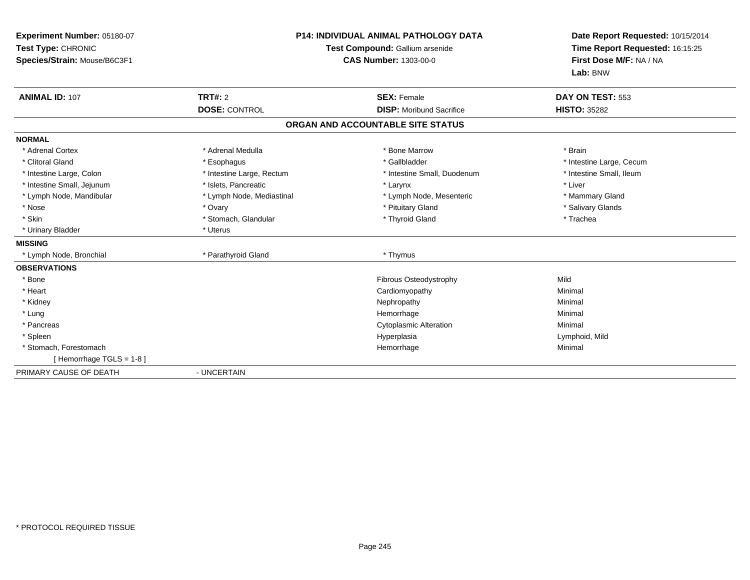**Experiment Number:** 05180-07
**Test Type:** CHRONIC
**Species/Strain:** Mouse/B6C3F1

**P14: INDIVIDUAL ANIMAL PATHOLOGY DATA**
**Test Compound:** Gallium arsenide
**CAS Number:** 1303-00-0

**Date Report Requested:** 10/15/2014
**Time Report Requested:** 16:15:25
**First Dose M/F:** NA / NA
**Lab:** BNW

| **ANIMAL ID:** 107 | **TRT#:** 2 | **SEX:** Female | **DAY ON TEST:** 553 |
|---|---|---|---|
| | **DOSE:** CONTROL | **DISP:** Moribund Sacrifice | **HISTO:** 35282 |

**ORGAN AND ACCOUNTABLE SITE STATUS**

**NORMAL**

| | | | |
|---|---|---|---|
| * Adrenal Cortex | * Adrenal Medulla | * Bone Marrow | * Brain |
| * Clitoral Gland | * Esophagus | * Gallbladder | * Intestine Large, Cecum |
| * Intestine Large, Colon | * Intestine Large, Rectum | * Intestine Small, Duodenum | * Intestine Small, Ileum |
| * Intestine Small, Jejunum | * Islets, Pancreatic | * Larynx | * Liver |
| * Lymph Node, Mandibular | * Lymph Node, Mediastinal | * Lymph Node, Mesenteric | * Mammary Gland |
| * Nose | * Ovary | * Pituitary Gland | * Salivary Glands |
| * Skin | * Stomach, Glandular | * Thyroid Gland | * Trachea |
| * Urinary Bladder | * Uterus | | |

**MISSING**

| | | |
|---|---|---|
| * Lymph Node, Bronchial | * Parathyroid Gland | * Thymus |

**OBSERVATIONS**

| | | |
|---|---|---|
| * Bone | Fibrous Osteodystrophy | Mild |
| * Heart | Cardiomyopathy | Minimal |
| * Kidney | Nephropathy | Minimal |
| * Lung | Hemorrhage | Minimal |
| * Pancreas | Cytoplasmic Alteration | Minimal |
| * Spleen | Hyperplasia | Lymphoid, Mild |
| * Stomach, Forestomach | Hemorrhage | Minimal |
| [ Hemorrhage TGLS = 1-8 ] | | |

PRIMARY CAUSE OF DEATH - UNCERTAIN

\* PROTOCOL REQUIRED TISSUE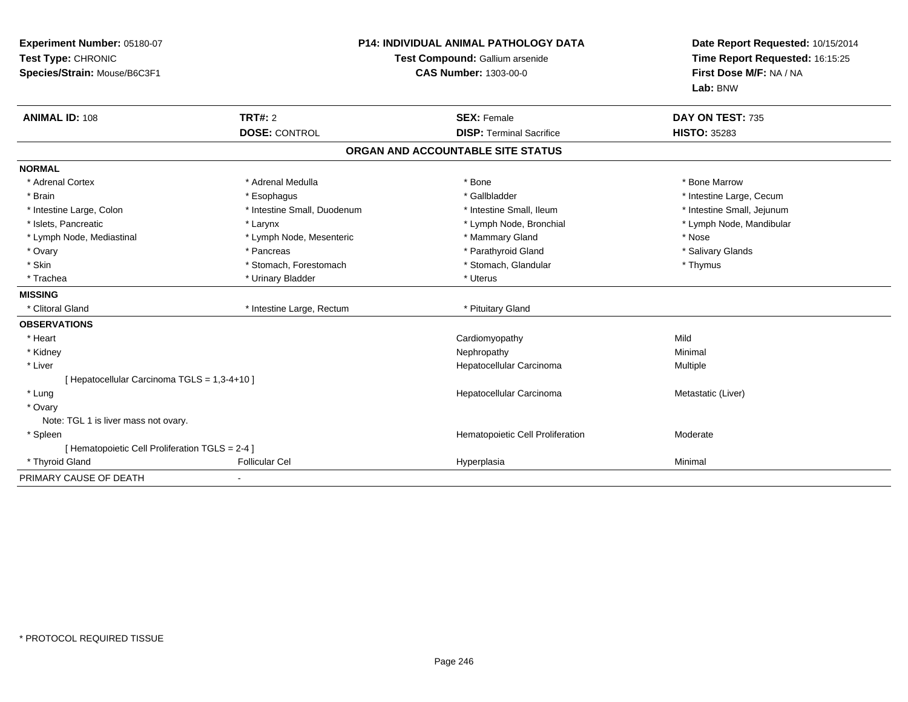**Experiment Number:** 05180-07
**Test Type:** CHRONIC
**Species/Strain:** Mouse/B6C3F1

**P14: INDIVIDUAL ANIMAL PATHOLOGY DATA**
**Test Compound:** Gallium arsenide
**CAS Number:** 1303-00-0

**Date Report Requested:** 10/15/2014
**Time Report Requested:** 16:15:25
**First Dose M/F:** NA / NA
**Lab:** BNW

| **ANIMAL ID:** 108 | **TRT#:** 2 | **SEX:** Female | **DAY ON TEST:** 735 |
|---|---|---|---|
| | **DOSE:** CONTROL | **DISP:** Terminal Sacrifice | **HISTO:** 35283 |

## ORGAN AND ACCOUNTABLE SITE STATUS

**NORMAL**

| | | | |
|---|---|---|---|
| * Adrenal Cortex | * Adrenal Medulla | * Bone | * Bone Marrow |
| * Brain | * Esophagus | * Gallbladder | * Intestine Large, Cecum |
| * Intestine Large, Colon | * Intestine Small, Duodenum | * Intestine Small, Ileum | * Intestine Small, Jejunum |
| * Islets, Pancreatic | * Larynx | * Lymph Node, Bronchial | * Lymph Node, Mandibular |
| * Lymph Node, Mediastinal | * Lymph Node, Mesenteric | * Mammary Gland | * Nose |
| * Ovary | * Pancreas | * Parathyroid Gland | * Salivary Glands |
| * Skin | * Stomach, Forestomach | * Stomach, Glandular | * Thymus |
| * Trachea | * Urinary Bladder | * Uterus | |

**MISSING**

| | | |
|---|---|---|
| * Clitoral Gland | * Intestine Large, Rectum | * Pituitary Gland |

**OBSERVATIONS**

| | | | |
|---|---|---|---|
| * Heart | | Cardiomyopathy | Mild |
| * Kidney | | Nephropathy | Minimal |
| * Liver | | Hepatocellular Carcinoma | Multiple |
| [ Hepatocellular Carcinoma TGLS = 1,3-4+10 ] | | | |
| * Lung | | Hepatocellular Carcinoma | Metastatic (Liver) |
| * Ovary | | | |
| Note: TGL 1 is liver mass not ovary. | | | |
| * Spleen | | Hematopoietic Cell Proliferation | Moderate |
| [ Hematopoietic Cell Proliferation TGLS = 2-4 ] | | | |
| * Thyroid Gland | Follicular Cel | Hyperplasia | Minimal |

PRIMARY CAUSE OF DEATH -

* PROTOCOL REQUIRED TISSUE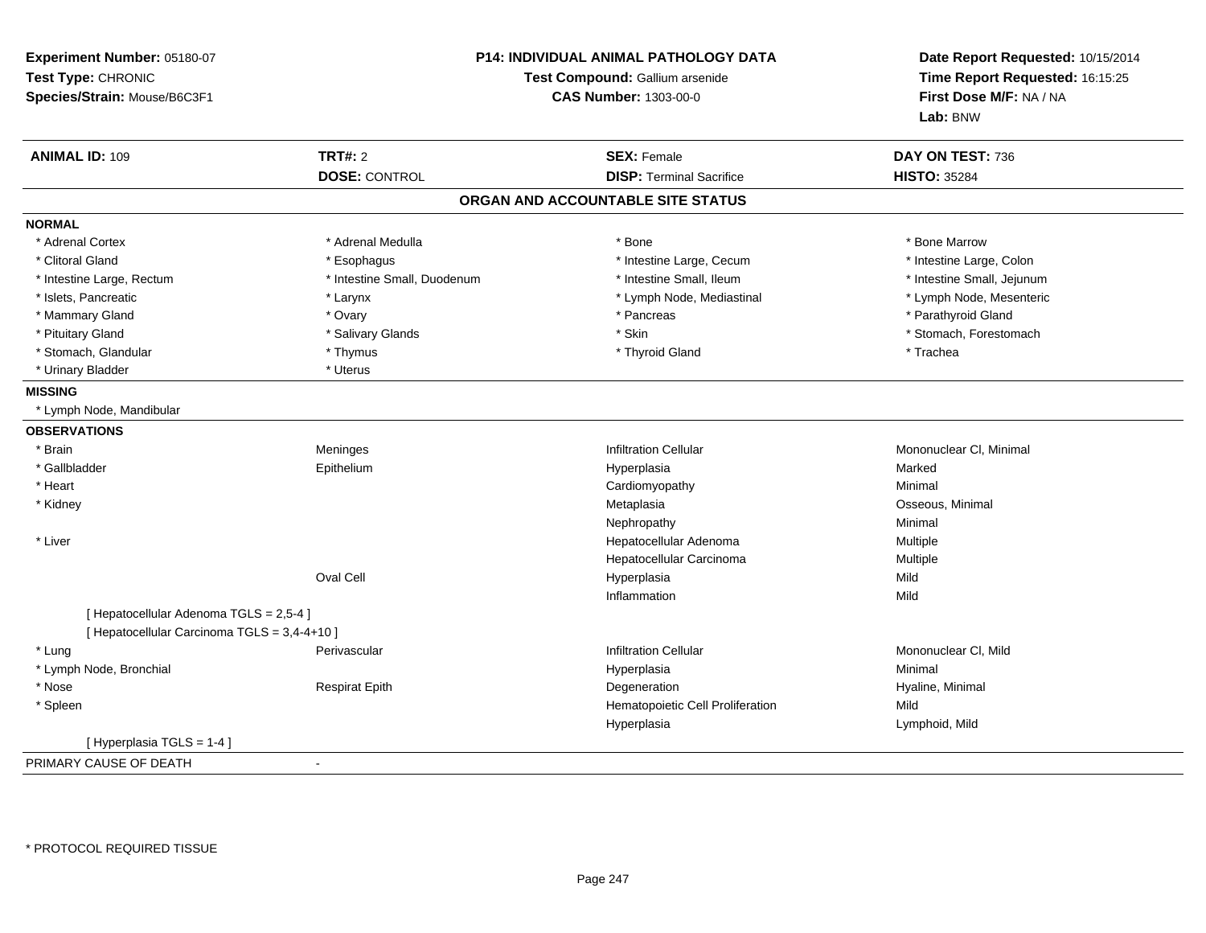**Experiment Number:** 05180-07
**Test Type:** CHRONIC
**Species/Strain:** Mouse/B6C3F1

**P14: INDIVIDUAL ANIMAL PATHOLOGY DATA**
**Test Compound:** Gallium arsenide
**CAS Number:** 1303-00-0

**Date Report Requested:** 10/15/2014
**Time Report Requested:** 16:15:25
**First Dose M/F:** NA / NA
**Lab:** BNW

| **ANIMAL ID:** 109 | **TRT#:** 2 | **SEX:** Female | **DAY ON TEST:** 736 |
|---|---|---|---|
| | **DOSE:** CONTROL | **DISP:** Terminal Sacrifice | **HISTO:** 35284 |

## ORGAN AND ACCOUNTABLE SITE STATUS

**NORMAL**

| | | | |
|---|---|---|---|
| * Adrenal Cortex | * Adrenal Medulla | * Bone | * Bone Marrow |
| * Clitoral Gland | * Esophagus | * Intestine Large, Cecum | * Intestine Large, Colon |
| * Intestine Large, Rectum | * Intestine Small, Duodenum | * Intestine Small, Ileum | * Intestine Small, Jejunum |
| * Islets, Pancreatic | * Larynx | * Lymph Node, Mediastinal | * Lymph Node, Mesenteric |
| * Mammary Gland | * Ovary | * Pancreas | * Parathyroid Gland |
| * Pituitary Gland | * Salivary Glands | * Skin | * Stomach, Forestomach |
| * Stomach, Glandular | * Thymus | * Thyroid Gland | * Trachea |
| * Urinary Bladder | * Uterus | | |

**MISSING**

* Lymph Node, Mandibular

**OBSERVATIONS**

| | | | |
|---|---|---|---|
| * Brain | Meninges | Infiltration Cellular | Mononuclear Cl, Minimal |
| * Gallbladder | Epithelium | Hyperplasia | Marked |
| * Heart | | Cardiomyopathy | Minimal |
| * Kidney | | Metaplasia | Osseous, Minimal |
| | | Nephropathy | Minimal |
| * Liver | | Hepatocellular Adenoma | Multiple |
| | | Hepatocellular Carcinoma | Multiple |
| | Oval Cell | Hyperplasia | Mild |
| | | Inflammation | Mild |
| [ Hepatocellular Adenoma TGLS = 2,5-4 ] | | | |
| [ Hepatocellular Carcinoma TGLS = 3,4-4+10 ] | | | |
| * Lung | Perivascular | Infiltration Cellular | Mononuclear Cl, Mild |
| * Lymph Node, Bronchial | | Hyperplasia | Minimal |
| * Nose | Respirat Epith | Degeneration | Hyaline, Minimal |
| * Spleen | | Hematopoietic Cell Proliferation | Mild |
| | | Hyperplasia | Lymphoid, Mild |
| [ Hyperplasia TGLS = 1-4 ] | | | |

PRIMARY CAUSE OF DEATH -

* PROTOCOL REQUIRED TISSUE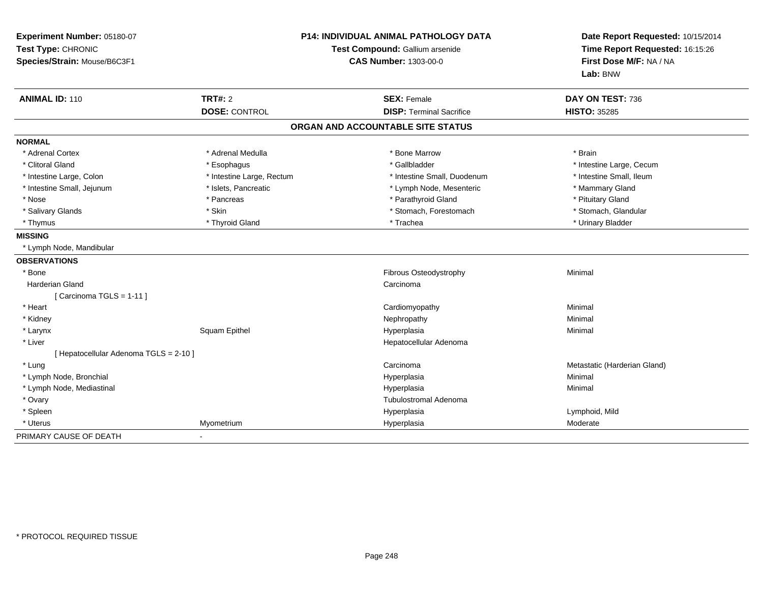**Experiment Number:** 05180-07
**Test Type:** CHRONIC
**Species/Strain:** Mouse/B6C3F1

**P14: INDIVIDUAL ANIMAL PATHOLOGY DATA**
**Test Compound:** Gallium arsenide
**CAS Number:** 1303-00-0

**Date Report Requested:** 10/15/2014
**Time Report Requested:** 16:15:26
**First Dose M/F:** NA / NA
**Lab:** BNW

| **ANIMAL ID:** 110 | **TRT#:** 2 | **SEX:** Female | **DAY ON TEST:** 736 |
|---|---|---|---|
| | **DOSE:** CONTROL | **DISP:** Terminal Sacrifice | **HISTO:** 35285 |

## ORGAN AND ACCOUNTABLE SITE STATUS

**NORMAL**

| | | | |
|---|---|---|---|
| * Adrenal Cortex | * Adrenal Medulla | * Bone Marrow | * Brain |
| * Clitoral Gland | * Esophagus | * Gallbladder | * Intestine Large, Cecum |
| * Intestine Large, Colon | * Intestine Large, Rectum | * Intestine Small, Duodenum | * Intestine Small, Ileum |
| * Intestine Small, Jejunum | * Islets, Pancreatic | * Lymph Node, Mesenteric | * Mammary Gland |
| * Nose | * Pancreas | * Parathyroid Gland | * Pituitary Gland |
| * Salivary Glands | * Skin | * Stomach, Forestomach | * Stomach, Glandular |
| * Thymus | * Thyroid Gland | * Trachea | * Urinary Bladder |

**MISSING**

* Lymph Node, Mandibular

**OBSERVATIONS**

| | | | |
|---|---|---|---|
| * Bone | | Fibrous Osteodystrophy | Minimal |
| Harderian Gland | | Carcinoma | |
| [ Carcinoma TGLS = 1-11 ] | | | |
| * Heart | | Cardiomyopathy | Minimal |
| * Kidney | | Nephropathy | Minimal |
| * Larynx | Squam Epithel | Hyperplasia | Minimal |
| * Liver | | Hepatocellular Adenoma | |
| [ Hepatocellular Adenoma TGLS = 2-10 ] | | | |
| * Lung | | Carcinoma | Metastatic (Harderian Gland) |
| * Lymph Node, Bronchial | | Hyperplasia | Minimal |
| * Lymph Node, Mediastinal | | Hyperplasia | Minimal |
| * Ovary | | Tubulostromal Adenoma | |
| * Spleen | | Hyperplasia | Lymphoid, Mild |
| * Uterus | Myometrium | Hyperplasia | Moderate |

PRIMARY CAUSE OF DEATH -

\* PROTOCOL REQUIRED TISSUE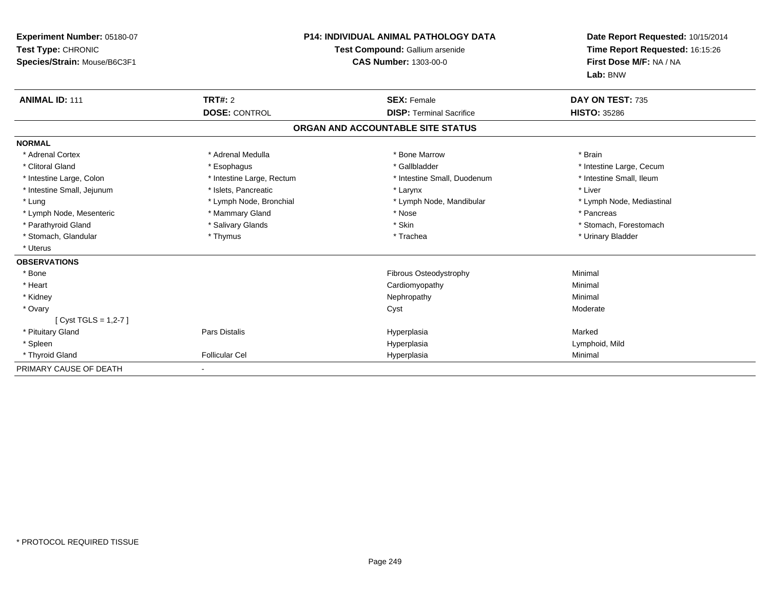**Experiment Number:** 05180-07
**Test Type:** CHRONIC
**Species/Strain:** Mouse/B6C3F1

**P14: INDIVIDUAL ANIMAL PATHOLOGY DATA**
**Test Compound:** Gallium arsenide
**CAS Number:** 1303-00-0

**Date Report Requested:** 10/15/2014
**Time Report Requested:** 16:15:26
**First Dose M/F:** NA / NA
**Lab:** BNW

| **ANIMAL ID:** 111 | **TRT#:** 2 | **SEX:** Female | **DAY ON TEST:** 735 |
|---|---|---|---|
| | **DOSE:** CONTROL | **DISP:** Terminal Sacrifice | **HISTO:** 35286 |

## ORGAN AND ACCOUNTABLE SITE STATUS

**NORMAL**

| | | | |
|---|---|---|---|
| * Adrenal Cortex | * Adrenal Medulla | * Bone Marrow | * Brain |
| * Clitoral Gland | * Esophagus | * Gallbladder | * Intestine Large, Cecum |
| * Intestine Large, Colon | * Intestine Large, Rectum | * Intestine Small, Duodenum | * Intestine Small, Ileum |
| * Intestine Small, Jejunum | * Islets, Pancreatic | * Larynx | * Liver |
| * Lung | * Lymph Node, Bronchial | * Lymph Node, Mandibular | * Lymph Node, Mediastinal |
| * Lymph Node, Mesenteric | * Mammary Gland | * Nose | * Pancreas |
| * Parathyroid Gland | * Salivary Glands | * Skin | * Stomach, Forestomach |
| * Stomach, Glandular | * Thymus | * Trachea | * Urinary Bladder |
| * Uterus | | | |

**OBSERVATIONS**

| | | | |
|---|---|---|---|
| * Bone | | Fibrous Osteodystrophy | Minimal |
| * Heart | | Cardiomyopathy | Minimal |
| * Kidney | | Nephropathy | Minimal |
| * Ovary | | Cyst | Moderate |
| [ Cyst TGLS = 1,2-7 ] | | | |
| * Pituitary Gland | Pars Distalis | Hyperplasia | Marked |
| * Spleen | | Hyperplasia | Lymphoid, Mild |
| * Thyroid Gland | Follicular Cel | Hyperplasia | Minimal |

PRIMARY CAUSE OF DEATH -

* PROTOCOL REQUIRED TISSUE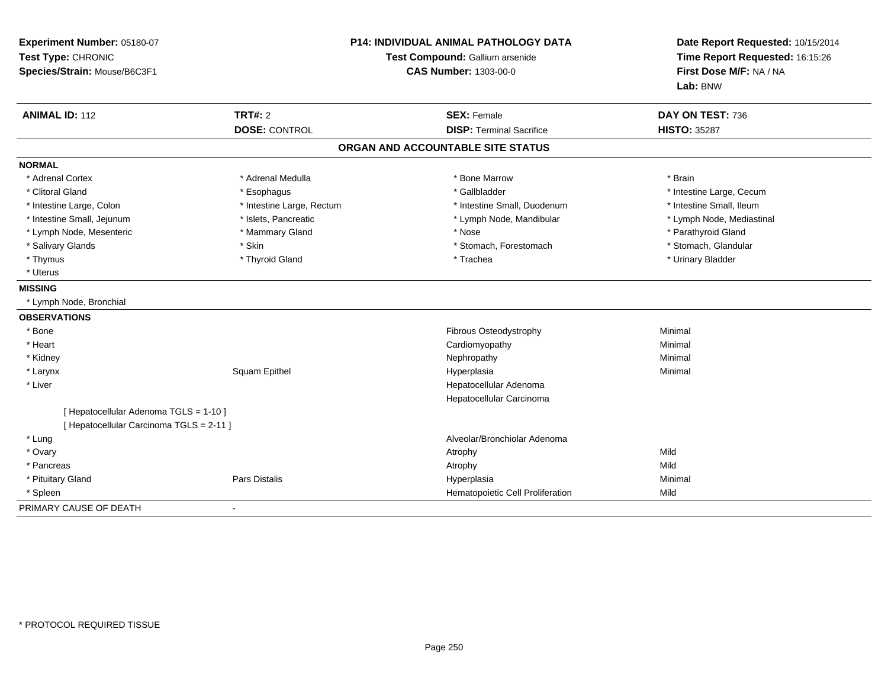**Experiment Number:** 05180-07
**Test Type:** CHRONIC
**Species/Strain:** Mouse/B6C3F1

**P14: INDIVIDUAL ANIMAL PATHOLOGY DATA**
**Test Compound:** Gallium arsenide
**CAS Number:** 1303-00-0

**Date Report Requested:** 10/15/2014
**Time Report Requested:** 16:15:26
**First Dose M/F:** NA / NA
**Lab:** BNW

| **ANIMAL ID:** 112 | **TRT#:** 2 | **SEX:** Female | **DAY ON TEST:** 736 |
|---|---|---|---|
| | **DOSE:** CONTROL | **DISP:** Terminal Sacrifice | **HISTO:** 35287 |

## ORGAN AND ACCOUNTABLE SITE STATUS

**NORMAL**

| | | | |
|---|---|---|---|
| * Adrenal Cortex | * Adrenal Medulla | * Bone Marrow | * Brain |
| * Clitoral Gland | * Esophagus | * Gallbladder | * Intestine Large, Cecum |
| * Intestine Large, Colon | * Intestine Large, Rectum | * Intestine Small, Duodenum | * Intestine Small, Ileum |
| * Intestine Small, Jejunum | * Islets, Pancreatic | * Lymph Node, Mandibular | * Lymph Node, Mediastinal |
| * Lymph Node, Mesenteric | * Mammary Gland | * Nose | * Parathyroid Gland |
| * Salivary Glands | * Skin | * Stomach, Forestomach | * Stomach, Glandular |
| * Thymus | * Thyroid Gland | * Trachea | * Urinary Bladder |
| * Uterus | | | |

**MISSING**

* Lymph Node, Bronchial

**OBSERVATIONS**

| | | | |
|---|---|---|---|
| * Bone | | Fibrous Osteodystrophy | Minimal |
| * Heart | | Cardiomyopathy | Minimal |
| * Kidney | | Nephropathy | Minimal |
| * Larynx | Squam Epithel | Hyperplasia | Minimal |
| * Liver | | Hepatocellular Adenoma | |
| | | Hepatocellular Carcinoma | |
| [ Hepatocellular Adenoma TGLS = 1-10 ] | | | |
| [ Hepatocellular Carcinoma TGLS = 2-11 ] | | | |
| * Lung | | Alveolar/Bronchiolar Adenoma | |
| * Ovary | | Atrophy | Mild |
| * Pancreas | | Atrophy | Mild |
| * Pituitary Gland | Pars Distalis | Hyperplasia | Minimal |
| * Spleen | | Hematopoietic Cell Proliferation | Mild |

PRIMARY CAUSE OF DEATH -

* PROTOCOL REQUIRED TISSUE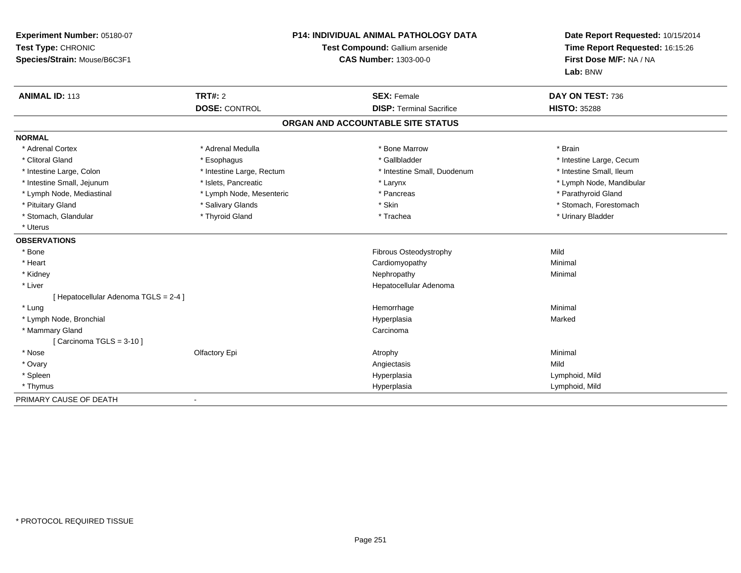**Experiment Number:** 05180-07
**Test Type:** CHRONIC
**Species/Strain:** Mouse/B6C3F1

**P14: INDIVIDUAL ANIMAL PATHOLOGY DATA**
**Test Compound:** Gallium arsenide
**CAS Number:** 1303-00-0

**Date Report Requested:** 10/15/2014
**Time Report Requested:** 16:15:26
**First Dose M/F:** NA / NA
**Lab:** BNW

| **ANIMAL ID:** 113 | **TRT#:** 2 | **SEX:** Female | **DAY ON TEST:** 736 |
|---|---|---|---|
| | **DOSE:** CONTROL | **DISP:** Terminal Sacrifice | **HISTO:** 35288 |

## ORGAN AND ACCOUNTABLE SITE STATUS

**NORMAL**

| | | | |
|---|---|---|---|
| * Adrenal Cortex | * Adrenal Medulla | * Bone Marrow | * Brain |
| * Clitoral Gland | * Esophagus | * Gallbladder | * Intestine Large, Cecum |
| * Intestine Large, Colon | * Intestine Large, Rectum | * Intestine Small, Duodenum | * Intestine Small, Ileum |
| * Intestine Small, Jejunum | * Islets, Pancreatic | * Larynx | * Lymph Node, Mandibular |
| * Lymph Node, Mediastinal | * Lymph Node, Mesenteric | * Pancreas | * Parathyroid Gland |
| * Pituitary Gland | * Salivary Glands | * Skin | * Stomach, Forestomach |
| * Stomach, Glandular | * Thyroid Gland | * Trachea | * Urinary Bladder |
| * Uterus | | | |

**OBSERVATIONS**

| | | | |
|---|---|---|---|
| * Bone | | Fibrous Osteodystrophy | Mild |
| * Heart | | Cardiomyopathy | Minimal |
| * Kidney | | Nephropathy | Minimal |
| * Liver | | Hepatocellular Adenoma | |
| [ Hepatocellular Adenoma TGLS = 2-4 ] | | | |
| * Lung | | Hemorrhage | Minimal |
| * Lymph Node, Bronchial | | Hyperplasia | Marked |
| * Mammary Gland | | Carcinoma | |
| [ Carcinoma TGLS = 3-10 ] | | | |
| * Nose | Olfactory Epi | Atrophy | Minimal |
| * Ovary | | Angiectasis | Mild |
| * Spleen | | Hyperplasia | Lymphoid, Mild |
| * Thymus | | Hyperplasia | Lymphoid, Mild |

PRIMARY CAUSE OF DEATH -

* PROTOCOL REQUIRED TISSUE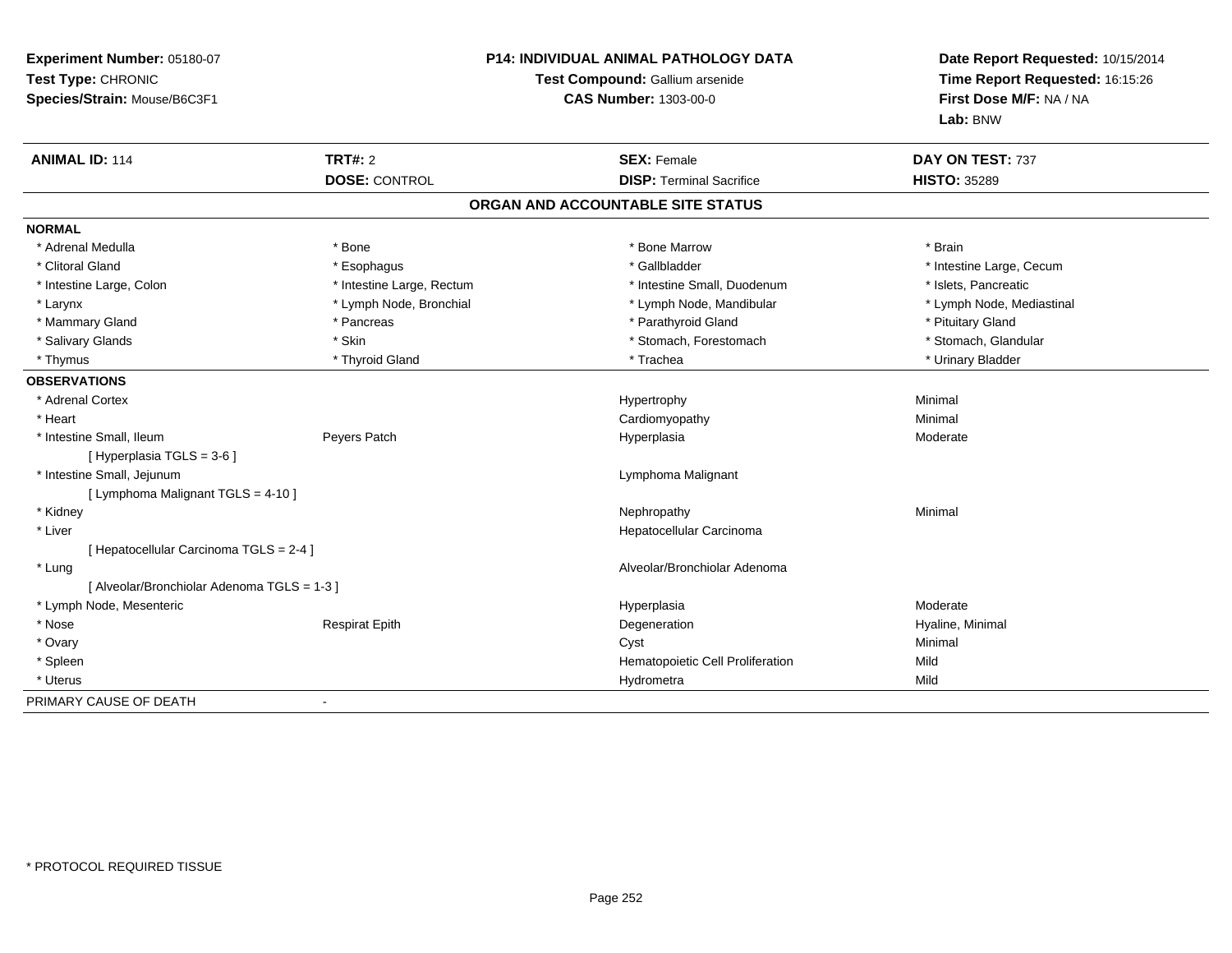**Experiment Number:** 05180-07
**Test Type:** CHRONIC
**Species/Strain:** Mouse/B6C3F1

**P14: INDIVIDUAL ANIMAL PATHOLOGY DATA**
**Test Compound:** Gallium arsenide
**CAS Number:** 1303-00-0

**Date Report Requested:** 10/15/2014
**Time Report Requested:** 16:15:26
**First Dose M/F:** NA / NA
**Lab:** BNW

| **ANIMAL ID:** 114 | **TRT#:** 2 | **SEX:** Female | **DAY ON TEST:** 737 |
|---|---|---|---|
| | **DOSE:** CONTROL | **DISP:** Terminal Sacrifice | **HISTO:** 35289 |

## ORGAN AND ACCOUNTABLE SITE STATUS

**NORMAL**

| | | | |
|---|---|---|---|
| * Adrenal Medulla | * Bone | * Bone Marrow | * Brain |
| * Clitoral Gland | * Esophagus | * Gallbladder | * Intestine Large, Cecum |
| * Intestine Large, Colon | * Intestine Large, Rectum | * Intestine Small, Duodenum | * Islets, Pancreatic |
| * Larynx | * Lymph Node, Bronchial | * Lymph Node, Mandibular | * Lymph Node, Mediastinal |
| * Mammary Gland | * Pancreas | * Parathyroid Gland | * Pituitary Gland |
| * Salivary Glands | * Skin | * Stomach, Forestomach | * Stomach, Glandular |
| * Thymus | * Thyroid Gland | * Trachea | * Urinary Bladder |

**OBSERVATIONS**

| | | | |
|---|---|---|---|
| * Adrenal Cortex | | Hypertrophy | Minimal |
| * Heart | | Cardiomyopathy | Minimal |
| * Intestine Small, Ileum | Peyers Patch | Hyperplasia | Moderate |
| [ Hyperplasia TGLS = 3-6 ] | | | |
| * Intestine Small, Jejunum | | Lymphoma Malignant | |
| [ Lymphoma Malignant TGLS = 4-10 ] | | | |
| * Kidney | | Nephropathy | Minimal |
| * Liver | | Hepatocellular Carcinoma | |
| [ Hepatocellular Carcinoma TGLS = 2-4 ] | | | |
| * Lung | | Alveolar/Bronchiolar Adenoma | |
| [ Alveolar/Bronchiolar Adenoma TGLS = 1-3 ] | | | |
| * Lymph Node, Mesenteric | | Hyperplasia | Moderate |
| * Nose | Respirat Epith | Degeneration | Hyaline, Minimal |
| * Ovary | | Cyst | Minimal |
| * Spleen | | Hematopoietic Cell Proliferation | Mild |
| * Uterus | | Hydrometra | Mild |

PRIMARY CAUSE OF DEATH -

* PROTOCOL REQUIRED TISSUE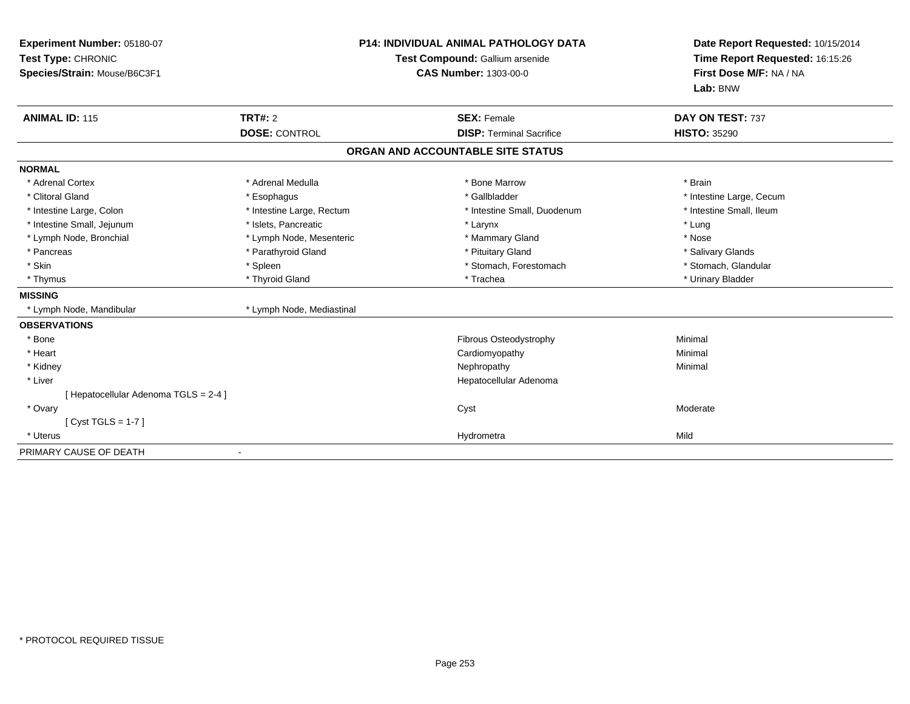**Experiment Number:** 05180-07
**Test Type:** CHRONIC
**Species/Strain:** Mouse/B6C3F1

**P14: INDIVIDUAL ANIMAL PATHOLOGY DATA**
**Test Compound:** Gallium arsenide
**CAS Number:** 1303-00-0

**Date Report Requested:** 10/15/2014
**Time Report Requested:** 16:15:26
**First Dose M/F:** NA / NA
**Lab:** BNW

| **ANIMAL ID:** 115 | **TRT#:** 2 | **SEX:** Female | **DAY ON TEST:** 737 |
|---|---|---|---|
| | **DOSE:** CONTROL | **DISP:** Terminal Sacrifice | **HISTO:** 35290 |

## ORGAN AND ACCOUNTABLE SITE STATUS

**NORMAL**

| | | | |
|---|---|---|---|
| * Adrenal Cortex | * Adrenal Medulla | * Bone Marrow | * Brain |
| * Clitoral Gland | * Esophagus | * Gallbladder | * Intestine Large, Cecum |
| * Intestine Large, Colon | * Intestine Large, Rectum | * Intestine Small, Duodenum | * Intestine Small, Ileum |
| * Intestine Small, Jejunum | * Islets, Pancreatic | * Larynx | * Lung |
| * Lymph Node, Bronchial | * Lymph Node, Mesenteric | * Mammary Gland | * Nose |
| * Pancreas | * Parathyroid Gland | * Pituitary Gland | * Salivary Glands |
| * Skin | * Spleen | * Stomach, Forestomach | * Stomach, Glandular |
| * Thymus | * Thyroid Gland | * Trachea | * Urinary Bladder |

**MISSING**

* Lymph Node, Mandibular
* Lymph Node, Mediastinal

**OBSERVATIONS**

| | | |
|---|---|---|
| * Bone | Fibrous Osteodystrophy | Minimal |
| * Heart | Cardiomyopathy | Minimal |
| * Kidney | Nephropathy | Minimal |
| * Liver | Hepatocellular Adenoma | |
| [ Hepatocellular Adenoma TGLS = 2-4 ] | | |
| * Ovary | Cyst | Moderate |
| [ Cyst TGLS = 1-7 ] | | |
| * Uterus | Hydrometra | Mild |

PRIMARY CAUSE OF DEATH -

* PROTOCOL REQUIRED TISSUE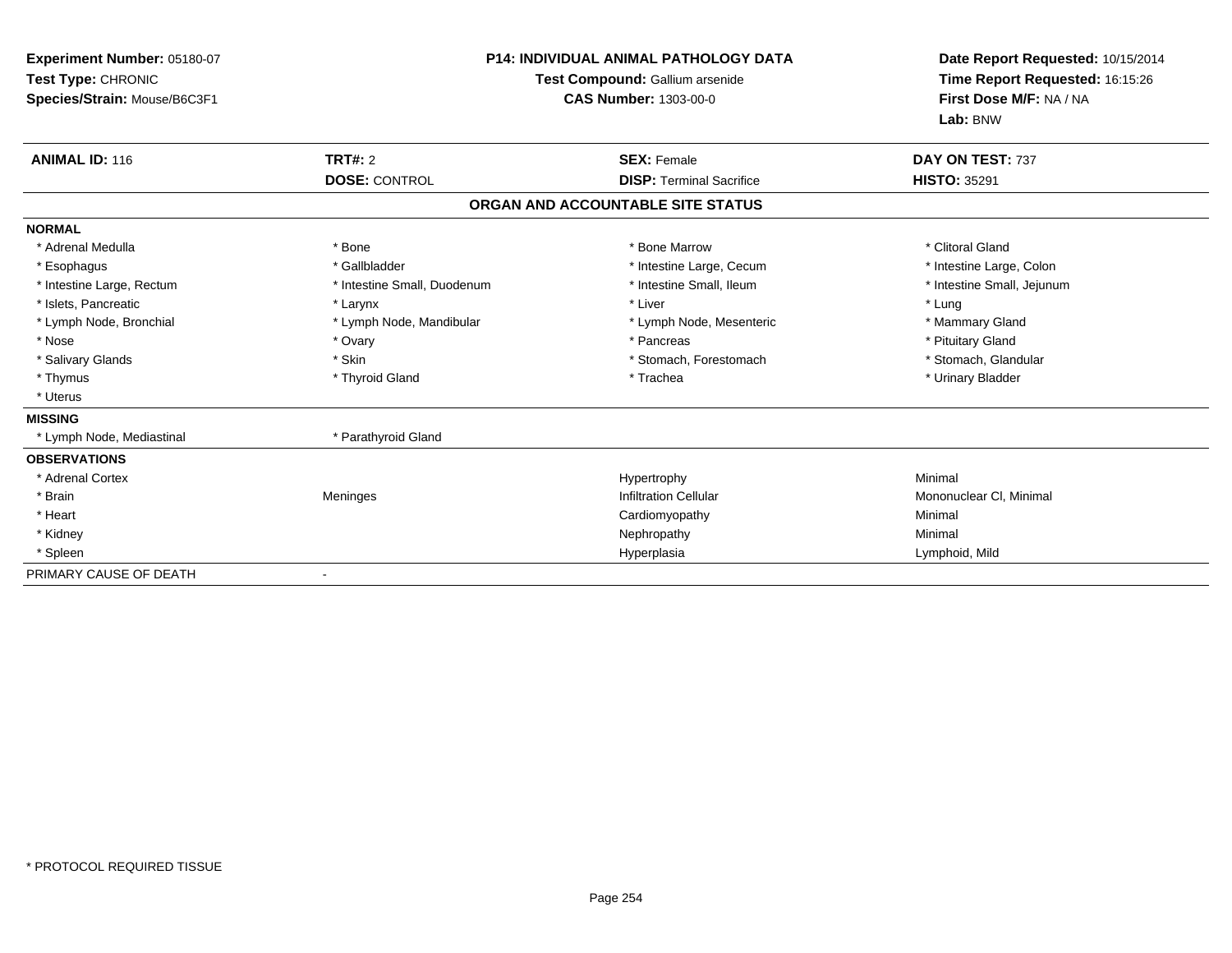**Experiment Number:** 05180-07
**Test Type:** CHRONIC
**Species/Strain:** Mouse/B6C3F1

**P14: INDIVIDUAL ANIMAL PATHOLOGY DATA**
**Test Compound:** Gallium arsenide
**CAS Number:** 1303-00-0

**Date Report Requested:** 10/15/2014
**Time Report Requested:** 16:15:26
**First Dose M/F:** NA / NA
**Lab:** BNW

| **ANIMAL ID:** 116 | **TRT#:** 2 | **SEX:** Female | **DAY ON TEST:** 737 |
|---|---|---|---|
| | **DOSE:** CONTROL | **DISP:** Terminal Sacrifice | **HISTO:** 35291 |

**ORGAN AND ACCOUNTABLE SITE STATUS**

**NORMAL**

| | | | |
|---|---|---|---|
| * Adrenal Medulla | * Bone | * Bone Marrow | * Clitoral Gland |
| * Esophagus | * Gallbladder | * Intestine Large, Cecum | * Intestine Large, Colon |
| * Intestine Large, Rectum | * Intestine Small, Duodenum | * Intestine Small, Ileum | * Intestine Small, Jejunum |
| * Islets, Pancreatic | * Larynx | * Liver | * Lung |
| * Lymph Node, Bronchial | * Lymph Node, Mandibular | * Lymph Node, Mesenteric | * Mammary Gland |
| * Nose | * Ovary | * Pancreas | * Pituitary Gland |
| * Salivary Glands | * Skin | * Stomach, Forestomach | * Stomach, Glandular |
| * Thymus | * Thyroid Gland | * Trachea | * Urinary Bladder |
| * Uterus | | | |

**MISSING**

| | |
|---|---|
| * Lymph Node, Mediastinal | * Parathyroid Gland |

**OBSERVATIONS**

| | | | |
|---|---|---|---|
| * Adrenal Cortex | | Hypertrophy | Minimal |
| * Brain | Meninges | Infiltration Cellular | Mononuclear Cl, Minimal |
| * Heart | | Cardiomyopathy | Minimal |
| * Kidney | | Nephropathy | Minimal |
| * Spleen | | Hyperplasia | Lymphoid, Mild |

PRIMARY CAUSE OF DEATH -

* PROTOCOL REQUIRED TISSUE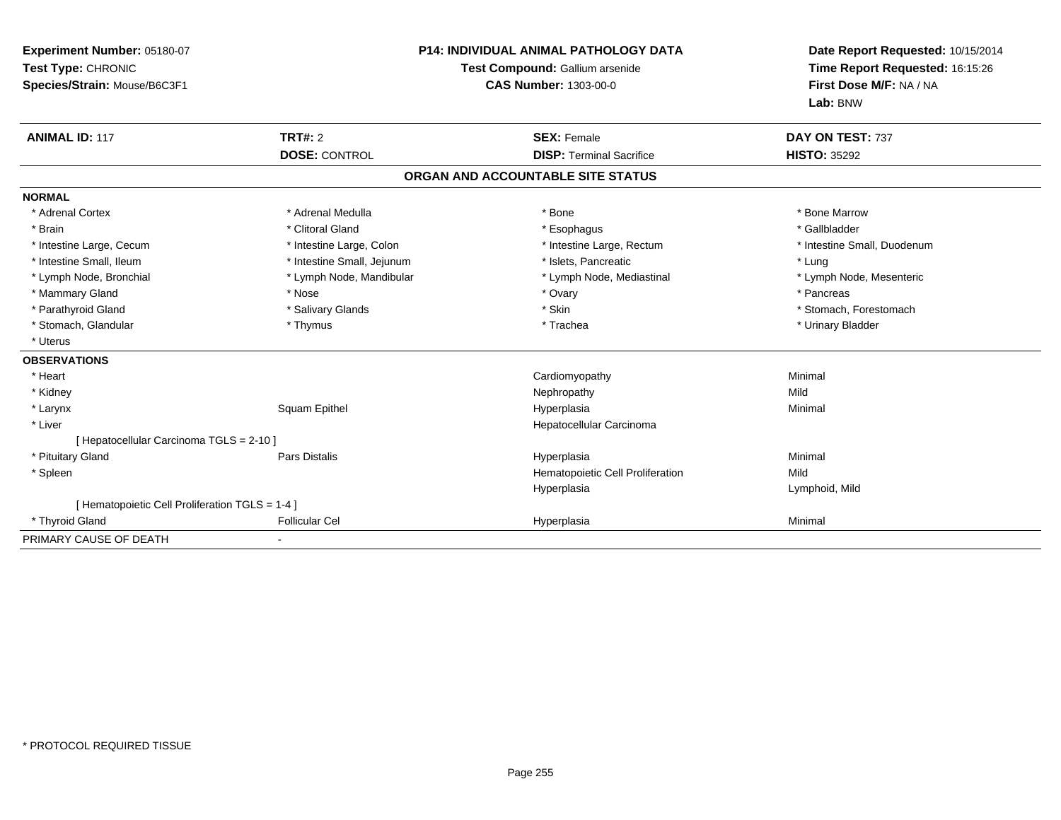**Experiment Number:** 05180-07
**Test Type:** CHRONIC
**Species/Strain:** Mouse/B6C3F1

**P14: INDIVIDUAL ANIMAL PATHOLOGY DATA**
**Test Compound:** Gallium arsenide
**CAS Number:** 1303-00-0

**Date Report Requested:** 10/15/2014
**Time Report Requested:** 16:15:26
**First Dose M/F:** NA / NA
**Lab:** BNW

| **ANIMAL ID:** 117 | **TRT#:** 2 | **SEX:** Female | **DAY ON TEST:** 737 |
|---|---|---|---|
| | **DOSE:** CONTROL | **DISP:** Terminal Sacrifice | **HISTO:** 35292 |

## ORGAN AND ACCOUNTABLE SITE STATUS

**NORMAL**

| | | | |
|---|---|---|---|
| * Adrenal Cortex | * Adrenal Medulla | * Bone | * Bone Marrow |
| * Brain | * Clitoral Gland | * Esophagus | * Gallbladder |
| * Intestine Large, Cecum | * Intestine Large, Colon | * Intestine Large, Rectum | * Intestine Small, Duodenum |
| * Intestine Small, Ileum | * Intestine Small, Jejunum | * Islets, Pancreatic | * Lung |
| * Lymph Node, Bronchial | * Lymph Node, Mandibular | * Lymph Node, Mediastinal | * Lymph Node, Mesenteric |
| * Mammary Gland | * Nose | * Ovary | * Pancreas |
| * Parathyroid Gland | * Salivary Glands | * Skin | * Stomach, Forestomach |
| * Stomach, Glandular | * Thymus | * Trachea | * Urinary Bladder |
| * Uterus | | | |

**OBSERVATIONS**

| | | | |
|---|---|---|---|
| * Heart | | Cardiomyopathy | Minimal |
| * Kidney | | Nephropathy | Mild |
| * Larynx | Squam Epithel | Hyperplasia | Minimal |
| * Liver | | Hepatocellular Carcinoma | |
| [ Hepatocellular Carcinoma TGLS = 2-10 ] | | | |
| * Pituitary Gland | Pars Distalis | Hyperplasia | Minimal |
| * Spleen | | Hematopoietic Cell Proliferation | Mild |
| | | Hyperplasia | Lymphoid, Mild |
| [ Hematopoietic Cell Proliferation TGLS = 1-4 ] | | | |
| * Thyroid Gland | Follicular Cel | Hyperplasia | Minimal |

PRIMARY CAUSE OF DEATH -

\* PROTOCOL REQUIRED TISSUE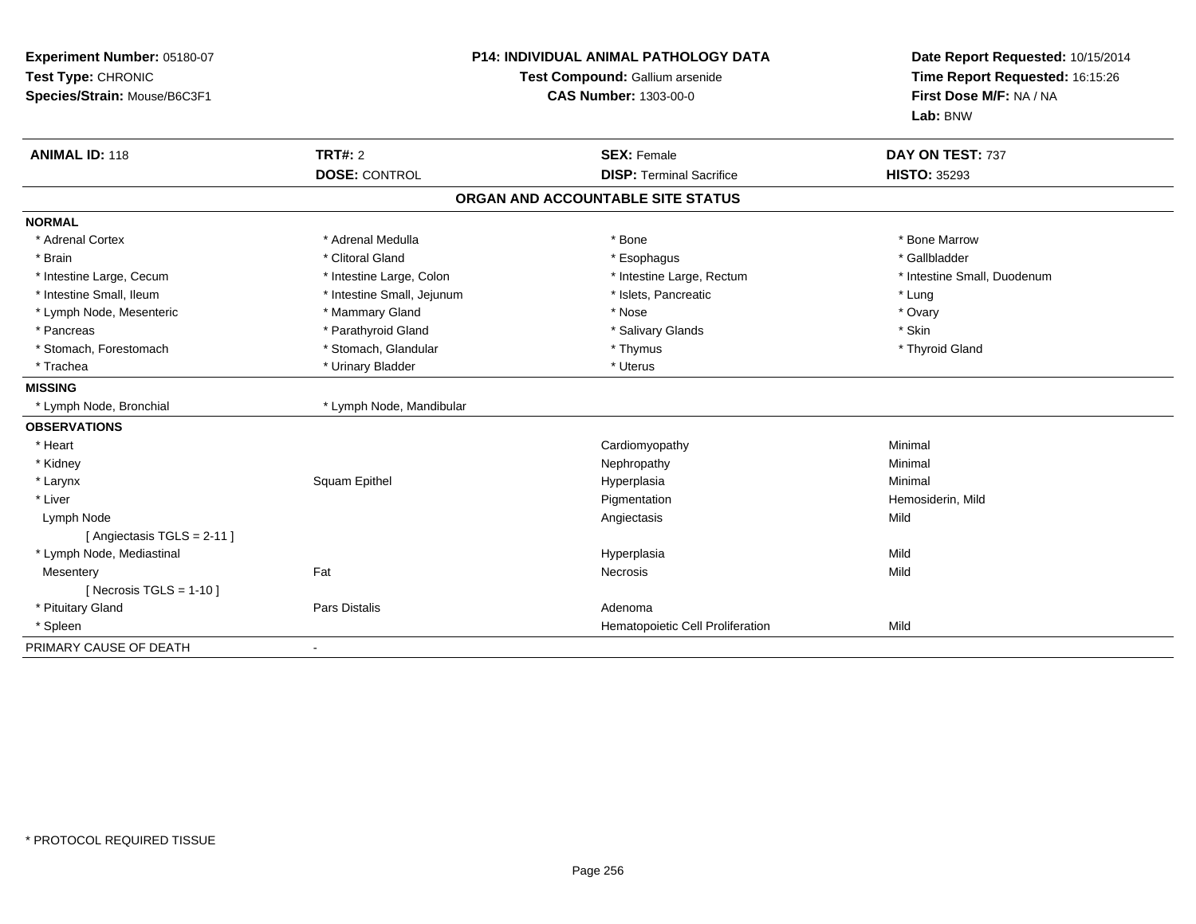**Experiment Number:** 05180-07
**Test Type:** CHRONIC
**Species/Strain:** Mouse/B6C3F1

**P14: INDIVIDUAL ANIMAL PATHOLOGY DATA**
**Test Compound:** Gallium arsenide
**CAS Number:** 1303-00-0

**Date Report Requested:** 10/15/2014
**Time Report Requested:** 16:15:26
**First Dose M/F:** NA / NA
**Lab:** BNW

| **ANIMAL ID:** 118 | **TRT#:** 2 | **SEX:** Female | **DAY ON TEST:** 737 |
|---|---|---|---|
| | **DOSE:** CONTROL | **DISP:** Terminal Sacrifice | **HISTO:** 35293 |

## ORGAN AND ACCOUNTABLE SITE STATUS

**NORMAL**

| | | | |
|---|---|---|---|
| * Adrenal Cortex | * Adrenal Medulla | * Bone | * Bone Marrow |
| * Brain | * Clitoral Gland | * Esophagus | * Gallbladder |
| * Intestine Large, Cecum | * Intestine Large, Colon | * Intestine Large, Rectum | * Intestine Small, Duodenum |
| * Intestine Small, Ileum | * Intestine Small, Jejunum | * Islets, Pancreatic | * Lung |
| * Lymph Node, Mesenteric | * Mammary Gland | * Nose | * Ovary |
| * Pancreas | * Parathyroid Gland | * Salivary Glands | * Skin |
| * Stomach, Forestomach | * Stomach, Glandular | * Thymus | * Thyroid Gland |
| * Trachea | * Urinary Bladder | * Uterus | |

**MISSING**

| | |
|---|---|
| * Lymph Node, Bronchial | * Lymph Node, Mandibular |

**OBSERVATIONS**

| | | | |
|---|---|---|---|
| * Heart | | Cardiomyopathy | Minimal |
| * Kidney | | Nephropathy | Minimal |
| * Larynx | Squam Epithel | Hyperplasia | Minimal |
| * Liver | | Pigmentation | Hemosiderin, Mild |
| Lymph Node | | Angiectasis | Mild |
| [ Angiectasis TGLS = 2-11 ] | | | |
| * Lymph Node, Mediastinal | | Hyperplasia | Mild |
| Mesentery | Fat | Necrosis | Mild |
| [ Necrosis TGLS = 1-10 ] | | | |
| * Pituitary Gland | Pars Distalis | Adenoma | |
| * Spleen | | Hematopoietic Cell Proliferation | Mild |

PRIMARY CAUSE OF DEATH -

* PROTOCOL REQUIRED TISSUE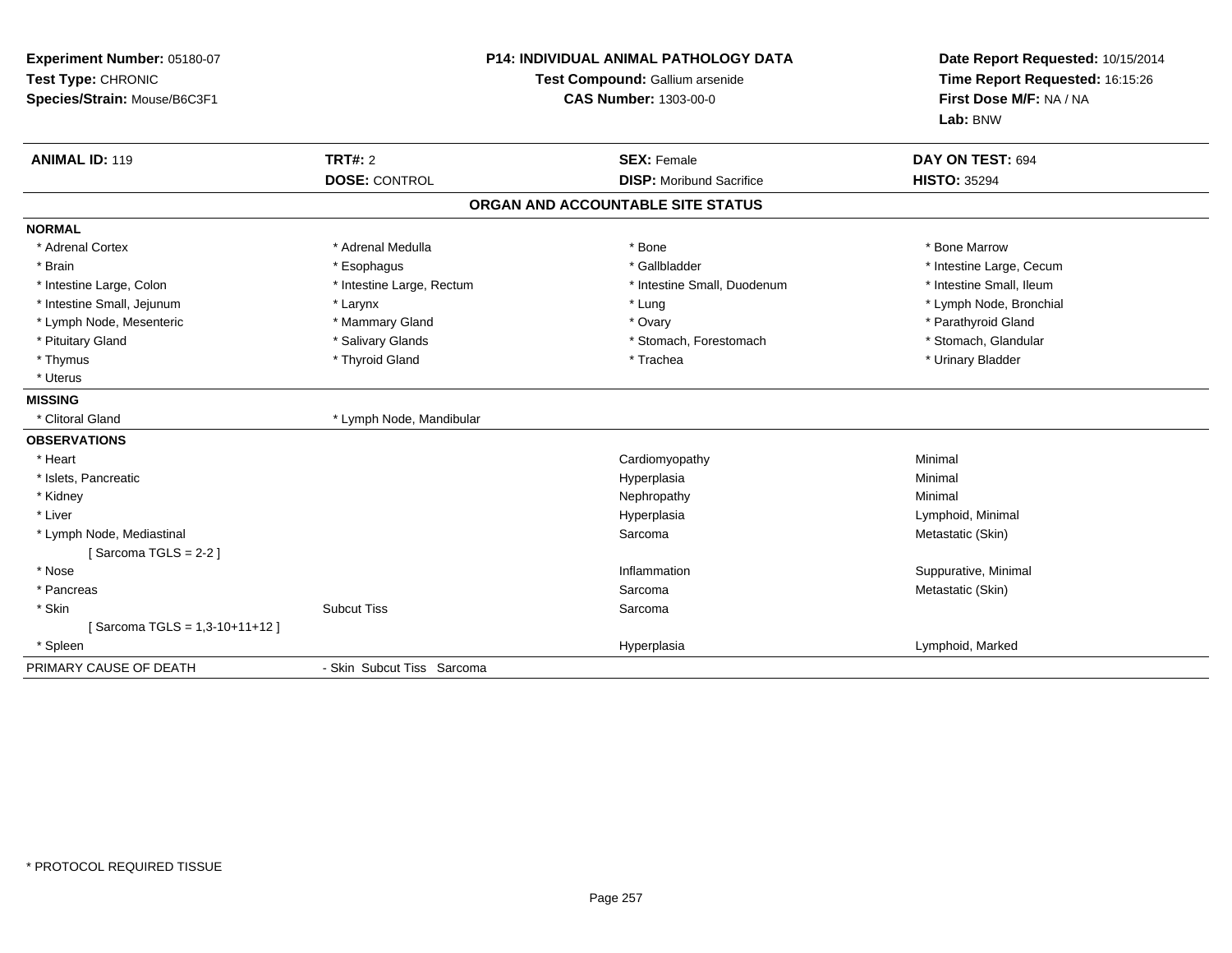**Experiment Number:** 05180-07
**Test Type:** CHRONIC
**Species/Strain:** Mouse/B6C3F1

**P14: INDIVIDUAL ANIMAL PATHOLOGY DATA**
**Test Compound:** Gallium arsenide
**CAS Number:** 1303-00-0

**Date Report Requested:** 10/15/2014
**Time Report Requested:** 16:15:26
**First Dose M/F:** NA / NA
**Lab:** BNW

| **ANIMAL ID:** 119 | **TRT#:** 2 | **SEX:** Female | **DAY ON TEST:** 694 |
|---|---|---|---|
| | **DOSE:** CONTROL | **DISP:** Moribund Sacrifice | **HISTO:** 35294 |

## ORGAN AND ACCOUNTABLE SITE STATUS

**NORMAL**

| | | | |
|---|---|---|---|
| * Adrenal Cortex | * Adrenal Medulla | * Bone | * Bone Marrow |
| * Brain | * Esophagus | * Gallbladder | * Intestine Large, Cecum |
| * Intestine Large, Colon | * Intestine Large, Rectum | * Intestine Small, Duodenum | * Intestine Small, Ileum |
| * Intestine Small, Jejunum | * Larynx | * Lung | * Lymph Node, Bronchial |
| * Lymph Node, Mesenteric | * Mammary Gland | * Ovary | * Parathyroid Gland |
| * Pituitary Gland | * Salivary Glands | * Stomach, Forestomach | * Stomach, Glandular |
| * Thymus | * Thyroid Gland | * Trachea | * Urinary Bladder |
| * Uterus | | | |

**MISSING**

| | |
|---|---|
| * Clitoral Gland | * Lymph Node, Mandibular |

**OBSERVATIONS**

| | | | |
|---|---|---|---|
| * Heart | | Cardiomyopathy | Minimal |
| * Islets, Pancreatic | | Hyperplasia | Minimal |
| * Kidney | | Nephropathy | Minimal |
| * Liver | | Hyperplasia | Lymphoid, Minimal |
| * Lymph Node, Mediastinal | | Sarcoma | Metastatic (Skin) |
| [ Sarcoma TGLS = 2-2 ] | | | |
| * Nose | | Inflammation | Suppurative, Minimal |
| * Pancreas | | Sarcoma | Metastatic (Skin) |
| * Skin | Subcut Tiss | Sarcoma | |
| [ Sarcoma TGLS = 1,3-10+11+12 ] | | | |
| * Spleen | | Hyperplasia | Lymphoid, Marked |

PRIMARY CAUSE OF DEATH - Skin Subcut Tiss Sarcoma

* PROTOCOL REQUIRED TISSUE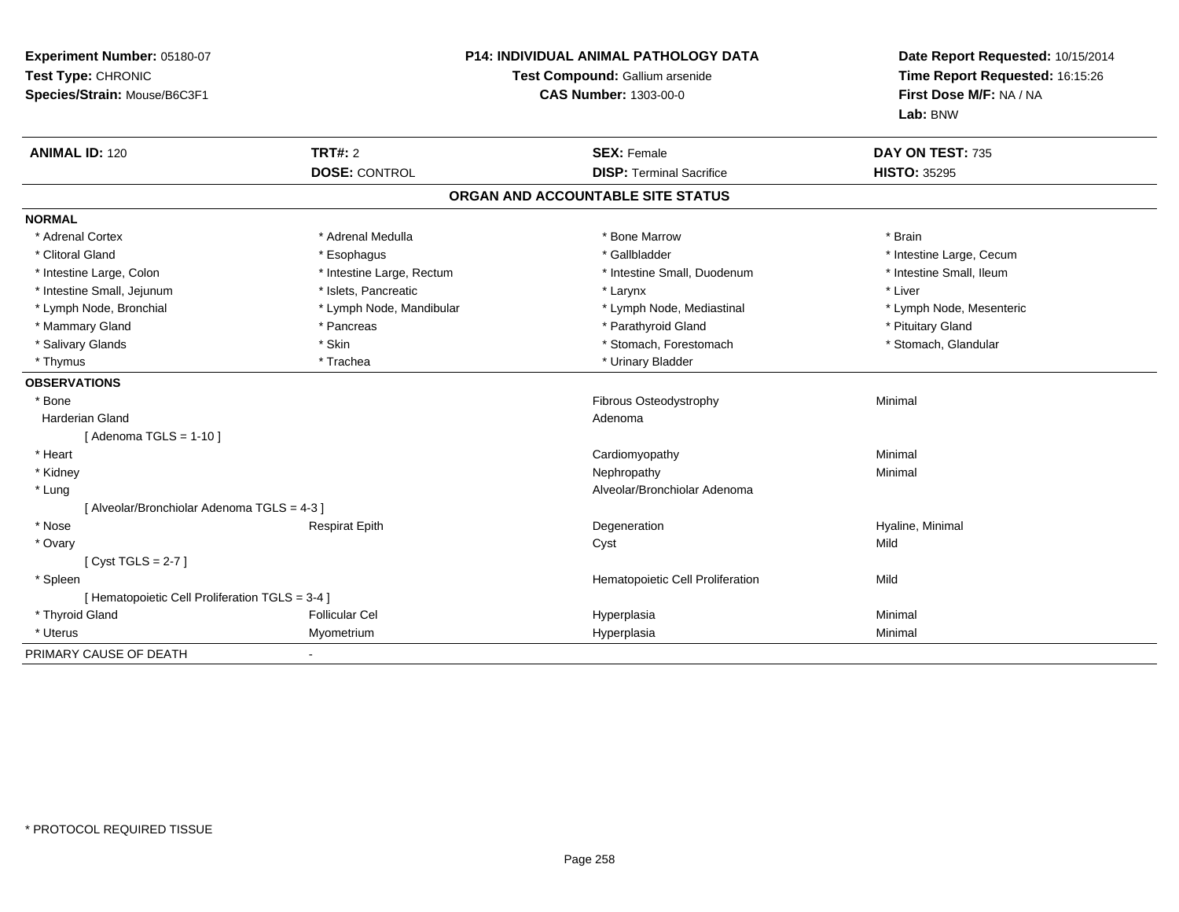**Experiment Number:** 05180-07
**Test Type:** CHRONIC
**Species/Strain:** Mouse/B6C3F1

**P14: INDIVIDUAL ANIMAL PATHOLOGY DATA**
**Test Compound:** Gallium arsenide
**CAS Number:** 1303-00-0

**Date Report Requested:** 10/15/2014
**Time Report Requested:** 16:15:26
**First Dose M/F:** NA / NA
**Lab:** BNW

| **ANIMAL ID:** 120 | **TRT#:** 2 | **SEX:** Female | **DAY ON TEST:** 735 |
|---|---|---|---|
| | **DOSE:** CONTROL | **DISP:** Terminal Sacrifice | **HISTO:** 35295 |

## ORGAN AND ACCOUNTABLE SITE STATUS

**NORMAL**

| | | | |
|---|---|---|---|
| * Adrenal Cortex | * Adrenal Medulla | * Bone Marrow | * Brain |
| * Clitoral Gland | * Esophagus | * Gallbladder | * Intestine Large, Cecum |
| * Intestine Large, Colon | * Intestine Large, Rectum | * Intestine Small, Duodenum | * Intestine Small, Ileum |
| * Intestine Small, Jejunum | * Islets, Pancreatic | * Larynx | * Liver |
| * Lymph Node, Bronchial | * Lymph Node, Mandibular | * Lymph Node, Mediastinal | * Lymph Node, Mesenteric |
| * Mammary Gland | * Pancreas | * Parathyroid Gland | * Pituitary Gland |
| * Salivary Glands | * Skin | * Stomach, Forestomach | * Stomach, Glandular |
| * Thymus | * Trachea | * Urinary Bladder | |

**OBSERVATIONS**

| | | | |
|---|---|---|---|
| * Bone | | Fibrous Osteodystrophy | Minimal |
| Harderian Gland | | Adenoma | |
| [ Adenoma TGLS = 1-10 ] | | | |
| * Heart | | Cardiomyopathy | Minimal |
| * Kidney | | Nephropathy | Minimal |
| * Lung | | Alveolar/Bronchiolar Adenoma | |
| [ Alveolar/Bronchiolar Adenoma TGLS = 4-3 ] | | | |
| * Nose | Respirat Epith | Degeneration | Hyaline, Minimal |
| * Ovary | | Cyst | Mild |
| [ Cyst TGLS = 2-7 ] | | | |
| * Spleen | | Hematopoietic Cell Proliferation | Mild |
| [ Hematopoietic Cell Proliferation TGLS = 3-4 ] | | | |
| * Thyroid Gland | Follicular Cel | Hyperplasia | Minimal |
| * Uterus | Myometrium | Hyperplasia | Minimal |

PRIMARY CAUSE OF DEATH -

\* PROTOCOL REQUIRED TISSUE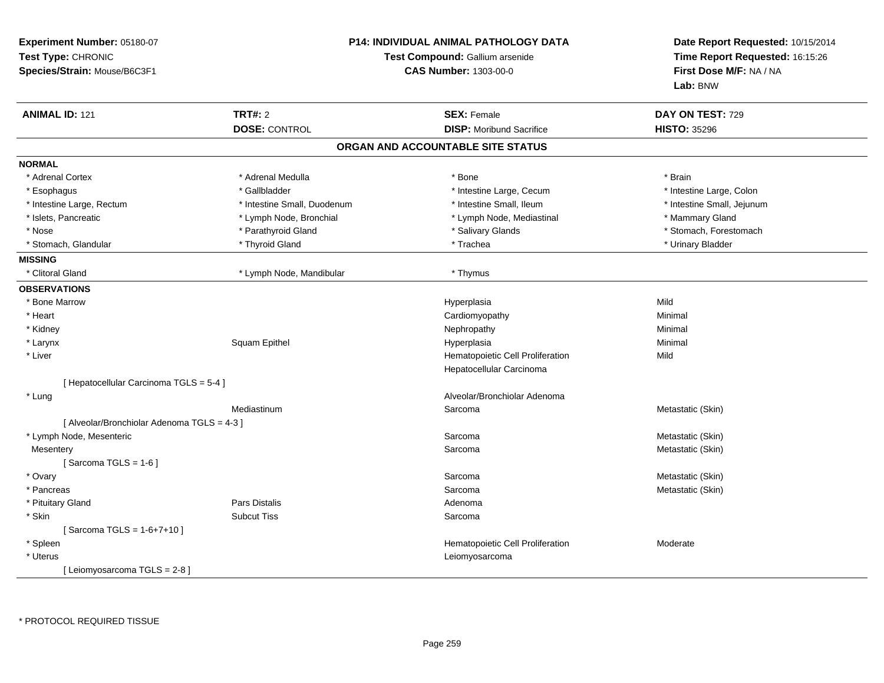**Experiment Number:** 05180-07
**Test Type:** CHRONIC
**Species/Strain:** Mouse/B6C3F1

**P14: INDIVIDUAL ANIMAL PATHOLOGY DATA**
**Test Compound:** Gallium arsenide
**CAS Number:** 1303-00-0

**Date Report Requested:** 10/15/2014
**Time Report Requested:** 16:15:26
**First Dose M/F:** NA / NA
**Lab:** BNW

| **ANIMAL ID:** 121 | **TRT#:** 2 | **SEX:** Female | **DAY ON TEST:** 729 |
|---|---|---|---|
| | **DOSE:** CONTROL | **DISP:** Moribund Sacrifice | **HISTO:** 35296 |

## ORGAN AND ACCOUNTABLE SITE STATUS

**NORMAL**

| | | | |
|---|---|---|---|
| * Adrenal Cortex | * Adrenal Medulla | * Bone | * Brain |
| * Esophagus | * Gallbladder | * Intestine Large, Cecum | * Intestine Large, Colon |
| * Intestine Large, Rectum | * Intestine Small, Duodenum | * Intestine Small, Ileum | * Intestine Small, Jejunum |
| * Islets, Pancreatic | * Lymph Node, Bronchial | * Lymph Node, Mediastinal | * Mammary Gland |
| * Nose | * Parathyroid Gland | * Salivary Glands | * Stomach, Forestomach |
| * Stomach, Glandular | * Thyroid Gland | * Trachea | * Urinary Bladder |

**MISSING**

| | | |
|---|---|---|
| * Clitoral Gland | * Lymph Node, Mandibular | * Thymus |

**OBSERVATIONS**

| Organ | Site | Observation | Severity |
|---|---|---|---|
| * Bone Marrow | | Hyperplasia | Mild |
| * Heart | | Cardiomyopathy | Minimal |
| * Kidney | | Nephropathy | Minimal |
| * Larynx | Squam Epithel | Hyperplasia | Minimal |
| * Liver | | Hematopoietic Cell Proliferation | Mild |
| | | Hepatocellular Carcinoma | |
| [ Hepatocellular Carcinoma TGLS = 5-4 ] | | | |
| * Lung | | Alveolar/Bronchiolar Adenoma | |
| | Mediastinum | Sarcoma | Metastatic (Skin) |
| [ Alveolar/Bronchiolar Adenoma TGLS = 4-3 ] | | | |
| * Lymph Node, Mesenteric | | Sarcoma | Metastatic (Skin) |
| Mesentery | | Sarcoma | Metastatic (Skin) |
| [ Sarcoma TGLS = 1-6 ] | | | |
| * Ovary | | Sarcoma | Metastatic (Skin) |
| * Pancreas | | Sarcoma | Metastatic (Skin) |
| * Pituitary Gland | Pars Distalis | Adenoma | |
| * Skin | Subcut Tiss | Sarcoma | |
| [ Sarcoma TGLS = 1-6+7+10 ] | | | |
| * Spleen | | Hematopoietic Cell Proliferation | Moderate |
| * Uterus | | Leiomyosarcoma | |
| [ Leiomyosarcoma TGLS = 2-8 ] | | | |

\* PROTOCOL REQUIRED TISSUE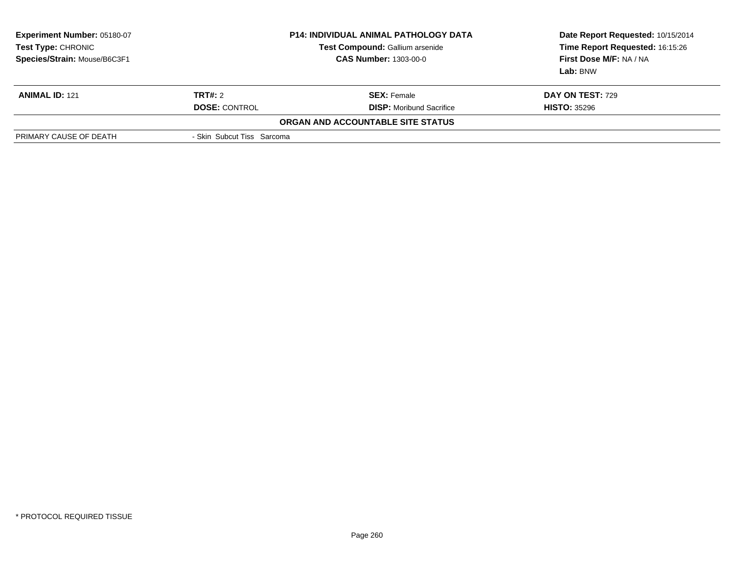| Experiment Number: 05180-07 | P14: INDIVIDUAL ANIMAL PATHOLOGY DATA | Date Report Requested: 10/15/2014 |
|---|---|---|
| Test Type: CHRONIC | Test Compound: Gallium arsenide | Time Report Requested: 16:15:26 |
| Species/Strain: Mouse/B6C3F1 | CAS Number: 1303-00-0 | First Dose M/F: NA / NA |
| | | Lab: BNW |

| ANIMAL ID: 121 | TRT#: 2 | SEX: Female | DAY ON TEST: 729 |
|---|---|---|---|
| | DOSE: CONTROL | DISP: Moribund Sacrifice | HISTO: 35296 |

**ORGAN AND ACCOUNTABLE SITE STATUS**

| PRIMARY CAUSE OF DEATH | - Skin Subcut Tiss Sarcoma |
|---|---|

\* PROTOCOL REQUIRED TISSUE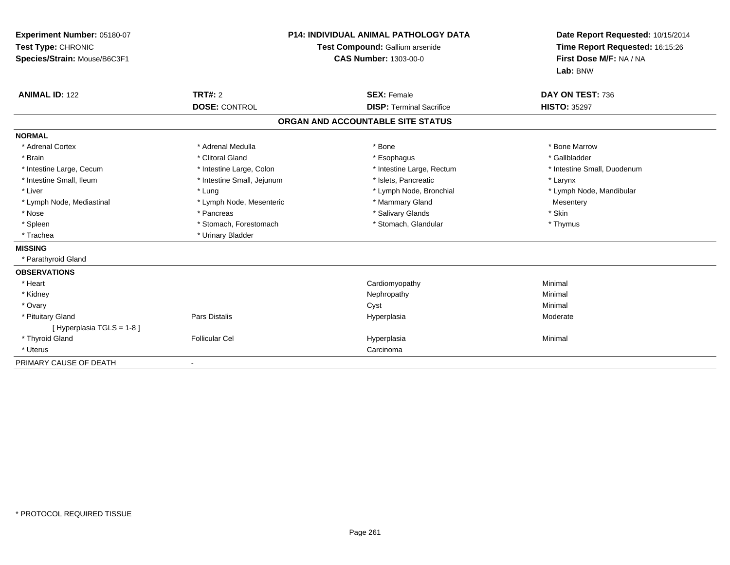**Experiment Number:** 05180-07
**Test Type:** CHRONIC
**Species/Strain:** Mouse/B6C3F1

**P14: INDIVIDUAL ANIMAL PATHOLOGY DATA**
**Test Compound:** Gallium arsenide
**CAS Number:** 1303-00-0

**Date Report Requested:** 10/15/2014
**Time Report Requested:** 16:15:26
**First Dose M/F:** NA / NA
**Lab:** BNW

| **ANIMAL ID:** 122 | **TRT#:** 2 | **SEX:** Female | **DAY ON TEST:** 736 |
|---|---|---|---|
| | **DOSE:** CONTROL | **DISP:** Terminal Sacrifice | **HISTO:** 35297 |

**ORGAN AND ACCOUNTABLE SITE STATUS**

**NORMAL**

| | | | |
|---|---|---|---|
| * Adrenal Cortex | * Adrenal Medulla | * Bone | * Bone Marrow |
| * Brain | * Clitoral Gland | * Esophagus | * Gallbladder |
| * Intestine Large, Cecum | * Intestine Large, Colon | * Intestine Large, Rectum | * Intestine Small, Duodenum |
| * Intestine Small, Ileum | * Intestine Small, Jejunum | * Islets, Pancreatic | * Larynx |
| * Liver | * Lung | * Lymph Node, Bronchial | * Lymph Node, Mandibular |
| * Lymph Node, Mediastinal | * Lymph Node, Mesenteric | * Mammary Gland | Mesentery |
| * Nose | * Pancreas | * Salivary Glands | * Skin |
| * Spleen | * Stomach, Forestomach | * Stomach, Glandular | * Thymus |
| * Trachea | * Urinary Bladder | | |

**MISSING**

* Parathyroid Gland

**OBSERVATIONS**

| | | | |
|---|---|---|---|
| * Heart | | Cardiomyopathy | Minimal |
| * Kidney | | Nephropathy | Minimal |
| * Ovary | | Cyst | Minimal |
| * Pituitary Gland | Pars Distalis | Hyperplasia | Moderate |
| [ Hyperplasia TGLS = 1-8 ] | | | |
| * Thyroid Gland | Follicular Cel | Hyperplasia | Minimal |
| * Uterus | | Carcinoma | |

PRIMARY CAUSE OF DEATH -

* PROTOCOL REQUIRED TISSUE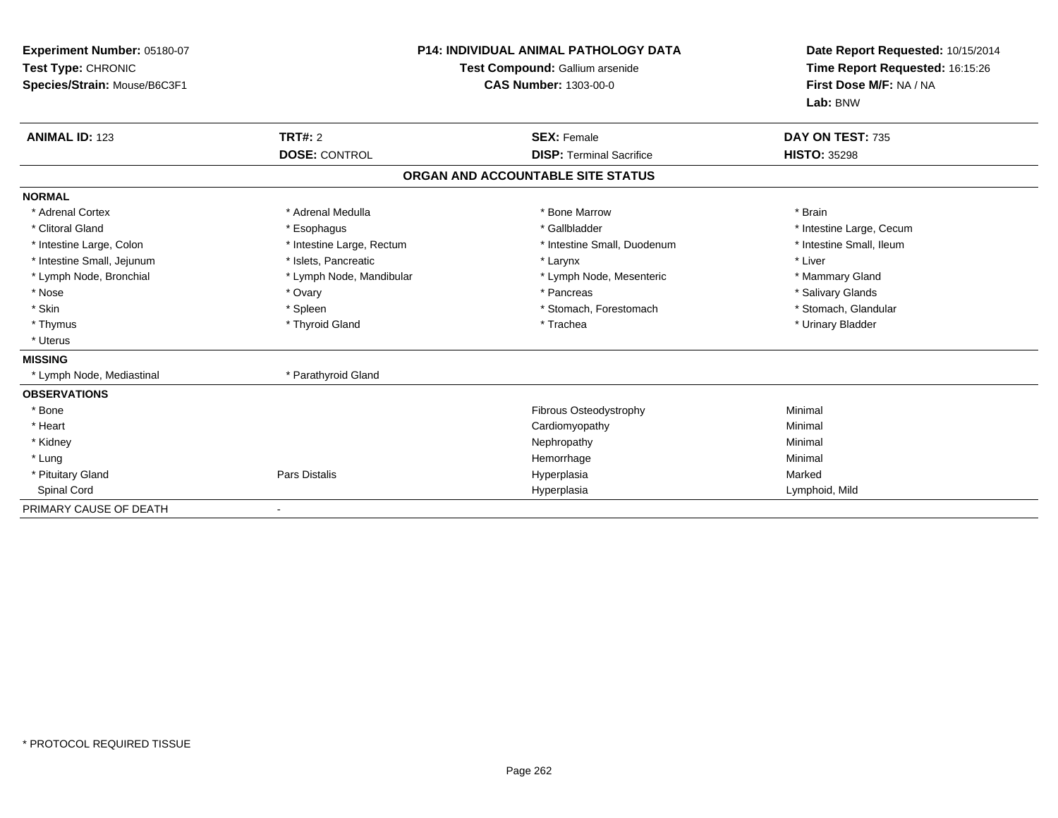**Experiment Number:** 05180-07
**Test Type:** CHRONIC
**Species/Strain:** Mouse/B6C3F1

**P14: INDIVIDUAL ANIMAL PATHOLOGY DATA**
**Test Compound:** Gallium arsenide
**CAS Number:** 1303-00-0

**Date Report Requested:** 10/15/2014
**Time Report Requested:** 16:15:26
**First Dose M/F:** NA / NA
**Lab:** BNW

| **ANIMAL ID:** 123 | **TRT#:** 2 | **SEX:** Female | **DAY ON TEST:** 735 |
|---|---|---|---|
| | **DOSE:** CONTROL | **DISP:** Terminal Sacrifice | **HISTO:** 35298 |

## ORGAN AND ACCOUNTABLE SITE STATUS

**NORMAL**

| | | | |
|---|---|---|---|
| * Adrenal Cortex | * Adrenal Medulla | * Bone Marrow | * Brain |
| * Clitoral Gland | * Esophagus | * Gallbladder | * Intestine Large, Cecum |
| * Intestine Large, Colon | * Intestine Large, Rectum | * Intestine Small, Duodenum | * Intestine Small, Ileum |
| * Intestine Small, Jejunum | * Islets, Pancreatic | * Larynx | * Liver |
| * Lymph Node, Bronchial | * Lymph Node, Mandibular | * Lymph Node, Mesenteric | * Mammary Gland |
| * Nose | * Ovary | * Pancreas | * Salivary Glands |
| * Skin | * Spleen | * Stomach, Forestomach | * Stomach, Glandular |
| * Thymus | * Thyroid Gland | * Trachea | * Urinary Bladder |
| * Uterus | | | |

**MISSING**

| | |
|---|---|
| * Lymph Node, Mediastinal | * Parathyroid Gland |

**OBSERVATIONS**

| | | | |
|---|---|---|---|
| * Bone | | Fibrous Osteodystrophy | Minimal |
| * Heart | | Cardiomyopathy | Minimal |
| * Kidney | | Nephropathy | Minimal |
| * Lung | | Hemorrhage | Minimal |
| * Pituitary Gland | Pars Distalis | Hyperplasia | Marked |
| Spinal Cord | | Hyperplasia | Lymphoid, Mild |

| PRIMARY CAUSE OF DEATH | - |
|---|---|

* PROTOCOL REQUIRED TISSUE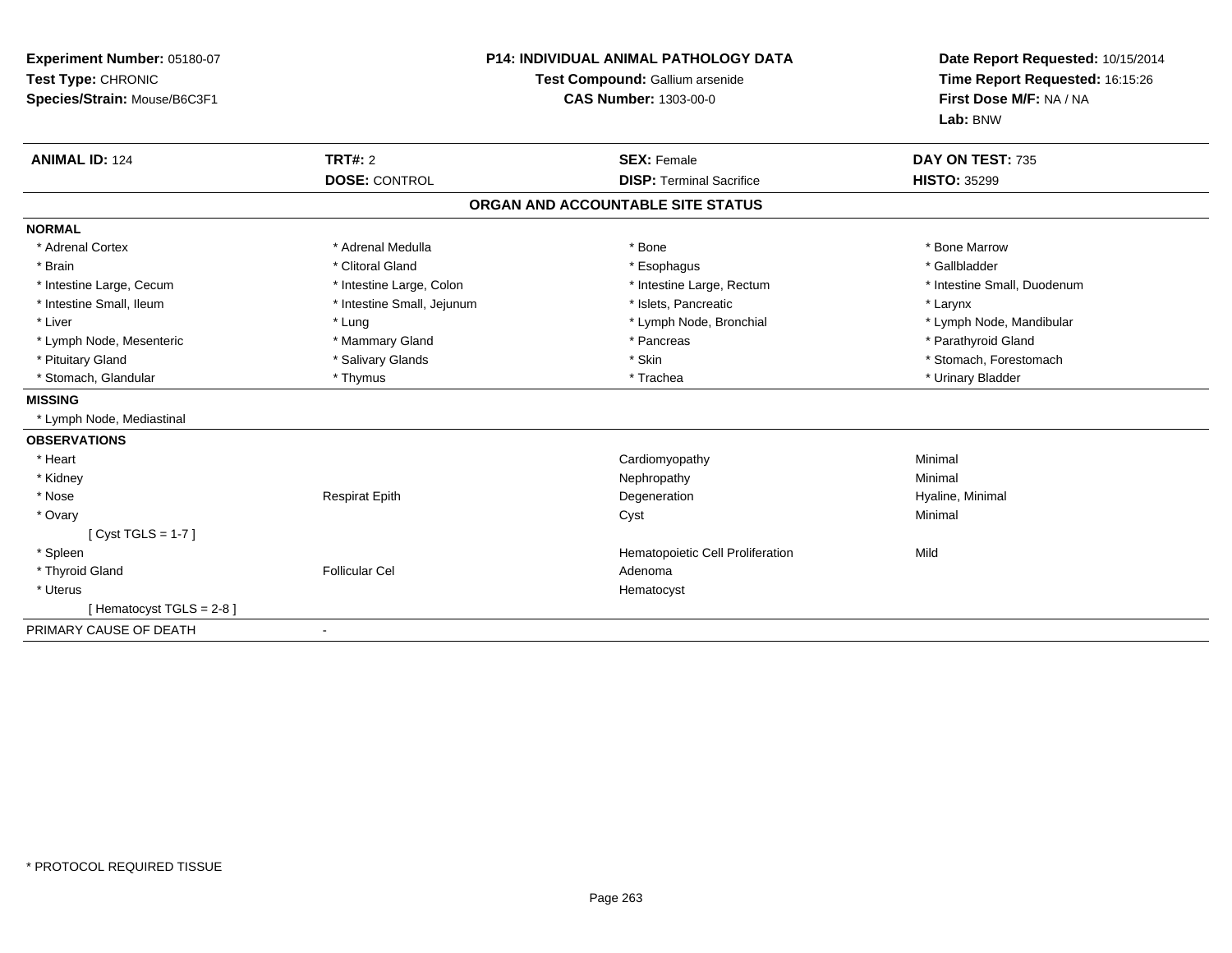**Experiment Number:** 05180-07
**Test Type:** CHRONIC
**Species/Strain:** Mouse/B6C3F1

**P14: INDIVIDUAL ANIMAL PATHOLOGY DATA**
**Test Compound:** Gallium arsenide
**CAS Number:** 1303-00-0

**Date Report Requested:** 10/15/2014
**Time Report Requested:** 16:15:26
**First Dose M/F:** NA / NA
**Lab:** BNW

| **ANIMAL ID:** 124 | **TRT#:** 2 | **SEX:** Female | **DAY ON TEST:** 735 |
|---|---|---|---|
| | **DOSE:** CONTROL | **DISP:** Terminal Sacrifice | **HISTO:** 35299 |

## ORGAN AND ACCOUNTABLE SITE STATUS

**NORMAL**

| | | | |
|---|---|---|---|
| * Adrenal Cortex | * Adrenal Medulla | * Bone | * Bone Marrow |
| * Brain | * Clitoral Gland | * Esophagus | * Gallbladder |
| * Intestine Large, Cecum | * Intestine Large, Colon | * Intestine Large, Rectum | * Intestine Small, Duodenum |
| * Intestine Small, Ileum | * Intestine Small, Jejunum | * Islets, Pancreatic | * Larynx |
| * Liver | * Lung | * Lymph Node, Bronchial | * Lymph Node, Mandibular |
| * Lymph Node, Mesenteric | * Mammary Gland | * Pancreas | * Parathyroid Gland |
| * Pituitary Gland | * Salivary Glands | * Skin | * Stomach, Forestomach |
| * Stomach, Glandular | * Thymus | * Trachea | * Urinary Bladder |

**MISSING**

* Lymph Node, Mediastinal

**OBSERVATIONS**

| | | | |
|---|---|---|---|
| * Heart | | Cardiomyopathy | Minimal |
| * Kidney | | Nephropathy | Minimal |
| * Nose | Respirat Epith | Degeneration | Hyaline, Minimal |
| * Ovary | | Cyst | Minimal |
| [ Cyst TGLS = 1-7 ] | | | |
| * Spleen | | Hematopoietic Cell Proliferation | Mild |
| * Thyroid Gland | Follicular Cel | Adenoma | |
| * Uterus | | Hematocyst | |
| [ Hematocyst TGLS = 2-8 ] | | | |

PRIMARY CAUSE OF DEATH -

* PROTOCOL REQUIRED TISSUE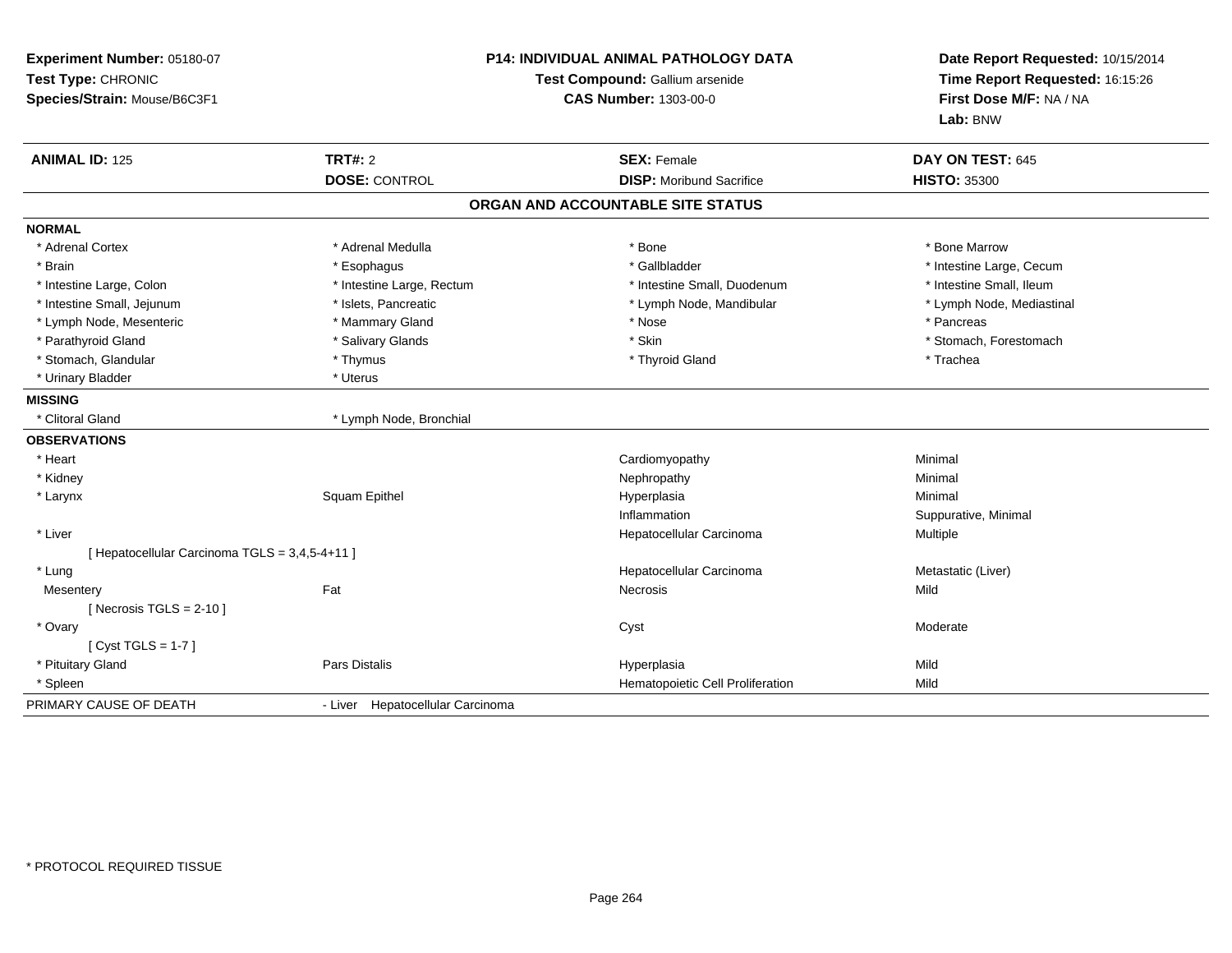**Experiment Number:** 05180-07
**Test Type:** CHRONIC
**Species/Strain:** Mouse/B6C3F1

**P14: INDIVIDUAL ANIMAL PATHOLOGY DATA**
**Test Compound:** Gallium arsenide
**CAS Number:** 1303-00-0

**Date Report Requested:** 10/15/2014
**Time Report Requested:** 16:15:26
**First Dose M/F:** NA / NA
**Lab:** BNW

| **ANIMAL ID:** 125 | **TRT#:** 2 | **SEX:** Female | **DAY ON TEST:** 645 |
|---|---|---|---|
| | **DOSE:** CONTROL | **DISP:** Moribund Sacrifice | **HISTO:** 35300 |

## ORGAN AND ACCOUNTABLE SITE STATUS

**NORMAL**

| | | | |
|---|---|---|---|
| * Adrenal Cortex | * Adrenal Medulla | * Bone | * Bone Marrow |
| * Brain | * Esophagus | * Gallbladder | * Intestine Large, Cecum |
| * Intestine Large, Colon | * Intestine Large, Rectum | * Intestine Small, Duodenum | * Intestine Small, Ileum |
| * Intestine Small, Jejunum | * Islets, Pancreatic | * Lymph Node, Mandibular | * Lymph Node, Mediastinal |
| * Lymph Node, Mesenteric | * Mammary Gland | * Nose | * Pancreas |
| * Parathyroid Gland | * Salivary Glands | * Skin | * Stomach, Forestomach |
| * Stomach, Glandular | * Thymus | * Thyroid Gland | * Trachea |
| * Urinary Bladder | * Uterus | | |

**MISSING**

| | |
|---|---|
| * Clitoral Gland | * Lymph Node, Bronchial |

**OBSERVATIONS**

| | | | |
|---|---|---|---|
| * Heart | | Cardiomyopathy | Minimal |
| * Kidney | | Nephropathy | Minimal |
| * Larynx | Squam Epithel | Hyperplasia | Minimal |
| | | Inflammation | Suppurative, Minimal |
| * Liver | | Hepatocellular Carcinoma | Multiple |
| [ Hepatocellular Carcinoma TGLS = 3,4,5-4+11 ] | | | |
| * Lung | | Hepatocellular Carcinoma | Metastatic (Liver) |
| Mesentery | Fat | Necrosis | Mild |
| [ Necrosis TGLS = 2-10 ] | | | |
| * Ovary | | Cyst | Moderate |
| [ Cyst TGLS = 1-7 ] | | | |
| * Pituitary Gland | Pars Distalis | Hyperplasia | Mild |
| * Spleen | | Hematopoietic Cell Proliferation | Mild |

PRIMARY CAUSE OF DEATH - Liver Hepatocellular Carcinoma

* PROTOCOL REQUIRED TISSUE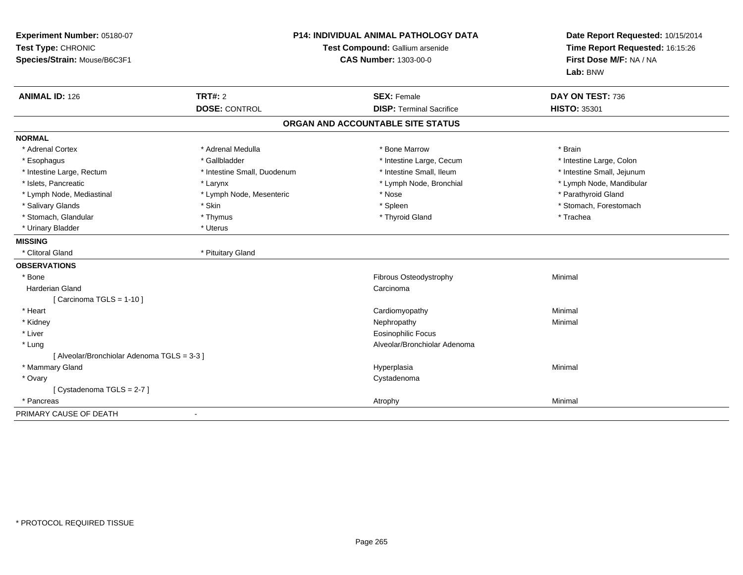**Experiment Number:** 05180-07
**Test Type:** CHRONIC
**Species/Strain:** Mouse/B6C3F1

**P14: INDIVIDUAL ANIMAL PATHOLOGY DATA**
**Test Compound:** Gallium arsenide
**CAS Number:** 1303-00-0

**Date Report Requested:** 10/15/2014
**Time Report Requested:** 16:15:26
**First Dose M/F:** NA / NA
**Lab:** BNW

| **ANIMAL ID:** 126 | **TRT#:** 2 | **SEX:** Female | **DAY ON TEST:** 736 |
|---|---|---|---|
| | **DOSE:** CONTROL | **DISP:** Terminal Sacrifice | **HISTO:** 35301 |

## ORGAN AND ACCOUNTABLE SITE STATUS

**NORMAL**

| | | | |
|---|---|---|---|
| * Adrenal Cortex | * Adrenal Medulla | * Bone Marrow | * Brain |
| * Esophagus | * Gallbladder | * Intestine Large, Cecum | * Intestine Large, Colon |
| * Intestine Large, Rectum | * Intestine Small, Duodenum | * Intestine Small, Ileum | * Intestine Small, Jejunum |
| * Islets, Pancreatic | * Larynx | * Lymph Node, Bronchial | * Lymph Node, Mandibular |
| * Lymph Node, Mediastinal | * Lymph Node, Mesenteric | * Nose | * Parathyroid Gland |
| * Salivary Glands | * Skin | * Spleen | * Stomach, Forestomach |
| * Stomach, Glandular | * Thymus | * Thyroid Gland | * Trachea |
| * Urinary Bladder | * Uterus | | |

**MISSING**

| | |
|---|---|
| * Clitoral Gland | * Pituitary Gland |

**OBSERVATIONS**

| | | |
|---|---|---|
| * Bone | Fibrous Osteodystrophy | Minimal |
| Harderian Gland | Carcinoma | |
| [ Carcinoma TGLS = 1-10 ] | | |
| * Heart | Cardiomyopathy | Minimal |
| * Kidney | Nephropathy | Minimal |
| * Liver | Eosinophilic Focus | |
| * Lung | Alveolar/Bronchiolar Adenoma | |
| [ Alveolar/Bronchiolar Adenoma TGLS = 3-3 ] | | |
| * Mammary Gland | Hyperplasia | Minimal |
| * Ovary | Cystadenoma | |
| [ Cystadenoma TGLS = 2-7 ] | | |
| * Pancreas | Atrophy | Minimal |

PRIMARY CAUSE OF DEATH -

\* PROTOCOL REQUIRED TISSUE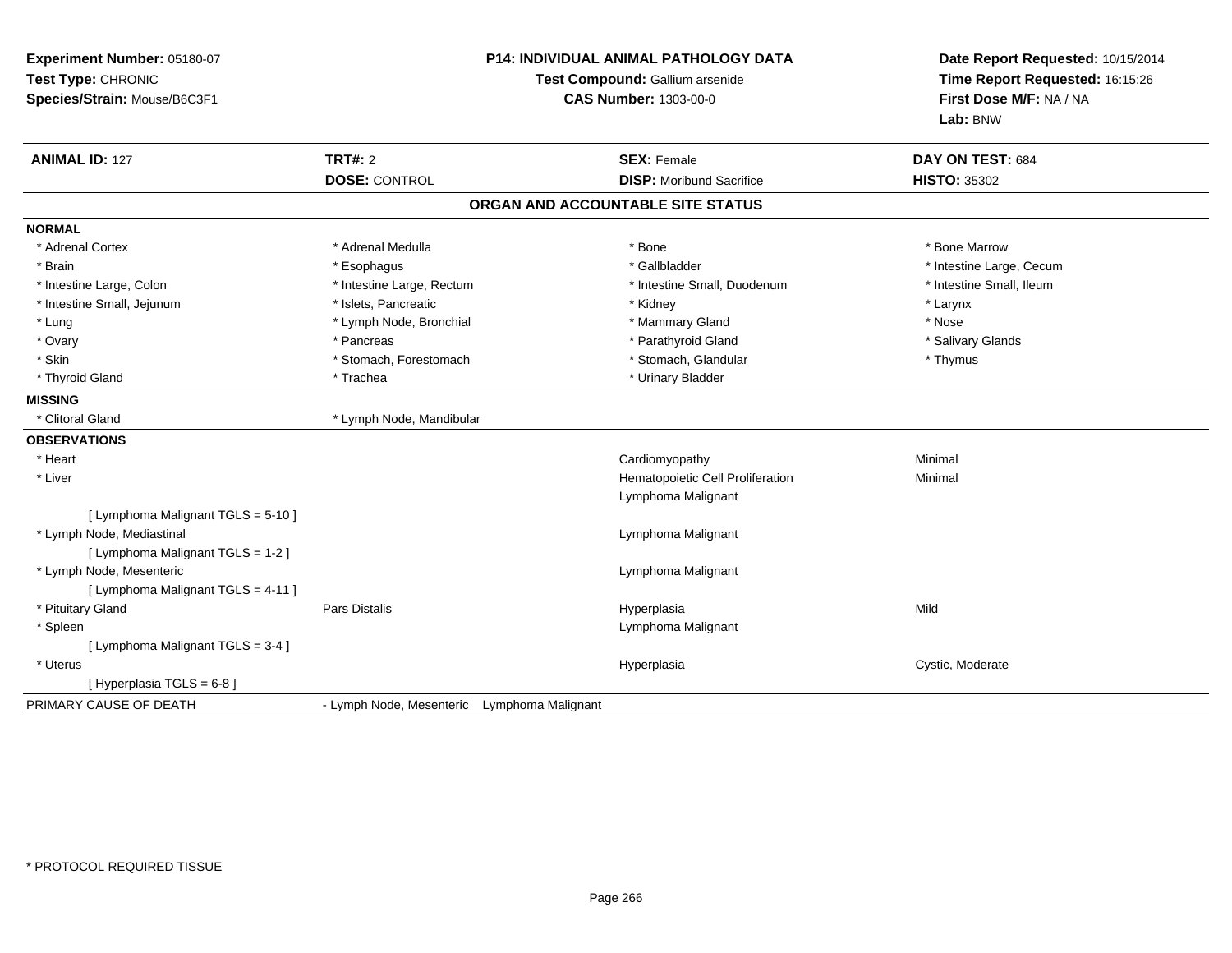**Experiment Number:** 05180-07
**Test Type:** CHRONIC
**Species/Strain:** Mouse/B6C3F1

**P14: INDIVIDUAL ANIMAL PATHOLOGY DATA**
**Test Compound:** Gallium arsenide
**CAS Number:** 1303-00-0

**Date Report Requested:** 10/15/2014
**Time Report Requested:** 16:15:26
**First Dose M/F:** NA / NA
**Lab:** BNW

| **ANIMAL ID:** 127 | **TRT#:** 2 | **SEX:** Female | **DAY ON TEST:** 684 |
|---|---|---|---|
| | **DOSE:** CONTROL | **DISP:** Moribund Sacrifice | **HISTO:** 35302 |

## ORGAN AND ACCOUNTABLE SITE STATUS

**NORMAL**

| | | | |
|---|---|---|---|
| * Adrenal Cortex | * Adrenal Medulla | * Bone | * Bone Marrow |
| * Brain | * Esophagus | * Gallbladder | * Intestine Large, Cecum |
| * Intestine Large, Colon | * Intestine Large, Rectum | * Intestine Small, Duodenum | * Intestine Small, Ileum |
| * Intestine Small, Jejunum | * Islets, Pancreatic | * Kidney | * Larynx |
| * Lung | * Lymph Node, Bronchial | * Mammary Gland | * Nose |
| * Ovary | * Pancreas | * Parathyroid Gland | * Salivary Glands |
| * Skin | * Stomach, Forestomach | * Stomach, Glandular | * Thymus |
| * Thyroid Gland | * Trachea | * Urinary Bladder | |

**MISSING**

| | |
|---|---|
| * Clitoral Gland | * Lymph Node, Mandibular |

**OBSERVATIONS**

| | | | |
|---|---|---|---|
| * Heart | | Cardiomyopathy | Minimal |
| * Liver | | Hematopoietic Cell Proliferation | Minimal |
| | | Lymphoma Malignant | |
| [ Lymphoma Malignant TGLS = 5-10 ] | | | |
| * Lymph Node, Mediastinal | | Lymphoma Malignant | |
| [ Lymphoma Malignant TGLS = 1-2 ] | | | |
| * Lymph Node, Mesenteric | | Lymphoma Malignant | |
| [ Lymphoma Malignant TGLS = 4-11 ] | | | |
| * Pituitary Gland | Pars Distalis | Hyperplasia | Mild |
| * Spleen | | Lymphoma Malignant | |
| [ Lymphoma Malignant TGLS = 3-4 ] | | | |
| * Uterus | | Hyperplasia | Cystic, Moderate |
| [ Hyperplasia TGLS = 6-8 ] | | | |

PRIMARY CAUSE OF DEATH - Lymph Node, Mesenteric Lymphoma Malignant

* PROTOCOL REQUIRED TISSUE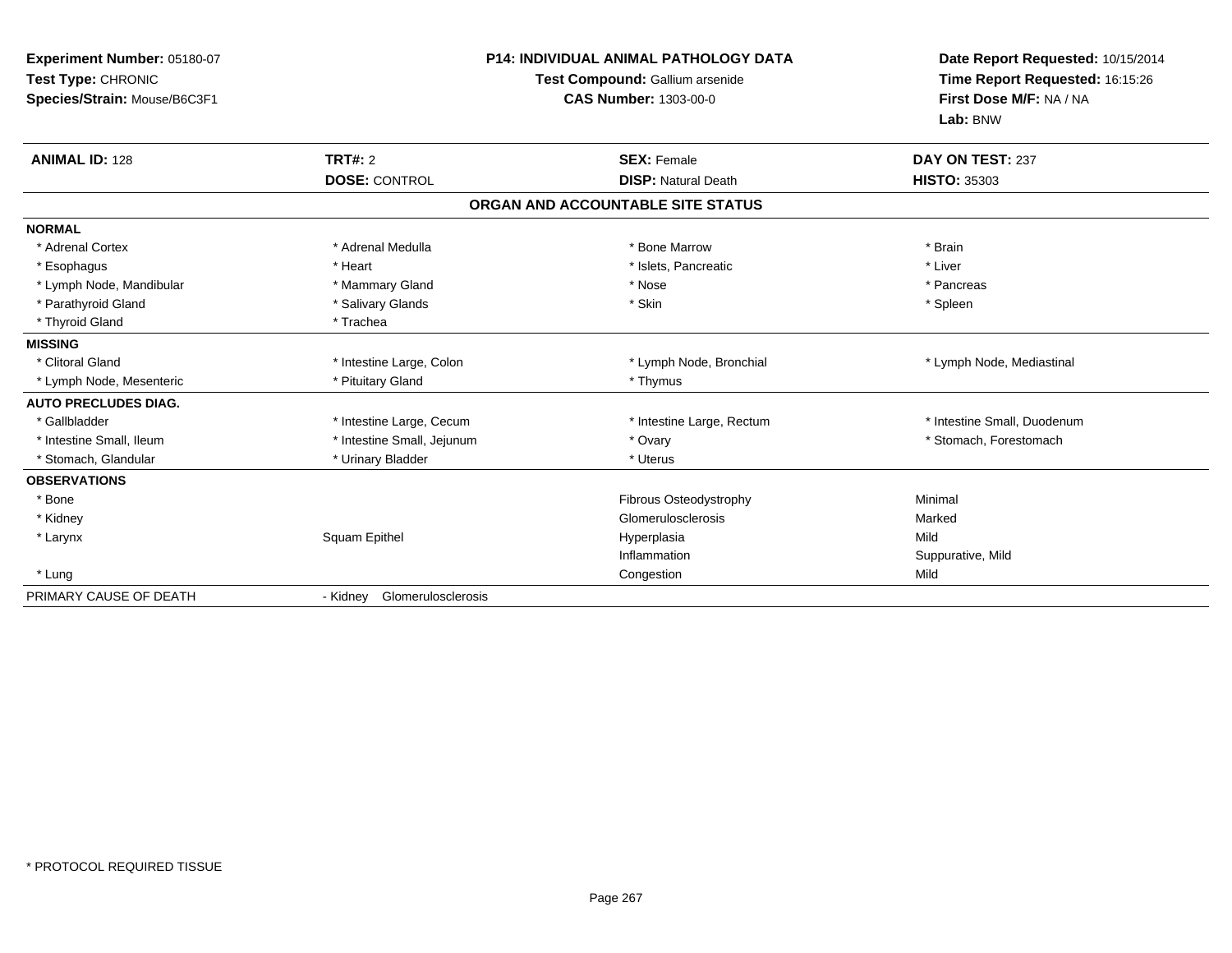**Experiment Number:** 05180-07
**Test Type:** CHRONIC
**Species/Strain:** Mouse/B6C3F1

**P14: INDIVIDUAL ANIMAL PATHOLOGY DATA**
**Test Compound:** Gallium arsenide
**CAS Number:** 1303-00-0

**Date Report Requested:** 10/15/2014
**Time Report Requested:** 16:15:26
**First Dose M/F:** NA / NA
**Lab:** BNW

| **ANIMAL ID:** 128 | **TRT#:** 2 | **SEX:** Female | **DAY ON TEST:** 237 |
|---|---|---|---|
| | **DOSE:** CONTROL | **DISP:** Natural Death | **HISTO:** 35303 |

## ORGAN AND ACCOUNTABLE SITE STATUS

| | | | |
|---|---|---|---|
| **NORMAL** | | | |
| * Adrenal Cortex | * Adrenal Medulla | * Bone Marrow | * Brain |
| * Esophagus | * Heart | * Islets, Pancreatic | * Liver |
| * Lymph Node, Mandibular | * Mammary Gland | * Nose | * Pancreas |
| * Parathyroid Gland | * Salivary Glands | * Skin | * Spleen |
| * Thyroid Gland | * Trachea | | |
| **MISSING** | | | |
| * Clitoral Gland | * Intestine Large, Colon | * Lymph Node, Bronchial | * Lymph Node, Mediastinal |
| * Lymph Node, Mesenteric | * Pituitary Gland | * Thymus | |
| **AUTO PRECLUDES DIAG.** | | | |
| * Gallbladder | * Intestine Large, Cecum | * Intestine Large, Rectum | * Intestine Small, Duodenum |
| * Intestine Small, Ileum | * Intestine Small, Jejunum | * Ovary | * Stomach, Forestomach |
| * Stomach, Glandular | * Urinary Bladder | * Uterus | |
| **OBSERVATIONS** | | | |
| * Bone | | Fibrous Osteodystrophy | Minimal |
| * Kidney | | Glomerulosclerosis | Marked |
| * Larynx | Squam Epithel | Hyperplasia | Mild |
| | | Inflammation | Suppurative, Mild |
| * Lung | | Congestion | Mild |
| PRIMARY CAUSE OF DEATH | - Kidney Glomerulosclerosis | | |

* PROTOCOL REQUIRED TISSUE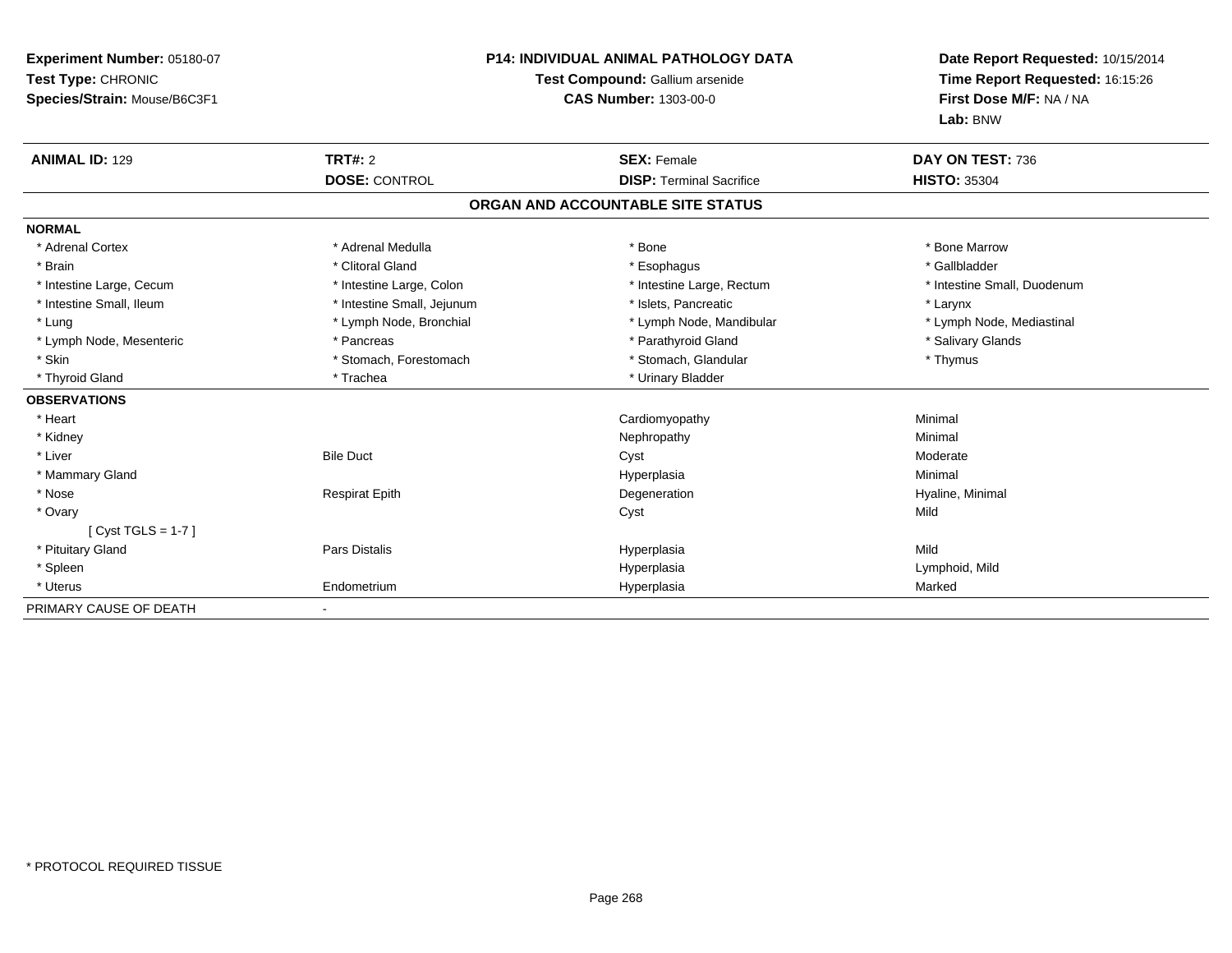**Experiment Number:** 05180-07
**Test Type:** CHRONIC
**Species/Strain:** Mouse/B6C3F1

**P14: INDIVIDUAL ANIMAL PATHOLOGY DATA**
**Test Compound:** Gallium arsenide
**CAS Number:** 1303-00-0

**Date Report Requested:** 10/15/2014
**Time Report Requested:** 16:15:26
**First Dose M/F:** NA / NA
**Lab:** BNW

| **ANIMAL ID:** 129 | **TRT#:** 2 | **SEX:** Female | **DAY ON TEST:** 736 |
|---|---|---|---|
| | **DOSE:** CONTROL | **DISP:** Terminal Sacrifice | **HISTO:** 35304 |

**ORGAN AND ACCOUNTABLE SITE STATUS**

**NORMAL**

| | | | |
|---|---|---|---|
| * Adrenal Cortex | * Adrenal Medulla | * Bone | * Bone Marrow |
| * Brain | * Clitoral Gland | * Esophagus | * Gallbladder |
| * Intestine Large, Cecum | * Intestine Large, Colon | * Intestine Large, Rectum | * Intestine Small, Duodenum |
| * Intestine Small, Ileum | * Intestine Small, Jejunum | * Islets, Pancreatic | * Larynx |
| * Lung | * Lymph Node, Bronchial | * Lymph Node, Mandibular | * Lymph Node, Mediastinal |
| * Lymph Node, Mesenteric | * Pancreas | * Parathyroid Gland | * Salivary Glands |
| * Skin | * Stomach, Forestomach | * Stomach, Glandular | * Thymus |
| * Thyroid Gland | * Trachea | * Urinary Bladder | |

**OBSERVATIONS**

| | | | |
|---|---|---|---|
| * Heart | | Cardiomyopathy | Minimal |
| * Kidney | | Nephropathy | Minimal |
| * Liver | Bile Duct | Cyst | Moderate |
| * Mammary Gland | | Hyperplasia | Minimal |
| * Nose | Respirat Epith | Degeneration | Hyaline, Minimal |
| * Ovary | | Cyst | Mild |
| [ Cyst TGLS = 1-7 ] | | | |
| * Pituitary Gland | Pars Distalis | Hyperplasia | Mild |
| * Spleen | | Hyperplasia | Lymphoid, Mild |
| * Uterus | Endometrium | Hyperplasia | Marked |

PRIMARY CAUSE OF DEATH -

* PROTOCOL REQUIRED TISSUE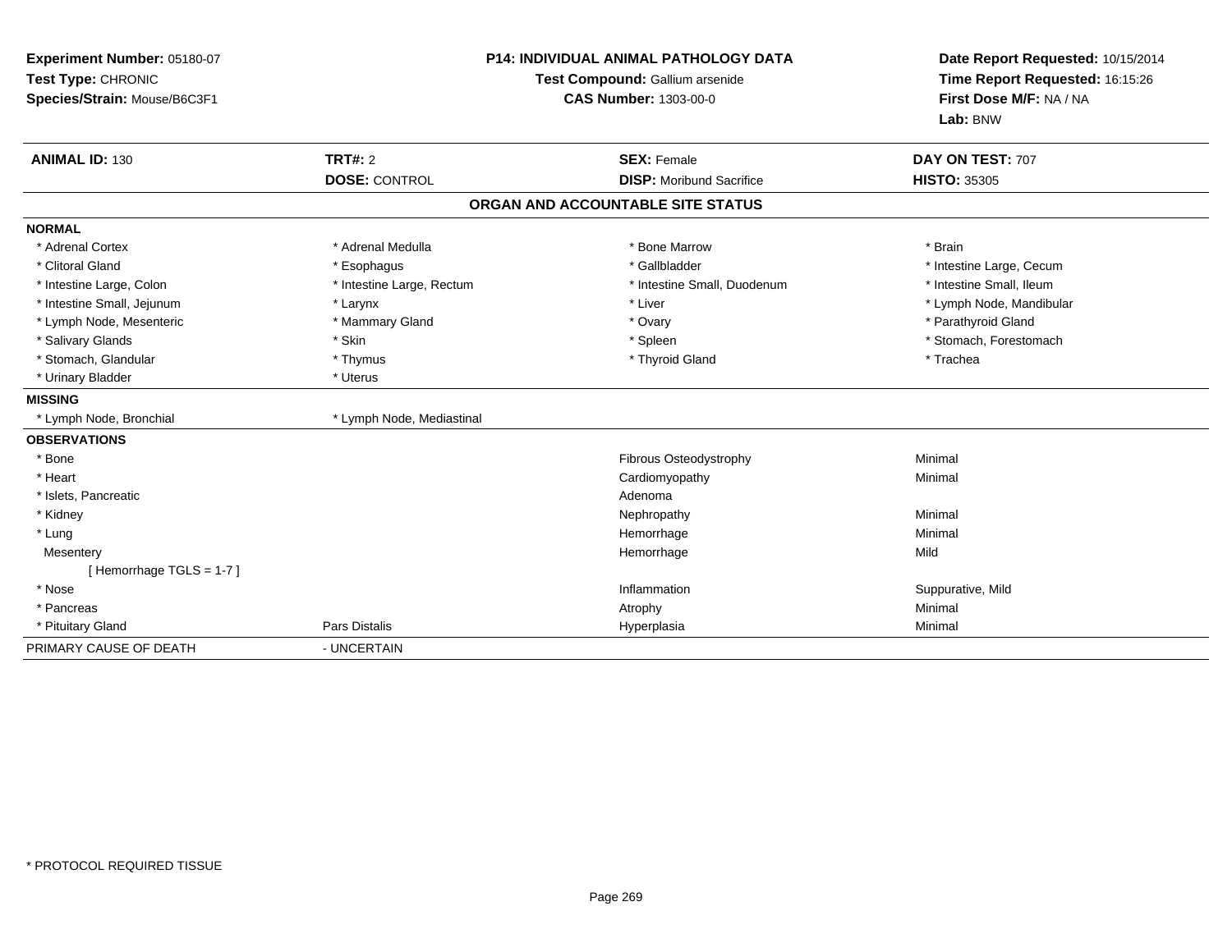**Experiment Number:** 05180-07
**Test Type:** CHRONIC
**Species/Strain:** Mouse/B6C3F1

**P14: INDIVIDUAL ANIMAL PATHOLOGY DATA**
**Test Compound:** Gallium arsenide
**CAS Number:** 1303-00-0

**Date Report Requested:** 10/15/2014
**Time Report Requested:** 16:15:26
**First Dose M/F:** NA / NA
**Lab:** BNW

| **ANIMAL ID:** 130 | **TRT#:** 2 | **SEX:** Female | **DAY ON TEST:** 707 |
|---|---|---|---|
| | **DOSE:** CONTROL | **DISP:** Moribund Sacrifice | **HISTO:** 35305 |

## ORGAN AND ACCOUNTABLE SITE STATUS

| | | | |
|---|---|---|---|
| **NORMAL** | | | |
| * Adrenal Cortex | * Adrenal Medulla | * Bone Marrow | * Brain |
| * Clitoral Gland | * Esophagus | * Gallbladder | * Intestine Large, Cecum |
| * Intestine Large, Colon | * Intestine Large, Rectum | * Intestine Small, Duodenum | * Intestine Small, Ileum |
| * Intestine Small, Jejunum | * Larynx | * Liver | * Lymph Node, Mandibular |
| * Lymph Node, Mesenteric | * Mammary Gland | * Ovary | * Parathyroid Gland |
| * Salivary Glands | * Skin | * Spleen | * Stomach, Forestomach |
| * Stomach, Glandular | * Thymus | * Thyroid Gland | * Trachea |
| * Urinary Bladder | * Uterus | | |
| **MISSING** | | | |
| * Lymph Node, Bronchial | * Lymph Node, Mediastinal | | |
| **OBSERVATIONS** | | | |
| * Bone | | Fibrous Osteodystrophy | Minimal |
| * Heart | | Cardiomyopathy | Minimal |
| * Islets, Pancreatic | | Adenoma | |
| * Kidney | | Nephropathy | Minimal |
| * Lung | | Hemorrhage | Minimal |
| Mesentery | | Hemorrhage | Mild |
| [ Hemorrhage TGLS = 1-7 ] | | | |
| * Nose | | Inflammation | Suppurative, Mild |
| * Pancreas | | Atrophy | Minimal |
| * Pituitary Gland | Pars Distalis | Hyperplasia | Minimal |
| PRIMARY CAUSE OF DEATH | - UNCERTAIN | | |

* PROTOCOL REQUIRED TISSUE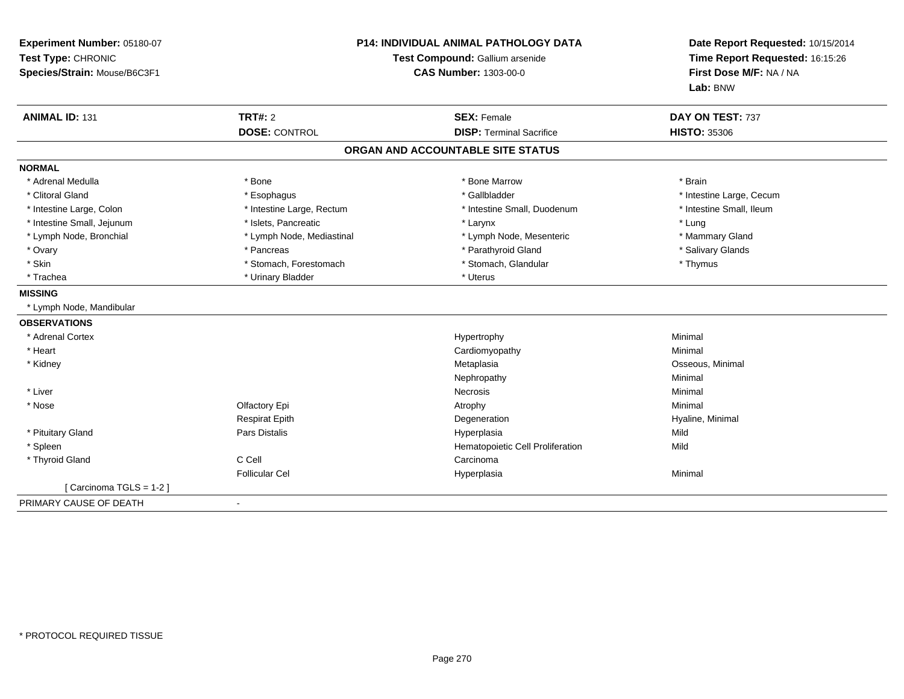**Experiment Number:** 05180-07
**Test Type:** CHRONIC
**Species/Strain:** Mouse/B6C3F1

**P14: INDIVIDUAL ANIMAL PATHOLOGY DATA**
**Test Compound:** Gallium arsenide
**CAS Number:** 1303-00-0

**Date Report Requested:** 10/15/2014
**Time Report Requested:** 16:15:26
**First Dose M/F:** NA / NA
**Lab:** BNW

| **ANIMAL ID:** 131 | **TRT#:** 2 | **SEX:** Female | **DAY ON TEST:** 737 |
|---|---|---|---|
| | **DOSE:** CONTROL | **DISP:** Terminal Sacrifice | **HISTO:** 35306 |

## ORGAN AND ACCOUNTABLE SITE STATUS

**NORMAL**

| | | | |
|---|---|---|---|
| * Adrenal Medulla | * Bone | * Bone Marrow | * Brain |
| * Clitoral Gland | * Esophagus | * Gallbladder | * Intestine Large, Cecum |
| * Intestine Large, Colon | * Intestine Large, Rectum | * Intestine Small, Duodenum | * Intestine Small, Ileum |
| * Intestine Small, Jejunum | * Islets, Pancreatic | * Larynx | * Lung |
| * Lymph Node, Bronchial | * Lymph Node, Mediastinal | * Lymph Node, Mesenteric | * Mammary Gland |
| * Ovary | * Pancreas | * Parathyroid Gland | * Salivary Glands |
| * Skin | * Stomach, Forestomach | * Stomach, Glandular | * Thymus |
| * Trachea | * Urinary Bladder | * Uterus | |

**MISSING**

* Lymph Node, Mandibular

**OBSERVATIONS**

| | | | |
|---|---|---|---|
| * Adrenal Cortex | | Hypertrophy | Minimal |
| * Heart | | Cardiomyopathy | Minimal |
| * Kidney | | Metaplasia | Osseous, Minimal |
| | | Nephropathy | Minimal |
| * Liver | | Necrosis | Minimal |
| * Nose | Olfactory Epi | Atrophy | Minimal |
| | Respirat Epith | Degeneration | Hyaline, Minimal |
| * Pituitary Gland | Pars Distalis | Hyperplasia | Mild |
| * Spleen | | Hematopoietic Cell Proliferation | Mild |
| * Thyroid Gland | C Cell | Carcinoma | |
| | Follicular Cel | Hyperplasia | Minimal |
| [ Carcinoma TGLS = 1-2 ] | | | |

PRIMARY CAUSE OF DEATH -

* PROTOCOL REQUIRED TISSUE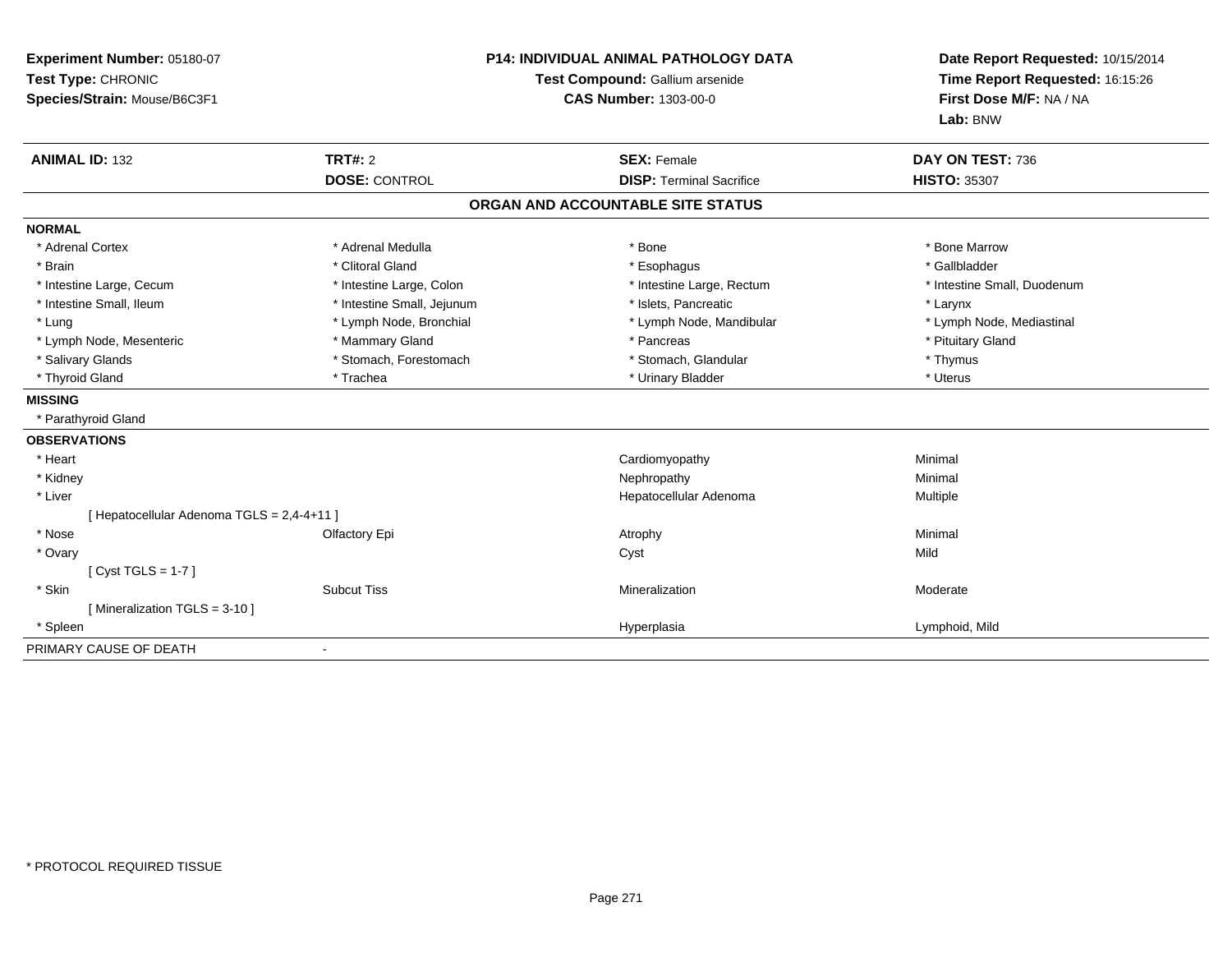**Experiment Number:** 05180-07
**Test Type:** CHRONIC
**Species/Strain:** Mouse/B6C3F1

**P14: INDIVIDUAL ANIMAL PATHOLOGY DATA**
**Test Compound:** Gallium arsenide
**CAS Number:** 1303-00-0

**Date Report Requested:** 10/15/2014
**Time Report Requested:** 16:15:26
**First Dose M/F:** NA / NA
**Lab:** BNW

| **ANIMAL ID:** 132 | **TRT#:** 2 | **SEX:** Female | **DAY ON TEST:** 736 |
|---|---|---|---|
| | **DOSE:** CONTROL | **DISP:** Terminal Sacrifice | **HISTO:** 35307 |

## ORGAN AND ACCOUNTABLE SITE STATUS

**NORMAL**

| | | | |
|---|---|---|---|
| * Adrenal Cortex | * Adrenal Medulla | * Bone | * Bone Marrow |
| * Brain | * Clitoral Gland | * Esophagus | * Gallbladder |
| * Intestine Large, Cecum | * Intestine Large, Colon | * Intestine Large, Rectum | * Intestine Small, Duodenum |
| * Intestine Small, Ileum | * Intestine Small, Jejunum | * Islets, Pancreatic | * Larynx |
| * Lung | * Lymph Node, Bronchial | * Lymph Node, Mandibular | * Lymph Node, Mediastinal |
| * Lymph Node, Mesenteric | * Mammary Gland | * Pancreas | * Pituitary Gland |
| * Salivary Glands | * Stomach, Forestomach | * Stomach, Glandular | * Thymus |
| * Thyroid Gland | * Trachea | * Urinary Bladder | * Uterus |

**MISSING**

* Parathyroid Gland

**OBSERVATIONS**

| | | | |
|---|---|---|---|
| * Heart | | Cardiomyopathy | Minimal |
| * Kidney | | Nephropathy | Minimal |
| * Liver | | Hepatocellular Adenoma | Multiple |
| [ Hepatocellular Adenoma TGLS = 2,4-4+11 ] | | | |
| * Nose | Olfactory Epi | Atrophy | Minimal |
| * Ovary | | Cyst | Mild |
| [ Cyst TGLS = 1-7 ] | | | |
| * Skin | Subcut Tiss | Mineralization | Moderate |
| [ Mineralization TGLS = 3-10 ] | | | |
| * Spleen | | Hyperplasia | Lymphoid, Mild |

PRIMARY CAUSE OF DEATH -

* PROTOCOL REQUIRED TISSUE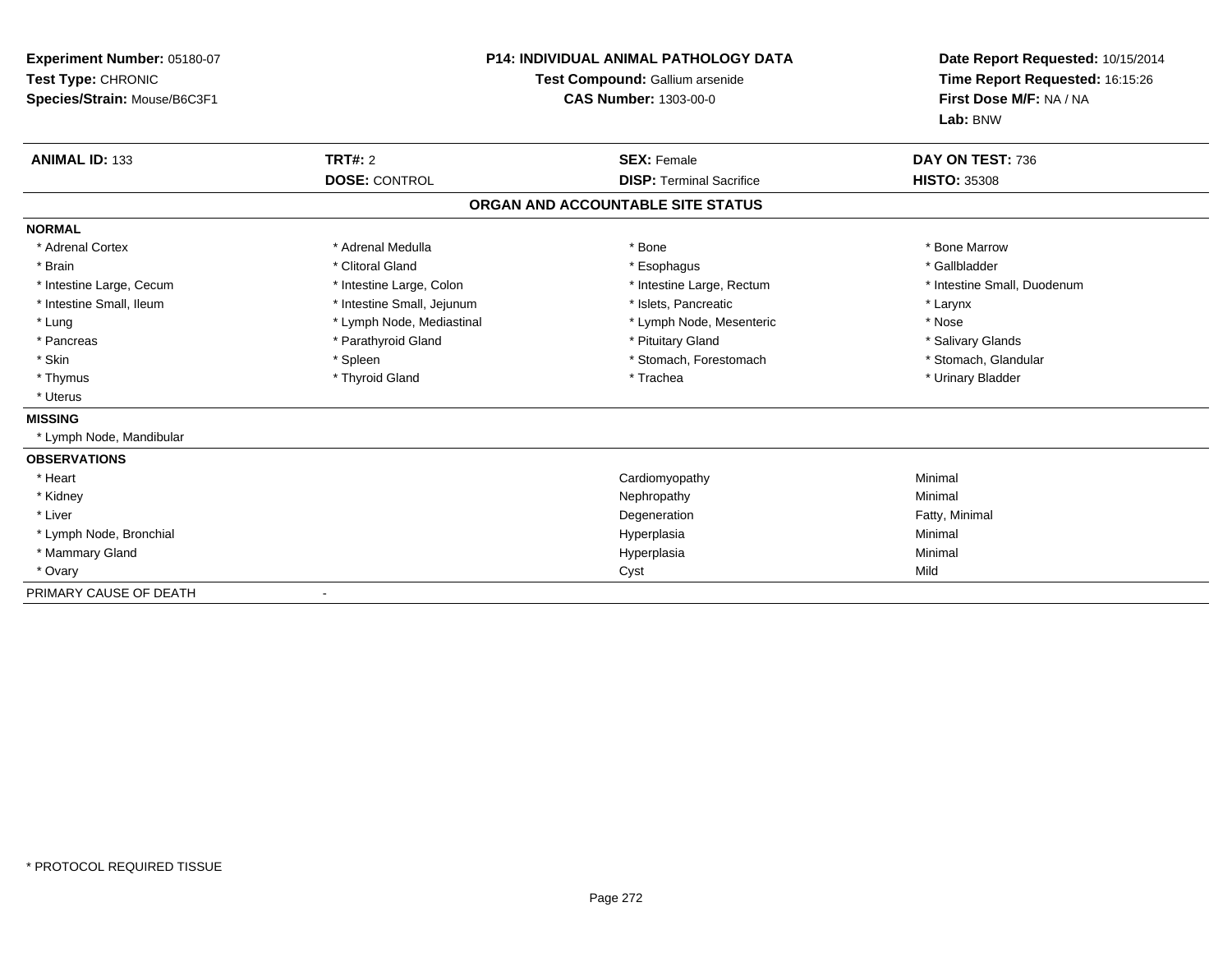**Experiment Number:** 05180-07
**Test Type:** CHRONIC
**Species/Strain:** Mouse/B6C3F1

**P14: INDIVIDUAL ANIMAL PATHOLOGY DATA**
**Test Compound:** Gallium arsenide
**CAS Number:** 1303-00-0

**Date Report Requested:** 10/15/2014
**Time Report Requested:** 16:15:26
**First Dose M/F:** NA / NA
**Lab:** BNW

| **ANIMAL ID:** 133 | **TRT#:** 2 | **SEX:** Female | **DAY ON TEST:** 736 |
|---|---|---|---|
| | **DOSE:** CONTROL | **DISP:** Terminal Sacrifice | **HISTO:** 35308 |

## ORGAN AND ACCOUNTABLE SITE STATUS

**NORMAL**

| | | | |
|---|---|---|---|
| * Adrenal Cortex | * Adrenal Medulla | * Bone | * Bone Marrow |
| * Brain | * Clitoral Gland | * Esophagus | * Gallbladder |
| * Intestine Large, Cecum | * Intestine Large, Colon | * Intestine Large, Rectum | * Intestine Small, Duodenum |
| * Intestine Small, Ileum | * Intestine Small, Jejunum | * Islets, Pancreatic | * Larynx |
| * Lung | * Lymph Node, Mediastinal | * Lymph Node, Mesenteric | * Nose |
| * Pancreas | * Parathyroid Gland | * Pituitary Gland | * Salivary Glands |
| * Skin | * Spleen | * Stomach, Forestomach | * Stomach, Glandular |
| * Thymus | * Thyroid Gland | * Trachea | * Urinary Bladder |
| * Uterus | | | |

**MISSING**

* Lymph Node, Mandibular

**OBSERVATIONS**

| | | |
|---|---|---|
| * Heart | Cardiomyopathy | Minimal |
| * Kidney | Nephropathy | Minimal |
| * Liver | Degeneration | Fatty, Minimal |
| * Lymph Node, Bronchial | Hyperplasia | Minimal |
| * Mammary Gland | Hyperplasia | Minimal |
| * Ovary | Cyst | Mild |

PRIMARY CAUSE OF DEATH -

* PROTOCOL REQUIRED TISSUE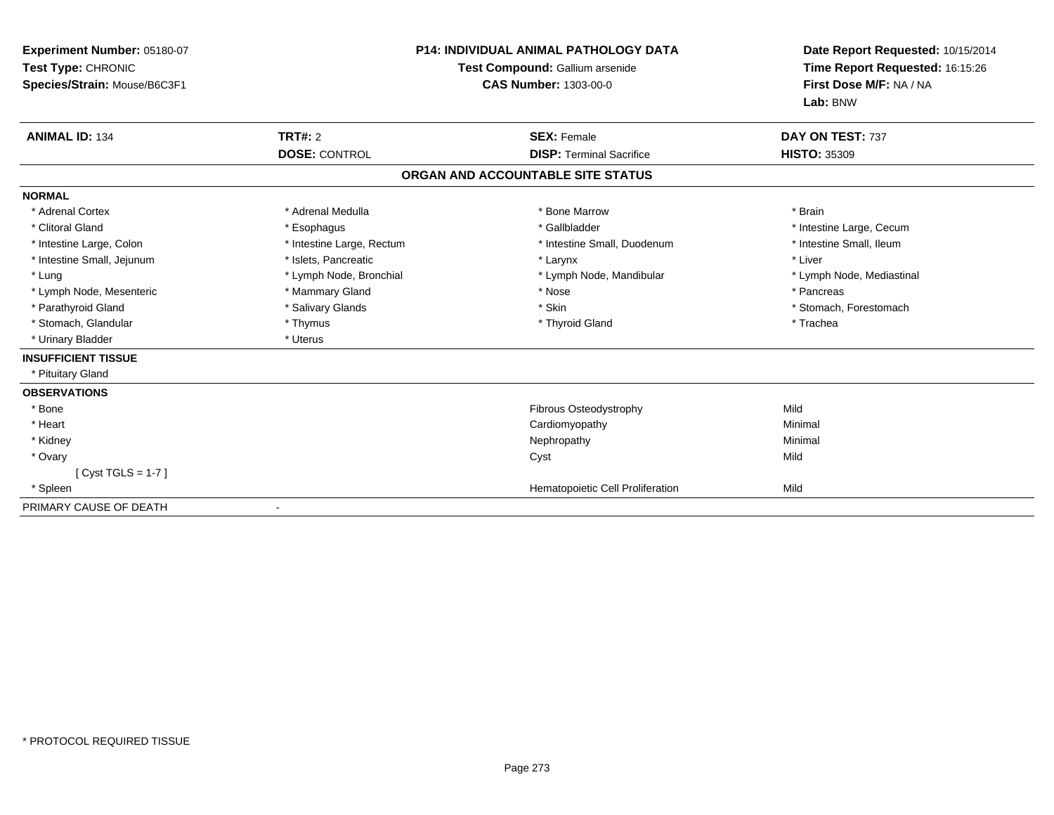**Experiment Number:** 05180-07
**Test Type:** CHRONIC
**Species/Strain:** Mouse/B6C3F1

**P14: INDIVIDUAL ANIMAL PATHOLOGY DATA**
**Test Compound:** Gallium arsenide
**CAS Number:** 1303-00-0

**Date Report Requested:** 10/15/2014
**Time Report Requested:** 16:15:26
**First Dose M/F:** NA / NA
**Lab:** BNW

| **ANIMAL ID:** 134 | **TRT#:** 2 | **SEX:** Female | **DAY ON TEST:** 737 |
|---|---|---|---|
| | **DOSE:** CONTROL | **DISP:** Terminal Sacrifice | **HISTO:** 35309 |

## ORGAN AND ACCOUNTABLE SITE STATUS

**NORMAL**

| | | | |
|---|---|---|---|
| * Adrenal Cortex | * Adrenal Medulla | * Bone Marrow | * Brain |
| * Clitoral Gland | * Esophagus | * Gallbladder | * Intestine Large, Cecum |
| * Intestine Large, Colon | * Intestine Large, Rectum | * Intestine Small, Duodenum | * Intestine Small, Ileum |
| * Intestine Small, Jejunum | * Islets, Pancreatic | * Larynx | * Liver |
| * Lung | * Lymph Node, Bronchial | * Lymph Node, Mandibular | * Lymph Node, Mediastinal |
| * Lymph Node, Mesenteric | * Mammary Gland | * Nose | * Pancreas |
| * Parathyroid Gland | * Salivary Glands | * Skin | * Stomach, Forestomach |
| * Stomach, Glandular | * Thymus | * Thyroid Gland | * Trachea |
| * Urinary Bladder | * Uterus | | |

**INSUFFICIENT TISSUE**

* Pituitary Gland

**OBSERVATIONS**

| | | |
|---|---|---|
| * Bone | Fibrous Osteodystrophy | Mild |
| * Heart | Cardiomyopathy | Minimal |
| * Kidney | Nephropathy | Minimal |
| * Ovary | Cyst | Mild |
| [ Cyst TGLS = 1-7 ] | | |
| * Spleen | Hematopoietic Cell Proliferation | Mild |

PRIMARY CAUSE OF DEATH -

* PROTOCOL REQUIRED TISSUE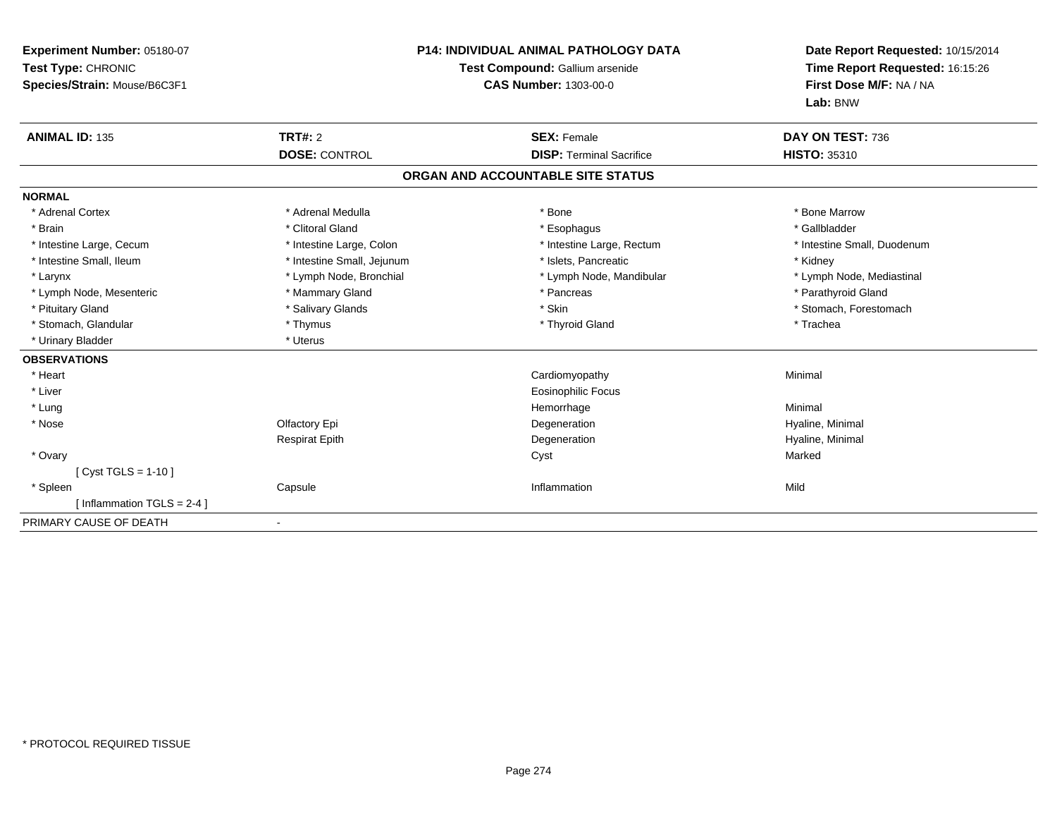**Experiment Number:** 05180-07
**Test Type:** CHRONIC
**Species/Strain:** Mouse/B6C3F1

**P14: INDIVIDUAL ANIMAL PATHOLOGY DATA**
**Test Compound:** Gallium arsenide
**CAS Number:** 1303-00-0

**Date Report Requested:** 10/15/2014
**Time Report Requested:** 16:15:26
**First Dose M/F:** NA / NA
**Lab:** BNW

| **ANIMAL ID:** 135 | **TRT#:** 2 | **SEX:** Female | **DAY ON TEST:** 736 |
|---|---|---|---|
| | **DOSE:** CONTROL | **DISP:** Terminal Sacrifice | **HISTO:** 35310 |

## ORGAN AND ACCOUNTABLE SITE STATUS

**NORMAL**

| | | | |
|---|---|---|---|
| * Adrenal Cortex | * Adrenal Medulla | * Bone | * Bone Marrow |
| * Brain | * Clitoral Gland | * Esophagus | * Gallbladder |
| * Intestine Large, Cecum | * Intestine Large, Colon | * Intestine Large, Rectum | * Intestine Small, Duodenum |
| * Intestine Small, Ileum | * Intestine Small, Jejunum | * Islets, Pancreatic | * Kidney |
| * Larynx | * Lymph Node, Bronchial | * Lymph Node, Mandibular | * Lymph Node, Mediastinal |
| * Lymph Node, Mesenteric | * Mammary Gland | * Pancreas | * Parathyroid Gland |
| * Pituitary Gland | * Salivary Glands | * Skin | * Stomach, Forestomach |
| * Stomach, Glandular | * Thymus | * Thyroid Gland | * Trachea |
| * Urinary Bladder | * Uterus | | |

**OBSERVATIONS**

| | | | |
|---|---|---|---|
| * Heart | | Cardiomyopathy | Minimal |
| * Liver | | Eosinophilic Focus | |
| * Lung | | Hemorrhage | Minimal |
| * Nose | Olfactory Epi | Degeneration | Hyaline, Minimal |
| | Respirat Epith | Degeneration | Hyaline, Minimal |
| * Ovary | | Cyst | Marked |
| [ Cyst TGLS = 1-10 ] | | | |
| * Spleen | Capsule | Inflammation | Mild |
| [ Inflammation TGLS = 2-4 ] | | | |

PRIMARY CAUSE OF DEATH -

* PROTOCOL REQUIRED TISSUE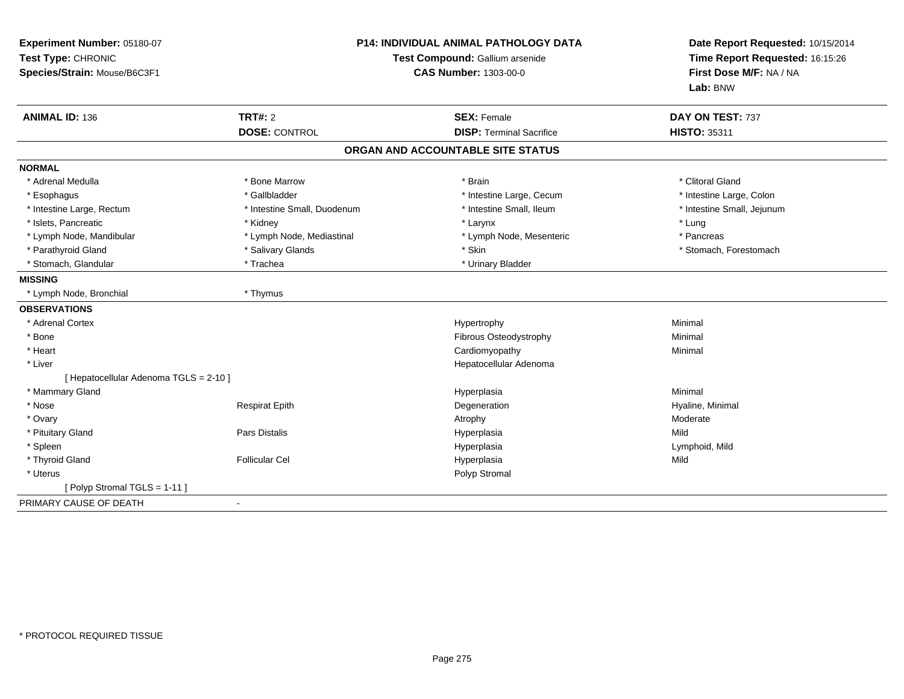**Experiment Number:** 05180-07
**Test Type:** CHRONIC
**Species/Strain:** Mouse/B6C3F1

## P14: INDIVIDUAL ANIMAL PATHOLOGY DATA
**Test Compound:** Gallium arsenide
**CAS Number:** 1303-00-0

**Date Report Requested:** 10/15/2014
**Time Report Requested:** 16:15:26
**First Dose M/F:** NA / NA
**Lab:** BNW

| **ANIMAL ID:** 136 | **TRT#:** 2 | **SEX:** Female | **DAY ON TEST:** 737 |
|---|---|---|---|
| | **DOSE:** CONTROL | **DISP:** Terminal Sacrifice | **HISTO:** 35311 |

### ORGAN AND ACCOUNTABLE SITE STATUS

**NORMAL**

| | | | |
|---|---|---|---|
| * Adrenal Medulla | * Bone Marrow | * Brain | * Clitoral Gland |
| * Esophagus | * Gallbladder | * Intestine Large, Cecum | * Intestine Large, Colon |
| * Intestine Large, Rectum | * Intestine Small, Duodenum | * Intestine Small, Ileum | * Intestine Small, Jejunum |
| * Islets, Pancreatic | * Kidney | * Larynx | * Lung |
| * Lymph Node, Mandibular | * Lymph Node, Mediastinal | * Lymph Node, Mesenteric | * Pancreas |
| * Parathyroid Gland | * Salivary Glands | * Skin | * Stomach, Forestomach |
| * Stomach, Glandular | * Trachea | * Urinary Bladder | |

**MISSING**

| | |
|---|---|
| * Lymph Node, Bronchial | * Thymus |

**OBSERVATIONS**

| | | | |
|---|---|---|---|
| * Adrenal Cortex | | Hypertrophy | Minimal |
| * Bone | | Fibrous Osteodystrophy | Minimal |
| * Heart | | Cardiomyopathy | Minimal |
| * Liver | | Hepatocellular Adenoma | |
| [ Hepatocellular Adenoma TGLS = 2-10 ] | | | |
| * Mammary Gland | | Hyperplasia | Minimal |
| * Nose | Respirat Epith | Degeneration | Hyaline, Minimal |
| * Ovary | | Atrophy | Moderate |
| * Pituitary Gland | Pars Distalis | Hyperplasia | Mild |
| * Spleen | | Hyperplasia | Lymphoid, Mild |
| * Thyroid Gland | Follicular Cel | Hyperplasia | Mild |
| * Uterus | | Polyp Stromal | |
| [ Polyp Stromal TGLS = 1-11 ] | | | |

PRIMARY CAUSE OF DEATH -

* PROTOCOL REQUIRED TISSUE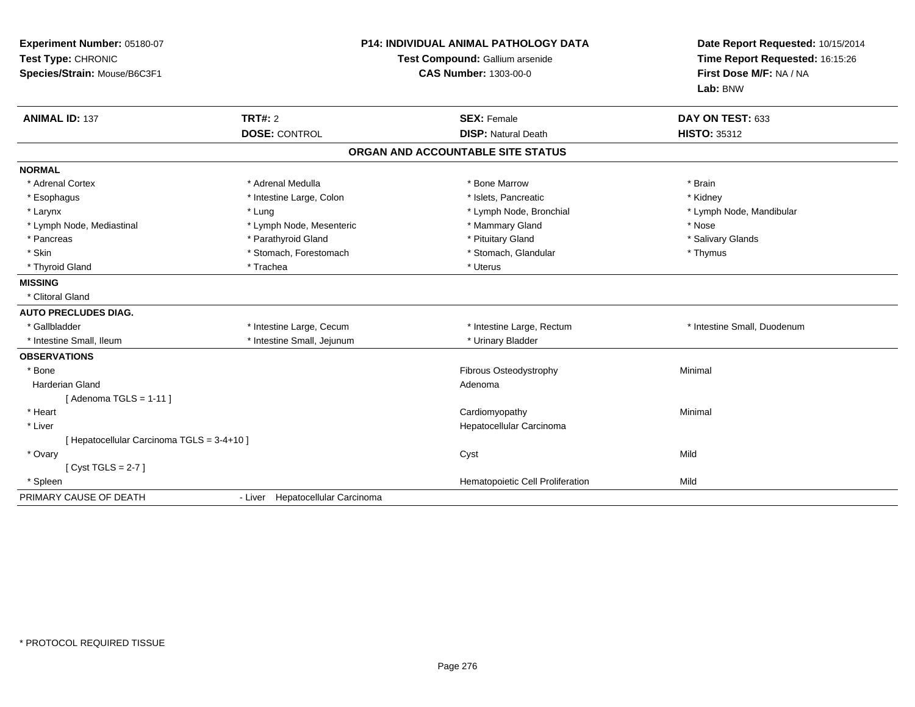**Experiment Number:** 05180-07
**Test Type:** CHRONIC
**Species/Strain:** Mouse/B6C3F1

**P14: INDIVIDUAL ANIMAL PATHOLOGY DATA**
**Test Compound:** Gallium arsenide
**CAS Number:** 1303-00-0

**Date Report Requested:** 10/15/2014
**Time Report Requested:** 16:15:26
**First Dose M/F:** NA / NA
**Lab:** BNW

| **ANIMAL ID:** 137 | **TRT#:** 2 | **SEX:** Female | **DAY ON TEST:** 633 |
|---|---|---|---|
| | **DOSE:** CONTROL | **DISP:** Natural Death | **HISTO:** 35312 |

## ORGAN AND ACCOUNTABLE SITE STATUS

**NORMAL**

| | | | |
|---|---|---|---|
| * Adrenal Cortex | * Adrenal Medulla | * Bone Marrow | * Brain |
| * Esophagus | * Intestine Large, Colon | * Islets, Pancreatic | * Kidney |
| * Larynx | * Lung | * Lymph Node, Bronchial | * Lymph Node, Mandibular |
| * Lymph Node, Mediastinal | * Lymph Node, Mesenteric | * Mammary Gland | * Nose |
| * Pancreas | * Parathyroid Gland | * Pituitary Gland | * Salivary Glands |
| * Skin | * Stomach, Forestomach | * Stomach, Glandular | * Thymus |
| * Thyroid Gland | * Trachea | * Uterus | |

**MISSING**

* Clitoral Gland

**AUTO PRECLUDES DIAG.**

| | | | |
|---|---|---|---|
| * Gallbladder | * Intestine Large, Cecum | * Intestine Large, Rectum | * Intestine Small, Duodenum |
| * Intestine Small, Ileum | * Intestine Small, Jejunum | * Urinary Bladder | |

**OBSERVATIONS**

| | | |
|---|---|---|
| * Bone | Fibrous Osteodystrophy | Minimal |
| Harderian Gland | Adenoma | |
| [ Adenoma TGLS = 1-11 ] | | |
| * Heart | Cardiomyopathy | Minimal |
| * Liver | Hepatocellular Carcinoma | |
| [ Hepatocellular Carcinoma TGLS = 3-4+10 ] | | |
| * Ovary | Cyst | Mild |
| [ Cyst TGLS = 2-7 ] | | |
| * Spleen | Hematopoietic Cell Proliferation | Mild |

PRIMARY CAUSE OF DEATH - Liver Hepatocellular Carcinoma

* PROTOCOL REQUIRED TISSUE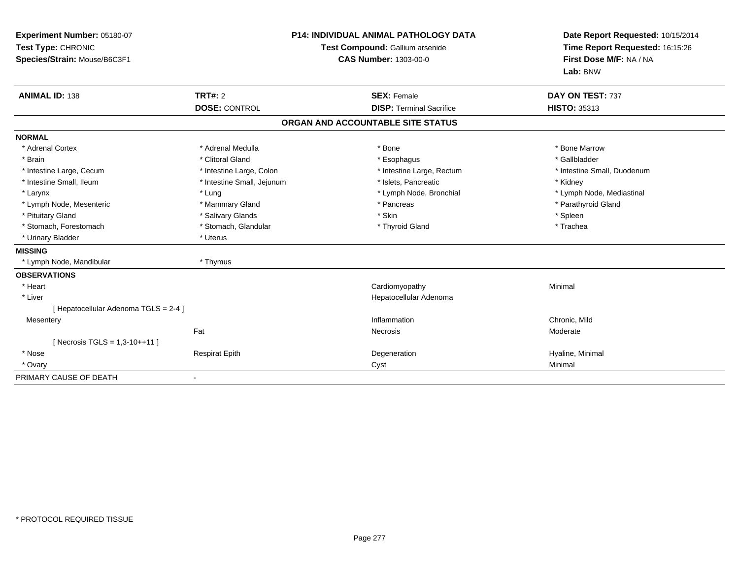**Experiment Number:** 05180-07
**Test Type:** CHRONIC
**Species/Strain:** Mouse/B6C3F1

**P14: INDIVIDUAL ANIMAL PATHOLOGY DATA**
**Test Compound:** Gallium arsenide
**CAS Number:** 1303-00-0

**Date Report Requested:** 10/15/2014
**Time Report Requested:** 16:15:26
**First Dose M/F:** NA / NA
**Lab:** BNW

| **ANIMAL ID:** 138 | **TRT#:** 2 | **SEX:** Female | **DAY ON TEST:** 737 |
|---|---|---|---|
| | **DOSE:** CONTROL | **DISP:** Terminal Sacrifice | **HISTO:** 35313 |

## ORGAN AND ACCOUNTABLE SITE STATUS

**NORMAL**

| | | | |
|---|---|---|---|
| * Adrenal Cortex | * Adrenal Medulla | * Bone | * Bone Marrow |
| * Brain | * Clitoral Gland | * Esophagus | * Gallbladder |
| * Intestine Large, Cecum | * Intestine Large, Colon | * Intestine Large, Rectum | * Intestine Small, Duodenum |
| * Intestine Small, Ileum | * Intestine Small, Jejunum | * Islets, Pancreatic | * Kidney |
| * Larynx | * Lung | * Lymph Node, Bronchial | * Lymph Node, Mediastinal |
| * Lymph Node, Mesenteric | * Mammary Gland | * Pancreas | * Parathyroid Gland |
| * Pituitary Gland | * Salivary Glands | * Skin | * Spleen |
| * Stomach, Forestomach | * Stomach, Glandular | * Thyroid Gland | * Trachea |
| * Urinary Bladder | * Uterus | | |

**MISSING**

| | |
|---|---|
| * Lymph Node, Mandibular | * Thymus |

**OBSERVATIONS**

| | | | |
|---|---|---|---|
| * Heart | | Cardiomyopathy | Minimal |
| * Liver | | Hepatocellular Adenoma | |
| [ Hepatocellular Adenoma TGLS = 2-4 ] | | | |
| Mesentery | | Inflammation | Chronic, Mild |
| | Fat | Necrosis | Moderate |
| [ Necrosis TGLS = 1,3-10++11 ] | | | |
| * Nose | Respirat Epith | Degeneration | Hyaline, Minimal |
| * Ovary | | Cyst | Minimal |

| | |
|---|---|
| PRIMARY CAUSE OF DEATH | - |

* PROTOCOL REQUIRED TISSUE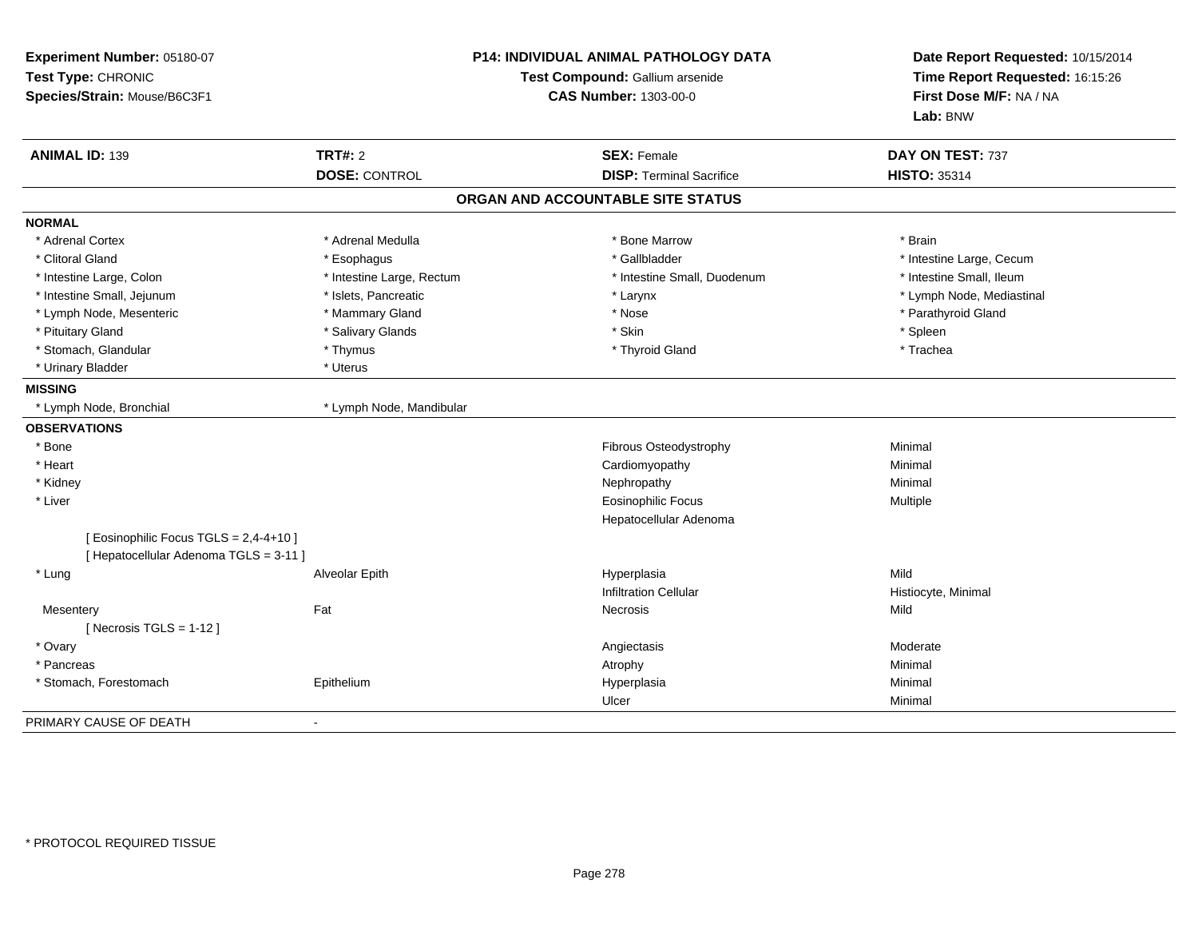**Experiment Number:** 05180-07
**Test Type:** CHRONIC
**Species/Strain:** Mouse/B6C3F1

**P14: INDIVIDUAL ANIMAL PATHOLOGY DATA**
**Test Compound:** Gallium arsenide
**CAS Number:** 1303-00-0

**Date Report Requested:** 10/15/2014
**Time Report Requested:** 16:15:26
**First Dose M/F:** NA / NA
**Lab:** BNW

| **ANIMAL ID:** 139 | **TRT#:** 2 | **SEX:** Female | **DAY ON TEST:** 737 |
|---|---|---|---|
| | **DOSE:** CONTROL | **DISP:** Terminal Sacrifice | **HISTO:** 35314 |

## ORGAN AND ACCOUNTABLE SITE STATUS

**NORMAL**

| | | | |
|---|---|---|---|
| * Adrenal Cortex | * Adrenal Medulla | * Bone Marrow | * Brain |
| * Clitoral Gland | * Esophagus | * Gallbladder | * Intestine Large, Cecum |
| * Intestine Large, Colon | * Intestine Large, Rectum | * Intestine Small, Duodenum | * Intestine Small, Ileum |
| * Intestine Small, Jejunum | * Islets, Pancreatic | * Larynx | * Lymph Node, Mediastinal |
| * Lymph Node, Mesenteric | * Mammary Gland | * Nose | * Parathyroid Gland |
| * Pituitary Gland | * Salivary Glands | * Skin | * Spleen |
| * Stomach, Glandular | * Thymus | * Thyroid Gland | * Trachea |
| * Urinary Bladder | * Uterus | | |

**MISSING**

| | |
|---|---|
| * Lymph Node, Bronchial | * Lymph Node, Mandibular |

**OBSERVATIONS**

| | | | |
|---|---|---|---|
| * Bone | | Fibrous Osteodystrophy | Minimal |
| * Heart | | Cardiomyopathy | Minimal |
| * Kidney | | Nephropathy | Minimal |
| * Liver | | Eosinophilic Focus | Multiple |
| | | Hepatocellular Adenoma | |
| [ Eosinophilic Focus TGLS = 2,4-4+10 ] | | | |
| [ Hepatocellular Adenoma TGLS = 3-11 ] | | | |
| * Lung | Alveolar Epith | Hyperplasia | Mild |
| | | Infiltration Cellular | Histiocyte, Minimal |
| Mesentery | Fat | Necrosis | Mild |
| [ Necrosis TGLS = 1-12 ] | | | |
| * Ovary | | Angiectasis | Moderate |
| * Pancreas | | Atrophy | Minimal |
| * Stomach, Forestomach | Epithelium | Hyperplasia | Minimal |
| | | Ulcer | Minimal |

PRIMARY CAUSE OF DEATH -

\* PROTOCOL REQUIRED TISSUE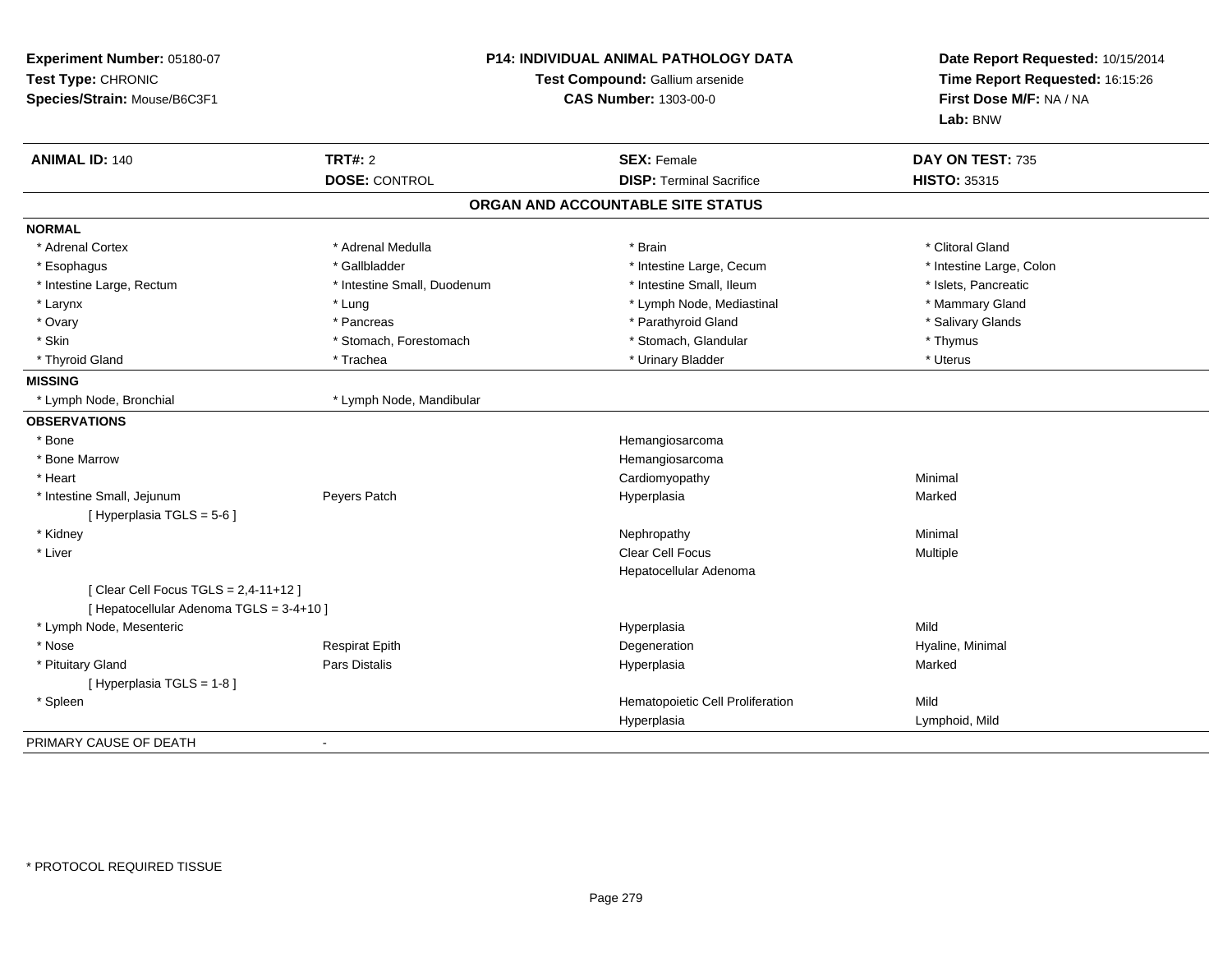**Experiment Number:** 05180-07
**Test Type:** CHRONIC
**Species/Strain:** Mouse/B6C3F1

**P14: INDIVIDUAL ANIMAL PATHOLOGY DATA**
**Test Compound:** Gallium arsenide
**CAS Number:** 1303-00-0

**Date Report Requested:** 10/15/2014
**Time Report Requested:** 16:15:26
**First Dose M/F:** NA / NA
**Lab:** BNW

| **ANIMAL ID:** 140 | **TRT#:** 2 | **SEX:** Female | **DAY ON TEST:** 735 |
|---|---|---|---|
| | **DOSE:** CONTROL | **DISP:** Terminal Sacrifice | **HISTO:** 35315 |

## ORGAN AND ACCOUNTABLE SITE STATUS

**NORMAL**

| | | | |
|---|---|---|---|
| * Adrenal Cortex | * Adrenal Medulla | * Brain | * Clitoral Gland |
| * Esophagus | * Gallbladder | * Intestine Large, Cecum | * Intestine Large, Colon |
| * Intestine Large, Rectum | * Intestine Small, Duodenum | * Intestine Small, Ileum | * Islets, Pancreatic |
| * Larynx | * Lung | * Lymph Node, Mediastinal | * Mammary Gland |
| * Ovary | * Pancreas | * Parathyroid Gland | * Salivary Glands |
| * Skin | * Stomach, Forestomach | * Stomach, Glandular | * Thymus |
| * Thyroid Gland | * Trachea | * Urinary Bladder | * Uterus |

**MISSING**

| | |
|---|---|
| * Lymph Node, Bronchial | * Lymph Node, Mandibular |

**OBSERVATIONS**

| | | | |
|---|---|---|---|
| * Bone | | Hemangiosarcoma | |
| * Bone Marrow | | Hemangiosarcoma | |
| * Heart | | Cardiomyopathy | Minimal |
| * Intestine Small, Jejunum | Peyers Patch | Hyperplasia | Marked |
| [ Hyperplasia TGLS = 5-6 ] | | | |
| * Kidney | | Nephropathy | Minimal |
| * Liver | | Clear Cell Focus | Multiple |
| | | Hepatocellular Adenoma | |
| [ Clear Cell Focus TGLS = 2,4-11+12 ] | | | |
| [ Hepatocellular Adenoma TGLS = 3-4+10 ] | | | |
| * Lymph Node, Mesenteric | | Hyperplasia | Mild |
| * Nose | Respirat Epith | Degeneration | Hyaline, Minimal |
| * Pituitary Gland | Pars Distalis | Hyperplasia | Marked |
| [ Hyperplasia TGLS = 1-8 ] | | | |
| * Spleen | | Hematopoietic Cell Proliferation | Mild |
| | | Hyperplasia | Lymphoid, Mild |

PRIMARY CAUSE OF DEATH -

\* PROTOCOL REQUIRED TISSUE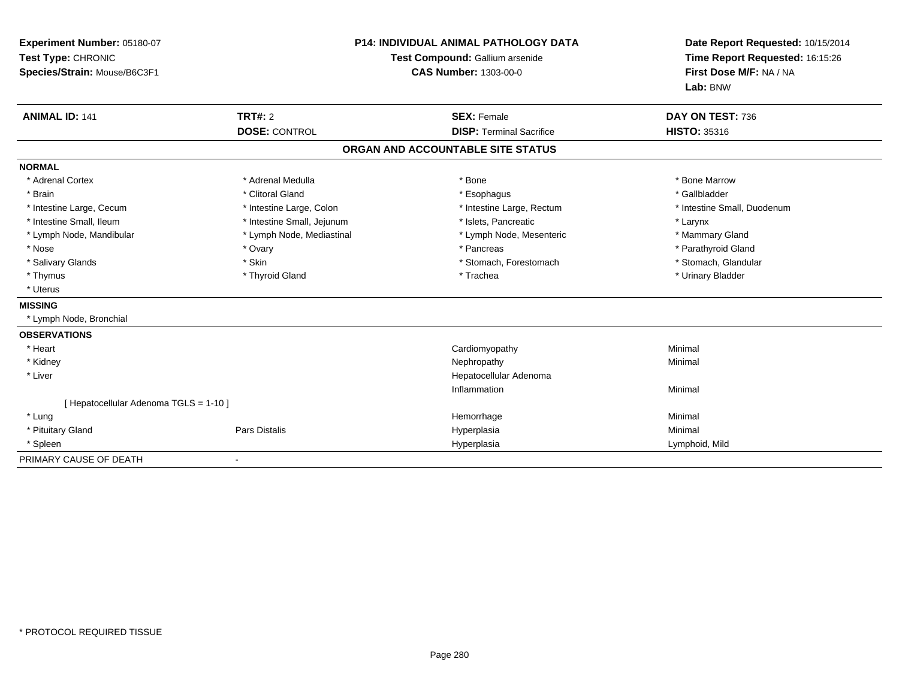**Experiment Number:** 05180-07
**Test Type:** CHRONIC
**Species/Strain:** Mouse/B6C3F1

**P14: INDIVIDUAL ANIMAL PATHOLOGY DATA**
**Test Compound:** Gallium arsenide
**CAS Number:** 1303-00-0

**Date Report Requested:** 10/15/2014
**Time Report Requested:** 16:15:26
**First Dose M/F:** NA / NA
**Lab:** BNW

| **ANIMAL ID:** 141 | **TRT#:** 2 | **SEX:** Female | **DAY ON TEST:** 736 |
|---|---|---|---|
| | **DOSE:** CONTROL | **DISP:** Terminal Sacrifice | **HISTO:** 35316 |

## ORGAN AND ACCOUNTABLE SITE STATUS

**NORMAL**

| | | | |
|---|---|---|---|
| * Adrenal Cortex | * Adrenal Medulla | * Bone | * Bone Marrow |
| * Brain | * Clitoral Gland | * Esophagus | * Gallbladder |
| * Intestine Large, Cecum | * Intestine Large, Colon | * Intestine Large, Rectum | * Intestine Small, Duodenum |
| * Intestine Small, Ileum | * Intestine Small, Jejunum | * Islets, Pancreatic | * Larynx |
| * Lymph Node, Mandibular | * Lymph Node, Mediastinal | * Lymph Node, Mesenteric | * Mammary Gland |
| * Nose | * Ovary | * Pancreas | * Parathyroid Gland |
| * Salivary Glands | * Skin | * Stomach, Forestomach | * Stomach, Glandular |
| * Thymus | * Thyroid Gland | * Trachea | * Urinary Bladder |
| * Uterus | | | |

**MISSING**

* Lymph Node, Bronchial

**OBSERVATIONS**

| | | | |
|---|---|---|---|
| * Heart | | Cardiomyopathy | Minimal |
| * Kidney | | Nephropathy | Minimal |
| * Liver | | Hepatocellular Adenoma | |
| | | Inflammation | Minimal |
| [ Hepatocellular Adenoma TGLS = 1-10 ] | | | |
| * Lung | | Hemorrhage | Minimal |
| * Pituitary Gland | Pars Distalis | Hyperplasia | Minimal |
| * Spleen | | Hyperplasia | Lymphoid, Mild |

PRIMARY CAUSE OF DEATH -

* PROTOCOL REQUIRED TISSUE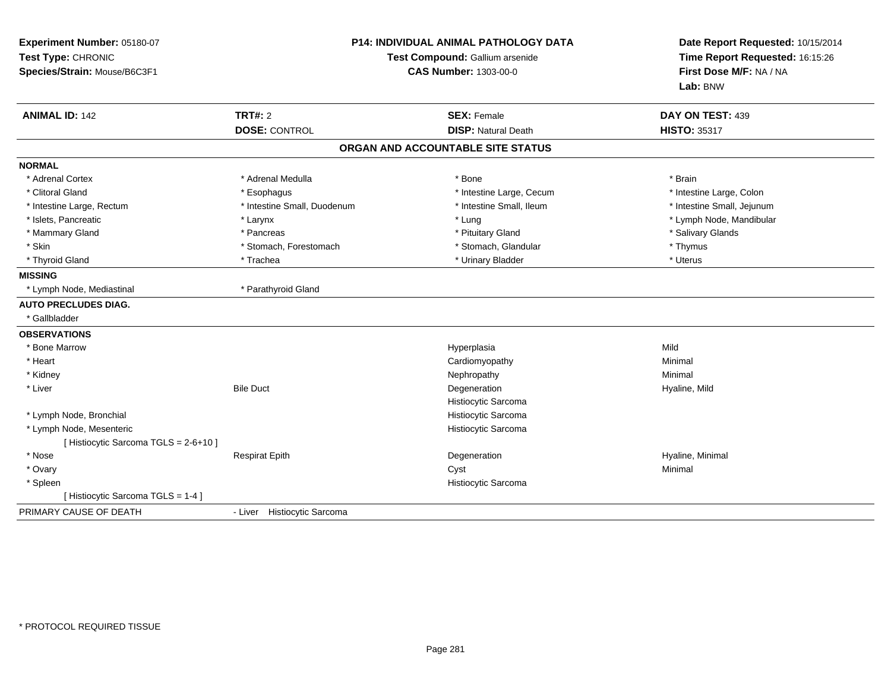**Experiment Number:** 05180-07
**Test Type:** CHRONIC
**Species/Strain:** Mouse/B6C3F1

**P14: INDIVIDUAL ANIMAL PATHOLOGY DATA**
**Test Compound:** Gallium arsenide
**CAS Number:** 1303-00-0

**Date Report Requested:** 10/15/2014
**Time Report Requested:** 16:15:26
**First Dose M/F:** NA / NA
**Lab:** BNW

| **ANIMAL ID:** 142 | **TRT#:** 2 | **SEX:** Female | **DAY ON TEST:** 439 |
|---|---|---|---|
| | **DOSE:** CONTROL | **DISP:** Natural Death | **HISTO:** 35317 |

## ORGAN AND ACCOUNTABLE SITE STATUS

**NORMAL**

| | | | |
|---|---|---|---|
| * Adrenal Cortex | * Adrenal Medulla | * Bone | * Brain |
| * Clitoral Gland | * Esophagus | * Intestine Large, Cecum | * Intestine Large, Colon |
| * Intestine Large, Rectum | * Intestine Small, Duodenum | * Intestine Small, Ileum | * Intestine Small, Jejunum |
| * Islets, Pancreatic | * Larynx | * Lung | * Lymph Node, Mandibular |
| * Mammary Gland | * Pancreas | * Pituitary Gland | * Salivary Glands |
| * Skin | * Stomach, Forestomach | * Stomach, Glandular | * Thymus |
| * Thyroid Gland | * Trachea | * Urinary Bladder | * Uterus |

**MISSING**

* Lymph Node, Mediastinal
* Parathyroid Gland

**AUTO PRECLUDES DIAG.**

* Gallbladder

**OBSERVATIONS**

| | | | |
|---|---|---|---|
| * Bone Marrow | | Hyperplasia | Mild |
| * Heart | | Cardiomyopathy | Minimal |
| * Kidney | | Nephropathy | Minimal |
| * Liver | Bile Duct | Degeneration | Hyaline, Mild |
| | | Histiocytic Sarcoma | |
| * Lymph Node, Bronchial | | Histiocytic Sarcoma | |
| * Lymph Node, Mesenteric | | Histiocytic Sarcoma | |
| [ Histiocytic Sarcoma TGLS = 2-6+10 ] | | | |
| * Nose | Respirat Epith | Degeneration | Hyaline, Minimal |
| * Ovary | | Cyst | Minimal |
| * Spleen | | Histiocytic Sarcoma | |
| [ Histiocytic Sarcoma TGLS = 1-4 ] | | | |

PRIMARY CAUSE OF DEATH - Liver Histiocytic Sarcoma

* PROTOCOL REQUIRED TISSUE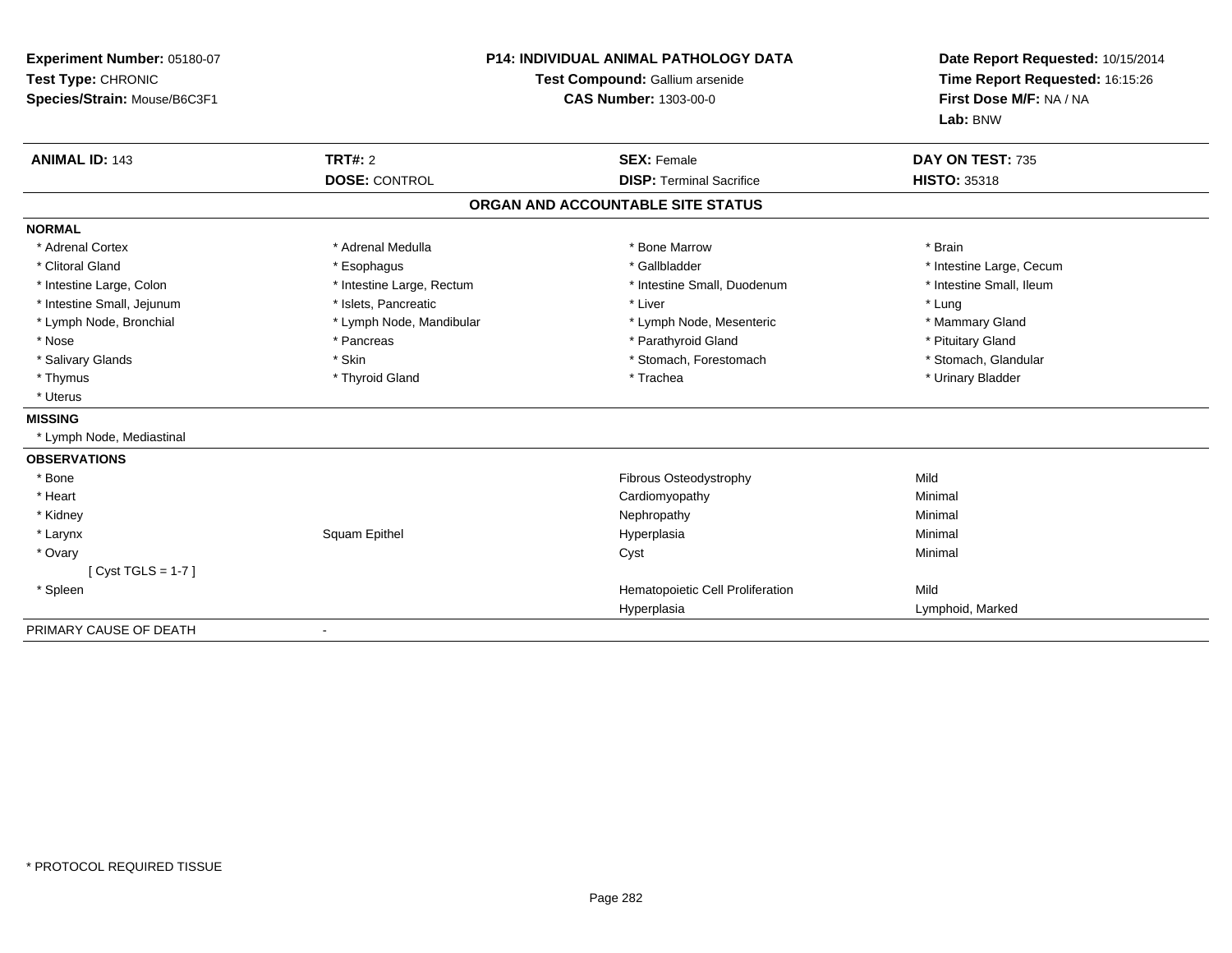**Experiment Number:** 05180-07
**Test Type:** CHRONIC
**Species/Strain:** Mouse/B6C3F1

**P14: INDIVIDUAL ANIMAL PATHOLOGY DATA**
**Test Compound:** Gallium arsenide
**CAS Number:** 1303-00-0

**Date Report Requested:** 10/15/2014
**Time Report Requested:** 16:15:26
**First Dose M/F:** NA / NA
**Lab:** BNW

| **ANIMAL ID:** 143 | **TRT#:** 2 | **SEX:** Female | **DAY ON TEST:** 735 |
|---|---|---|---|
| | **DOSE:** CONTROL | **DISP:** Terminal Sacrifice | **HISTO:** 35318 |

## ORGAN AND ACCOUNTABLE SITE STATUS

**NORMAL**

| | | | |
|---|---|---|---|
| * Adrenal Cortex | * Adrenal Medulla | * Bone Marrow | * Brain |
| * Clitoral Gland | * Esophagus | * Gallbladder | * Intestine Large, Cecum |
| * Intestine Large, Colon | * Intestine Large, Rectum | * Intestine Small, Duodenum | * Intestine Small, Ileum |
| * Intestine Small, Jejunum | * Islets, Pancreatic | * Liver | * Lung |
| * Lymph Node, Bronchial | * Lymph Node, Mandibular | * Lymph Node, Mesenteric | * Mammary Gland |
| * Nose | * Pancreas | * Parathyroid Gland | * Pituitary Gland |
| * Salivary Glands | * Skin | * Stomach, Forestomach | * Stomach, Glandular |
| * Thymus | * Thyroid Gland | * Trachea | * Urinary Bladder |
| * Uterus | | | |

**MISSING**

* Lymph Node, Mediastinal

**OBSERVATIONS**

| | | | |
|---|---|---|---|
| * Bone | | Fibrous Osteodystrophy | Mild |
| * Heart | | Cardiomyopathy | Minimal |
| * Kidney | | Nephropathy | Minimal |
| * Larynx | Squam Epithel | Hyperplasia | Minimal |
| * Ovary | | Cyst | Minimal |
| [ Cyst TGLS = 1-7 ] | | | |
| * Spleen | | Hematopoietic Cell Proliferation | Mild |
| | | Hyperplasia | Lymphoid, Marked |

PRIMARY CAUSE OF DEATH -

* PROTOCOL REQUIRED TISSUE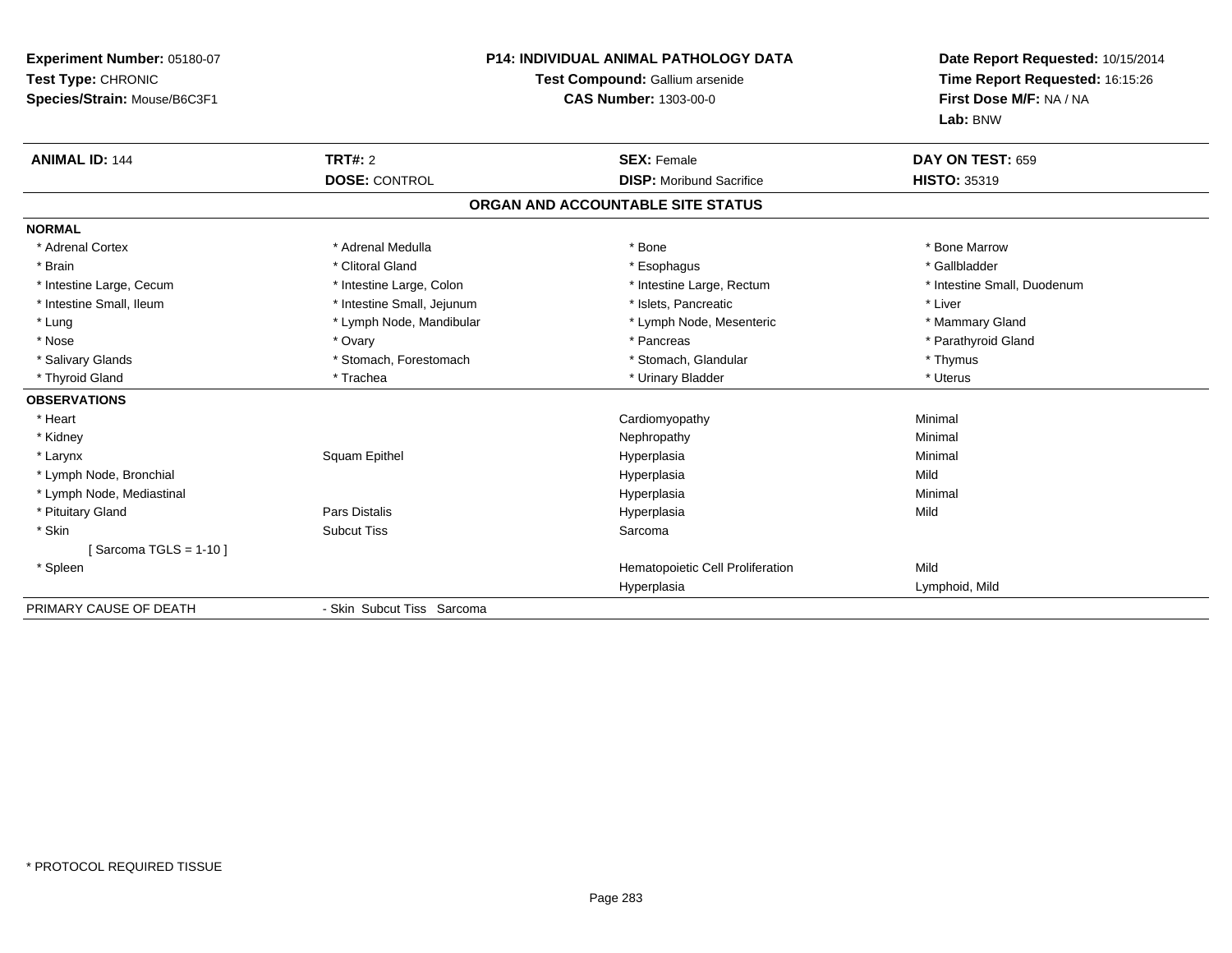**Experiment Number:** 05180-07
**Test Type:** CHRONIC
**Species/Strain:** Mouse/B6C3F1

**P14: INDIVIDUAL ANIMAL PATHOLOGY DATA**
**Test Compound:** Gallium arsenide
**CAS Number:** 1303-00-0

**Date Report Requested:** 10/15/2014
**Time Report Requested:** 16:15:26
**First Dose M/F:** NA / NA
**Lab:** BNW

| **ANIMAL ID:** 144 | **TRT#:** 2 | **SEX:** Female | **DAY ON TEST:** 659 |
|---|---|---|---|
| | **DOSE:** CONTROL | **DISP:** Moribund Sacrifice | **HISTO:** 35319 |

## ORGAN AND ACCOUNTABLE SITE STATUS

| | | | |
|---|---|---|---|
| **NORMAL** | | | |
| * Adrenal Cortex | * Adrenal Medulla | * Bone | * Bone Marrow |
| * Brain | * Clitoral Gland | * Esophagus | * Gallbladder |
| * Intestine Large, Cecum | * Intestine Large, Colon | * Intestine Large, Rectum | * Intestine Small, Duodenum |
| * Intestine Small, Ileum | * Intestine Small, Jejunum | * Islets, Pancreatic | * Liver |
| * Lung | * Lymph Node, Mandibular | * Lymph Node, Mesenteric | * Mammary Gland |
| * Nose | * Ovary | * Pancreas | * Parathyroid Gland |
| * Salivary Glands | * Stomach, Forestomach | * Stomach, Glandular | * Thymus |
| * Thyroid Gland | * Trachea | * Urinary Bladder | * Uterus |
| **OBSERVATIONS** | | | |
| * Heart | | Cardiomyopathy | Minimal |
| * Kidney | | Nephropathy | Minimal |
| * Larynx | Squam Epithel | Hyperplasia | Minimal |
| * Lymph Node, Bronchial | | Hyperplasia | Mild |
| * Lymph Node, Mediastinal | | Hyperplasia | Minimal |
| * Pituitary Gland | Pars Distalis | Hyperplasia | Mild |
| * Skin | Subcut Tiss | Sarcoma | |
| [ Sarcoma TGLS = 1-10 ] | | | |
| * Spleen | | Hematopoietic Cell Proliferation | Mild |
| | | Hyperplasia | Lymphoid, Mild |
| PRIMARY CAUSE OF DEATH | - Skin Subcut Tiss Sarcoma | | |

* PROTOCOL REQUIRED TISSUE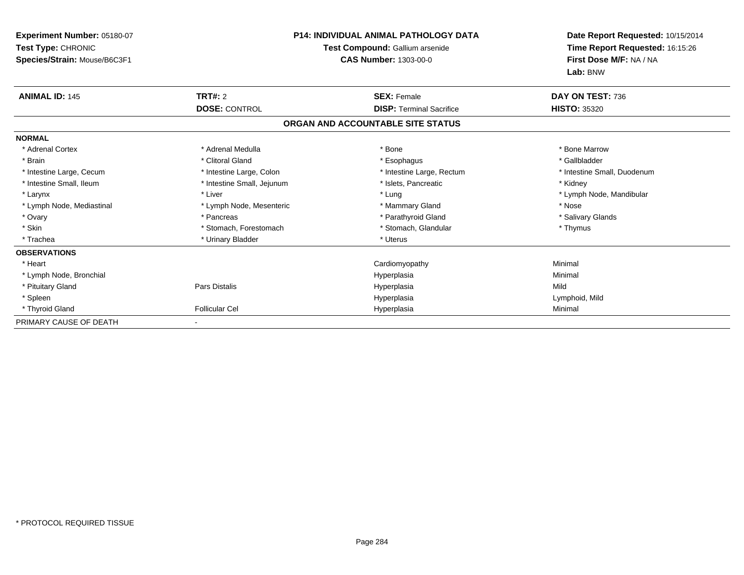**Experiment Number:** 05180-07
**Test Type:** CHRONIC
**Species/Strain:** Mouse/B6C3F1

**P14: INDIVIDUAL ANIMAL PATHOLOGY DATA**
**Test Compound:** Gallium arsenide
**CAS Number:** 1303-00-0

**Date Report Requested:** 10/15/2014
**Time Report Requested:** 16:15:26
**First Dose M/F:** NA / NA
**Lab:** BNW

| **ANIMAL ID:** 145 | **TRT#:** 2 | **SEX:** Female | **DAY ON TEST:** 736 |
|---|---|---|---|
| | **DOSE:** CONTROL | **DISP:** Terminal Sacrifice | **HISTO:** 35320 |

## ORGAN AND ACCOUNTABLE SITE STATUS

| | | | |
|---|---|---|---|
| **NORMAL** | | | |
| * Adrenal Cortex | * Adrenal Medulla | * Bone | * Bone Marrow |
| * Brain | * Clitoral Gland | * Esophagus | * Gallbladder |
| * Intestine Large, Cecum | * Intestine Large, Colon | * Intestine Large, Rectum | * Intestine Small, Duodenum |
| * Intestine Small, Ileum | * Intestine Small, Jejunum | * Islets, Pancreatic | * Kidney |
| * Larynx | * Liver | * Lung | * Lymph Node, Mandibular |
| * Lymph Node, Mediastinal | * Lymph Node, Mesenteric | * Mammary Gland | * Nose |
| * Ovary | * Pancreas | * Parathyroid Gland | * Salivary Glands |
| * Skin | * Stomach, Forestomach | * Stomach, Glandular | * Thymus |
| * Trachea | * Urinary Bladder | * Uterus | |
| **OBSERVATIONS** | | | |
| * Heart | | Cardiomyopathy | Minimal |
| * Lymph Node, Bronchial | | Hyperplasia | Minimal |
| * Pituitary Gland | Pars Distalis | Hyperplasia | Mild |
| * Spleen | | Hyperplasia | Lymphoid, Mild |
| * Thyroid Gland | Follicular Cel | Hyperplasia | Minimal |
| PRIMARY CAUSE OF DEATH | - | | |

* PROTOCOL REQUIRED TISSUE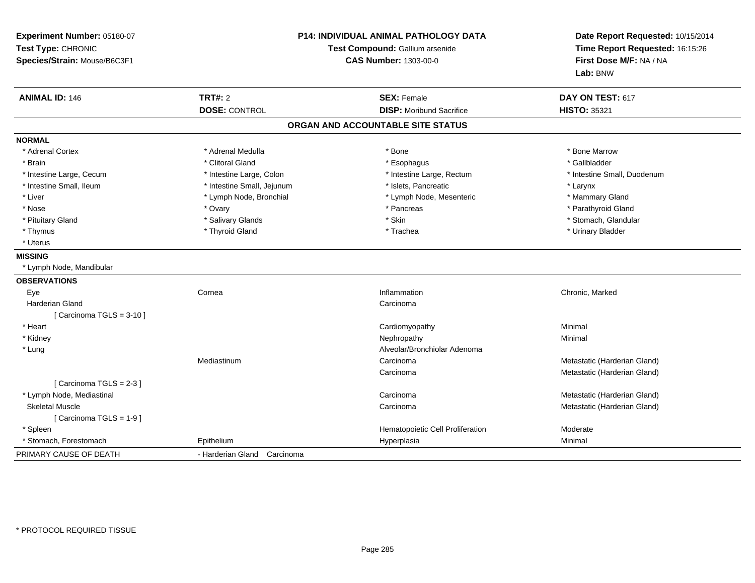**Experiment Number:** 05180-07
**Test Type:** CHRONIC
**Species/Strain:** Mouse/B6C3F1

**P14: INDIVIDUAL ANIMAL PATHOLOGY DATA**
**Test Compound:** Gallium arsenide
**CAS Number:** 1303-00-0

**Date Report Requested:** 10/15/2014
**Time Report Requested:** 16:15:26
**First Dose M/F:** NA / NA
**Lab:** BNW

| **ANIMAL ID:** 146 | **TRT#:** 2 | **SEX:** Female | **DAY ON TEST:** 617 |
|---|---|---|---|
| | **DOSE:** CONTROL | **DISP:** Moribund Sacrifice | **HISTO:** 35321 |

## ORGAN AND ACCOUNTABLE SITE STATUS

**NORMAL**

| | | | |
|---|---|---|---|
| * Adrenal Cortex | * Adrenal Medulla | * Bone | * Bone Marrow |
| * Brain | * Clitoral Gland | * Esophagus | * Gallbladder |
| * Intestine Large, Cecum | * Intestine Large, Colon | * Intestine Large, Rectum | * Intestine Small, Duodenum |
| * Intestine Small, Ileum | * Intestine Small, Jejunum | * Islets, Pancreatic | * Larynx |
| * Liver | * Lymph Node, Bronchial | * Lymph Node, Mesenteric | * Mammary Gland |
| * Nose | * Ovary | * Pancreas | * Parathyroid Gland |
| * Pituitary Gland | * Salivary Glands | * Skin | * Stomach, Glandular |
| * Thymus | * Thyroid Gland | * Trachea | * Urinary Bladder |
| * Uterus | | | |

**MISSING**

* Lymph Node, Mandibular

**OBSERVATIONS**

| | | | |
|---|---|---|---|
| Eye | Cornea | Inflammation | Chronic, Marked |
| Harderian Gland | | Carcinoma | |
| [ Carcinoma TGLS = 3-10 ] | | | |
| * Heart | | Cardiomyopathy | Minimal |
| * Kidney | | Nephropathy | Minimal |
| * Lung | | Alveolar/Bronchiolar Adenoma | |
| | Mediastinum | Carcinoma | Metastatic (Harderian Gland) |
| | | Carcinoma | Metastatic (Harderian Gland) |
| [ Carcinoma TGLS = 2-3 ] | | | |
| * Lymph Node, Mediastinal | | Carcinoma | Metastatic (Harderian Gland) |
| Skeletal Muscle | | Carcinoma | Metastatic (Harderian Gland) |
| [ Carcinoma TGLS = 1-9 ] | | | |
| * Spleen | | Hematopoietic Cell Proliferation | Moderate |
| * Stomach, Forestomach | Epithelium | Hyperplasia | Minimal |

PRIMARY CAUSE OF DEATH - Harderian Gland Carcinoma

* PROTOCOL REQUIRED TISSUE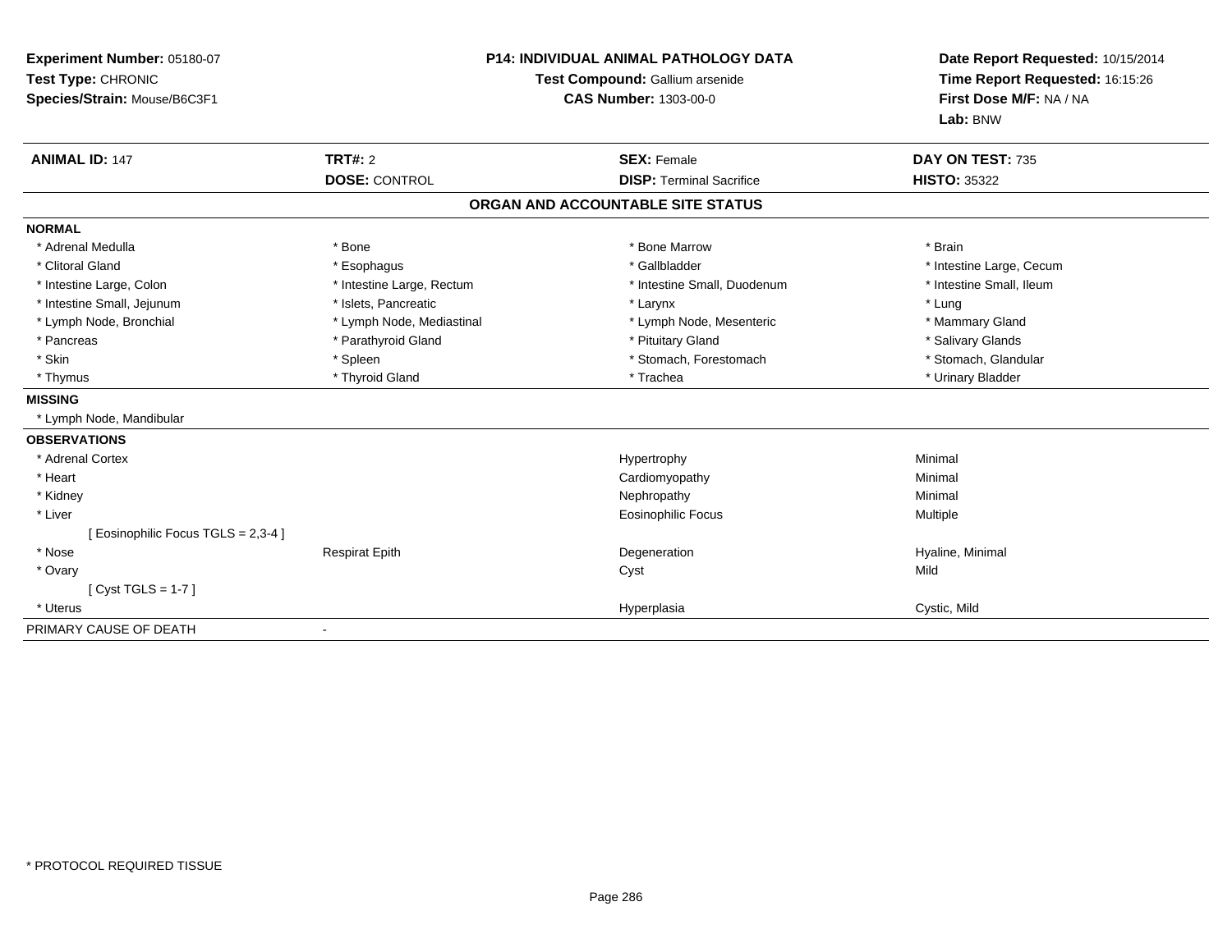**Experiment Number:** 05180-07
**Test Type:** CHRONIC
**Species/Strain:** Mouse/B6C3F1

**P14: INDIVIDUAL ANIMAL PATHOLOGY DATA**
**Test Compound:** Gallium arsenide
**CAS Number:** 1303-00-0

**Date Report Requested:** 10/15/2014
**Time Report Requested:** 16:15:26
**First Dose M/F:** NA / NA
**Lab:** BNW

| **ANIMAL ID:** 147 | **TRT#:** 2 | **SEX:** Female | **DAY ON TEST:** 735 |
|---|---|---|---|
| | **DOSE:** CONTROL | **DISP:** Terminal Sacrifice | **HISTO:** 35322 |

## ORGAN AND ACCOUNTABLE SITE STATUS

**NORMAL**

| | | | |
|---|---|---|---|
| * Adrenal Medulla | * Bone | * Bone Marrow | * Brain |
| * Clitoral Gland | * Esophagus | * Gallbladder | * Intestine Large, Cecum |
| * Intestine Large, Colon | * Intestine Large, Rectum | * Intestine Small, Duodenum | * Intestine Small, Ileum |
| * Intestine Small, Jejunum | * Islets, Pancreatic | * Larynx | * Lung |
| * Lymph Node, Bronchial | * Lymph Node, Mediastinal | * Lymph Node, Mesenteric | * Mammary Gland |
| * Pancreas | * Parathyroid Gland | * Pituitary Gland | * Salivary Glands |
| * Skin | * Spleen | * Stomach, Forestomach | * Stomach, Glandular |
| * Thymus | * Thyroid Gland | * Trachea | * Urinary Bladder |

**MISSING**

* Lymph Node, Mandibular

**OBSERVATIONS**

| | | | |
|---|---|---|---|
| * Adrenal Cortex | | Hypertrophy | Minimal |
| * Heart | | Cardiomyopathy | Minimal |
| * Kidney | | Nephropathy | Minimal |
| * Liver | | Eosinophilic Focus | Multiple |
| [ Eosinophilic Focus TGLS = 2,3-4 ] | | | |
| * Nose | Respirat Epith | Degeneration | Hyaline, Minimal |
| * Ovary | | Cyst | Mild |
| [ Cyst TGLS = 1-7 ] | | | |
| * Uterus | | Hyperplasia | Cystic, Mild |

PRIMARY CAUSE OF DEATH -

* PROTOCOL REQUIRED TISSUE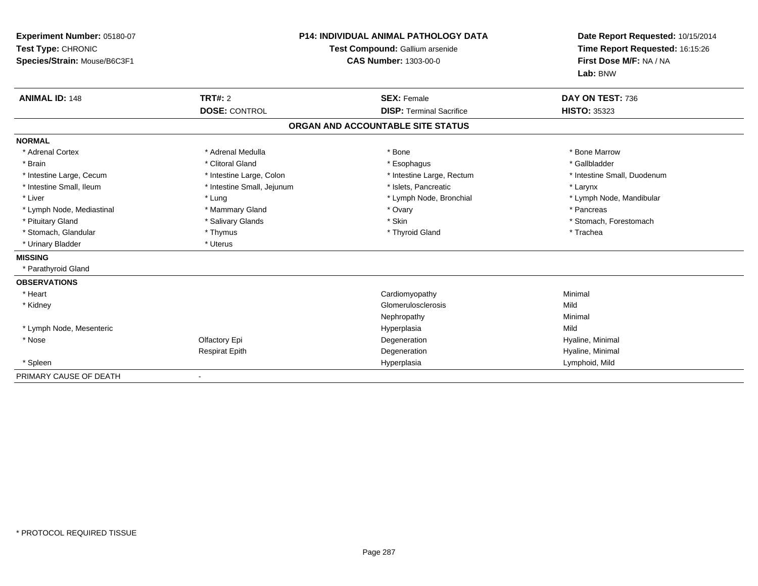**Experiment Number:** 05180-07
**Test Type:** CHRONIC
**Species/Strain:** Mouse/B6C3F1

**P14: INDIVIDUAL ANIMAL PATHOLOGY DATA**
**Test Compound:** Gallium arsenide
**CAS Number:** 1303-00-0

**Date Report Requested:** 10/15/2014
**Time Report Requested:** 16:15:26
**First Dose M/F:** NA / NA
**Lab:** BNW

| **ANIMAL ID:** 148 | **TRT#:** 2 | **SEX:** Female | **DAY ON TEST:** 736 |
|---|---|---|---|
| | **DOSE:** CONTROL | **DISP:** Terminal Sacrifice | **HISTO:** 35323 |

## ORGAN AND ACCOUNTABLE SITE STATUS

**NORMAL**

| | | | |
|---|---|---|---|
| * Adrenal Cortex | * Adrenal Medulla | * Bone | * Bone Marrow |
| * Brain | * Clitoral Gland | * Esophagus | * Gallbladder |
| * Intestine Large, Cecum | * Intestine Large, Colon | * Intestine Large, Rectum | * Intestine Small, Duodenum |
| * Intestine Small, Ileum | * Intestine Small, Jejunum | * Islets, Pancreatic | * Larynx |
| * Liver | * Lung | * Lymph Node, Bronchial | * Lymph Node, Mandibular |
| * Lymph Node, Mediastinal | * Mammary Gland | * Ovary | * Pancreas |
| * Pituitary Gland | * Salivary Glands | * Skin | * Stomach, Forestomach |
| * Stomach, Glandular | * Thymus | * Thyroid Gland | * Trachea |
| * Urinary Bladder | * Uterus | | |

**MISSING**

* Parathyroid Gland

**OBSERVATIONS**

| | | | |
|---|---|---|---|
| * Heart | | Cardiomyopathy | Minimal |
| * Kidney | | Glomerulosclerosis | Mild |
| | | Nephropathy | Minimal |
| * Lymph Node, Mesenteric | | Hyperplasia | Mild |
| * Nose | Olfactory Epi | Degeneration | Hyaline, Minimal |
| | Respirat Epith | Degeneration | Hyaline, Minimal |
| * Spleen | | Hyperplasia | Lymphoid, Mild |

PRIMARY CAUSE OF DEATH -

* PROTOCOL REQUIRED TISSUE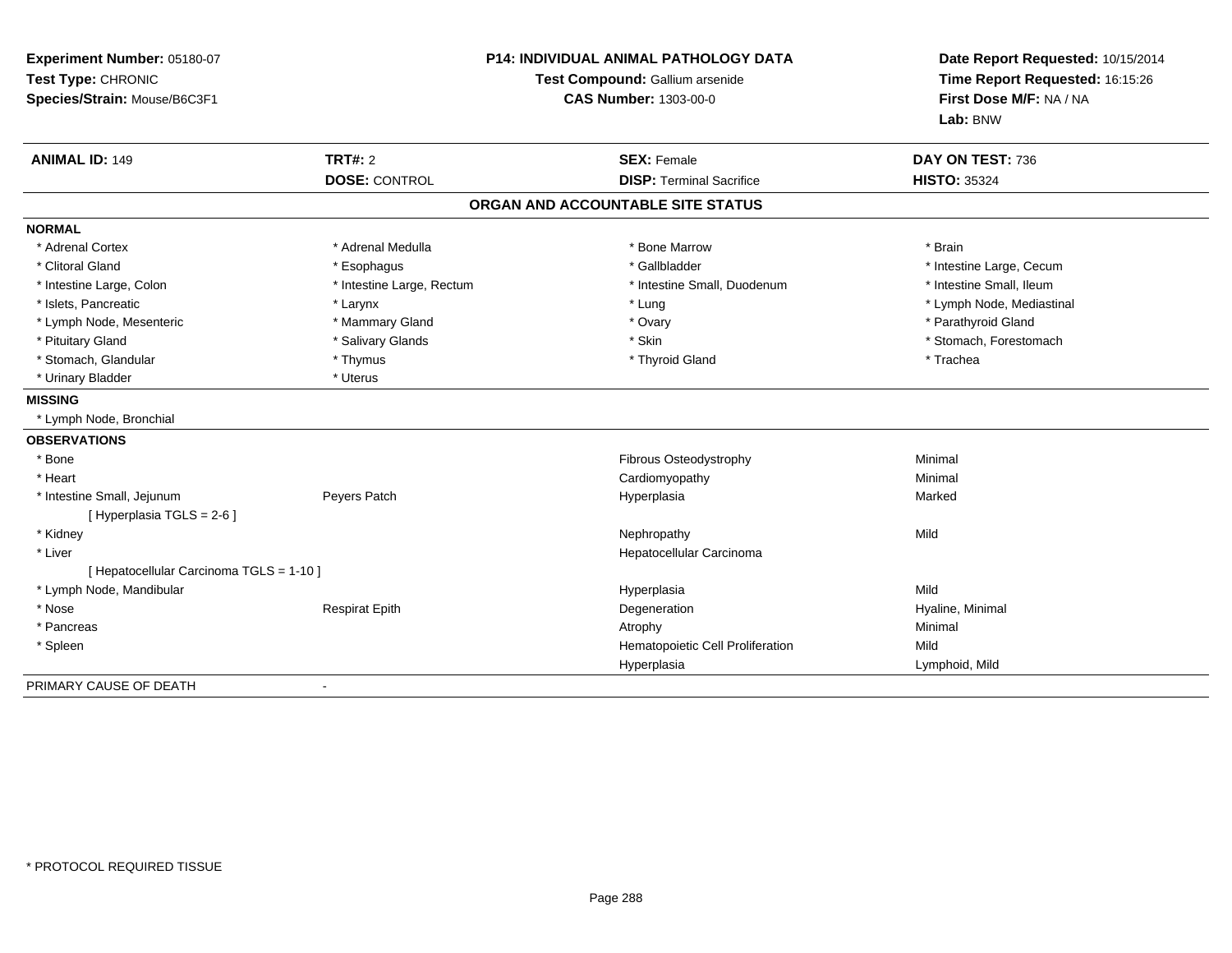**Experiment Number:** 05180-07
**Test Type:** CHRONIC
**Species/Strain:** Mouse/B6C3F1

**P14: INDIVIDUAL ANIMAL PATHOLOGY DATA**
**Test Compound:** Gallium arsenide
**CAS Number:** 1303-00-0

**Date Report Requested:** 10/15/2014
**Time Report Requested:** 16:15:26
**First Dose M/F:** NA / NA
**Lab:** BNW

| **ANIMAL ID:** 149 | **TRT#:** 2 | **SEX:** Female | **DAY ON TEST:** 736 |
|---|---|---|---|
| | **DOSE:** CONTROL | **DISP:** Terminal Sacrifice | **HISTO:** 35324 |

## ORGAN AND ACCOUNTABLE SITE STATUS

**NORMAL**

| | | | |
|---|---|---|---|
| * Adrenal Cortex | * Adrenal Medulla | * Bone Marrow | * Brain |
| * Clitoral Gland | * Esophagus | * Gallbladder | * Intestine Large, Cecum |
| * Intestine Large, Colon | * Intestine Large, Rectum | * Intestine Small, Duodenum | * Intestine Small, Ileum |
| * Islets, Pancreatic | * Larynx | * Lung | * Lymph Node, Mediastinal |
| * Lymph Node, Mesenteric | * Mammary Gland | * Ovary | * Parathyroid Gland |
| * Pituitary Gland | * Salivary Glands | * Skin | * Stomach, Forestomach |
| * Stomach, Glandular | * Thymus | * Thyroid Gland | * Trachea |
| * Urinary Bladder | * Uterus | | |

**MISSING**

* Lymph Node, Bronchial

**OBSERVATIONS**

| | | | |
|---|---|---|---|
| * Bone | | Fibrous Osteodystrophy | Minimal |
| * Heart | | Cardiomyopathy | Minimal |
| * Intestine Small, Jejunum | Peyers Patch | Hyperplasia | Marked |
| [ Hyperplasia TGLS = 2-6 ] | | | |
| * Kidney | | Nephropathy | Mild |
| * Liver | | Hepatocellular Carcinoma | |
| [ Hepatocellular Carcinoma TGLS = 1-10 ] | | | |
| * Lymph Node, Mandibular | | Hyperplasia | Mild |
| * Nose | Respirat Epith | Degeneration | Hyaline, Minimal |
| * Pancreas | | Atrophy | Minimal |
| * Spleen | | Hematopoietic Cell Proliferation | Mild |
| | | Hyperplasia | Lymphoid, Mild |

PRIMARY CAUSE OF DEATH -

* PROTOCOL REQUIRED TISSUE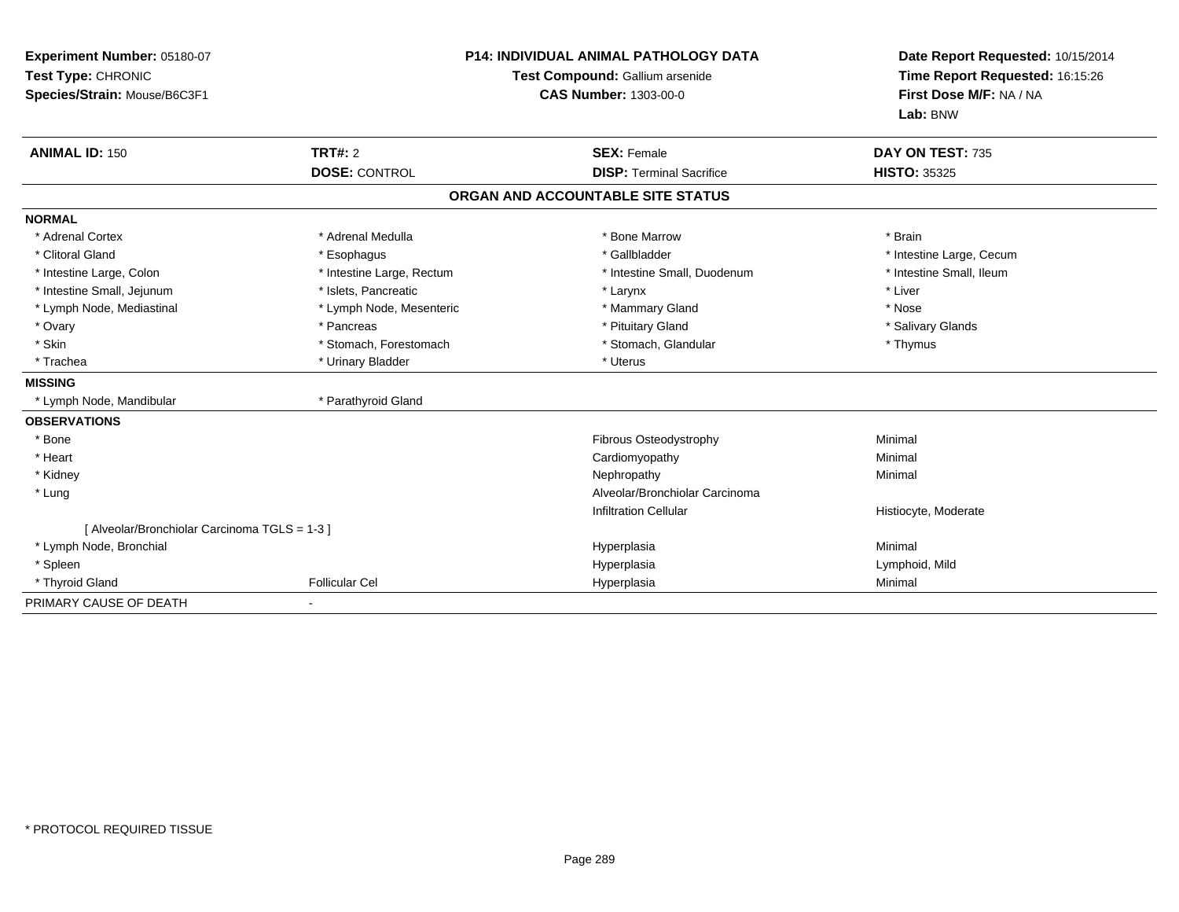**Experiment Number:** 05180-07
**Test Type:** CHRONIC
**Species/Strain:** Mouse/B6C3F1

**P14: INDIVIDUAL ANIMAL PATHOLOGY DATA**
**Test Compound:** Gallium arsenide
**CAS Number:** 1303-00-0

**Date Report Requested:** 10/15/2014
**Time Report Requested:** 16:15:26
**First Dose M/F:** NA / NA
**Lab:** BNW

| **ANIMAL ID:** 150 | **TRT#:** 2 | **SEX:** Female | **DAY ON TEST:** 735 |
|---|---|---|---|
| | **DOSE:** CONTROL | **DISP:** Terminal Sacrifice | **HISTO:** 35325 |

## ORGAN AND ACCOUNTABLE SITE STATUS

**NORMAL**

| | | | |
|---|---|---|---|
| * Adrenal Cortex | * Adrenal Medulla | * Bone Marrow | * Brain |
| * Clitoral Gland | * Esophagus | * Gallbladder | * Intestine Large, Cecum |
| * Intestine Large, Colon | * Intestine Large, Rectum | * Intestine Small, Duodenum | * Intestine Small, Ileum |
| * Intestine Small, Jejunum | * Islets, Pancreatic | * Larynx | * Liver |
| * Lymph Node, Mediastinal | * Lymph Node, Mesenteric | * Mammary Gland | * Nose |
| * Ovary | * Pancreas | * Pituitary Gland | * Salivary Glands |
| * Skin | * Stomach, Forestomach | * Stomach, Glandular | * Thymus |
| * Trachea | * Urinary Bladder | * Uterus | |

**MISSING**

| | |
|---|---|
| * Lymph Node, Mandibular | * Parathyroid Gland |

**OBSERVATIONS**

| | | | |
|---|---|---|---|
| * Bone | | Fibrous Osteodystrophy | Minimal |
| * Heart | | Cardiomyopathy | Minimal |
| * Kidney | | Nephropathy | Minimal |
| * Lung | | Alveolar/Bronchiolar Carcinoma | |
| | | Infiltration Cellular | Histiocyte, Moderate |
| [ Alveolar/Bronchiolar Carcinoma TGLS = 1-3 ] | | | |
| * Lymph Node, Bronchial | | Hyperplasia | Minimal |
| * Spleen | | Hyperplasia | Lymphoid, Mild |
| * Thyroid Gland | Follicular Cel | Hyperplasia | Minimal |

PRIMARY CAUSE OF DEATH -

* PROTOCOL REQUIRED TISSUE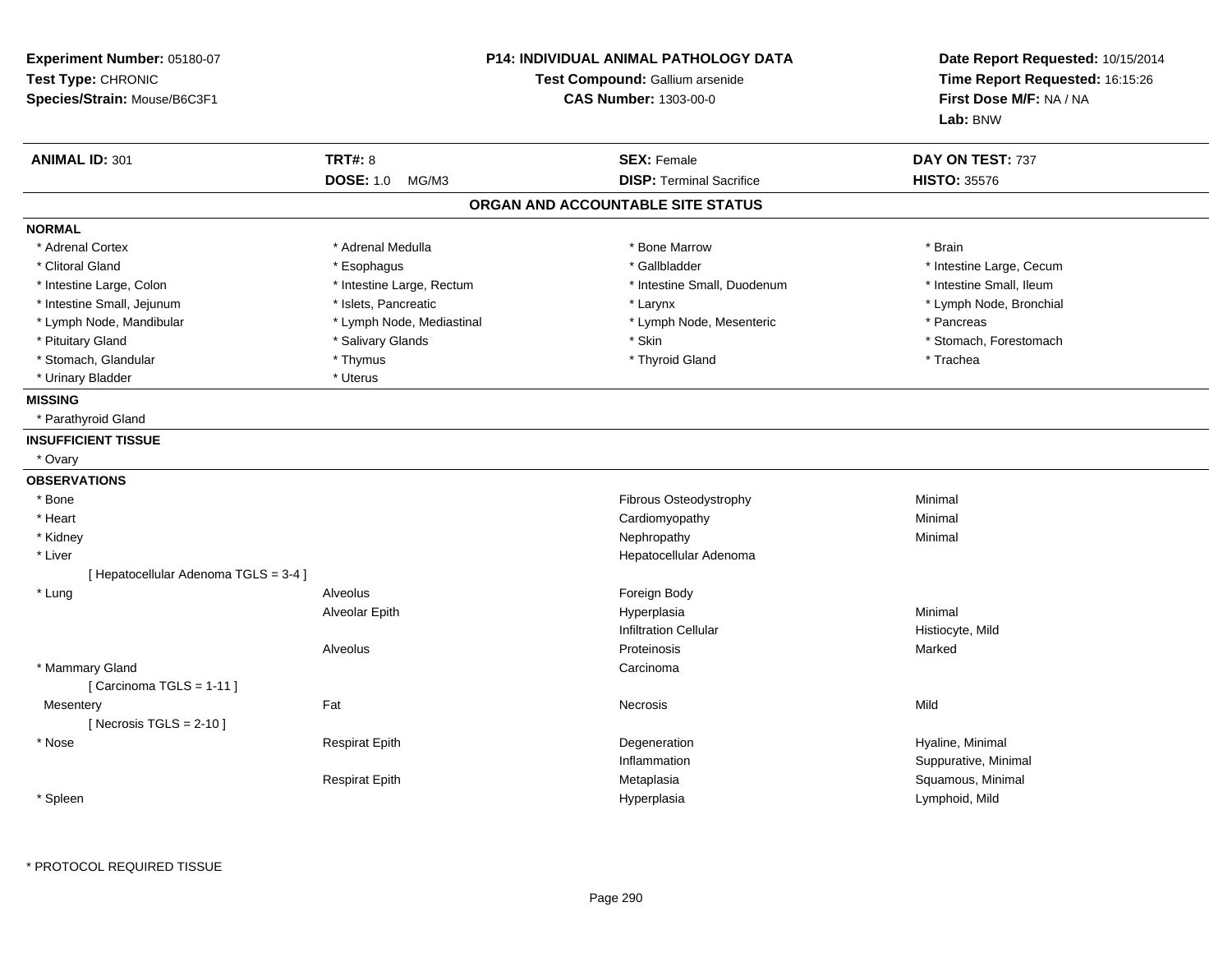**Experiment Number:** 05180-07
**Test Type:** CHRONIC
**Species/Strain:** Mouse/B6C3F1

**P14: INDIVIDUAL ANIMAL PATHOLOGY DATA**
**Test Compound:** Gallium arsenide
**CAS Number:** 1303-00-0

**Date Report Requested:** 10/15/2014
**Time Report Requested:** 16:15:26
**First Dose M/F:** NA / NA
**Lab:** BNW

| **ANIMAL ID:** 301 | **TRT#:** 8 | **SEX:** Female | **DAY ON TEST:** 737 |
|---|---|---|---|
| | **DOSE:** 1.0 MG/M3 | **DISP:** Terminal Sacrifice | **HISTO:** 35576 |

## ORGAN AND ACCOUNTABLE SITE STATUS

**NORMAL**

| | | | |
|---|---|---|---|
| * Adrenal Cortex | * Adrenal Medulla | * Bone Marrow | * Brain |
| * Clitoral Gland | * Esophagus | * Gallbladder | * Intestine Large, Cecum |
| * Intestine Large, Colon | * Intestine Large, Rectum | * Intestine Small, Duodenum | * Intestine Small, Ileum |
| * Intestine Small, Jejunum | * Islets, Pancreatic | * Larynx | * Lymph Node, Bronchial |
| * Lymph Node, Mandibular | * Lymph Node, Mediastinal | * Lymph Node, Mesenteric | * Pancreas |
| * Pituitary Gland | * Salivary Glands | * Skin | * Stomach, Forestomach |
| * Stomach, Glandular | * Thymus | * Thyroid Gland | * Trachea |
| * Urinary Bladder | * Uterus | | |

**MISSING**

* Parathyroid Gland

**INSUFFICIENT TISSUE**

* Ovary

**OBSERVATIONS**

| | | | |
|---|---|---|---|
| * Bone | | Fibrous Osteodystrophy | Minimal |
| * Heart | | Cardiomyopathy | Minimal |
| * Kidney | | Nephropathy | Minimal |
| * Liver | | Hepatocellular Adenoma | |
| [ Hepatocellular Adenoma TGLS = 3-4 ] | | | |
| * Lung | Alveolus | Foreign Body | |
| | Alveolar Epith | Hyperplasia | Minimal |
| | | Infiltration Cellular | Histiocyte, Mild |
| | Alveolus | Proteinosis | Marked |
| * Mammary Gland | | Carcinoma | |
| [ Carcinoma TGLS = 1-11 ] | | | |
| Mesentery | Fat | Necrosis | Mild |
| [ Necrosis TGLS = 2-10 ] | | | |
| * Nose | Respirat Epith | Degeneration | Hyaline, Minimal |
| | | Inflammation | Suppurative, Minimal |
| | Respirat Epith | Metaplasia | Squamous, Minimal |
| * Spleen | | Hyperplasia | Lymphoid, Mild |

* PROTOCOL REQUIRED TISSUE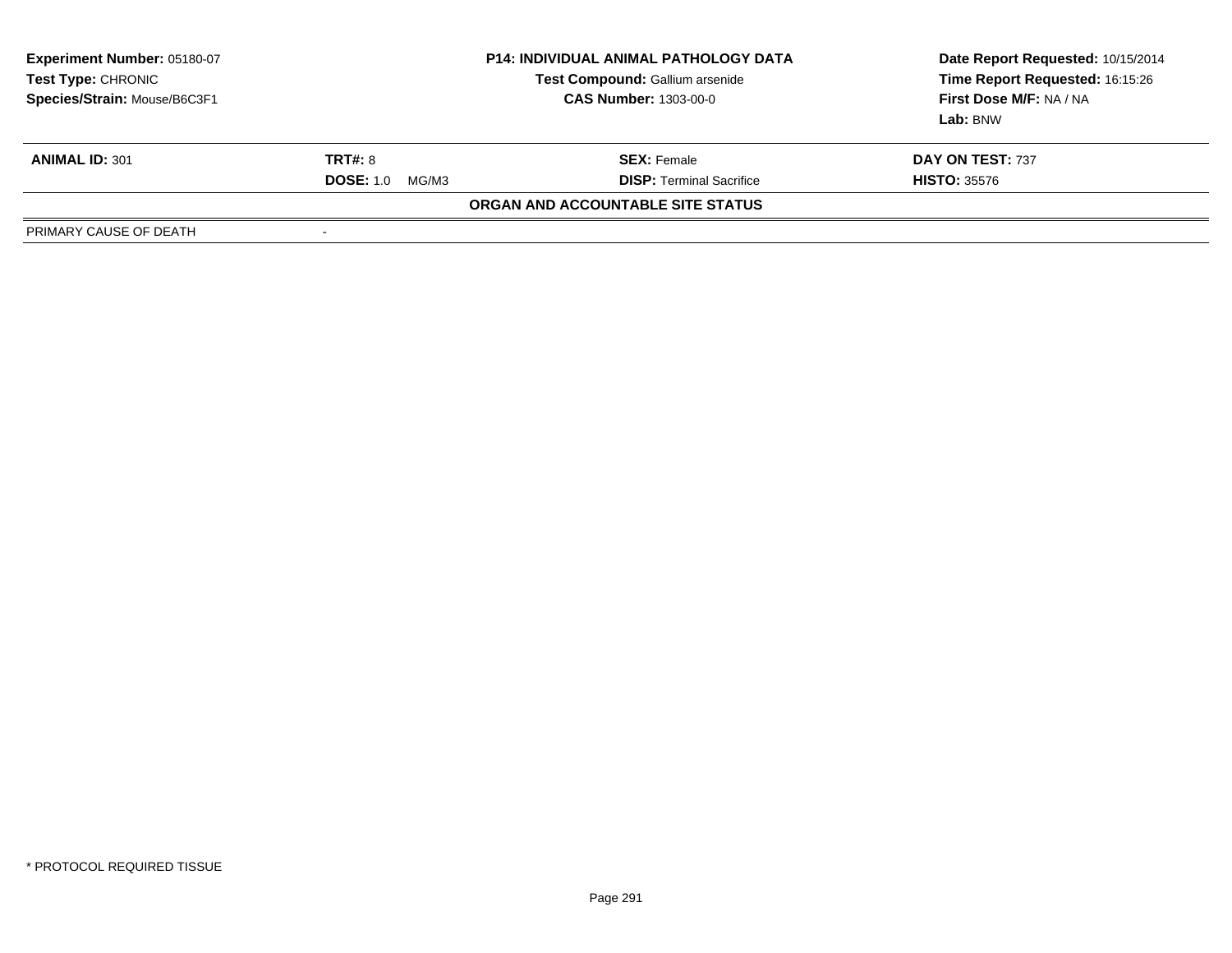**Experiment Number:** 05180-07
**Test Type:** CHRONIC
**Species/Strain:** Mouse/B6C3F1

**P14: INDIVIDUAL ANIMAL PATHOLOGY DATA**
**Test Compound:** Gallium arsenide
**CAS Number:** 1303-00-0

**Date Report Requested:** 10/15/2014
**Time Report Requested:** 16:15:26
**First Dose M/F:** NA / NA
**Lab:** BNW

| **ANIMAL ID:** 301 | **TRT#:** 8 | **SEX:** Female | **DAY ON TEST:** 737 |
|---|---|---|---|
| | **DOSE:** 1.0 MG/M3 | **DISP:** Terminal Sacrifice | **HISTO:** 35576 |

**ORGAN AND ACCOUNTABLE SITE STATUS**

| PRIMARY CAUSE OF DEATH | - |
|---|---|

* PROTOCOL REQUIRED TISSUE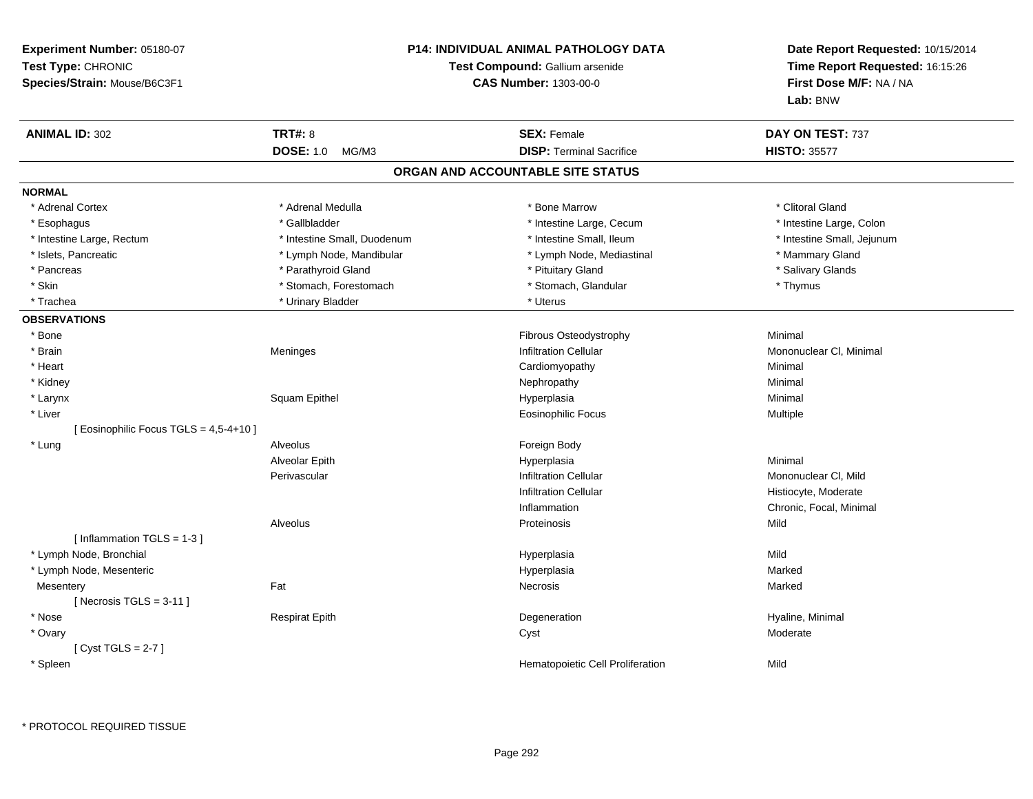**Experiment Number:** 05180-07
**Test Type:** CHRONIC
**Species/Strain:** Mouse/B6C3F1

**P14: INDIVIDUAL ANIMAL PATHOLOGY DATA**
**Test Compound:** Gallium arsenide
**CAS Number:** 1303-00-0

**Date Report Requested:** 10/15/2014
**Time Report Requested:** 16:15:26
**First Dose M/F:** NA / NA
**Lab:** BNW

| **ANIMAL ID:** 302 | **TRT#:** 8 | **SEX:** Female | **DAY ON TEST:** 737 |
|---|---|---|---|
| | **DOSE:** 1.0 MG/M3 | **DISP:** Terminal Sacrifice | **HISTO:** 35577 |

## ORGAN AND ACCOUNTABLE SITE STATUS

**NORMAL**

| | | | |
|---|---|---|---|
| * Adrenal Cortex | * Adrenal Medulla | * Bone Marrow | * Clitoral Gland |
| * Esophagus | * Gallbladder | * Intestine Large, Cecum | * Intestine Large, Colon |
| * Intestine Large, Rectum | * Intestine Small, Duodenum | * Intestine Small, Ileum | * Intestine Small, Jejunum |
| * Islets, Pancreatic | * Lymph Node, Mandibular | * Lymph Node, Mediastinal | * Mammary Gland |
| * Pancreas | * Parathyroid Gland | * Pituitary Gland | * Salivary Glands |
| * Skin | * Stomach, Forestomach | * Stomach, Glandular | * Thymus |
| * Trachea | * Urinary Bladder | * Uterus | |

**OBSERVATIONS**

| | | | |
|---|---|---|---|
| * Bone | | Fibrous Osteodystrophy | Minimal |
| * Brain | Meninges | Infiltration Cellular | Mononuclear Cl, Minimal |
| * Heart | | Cardiomyopathy | Minimal |
| * Kidney | | Nephropathy | Minimal |
| * Larynx | Squam Epithel | Hyperplasia | Minimal |
| * Liver | | Eosinophilic Focus | Multiple |
| [ Eosinophilic Focus TGLS = 4,5-4+10 ] | | | |
| * Lung | Alveolus | Foreign Body | |
| | Alveolar Epith | Hyperplasia | Minimal |
| | Perivascular | Infiltration Cellular | Mononuclear Cl, Mild |
| | | Infiltration Cellular | Histiocyte, Moderate |
| | | Inflammation | Chronic, Focal, Minimal |
| | Alveolus | Proteinosis | Mild |
| [ Inflammation TGLS = 1-3 ] | | | |
| * Lymph Node, Bronchial | | Hyperplasia | Mild |
| * Lymph Node, Mesenteric | | Hyperplasia | Marked |
| Mesentery | Fat | Necrosis | Marked |
| [ Necrosis TGLS = 3-11 ] | | | |
| * Nose | Respirat Epith | Degeneration | Hyaline, Minimal |
| * Ovary | | Cyst | Moderate |
| [ Cyst TGLS = 2-7 ] | | | |
| * Spleen | | Hematopoietic Cell Proliferation | Mild |

* PROTOCOL REQUIRED TISSUE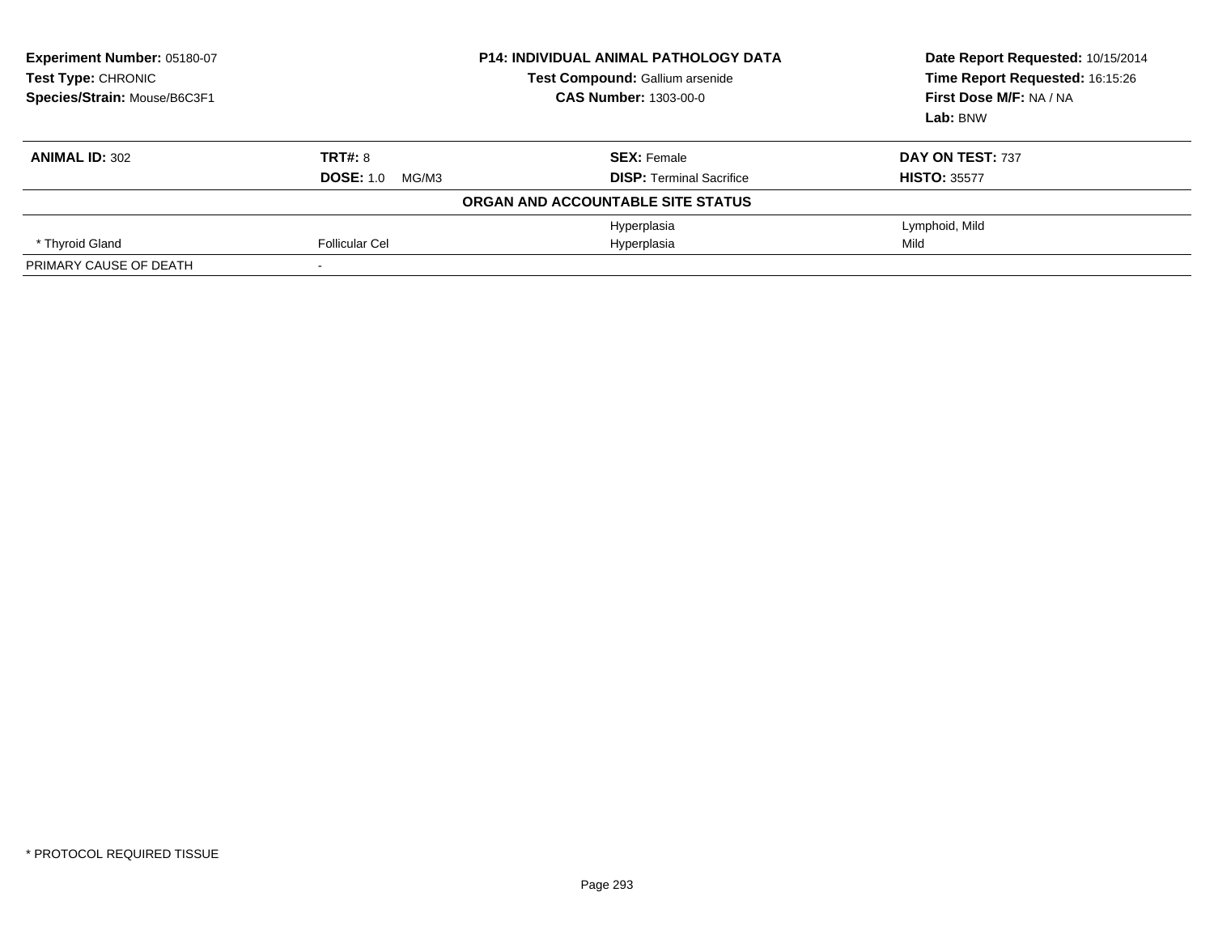**Experiment Number:** 05180-07
**Test Type:** CHRONIC
**Species/Strain:** Mouse/B6C3F1

**P14: INDIVIDUAL ANIMAL PATHOLOGY DATA**
**Test Compound:** Gallium arsenide
**CAS Number:** 1303-00-0

**Date Report Requested:** 10/15/2014
**Time Report Requested:** 16:15:26
**First Dose M/F:** NA / NA
**Lab:** BNW

| **ANIMAL ID:** 302 | **TRT#:** 8 | **SEX:** Female | **DAY ON TEST:** 737 |
|---|---|---|---|
| | **DOSE:** 1.0 MG/M3 | **DISP:** Terminal Sacrifice | **HISTO:** 35577 |
| | **ORGAN AND ACCOUNTABLE SITE STATUS** | | |
| | | Hyperplasia | Lymphoid, Mild |
| * Thyroid Gland | Follicular Cel | Hyperplasia | Mild |
| PRIMARY CAUSE OF DEATH | - | | |

* PROTOCOL REQUIRED TISSUE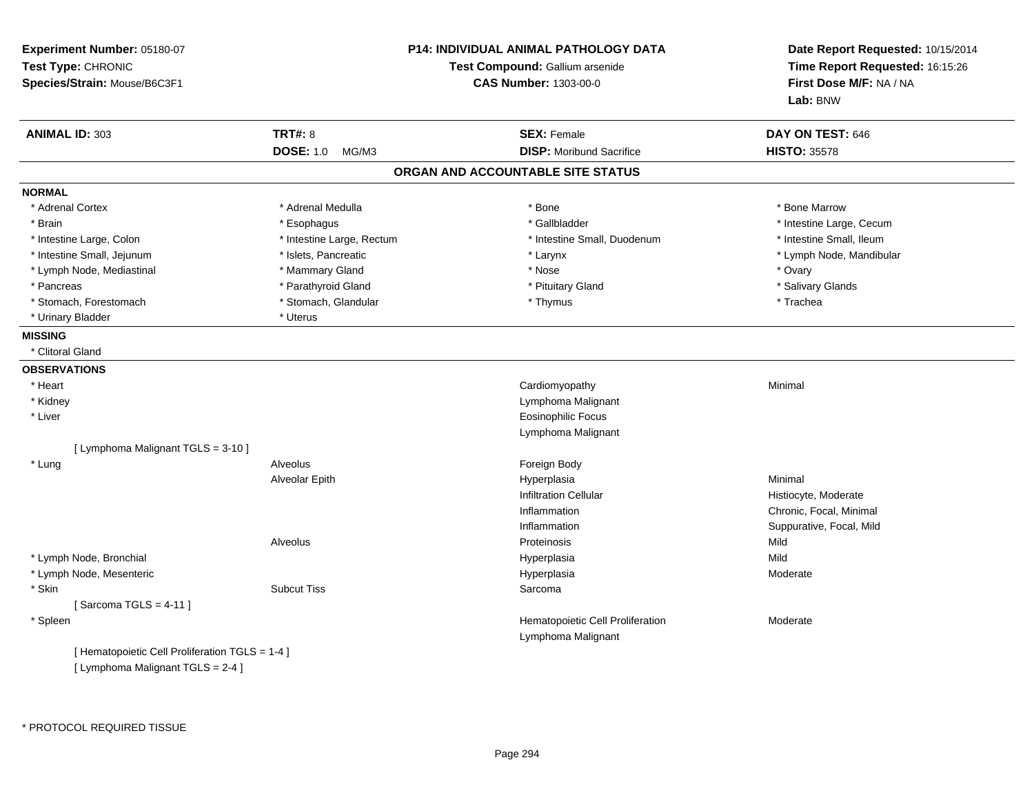**Experiment Number:** 05180-07
**Test Type:** CHRONIC
**Species/Strain:** Mouse/B6C3F1

**P14: INDIVIDUAL ANIMAL PATHOLOGY DATA**
**Test Compound:** Gallium arsenide
**CAS Number:** 1303-00-0

**Date Report Requested:** 10/15/2014
**Time Report Requested:** 16:15:26
**First Dose M/F:** NA / NA
**Lab:** BNW

| **ANIMAL ID:** 303 | **TRT#:** 8 | **SEX:** Female | **DAY ON TEST:** 646 |
|---|---|---|---|
| | **DOSE:** 1.0 MG/M3 | **DISP:** Moribund Sacrifice | **HISTO:** 35578 |

## ORGAN AND ACCOUNTABLE SITE STATUS

**NORMAL**

| | | | |
|---|---|---|---|
| * Adrenal Cortex | * Adrenal Medulla | * Bone | * Bone Marrow |
| * Brain | * Esophagus | * Gallbladder | * Intestine Large, Cecum |
| * Intestine Large, Colon | * Intestine Large, Rectum | * Intestine Small, Duodenum | * Intestine Small, Ileum |
| * Intestine Small, Jejunum | * Islets, Pancreatic | * Larynx | * Lymph Node, Mandibular |
| * Lymph Node, Mediastinal | * Mammary Gland | * Nose | * Ovary |
| * Pancreas | * Parathyroid Gland | * Pituitary Gland | * Salivary Glands |
| * Stomach, Forestomach | * Stomach, Glandular | * Thymus | * Trachea |
| * Urinary Bladder | * Uterus | | |

**MISSING**

* Clitoral Gland

**OBSERVATIONS**

| | | | |
|---|---|---|---|
| * Heart | | Cardiomyopathy | Minimal |
| * Kidney | | Lymphoma Malignant | |
| * Liver | | Eosinophilic Focus | |
| | | Lymphoma Malignant | |
| [ Lymphoma Malignant TGLS = 3-10 ] | | | |
| * Lung | Alveolus | Foreign Body | |
| | Alveolar Epith | Hyperplasia | Minimal |
| | | Infiltration Cellular | Histiocyte, Moderate |
| | | Inflammation | Chronic, Focal, Minimal |
| | | Inflammation | Suppurative, Focal, Mild |
| | Alveolus | Proteinosis | Mild |
| * Lymph Node, Bronchial | | Hyperplasia | Mild |
| * Lymph Node, Mesenteric | | Hyperplasia | Moderate |
| * Skin | Subcut Tiss | Sarcoma | |
| [ Sarcoma TGLS = 4-11 ] | | | |
| * Spleen | | Hematopoietic Cell Proliferation | Moderate |
| | | Lymphoma Malignant | |
| [ Hematopoietic Cell Proliferation TGLS = 1-4 ] | | | |
| [ Lymphoma Malignant TGLS = 2-4 ] | | | |

* PROTOCOL REQUIRED TISSUE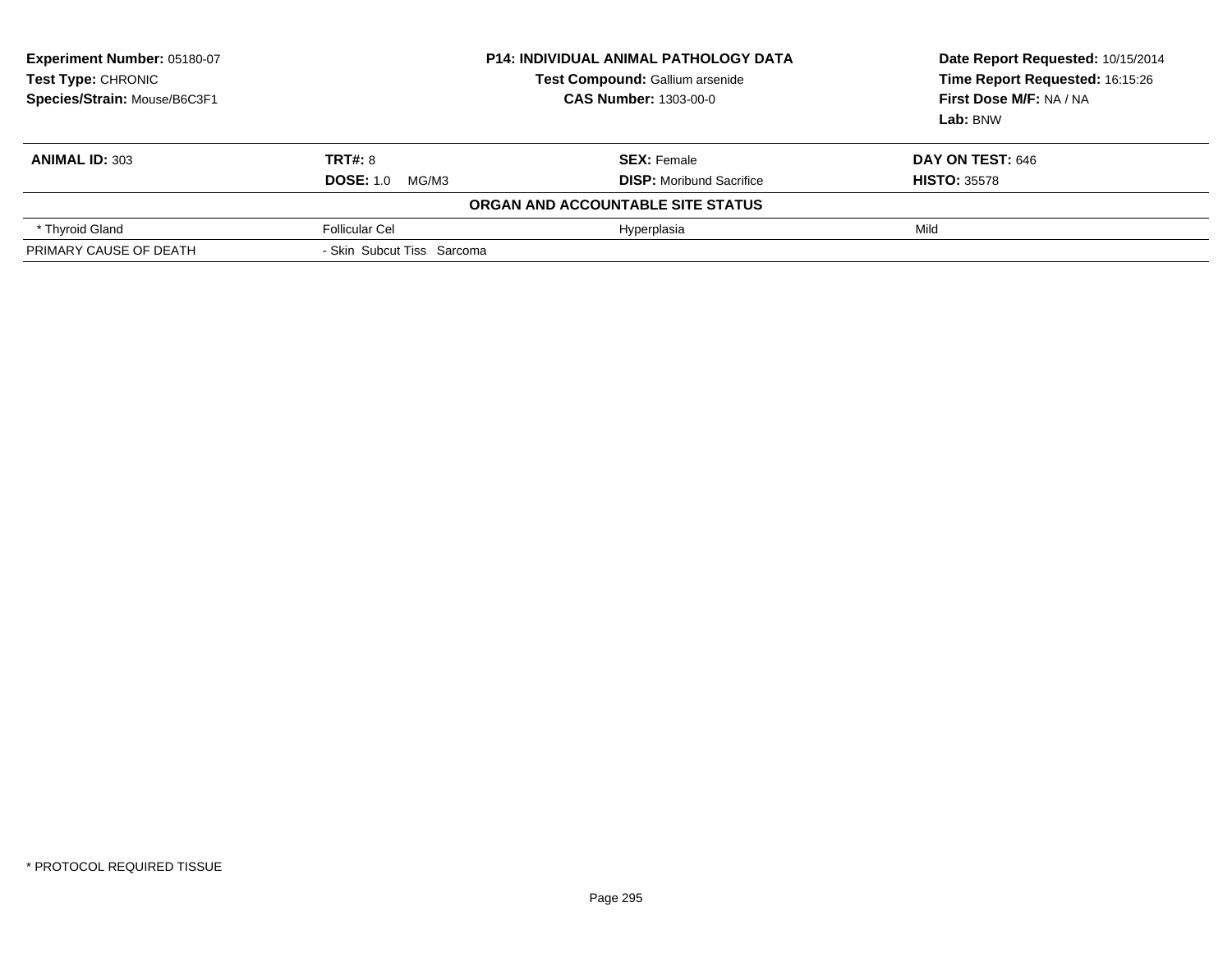**Experiment Number:** 05180-07
**Test Type:** CHRONIC
**Species/Strain:** Mouse/B6C3F1

**P14: INDIVIDUAL ANIMAL PATHOLOGY DATA**
**Test Compound:** Gallium arsenide
**CAS Number:** 1303-00-0

**Date Report Requested:** 10/15/2014
**Time Report Requested:** 16:15:26
**First Dose M/F:** NA / NA
**Lab:** BNW

| **ANIMAL ID:** 303 | **TRT#:** 8 | **SEX:** Female | **DAY ON TEST:** 646 |
|---|---|---|---|
| | **DOSE:** 1.0 MG/M3 | **DISP:** Moribund Sacrifice | **HISTO:** 35578 |
| | | **ORGAN AND ACCOUNTABLE SITE STATUS** | |
| * Thyroid Gland | Follicular Cel | Hyperplasia | Mild |
| PRIMARY CAUSE OF DEATH | - Skin Subcut Tiss Sarcoma | | |

* PROTOCOL REQUIRED TISSUE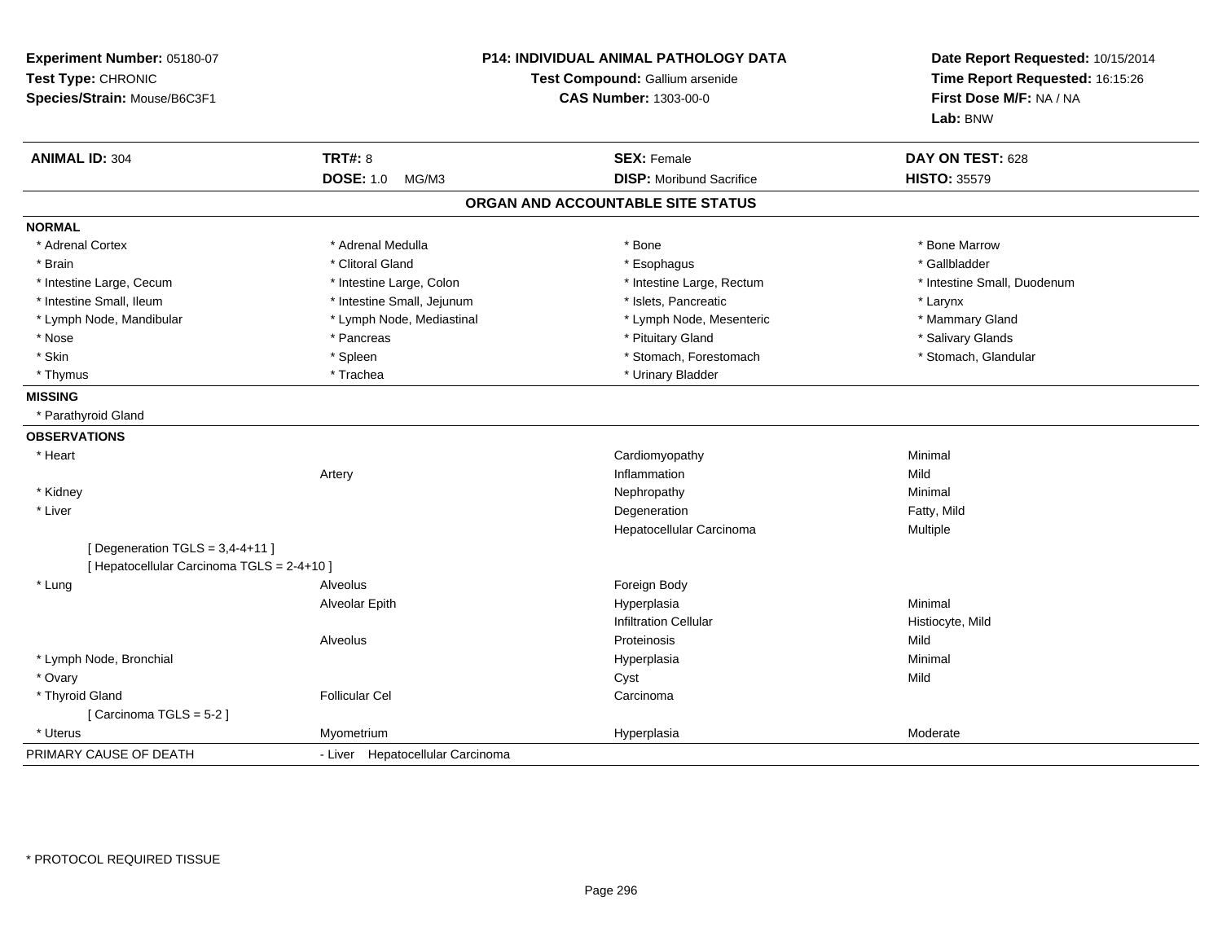**Experiment Number:** 05180-07
**Test Type:** CHRONIC
**Species/Strain:** Mouse/B6C3F1

**P14: INDIVIDUAL ANIMAL PATHOLOGY DATA**
**Test Compound:** Gallium arsenide
**CAS Number:** 1303-00-0

**Date Report Requested:** 10/15/2014
**Time Report Requested:** 16:15:26
**First Dose M/F:** NA / NA
**Lab:** BNW

| **ANIMAL ID:** 304 | **TRT#:** 8 | **SEX:** Female | **DAY ON TEST:** 628 |
|---|---|---|---|
| | **DOSE:** 1.0 MG/M3 | **DISP:** Moribund Sacrifice | **HISTO:** 35579 |

## ORGAN AND ACCOUNTABLE SITE STATUS

**NORMAL**

| | | | |
|---|---|---|---|
| * Adrenal Cortex | * Adrenal Medulla | * Bone | * Bone Marrow |
| * Brain | * Clitoral Gland | * Esophagus | * Gallbladder |
| * Intestine Large, Cecum | * Intestine Large, Colon | * Intestine Large, Rectum | * Intestine Small, Duodenum |
| * Intestine Small, Ileum | * Intestine Small, Jejunum | * Islets, Pancreatic | * Larynx |
| * Lymph Node, Mandibular | * Lymph Node, Mediastinal | * Lymph Node, Mesenteric | * Mammary Gland |
| * Nose | * Pancreas | * Pituitary Gland | * Salivary Glands |
| * Skin | * Spleen | * Stomach, Forestomach | * Stomach, Glandular |
| * Thymus | * Trachea | * Urinary Bladder | |

**MISSING**

* Parathyroid Gland

**OBSERVATIONS**

| | | | |
|---|---|---|---|
| * Heart | | Cardiomyopathy | Minimal |
| | Artery | Inflammation | Mild |
| * Kidney | | Nephropathy | Minimal |
| * Liver | | Degeneration | Fatty, Mild |
| | | Hepatocellular Carcinoma | Multiple |
| [ Degeneration TGLS = 3,4-4+11 ] | | | |
| [ Hepatocellular Carcinoma TGLS = 2-4+10 ] | | | |
| * Lung | Alveolus | Foreign Body | |
| | Alveolar Epith | Hyperplasia | Minimal |
| | | Infiltration Cellular | Histiocyte, Mild |
| | Alveolus | Proteinosis | Mild |
| * Lymph Node, Bronchial | | Hyperplasia | Minimal |
| * Ovary | | Cyst | Mild |
| * Thyroid Gland | Follicular Cel | Carcinoma | |
| [ Carcinoma TGLS = 5-2 ] | | | |
| * Uterus | Myometrium | Hyperplasia | Moderate |

PRIMARY CAUSE OF DEATH - Liver Hepatocellular Carcinoma

* PROTOCOL REQUIRED TISSUE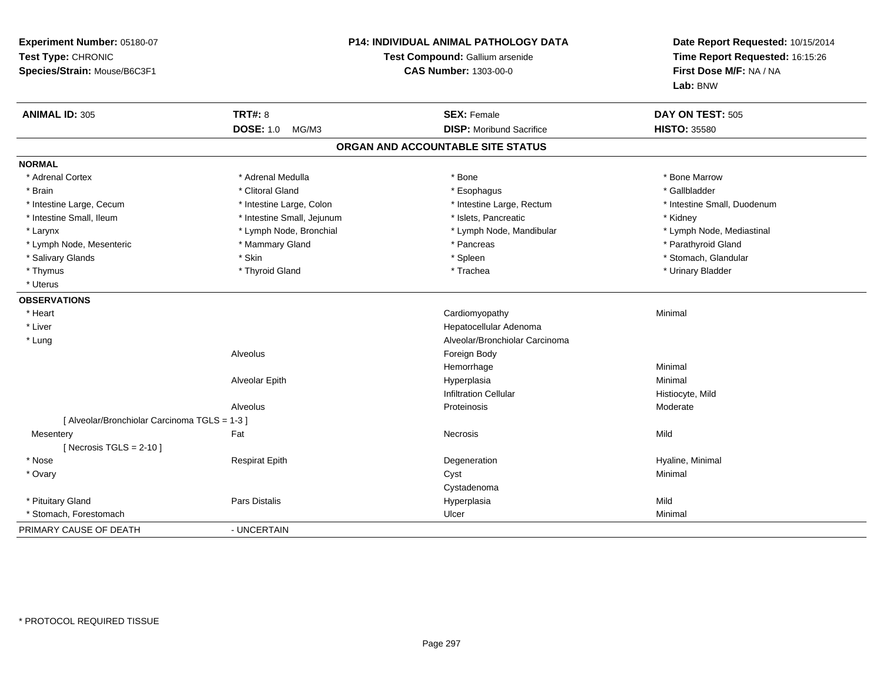**Experiment Number:** 05180-07
**Test Type:** CHRONIC
**Species/Strain:** Mouse/B6C3F1

**P14: INDIVIDUAL ANIMAL PATHOLOGY DATA**
**Test Compound:** Gallium arsenide
**CAS Number:** 1303-00-0

**Date Report Requested:** 10/15/2014
**Time Report Requested:** 16:15:26
**First Dose M/F:** NA / NA
**Lab:** BNW

| **ANIMAL ID:** 305 | **TRT#:** 8 | **SEX:** Female | **DAY ON TEST:** 505 |
|---|---|---|---|
| | **DOSE:** 1.0 MG/M3 | **DISP:** Moribund Sacrifice | **HISTO:** 35580 |

## ORGAN AND ACCOUNTABLE SITE STATUS

**NORMAL**

| | | | |
|---|---|---|---|
| * Adrenal Cortex | * Adrenal Medulla | * Bone | * Bone Marrow |
| * Brain | * Clitoral Gland | * Esophagus | * Gallbladder |
| * Intestine Large, Cecum | * Intestine Large, Colon | * Intestine Large, Rectum | * Intestine Small, Duodenum |
| * Intestine Small, Ileum | * Intestine Small, Jejunum | * Islets, Pancreatic | * Kidney |
| * Larynx | * Lymph Node, Bronchial | * Lymph Node, Mandibular | * Lymph Node, Mediastinal |
| * Lymph Node, Mesenteric | * Mammary Gland | * Pancreas | * Parathyroid Gland |
| * Salivary Glands | * Skin | * Spleen | * Stomach, Glandular |
| * Thymus | * Thyroid Gland | * Trachea | * Urinary Bladder |
| * Uterus | | | |

**OBSERVATIONS**

| | | | |
|---|---|---|---|
| * Heart | | Cardiomyopathy | Minimal |
| * Liver | | Hepatocellular Adenoma | |
| * Lung | | Alveolar/Bronchiolar Carcinoma | |
| | Alveolus | Foreign Body | |
| | | Hemorrhage | Minimal |
| | Alveolar Epith | Hyperplasia | Minimal |
| | | Infiltration Cellular | Histiocyte, Mild |
| | Alveolus | Proteinosis | Moderate |
| [ Alveolar/Bronchiolar Carcinoma TGLS = 1-3 ] | | | |
| Mesentery | Fat | Necrosis | Mild |
| [ Necrosis TGLS = 2-10 ] | | | |
| * Nose | Respirat Epith | Degeneration | Hyaline, Minimal |
| * Ovary | | Cyst | Minimal |
| | | Cystadenoma | |
| * Pituitary Gland | Pars Distalis | Hyperplasia | Mild |
| * Stomach, Forestomach | | Ulcer | Minimal |

PRIMARY CAUSE OF DEATH - UNCERTAIN

* PROTOCOL REQUIRED TISSUE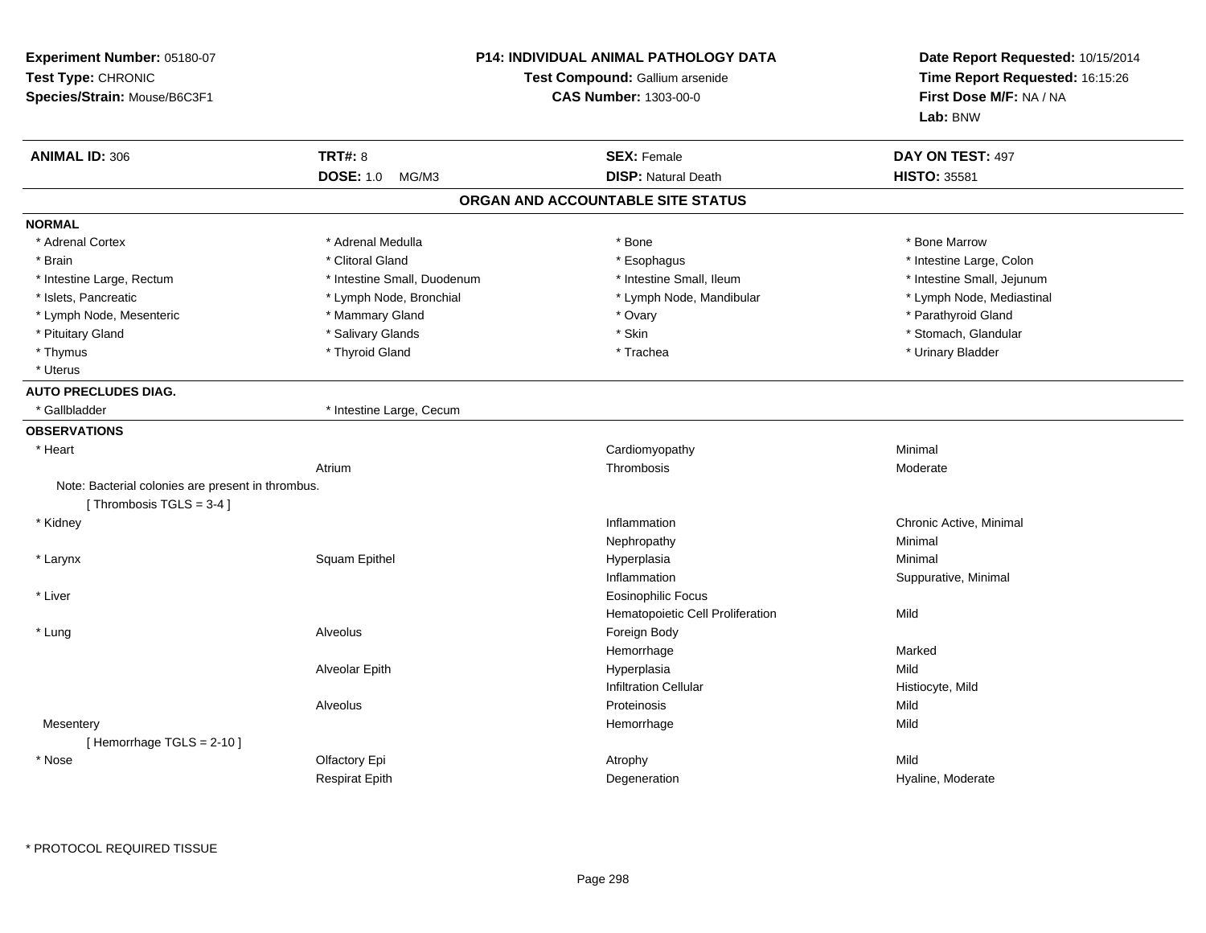**Experiment Number:** 05180-07
**Test Type:** CHRONIC
**Species/Strain:** Mouse/B6C3F1

**P14: INDIVIDUAL ANIMAL PATHOLOGY DATA**
**Test Compound:** Gallium arsenide
**CAS Number:** 1303-00-0

**Date Report Requested:** 10/15/2014
**Time Report Requested:** 16:15:26
**First Dose M/F:** NA / NA
**Lab:** BNW

| **ANIMAL ID:** 306 | **TRT#:** 8 | **SEX:** Female | **DAY ON TEST:** 497 |
|---|---|---|---|
| | **DOSE:** 1.0 MG/M3 | **DISP:** Natural Death | **HISTO:** 35581 |

## ORGAN AND ACCOUNTABLE SITE STATUS

**NORMAL**

| | | | |
|---|---|---|---|
| * Adrenal Cortex | * Adrenal Medulla | * Bone | * Bone Marrow |
| * Brain | * Clitoral Gland | * Esophagus | * Intestine Large, Colon |
| * Intestine Large, Rectum | * Intestine Small, Duodenum | * Intestine Small, Ileum | * Intestine Small, Jejunum |
| * Islets, Pancreatic | * Lymph Node, Bronchial | * Lymph Node, Mandibular | * Lymph Node, Mediastinal |
| * Lymph Node, Mesenteric | * Mammary Gland | * Ovary | * Parathyroid Gland |
| * Pituitary Gland | * Salivary Glands | * Skin | * Stomach, Glandular |
| * Thymus | * Thyroid Gland | * Trachea | * Urinary Bladder |
| * Uterus | | | |

**AUTO PRECLUDES DIAG.**

| | |
|---|---|
| * Gallbladder | * Intestine Large, Cecum |

**OBSERVATIONS**

| Organ | Site | Observation | Severity |
|---|---|---|---|
| * Heart | | Cardiomyopathy | Minimal |
| | Atrium | Thrombosis | Moderate |
| Note: Bacterial colonies are present in thrombus. [ Thrombosis TGLS = 3-4 ] | | | |
| * Kidney | | Inflammation | Chronic Active, Minimal |
| | | Nephropathy | Minimal |
| * Larynx | Squam Epithel | Hyperplasia | Minimal |
| | | Inflammation | Suppurative, Minimal |
| * Liver | | Eosinophilic Focus | |
| | | Hematopoietic Cell Proliferation | Mild |
| * Lung | Alveolus | Foreign Body | |
| | | Hemorrhage | Marked |
| | Alveolar Epith | Hyperplasia | Mild |
| | | Infiltration Cellular | Histiocyte, Mild |
| | Alveolus | Proteinosis | Mild |
| Mesentery | | Hemorrhage | Mild |
| [ Hemorrhage TGLS = 2-10 ] | | | |
| * Nose | Olfactory Epi | Atrophy | Mild |
| | Respirat Epith | Degeneration | Hyaline, Moderate |

\* PROTOCOL REQUIRED TISSUE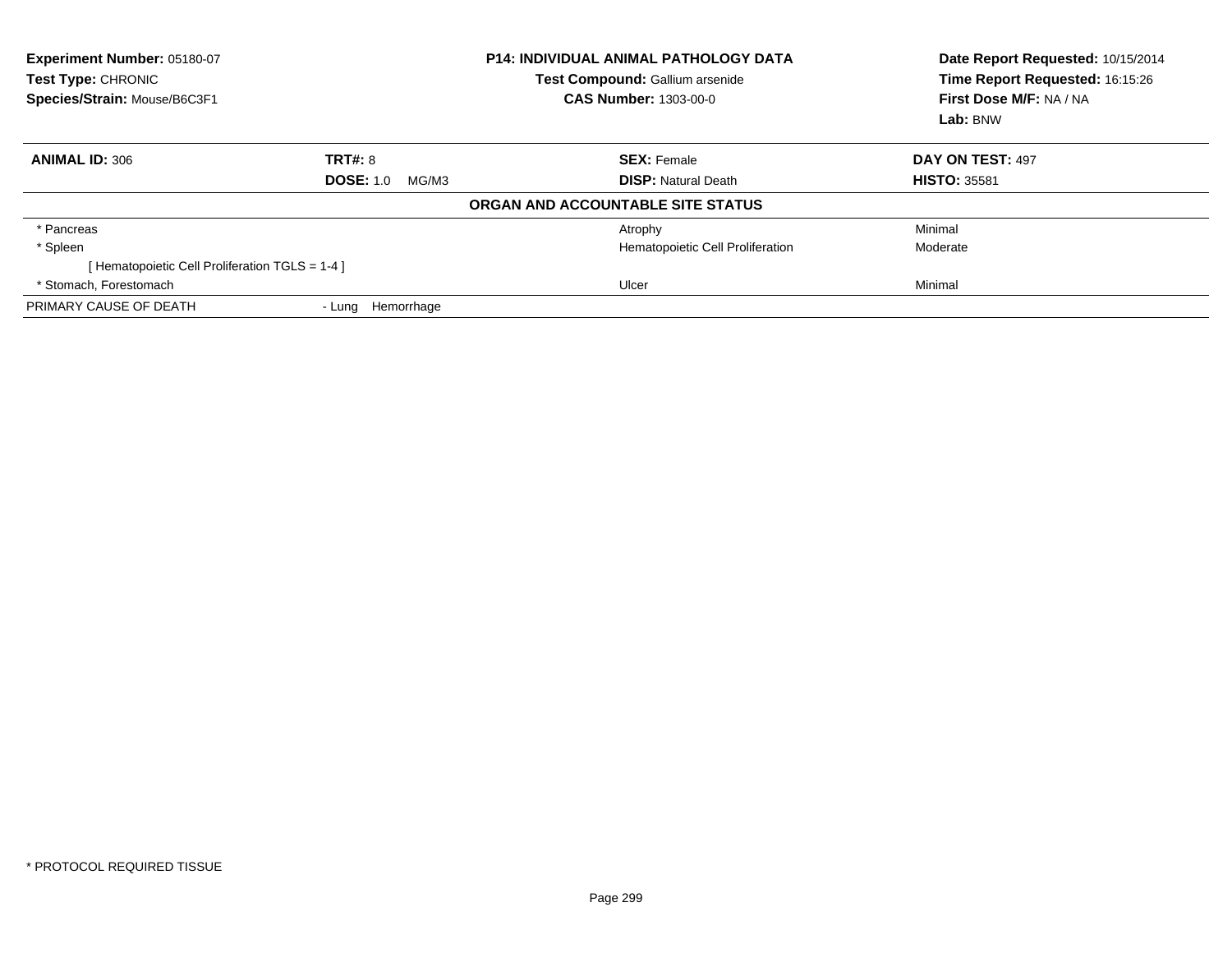**Experiment Number:** 05180-07
**Test Type:** CHRONIC
**Species/Strain:** Mouse/B6C3F1

**P14: INDIVIDUAL ANIMAL PATHOLOGY DATA**
**Test Compound:** Gallium arsenide
**CAS Number:** 1303-00-0

**Date Report Requested:** 10/15/2014
**Time Report Requested:** 16:15:26
**First Dose M/F:** NA / NA
**Lab:** BNW

| **ANIMAL ID:** 306 | **TRT#:** 8 | **SEX:** Female | **DAY ON TEST:** 497 |
|---|---|---|---|
| | **DOSE:** 1.0 MG/M3 | **DISP:** Natural Death | **HISTO:** 35581 |

**ORGAN AND ACCOUNTABLE SITE STATUS**

| | | | |
|---|---|---|---|
| * Pancreas | | Atrophy | Minimal |
| * Spleen | | Hematopoietic Cell Proliferation | Moderate |
| [ Hematopoietic Cell Proliferation TGLS = 1-4 ] | | | |
| * Stomach, Forestomach | | Ulcer | Minimal |
| PRIMARY CAUSE OF DEATH | - Lung Hemorrhage | | |

* PROTOCOL REQUIRED TISSUE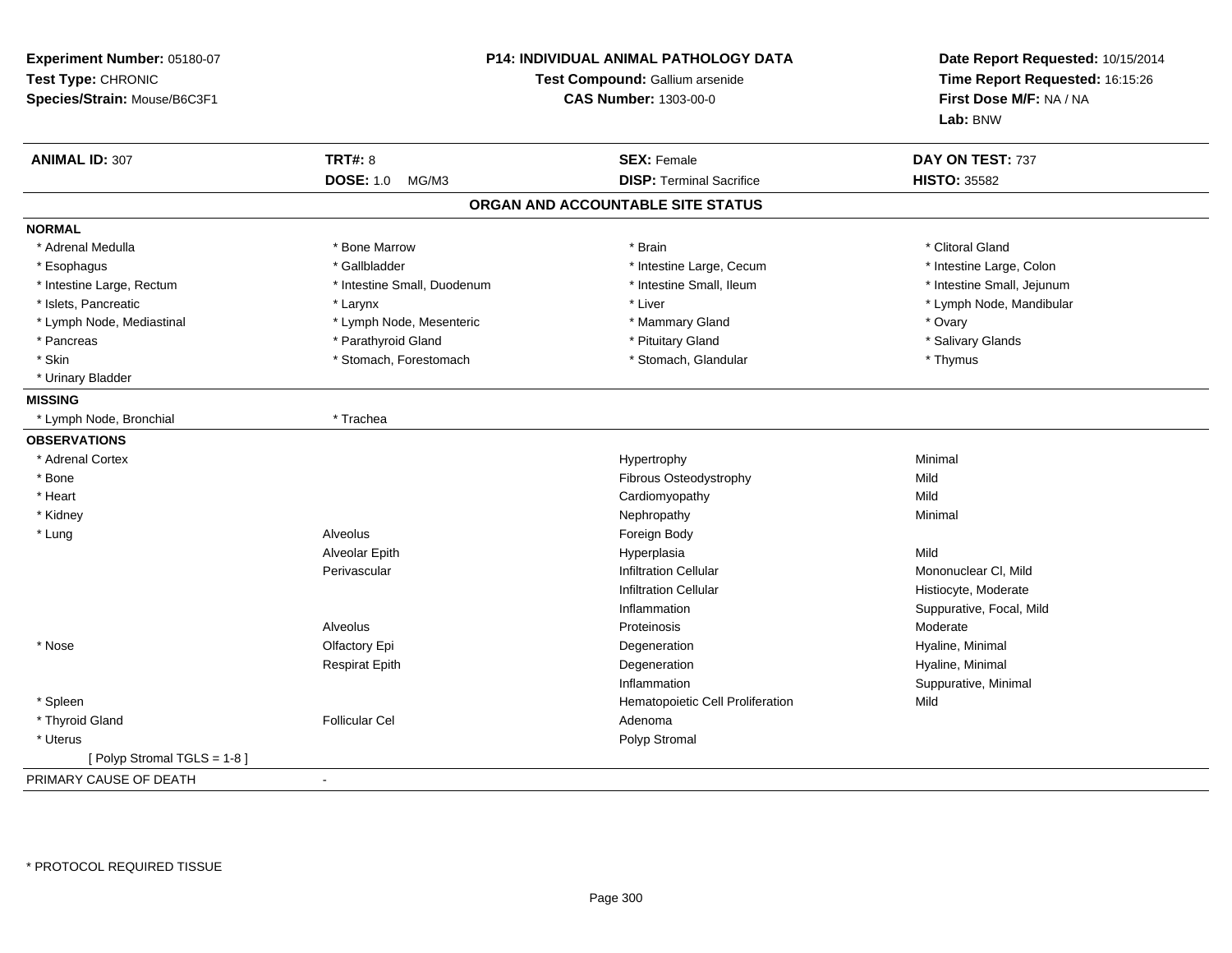**Experiment Number:** 05180-07
**Test Type:** CHRONIC
**Species/Strain:** Mouse/B6C3F1

**P14: INDIVIDUAL ANIMAL PATHOLOGY DATA**
**Test Compound:** Gallium arsenide
**CAS Number:** 1303-00-0

**Date Report Requested:** 10/15/2014
**Time Report Requested:** 16:15:26
**First Dose M/F:** NA / NA
**Lab:** BNW

| **ANIMAL ID:** 307 | **TRT#:** 8 | **SEX:** Female | **DAY ON TEST:** 737 |
|---|---|---|---|
| | **DOSE:** 1.0 MG/M3 | **DISP:** Terminal Sacrifice | **HISTO:** 35582 |

**ORGAN AND ACCOUNTABLE SITE STATUS**

**NORMAL**

| | | | |
|---|---|---|---|
| * Adrenal Medulla | * Bone Marrow | * Brain | * Clitoral Gland |
| * Esophagus | * Gallbladder | * Intestine Large, Cecum | * Intestine Large, Colon |
| * Intestine Large, Rectum | * Intestine Small, Duodenum | * Intestine Small, Ileum | * Intestine Small, Jejunum |
| * Islets, Pancreatic | * Larynx | * Liver | * Lymph Node, Mandibular |
| * Lymph Node, Mediastinal | * Lymph Node, Mesenteric | * Mammary Gland | * Ovary |
| * Pancreas | * Parathyroid Gland | * Pituitary Gland | * Salivary Glands |
| * Skin | * Stomach, Forestomach | * Stomach, Glandular | * Thymus |
| * Urinary Bladder | | | |

**MISSING**

| | |
|---|---|
| * Lymph Node, Bronchial | * Trachea |

**OBSERVATIONS**

| Organ | Site | Observation | Qualifier |
|---|---|---|---|
| * Adrenal Cortex | | Hypertrophy | Minimal |
| * Bone | | Fibrous Osteodystrophy | Mild |
| * Heart | | Cardiomyopathy | Mild |
| * Kidney | | Nephropathy | Minimal |
| * Lung | Alveolus | Foreign Body | |
| | Alveolar Epith | Hyperplasia | Mild |
| | Perivascular | Infiltration Cellular | Mononuclear Cl, Mild |
| | | Infiltration Cellular | Histiocyte, Moderate |
| | | Inflammation | Suppurative, Focal, Mild |
| | Alveolus | Proteinosis | Moderate |
| * Nose | Olfactory Epi | Degeneration | Hyaline, Minimal |
| | Respirat Epith | Degeneration | Hyaline, Minimal |
| | | Inflammation | Suppurative, Minimal |
| * Spleen | | Hematopoietic Cell Proliferation | Mild |
| * Thyroid Gland | Follicular Cel | Adenoma | |
| * Uterus | | Polyp Stromal | |
| [ Polyp Stromal TGLS = 1-8 ] | | | |

PRIMARY CAUSE OF DEATH -

* PROTOCOL REQUIRED TISSUE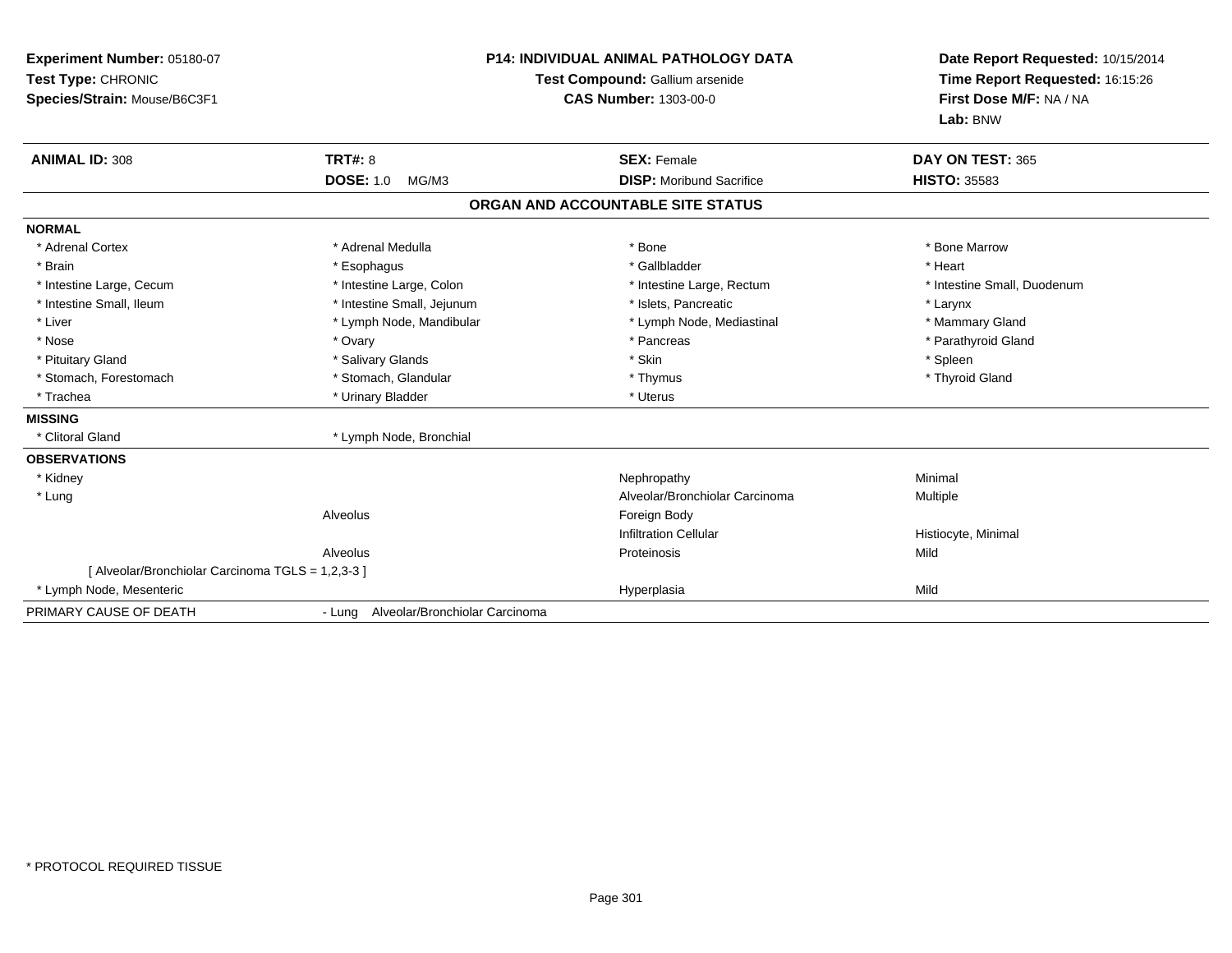**Experiment Number:** 05180-07
**Test Type:** CHRONIC
**Species/Strain:** Mouse/B6C3F1

**P14: INDIVIDUAL ANIMAL PATHOLOGY DATA**
**Test Compound:** Gallium arsenide
**CAS Number:** 1303-00-0

**Date Report Requested:** 10/15/2014
**Time Report Requested:** 16:15:26
**First Dose M/F:** NA / NA
**Lab:** BNW

| **ANIMAL ID:** 308 | **TRT#:** 8 | **SEX:** Female | **DAY ON TEST:** 365 |
|---|---|---|---|
| | **DOSE:** 1.0 MG/M3 | **DISP:** Moribund Sacrifice | **HISTO:** 35583 |

## ORGAN AND ACCOUNTABLE SITE STATUS

| | | | |
|---|---|---|---|
| **NORMAL** | | | |
| * Adrenal Cortex | * Adrenal Medulla | * Bone | * Bone Marrow |
| * Brain | * Esophagus | * Gallbladder | * Heart |
| * Intestine Large, Cecum | * Intestine Large, Colon | * Intestine Large, Rectum | * Intestine Small, Duodenum |
| * Intestine Small, Ileum | * Intestine Small, Jejunum | * Islets, Pancreatic | * Larynx |
| * Liver | * Lymph Node, Mandibular | * Lymph Node, Mediastinal | * Mammary Gland |
| * Nose | * Ovary | * Pancreas | * Parathyroid Gland |
| * Pituitary Gland | * Salivary Glands | * Skin | * Spleen |
| * Stomach, Forestomach | * Stomach, Glandular | * Thymus | * Thyroid Gland |
| * Trachea | * Urinary Bladder | * Uterus | |
| **MISSING** | | | |
| * Clitoral Gland | * Lymph Node, Bronchial | | |
| **OBSERVATIONS** | | | |
| * Kidney | | Nephropathy | Minimal |
| * Lung | | Alveolar/Bronchiolar Carcinoma | Multiple |
| | Alveolus | Foreign Body | |
| | | Infiltration Cellular | Histiocyte, Minimal |
| | Alveolus | Proteinosis | Mild |
| [ Alveolar/Bronchiolar Carcinoma TGLS = 1,2,3-3 ] | | | |
| * Lymph Node, Mesenteric | | Hyperplasia | Mild |
| PRIMARY CAUSE OF DEATH | - Lung Alveolar/Bronchiolar Carcinoma | | |

* PROTOCOL REQUIRED TISSUE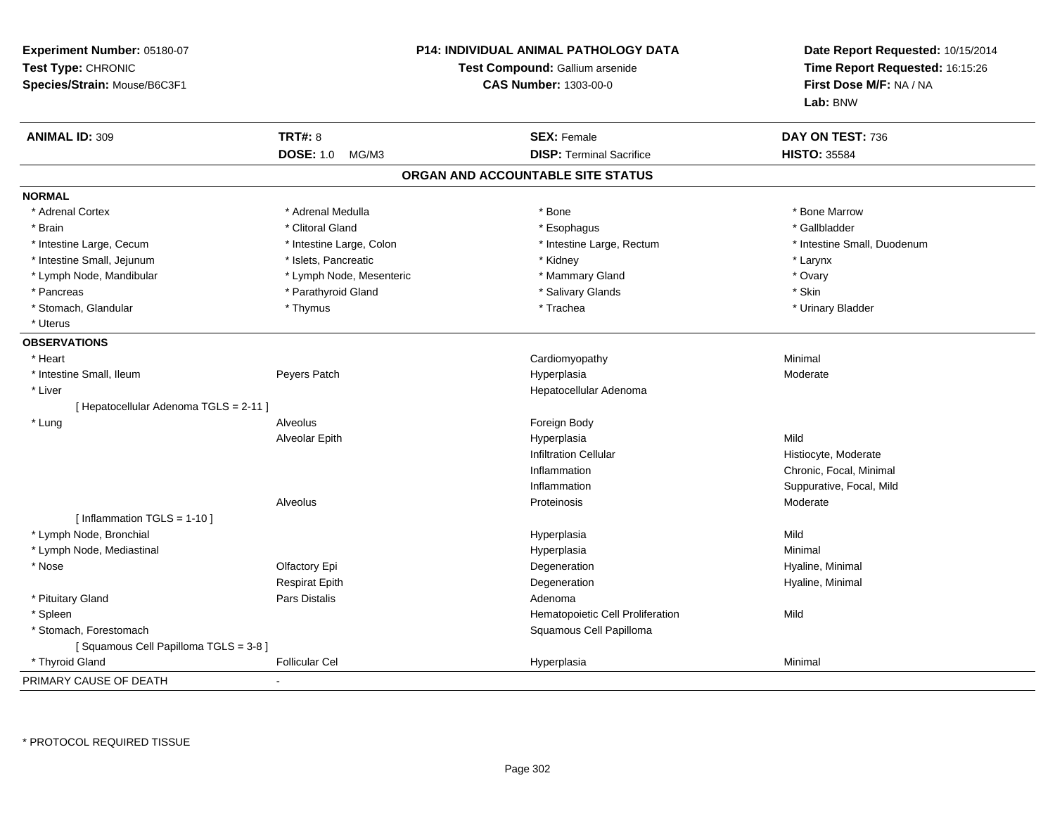**Experiment Number:** 05180-07
**Test Type:** CHRONIC
**Species/Strain:** Mouse/B6C3F1

**P14: INDIVIDUAL ANIMAL PATHOLOGY DATA**
**Test Compound:** Gallium arsenide
**CAS Number:** 1303-00-0

**Date Report Requested:** 10/15/2014
**Time Report Requested:** 16:15:26
**First Dose M/F:** NA / NA
**Lab:** BNW

| **ANIMAL ID:** 309 | **TRT#:** 8 | **SEX:** Female | **DAY ON TEST:** 736 |
|---|---|---|---|
| | **DOSE:** 1.0 MG/M3 | **DISP:** Terminal Sacrifice | **HISTO:** 35584 |

## ORGAN AND ACCOUNTABLE SITE STATUS

**NORMAL**

| | | | |
|---|---|---|---|
| * Adrenal Cortex | * Adrenal Medulla | * Bone | * Bone Marrow |
| * Brain | * Clitoral Gland | * Esophagus | * Gallbladder |
| * Intestine Large, Cecum | * Intestine Large, Colon | * Intestine Large, Rectum | * Intestine Small, Duodenum |
| * Intestine Small, Jejunum | * Islets, Pancreatic | * Kidney | * Larynx |
| * Lymph Node, Mandibular | * Lymph Node, Mesenteric | * Mammary Gland | * Ovary |
| * Pancreas | * Parathyroid Gland | * Salivary Glands | * Skin |
| * Stomach, Glandular | * Thymus | * Trachea | * Urinary Bladder |
| * Uterus | | | |

**OBSERVATIONS**

| | | | |
|---|---|---|---|
| * Heart | | Cardiomyopathy | Minimal |
| * Intestine Small, Ileum | Peyers Patch | Hyperplasia | Moderate |
| * Liver | | Hepatocellular Adenoma | |
| [ Hepatocellular Adenoma TGLS = 2-11 ] | | | |
| * Lung | Alveolus | Foreign Body | |
| | Alveolar Epith | Hyperplasia | Mild |
| | | Infiltration Cellular | Histiocyte, Moderate |
| | | Inflammation | Chronic, Focal, Minimal |
| | | Inflammation | Suppurative, Focal, Mild |
| | Alveolus | Proteinosis | Moderate |
| [ Inflammation TGLS = 1-10 ] | | | |
| * Lymph Node, Bronchial | | Hyperplasia | Mild |
| * Lymph Node, Mediastinal | | Hyperplasia | Minimal |
| * Nose | Olfactory Epi | Degeneration | Hyaline, Minimal |
| | Respirat Epith | Degeneration | Hyaline, Minimal |
| * Pituitary Gland | Pars Distalis | Adenoma | |
| * Spleen | | Hematopoietic Cell Proliferation | Mild |
| * Stomach, Forestomach | | Squamous Cell Papilloma | |
| [ Squamous Cell Papilloma TGLS = 3-8 ] | | | |
| * Thyroid Gland | Follicular Cel | Hyperplasia | Minimal |

PRIMARY CAUSE OF DEATH -

\* PROTOCOL REQUIRED TISSUE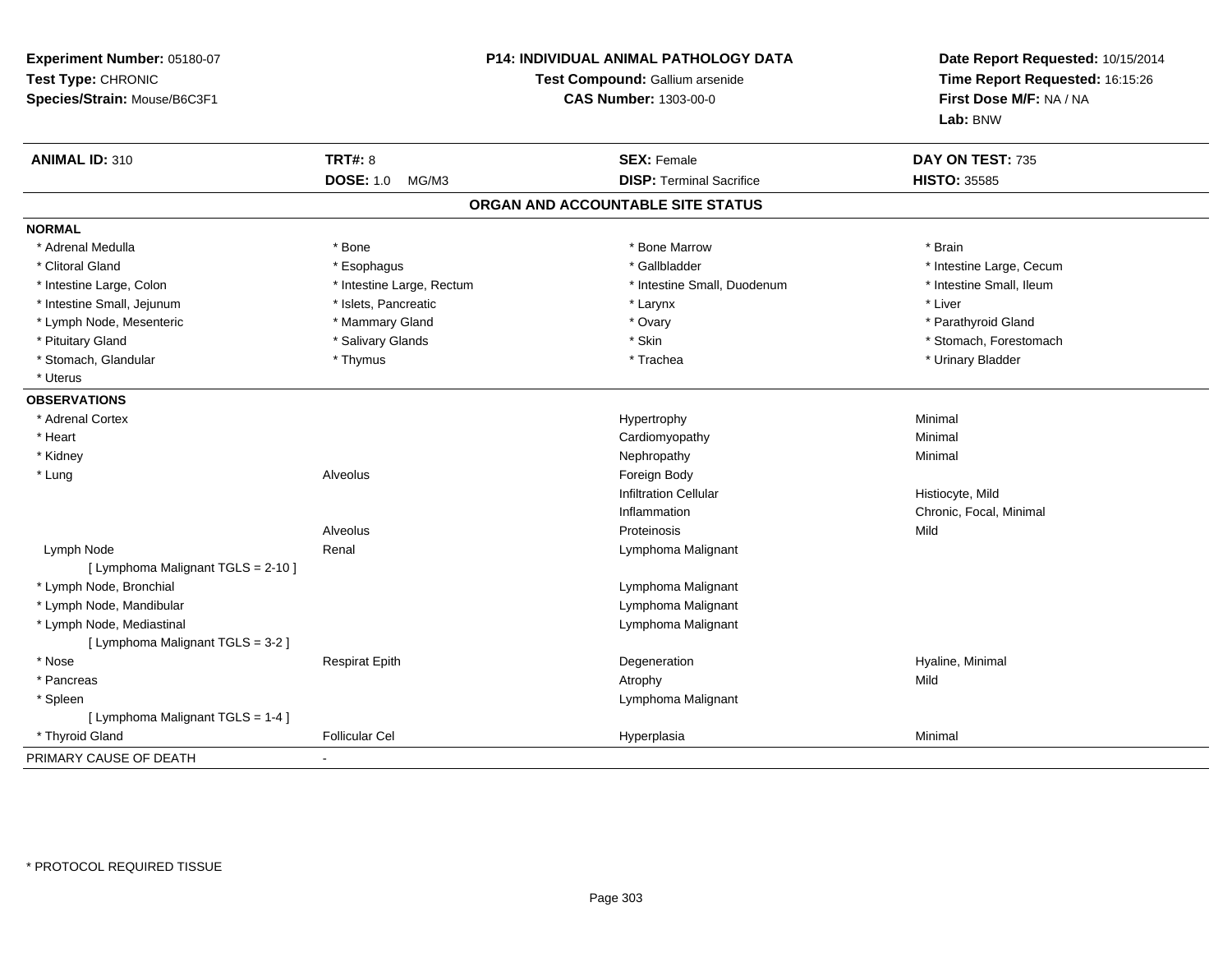**Experiment Number:** 05180-07
**Test Type:** CHRONIC
**Species/Strain:** Mouse/B6C3F1

**P14: INDIVIDUAL ANIMAL PATHOLOGY DATA**
**Test Compound:** Gallium arsenide
**CAS Number:** 1303-00-0

**Date Report Requested:** 10/15/2014
**Time Report Requested:** 16:15:26
**First Dose M/F:** NA / NA
**Lab:** BNW

| **ANIMAL ID:** 310 | **TRT#:** 8 | **SEX:** Female | **DAY ON TEST:** 735 |
|---|---|---|---|
| | **DOSE:** 1.0 MG/M3 | **DISP:** Terminal Sacrifice | **HISTO:** 35585 |

## ORGAN AND ACCOUNTABLE SITE STATUS

| | | | |
|---|---|---|---|
| **NORMAL** | | | |
| * Adrenal Medulla | * Bone | * Bone Marrow | * Brain |
| * Clitoral Gland | * Esophagus | * Gallbladder | * Intestine Large, Cecum |
| * Intestine Large, Colon | * Intestine Large, Rectum | * Intestine Small, Duodenum | * Intestine Small, Ileum |
| * Intestine Small, Jejunum | * Islets, Pancreatic | * Larynx | * Liver |
| * Lymph Node, Mesenteric | * Mammary Gland | * Ovary | * Parathyroid Gland |
| * Pituitary Gland | * Salivary Glands | * Skin | * Stomach, Forestomach |
| * Stomach, Glandular | * Thymus | * Trachea | * Urinary Bladder |
| * Uterus | | | |
| **OBSERVATIONS** | | | |
| * Adrenal Cortex | | Hypertrophy | Minimal |
| * Heart | | Cardiomyopathy | Minimal |
| * Kidney | | Nephropathy | Minimal |
| * Lung | Alveolus | Foreign Body | |
| | | Infiltration Cellular | Histiocyte, Mild |
| | | Inflammation | Chronic, Focal, Minimal |
| | Alveolus | Proteinosis | Mild |
| Lymph Node | Renal | Lymphoma Malignant | |
| [ Lymphoma Malignant TGLS = 2-10 ] | | | |
| * Lymph Node, Bronchial | | Lymphoma Malignant | |
| * Lymph Node, Mandibular | | Lymphoma Malignant | |
| * Lymph Node, Mediastinal | | Lymphoma Malignant | |
| [ Lymphoma Malignant TGLS = 3-2 ] | | | |
| * Nose | Respirat Epith | Degeneration | Hyaline, Minimal |
| * Pancreas | | Atrophy | Mild |
| * Spleen | | Lymphoma Malignant | |
| [ Lymphoma Malignant TGLS = 1-4 ] | | | |
| * Thyroid Gland | Follicular Cel | Hyperplasia | Minimal |
| PRIMARY CAUSE OF DEATH | - | | |

* PROTOCOL REQUIRED TISSUE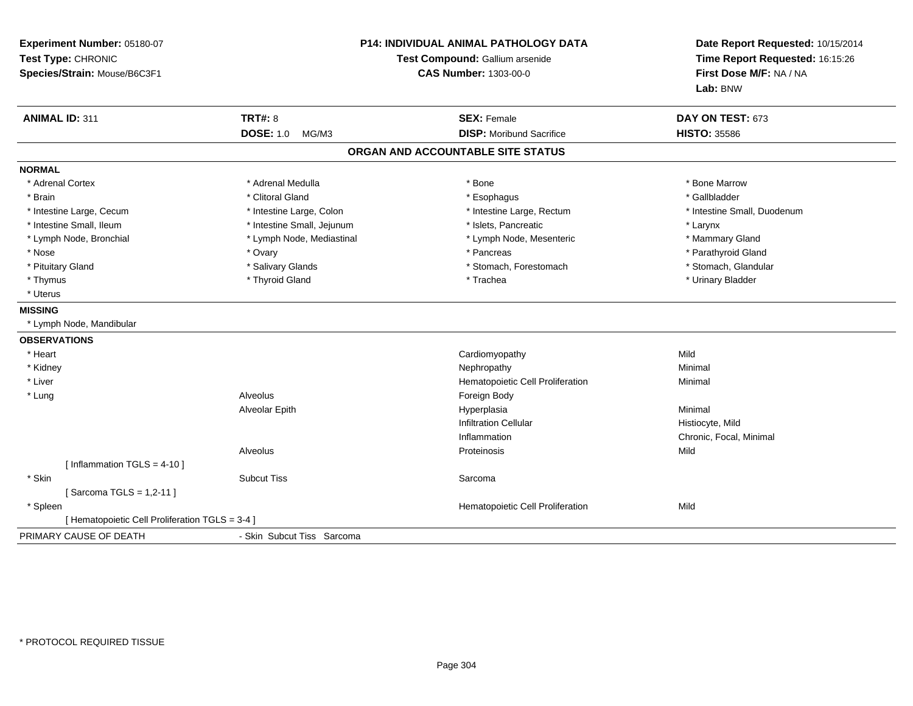**Experiment Number:** 05180-07
**Test Type:** CHRONIC
**Species/Strain:** Mouse/B6C3F1

**P14: INDIVIDUAL ANIMAL PATHOLOGY DATA**
**Test Compound:** Gallium arsenide
**CAS Number:** 1303-00-0

**Date Report Requested:** 10/15/2014
**Time Report Requested:** 16:15:26
**First Dose M/F:** NA / NA
**Lab:** BNW

| **ANIMAL ID:** 311 | **TRT#:** 8 | **SEX:** Female | **DAY ON TEST:** 673 |
|---|---|---|---|
| | **DOSE:** 1.0 MG/M3 | **DISP:** Moribund Sacrifice | **HISTO:** 35586 |

## ORGAN AND ACCOUNTABLE SITE STATUS

**NORMAL**

| | | | |
|---|---|---|---|
| * Adrenal Cortex | * Adrenal Medulla | * Bone | * Bone Marrow |
| * Brain | * Clitoral Gland | * Esophagus | * Gallbladder |
| * Intestine Large, Cecum | * Intestine Large, Colon | * Intestine Large, Rectum | * Intestine Small, Duodenum |
| * Intestine Small, Ileum | * Intestine Small, Jejunum | * Islets, Pancreatic | * Larynx |
| * Lymph Node, Bronchial | * Lymph Node, Mediastinal | * Lymph Node, Mesenteric | * Mammary Gland |
| * Nose | * Ovary | * Pancreas | * Parathyroid Gland |
| * Pituitary Gland | * Salivary Glands | * Stomach, Forestomach | * Stomach, Glandular |
| * Thymus | * Thyroid Gland | * Trachea | * Urinary Bladder |
| * Uterus | | | |

**MISSING**

* Lymph Node, Mandibular

**OBSERVATIONS**

| | | | |
|---|---|---|---|
| * Heart | | Cardiomyopathy | Mild |
| * Kidney | | Nephropathy | Minimal |
| * Liver | | Hematopoietic Cell Proliferation | Minimal |
| * Lung | Alveolus | Foreign Body | |
| | Alveolar Epith | Hyperplasia | Minimal |
| | | Infiltration Cellular | Histiocyte, Mild |
| | | Inflammation | Chronic, Focal, Minimal |
| | Alveolus | Proteinosis | Mild |
| [ Inflammation TGLS = 4-10 ] | | | |
| * Skin | Subcut Tiss | Sarcoma | |
| [ Sarcoma TGLS = 1,2-11 ] | | | |
| * Spleen | | Hematopoietic Cell Proliferation | Mild |
| [ Hematopoietic Cell Proliferation TGLS = 3-4 ] | | | |

PRIMARY CAUSE OF DEATH - Skin Subcut Tiss Sarcoma

\* PROTOCOL REQUIRED TISSUE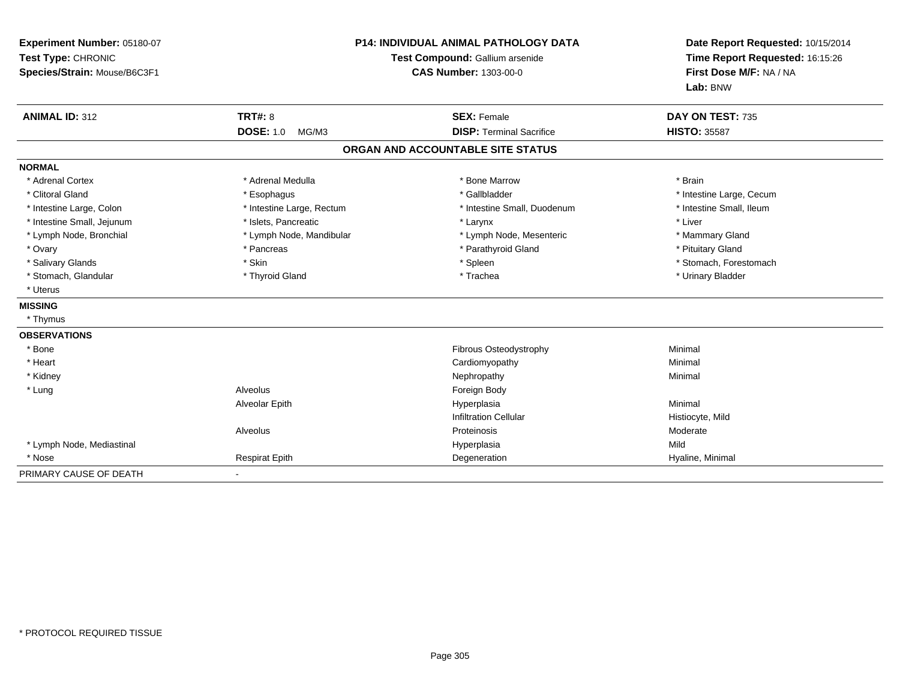**Experiment Number:** 05180-07
**Test Type:** CHRONIC
**Species/Strain:** Mouse/B6C3F1

**P14: INDIVIDUAL ANIMAL PATHOLOGY DATA**
**Test Compound:** Gallium arsenide
**CAS Number:** 1303-00-0

**Date Report Requested:** 10/15/2014
**Time Report Requested:** 16:15:26
**First Dose M/F:** NA / NA
**Lab:** BNW

| **ANIMAL ID:** 312 | **TRT#:** 8 | **SEX:** Female | **DAY ON TEST:** 735 |
|---|---|---|---|
| | **DOSE:** 1.0 MG/M3 | **DISP:** Terminal Sacrifice | **HISTO:** 35587 |

## ORGAN AND ACCOUNTABLE SITE STATUS

| | | | |
|---|---|---|---|
| **NORMAL** | | | |
| * Adrenal Cortex | * Adrenal Medulla | * Bone Marrow | * Brain |
| * Clitoral Gland | * Esophagus | * Gallbladder | * Intestine Large, Cecum |
| * Intestine Large, Colon | * Intestine Large, Rectum | * Intestine Small, Duodenum | * Intestine Small, Ileum |
| * Intestine Small, Jejunum | * Islets, Pancreatic | * Larynx | * Liver |
| * Lymph Node, Bronchial | * Lymph Node, Mandibular | * Lymph Node, Mesenteric | * Mammary Gland |
| * Ovary | * Pancreas | * Parathyroid Gland | * Pituitary Gland |
| * Salivary Glands | * Skin | * Spleen | * Stomach, Forestomach |
| * Stomach, Glandular | * Thyroid Gland | * Trachea | * Urinary Bladder |
| * Uterus | | | |
| **MISSING** | | | |
| * Thymus | | | |
| **OBSERVATIONS** | | | |
| * Bone | | Fibrous Osteodystrophy | Minimal |
| * Heart | | Cardiomyopathy | Minimal |
| * Kidney | | Nephropathy | Minimal |
| * Lung | Alveolus | Foreign Body | |
| | Alveolar Epith | Hyperplasia | Minimal |
| | | Infiltration Cellular | Histiocyte, Mild |
| | Alveolus | Proteinosis | Moderate |
| * Lymph Node, Mediastinal | | Hyperplasia | Mild |
| * Nose | Respirat Epith | Degeneration | Hyaline, Minimal |
| PRIMARY CAUSE OF DEATH | - | | |

\* PROTOCOL REQUIRED TISSUE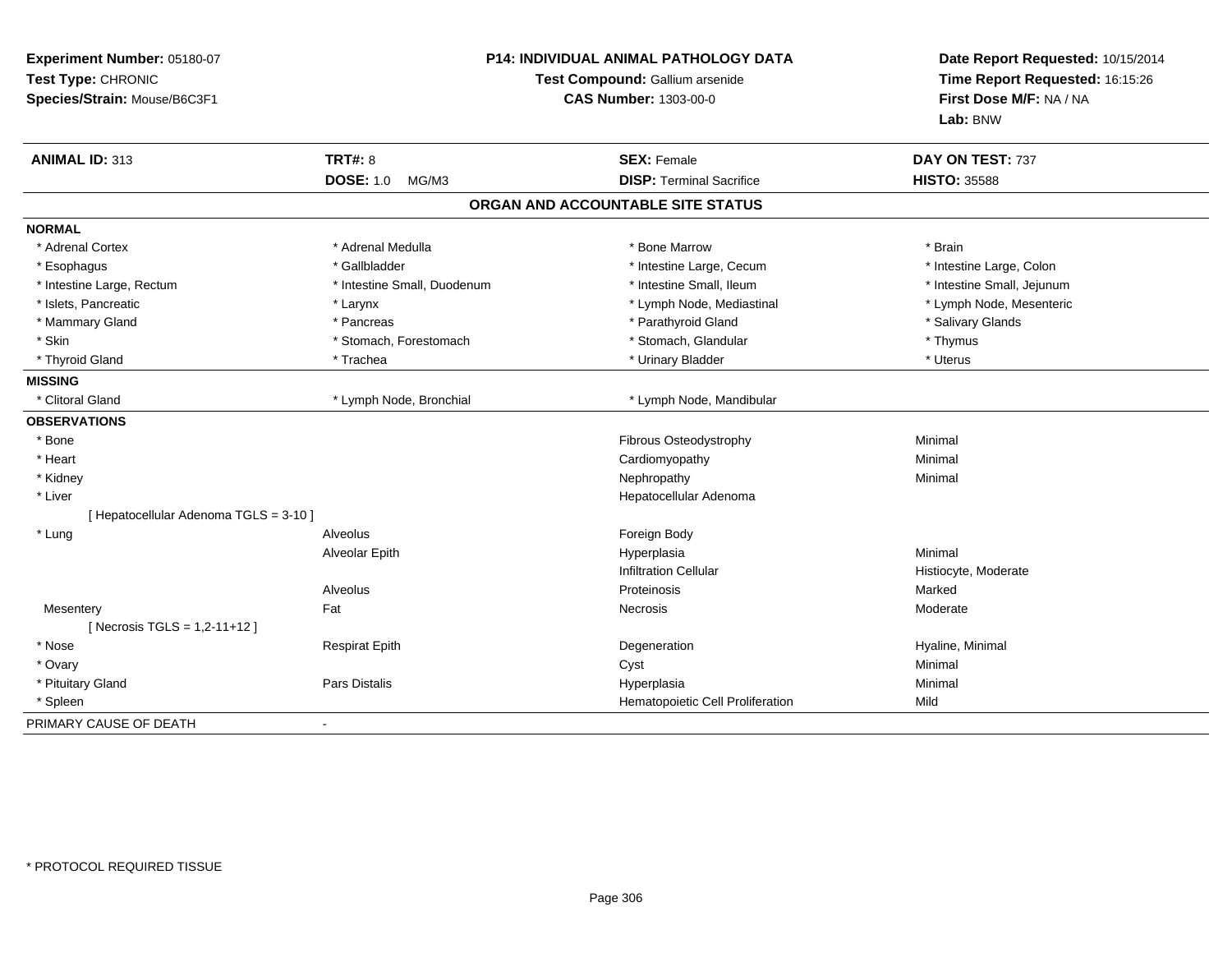**Experiment Number:** 05180-07
**Test Type:** CHRONIC
**Species/Strain:** Mouse/B6C3F1

**P14: INDIVIDUAL ANIMAL PATHOLOGY DATA**
**Test Compound:** Gallium arsenide
**CAS Number:** 1303-00-0

**Date Report Requested:** 10/15/2014
**Time Report Requested:** 16:15:26
**First Dose M/F:** NA / NA
**Lab:** BNW

| **ANIMAL ID:** 313 | **TRT#:** 8 | **SEX:** Female | **DAY ON TEST:** 737 |
|---|---|---|---|
| | **DOSE:** 1.0 MG/M3 | **DISP:** Terminal Sacrifice | **HISTO:** 35588 |

## ORGAN AND ACCOUNTABLE SITE STATUS

**NORMAL**

| | | | |
|---|---|---|---|
| * Adrenal Cortex | * Adrenal Medulla | * Bone Marrow | * Brain |
| * Esophagus | * Gallbladder | * Intestine Large, Cecum | * Intestine Large, Colon |
| * Intestine Large, Rectum | * Intestine Small, Duodenum | * Intestine Small, Ileum | * Intestine Small, Jejunum |
| * Islets, Pancreatic | * Larynx | * Lymph Node, Mediastinal | * Lymph Node, Mesenteric |
| * Mammary Gland | * Pancreas | * Parathyroid Gland | * Salivary Glands |
| * Skin | * Stomach, Forestomach | * Stomach, Glandular | * Thymus |
| * Thyroid Gland | * Trachea | * Urinary Bladder | * Uterus |

**MISSING**

| | | |
|---|---|---|
| * Clitoral Gland | * Lymph Node, Bronchial | * Lymph Node, Mandibular |

**OBSERVATIONS**

| | | | |
|---|---|---|---|
| * Bone | | Fibrous Osteodystrophy | Minimal |
| * Heart | | Cardiomyopathy | Minimal |
| * Kidney | | Nephropathy | Minimal |
| * Liver | | Hepatocellular Adenoma | |
| [ Hepatocellular Adenoma TGLS = 3-10 ] | | | |
| * Lung | Alveolus | Foreign Body | |
| | Alveolar Epith | Hyperplasia | Minimal |
| | | Infiltration Cellular | Histiocyte, Moderate |
| | Alveolus | Proteinosis | Marked |
| Mesentery | Fat | Necrosis | Moderate |
| [ Necrosis TGLS = 1,2-11+12 ] | | | |
| * Nose | Respirat Epith | Degeneration | Hyaline, Minimal |
| * Ovary | | Cyst | Minimal |
| * Pituitary Gland | Pars Distalis | Hyperplasia | Minimal |
| * Spleen | | Hematopoietic Cell Proliferation | Mild |

PRIMARY CAUSE OF DEATH -

\* PROTOCOL REQUIRED TISSUE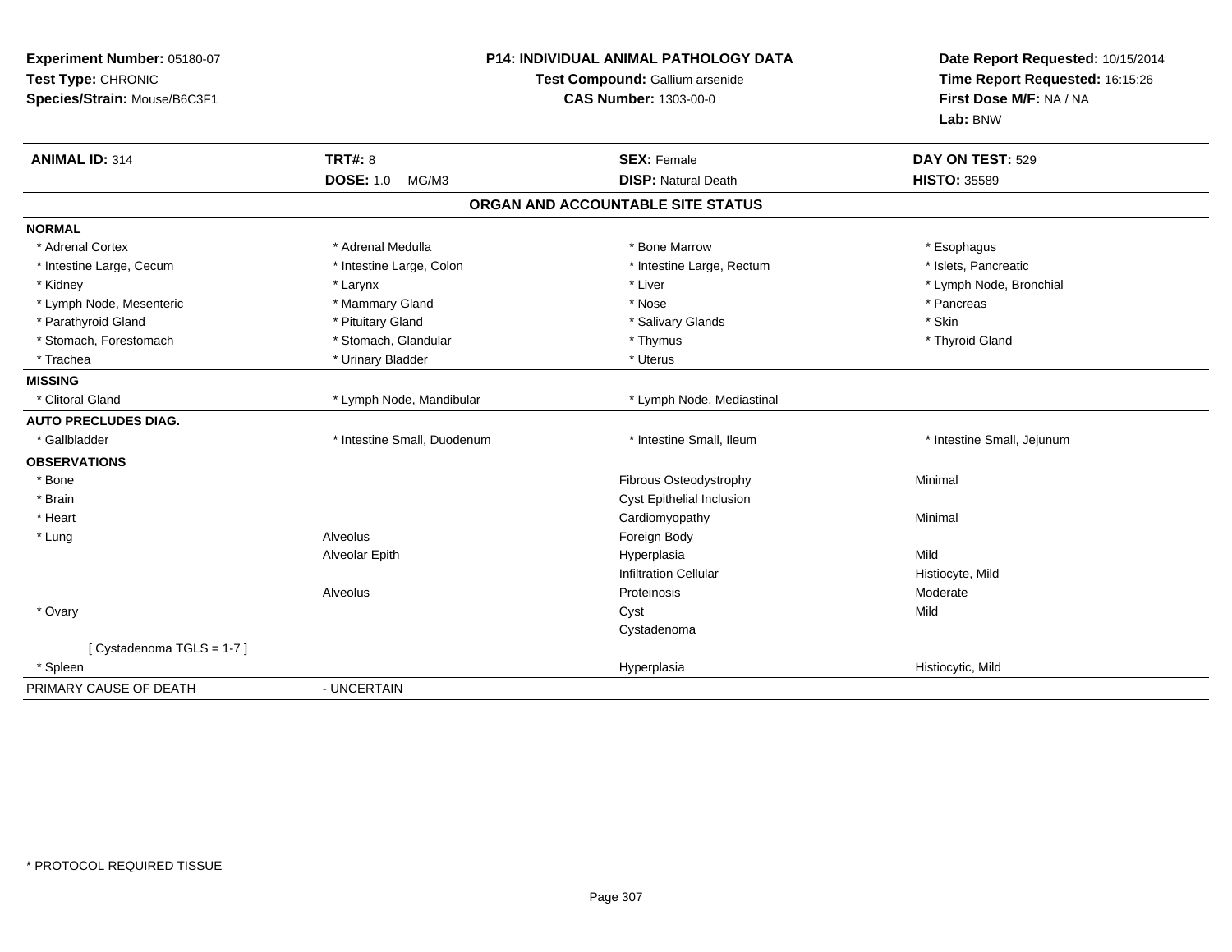**Experiment Number:** 05180-07
**Test Type:** CHRONIC
**Species/Strain:** Mouse/B6C3F1

**P14: INDIVIDUAL ANIMAL PATHOLOGY DATA**
**Test Compound:** Gallium arsenide
**CAS Number:** 1303-00-0

**Date Report Requested:** 10/15/2014
**Time Report Requested:** 16:15:26
**First Dose M/F:** NA / NA
**Lab:** BNW

| **ANIMAL ID:** 314 | **TRT#:** 8 | **SEX:** Female | **DAY ON TEST:** 529 |
|---|---|---|---|
| | **DOSE:** 1.0 MG/M3 | **DISP:** Natural Death | **HISTO:** 35589 |

## ORGAN AND ACCOUNTABLE SITE STATUS

| | | | |
|---|---|---|---|
| **NORMAL** | | | |
| * Adrenal Cortex | * Adrenal Medulla | * Bone Marrow | * Esophagus |
| * Intestine Large, Cecum | * Intestine Large, Colon | * Intestine Large, Rectum | * Islets, Pancreatic |
| * Kidney | * Larynx | * Liver | * Lymph Node, Bronchial |
| * Lymph Node, Mesenteric | * Mammary Gland | * Nose | * Pancreas |
| * Parathyroid Gland | * Pituitary Gland | * Salivary Glands | * Skin |
| * Stomach, Forestomach | * Stomach, Glandular | * Thymus | * Thyroid Gland |
| * Trachea | * Urinary Bladder | * Uterus | |
| **MISSING** | | | |
| * Clitoral Gland | * Lymph Node, Mandibular | * Lymph Node, Mediastinal | |
| **AUTO PRECLUDES DIAG.** | | | |
| * Gallbladder | * Intestine Small, Duodenum | * Intestine Small, Ileum | * Intestine Small, Jejunum |
| **OBSERVATIONS** | | | |
| * Bone | | Fibrous Osteodystrophy | Minimal |
| * Brain | | Cyst Epithelial Inclusion | |
| * Heart | | Cardiomyopathy | Minimal |
| * Lung | Alveolus | Foreign Body | |
| | Alveolar Epith | Hyperplasia | Mild |
| | | Infiltration Cellular | Histiocyte, Mild |
| | Alveolus | Proteinosis | Moderate |
| * Ovary | | Cyst | Mild |
| | | Cystadenoma | |
| [ Cystadenoma TGLS = 1-7 ] | | | |
| * Spleen | | Hyperplasia | Histiocytic, Mild |
| PRIMARY CAUSE OF DEATH | - UNCERTAIN | | |

* PROTOCOL REQUIRED TISSUE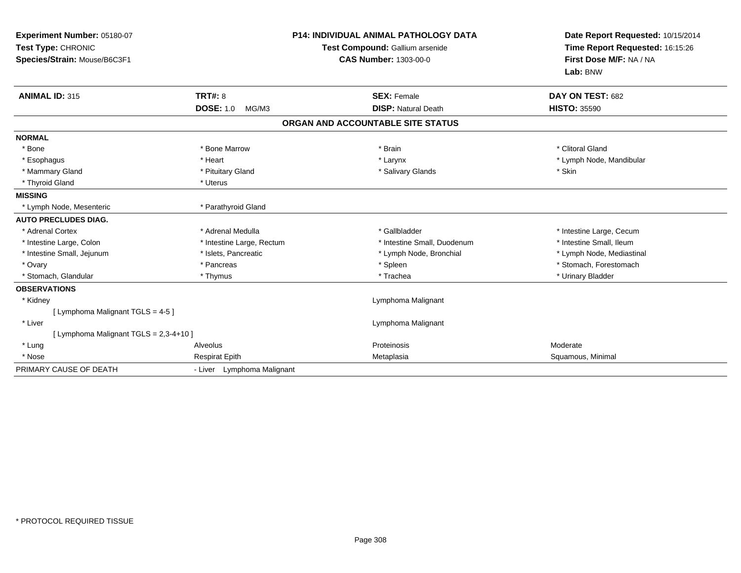**Experiment Number:** 05180-07
**Test Type:** CHRONIC
**Species/Strain:** Mouse/B6C3F1

**P14: INDIVIDUAL ANIMAL PATHOLOGY DATA**
**Test Compound:** Gallium arsenide
**CAS Number:** 1303-00-0

**Date Report Requested:** 10/15/2014
**Time Report Requested:** 16:15:26
**First Dose M/F:** NA / NA
**Lab:** BNW

| **ANIMAL ID:** 315 | **TRT#:** 8 | **SEX:** Female | **DAY ON TEST:** 682 |
|---|---|---|---|
| | **DOSE:** 1.0 MG/M3 | **DISP:** Natural Death | **HISTO:** 35590 |

**ORGAN AND ACCOUNTABLE SITE STATUS**

| | | | |
|---|---|---|---|
| **NORMAL** | | | |
| * Bone | * Bone Marrow | * Brain | * Clitoral Gland |
| * Esophagus | * Heart | * Larynx | * Lymph Node, Mandibular |
| * Mammary Gland | * Pituitary Gland | * Salivary Glands | * Skin |
| * Thyroid Gland | * Uterus | | |
| **MISSING** | | | |
| * Lymph Node, Mesenteric | * Parathyroid Gland | | |
| **AUTO PRECLUDES DIAG.** | | | |
| * Adrenal Cortex | * Adrenal Medulla | * Gallbladder | * Intestine Large, Cecum |
| * Intestine Large, Colon | * Intestine Large, Rectum | * Intestine Small, Duodenum | * Intestine Small, Ileum |
| * Intestine Small, Jejunum | * Islets, Pancreatic | * Lymph Node, Bronchial | * Lymph Node, Mediastinal |
| * Ovary | * Pancreas | * Spleen | * Stomach, Forestomach |
| * Stomach, Glandular | * Thymus | * Trachea | * Urinary Bladder |
| **OBSERVATIONS** | | | |
| * Kidney | | Lymphoma Malignant | |
| [ Lymphoma Malignant TGLS = 4-5 ] | | | |
| * Liver | | Lymphoma Malignant | |
| [ Lymphoma Malignant TGLS = 2,3-4+10 ] | | | |
| * Lung | Alveolus | Proteinosis | Moderate |
| * Nose | Respirat Epith | Metaplasia | Squamous, Minimal |
| PRIMARY CAUSE OF DEATH | - Liver Lymphoma Malignant | | |

* PROTOCOL REQUIRED TISSUE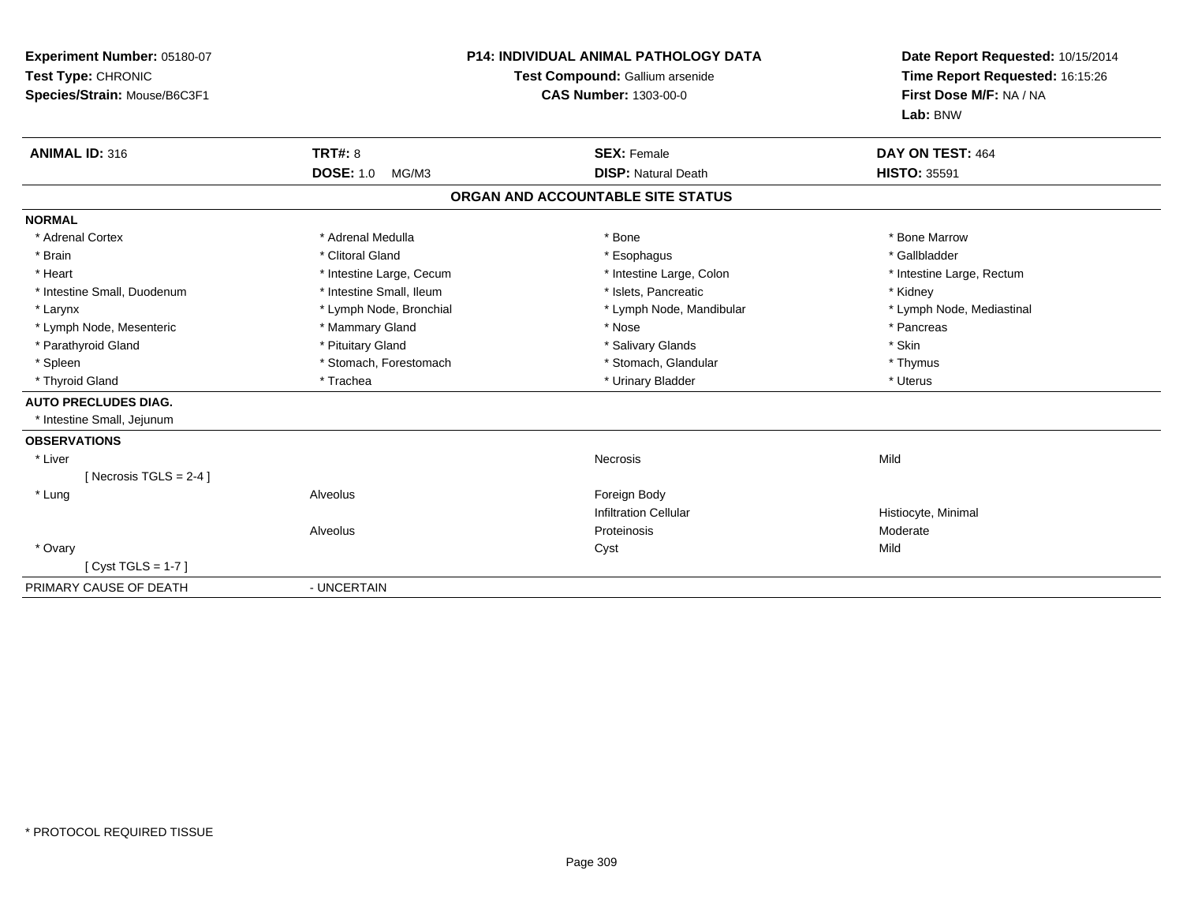**Experiment Number:** 05180-07
**Test Type:** CHRONIC
**Species/Strain:** Mouse/B6C3F1

**P14: INDIVIDUAL ANIMAL PATHOLOGY DATA**
**Test Compound:** Gallium arsenide
**CAS Number:** 1303-00-0

**Date Report Requested:** 10/15/2014
**Time Report Requested:** 16:15:26
**First Dose M/F:** NA / NA
**Lab:** BNW

| **ANIMAL ID:** 316 | **TRT#:** 8 | **SEX:** Female | **DAY ON TEST:** 464 |
|---|---|---|---|
| | **DOSE:** 1.0 MG/M3 | **DISP:** Natural Death | **HISTO:** 35591 |

## ORGAN AND ACCOUNTABLE SITE STATUS

| | | | |
|---|---|---|---|
| **NORMAL** | | | |
| * Adrenal Cortex | * Adrenal Medulla | * Bone | * Bone Marrow |
| * Brain | * Clitoral Gland | * Esophagus | * Gallbladder |
| * Heart | * Intestine Large, Cecum | * Intestine Large, Colon | * Intestine Large, Rectum |
| * Intestine Small, Duodenum | * Intestine Small, Ileum | * Islets, Pancreatic | * Kidney |
| * Larynx | * Lymph Node, Bronchial | * Lymph Node, Mandibular | * Lymph Node, Mediastinal |
| * Lymph Node, Mesenteric | * Mammary Gland | * Nose | * Pancreas |
| * Parathyroid Gland | * Pituitary Gland | * Salivary Glands | * Skin |
| * Spleen | * Stomach, Forestomach | * Stomach, Glandular | * Thymus |
| * Thyroid Gland | * Trachea | * Urinary Bladder | * Uterus |
| **AUTO PRECLUDES DIAG.** | | | |
| * Intestine Small, Jejunum | | | |
| **OBSERVATIONS** | | | |
| * Liver | | Necrosis | Mild |
| [ Necrosis TGLS = 2-4 ] | | | |
| * Lung | Alveolus | Foreign Body | |
| | | Infiltration Cellular | Histiocyte, Minimal |
| | Alveolus | Proteinosis | Moderate |
| * Ovary | | Cyst | Mild |
| [ Cyst TGLS = 1-7 ] | | | |
| PRIMARY CAUSE OF DEATH | - UNCERTAIN | | |

\* PROTOCOL REQUIRED TISSUE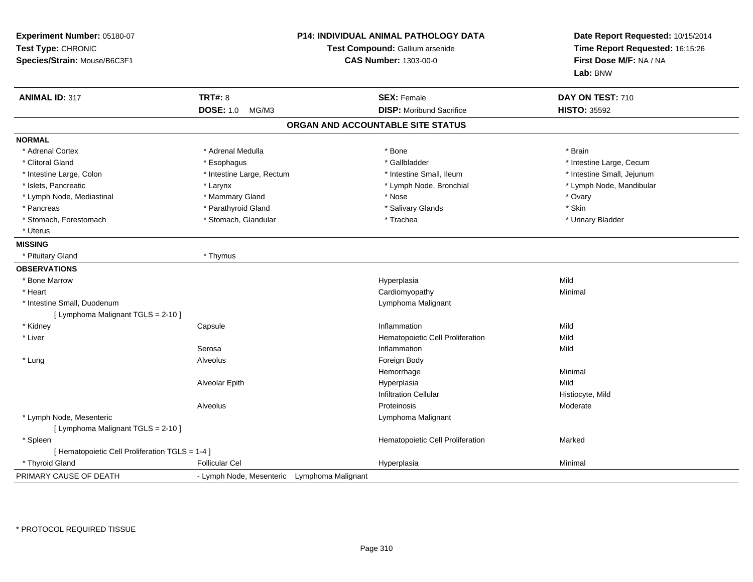**Experiment Number:** 05180-07
**Test Type:** CHRONIC
**Species/Strain:** Mouse/B6C3F1

**P14: INDIVIDUAL ANIMAL PATHOLOGY DATA**
**Test Compound:** Gallium arsenide
**CAS Number:** 1303-00-0

**Date Report Requested:** 10/15/2014
**Time Report Requested:** 16:15:26
**First Dose M/F:** NA / NA
**Lab:** BNW

| **ANIMAL ID:** 317 | **TRT#:** 8 | **SEX:** Female | **DAY ON TEST:** 710 |
|---|---|---|---|
| | **DOSE:** 1.0 MG/M3 | **DISP:** Moribund Sacrifice | **HISTO:** 35592 |

## ORGAN AND ACCOUNTABLE SITE STATUS

**NORMAL**

| | | | |
|---|---|---|---|
| * Adrenal Cortex | * Adrenal Medulla | * Bone | * Brain |
| * Clitoral Gland | * Esophagus | * Gallbladder | * Intestine Large, Cecum |
| * Intestine Large, Colon | * Intestine Large, Rectum | * Intestine Small, Ileum | * Intestine Small, Jejunum |
| * Islets, Pancreatic | * Larynx | * Lymph Node, Bronchial | * Lymph Node, Mandibular |
| * Lymph Node, Mediastinal | * Mammary Gland | * Nose | * Ovary |
| * Pancreas | * Parathyroid Gland | * Salivary Glands | * Skin |
| * Stomach, Forestomach | * Stomach, Glandular | * Trachea | * Urinary Bladder |
| * Uterus | | | |

**MISSING**

| | |
|---|---|
| * Pituitary Gland | * Thymus |

**OBSERVATIONS**

| Organ | Site | Observation | Severity |
|---|---|---|---|
| * Bone Marrow | | Hyperplasia | Mild |
| * Heart | | Cardiomyopathy | Minimal |
| * Intestine Small, Duodenum | | Lymphoma Malignant | |
| [ Lymphoma Malignant TGLS = 2-10 ] | | | |
| * Kidney | Capsule | Inflammation | Mild |
| * Liver | | Hematopoietic Cell Proliferation | Mild |
| | Serosa | Inflammation | Mild |
| * Lung | Alveolus | Foreign Body | |
| | | Hemorrhage | Minimal |
| | Alveolar Epith | Hyperplasia | Mild |
| | | Infiltration Cellular | Histiocyte, Mild |
| | Alveolus | Proteinosis | Moderate |
| * Lymph Node, Mesenteric | | Lymphoma Malignant | |
| [ Lymphoma Malignant TGLS = 2-10 ] | | | |
| * Spleen | | Hematopoietic Cell Proliferation | Marked |
| [ Hematopoietic Cell Proliferation TGLS = 1-4 ] | | | |
| * Thyroid Gland | Follicular Cel | Hyperplasia | Minimal |

PRIMARY CAUSE OF DEATH - Lymph Node, Mesenteric Lymphoma Malignant

* PROTOCOL REQUIRED TISSUE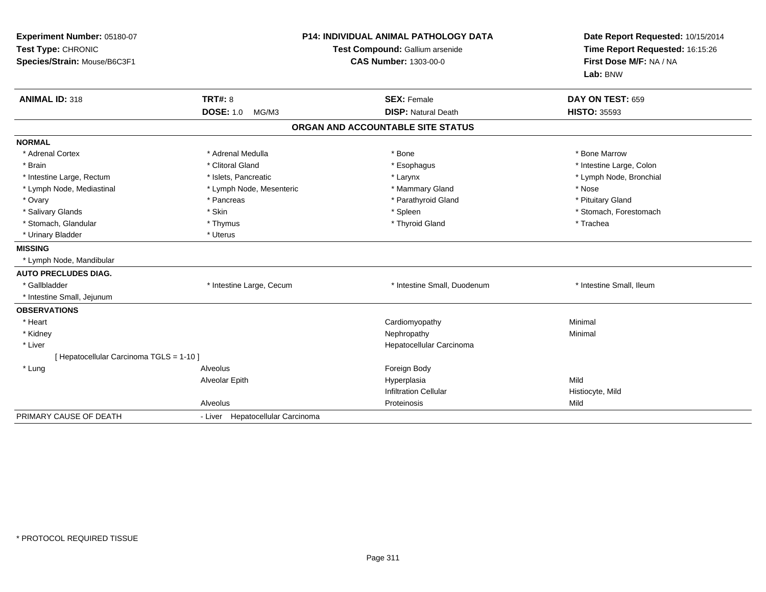**Experiment Number:** 05180-07
**Test Type:** CHRONIC
**Species/Strain:** Mouse/B6C3F1

**P14: INDIVIDUAL ANIMAL PATHOLOGY DATA**
**Test Compound:** Gallium arsenide
**CAS Number:** 1303-00-0

**Date Report Requested:** 10/15/2014
**Time Report Requested:** 16:15:26
**First Dose M/F:** NA / NA
**Lab:** BNW

| **ANIMAL ID:** 318 | **TRT#:** 8 | **SEX:** Female | **DAY ON TEST:** 659 |
|---|---|---|---|
| | **DOSE:** 1.0 MG/M3 | **DISP:** Natural Death | **HISTO:** 35593 |

## ORGAN AND ACCOUNTABLE SITE STATUS

**NORMAL**

| | | | |
|---|---|---|---|
| * Adrenal Cortex | * Adrenal Medulla | * Bone | * Bone Marrow |
| * Brain | * Clitoral Gland | * Esophagus | * Intestine Large, Colon |
| * Intestine Large, Rectum | * Islets, Pancreatic | * Larynx | * Lymph Node, Bronchial |
| * Lymph Node, Mediastinal | * Lymph Node, Mesenteric | * Mammary Gland | * Nose |
| * Ovary | * Pancreas | * Parathyroid Gland | * Pituitary Gland |
| * Salivary Glands | * Skin | * Spleen | * Stomach, Forestomach |
| * Stomach, Glandular | * Thymus | * Thyroid Gland | * Trachea |
| * Urinary Bladder | * Uterus | | |

**MISSING**

* Lymph Node, Mandibular

**AUTO PRECLUDES DIAG.**

| | | | |
|---|---|---|---|
| * Gallbladder | * Intestine Large, Cecum | * Intestine Small, Duodenum | * Intestine Small, Ileum |
| * Intestine Small, Jejunum | | | |

**OBSERVATIONS**

| | | | |
|---|---|---|---|
| * Heart | | Cardiomyopathy | Minimal |
| * Kidney | | Nephropathy | Minimal |
| * Liver | | Hepatocellular Carcinoma | |
| [ Hepatocellular Carcinoma TGLS = 1-10 ] | | | |
| * Lung | Alveolus | Foreign Body | |
| | Alveolar Epith | Hyperplasia | Mild |
| | | Infiltration Cellular | Histiocyte, Mild |
| | Alveolus | Proteinosis | Mild |

PRIMARY CAUSE OF DEATH - Liver Hepatocellular Carcinoma

* PROTOCOL REQUIRED TISSUE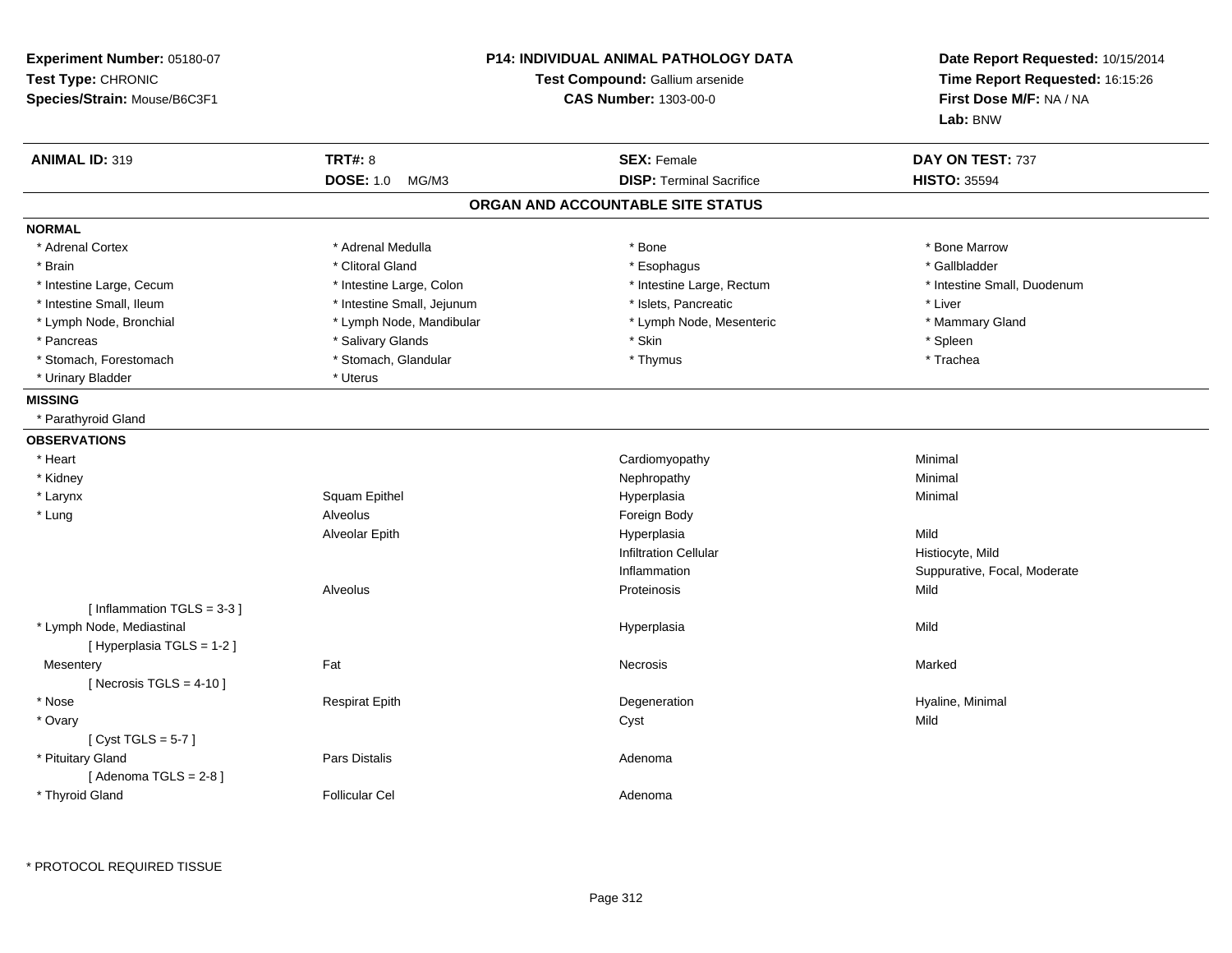**Experiment Number:** 05180-07
**Test Type:** CHRONIC
**Species/Strain:** Mouse/B6C3F1

**P14: INDIVIDUAL ANIMAL PATHOLOGY DATA**
**Test Compound:** Gallium arsenide
**CAS Number:** 1303-00-0

**Date Report Requested:** 10/15/2014
**Time Report Requested:** 16:15:26
**First Dose M/F:** NA / NA
**Lab:** BNW

| **ANIMAL ID:** 319 | **TRT#:** 8 | **SEX:** Female | **DAY ON TEST:** 737 |
|---|---|---|---|
| | **DOSE:** 1.0 MG/M3 | **DISP:** Terminal Sacrifice | **HISTO:** 35594 |

## ORGAN AND ACCOUNTABLE SITE STATUS

**NORMAL**

| | | | |
|---|---|---|---|
| * Adrenal Cortex | * Adrenal Medulla | * Bone | * Bone Marrow |
| * Brain | * Clitoral Gland | * Esophagus | * Gallbladder |
| * Intestine Large, Cecum | * Intestine Large, Colon | * Intestine Large, Rectum | * Intestine Small, Duodenum |
| * Intestine Small, Ileum | * Intestine Small, Jejunum | * Islets, Pancreatic | * Liver |
| * Lymph Node, Bronchial | * Lymph Node, Mandibular | * Lymph Node, Mesenteric | * Mammary Gland |
| * Pancreas | * Salivary Glands | * Skin | * Spleen |
| * Stomach, Forestomach | * Stomach, Glandular | * Thymus | * Trachea |
| * Urinary Bladder | * Uterus | | |

**MISSING**

* Parathyroid Gland

**OBSERVATIONS**

| | | | |
|---|---|---|---|
| * Heart | | Cardiomyopathy | Minimal |
| * Kidney | | Nephropathy | Minimal |
| * Larynx | Squam Epithel | Hyperplasia | Minimal |
| * Lung | Alveolus | Foreign Body | |
| | Alveolar Epith | Hyperplasia | Mild |
| | | Infiltration Cellular | Histiocyte, Mild |
| | | Inflammation | Suppurative, Focal, Moderate |
| | Alveolus | Proteinosis | Mild |
| [ Inflammation TGLS = 3-3 ] | | | |
| * Lymph Node, Mediastinal | | Hyperplasia | Mild |
| [ Hyperplasia TGLS = 1-2 ] | | | |
| Mesentery | Fat | Necrosis | Marked |
| [ Necrosis TGLS = 4-10 ] | | | |
| * Nose | Respirat Epith | Degeneration | Hyaline, Minimal |
| * Ovary | | Cyst | Mild |
| [ Cyst TGLS = 5-7 ] | | | |
| * Pituitary Gland | Pars Distalis | Adenoma | |
| [ Adenoma TGLS = 2-8 ] | | | |
| * Thyroid Gland | Follicular Cel | Adenoma | |

* PROTOCOL REQUIRED TISSUE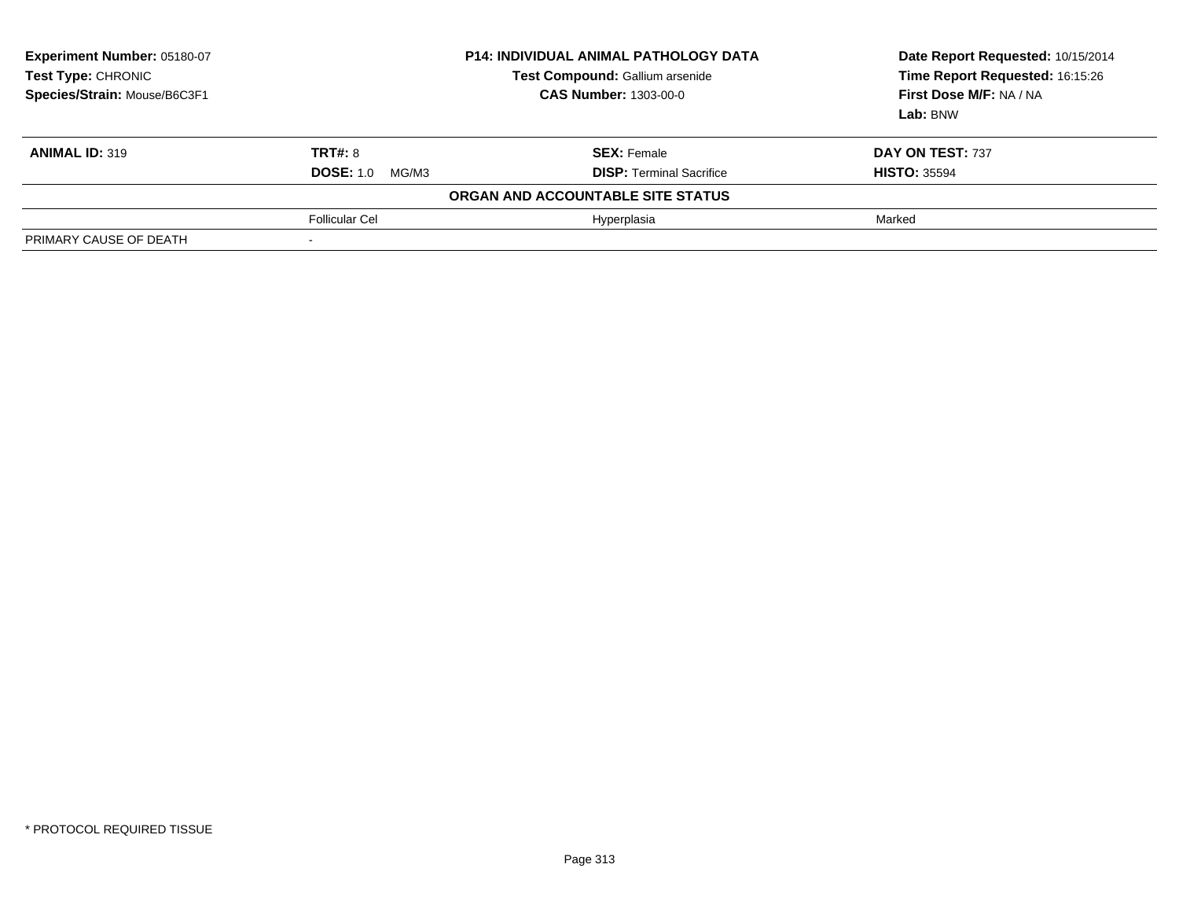**Experiment Number:** 05180-07
**Test Type:** CHRONIC
**Species/Strain:** Mouse/B6C3F1

**P14: INDIVIDUAL ANIMAL PATHOLOGY DATA**
**Test Compound:** Gallium arsenide
**CAS Number:** 1303-00-0

**Date Report Requested:** 10/15/2014
**Time Report Requested:** 16:15:26
**First Dose M/F:** NA / NA
**Lab:** BNW

| **ANIMAL ID:** 319 | **TRT#:** 8 | **SEX:** Female | **DAY ON TEST:** 737 |
|---|---|---|---|
| | **DOSE:** 1.0 MG/M3 | **DISP:** Terminal Sacrifice | **HISTO:** 35594 |
| | **ORGAN AND ACCOUNTABLE SITE STATUS** | | |
| | Follicular Cel | Hyperplasia | Marked |
| PRIMARY CAUSE OF DEATH | - | | |

* PROTOCOL REQUIRED TISSUE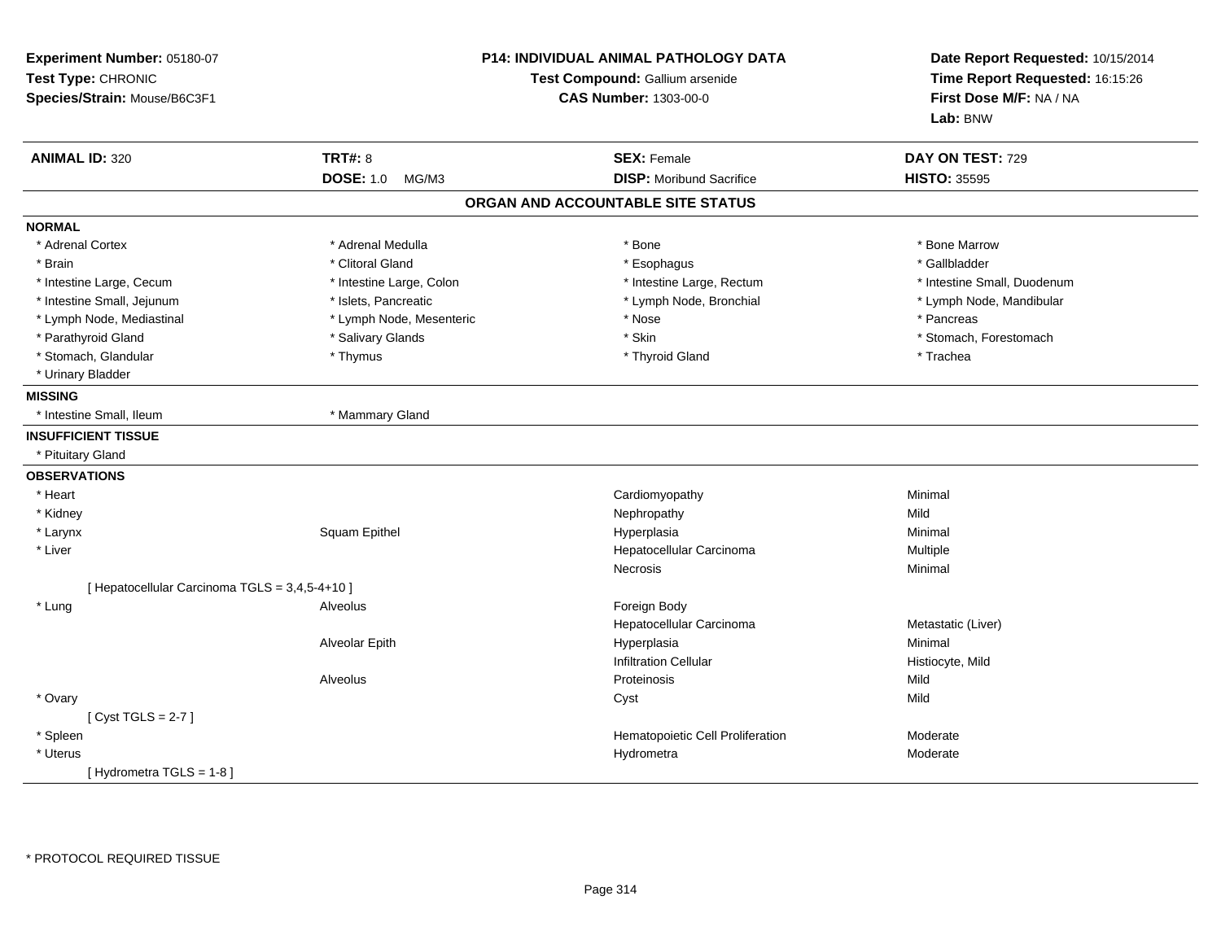**Experiment Number:** 05180-07
**Test Type:** CHRONIC
**Species/Strain:** Mouse/B6C3F1

**P14: INDIVIDUAL ANIMAL PATHOLOGY DATA**
**Test Compound:** Gallium arsenide
**CAS Number:** 1303-00-0

**Date Report Requested:** 10/15/2014
**Time Report Requested:** 16:15:26
**First Dose M/F:** NA / NA
**Lab:** BNW

| **ANIMAL ID:** 320 | **TRT#:** 8 | **SEX:** Female | **DAY ON TEST:** 729 |
|---|---|---|---|
| | **DOSE:** 1.0 MG/M3 | **DISP:** Moribund Sacrifice | **HISTO:** 35595 |

## ORGAN AND ACCOUNTABLE SITE STATUS

**NORMAL**

| | | | |
|---|---|---|---|
| * Adrenal Cortex | * Adrenal Medulla | * Bone | * Bone Marrow |
| * Brain | * Clitoral Gland | * Esophagus | * Gallbladder |
| * Intestine Large, Cecum | * Intestine Large, Colon | * Intestine Large, Rectum | * Intestine Small, Duodenum |
| * Intestine Small, Jejunum | * Islets, Pancreatic | * Lymph Node, Bronchial | * Lymph Node, Mandibular |
| * Lymph Node, Mediastinal | * Lymph Node, Mesenteric | * Nose | * Pancreas |
| * Parathyroid Gland | * Salivary Glands | * Skin | * Stomach, Forestomach |
| * Stomach, Glandular | * Thymus | * Thyroid Gland | * Trachea |
| * Urinary Bladder | | | |

**MISSING**

| | |
|---|---|
| * Intestine Small, Ileum | * Mammary Gland |

**INSUFFICIENT TISSUE**

* Pituitary Gland

**OBSERVATIONS**

| Organ | Site | Observation | Severity |
|---|---|---|---|
| * Heart | | Cardiomyopathy | Minimal |
| * Kidney | | Nephropathy | Mild |
| * Larynx | Squam Epithel | Hyperplasia | Minimal |
| * Liver | | Hepatocellular Carcinoma | Multiple |
| | | Necrosis | Minimal |
| [ Hepatocellular Carcinoma TGLS = 3,4,5-4+10 ] | | | |
| * Lung | Alveolus | Foreign Body | |
| | | Hepatocellular Carcinoma | Metastatic (Liver) |
| | Alveolar Epith | Hyperplasia | Minimal |
| | | Infiltration Cellular | Histiocyte, Mild |
| | Alveolus | Proteinosis | Mild |
| * Ovary | | Cyst | Mild |
| [ Cyst TGLS = 2-7 ] | | | |
| * Spleen | | Hematopoietic Cell Proliferation | Moderate |
| * Uterus | | Hydrometra | Moderate |
| [ Hydrometra TGLS = 1-8 ] | | | |

* PROTOCOL REQUIRED TISSUE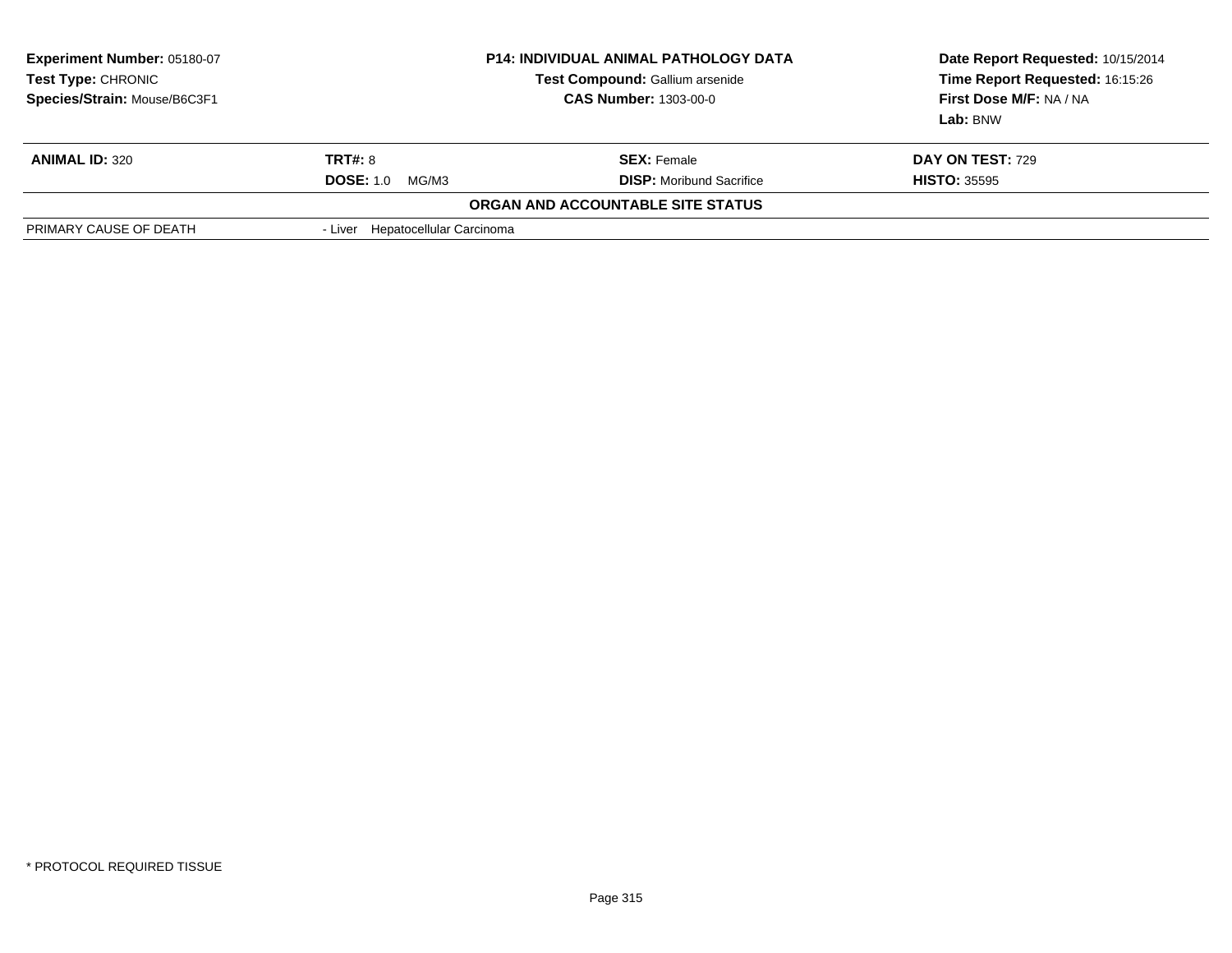**Experiment Number:** 05180-07
**Test Type:** CHRONIC
**Species/Strain:** Mouse/B6C3F1

**P14: INDIVIDUAL ANIMAL PATHOLOGY DATA**
**Test Compound:** Gallium arsenide
**CAS Number:** 1303-00-0

**Date Report Requested:** 10/15/2014
**Time Report Requested:** 16:15:26
**First Dose M/F:** NA / NA
**Lab:** BNW

| **ANIMAL ID:** 320 | **TRT#:** 8 | **SEX:** Female | **DAY ON TEST:** 729 |
|---|---|---|---|
| | **DOSE:** 1.0 MG/M3 | **DISP:** Moribund Sacrifice | **HISTO:** 35595 |

**ORGAN AND ACCOUNTABLE SITE STATUS**

| | |
|---|---|
| PRIMARY CAUSE OF DEATH | - Liver Hepatocellular Carcinoma |

* PROTOCOL REQUIRED TISSUE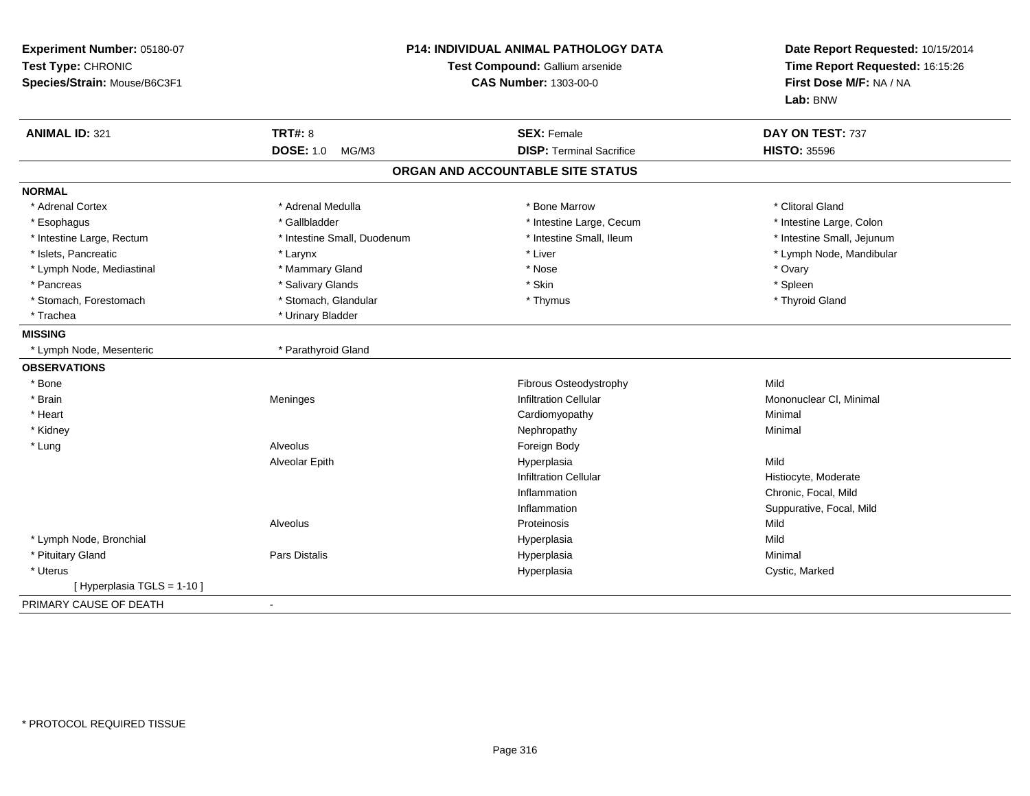**Experiment Number:** 05180-07
**Test Type:** CHRONIC
**Species/Strain:** Mouse/B6C3F1

## P14: INDIVIDUAL ANIMAL PATHOLOGY DATA

**Test Compound:** Gallium arsenide
**CAS Number:** 1303-00-0

**Date Report Requested:** 10/15/2014
**Time Report Requested:** 16:15:26
**First Dose M/F:** NA / NA
**Lab:** BNW

| **ANIMAL ID:** 321 | **TRT#:** 8 | **SEX:** Female | **DAY ON TEST:** 737 |
|---|---|---|---|
| | **DOSE:** 1.0 MG/M3 | **DISP:** Terminal Sacrifice | **HISTO:** 35596 |

### ORGAN AND ACCOUNTABLE SITE STATUS

**NORMAL**

| | | | |
|---|---|---|---|
| * Adrenal Cortex | * Adrenal Medulla | * Bone Marrow | * Clitoral Gland |
| * Esophagus | * Gallbladder | * Intestine Large, Cecum | * Intestine Large, Colon |
| * Intestine Large, Rectum | * Intestine Small, Duodenum | * Intestine Small, Ileum | * Intestine Small, Jejunum |
| * Islets, Pancreatic | * Larynx | * Liver | * Lymph Node, Mandibular |
| * Lymph Node, Mediastinal | * Mammary Gland | * Nose | * Ovary |
| * Pancreas | * Salivary Glands | * Skin | * Spleen |
| * Stomach, Forestomach | * Stomach, Glandular | * Thymus | * Thyroid Gland |
| * Trachea | * Urinary Bladder | | |

**MISSING**

| | |
|---|---|
| * Lymph Node, Mesenteric | * Parathyroid Gland |

**OBSERVATIONS**

| | | | |
|---|---|---|---|
| * Bone | | Fibrous Osteodystrophy | Mild |
| * Brain | Meninges | Infiltration Cellular | Mononuclear Cl, Minimal |
| * Heart | | Cardiomyopathy | Minimal |
| * Kidney | | Nephropathy | Minimal |
| * Lung | Alveolus | Foreign Body | |
| | Alveolar Epith | Hyperplasia | Mild |
| | | Infiltration Cellular | Histiocyte, Moderate |
| | | Inflammation | Chronic, Focal, Mild |
| | | Inflammation | Suppurative, Focal, Mild |
| | Alveolus | Proteinosis | Mild |
| * Lymph Node, Bronchial | | Hyperplasia | Mild |
| * Pituitary Gland | Pars Distalis | Hyperplasia | Minimal |
| * Uterus | | Hyperplasia | Cystic, Marked |
| [ Hyperplasia TGLS = 1-10 ] | | | |

PRIMARY CAUSE OF DEATH -

* PROTOCOL REQUIRED TISSUE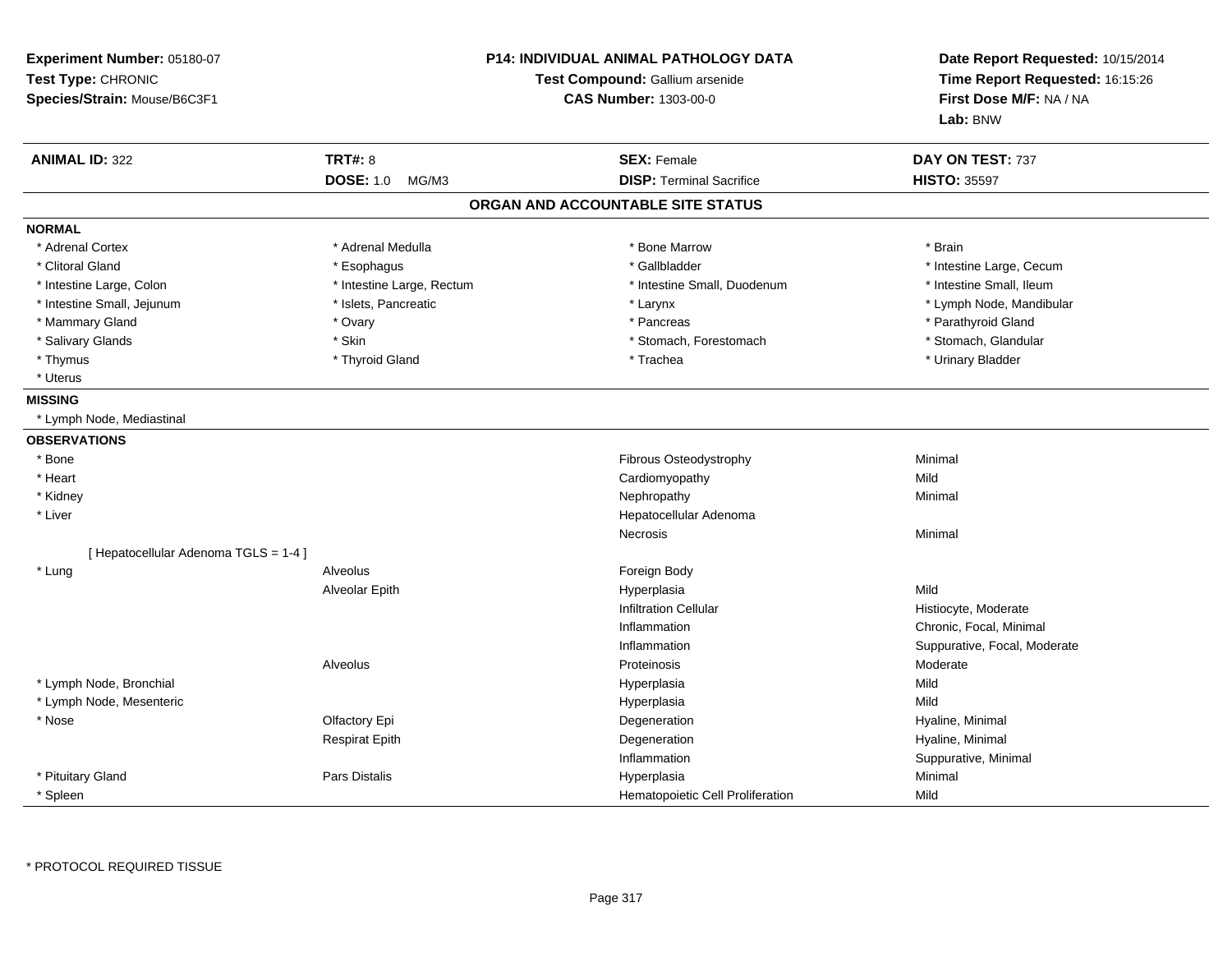**Experiment Number:** 05180-07
**Test Type:** CHRONIC
**Species/Strain:** Mouse/B6C3F1

**P14: INDIVIDUAL ANIMAL PATHOLOGY DATA**
**Test Compound:** Gallium arsenide
**CAS Number:** 1303-00-0

**Date Report Requested:** 10/15/2014
**Time Report Requested:** 16:15:26
**First Dose M/F:** NA / NA
**Lab:** BNW

| **ANIMAL ID:** 322 | **TRT#:** 8 | **SEX:** Female | **DAY ON TEST:** 737 |
|---|---|---|---|
| | **DOSE:** 1.0 MG/M3 | **DISP:** Terminal Sacrifice | **HISTO:** 35597 |

## ORGAN AND ACCOUNTABLE SITE STATUS

**NORMAL**

| | | | |
|---|---|---|---|
| * Adrenal Cortex | * Adrenal Medulla | * Bone Marrow | * Brain |
| * Clitoral Gland | * Esophagus | * Gallbladder | * Intestine Large, Cecum |
| * Intestine Large, Colon | * Intestine Large, Rectum | * Intestine Small, Duodenum | * Intestine Small, Ileum |
| * Intestine Small, Jejunum | * Islets, Pancreatic | * Larynx | * Lymph Node, Mandibular |
| * Mammary Gland | * Ovary | * Pancreas | * Parathyroid Gland |
| * Salivary Glands | * Skin | * Stomach, Forestomach | * Stomach, Glandular |
| * Thymus | * Thyroid Gland | * Trachea | * Urinary Bladder |
| * Uterus | | | |

**MISSING**

* Lymph Node, Mediastinal

**OBSERVATIONS**

| | | | |
|---|---|---|---|
| * Bone | | Fibrous Osteodystrophy | Minimal |
| * Heart | | Cardiomyopathy | Mild |
| * Kidney | | Nephropathy | Minimal |
| * Liver | | Hepatocellular Adenoma | |
| | | Necrosis | Minimal |
| [ Hepatocellular Adenoma TGLS = 1-4 ] | | | |
| * Lung | Alveolus | Foreign Body | |
| | Alveolar Epith | Hyperplasia | Mild |
| | | Infiltration Cellular | Histiocyte, Moderate |
| | | Inflammation | Chronic, Focal, Minimal |
| | | Inflammation | Suppurative, Focal, Moderate |
| | Alveolus | Proteinosis | Moderate |
| * Lymph Node, Bronchial | | Hyperplasia | Mild |
| * Lymph Node, Mesenteric | | Hyperplasia | Mild |
| * Nose | Olfactory Epi | Degeneration | Hyaline, Minimal |
| | Respirat Epith | Degeneration | Hyaline, Minimal |
| | | Inflammation | Suppurative, Minimal |
| * Pituitary Gland | Pars Distalis | Hyperplasia | Minimal |
| * Spleen | | Hematopoietic Cell Proliferation | Mild |

* PROTOCOL REQUIRED TISSUE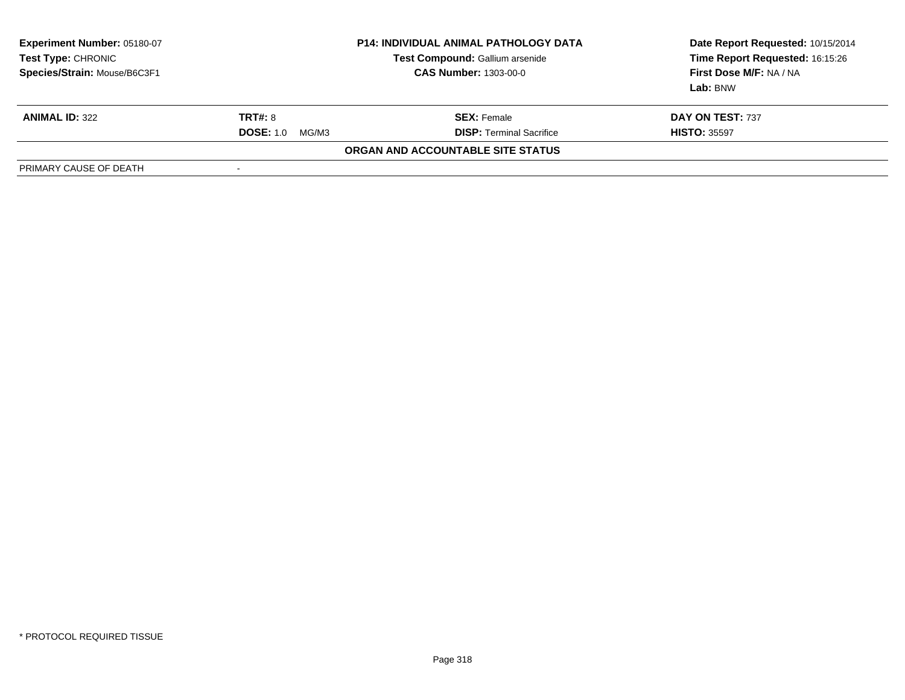**Experiment Number:** 05180-07
**Test Type:** CHRONIC
**Species/Strain:** Mouse/B6C3F1

**P14: INDIVIDUAL ANIMAL PATHOLOGY DATA**
**Test Compound:** Gallium arsenide
**CAS Number:** 1303-00-0

**Date Report Requested:** 10/15/2014
**Time Report Requested:** 16:15:26
**First Dose M/F:** NA / NA
**Lab:** BNW

| **ANIMAL ID:** 322 | **TRT#:** 8 | **SEX:** Female | **DAY ON TEST:** 737 |
|---|---|---|---|
| | **DOSE:** 1.0 MG/M3 | **DISP:** Terminal Sacrifice | **HISTO:** 35597 |

**ORGAN AND ACCOUNTABLE SITE STATUS**

| PRIMARY CAUSE OF DEATH | - |
|---|---|

* PROTOCOL REQUIRED TISSUE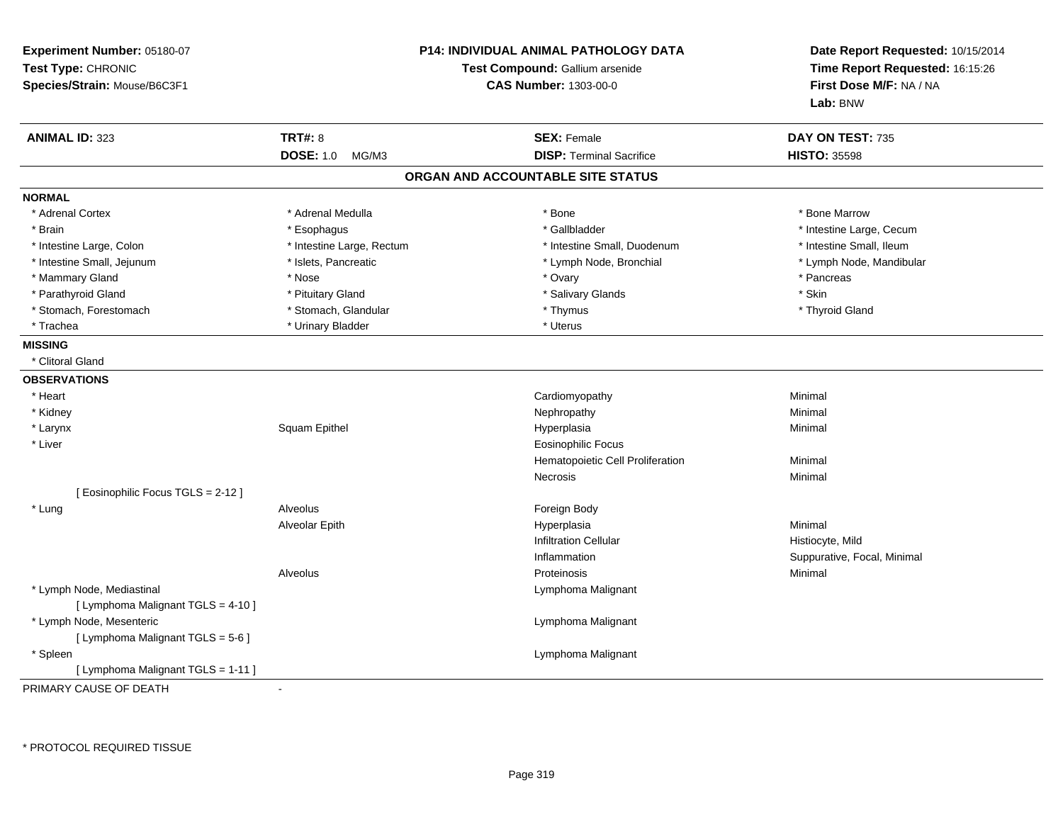**Experiment Number:** 05180-07
**Test Type:** CHRONIC
**Species/Strain:** Mouse/B6C3F1

**P14: INDIVIDUAL ANIMAL PATHOLOGY DATA**
**Test Compound:** Gallium arsenide
**CAS Number:** 1303-00-0

**Date Report Requested:** 10/15/2014
**Time Report Requested:** 16:15:26
**First Dose M/F:** NA / NA
**Lab:** BNW

| **ANIMAL ID:** 323 | **TRT#:** 8 | **SEX:** Female | **DAY ON TEST:** 735 |
|---|---|---|---|
| | **DOSE:** 1.0 MG/M3 | **DISP:** Terminal Sacrifice | **HISTO:** 35598 |

## ORGAN AND ACCOUNTABLE SITE STATUS

**NORMAL**

| | | | |
|---|---|---|---|
| * Adrenal Cortex | * Adrenal Medulla | * Bone | * Bone Marrow |
| * Brain | * Esophagus | * Gallbladder | * Intestine Large, Cecum |
| * Intestine Large, Colon | * Intestine Large, Rectum | * Intestine Small, Duodenum | * Intestine Small, Ileum |
| * Intestine Small, Jejunum | * Islets, Pancreatic | * Lymph Node, Bronchial | * Lymph Node, Mandibular |
| * Mammary Gland | * Nose | * Ovary | * Pancreas |
| * Parathyroid Gland | * Pituitary Gland | * Salivary Glands | * Skin |
| * Stomach, Forestomach | * Stomach, Glandular | * Thymus | * Thyroid Gland |
| * Trachea | * Urinary Bladder | * Uterus | |

**MISSING**

* Clitoral Gland

**OBSERVATIONS**

| | | | |
|---|---|---|---|
| * Heart | | Cardiomyopathy | Minimal |
| * Kidney | | Nephropathy | Minimal |
| * Larynx | Squam Epithel | Hyperplasia | Minimal |
| * Liver | | Eosinophilic Focus | |
| | | Hematopoietic Cell Proliferation | Minimal |
| | | Necrosis | Minimal |
| [ Eosinophilic Focus TGLS = 2-12 ] | | | |
| * Lung | Alveolus | Foreign Body | |
| | Alveolar Epith | Hyperplasia | Minimal |
| | | Infiltration Cellular | Histiocyte, Mild |
| | | Inflammation | Suppurative, Focal, Minimal |
| | Alveolus | Proteinosis | Minimal |
| * Lymph Node, Mediastinal | | Lymphoma Malignant | |
| [ Lymphoma Malignant TGLS = 4-10 ] | | | |
| * Lymph Node, Mesenteric | | Lymphoma Malignant | |
| [ Lymphoma Malignant TGLS = 5-6 ] | | | |
| * Spleen | | Lymphoma Malignant | |
| [ Lymphoma Malignant TGLS = 1-11 ] | | | |

PRIMARY CAUSE OF DEATH -

* PROTOCOL REQUIRED TISSUE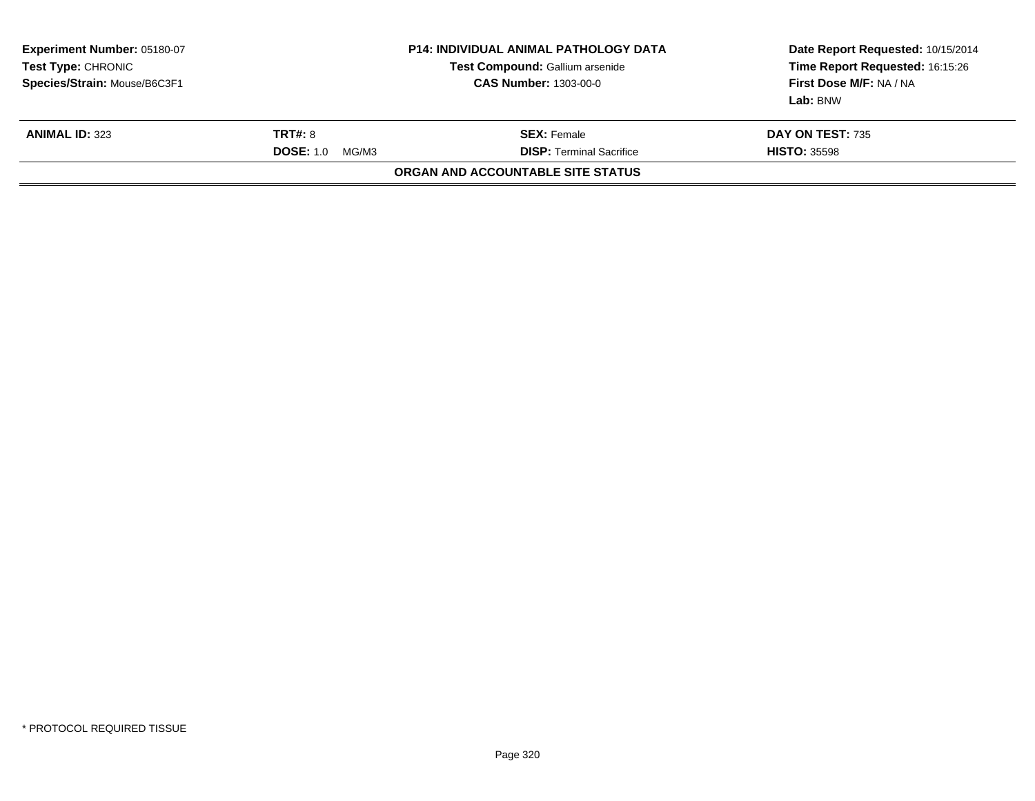**Experiment Number:** 05180-07
**Test Type:** CHRONIC
**Species/Strain:** Mouse/B6C3F1

**P14: INDIVIDUAL ANIMAL PATHOLOGY DATA**
**Test Compound:** Gallium arsenide
**CAS Number:** 1303-00-0

**Date Report Requested:** 10/15/2014
**Time Report Requested:** 16:15:26
**First Dose M/F:** NA / NA
**Lab:** BNW

| **ANIMAL ID:** 323 | **TRT#:** 8 | **SEX:** Female | **DAY ON TEST:** 735 |
|---|---|---|---|
| | **DOSE:** 1.0 MG/M3 | **DISP:** Terminal Sacrifice | **HISTO:** 35598 |

**ORGAN AND ACCOUNTABLE SITE STATUS**

* PROTOCOL REQUIRED TISSUE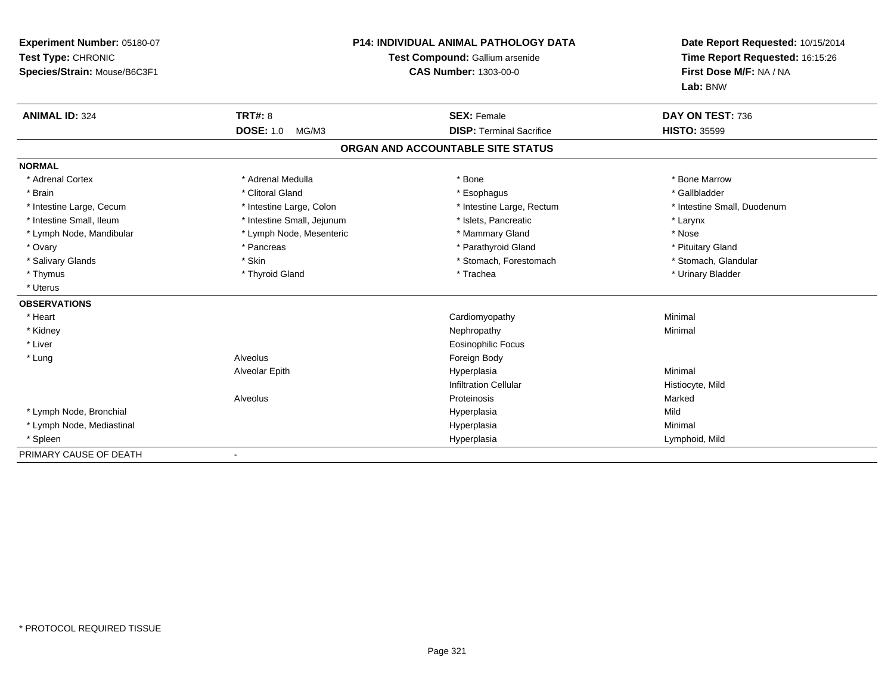**Experiment Number:** 05180-07
**Test Type:** CHRONIC
**Species/Strain:** Mouse/B6C3F1

**P14: INDIVIDUAL ANIMAL PATHOLOGY DATA**
**Test Compound:** Gallium arsenide
**CAS Number:** 1303-00-0

**Date Report Requested:** 10/15/2014
**Time Report Requested:** 16:15:26
**First Dose M/F:** NA / NA
**Lab:** BNW

| **ANIMAL ID:** 324 | **TRT#:** 8 | **SEX:** Female | **DAY ON TEST:** 736 |
|---|---|---|---|
| | **DOSE:** 1.0 MG/M3 | **DISP:** Terminal Sacrifice | **HISTO:** 35599 |

## ORGAN AND ACCOUNTABLE SITE STATUS

| | | | |
|---|---|---|---|
| **NORMAL** | | | |
| * Adrenal Cortex | * Adrenal Medulla | * Bone | * Bone Marrow |
| * Brain | * Clitoral Gland | * Esophagus | * Gallbladder |
| * Intestine Large, Cecum | * Intestine Large, Colon | * Intestine Large, Rectum | * Intestine Small, Duodenum |
| * Intestine Small, Ileum | * Intestine Small, Jejunum | * Islets, Pancreatic | * Larynx |
| * Lymph Node, Mandibular | * Lymph Node, Mesenteric | * Mammary Gland | * Nose |
| * Ovary | * Pancreas | * Parathyroid Gland | * Pituitary Gland |
| * Salivary Glands | * Skin | * Stomach, Forestomach | * Stomach, Glandular |
| * Thymus | * Thyroid Gland | * Trachea | * Urinary Bladder |
| * Uterus | | | |
| **OBSERVATIONS** | | | |
| * Heart | | Cardiomyopathy | Minimal |
| * Kidney | | Nephropathy | Minimal |
| * Liver | | Eosinophilic Focus | |
| * Lung | Alveolus | Foreign Body | |
| | Alveolar Epith | Hyperplasia | Minimal |
| | | Infiltration Cellular | Histiocyte, Mild |
| | Alveolus | Proteinosis | Marked |
| * Lymph Node, Bronchial | | Hyperplasia | Mild |
| * Lymph Node, Mediastinal | | Hyperplasia | Minimal |
| * Spleen | | Hyperplasia | Lymphoid, Mild |
| PRIMARY CAUSE OF DEATH | - | | |

* PROTOCOL REQUIRED TISSUE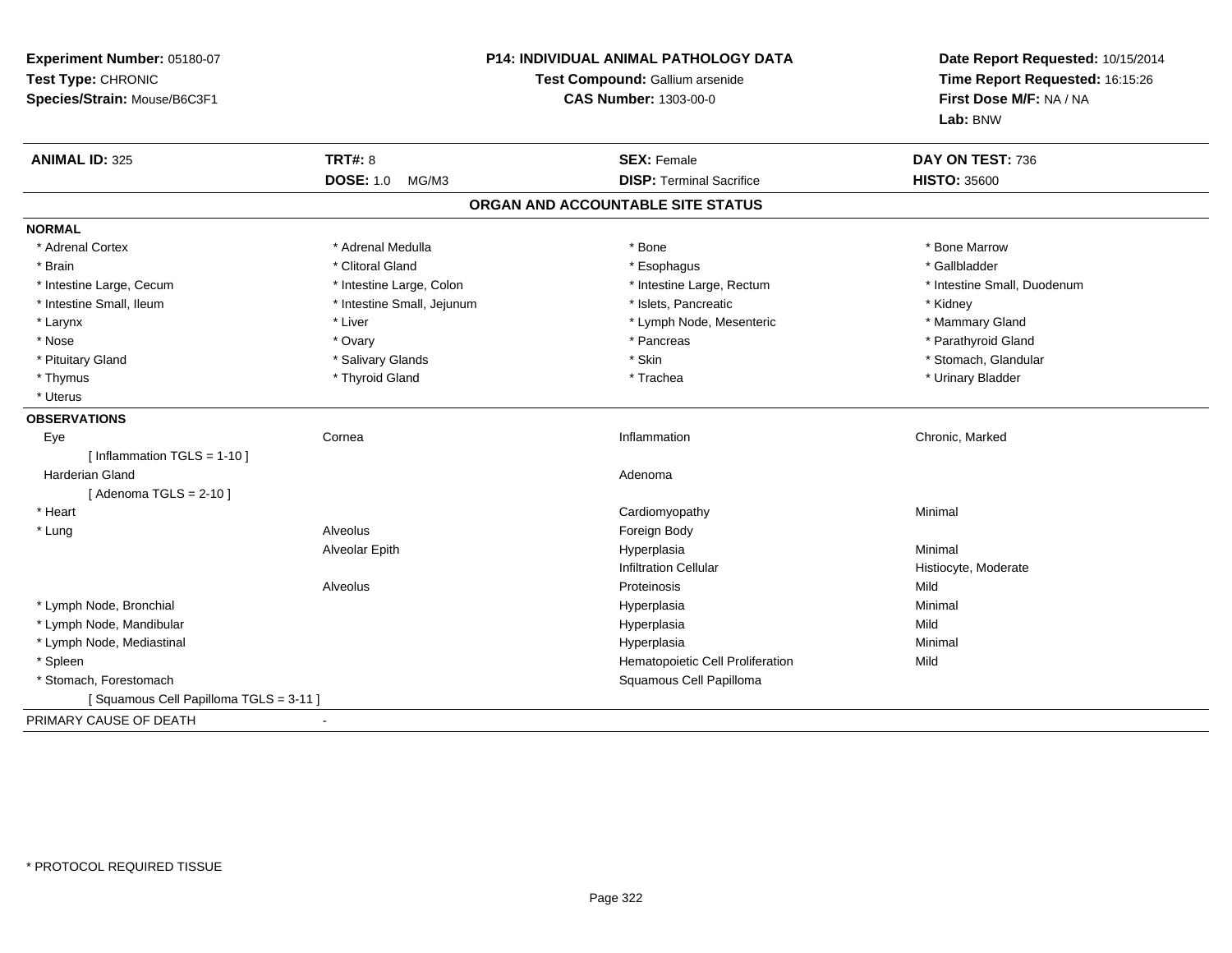**Experiment Number:** 05180-07
**Test Type:** CHRONIC
**Species/Strain:** Mouse/B6C3F1

**P14: INDIVIDUAL ANIMAL PATHOLOGY DATA**
**Test Compound:** Gallium arsenide
**CAS Number:** 1303-00-0

**Date Report Requested:** 10/15/2014
**Time Report Requested:** 16:15:26
**First Dose M/F:** NA / NA
**Lab:** BNW

| **ANIMAL ID:** 325 | **TRT#:** 8 | **SEX:** Female | **DAY ON TEST:** 736 |
|---|---|---|---|
| | **DOSE:** 1.0 MG/M3 | **DISP:** Terminal Sacrifice | **HISTO:** 35600 |

## ORGAN AND ACCOUNTABLE SITE STATUS

**NORMAL**

| | | | |
|---|---|---|---|
| * Adrenal Cortex | * Adrenal Medulla | * Bone | * Bone Marrow |
| * Brain | * Clitoral Gland | * Esophagus | * Gallbladder |
| * Intestine Large, Cecum | * Intestine Large, Colon | * Intestine Large, Rectum | * Intestine Small, Duodenum |
| * Intestine Small, Ileum | * Intestine Small, Jejunum | * Islets, Pancreatic | * Kidney |
| * Larynx | * Liver | * Lymph Node, Mesenteric | * Mammary Gland |
| * Nose | * Ovary | * Pancreas | * Parathyroid Gland |
| * Pituitary Gland | * Salivary Glands | * Skin | * Stomach, Glandular |
| * Thymus | * Thyroid Gland | * Trachea | * Urinary Bladder |
| * Uterus | | | |

**OBSERVATIONS**

| | | | |
|---|---|---|---|
| Eye | Cornea | Inflammation | Chronic, Marked |
| [ Inflammation TGLS = 1-10 ] | | | |
| Harderian Gland | | Adenoma | |
| [ Adenoma TGLS = 2-10 ] | | | |
| * Heart | | Cardiomyopathy | Minimal |
| * Lung | Alveolus | Foreign Body | |
| | Alveolar Epith | Hyperplasia | Minimal |
| | | Infiltration Cellular | Histiocyte, Moderate |
| | Alveolus | Proteinosis | Mild |
| * Lymph Node, Bronchial | | Hyperplasia | Minimal |
| * Lymph Node, Mandibular | | Hyperplasia | Mild |
| * Lymph Node, Mediastinal | | Hyperplasia | Minimal |
| * Spleen | | Hematopoietic Cell Proliferation | Mild |
| * Stomach, Forestomach | | Squamous Cell Papilloma | |
| [ Squamous Cell Papilloma TGLS = 3-11 ] | | | |

PRIMARY CAUSE OF DEATH -

* PROTOCOL REQUIRED TISSUE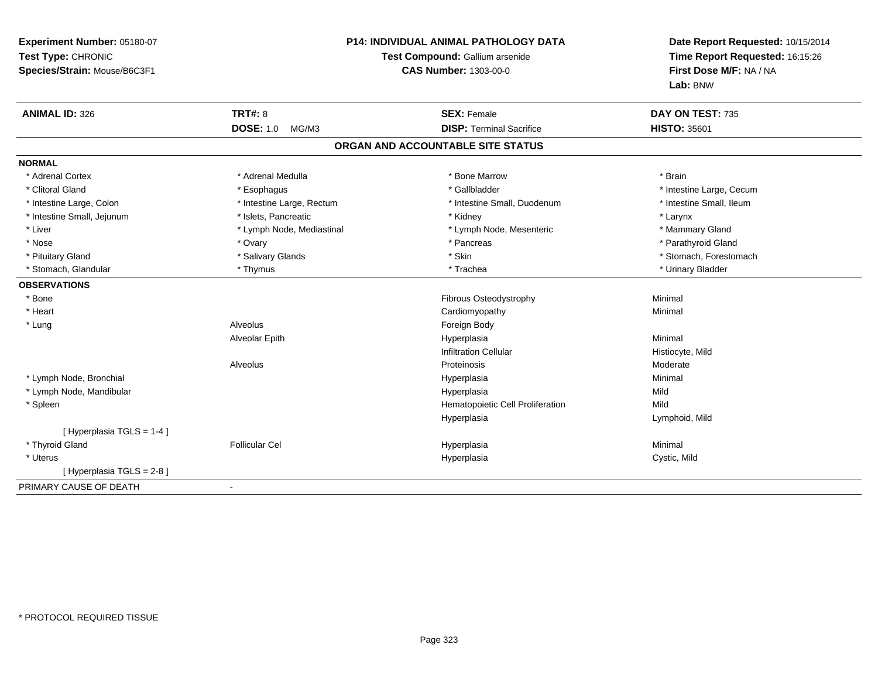**Experiment Number:** 05180-07
**Test Type:** CHRONIC
**Species/Strain:** Mouse/B6C3F1

**P14: INDIVIDUAL ANIMAL PATHOLOGY DATA**
**Test Compound:** Gallium arsenide
**CAS Number:** 1303-00-0

**Date Report Requested:** 10/15/2014
**Time Report Requested:** 16:15:26
**First Dose M/F:** NA / NA
**Lab:** BNW

| **ANIMAL ID:** 326 | **TRT#:** 8 | **SEX:** Female | **DAY ON TEST:** 735 |
|---|---|---|---|
| | **DOSE:** 1.0 MG/M3 | **DISP:** Terminal Sacrifice | **HISTO:** 35601 |

## ORGAN AND ACCOUNTABLE SITE STATUS

**NORMAL**

| | | | |
|---|---|---|---|
| * Adrenal Cortex | * Adrenal Medulla | * Bone Marrow | * Brain |
| * Clitoral Gland | * Esophagus | * Gallbladder | * Intestine Large, Cecum |
| * Intestine Large, Colon | * Intestine Large, Rectum | * Intestine Small, Duodenum | * Intestine Small, Ileum |
| * Intestine Small, Jejunum | * Islets, Pancreatic | * Kidney | * Larynx |
| * Liver | * Lymph Node, Mediastinal | * Lymph Node, Mesenteric | * Mammary Gland |
| * Nose | * Ovary | * Pancreas | * Parathyroid Gland |
| * Pituitary Gland | * Salivary Glands | * Skin | * Stomach, Forestomach |
| * Stomach, Glandular | * Thymus | * Trachea | * Urinary Bladder |

**OBSERVATIONS**

| | | | |
|---|---|---|---|
| * Bone | | Fibrous Osteodystrophy | Minimal |
| * Heart | | Cardiomyopathy | Minimal |
| * Lung | Alveolus | Foreign Body | |
| | Alveolar Epith | Hyperplasia | Minimal |
| | | Infiltration Cellular | Histiocyte, Mild |
| | Alveolus | Proteinosis | Moderate |
| * Lymph Node, Bronchial | | Hyperplasia | Minimal |
| * Lymph Node, Mandibular | | Hyperplasia | Mild |
| * Spleen | | Hematopoietic Cell Proliferation | Mild |
| | | Hyperplasia | Lymphoid, Mild |
| [ Hyperplasia TGLS = 1-4 ] | | | |
| * Thyroid Gland | Follicular Cel | Hyperplasia | Minimal |
| * Uterus | | Hyperplasia | Cystic, Mild |
| [ Hyperplasia TGLS = 2-8 ] | | | |

PRIMARY CAUSE OF DEATH -

* PROTOCOL REQUIRED TISSUE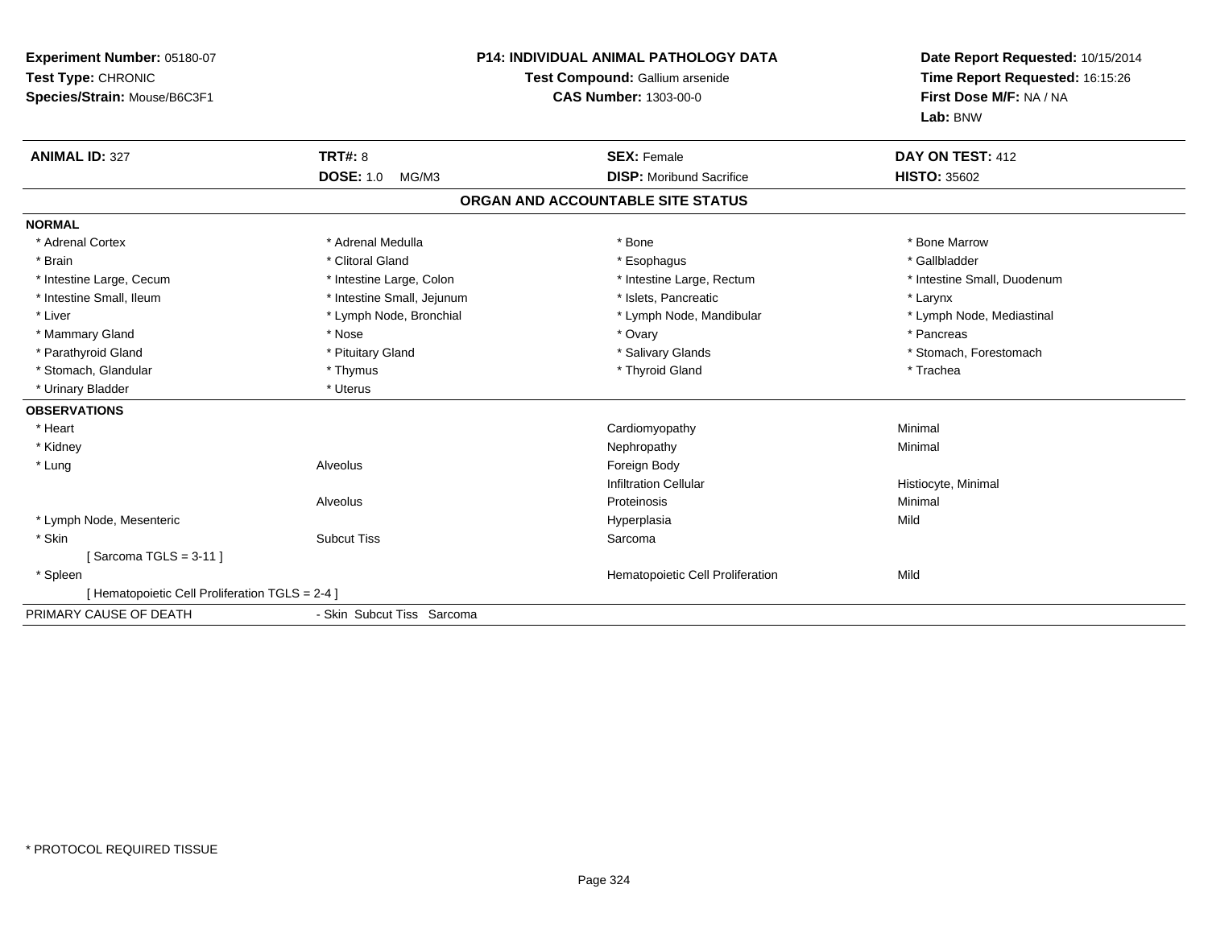**Experiment Number:** 05180-07
**Test Type:** CHRONIC
**Species/Strain:** Mouse/B6C3F1

**P14: INDIVIDUAL ANIMAL PATHOLOGY DATA**
**Test Compound:** Gallium arsenide
**CAS Number:** 1303-00-0

**Date Report Requested:** 10/15/2014
**Time Report Requested:** 16:15:26
**First Dose M/F:** NA / NA
**Lab:** BNW

| **ANIMAL ID:** 327 | **TRT#:** 8 | **SEX:** Female | **DAY ON TEST:** 412 |
|---|---|---|---|
| | **DOSE:** 1.0 MG/M3 | **DISP:** Moribund Sacrifice | **HISTO:** 35602 |

## ORGAN AND ACCOUNTABLE SITE STATUS

**NORMAL**

| | | | |
|---|---|---|---|
| * Adrenal Cortex | * Adrenal Medulla | * Bone | * Bone Marrow |
| * Brain | * Clitoral Gland | * Esophagus | * Gallbladder |
| * Intestine Large, Cecum | * Intestine Large, Colon | * Intestine Large, Rectum | * Intestine Small, Duodenum |
| * Intestine Small, Ileum | * Intestine Small, Jejunum | * Islets, Pancreatic | * Larynx |
| * Liver | * Lymph Node, Bronchial | * Lymph Node, Mandibular | * Lymph Node, Mediastinal |
| * Mammary Gland | * Nose | * Ovary | * Pancreas |
| * Parathyroid Gland | * Pituitary Gland | * Salivary Glands | * Stomach, Forestomach |
| * Stomach, Glandular | * Thymus | * Thyroid Gland | * Trachea |
| * Urinary Bladder | * Uterus | | |

**OBSERVATIONS**

| | | | |
|---|---|---|---|
| * Heart | | Cardiomyopathy | Minimal |
| * Kidney | | Nephropathy | Minimal |
| * Lung | Alveolus | Foreign Body | |
| | | Infiltration Cellular | Histiocyte, Minimal |
| | Alveolus | Proteinosis | Minimal |
| * Lymph Node, Mesenteric | | Hyperplasia | Mild |
| * Skin | Subcut Tiss | Sarcoma | |
| [ Sarcoma TGLS = 3-11 ] | | | |
| * Spleen | | Hematopoietic Cell Proliferation | Mild |
| [ Hematopoietic Cell Proliferation TGLS = 2-4 ] | | | |

| PRIMARY CAUSE OF DEATH | - Skin Subcut Tiss Sarcoma |
|---|---|

* PROTOCOL REQUIRED TISSUE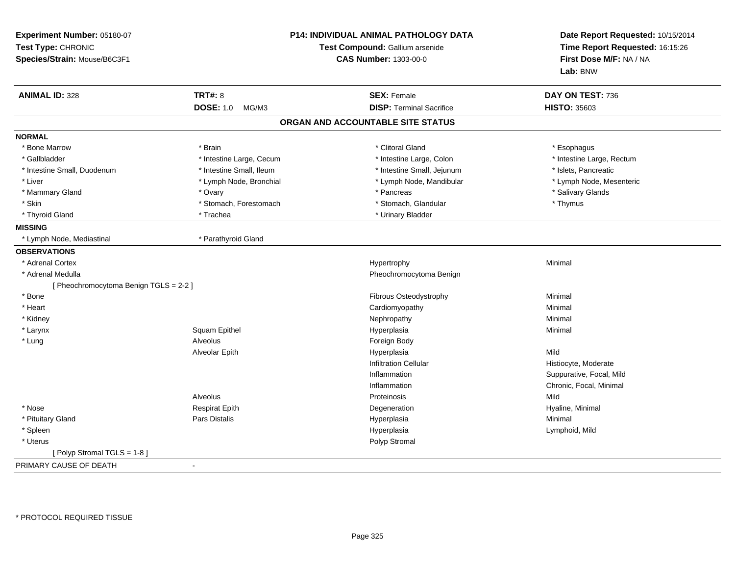**Experiment Number:** 05180-07
**Test Type:** CHRONIC
**Species/Strain:** Mouse/B6C3F1

**P14: INDIVIDUAL ANIMAL PATHOLOGY DATA**
**Test Compound:** Gallium arsenide
**CAS Number:** 1303-00-0

**Date Report Requested:** 10/15/2014
**Time Report Requested:** 16:15:26
**First Dose M/F:** NA / NA
**Lab:** BNW

| **ANIMAL ID:** 328 | **TRT#:** 8 | **SEX:** Female | **DAY ON TEST:** 736 |
|---|---|---|---|
| | **DOSE:** 1.0 MG/M3 | **DISP:** Terminal Sacrifice | **HISTO:** 35603 |

## ORGAN AND ACCOUNTABLE SITE STATUS

**NORMAL**

| | | | |
|---|---|---|---|
| * Bone Marrow | * Brain | * Clitoral Gland | * Esophagus |
| * Gallbladder | * Intestine Large, Cecum | * Intestine Large, Colon | * Intestine Large, Rectum |
| * Intestine Small, Duodenum | * Intestine Small, Ileum | * Intestine Small, Jejunum | * Islets, Pancreatic |
| * Liver | * Lymph Node, Bronchial | * Lymph Node, Mandibular | * Lymph Node, Mesenteric |
| * Mammary Gland | * Ovary | * Pancreas | * Salivary Glands |
| * Skin | * Stomach, Forestomach | * Stomach, Glandular | * Thymus |
| * Thyroid Gland | * Trachea | * Urinary Bladder | |

**MISSING**

| | |
|---|---|
| * Lymph Node, Mediastinal | * Parathyroid Gland |

**OBSERVATIONS**

| | | | |
|---|---|---|---|
| * Adrenal Cortex | | Hypertrophy | Minimal |
| * Adrenal Medulla | | Pheochromocytoma Benign | |
| [ Pheochromocytoma Benign TGLS = 2-2 ] | | | |
| * Bone | | Fibrous Osteodystrophy | Minimal |
| * Heart | | Cardiomyopathy | Minimal |
| * Kidney | | Nephropathy | Minimal |
| * Larynx | Squam Epithel | Hyperplasia | Minimal |
| * Lung | Alveolus | Foreign Body | |
| | Alveolar Epith | Hyperplasia | Mild |
| | | Infiltration Cellular | Histiocyte, Moderate |
| | | Inflammation | Suppurative, Focal, Mild |
| | | Inflammation | Chronic, Focal, Minimal |
| | Alveolus | Proteinosis | Mild |
| * Nose | Respirat Epith | Degeneration | Hyaline, Minimal |
| * Pituitary Gland | Pars Distalis | Hyperplasia | Minimal |
| * Spleen | | Hyperplasia | Lymphoid, Mild |
| * Uterus | | Polyp Stromal | |
| [ Polyp Stromal TGLS = 1-8 ] | | | |

PRIMARY CAUSE OF DEATH -

* PROTOCOL REQUIRED TISSUE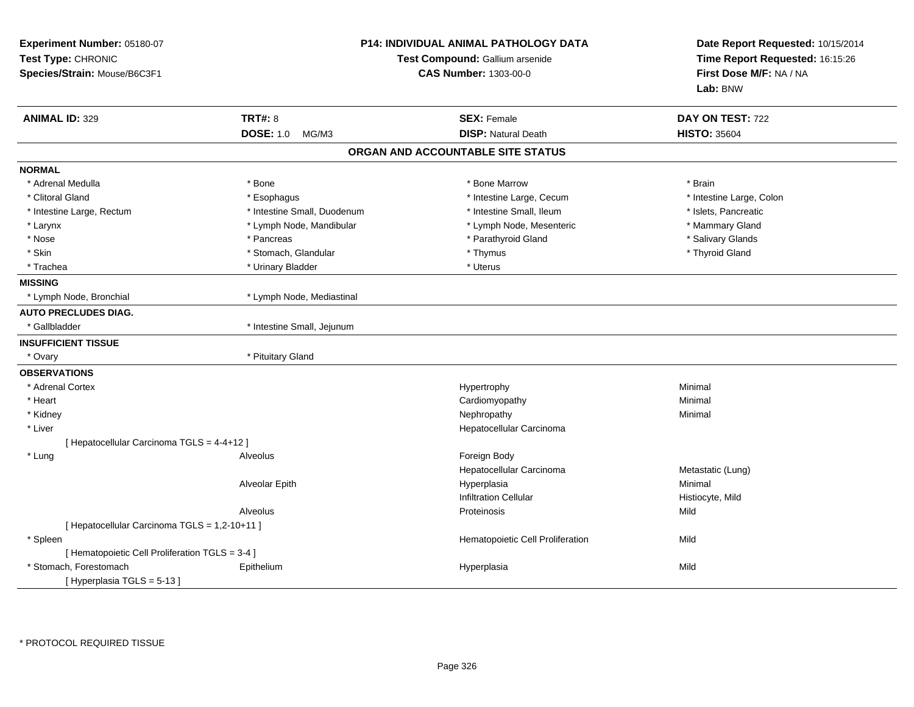**Experiment Number:** 05180-07
**Test Type:** CHRONIC
**Species/Strain:** Mouse/B6C3F1

**P14: INDIVIDUAL ANIMAL PATHOLOGY DATA**
**Test Compound:** Gallium arsenide
**CAS Number:** 1303-00-0

**Date Report Requested:** 10/15/2014
**Time Report Requested:** 16:15:26
**First Dose M/F:** NA / NA
**Lab:** BNW

| **ANIMAL ID:** 329 | **TRT#:** 8 | **SEX:** Female | **DAY ON TEST:** 722 |
|---|---|---|---|
| | **DOSE:** 1.0 MG/M3 | **DISP:** Natural Death | **HISTO:** 35604 |

## ORGAN AND ACCOUNTABLE SITE STATUS

**NORMAL**

| | | | |
|---|---|---|---|
| * Adrenal Medulla | * Bone | * Bone Marrow | * Brain |
| * Clitoral Gland | * Esophagus | * Intestine Large, Cecum | * Intestine Large, Colon |
| * Intestine Large, Rectum | * Intestine Small, Duodenum | * Intestine Small, Ileum | * Islets, Pancreatic |
| * Larynx | * Lymph Node, Mandibular | * Lymph Node, Mesenteric | * Mammary Gland |
| * Nose | * Pancreas | * Parathyroid Gland | * Salivary Glands |
| * Skin | * Stomach, Glandular | * Thymus | * Thyroid Gland |
| * Trachea | * Urinary Bladder | * Uterus | |

**MISSING**

* Lymph Node, Bronchial
* Lymph Node, Mediastinal

**AUTO PRECLUDES DIAG.**

* Gallbladder
* Intestine Small, Jejunum

**INSUFFICIENT TISSUE**

* Ovary
* Pituitary Gland

**OBSERVATIONS**

| Organ | Site | Observation | Severity |
|---|---|---|---|
| * Adrenal Cortex | | Hypertrophy | Minimal |
| * Heart | | Cardiomyopathy | Minimal |
| * Kidney | | Nephropathy | Minimal |
| * Liver | | Hepatocellular Carcinoma | |
| [ Hepatocellular Carcinoma TGLS = 4-4+12 ] | | | |
| * Lung | Alveolus | Foreign Body | |
| | | Hepatocellular Carcinoma | Metastatic (Lung) |
| | Alveolar Epith | Hyperplasia | Minimal |
| | | Infiltration Cellular | Histiocyte, Mild |
| | Alveolus | Proteinosis | Mild |
| [ Hepatocellular Carcinoma TGLS = 1,2-10+11 ] | | | |
| * Spleen | | Hematopoietic Cell Proliferation | Mild |
| [ Hematopoietic Cell Proliferation TGLS = 3-4 ] | | | |
| * Stomach, Forestomach | Epithelium | Hyperplasia | Mild |
| [ Hyperplasia TGLS = 5-13 ] | | | |

\* PROTOCOL REQUIRED TISSUE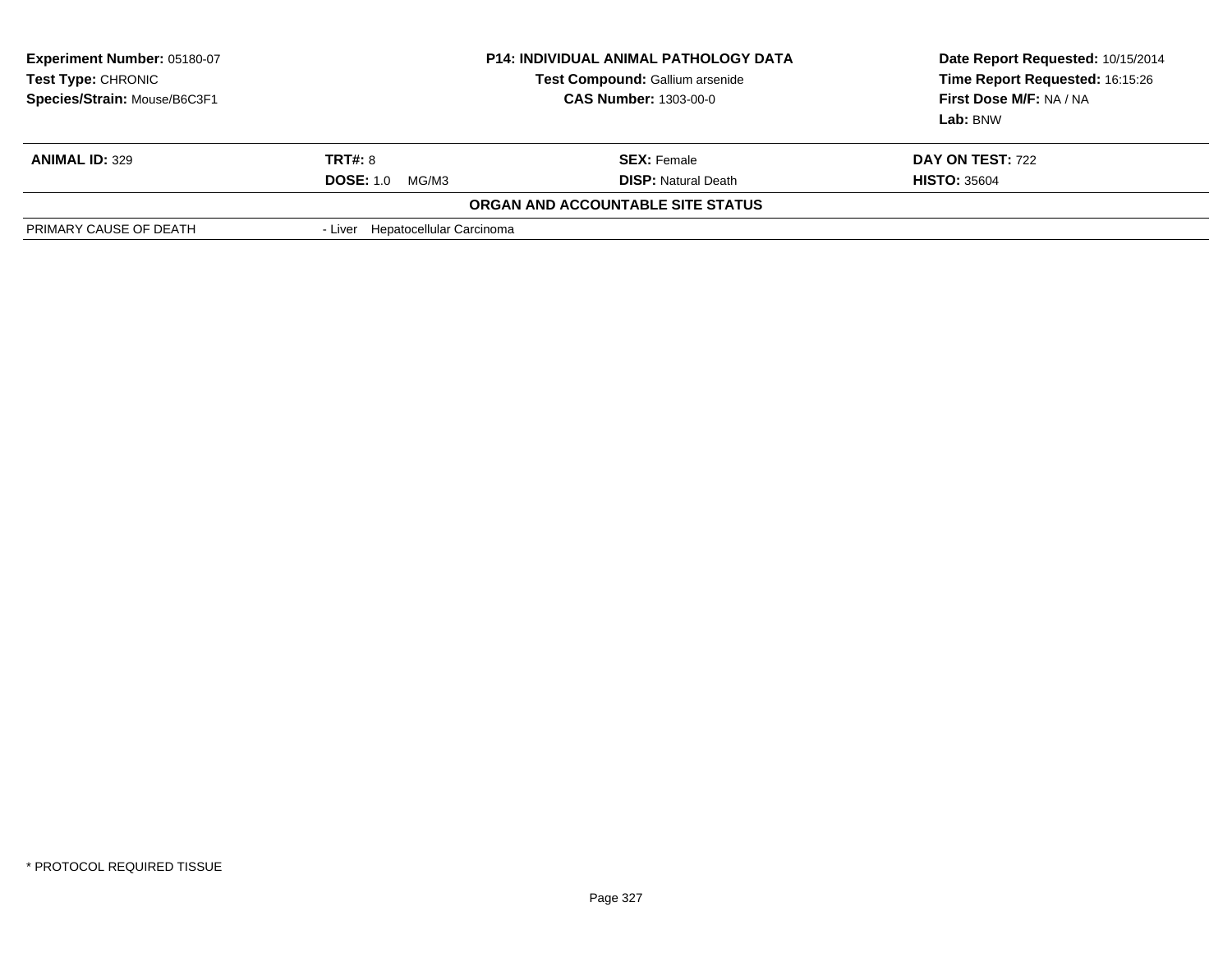**Experiment Number:** 05180-07
**Test Type:** CHRONIC
**Species/Strain:** Mouse/B6C3F1

**P14: INDIVIDUAL ANIMAL PATHOLOGY DATA**
**Test Compound:** Gallium arsenide
**CAS Number:** 1303-00-0

**Date Report Requested:** 10/15/2014
**Time Report Requested:** 16:15:26
**First Dose M/F:** NA / NA
**Lab:** BNW

| **ANIMAL ID:** 329 | **TRT#:** 8 | **SEX:** Female | **DAY ON TEST:** 722 |
|---|---|---|---|
| | **DOSE:** 1.0 MG/M3 | **DISP:** Natural Death | **HISTO:** 35604 |

**ORGAN AND ACCOUNTABLE SITE STATUS**

| | |
|---|---|
| PRIMARY CAUSE OF DEATH | - Liver Hepatocellular Carcinoma |

* PROTOCOL REQUIRED TISSUE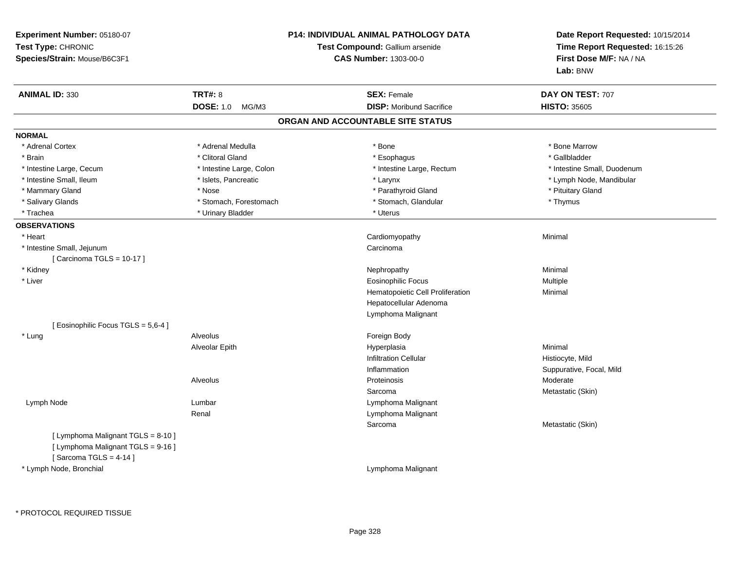**Experiment Number:** 05180-07
**Test Type:** CHRONIC
**Species/Strain:** Mouse/B6C3F1

**P14: INDIVIDUAL ANIMAL PATHOLOGY DATA**
**Test Compound:** Gallium arsenide
**CAS Number:** 1303-00-0

**Date Report Requested:** 10/15/2014
**Time Report Requested:** 16:15:26
**First Dose M/F:** NA / NA
**Lab:** BNW

| **ANIMAL ID:** 330 | **TRT#:** 8 | **SEX:** Female | **DAY ON TEST:** 707 |
|---|---|---|---|
| | **DOSE:** 1.0 MG/M3 | **DISP:** Moribund Sacrifice | **HISTO:** 35605 |

## ORGAN AND ACCOUNTABLE SITE STATUS

**NORMAL**

| | | | |
|---|---|---|---|
| * Adrenal Cortex | * Adrenal Medulla | * Bone | * Bone Marrow |
| * Brain | * Clitoral Gland | * Esophagus | * Gallbladder |
| * Intestine Large, Cecum | * Intestine Large, Colon | * Intestine Large, Rectum | * Intestine Small, Duodenum |
| * Intestine Small, Ileum | * Islets, Pancreatic | * Larynx | * Lymph Node, Mandibular |
| * Mammary Gland | * Nose | * Parathyroid Gland | * Pituitary Gland |
| * Salivary Glands | * Stomach, Forestomach | * Stomach, Glandular | * Thymus |
| * Trachea | * Urinary Bladder | * Uterus | |

**OBSERVATIONS**

| | | | |
|---|---|---|---|
| * Heart | | Cardiomyopathy | Minimal |
| * Intestine Small, Jejunum | | Carcinoma | |
| [ Carcinoma TGLS = 10-17 ] | | | |
| * Kidney | | Nephropathy | Minimal |
| * Liver | | Eosinophilic Focus | Multiple |
| | | Hematopoietic Cell Proliferation | Minimal |
| | | Hepatocellular Adenoma | |
| | | Lymphoma Malignant | |
| [ Eosinophilic Focus TGLS = 5,6-4 ] | | | |
| * Lung | Alveolus | Foreign Body | |
| | Alveolar Epith | Hyperplasia | Minimal |
| | | Infiltration Cellular | Histiocyte, Mild |
| | | Inflammation | Suppurative, Focal, Mild |
| | Alveolus | Proteinosis | Moderate |
| | | Sarcoma | Metastatic (Skin) |
| Lymph Node | Lumbar | Lymphoma Malignant | |
| | Renal | Lymphoma Malignant | |
| | | Sarcoma | Metastatic (Skin) |
| [ Lymphoma Malignant TGLS = 8-10 ] | | | |
| [ Lymphoma Malignant TGLS = 9-16 ] | | | |
| [ Sarcoma TGLS = 4-14 ] | | | |
| * Lymph Node, Bronchial | | Lymphoma Malignant | |

* PROTOCOL REQUIRED TISSUE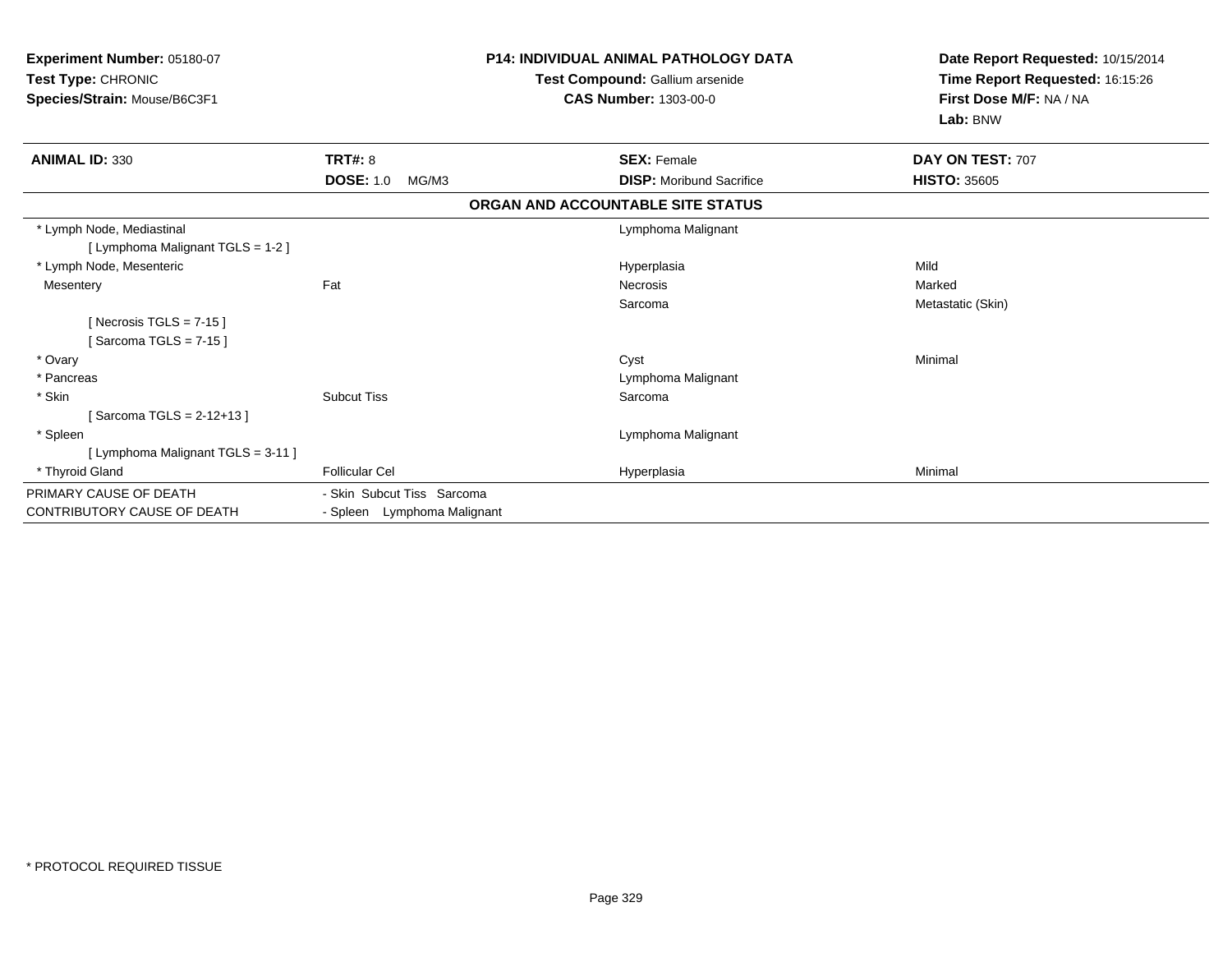**Experiment Number:** 05180-07
**Test Type:** CHRONIC
**Species/Strain:** Mouse/B6C3F1

**P14: INDIVIDUAL ANIMAL PATHOLOGY DATA**
**Test Compound:** Gallium arsenide
**CAS Number:** 1303-00-0

**Date Report Requested:** 10/15/2014
**Time Report Requested:** 16:15:26
**First Dose M/F:** NA / NA
**Lab:** BNW

| **ANIMAL ID:** 330 | **TRT#:** 8 | **SEX:** Female | **DAY ON TEST:** 707 |
|---|---|---|---|
| | **DOSE:** 1.0 MG/M3 | **DISP:** Moribund Sacrifice | **HISTO:** 35605 |

**ORGAN AND ACCOUNTABLE SITE STATUS**

| | | | |
|---|---|---|---|
| * Lymph Node, Mediastinal | | Lymphoma Malignant | |
| [ Lymphoma Malignant TGLS = 1-2 ] | | | |
| * Lymph Node, Mesenteric | | Hyperplasia | Mild |
| Mesentery | Fat | Necrosis | Marked |
| | | Sarcoma | Metastatic (Skin) |
| [ Necrosis TGLS = 7-15 ] | | | |
| [ Sarcoma TGLS = 7-15 ] | | | |
| * Ovary | | Cyst | Minimal |
| * Pancreas | | Lymphoma Malignant | |
| * Skin | Subcut Tiss | Sarcoma | |
| [ Sarcoma TGLS = 2-12+13 ] | | | |
| * Spleen | | Lymphoma Malignant | |
| [ Lymphoma Malignant TGLS = 3-11 ] | | | |
| * Thyroid Gland | Follicular Cel | Hyperplasia | Minimal |

| | |
|---|---|
| PRIMARY CAUSE OF DEATH | - Skin Subcut Tiss Sarcoma |
| CONTRIBUTORY CAUSE OF DEATH | - Spleen Lymphoma Malignant |

* PROTOCOL REQUIRED TISSUE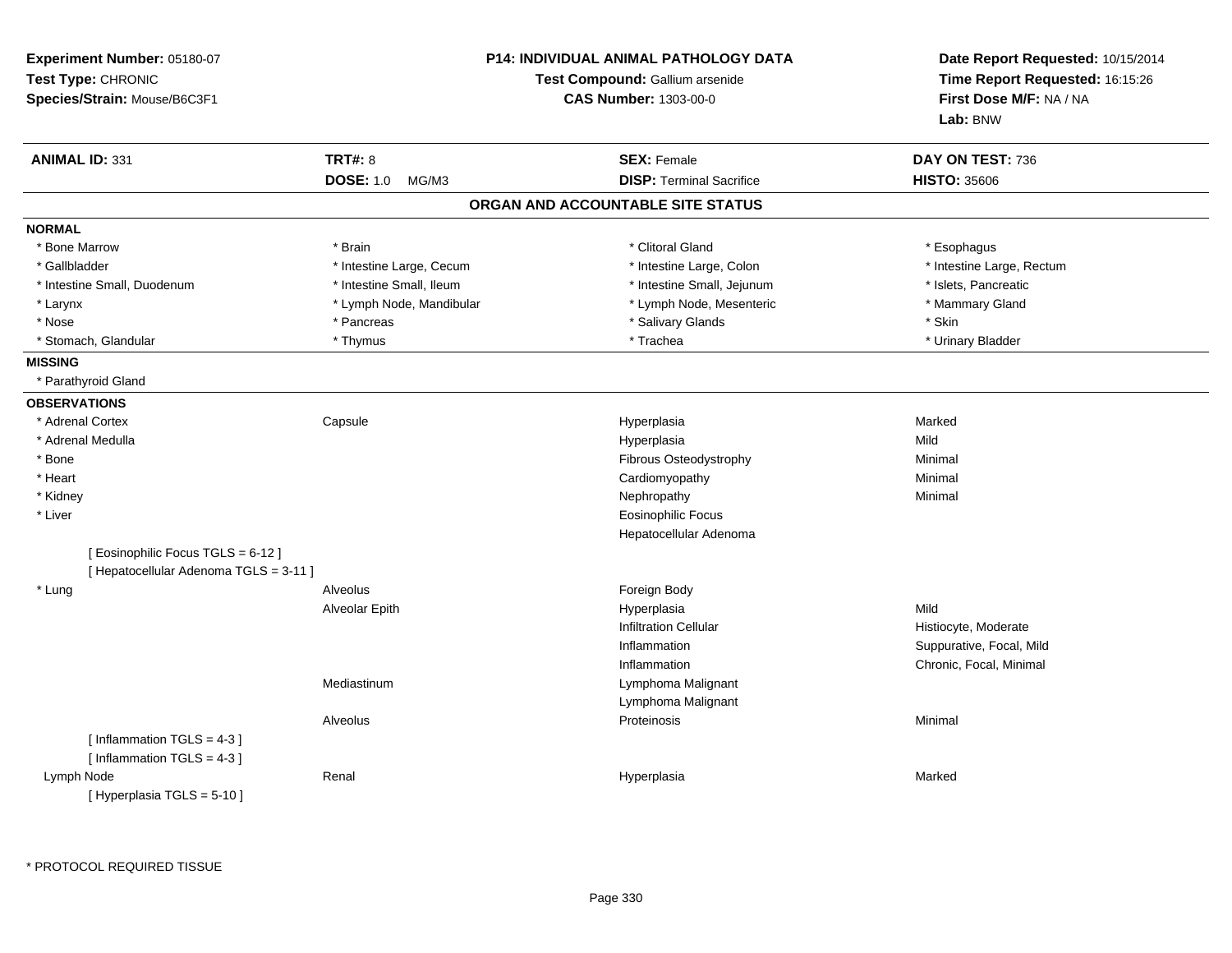**Experiment Number:** 05180-07
**Test Type:** CHRONIC
**Species/Strain:** Mouse/B6C3F1

**P14: INDIVIDUAL ANIMAL PATHOLOGY DATA**
**Test Compound:** Gallium arsenide
**CAS Number:** 1303-00-0

**Date Report Requested:** 10/15/2014
**Time Report Requested:** 16:15:26
**First Dose M/F:** NA / NA
**Lab:** BNW

| **ANIMAL ID:** 331 | **TRT#:** 8 | **SEX:** Female | **DAY ON TEST:** 736 |
|---|---|---|---|
| | **DOSE:** 1.0 MG/M3 | **DISP:** Terminal Sacrifice | **HISTO:** 35606 |

## ORGAN AND ACCOUNTABLE SITE STATUS

**NORMAL**

| | | | |
|---|---|---|---|
| * Bone Marrow | * Brain | * Clitoral Gland | * Esophagus |
| * Gallbladder | * Intestine Large, Cecum | * Intestine Large, Colon | * Intestine Large, Rectum |
| * Intestine Small, Duodenum | * Intestine Small, Ileum | * Intestine Small, Jejunum | * Islets, Pancreatic |
| * Larynx | * Lymph Node, Mandibular | * Lymph Node, Mesenteric | * Mammary Gland |
| * Nose | * Pancreas | * Salivary Glands | * Skin |
| * Stomach, Glandular | * Thymus | * Trachea | * Urinary Bladder |

**MISSING**

* Parathyroid Gland

**OBSERVATIONS**

| Organ | Site | Observation | Severity/Qualifier |
|---|---|---|---|
| * Adrenal Cortex | Capsule | Hyperplasia | Marked |
| * Adrenal Medulla | | Hyperplasia | Mild |
| * Bone | | Fibrous Osteodystrophy | Minimal |
| * Heart | | Cardiomyopathy | Minimal |
| * Kidney | | Nephropathy | Minimal |
| * Liver | | Eosinophilic Focus | |
| | | Hepatocellular Adenoma | |
| [ Eosinophilic Focus TGLS = 6-12 ] | | | |
| [ Hepatocellular Adenoma TGLS = 3-11 ] | | | |
| * Lung | Alveolus | Foreign Body | |
| | Alveolar Epith | Hyperplasia | Mild |
| | | Infiltration Cellular | Histiocyte, Moderate |
| | | Inflammation | Suppurative, Focal, Mild |
| | | Inflammation | Chronic, Focal, Minimal |
| | Mediastinum | Lymphoma Malignant | |
| | | Lymphoma Malignant | |
| | Alveolus | Proteinosis | Minimal |
| [ Inflammation TGLS = 4-3 ] | | | |
| [ Inflammation TGLS = 4-3 ] | | | |
| Lymph Node | Renal | Hyperplasia | Marked |
| [ Hyperplasia TGLS = 5-10 ] | | | |

* PROTOCOL REQUIRED TISSUE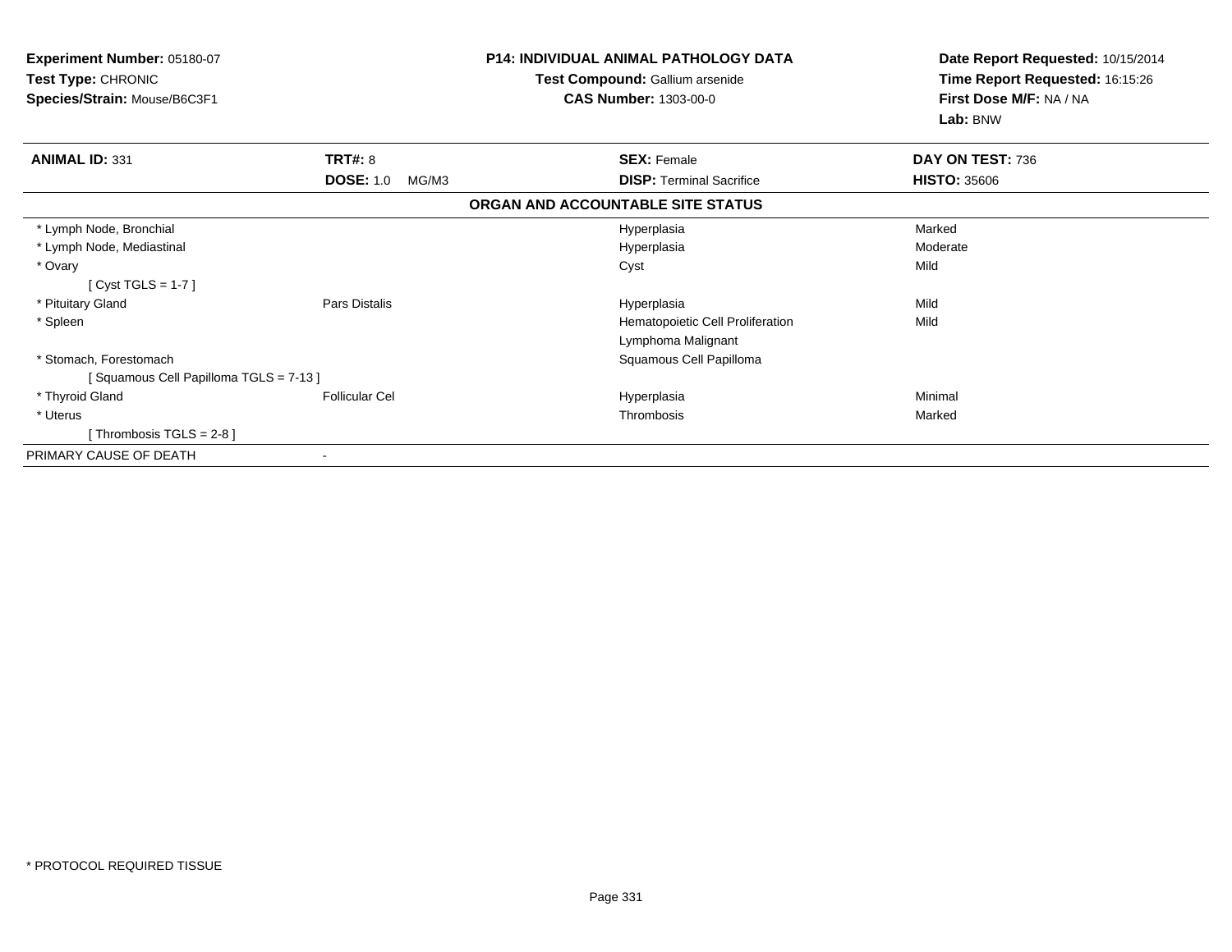**Experiment Number:** 05180-07
**Test Type:** CHRONIC
**Species/Strain:** Mouse/B6C3F1

**P14: INDIVIDUAL ANIMAL PATHOLOGY DATA**
**Test Compound:** Gallium arsenide
**CAS Number:** 1303-00-0

**Date Report Requested:** 10/15/2014
**Time Report Requested:** 16:15:26
**First Dose M/F:** NA / NA
**Lab:** BNW

| **ANIMAL ID:** 331 | **TRT#:** 8 | **SEX:** Female | **DAY ON TEST:** 736 |
|---|---|---|---|
| | **DOSE:** 1.0 MG/M3 | **DISP:** Terminal Sacrifice | **HISTO:** 35606 |

**ORGAN AND ACCOUNTABLE SITE STATUS**

| | | | |
|---|---|---|---|
| * Lymph Node, Bronchial | | Hyperplasia | Marked |
| * Lymph Node, Mediastinal | | Hyperplasia | Moderate |
| * Ovary | | Cyst | Mild |
| [ Cyst TGLS = 1-7 ] | | | |
| * Pituitary Gland | Pars Distalis | Hyperplasia | Mild |
| * Spleen | | Hematopoietic Cell Proliferation | Mild |
| | | Lymphoma Malignant | |
| * Stomach, Forestomach | | Squamous Cell Papilloma | |
| [ Squamous Cell Papilloma TGLS = 7-13 ] | | | |
| * Thyroid Gland | Follicular Cel | Hyperplasia | Minimal |
| * Uterus | | Thrombosis | Marked |
| [ Thrombosis TGLS = 2-8 ] | | | |
| PRIMARY CAUSE OF DEATH | - | | |

* PROTOCOL REQUIRED TISSUE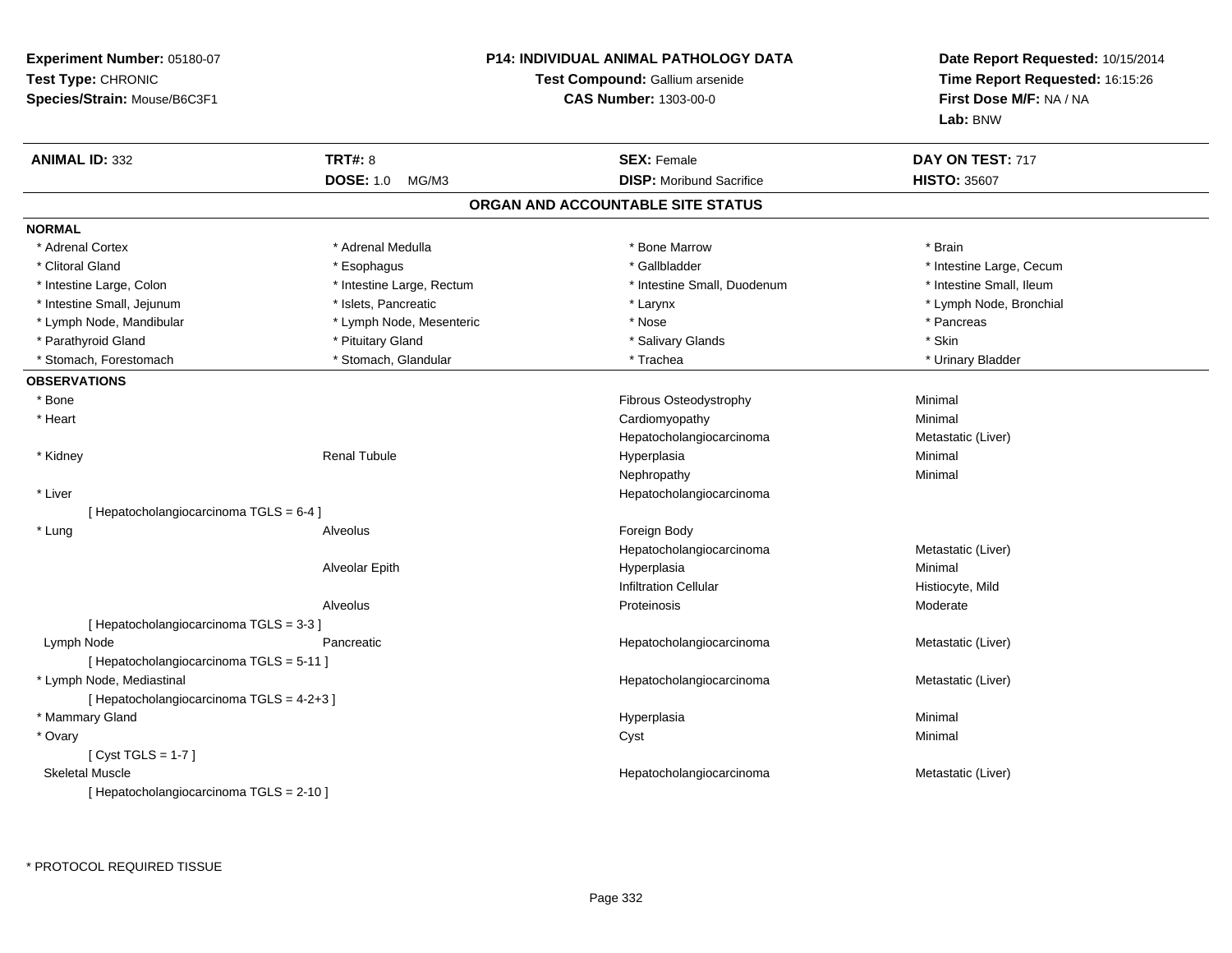**Experiment Number:** 05180-07
**Test Type:** CHRONIC
**Species/Strain:** Mouse/B6C3F1

**P14: INDIVIDUAL ANIMAL PATHOLOGY DATA**
**Test Compound:** Gallium arsenide
**CAS Number:** 1303-00-0

**Date Report Requested:** 10/15/2014
**Time Report Requested:** 16:15:26
**First Dose M/F:** NA / NA
**Lab:** BNW

| **ANIMAL ID:** 332 | **TRT#:** 8 | **SEX:** Female | **DAY ON TEST:** 717 |
|---|---|---|---|
| | **DOSE:** 1.0 MG/M3 | **DISP:** Moribund Sacrifice | **HISTO:** 35607 |

## ORGAN AND ACCOUNTABLE SITE STATUS

**NORMAL**

| | | | |
|---|---|---|---|
| * Adrenal Cortex | * Adrenal Medulla | * Bone Marrow | * Brain |
| * Clitoral Gland | * Esophagus | * Gallbladder | * Intestine Large, Cecum |
| * Intestine Large, Colon | * Intestine Large, Rectum | * Intestine Small, Duodenum | * Intestine Small, Ileum |
| * Intestine Small, Jejunum | * Islets, Pancreatic | * Larynx | * Lymph Node, Bronchial |
| * Lymph Node, Mandibular | * Lymph Node, Mesenteric | * Nose | * Pancreas |
| * Parathyroid Gland | * Pituitary Gland | * Salivary Glands | * Skin |
| * Stomach, Forestomach | * Stomach, Glandular | * Trachea | * Urinary Bladder |

**OBSERVATIONS**

| Organ | Site | Observation | Qualifier |
|---|---|---|---|
| * Bone | | Fibrous Osteodystrophy | Minimal |
| * Heart | | Cardiomyopathy | Minimal |
| | | Hepatocholangiocarcinoma | Metastatic (Liver) |
| * Kidney | Renal Tubule | Hyperplasia | Minimal |
| | | Nephropathy | Minimal |
| * Liver | | Hepatocholangiocarcinoma | |
| [ Hepatocholangiocarcinoma TGLS = 6-4 ] | | | |
| * Lung | Alveolus | Foreign Body | |
| | | Hepatocholangiocarcinoma | Metastatic (Liver) |
| | Alveolar Epith | Hyperplasia | Minimal |
| | | Infiltration Cellular | Histiocyte, Mild |
| | Alveolus | Proteinosis | Moderate |
| [ Hepatocholangiocarcinoma TGLS = 3-3 ] | | | |
| Lymph Node | Pancreatic | Hepatocholangiocarcinoma | Metastatic (Liver) |
| [ Hepatocholangiocarcinoma TGLS = 5-11 ] | | | |
| * Lymph Node, Mediastinal | | Hepatocholangiocarcinoma | Metastatic (Liver) |
| [ Hepatocholangiocarcinoma TGLS = 4-2+3 ] | | | |
| * Mammary Gland | | Hyperplasia | Minimal |
| * Ovary | | Cyst | Minimal |
| [ Cyst TGLS = 1-7 ] | | | |
| Skeletal Muscle | | Hepatocholangiocarcinoma | Metastatic (Liver) |
| [ Hepatocholangiocarcinoma TGLS = 2-10 ] | | | |

* PROTOCOL REQUIRED TISSUE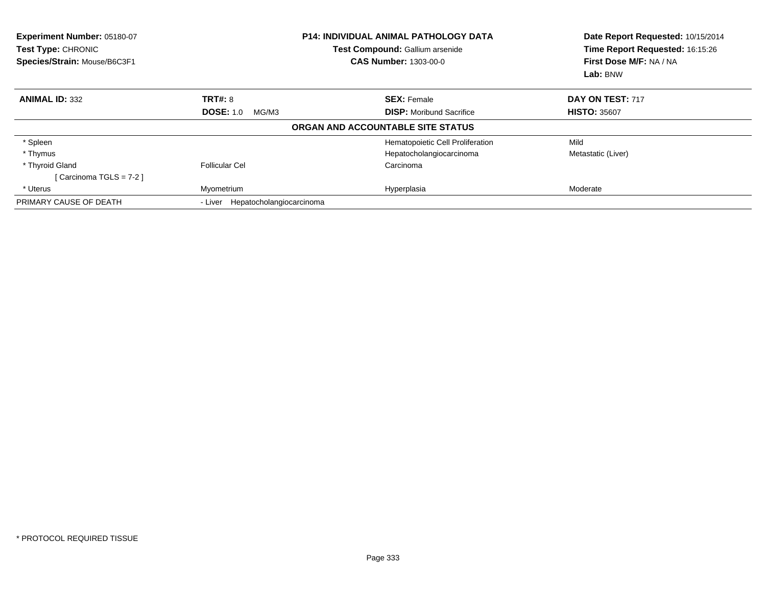**Experiment Number:** 05180-07
**Test Type:** CHRONIC
**Species/Strain:** Mouse/B6C3F1

**P14: INDIVIDUAL ANIMAL PATHOLOGY DATA**
**Test Compound:** Gallium arsenide
**CAS Number:** 1303-00-0

**Date Report Requested:** 10/15/2014
**Time Report Requested:** 16:15:26
**First Dose M/F:** NA / NA
**Lab:** BNW

| **ANIMAL ID:** 332 | **TRT#:** 8 | **SEX:** Female | **DAY ON TEST:** 717 |
|---|---|---|---|
| | **DOSE:** 1.0 MG/M3 | **DISP:** Moribund Sacrifice | **HISTO:** 35607 |

**ORGAN AND ACCOUNTABLE SITE STATUS**

| | | | |
|---|---|---|---|
| * Spleen | | Hematopoietic Cell Proliferation | Mild |
| * Thymus | | Hepatocholangiocarcinoma | Metastatic (Liver) |
| * Thyroid Gland | Follicular Cel | Carcinoma | |
| [ Carcinoma TGLS = 7-2 ] | | | |
| * Uterus | Myometrium | Hyperplasia | Moderate |
| PRIMARY CAUSE OF DEATH | - Liver Hepatocholangiocarcinoma | | |

* PROTOCOL REQUIRED TISSUE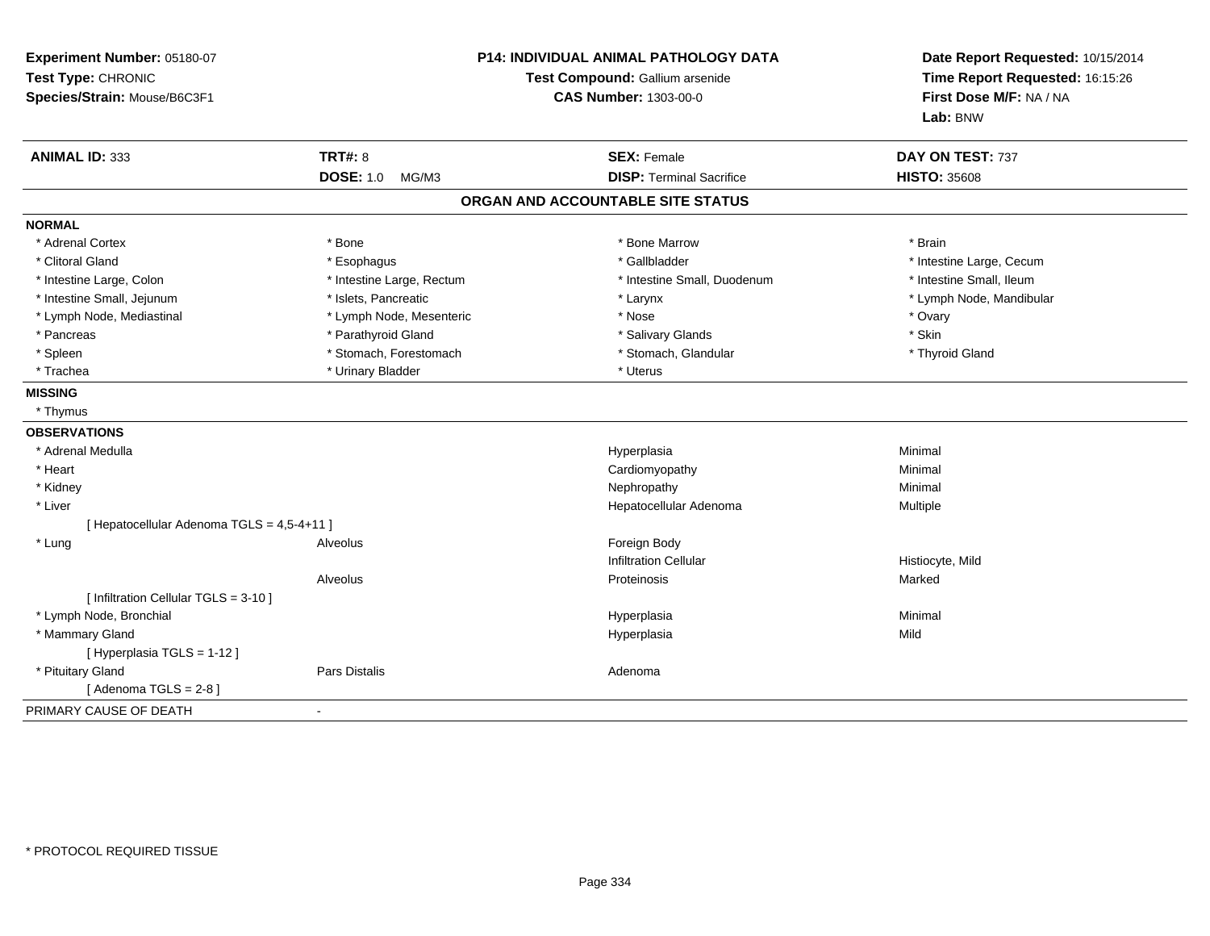**Experiment Number:** 05180-07
**Test Type:** CHRONIC
**Species/Strain:** Mouse/B6C3F1

**P14: INDIVIDUAL ANIMAL PATHOLOGY DATA**
**Test Compound:** Gallium arsenide
**CAS Number:** 1303-00-0

**Date Report Requested:** 10/15/2014
**Time Report Requested:** 16:15:26
**First Dose M/F:** NA / NA
**Lab:** BNW

| **ANIMAL ID:** 333 | **TRT#:** 8 | **SEX:** Female | **DAY ON TEST:** 737 |
|---|---|---|---|
| | **DOSE:** 1.0 MG/M3 | **DISP:** Terminal Sacrifice | **HISTO:** 35608 |

## ORGAN AND ACCOUNTABLE SITE STATUS

**NORMAL**

| | | | |
|---|---|---|---|
| * Adrenal Cortex | * Bone | * Bone Marrow | * Brain |
| * Clitoral Gland | * Esophagus | * Gallbladder | * Intestine Large, Cecum |
| * Intestine Large, Colon | * Intestine Large, Rectum | * Intestine Small, Duodenum | * Intestine Small, Ileum |
| * Intestine Small, Jejunum | * Islets, Pancreatic | * Larynx | * Lymph Node, Mandibular |
| * Lymph Node, Mediastinal | * Lymph Node, Mesenteric | * Nose | * Ovary |
| * Pancreas | * Parathyroid Gland | * Salivary Glands | * Skin |
| * Spleen | * Stomach, Forestomach | * Stomach, Glandular | * Thyroid Gland |
| * Trachea | * Urinary Bladder | * Uterus | |

**MISSING**

* Thymus

**OBSERVATIONS**

| | | | |
|---|---|---|---|
| * Adrenal Medulla | | Hyperplasia | Minimal |
| * Heart | | Cardiomyopathy | Minimal |
| * Kidney | | Nephropathy | Minimal |
| * Liver | | Hepatocellular Adenoma | Multiple |
| [ Hepatocellular Adenoma TGLS = 4,5-4+11 ] | | | |
| * Lung | Alveolus | Foreign Body | |
| | | Infiltration Cellular | Histiocyte, Mild |
| | Alveolus | Proteinosis | Marked |
| [ Infiltration Cellular TGLS = 3-10 ] | | | |
| * Lymph Node, Bronchial | | Hyperplasia | Minimal |
| * Mammary Gland | | Hyperplasia | Mild |
| [ Hyperplasia TGLS = 1-12 ] | | | |
| * Pituitary Gland | Pars Distalis | Adenoma | |
| [ Adenoma TGLS = 2-8 ] | | | |

PRIMARY CAUSE OF DEATH -

* PROTOCOL REQUIRED TISSUE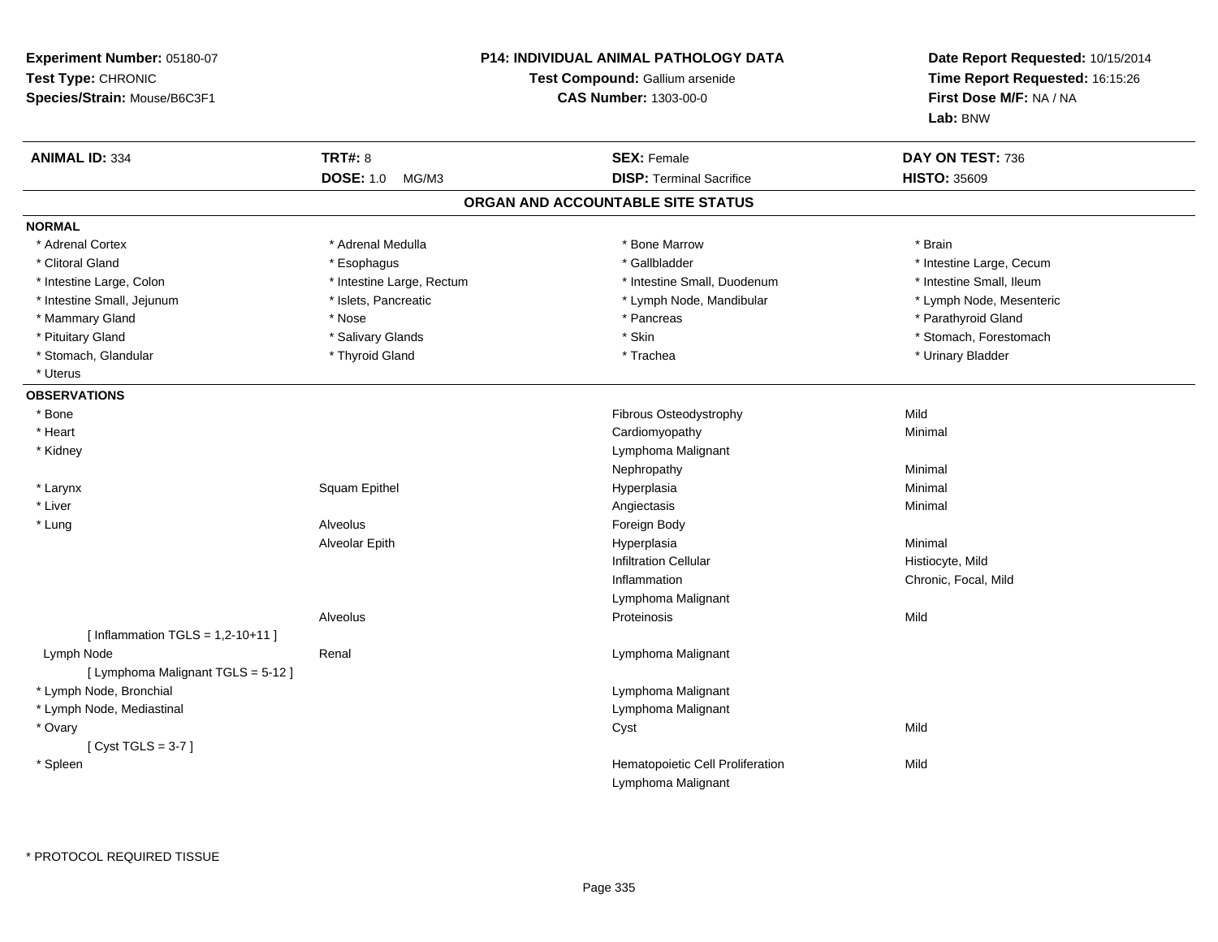**Experiment Number:** 05180-07
**Test Type:** CHRONIC
**Species/Strain:** Mouse/B6C3F1

**P14: INDIVIDUAL ANIMAL PATHOLOGY DATA**
**Test Compound:** Gallium arsenide
**CAS Number:** 1303-00-0

**Date Report Requested:** 10/15/2014
**Time Report Requested:** 16:15:26
**First Dose M/F:** NA / NA
**Lab:** BNW

| **ANIMAL ID:** 334 | **TRT#:** 8 | **SEX:** Female | **DAY ON TEST:** 736 |
|---|---|---|---|
| | **DOSE:** 1.0 MG/M3 | **DISP:** Terminal Sacrifice | **HISTO:** 35609 |

## ORGAN AND ACCOUNTABLE SITE STATUS

**NORMAL**

| | | | |
|---|---|---|---|
| * Adrenal Cortex | * Adrenal Medulla | * Bone Marrow | * Brain |
| * Clitoral Gland | * Esophagus | * Gallbladder | * Intestine Large, Cecum |
| * Intestine Large, Colon | * Intestine Large, Rectum | * Intestine Small, Duodenum | * Intestine Small, Ileum |
| * Intestine Small, Jejunum | * Islets, Pancreatic | * Lymph Node, Mandibular | * Lymph Node, Mesenteric |
| * Mammary Gland | * Nose | * Pancreas | * Parathyroid Gland |
| * Pituitary Gland | * Salivary Glands | * Skin | * Stomach, Forestomach |
| * Stomach, Glandular | * Thyroid Gland | * Trachea | * Urinary Bladder |
| * Uterus | | | |

**OBSERVATIONS**

| | | | |
|---|---|---|---|
| * Bone | | Fibrous Osteodystrophy | Mild |
| * Heart | | Cardiomyopathy | Minimal |
| * Kidney | | Lymphoma Malignant | |
| | | Nephropathy | Minimal |
| * Larynx | Squam Epithel | Hyperplasia | Minimal |
| * Liver | | Angiectasis | Minimal |
| * Lung | Alveolus | Foreign Body | |
| | Alveolar Epith | Hyperplasia | Minimal |
| | | Infiltration Cellular | Histiocyte, Mild |
| | | Inflammation | Chronic, Focal, Mild |
| | | Lymphoma Malignant | |
| | Alveolus | Proteinosis | Mild |
| [ Inflammation TGLS = 1,2-10+11 ] | | | |
| Lymph Node | Renal | Lymphoma Malignant | |
| [ Lymphoma Malignant TGLS = 5-12 ] | | | |
| * Lymph Node, Bronchial | | Lymphoma Malignant | |
| * Lymph Node, Mediastinal | | Lymphoma Malignant | |
| * Ovary | | Cyst | Mild |
| [ Cyst TGLS = 3-7 ] | | | |
| * Spleen | | Hematopoietic Cell Proliferation | Mild |
| | | Lymphoma Malignant | |

\* PROTOCOL REQUIRED TISSUE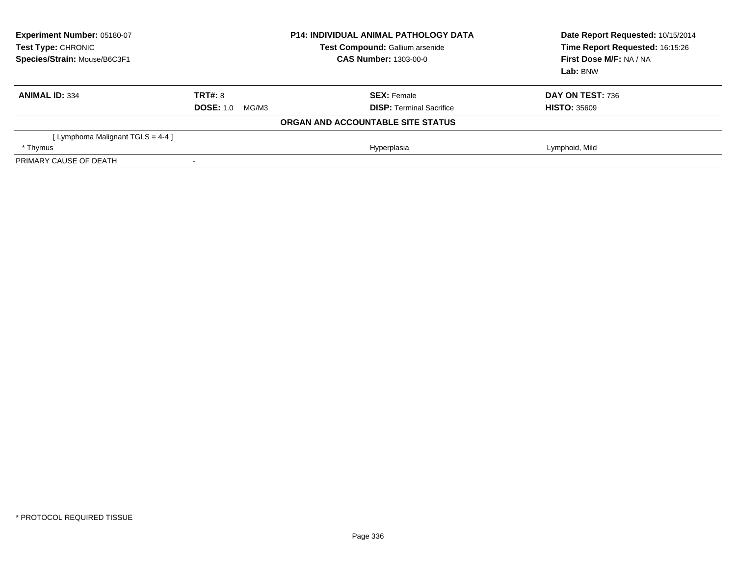**Experiment Number:** 05180-07
**Test Type:** CHRONIC
**Species/Strain:** Mouse/B6C3F1

**P14: INDIVIDUAL ANIMAL PATHOLOGY DATA**
**Test Compound:** Gallium arsenide
**CAS Number:** 1303-00-0

**Date Report Requested:** 10/15/2014
**Time Report Requested:** 16:15:26
**First Dose M/F:** NA / NA
**Lab:** BNW

| **ANIMAL ID:** 334 | **TRT#:** 8 | **SEX:** Female | **DAY ON TEST:** 736 |
|---|---|---|---|
| | **DOSE:** 1.0 MG/M3 | **DISP:** Terminal Sacrifice | **HISTO:** 35609 |

**ORGAN AND ACCOUNTABLE SITE STATUS**

| | | | |
|---|---|---|---|
| [ Lymphoma Malignant TGLS = 4-4 ] | | | |
| * Thymus | | Hyperplasia | Lymphoid, Mild |
| PRIMARY CAUSE OF DEATH | - | | |

* PROTOCOL REQUIRED TISSUE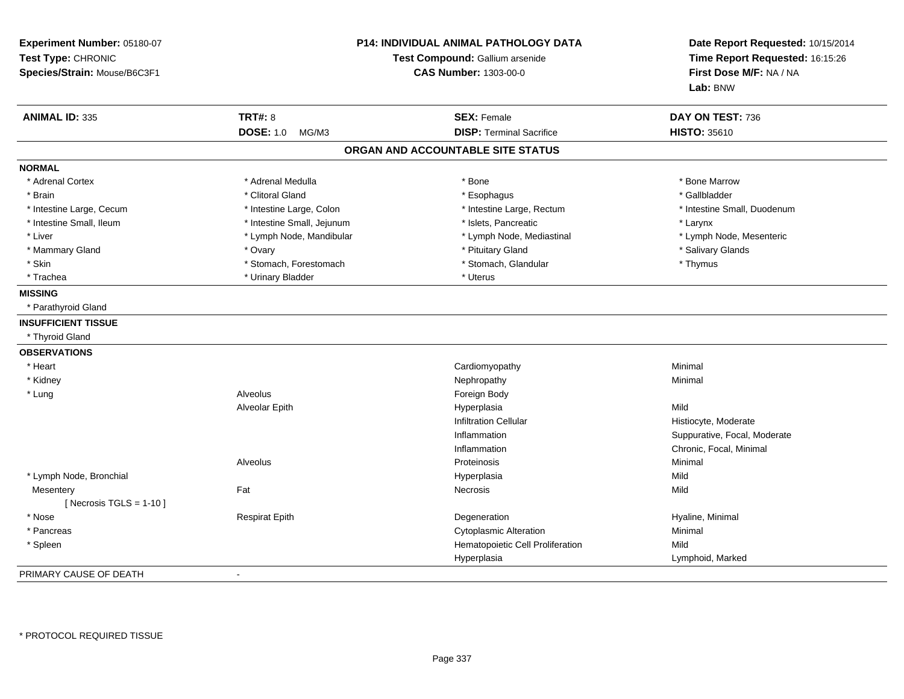**Experiment Number:** 05180-07
**Test Type:** CHRONIC
**Species/Strain:** Mouse/B6C3F1

**P14: INDIVIDUAL ANIMAL PATHOLOGY DATA**
**Test Compound:** Gallium arsenide
**CAS Number:** 1303-00-0

**Date Report Requested:** 10/15/2014
**Time Report Requested:** 16:15:26
**First Dose M/F:** NA / NA
**Lab:** BNW

| **ANIMAL ID:** 335 | **TRT#:** 8 | **SEX:** Female | **DAY ON TEST:** 736 |
|---|---|---|---|
| | **DOSE:** 1.0 MG/M3 | **DISP:** Terminal Sacrifice | **HISTO:** 35610 |

## ORGAN AND ACCOUNTABLE SITE STATUS

**NORMAL**

| | | | |
|---|---|---|---|
| * Adrenal Cortex | * Adrenal Medulla | * Bone | * Bone Marrow |
| * Brain | * Clitoral Gland | * Esophagus | * Gallbladder |
| * Intestine Large, Cecum | * Intestine Large, Colon | * Intestine Large, Rectum | * Intestine Small, Duodenum |
| * Intestine Small, Ileum | * Intestine Small, Jejunum | * Islets, Pancreatic | * Larynx |
| * Liver | * Lymph Node, Mandibular | * Lymph Node, Mediastinal | * Lymph Node, Mesenteric |
| * Mammary Gland | * Ovary | * Pituitary Gland | * Salivary Glands |
| * Skin | * Stomach, Forestomach | * Stomach, Glandular | * Thymus |
| * Trachea | * Urinary Bladder | * Uterus | |

**MISSING**

* Parathyroid Gland

**INSUFFICIENT TISSUE**

* Thyroid Gland

**OBSERVATIONS**

| | | | |
|---|---|---|---|
| * Heart | | Cardiomyopathy | Minimal |
| * Kidney | | Nephropathy | Minimal |
| * Lung | Alveolus | Foreign Body | |
| | Alveolar Epith | Hyperplasia | Mild |
| | | Infiltration Cellular | Histiocyte, Moderate |
| | | Inflammation | Suppurative, Focal, Moderate |
| | | Inflammation | Chronic, Focal, Minimal |
| | Alveolus | Proteinosis | Minimal |
| * Lymph Node, Bronchial | | Hyperplasia | Mild |
| Mesentery | Fat | Necrosis | Mild |
| [ Necrosis TGLS = 1-10 ] | | | |
| * Nose | Respirat Epith | Degeneration | Hyaline, Minimal |
| * Pancreas | | Cytoplasmic Alteration | Minimal |
| * Spleen | | Hematopoietic Cell Proliferation | Mild |
| | | Hyperplasia | Lymphoid, Marked |

PRIMARY CAUSE OF DEATH -

* PROTOCOL REQUIRED TISSUE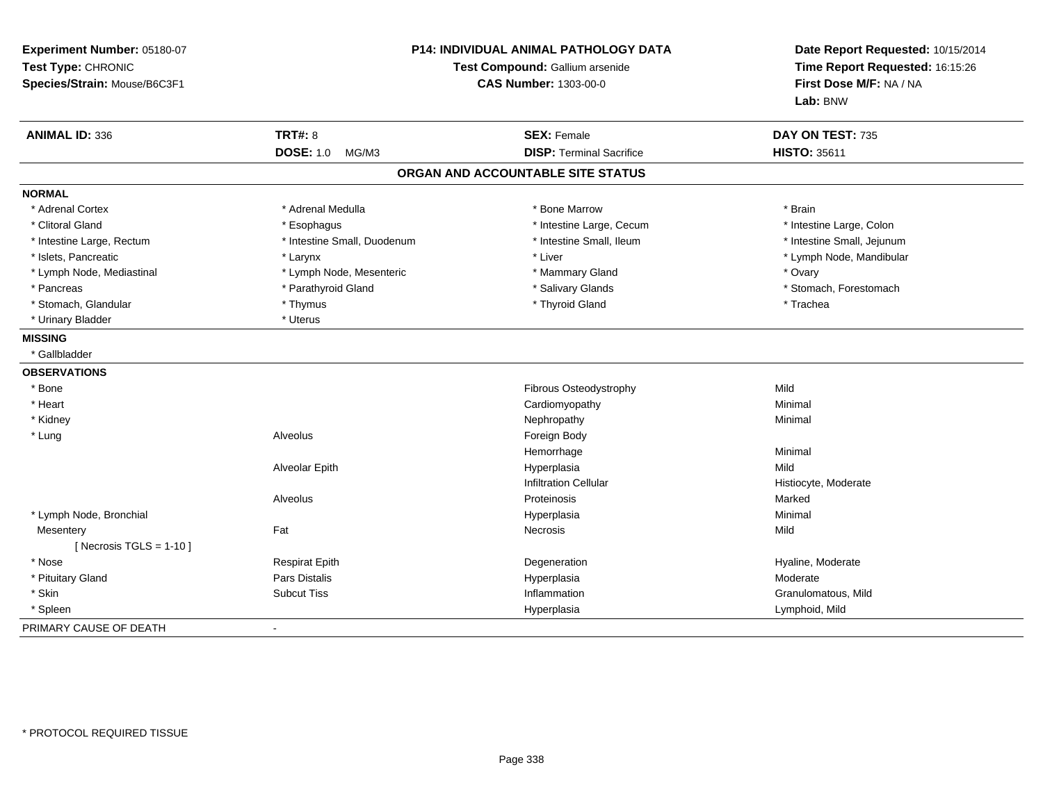**Experiment Number:** 05180-07
**Test Type:** CHRONIC
**Species/Strain:** Mouse/B6C3F1

**P14: INDIVIDUAL ANIMAL PATHOLOGY DATA**
**Test Compound:** Gallium arsenide
**CAS Number:** 1303-00-0

**Date Report Requested:** 10/15/2014
**Time Report Requested:** 16:15:26
**First Dose M/F:** NA / NA
**Lab:** BNW

| **ANIMAL ID:** 336 | **TRT#:** 8 | **SEX:** Female | **DAY ON TEST:** 735 |
|---|---|---|---|
| | **DOSE:** 1.0 MG/M3 | **DISP:** Terminal Sacrifice | **HISTO:** 35611 |

## ORGAN AND ACCOUNTABLE SITE STATUS

**NORMAL**

| | | | |
|---|---|---|---|
| * Adrenal Cortex | * Adrenal Medulla | * Bone Marrow | * Brain |
| * Clitoral Gland | * Esophagus | * Intestine Large, Cecum | * Intestine Large, Colon |
| * Intestine Large, Rectum | * Intestine Small, Duodenum | * Intestine Small, Ileum | * Intestine Small, Jejunum |
| * Islets, Pancreatic | * Larynx | * Liver | * Lymph Node, Mandibular |
| * Lymph Node, Mediastinal | * Lymph Node, Mesenteric | * Mammary Gland | * Ovary |
| * Pancreas | * Parathyroid Gland | * Salivary Glands | * Stomach, Forestomach |
| * Stomach, Glandular | * Thymus | * Thyroid Gland | * Trachea |
| * Urinary Bladder | * Uterus | | |

**MISSING**

* Gallbladder

**OBSERVATIONS**

| | | | |
|---|---|---|---|
| * Bone | | Fibrous Osteodystrophy | Mild |
| * Heart | | Cardiomyopathy | Minimal |
| * Kidney | | Nephropathy | Minimal |
| * Lung | Alveolus | Foreign Body | |
| | | Hemorrhage | Minimal |
| | Alveolar Epith | Hyperplasia | Mild |
| | | Infiltration Cellular | Histiocyte, Moderate |
| | Alveolus | Proteinosis | Marked |
| * Lymph Node, Bronchial | | Hyperplasia | Minimal |
| Mesentery | Fat | Necrosis | Mild |
| [ Necrosis TGLS = 1-10 ] | | | |
| * Nose | Respirat Epith | Degeneration | Hyaline, Moderate |
| * Pituitary Gland | Pars Distalis | Hyperplasia | Moderate |
| * Skin | Subcut Tiss | Inflammation | Granulomatous, Mild |
| * Spleen | | Hyperplasia | Lymphoid, Mild |

PRIMARY CAUSE OF DEATH -

* PROTOCOL REQUIRED TISSUE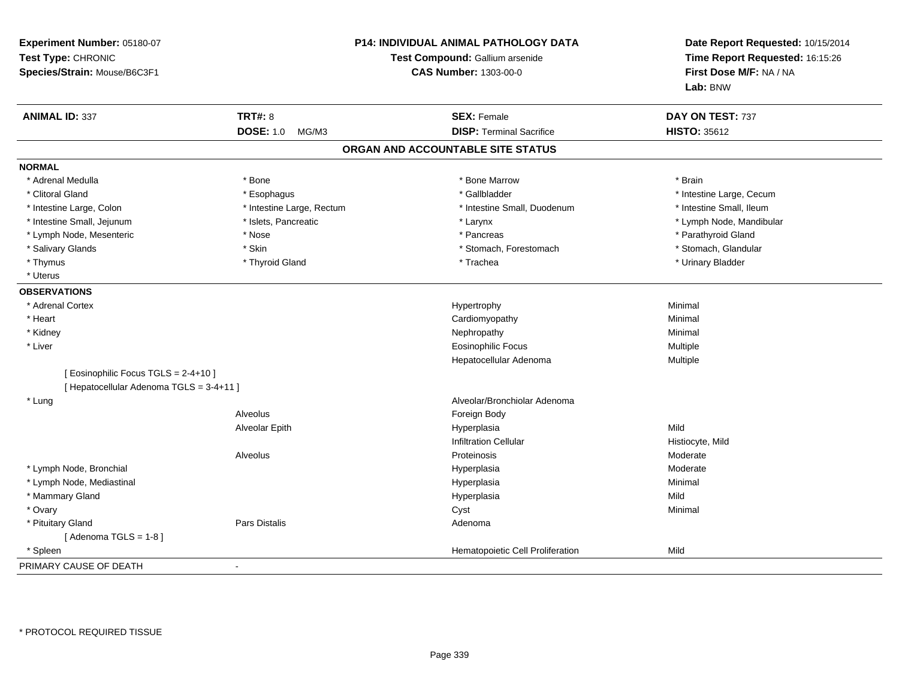**Experiment Number:** 05180-07
**Test Type:** CHRONIC
**Species/Strain:** Mouse/B6C3F1

**P14: INDIVIDUAL ANIMAL PATHOLOGY DATA**
**Test Compound:** Gallium arsenide
**CAS Number:** 1303-00-0

**Date Report Requested:** 10/15/2014
**Time Report Requested:** 16:15:26
**First Dose M/F:** NA / NA
**Lab:** BNW

| **ANIMAL ID:** 337 | **TRT#:** 8 | **SEX:** Female | **DAY ON TEST:** 737 |
|---|---|---|---|
| | **DOSE:** 1.0 MG/M3 | **DISP:** Terminal Sacrifice | **HISTO:** 35612 |

## ORGAN AND ACCOUNTABLE SITE STATUS

**NORMAL**

| | | | |
|---|---|---|---|
| * Adrenal Medulla | * Bone | * Bone Marrow | * Brain |
| * Clitoral Gland | * Esophagus | * Gallbladder | * Intestine Large, Cecum |
| * Intestine Large, Colon | * Intestine Large, Rectum | * Intestine Small, Duodenum | * Intestine Small, Ileum |
| * Intestine Small, Jejunum | * Islets, Pancreatic | * Larynx | * Lymph Node, Mandibular |
| * Lymph Node, Mesenteric | * Nose | * Pancreas | * Parathyroid Gland |
| * Salivary Glands | * Skin | * Stomach, Forestomach | * Stomach, Glandular |
| * Thymus | * Thyroid Gland | * Trachea | * Urinary Bladder |
| * Uterus | | | |

**OBSERVATIONS**

| | | | |
|---|---|---|---|
| * Adrenal Cortex | | Hypertrophy | Minimal |
| * Heart | | Cardiomyopathy | Minimal |
| * Kidney | | Nephropathy | Minimal |
| * Liver | | Eosinophilic Focus | Multiple |
| | | Hepatocellular Adenoma | Multiple |
| [ Eosinophilic Focus TGLS = 2-4+10 ] | | | |
| [ Hepatocellular Adenoma TGLS = 3-4+11 ] | | | |
| * Lung | | Alveolar/Bronchiolar Adenoma | |
| | Alveolus | Foreign Body | |
| | Alveolar Epith | Hyperplasia | Mild |
| | | Infiltration Cellular | Histiocyte, Mild |
| | Alveolus | Proteinosis | Moderate |
| * Lymph Node, Bronchial | | Hyperplasia | Moderate |
| * Lymph Node, Mediastinal | | Hyperplasia | Minimal |
| * Mammary Gland | | Hyperplasia | Mild |
| * Ovary | | Cyst | Minimal |
| * Pituitary Gland | Pars Distalis | Adenoma | |
| [ Adenoma TGLS = 1-8 ] | | | |
| * Spleen | | Hematopoietic Cell Proliferation | Mild |

PRIMARY CAUSE OF DEATH -

* PROTOCOL REQUIRED TISSUE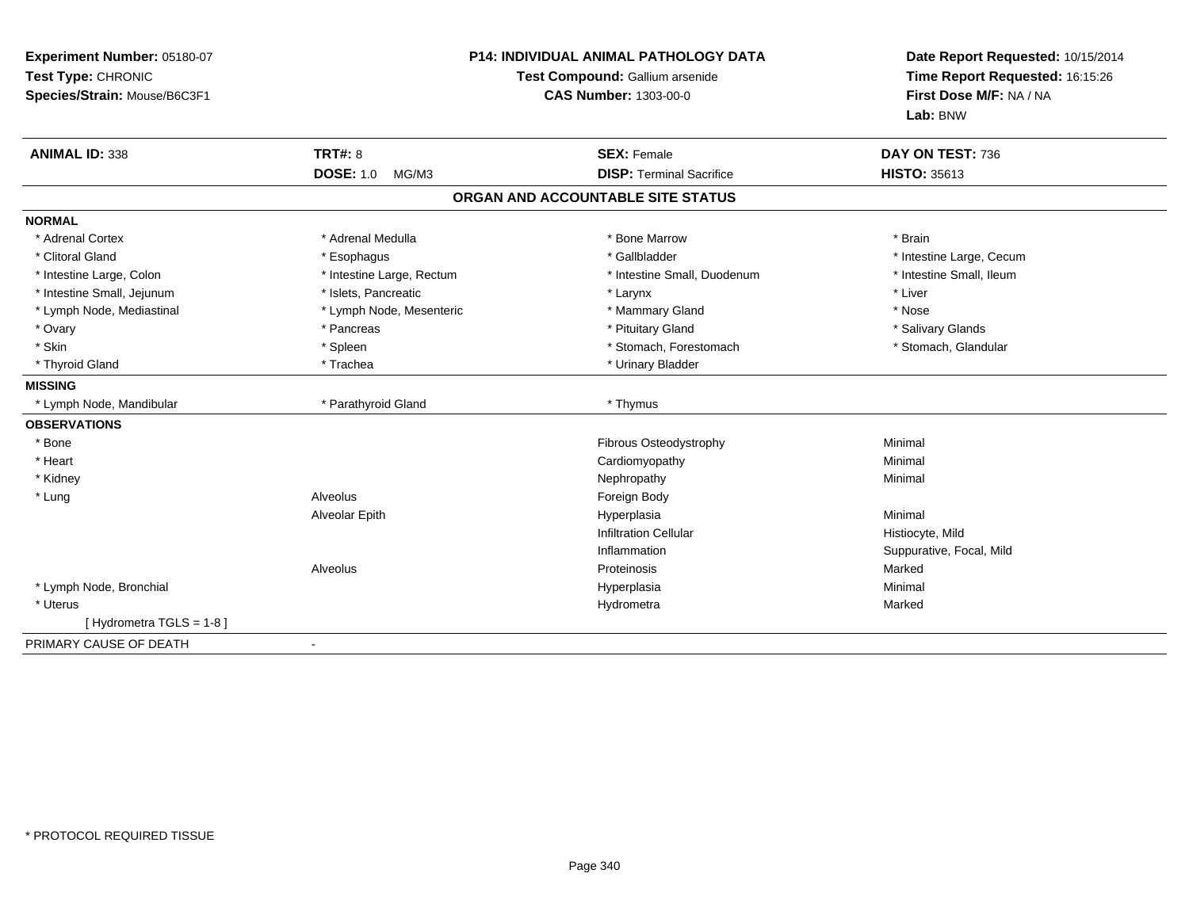**Experiment Number:** 05180-07
**Test Type:** CHRONIC
**Species/Strain:** Mouse/B6C3F1

**P14: INDIVIDUAL ANIMAL PATHOLOGY DATA**
**Test Compound:** Gallium arsenide
**CAS Number:** 1303-00-0

**Date Report Requested:** 10/15/2014
**Time Report Requested:** 16:15:26
**First Dose M/F:** NA / NA
**Lab:** BNW

| **ANIMAL ID:** 338 | **TRT#:** 8 | **SEX:** Female | **DAY ON TEST:** 736 |
|---|---|---|---|
| | **DOSE:** 1.0 MG/M3 | **DISP:** Terminal Sacrifice | **HISTO:** 35613 |

## ORGAN AND ACCOUNTABLE SITE STATUS

**NORMAL**

| | | | |
|---|---|---|---|
| * Adrenal Cortex | * Adrenal Medulla | * Bone Marrow | * Brain |
| * Clitoral Gland | * Esophagus | * Gallbladder | * Intestine Large, Cecum |
| * Intestine Large, Colon | * Intestine Large, Rectum | * Intestine Small, Duodenum | * Intestine Small, Ileum |
| * Intestine Small, Jejunum | * Islets, Pancreatic | * Larynx | * Liver |
| * Lymph Node, Mediastinal | * Lymph Node, Mesenteric | * Mammary Gland | * Nose |
| * Ovary | * Pancreas | * Pituitary Gland | * Salivary Glands |
| * Skin | * Spleen | * Stomach, Forestomach | * Stomach, Glandular |
| * Thyroid Gland | * Trachea | * Urinary Bladder | |

**MISSING**

| | | |
|---|---|---|
| * Lymph Node, Mandibular | * Parathyroid Gland | * Thymus |

**OBSERVATIONS**

| | | | |
|---|---|---|---|
| * Bone | | Fibrous Osteodystrophy | Minimal |
| * Heart | | Cardiomyopathy | Minimal |
| * Kidney | | Nephropathy | Minimal |
| * Lung | Alveolus | Foreign Body | |
| | Alveolar Epith | Hyperplasia | Minimal |
| | | Infiltration Cellular | Histiocyte, Mild |
| | | Inflammation | Suppurative, Focal, Mild |
| | Alveolus | Proteinosis | Marked |
| * Lymph Node, Bronchial | | Hyperplasia | Minimal |
| * Uterus | | Hydrometra | Marked |
| [ Hydrometra TGLS = 1-8 ] | | | |

PRIMARY CAUSE OF DEATH -

* PROTOCOL REQUIRED TISSUE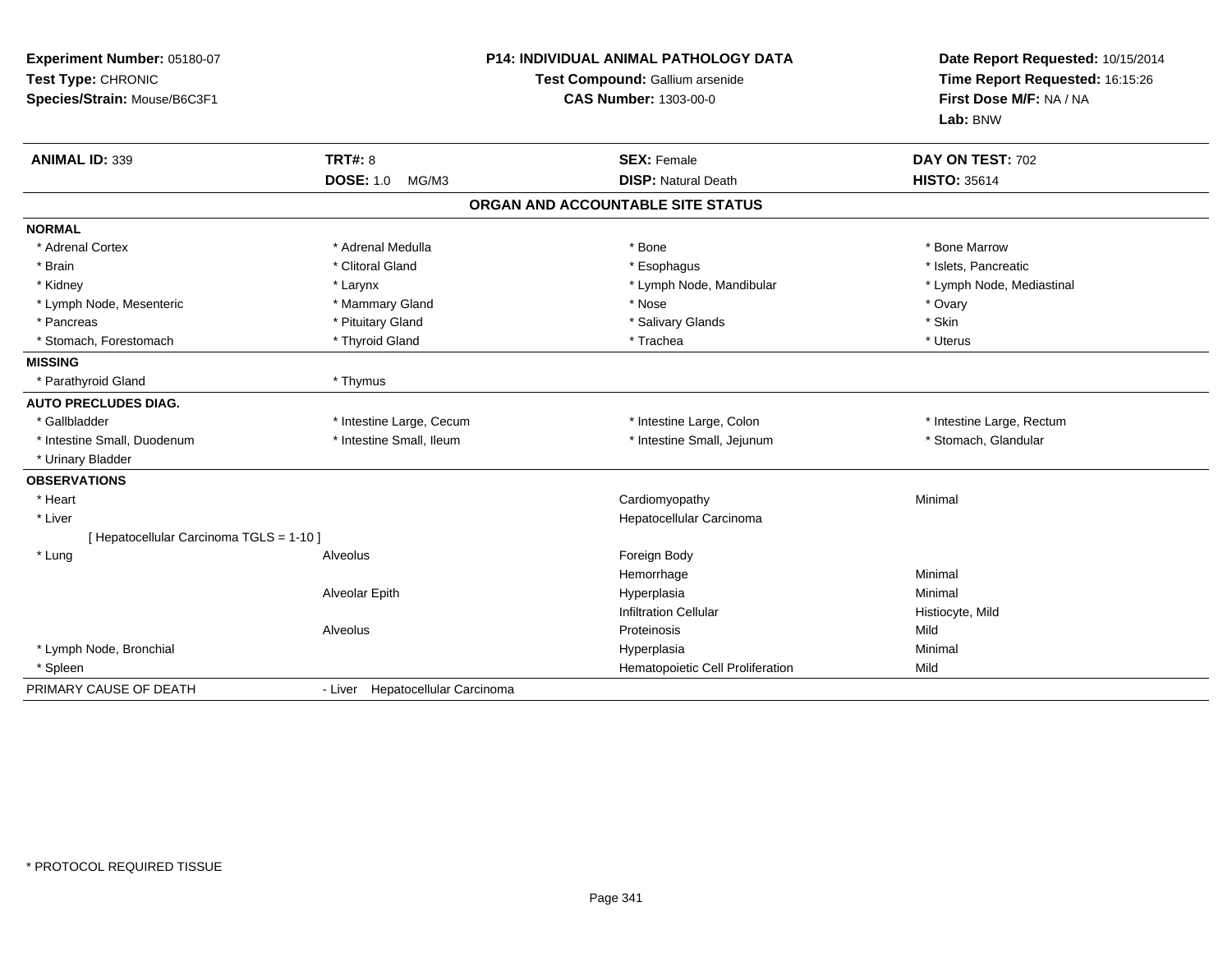**Experiment Number:** 05180-07
**Test Type:** CHRONIC
**Species/Strain:** Mouse/B6C3F1

**P14: INDIVIDUAL ANIMAL PATHOLOGY DATA**
**Test Compound:** Gallium arsenide
**CAS Number:** 1303-00-0

**Date Report Requested:** 10/15/2014
**Time Report Requested:** 16:15:26
**First Dose M/F:** NA / NA
**Lab:** BNW

| **ANIMAL ID:** 339 | **TRT#:** 8 | **SEX:** Female | **DAY ON TEST:** 702 |
|---|---|---|---|
| | **DOSE:** 1.0 MG/M3 | **DISP:** Natural Death | **HISTO:** 35614 |

## ORGAN AND ACCOUNTABLE SITE STATUS

| | | | |
|---|---|---|---|
| **NORMAL** | | | |
| * Adrenal Cortex | * Adrenal Medulla | * Bone | * Bone Marrow |
| * Brain | * Clitoral Gland | * Esophagus | * Islets, Pancreatic |
| * Kidney | * Larynx | * Lymph Node, Mandibular | * Lymph Node, Mediastinal |
| * Lymph Node, Mesenteric | * Mammary Gland | * Nose | * Ovary |
| * Pancreas | * Pituitary Gland | * Salivary Glands | * Skin |
| * Stomach, Forestomach | * Thyroid Gland | * Trachea | * Uterus |
| **MISSING** | | | |
| * Parathyroid Gland | * Thymus | | |
| **AUTO PRECLUDES DIAG.** | | | |
| * Gallbladder | * Intestine Large, Cecum | * Intestine Large, Colon | * Intestine Large, Rectum |
| * Intestine Small, Duodenum | * Intestine Small, Ileum | * Intestine Small, Jejunum | * Stomach, Glandular |
| * Urinary Bladder | | | |
| **OBSERVATIONS** | | | |
| * Heart | | Cardiomyopathy | Minimal |
| * Liver | | Hepatocellular Carcinoma | |
| [ Hepatocellular Carcinoma TGLS = 1-10 ] | | | |
| * Lung | Alveolus | Foreign Body | |
| | | Hemorrhage | Minimal |
| | Alveolar Epith | Hyperplasia | Minimal |
| | | Infiltration Cellular | Histiocyte, Mild |
| | Alveolus | Proteinosis | Mild |
| * Lymph Node, Bronchial | | Hyperplasia | Minimal |
| * Spleen | | Hematopoietic Cell Proliferation | Mild |
| PRIMARY CAUSE OF DEATH | - Liver Hepatocellular Carcinoma | | |

* PROTOCOL REQUIRED TISSUE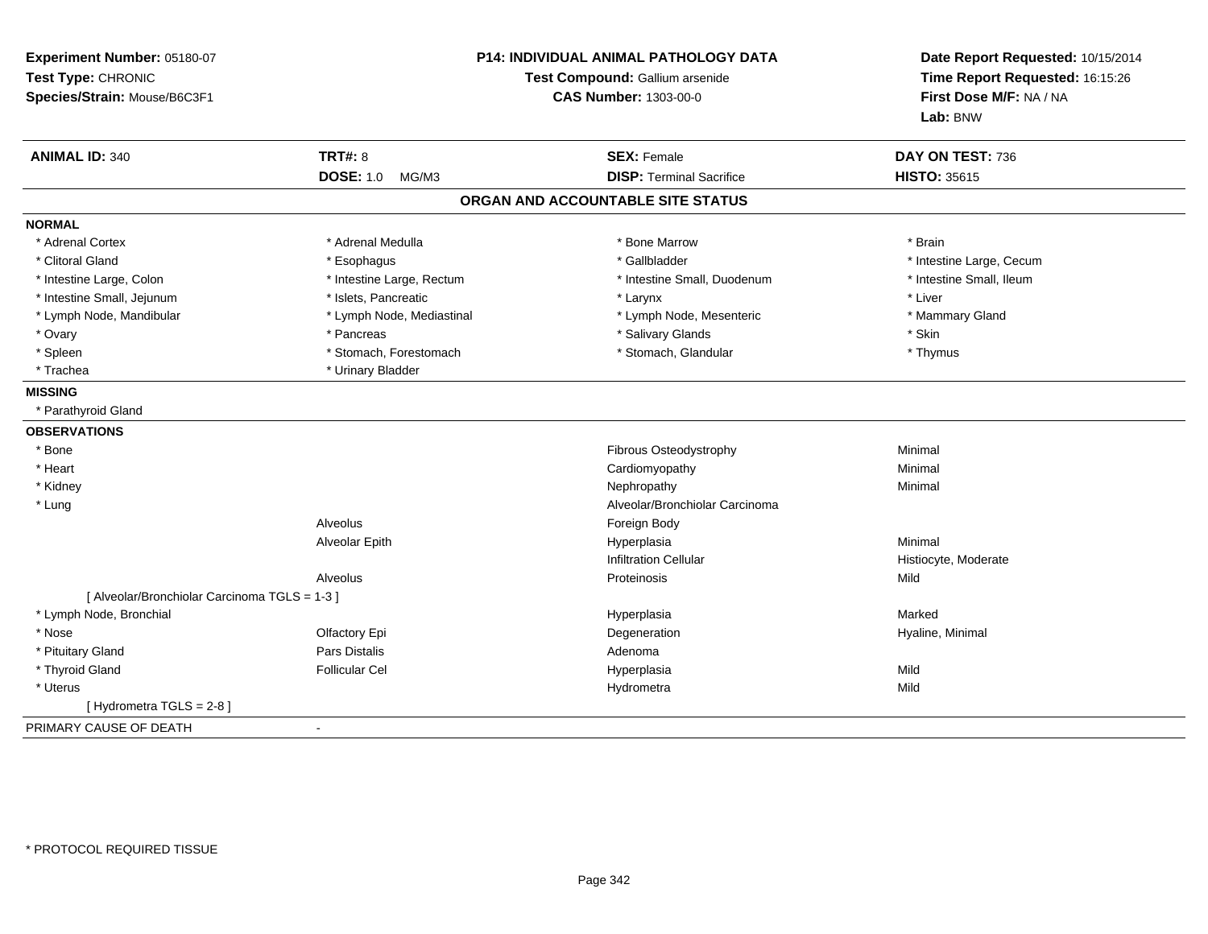**Experiment Number:** 05180-07
**Test Type:** CHRONIC
**Species/Strain:** Mouse/B6C3F1

**P14: INDIVIDUAL ANIMAL PATHOLOGY DATA**
**Test Compound:** Gallium arsenide
**CAS Number:** 1303-00-0

**Date Report Requested:** 10/15/2014
**Time Report Requested:** 16:15:26
**First Dose M/F:** NA / NA
**Lab:** BNW

| **ANIMAL ID:** 340 | **TRT#:** 8 | **SEX:** Female | **DAY ON TEST:** 736 |
|---|---|---|---|
| | **DOSE:** 1.0 MG/M3 | **DISP:** Terminal Sacrifice | **HISTO:** 35615 |

## ORGAN AND ACCOUNTABLE SITE STATUS

**NORMAL**

| | | | |
|---|---|---|---|
| * Adrenal Cortex | * Adrenal Medulla | * Bone Marrow | * Brain |
| * Clitoral Gland | * Esophagus | * Gallbladder | * Intestine Large, Cecum |
| * Intestine Large, Colon | * Intestine Large, Rectum | * Intestine Small, Duodenum | * Intestine Small, Ileum |
| * Intestine Small, Jejunum | * Islets, Pancreatic | * Larynx | * Liver |
| * Lymph Node, Mandibular | * Lymph Node, Mediastinal | * Lymph Node, Mesenteric | * Mammary Gland |
| * Ovary | * Pancreas | * Salivary Glands | * Skin |
| * Spleen | * Stomach, Forestomach | * Stomach, Glandular | * Thymus |
| * Trachea | * Urinary Bladder | | |

**MISSING**

* Parathyroid Gland

**OBSERVATIONS**

| | | | |
|---|---|---|---|
| * Bone | | Fibrous Osteodystrophy | Minimal |
| * Heart | | Cardiomyopathy | Minimal |
| * Kidney | | Nephropathy | Minimal |
| * Lung | | Alveolar/Bronchiolar Carcinoma | |
| | Alveolus | Foreign Body | |
| | Alveolar Epith | Hyperplasia | Minimal |
| | | Infiltration Cellular | Histiocyte, Moderate |
| | Alveolus | Proteinosis | Mild |
| [ Alveolar/Bronchiolar Carcinoma TGLS = 1-3 ] | | | |
| * Lymph Node, Bronchial | | Hyperplasia | Marked |
| * Nose | Olfactory Epi | Degeneration | Hyaline, Minimal |
| * Pituitary Gland | Pars Distalis | Adenoma | |
| * Thyroid Gland | Follicular Cel | Hyperplasia | Mild |
| * Uterus | | Hydrometra | Mild |
| [ Hydrometra TGLS = 2-8 ] | | | |

PRIMARY CAUSE OF DEATH -

* PROTOCOL REQUIRED TISSUE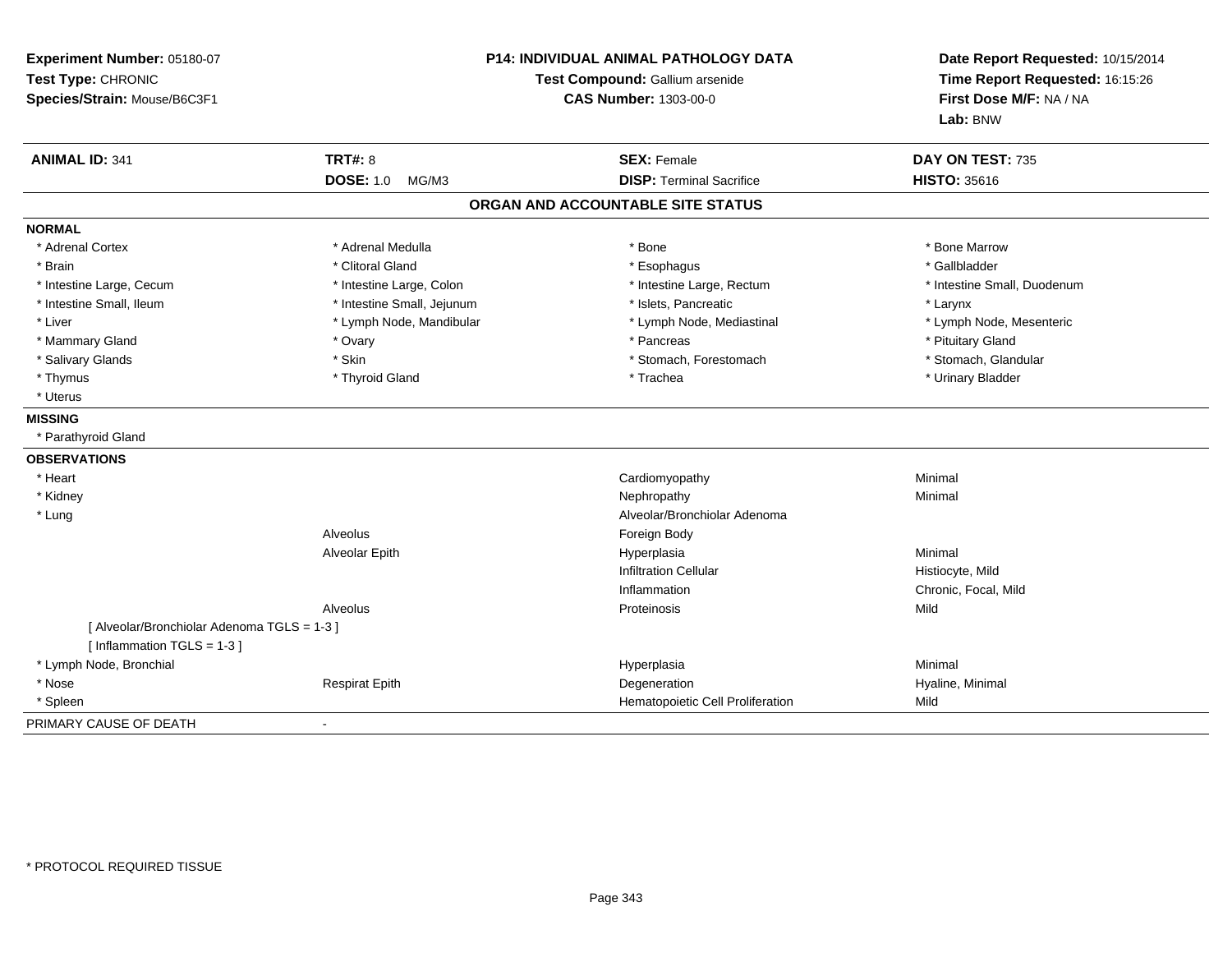**Experiment Number:** 05180-07
**Test Type:** CHRONIC
**Species/Strain:** Mouse/B6C3F1

**P14: INDIVIDUAL ANIMAL PATHOLOGY DATA**
**Test Compound:** Gallium arsenide
**CAS Number:** 1303-00-0

**Date Report Requested:** 10/15/2014
**Time Report Requested:** 16:15:26
**First Dose M/F:** NA / NA
**Lab:** BNW

| **ANIMAL ID:** 341 | **TRT#:** 8 | **SEX:** Female | **DAY ON TEST:** 735 |
|---|---|---|---|
| | **DOSE:** 1.0 MG/M3 | **DISP:** Terminal Sacrifice | **HISTO:** 35616 |

## ORGAN AND ACCOUNTABLE SITE STATUS

**NORMAL**

| | | | |
|---|---|---|---|
| * Adrenal Cortex | * Adrenal Medulla | * Bone | * Bone Marrow |
| * Brain | * Clitoral Gland | * Esophagus | * Gallbladder |
| * Intestine Large, Cecum | * Intestine Large, Colon | * Intestine Large, Rectum | * Intestine Small, Duodenum |
| * Intestine Small, Ileum | * Intestine Small, Jejunum | * Islets, Pancreatic | * Larynx |
| * Liver | * Lymph Node, Mandibular | * Lymph Node, Mediastinal | * Lymph Node, Mesenteric |
| * Mammary Gland | * Ovary | * Pancreas | * Pituitary Gland |
| * Salivary Glands | * Skin | * Stomach, Forestomach | * Stomach, Glandular |
| * Thymus | * Thyroid Gland | * Trachea | * Urinary Bladder |
| * Uterus | | | |

**MISSING**

* Parathyroid Gland

**OBSERVATIONS**

| | | | |
|---|---|---|---|
| * Heart | | Cardiomyopathy | Minimal |
| * Kidney | | Nephropathy | Minimal |
| * Lung | | Alveolar/Bronchiolar Adenoma | |
| | Alveolus | Foreign Body | |
| | Alveolar Epith | Hyperplasia | Minimal |
| | | Infiltration Cellular | Histiocyte, Mild |
| | | Inflammation | Chronic, Focal, Mild |
| | Alveolus | Proteinosis | Mild |
| [ Alveolar/Bronchiolar Adenoma TGLS = 1-3 ] | | | |
| [ Inflammation TGLS = 1-3 ] | | | |
| * Lymph Node, Bronchial | | Hyperplasia | Minimal |
| * Nose | Respirat Epith | Degeneration | Hyaline, Minimal |
| * Spleen | | Hematopoietic Cell Proliferation | Mild |

PRIMARY CAUSE OF DEATH -

* PROTOCOL REQUIRED TISSUE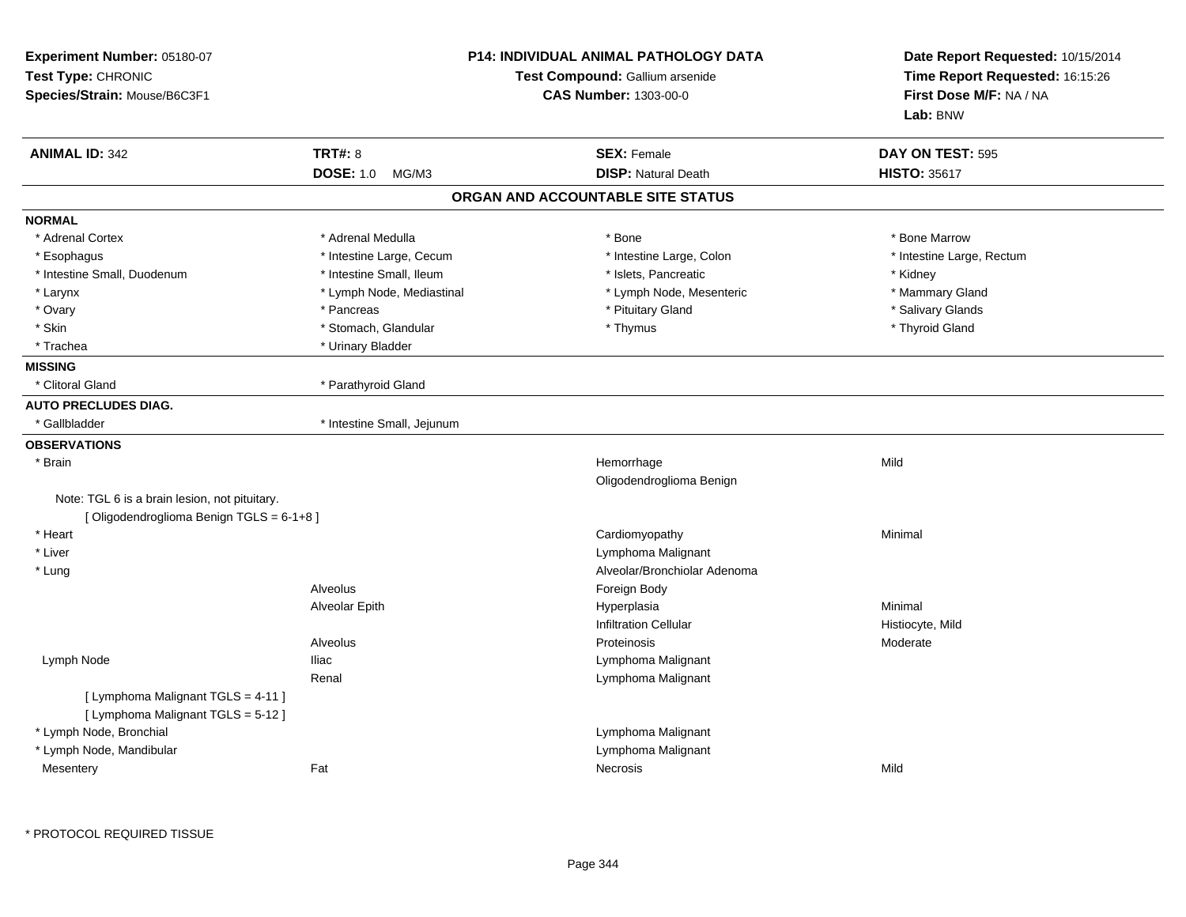**Experiment Number:** 05180-07
**Test Type:** CHRONIC
**Species/Strain:** Mouse/B6C3F1

**P14: INDIVIDUAL ANIMAL PATHOLOGY DATA**
**Test Compound:** Gallium arsenide
**CAS Number:** 1303-00-0

**Date Report Requested:** 10/15/2014
**Time Report Requested:** 16:15:26
**First Dose M/F:** NA / NA
**Lab:** BNW

| **ANIMAL ID:** 342 | **TRT#:** 8 | **SEX:** Female | **DAY ON TEST:** 595 |
|---|---|---|---|
| | **DOSE:** 1.0 MG/M3 | **DISP:** Natural Death | **HISTO:** 35617 |

## ORGAN AND ACCOUNTABLE SITE STATUS

**NORMAL**

| | | | |
|---|---|---|---|
| * Adrenal Cortex | * Adrenal Medulla | * Bone | * Bone Marrow |
| * Esophagus | * Intestine Large, Cecum | * Intestine Large, Colon | * Intestine Large, Rectum |
| * Intestine Small, Duodenum | * Intestine Small, Ileum | * Islets, Pancreatic | * Kidney |
| * Larynx | * Lymph Node, Mediastinal | * Lymph Node, Mesenteric | * Mammary Gland |
| * Ovary | * Pancreas | * Pituitary Gland | * Salivary Glands |
| * Skin | * Stomach, Glandular | * Thymus | * Thyroid Gland |
| * Trachea | * Urinary Bladder | | |

**MISSING**

| | |
|---|---|
| * Clitoral Gland | * Parathyroid Gland |

**AUTO PRECLUDES DIAG.**

| | |
|---|---|
| * Gallbladder | * Intestine Small, Jejunum |

**OBSERVATIONS**

| | | | |
|---|---|---|---|
| * Brain | | Hemorrhage | Mild |
| | | Oligodendroglioma Benign | |
| Note: TGL 6 is a brain lesion, not pituitary. | | | |
| [ Oligodendroglioma Benign TGLS = 6-1+8 ] | | | |
| * Heart | | Cardiomyopathy | Minimal |
| * Liver | | Lymphoma Malignant | |
| * Lung | | Alveolar/Bronchiolar Adenoma | |
| | Alveolus | Foreign Body | |
| | Alveolar Epith | Hyperplasia | Minimal |
| | | Infiltration Cellular | Histiocyte, Mild |
| | Alveolus | Proteinosis | Moderate |
| Lymph Node | Iliac | Lymphoma Malignant | |
| | Renal | Lymphoma Malignant | |
| [ Lymphoma Malignant TGLS = 4-11 ] | | | |
| [ Lymphoma Malignant TGLS = 5-12 ] | | | |
| * Lymph Node, Bronchial | | Lymphoma Malignant | |
| * Lymph Node, Mandibular | | Lymphoma Malignant | |
| Mesentery | Fat | Necrosis | Mild |

\* PROTOCOL REQUIRED TISSUE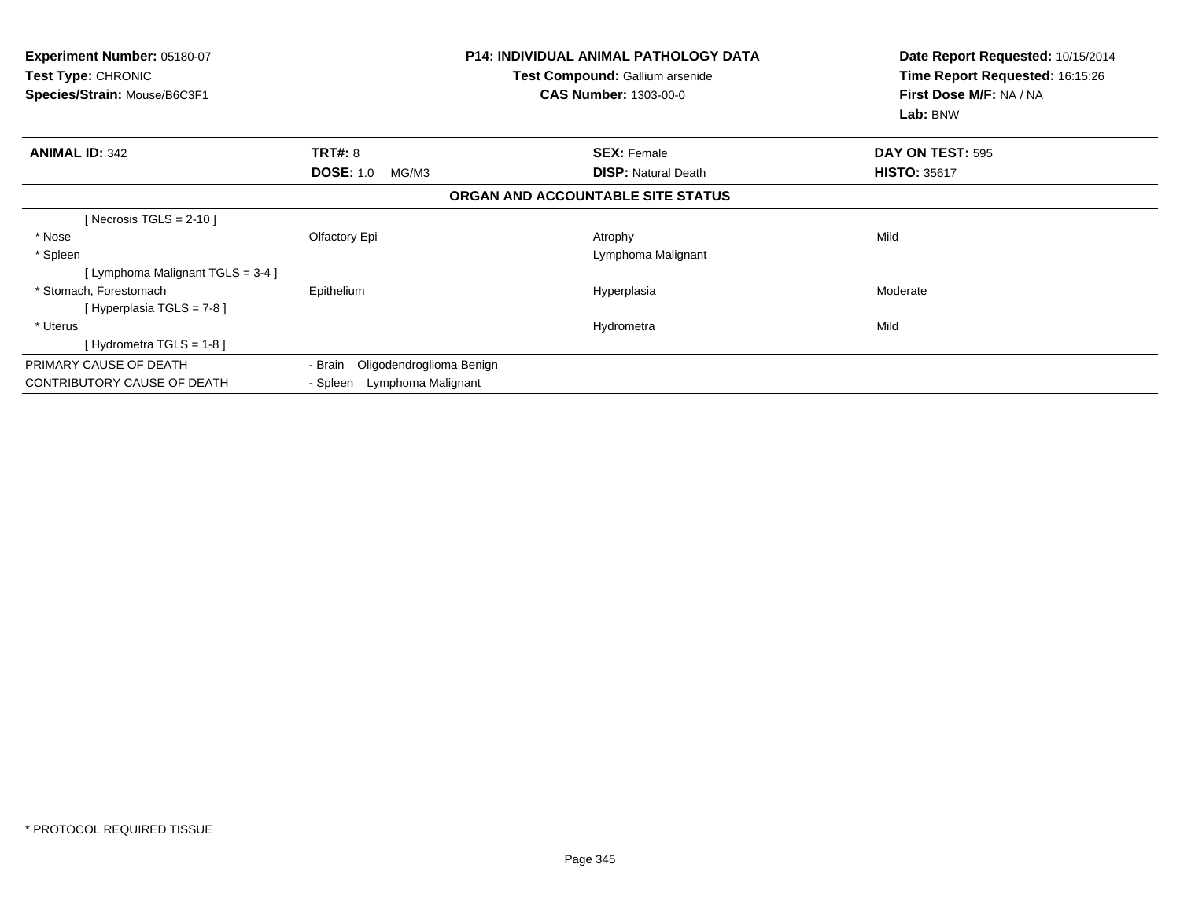**Experiment Number:** 05180-07
**Test Type:** CHRONIC
**Species/Strain:** Mouse/B6C3F1

**P14: INDIVIDUAL ANIMAL PATHOLOGY DATA**
**Test Compound:** Gallium arsenide
**CAS Number:** 1303-00-0

**Date Report Requested:** 10/15/2014
**Time Report Requested:** 16:15:26
**First Dose M/F:** NA / NA
**Lab:** BNW

| **ANIMAL ID:** 342 | **TRT#:** 8 | **SEX:** Female | **DAY ON TEST:** 595 |
|---|---|---|---|
| | **DOSE:** 1.0 MG/M3 | **DISP:** Natural Death | **HISTO:** 35617 |

## ORGAN AND ACCOUNTABLE SITE STATUS

| | | | |
|---|---|---|---|
| [ Necrosis TGLS = 2-10 ] | | | |
| * Nose | Olfactory Epi | Atrophy | Mild |
| * Spleen | | Lymphoma Malignant | |
| [ Lymphoma Malignant TGLS = 3-4 ] | | | |
| * Stomach, Forestomach | Epithelium | Hyperplasia | Moderate |
| [ Hyperplasia TGLS = 7-8 ] | | | |
| * Uterus | | Hydrometra | Mild |
| [ Hydrometra TGLS = 1-8 ] | | | |

| | |
|---|---|
| PRIMARY CAUSE OF DEATH | - Brain Oligodendroglioma Benign |
| CONTRIBUTORY CAUSE OF DEATH | - Spleen Lymphoma Malignant |

* PROTOCOL REQUIRED TISSUE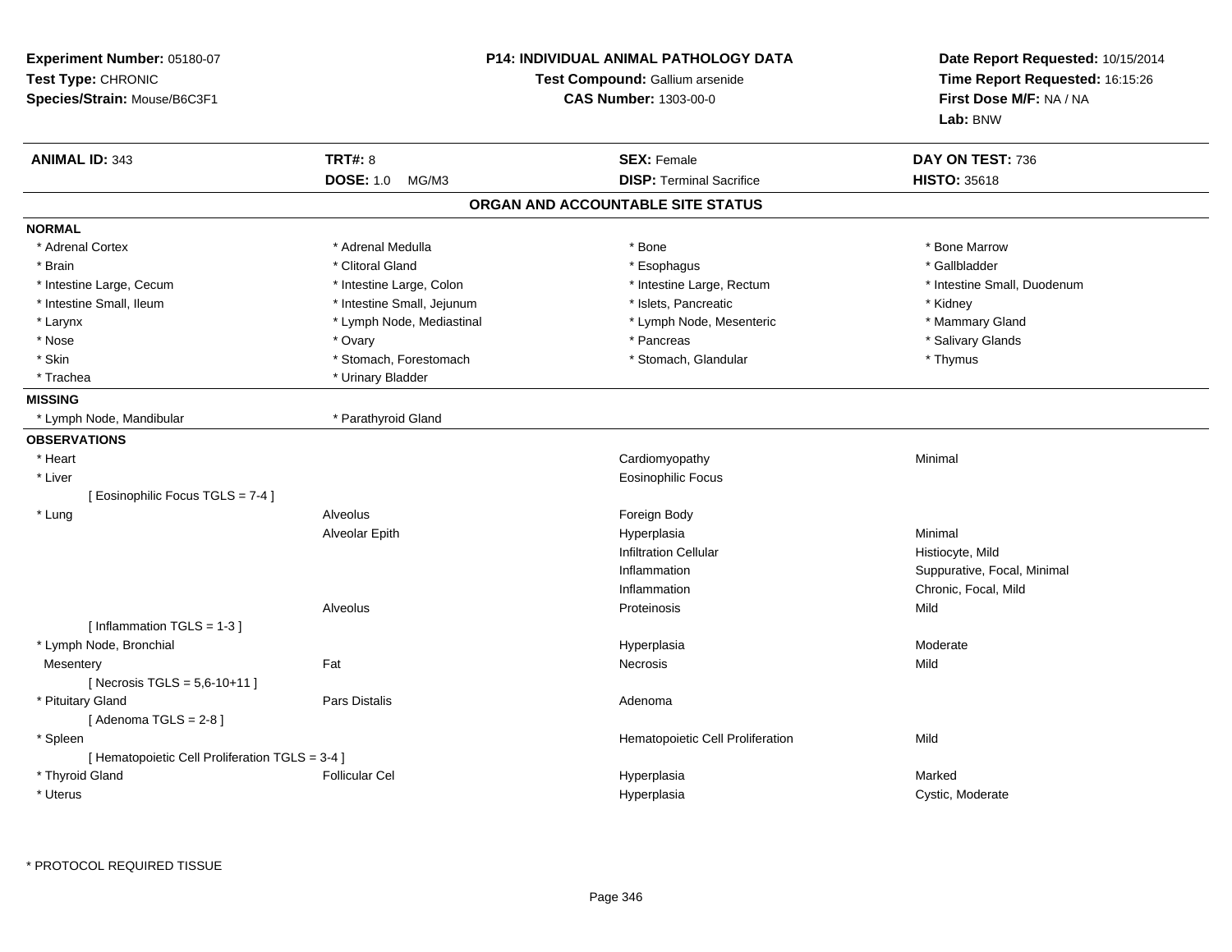**Experiment Number:** 05180-07
**Test Type:** CHRONIC
**Species/Strain:** Mouse/B6C3F1

**P14: INDIVIDUAL ANIMAL PATHOLOGY DATA**
**Test Compound:** Gallium arsenide
**CAS Number:** 1303-00-0

**Date Report Requested:** 10/15/2014
**Time Report Requested:** 16:15:26
**First Dose M/F:** NA / NA
**Lab:** BNW

| **ANIMAL ID:** 343 | **TRT#:** 8 | **SEX:** Female | **DAY ON TEST:** 736 |
|---|---|---|---|
| | **DOSE:** 1.0 MG/M3 | **DISP:** Terminal Sacrifice | **HISTO:** 35618 |

## ORGAN AND ACCOUNTABLE SITE STATUS

**NORMAL**

| | | | |
|---|---|---|---|
| * Adrenal Cortex | * Adrenal Medulla | * Bone | * Bone Marrow |
| * Brain | * Clitoral Gland | * Esophagus | * Gallbladder |
| * Intestine Large, Cecum | * Intestine Large, Colon | * Intestine Large, Rectum | * Intestine Small, Duodenum |
| * Intestine Small, Ileum | * Intestine Small, Jejunum | * Islets, Pancreatic | * Kidney |
| * Larynx | * Lymph Node, Mediastinal | * Lymph Node, Mesenteric | * Mammary Gland |
| * Nose | * Ovary | * Pancreas | * Salivary Glands |
| * Skin | * Stomach, Forestomach | * Stomach, Glandular | * Thymus |
| * Trachea | * Urinary Bladder | | |

**MISSING**

| | |
|---|---|
| * Lymph Node, Mandibular | * Parathyroid Gland |

**OBSERVATIONS**

| | | | |
|---|---|---|---|
| * Heart | | Cardiomyopathy | Minimal |
| * Liver | | Eosinophilic Focus | |
| [ Eosinophilic Focus TGLS = 7-4 ] | | | |
| * Lung | Alveolus | Foreign Body | |
| | Alveolar Epith | Hyperplasia | Minimal |
| | | Infiltration Cellular | Histiocyte, Mild |
| | | Inflammation | Suppurative, Focal, Minimal |
| | | Inflammation | Chronic, Focal, Mild |
| | Alveolus | Proteinosis | Mild |
| [ Inflammation TGLS = 1-3 ] | | | |
| * Lymph Node, Bronchial | | Hyperplasia | Moderate |
| Mesentery | Fat | Necrosis | Mild |
| [ Necrosis TGLS = 5,6-10+11 ] | | | |
| * Pituitary Gland | Pars Distalis | Adenoma | |
| [ Adenoma TGLS = 2-8 ] | | | |
| * Spleen | | Hematopoietic Cell Proliferation | Mild |
| [ Hematopoietic Cell Proliferation TGLS = 3-4 ] | | | |
| * Thyroid Gland | Follicular Cel | Hyperplasia | Marked |
| * Uterus | | Hyperplasia | Cystic, Moderate |

* PROTOCOL REQUIRED TISSUE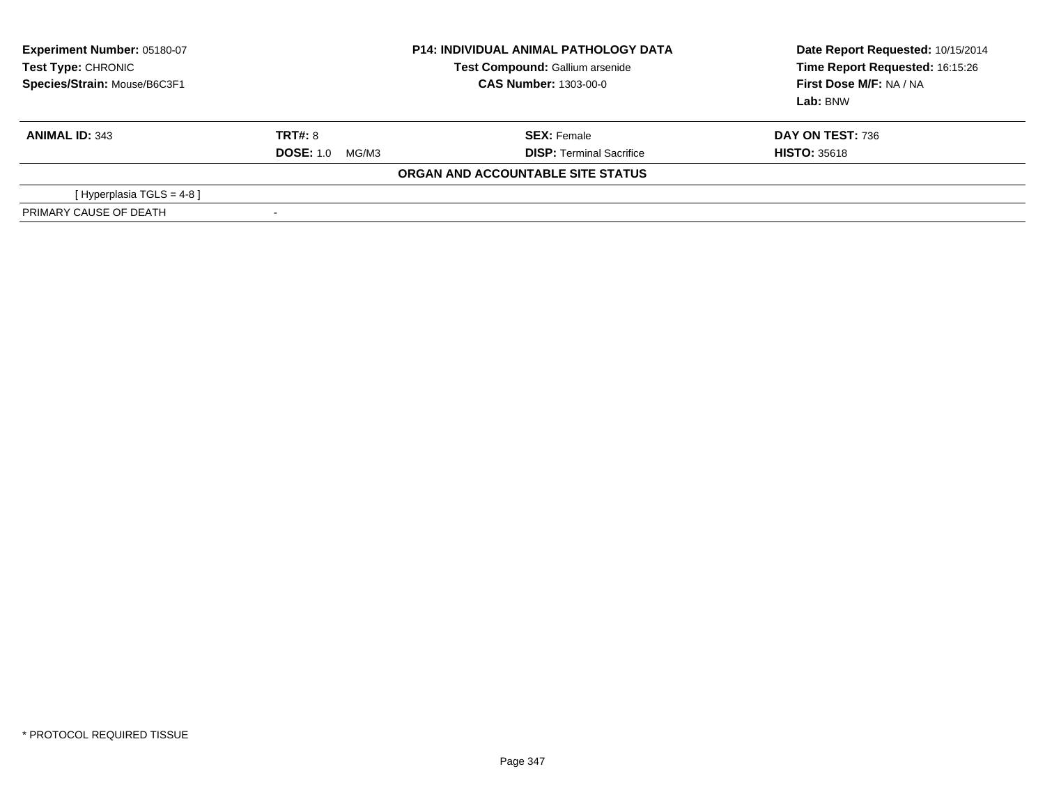**Experiment Number:** 05180-07
**Test Type:** CHRONIC
**Species/Strain:** Mouse/B6C3F1

**P14: INDIVIDUAL ANIMAL PATHOLOGY DATA**
**Test Compound:** Gallium arsenide
**CAS Number:** 1303-00-0

**Date Report Requested:** 10/15/2014
**Time Report Requested:** 16:15:26
**First Dose M/F:** NA / NA
**Lab:** BNW

| **ANIMAL ID:** 343 | **TRT#:** 8 | **SEX:** Female | **DAY ON TEST:** 736 |
|---|---|---|---|
| | **DOSE:** 1.0 MG/M3 | **DISP:** Terminal Sacrifice | **HISTO:** 35618 |

**ORGAN AND ACCOUNTABLE SITE STATUS**

| | |
|---|---|
| [ Hyperplasia TGLS = 4-8 ] | |
| PRIMARY CAUSE OF DEATH | - |

* PROTOCOL REQUIRED TISSUE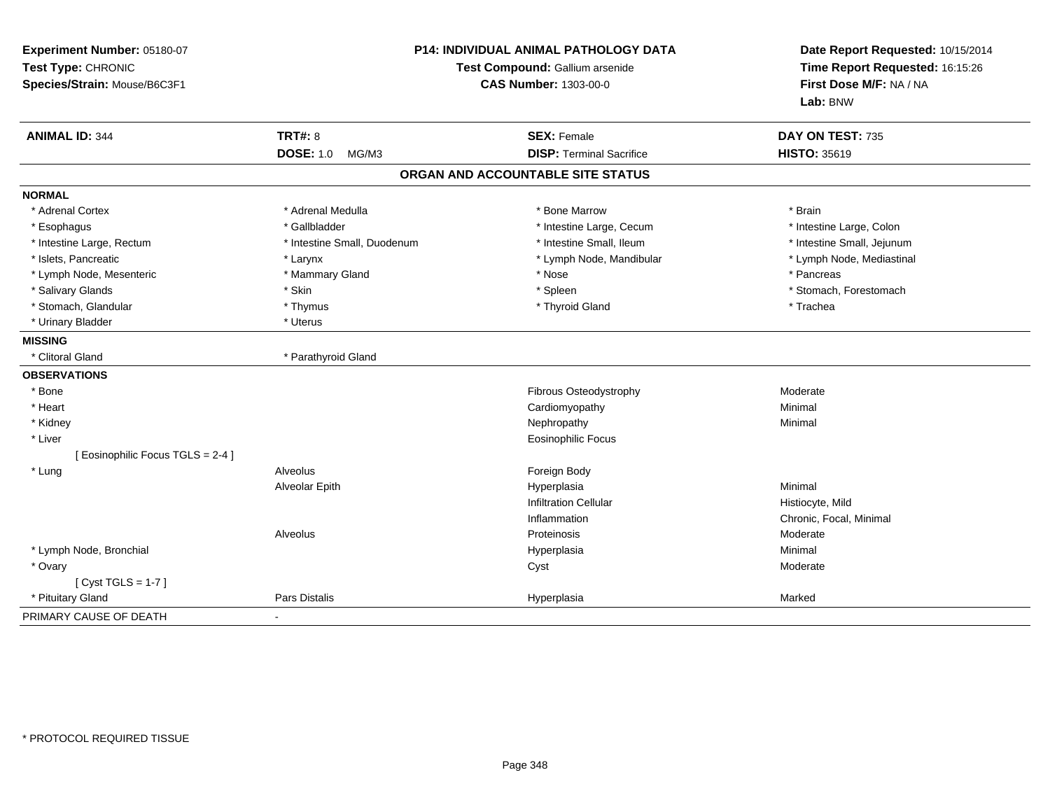**Experiment Number:** 05180-07
**Test Type:** CHRONIC
**Species/Strain:** Mouse/B6C3F1

**P14: INDIVIDUAL ANIMAL PATHOLOGY DATA**
**Test Compound:** Gallium arsenide
**CAS Number:** 1303-00-0

**Date Report Requested:** 10/15/2014
**Time Report Requested:** 16:15:26
**First Dose M/F:** NA / NA
**Lab:** BNW

| **ANIMAL ID:** 344 | **TRT#:** 8 | **SEX:** Female | **DAY ON TEST:** 735 |
|---|---|---|---|
| | **DOSE:** 1.0 MG/M3 | **DISP:** Terminal Sacrifice | **HISTO:** 35619 |

## ORGAN AND ACCOUNTABLE SITE STATUS

| | | | |
|---|---|---|---|
| **NORMAL** | | | |
| * Adrenal Cortex | * Adrenal Medulla | * Bone Marrow | * Brain |
| * Esophagus | * Gallbladder | * Intestine Large, Cecum | * Intestine Large, Colon |
| * Intestine Large, Rectum | * Intestine Small, Duodenum | * Intestine Small, Ileum | * Intestine Small, Jejunum |
| * Islets, Pancreatic | * Larynx | * Lymph Node, Mandibular | * Lymph Node, Mediastinal |
| * Lymph Node, Mesenteric | * Mammary Gland | * Nose | * Pancreas |
| * Salivary Glands | * Skin | * Spleen | * Stomach, Forestomach |
| * Stomach, Glandular | * Thymus | * Thyroid Gland | * Trachea |
| * Urinary Bladder | * Uterus | | |
| **MISSING** | | | |
| * Clitoral Gland | * Parathyroid Gland | | |
| **OBSERVATIONS** | | | |
| * Bone | | Fibrous Osteodystrophy | Moderate |
| * Heart | | Cardiomyopathy | Minimal |
| * Kidney | | Nephropathy | Minimal |
| * Liver | | Eosinophilic Focus | |
| [ Eosinophilic Focus TGLS = 2-4 ] | | | |
| * Lung | Alveolus | Foreign Body | |
| | Alveolar Epith | Hyperplasia | Minimal |
| | | Infiltration Cellular | Histiocyte, Mild |
| | | Inflammation | Chronic, Focal, Minimal |
| | Alveolus | Proteinosis | Moderate |
| * Lymph Node, Bronchial | | Hyperplasia | Minimal |
| * Ovary | | Cyst | Moderate |
| [ Cyst TGLS = 1-7 ] | | | |
| * Pituitary Gland | Pars Distalis | Hyperplasia | Marked |
| PRIMARY CAUSE OF DEATH | - | | |

* PROTOCOL REQUIRED TISSUE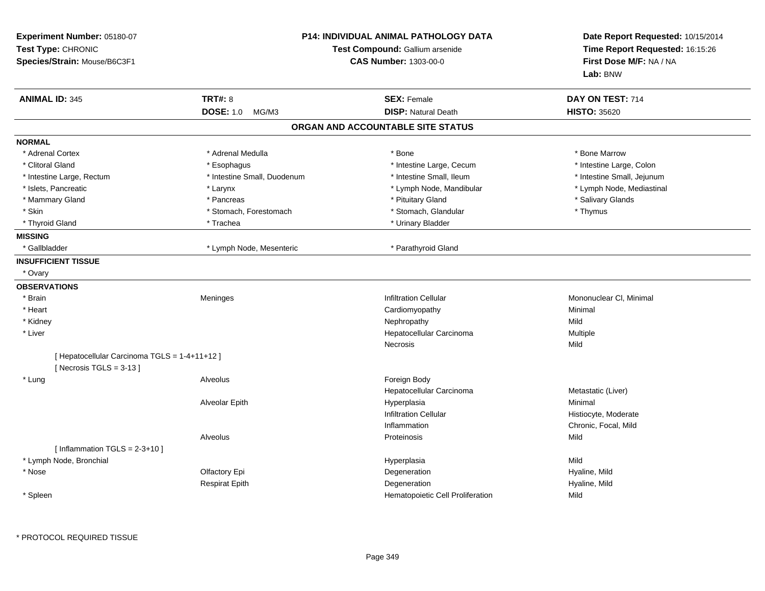**Experiment Number:** 05180-07
**Test Type:** CHRONIC
**Species/Strain:** Mouse/B6C3F1

# P14: INDIVIDUAL ANIMAL PATHOLOGY DATA

**Test Compound:** Gallium arsenide
**CAS Number:** 1303-00-0

**Date Report Requested:** 10/15/2014
**Time Report Requested:** 16:15:26
**First Dose M/F:** NA / NA
**Lab:** BNW

| **ANIMAL ID:** 345 | **TRT#:** 8 | **SEX:** Female | **DAY ON TEST:** 714 |
|---|---|---|---|
| | **DOSE:** 1.0 MG/M3 | **DISP:** Natural Death | **HISTO:** 35620 |

## ORGAN AND ACCOUNTABLE SITE STATUS

**NORMAL**

| | | | |
|---|---|---|---|
| * Adrenal Cortex | * Adrenal Medulla | * Bone | * Bone Marrow |
| * Clitoral Gland | * Esophagus | * Intestine Large, Cecum | * Intestine Large, Colon |
| * Intestine Large, Rectum | * Intestine Small, Duodenum | * Intestine Small, Ileum | * Intestine Small, Jejunum |
| * Islets, Pancreatic | * Larynx | * Lymph Node, Mandibular | * Lymph Node, Mediastinal |
| * Mammary Gland | * Pancreas | * Pituitary Gland | * Salivary Glands |
| * Skin | * Stomach, Forestomach | * Stomach, Glandular | * Thymus |
| * Thyroid Gland | * Trachea | * Urinary Bladder | |

**MISSING**

| | | |
|---|---|---|
| * Gallbladder | * Lymph Node, Mesenteric | * Parathyroid Gland |

**INSUFFICIENT TISSUE**

* Ovary

**OBSERVATIONS**

| | | | |
|---|---|---|---|
| * Brain | Meninges | Infiltration Cellular | Mononuclear Cl, Minimal |
| * Heart | | Cardiomyopathy | Minimal |
| * Kidney | | Nephropathy | Mild |
| * Liver | | Hepatocellular Carcinoma | Multiple |
| | | Necrosis | Mild |
| [ Hepatocellular Carcinoma TGLS = 1-4+11+12 ] | | | |
| [ Necrosis TGLS = 3-13 ] | | | |
| * Lung | Alveolus | Foreign Body | |
| | | Hepatocellular Carcinoma | Metastatic (Liver) |
| | Alveolar Epith | Hyperplasia | Minimal |
| | | Infiltration Cellular | Histiocyte, Moderate |
| | | Inflammation | Chronic, Focal, Mild |
| | Alveolus | Proteinosis | Mild |
| [ Inflammation TGLS = 2-3+10 ] | | | |
| * Lymph Node, Bronchial | | Hyperplasia | Mild |
| * Nose | Olfactory Epi | Degeneration | Hyaline, Mild |
| | Respirat Epith | Degeneration | Hyaline, Mild |
| * Spleen | | Hematopoietic Cell Proliferation | Mild |

* PROTOCOL REQUIRED TISSUE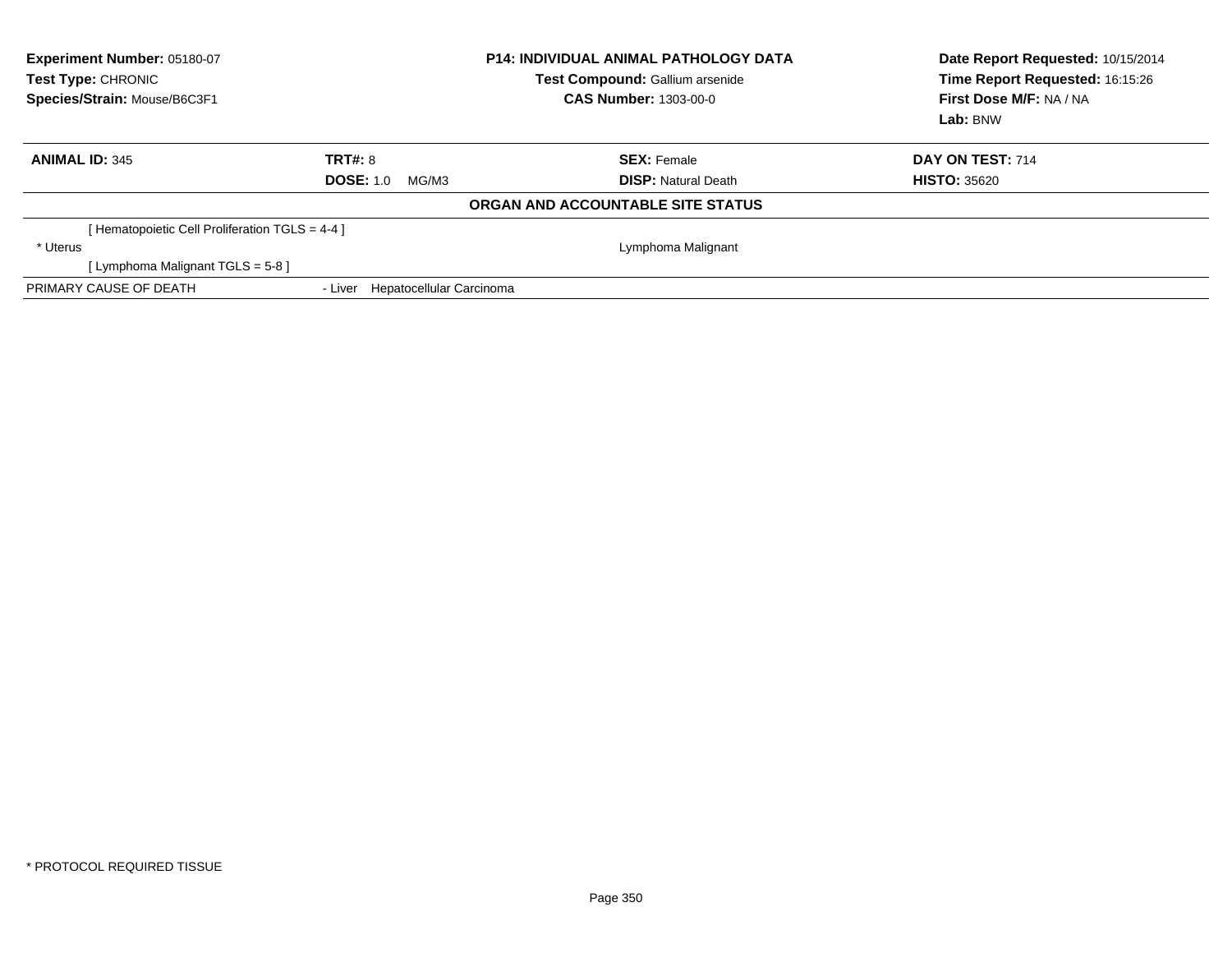**Experiment Number:** 05180-07
**Test Type:** CHRONIC
**Species/Strain:** Mouse/B6C3F1

**P14: INDIVIDUAL ANIMAL PATHOLOGY DATA**
**Test Compound:** Gallium arsenide
**CAS Number:** 1303-00-0

**Date Report Requested:** 10/15/2014
**Time Report Requested:** 16:15:26
**First Dose M/F:** NA / NA
**Lab:** BNW

| **ANIMAL ID:** 345 | **TRT#:** 8 | **SEX:** Female | **DAY ON TEST:** 714 |
|---|---|---|---|
| | **DOSE:** 1.0 MG/M3 | **DISP:** Natural Death | **HISTO:** 35620 |

**ORGAN AND ACCOUNTABLE SITE STATUS**

| | | | |
|---|---|---|---|
| [ Hematopoietic Cell Proliferation TGLS = 4-4 ] | | | |
| * Uterus | | Lymphoma Malignant | |
| [ Lymphoma Malignant TGLS = 5-8 ] | | | |
| PRIMARY CAUSE OF DEATH | - Liver Hepatocellular Carcinoma | | |

* PROTOCOL REQUIRED TISSUE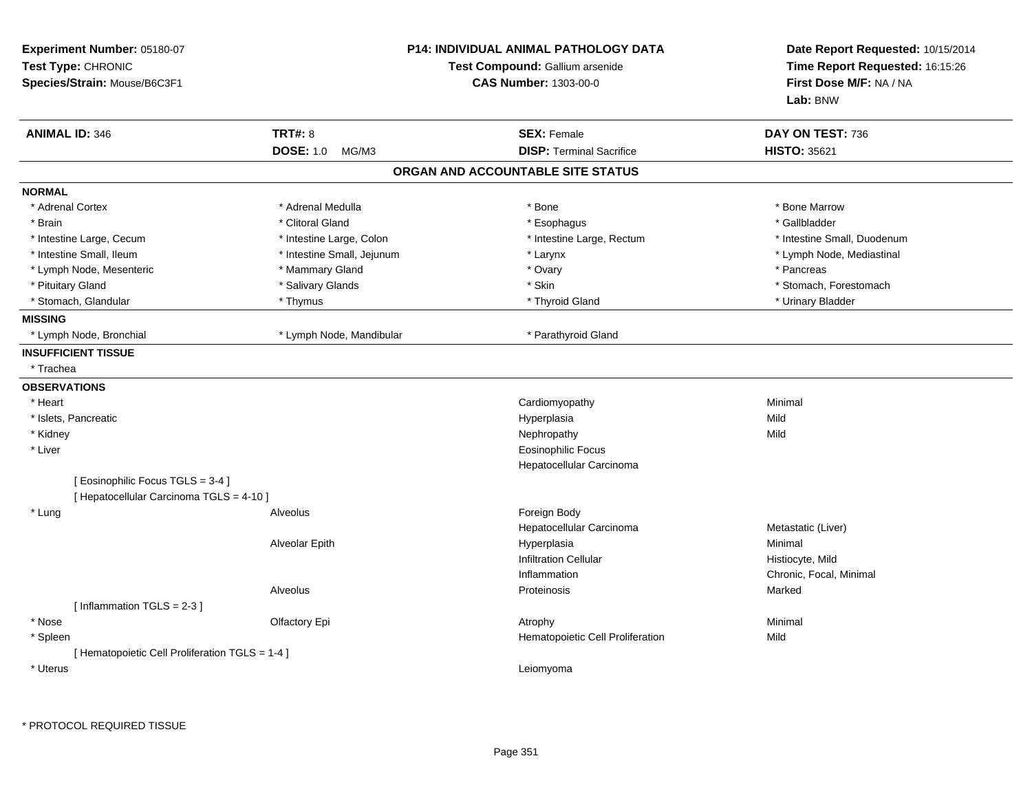**Experiment Number:** 05180-07
**Test Type:** CHRONIC
**Species/Strain:** Mouse/B6C3F1

**P14: INDIVIDUAL ANIMAL PATHOLOGY DATA**
**Test Compound:** Gallium arsenide
**CAS Number:** 1303-00-0

**Date Report Requested:** 10/15/2014
**Time Report Requested:** 16:15:26
**First Dose M/F:** NA / NA
**Lab:** BNW

| **ANIMAL ID:** 346 | **TRT#:** 8 | **SEX:** Female | **DAY ON TEST:** 736 |
|---|---|---|---|
| | **DOSE:** 1.0 MG/M3 | **DISP:** Terminal Sacrifice | **HISTO:** 35621 |

## ORGAN AND ACCOUNTABLE SITE STATUS

**NORMAL**

| | | | |
|---|---|---|---|
| * Adrenal Cortex | * Adrenal Medulla | * Bone | * Bone Marrow |
| * Brain | * Clitoral Gland | * Esophagus | * Gallbladder |
| * Intestine Large, Cecum | * Intestine Large, Colon | * Intestine Large, Rectum | * Intestine Small, Duodenum |
| * Intestine Small, Ileum | * Intestine Small, Jejunum | * Larynx | * Lymph Node, Mediastinal |
| * Lymph Node, Mesenteric | * Mammary Gland | * Ovary | * Pancreas |
| * Pituitary Gland | * Salivary Glands | * Skin | * Stomach, Forestomach |
| * Stomach, Glandular | * Thymus | * Thyroid Gland | * Urinary Bladder |

**MISSING**

| | | |
|---|---|---|
| * Lymph Node, Bronchial | * Lymph Node, Mandibular | * Parathyroid Gland |

**INSUFFICIENT TISSUE**

* Trachea

**OBSERVATIONS**

| Organ | Site | Observation | Qualifier |
|---|---|---|---|
| * Heart | | Cardiomyopathy | Minimal |
| * Islets, Pancreatic | | Hyperplasia | Mild |
| * Kidney | | Nephropathy | Mild |
| * Liver | | Eosinophilic Focus | |
| | | Hepatocellular Carcinoma | |
| [ Eosinophilic Focus TGLS = 3-4 ] | | | |
| [ Hepatocellular Carcinoma TGLS = 4-10 ] | | | |
| * Lung | Alveolus | Foreign Body | |
| | | Hepatocellular Carcinoma | Metastatic (Liver) |
| | Alveolar Epith | Hyperplasia | Minimal |
| | | Infiltration Cellular | Histiocyte, Mild |
| | | Inflammation | Chronic, Focal, Minimal |
| | Alveolus | Proteinosis | Marked |
| [ Inflammation TGLS = 2-3 ] | | | |
| * Nose | Olfactory Epi | Atrophy | Minimal |
| * Spleen | | Hematopoietic Cell Proliferation | Mild |
| [ Hematopoietic Cell Proliferation TGLS = 1-4 ] | | | |
| * Uterus | | Leiomyoma | |

* PROTOCOL REQUIRED TISSUE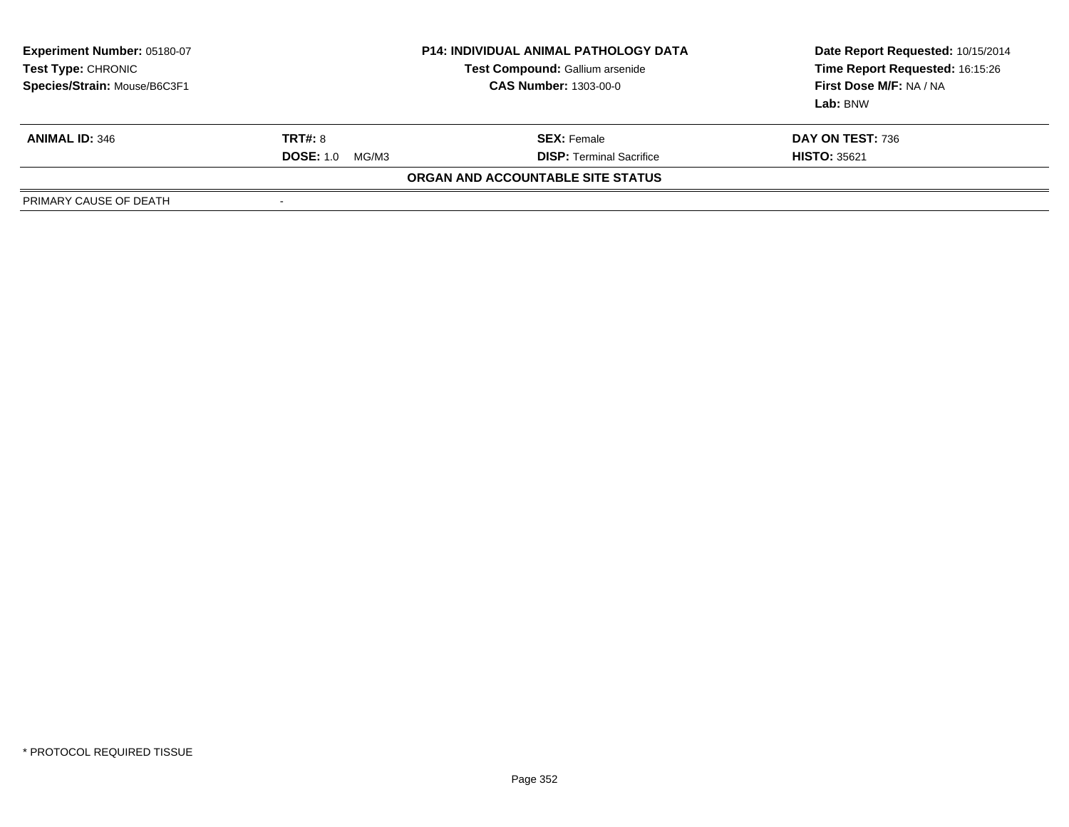| **Experiment Number:** 05180-07 | **P14: INDIVIDUAL ANIMAL PATHOLOGY DATA** | **Date Report Requested:** 10/15/2014 |
|---|---|---|
| **Test Type:** CHRONIC | **Test Compound:** Gallium arsenide | **Time Report Requested:** 16:15:26 |
| **Species/Strain:** Mouse/B6C3F1 | **CAS Number:** 1303-00-0 | **First Dose M/F:** NA / NA |
| | | **Lab:** BNW |

| **ANIMAL ID:** 346 | **TRT#:** 8 | **SEX:** Female | **DAY ON TEST:** 736 |
|---|---|---|---|
| | **DOSE:** 1.0 MG/M3 | **DISP:** Terminal Sacrifice | **HISTO:** 35621 |

**ORGAN AND ACCOUNTABLE SITE STATUS**

| PRIMARY CAUSE OF DEATH | - |
|---|---|

* PROTOCOL REQUIRED TISSUE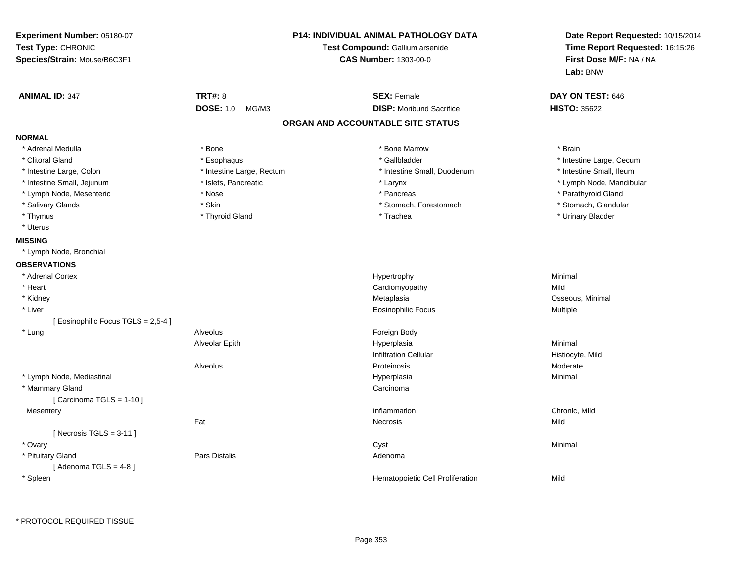**Experiment Number:** 05180-07
**Test Type:** CHRONIC
**Species/Strain:** Mouse/B6C3F1

**P14: INDIVIDUAL ANIMAL PATHOLOGY DATA**
**Test Compound:** Gallium arsenide
**CAS Number:** 1303-00-0

**Date Report Requested:** 10/15/2014
**Time Report Requested:** 16:15:26
**First Dose M/F:** NA / NA
**Lab:** BNW

| **ANIMAL ID:** 347 | **TRT#:** 8 | **SEX:** Female | **DAY ON TEST:** 646 |
|---|---|---|---|
| | **DOSE:** 1.0 MG/M3 | **DISP:** Moribund Sacrifice | **HISTO:** 35622 |

## ORGAN AND ACCOUNTABLE SITE STATUS

**NORMAL**

| | | | |
|---|---|---|---|
| * Adrenal Medulla | * Bone | * Bone Marrow | * Brain |
| * Clitoral Gland | * Esophagus | * Gallbladder | * Intestine Large, Cecum |
| * Intestine Large, Colon | * Intestine Large, Rectum | * Intestine Small, Duodenum | * Intestine Small, Ileum |
| * Intestine Small, Jejunum | * Islets, Pancreatic | * Larynx | * Lymph Node, Mandibular |
| * Lymph Node, Mesenteric | * Nose | * Pancreas | * Parathyroid Gland |
| * Salivary Glands | * Skin | * Stomach, Forestomach | * Stomach, Glandular |
| * Thymus | * Thyroid Gland | * Trachea | * Urinary Bladder |
| * Uterus | | | |

**MISSING**

* Lymph Node, Bronchial

**OBSERVATIONS**

| Organ | Site | Observation | Qualifier |
|---|---|---|---|
| * Adrenal Cortex | | Hypertrophy | Minimal |
| * Heart | | Cardiomyopathy | Mild |
| * Kidney | | Metaplasia | Osseous, Minimal |
| * Liver | | Eosinophilic Focus | Multiple |
| [ Eosinophilic Focus TGLS = 2,5-4 ] | | | |
| * Lung | Alveolus | Foreign Body | |
| | Alveolar Epith | Hyperplasia | Minimal |
| | | Infiltration Cellular | Histiocyte, Mild |
| | Alveolus | Proteinosis | Moderate |
| * Lymph Node, Mediastinal | | Hyperplasia | Minimal |
| * Mammary Gland | | Carcinoma | |
| [ Carcinoma TGLS = 1-10 ] | | | |
| Mesentery | | Inflammation | Chronic, Mild |
| | Fat | Necrosis | Mild |
| [ Necrosis TGLS = 3-11 ] | | | |
| * Ovary | | Cyst | Minimal |
| * Pituitary Gland | Pars Distalis | Adenoma | |
| [ Adenoma TGLS = 4-8 ] | | | |
| * Spleen | | Hematopoietic Cell Proliferation | Mild |

* PROTOCOL REQUIRED TISSUE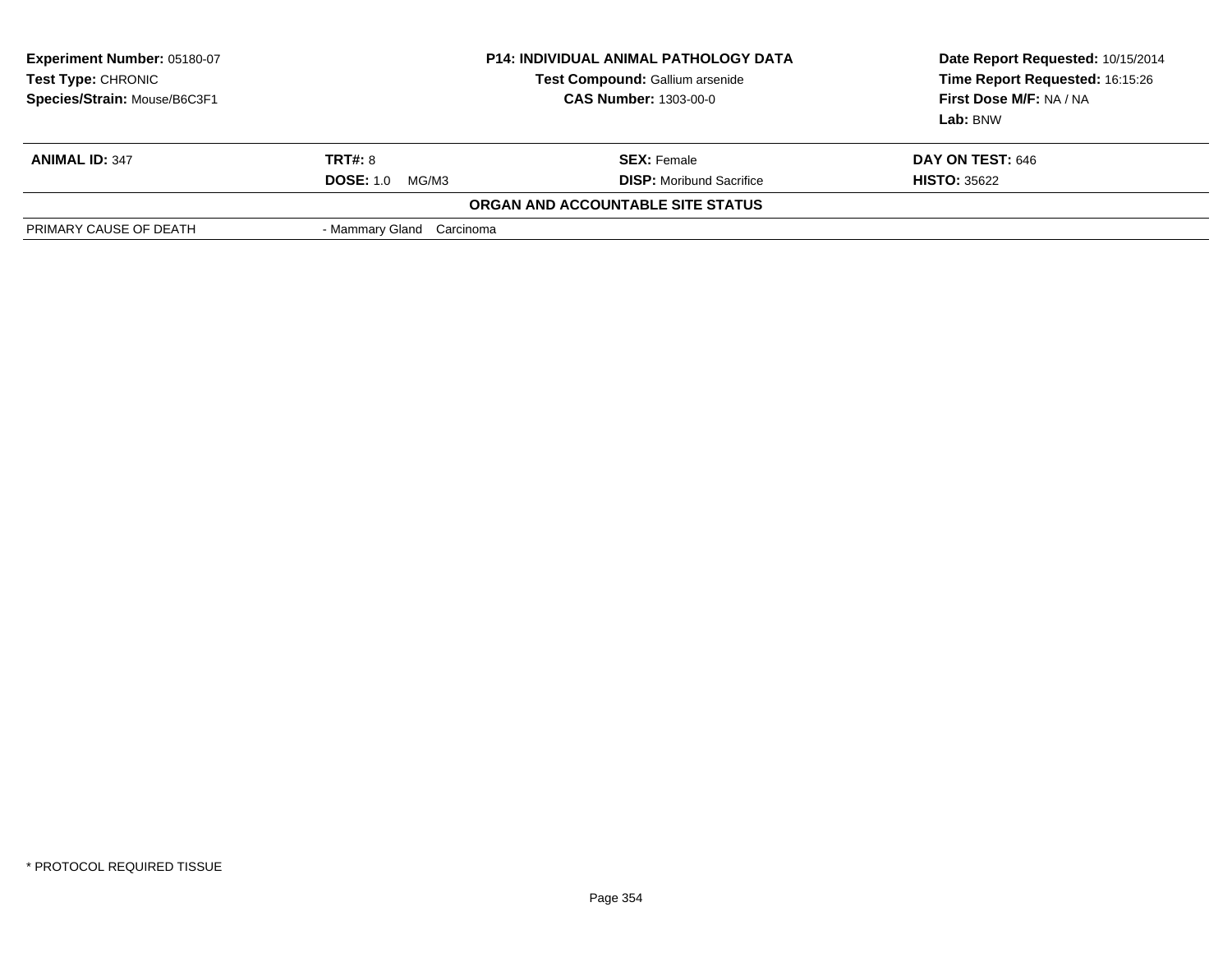**Experiment Number:** 05180-07
**Test Type:** CHRONIC
**Species/Strain:** Mouse/B6C3F1

**P14: INDIVIDUAL ANIMAL PATHOLOGY DATA**
**Test Compound:** Gallium arsenide
**CAS Number:** 1303-00-0

**Date Report Requested:** 10/15/2014
**Time Report Requested:** 16:15:26
**First Dose M/F:** NA / NA
**Lab:** BNW

| **ANIMAL ID:** 347 | **TRT#:** 8 | **SEX:** Female | **DAY ON TEST:** 646 |
|---|---|---|---|
| | **DOSE:** 1.0 MG/M3 | **DISP:** Moribund Sacrifice | **HISTO:** 35622 |

**ORGAN AND ACCOUNTABLE SITE STATUS**

| | |
|---|---|
| PRIMARY CAUSE OF DEATH | - Mammary Gland Carcinoma |

* PROTOCOL REQUIRED TISSUE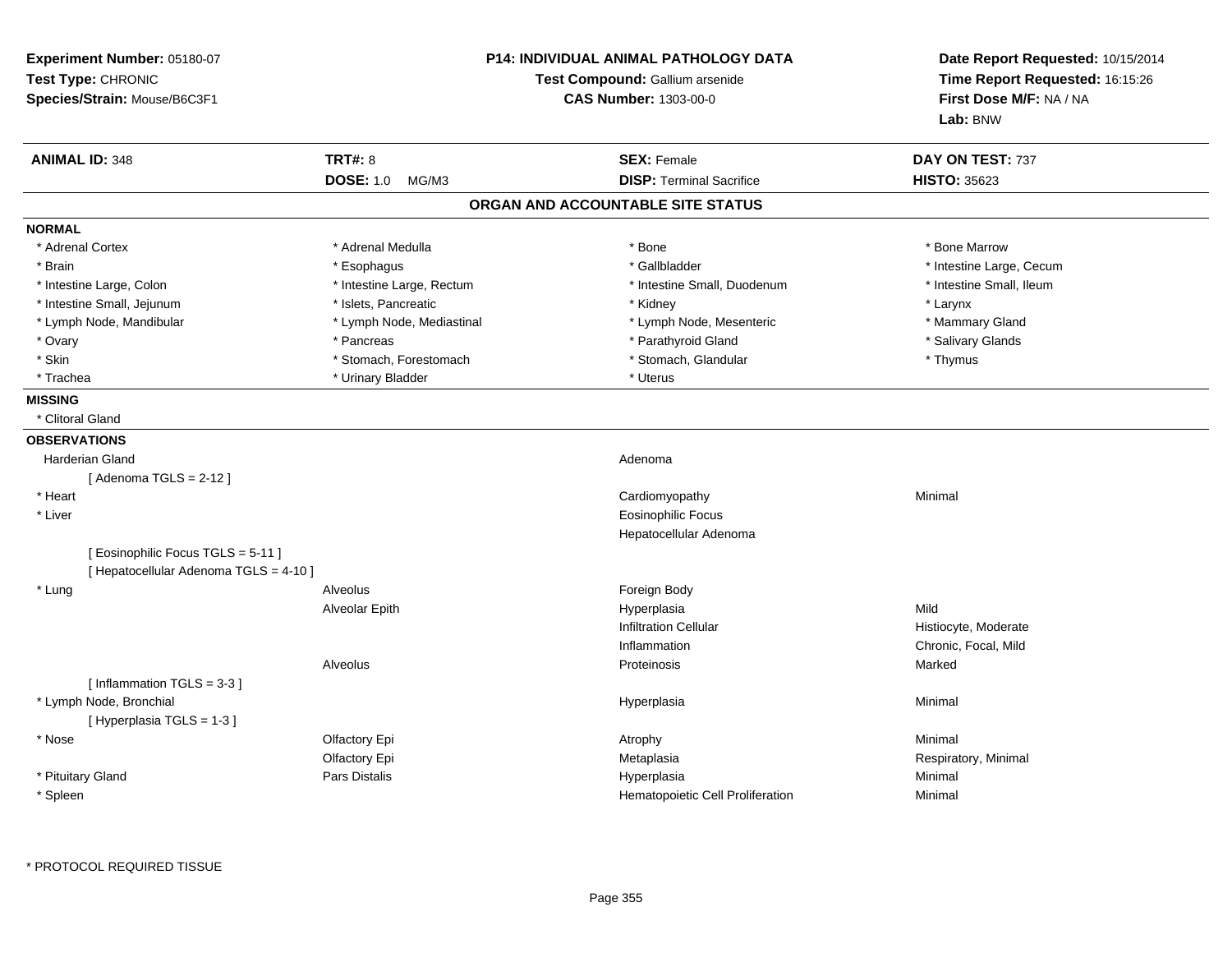**Experiment Number:** 05180-07
**Test Type:** CHRONIC
**Species/Strain:** Mouse/B6C3F1

**P14: INDIVIDUAL ANIMAL PATHOLOGY DATA**
**Test Compound:** Gallium arsenide
**CAS Number:** 1303-00-0

**Date Report Requested:** 10/15/2014
**Time Report Requested:** 16:15:26
**First Dose M/F:** NA / NA
**Lab:** BNW

| **ANIMAL ID:** 348 | **TRT#:** 8 | **SEX:** Female | **DAY ON TEST:** 737 |
|---|---|---|---|
| | **DOSE:** 1.0 MG/M3 | **DISP:** Terminal Sacrifice | **HISTO:** 35623 |

## ORGAN AND ACCOUNTABLE SITE STATUS

**NORMAL**

| | | | |
|---|---|---|---|
| * Adrenal Cortex | * Adrenal Medulla | * Bone | * Bone Marrow |
| * Brain | * Esophagus | * Gallbladder | * Intestine Large, Cecum |
| * Intestine Large, Colon | * Intestine Large, Rectum | * Intestine Small, Duodenum | * Intestine Small, Ileum |
| * Intestine Small, Jejunum | * Islets, Pancreatic | * Kidney | * Larynx |
| * Lymph Node, Mandibular | * Lymph Node, Mediastinal | * Lymph Node, Mesenteric | * Mammary Gland |
| * Ovary | * Pancreas | * Parathyroid Gland | * Salivary Glands |
| * Skin | * Stomach, Forestomach | * Stomach, Glandular | * Thymus |
| * Trachea | * Urinary Bladder | * Uterus | |

**MISSING**

* Clitoral Gland

**OBSERVATIONS**

| Organ | Site | Observation | Qualifier |
|---|---|---|---|
| Harderian Gland | | Adenoma | |
| [ Adenoma TGLS = 2-12 ] | | | |
| * Heart | | Cardiomyopathy | Minimal |
| * Liver | | Eosinophilic Focus | |
| | | Hepatocellular Adenoma | |
| [ Eosinophilic Focus TGLS = 5-11 ] | | | |
| [ Hepatocellular Adenoma TGLS = 4-10 ] | | | |
| * Lung | Alveolus | Foreign Body | |
| | Alveolar Epith | Hyperplasia | Mild |
| | | Infiltration Cellular | Histiocyte, Moderate |
| | | Inflammation | Chronic, Focal, Mild |
| | Alveolus | Proteinosis | Marked |
| [ Inflammation TGLS = 3-3 ] | | | |
| * Lymph Node, Bronchial | | Hyperplasia | Minimal |
| [ Hyperplasia TGLS = 1-3 ] | | | |
| * Nose | Olfactory Epi | Atrophy | Minimal |
| | Olfactory Epi | Metaplasia | Respiratory, Minimal |
| * Pituitary Gland | Pars Distalis | Hyperplasia | Minimal |
| * Spleen | | Hematopoietic Cell Proliferation | Minimal |

* PROTOCOL REQUIRED TISSUE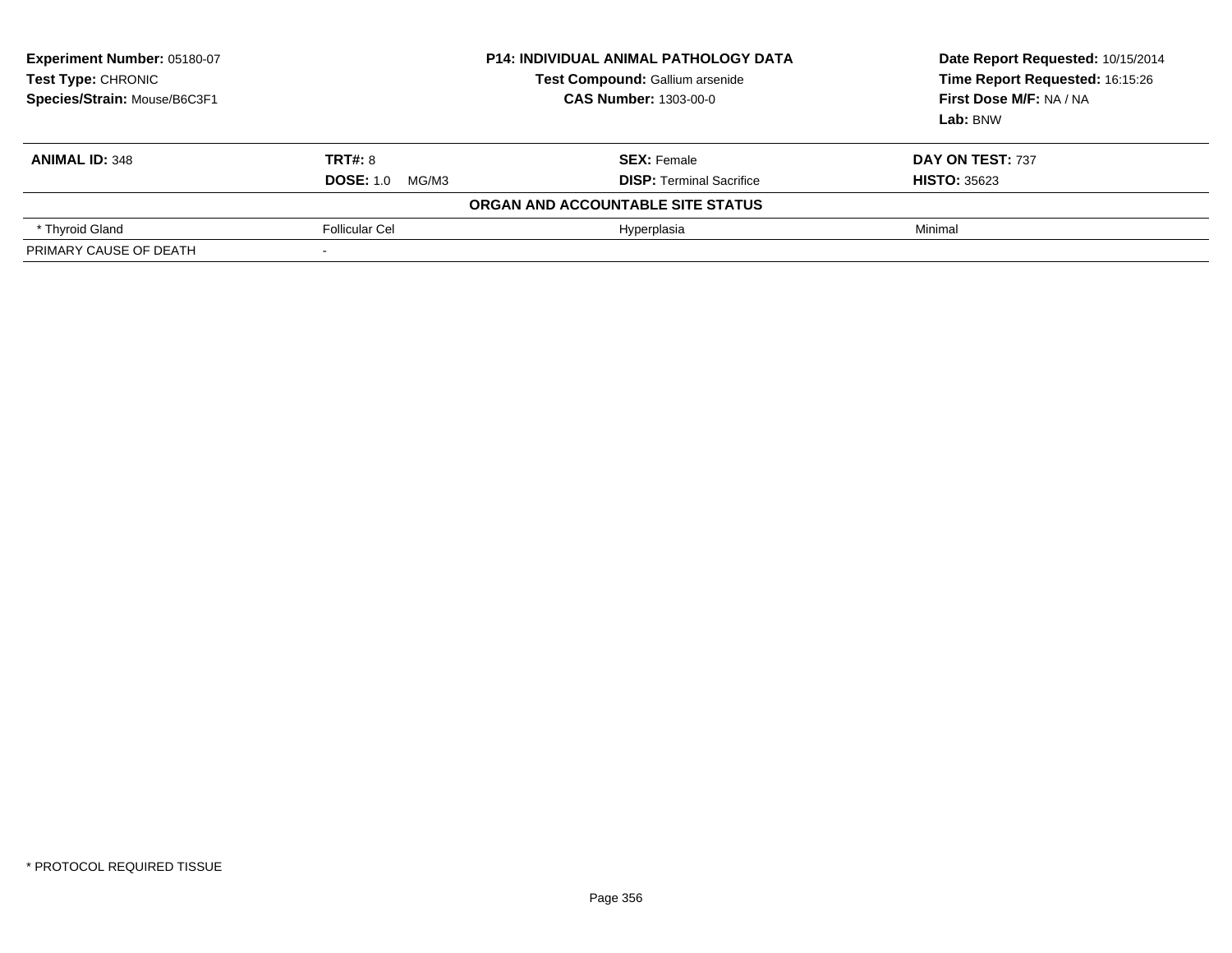**Experiment Number:** 05180-07
**Test Type:** CHRONIC
**Species/Strain:** Mouse/B6C3F1

**P14: INDIVIDUAL ANIMAL PATHOLOGY DATA**
**Test Compound:** Gallium arsenide
**CAS Number:** 1303-00-0

**Date Report Requested:** 10/15/2014
**Time Report Requested:** 16:15:26
**First Dose M/F:** NA / NA
**Lab:** BNW

| **ANIMAL ID:** 348 | **TRT#:** 8 | **SEX:** Female | **DAY ON TEST:** 737 |
|---|---|---|---|
| | **DOSE:** 1.0 MG/M3 | **DISP:** Terminal Sacrifice | **HISTO:** 35623 |
| | **ORGAN AND ACCOUNTABLE SITE STATUS** | | |
| * Thyroid Gland | Follicular Cel | Hyperplasia | Minimal |
| PRIMARY CAUSE OF DEATH | - | | |

* PROTOCOL REQUIRED TISSUE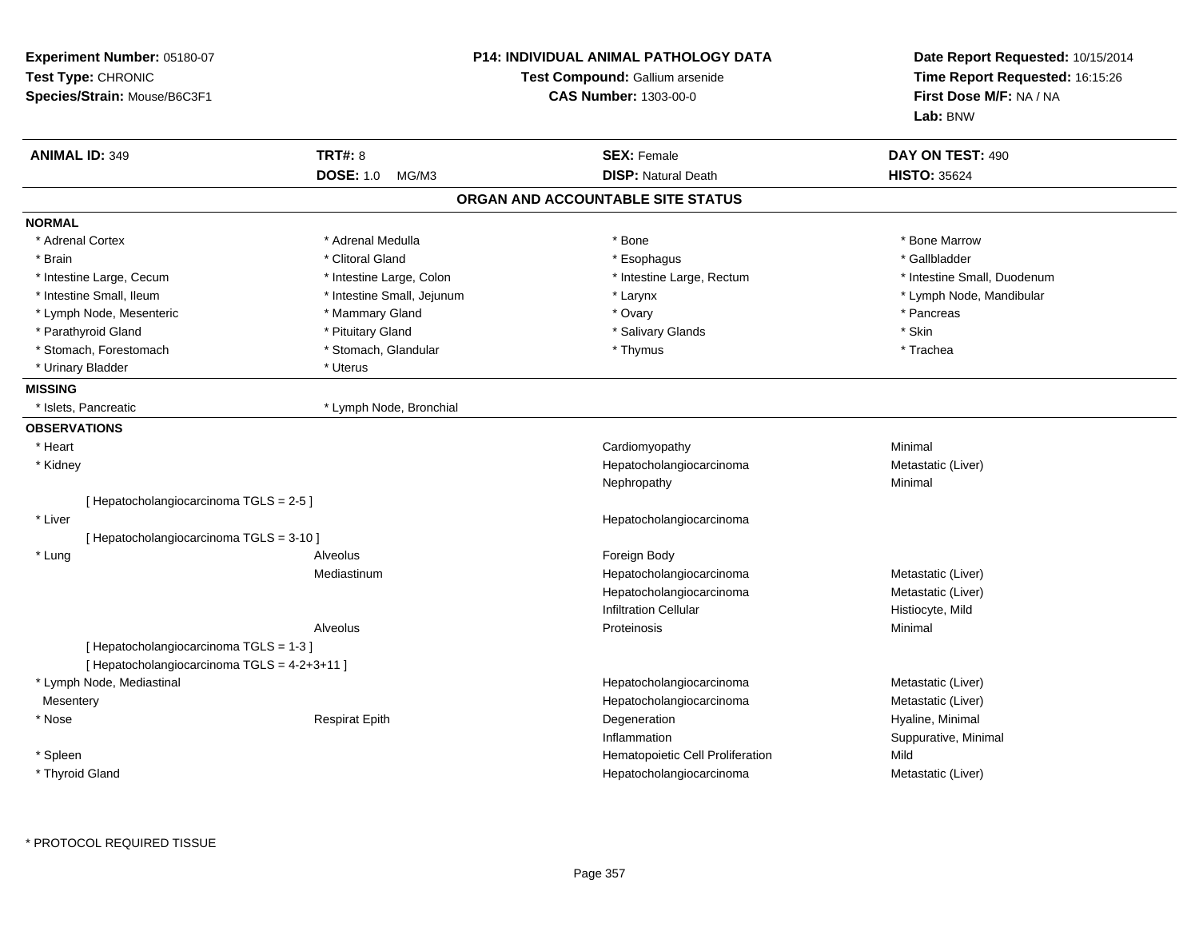**Experiment Number:** 05180-07
**Test Type:** CHRONIC
**Species/Strain:** Mouse/B6C3F1

**P14: INDIVIDUAL ANIMAL PATHOLOGY DATA**
**Test Compound:** Gallium arsenide
**CAS Number:** 1303-00-0

**Date Report Requested:** 10/15/2014
**Time Report Requested:** 16:15:26
**First Dose M/F:** NA / NA
**Lab:** BNW

| **ANIMAL ID:** 349 | **TRT#:** 8 | **SEX:** Female | **DAY ON TEST:** 490 |
|---|---|---|---|
| | **DOSE:** 1.0 MG/M3 | **DISP:** Natural Death | **HISTO:** 35624 |

## ORGAN AND ACCOUNTABLE SITE STATUS

**NORMAL**

| | | | |
|---|---|---|---|
| * Adrenal Cortex | * Adrenal Medulla | * Bone | * Bone Marrow |
| * Brain | * Clitoral Gland | * Esophagus | * Gallbladder |
| * Intestine Large, Cecum | * Intestine Large, Colon | * Intestine Large, Rectum | * Intestine Small, Duodenum |
| * Intestine Small, Ileum | * Intestine Small, Jejunum | * Larynx | * Lymph Node, Mandibular |
| * Lymph Node, Mesenteric | * Mammary Gland | * Ovary | * Pancreas |
| * Parathyroid Gland | * Pituitary Gland | * Salivary Glands | * Skin |
| * Stomach, Forestomach | * Stomach, Glandular | * Thymus | * Trachea |
| * Urinary Bladder | * Uterus | | |

**MISSING**

| | |
|---|---|
| * Islets, Pancreatic | * Lymph Node, Bronchial |

**OBSERVATIONS**

| | | | |
|---|---|---|---|
| * Heart | | Cardiomyopathy | Minimal |
| * Kidney | | Hepatocholangiocarcinoma | Metastatic (Liver) |
| | | Nephropathy | Minimal |
| [ Hepatocholangiocarcinoma TGLS = 2-5 ] | | | |
| * Liver | | Hepatocholangiocarcinoma | |
| [ Hepatocholangiocarcinoma TGLS = 3-10 ] | | | |
| * Lung | Alveolus | Foreign Body | |
| | Mediastinum | Hepatocholangiocarcinoma | Metastatic (Liver) |
| | | Hepatocholangiocarcinoma | Metastatic (Liver) |
| | | Infiltration Cellular | Histiocyte, Mild |
| | Alveolus | Proteinosis | Minimal |
| [ Hepatocholangiocarcinoma TGLS = 1-3 ] | | | |
| [ Hepatocholangiocarcinoma TGLS = 4-2+3+11 ] | | | |
| * Lymph Node, Mediastinal | | Hepatocholangiocarcinoma | Metastatic (Liver) |
| Mesentery | | Hepatocholangiocarcinoma | Metastatic (Liver) |
| * Nose | Respirat Epith | Degeneration | Hyaline, Minimal |
| | | Inflammation | Suppurative, Minimal |
| * Spleen | | Hematopoietic Cell Proliferation | Mild |
| * Thyroid Gland | | Hepatocholangiocarcinoma | Metastatic (Liver) |

* PROTOCOL REQUIRED TISSUE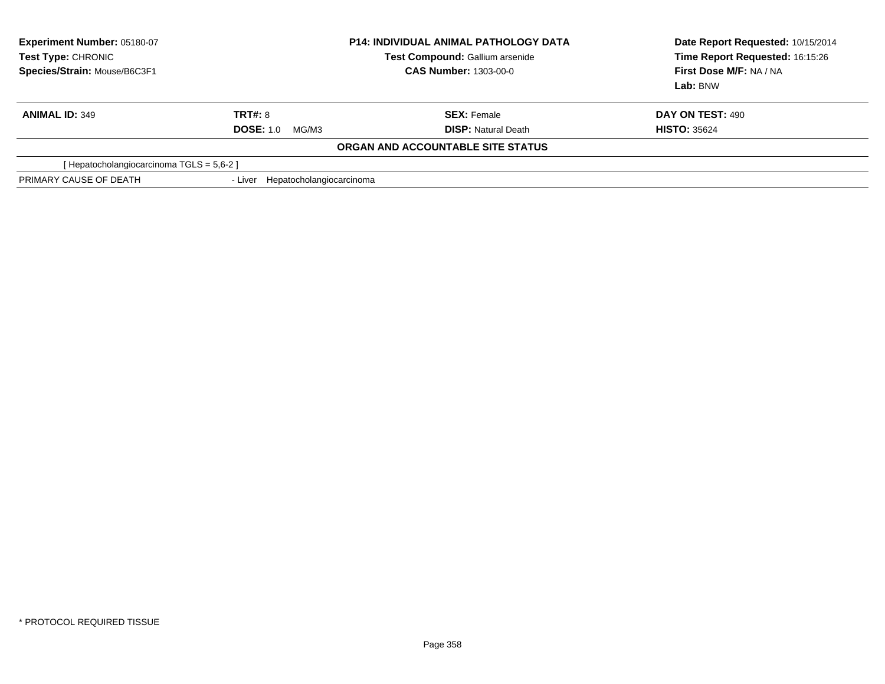**Experiment Number:** 05180-07
**Test Type:** CHRONIC
**Species/Strain:** Mouse/B6C3F1

**P14: INDIVIDUAL ANIMAL PATHOLOGY DATA**
**Test Compound:** Gallium arsenide
**CAS Number:** 1303-00-0

**Date Report Requested:** 10/15/2014
**Time Report Requested:** 16:15:26
**First Dose M/F:** NA / NA
**Lab:** BNW

| **ANIMAL ID:** 349 | **TRT#:** 8 | **SEX:** Female | **DAY ON TEST:** 490 |
|---|---|---|---|
| | **DOSE:** 1.0 MG/M3 | **DISP:** Natural Death | **HISTO:** 35624 |

**ORGAN AND ACCOUNTABLE SITE STATUS**

[ Hepatocholangiocarcinoma TGLS = 5,6-2 ]

| PRIMARY CAUSE OF DEATH | - Liver Hepatocholangiocarcinoma |
|---|---|

* PROTOCOL REQUIRED TISSUE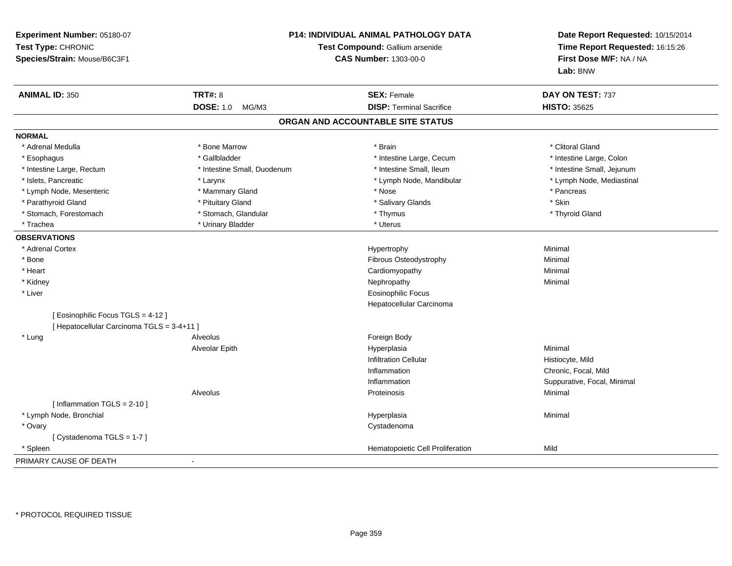**Experiment Number:** 05180-07
**Test Type:** CHRONIC
**Species/Strain:** Mouse/B6C3F1

**P14: INDIVIDUAL ANIMAL PATHOLOGY DATA**
**Test Compound:** Gallium arsenide
**CAS Number:** 1303-00-0

**Date Report Requested:** 10/15/2014
**Time Report Requested:** 16:15:26
**First Dose M/F:** NA / NA
**Lab:** BNW

| **ANIMAL ID:** 350 | **TRT#:** 8 | **SEX:** Female | **DAY ON TEST:** 737 |
|---|---|---|---|
| | **DOSE:** 1.0 MG/M3 | **DISP:** Terminal Sacrifice | **HISTO:** 35625 |

## ORGAN AND ACCOUNTABLE SITE STATUS

**NORMAL**

| | | | |
|---|---|---|---|
| * Adrenal Medulla | * Bone Marrow | * Brain | * Clitoral Gland |
| * Esophagus | * Gallbladder | * Intestine Large, Cecum | * Intestine Large, Colon |
| * Intestine Large, Rectum | * Intestine Small, Duodenum | * Intestine Small, Ileum | * Intestine Small, Jejunum |
| * Islets, Pancreatic | * Larynx | * Lymph Node, Mandibular | * Lymph Node, Mediastinal |
| * Lymph Node, Mesenteric | * Mammary Gland | * Nose | * Pancreas |
| * Parathyroid Gland | * Pituitary Gland | * Salivary Glands | * Skin |
| * Stomach, Forestomach | * Stomach, Glandular | * Thymus | * Thyroid Gland |
| * Trachea | * Urinary Bladder | * Uterus | |

**OBSERVATIONS**

| | | | |
|---|---|---|---|
| * Adrenal Cortex | | Hypertrophy | Minimal |
| * Bone | | Fibrous Osteodystrophy | Minimal |
| * Heart | | Cardiomyopathy | Minimal |
| * Kidney | | Nephropathy | Minimal |
| * Liver | | Eosinophilic Focus | |
| | | Hepatocellular Carcinoma | |
| [ Eosinophilic Focus TGLS = 4-12 ] | | | |
| [ Hepatocellular Carcinoma TGLS = 3-4+11 ] | | | |
| * Lung | Alveolus | Foreign Body | |
| | Alveolar Epith | Hyperplasia | Minimal |
| | | Infiltration Cellular | Histiocyte, Mild |
| | | Inflammation | Chronic, Focal, Mild |
| | | Inflammation | Suppurative, Focal, Minimal |
| | Alveolus | Proteinosis | Minimal |
| [ Inflammation TGLS = 2-10 ] | | | |
| * Lymph Node, Bronchial | | Hyperplasia | Minimal |
| * Ovary | | Cystadenoma | |
| [ Cystadenoma TGLS = 1-7 ] | | | |
| * Spleen | | Hematopoietic Cell Proliferation | Mild |

PRIMARY CAUSE OF DEATH -

* PROTOCOL REQUIRED TISSUE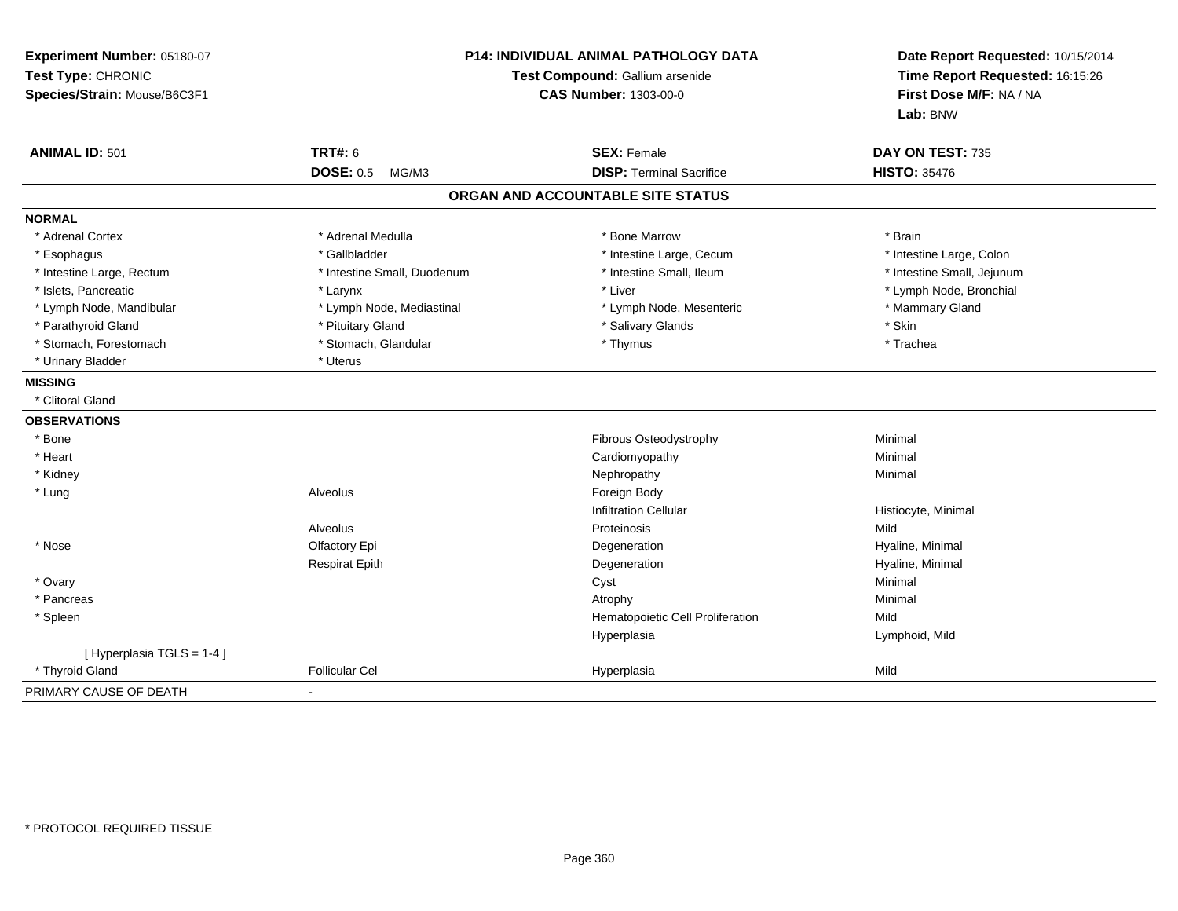**Experiment Number:** 05180-07
**Test Type:** CHRONIC
**Species/Strain:** Mouse/B6C3F1

**P14: INDIVIDUAL ANIMAL PATHOLOGY DATA**
**Test Compound:** Gallium arsenide
**CAS Number:** 1303-00-0

**Date Report Requested:** 10/15/2014
**Time Report Requested:** 16:15:26
**First Dose M/F:** NA / NA
**Lab:** BNW

| **ANIMAL ID:** 501 | **TRT#:** 6 | **SEX:** Female | **DAY ON TEST:** 735 |
|---|---|---|---|
| | **DOSE:** 0.5 MG/M3 | **DISP:** Terminal Sacrifice | **HISTO:** 35476 |

## ORGAN AND ACCOUNTABLE SITE STATUS

**NORMAL**

| | | | |
|---|---|---|---|
| * Adrenal Cortex | * Adrenal Medulla | * Bone Marrow | * Brain |
| * Esophagus | * Gallbladder | * Intestine Large, Cecum | * Intestine Large, Colon |
| * Intestine Large, Rectum | * Intestine Small, Duodenum | * Intestine Small, Ileum | * Intestine Small, Jejunum |
| * Islets, Pancreatic | * Larynx | * Liver | * Lymph Node, Bronchial |
| * Lymph Node, Mandibular | * Lymph Node, Mediastinal | * Lymph Node, Mesenteric | * Mammary Gland |
| * Parathyroid Gland | * Pituitary Gland | * Salivary Glands | * Skin |
| * Stomach, Forestomach | * Stomach, Glandular | * Thymus | * Trachea |
| * Urinary Bladder | * Uterus | | |

**MISSING**

* Clitoral Gland

**OBSERVATIONS**

| | | | |
|---|---|---|---|
| * Bone | | Fibrous Osteodystrophy | Minimal |
| * Heart | | Cardiomyopathy | Minimal |
| * Kidney | | Nephropathy | Minimal |
| * Lung | Alveolus | Foreign Body | |
| | | Infiltration Cellular | Histiocyte, Minimal |
| | Alveolus | Proteinosis | Mild |
| * Nose | Olfactory Epi | Degeneration | Hyaline, Minimal |
| | Respirat Epith | Degeneration | Hyaline, Minimal |
| * Ovary | | Cyst | Minimal |
| * Pancreas | | Atrophy | Minimal |
| * Spleen | | Hematopoietic Cell Proliferation | Mild |
| | | Hyperplasia | Lymphoid, Mild |
| [ Hyperplasia TGLS = 1-4 ] | | | |
| * Thyroid Gland | Follicular Cel | Hyperplasia | Mild |

PRIMARY CAUSE OF DEATH -

* PROTOCOL REQUIRED TISSUE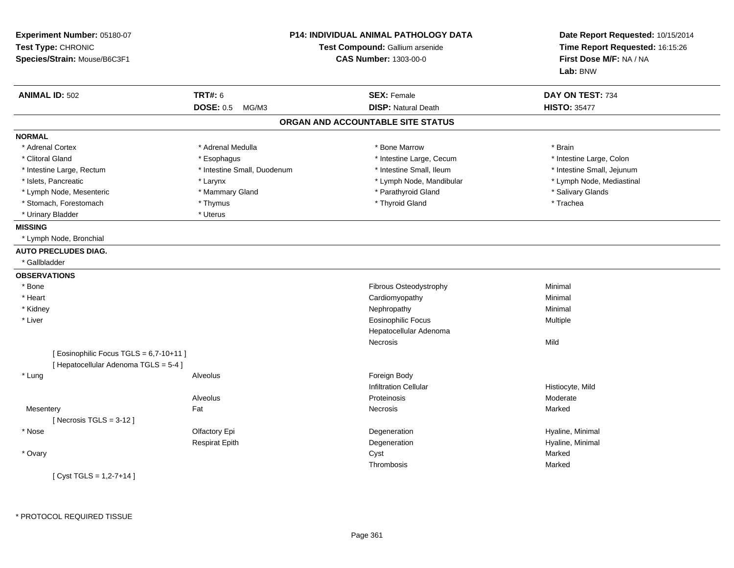**Experiment Number:** 05180-07
**Test Type:** CHRONIC
**Species/Strain:** Mouse/B6C3F1

**P14: INDIVIDUAL ANIMAL PATHOLOGY DATA**
**Test Compound:** Gallium arsenide
**CAS Number:** 1303-00-0

**Date Report Requested:** 10/15/2014
**Time Report Requested:** 16:15:26
**First Dose M/F:** NA / NA
**Lab:** BNW

| **ANIMAL ID:** 502 | **TRT#:** 6 | **SEX:** Female | **DAY ON TEST:** 734 |
|---|---|---|---|
| | **DOSE:** 0.5 MG/M3 | **DISP:** Natural Death | **HISTO:** 35477 |

## ORGAN AND ACCOUNTABLE SITE STATUS

**NORMAL**

| | | | |
|---|---|---|---|
| * Adrenal Cortex | * Adrenal Medulla | * Bone Marrow | * Brain |
| * Clitoral Gland | * Esophagus | * Intestine Large, Cecum | * Intestine Large, Colon |
| * Intestine Large, Rectum | * Intestine Small, Duodenum | * Intestine Small, Ileum | * Intestine Small, Jejunum |
| * Islets, Pancreatic | * Larynx | * Lymph Node, Mandibular | * Lymph Node, Mediastinal |
| * Lymph Node, Mesenteric | * Mammary Gland | * Parathyroid Gland | * Salivary Glands |
| * Stomach, Forestomach | * Thymus | * Thyroid Gland | * Trachea |
| * Urinary Bladder | * Uterus | | |

**MISSING**

* Lymph Node, Bronchial

**AUTO PRECLUDES DIAG.**

* Gallbladder

**OBSERVATIONS**

| | | | |
|---|---|---|---|
| * Bone | | Fibrous Osteodystrophy | Minimal |
| * Heart | | Cardiomyopathy | Minimal |
| * Kidney | | Nephropathy | Minimal |
| * Liver | | Eosinophilic Focus | Multiple |
| | | Hepatocellular Adenoma | |
| | | Necrosis | Mild |
| [ Eosinophilic Focus TGLS = 6,7-10+11 ] | | | |
| [ Hepatocellular Adenoma TGLS = 5-4 ] | | | |
| * Lung | Alveolus | Foreign Body | |
| | | Infiltration Cellular | Histiocyte, Mild |
| | Alveolus | Proteinosis | Moderate |
| Mesentery | Fat | Necrosis | Marked |
| [ Necrosis TGLS = 3-12 ] | | | |
| * Nose | Olfactory Epi | Degeneration | Hyaline, Minimal |
| | Respirat Epith | Degeneration | Hyaline, Minimal |
| * Ovary | | Cyst | Marked |
| | | Thrombosis | Marked |
| [ Cyst TGLS = 1,2-7+14 ] | | | |

* PROTOCOL REQUIRED TISSUE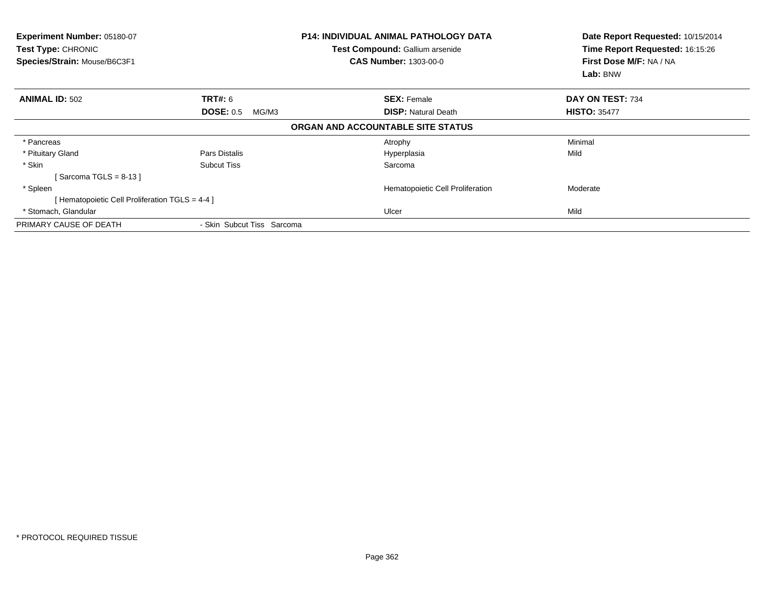**Experiment Number:** 05180-07
**Test Type:** CHRONIC
**Species/Strain:** Mouse/B6C3F1

**P14: INDIVIDUAL ANIMAL PATHOLOGY DATA**
**Test Compound:** Gallium arsenide
**CAS Number:** 1303-00-0

**Date Report Requested:** 10/15/2014
**Time Report Requested:** 16:15:26
**First Dose M/F:** NA / NA
**Lab:** BNW

| **ANIMAL ID:** 502 | **TRT#:** 6 | **SEX:** Female | **DAY ON TEST:** 734 |
|---|---|---|---|
| | **DOSE:** 0.5 MG/M3 | **DISP:** Natural Death | **HISTO:** 35477 |

**ORGAN AND ACCOUNTABLE SITE STATUS**

| | | | |
|---|---|---|---|
| * Pancreas | | Atrophy | Minimal |
| * Pituitary Gland | Pars Distalis | Hyperplasia | Mild |
| * Skin | Subcut Tiss | Sarcoma | |
| [ Sarcoma TGLS = 8-13 ] | | | |
| * Spleen | | Hematopoietic Cell Proliferation | Moderate |
| [ Hematopoietic Cell Proliferation TGLS = 4-4 ] | | | |
| * Stomach, Glandular | | Ulcer | Mild |
| PRIMARY CAUSE OF DEATH | - Skin Subcut Tiss Sarcoma | | |

* PROTOCOL REQUIRED TISSUE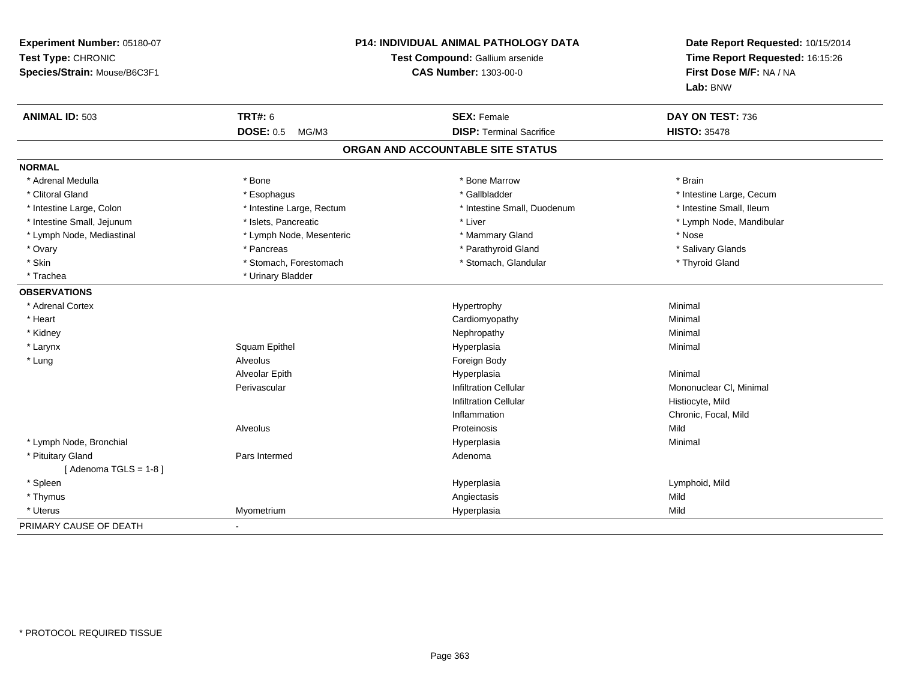**Experiment Number:** 05180-07
**Test Type:** CHRONIC
**Species/Strain:** Mouse/B6C3F1

**P14: INDIVIDUAL ANIMAL PATHOLOGY DATA**
**Test Compound:** Gallium arsenide
**CAS Number:** 1303-00-0

**Date Report Requested:** 10/15/2014
**Time Report Requested:** 16:15:26
**First Dose M/F:** NA / NA
**Lab:** BNW

| **ANIMAL ID:** 503 | **TRT#:** 6 | **SEX:** Female | **DAY ON TEST:** 736 |
|---|---|---|---|
| | **DOSE:** 0.5 MG/M3 | **DISP:** Terminal Sacrifice | **HISTO:** 35478 |

## ORGAN AND ACCOUNTABLE SITE STATUS

**NORMAL**

| | | | |
|---|---|---|---|
| * Adrenal Medulla | * Bone | * Bone Marrow | * Brain |
| * Clitoral Gland | * Esophagus | * Gallbladder | * Intestine Large, Cecum |
| * Intestine Large, Colon | * Intestine Large, Rectum | * Intestine Small, Duodenum | * Intestine Small, Ileum |
| * Intestine Small, Jejunum | * Islets, Pancreatic | * Liver | * Lymph Node, Mandibular |
| * Lymph Node, Mediastinal | * Lymph Node, Mesenteric | * Mammary Gland | * Nose |
| * Ovary | * Pancreas | * Parathyroid Gland | * Salivary Glands |
| * Skin | * Stomach, Forestomach | * Stomach, Glandular | * Thyroid Gland |
| * Trachea | * Urinary Bladder | | |

**OBSERVATIONS**

| | | | |
|---|---|---|---|
| * Adrenal Cortex | | Hypertrophy | Minimal |
| * Heart | | Cardiomyopathy | Minimal |
| * Kidney | | Nephropathy | Minimal |
| * Larynx | Squam Epithel | Hyperplasia | Minimal |
| * Lung | Alveolus | Foreign Body | |
| | Alveolar Epith | Hyperplasia | Minimal |
| | Perivascular | Infiltration Cellular | Mononuclear Cl, Minimal |
| | | Infiltration Cellular | Histiocyte, Mild |
| | | Inflammation | Chronic, Focal, Mild |
| | Alveolus | Proteinosis | Mild |
| * Lymph Node, Bronchial | | Hyperplasia | Minimal |
| * Pituitary Gland | Pars Intermed | Adenoma | |
| [ Adenoma TGLS = 1-8 ] | | | |
| * Spleen | | Hyperplasia | Lymphoid, Mild |
| * Thymus | | Angiectasis | Mild |
| * Uterus | Myometrium | Hyperplasia | Mild |

PRIMARY CAUSE OF DEATH -

* PROTOCOL REQUIRED TISSUE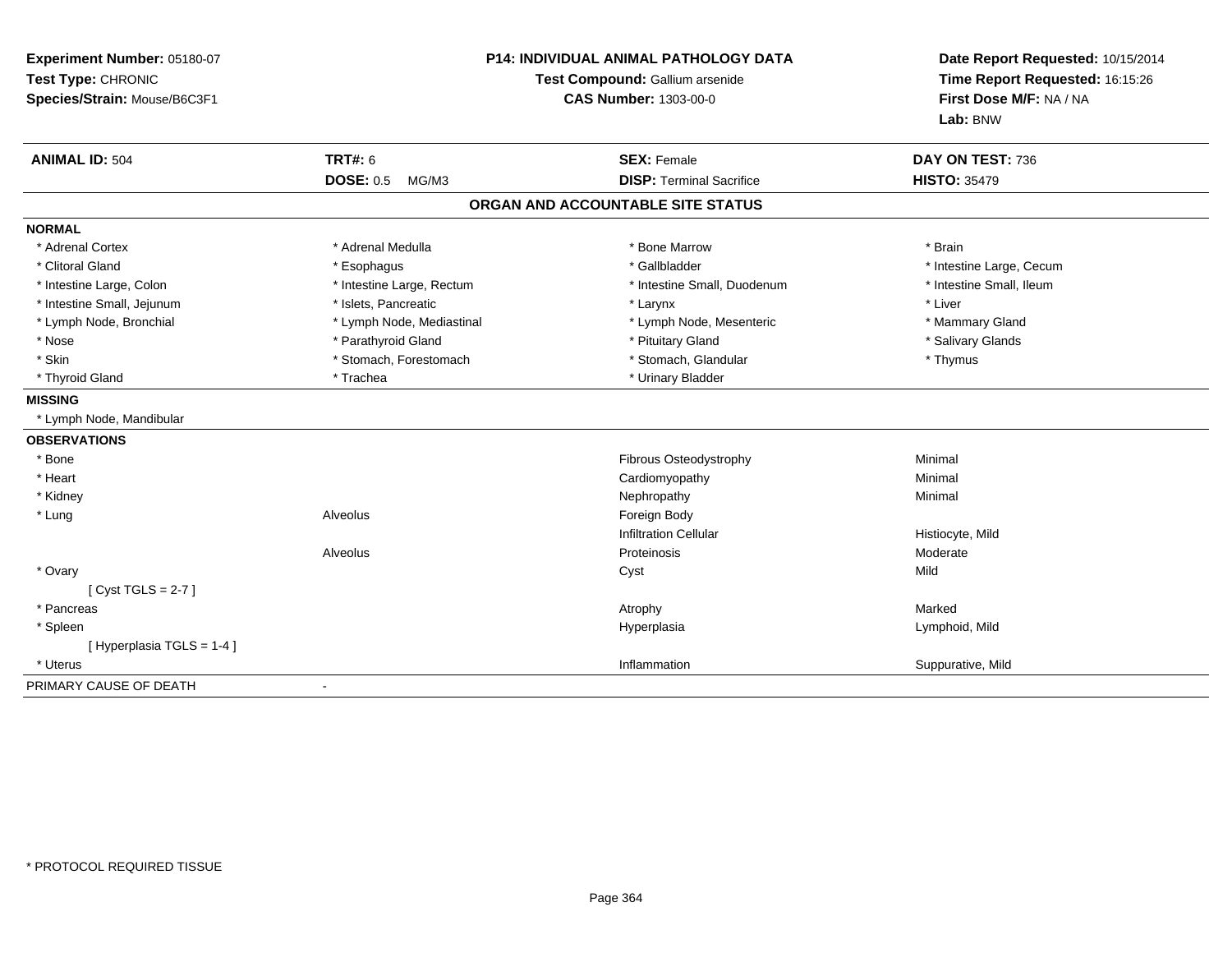**Experiment Number:** 05180-07
**Test Type:** CHRONIC
**Species/Strain:** Mouse/B6C3F1

**P14: INDIVIDUAL ANIMAL PATHOLOGY DATA**
**Test Compound:** Gallium arsenide
**CAS Number:** 1303-00-0

**Date Report Requested:** 10/15/2014
**Time Report Requested:** 16:15:26
**First Dose M/F:** NA / NA
**Lab:** BNW

| **ANIMAL ID:** 504 | **TRT#:** 6 | **SEX:** Female | **DAY ON TEST:** 736 |
|---|---|---|---|
| | **DOSE:** 0.5 MG/M3 | **DISP:** Terminal Sacrifice | **HISTO:** 35479 |

## ORGAN AND ACCOUNTABLE SITE STATUS

**NORMAL**

| | | | |
|---|---|---|---|
| * Adrenal Cortex | * Adrenal Medulla | * Bone Marrow | * Brain |
| * Clitoral Gland | * Esophagus | * Gallbladder | * Intestine Large, Cecum |
| * Intestine Large, Colon | * Intestine Large, Rectum | * Intestine Small, Duodenum | * Intestine Small, Ileum |
| * Intestine Small, Jejunum | * Islets, Pancreatic | * Larynx | * Liver |
| * Lymph Node, Bronchial | * Lymph Node, Mediastinal | * Lymph Node, Mesenteric | * Mammary Gland |
| * Nose | * Parathyroid Gland | * Pituitary Gland | * Salivary Glands |
| * Skin | * Stomach, Forestomach | * Stomach, Glandular | * Thymus |
| * Thyroid Gland | * Trachea | * Urinary Bladder | |

**MISSING**

* Lymph Node, Mandibular

**OBSERVATIONS**

| | | | |
|---|---|---|---|
| * Bone | | Fibrous Osteodystrophy | Minimal |
| * Heart | | Cardiomyopathy | Minimal |
| * Kidney | | Nephropathy | Minimal |
| * Lung | Alveolus | Foreign Body | |
| | | Infiltration Cellular | Histiocyte, Mild |
| | Alveolus | Proteinosis | Moderate |
| * Ovary | | Cyst | Mild |
| [ Cyst TGLS = 2-7 ] | | | |
| * Pancreas | | Atrophy | Marked |
| * Spleen | | Hyperplasia | Lymphoid, Mild |
| [ Hyperplasia TGLS = 1-4 ] | | | |
| * Uterus | | Inflammation | Suppurative, Mild |

PRIMARY CAUSE OF DEATH -

* PROTOCOL REQUIRED TISSUE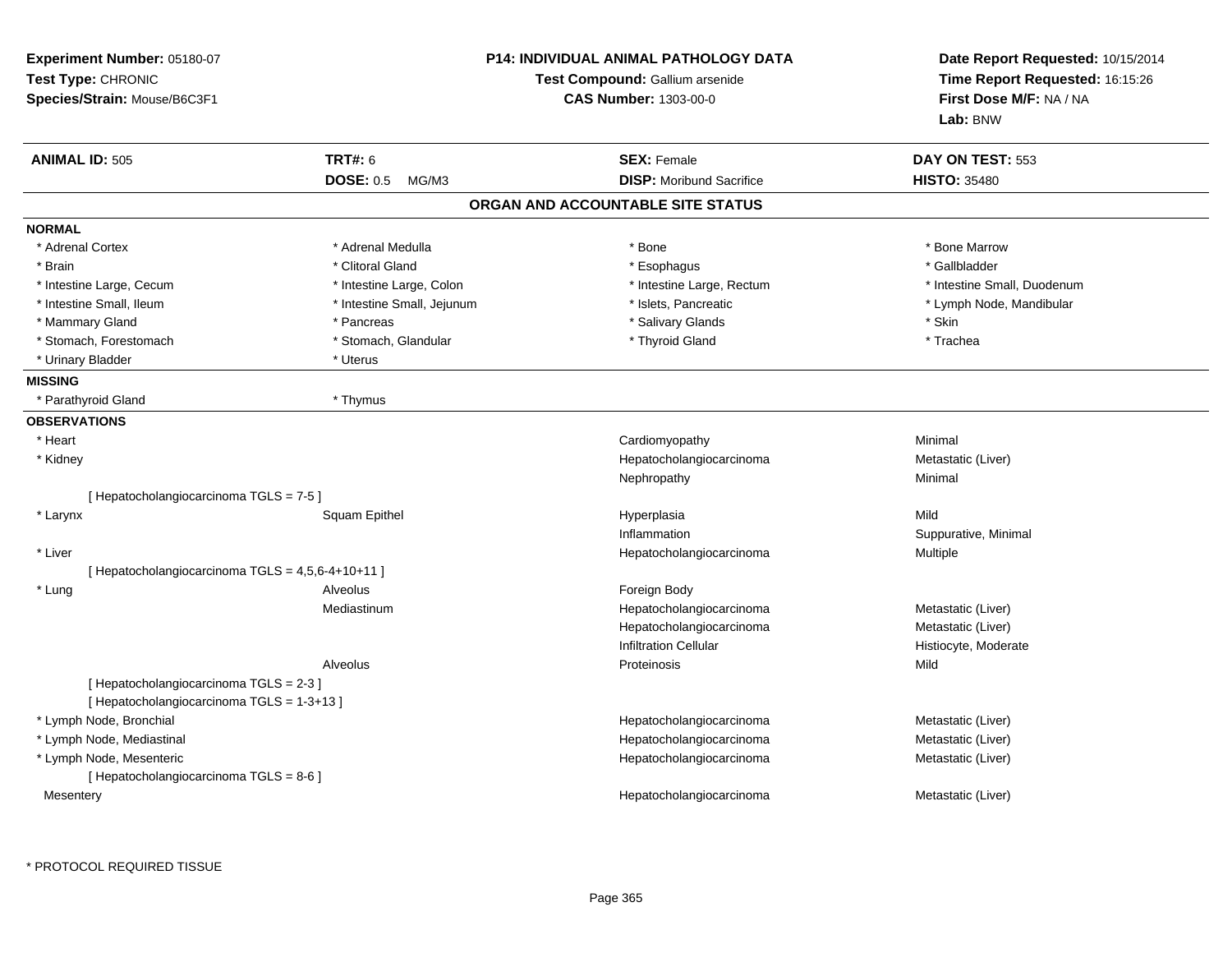**Experiment Number:** 05180-07
**Test Type:** CHRONIC
**Species/Strain:** Mouse/B6C3F1

**P14: INDIVIDUAL ANIMAL PATHOLOGY DATA**
**Test Compound:** Gallium arsenide
**CAS Number:** 1303-00-0

**Date Report Requested:** 10/15/2014
**Time Report Requested:** 16:15:26
**First Dose M/F:** NA / NA
**Lab:** BNW

| **ANIMAL ID:** 505 | **TRT#:** 6 | **SEX:** Female | **DAY ON TEST:** 553 |
|---|---|---|---|
| | **DOSE:** 0.5 MG/M3 | **DISP:** Moribund Sacrifice | **HISTO:** 35480 |

## ORGAN AND ACCOUNTABLE SITE STATUS

**NORMAL**

| | | | |
|---|---|---|---|
| * Adrenal Cortex | * Adrenal Medulla | * Bone | * Bone Marrow |
| * Brain | * Clitoral Gland | * Esophagus | * Gallbladder |
| * Intestine Large, Cecum | * Intestine Large, Colon | * Intestine Large, Rectum | * Intestine Small, Duodenum |
| * Intestine Small, Ileum | * Intestine Small, Jejunum | * Islets, Pancreatic | * Lymph Node, Mandibular |
| * Mammary Gland | * Pancreas | * Salivary Glands | * Skin |
| * Stomach, Forestomach | * Stomach, Glandular | * Thyroid Gland | * Trachea |
| * Urinary Bladder | * Uterus | | |

**MISSING**

| | |
|---|---|
| * Parathyroid Gland | * Thymus |

**OBSERVATIONS**

| Organ | Site | Observation | Qualifier |
|---|---|---|---|
| * Heart | | Cardiomyopathy | Minimal |
| * Kidney | | Hepatocholangiocarcinoma | Metastatic (Liver) |
| | | Nephropathy | Minimal |
| [ Hepatocholangiocarcinoma TGLS = 7-5 ] | | | |
| * Larynx | Squam Epithel | Hyperplasia | Mild |
| | | Inflammation | Suppurative, Minimal |
| * Liver | | Hepatocholangiocarcinoma | Multiple |
| [ Hepatocholangiocarcinoma TGLS = 4,5,6-4+10+11 ] | | | |
| * Lung | Alveolus | Foreign Body | |
| | Mediastinum | Hepatocholangiocarcinoma | Metastatic (Liver) |
| | | Hepatocholangiocarcinoma | Metastatic (Liver) |
| | | Infiltration Cellular | Histiocyte, Moderate |
| | Alveolus | Proteinosis | Mild |
| [ Hepatocholangiocarcinoma TGLS = 2-3 ] | | | |
| [ Hepatocholangiocarcinoma TGLS = 1-3+13 ] | | | |
| * Lymph Node, Bronchial | | Hepatocholangiocarcinoma | Metastatic (Liver) |
| * Lymph Node, Mediastinal | | Hepatocholangiocarcinoma | Metastatic (Liver) |
| * Lymph Node, Mesenteric | | Hepatocholangiocarcinoma | Metastatic (Liver) |
| [ Hepatocholangiocarcinoma TGLS = 8-6 ] | | | |
| Mesentery | | Hepatocholangiocarcinoma | Metastatic (Liver) |

\* PROTOCOL REQUIRED TISSUE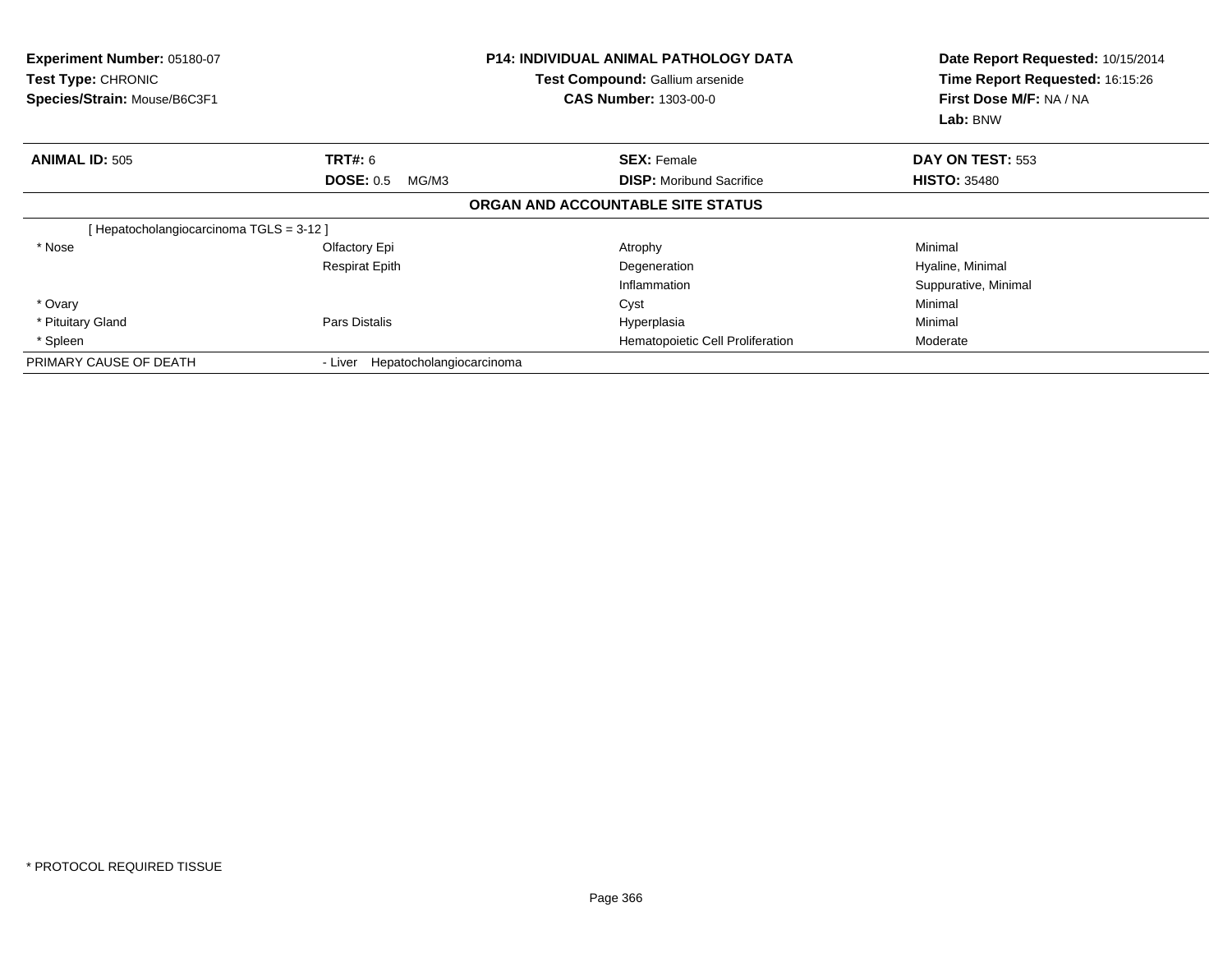**Experiment Number:** 05180-07
**Test Type:** CHRONIC
**Species/Strain:** Mouse/B6C3F1

**P14: INDIVIDUAL ANIMAL PATHOLOGY DATA**
**Test Compound:** Gallium arsenide
**CAS Number:** 1303-00-0

**Date Report Requested:** 10/15/2014
**Time Report Requested:** 16:15:26
**First Dose M/F:** NA / NA
**Lab:** BNW

| **ANIMAL ID:** 505 | **TRT#:** 6 | **SEX:** Female | **DAY ON TEST:** 553 |
|---|---|---|---|
| | **DOSE:** 0.5 MG/M3 | **DISP:** Moribund Sacrifice | **HISTO:** 35480 |

**ORGAN AND ACCOUNTABLE SITE STATUS**

| | | | |
|---|---|---|---|
| [ Hepatocholangiocarcinoma TGLS = 3-12 ] | | | |
| * Nose | Olfactory Epi | Atrophy | Minimal |
| | Respirat Epith | Degeneration | Hyaline, Minimal |
| | | Inflammation | Suppurative, Minimal |
| * Ovary | | Cyst | Minimal |
| * Pituitary Gland | Pars Distalis | Hyperplasia | Minimal |
| * Spleen | | Hematopoietic Cell Proliferation | Moderate |
| PRIMARY CAUSE OF DEATH | - Liver Hepatocholangiocarcinoma | | |

* PROTOCOL REQUIRED TISSUE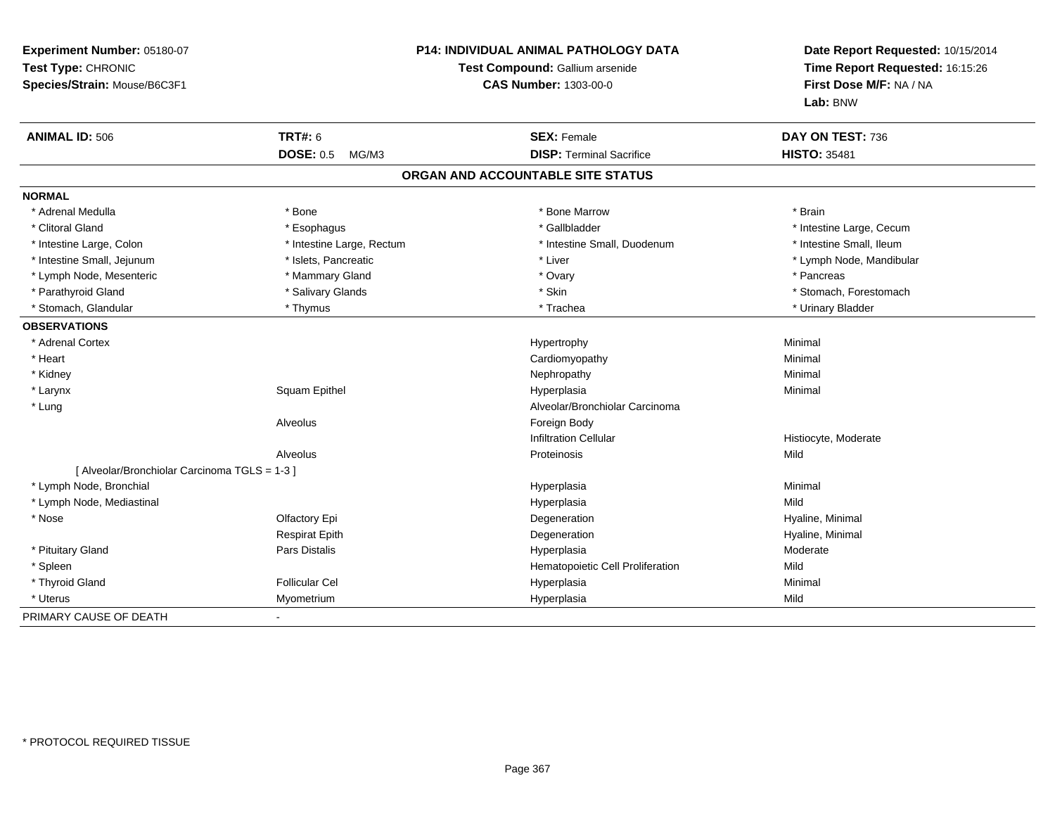**Experiment Number:** 05180-07
**Test Type:** CHRONIC
**Species/Strain:** Mouse/B6C3F1

**P14: INDIVIDUAL ANIMAL PATHOLOGY DATA**
**Test Compound:** Gallium arsenide
**CAS Number:** 1303-00-0

**Date Report Requested:** 10/15/2014
**Time Report Requested:** 16:15:26
**First Dose M/F:** NA / NA
**Lab:** BNW

| **ANIMAL ID:** 506 | **TRT#:** 6 | **SEX:** Female | **DAY ON TEST:** 736 |
|---|---|---|---|
| | **DOSE:** 0.5 MG/M3 | **DISP:** Terminal Sacrifice | **HISTO:** 35481 |

## ORGAN AND ACCOUNTABLE SITE STATUS

| | | | |
|---|---|---|---|
| **NORMAL** | | | |
| * Adrenal Medulla | * Bone | * Bone Marrow | * Brain |
| * Clitoral Gland | * Esophagus | * Gallbladder | * Intestine Large, Cecum |
| * Intestine Large, Colon | * Intestine Large, Rectum | * Intestine Small, Duodenum | * Intestine Small, Ileum |
| * Intestine Small, Jejunum | * Islets, Pancreatic | * Liver | * Lymph Node, Mandibular |
| * Lymph Node, Mesenteric | * Mammary Gland | * Ovary | * Pancreas |
| * Parathyroid Gland | * Salivary Glands | * Skin | * Stomach, Forestomach |
| * Stomach, Glandular | * Thymus | * Trachea | * Urinary Bladder |
| **OBSERVATIONS** | | | |
| * Adrenal Cortex | | Hypertrophy | Minimal |
| * Heart | | Cardiomyopathy | Minimal |
| * Kidney | | Nephropathy | Minimal |
| * Larynx | Squam Epithel | Hyperplasia | Minimal |
| * Lung | | Alveolar/Bronchiolar Carcinoma | |
| | Alveolus | Foreign Body | |
| | | Infiltration Cellular | Histiocyte, Moderate |
| | Alveolus | Proteinosis | Mild |
| [ Alveolar/Bronchiolar Carcinoma TGLS = 1-3 ] | | | |
| * Lymph Node, Bronchial | | Hyperplasia | Minimal |
| * Lymph Node, Mediastinal | | Hyperplasia | Mild |
| * Nose | Olfactory Epi | Degeneration | Hyaline, Minimal |
| | Respirat Epith | Degeneration | Hyaline, Minimal |
| * Pituitary Gland | Pars Distalis | Hyperplasia | Moderate |
| * Spleen | | Hematopoietic Cell Proliferation | Mild |
| * Thyroid Gland | Follicular Cel | Hyperplasia | Minimal |
| * Uterus | Myometrium | Hyperplasia | Mild |
| PRIMARY CAUSE OF DEATH | - | | |

* PROTOCOL REQUIRED TISSUE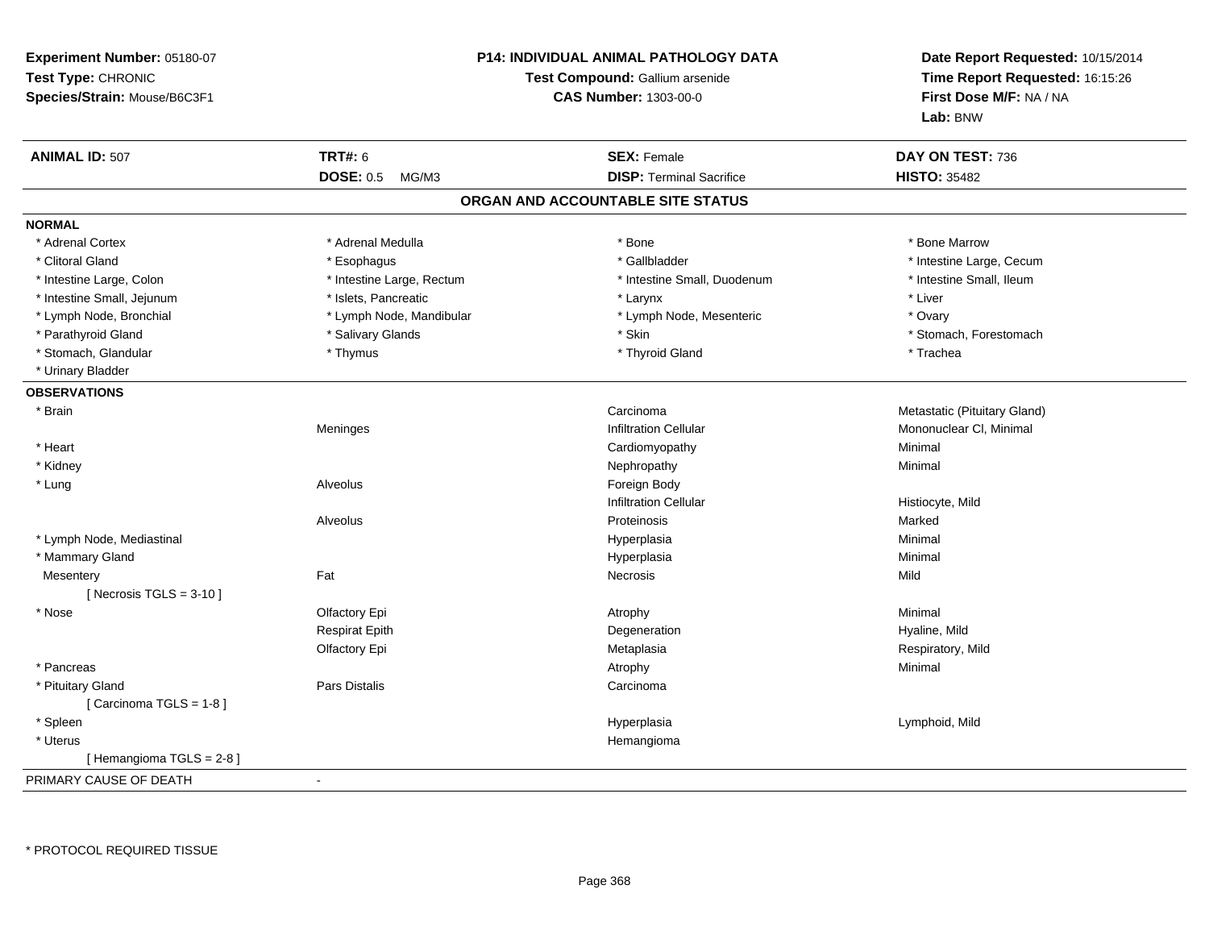**Experiment Number:** 05180-07
**Test Type:** CHRONIC
**Species/Strain:** Mouse/B6C3F1

**P14: INDIVIDUAL ANIMAL PATHOLOGY DATA**
**Test Compound:** Gallium arsenide
**CAS Number:** 1303-00-0

**Date Report Requested:** 10/15/2014
**Time Report Requested:** 16:15:26
**First Dose M/F:** NA / NA
**Lab:** BNW

| **ANIMAL ID:** 507 | **TRT#:** 6 | **SEX:** Female | **DAY ON TEST:** 736 |
|---|---|---|---|
| | **DOSE:** 0.5 MG/M3 | **DISP:** Terminal Sacrifice | **HISTO:** 35482 |

## ORGAN AND ACCOUNTABLE SITE STATUS

**NORMAL**

| | | | |
|---|---|---|---|
| * Adrenal Cortex | * Adrenal Medulla | * Bone | * Bone Marrow |
| * Clitoral Gland | * Esophagus | * Gallbladder | * Intestine Large, Cecum |
| * Intestine Large, Colon | * Intestine Large, Rectum | * Intestine Small, Duodenum | * Intestine Small, Ileum |
| * Intestine Small, Jejunum | * Islets, Pancreatic | * Larynx | * Liver |
| * Lymph Node, Bronchial | * Lymph Node, Mandibular | * Lymph Node, Mesenteric | * Ovary |
| * Parathyroid Gland | * Salivary Glands | * Skin | * Stomach, Forestomach |
| * Stomach, Glandular | * Thymus | * Thyroid Gland | * Trachea |
| * Urinary Bladder | | | |

**OBSERVATIONS**

| | | | |
|---|---|---|---|
| * Brain | | Carcinoma | Metastatic (Pituitary Gland) |
| | Meninges | Infiltration Cellular | Mononuclear Cl, Minimal |
| * Heart | | Cardiomyopathy | Minimal |
| * Kidney | | Nephropathy | Minimal |
| * Lung | Alveolus | Foreign Body | |
| | | Infiltration Cellular | Histiocyte, Mild |
| | Alveolus | Proteinosis | Marked |
| * Lymph Node, Mediastinal | | Hyperplasia | Minimal |
| * Mammary Gland | | Hyperplasia | Minimal |
| Mesentery | Fat | Necrosis | Mild |
| [ Necrosis TGLS = 3-10 ] | | | |
| * Nose | Olfactory Epi | Atrophy | Minimal |
| | Respirat Epith | Degeneration | Hyaline, Mild |
| | Olfactory Epi | Metaplasia | Respiratory, Mild |
| * Pancreas | | Atrophy | Minimal |
| * Pituitary Gland | Pars Distalis | Carcinoma | |
| [ Carcinoma TGLS = 1-8 ] | | | |
| * Spleen | | Hyperplasia | Lymphoid, Mild |
| * Uterus | | Hemangioma | |
| [ Hemangioma TGLS = 2-8 ] | | | |

PRIMARY CAUSE OF DEATH -

* PROTOCOL REQUIRED TISSUE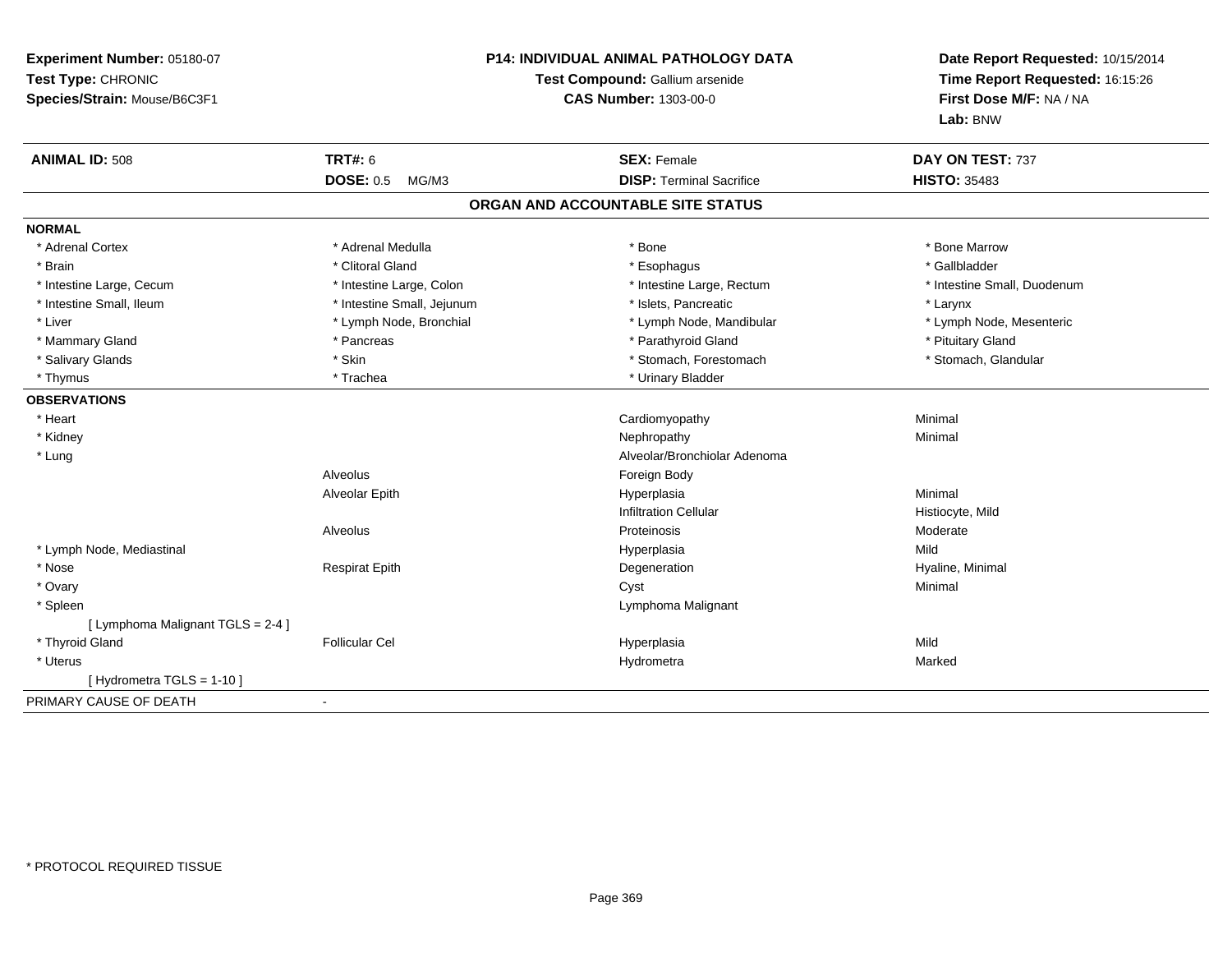**Experiment Number:** 05180-07
**Test Type:** CHRONIC
**Species/Strain:** Mouse/B6C3F1

**P14: INDIVIDUAL ANIMAL PATHOLOGY DATA**
**Test Compound:** Gallium arsenide
**CAS Number:** 1303-00-0

**Date Report Requested:** 10/15/2014
**Time Report Requested:** 16:15:26
**First Dose M/F:** NA / NA
**Lab:** BNW

| **ANIMAL ID:** 508 | **TRT#:** 6 | **SEX:** Female | **DAY ON TEST:** 737 |
|---|---|---|---|
| | **DOSE:** 0.5 MG/M3 | **DISP:** Terminal Sacrifice | **HISTO:** 35483 |

**ORGAN AND ACCOUNTABLE SITE STATUS**

**NORMAL**

| | | | |
|---|---|---|---|
| * Adrenal Cortex | * Adrenal Medulla | * Bone | * Bone Marrow |
| * Brain | * Clitoral Gland | * Esophagus | * Gallbladder |
| * Intestine Large, Cecum | * Intestine Large, Colon | * Intestine Large, Rectum | * Intestine Small, Duodenum |
| * Intestine Small, Ileum | * Intestine Small, Jejunum | * Islets, Pancreatic | * Larynx |
| * Liver | * Lymph Node, Bronchial | * Lymph Node, Mandibular | * Lymph Node, Mesenteric |
| * Mammary Gland | * Pancreas | * Parathyroid Gland | * Pituitary Gland |
| * Salivary Glands | * Skin | * Stomach, Forestomach | * Stomach, Glandular |
| * Thymus | * Trachea | * Urinary Bladder | |

**OBSERVATIONS**

| | | | |
|---|---|---|---|
| * Heart | | Cardiomyopathy | Minimal |
| * Kidney | | Nephropathy | Minimal |
| * Lung | | Alveolar/Bronchiolar Adenoma | |
| | Alveolus | Foreign Body | |
| | Alveolar Epith | Hyperplasia | Minimal |
| | | Infiltration Cellular | Histiocyte, Mild |
| | Alveolus | Proteinosis | Moderate |
| * Lymph Node, Mediastinal | | Hyperplasia | Mild |
| * Nose | Respirat Epith | Degeneration | Hyaline, Minimal |
| * Ovary | | Cyst | Minimal |
| * Spleen | | Lymphoma Malignant | |
| [ Lymphoma Malignant TGLS = 2-4 ] | | | |
| * Thyroid Gland | Follicular Cel | Hyperplasia | Mild |
| * Uterus | | Hydrometra | Marked |
| [ Hydrometra TGLS = 1-10 ] | | | |

PRIMARY CAUSE OF DEATH -

* PROTOCOL REQUIRED TISSUE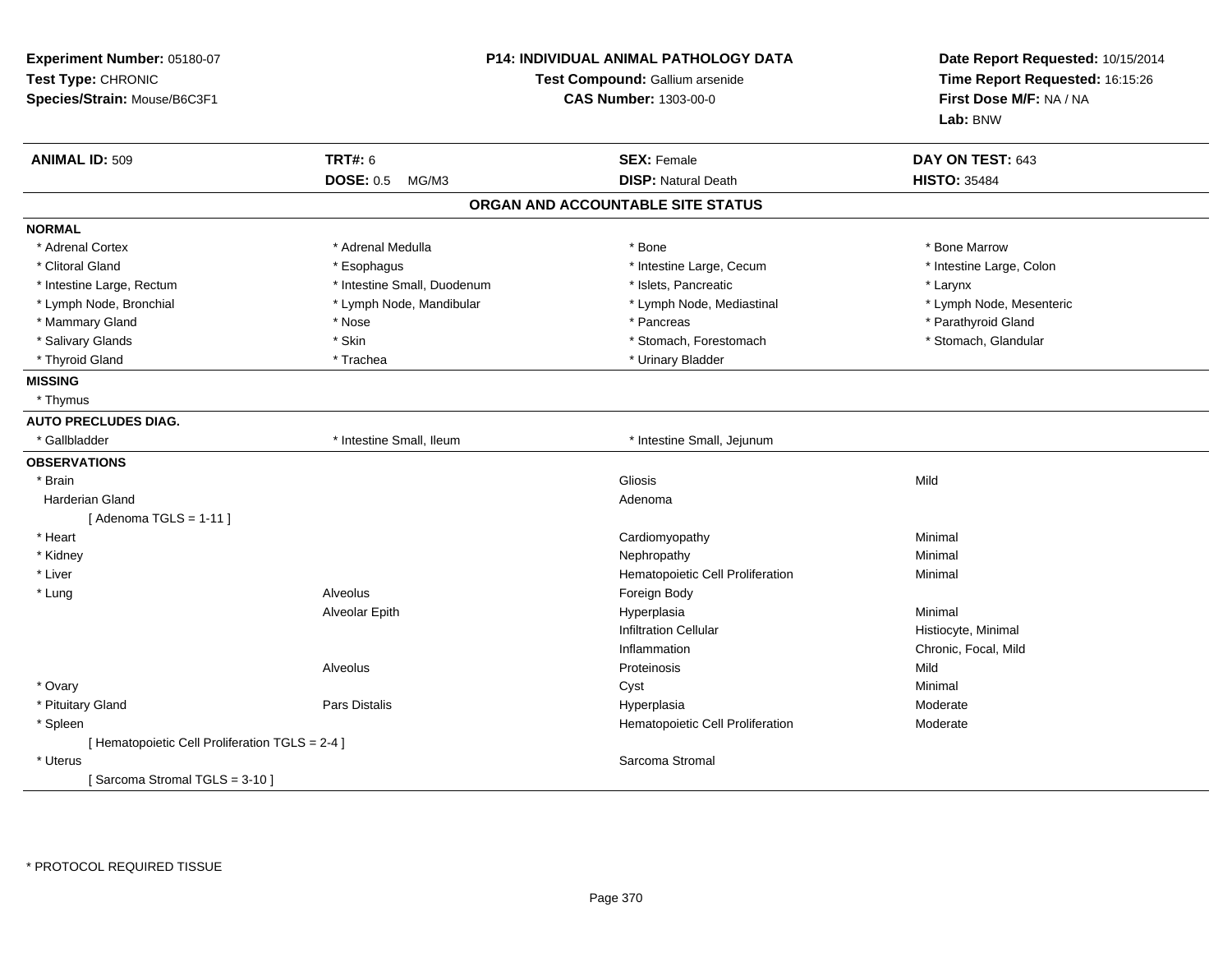**Experiment Number:** 05180-07
**Test Type:** CHRONIC
**Species/Strain:** Mouse/B6C3F1

**P14: INDIVIDUAL ANIMAL PATHOLOGY DATA**
**Test Compound:** Gallium arsenide
**CAS Number:** 1303-00-0

**Date Report Requested:** 10/15/2014
**Time Report Requested:** 16:15:26
**First Dose M/F:** NA / NA
**Lab:** BNW

| **ANIMAL ID:** 509 | **TRT#:** 6 | **SEX:** Female | **DAY ON TEST:** 643 |
|---|---|---|---|
| | **DOSE:** 0.5 MG/M3 | **DISP:** Natural Death | **HISTO:** 35484 |

## ORGAN AND ACCOUNTABLE SITE STATUS

**NORMAL**

| | | | |
|---|---|---|---|
| * Adrenal Cortex | * Adrenal Medulla | * Bone | * Bone Marrow |
| * Clitoral Gland | * Esophagus | * Intestine Large, Cecum | * Intestine Large, Colon |
| * Intestine Large, Rectum | * Intestine Small, Duodenum | * Islets, Pancreatic | * Larynx |
| * Lymph Node, Bronchial | * Lymph Node, Mandibular | * Lymph Node, Mediastinal | * Lymph Node, Mesenteric |
| * Mammary Gland | * Nose | * Pancreas | * Parathyroid Gland |
| * Salivary Glands | * Skin | * Stomach, Forestomach | * Stomach, Glandular |
| * Thyroid Gland | * Trachea | * Urinary Bladder | |

**MISSING**

* Thymus

**AUTO PRECLUDES DIAG.**

| | | |
|---|---|---|
| * Gallbladder | * Intestine Small, Ileum | * Intestine Small, Jejunum |

**OBSERVATIONS**

| Organ | Site | Observation | Severity |
|---|---|---|---|
| * Brain | | Gliosis | Mild |
| Harderian Gland | | Adenoma | |
| [ Adenoma TGLS = 1-11 ] | | | |
| * Heart | | Cardiomyopathy | Minimal |
| * Kidney | | Nephropathy | Minimal |
| * Liver | | Hematopoietic Cell Proliferation | Minimal |
| * Lung | Alveolus | Foreign Body | |
| | Alveolar Epith | Hyperplasia | Minimal |
| | | Infiltration Cellular | Histiocyte, Minimal |
| | | Inflammation | Chronic, Focal, Mild |
| | Alveolus | Proteinosis | Mild |
| * Ovary | | Cyst | Minimal |
| * Pituitary Gland | Pars Distalis | Hyperplasia | Moderate |
| * Spleen | | Hematopoietic Cell Proliferation | Moderate |
| [ Hematopoietic Cell Proliferation TGLS = 2-4 ] | | | |
| * Uterus | | Sarcoma Stromal | |
| [ Sarcoma Stromal TGLS = 3-10 ] | | | |

* PROTOCOL REQUIRED TISSUE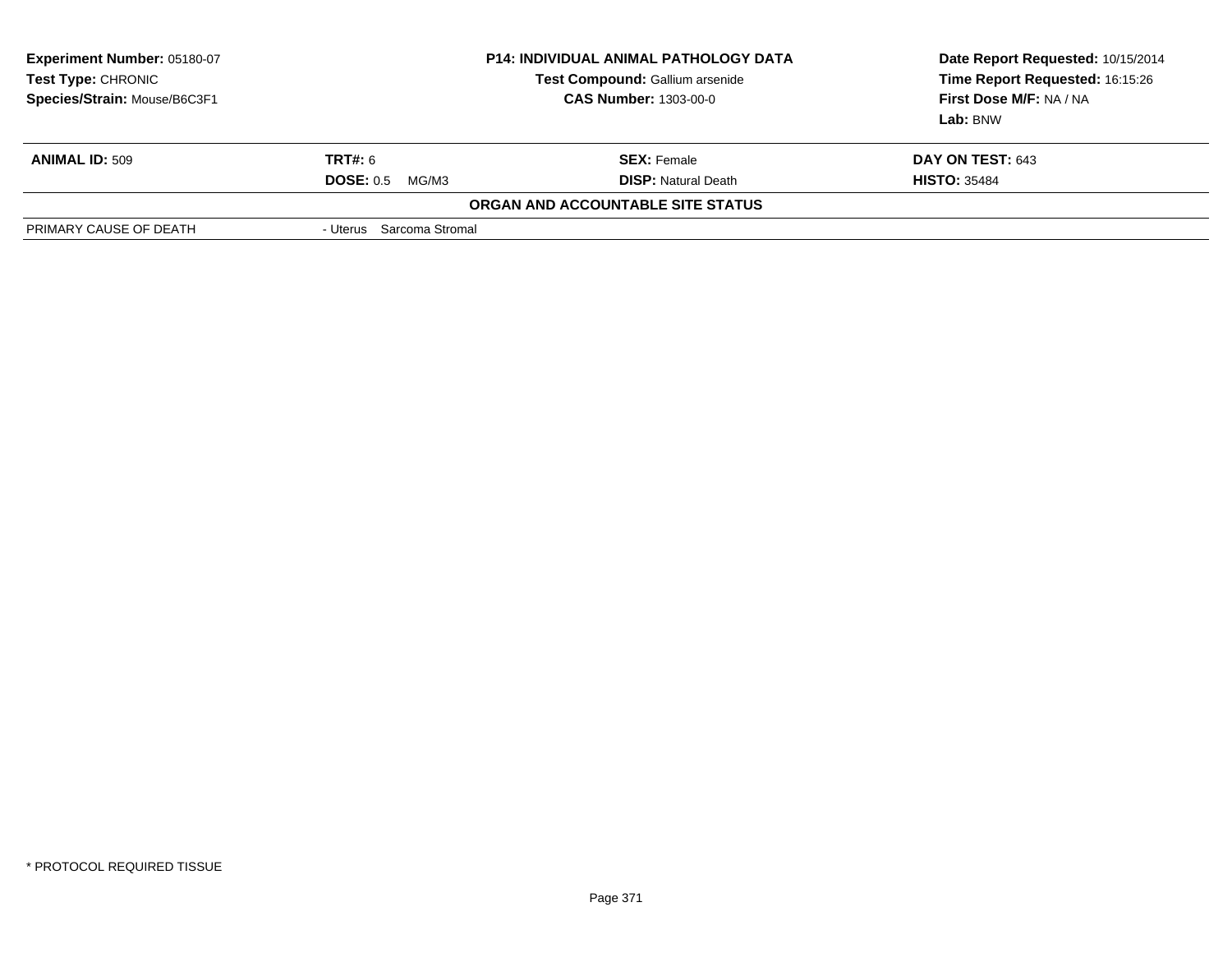**Experiment Number:** 05180-07
**Test Type:** CHRONIC
**Species/Strain:** Mouse/B6C3F1

**P14: INDIVIDUAL ANIMAL PATHOLOGY DATA**
**Test Compound:** Gallium arsenide
**CAS Number:** 1303-00-0

**Date Report Requested:** 10/15/2014
**Time Report Requested:** 16:15:26
**First Dose M/F:** NA / NA
**Lab:** BNW

| **ANIMAL ID:** 509 | **TRT#:** 6 | **SEX:** Female | **DAY ON TEST:** 643 |
|---|---|---|---|
| | **DOSE:** 0.5 MG/M3 | **DISP:** Natural Death | **HISTO:** 35484 |

**ORGAN AND ACCOUNTABLE SITE STATUS**

| | |
|---|---|
| PRIMARY CAUSE OF DEATH | - Uterus Sarcoma Stromal |

* PROTOCOL REQUIRED TISSUE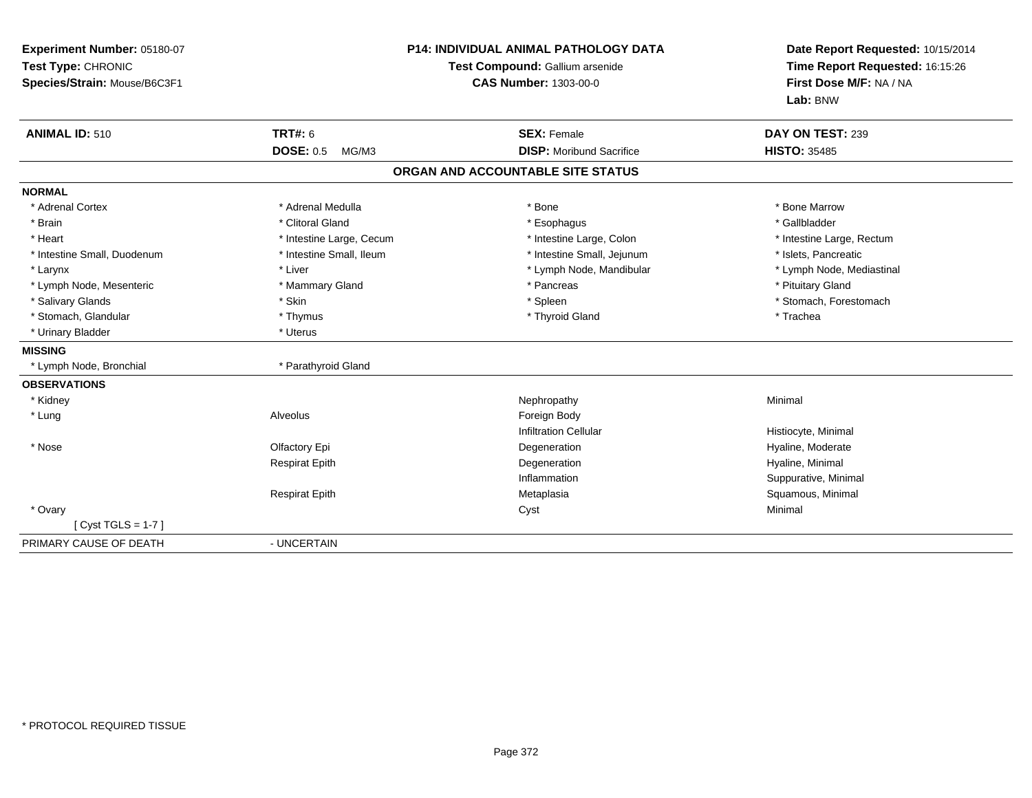**Experiment Number:** 05180-07
**Test Type:** CHRONIC
**Species/Strain:** Mouse/B6C3F1

**P14: INDIVIDUAL ANIMAL PATHOLOGY DATA**
**Test Compound:** Gallium arsenide
**CAS Number:** 1303-00-0

**Date Report Requested:** 10/15/2014
**Time Report Requested:** 16:15:26
**First Dose M/F:** NA / NA
**Lab:** BNW

| **ANIMAL ID:** 510 | **TRT#:** 6 | **SEX:** Female | **DAY ON TEST:** 239 |
|---|---|---|---|
| | **DOSE:** 0.5 MG/M3 | **DISP:** Moribund Sacrifice | **HISTO:** 35485 |

**ORGAN AND ACCOUNTABLE SITE STATUS**

**NORMAL**

| | | | |
|---|---|---|---|
| * Adrenal Cortex | * Adrenal Medulla | * Bone | * Bone Marrow |
| * Brain | * Clitoral Gland | * Esophagus | * Gallbladder |
| * Heart | * Intestine Large, Cecum | * Intestine Large, Colon | * Intestine Large, Rectum |
| * Intestine Small, Duodenum | * Intestine Small, Ileum | * Intestine Small, Jejunum | * Islets, Pancreatic |
| * Larynx | * Liver | * Lymph Node, Mandibular | * Lymph Node, Mediastinal |
| * Lymph Node, Mesenteric | * Mammary Gland | * Pancreas | * Pituitary Gland |
| * Salivary Glands | * Skin | * Spleen | * Stomach, Forestomach |
| * Stomach, Glandular | * Thymus | * Thyroid Gland | * Trachea |
| * Urinary Bladder | * Uterus | | |

**MISSING**

| | |
|---|---|
| * Lymph Node, Bronchial | * Parathyroid Gland |

**OBSERVATIONS**

| | | | |
|---|---|---|---|
| * Kidney | | Nephropathy | Minimal |
| * Lung | Alveolus | Foreign Body | |
| | | Infiltration Cellular | Histiocyte, Minimal |
| * Nose | Olfactory Epi | Degeneration | Hyaline, Moderate |
| | Respirat Epith | Degeneration | Hyaline, Minimal |
| | | Inflammation | Suppurative, Minimal |
| | Respirat Epith | Metaplasia | Squamous, Minimal |
| * Ovary | | Cyst | Minimal |
| [ Cyst TGLS = 1-7 ] | | | |

PRIMARY CAUSE OF DEATH - UNCERTAIN

* PROTOCOL REQUIRED TISSUE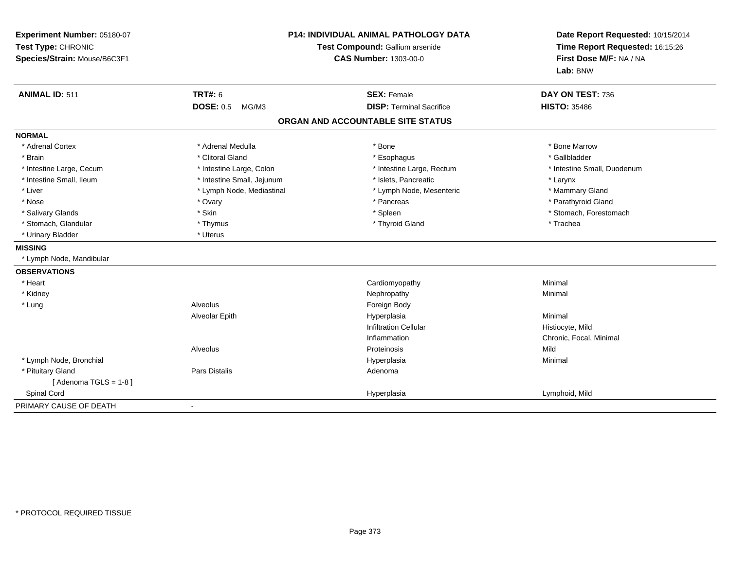**Experiment Number:** 05180-07
**Test Type:** CHRONIC
**Species/Strain:** Mouse/B6C3F1

**P14: INDIVIDUAL ANIMAL PATHOLOGY DATA**
**Test Compound:** Gallium arsenide
**CAS Number:** 1303-00-0

**Date Report Requested:** 10/15/2014
**Time Report Requested:** 16:15:26
**First Dose M/F:** NA / NA
**Lab:** BNW

| **ANIMAL ID:** 511 | **TRT#:** 6 | **SEX:** Female | **DAY ON TEST:** 736 |
|---|---|---|---|
| | **DOSE:** 0.5 MG/M3 | **DISP:** Terminal Sacrifice | **HISTO:** 35486 |

## ORGAN AND ACCOUNTABLE SITE STATUS

**NORMAL**

| | | | |
|---|---|---|---|
| * Adrenal Cortex | * Adrenal Medulla | * Bone | * Bone Marrow |
| * Brain | * Clitoral Gland | * Esophagus | * Gallbladder |
| * Intestine Large, Cecum | * Intestine Large, Colon | * Intestine Large, Rectum | * Intestine Small, Duodenum |
| * Intestine Small, Ileum | * Intestine Small, Jejunum | * Islets, Pancreatic | * Larynx |
| * Liver | * Lymph Node, Mediastinal | * Lymph Node, Mesenteric | * Mammary Gland |
| * Nose | * Ovary | * Pancreas | * Parathyroid Gland |
| * Salivary Glands | * Skin | * Spleen | * Stomach, Forestomach |
| * Stomach, Glandular | * Thymus | * Thyroid Gland | * Trachea |
| * Urinary Bladder | * Uterus | | |

**MISSING**

* Lymph Node, Mandibular

**OBSERVATIONS**

| | | | |
|---|---|---|---|
| * Heart | | Cardiomyopathy | Minimal |
| * Kidney | | Nephropathy | Minimal |
| * Lung | Alveolus | Foreign Body | |
| | Alveolar Epith | Hyperplasia | Minimal |
| | | Infiltration Cellular | Histiocyte, Mild |
| | | Inflammation | Chronic, Focal, Minimal |
| | Alveolus | Proteinosis | Mild |
| * Lymph Node, Bronchial | | Hyperplasia | Minimal |
| * Pituitary Gland | Pars Distalis | Adenoma | |
| [ Adenoma TGLS = 1-8 ] | | | |
| Spinal Cord | | Hyperplasia | Lymphoid, Mild |

PRIMARY CAUSE OF DEATH -

\* PROTOCOL REQUIRED TISSUE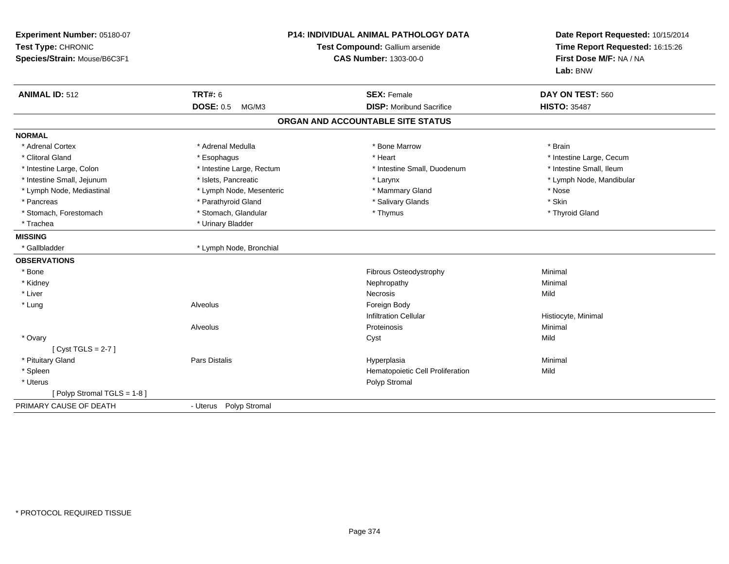**Experiment Number:** 05180-07
**Test Type:** CHRONIC
**Species/Strain:** Mouse/B6C3F1

**P14: INDIVIDUAL ANIMAL PATHOLOGY DATA**
**Test Compound:** Gallium arsenide
**CAS Number:** 1303-00-0

**Date Report Requested:** 10/15/2014
**Time Report Requested:** 16:15:26
**First Dose M/F:** NA / NA
**Lab:** BNW

| **ANIMAL ID:** 512 | **TRT#:** 6 | **SEX:** Female | **DAY ON TEST:** 560 |
|---|---|---|---|
| | **DOSE:** 0.5 MG/M3 | **DISP:** Moribund Sacrifice | **HISTO:** 35487 |

## ORGAN AND ACCOUNTABLE SITE STATUS

**NORMAL**

| | | | |
|---|---|---|---|
| * Adrenal Cortex | * Adrenal Medulla | * Bone Marrow | * Brain |
| * Clitoral Gland | * Esophagus | * Heart | * Intestine Large, Cecum |
| * Intestine Large, Colon | * Intestine Large, Rectum | * Intestine Small, Duodenum | * Intestine Small, Ileum |
| * Intestine Small, Jejunum | * Islets, Pancreatic | * Larynx | * Lymph Node, Mandibular |
| * Lymph Node, Mediastinal | * Lymph Node, Mesenteric | * Mammary Gland | * Nose |
| * Pancreas | * Parathyroid Gland | * Salivary Glands | * Skin |
| * Stomach, Forestomach | * Stomach, Glandular | * Thymus | * Thyroid Gland |
| * Trachea | * Urinary Bladder | | |

**MISSING**

| | |
|---|---|
| * Gallbladder | * Lymph Node, Bronchial |

**OBSERVATIONS**

| | | | |
|---|---|---|---|
| * Bone | | Fibrous Osteodystrophy | Minimal |
| * Kidney | | Nephropathy | Minimal |
| * Liver | | Necrosis | Mild |
| * Lung | Alveolus | Foreign Body | |
| | | Infiltration Cellular | Histiocyte, Minimal |
| | Alveolus | Proteinosis | Minimal |
| * Ovary | | Cyst | Mild |
| [ Cyst TGLS = 2-7 ] | | | |
| * Pituitary Gland | Pars Distalis | Hyperplasia | Minimal |
| * Spleen | | Hematopoietic Cell Proliferation | Mild |
| * Uterus | | Polyp Stromal | |
| [ Polyp Stromal TGLS = 1-8 ] | | | |

PRIMARY CAUSE OF DEATH - Uterus Polyp Stromal

* PROTOCOL REQUIRED TISSUE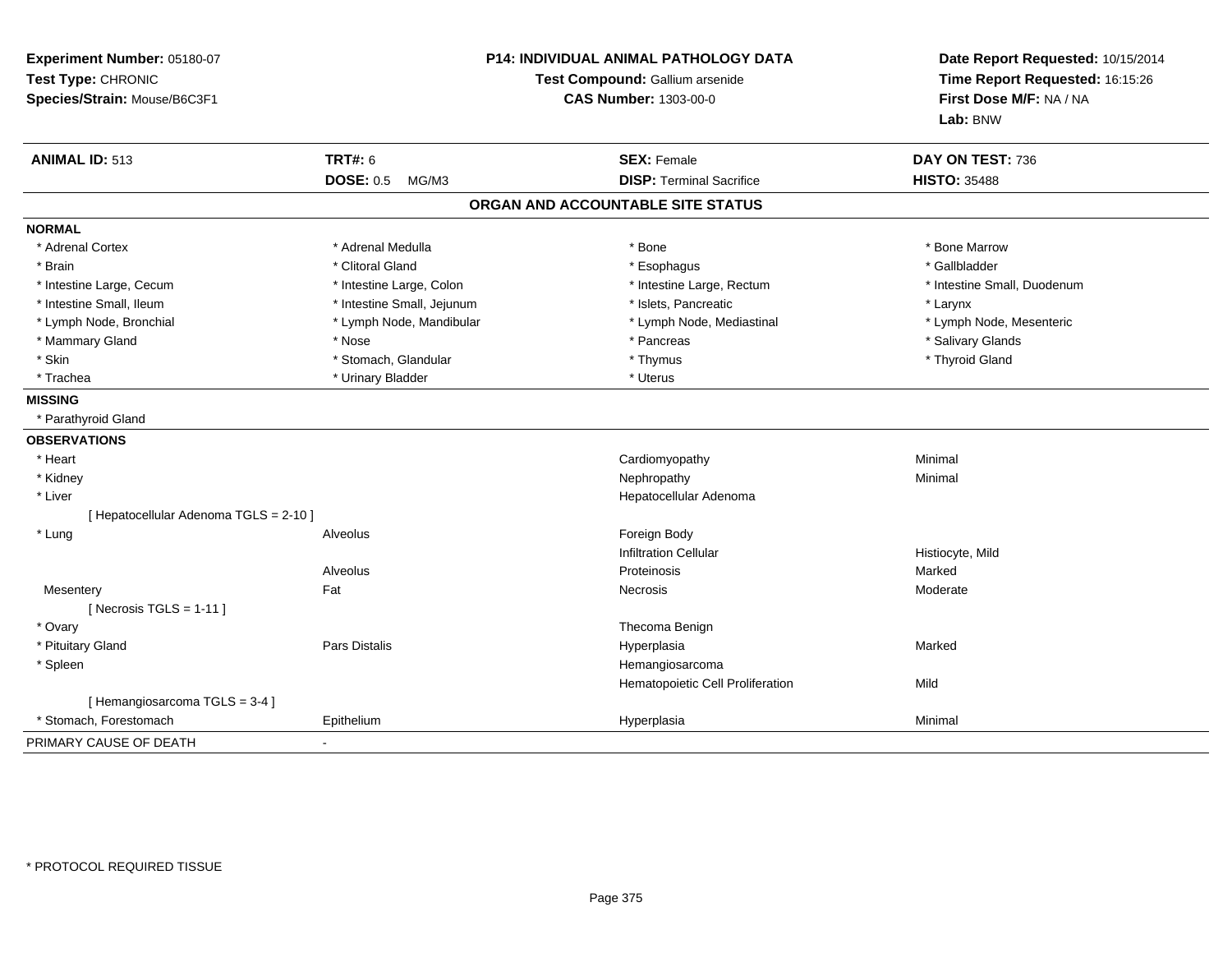**Experiment Number:** 05180-07
**Test Type:** CHRONIC
**Species/Strain:** Mouse/B6C3F1

**P14: INDIVIDUAL ANIMAL PATHOLOGY DATA**
**Test Compound:** Gallium arsenide
**CAS Number:** 1303-00-0

**Date Report Requested:** 10/15/2014
**Time Report Requested:** 16:15:26
**First Dose M/F:** NA / NA
**Lab:** BNW

| **ANIMAL ID:** 513 | **TRT#:** 6 | **SEX:** Female | **DAY ON TEST:** 736 |
|---|---|---|---|
| | **DOSE:** 0.5 MG/M3 | **DISP:** Terminal Sacrifice | **HISTO:** 35488 |

## ORGAN AND ACCOUNTABLE SITE STATUS

**NORMAL**

| | | | |
|---|---|---|---|
| * Adrenal Cortex | * Adrenal Medulla | * Bone | * Bone Marrow |
| * Brain | * Clitoral Gland | * Esophagus | * Gallbladder |
| * Intestine Large, Cecum | * Intestine Large, Colon | * Intestine Large, Rectum | * Intestine Small, Duodenum |
| * Intestine Small, Ileum | * Intestine Small, Jejunum | * Islets, Pancreatic | * Larynx |
| * Lymph Node, Bronchial | * Lymph Node, Mandibular | * Lymph Node, Mediastinal | * Lymph Node, Mesenteric |
| * Mammary Gland | * Nose | * Pancreas | * Salivary Glands |
| * Skin | * Stomach, Glandular | * Thymus | * Thyroid Gland |
| * Trachea | * Urinary Bladder | * Uterus | |

**MISSING**

* Parathyroid Gland

**OBSERVATIONS**

| | | | |
|---|---|---|---|
| * Heart | | Cardiomyopathy | Minimal |
| * Kidney | | Nephropathy | Minimal |
| * Liver | | Hepatocellular Adenoma | |
| [ Hepatocellular Adenoma TGLS = 2-10 ] | | | |
| * Lung | Alveolus | Foreign Body | |
| | | Infiltration Cellular | Histiocyte, Mild |
| | Alveolus | Proteinosis | Marked |
| Mesentery | Fat | Necrosis | Moderate |
| [ Necrosis TGLS = 1-11 ] | | | |
| * Ovary | | Thecoma Benign | |
| * Pituitary Gland | Pars Distalis | Hyperplasia | Marked |
| * Spleen | | Hemangiosarcoma | |
| | | Hematopoietic Cell Proliferation | Mild |
| [ Hemangiosarcoma TGLS = 3-4 ] | | | |
| * Stomach, Forestomach | Epithelium | Hyperplasia | Minimal |

PRIMARY CAUSE OF DEATH -

* PROTOCOL REQUIRED TISSUE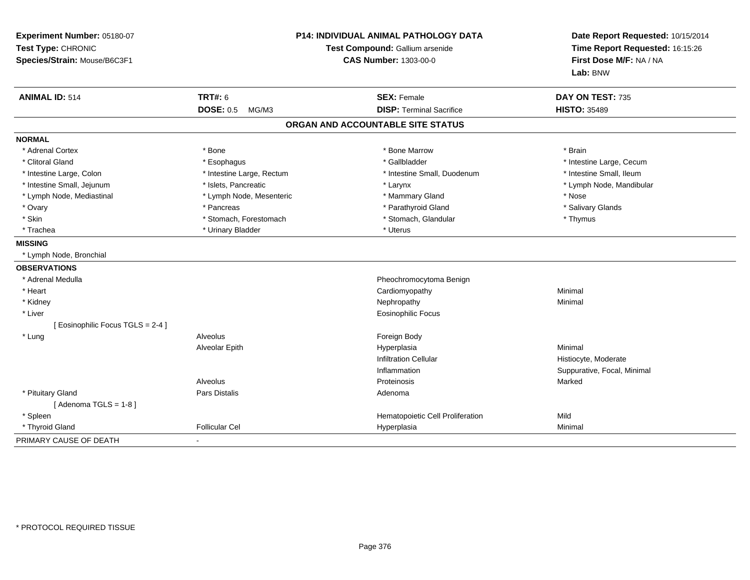**Experiment Number:** 05180-07
**Test Type:** CHRONIC
**Species/Strain:** Mouse/B6C3F1

**P14: INDIVIDUAL ANIMAL PATHOLOGY DATA**
**Test Compound:** Gallium arsenide
**CAS Number:** 1303-00-0

**Date Report Requested:** 10/15/2014
**Time Report Requested:** 16:15:26
**First Dose M/F:** NA / NA
**Lab:** BNW

| **ANIMAL ID:** 514 | **TRT#:** 6 | **SEX:** Female | **DAY ON TEST:** 735 |
|---|---|---|---|
| | **DOSE:** 0.5 MG/M3 | **DISP:** Terminal Sacrifice | **HISTO:** 35489 |

## ORGAN AND ACCOUNTABLE SITE STATUS

**NORMAL**

| | | | |
|---|---|---|---|
| * Adrenal Cortex | * Bone | * Bone Marrow | * Brain |
| * Clitoral Gland | * Esophagus | * Gallbladder | * Intestine Large, Cecum |
| * Intestine Large, Colon | * Intestine Large, Rectum | * Intestine Small, Duodenum | * Intestine Small, Ileum |
| * Intestine Small, Jejunum | * Islets, Pancreatic | * Larynx | * Lymph Node, Mandibular |
| * Lymph Node, Mediastinal | * Lymph Node, Mesenteric | * Mammary Gland | * Nose |
| * Ovary | * Pancreas | * Parathyroid Gland | * Salivary Glands |
| * Skin | * Stomach, Forestomach | * Stomach, Glandular | * Thymus |
| * Trachea | * Urinary Bladder | * Uterus | |

**MISSING**

* Lymph Node, Bronchial

**OBSERVATIONS**

| | | | |
|---|---|---|---|
| * Adrenal Medulla | | Pheochromocytoma Benign | |
| * Heart | | Cardiomyopathy | Minimal |
| * Kidney | | Nephropathy | Minimal |
| * Liver | | Eosinophilic Focus | |
| [ Eosinophilic Focus TGLS = 2-4 ] | | | |
| * Lung | Alveolus | Foreign Body | |
| | Alveolar Epith | Hyperplasia | Minimal |
| | | Infiltration Cellular | Histiocyte, Moderate |
| | | Inflammation | Suppurative, Focal, Minimal |
| | Alveolus | Proteinosis | Marked |
| * Pituitary Gland | Pars Distalis | Adenoma | |
| [ Adenoma TGLS = 1-8 ] | | | |
| * Spleen | | Hematopoietic Cell Proliferation | Mild |
| * Thyroid Gland | Follicular Cel | Hyperplasia | Minimal |

PRIMARY CAUSE OF DEATH -

* PROTOCOL REQUIRED TISSUE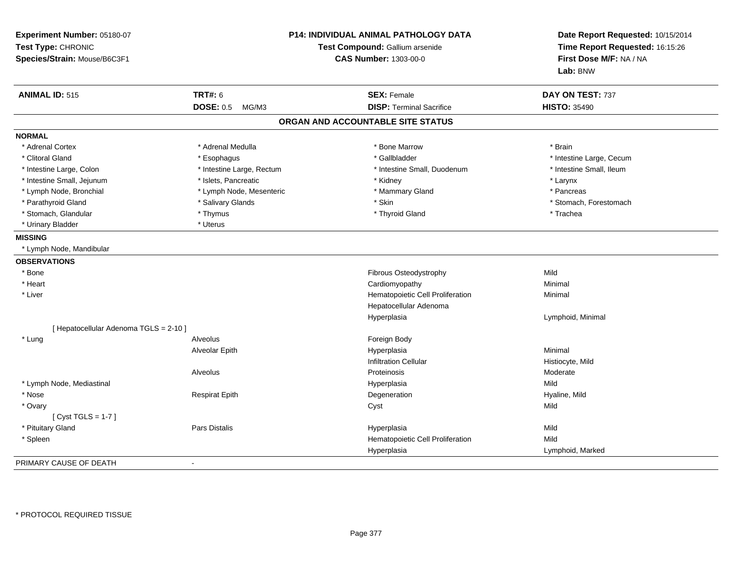**Experiment Number:** 05180-07
**Test Type:** CHRONIC
**Species/Strain:** Mouse/B6C3F1

**P14: INDIVIDUAL ANIMAL PATHOLOGY DATA**
**Test Compound:** Gallium arsenide
**CAS Number:** 1303-00-0

**Date Report Requested:** 10/15/2014
**Time Report Requested:** 16:15:26
**First Dose M/F:** NA / NA
**Lab:** BNW

| **ANIMAL ID:** 515 | **TRT#:** 6 | **SEX:** Female | **DAY ON TEST:** 737 |
|---|---|---|---|
| | **DOSE:** 0.5 MG/M3 | **DISP:** Terminal Sacrifice | **HISTO:** 35490 |

## ORGAN AND ACCOUNTABLE SITE STATUS

**NORMAL**

| | | | |
|---|---|---|---|
| * Adrenal Cortex | * Adrenal Medulla | * Bone Marrow | * Brain |
| * Clitoral Gland | * Esophagus | * Gallbladder | * Intestine Large, Cecum |
| * Intestine Large, Colon | * Intestine Large, Rectum | * Intestine Small, Duodenum | * Intestine Small, Ileum |
| * Intestine Small, Jejunum | * Islets, Pancreatic | * Kidney | * Larynx |
| * Lymph Node, Bronchial | * Lymph Node, Mesenteric | * Mammary Gland | * Pancreas |
| * Parathyroid Gland | * Salivary Glands | * Skin | * Stomach, Forestomach |
| * Stomach, Glandular | * Thymus | * Thyroid Gland | * Trachea |
| * Urinary Bladder | * Uterus | | |

**MISSING**

* Lymph Node, Mandibular

**OBSERVATIONS**

| | | | |
|---|---|---|---|
| * Bone | | Fibrous Osteodystrophy | Mild |
| * Heart | | Cardiomyopathy | Minimal |
| * Liver | | Hematopoietic Cell Proliferation | Minimal |
| | | Hepatocellular Adenoma | |
| | | Hyperplasia | Lymphoid, Minimal |
| [ Hepatocellular Adenoma TGLS = 2-10 ] | | | |
| * Lung | Alveolus | Foreign Body | |
| | Alveolar Epith | Hyperplasia | Minimal |
| | | Infiltration Cellular | Histiocyte, Mild |
| | Alveolus | Proteinosis | Moderate |
| * Lymph Node, Mediastinal | | Hyperplasia | Mild |
| * Nose | Respirat Epith | Degeneration | Hyaline, Mild |
| * Ovary | | Cyst | Mild |
| [ Cyst TGLS = 1-7 ] | | | |
| * Pituitary Gland | Pars Distalis | Hyperplasia | Mild |
| * Spleen | | Hematopoietic Cell Proliferation | Mild |
| | | Hyperplasia | Lymphoid, Marked |

PRIMARY CAUSE OF DEATH -

\* PROTOCOL REQUIRED TISSUE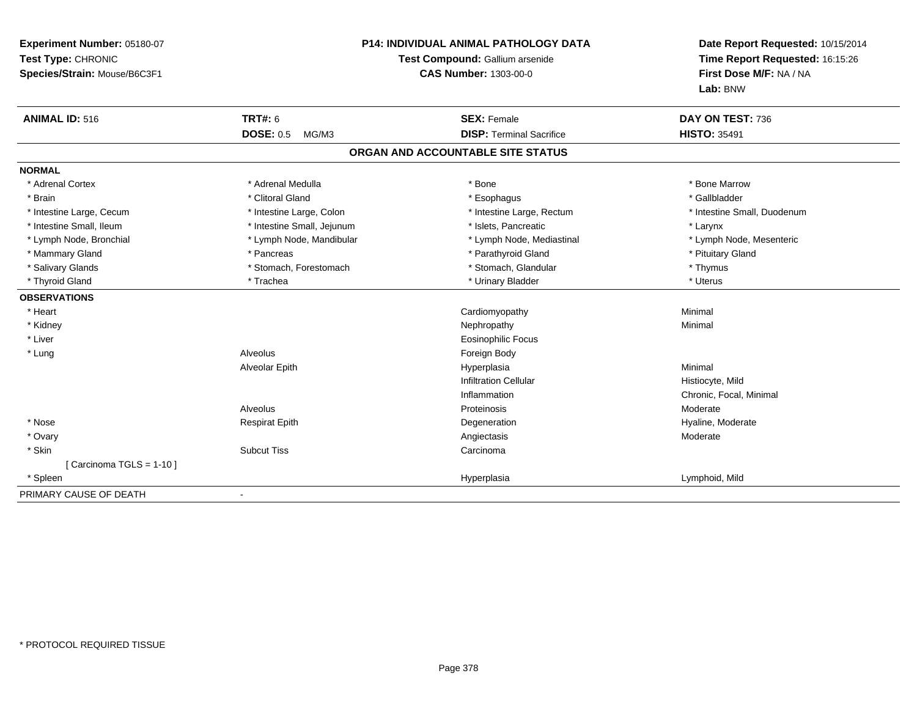**Experiment Number:** 05180-07
**Test Type:** CHRONIC
**Species/Strain:** Mouse/B6C3F1

**P14: INDIVIDUAL ANIMAL PATHOLOGY DATA**
**Test Compound:** Gallium arsenide
**CAS Number:** 1303-00-0

**Date Report Requested:** 10/15/2014
**Time Report Requested:** 16:15:26
**First Dose M/F:** NA / NA
**Lab:** BNW

| **ANIMAL ID:** 516 | **TRT#:** 6 | **SEX:** Female | **DAY ON TEST:** 736 |
|---|---|---|---|
| | **DOSE:** 0.5 MG/M3 | **DISP:** Terminal Sacrifice | **HISTO:** 35491 |

## ORGAN AND ACCOUNTABLE SITE STATUS

| | | | |
|---|---|---|---|
| **NORMAL** | | | |
| * Adrenal Cortex | * Adrenal Medulla | * Bone | * Bone Marrow |
| * Brain | * Clitoral Gland | * Esophagus | * Gallbladder |
| * Intestine Large, Cecum | * Intestine Large, Colon | * Intestine Large, Rectum | * Intestine Small, Duodenum |
| * Intestine Small, Ileum | * Intestine Small, Jejunum | * Islets, Pancreatic | * Larynx |
| * Lymph Node, Bronchial | * Lymph Node, Mandibular | * Lymph Node, Mediastinal | * Lymph Node, Mesenteric |
| * Mammary Gland | * Pancreas | * Parathyroid Gland | * Pituitary Gland |
| * Salivary Glands | * Stomach, Forestomach | * Stomach, Glandular | * Thymus |
| * Thyroid Gland | * Trachea | * Urinary Bladder | * Uterus |
| **OBSERVATIONS** | | | |
| * Heart | | Cardiomyopathy | Minimal |
| * Kidney | | Nephropathy | Minimal |
| * Liver | | Eosinophilic Focus | |
| * Lung | Alveolus | Foreign Body | |
| | Alveolar Epith | Hyperplasia | Minimal |
| | | Infiltration Cellular | Histiocyte, Mild |
| | | Inflammation | Chronic, Focal, Minimal |
| | Alveolus | Proteinosis | Moderate |
| * Nose | Respirat Epith | Degeneration | Hyaline, Moderate |
| * Ovary | | Angiectasis | Moderate |
| * Skin | Subcut Tiss | Carcinoma | |
| [ Carcinoma TGLS = 1-10 ] | | | |
| * Spleen | | Hyperplasia | Lymphoid, Mild |
| PRIMARY CAUSE OF DEATH | - | | |

* PROTOCOL REQUIRED TISSUE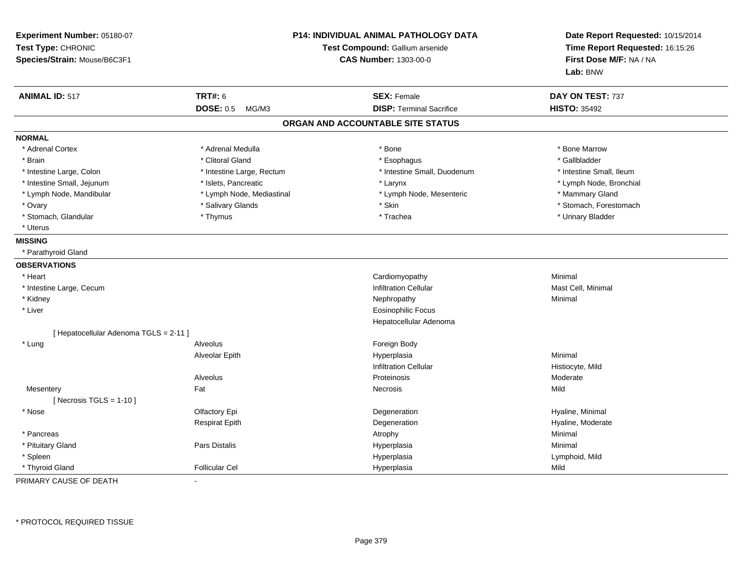**Experiment Number:** 05180-07
**Test Type:** CHRONIC
**Species/Strain:** Mouse/B6C3F1

**P14: INDIVIDUAL ANIMAL PATHOLOGY DATA**
**Test Compound:** Gallium arsenide
**CAS Number:** 1303-00-0

**Date Report Requested:** 10/15/2014
**Time Report Requested:** 16:15:26
**First Dose M/F:** NA / NA
**Lab:** BNW

| **ANIMAL ID:** 517 | **TRT#:** 6 | **SEX:** Female | **DAY ON TEST:** 737 |
|---|---|---|---|
| | **DOSE:** 0.5 MG/M3 | **DISP:** Terminal Sacrifice | **HISTO:** 35492 |

## ORGAN AND ACCOUNTABLE SITE STATUS

**NORMAL**

| | | | |
|---|---|---|---|
| * Adrenal Cortex | * Adrenal Medulla | * Bone | * Bone Marrow |
| * Brain | * Clitoral Gland | * Esophagus | * Gallbladder |
| * Intestine Large, Colon | * Intestine Large, Rectum | * Intestine Small, Duodenum | * Intestine Small, Ileum |
| * Intestine Small, Jejunum | * Islets, Pancreatic | * Larynx | * Lymph Node, Bronchial |
| * Lymph Node, Mandibular | * Lymph Node, Mediastinal | * Lymph Node, Mesenteric | * Mammary Gland |
| * Ovary | * Salivary Glands | * Skin | * Stomach, Forestomach |
| * Stomach, Glandular | * Thymus | * Trachea | * Urinary Bladder |
| * Uterus | | | |

**MISSING**

* Parathyroid Gland

**OBSERVATIONS**

| | | | |
|---|---|---|---|
| * Heart | | Cardiomyopathy | Minimal |
| * Intestine Large, Cecum | | Infiltration Cellular | Mast Cell, Minimal |
| * Kidney | | Nephropathy | Minimal |
| * Liver | | Eosinophilic Focus | |
| | | Hepatocellular Adenoma | |
| [ Hepatocellular Adenoma TGLS = 2-11 ] | | | |
| * Lung | Alveolus | Foreign Body | |
| | Alveolar Epith | Hyperplasia | Minimal |
| | | Infiltration Cellular | Histiocyte, Mild |
| | Alveolus | Proteinosis | Moderate |
| Mesentery | Fat | Necrosis | Mild |
| [ Necrosis TGLS = 1-10 ] | | | |
| * Nose | Olfactory Epi | Degeneration | Hyaline, Minimal |
| | Respirat Epith | Degeneration | Hyaline, Moderate |
| * Pancreas | | Atrophy | Minimal |
| * Pituitary Gland | Pars Distalis | Hyperplasia | Minimal |
| * Spleen | | Hyperplasia | Lymphoid, Mild |
| * Thyroid Gland | Follicular Cel | Hyperplasia | Mild |

PRIMARY CAUSE OF DEATH -

* PROTOCOL REQUIRED TISSUE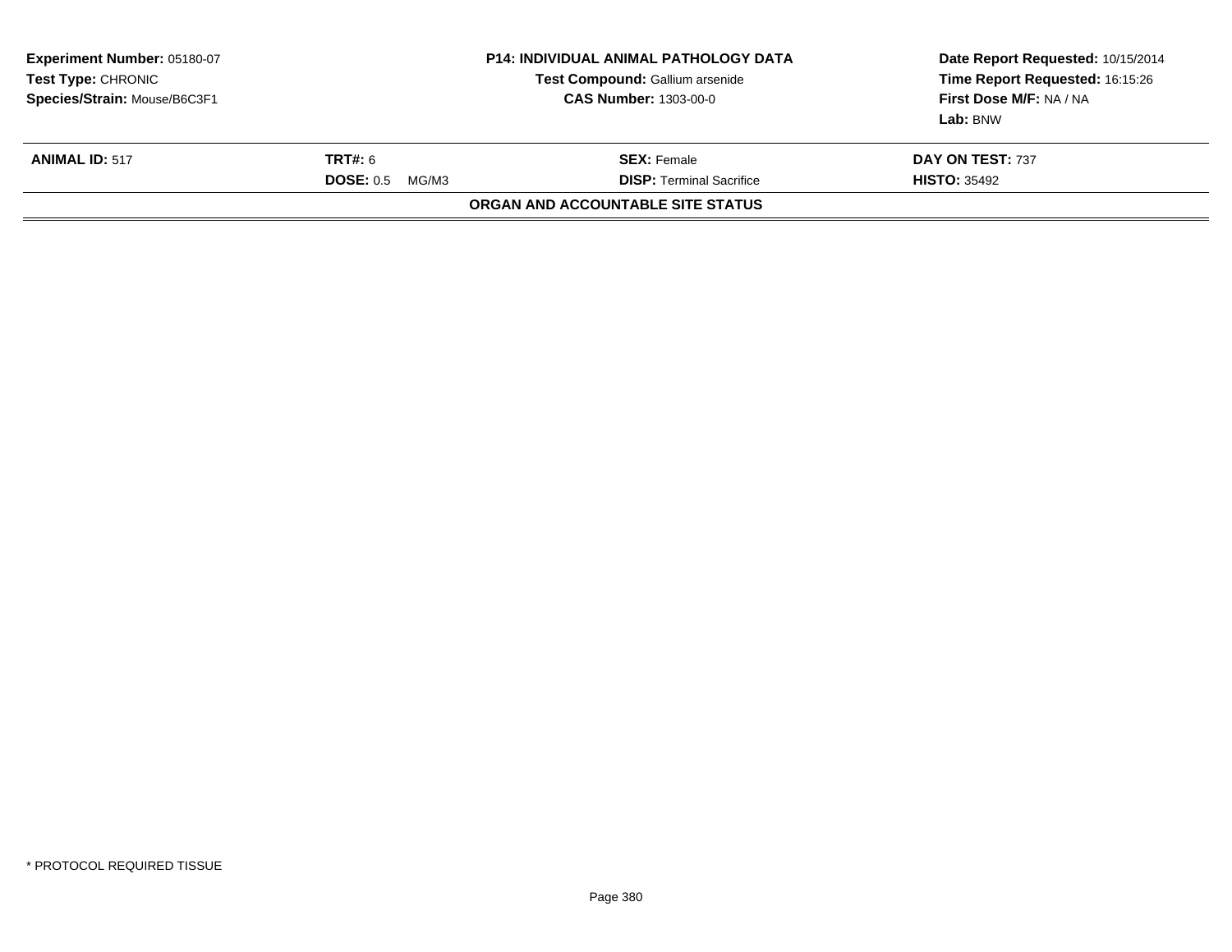**Experiment Number:** 05180-07
**Test Type:** CHRONIC
**Species/Strain:** Mouse/B6C3F1

**P14: INDIVIDUAL ANIMAL PATHOLOGY DATA**
**Test Compound:** Gallium arsenide
**CAS Number:** 1303-00-0

**Date Report Requested:** 10/15/2014
**Time Report Requested:** 16:15:26
**First Dose M/F:** NA / NA
**Lab:** BNW

| **ANIMAL ID:** 517 | **TRT#:** 6 | **SEX:** Female | **DAY ON TEST:** 737 |
|---|---|---|---|
| | **DOSE:** 0.5 MG/M3 | **DISP:** Terminal Sacrifice | **HISTO:** 35492 |

**ORGAN AND ACCOUNTABLE SITE STATUS**

* PROTOCOL REQUIRED TISSUE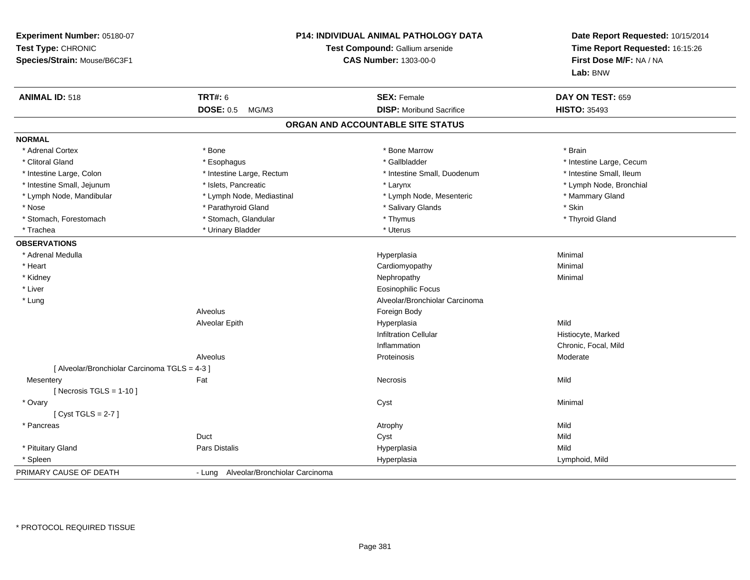**Experiment Number:** 05180-07
**Test Type:** CHRONIC
**Species/Strain:** Mouse/B6C3F1

**P14: INDIVIDUAL ANIMAL PATHOLOGY DATA**
**Test Compound:** Gallium arsenide
**CAS Number:** 1303-00-0

**Date Report Requested:** 10/15/2014
**Time Report Requested:** 16:15:26
**First Dose M/F:** NA / NA
**Lab:** BNW

| **ANIMAL ID:** 518 | **TRT#:** 6 | **SEX:** Female | **DAY ON TEST:** 659 |
|---|---|---|---|
| | **DOSE:** 0.5 MG/M3 | **DISP:** Moribund Sacrifice | **HISTO:** 35493 |

## ORGAN AND ACCOUNTABLE SITE STATUS

**NORMAL**

| | | | |
|---|---|---|---|
| * Adrenal Cortex | * Bone | * Bone Marrow | * Brain |
| * Clitoral Gland | * Esophagus | * Gallbladder | * Intestine Large, Cecum |
| * Intestine Large, Colon | * Intestine Large, Rectum | * Intestine Small, Duodenum | * Intestine Small, Ileum |
| * Intestine Small, Jejunum | * Islets, Pancreatic | * Larynx | * Lymph Node, Bronchial |
| * Lymph Node, Mandibular | * Lymph Node, Mediastinal | * Lymph Node, Mesenteric | * Mammary Gland |
| * Nose | * Parathyroid Gland | * Salivary Glands | * Skin |
| * Stomach, Forestomach | * Stomach, Glandular | * Thymus | * Thyroid Gland |
| * Trachea | * Urinary Bladder | * Uterus | |

**OBSERVATIONS**

| | | | |
|---|---|---|---|
| * Adrenal Medulla | | Hyperplasia | Minimal |
| * Heart | | Cardiomyopathy | Minimal |
| * Kidney | | Nephropathy | Minimal |
| * Liver | | Eosinophilic Focus | |
| * Lung | | Alveolar/Bronchiolar Carcinoma | |
| | Alveolus | Foreign Body | |
| | Alveolar Epith | Hyperplasia | Mild |
| | | Infiltration Cellular | Histiocyte, Marked |
| | | Inflammation | Chronic, Focal, Mild |
| | Alveolus | Proteinosis | Moderate |
| [ Alveolar/Bronchiolar Carcinoma TGLS = 4-3 ] | | | |
| Mesentery | Fat | Necrosis | Mild |
| [ Necrosis TGLS = 1-10 ] | | | |
| * Ovary | | Cyst | Minimal |
| [ Cyst TGLS = 2-7 ] | | | |
| * Pancreas | | Atrophy | Mild |
| | Duct | Cyst | Mild |
| * Pituitary Gland | Pars Distalis | Hyperplasia | Mild |
| * Spleen | | Hyperplasia | Lymphoid, Mild |

PRIMARY CAUSE OF DEATH - Lung Alveolar/Bronchiolar Carcinoma

* PROTOCOL REQUIRED TISSUE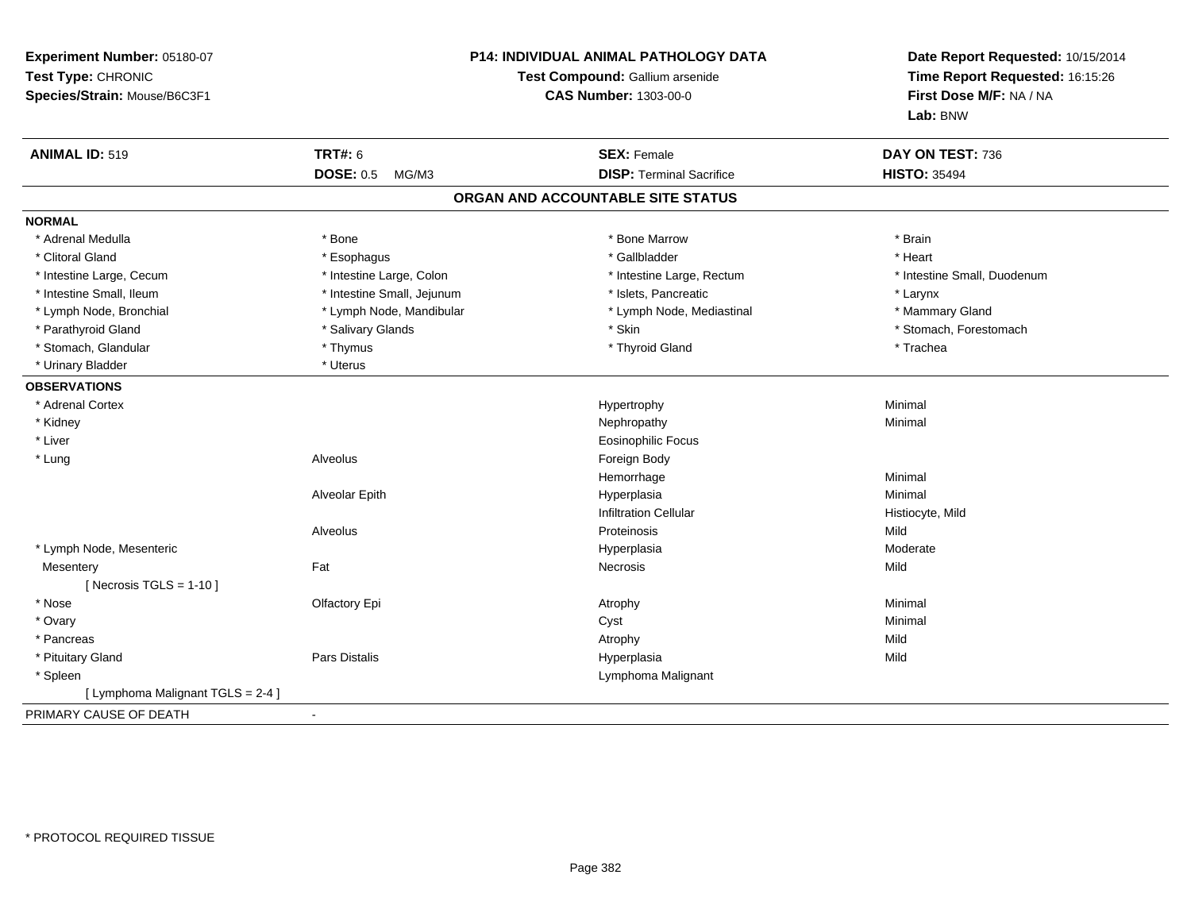**Experiment Number:** 05180-07
**Test Type:** CHRONIC
**Species/Strain:** Mouse/B6C3F1

**P14: INDIVIDUAL ANIMAL PATHOLOGY DATA**
**Test Compound:** Gallium arsenide
**CAS Number:** 1303-00-0

**Date Report Requested:** 10/15/2014
**Time Report Requested:** 16:15:26
**First Dose M/F:** NA / NA
**Lab:** BNW

| **ANIMAL ID:** 519 | **TRT#:** 6 | **SEX:** Female | **DAY ON TEST:** 736 |
|---|---|---|---|
| | **DOSE:** 0.5 MG/M3 | **DISP:** Terminal Sacrifice | **HISTO:** 35494 |

## ORGAN AND ACCOUNTABLE SITE STATUS

**NORMAL**

| | | | |
|---|---|---|---|
| * Adrenal Medulla | * Bone | * Bone Marrow | * Brain |
| * Clitoral Gland | * Esophagus | * Gallbladder | * Heart |
| * Intestine Large, Cecum | * Intestine Large, Colon | * Intestine Large, Rectum | * Intestine Small, Duodenum |
| * Intestine Small, Ileum | * Intestine Small, Jejunum | * Islets, Pancreatic | * Larynx |
| * Lymph Node, Bronchial | * Lymph Node, Mandibular | * Lymph Node, Mediastinal | * Mammary Gland |
| * Parathyroid Gland | * Salivary Glands | * Skin | * Stomach, Forestomach |
| * Stomach, Glandular | * Thymus | * Thyroid Gland | * Trachea |
| * Urinary Bladder | * Uterus | | |

**OBSERVATIONS**

| | | | |
|---|---|---|---|
| * Adrenal Cortex | | Hypertrophy | Minimal |
| * Kidney | | Nephropathy | Minimal |
| * Liver | | Eosinophilic Focus | |
| * Lung | Alveolus | Foreign Body | |
| | | Hemorrhage | Minimal |
| | Alveolar Epith | Hyperplasia | Minimal |
| | | Infiltration Cellular | Histiocyte, Mild |
| | Alveolus | Proteinosis | Mild |
| * Lymph Node, Mesenteric | | Hyperplasia | Moderate |
| Mesentery | Fat | Necrosis | Mild |
| [ Necrosis TGLS = 1-10 ] | | | |
| * Nose | Olfactory Epi | Atrophy | Minimal |
| * Ovary | | Cyst | Minimal |
| * Pancreas | | Atrophy | Mild |
| * Pituitary Gland | Pars Distalis | Hyperplasia | Mild |
| * Spleen | | Lymphoma Malignant | |
| [ Lymphoma Malignant TGLS = 2-4 ] | | | |

PRIMARY CAUSE OF DEATH -

\* PROTOCOL REQUIRED TISSUE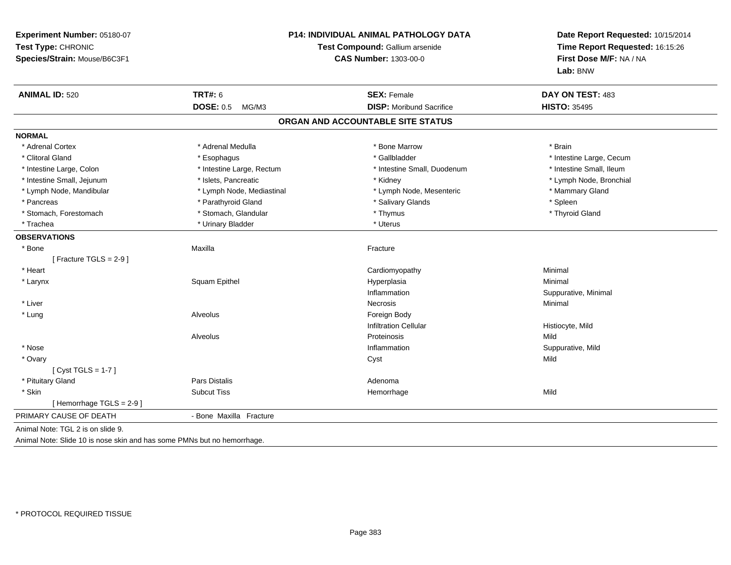**Experiment Number:** 05180-07
**Test Type:** CHRONIC
**Species/Strain:** Mouse/B6C3F1

**P14: INDIVIDUAL ANIMAL PATHOLOGY DATA**
**Test Compound:** Gallium arsenide
**CAS Number:** 1303-00-0

**Date Report Requested:** 10/15/2014
**Time Report Requested:** 16:15:26
**First Dose M/F:** NA / NA
**Lab:** BNW

| **ANIMAL ID:** 520 | **TRT#:** 6 | **SEX:** Female | **DAY ON TEST:** 483 |
|---|---|---|---|
| | **DOSE:** 0.5 MG/M3 | **DISP:** Moribund Sacrifice | **HISTO:** 35495 |

## ORGAN AND ACCOUNTABLE SITE STATUS

**NORMAL**

| | | | |
|---|---|---|---|
| * Adrenal Cortex | * Adrenal Medulla | * Bone Marrow | * Brain |
| * Clitoral Gland | * Esophagus | * Gallbladder | * Intestine Large, Cecum |
| * Intestine Large, Colon | * Intestine Large, Rectum | * Intestine Small, Duodenum | * Intestine Small, Ileum |
| * Intestine Small, Jejunum | * Islets, Pancreatic | * Kidney | * Lymph Node, Bronchial |
| * Lymph Node, Mandibular | * Lymph Node, Mediastinal | * Lymph Node, Mesenteric | * Mammary Gland |
| * Pancreas | * Parathyroid Gland | * Salivary Glands | * Spleen |
| * Stomach, Forestomach | * Stomach, Glandular | * Thymus | * Thyroid Gland |
| * Trachea | * Urinary Bladder | * Uterus | |

**OBSERVATIONS**

| | | | |
|---|---|---|---|
| * Bone | Maxilla | Fracture | |
| [ Fracture TGLS = 2-9 ] | | | |
| * Heart | | Cardiomyopathy | Minimal |
| * Larynx | Squam Epithel | Hyperplasia | Minimal |
| | | Inflammation | Suppurative, Minimal |
| * Liver | | Necrosis | Minimal |
| * Lung | Alveolus | Foreign Body | |
| | | Infiltration Cellular | Histiocyte, Mild |
| | Alveolus | Proteinosis | Mild |
| * Nose | | Inflammation | Suppurative, Mild |
| * Ovary | | Cyst | Mild |
| [ Cyst TGLS = 1-7 ] | | | |
| * Pituitary Gland | Pars Distalis | Adenoma | |
| * Skin | Subcut Tiss | Hemorrhage | Mild |
| [ Hemorrhage TGLS = 2-9 ] | | | |

PRIMARY CAUSE OF DEATH - Bone Maxilla Fracture

Animal Note: TGL 2 is on slide 9.

Animal Note: Slide 10 is nose skin and has some PMNs but no hemorrhage.

* PROTOCOL REQUIRED TISSUE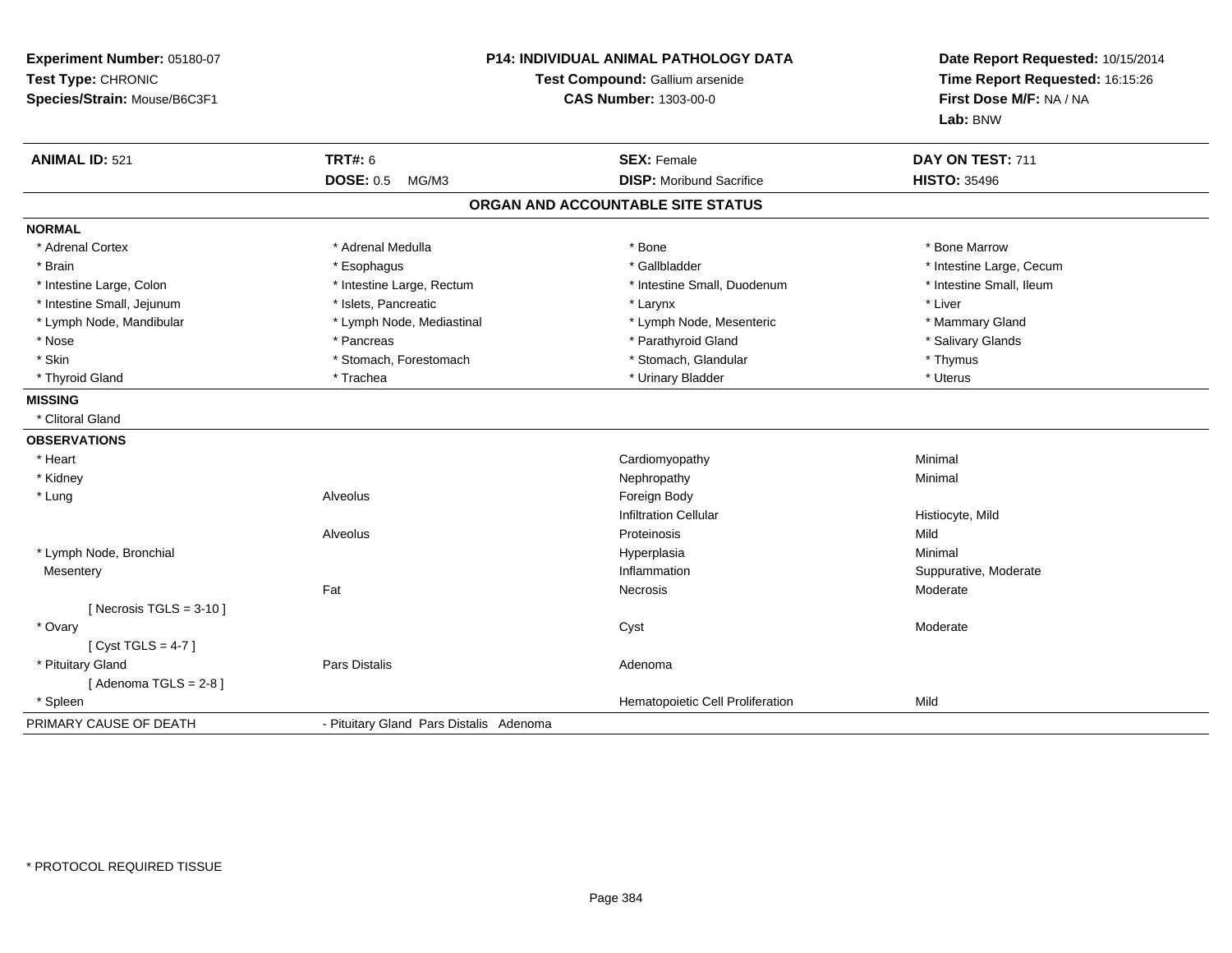**Experiment Number:** 05180-07
**Test Type:** CHRONIC
**Species/Strain:** Mouse/B6C3F1

**P14: INDIVIDUAL ANIMAL PATHOLOGY DATA**
**Test Compound:** Gallium arsenide
**CAS Number:** 1303-00-0

**Date Report Requested:** 10/15/2014
**Time Report Requested:** 16:15:26
**First Dose M/F:** NA / NA
**Lab:** BNW

| **ANIMAL ID:** 521 | **TRT#:** 6 | **SEX:** Female | **DAY ON TEST:** 711 |
|---|---|---|---|
| | **DOSE:** 0.5 MG/M3 | **DISP:** Moribund Sacrifice | **HISTO:** 35496 |

## ORGAN AND ACCOUNTABLE SITE STATUS

**NORMAL**

| | | | |
|---|---|---|---|
| * Adrenal Cortex | * Adrenal Medulla | * Bone | * Bone Marrow |
| * Brain | * Esophagus | * Gallbladder | * Intestine Large, Cecum |
| * Intestine Large, Colon | * Intestine Large, Rectum | * Intestine Small, Duodenum | * Intestine Small, Ileum |
| * Intestine Small, Jejunum | * Islets, Pancreatic | * Larynx | * Liver |
| * Lymph Node, Mandibular | * Lymph Node, Mediastinal | * Lymph Node, Mesenteric | * Mammary Gland |
| * Nose | * Pancreas | * Parathyroid Gland | * Salivary Glands |
| * Skin | * Stomach, Forestomach | * Stomach, Glandular | * Thymus |
| * Thyroid Gland | * Trachea | * Urinary Bladder | * Uterus |

**MISSING**

* Clitoral Gland

**OBSERVATIONS**

| | | | |
|---|---|---|---|
| * Heart | | Cardiomyopathy | Minimal |
| * Kidney | | Nephropathy | Minimal |
| * Lung | Alveolus | Foreign Body | |
| | | Infiltration Cellular | Histiocyte, Mild |
| | Alveolus | Proteinosis | Mild |
| * Lymph Node, Bronchial | | Hyperplasia | Minimal |
| Mesentery | | Inflammation | Suppurative, Moderate |
| | Fat | Necrosis | Moderate |
| [ Necrosis TGLS = 3-10 ] | | | |
| * Ovary | | Cyst | Moderate |
| [ Cyst TGLS = 4-7 ] | | | |
| * Pituitary Gland | Pars Distalis | Adenoma | |
| [ Adenoma TGLS = 2-8 ] | | | |
| * Spleen | | Hematopoietic Cell Proliferation | Mild |

| PRIMARY CAUSE OF DEATH | - Pituitary Gland Pars Distalis Adenoma |
|---|---|

* PROTOCOL REQUIRED TISSUE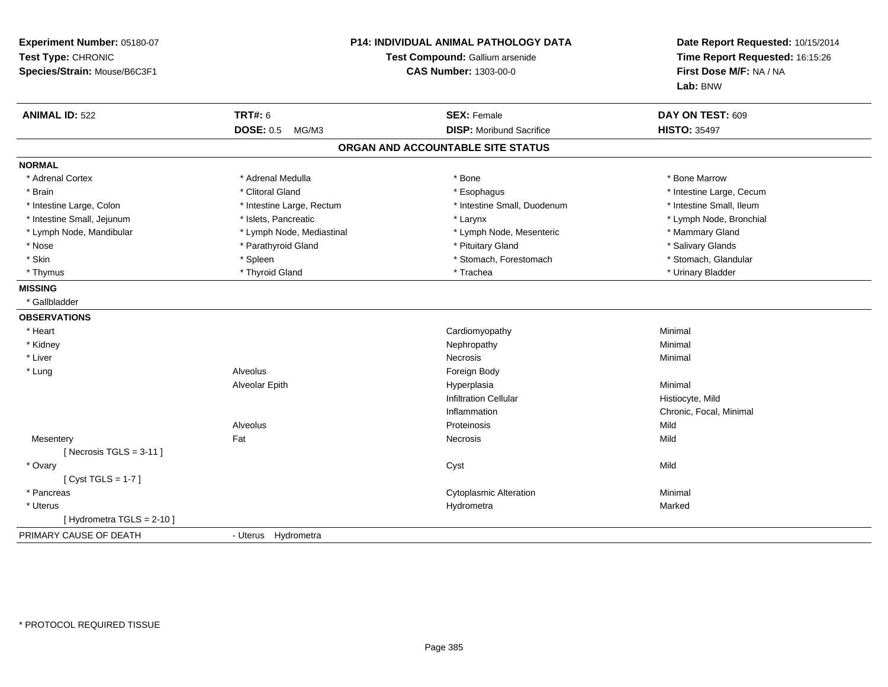**Experiment Number:** 05180-07
**Test Type:** CHRONIC
**Species/Strain:** Mouse/B6C3F1

**P14: INDIVIDUAL ANIMAL PATHOLOGY DATA**
**Test Compound:** Gallium arsenide
**CAS Number:** 1303-00-0

**Date Report Requested:** 10/15/2014
**Time Report Requested:** 16:15:26
**First Dose M/F:** NA / NA
**Lab:** BNW

| **ANIMAL ID:** 522 | **TRT#:** 6 | **SEX:** Female | **DAY ON TEST:** 609 |
|---|---|---|---|
| | **DOSE:** 0.5 MG/M3 | **DISP:** Moribund Sacrifice | **HISTO:** 35497 |

## ORGAN AND ACCOUNTABLE SITE STATUS

**NORMAL**

| | | | |
|---|---|---|---|
| * Adrenal Cortex | * Adrenal Medulla | * Bone | * Bone Marrow |
| * Brain | * Clitoral Gland | * Esophagus | * Intestine Large, Cecum |
| * Intestine Large, Colon | * Intestine Large, Rectum | * Intestine Small, Duodenum | * Intestine Small, Ileum |
| * Intestine Small, Jejunum | * Islets, Pancreatic | * Larynx | * Lymph Node, Bronchial |
| * Lymph Node, Mandibular | * Lymph Node, Mediastinal | * Lymph Node, Mesenteric | * Mammary Gland |
| * Nose | * Parathyroid Gland | * Pituitary Gland | * Salivary Glands |
| * Skin | * Spleen | * Stomach, Forestomach | * Stomach, Glandular |
| * Thymus | * Thyroid Gland | * Trachea | * Urinary Bladder |

**MISSING**

* Gallbladder

**OBSERVATIONS**

| | | | |
|---|---|---|---|
| * Heart | | Cardiomyopathy | Minimal |
| * Kidney | | Nephropathy | Minimal |
| * Liver | | Necrosis | Minimal |
| * Lung | Alveolus | Foreign Body | |
| | Alveolar Epith | Hyperplasia | Minimal |
| | | Infiltration Cellular | Histiocyte, Mild |
| | | Inflammation | Chronic, Focal, Minimal |
| | Alveolus | Proteinosis | Mild |
| Mesentery | Fat | Necrosis | Mild |
| [ Necrosis TGLS = 3-11 ] | | | |
| * Ovary | | Cyst | Mild |
| [ Cyst TGLS = 1-7 ] | | | |
| * Pancreas | | Cytoplasmic Alteration | Minimal |
| * Uterus | | Hydrometra | Marked |
| [ Hydrometra TGLS = 2-10 ] | | | |

PRIMARY CAUSE OF DEATH - Uterus Hydrometra

* PROTOCOL REQUIRED TISSUE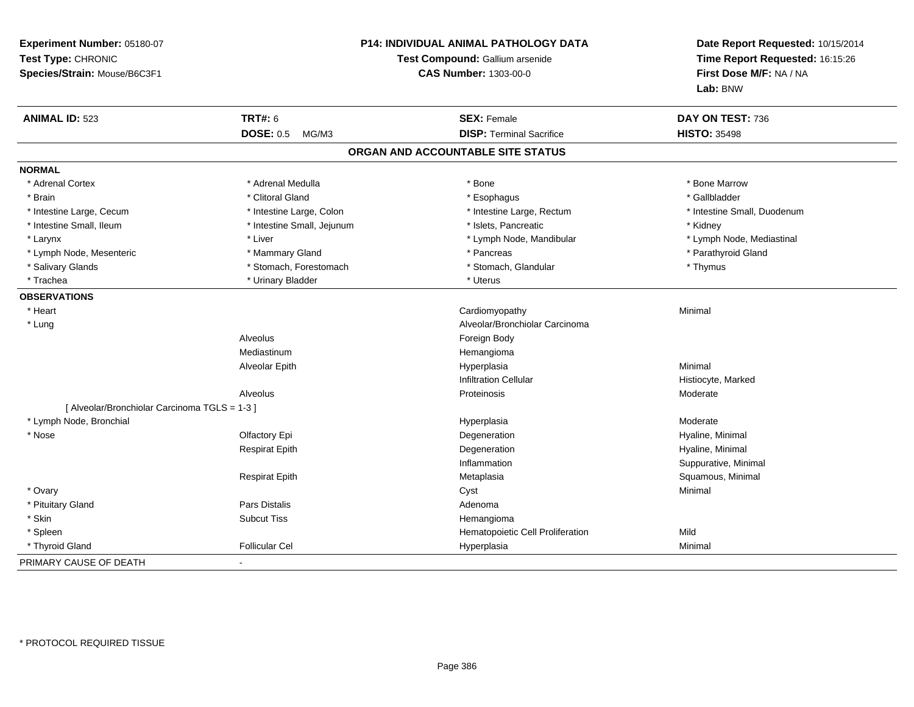**Experiment Number:** 05180-07
**Test Type:** CHRONIC
**Species/Strain:** Mouse/B6C3F1

**P14: INDIVIDUAL ANIMAL PATHOLOGY DATA**
**Test Compound:** Gallium arsenide
**CAS Number:** 1303-00-0

**Date Report Requested:** 10/15/2014
**Time Report Requested:** 16:15:26
**First Dose M/F:** NA / NA
**Lab:** BNW

| **ANIMAL ID:** 523 | **TRT#:** 6 | **SEX:** Female | **DAY ON TEST:** 736 |
|---|---|---|---|
| | **DOSE:** 0.5 MG/M3 | **DISP:** Terminal Sacrifice | **HISTO:** 35498 |

## ORGAN AND ACCOUNTABLE SITE STATUS

**NORMAL**

| | | | |
|---|---|---|---|
| * Adrenal Cortex | * Adrenal Medulla | * Bone | * Bone Marrow |
| * Brain | * Clitoral Gland | * Esophagus | * Gallbladder |
| * Intestine Large, Cecum | * Intestine Large, Colon | * Intestine Large, Rectum | * Intestine Small, Duodenum |
| * Intestine Small, Ileum | * Intestine Small, Jejunum | * Islets, Pancreatic | * Kidney |
| * Larynx | * Liver | * Lymph Node, Mandibular | * Lymph Node, Mediastinal |
| * Lymph Node, Mesenteric | * Mammary Gland | * Pancreas | * Parathyroid Gland |
| * Salivary Glands | * Stomach, Forestomach | * Stomach, Glandular | * Thymus |
| * Trachea | * Urinary Bladder | * Uterus | |

**OBSERVATIONS**

| | | | |
|---|---|---|---|
| * Heart | | Cardiomyopathy | Minimal |
| * Lung | | Alveolar/Bronchiolar Carcinoma | |
| | Alveolus | Foreign Body | |
| | Mediastinum | Hemangioma | |
| | Alveolar Epith | Hyperplasia | Minimal |
| | | Infiltration Cellular | Histiocyte, Marked |
| | Alveolus | Proteinosis | Moderate |
| [ Alveolar/Bronchiolar Carcinoma TGLS = 1-3 ] | | | |
| * Lymph Node, Bronchial | | Hyperplasia | Moderate |
| * Nose | Olfactory Epi | Degeneration | Hyaline, Minimal |
| | Respirat Epith | Degeneration | Hyaline, Minimal |
| | | Inflammation | Suppurative, Minimal |
| | Respirat Epith | Metaplasia | Squamous, Minimal |
| * Ovary | | Cyst | Minimal |
| * Pituitary Gland | Pars Distalis | Adenoma | |
| * Skin | Subcut Tiss | Hemangioma | |
| * Spleen | | Hematopoietic Cell Proliferation | Mild |
| * Thyroid Gland | Follicular Cel | Hyperplasia | Minimal |

PRIMARY CAUSE OF DEATH -

* PROTOCOL REQUIRED TISSUE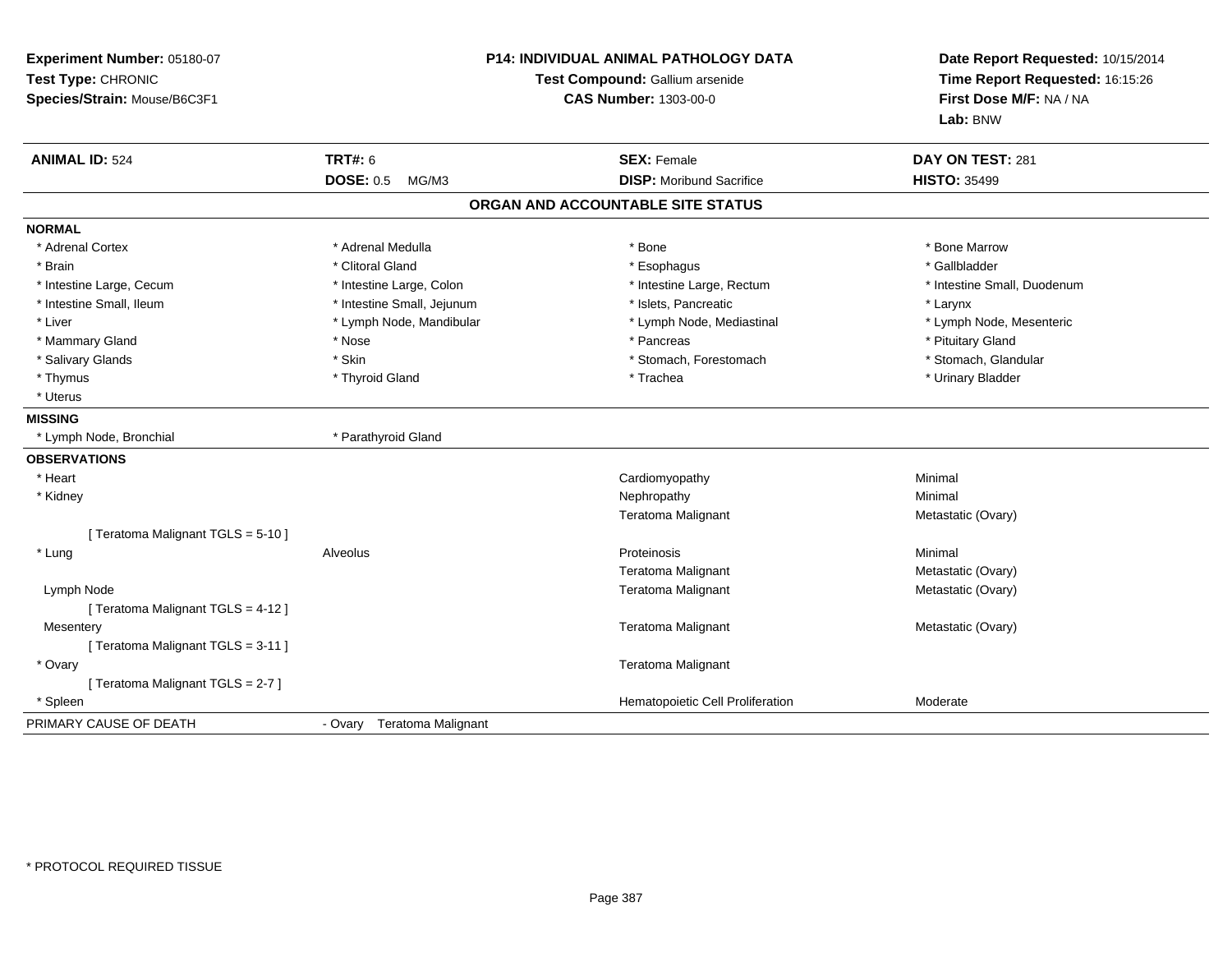**Experiment Number:** 05180-07
**Test Type:** CHRONIC
**Species/Strain:** Mouse/B6C3F1

**P14: INDIVIDUAL ANIMAL PATHOLOGY DATA**
**Test Compound:** Gallium arsenide
**CAS Number:** 1303-00-0

**Date Report Requested:** 10/15/2014
**Time Report Requested:** 16:15:26
**First Dose M/F:** NA / NA
**Lab:** BNW

| **ANIMAL ID:** 524 | **TRT#:** 6 | **SEX:** Female | **DAY ON TEST:** 281 |
|---|---|---|---|
| | **DOSE:** 0.5 MG/M3 | **DISP:** Moribund Sacrifice | **HISTO:** 35499 |

## ORGAN AND ACCOUNTABLE SITE STATUS

**NORMAL**

| | | | |
|---|---|---|---|
| * Adrenal Cortex | * Adrenal Medulla | * Bone | * Bone Marrow |
| * Brain | * Clitoral Gland | * Esophagus | * Gallbladder |
| * Intestine Large, Cecum | * Intestine Large, Colon | * Intestine Large, Rectum | * Intestine Small, Duodenum |
| * Intestine Small, Ileum | * Intestine Small, Jejunum | * Islets, Pancreatic | * Larynx |
| * Liver | * Lymph Node, Mandibular | * Lymph Node, Mediastinal | * Lymph Node, Mesenteric |
| * Mammary Gland | * Nose | * Pancreas | * Pituitary Gland |
| * Salivary Glands | * Skin | * Stomach, Forestomach | * Stomach, Glandular |
| * Thymus | * Thyroid Gland | * Trachea | * Urinary Bladder |
| * Uterus | | | |

**MISSING**

| | |
|---|---|
| * Lymph Node, Bronchial | * Parathyroid Gland |

**OBSERVATIONS**

| | | | |
|---|---|---|---|
| * Heart | | Cardiomyopathy | Minimal |
| * Kidney | | Nephropathy | Minimal |
| | | Teratoma Malignant | Metastatic (Ovary) |
| [ Teratoma Malignant TGLS = 5-10 ] | | | |
| * Lung | Alveolus | Proteinosis | Minimal |
| | | Teratoma Malignant | Metastatic (Ovary) |
| Lymph Node | | Teratoma Malignant | Metastatic (Ovary) |
| [ Teratoma Malignant TGLS = 4-12 ] | | | |
| Mesentery | | Teratoma Malignant | Metastatic (Ovary) |
| [ Teratoma Malignant TGLS = 3-11 ] | | | |
| * Ovary | | Teratoma Malignant | |
| [ Teratoma Malignant TGLS = 2-7 ] | | | |
| * Spleen | | Hematopoietic Cell Proliferation | Moderate |

| | |
|---|---|
| PRIMARY CAUSE OF DEATH | - Ovary Teratoma Malignant |

* PROTOCOL REQUIRED TISSUE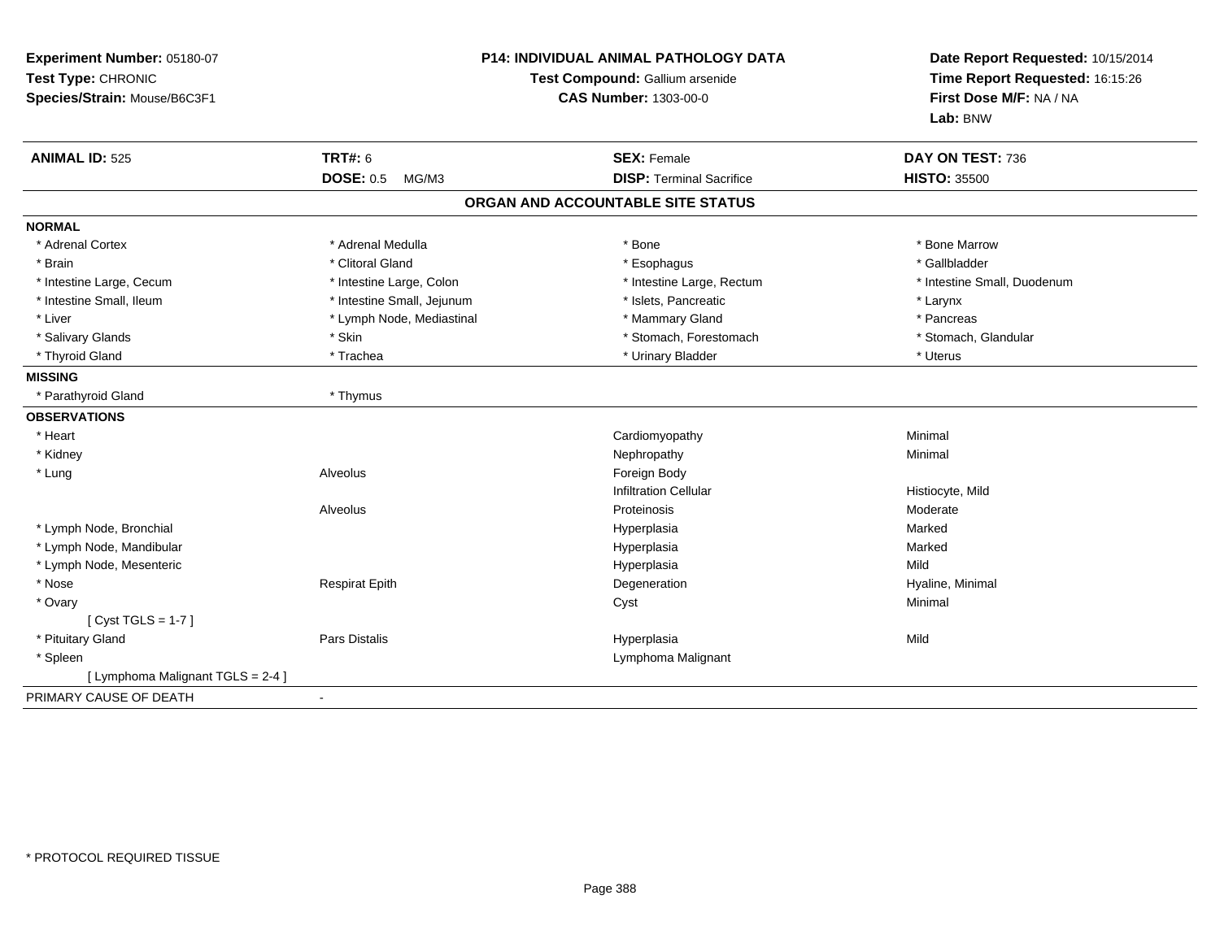**Experiment Number:** 05180-07
**Test Type:** CHRONIC
**Species/Strain:** Mouse/B6C3F1

**P14: INDIVIDUAL ANIMAL PATHOLOGY DATA**
**Test Compound:** Gallium arsenide
**CAS Number:** 1303-00-0

**Date Report Requested:** 10/15/2014
**Time Report Requested:** 16:15:26
**First Dose M/F:** NA / NA
**Lab:** BNW

| **ANIMAL ID:** 525 | **TRT#:** 6 | **SEX:** Female | **DAY ON TEST:** 736 |
|---|---|---|---|
| | **DOSE:** 0.5 MG/M3 | **DISP:** Terminal Sacrifice | **HISTO:** 35500 |

## ORGAN AND ACCOUNTABLE SITE STATUS

**NORMAL**

| | | | |
|---|---|---|---|
| * Adrenal Cortex | * Adrenal Medulla | * Bone | * Bone Marrow |
| * Brain | * Clitoral Gland | * Esophagus | * Gallbladder |
| * Intestine Large, Cecum | * Intestine Large, Colon | * Intestine Large, Rectum | * Intestine Small, Duodenum |
| * Intestine Small, Ileum | * Intestine Small, Jejunum | * Islets, Pancreatic | * Larynx |
| * Liver | * Lymph Node, Mediastinal | * Mammary Gland | * Pancreas |
| * Salivary Glands | * Skin | * Stomach, Forestomach | * Stomach, Glandular |
| * Thyroid Gland | * Trachea | * Urinary Bladder | * Uterus |

**MISSING**

| | |
|---|---|
| * Parathyroid Gland | * Thymus |

**OBSERVATIONS**

| | | | |
|---|---|---|---|
| * Heart | | Cardiomyopathy | Minimal |
| * Kidney | | Nephropathy | Minimal |
| * Lung | Alveolus | Foreign Body | |
| | | Infiltration Cellular | Histiocyte, Mild |
| | Alveolus | Proteinosis | Moderate |
| * Lymph Node, Bronchial | | Hyperplasia | Marked |
| * Lymph Node, Mandibular | | Hyperplasia | Marked |
| * Lymph Node, Mesenteric | | Hyperplasia | Mild |
| * Nose | Respirat Epith | Degeneration | Hyaline, Minimal |
| * Ovary | | Cyst | Minimal |
| [ Cyst TGLS = 1-7 ] | | | |
| * Pituitary Gland | Pars Distalis | Hyperplasia | Mild |
| * Spleen | | Lymphoma Malignant | |
| [ Lymphoma Malignant TGLS = 2-4 ] | | | |

PRIMARY CAUSE OF DEATH -

* PROTOCOL REQUIRED TISSUE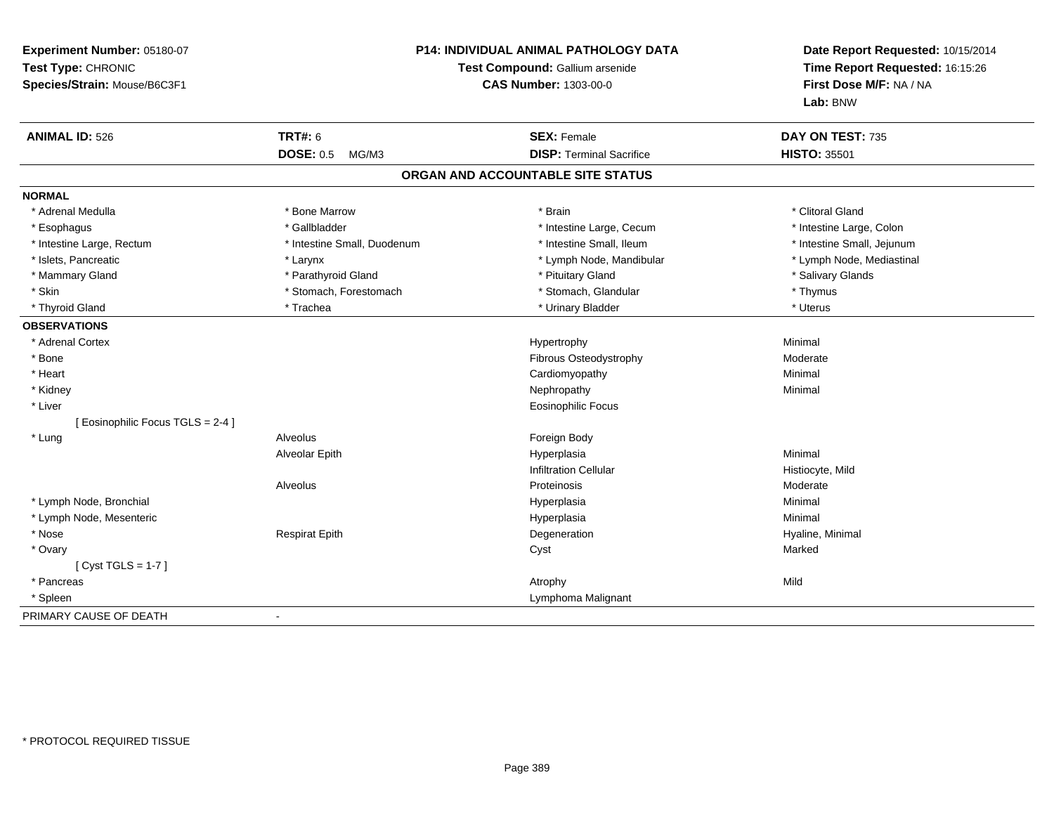**Experiment Number:** 05180-07
**Test Type:** CHRONIC
**Species/Strain:** Mouse/B6C3F1

**P14: INDIVIDUAL ANIMAL PATHOLOGY DATA**
**Test Compound:** Gallium arsenide
**CAS Number:** 1303-00-0

**Date Report Requested:** 10/15/2014
**Time Report Requested:** 16:15:26
**First Dose M/F:** NA / NA
**Lab:** BNW

| **ANIMAL ID:** 526 | **TRT#:** 6 | **SEX:** Female | **DAY ON TEST:** 735 |
|---|---|---|---|
| | **DOSE:** 0.5 MG/M3 | **DISP:** Terminal Sacrifice | **HISTO:** 35501 |

## ORGAN AND ACCOUNTABLE SITE STATUS

| | | | |
|---|---|---|---|
| **NORMAL** | | | |
| * Adrenal Medulla | * Bone Marrow | * Brain | * Clitoral Gland |
| * Esophagus | * Gallbladder | * Intestine Large, Cecum | * Intestine Large, Colon |
| * Intestine Large, Rectum | * Intestine Small, Duodenum | * Intestine Small, Ileum | * Intestine Small, Jejunum |
| * Islets, Pancreatic | * Larynx | * Lymph Node, Mandibular | * Lymph Node, Mediastinal |
| * Mammary Gland | * Parathyroid Gland | * Pituitary Gland | * Salivary Glands |
| * Skin | * Stomach, Forestomach | * Stomach, Glandular | * Thymus |
| * Thyroid Gland | * Trachea | * Urinary Bladder | * Uterus |
| **OBSERVATIONS** | | | |
| * Adrenal Cortex | | Hypertrophy | Minimal |
| * Bone | | Fibrous Osteodystrophy | Moderate |
| * Heart | | Cardiomyopathy | Minimal |
| * Kidney | | Nephropathy | Minimal |
| * Liver | | Eosinophilic Focus | |
| [ Eosinophilic Focus TGLS = 2-4 ] | | | |
| * Lung | Alveolus | Foreign Body | |
| | Alveolar Epith | Hyperplasia | Minimal |
| | | Infiltration Cellular | Histiocyte, Mild |
| | Alveolus | Proteinosis | Moderate |
| * Lymph Node, Bronchial | | Hyperplasia | Minimal |
| * Lymph Node, Mesenteric | | Hyperplasia | Minimal |
| * Nose | Respirat Epith | Degeneration | Hyaline, Minimal |
| * Ovary | | Cyst | Marked |
| [ Cyst TGLS = 1-7 ] | | | |
| * Pancreas | | Atrophy | Mild |
| * Spleen | | Lymphoma Malignant | |
| PRIMARY CAUSE OF DEATH | - | | |

* PROTOCOL REQUIRED TISSUE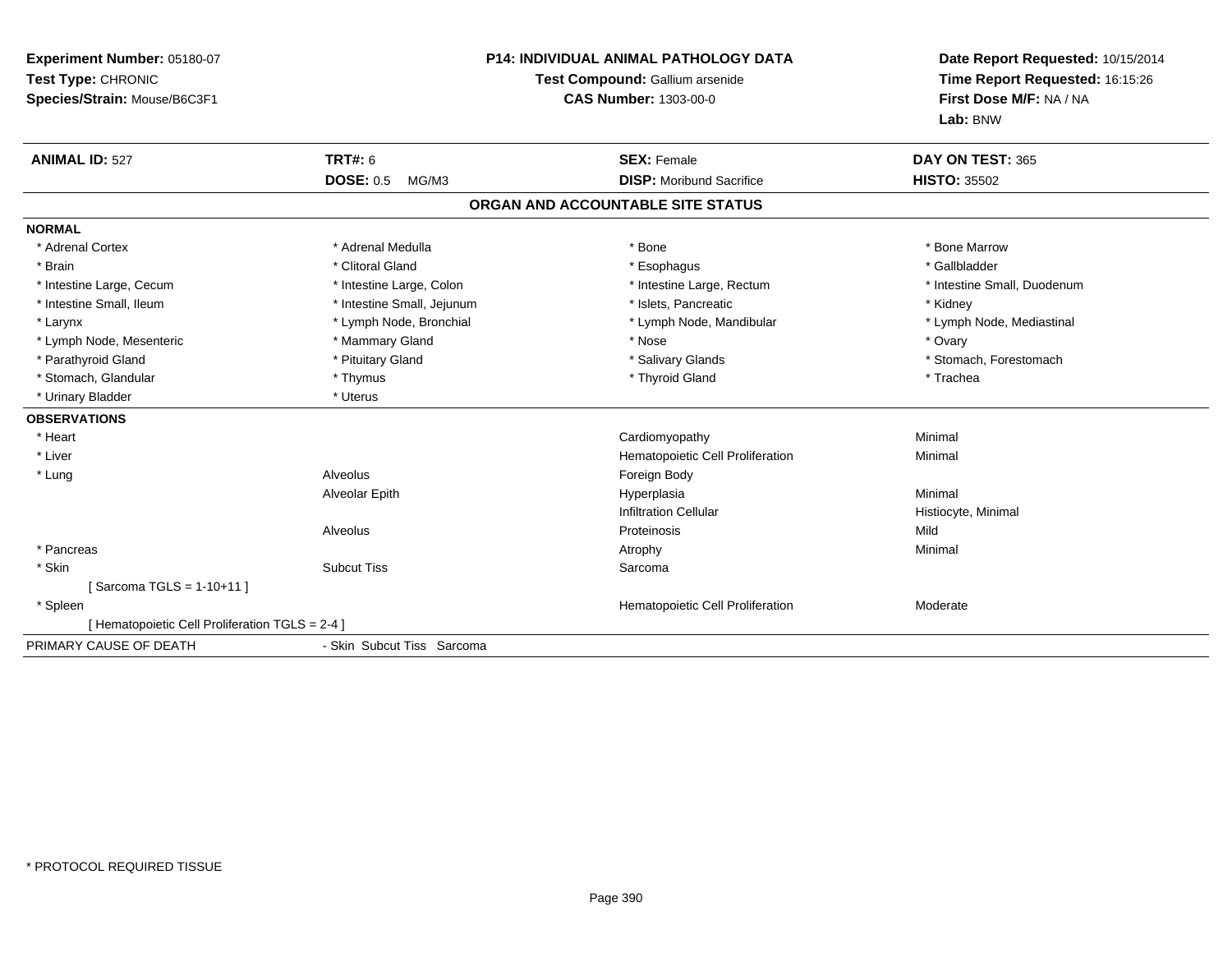**Experiment Number:** 05180-07
**Test Type:** CHRONIC
**Species/Strain:** Mouse/B6C3F1

**P14: INDIVIDUAL ANIMAL PATHOLOGY DATA**
**Test Compound:** Gallium arsenide
**CAS Number:** 1303-00-0

**Date Report Requested:** 10/15/2014
**Time Report Requested:** 16:15:26
**First Dose M/F:** NA / NA
**Lab:** BNW

| **ANIMAL ID:** 527 | **TRT#:** 6 | **SEX:** Female | **DAY ON TEST:** 365 |
|---|---|---|---|
| | **DOSE:** 0.5 MG/M3 | **DISP:** Moribund Sacrifice | **HISTO:** 35502 |

## ORGAN AND ACCOUNTABLE SITE STATUS

**NORMAL**

| | | | |
|---|---|---|---|
| * Adrenal Cortex | * Adrenal Medulla | * Bone | * Bone Marrow |
| * Brain | * Clitoral Gland | * Esophagus | * Gallbladder |
| * Intestine Large, Cecum | * Intestine Large, Colon | * Intestine Large, Rectum | * Intestine Small, Duodenum |
| * Intestine Small, Ileum | * Intestine Small, Jejunum | * Islets, Pancreatic | * Kidney |
| * Larynx | * Lymph Node, Bronchial | * Lymph Node, Mandibular | * Lymph Node, Mediastinal |
| * Lymph Node, Mesenteric | * Mammary Gland | * Nose | * Ovary |
| * Parathyroid Gland | * Pituitary Gland | * Salivary Glands | * Stomach, Forestomach |
| * Stomach, Glandular | * Thymus | * Thyroid Gland | * Trachea |
| * Urinary Bladder | * Uterus | | |

**OBSERVATIONS**

| | | | |
|---|---|---|---|
| * Heart | | Cardiomyopathy | Minimal |
| * Liver | | Hematopoietic Cell Proliferation | Minimal |
| * Lung | Alveolus | Foreign Body | |
| | Alveolar Epith | Hyperplasia | Minimal |
| | | Infiltration Cellular | Histiocyte, Minimal |
| | Alveolus | Proteinosis | Mild |
| * Pancreas | | Atrophy | Minimal |
| * Skin | Subcut Tiss | Sarcoma | |
| [ Sarcoma TGLS = 1-10+11 ] | | | |
| * Spleen | | Hematopoietic Cell Proliferation | Moderate |
| [ Hematopoietic Cell Proliferation TGLS = 2-4 ] | | | |

| PRIMARY CAUSE OF DEATH | - Skin Subcut Tiss Sarcoma |
|---|---|

\* PROTOCOL REQUIRED TISSUE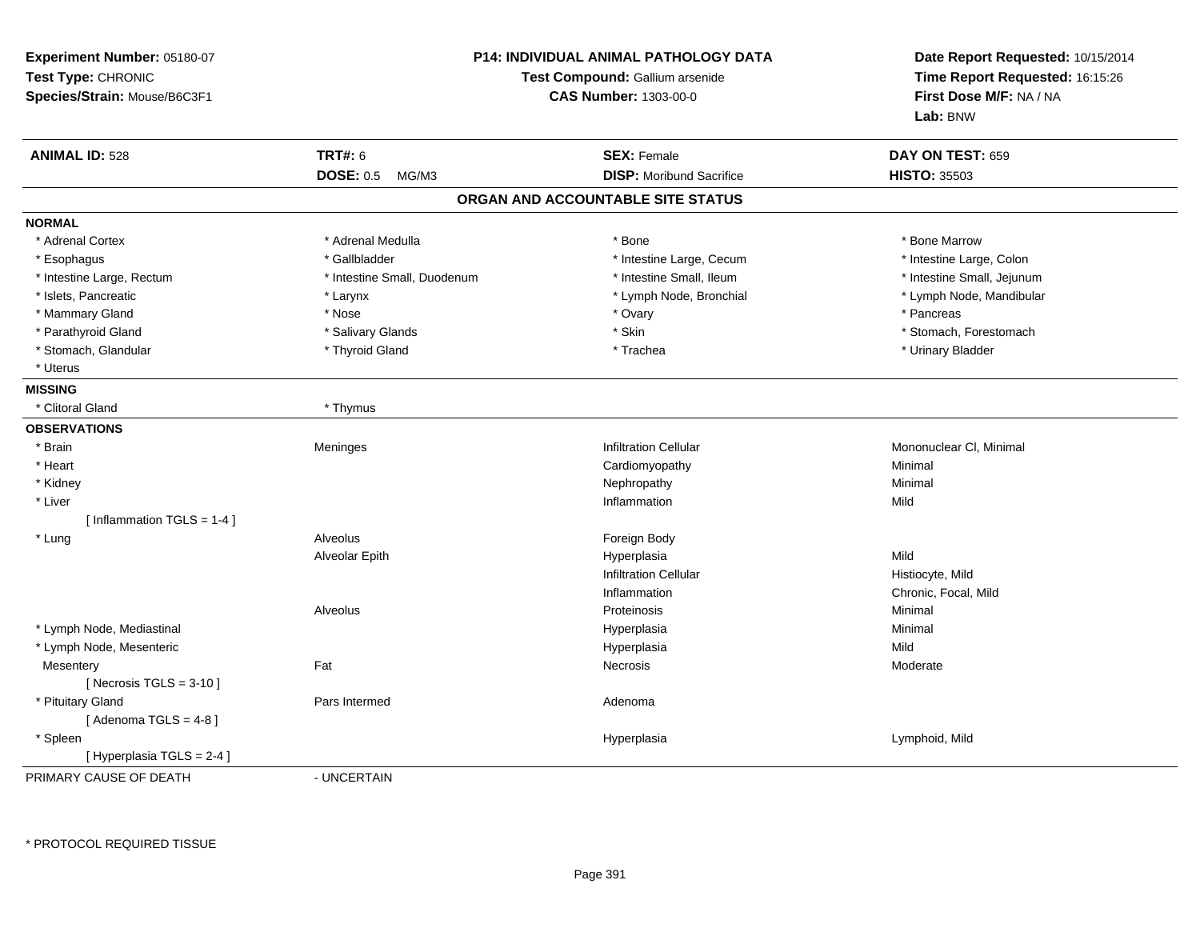**Experiment Number:** 05180-07
**Test Type:** CHRONIC
**Species/Strain:** Mouse/B6C3F1

**P14: INDIVIDUAL ANIMAL PATHOLOGY DATA**
**Test Compound:** Gallium arsenide
**CAS Number:** 1303-00-0

**Date Report Requested:** 10/15/2014
**Time Report Requested:** 16:15:26
**First Dose M/F:** NA / NA
**Lab:** BNW

| **ANIMAL ID:** 528 | **TRT#:** 6 | **SEX:** Female | **DAY ON TEST:** 659 |
|---|---|---|---|
| | **DOSE:** 0.5 MG/M3 | **DISP:** Moribund Sacrifice | **HISTO:** 35503 |

## ORGAN AND ACCOUNTABLE SITE STATUS

**NORMAL**

| | | | |
|---|---|---|---|
| * Adrenal Cortex | * Adrenal Medulla | * Bone | * Bone Marrow |
| * Esophagus | * Gallbladder | * Intestine Large, Cecum | * Intestine Large, Colon |
| * Intestine Large, Rectum | * Intestine Small, Duodenum | * Intestine Small, Ileum | * Intestine Small, Jejunum |
| * Islets, Pancreatic | * Larynx | * Lymph Node, Bronchial | * Lymph Node, Mandibular |
| * Mammary Gland | * Nose | * Ovary | * Pancreas |
| * Parathyroid Gland | * Salivary Glands | * Skin | * Stomach, Forestomach |
| * Stomach, Glandular | * Thyroid Gland | * Trachea | * Urinary Bladder |
| * Uterus | | | |

**MISSING**

| | |
|---|---|
| * Clitoral Gland | * Thymus |

**OBSERVATIONS**

| | | | |
|---|---|---|---|
| * Brain | Meninges | Infiltration Cellular | Mononuclear Cl, Minimal |
| * Heart | | Cardiomyopathy | Minimal |
| * Kidney | | Nephropathy | Minimal |
| * Liver | | Inflammation | Mild |
| [ Inflammation TGLS = 1-4 ] | | | |
| * Lung | Alveolus | Foreign Body | |
| | Alveolar Epith | Hyperplasia | Mild |
| | | Infiltration Cellular | Histiocyte, Mild |
| | | Inflammation | Chronic, Focal, Mild |
| | Alveolus | Proteinosis | Minimal |
| * Lymph Node, Mediastinal | | Hyperplasia | Minimal |
| * Lymph Node, Mesenteric | | Hyperplasia | Mild |
| Mesentery | Fat | Necrosis | Moderate |
| [ Necrosis TGLS = 3-10 ] | | | |
| * Pituitary Gland | Pars Intermed | Adenoma | |
| [ Adenoma TGLS = 4-8 ] | | | |
| * Spleen | | Hyperplasia | Lymphoid, Mild |
| [ Hyperplasia TGLS = 2-4 ] | | | |

PRIMARY CAUSE OF DEATH - UNCERTAIN

\* PROTOCOL REQUIRED TISSUE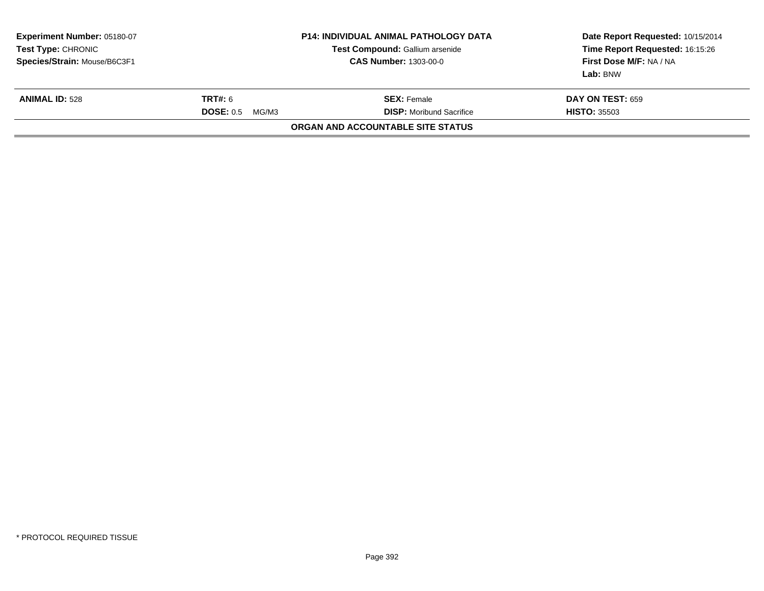**Experiment Number:** 05180-07
**Test Type:** CHRONIC
**Species/Strain:** Mouse/B6C3F1

**P14: INDIVIDUAL ANIMAL PATHOLOGY DATA**
**Test Compound:** Gallium arsenide
**CAS Number:** 1303-00-0

**Date Report Requested:** 10/15/2014
**Time Report Requested:** 16:15:26
**First Dose M/F:** NA / NA
**Lab:** BNW

| **ANIMAL ID:** 528 | **TRT#:** 6 | **SEX:** Female | **DAY ON TEST:** 659 |
|---|---|---|---|
| | **DOSE:** 0.5 MG/M3 | **DISP:** Moribund Sacrifice | **HISTO:** 35503 |

**ORGAN AND ACCOUNTABLE SITE STATUS**

* PROTOCOL REQUIRED TISSUE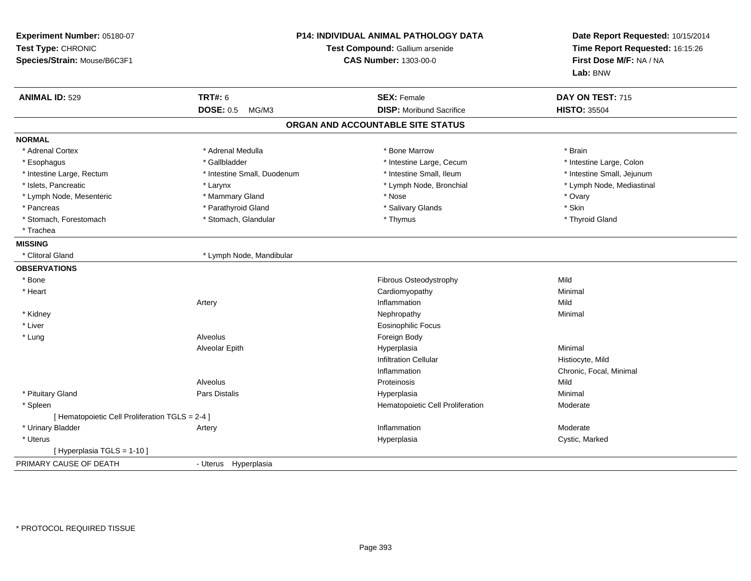**Experiment Number:** 05180-07
**Test Type:** CHRONIC
**Species/Strain:** Mouse/B6C3F1

**P14: INDIVIDUAL ANIMAL PATHOLOGY DATA**
**Test Compound:** Gallium arsenide
**CAS Number:** 1303-00-0

**Date Report Requested:** 10/15/2014
**Time Report Requested:** 16:15:26
**First Dose M/F:** NA / NA
**Lab:** BNW

| **ANIMAL ID:** 529 | **TRT#:** 6 | **SEX:** Female | **DAY ON TEST:** 715 |
|---|---|---|---|
| | **DOSE:** 0.5 MG/M3 | **DISP:** Moribund Sacrifice | **HISTO:** 35504 |

## ORGAN AND ACCOUNTABLE SITE STATUS

**NORMAL**

| | | | |
|---|---|---|---|
| * Adrenal Cortex | * Adrenal Medulla | * Bone Marrow | * Brain |
| * Esophagus | * Gallbladder | * Intestine Large, Cecum | * Intestine Large, Colon |
| * Intestine Large, Rectum | * Intestine Small, Duodenum | * Intestine Small, Ileum | * Intestine Small, Jejunum |
| * Islets, Pancreatic | * Larynx | * Lymph Node, Bronchial | * Lymph Node, Mediastinal |
| * Lymph Node, Mesenteric | * Mammary Gland | * Nose | * Ovary |
| * Pancreas | * Parathyroid Gland | * Salivary Glands | * Skin |
| * Stomach, Forestomach | * Stomach, Glandular | * Thymus | * Thyroid Gland |
| * Trachea | | | |

**MISSING**

| | |
|---|---|
| * Clitoral Gland | * Lymph Node, Mandibular |

**OBSERVATIONS**

| | | | |
|---|---|---|---|
| * Bone | | Fibrous Osteodystrophy | Mild |
| * Heart | | Cardiomyopathy | Minimal |
| | Artery | Inflammation | Mild |
| * Kidney | | Nephropathy | Minimal |
| * Liver | | Eosinophilic Focus | |
| * Lung | Alveolus | Foreign Body | |
| | Alveolar Epith | Hyperplasia | Minimal |
| | | Infiltration Cellular | Histiocyte, Mild |
| | | Inflammation | Chronic, Focal, Minimal |
| | Alveolus | Proteinosis | Mild |
| * Pituitary Gland | Pars Distalis | Hyperplasia | Minimal |
| * Spleen | | Hematopoietic Cell Proliferation | Moderate |
| [ Hematopoietic Cell Proliferation TGLS = 2-4 ] | | | |
| * Urinary Bladder | Artery | Inflammation | Moderate |
| * Uterus | | Hyperplasia | Cystic, Marked |
| [ Hyperplasia TGLS = 1-10 ] | | | |

PRIMARY CAUSE OF DEATH - Uterus Hyperplasia

\* PROTOCOL REQUIRED TISSUE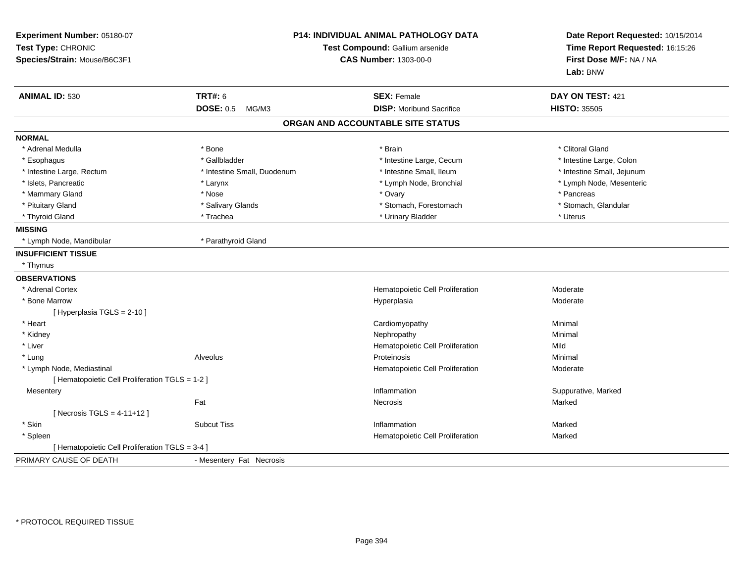**Experiment Number:** 05180-07
**Test Type:** CHRONIC
**Species/Strain:** Mouse/B6C3F1

**P14: INDIVIDUAL ANIMAL PATHOLOGY DATA**
**Test Compound:** Gallium arsenide
**CAS Number:** 1303-00-0

**Date Report Requested:** 10/15/2014
**Time Report Requested:** 16:15:26
**First Dose M/F:** NA / NA
**Lab:** BNW

| **ANIMAL ID:** 530 | **TRT#:** 6 | **SEX:** Female | **DAY ON TEST:** 421 |
|---|---|---|---|
| | **DOSE:** 0.5 MG/M3 | **DISP:** Moribund Sacrifice | **HISTO:** 35505 |

## ORGAN AND ACCOUNTABLE SITE STATUS

**NORMAL**

| | | | |
|---|---|---|---|
| * Adrenal Medulla | * Bone | * Brain | * Clitoral Gland |
| * Esophagus | * Gallbladder | * Intestine Large, Cecum | * Intestine Large, Colon |
| * Intestine Large, Rectum | * Intestine Small, Duodenum | * Intestine Small, Ileum | * Intestine Small, Jejunum |
| * Islets, Pancreatic | * Larynx | * Lymph Node, Bronchial | * Lymph Node, Mesenteric |
| * Mammary Gland | * Nose | * Ovary | * Pancreas |
| * Pituitary Gland | * Salivary Glands | * Stomach, Forestomach | * Stomach, Glandular |
| * Thyroid Gland | * Trachea | * Urinary Bladder | * Uterus |

**MISSING**

* Lymph Node, Mandibular
* Parathyroid Gland

**INSUFFICIENT TISSUE**

* Thymus

**OBSERVATIONS**

| Organ | Site | Observation | Severity |
|---|---|---|---|
| * Adrenal Cortex | | Hematopoietic Cell Proliferation | Moderate |
| * Bone Marrow | | Hyperplasia | Moderate |
| [ Hyperplasia TGLS = 2-10 ] | | | |
| * Heart | | Cardiomyopathy | Minimal |
| * Kidney | | Nephropathy | Minimal |
| * Liver | | Hematopoietic Cell Proliferation | Mild |
| * Lung | Alveolus | Proteinosis | Minimal |
| * Lymph Node, Mediastinal | | Hematopoietic Cell Proliferation | Moderate |
| [ Hematopoietic Cell Proliferation TGLS = 1-2 ] | | | |
| Mesentery | | Inflammation | Suppurative, Marked |
| | Fat | Necrosis | Marked |
| [ Necrosis TGLS = 4-11+12 ] | | | |
| * Skin | Subcut Tiss | Inflammation | Marked |
| * Spleen | | Hematopoietic Cell Proliferation | Marked |
| [ Hematopoietic Cell Proliferation TGLS = 3-4 ] | | | |

PRIMARY CAUSE OF DEATH - Mesentery Fat Necrosis

* PROTOCOL REQUIRED TISSUE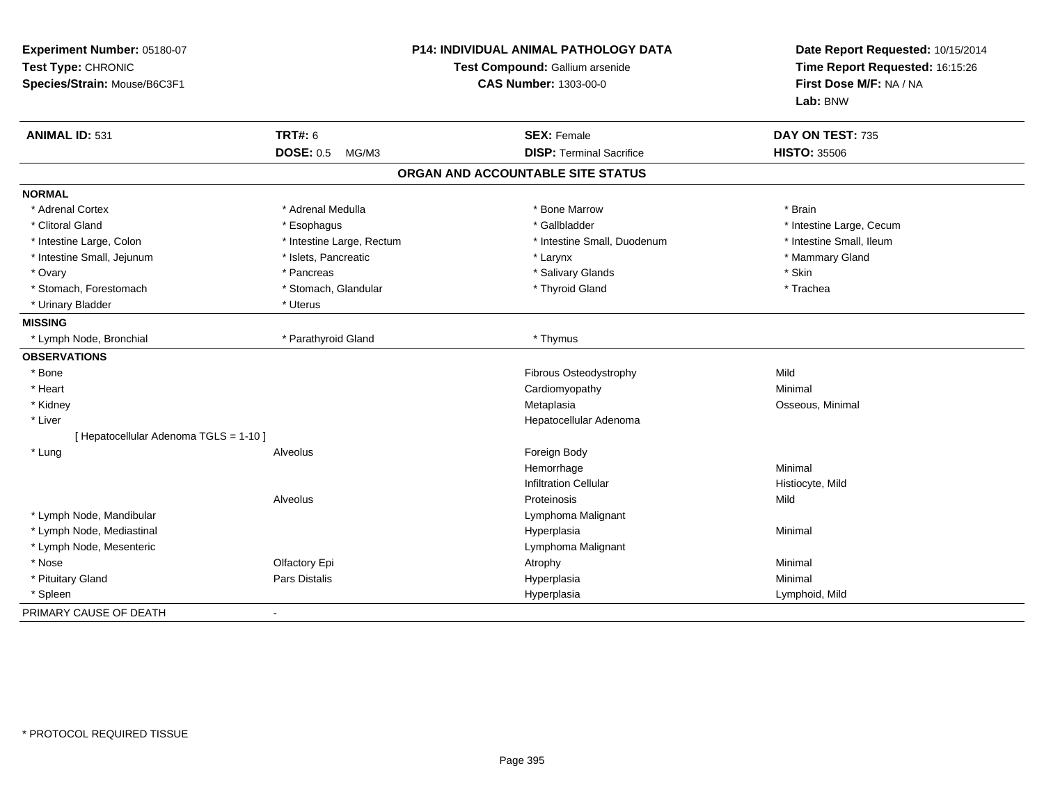**Experiment Number:** 05180-07
**Test Type:** CHRONIC
**Species/Strain:** Mouse/B6C3F1

**P14: INDIVIDUAL ANIMAL PATHOLOGY DATA**
**Test Compound:** Gallium arsenide
**CAS Number:** 1303-00-0

**Date Report Requested:** 10/15/2014
**Time Report Requested:** 16:15:26
**First Dose M/F:** NA / NA
**Lab:** BNW

| **ANIMAL ID:** 531 | **TRT#:** 6 | **SEX:** Female | **DAY ON TEST:** 735 |
|---|---|---|---|
| | **DOSE:** 0.5 MG/M3 | **DISP:** Terminal Sacrifice | **HISTO:** 35506 |

## ORGAN AND ACCOUNTABLE SITE STATUS

**NORMAL**

| | | | |
|---|---|---|---|
| * Adrenal Cortex | * Adrenal Medulla | * Bone Marrow | * Brain |
| * Clitoral Gland | * Esophagus | * Gallbladder | * Intestine Large, Cecum |
| * Intestine Large, Colon | * Intestine Large, Rectum | * Intestine Small, Duodenum | * Intestine Small, Ileum |
| * Intestine Small, Jejunum | * Islets, Pancreatic | * Larynx | * Mammary Gland |
| * Ovary | * Pancreas | * Salivary Glands | * Skin |
| * Stomach, Forestomach | * Stomach, Glandular | * Thyroid Gland | * Trachea |
| * Urinary Bladder | * Uterus | | |

**MISSING**

| | | |
|---|---|---|
| * Lymph Node, Bronchial | * Parathyroid Gland | * Thymus |

**OBSERVATIONS**

| Organ | Site | Observation | Qualifier |
|---|---|---|---|
| * Bone | | Fibrous Osteodystrophy | Mild |
| * Heart | | Cardiomyopathy | Minimal |
| * Kidney | | Metaplasia | Osseous, Minimal |
| * Liver | | Hepatocellular Adenoma | |
| [ Hepatocellular Adenoma TGLS = 1-10 ] | | | |
| * Lung | Alveolus | Foreign Body | |
| | | Hemorrhage | Minimal |
| | | Infiltration Cellular | Histiocyte, Mild |
| | Alveolus | Proteinosis | Mild |
| * Lymph Node, Mandibular | | Lymphoma Malignant | |
| * Lymph Node, Mediastinal | | Hyperplasia | Minimal |
| * Lymph Node, Mesenteric | | Lymphoma Malignant | |
| * Nose | Olfactory Epi | Atrophy | Minimal |
| * Pituitary Gland | Pars Distalis | Hyperplasia | Minimal |
| * Spleen | | Hyperplasia | Lymphoid, Mild |

PRIMARY CAUSE OF DEATH -

* PROTOCOL REQUIRED TISSUE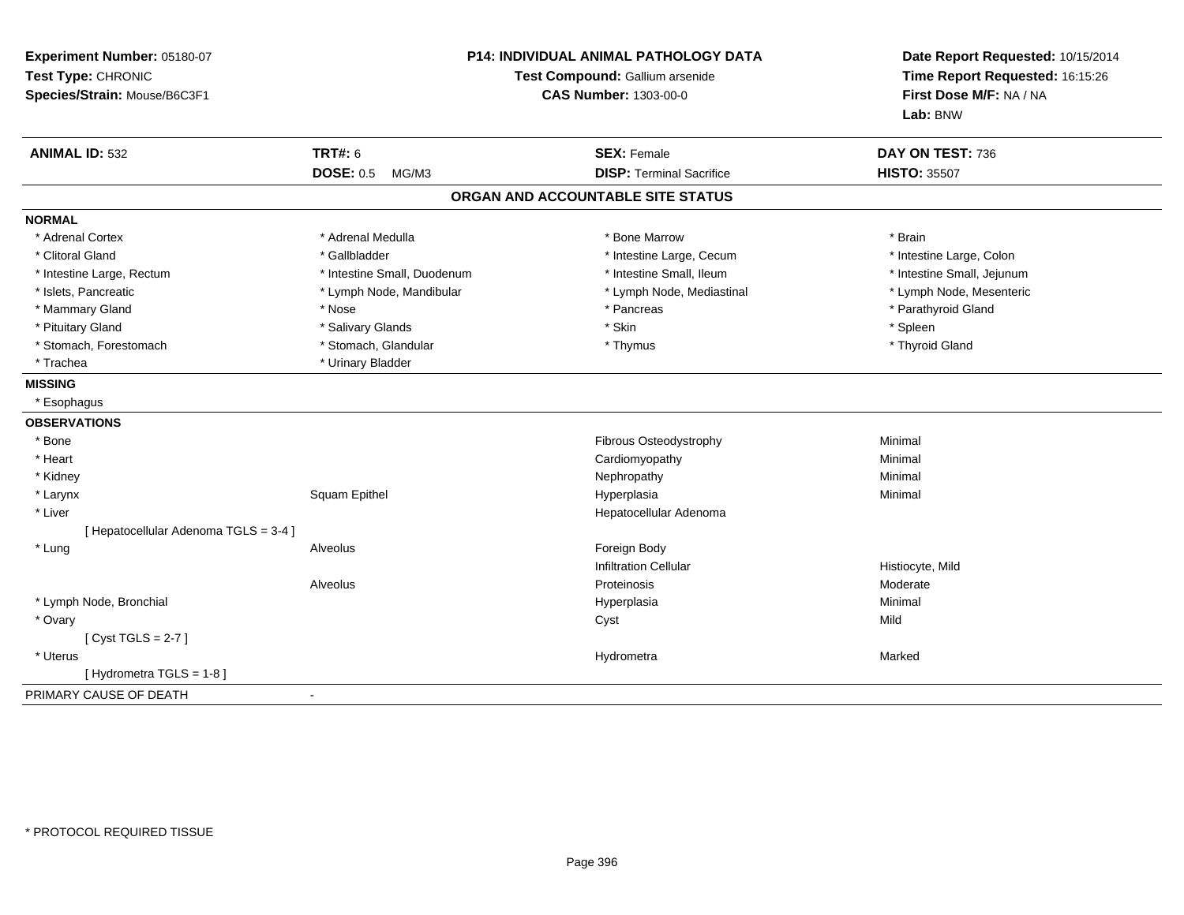**Experiment Number:** 05180-07
**Test Type:** CHRONIC
**Species/Strain:** Mouse/B6C3F1

**P14: INDIVIDUAL ANIMAL PATHOLOGY DATA**
**Test Compound:** Gallium arsenide
**CAS Number:** 1303-00-0

**Date Report Requested:** 10/15/2014
**Time Report Requested:** 16:15:26
**First Dose M/F:** NA / NA
**Lab:** BNW

| **ANIMAL ID:** 532 | **TRT#:** 6 | **SEX:** Female | **DAY ON TEST:** 736 |
|---|---|---|---|
| | **DOSE:** 0.5 MG/M3 | **DISP:** Terminal Sacrifice | **HISTO:** 35507 |

## ORGAN AND ACCOUNTABLE SITE STATUS

**NORMAL**

| | | | |
|---|---|---|---|
| * Adrenal Cortex | * Adrenal Medulla | * Bone Marrow | * Brain |
| * Clitoral Gland | * Gallbladder | * Intestine Large, Cecum | * Intestine Large, Colon |
| * Intestine Large, Rectum | * Intestine Small, Duodenum | * Intestine Small, Ileum | * Intestine Small, Jejunum |
| * Islets, Pancreatic | * Lymph Node, Mandibular | * Lymph Node, Mediastinal | * Lymph Node, Mesenteric |
| * Mammary Gland | * Nose | * Pancreas | * Parathyroid Gland |
| * Pituitary Gland | * Salivary Glands | * Skin | * Spleen |
| * Stomach, Forestomach | * Stomach, Glandular | * Thymus | * Thyroid Gland |
| * Trachea | * Urinary Bladder | | |

**MISSING**

* Esophagus

**OBSERVATIONS**

| | | | |
|---|---|---|---|
| * Bone | | Fibrous Osteodystrophy | Minimal |
| * Heart | | Cardiomyopathy | Minimal |
| * Kidney | | Nephropathy | Minimal |
| * Larynx | Squam Epithel | Hyperplasia | Minimal |
| * Liver | | Hepatocellular Adenoma | |
| [ Hepatocellular Adenoma TGLS = 3-4 ] | | | |
| * Lung | Alveolus | Foreign Body | |
| | | Infiltration Cellular | Histiocyte, Mild |
| | Alveolus | Proteinosis | Moderate |
| * Lymph Node, Bronchial | | Hyperplasia | Minimal |
| * Ovary | | Cyst | Mild |
| [ Cyst TGLS = 2-7 ] | | | |
| * Uterus | | Hydrometra | Marked |
| [ Hydrometra TGLS = 1-8 ] | | | |

PRIMARY CAUSE OF DEATH -

* PROTOCOL REQUIRED TISSUE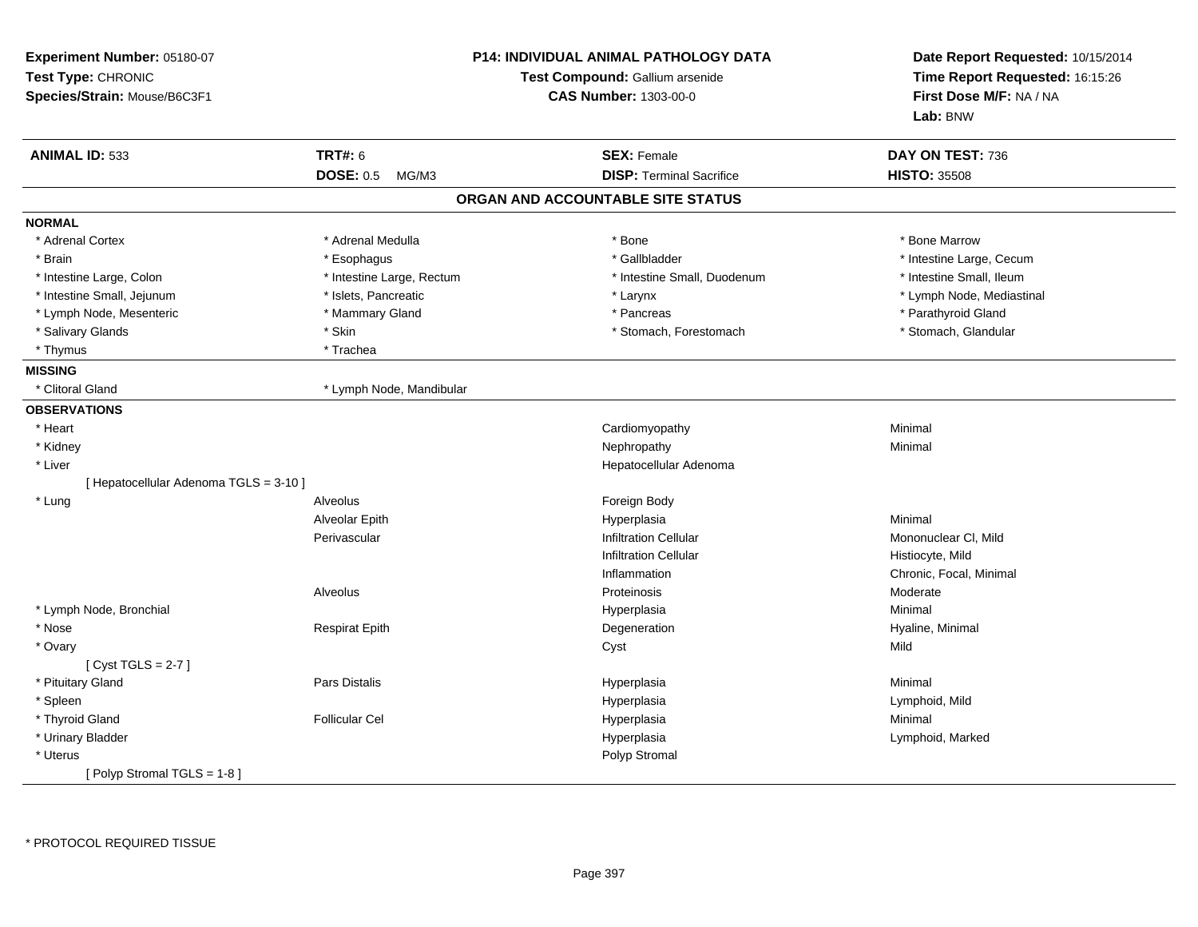**Experiment Number:** 05180-07
**Test Type:** CHRONIC
**Species/Strain:** Mouse/B6C3F1

**P14: INDIVIDUAL ANIMAL PATHOLOGY DATA**
**Test Compound:** Gallium arsenide
**CAS Number:** 1303-00-0

**Date Report Requested:** 10/15/2014
**Time Report Requested:** 16:15:26
**First Dose M/F:** NA / NA
**Lab:** BNW

| **ANIMAL ID:** 533 | **TRT#:** 6 | **SEX:** Female | **DAY ON TEST:** 736 |
|---|---|---|---|
| | **DOSE:** 0.5 MG/M3 | **DISP:** Terminal Sacrifice | **HISTO:** 35508 |

## ORGAN AND ACCOUNTABLE SITE STATUS

**NORMAL**

| | | | |
|---|---|---|---|
| * Adrenal Cortex | * Adrenal Medulla | * Bone | * Bone Marrow |
| * Brain | * Esophagus | * Gallbladder | * Intestine Large, Cecum |
| * Intestine Large, Colon | * Intestine Large, Rectum | * Intestine Small, Duodenum | * Intestine Small, Ileum |
| * Intestine Small, Jejunum | * Islets, Pancreatic | * Larynx | * Lymph Node, Mediastinal |
| * Lymph Node, Mesenteric | * Mammary Gland | * Pancreas | * Parathyroid Gland |
| * Salivary Glands | * Skin | * Stomach, Forestomach | * Stomach, Glandular |
| * Thymus | * Trachea | | |

**MISSING**

| | |
|---|---|
| * Clitoral Gland | * Lymph Node, Mandibular |

**OBSERVATIONS**

| Organ | Site | Observation | Qualifier |
|---|---|---|---|
| * Heart | | Cardiomyopathy | Minimal |
| * Kidney | | Nephropathy | Minimal |
| * Liver | | Hepatocellular Adenoma | |
| [ Hepatocellular Adenoma TGLS = 3-10 ] | | | |
| * Lung | Alveolus | Foreign Body | |
| | Alveolar Epith | Hyperplasia | Minimal |
| | Perivascular | Infiltration Cellular | Mononuclear Cl, Mild |
| | | Infiltration Cellular | Histiocyte, Mild |
| | | Inflammation | Chronic, Focal, Minimal |
| | Alveolus | Proteinosis | Moderate |
| * Lymph Node, Bronchial | | Hyperplasia | Minimal |
| * Nose | Respirat Epith | Degeneration | Hyaline, Minimal |
| * Ovary | | Cyst | Mild |
| [ Cyst TGLS = 2-7 ] | | | |
| * Pituitary Gland | Pars Distalis | Hyperplasia | Minimal |
| * Spleen | | Hyperplasia | Lymphoid, Mild |
| * Thyroid Gland | Follicular Cel | Hyperplasia | Minimal |
| * Urinary Bladder | | Hyperplasia | Lymphoid, Marked |
| * Uterus | | Polyp Stromal | |
| [ Polyp Stromal TGLS = 1-8 ] | | | |

* PROTOCOL REQUIRED TISSUE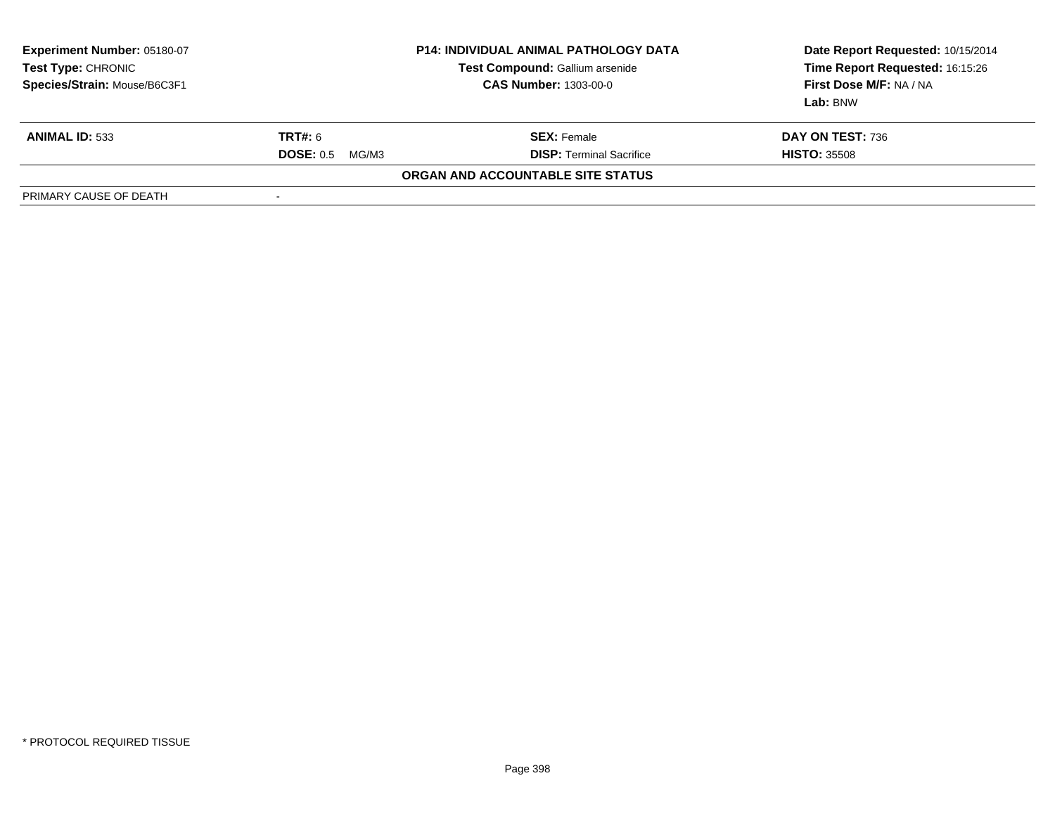| Experiment Number: 05180-07 | P14: INDIVIDUAL ANIMAL PATHOLOGY DATA | Date Report Requested: 10/15/2014 |
|---|---|---|
| Test Type: CHRONIC | Test Compound: Gallium arsenide | Time Report Requested: 16:15:26 |
| Species/Strain: Mouse/B6C3F1 | CAS Number: 1303-00-0 | First Dose M/F: NA / NA |
| | | Lab: BNW |

| ANIMAL ID: 533 | TRT#: 6 | SEX: Female | DAY ON TEST: 736 |
|---|---|---|---|
| | DOSE: 0.5 MG/M3 | DISP: Terminal Sacrifice | HISTO: 35508 |

**ORGAN AND ACCOUNTABLE SITE STATUS**

| PRIMARY CAUSE OF DEATH | - |
|---|---|

* PROTOCOL REQUIRED TISSUE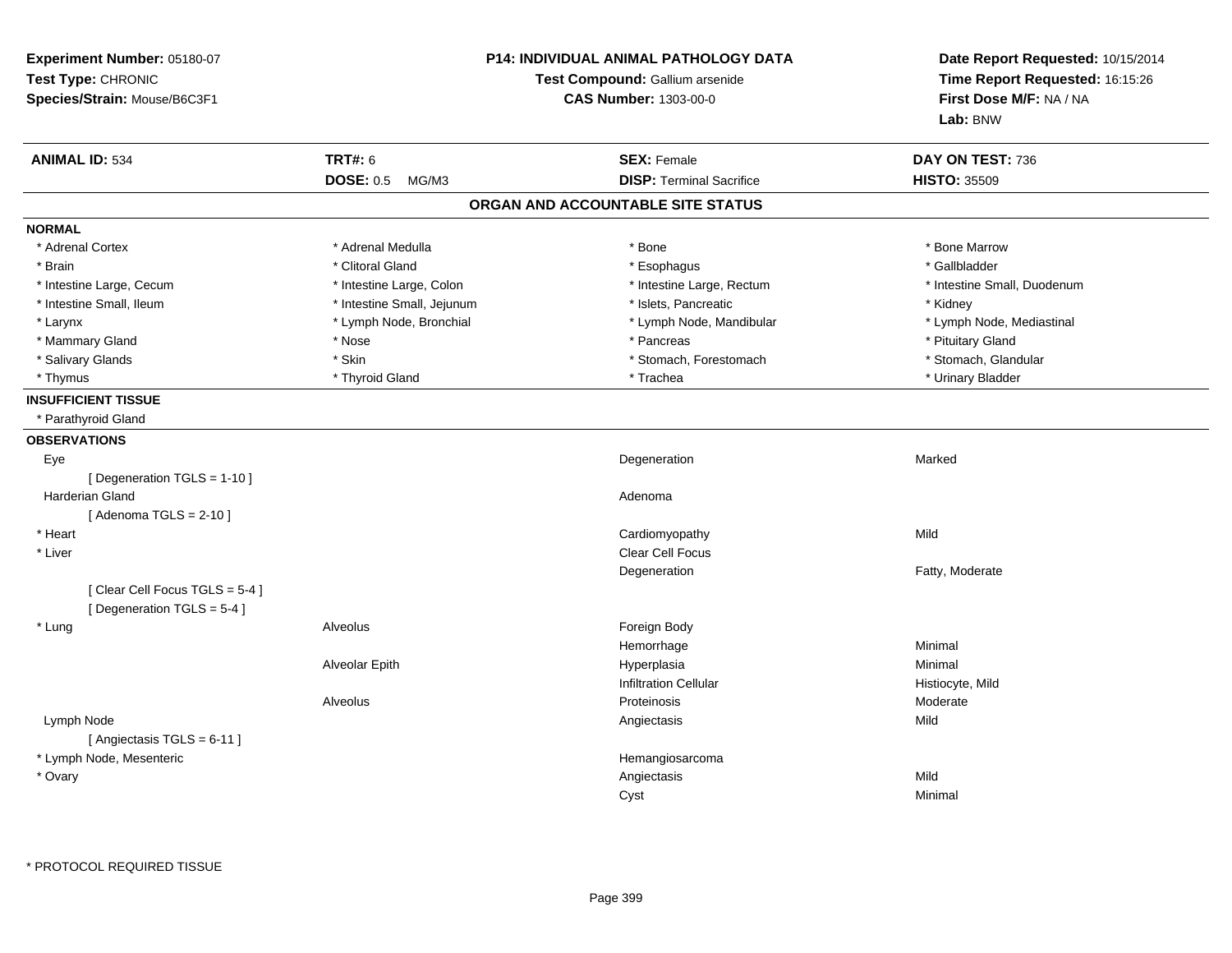**Experiment Number:** 05180-07
**Test Type:** CHRONIC
**Species/Strain:** Mouse/B6C3F1

**P14: INDIVIDUAL ANIMAL PATHOLOGY DATA**
**Test Compound:** Gallium arsenide
**CAS Number:** 1303-00-0

**Date Report Requested:** 10/15/2014
**Time Report Requested:** 16:15:26
**First Dose M/F:** NA / NA
**Lab:** BNW

| **ANIMAL ID:** 534 | **TRT#:** 6 | **SEX:** Female | **DAY ON TEST:** 736 |
|---|---|---|---|
| | **DOSE:** 0.5 MG/M3 | **DISP:** Terminal Sacrifice | **HISTO:** 35509 |

## ORGAN AND ACCOUNTABLE SITE STATUS

**NORMAL**

| | | | |
|---|---|---|---|
| * Adrenal Cortex | * Adrenal Medulla | * Bone | * Bone Marrow |
| * Brain | * Clitoral Gland | * Esophagus | * Gallbladder |
| * Intestine Large, Cecum | * Intestine Large, Colon | * Intestine Large, Rectum | * Intestine Small, Duodenum |
| * Intestine Small, Ileum | * Intestine Small, Jejunum | * Islets, Pancreatic | * Kidney |
| * Larynx | * Lymph Node, Bronchial | * Lymph Node, Mandibular | * Lymph Node, Mediastinal |
| * Mammary Gland | * Nose | * Pancreas | * Pituitary Gland |
| * Salivary Glands | * Skin | * Stomach, Forestomach | * Stomach, Glandular |
| * Thymus | * Thyroid Gland | * Trachea | * Urinary Bladder |

**INSUFFICIENT TISSUE**

* Parathyroid Gland

**OBSERVATIONS**

| | | | |
|---|---|---|---|
| Eye | | Degeneration | Marked |
| [ Degeneration TGLS = 1-10 ] | | | |
| Harderian Gland | | Adenoma | |
| [ Adenoma TGLS = 2-10 ] | | | |
| * Heart | | Cardiomyopathy | Mild |
| * Liver | | Clear Cell Focus | |
| | | Degeneration | Fatty, Moderate |
| [ Clear Cell Focus TGLS = 5-4 ] | | | |
| [ Degeneration TGLS = 5-4 ] | | | |
| * Lung | Alveolus | Foreign Body | |
| | | Hemorrhage | Minimal |
| | Alveolar Epith | Hyperplasia | Minimal |
| | | Infiltration Cellular | Histiocyte, Mild |
| | Alveolus | Proteinosis | Moderate |
| Lymph Node | | Angiectasis | Mild |
| [ Angiectasis TGLS = 6-11 ] | | | |
| * Lymph Node, Mesenteric | | Hemangiosarcoma | |
| * Ovary | | Angiectasis | Mild |
| | | Cyst | Minimal |

\* PROTOCOL REQUIRED TISSUE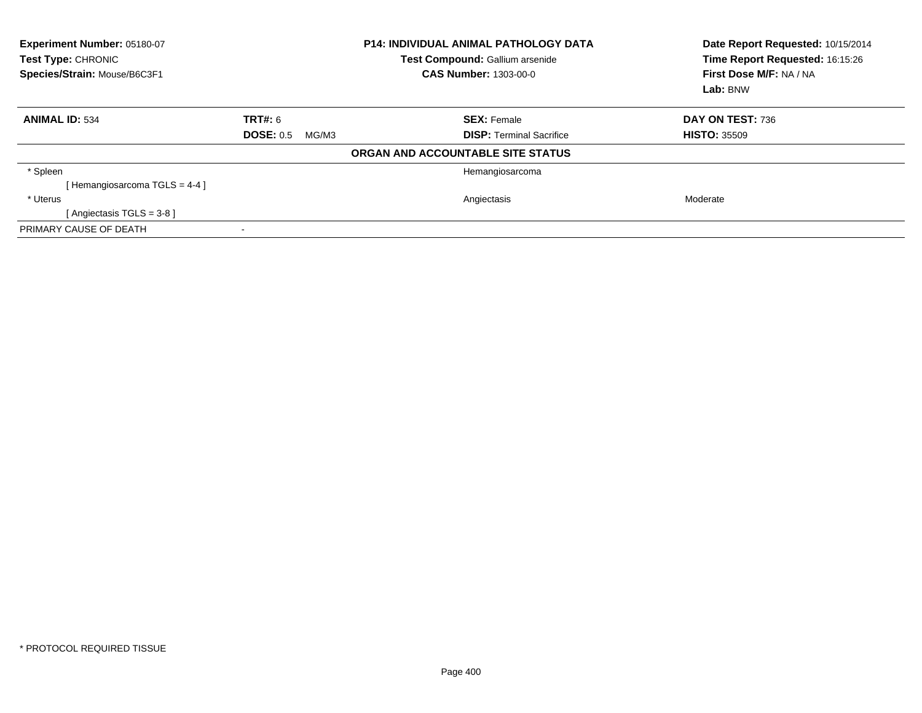| **Experiment Number:** 05180-07 | **P14: INDIVIDUAL ANIMAL PATHOLOGY DATA** | **Date Report Requested:** 10/15/2014 |
|---|---|---|
| **Test Type:** CHRONIC | **Test Compound:** Gallium arsenide | **Time Report Requested:** 16:15:26 |
| **Species/Strain:** Mouse/B6C3F1 | **CAS Number:** 1303-00-0 | **First Dose M/F:** NA / NA |
| | | **Lab:** BNW |

| **ANIMAL ID:** 534 | **TRT#:** 6 | **SEX:** Female | **DAY ON TEST:** 736 |
|---|---|---|---|
| | **DOSE:** 0.5 MG/M3 | **DISP:** Terminal Sacrifice | **HISTO:** 35509 |

**ORGAN AND ACCOUNTABLE SITE STATUS**

| | | | |
|---|---|---|---|
| * Spleen | | Hemangiosarcoma | |
| [ Hemangiosarcoma TGLS = 4-4 ] | | | |
| * Uterus | | Angiectasis | Moderate |
| [ Angiectasis TGLS = 3-8 ] | | | |
| PRIMARY CAUSE OF DEATH | - | | |

* PROTOCOL REQUIRED TISSUE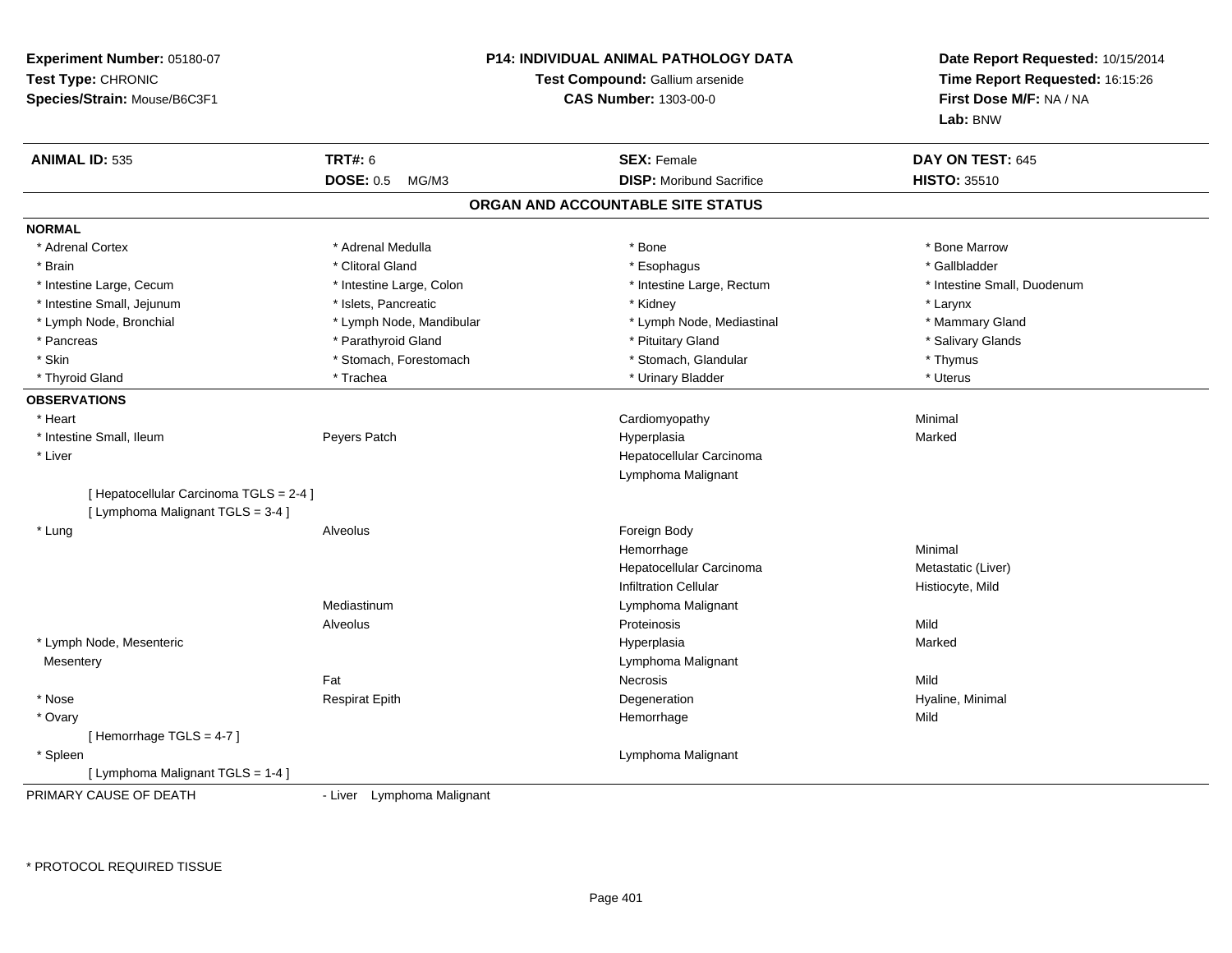**Experiment Number:** 05180-07
**Test Type:** CHRONIC
**Species/Strain:** Mouse/B6C3F1

**P14: INDIVIDUAL ANIMAL PATHOLOGY DATA**
**Test Compound:** Gallium arsenide
**CAS Number:** 1303-00-0

**Date Report Requested:** 10/15/2014
**Time Report Requested:** 16:15:26
**First Dose M/F:** NA / NA
**Lab:** BNW

| **ANIMAL ID:** 535 | **TRT#:** 6 | **SEX:** Female | **DAY ON TEST:** 645 |
|---|---|---|---|
| | **DOSE:** 0.5 MG/M3 | **DISP:** Moribund Sacrifice | **HISTO:** 35510 |

## ORGAN AND ACCOUNTABLE SITE STATUS

**NORMAL**

| | | | |
|---|---|---|---|
| * Adrenal Cortex | * Adrenal Medulla | * Bone | * Bone Marrow |
| * Brain | * Clitoral Gland | * Esophagus | * Gallbladder |
| * Intestine Large, Cecum | * Intestine Large, Colon | * Intestine Large, Rectum | * Intestine Small, Duodenum |
| * Intestine Small, Jejunum | * Islets, Pancreatic | * Kidney | * Larynx |
| * Lymph Node, Bronchial | * Lymph Node, Mandibular | * Lymph Node, Mediastinal | * Mammary Gland |
| * Pancreas | * Parathyroid Gland | * Pituitary Gland | * Salivary Glands |
| * Skin | * Stomach, Forestomach | * Stomach, Glandular | * Thymus |
| * Thyroid Gland | * Trachea | * Urinary Bladder | * Uterus |

**OBSERVATIONS**

| | | | |
|---|---|---|---|
| * Heart | | Cardiomyopathy | Minimal |
| * Intestine Small, Ileum | Peyers Patch | Hyperplasia | Marked |
| * Liver | | Hepatocellular Carcinoma | |
| | | Lymphoma Malignant | |
| [ Hepatocellular Carcinoma TGLS = 2-4 ] | | | |
| [ Lymphoma Malignant TGLS = 3-4 ] | | | |
| * Lung | Alveolus | Foreign Body | |
| | | Hemorrhage | Minimal |
| | | Hepatocellular Carcinoma | Metastatic (Liver) |
| | | Infiltration Cellular | Histiocyte, Mild |
| | Mediastinum | Lymphoma Malignant | |
| | Alveolus | Proteinosis | Mild |
| * Lymph Node, Mesenteric | | Hyperplasia | Marked |
| Mesentery | | Lymphoma Malignant | |
| | Fat | Necrosis | Mild |
| * Nose | Respirat Epith | Degeneration | Hyaline, Minimal |
| * Ovary | | Hemorrhage | Mild |
| [ Hemorrhage TGLS = 4-7 ] | | | |
| * Spleen | | Lymphoma Malignant | |
| [ Lymphoma Malignant TGLS = 1-4 ] | | | |

PRIMARY CAUSE OF DEATH - Liver Lymphoma Malignant

* PROTOCOL REQUIRED TISSUE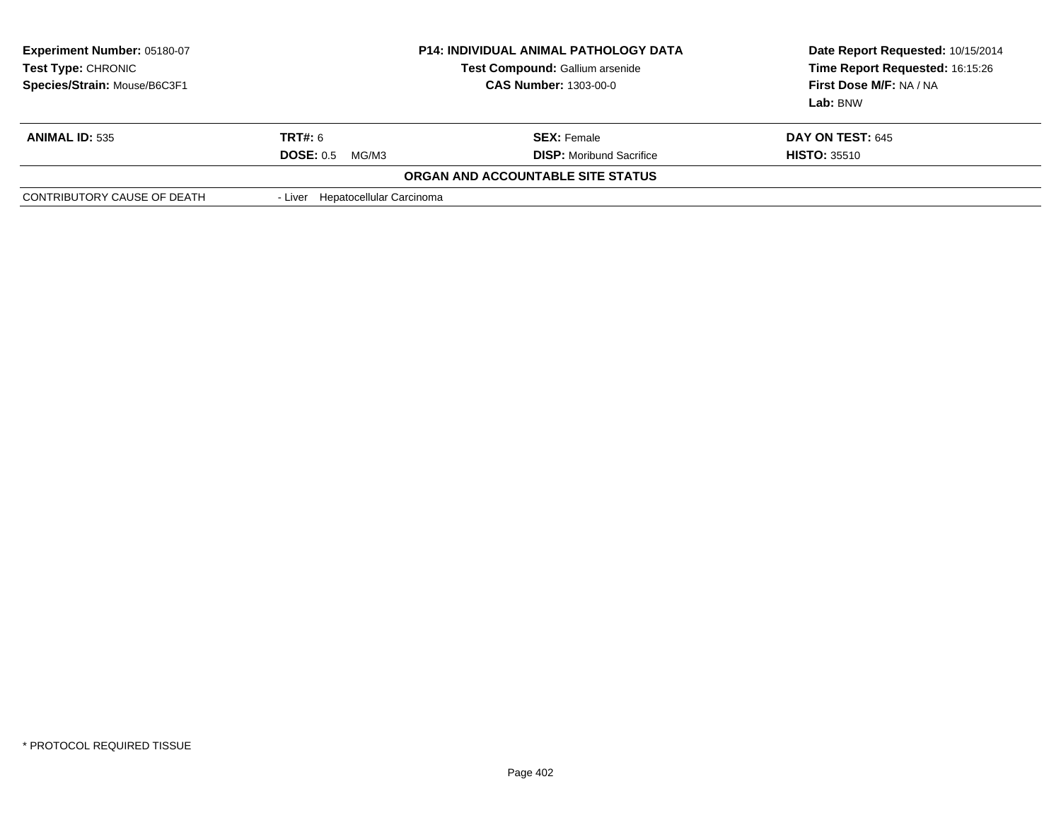**Experiment Number:** 05180-07
**Test Type:** CHRONIC
**Species/Strain:** Mouse/B6C3F1

**P14: INDIVIDUAL ANIMAL PATHOLOGY DATA**
**Test Compound:** Gallium arsenide
**CAS Number:** 1303-00-0

**Date Report Requested:** 10/15/2014
**Time Report Requested:** 16:15:26
**First Dose M/F:** NA / NA
**Lab:** BNW

| **ANIMAL ID:** 535 | **TRT#:** 6 | **SEX:** Female | **DAY ON TEST:** 645 |
|---|---|---|---|
| | **DOSE:** 0.5 MG/M3 | **DISP:** Moribund Sacrifice | **HISTO:** 35510 |

**ORGAN AND ACCOUNTABLE SITE STATUS**

| | |
|---|---|
| CONTRIBUTORY CAUSE OF DEATH | - Liver Hepatocellular Carcinoma |

* PROTOCOL REQUIRED TISSUE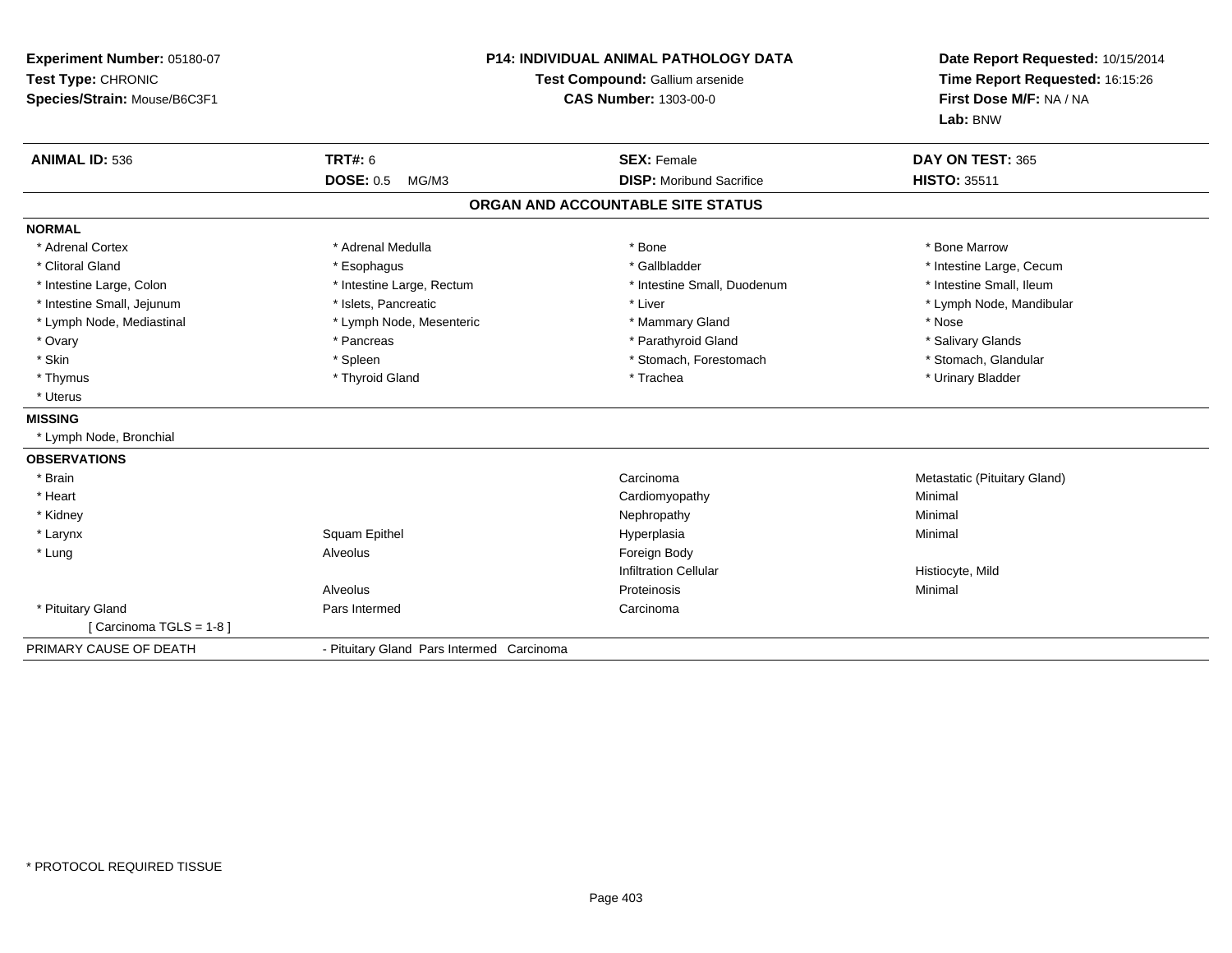**Experiment Number:** 05180-07
**Test Type:** CHRONIC
**Species/Strain:** Mouse/B6C3F1

**P14: INDIVIDUAL ANIMAL PATHOLOGY DATA**
**Test Compound:** Gallium arsenide
**CAS Number:** 1303-00-0

**Date Report Requested:** 10/15/2014
**Time Report Requested:** 16:15:26
**First Dose M/F:** NA / NA
**Lab:** BNW

| **ANIMAL ID:** 536 | **TRT#:** 6 | **SEX:** Female | **DAY ON TEST:** 365 |
|---|---|---|---|
| | **DOSE:** 0.5 MG/M3 | **DISP:** Moribund Sacrifice | **HISTO:** 35511 |

## ORGAN AND ACCOUNTABLE SITE STATUS

**NORMAL**

| | | | |
|---|---|---|---|
| * Adrenal Cortex | * Adrenal Medulla | * Bone | * Bone Marrow |
| * Clitoral Gland | * Esophagus | * Gallbladder | * Intestine Large, Cecum |
| * Intestine Large, Colon | * Intestine Large, Rectum | * Intestine Small, Duodenum | * Intestine Small, Ileum |
| * Intestine Small, Jejunum | * Islets, Pancreatic | * Liver | * Lymph Node, Mandibular |
| * Lymph Node, Mediastinal | * Lymph Node, Mesenteric | * Mammary Gland | * Nose |
| * Ovary | * Pancreas | * Parathyroid Gland | * Salivary Glands |
| * Skin | * Spleen | * Stomach, Forestomach | * Stomach, Glandular |
| * Thymus | * Thyroid Gland | * Trachea | * Urinary Bladder |
| * Uterus | | | |

**MISSING**

* Lymph Node, Bronchial

**OBSERVATIONS**

| | | | |
|---|---|---|---|
| * Brain | | Carcinoma | Metastatic (Pituitary Gland) |
| * Heart | | Cardiomyopathy | Minimal |
| * Kidney | | Nephropathy | Minimal |
| * Larynx | Squam Epithel | Hyperplasia | Minimal |
| * Lung | Alveolus | Foreign Body | |
| | | Infiltration Cellular | Histiocyte, Mild |
| | Alveolus | Proteinosis | Minimal |
| * Pituitary Gland | Pars Intermed | Carcinoma | |
| [ Carcinoma TGLS = 1-8 ] | | | |

| PRIMARY CAUSE OF DEATH | - Pituitary Gland Pars Intermed Carcinoma |
|---|---|

* PROTOCOL REQUIRED TISSUE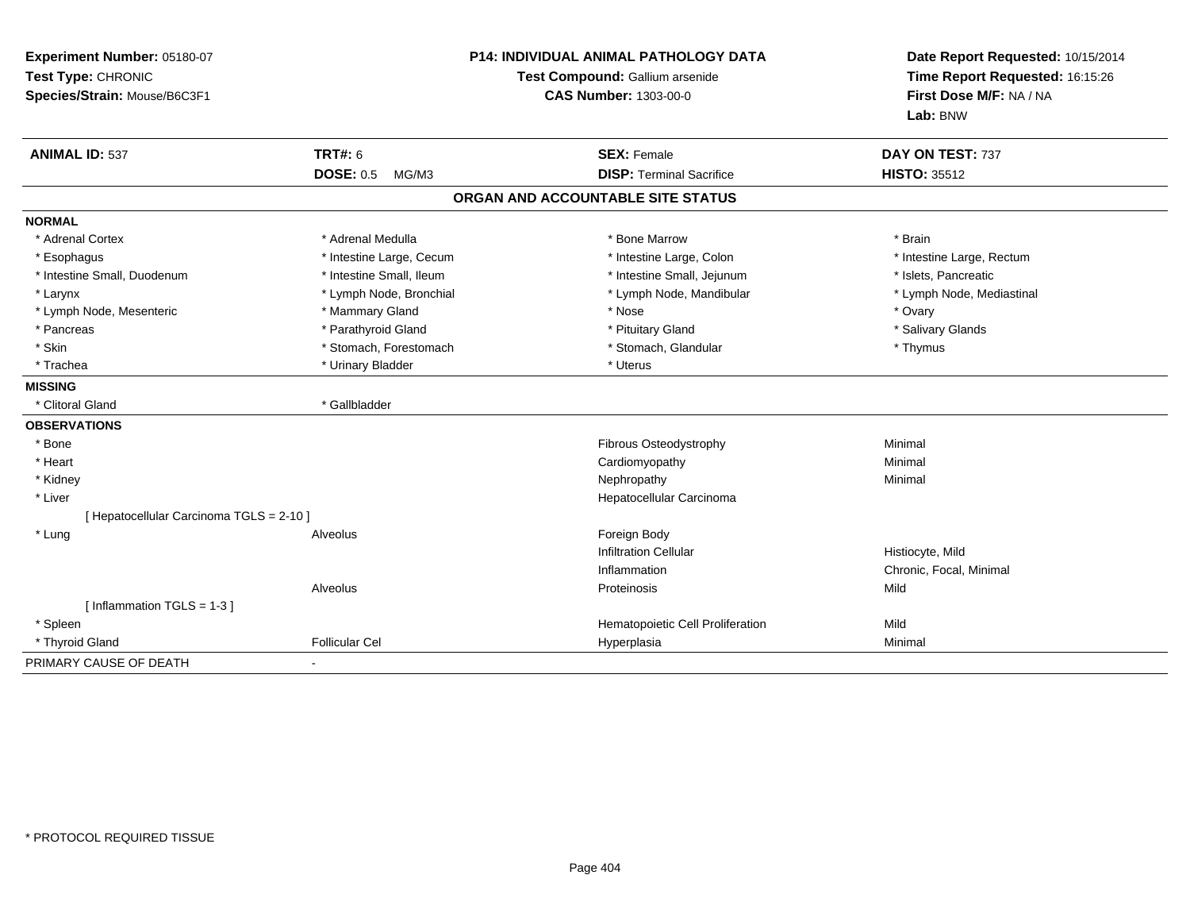**Experiment Number:** 05180-07
**Test Type:** CHRONIC
**Species/Strain:** Mouse/B6C3F1

# P14: INDIVIDUAL ANIMAL PATHOLOGY DATA

**Test Compound:** Gallium arsenide
**CAS Number:** 1303-00-0

**Date Report Requested:** 10/15/2014
**Time Report Requested:** 16:15:26
**First Dose M/F:** NA / NA
**Lab:** BNW

| **ANIMAL ID:** 537 | **TRT#:** 6 | **SEX:** Female | **DAY ON TEST:** 737 |
|---|---|---|---|
| | **DOSE:** 0.5 MG/M3 | **DISP:** Terminal Sacrifice | **HISTO:** 35512 |

## ORGAN AND ACCOUNTABLE SITE STATUS

**NORMAL**

| | | | |
|---|---|---|---|
| * Adrenal Cortex | * Adrenal Medulla | * Bone Marrow | * Brain |
| * Esophagus | * Intestine Large, Cecum | * Intestine Large, Colon | * Intestine Large, Rectum |
| * Intestine Small, Duodenum | * Intestine Small, Ileum | * Intestine Small, Jejunum | * Islets, Pancreatic |
| * Larynx | * Lymph Node, Bronchial | * Lymph Node, Mandibular | * Lymph Node, Mediastinal |
| * Lymph Node, Mesenteric | * Mammary Gland | * Nose | * Ovary |
| * Pancreas | * Parathyroid Gland | * Pituitary Gland | * Salivary Glands |
| * Skin | * Stomach, Forestomach | * Stomach, Glandular | * Thymus |
| * Trachea | * Urinary Bladder | * Uterus | |

**MISSING**

| | |
|---|---|
| * Clitoral Gland | * Gallbladder |

**OBSERVATIONS**

| | | | |
|---|---|---|---|
| * Bone | | Fibrous Osteodystrophy | Minimal |
| * Heart | | Cardiomyopathy | Minimal |
| * Kidney | | Nephropathy | Minimal |
| * Liver | | Hepatocellular Carcinoma | |
| [ Hepatocellular Carcinoma TGLS = 2-10 ] | | | |
| * Lung | Alveolus | Foreign Body | |
| | | Infiltration Cellular | Histiocyte, Mild |
| | | Inflammation | Chronic, Focal, Minimal |
| | Alveolus | Proteinosis | Mild |
| [ Inflammation TGLS = 1-3 ] | | | |
| * Spleen | | Hematopoietic Cell Proliferation | Mild |
| * Thyroid Gland | Follicular Cel | Hyperplasia | Minimal |

PRIMARY CAUSE OF DEATH -

* PROTOCOL REQUIRED TISSUE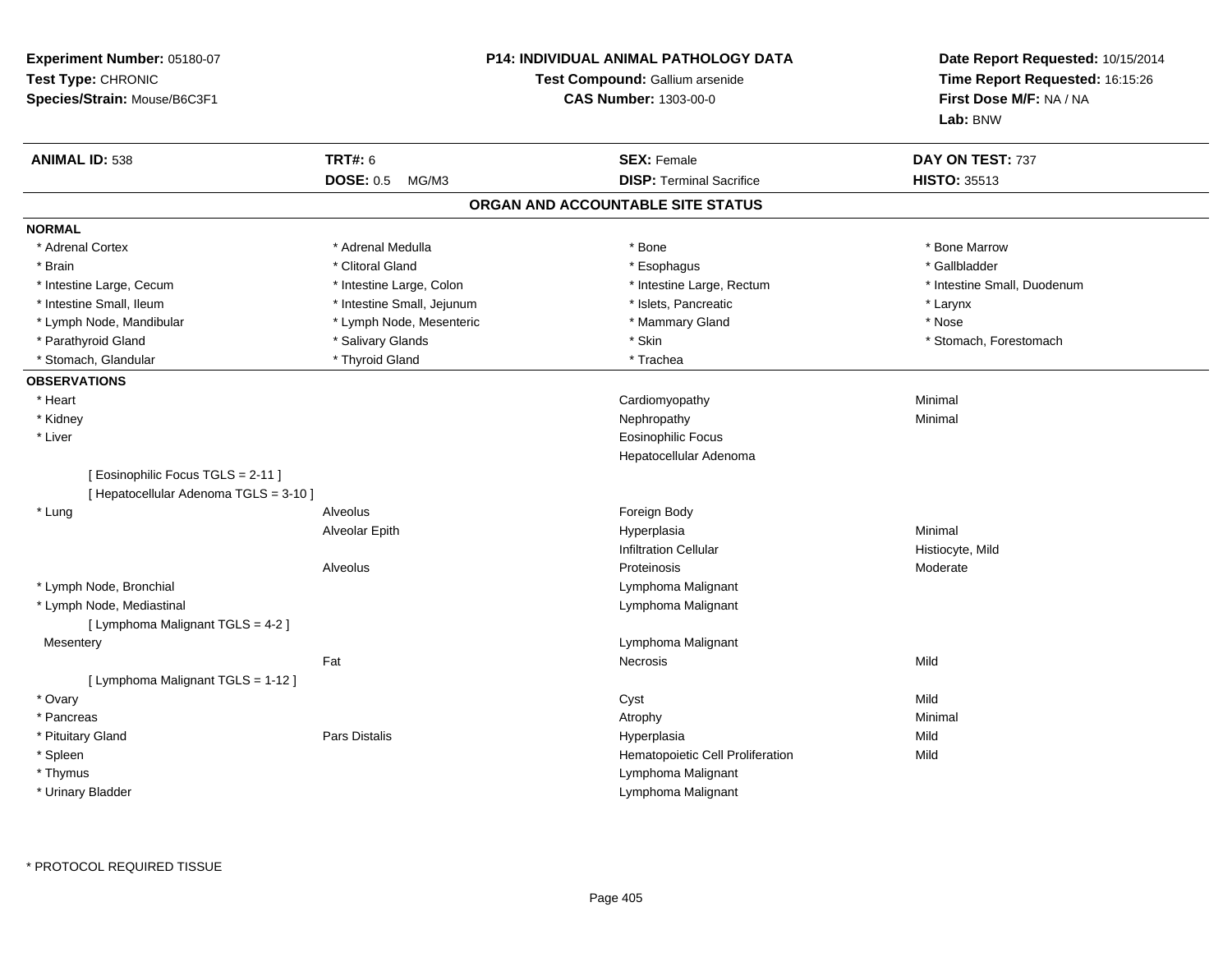**Experiment Number:** 05180-07
**Test Type:** CHRONIC
**Species/Strain:** Mouse/B6C3F1

**P14: INDIVIDUAL ANIMAL PATHOLOGY DATA**
**Test Compound:** Gallium arsenide
**CAS Number:** 1303-00-0

**Date Report Requested:** 10/15/2014
**Time Report Requested:** 16:15:26
**First Dose M/F:** NA / NA
**Lab:** BNW

| **ANIMAL ID:** 538 | **TRT#:** 6 | **SEX:** Female | **DAY ON TEST:** 737 |
|---|---|---|---|
| | **DOSE:** 0.5 MG/M3 | **DISP:** Terminal Sacrifice | **HISTO:** 35513 |

## ORGAN AND ACCOUNTABLE SITE STATUS

**NORMAL**

| | | | |
|---|---|---|---|
| * Adrenal Cortex | * Adrenal Medulla | * Bone | * Bone Marrow |
| * Brain | * Clitoral Gland | * Esophagus | * Gallbladder |
| * Intestine Large, Cecum | * Intestine Large, Colon | * Intestine Large, Rectum | * Intestine Small, Duodenum |
| * Intestine Small, Ileum | * Intestine Small, Jejunum | * Islets, Pancreatic | * Larynx |
| * Lymph Node, Mandibular | * Lymph Node, Mesenteric | * Mammary Gland | * Nose |
| * Parathyroid Gland | * Salivary Glands | * Skin | * Stomach, Forestomach |
| * Stomach, Glandular | * Thyroid Gland | * Trachea | |

**OBSERVATIONS**

| | | | |
|---|---|---|---|
| * Heart | | Cardiomyopathy | Minimal |
| * Kidney | | Nephropathy | Minimal |
| * Liver | | Eosinophilic Focus | |
| | | Hepatocellular Adenoma | |
| [ Eosinophilic Focus TGLS = 2-11 ] | | | |
| [ Hepatocellular Adenoma TGLS = 3-10 ] | | | |
| * Lung | Alveolus | Foreign Body | |
| | Alveolar Epith | Hyperplasia | Minimal |
| | | Infiltration Cellular | Histiocyte, Mild |
| | Alveolus | Proteinosis | Moderate |
| * Lymph Node, Bronchial | | Lymphoma Malignant | |
| * Lymph Node, Mediastinal | | Lymphoma Malignant | |
| [ Lymphoma Malignant TGLS = 4-2 ] | | | |
| Mesentery | | Lymphoma Malignant | |
| | Fat | Necrosis | Mild |
| [ Lymphoma Malignant TGLS = 1-12 ] | | | |
| * Ovary | | Cyst | Mild |
| * Pancreas | | Atrophy | Minimal |
| * Pituitary Gland | Pars Distalis | Hyperplasia | Mild |
| * Spleen | | Hematopoietic Cell Proliferation | Mild |
| * Thymus | | Lymphoma Malignant | |
| * Urinary Bladder | | Lymphoma Malignant | |

* PROTOCOL REQUIRED TISSUE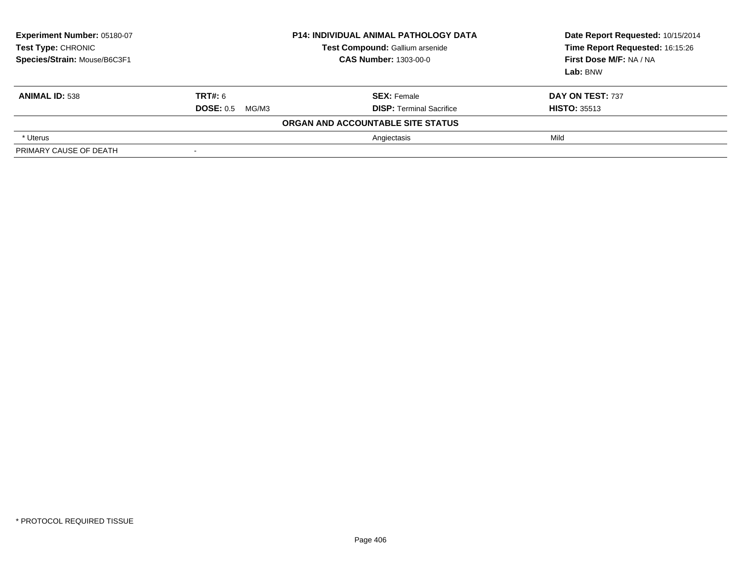**Experiment Number:** 05180-07
**Test Type:** CHRONIC
**Species/Strain:** Mouse/B6C3F1

**P14: INDIVIDUAL ANIMAL PATHOLOGY DATA**
**Test Compound:** Gallium arsenide
**CAS Number:** 1303-00-0

**Date Report Requested:** 10/15/2014
**Time Report Requested:** 16:15:26
**First Dose M/F:** NA / NA
**Lab:** BNW

| **ANIMAL ID:** 538 | **TRT#:** 6 | **SEX:** Female | **DAY ON TEST:** 737 |
|---|---|---|---|
| | **DOSE:** 0.5 MG/M3 | **DISP:** Terminal Sacrifice | **HISTO:** 35513 |

**ORGAN AND ACCOUNTABLE SITE STATUS**

| | | | |
|---|---|---|---|
| * Uterus | | Angiectasis | Mild |
| PRIMARY CAUSE OF DEATH | - | | |

* PROTOCOL REQUIRED TISSUE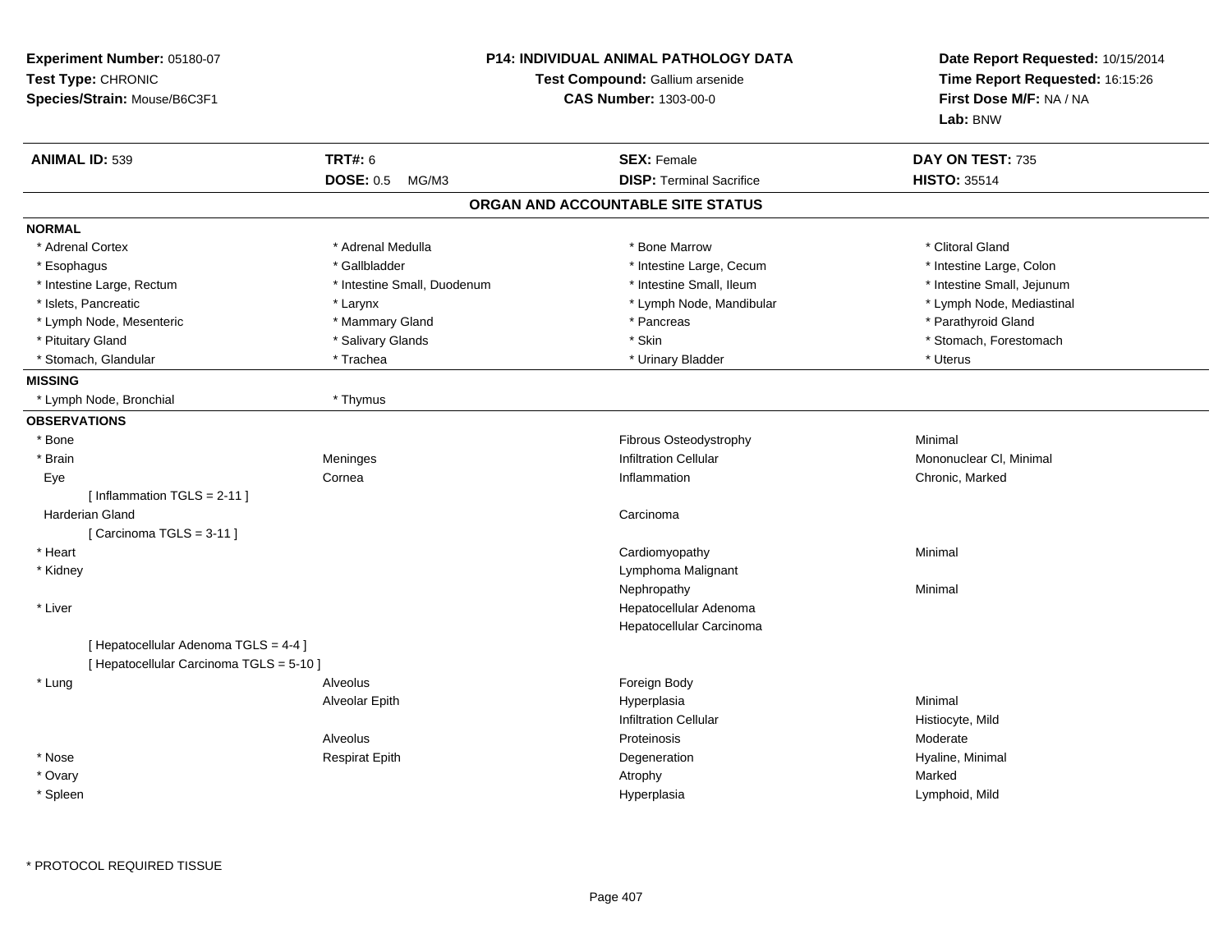**Experiment Number:** 05180-07
**Test Type:** CHRONIC
**Species/Strain:** Mouse/B6C3F1

**P14: INDIVIDUAL ANIMAL PATHOLOGY DATA**
**Test Compound:** Gallium arsenide
**CAS Number:** 1303-00-0

**Date Report Requested:** 10/15/2014
**Time Report Requested:** 16:15:26
**First Dose M/F:** NA / NA
**Lab:** BNW

| **ANIMAL ID:** 539 | **TRT#:** 6 | **SEX:** Female | **DAY ON TEST:** 735 |
|---|---|---|---|
| | **DOSE:** 0.5 MG/M3 | **DISP:** Terminal Sacrifice | **HISTO:** 35514 |

## ORGAN AND ACCOUNTABLE SITE STATUS

**NORMAL**

| | | | |
|---|---|---|---|
| * Adrenal Cortex | * Adrenal Medulla | * Bone Marrow | * Clitoral Gland |
| * Esophagus | * Gallbladder | * Intestine Large, Cecum | * Intestine Large, Colon |
| * Intestine Large, Rectum | * Intestine Small, Duodenum | * Intestine Small, Ileum | * Intestine Small, Jejunum |
| * Islets, Pancreatic | * Larynx | * Lymph Node, Mandibular | * Lymph Node, Mediastinal |
| * Lymph Node, Mesenteric | * Mammary Gland | * Pancreas | * Parathyroid Gland |
| * Pituitary Gland | * Salivary Glands | * Skin | * Stomach, Forestomach |
| * Stomach, Glandular | * Trachea | * Urinary Bladder | * Uterus |

**MISSING**

| | |
|---|---|
| * Lymph Node, Bronchial | * Thymus |

**OBSERVATIONS**

| | | | |
|---|---|---|---|
| * Bone | | Fibrous Osteodystrophy | Minimal |
| * Brain | Meninges | Infiltration Cellular | Mononuclear Cl, Minimal |
| Eye | Cornea | Inflammation | Chronic, Marked |
| [ Inflammation TGLS = 2-11 ] | | | |
| Harderian Gland | | Carcinoma | |
| [ Carcinoma TGLS = 3-11 ] | | | |
| * Heart | | Cardiomyopathy | Minimal |
| * Kidney | | Lymphoma Malignant | |
| | | Nephropathy | Minimal |
| * Liver | | Hepatocellular Adenoma | |
| | | Hepatocellular Carcinoma | |
| [ Hepatocellular Adenoma TGLS = 4-4 ] | | | |
| [ Hepatocellular Carcinoma TGLS = 5-10 ] | | | |
| * Lung | Alveolus | Foreign Body | |
| | Alveolar Epith | Hyperplasia | Minimal |
| | | Infiltration Cellular | Histiocyte, Mild |
| | Alveolus | Proteinosis | Moderate |
| * Nose | Respirat Epith | Degeneration | Hyaline, Minimal |
| * Ovary | | Atrophy | Marked |
| * Spleen | | Hyperplasia | Lymphoid, Mild |

\* PROTOCOL REQUIRED TISSUE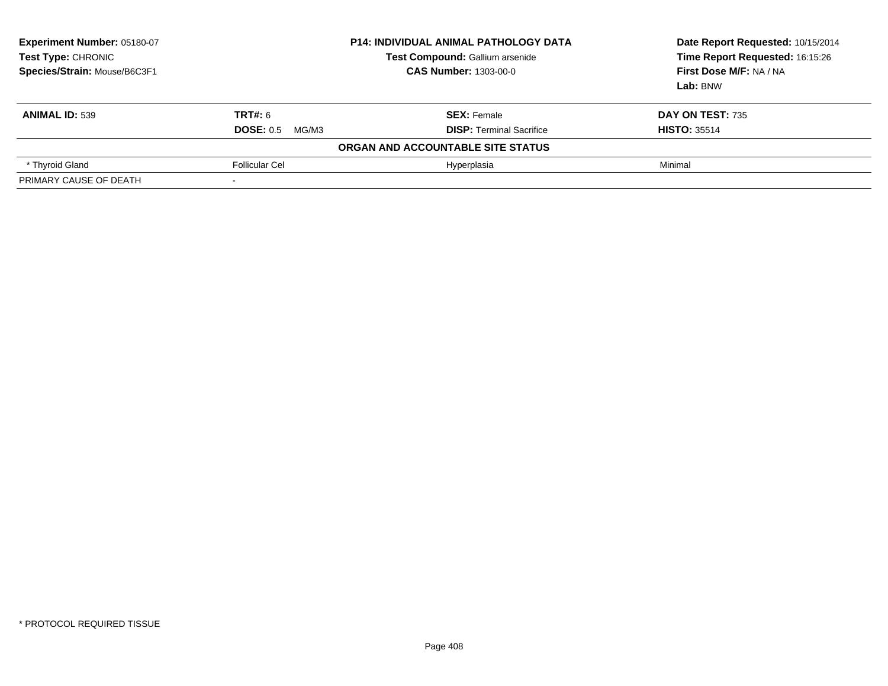**Experiment Number:** 05180-07
**Test Type:** CHRONIC
**Species/Strain:** Mouse/B6C3F1

**P14: INDIVIDUAL ANIMAL PATHOLOGY DATA**
**Test Compound:** Gallium arsenide
**CAS Number:** 1303-00-0

**Date Report Requested:** 10/15/2014
**Time Report Requested:** 16:15:26
**First Dose M/F:** NA / NA
**Lab:** BNW

| **ANIMAL ID:** 539 | **TRT#:** 6 | **SEX:** Female | **DAY ON TEST:** 735 |
|---|---|---|---|
| | **DOSE:** 0.5 MG/M3 | **DISP:** Terminal Sacrifice | **HISTO:** 35514 |
| | | **ORGAN AND ACCOUNTABLE SITE STATUS** | |
| * Thyroid Gland | Follicular Cel | Hyperplasia | Minimal |
| PRIMARY CAUSE OF DEATH | - | | |

* PROTOCOL REQUIRED TISSUE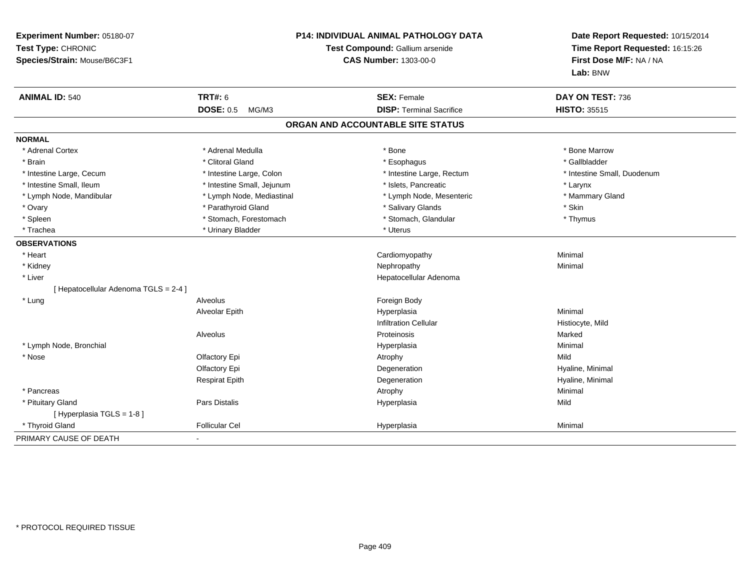**Experiment Number:** 05180-07
**Test Type:** CHRONIC
**Species/Strain:** Mouse/B6C3F1

**P14: INDIVIDUAL ANIMAL PATHOLOGY DATA**
**Test Compound:** Gallium arsenide
**CAS Number:** 1303-00-0

**Date Report Requested:** 10/15/2014
**Time Report Requested:** 16:15:26
**First Dose M/F:** NA / NA
**Lab:** BNW

| **ANIMAL ID:** 540 | **TRT#:** 6 | **SEX:** Female | **DAY ON TEST:** 736 |
|---|---|---|---|
| | **DOSE:** 0.5 MG/M3 | **DISP:** Terminal Sacrifice | **HISTO:** 35515 |

## ORGAN AND ACCOUNTABLE SITE STATUS

**NORMAL**

| | | | |
|---|---|---|---|
| * Adrenal Cortex | * Adrenal Medulla | * Bone | * Bone Marrow |
| * Brain | * Clitoral Gland | * Esophagus | * Gallbladder |
| * Intestine Large, Cecum | * Intestine Large, Colon | * Intestine Large, Rectum | * Intestine Small, Duodenum |
| * Intestine Small, Ileum | * Intestine Small, Jejunum | * Islets, Pancreatic | * Larynx |
| * Lymph Node, Mandibular | * Lymph Node, Mediastinal | * Lymph Node, Mesenteric | * Mammary Gland |
| * Ovary | * Parathyroid Gland | * Salivary Glands | * Skin |
| * Spleen | * Stomach, Forestomach | * Stomach, Glandular | * Thymus |
| * Trachea | * Urinary Bladder | * Uterus | |

**OBSERVATIONS**

| | | | |
|---|---|---|---|
| * Heart | | Cardiomyopathy | Minimal |
| * Kidney | | Nephropathy | Minimal |
| * Liver | | Hepatocellular Adenoma | |
| [ Hepatocellular Adenoma TGLS = 2-4 ] | | | |
| * Lung | Alveolus | Foreign Body | |
| | Alveolar Epith | Hyperplasia | Minimal |
| | | Infiltration Cellular | Histiocyte, Mild |
| | Alveolus | Proteinosis | Marked |
| * Lymph Node, Bronchial | | Hyperplasia | Minimal |
| * Nose | Olfactory Epi | Atrophy | Mild |
| | Olfactory Epi | Degeneration | Hyaline, Minimal |
| | Respirat Epith | Degeneration | Hyaline, Minimal |
| * Pancreas | | Atrophy | Minimal |
| * Pituitary Gland | Pars Distalis | Hyperplasia | Mild |
| [ Hyperplasia TGLS = 1-8 ] | | | |
| * Thyroid Gland | Follicular Cel | Hyperplasia | Minimal |

PRIMARY CAUSE OF DEATH -

* PROTOCOL REQUIRED TISSUE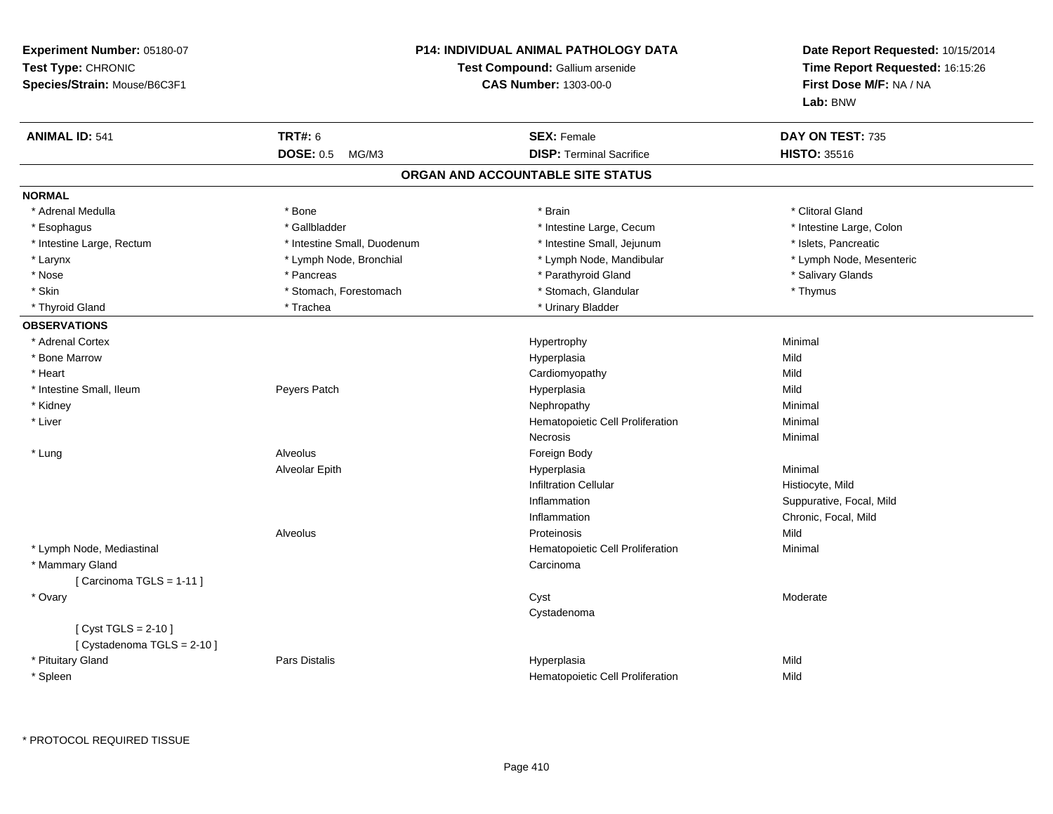**Experiment Number:** 05180-07
**Test Type:** CHRONIC
**Species/Strain:** Mouse/B6C3F1

**P14: INDIVIDUAL ANIMAL PATHOLOGY DATA**
**Test Compound:** Gallium arsenide
**CAS Number:** 1303-00-0

**Date Report Requested:** 10/15/2014
**Time Report Requested:** 16:15:26
**First Dose M/F:** NA / NA
**Lab:** BNW

| **ANIMAL ID:** 541 | **TRT#:** 6 | **SEX:** Female | **DAY ON TEST:** 735 |
|---|---|---|---|
| | **DOSE:** 0.5 MG/M3 | **DISP:** Terminal Sacrifice | **HISTO:** 35516 |

## ORGAN AND ACCOUNTABLE SITE STATUS

**NORMAL**

| | | | |
|---|---|---|---|
| * Adrenal Medulla | * Bone | * Brain | * Clitoral Gland |
| * Esophagus | * Gallbladder | * Intestine Large, Cecum | * Intestine Large, Colon |
| * Intestine Large, Rectum | * Intestine Small, Duodenum | * Intestine Small, Jejunum | * Islets, Pancreatic |
| * Larynx | * Lymph Node, Bronchial | * Lymph Node, Mandibular | * Lymph Node, Mesenteric |
| * Nose | * Pancreas | * Parathyroid Gland | * Salivary Glands |
| * Skin | * Stomach, Forestomach | * Stomach, Glandular | * Thymus |
| * Thyroid Gland | * Trachea | * Urinary Bladder | |

**OBSERVATIONS**

| | | | |
|---|---|---|---|
| * Adrenal Cortex | | Hypertrophy | Minimal |
| * Bone Marrow | | Hyperplasia | Mild |
| * Heart | | Cardiomyopathy | Mild |
| * Intestine Small, Ileum | Peyers Patch | Hyperplasia | Mild |
| * Kidney | | Nephropathy | Minimal |
| * Liver | | Hematopoietic Cell Proliferation | Minimal |
| | | Necrosis | Minimal |
| * Lung | Alveolus | Foreign Body | |
| | Alveolar Epith | Hyperplasia | Minimal |
| | | Infiltration Cellular | Histiocyte, Mild |
| | | Inflammation | Suppurative, Focal, Mild |
| | | Inflammation | Chronic, Focal, Mild |
| | Alveolus | Proteinosis | Mild |
| * Lymph Node, Mediastinal | | Hematopoietic Cell Proliferation | Minimal |
| * Mammary Gland | | Carcinoma | |
| [ Carcinoma TGLS = 1-11 ] | | | |
| * Ovary | | Cyst | Moderate |
| | | Cystadenoma | |
| [ Cyst TGLS = 2-10 ] | | | |
| [ Cystadenoma TGLS = 2-10 ] | | | |
| * Pituitary Gland | Pars Distalis | Hyperplasia | Mild |
| * Spleen | | Hematopoietic Cell Proliferation | Mild |

* PROTOCOL REQUIRED TISSUE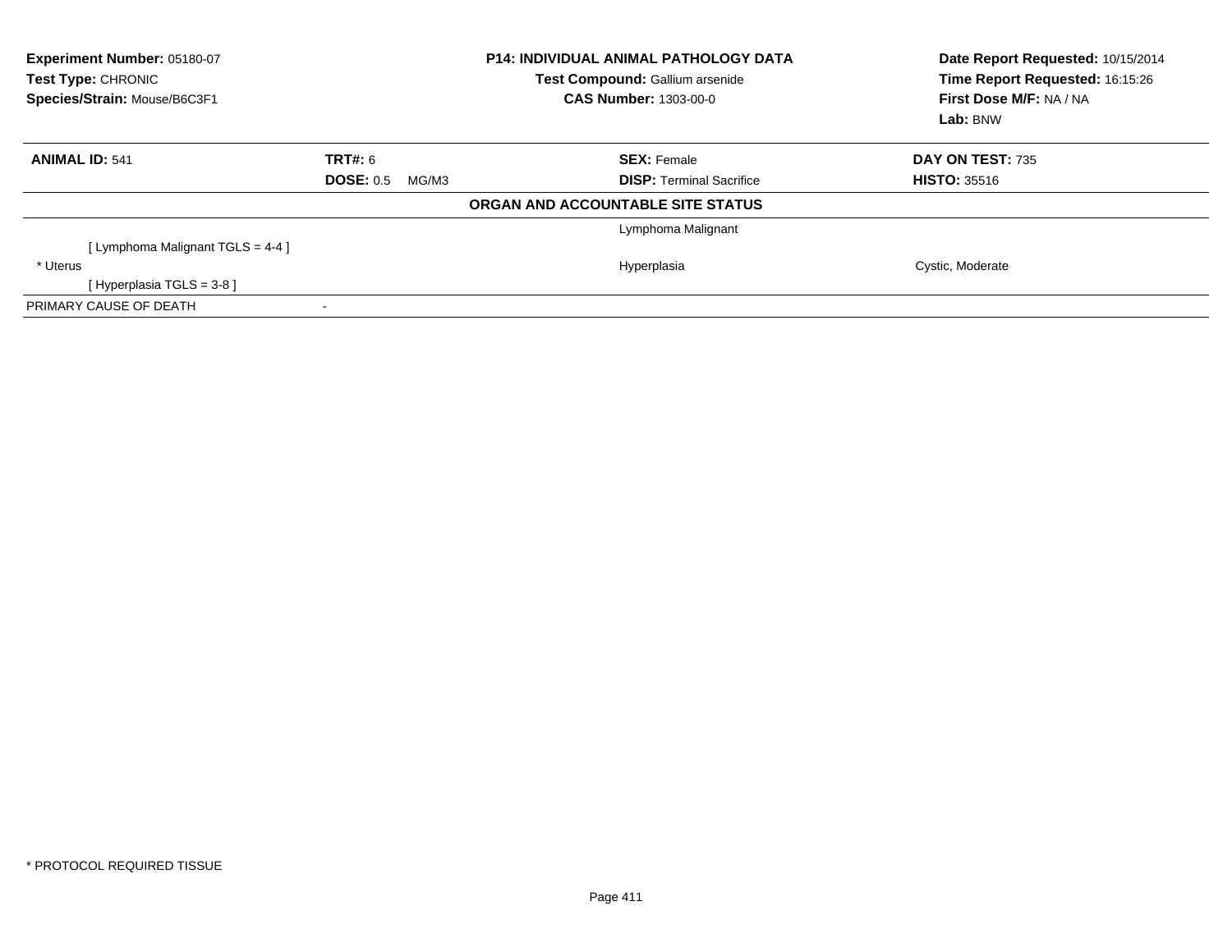**Experiment Number:** 05180-07
**Test Type:** CHRONIC
**Species/Strain:** Mouse/B6C3F1

**P14: INDIVIDUAL ANIMAL PATHOLOGY DATA**
**Test Compound:** Gallium arsenide
**CAS Number:** 1303-00-0

**Date Report Requested:** 10/15/2014
**Time Report Requested:** 16:15:26
**First Dose M/F:** NA / NA
**Lab:** BNW

| **ANIMAL ID:** 541 | **TRT#:** 6 | **SEX:** Female | **DAY ON TEST:** 735 |
|---|---|---|---|
| | **DOSE:** 0.5 MG/M3 | **DISP:** Terminal Sacrifice | **HISTO:** 35516 |

**ORGAN AND ACCOUNTABLE SITE STATUS**

| | | | |
|---|---|---|---|
| | | Lymphoma Malignant | |
| [ Lymphoma Malignant TGLS = 4-4 ] | | | |
| * Uterus | | Hyperplasia | Cystic, Moderate |
| [ Hyperplasia TGLS = 3-8 ] | | | |
| PRIMARY CAUSE OF DEATH | - | | |

* PROTOCOL REQUIRED TISSUE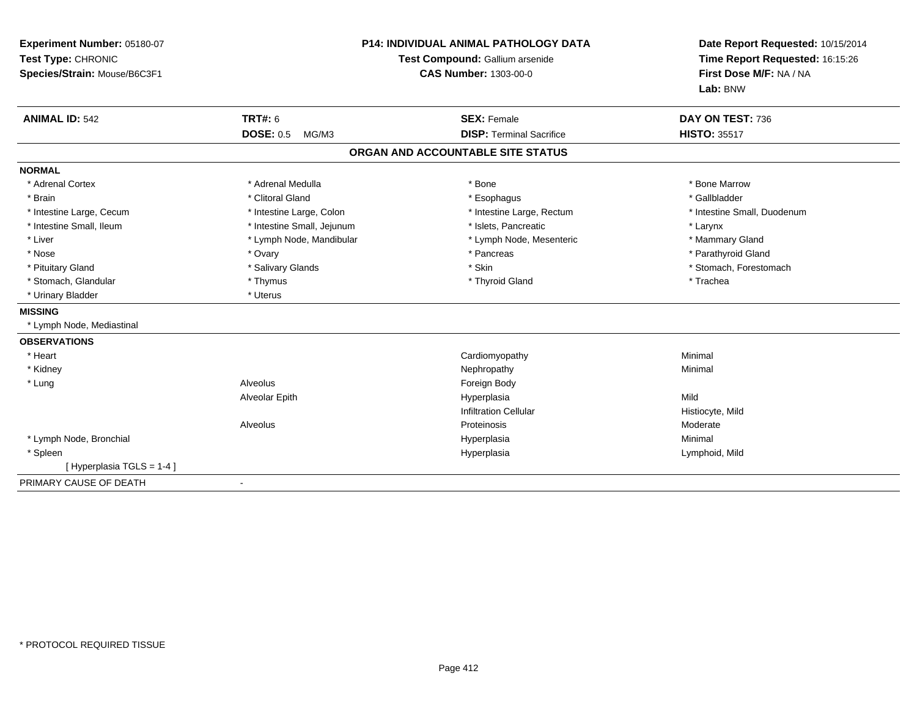**Experiment Number:** 05180-07
**Test Type:** CHRONIC
**Species/Strain:** Mouse/B6C3F1

**P14: INDIVIDUAL ANIMAL PATHOLOGY DATA**
**Test Compound:** Gallium arsenide
**CAS Number:** 1303-00-0

**Date Report Requested:** 10/15/2014
**Time Report Requested:** 16:15:26
**First Dose M/F:** NA / NA
**Lab:** BNW

| **ANIMAL ID:** 542 | **TRT#:** 6 | **SEX:** Female | **DAY ON TEST:** 736 |
|---|---|---|---|
| | **DOSE:** 0.5 MG/M3 | **DISP:** Terminal Sacrifice | **HISTO:** 35517 |

## ORGAN AND ACCOUNTABLE SITE STATUS

**NORMAL**

| | | | |
|---|---|---|---|
| * Adrenal Cortex | * Adrenal Medulla | * Bone | * Bone Marrow |
| * Brain | * Clitoral Gland | * Esophagus | * Gallbladder |
| * Intestine Large, Cecum | * Intestine Large, Colon | * Intestine Large, Rectum | * Intestine Small, Duodenum |
| * Intestine Small, Ileum | * Intestine Small, Jejunum | * Islets, Pancreatic | * Larynx |
| * Liver | * Lymph Node, Mandibular | * Lymph Node, Mesenteric | * Mammary Gland |
| * Nose | * Ovary | * Pancreas | * Parathyroid Gland |
| * Pituitary Gland | * Salivary Glands | * Skin | * Stomach, Forestomach |
| * Stomach, Glandular | * Thymus | * Thyroid Gland | * Trachea |
| * Urinary Bladder | * Uterus | | |

**MISSING**

* Lymph Node, Mediastinal

**OBSERVATIONS**

| | | | |
|---|---|---|---|
| * Heart | | Cardiomyopathy | Minimal |
| * Kidney | | Nephropathy | Minimal |
| * Lung | Alveolus | Foreign Body | |
| | Alveolar Epith | Hyperplasia | Mild |
| | | Infiltration Cellular | Histiocyte, Mild |
| | Alveolus | Proteinosis | Moderate |
| * Lymph Node, Bronchial | | Hyperplasia | Minimal |
| * Spleen | | Hyperplasia | Lymphoid, Mild |
| [ Hyperplasia TGLS = 1-4 ] | | | |

PRIMARY CAUSE OF DEATH -

* PROTOCOL REQUIRED TISSUE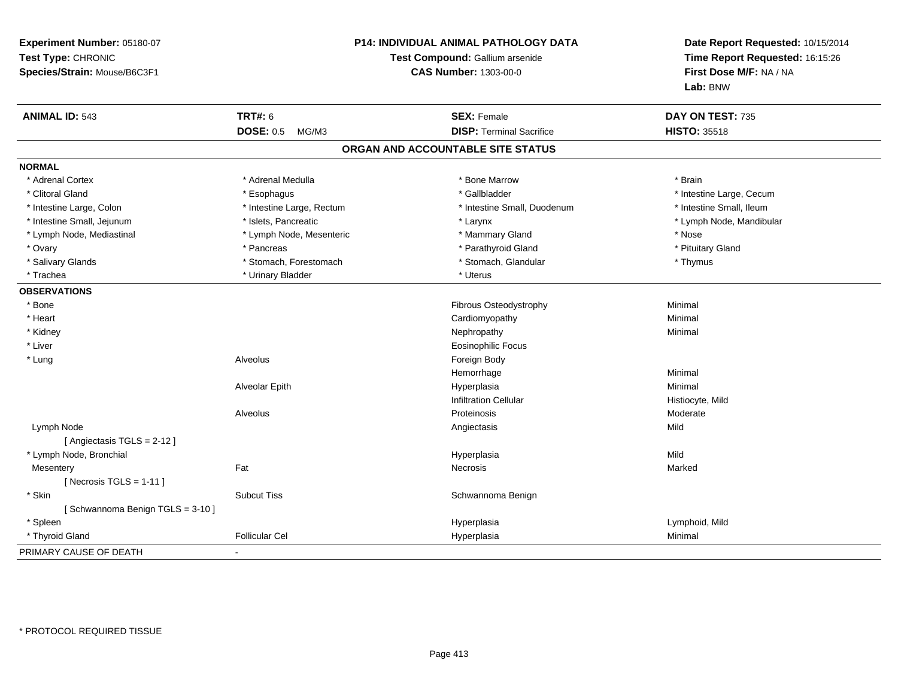**Experiment Number:** 05180-07
**Test Type:** CHRONIC
**Species/Strain:** Mouse/B6C3F1

**P14: INDIVIDUAL ANIMAL PATHOLOGY DATA**
**Test Compound:** Gallium arsenide
**CAS Number:** 1303-00-0

**Date Report Requested:** 10/15/2014
**Time Report Requested:** 16:15:26
**First Dose M/F:** NA / NA
**Lab:** BNW

| **ANIMAL ID:** 543 | **TRT#:** 6 | **SEX:** Female | **DAY ON TEST:** 735 |
|---|---|---|---|
| | **DOSE:** 0.5 MG/M3 | **DISP:** Terminal Sacrifice | **HISTO:** 35518 |

## ORGAN AND ACCOUNTABLE SITE STATUS

**NORMAL**

| | | | |
|---|---|---|---|
| * Adrenal Cortex | * Adrenal Medulla | * Bone Marrow | * Brain |
| * Clitoral Gland | * Esophagus | * Gallbladder | * Intestine Large, Cecum |
| * Intestine Large, Colon | * Intestine Large, Rectum | * Intestine Small, Duodenum | * Intestine Small, Ileum |
| * Intestine Small, Jejunum | * Islets, Pancreatic | * Larynx | * Lymph Node, Mandibular |
| * Lymph Node, Mediastinal | * Lymph Node, Mesenteric | * Mammary Gland | * Nose |
| * Ovary | * Pancreas | * Parathyroid Gland | * Pituitary Gland |
| * Salivary Glands | * Stomach, Forestomach | * Stomach, Glandular | * Thymus |
| * Trachea | * Urinary Bladder | * Uterus | |

**OBSERVATIONS**

| | | | |
|---|---|---|---|
| * Bone | | Fibrous Osteodystrophy | Minimal |
| * Heart | | Cardiomyopathy | Minimal |
| * Kidney | | Nephropathy | Minimal |
| * Liver | | Eosinophilic Focus | |
| * Lung | Alveolus | Foreign Body | |
| | | Hemorrhage | Minimal |
| | Alveolar Epith | Hyperplasia | Minimal |
| | | Infiltration Cellular | Histiocyte, Mild |
| | Alveolus | Proteinosis | Moderate |
| Lymph Node | | Angiectasis | Mild |
| [ Angiectasis TGLS = 2-12 ] | | | |
| * Lymph Node, Bronchial | | Hyperplasia | Mild |
| Mesentery | Fat | Necrosis | Marked |
| [ Necrosis TGLS = 1-11 ] | | | |
| * Skin | Subcut Tiss | Schwannoma Benign | |
| [ Schwannoma Benign TGLS = 3-10 ] | | | |
| * Spleen | | Hyperplasia | Lymphoid, Mild |
| * Thyroid Gland | Follicular Cel | Hyperplasia | Minimal |

PRIMARY CAUSE OF DEATH -

* PROTOCOL REQUIRED TISSUE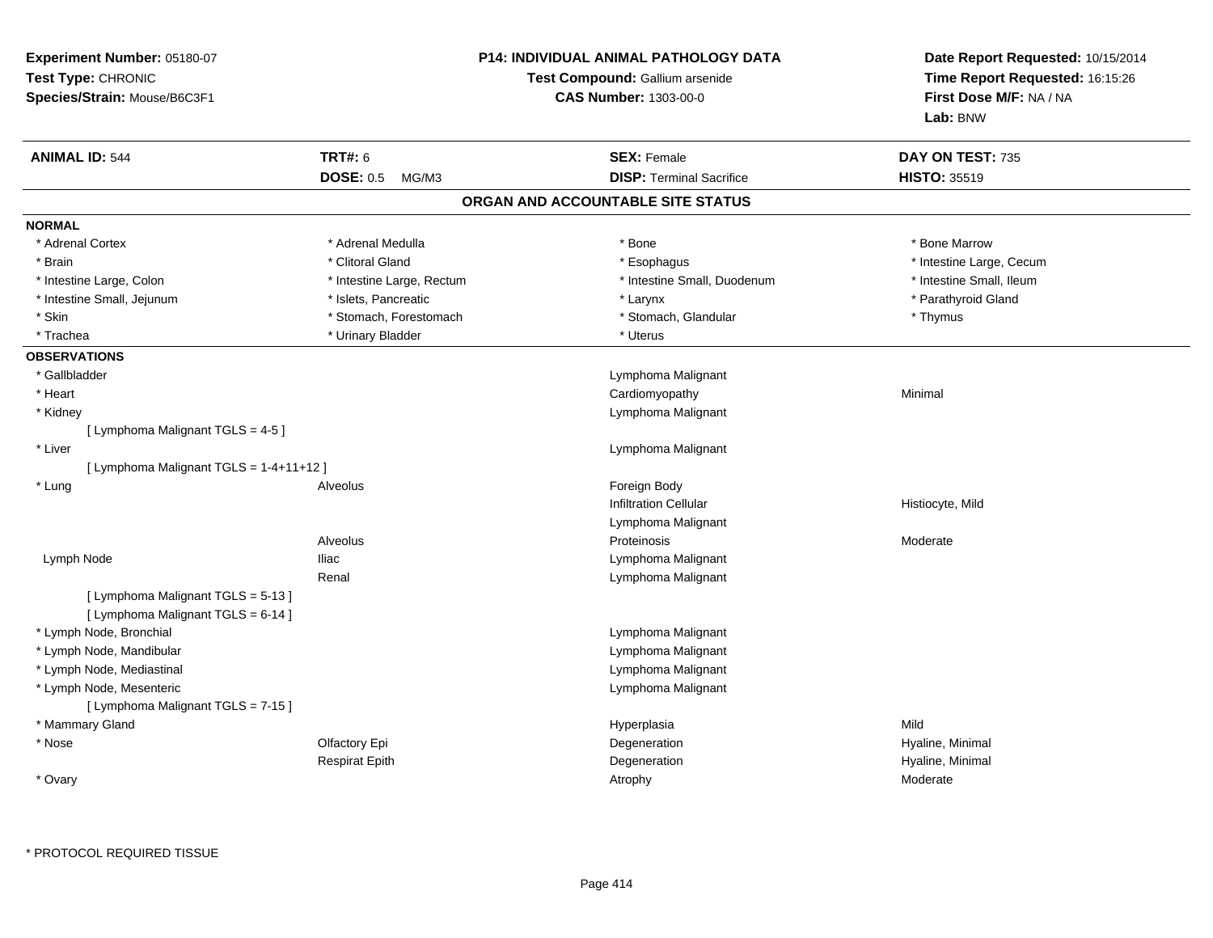**Experiment Number:** 05180-07
**Test Type:** CHRONIC
**Species/Strain:** Mouse/B6C3F1

**P14: INDIVIDUAL ANIMAL PATHOLOGY DATA**
**Test Compound:** Gallium arsenide
**CAS Number:** 1303-00-0

**Date Report Requested:** 10/15/2014
**Time Report Requested:** 16:15:26
**First Dose M/F:** NA / NA
**Lab:** BNW

| **ANIMAL ID:** 544 | **TRT#:** 6 | **SEX:** Female | **DAY ON TEST:** 735 |
|---|---|---|---|
| | **DOSE:** 0.5 MG/M3 | **DISP:** Terminal Sacrifice | **HISTO:** 35519 |

## ORGAN AND ACCOUNTABLE SITE STATUS

**NORMAL**

| | | | |
|---|---|---|---|
| * Adrenal Cortex | * Adrenal Medulla | * Bone | * Bone Marrow |
| * Brain | * Clitoral Gland | * Esophagus | * Intestine Large, Cecum |
| * Intestine Large, Colon | * Intestine Large, Rectum | * Intestine Small, Duodenum | * Intestine Small, Ileum |
| * Intestine Small, Jejunum | * Islets, Pancreatic | * Larynx | * Parathyroid Gland |
| * Skin | * Stomach, Forestomach | * Stomach, Glandular | * Thymus |
| * Trachea | * Urinary Bladder | * Uterus | |

**OBSERVATIONS**

| | | | |
|---|---|---|---|
| * Gallbladder | | Lymphoma Malignant | |
| * Heart | | Cardiomyopathy | Minimal |
| * Kidney | | Lymphoma Malignant | |
| [ Lymphoma Malignant TGLS = 4-5 ] | | | |
| * Liver | | Lymphoma Malignant | |
| [ Lymphoma Malignant TGLS = 1-4+11+12 ] | | | |
| * Lung | Alveolus | Foreign Body | |
| | | Infiltration Cellular | Histiocyte, Mild |
| | | Lymphoma Malignant | |
| | Alveolus | Proteinosis | Moderate |
| Lymph Node | Iliac | Lymphoma Malignant | |
| | Renal | Lymphoma Malignant | |
| [ Lymphoma Malignant TGLS = 5-13 ] | | | |
| [ Lymphoma Malignant TGLS = 6-14 ] | | | |
| * Lymph Node, Bronchial | | Lymphoma Malignant | |
| * Lymph Node, Mandibular | | Lymphoma Malignant | |
| * Lymph Node, Mediastinal | | Lymphoma Malignant | |
| * Lymph Node, Mesenteric | | Lymphoma Malignant | |
| [ Lymphoma Malignant TGLS = 7-15 ] | | | |
| * Mammary Gland | | Hyperplasia | Mild |
| * Nose | Olfactory Epi | Degeneration | Hyaline, Minimal |
| | Respirat Epith | Degeneration | Hyaline, Minimal |
| * Ovary | | Atrophy | Moderate |

\* PROTOCOL REQUIRED TISSUE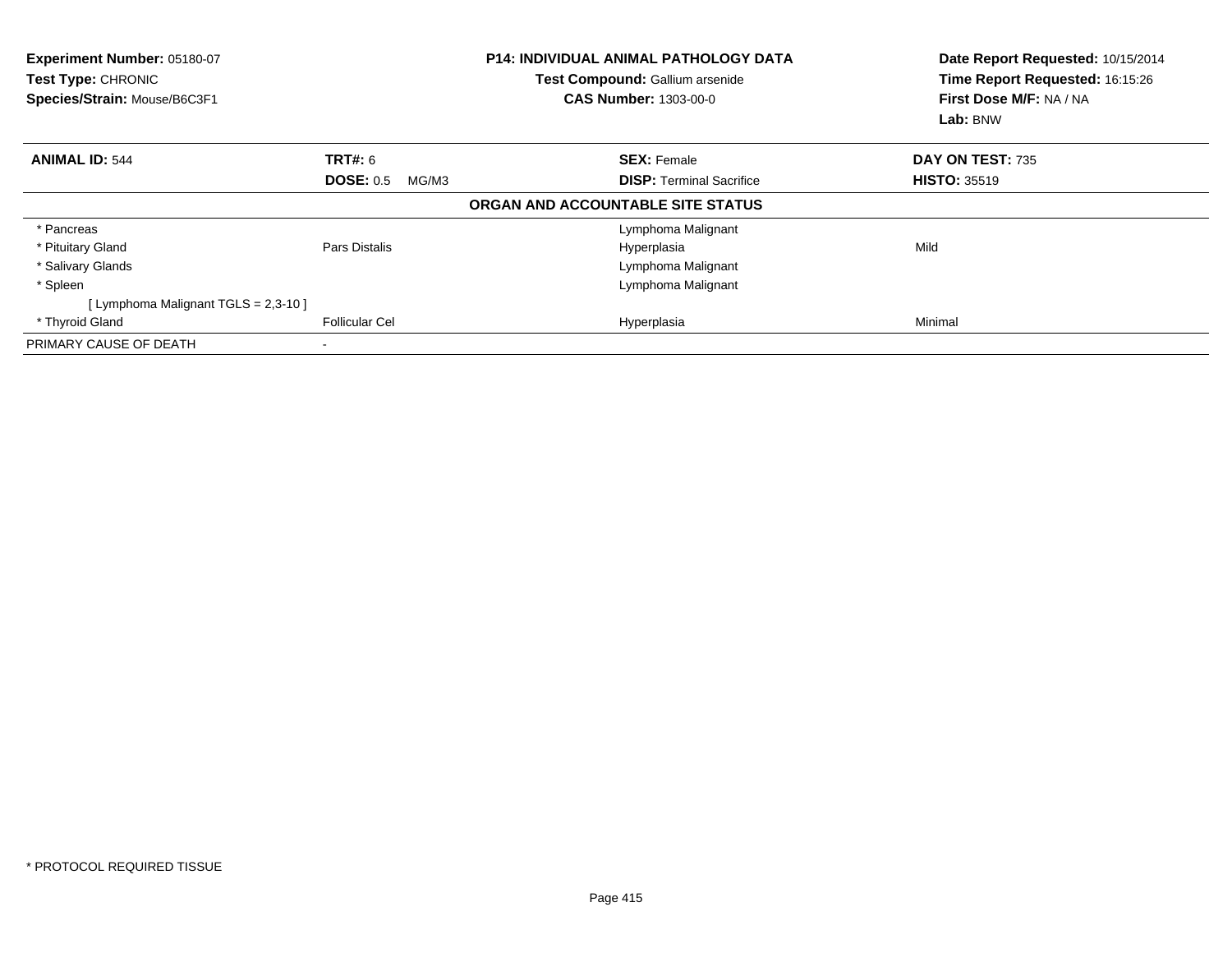**Experiment Number:** 05180-07
**Test Type:** CHRONIC
**Species/Strain:** Mouse/B6C3F1

**P14: INDIVIDUAL ANIMAL PATHOLOGY DATA**
**Test Compound:** Gallium arsenide
**CAS Number:** 1303-00-0

**Date Report Requested:** 10/15/2014
**Time Report Requested:** 16:15:26
**First Dose M/F:** NA / NA
**Lab:** BNW

| **ANIMAL ID:** 544 | **TRT#:** 6 | **SEX:** Female | **DAY ON TEST:** 735 |
|---|---|---|---|
| | **DOSE:** 0.5 MG/M3 | **DISP:** Terminal Sacrifice | **HISTO:** 35519 |

**ORGAN AND ACCOUNTABLE SITE STATUS**

| | | | |
|---|---|---|---|
| * Pancreas | | Lymphoma Malignant | |
| * Pituitary Gland | Pars Distalis | Hyperplasia | Mild |
| * Salivary Glands | | Lymphoma Malignant | |
| * Spleen | | Lymphoma Malignant | |
| [ Lymphoma Malignant TGLS = 2,3-10 ] | | | |
| * Thyroid Gland | Follicular Cel | Hyperplasia | Minimal |
| PRIMARY CAUSE OF DEATH | - | | |

* PROTOCOL REQUIRED TISSUE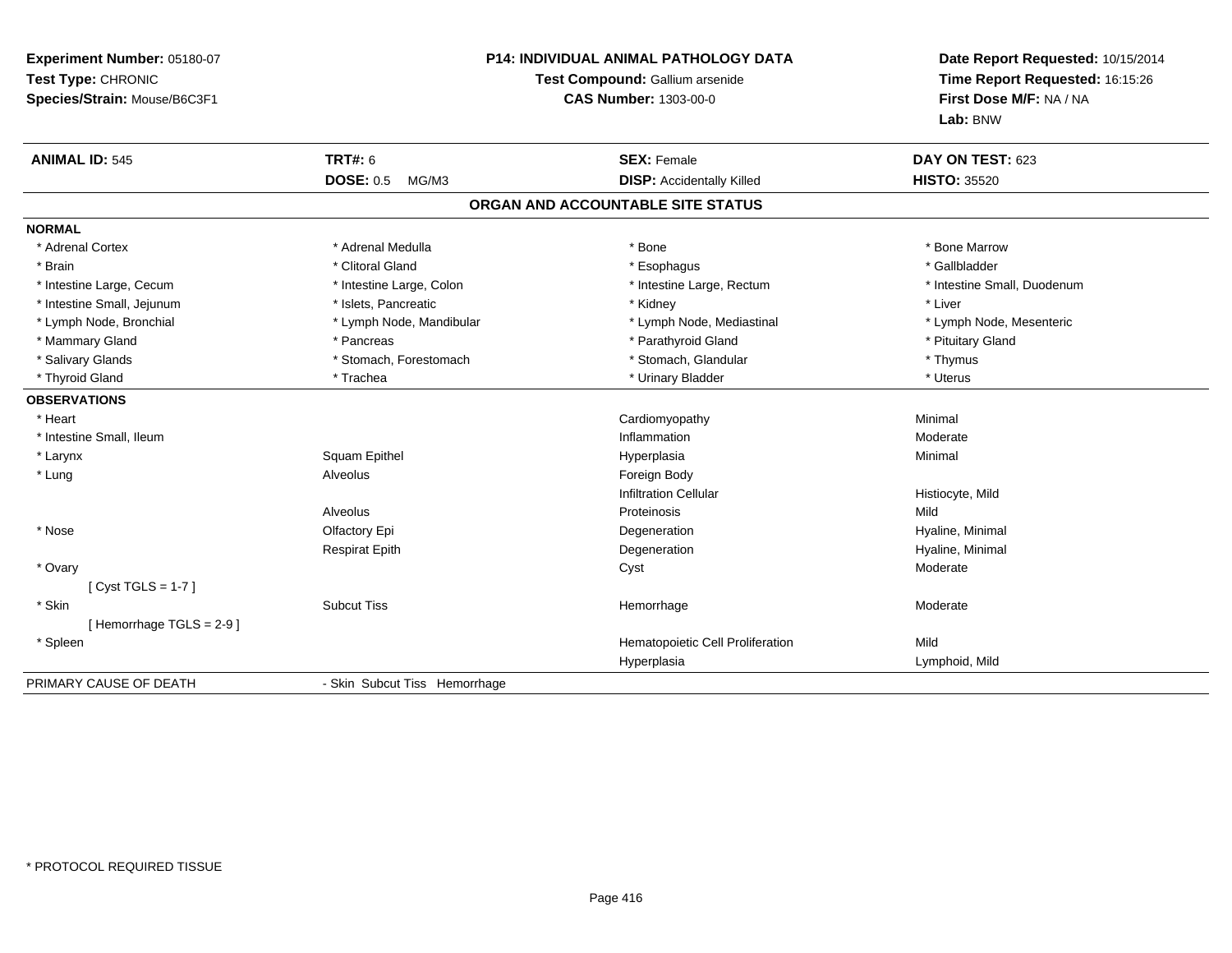**Experiment Number:** 05180-07
**Test Type:** CHRONIC
**Species/Strain:** Mouse/B6C3F1

**P14: INDIVIDUAL ANIMAL PATHOLOGY DATA**
**Test Compound:** Gallium arsenide
**CAS Number:** 1303-00-0

**Date Report Requested:** 10/15/2014
**Time Report Requested:** 16:15:26
**First Dose M/F:** NA / NA
**Lab:** BNW

| **ANIMAL ID:** 545 | **TRT#:** 6 | **SEX:** Female | **DAY ON TEST:** 623 |
|---|---|---|---|
| | **DOSE:** 0.5 MG/M3 | **DISP:** Accidentally Killed | **HISTO:** 35520 |

## ORGAN AND ACCOUNTABLE SITE STATUS

**NORMAL**

| | | | |
|---|---|---|---|
| * Adrenal Cortex | * Adrenal Medulla | * Bone | * Bone Marrow |
| * Brain | * Clitoral Gland | * Esophagus | * Gallbladder |
| * Intestine Large, Cecum | * Intestine Large, Colon | * Intestine Large, Rectum | * Intestine Small, Duodenum |
| * Intestine Small, Jejunum | * Islets, Pancreatic | * Kidney | * Liver |
| * Lymph Node, Bronchial | * Lymph Node, Mandibular | * Lymph Node, Mediastinal | * Lymph Node, Mesenteric |
| * Mammary Gland | * Pancreas | * Parathyroid Gland | * Pituitary Gland |
| * Salivary Glands | * Stomach, Forestomach | * Stomach, Glandular | * Thymus |
| * Thyroid Gland | * Trachea | * Urinary Bladder | * Uterus |

**OBSERVATIONS**

| | | | |
|---|---|---|---|
| * Heart | | Cardiomyopathy | Minimal |
| * Intestine Small, Ileum | | Inflammation | Moderate |
| * Larynx | Squam Epithel | Hyperplasia | Minimal |
| * Lung | Alveolus | Foreign Body | |
| | | Infiltration Cellular | Histiocyte, Mild |
| | Alveolus | Proteinosis | Mild |
| * Nose | Olfactory Epi | Degeneration | Hyaline, Minimal |
| | Respirat Epith | Degeneration | Hyaline, Minimal |
| * Ovary | | Cyst | Moderate |
| [ Cyst TGLS = 1-7 ] | | | |
| * Skin | Subcut Tiss | Hemorrhage | Moderate |
| [ Hemorrhage TGLS = 2-9 ] | | | |
| * Spleen | | Hematopoietic Cell Proliferation | Mild |
| | | Hyperplasia | Lymphoid, Mild |

PRIMARY CAUSE OF DEATH - Skin Subcut Tiss Hemorrhage

\* PROTOCOL REQUIRED TISSUE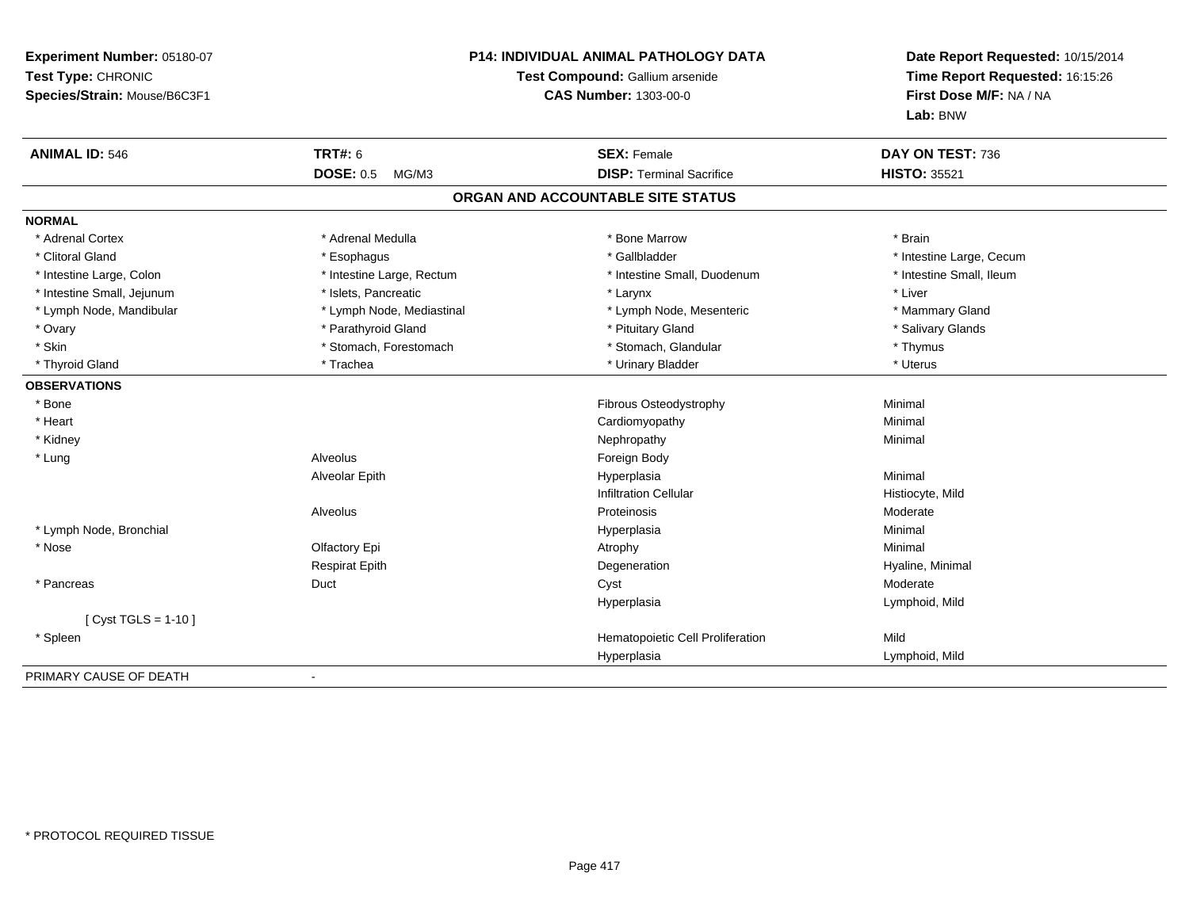**Experiment Number:** 05180-07
**Test Type:** CHRONIC
**Species/Strain:** Mouse/B6C3F1

**P14: INDIVIDUAL ANIMAL PATHOLOGY DATA**
**Test Compound:** Gallium arsenide
**CAS Number:** 1303-00-0

**Date Report Requested:** 10/15/2014
**Time Report Requested:** 16:15:26
**First Dose M/F:** NA / NA
**Lab:** BNW

| **ANIMAL ID:** 546 | **TRT#:** 6 | **SEX:** Female | **DAY ON TEST:** 736 |
|---|---|---|---|
| | **DOSE:** 0.5 MG/M3 | **DISP:** Terminal Sacrifice | **HISTO:** 35521 |

## ORGAN AND ACCOUNTABLE SITE STATUS

**NORMAL**

| | | | |
|---|---|---|---|
| * Adrenal Cortex | * Adrenal Medulla | * Bone Marrow | * Brain |
| * Clitoral Gland | * Esophagus | * Gallbladder | * Intestine Large, Cecum |
| * Intestine Large, Colon | * Intestine Large, Rectum | * Intestine Small, Duodenum | * Intestine Small, Ileum |
| * Intestine Small, Jejunum | * Islets, Pancreatic | * Larynx | * Liver |
| * Lymph Node, Mandibular | * Lymph Node, Mediastinal | * Lymph Node, Mesenteric | * Mammary Gland |
| * Ovary | * Parathyroid Gland | * Pituitary Gland | * Salivary Glands |
| * Skin | * Stomach, Forestomach | * Stomach, Glandular | * Thymus |
| * Thyroid Gland | * Trachea | * Urinary Bladder | * Uterus |

**OBSERVATIONS**

| | | | |
|---|---|---|---|
| * Bone | | Fibrous Osteodystrophy | Minimal |
| * Heart | | Cardiomyopathy | Minimal |
| * Kidney | | Nephropathy | Minimal |
| * Lung | Alveolus | Foreign Body | |
| | Alveolar Epith | Hyperplasia | Minimal |
| | | Infiltration Cellular | Histiocyte, Mild |
| | Alveolus | Proteinosis | Moderate |
| * Lymph Node, Bronchial | | Hyperplasia | Minimal |
| * Nose | Olfactory Epi | Atrophy | Minimal |
| | Respirat Epith | Degeneration | Hyaline, Minimal |
| * Pancreas | Duct | Cyst | Moderate |
| | | Hyperplasia | Lymphoid, Mild |
| [ Cyst TGLS = 1-10 ] | | | |
| * Spleen | | Hematopoietic Cell Proliferation | Mild |
| | | Hyperplasia | Lymphoid, Mild |

PRIMARY CAUSE OF DEATH -

* PROTOCOL REQUIRED TISSUE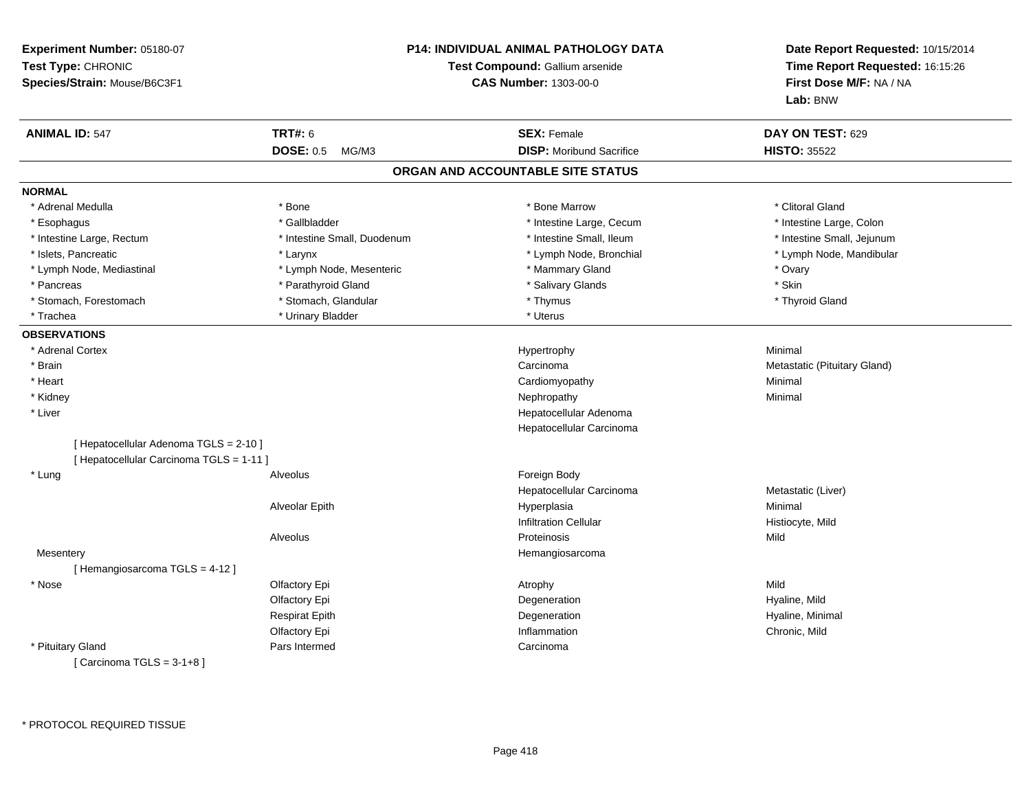**Experiment Number:** 05180-07
**Test Type:** CHRONIC
**Species/Strain:** Mouse/B6C3F1

**P14: INDIVIDUAL ANIMAL PATHOLOGY DATA**
**Test Compound:** Gallium arsenide
**CAS Number:** 1303-00-0

**Date Report Requested:** 10/15/2014
**Time Report Requested:** 16:15:26
**First Dose M/F:** NA / NA
**Lab:** BNW

| **ANIMAL ID:** 547 | **TRT#:** 6 | **SEX:** Female | **DAY ON TEST:** 629 |
|---|---|---|---|
| | **DOSE:** 0.5 MG/M3 | **DISP:** Moribund Sacrifice | **HISTO:** 35522 |

## ORGAN AND ACCOUNTABLE SITE STATUS

**NORMAL**

| | | | |
|---|---|---|---|
| * Adrenal Medulla | * Bone | * Bone Marrow | * Clitoral Gland |
| * Esophagus | * Gallbladder | * Intestine Large, Cecum | * Intestine Large, Colon |
| * Intestine Large, Rectum | * Intestine Small, Duodenum | * Intestine Small, Ileum | * Intestine Small, Jejunum |
| * Islets, Pancreatic | * Larynx | * Lymph Node, Bronchial | * Lymph Node, Mandibular |
| * Lymph Node, Mediastinal | * Lymph Node, Mesenteric | * Mammary Gland | * Ovary |
| * Pancreas | * Parathyroid Gland | * Salivary Glands | * Skin |
| * Stomach, Forestomach | * Stomach, Glandular | * Thymus | * Thyroid Gland |
| * Trachea | * Urinary Bladder | * Uterus | |

**OBSERVATIONS**

| | | | |
|---|---|---|---|
| * Adrenal Cortex | | Hypertrophy | Minimal |
| * Brain | | Carcinoma | Metastatic (Pituitary Gland) |
| * Heart | | Cardiomyopathy | Minimal |
| * Kidney | | Nephropathy | Minimal |
| * Liver | | Hepatocellular Adenoma | |
| | | Hepatocellular Carcinoma | |
| [ Hepatocellular Adenoma TGLS = 2-10 ] | | | |
| [ Hepatocellular Carcinoma TGLS = 1-11 ] | | | |
| * Lung | Alveolus | Foreign Body | |
| | | Hepatocellular Carcinoma | Metastatic (Liver) |
| | Alveolar Epith | Hyperplasia | Minimal |
| | | Infiltration Cellular | Histiocyte, Mild |
| | Alveolus | Proteinosis | Mild |
| Mesentery | | Hemangiosarcoma | |
| [ Hemangiosarcoma TGLS = 4-12 ] | | | |
| * Nose | Olfactory Epi | Atrophy | Mild |
| | Olfactory Epi | Degeneration | Hyaline, Mild |
| | Respirat Epith | Degeneration | Hyaline, Minimal |
| | Olfactory Epi | Inflammation | Chronic, Mild |
| * Pituitary Gland | Pars Intermed | Carcinoma | |
| [ Carcinoma TGLS = 3-1+8 ] | | | |

* PROTOCOL REQUIRED TISSUE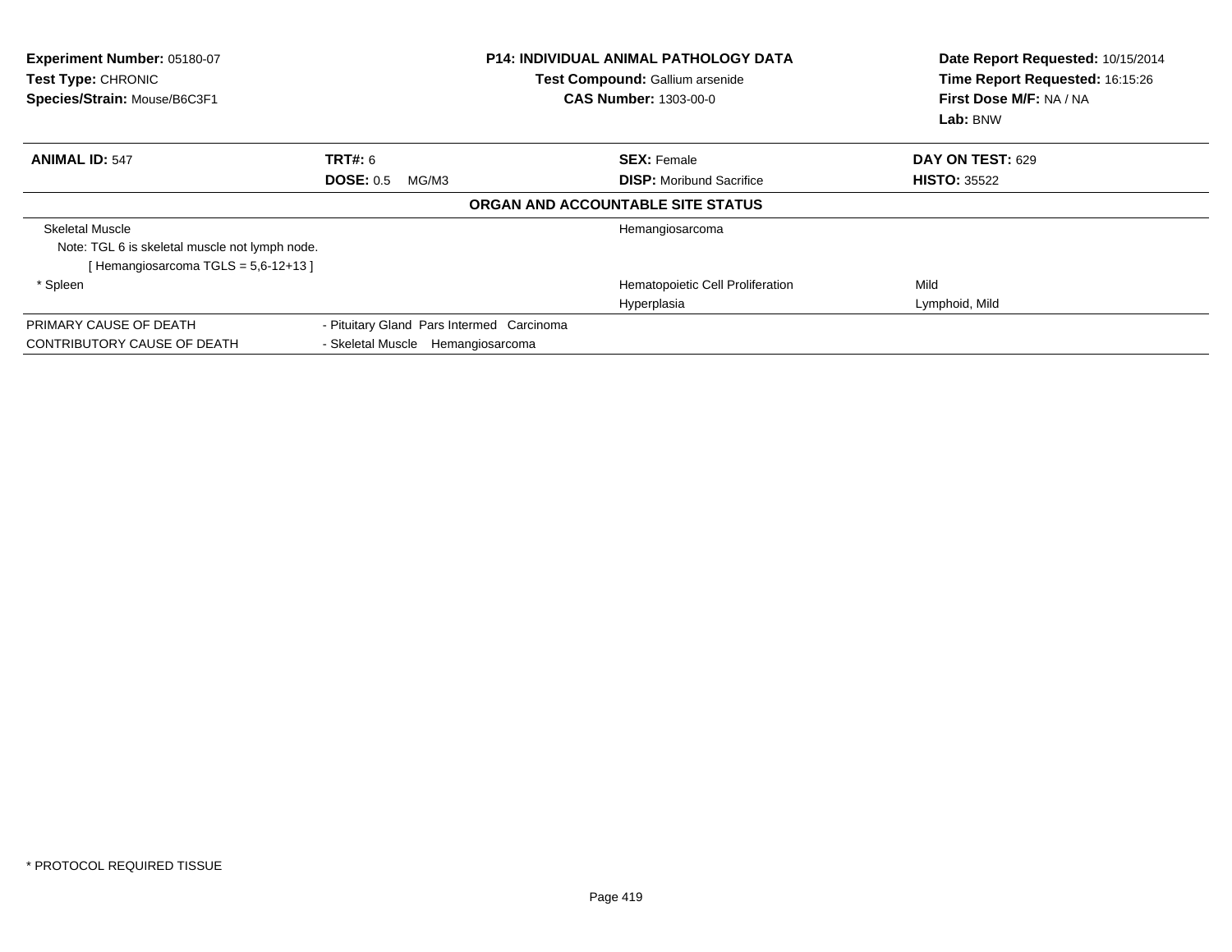**Experiment Number:** 05180-07
**Test Type:** CHRONIC
**Species/Strain:** Mouse/B6C3F1

**P14: INDIVIDUAL ANIMAL PATHOLOGY DATA**
**Test Compound:** Gallium arsenide
**CAS Number:** 1303-00-0

**Date Report Requested:** 10/15/2014
**Time Report Requested:** 16:15:26
**First Dose M/F:** NA / NA
**Lab:** BNW

| **ANIMAL ID:** 547 | **TRT#:** 6 | **SEX:** Female | **DAY ON TEST:** 629 |
|---|---|---|---|
| | **DOSE:** 0.5 MG/M3 | **DISP:** Moribund Sacrifice | **HISTO:** 35522 |

**ORGAN AND ACCOUNTABLE SITE STATUS**

| | | | |
|---|---|---|---|
| Skeletal Muscle | | Hemangiosarcoma | |
| Note: TGL 6 is skeletal muscle not lymph node. | | | |
| [ Hemangiosarcoma TGLS = 5,6-12+13 ] | | | |
| * Spleen | | Hematopoietic Cell Proliferation | Mild |
| | | Hyperplasia | Lymphoid, Mild |
| PRIMARY CAUSE OF DEATH | - Pituitary Gland Pars Intermed Carcinoma | | |
| CONTRIBUTORY CAUSE OF DEATH | - Skeletal Muscle Hemangiosarcoma | | |

* PROTOCOL REQUIRED TISSUE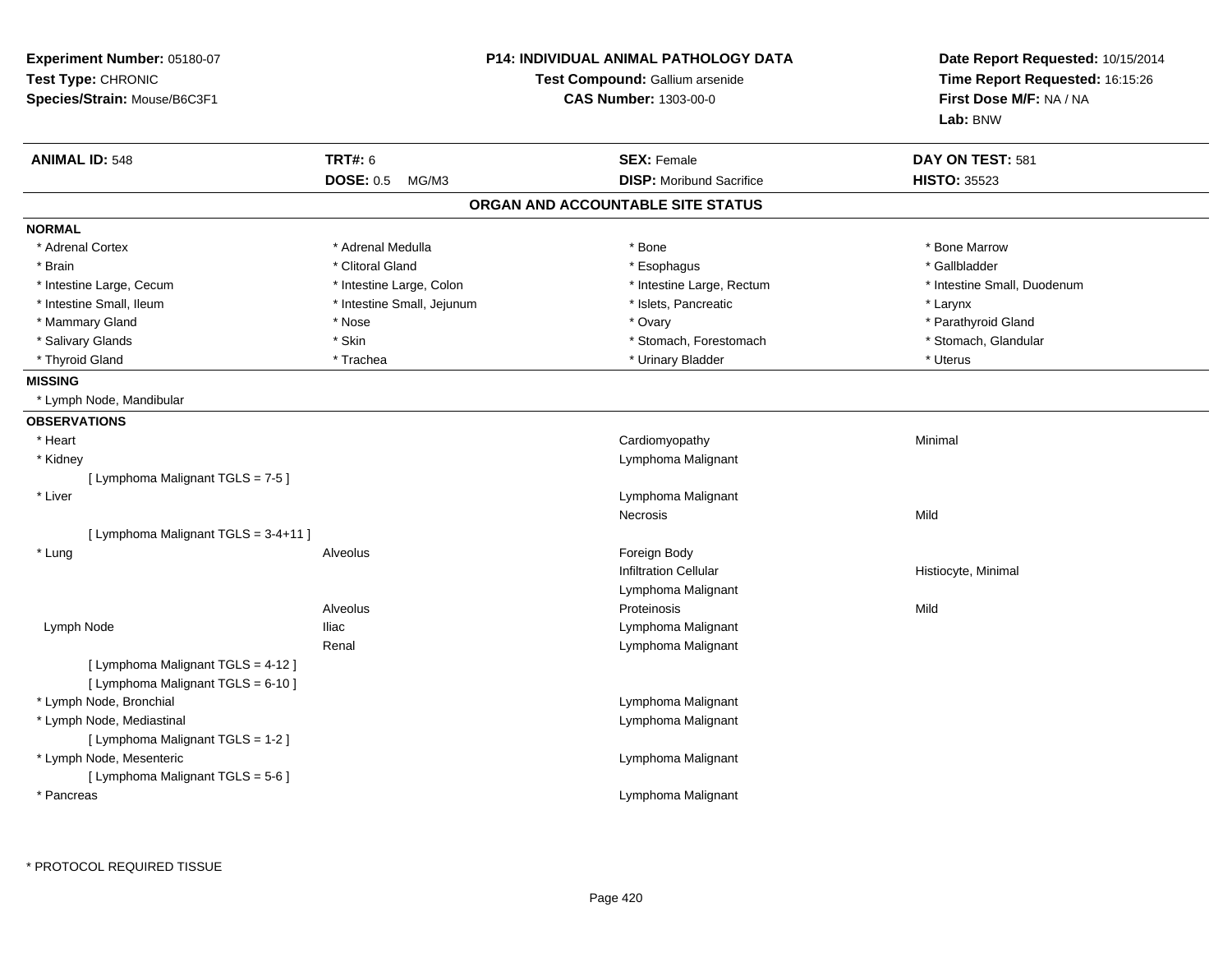**Experiment Number:** 05180-07
**Test Type:** CHRONIC
**Species/Strain:** Mouse/B6C3F1

**P14: INDIVIDUAL ANIMAL PATHOLOGY DATA**
**Test Compound:** Gallium arsenide
**CAS Number:** 1303-00-0

**Date Report Requested:** 10/15/2014
**Time Report Requested:** 16:15:26
**First Dose M/F:** NA / NA
**Lab:** BNW

| **ANIMAL ID:** 548 | **TRT#:** 6 | **SEX:** Female | **DAY ON TEST:** 581 |
|---|---|---|---|
| | **DOSE:** 0.5 MG/M3 | **DISP:** Moribund Sacrifice | **HISTO:** 35523 |

## ORGAN AND ACCOUNTABLE SITE STATUS

**NORMAL**

| | | | |
|---|---|---|---|
| * Adrenal Cortex | * Adrenal Medulla | * Bone | * Bone Marrow |
| * Brain | * Clitoral Gland | * Esophagus | * Gallbladder |
| * Intestine Large, Cecum | * Intestine Large, Colon | * Intestine Large, Rectum | * Intestine Small, Duodenum |
| * Intestine Small, Ileum | * Intestine Small, Jejunum | * Islets, Pancreatic | * Larynx |
| * Mammary Gland | * Nose | * Ovary | * Parathyroid Gland |
| * Salivary Glands | * Skin | * Stomach, Forestomach | * Stomach, Glandular |
| * Thyroid Gland | * Trachea | * Urinary Bladder | * Uterus |

**MISSING**

* Lymph Node, Mandibular

**OBSERVATIONS**

| | | | |
|---|---|---|---|
| * Heart | | Cardiomyopathy | Minimal |
| * Kidney | | Lymphoma Malignant | |
| [ Lymphoma Malignant TGLS = 7-5 ] | | | |
| * Liver | | Lymphoma Malignant | |
| | | Necrosis | Mild |
| [ Lymphoma Malignant TGLS = 3-4+11 ] | | | |
| * Lung | Alveolus | Foreign Body | |
| | | Infiltration Cellular | Histiocyte, Minimal |
| | | Lymphoma Malignant | |
| | Alveolus | Proteinosis | Mild |
| Lymph Node | Iliac | Lymphoma Malignant | |
| | Renal | Lymphoma Malignant | |
| [ Lymphoma Malignant TGLS = 4-12 ] | | | |
| [ Lymphoma Malignant TGLS = 6-10 ] | | | |
| * Lymph Node, Bronchial | | Lymphoma Malignant | |
| * Lymph Node, Mediastinal | | Lymphoma Malignant | |
| [ Lymphoma Malignant TGLS = 1-2 ] | | | |
| * Lymph Node, Mesenteric | | Lymphoma Malignant | |
| [ Lymphoma Malignant TGLS = 5-6 ] | | | |
| * Pancreas | | Lymphoma Malignant | |

* PROTOCOL REQUIRED TISSUE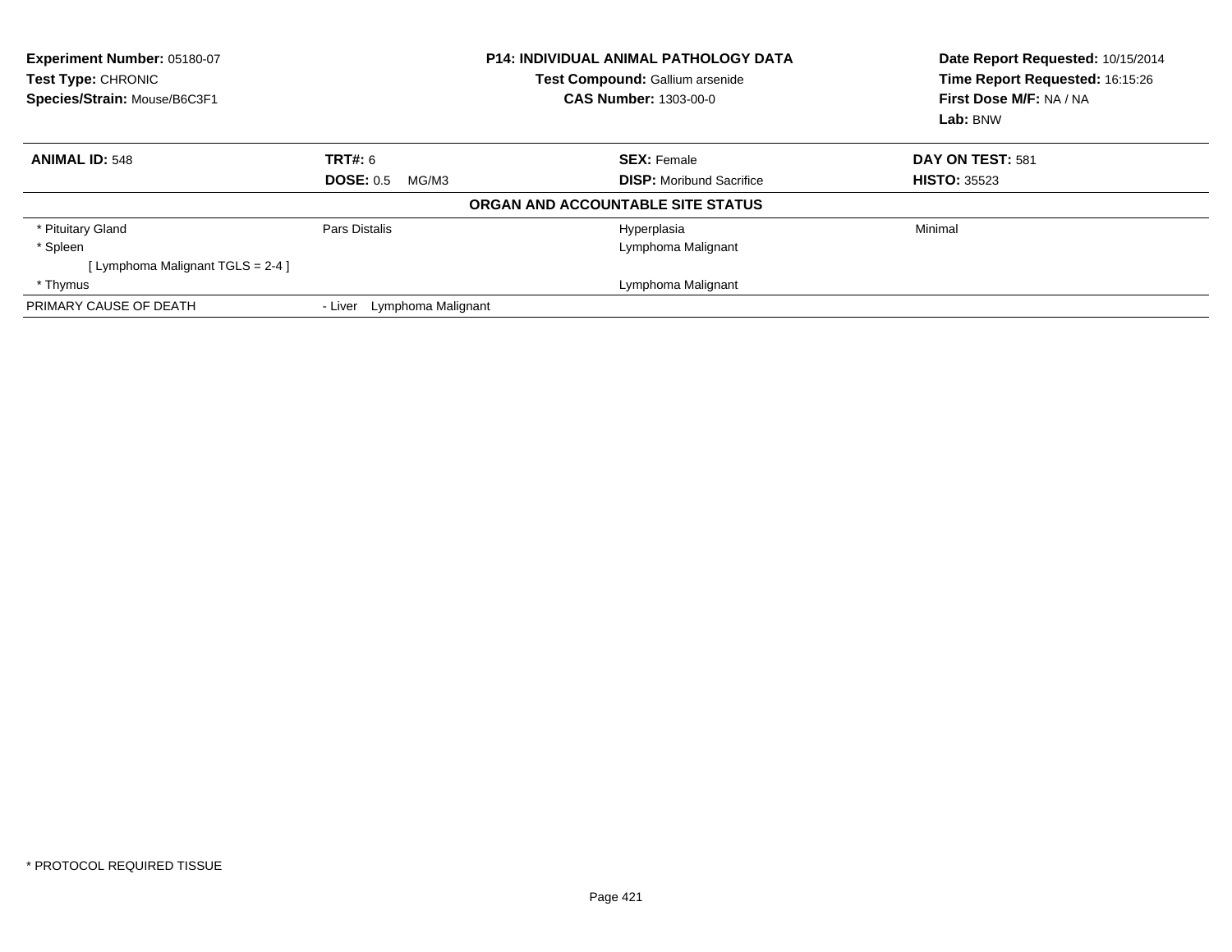**Experiment Number:** 05180-07
**Test Type:** CHRONIC
**Species/Strain:** Mouse/B6C3F1

**P14: INDIVIDUAL ANIMAL PATHOLOGY DATA**
**Test Compound:** Gallium arsenide
**CAS Number:** 1303-00-0

**Date Report Requested:** 10/15/2014
**Time Report Requested:** 16:15:26
**First Dose M/F:** NA / NA
**Lab:** BNW

| **ANIMAL ID:** 548 | **TRT#:** 6 | **SEX:** Female | **DAY ON TEST:** 581 |
|---|---|---|---|
| | **DOSE:** 0.5 MG/M3 | **DISP:** Moribund Sacrifice | **HISTO:** 35523 |

**ORGAN AND ACCOUNTABLE SITE STATUS**

| | | | |
|---|---|---|---|
| * Pituitary Gland | Pars Distalis | Hyperplasia | Minimal |
| * Spleen | | Lymphoma Malignant | |
| [ Lymphoma Malignant TGLS = 2-4 ] | | | |
| * Thymus | | Lymphoma Malignant | |
| PRIMARY CAUSE OF DEATH | - Liver Lymphoma Malignant | | |

* PROTOCOL REQUIRED TISSUE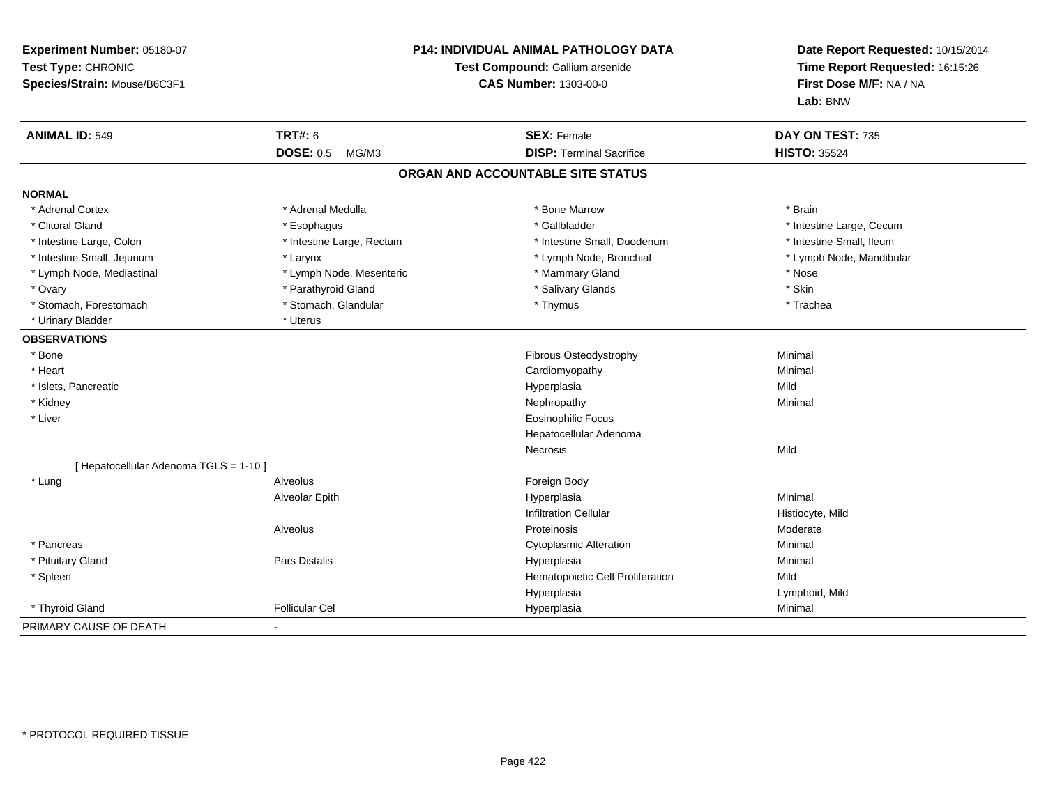**Experiment Number:** 05180-07
**Test Type:** CHRONIC
**Species/Strain:** Mouse/B6C3F1

**P14: INDIVIDUAL ANIMAL PATHOLOGY DATA**
**Test Compound:** Gallium arsenide
**CAS Number:** 1303-00-0

**Date Report Requested:** 10/15/2014
**Time Report Requested:** 16:15:26
**First Dose M/F:** NA / NA
**Lab:** BNW

| **ANIMAL ID:** 549 | **TRT#:** 6 | **SEX:** Female | **DAY ON TEST:** 735 |
|---|---|---|---|
| | **DOSE:** 0.5 MG/M3 | **DISP:** Terminal Sacrifice | **HISTO:** 35524 |

## ORGAN AND ACCOUNTABLE SITE STATUS

**NORMAL**

| | | | |
|---|---|---|---|
| * Adrenal Cortex | * Adrenal Medulla | * Bone Marrow | * Brain |
| * Clitoral Gland | * Esophagus | * Gallbladder | * Intestine Large, Cecum |
| * Intestine Large, Colon | * Intestine Large, Rectum | * Intestine Small, Duodenum | * Intestine Small, Ileum |
| * Intestine Small, Jejunum | * Larynx | * Lymph Node, Bronchial | * Lymph Node, Mandibular |
| * Lymph Node, Mediastinal | * Lymph Node, Mesenteric | * Mammary Gland | * Nose |
| * Ovary | * Parathyroid Gland | * Salivary Glands | * Skin |
| * Stomach, Forestomach | * Stomach, Glandular | * Thymus | * Trachea |
| * Urinary Bladder | * Uterus | | |

**OBSERVATIONS**

| | | | |
|---|---|---|---|
| * Bone | | Fibrous Osteodystrophy | Minimal |
| * Heart | | Cardiomyopathy | Minimal |
| * Islets, Pancreatic | | Hyperplasia | Mild |
| * Kidney | | Nephropathy | Minimal |
| * Liver | | Eosinophilic Focus | |
| | | Hepatocellular Adenoma | |
| | | Necrosis | Mild |
| [ Hepatocellular Adenoma TGLS = 1-10 ] | | | |
| * Lung | Alveolus | Foreign Body | |
| | Alveolar Epith | Hyperplasia | Minimal |
| | | Infiltration Cellular | Histiocyte, Mild |
| | Alveolus | Proteinosis | Moderate |
| * Pancreas | | Cytoplasmic Alteration | Minimal |
| * Pituitary Gland | Pars Distalis | Hyperplasia | Minimal |
| * Spleen | | Hematopoietic Cell Proliferation | Mild |
| | | Hyperplasia | Lymphoid, Mild |
| * Thyroid Gland | Follicular Cel | Hyperplasia | Minimal |

PRIMARY CAUSE OF DEATH -

* PROTOCOL REQUIRED TISSUE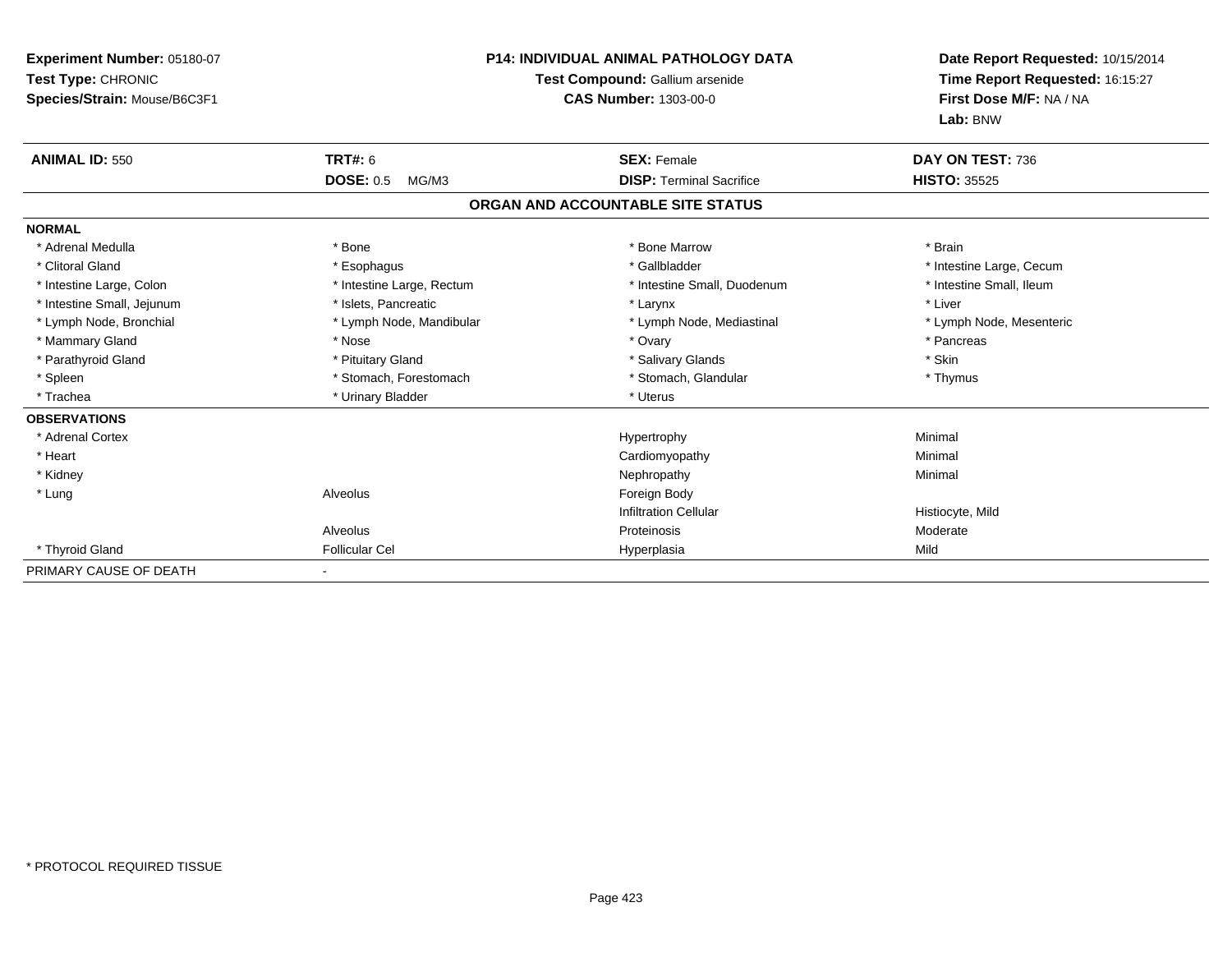**Experiment Number:** 05180-07
**Test Type:** CHRONIC
**Species/Strain:** Mouse/B6C3F1

**P14: INDIVIDUAL ANIMAL PATHOLOGY DATA**
**Test Compound:** Gallium arsenide
**CAS Number:** 1303-00-0

**Date Report Requested:** 10/15/2014
**Time Report Requested:** 16:15:27
**First Dose M/F:** NA / NA
**Lab:** BNW

| **ANIMAL ID:** 550 | **TRT#:** 6 | **SEX:** Female | **DAY ON TEST:** 736 |
|---|---|---|---|
| | **DOSE:** 0.5 MG/M3 | **DISP:** Terminal Sacrifice | **HISTO:** 35525 |

## ORGAN AND ACCOUNTABLE SITE STATUS

| | | | |
|---|---|---|---|
| **NORMAL** | | | |
| * Adrenal Medulla | * Bone | * Bone Marrow | * Brain |
| * Clitoral Gland | * Esophagus | * Gallbladder | * Intestine Large, Cecum |
| * Intestine Large, Colon | * Intestine Large, Rectum | * Intestine Small, Duodenum | * Intestine Small, Ileum |
| * Intestine Small, Jejunum | * Islets, Pancreatic | * Larynx | * Liver |
| * Lymph Node, Bronchial | * Lymph Node, Mandibular | * Lymph Node, Mediastinal | * Lymph Node, Mesenteric |
| * Mammary Gland | * Nose | * Ovary | * Pancreas |
| * Parathyroid Gland | * Pituitary Gland | * Salivary Glands | * Skin |
| * Spleen | * Stomach, Forestomach | * Stomach, Glandular | * Thymus |
| * Trachea | * Urinary Bladder | * Uterus | |
| **OBSERVATIONS** | | | |
| * Adrenal Cortex | | Hypertrophy | Minimal |
| * Heart | | Cardiomyopathy | Minimal |
| * Kidney | | Nephropathy | Minimal |
| * Lung | Alveolus | Foreign Body | |
| | | Infiltration Cellular | Histiocyte, Mild |
| | Alveolus | Proteinosis | Moderate |
| * Thyroid Gland | Follicular Cel | Hyperplasia | Mild |
| PRIMARY CAUSE OF DEATH | - | | |

* PROTOCOL REQUIRED TISSUE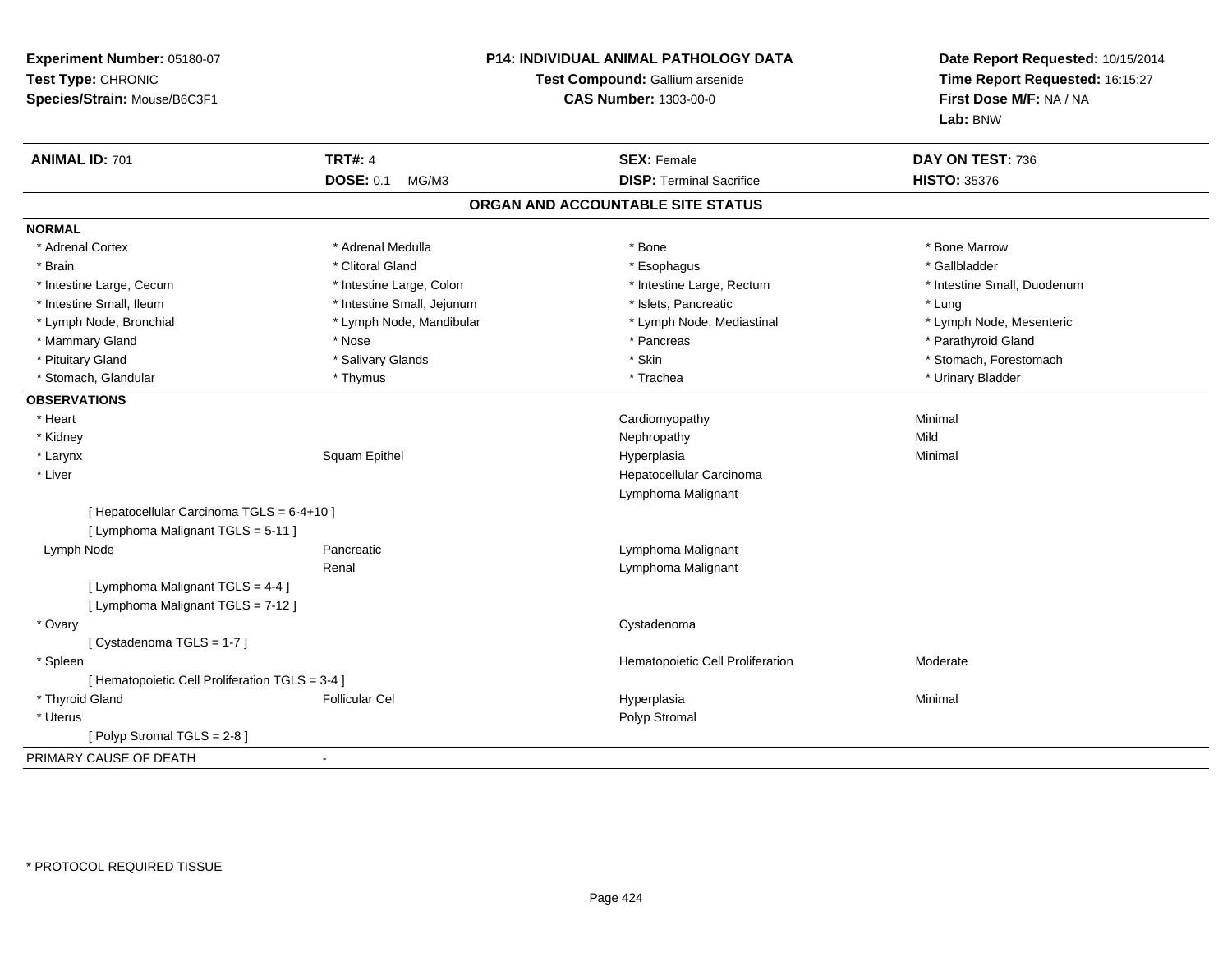**Experiment Number:** 05180-07
**Test Type:** CHRONIC
**Species/Strain:** Mouse/B6C3F1

**P14: INDIVIDUAL ANIMAL PATHOLOGY DATA**
**Test Compound:** Gallium arsenide
**CAS Number:** 1303-00-0

**Date Report Requested:** 10/15/2014
**Time Report Requested:** 16:15:27
**First Dose M/F:** NA / NA
**Lab:** BNW

| **ANIMAL ID:** 701 | **TRT#:** 4 | **SEX:** Female | **DAY ON TEST:** 736 |
|---|---|---|---|
| | **DOSE:** 0.1 MG/M3 | **DISP:** Terminal Sacrifice | **HISTO:** 35376 |

## ORGAN AND ACCOUNTABLE SITE STATUS

**NORMAL**

| | | | |
|---|---|---|---|
| * Adrenal Cortex | * Adrenal Medulla | * Bone | * Bone Marrow |
| * Brain | * Clitoral Gland | * Esophagus | * Gallbladder |
| * Intestine Large, Cecum | * Intestine Large, Colon | * Intestine Large, Rectum | * Intestine Small, Duodenum |
| * Intestine Small, Ileum | * Intestine Small, Jejunum | * Islets, Pancreatic | * Lung |
| * Lymph Node, Bronchial | * Lymph Node, Mandibular | * Lymph Node, Mediastinal | * Lymph Node, Mesenteric |
| * Mammary Gland | * Nose | * Pancreas | * Parathyroid Gland |
| * Pituitary Gland | * Salivary Glands | * Skin | * Stomach, Forestomach |
| * Stomach, Glandular | * Thymus | * Trachea | * Urinary Bladder |

**OBSERVATIONS**

| | | | |
|---|---|---|---|
| * Heart | | Cardiomyopathy | Minimal |
| * Kidney | | Nephropathy | Mild |
| * Larynx | Squam Epithel | Hyperplasia | Minimal |
| * Liver | | Hepatocellular Carcinoma | |
| | | Lymphoma Malignant | |
| [ Hepatocellular Carcinoma TGLS = 6-4+10 ] | | | |
| [ Lymphoma Malignant TGLS = 5-11 ] | | | |
| Lymph Node | Pancreatic | Lymphoma Malignant | |
| | Renal | Lymphoma Malignant | |
| [ Lymphoma Malignant TGLS = 4-4 ] | | | |
| [ Lymphoma Malignant TGLS = 7-12 ] | | | |
| * Ovary | | Cystadenoma | |
| [ Cystadenoma TGLS = 1-7 ] | | | |
| * Spleen | | Hematopoietic Cell Proliferation | Moderate |
| [ Hematopoietic Cell Proliferation TGLS = 3-4 ] | | | |
| * Thyroid Gland | Follicular Cel | Hyperplasia | Minimal |
| * Uterus | | Polyp Stromal | |
| [ Polyp Stromal TGLS = 2-8 ] | | | |

PRIMARY CAUSE OF DEATH -

* PROTOCOL REQUIRED TISSUE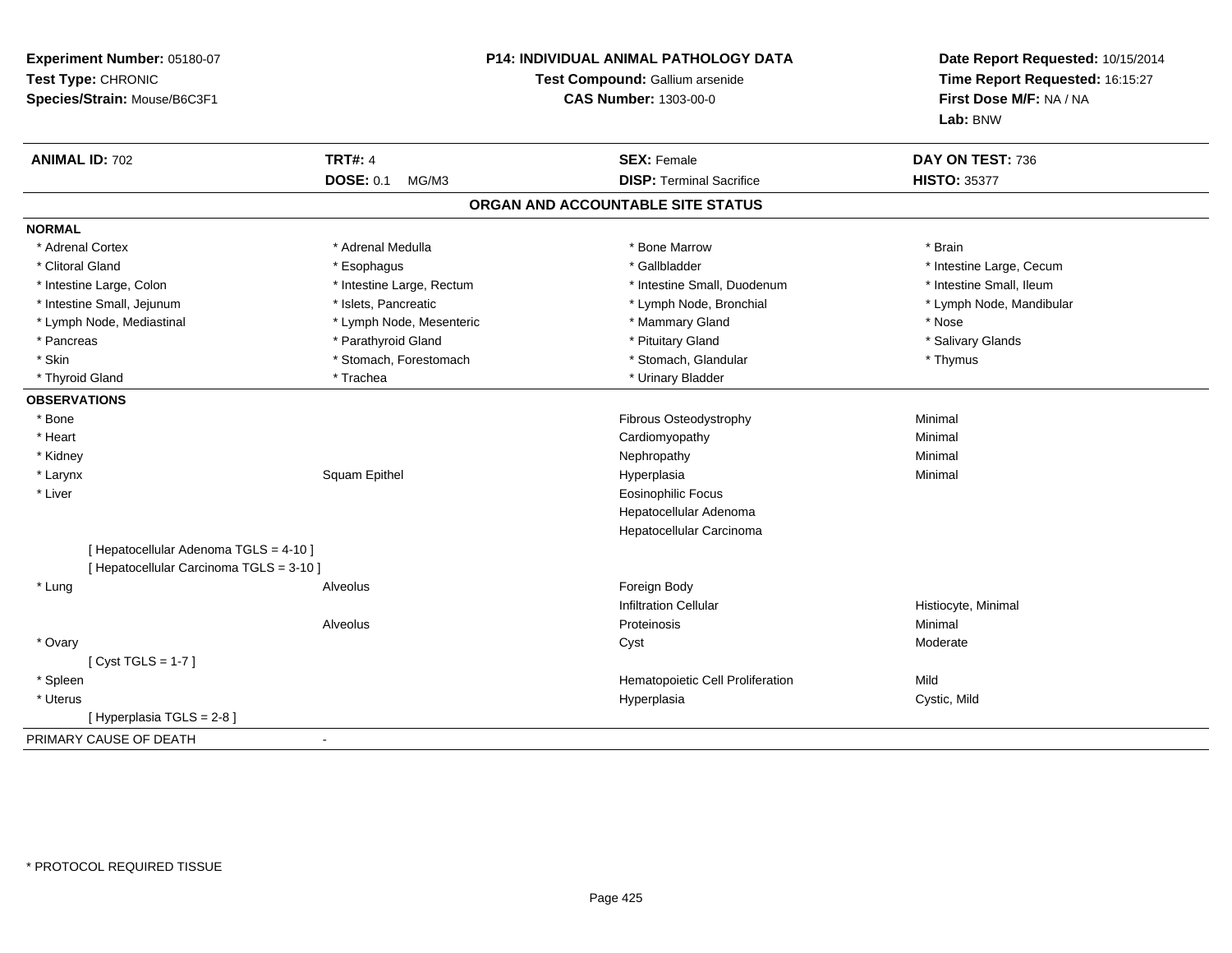**Experiment Number:** 05180-07
**Test Type:** CHRONIC
**Species/Strain:** Mouse/B6C3F1

**P14: INDIVIDUAL ANIMAL PATHOLOGY DATA**
**Test Compound:** Gallium arsenide
**CAS Number:** 1303-00-0

**Date Report Requested:** 10/15/2014
**Time Report Requested:** 16:15:27
**First Dose M/F:** NA / NA
**Lab:** BNW

| **ANIMAL ID:** 702 | **TRT#:** 4 | **SEX:** Female | **DAY ON TEST:** 736 |
|---|---|---|---|
| | **DOSE:** 0.1 MG/M3 | **DISP:** Terminal Sacrifice | **HISTO:** 35377 |

## ORGAN AND ACCOUNTABLE SITE STATUS

**NORMAL**

| | | | |
|---|---|---|---|
| * Adrenal Cortex | * Adrenal Medulla | * Bone Marrow | * Brain |
| * Clitoral Gland | * Esophagus | * Gallbladder | * Intestine Large, Cecum |
| * Intestine Large, Colon | * Intestine Large, Rectum | * Intestine Small, Duodenum | * Intestine Small, Ileum |
| * Intestine Small, Jejunum | * Islets, Pancreatic | * Lymph Node, Bronchial | * Lymph Node, Mandibular |
| * Lymph Node, Mediastinal | * Lymph Node, Mesenteric | * Mammary Gland | * Nose |
| * Pancreas | * Parathyroid Gland | * Pituitary Gland | * Salivary Glands |
| * Skin | * Stomach, Forestomach | * Stomach, Glandular | * Thymus |
| * Thyroid Gland | * Trachea | * Urinary Bladder | |

**OBSERVATIONS**

| | | | |
|---|---|---|---|
| * Bone | | Fibrous Osteodystrophy | Minimal |
| * Heart | | Cardiomyopathy | Minimal |
| * Kidney | | Nephropathy | Minimal |
| * Larynx | Squam Epithel | Hyperplasia | Minimal |
| * Liver | | Eosinophilic Focus | |
| | | Hepatocellular Adenoma | |
| | | Hepatocellular Carcinoma | |
| [ Hepatocellular Adenoma TGLS = 4-10 ] | | | |
| [ Hepatocellular Carcinoma TGLS = 3-10 ] | | | |
| * Lung | Alveolus | Foreign Body | |
| | | Infiltration Cellular | Histiocyte, Minimal |
| | Alveolus | Proteinosis | Minimal |
| * Ovary | | Cyst | Moderate |
| [ Cyst TGLS = 1-7 ] | | | |
| * Spleen | | Hematopoietic Cell Proliferation | Mild |
| * Uterus | | Hyperplasia | Cystic, Mild |
| [ Hyperplasia TGLS = 2-8 ] | | | |

PRIMARY CAUSE OF DEATH -

* PROTOCOL REQUIRED TISSUE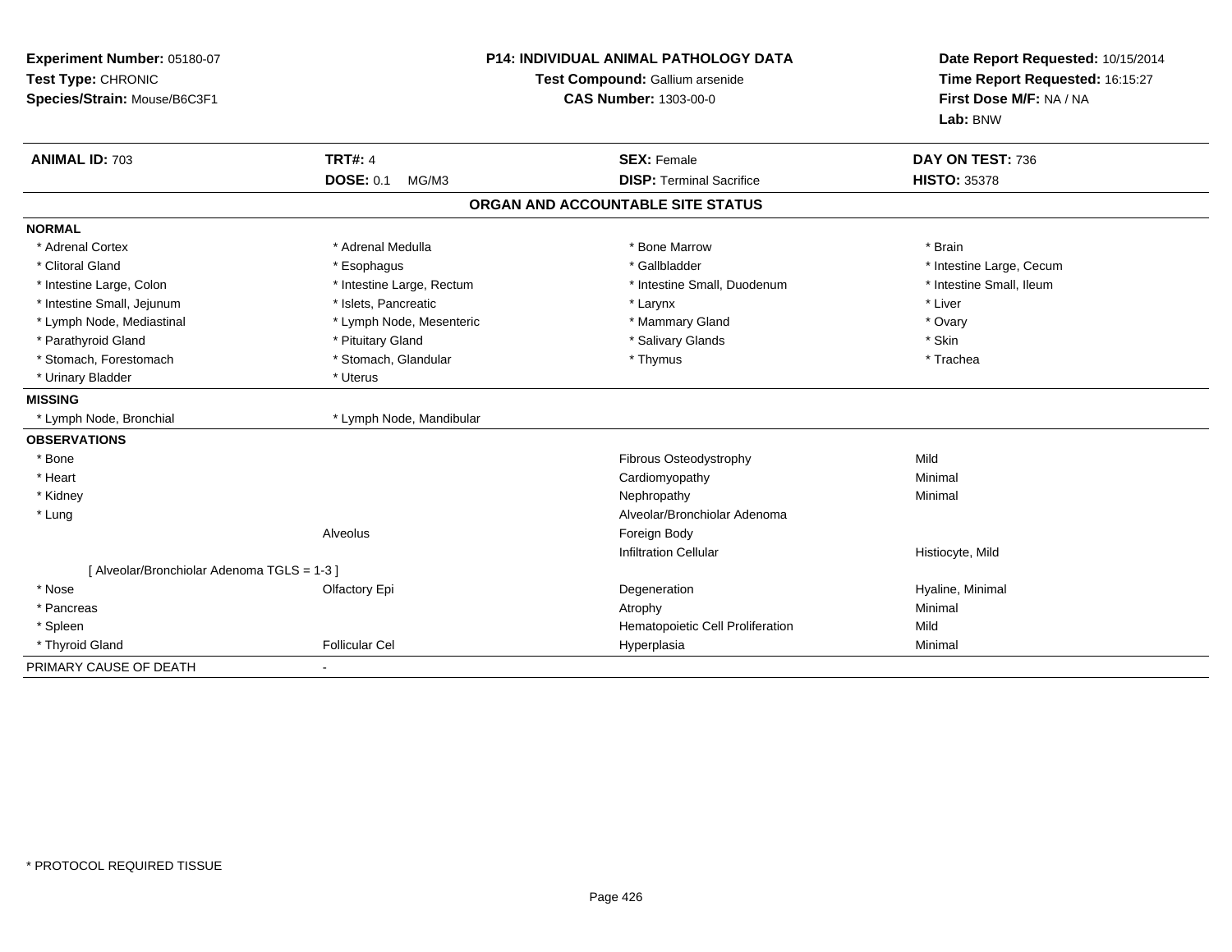**Experiment Number:** 05180-07
**Test Type:** CHRONIC
**Species/Strain:** Mouse/B6C3F1

**P14: INDIVIDUAL ANIMAL PATHOLOGY DATA**
**Test Compound:** Gallium arsenide
**CAS Number:** 1303-00-0

**Date Report Requested:** 10/15/2014
**Time Report Requested:** 16:15:27
**First Dose M/F:** NA / NA
**Lab:** BNW

| **ANIMAL ID:** 703 | **TRT#:** 4 | **SEX:** Female | **DAY ON TEST:** 736 |
|---|---|---|---|
| | **DOSE:** 0.1 MG/M3 | **DISP:** Terminal Sacrifice | **HISTO:** 35378 |

## ORGAN AND ACCOUNTABLE SITE STATUS

**NORMAL**

| | | | |
|---|---|---|---|
| * Adrenal Cortex | * Adrenal Medulla | * Bone Marrow | * Brain |
| * Clitoral Gland | * Esophagus | * Gallbladder | * Intestine Large, Cecum |
| * Intestine Large, Colon | * Intestine Large, Rectum | * Intestine Small, Duodenum | * Intestine Small, Ileum |
| * Intestine Small, Jejunum | * Islets, Pancreatic | * Larynx | * Liver |
| * Lymph Node, Mediastinal | * Lymph Node, Mesenteric | * Mammary Gland | * Ovary |
| * Parathyroid Gland | * Pituitary Gland | * Salivary Glands | * Skin |
| * Stomach, Forestomach | * Stomach, Glandular | * Thymus | * Trachea |
| * Urinary Bladder | * Uterus | | |

**MISSING**

| | |
|---|---|
| * Lymph Node, Bronchial | * Lymph Node, Mandibular |

**OBSERVATIONS**

| | | | |
|---|---|---|---|
| * Bone | | Fibrous Osteodystrophy | Mild |
| * Heart | | Cardiomyopathy | Minimal |
| * Kidney | | Nephropathy | Minimal |
| * Lung | | Alveolar/Bronchiolar Adenoma | |
| | Alveolus | Foreign Body | |
| | | Infiltration Cellular | Histiocyte, Mild |
| [ Alveolar/Bronchiolar Adenoma TGLS = 1-3 ] | | | |
| * Nose | Olfactory Epi | Degeneration | Hyaline, Minimal |
| * Pancreas | | Atrophy | Minimal |
| * Spleen | | Hematopoietic Cell Proliferation | Mild |
| * Thyroid Gland | Follicular Cel | Hyperplasia | Minimal |

PRIMARY CAUSE OF DEATH -

* PROTOCOL REQUIRED TISSUE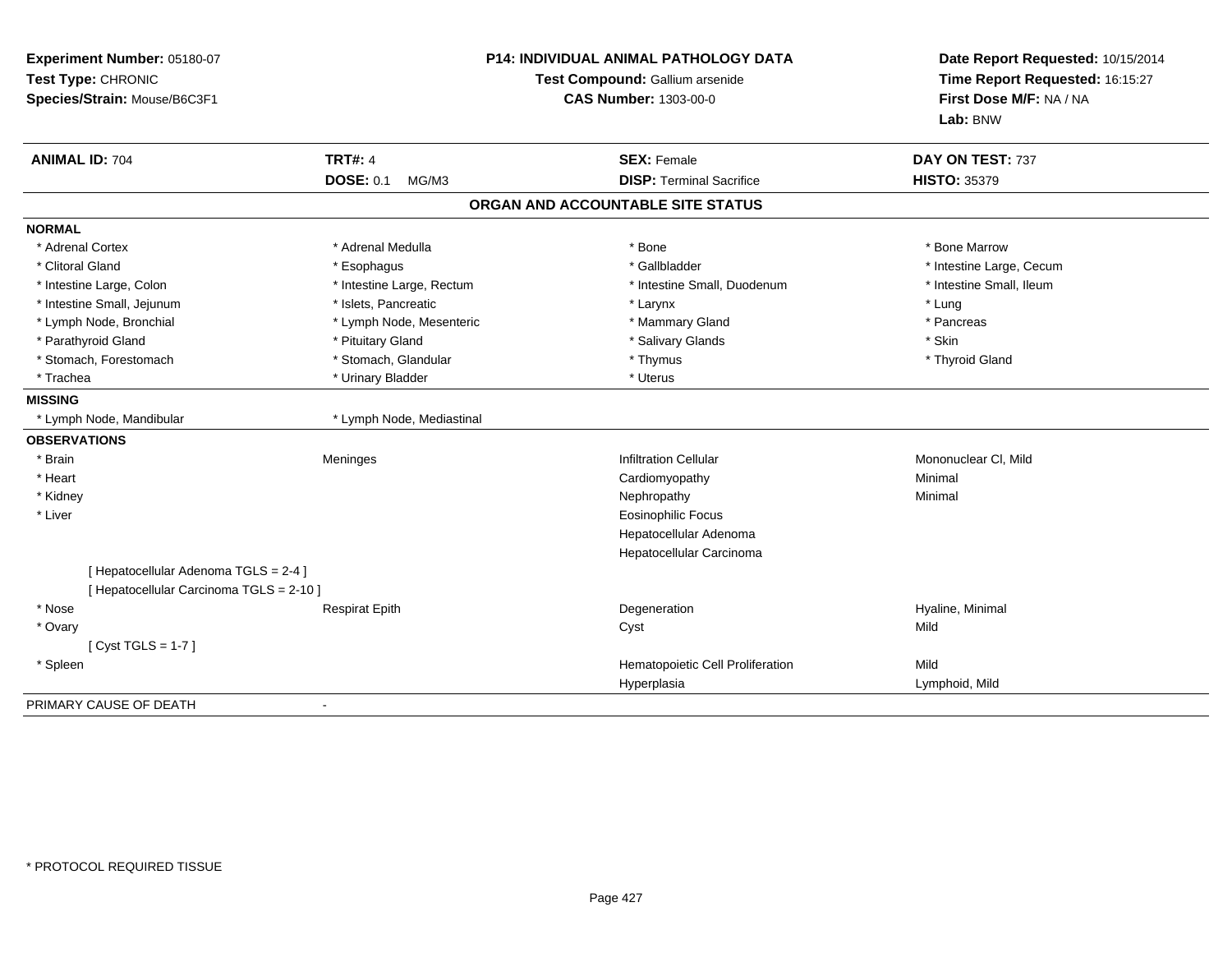**Experiment Number:** 05180-07
**Test Type:** CHRONIC
**Species/Strain:** Mouse/B6C3F1

**P14: INDIVIDUAL ANIMAL PATHOLOGY DATA**
**Test Compound:** Gallium arsenide
**CAS Number:** 1303-00-0

**Date Report Requested:** 10/15/2014
**Time Report Requested:** 16:15:27
**First Dose M/F:** NA / NA
**Lab:** BNW

| **ANIMAL ID:** 704 | **TRT#:** 4 | **SEX:** Female | **DAY ON TEST:** 737 |
|---|---|---|---|
| | **DOSE:** 0.1 MG/M3 | **DISP:** Terminal Sacrifice | **HISTO:** 35379 |

## ORGAN AND ACCOUNTABLE SITE STATUS

**NORMAL**

| | | | |
|---|---|---|---|
| * Adrenal Cortex | * Adrenal Medulla | * Bone | * Bone Marrow |
| * Clitoral Gland | * Esophagus | * Gallbladder | * Intestine Large, Cecum |
| * Intestine Large, Colon | * Intestine Large, Rectum | * Intestine Small, Duodenum | * Intestine Small, Ileum |
| * Intestine Small, Jejunum | * Islets, Pancreatic | * Larynx | * Lung |
| * Lymph Node, Bronchial | * Lymph Node, Mesenteric | * Mammary Gland | * Pancreas |
| * Parathyroid Gland | * Pituitary Gland | * Salivary Glands | * Skin |
| * Stomach, Forestomach | * Stomach, Glandular | * Thymus | * Thyroid Gland |
| * Trachea | * Urinary Bladder | * Uterus | |

**MISSING**

| | |
|---|---|
| * Lymph Node, Mandibular | * Lymph Node, Mediastinal |

**OBSERVATIONS**

| | | | |
|---|---|---|---|
| * Brain | Meninges | Infiltration Cellular | Mononuclear Cl, Mild |
| * Heart | | Cardiomyopathy | Minimal |
| * Kidney | | Nephropathy | Minimal |
| * Liver | | Eosinophilic Focus | |
| | | Hepatocellular Adenoma | |
| | | Hepatocellular Carcinoma | |
| [ Hepatocellular Adenoma TGLS = 2-4 ] | | | |
| [ Hepatocellular Carcinoma TGLS = 2-10 ] | | | |
| * Nose | Respirat Epith | Degeneration | Hyaline, Minimal |
| * Ovary | | Cyst | Mild |
| [ Cyst TGLS = 1-7 ] | | | |
| * Spleen | | Hematopoietic Cell Proliferation | Mild |
| | | Hyperplasia | Lymphoid, Mild |

PRIMARY CAUSE OF DEATH -

* PROTOCOL REQUIRED TISSUE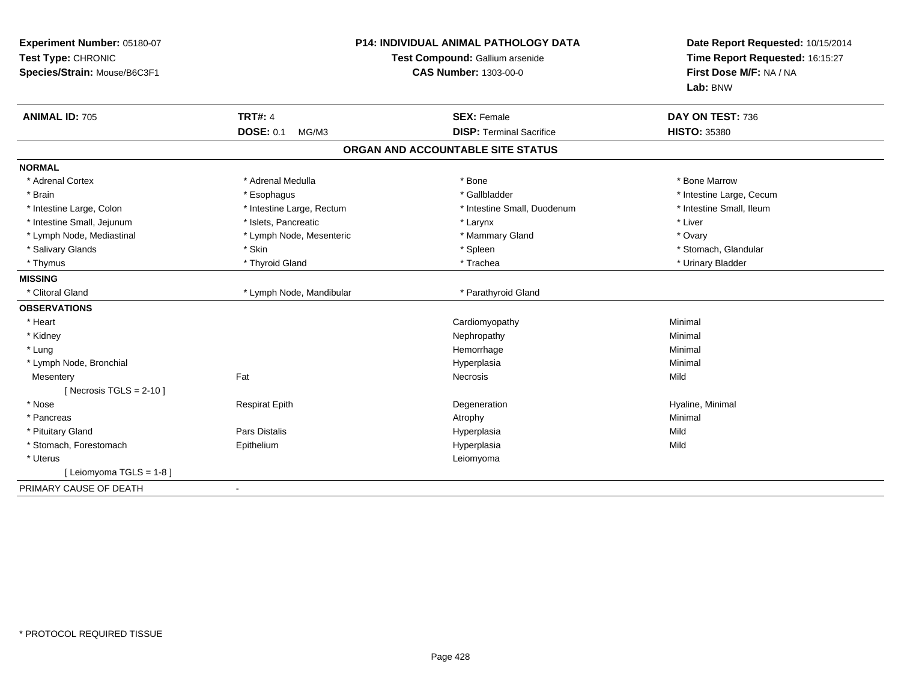**Experiment Number:** 05180-07
**Test Type:** CHRONIC
**Species/Strain:** Mouse/B6C3F1

**P14: INDIVIDUAL ANIMAL PATHOLOGY DATA**
**Test Compound:** Gallium arsenide
**CAS Number:** 1303-00-0

**Date Report Requested:** 10/15/2014
**Time Report Requested:** 16:15:27
**First Dose M/F:** NA / NA
**Lab:** BNW

| **ANIMAL ID:** 705 | **TRT#:** 4 | **SEX:** Female | **DAY ON TEST:** 736 |
|---|---|---|---|
| | **DOSE:** 0.1 MG/M3 | **DISP:** Terminal Sacrifice | **HISTO:** 35380 |

## ORGAN AND ACCOUNTABLE SITE STATUS

| | | | |
|---|---|---|---|
| **NORMAL** | | | |
| * Adrenal Cortex | * Adrenal Medulla | * Bone | * Bone Marrow |
| * Brain | * Esophagus | * Gallbladder | * Intestine Large, Cecum |
| * Intestine Large, Colon | * Intestine Large, Rectum | * Intestine Small, Duodenum | * Intestine Small, Ileum |
| * Intestine Small, Jejunum | * Islets, Pancreatic | * Larynx | * Liver |
| * Lymph Node, Mediastinal | * Lymph Node, Mesenteric | * Mammary Gland | * Ovary |
| * Salivary Glands | * Skin | * Spleen | * Stomach, Glandular |
| * Thymus | * Thyroid Gland | * Trachea | * Urinary Bladder |
| **MISSING** | | | |
| * Clitoral Gland | * Lymph Node, Mandibular | * Parathyroid Gland | |
| **OBSERVATIONS** | | | |
| * Heart | | Cardiomyopathy | Minimal |
| * Kidney | | Nephropathy | Minimal |
| * Lung | | Hemorrhage | Minimal |
| * Lymph Node, Bronchial | | Hyperplasia | Minimal |
| Mesentery | Fat | Necrosis | Mild |
| [ Necrosis TGLS = 2-10 ] | | | |
| * Nose | Respirat Epith | Degeneration | Hyaline, Minimal |
| * Pancreas | | Atrophy | Minimal |
| * Pituitary Gland | Pars Distalis | Hyperplasia | Mild |
| * Stomach, Forestomach | Epithelium | Hyperplasia | Mild |
| * Uterus | | Leiomyoma | |
| [ Leiomyoma TGLS = 1-8 ] | | | |
| PRIMARY CAUSE OF DEATH | - | | |

* PROTOCOL REQUIRED TISSUE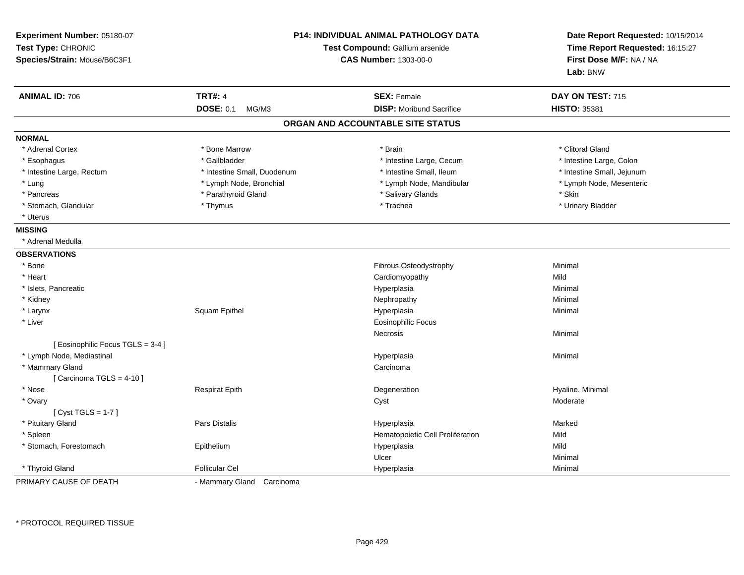**Experiment Number:** 05180-07
**Test Type:** CHRONIC
**Species/Strain:** Mouse/B6C3F1

**P14: INDIVIDUAL ANIMAL PATHOLOGY DATA**
**Test Compound:** Gallium arsenide
**CAS Number:** 1303-00-0

**Date Report Requested:** 10/15/2014
**Time Report Requested:** 16:15:27
**First Dose M/F:** NA / NA
**Lab:** BNW

| **ANIMAL ID:** 706 | **TRT#:** 4 | **SEX:** Female | **DAY ON TEST:** 715 |
|---|---|---|---|
| | **DOSE:** 0.1 MG/M3 | **DISP:** Moribund Sacrifice | **HISTO:** 35381 |

## ORGAN AND ACCOUNTABLE SITE STATUS

**NORMAL**

| | | | |
|---|---|---|---|
| * Adrenal Cortex | * Bone Marrow | * Brain | * Clitoral Gland |
| * Esophagus | * Gallbladder | * Intestine Large, Cecum | * Intestine Large, Colon |
| * Intestine Large, Rectum | * Intestine Small, Duodenum | * Intestine Small, Ileum | * Intestine Small, Jejunum |
| * Lung | * Lymph Node, Bronchial | * Lymph Node, Mandibular | * Lymph Node, Mesenteric |
| * Pancreas | * Parathyroid Gland | * Salivary Glands | * Skin |
| * Stomach, Glandular | * Thymus | * Trachea | * Urinary Bladder |
| * Uterus | | | |

**MISSING**

* Adrenal Medulla

**OBSERVATIONS**

| Organ | Site | Observation | Severity |
|---|---|---|---|
| * Bone | | Fibrous Osteodystrophy | Minimal |
| * Heart | | Cardiomyopathy | Mild |
| * Islets, Pancreatic | | Hyperplasia | Minimal |
| * Kidney | | Nephropathy | Minimal |
| * Larynx | Squam Epithel | Hyperplasia | Minimal |
| * Liver | | Eosinophilic Focus | |
| | | Necrosis | Minimal |
| [ Eosinophilic Focus TGLS = 3-4 ] | | | |
| * Lymph Node, Mediastinal | | Hyperplasia | Minimal |
| * Mammary Gland | | Carcinoma | |
| [ Carcinoma TGLS = 4-10 ] | | | |
| * Nose | Respirat Epith | Degeneration | Hyaline, Minimal |
| * Ovary | | Cyst | Moderate |
| [ Cyst TGLS = 1-7 ] | | | |
| * Pituitary Gland | Pars Distalis | Hyperplasia | Marked |
| * Spleen | | Hematopoietic Cell Proliferation | Mild |
| * Stomach, Forestomach | Epithelium | Hyperplasia | Mild |
| | | Ulcer | Minimal |
| * Thyroid Gland | Follicular Cel | Hyperplasia | Minimal |

PRIMARY CAUSE OF DEATH - Mammary Gland Carcinoma

* PROTOCOL REQUIRED TISSUE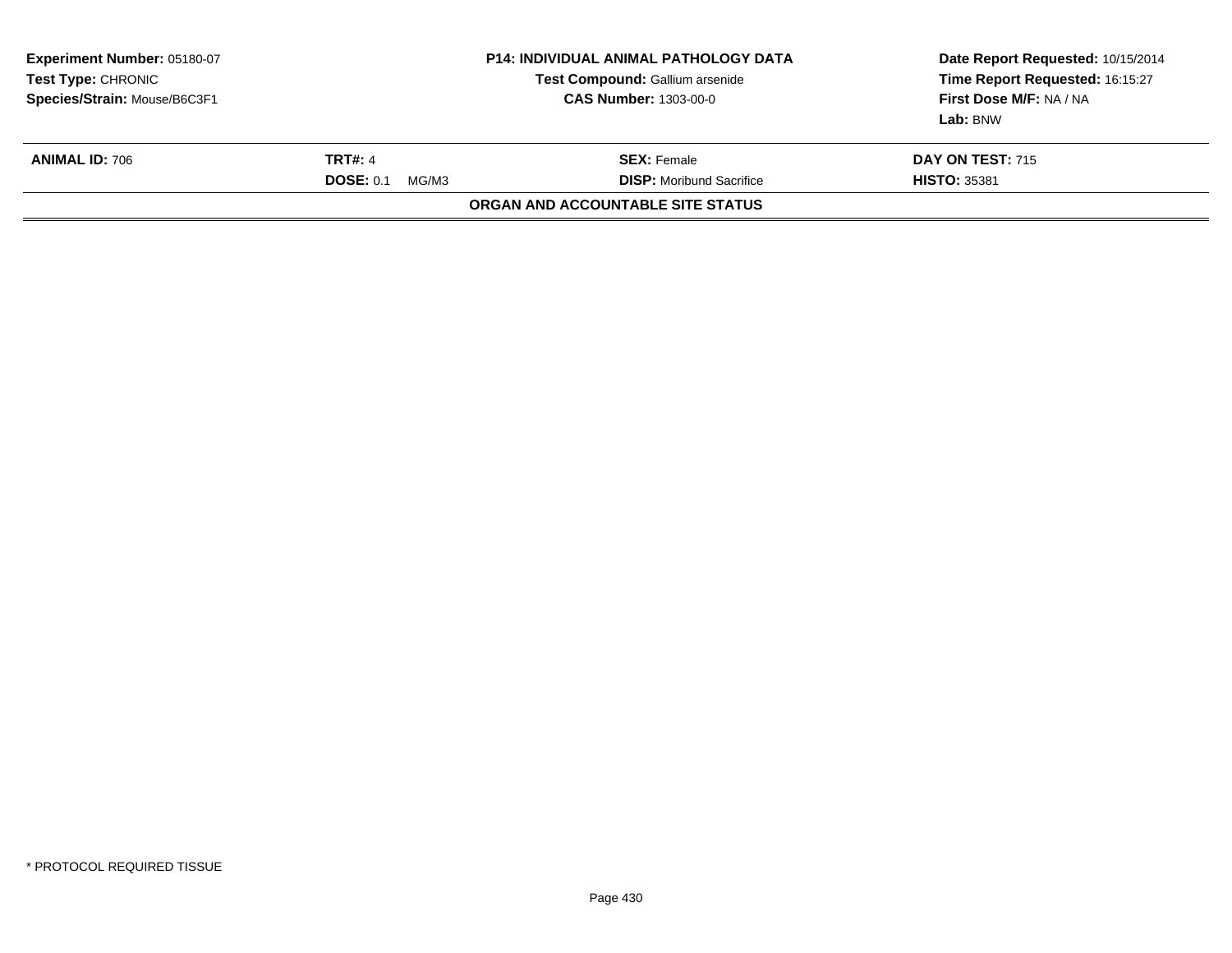**Experiment Number:** 05180-07
**Test Type:** CHRONIC
**Species/Strain:** Mouse/B6C3F1

**P14: INDIVIDUAL ANIMAL PATHOLOGY DATA**
**Test Compound:** Gallium arsenide
**CAS Number:** 1303-00-0

**Date Report Requested:** 10/15/2014
**Time Report Requested:** 16:15:27
**First Dose M/F:** NA / NA
**Lab:** BNW

| **ANIMAL ID:** 706 | **TRT#:** 4 | **SEX:** Female | **DAY ON TEST:** 715 |
|---|---|---|---|
| | **DOSE:** 0.1 MG/M3 | **DISP:** Moribund Sacrifice | **HISTO:** 35381 |

**ORGAN AND ACCOUNTABLE SITE STATUS**

* PROTOCOL REQUIRED TISSUE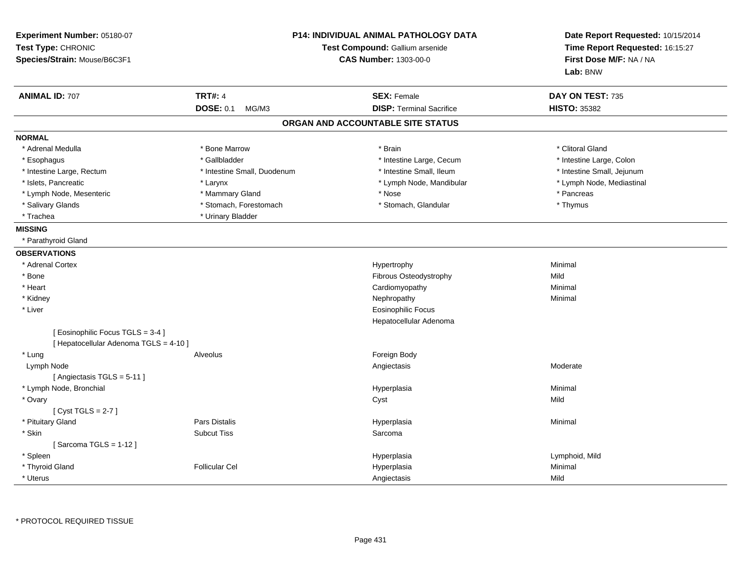**Experiment Number:** 05180-07
**Test Type:** CHRONIC
**Species/Strain:** Mouse/B6C3F1

**P14: INDIVIDUAL ANIMAL PATHOLOGY DATA**
**Test Compound:** Gallium arsenide
**CAS Number:** 1303-00-0

**Date Report Requested:** 10/15/2014
**Time Report Requested:** 16:15:27
**First Dose M/F:** NA / NA
**Lab:** BNW

| **ANIMAL ID:** 707 | **TRT#:** 4 | **SEX:** Female | **DAY ON TEST:** 735 |
|---|---|---|---|
| | **DOSE:** 0.1 MG/M3 | **DISP:** Terminal Sacrifice | **HISTO:** 35382 |

## ORGAN AND ACCOUNTABLE SITE STATUS

**NORMAL**

| | | | |
|---|---|---|---|
| * Adrenal Medulla | * Bone Marrow | * Brain | * Clitoral Gland |
| * Esophagus | * Gallbladder | * Intestine Large, Cecum | * Intestine Large, Colon |
| * Intestine Large, Rectum | * Intestine Small, Duodenum | * Intestine Small, Ileum | * Intestine Small, Jejunum |
| * Islets, Pancreatic | * Larynx | * Lymph Node, Mandibular | * Lymph Node, Mediastinal |
| * Lymph Node, Mesenteric | * Mammary Gland | * Nose | * Pancreas |
| * Salivary Glands | * Stomach, Forestomach | * Stomach, Glandular | * Thymus |
| * Trachea | * Urinary Bladder | | |

**MISSING**

* Parathyroid Gland

**OBSERVATIONS**

| Organ | Site | Observation | Severity |
|---|---|---|---|
| * Adrenal Cortex | | Hypertrophy | Minimal |
| * Bone | | Fibrous Osteodystrophy | Mild |
| * Heart | | Cardiomyopathy | Minimal |
| * Kidney | | Nephropathy | Minimal |
| * Liver | | Eosinophilic Focus | |
| | | Hepatocellular Adenoma | |
| [ Eosinophilic Focus TGLS = 3-4 ] | | | |
| [ Hepatocellular Adenoma TGLS = 4-10 ] | | | |
| * Lung | Alveolus | Foreign Body | |
| Lymph Node | | Angiectasis | Moderate |
| [ Angiectasis TGLS = 5-11 ] | | | |
| * Lymph Node, Bronchial | | Hyperplasia | Minimal |
| * Ovary | | Cyst | Mild |
| [ Cyst TGLS = 2-7 ] | | | |
| * Pituitary Gland | Pars Distalis | Hyperplasia | Minimal |
| * Skin | Subcut Tiss | Sarcoma | |
| [ Sarcoma TGLS = 1-12 ] | | | |
| * Spleen | | Hyperplasia | Lymphoid, Mild |
| * Thyroid Gland | Follicular Cel | Hyperplasia | Minimal |
| * Uterus | | Angiectasis | Mild |

* PROTOCOL REQUIRED TISSUE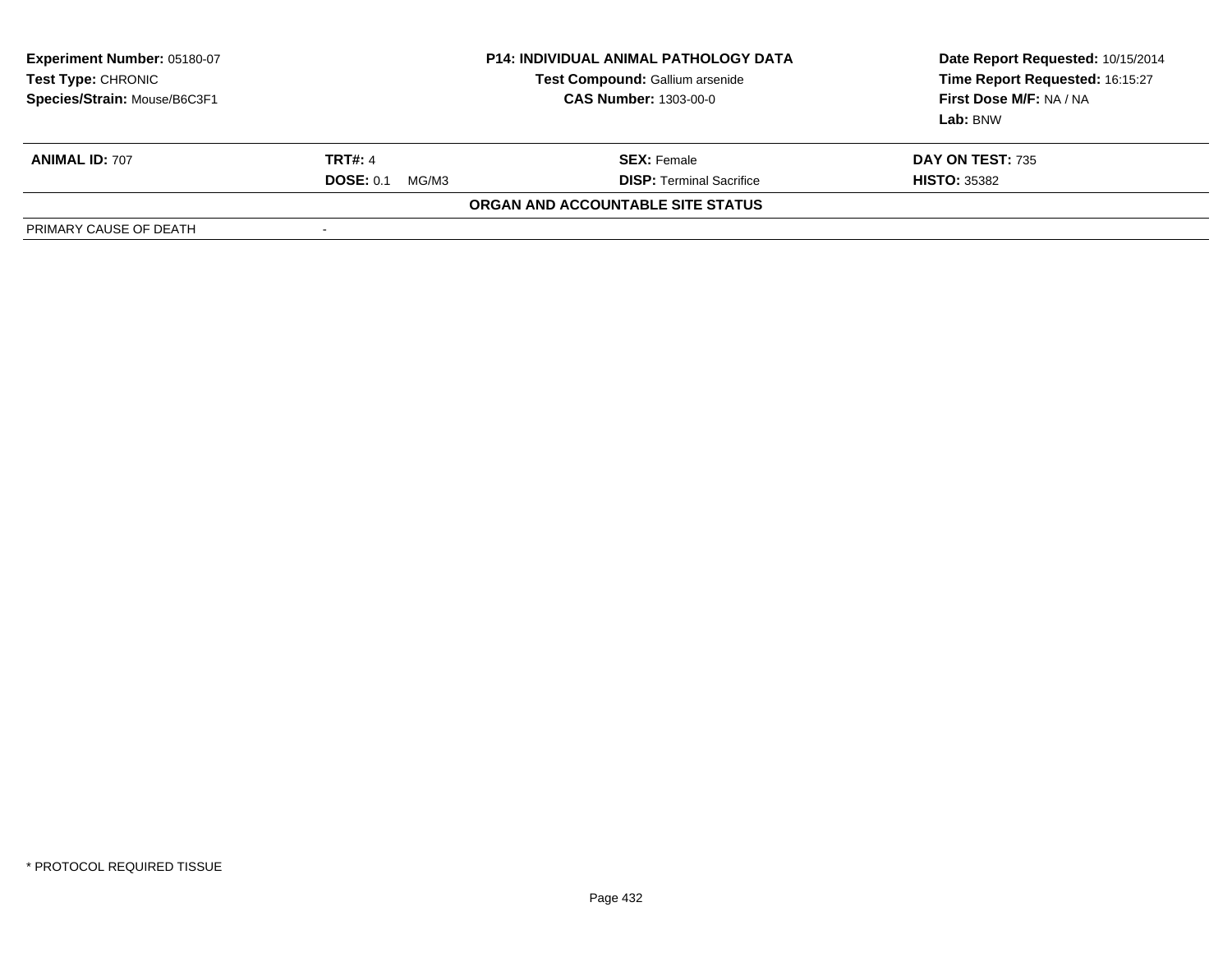**Experiment Number:** 05180-07
**Test Type:** CHRONIC
**Species/Strain:** Mouse/B6C3F1

**P14: INDIVIDUAL ANIMAL PATHOLOGY DATA**
**Test Compound:** Gallium arsenide
**CAS Number:** 1303-00-0

**Date Report Requested:** 10/15/2014
**Time Report Requested:** 16:15:27
**First Dose M/F:** NA / NA
**Lab:** BNW

| **ANIMAL ID:** 707 | **TRT#:** 4 | **SEX:** Female | **DAY ON TEST:** 735 |
|---|---|---|---|
| | **DOSE:** 0.1 MG/M3 | **DISP:** Terminal Sacrifice | **HISTO:** 35382 |

**ORGAN AND ACCOUNTABLE SITE STATUS**

| PRIMARY CAUSE OF DEATH | - |
|---|---|

\* PROTOCOL REQUIRED TISSUE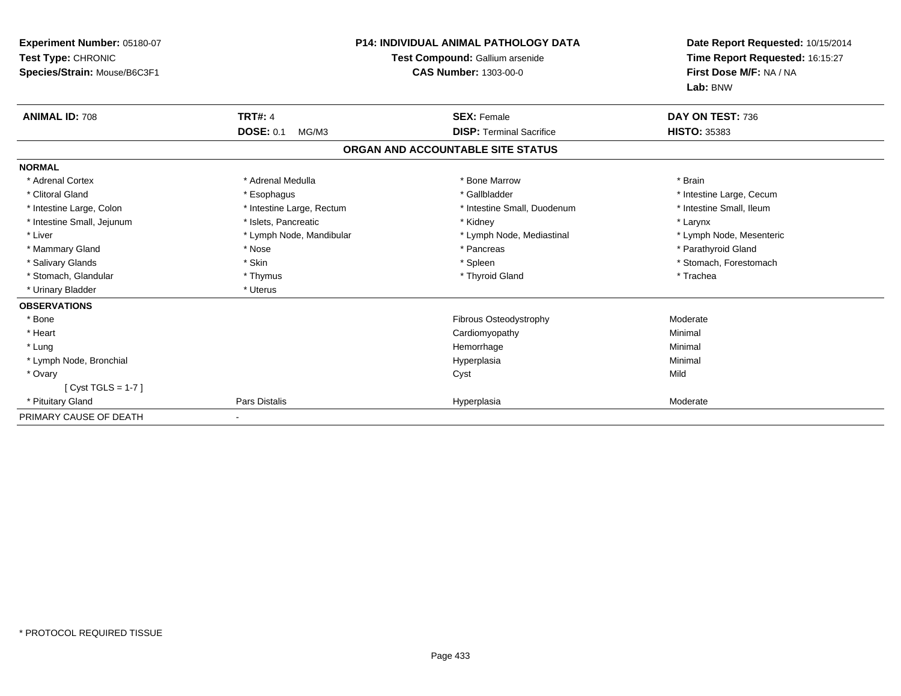**Experiment Number:** 05180-07
**Test Type:** CHRONIC
**Species/Strain:** Mouse/B6C3F1

**P14: INDIVIDUAL ANIMAL PATHOLOGY DATA**
**Test Compound:** Gallium arsenide
**CAS Number:** 1303-00-0

**Date Report Requested:** 10/15/2014
**Time Report Requested:** 16:15:27
**First Dose M/F:** NA / NA
**Lab:** BNW

| **ANIMAL ID:** 708 | **TRT#:** 4 | **SEX:** Female | **DAY ON TEST:** 736 |
|---|---|---|---|
| | **DOSE:** 0.1 MG/M3 | **DISP:** Terminal Sacrifice | **HISTO:** 35383 |

## ORGAN AND ACCOUNTABLE SITE STATUS

**NORMAL**

| | | | |
|---|---|---|---|
| * Adrenal Cortex | * Adrenal Medulla | * Bone Marrow | * Brain |
| * Clitoral Gland | * Esophagus | * Gallbladder | * Intestine Large, Cecum |
| * Intestine Large, Colon | * Intestine Large, Rectum | * Intestine Small, Duodenum | * Intestine Small, Ileum |
| * Intestine Small, Jejunum | * Islets, Pancreatic | * Kidney | * Larynx |
| * Liver | * Lymph Node, Mandibular | * Lymph Node, Mediastinal | * Lymph Node, Mesenteric |
| * Mammary Gland | * Nose | * Pancreas | * Parathyroid Gland |
| * Salivary Glands | * Skin | * Spleen | * Stomach, Forestomach |
| * Stomach, Glandular | * Thymus | * Thyroid Gland | * Trachea |
| * Urinary Bladder | * Uterus | | |

**OBSERVATIONS**

| | | | |
|---|---|---|---|
| * Bone | | Fibrous Osteodystrophy | Moderate |
| * Heart | | Cardiomyopathy | Minimal |
| * Lung | | Hemorrhage | Minimal |
| * Lymph Node, Bronchial | | Hyperplasia | Minimal |
| * Ovary | | Cyst | Mild |
| [ Cyst TGLS = 1-7 ] | | | |
| * Pituitary Gland | Pars Distalis | Hyperplasia | Moderate |

PRIMARY CAUSE OF DEATH -

* PROTOCOL REQUIRED TISSUE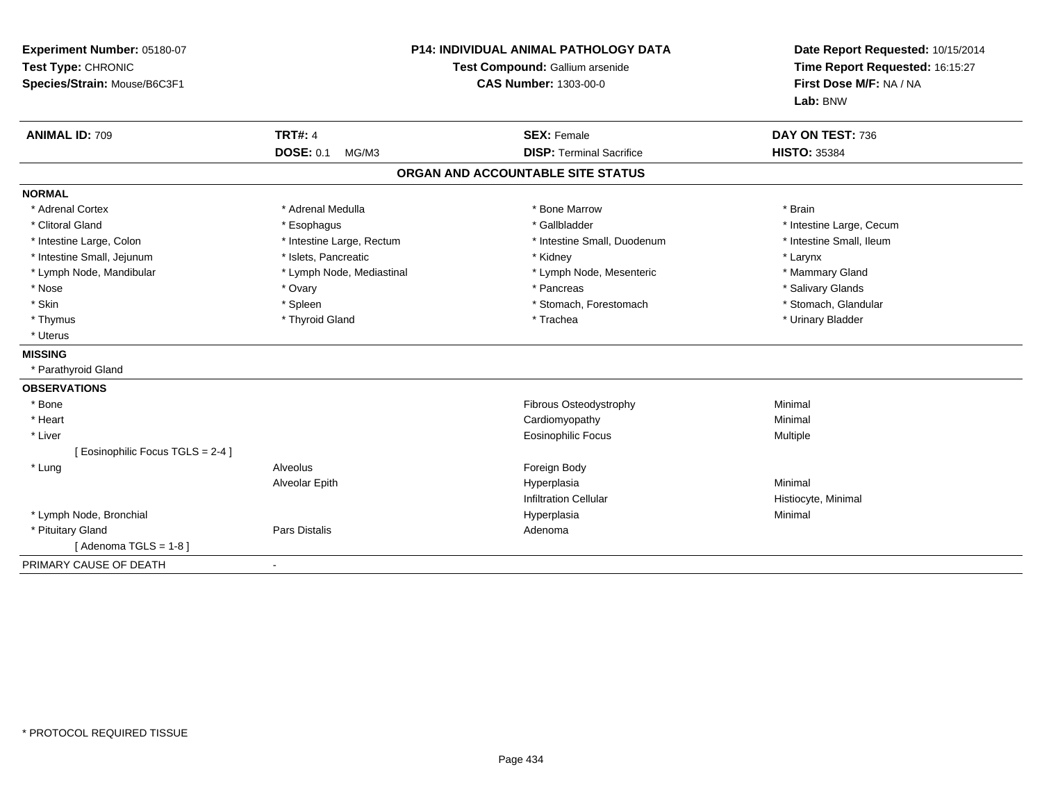**Experiment Number:** 05180-07
**Test Type:** CHRONIC
**Species/Strain:** Mouse/B6C3F1

**P14: INDIVIDUAL ANIMAL PATHOLOGY DATA**
**Test Compound:** Gallium arsenide
**CAS Number:** 1303-00-0

**Date Report Requested:** 10/15/2014
**Time Report Requested:** 16:15:27
**First Dose M/F:** NA / NA
**Lab:** BNW

| **ANIMAL ID:** 709 | **TRT#:** 4 | **SEX:** Female | **DAY ON TEST:** 736 |
|---|---|---|---|
| | **DOSE:** 0.1 MG/M3 | **DISP:** Terminal Sacrifice | **HISTO:** 35384 |

## ORGAN AND ACCOUNTABLE SITE STATUS

**NORMAL**

| | | | |
|---|---|---|---|
| * Adrenal Cortex | * Adrenal Medulla | * Bone Marrow | * Brain |
| * Clitoral Gland | * Esophagus | * Gallbladder | * Intestine Large, Cecum |
| * Intestine Large, Colon | * Intestine Large, Rectum | * Intestine Small, Duodenum | * Intestine Small, Ileum |
| * Intestine Small, Jejunum | * Islets, Pancreatic | * Kidney | * Larynx |
| * Lymph Node, Mandibular | * Lymph Node, Mediastinal | * Lymph Node, Mesenteric | * Mammary Gland |
| * Nose | * Ovary | * Pancreas | * Salivary Glands |
| * Skin | * Spleen | * Stomach, Forestomach | * Stomach, Glandular |
| * Thymus | * Thyroid Gland | * Trachea | * Urinary Bladder |
| * Uterus | | | |

**MISSING**

* Parathyroid Gland

**OBSERVATIONS**

| | | | |
|---|---|---|---|
| * Bone | | Fibrous Osteodystrophy | Minimal |
| * Heart | | Cardiomyopathy | Minimal |
| * Liver | | Eosinophilic Focus | Multiple |
| [ Eosinophilic Focus TGLS = 2-4 ] | | | |
| * Lung | Alveolus | Foreign Body | |
| | Alveolar Epith | Hyperplasia | Minimal |
| | | Infiltration Cellular | Histiocyte, Minimal |
| * Lymph Node, Bronchial | | Hyperplasia | Minimal |
| * Pituitary Gland | Pars Distalis | Adenoma | |
| [ Adenoma TGLS = 1-8 ] | | | |

PRIMARY CAUSE OF DEATH -

* PROTOCOL REQUIRED TISSUE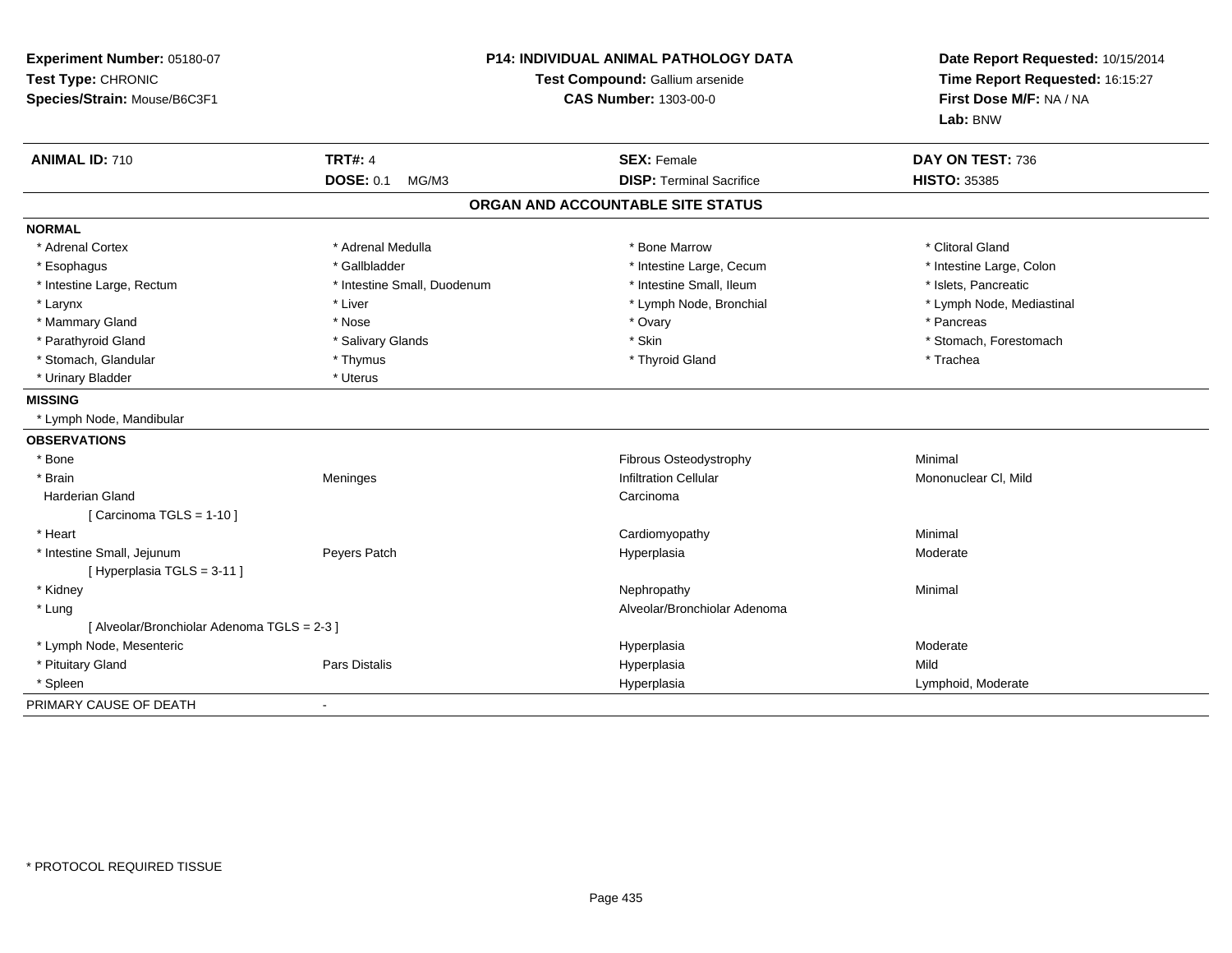**Experiment Number:** 05180-07
**Test Type:** CHRONIC
**Species/Strain:** Mouse/B6C3F1

**P14: INDIVIDUAL ANIMAL PATHOLOGY DATA**
**Test Compound:** Gallium arsenide
**CAS Number:** 1303-00-0

**Date Report Requested:** 10/15/2014
**Time Report Requested:** 16:15:27
**First Dose M/F:** NA / NA
**Lab:** BNW

| **ANIMAL ID:** 710 | **TRT#:** 4 | **SEX:** Female | **DAY ON TEST:** 736 |
|---|---|---|---|
| | **DOSE:** 0.1 MG/M3 | **DISP:** Terminal Sacrifice | **HISTO:** 35385 |

## ORGAN AND ACCOUNTABLE SITE STATUS

**NORMAL**

| | | | |
|---|---|---|---|
| * Adrenal Cortex | * Adrenal Medulla | * Bone Marrow | * Clitoral Gland |
| * Esophagus | * Gallbladder | * Intestine Large, Cecum | * Intestine Large, Colon |
| * Intestine Large, Rectum | * Intestine Small, Duodenum | * Intestine Small, Ileum | * Islets, Pancreatic |
| * Larynx | * Liver | * Lymph Node, Bronchial | * Lymph Node, Mediastinal |
| * Mammary Gland | * Nose | * Ovary | * Pancreas |
| * Parathyroid Gland | * Salivary Glands | * Skin | * Stomach, Forestomach |
| * Stomach, Glandular | * Thymus | * Thyroid Gland | * Trachea |
| * Urinary Bladder | * Uterus | | |

**MISSING**

* Lymph Node, Mandibular

**OBSERVATIONS**

| | | | |
|---|---|---|---|
| * Bone | | Fibrous Osteodystrophy | Minimal |
| * Brain | Meninges | Infiltration Cellular | Mononuclear Cl, Mild |
| Harderian Gland | | Carcinoma | |
| [ Carcinoma TGLS = 1-10 ] | | | |
| * Heart | | Cardiomyopathy | Minimal |
| * Intestine Small, Jejunum | Peyers Patch | Hyperplasia | Moderate |
| [ Hyperplasia TGLS = 3-11 ] | | | |
| * Kidney | | Nephropathy | Minimal |
| * Lung | | Alveolar/Bronchiolar Adenoma | |
| [ Alveolar/Bronchiolar Adenoma TGLS = 2-3 ] | | | |
| * Lymph Node, Mesenteric | | Hyperplasia | Moderate |
| * Pituitary Gland | Pars Distalis | Hyperplasia | Mild |
| * Spleen | | Hyperplasia | Lymphoid, Moderate |

PRIMARY CAUSE OF DEATH -

* PROTOCOL REQUIRED TISSUE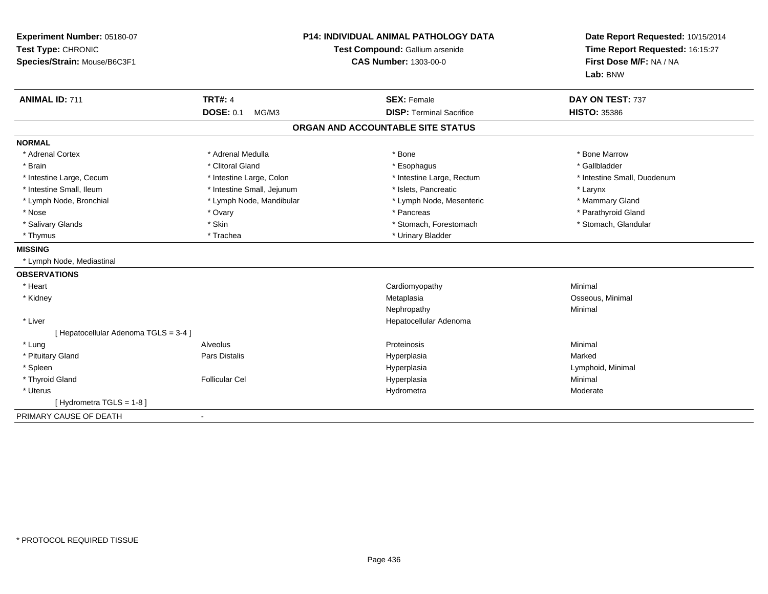**Experiment Number:** 05180-07
**Test Type:** CHRONIC
**Species/Strain:** Mouse/B6C3F1

**P14: INDIVIDUAL ANIMAL PATHOLOGY DATA**
**Test Compound:** Gallium arsenide
**CAS Number:** 1303-00-0

**Date Report Requested:** 10/15/2014
**Time Report Requested:** 16:15:27
**First Dose M/F:** NA / NA
**Lab:** BNW

| **ANIMAL ID:** 711 | **TRT#:** 4 | **SEX:** Female | **DAY ON TEST:** 737 |
|---|---|---|---|
| | **DOSE:** 0.1 MG/M3 | **DISP:** Terminal Sacrifice | **HISTO:** 35386 |

## ORGAN AND ACCOUNTABLE SITE STATUS

**NORMAL**

| | | | |
|---|---|---|---|
| * Adrenal Cortex | * Adrenal Medulla | * Bone | * Bone Marrow |
| * Brain | * Clitoral Gland | * Esophagus | * Gallbladder |
| * Intestine Large, Cecum | * Intestine Large, Colon | * Intestine Large, Rectum | * Intestine Small, Duodenum |
| * Intestine Small, Ileum | * Intestine Small, Jejunum | * Islets, Pancreatic | * Larynx |
| * Lymph Node, Bronchial | * Lymph Node, Mandibular | * Lymph Node, Mesenteric | * Mammary Gland |
| * Nose | * Ovary | * Pancreas | * Parathyroid Gland |
| * Salivary Glands | * Skin | * Stomach, Forestomach | * Stomach, Glandular |
| * Thymus | * Trachea | * Urinary Bladder | |

**MISSING**

* Lymph Node, Mediastinal

**OBSERVATIONS**

| | | | |
|---|---|---|---|
| * Heart | | Cardiomyopathy | Minimal |
| * Kidney | | Metaplasia | Osseous, Minimal |
| | | Nephropathy | Minimal |
| * Liver | | Hepatocellular Adenoma | |
| [ Hepatocellular Adenoma TGLS = 3-4 ] | | | |
| * Lung | Alveolus | Proteinosis | Minimal |
| * Pituitary Gland | Pars Distalis | Hyperplasia | Marked |
| * Spleen | | Hyperplasia | Lymphoid, Minimal |
| * Thyroid Gland | Follicular Cel | Hyperplasia | Minimal |
| * Uterus | | Hydrometra | Moderate |
| [ Hydrometra TGLS = 1-8 ] | | | |

PRIMARY CAUSE OF DEATH -

* PROTOCOL REQUIRED TISSUE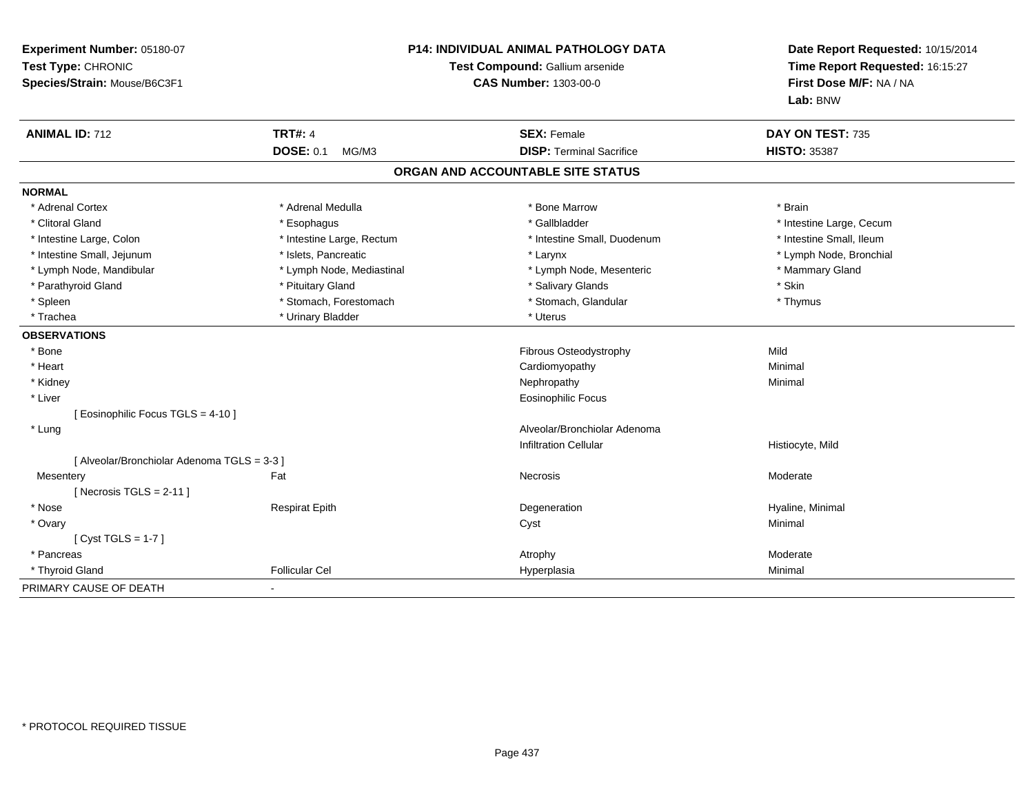**Experiment Number:** 05180-07
**Test Type:** CHRONIC
**Species/Strain:** Mouse/B6C3F1

**P14: INDIVIDUAL ANIMAL PATHOLOGY DATA**
**Test Compound:** Gallium arsenide
**CAS Number:** 1303-00-0

**Date Report Requested:** 10/15/2014
**Time Report Requested:** 16:15:27
**First Dose M/F:** NA / NA
**Lab:** BNW

| **ANIMAL ID:** 712 | **TRT#:** 4 | **SEX:** Female | **DAY ON TEST:** 735 |
|---|---|---|---|
| | **DOSE:** 0.1 MG/M3 | **DISP:** Terminal Sacrifice | **HISTO:** 35387 |

## ORGAN AND ACCOUNTABLE SITE STATUS

**NORMAL**

| | | | |
|---|---|---|---|
| * Adrenal Cortex | * Adrenal Medulla | * Bone Marrow | * Brain |
| * Clitoral Gland | * Esophagus | * Gallbladder | * Intestine Large, Cecum |
| * Intestine Large, Colon | * Intestine Large, Rectum | * Intestine Small, Duodenum | * Intestine Small, Ileum |
| * Intestine Small, Jejunum | * Islets, Pancreatic | * Larynx | * Lymph Node, Bronchial |
| * Lymph Node, Mandibular | * Lymph Node, Mediastinal | * Lymph Node, Mesenteric | * Mammary Gland |
| * Parathyroid Gland | * Pituitary Gland | * Salivary Glands | * Skin |
| * Spleen | * Stomach, Forestomach | * Stomach, Glandular | * Thymus |
| * Trachea | * Urinary Bladder | * Uterus | |

**OBSERVATIONS**

| | | | |
|---|---|---|---|
| * Bone | | Fibrous Osteodystrophy | Mild |
| * Heart | | Cardiomyopathy | Minimal |
| * Kidney | | Nephropathy | Minimal |
| * Liver | | Eosinophilic Focus | |
| [ Eosinophilic Focus TGLS = 4-10 ] | | | |
| * Lung | | Alveolar/Bronchiolar Adenoma | |
| | | Infiltration Cellular | Histiocyte, Mild |
| [ Alveolar/Bronchiolar Adenoma TGLS = 3-3 ] | | | |
| Mesentery | Fat | Necrosis | Moderate |
| [ Necrosis TGLS = 2-11 ] | | | |
| * Nose | Respirat Epith | Degeneration | Hyaline, Minimal |
| * Ovary | | Cyst | Minimal |
| [ Cyst TGLS = 1-7 ] | | | |
| * Pancreas | | Atrophy | Moderate |
| * Thyroid Gland | Follicular Cel | Hyperplasia | Minimal |

PRIMARY CAUSE OF DEATH -

* PROTOCOL REQUIRED TISSUE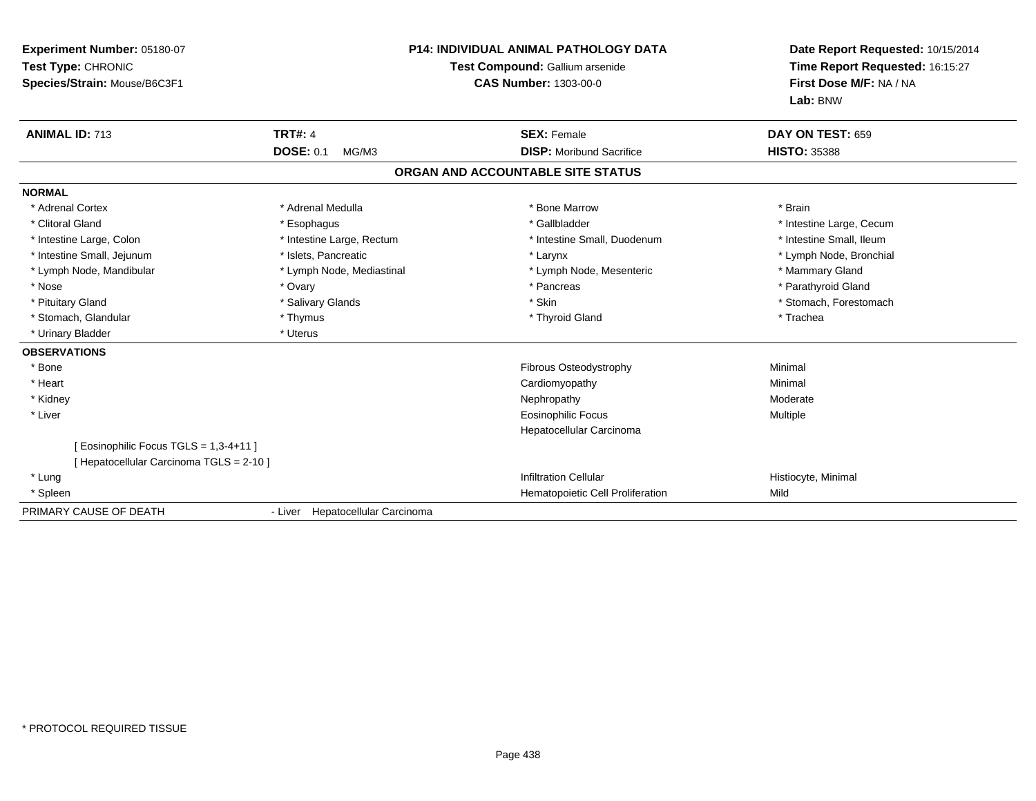**Experiment Number:** 05180-07
**Test Type:** CHRONIC
**Species/Strain:** Mouse/B6C3F1

**P14: INDIVIDUAL ANIMAL PATHOLOGY DATA**
**Test Compound:** Gallium arsenide
**CAS Number:** 1303-00-0

**Date Report Requested:** 10/15/2014
**Time Report Requested:** 16:15:27
**First Dose M/F:** NA / NA
**Lab:** BNW

| **ANIMAL ID:** 713 | **TRT#:** 4 | **SEX:** Female | **DAY ON TEST:** 659 |
|---|---|---|---|
| | **DOSE:** 0.1 MG/M3 | **DISP:** Moribund Sacrifice | **HISTO:** 35388 |

## ORGAN AND ACCOUNTABLE SITE STATUS

**NORMAL**

| | | | |
|---|---|---|---|
| * Adrenal Cortex | * Adrenal Medulla | * Bone Marrow | * Brain |
| * Clitoral Gland | * Esophagus | * Gallbladder | * Intestine Large, Cecum |
| * Intestine Large, Colon | * Intestine Large, Rectum | * Intestine Small, Duodenum | * Intestine Small, Ileum |
| * Intestine Small, Jejunum | * Islets, Pancreatic | * Larynx | * Lymph Node, Bronchial |
| * Lymph Node, Mandibular | * Lymph Node, Mediastinal | * Lymph Node, Mesenteric | * Mammary Gland |
| * Nose | * Ovary | * Pancreas | * Parathyroid Gland |
| * Pituitary Gland | * Salivary Glands | * Skin | * Stomach, Forestomach |
| * Stomach, Glandular | * Thymus | * Thyroid Gland | * Trachea |
| * Urinary Bladder | * Uterus | | |

**OBSERVATIONS**

| | | |
|---|---|---|
| * Bone | Fibrous Osteodystrophy | Minimal |
| * Heart | Cardiomyopathy | Minimal |
| * Kidney | Nephropathy | Moderate |
| * Liver | Eosinophilic Focus | Multiple |
| | Hepatocellular Carcinoma | |
| [ Eosinophilic Focus TGLS = 1,3-4+11 ] | | |
| [ Hepatocellular Carcinoma TGLS = 2-10 ] | | |
| * Lung | Infiltration Cellular | Histiocyte, Minimal |
| * Spleen | Hematopoietic Cell Proliferation | Mild |

PRIMARY CAUSE OF DEATH - Liver Hepatocellular Carcinoma

* PROTOCOL REQUIRED TISSUE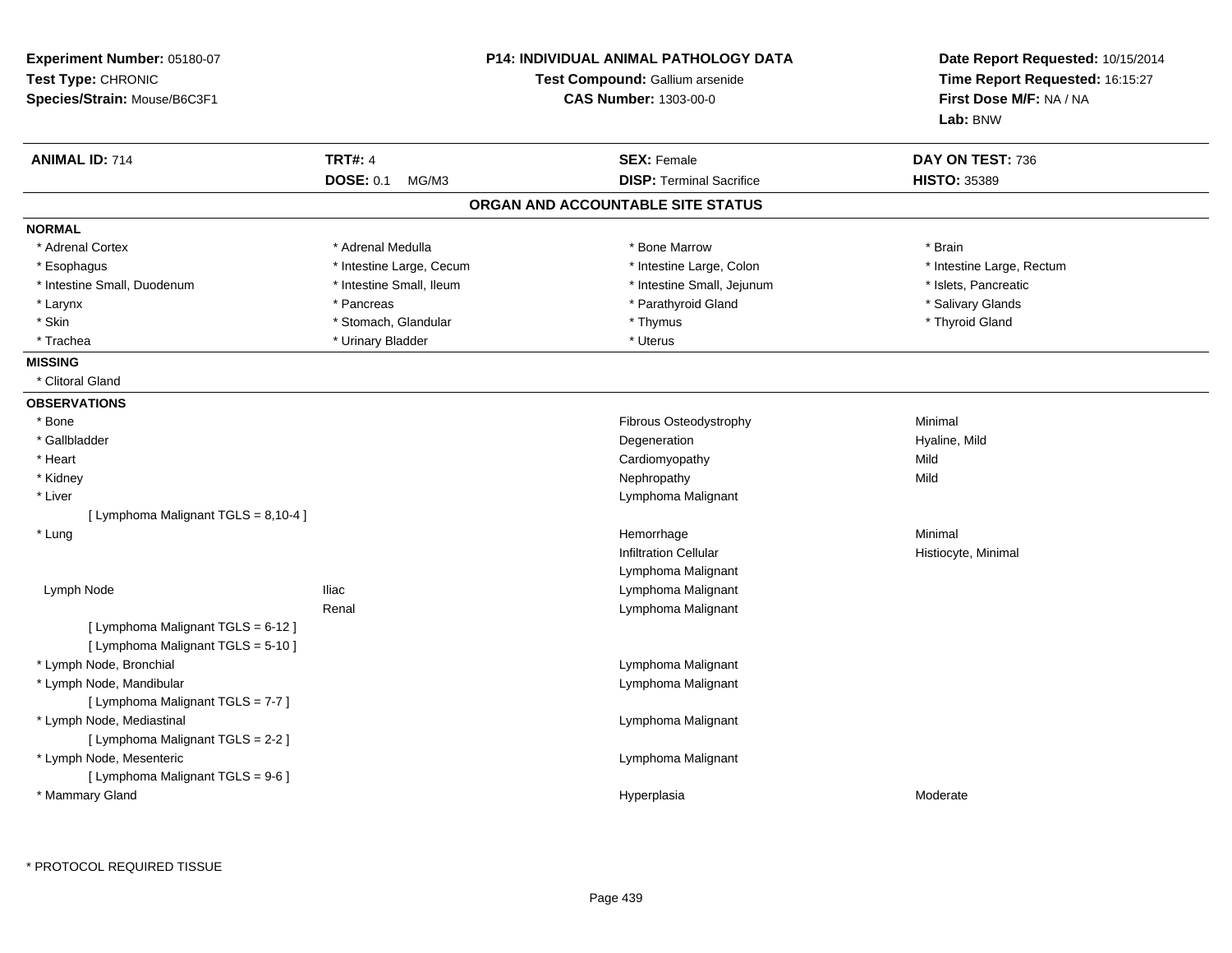**Experiment Number:** 05180-07
**Test Type:** CHRONIC
**Species/Strain:** Mouse/B6C3F1

**P14: INDIVIDUAL ANIMAL PATHOLOGY DATA**
**Test Compound:** Gallium arsenide
**CAS Number:** 1303-00-0

**Date Report Requested:** 10/15/2014
**Time Report Requested:** 16:15:27
**First Dose M/F:** NA / NA
**Lab:** BNW

| **ANIMAL ID:** 714 | **TRT#:** 4 | **SEX:** Female | **DAY ON TEST:** 736 |
|---|---|---|---|
| | **DOSE:** 0.1 MG/M3 | **DISP:** Terminal Sacrifice | **HISTO:** 35389 |

## ORGAN AND ACCOUNTABLE SITE STATUS

**NORMAL**

| | | | |
|---|---|---|---|
| * Adrenal Cortex | * Adrenal Medulla | * Bone Marrow | * Brain |
| * Esophagus | * Intestine Large, Cecum | * Intestine Large, Colon | * Intestine Large, Rectum |
| * Intestine Small, Duodenum | * Intestine Small, Ileum | * Intestine Small, Jejunum | * Islets, Pancreatic |
| * Larynx | * Pancreas | * Parathyroid Gland | * Salivary Glands |
| * Skin | * Stomach, Glandular | * Thymus | * Thyroid Gland |
| * Trachea | * Urinary Bladder | * Uterus | |

**MISSING**

* Clitoral Gland

**OBSERVATIONS**

| | | | |
|---|---|---|---|
| * Bone | | Fibrous Osteodystrophy | Minimal |
| * Gallbladder | | Degeneration | Hyaline, Mild |
| * Heart | | Cardiomyopathy | Mild |
| * Kidney | | Nephropathy | Mild |
| * Liver | | Lymphoma Malignant | |
| [ Lymphoma Malignant TGLS = 8,10-4 ] | | | |
| * Lung | | Hemorrhage | Minimal |
| | | Infiltration Cellular | Histiocyte, Minimal |
| | | Lymphoma Malignant | |
| Lymph Node | Iliac | Lymphoma Malignant | |
| | Renal | Lymphoma Malignant | |
| [ Lymphoma Malignant TGLS = 6-12 ] | | | |
| [ Lymphoma Malignant TGLS = 5-10 ] | | | |
| * Lymph Node, Bronchial | | Lymphoma Malignant | |
| * Lymph Node, Mandibular | | Lymphoma Malignant | |
| [ Lymphoma Malignant TGLS = 7-7 ] | | | |
| * Lymph Node, Mediastinal | | Lymphoma Malignant | |
| [ Lymphoma Malignant TGLS = 2-2 ] | | | |
| * Lymph Node, Mesenteric | | Lymphoma Malignant | |
| [ Lymphoma Malignant TGLS = 9-6 ] | | | |
| * Mammary Gland | | Hyperplasia | Moderate |

* PROTOCOL REQUIRED TISSUE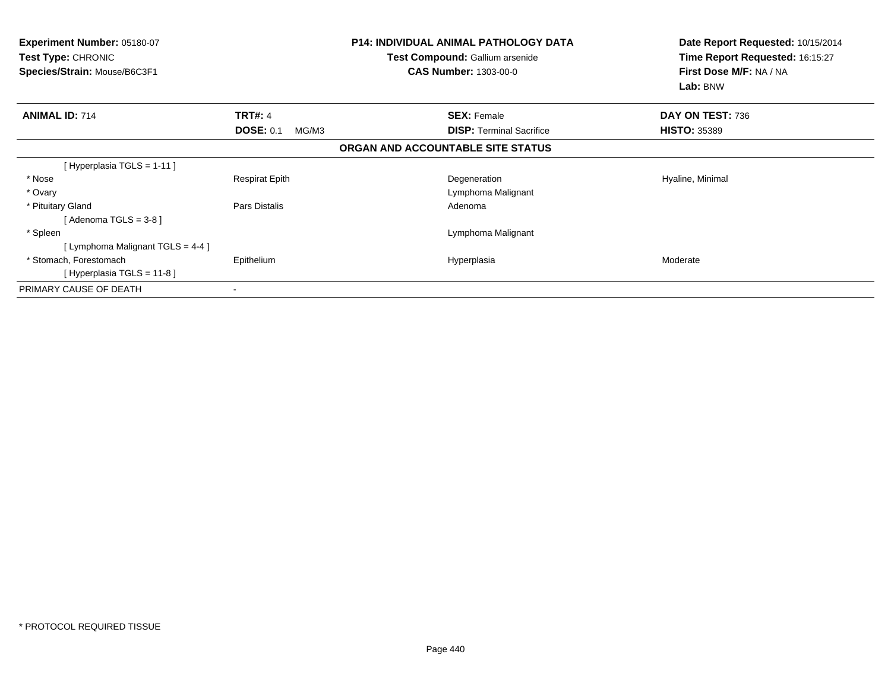**Experiment Number:** 05180-07
**Test Type:** CHRONIC
**Species/Strain:** Mouse/B6C3F1

**P14: INDIVIDUAL ANIMAL PATHOLOGY DATA**
**Test Compound:** Gallium arsenide
**CAS Number:** 1303-00-0

**Date Report Requested:** 10/15/2014
**Time Report Requested:** 16:15:27
**First Dose M/F:** NA / NA
**Lab:** BNW

| **ANIMAL ID:** 714 | **TRT#:** 4 | **SEX:** Female | **DAY ON TEST:** 736 |
|---|---|---|---|
| | **DOSE:** 0.1 MG/M3 | **DISP:** Terminal Sacrifice | **HISTO:** 35389 |

**ORGAN AND ACCOUNTABLE SITE STATUS**

| | | | |
|---|---|---|---|
| [ Hyperplasia TGLS = 1-11 ] | | | |
| * Nose | Respirat Epith | Degeneration | Hyaline, Minimal |
| * Ovary | | Lymphoma Malignant | |
| * Pituitary Gland | Pars Distalis | Adenoma | |
| [ Adenoma TGLS = 3-8 ] | | | |
| * Spleen | | Lymphoma Malignant | |
| [ Lymphoma Malignant TGLS = 4-4 ] | | | |
| * Stomach, Forestomach | Epithelium | Hyperplasia | Moderate |
| [ Hyperplasia TGLS = 11-8 ] | | | |
| PRIMARY CAUSE OF DEATH | - | | |

* PROTOCOL REQUIRED TISSUE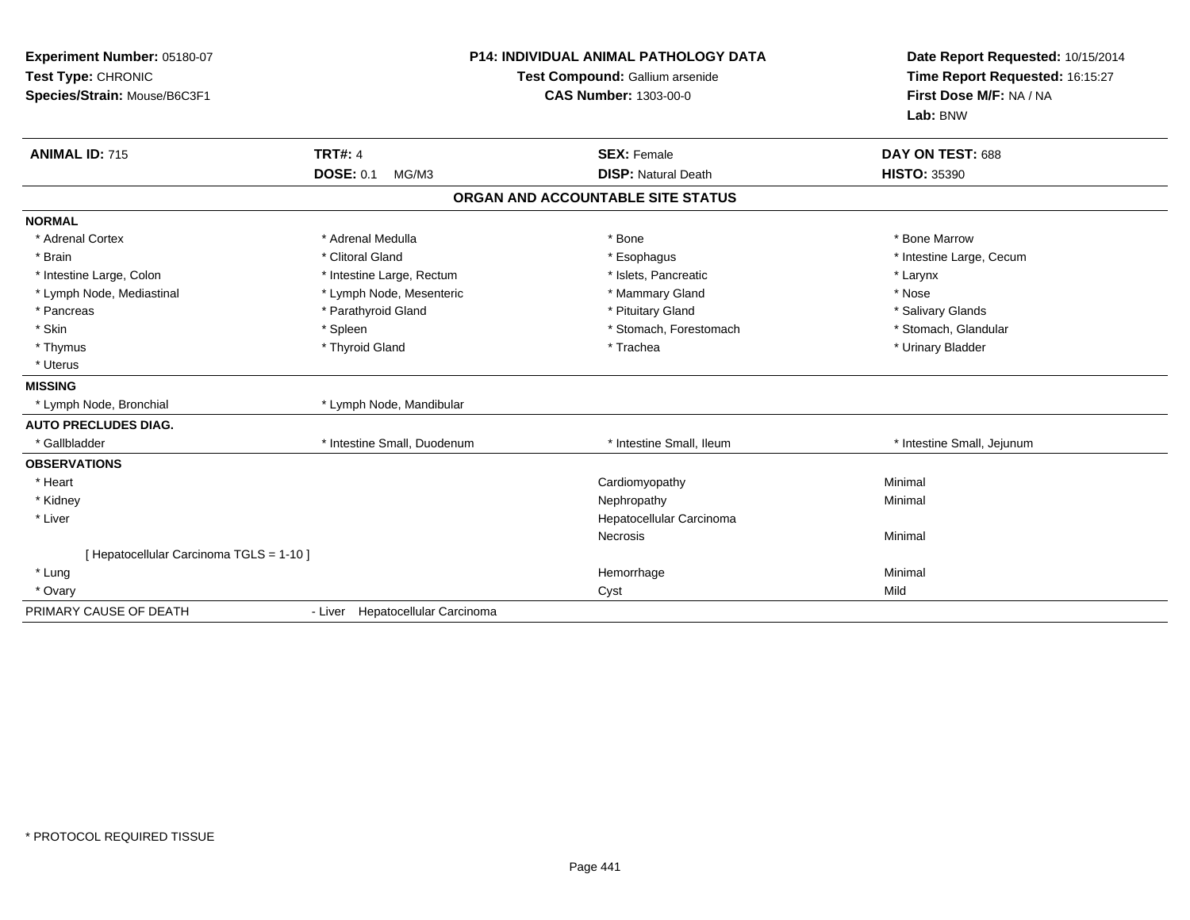**Experiment Number:** 05180-07
**Test Type:** CHRONIC
**Species/Strain:** Mouse/B6C3F1

**P14: INDIVIDUAL ANIMAL PATHOLOGY DATA**
**Test Compound:** Gallium arsenide
**CAS Number:** 1303-00-0

**Date Report Requested:** 10/15/2014
**Time Report Requested:** 16:15:27
**First Dose M/F:** NA / NA
**Lab:** BNW

| **ANIMAL ID:** 715 | **TRT#:** 4 | **SEX:** Female | **DAY ON TEST:** 688 |
|---|---|---|---|
| | **DOSE:** 0.1 MG/M3 | **DISP:** Natural Death | **HISTO:** 35390 |

## ORGAN AND ACCOUNTABLE SITE STATUS

| | | | |
|---|---|---|---|
| **NORMAL** | | | |
| * Adrenal Cortex | * Adrenal Medulla | * Bone | * Bone Marrow |
| * Brain | * Clitoral Gland | * Esophagus | * Intestine Large, Cecum |
| * Intestine Large, Colon | * Intestine Large, Rectum | * Islets, Pancreatic | * Larynx |
| * Lymph Node, Mediastinal | * Lymph Node, Mesenteric | * Mammary Gland | * Nose |
| * Pancreas | * Parathyroid Gland | * Pituitary Gland | * Salivary Glands |
| * Skin | * Spleen | * Stomach, Forestomach | * Stomach, Glandular |
| * Thymus | * Thyroid Gland | * Trachea | * Urinary Bladder |
| * Uterus | | | |
| **MISSING** | | | |
| * Lymph Node, Bronchial | * Lymph Node, Mandibular | | |
| **AUTO PRECLUDES DIAG.** | | | |
| * Gallbladder | * Intestine Small, Duodenum | * Intestine Small, Ileum | * Intestine Small, Jejunum |
| **OBSERVATIONS** | | | |
| * Heart | | Cardiomyopathy | Minimal |
| * Kidney | | Nephropathy | Minimal |
| * Liver | | Hepatocellular Carcinoma | |
| | | Necrosis | Minimal |
| [ Hepatocellular Carcinoma TGLS = 1-10 ] | | | |
| * Lung | | Hemorrhage | Minimal |
| * Ovary | | Cyst | Mild |
| PRIMARY CAUSE OF DEATH | - Liver Hepatocellular Carcinoma | | |

* PROTOCOL REQUIRED TISSUE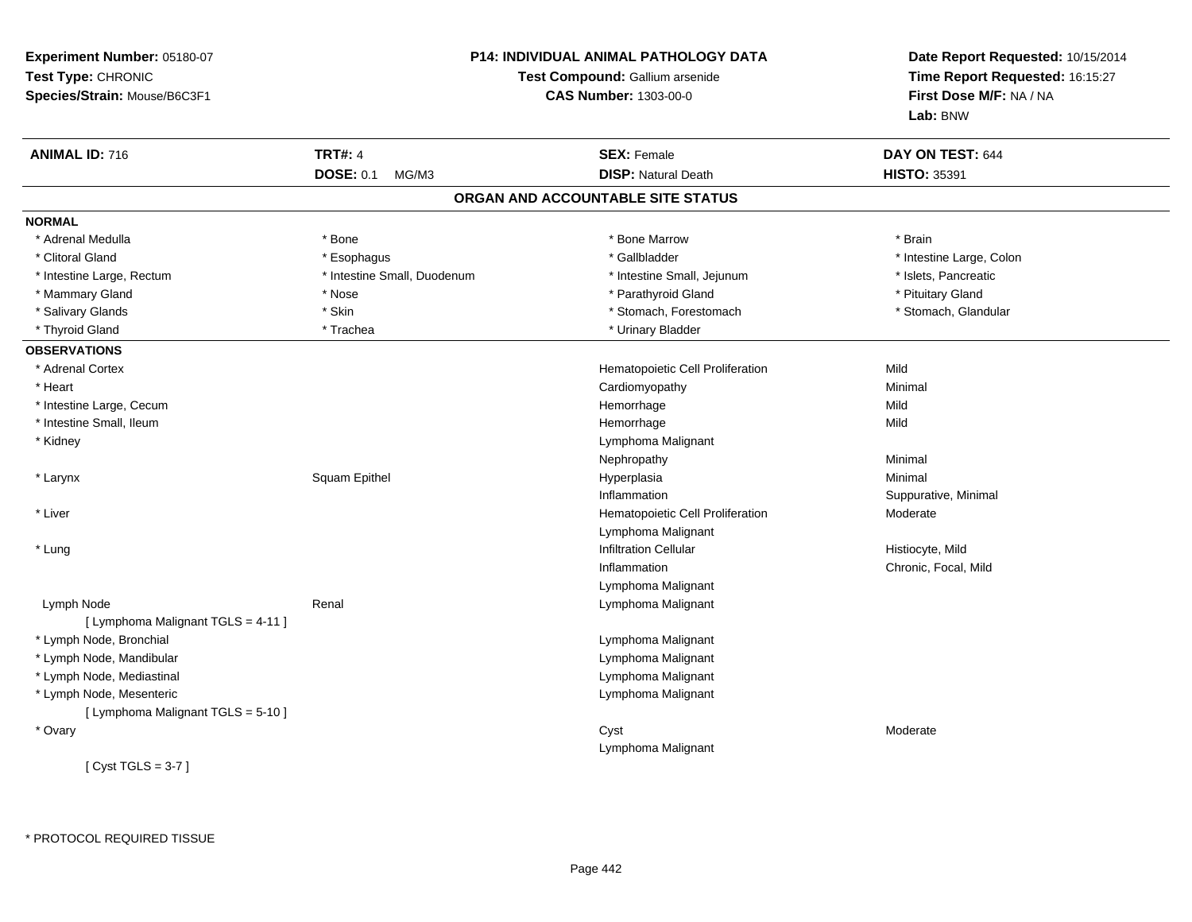**Experiment Number:** 05180-07
**Test Type:** CHRONIC
**Species/Strain:** Mouse/B6C3F1

**P14: INDIVIDUAL ANIMAL PATHOLOGY DATA**
**Test Compound:** Gallium arsenide
**CAS Number:** 1303-00-0

**Date Report Requested:** 10/15/2014
**Time Report Requested:** 16:15:27
**First Dose M/F:** NA / NA
**Lab:** BNW

| **ANIMAL ID:** 716 | **TRT#:** 4 | **SEX:** Female | **DAY ON TEST:** 644 |
|---|---|---|---|
| | **DOSE:** 0.1 MG/M3 | **DISP:** Natural Death | **HISTO:** 35391 |

## ORGAN AND ACCOUNTABLE SITE STATUS

**NORMAL**

| | | | |
|---|---|---|---|
| * Adrenal Medulla | * Bone | * Bone Marrow | * Brain |
| * Clitoral Gland | * Esophagus | * Gallbladder | * Intestine Large, Colon |
| * Intestine Large, Rectum | * Intestine Small, Duodenum | * Intestine Small, Jejunum | * Islets, Pancreatic |
| * Mammary Gland | * Nose | * Parathyroid Gland | * Pituitary Gland |
| * Salivary Glands | * Skin | * Stomach, Forestomach | * Stomach, Glandular |
| * Thyroid Gland | * Trachea | * Urinary Bladder | |

**OBSERVATIONS**

| | | | |
|---|---|---|---|
| * Adrenal Cortex | | Hematopoietic Cell Proliferation | Mild |
| * Heart | | Cardiomyopathy | Minimal |
| * Intestine Large, Cecum | | Hemorrhage | Mild |
| * Intestine Small, Ileum | | Hemorrhage | Mild |
| * Kidney | | Lymphoma Malignant | |
| | | Nephropathy | Minimal |
| * Larynx | Squam Epithel | Hyperplasia | Minimal |
| | | Inflammation | Suppurative, Minimal |
| * Liver | | Hematopoietic Cell Proliferation | Moderate |
| | | Lymphoma Malignant | |
| * Lung | | Infiltration Cellular | Histiocyte, Mild |
| | | Inflammation | Chronic, Focal, Mild |
| | | Lymphoma Malignant | |
| Lymph Node | Renal | Lymphoma Malignant | |
| [ Lymphoma Malignant TGLS = 4-11 ] | | | |
| * Lymph Node, Bronchial | | Lymphoma Malignant | |
| * Lymph Node, Mandibular | | Lymphoma Malignant | |
| * Lymph Node, Mediastinal | | Lymphoma Malignant | |
| * Lymph Node, Mesenteric | | Lymphoma Malignant | |
| [ Lymphoma Malignant TGLS = 5-10 ] | | | |
| * Ovary | | Cyst | Moderate |
| | | Lymphoma Malignant | |
| [ Cyst TGLS = 3-7 ] | | | |

* PROTOCOL REQUIRED TISSUE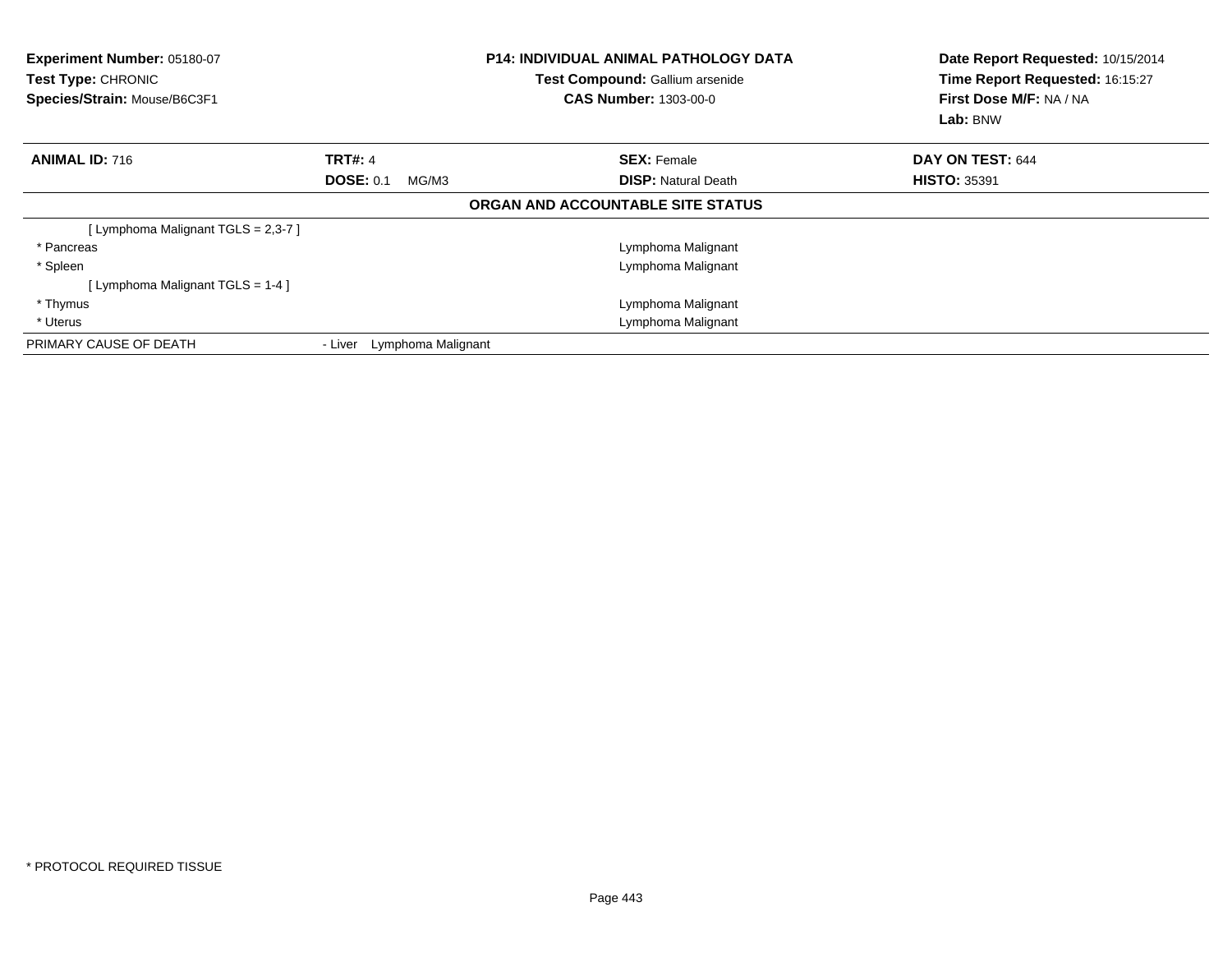**Experiment Number:** 05180-07
**Test Type:** CHRONIC
**Species/Strain:** Mouse/B6C3F1

**P14: INDIVIDUAL ANIMAL PATHOLOGY DATA**
**Test Compound:** Gallium arsenide
**CAS Number:** 1303-00-0

**Date Report Requested:** 10/15/2014
**Time Report Requested:** 16:15:27
**First Dose M/F:** NA / NA
**Lab:** BNW

| **ANIMAL ID:** 716 | **TRT#:** 4 | **SEX:** Female | **DAY ON TEST:** 644 |
|---|---|---|---|
| | **DOSE:** 0.1 MG/M3 | **DISP:** Natural Death | **HISTO:** 35391 |

**ORGAN AND ACCOUNTABLE SITE STATUS**

| | |
|---|---|
| [ Lymphoma Malignant TGLS = 2,3-7 ] | |
| * Pancreas | Lymphoma Malignant |
| * Spleen | Lymphoma Malignant |
| [ Lymphoma Malignant TGLS = 1-4 ] | |
| * Thymus | Lymphoma Malignant |
| * Uterus | Lymphoma Malignant |
| PRIMARY CAUSE OF DEATH | - Liver Lymphoma Malignant |

* PROTOCOL REQUIRED TISSUE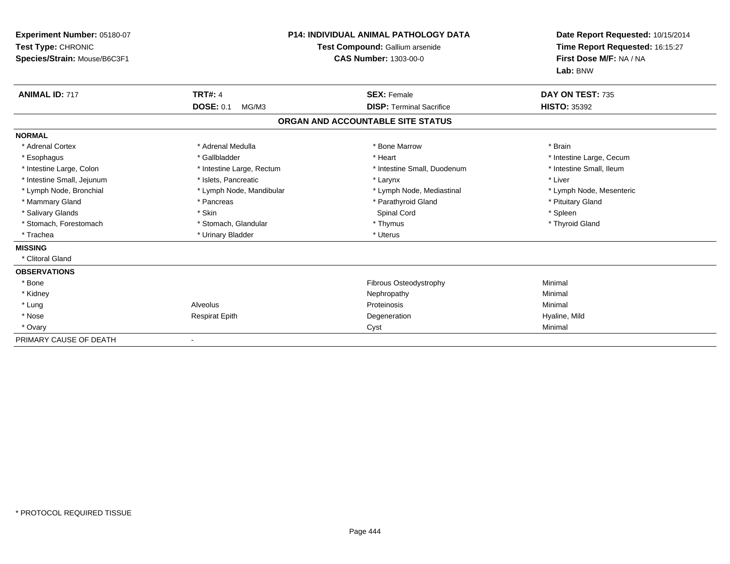**Experiment Number:** 05180-07
**Test Type:** CHRONIC
**Species/Strain:** Mouse/B6C3F1

**P14: INDIVIDUAL ANIMAL PATHOLOGY DATA**
**Test Compound:** Gallium arsenide
**CAS Number:** 1303-00-0

**Date Report Requested:** 10/15/2014
**Time Report Requested:** 16:15:27
**First Dose M/F:** NA / NA
**Lab:** BNW

| **ANIMAL ID:** 717 | **TRT#:** 4 | **SEX:** Female | **DAY ON TEST:** 735 |
|---|---|---|---|
| | **DOSE:** 0.1 MG/M3 | **DISP:** Terminal Sacrifice | **HISTO:** 35392 |

**ORGAN AND ACCOUNTABLE SITE STATUS**

| | | | |
|---|---|---|---|
| **NORMAL** | | | |
| * Adrenal Cortex | * Adrenal Medulla | * Bone Marrow | * Brain |
| * Esophagus | * Gallbladder | * Heart | * Intestine Large, Cecum |
| * Intestine Large, Colon | * Intestine Large, Rectum | * Intestine Small, Duodenum | * Intestine Small, Ileum |
| * Intestine Small, Jejunum | * Islets, Pancreatic | * Larynx | * Liver |
| * Lymph Node, Bronchial | * Lymph Node, Mandibular | * Lymph Node, Mediastinal | * Lymph Node, Mesenteric |
| * Mammary Gland | * Pancreas | * Parathyroid Gland | * Pituitary Gland |
| * Salivary Glands | * Skin | Spinal Cord | * Spleen |
| * Stomach, Forestomach | * Stomach, Glandular | * Thymus | * Thyroid Gland |
| * Trachea | * Urinary Bladder | * Uterus | |
| **MISSING** | | | |
| * Clitoral Gland | | | |
| **OBSERVATIONS** | | | |
| * Bone | | Fibrous Osteodystrophy | Minimal |
| * Kidney | | Nephropathy | Minimal |
| * Lung | Alveolus | Proteinosis | Minimal |
| * Nose | Respirat Epith | Degeneration | Hyaline, Mild |
| * Ovary | | Cyst | Minimal |
| PRIMARY CAUSE OF DEATH | - | | |

\* PROTOCOL REQUIRED TISSUE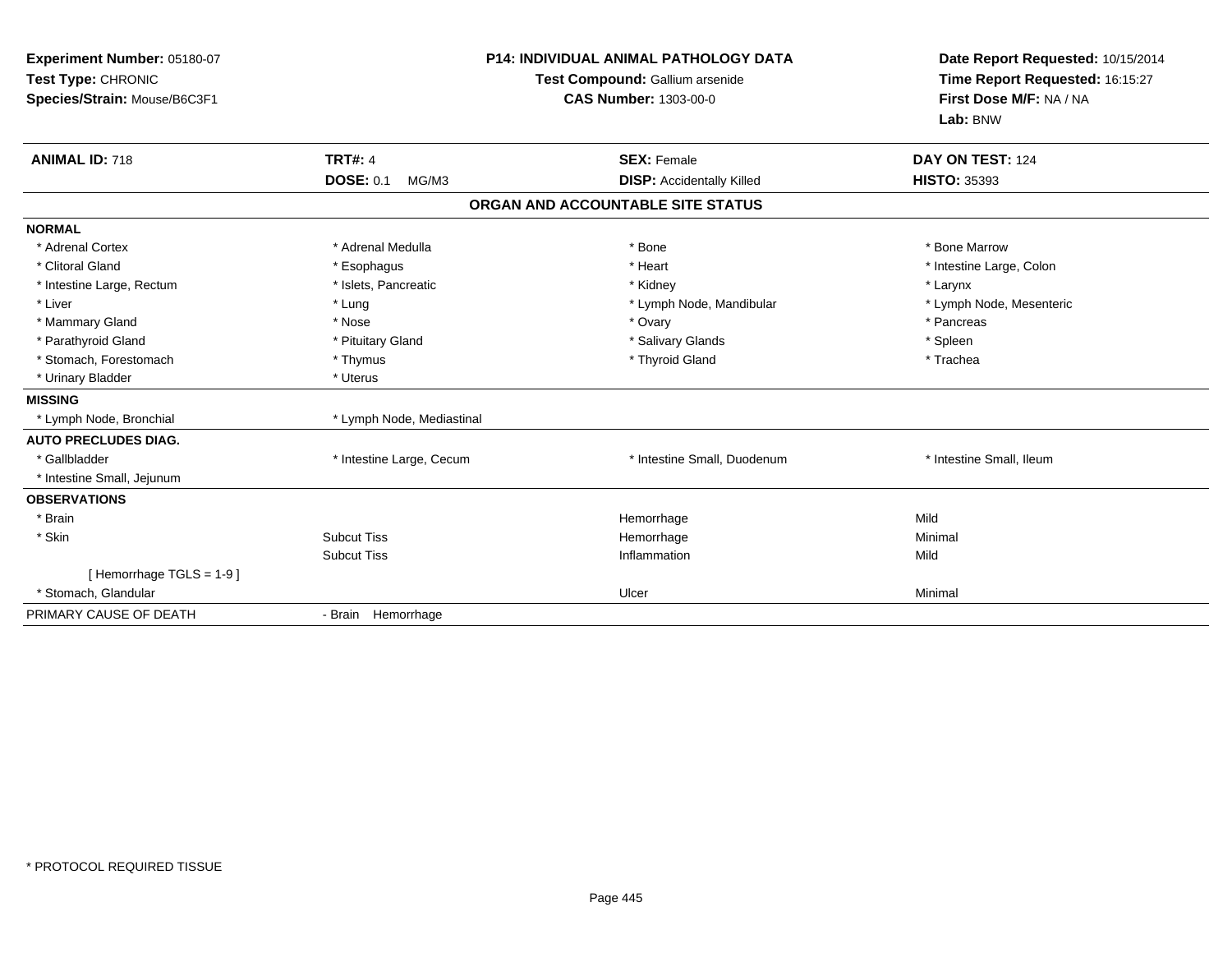**Experiment Number:** 05180-07
**Test Type:** CHRONIC
**Species/Strain:** Mouse/B6C3F1

**P14: INDIVIDUAL ANIMAL PATHOLOGY DATA**
**Test Compound:** Gallium arsenide
**CAS Number:** 1303-00-0

**Date Report Requested:** 10/15/2014
**Time Report Requested:** 16:15:27
**First Dose M/F:** NA / NA
**Lab:** BNW

| **ANIMAL ID:** 718 | **TRT#:** 4 | **SEX:** Female | **DAY ON TEST:** 124 |
|---|---|---|---|
| | **DOSE:** 0.1 MG/M3 | **DISP:** Accidentally Killed | **HISTO:** 35393 |

## ORGAN AND ACCOUNTABLE SITE STATUS

| | | | |
|---|---|---|---|
| **NORMAL** | | | |
| * Adrenal Cortex | * Adrenal Medulla | * Bone | * Bone Marrow |
| * Clitoral Gland | * Esophagus | * Heart | * Intestine Large, Colon |
| * Intestine Large, Rectum | * Islets, Pancreatic | * Kidney | * Larynx |
| * Liver | * Lung | * Lymph Node, Mandibular | * Lymph Node, Mesenteric |
| * Mammary Gland | * Nose | * Ovary | * Pancreas |
| * Parathyroid Gland | * Pituitary Gland | * Salivary Glands | * Spleen |
| * Stomach, Forestomach | * Thymus | * Thyroid Gland | * Trachea |
| * Urinary Bladder | * Uterus | | |
| **MISSING** | | | |
| * Lymph Node, Bronchial | * Lymph Node, Mediastinal | | |
| **AUTO PRECLUDES DIAG.** | | | |
| * Gallbladder | * Intestine Large, Cecum | * Intestine Small, Duodenum | * Intestine Small, Ileum |
| * Intestine Small, Jejunum | | | |
| **OBSERVATIONS** | | | |
| * Brain | | Hemorrhage | Mild |
| * Skin | Subcut Tiss | Hemorrhage | Minimal |
| | Subcut Tiss | Inflammation | Mild |
| [ Hemorrhage TGLS = 1-9 ] | | | |
| * Stomach, Glandular | | Ulcer | Minimal |
| PRIMARY CAUSE OF DEATH | - Brain Hemorrhage | | |

* PROTOCOL REQUIRED TISSUE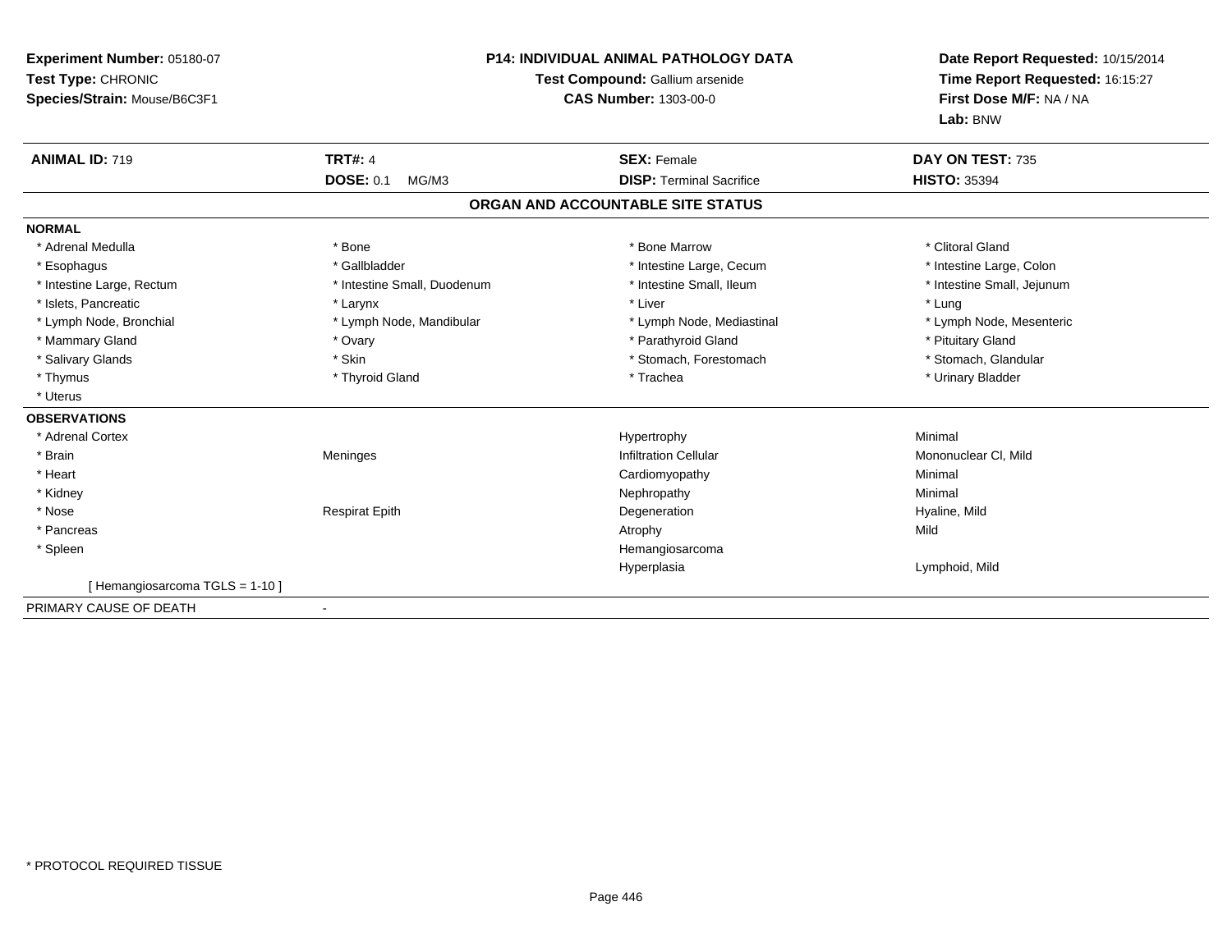**Experiment Number:** 05180-07
**Test Type:** CHRONIC
**Species/Strain:** Mouse/B6C3F1

**P14: INDIVIDUAL ANIMAL PATHOLOGY DATA**
**Test Compound:** Gallium arsenide
**CAS Number:** 1303-00-0

**Date Report Requested:** 10/15/2014
**Time Report Requested:** 16:15:27
**First Dose M/F:** NA / NA
**Lab:** BNW

| **ANIMAL ID:** 719 | **TRT#:** 4 | **SEX:** Female | **DAY ON TEST:** 735 |
|---|---|---|---|
| | **DOSE:** 0.1 MG/M3 | **DISP:** Terminal Sacrifice | **HISTO:** 35394 |

## ORGAN AND ACCOUNTABLE SITE STATUS

**NORMAL**

| | | | |
|---|---|---|---|
| * Adrenal Medulla | * Bone | * Bone Marrow | * Clitoral Gland |
| * Esophagus | * Gallbladder | * Intestine Large, Cecum | * Intestine Large, Colon |
| * Intestine Large, Rectum | * Intestine Small, Duodenum | * Intestine Small, Ileum | * Intestine Small, Jejunum |
| * Islets, Pancreatic | * Larynx | * Liver | * Lung |
| * Lymph Node, Bronchial | * Lymph Node, Mandibular | * Lymph Node, Mediastinal | * Lymph Node, Mesenteric |
| * Mammary Gland | * Ovary | * Parathyroid Gland | * Pituitary Gland |
| * Salivary Glands | * Skin | * Stomach, Forestomach | * Stomach, Glandular |
| * Thymus | * Thyroid Gland | * Trachea | * Urinary Bladder |
| * Uterus | | | |

**OBSERVATIONS**

| | | | |
|---|---|---|---|
| * Adrenal Cortex | | Hypertrophy | Minimal |
| * Brain | Meninges | Infiltration Cellular | Mononuclear Cl, Mild |
| * Heart | | Cardiomyopathy | Minimal |
| * Kidney | | Nephropathy | Minimal |
| * Nose | Respirat Epith | Degeneration | Hyaline, Mild |
| * Pancreas | | Atrophy | Mild |
| * Spleen | | Hemangiosarcoma | |
| | | Hyperplasia | Lymphoid, Mild |
| [ Hemangiosarcoma TGLS = 1-10 ] | | | |

PRIMARY CAUSE OF DEATH -

* PROTOCOL REQUIRED TISSUE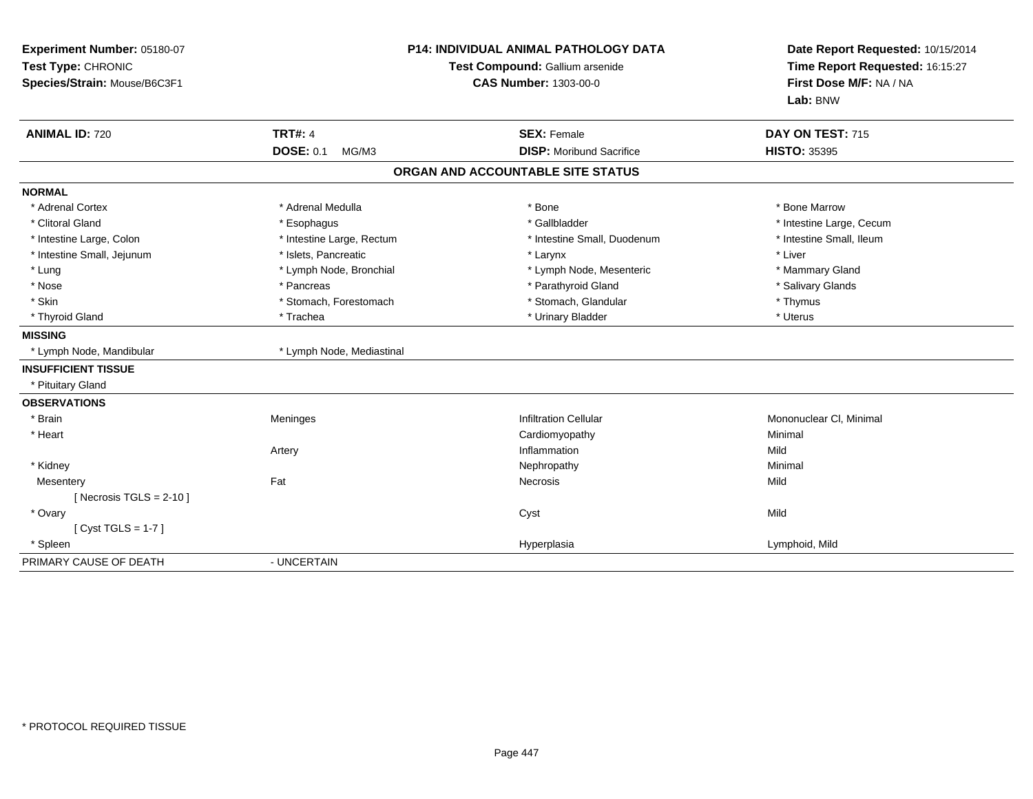**Experiment Number:** 05180-07
**Test Type:** CHRONIC
**Species/Strain:** Mouse/B6C3F1

**P14: INDIVIDUAL ANIMAL PATHOLOGY DATA**
**Test Compound:** Gallium arsenide
**CAS Number:** 1303-00-0

**Date Report Requested:** 10/15/2014
**Time Report Requested:** 16:15:27
**First Dose M/F:** NA / NA
**Lab:** BNW

| **ANIMAL ID:** 720 | **TRT#:** 4 | **SEX:** Female | **DAY ON TEST:** 715 |
|---|---|---|---|
| | **DOSE:** 0.1 MG/M3 | **DISP:** Moribund Sacrifice | **HISTO:** 35395 |

## ORGAN AND ACCOUNTABLE SITE STATUS

**NORMAL**

| | | | |
|---|---|---|---|
| * Adrenal Cortex | * Adrenal Medulla | * Bone | * Bone Marrow |
| * Clitoral Gland | * Esophagus | * Gallbladder | * Intestine Large, Cecum |
| * Intestine Large, Colon | * Intestine Large, Rectum | * Intestine Small, Duodenum | * Intestine Small, Ileum |
| * Intestine Small, Jejunum | * Islets, Pancreatic | * Larynx | * Liver |
| * Lung | * Lymph Node, Bronchial | * Lymph Node, Mesenteric | * Mammary Gland |
| * Nose | * Pancreas | * Parathyroid Gland | * Salivary Glands |
| * Skin | * Stomach, Forestomach | * Stomach, Glandular | * Thymus |
| * Thyroid Gland | * Trachea | * Urinary Bladder | * Uterus |

**MISSING**

* Lymph Node, Mandibular
* Lymph Node, Mediastinal

**INSUFFICIENT TISSUE**

* Pituitary Gland

**OBSERVATIONS**

| | | | |
|---|---|---|---|
| * Brain | Meninges | Infiltration Cellular | Mononuclear Cl, Minimal |
| * Heart | | Cardiomyopathy | Minimal |
| | Artery | Inflammation | Mild |
| * Kidney | | Nephropathy | Minimal |
| Mesentery | Fat | Necrosis | Mild |
| [ Necrosis TGLS = 2-10 ] | | | |
| * Ovary | | Cyst | Mild |
| [ Cyst TGLS = 1-7 ] | | | |
| * Spleen | | Hyperplasia | Lymphoid, Mild |

PRIMARY CAUSE OF DEATH - UNCERTAIN

* PROTOCOL REQUIRED TISSUE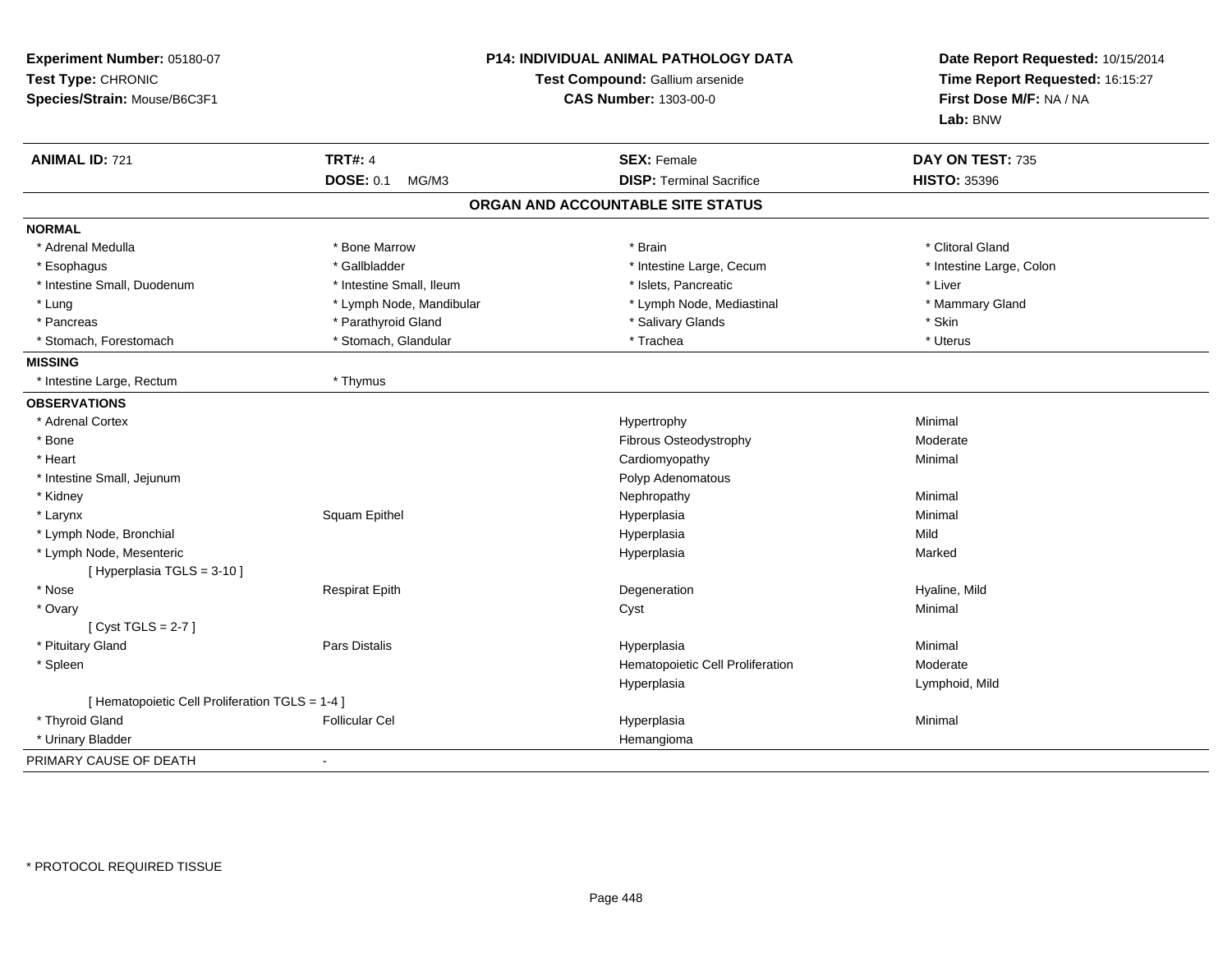**Experiment Number:** 05180-07
**Test Type:** CHRONIC
**Species/Strain:** Mouse/B6C3F1

**P14: INDIVIDUAL ANIMAL PATHOLOGY DATA**
**Test Compound:** Gallium arsenide
**CAS Number:** 1303-00-0

**Date Report Requested:** 10/15/2014
**Time Report Requested:** 16:15:27
**First Dose M/F:** NA / NA
**Lab:** BNW

| **ANIMAL ID:** 721 | **TRT#:** 4 | **SEX:** Female | **DAY ON TEST:** 735 |
|---|---|---|---|
| | **DOSE:** 0.1 MG/M3 | **DISP:** Terminal Sacrifice | **HISTO:** 35396 |

## ORGAN AND ACCOUNTABLE SITE STATUS

**NORMAL**

| | | | |
|---|---|---|---|
| * Adrenal Medulla | * Bone Marrow | * Brain | * Clitoral Gland |
| * Esophagus | * Gallbladder | * Intestine Large, Cecum | * Intestine Large, Colon |
| * Intestine Small, Duodenum | * Intestine Small, Ileum | * Islets, Pancreatic | * Liver |
| * Lung | * Lymph Node, Mandibular | * Lymph Node, Mediastinal | * Mammary Gland |
| * Pancreas | * Parathyroid Gland | * Salivary Glands | * Skin |
| * Stomach, Forestomach | * Stomach, Glandular | * Trachea | * Uterus |

**MISSING**

| | |
|---|---|
| * Intestine Large, Rectum | * Thymus |

**OBSERVATIONS**

| | | | |
|---|---|---|---|
| * Adrenal Cortex | | Hypertrophy | Minimal |
| * Bone | | Fibrous Osteodystrophy | Moderate |
| * Heart | | Cardiomyopathy | Minimal |
| * Intestine Small, Jejunum | | Polyp Adenomatous | |
| * Kidney | | Nephropathy | Minimal |
| * Larynx | Squam Epithel | Hyperplasia | Minimal |
| * Lymph Node, Bronchial | | Hyperplasia | Mild |
| * Lymph Node, Mesenteric | | Hyperplasia | Marked |
| [ Hyperplasia TGLS = 3-10 ] | | | |
| * Nose | Respirat Epith | Degeneration | Hyaline, Mild |
| * Ovary | | Cyst | Minimal |
| [ Cyst TGLS = 2-7 ] | | | |
| * Pituitary Gland | Pars Distalis | Hyperplasia | Minimal |
| * Spleen | | Hematopoietic Cell Proliferation | Moderate |
| | | Hyperplasia | Lymphoid, Mild |
| [ Hematopoietic Cell Proliferation TGLS = 1-4 ] | | | |
| * Thyroid Gland | Follicular Cel | Hyperplasia | Minimal |
| * Urinary Bladder | | Hemangioma | |

PRIMARY CAUSE OF DEATH -

* PROTOCOL REQUIRED TISSUE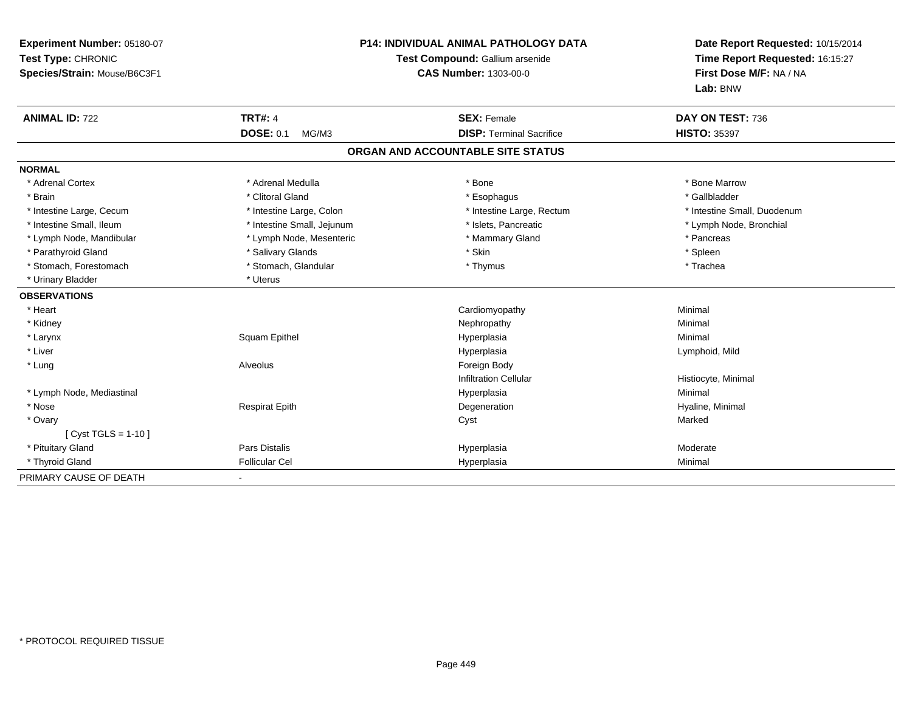**Experiment Number:** 05180-07
**Test Type:** CHRONIC
**Species/Strain:** Mouse/B6C3F1

**P14: INDIVIDUAL ANIMAL PATHOLOGY DATA**
**Test Compound:** Gallium arsenide
**CAS Number:** 1303-00-0

**Date Report Requested:** 10/15/2014
**Time Report Requested:** 16:15:27
**First Dose M/F:** NA / NA
**Lab:** BNW

| **ANIMAL ID:** 722 | **TRT#:** 4 | **SEX:** Female | **DAY ON TEST:** 736 |
|---|---|---|---|
| | **DOSE:** 0.1 MG/M3 | **DISP:** Terminal Sacrifice | **HISTO:** 35397 |

## ORGAN AND ACCOUNTABLE SITE STATUS

| | | | |
|---|---|---|---|
| **NORMAL** | | | |
| * Adrenal Cortex | * Adrenal Medulla | * Bone | * Bone Marrow |
| * Brain | * Clitoral Gland | * Esophagus | * Gallbladder |
| * Intestine Large, Cecum | * Intestine Large, Colon | * Intestine Large, Rectum | * Intestine Small, Duodenum |
| * Intestine Small, Ileum | * Intestine Small, Jejunum | * Islets, Pancreatic | * Lymph Node, Bronchial |
| * Lymph Node, Mandibular | * Lymph Node, Mesenteric | * Mammary Gland | * Pancreas |
| * Parathyroid Gland | * Salivary Glands | * Skin | * Spleen |
| * Stomach, Forestomach | * Stomach, Glandular | * Thymus | * Trachea |
| * Urinary Bladder | * Uterus | | |
| **OBSERVATIONS** | | | |
| * Heart | | Cardiomyopathy | Minimal |
| * Kidney | | Nephropathy | Minimal |
| * Larynx | Squam Epithel | Hyperplasia | Minimal |
| * Liver | | Hyperplasia | Lymphoid, Mild |
| * Lung | Alveolus | Foreign Body | |
| | | Infiltration Cellular | Histiocyte, Minimal |
| * Lymph Node, Mediastinal | | Hyperplasia | Minimal |
| * Nose | Respirat Epith | Degeneration | Hyaline, Minimal |
| * Ovary | | Cyst | Marked |
| [ Cyst TGLS = 1-10 ] | | | |
| * Pituitary Gland | Pars Distalis | Hyperplasia | Moderate |
| * Thyroid Gland | Follicular Cel | Hyperplasia | Minimal |
| PRIMARY CAUSE OF DEATH | - | | |

* PROTOCOL REQUIRED TISSUE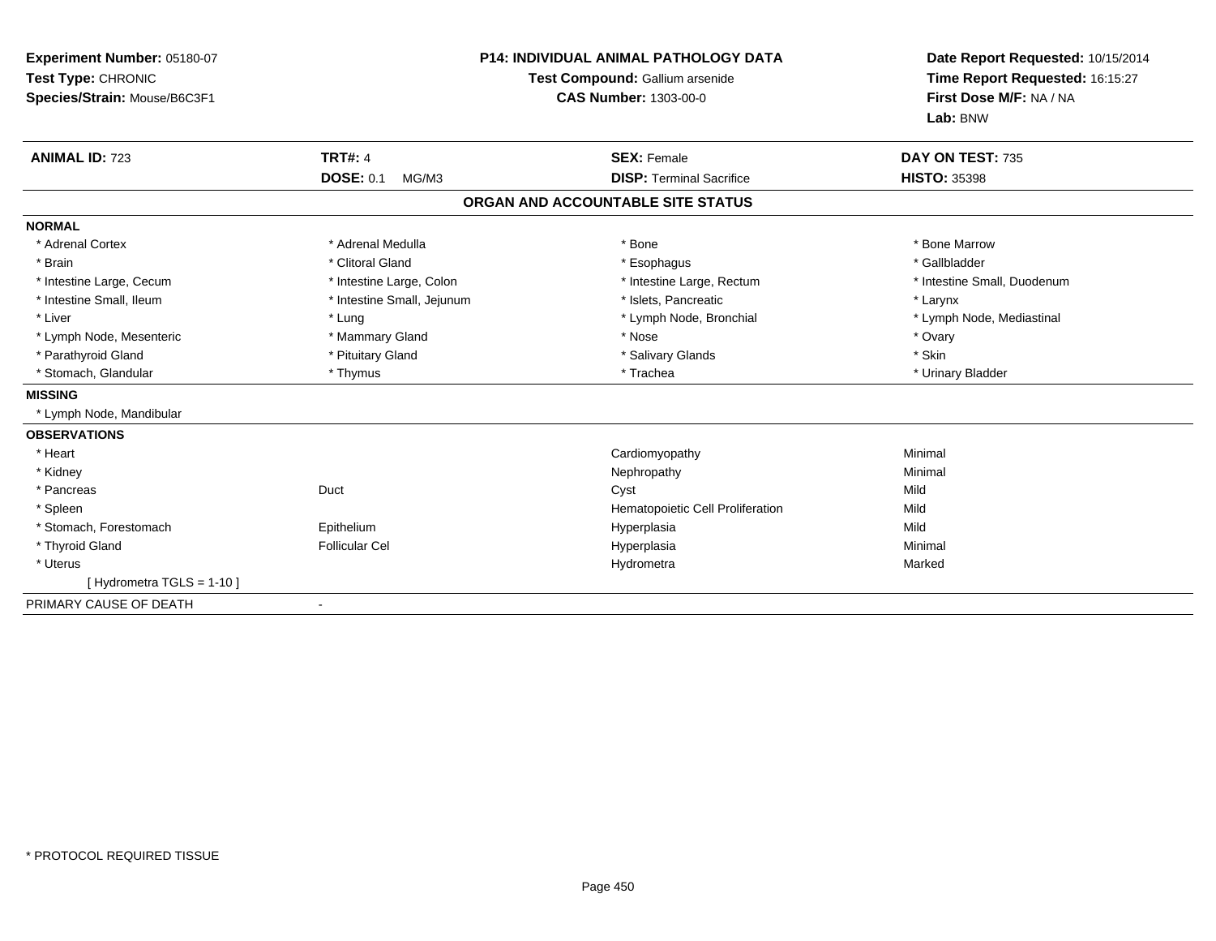**Experiment Number:** 05180-07
**Test Type:** CHRONIC
**Species/Strain:** Mouse/B6C3F1

**P14: INDIVIDUAL ANIMAL PATHOLOGY DATA**
**Test Compound:** Gallium arsenide
**CAS Number:** 1303-00-0

**Date Report Requested:** 10/15/2014
**Time Report Requested:** 16:15:27
**First Dose M/F:** NA / NA
**Lab:** BNW

| **ANIMAL ID:** 723 | **TRT#:** 4 | **SEX:** Female | **DAY ON TEST:** 735 |
|---|---|---|---|
| | **DOSE:** 0.1 MG/M3 | **DISP:** Terminal Sacrifice | **HISTO:** 35398 |

## ORGAN AND ACCOUNTABLE SITE STATUS

**NORMAL**

| | | | |
|---|---|---|---|
| * Adrenal Cortex | * Adrenal Medulla | * Bone | * Bone Marrow |
| * Brain | * Clitoral Gland | * Esophagus | * Gallbladder |
| * Intestine Large, Cecum | * Intestine Large, Colon | * Intestine Large, Rectum | * Intestine Small, Duodenum |
| * Intestine Small, Ileum | * Intestine Small, Jejunum | * Islets, Pancreatic | * Larynx |
| * Liver | * Lung | * Lymph Node, Bronchial | * Lymph Node, Mediastinal |
| * Lymph Node, Mesenteric | * Mammary Gland | * Nose | * Ovary |
| * Parathyroid Gland | * Pituitary Gland | * Salivary Glands | * Skin |
| * Stomach, Glandular | * Thymus | * Trachea | * Urinary Bladder |

**MISSING**

* Lymph Node, Mandibular

**OBSERVATIONS**

| | | | |
|---|---|---|---|
| * Heart | | Cardiomyopathy | Minimal |
| * Kidney | | Nephropathy | Minimal |
| * Pancreas | Duct | Cyst | Mild |
| * Spleen | | Hematopoietic Cell Proliferation | Mild |
| * Stomach, Forestomach | Epithelium | Hyperplasia | Mild |
| * Thyroid Gland | Follicular Cel | Hyperplasia | Minimal |
| * Uterus | | Hydrometra | Marked |
| [ Hydrometra TGLS = 1-10 ] | | | |

PRIMARY CAUSE OF DEATH -

* PROTOCOL REQUIRED TISSUE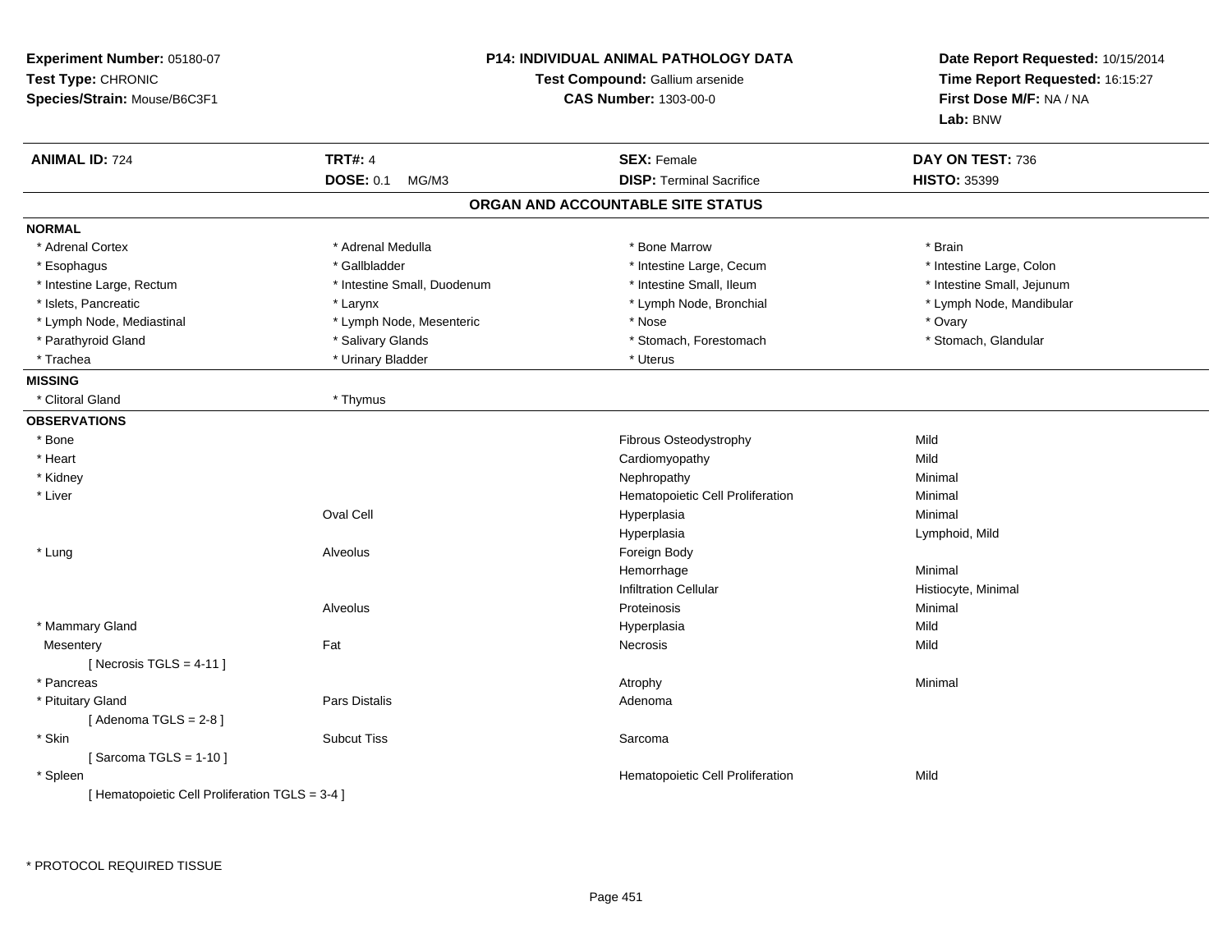**Experiment Number:** 05180-07
**Test Type:** CHRONIC
**Species/Strain:** Mouse/B6C3F1

**P14: INDIVIDUAL ANIMAL PATHOLOGY DATA**
**Test Compound:** Gallium arsenide
**CAS Number:** 1303-00-0

**Date Report Requested:** 10/15/2014
**Time Report Requested:** 16:15:27
**First Dose M/F:** NA / NA
**Lab:** BNW

| **ANIMAL ID:** 724 | **TRT#:** 4 | **SEX:** Female | **DAY ON TEST:** 736 |
|---|---|---|---|
| | **DOSE:** 0.1 MG/M3 | **DISP:** Terminal Sacrifice | **HISTO:** 35399 |

## ORGAN AND ACCOUNTABLE SITE STATUS

**NORMAL**

| | | | |
|---|---|---|---|
| * Adrenal Cortex | * Adrenal Medulla | * Bone Marrow | * Brain |
| * Esophagus | * Gallbladder | * Intestine Large, Cecum | * Intestine Large, Colon |
| * Intestine Large, Rectum | * Intestine Small, Duodenum | * Intestine Small, Ileum | * Intestine Small, Jejunum |
| * Islets, Pancreatic | * Larynx | * Lymph Node, Bronchial | * Lymph Node, Mandibular |
| * Lymph Node, Mediastinal | * Lymph Node, Mesenteric | * Nose | * Ovary |
| * Parathyroid Gland | * Salivary Glands | * Stomach, Forestomach | * Stomach, Glandular |
| * Trachea | * Urinary Bladder | * Uterus | |

**MISSING**

| | |
|---|---|
| * Clitoral Gland | * Thymus |

**OBSERVATIONS**

| | | | |
|---|---|---|---|
| * Bone | | Fibrous Osteodystrophy | Mild |
| * Heart | | Cardiomyopathy | Mild |
| * Kidney | | Nephropathy | Minimal |
| * Liver | | Hematopoietic Cell Proliferation | Minimal |
| | Oval Cell | Hyperplasia | Minimal |
| | | Hyperplasia | Lymphoid, Mild |
| * Lung | Alveolus | Foreign Body | |
| | | Hemorrhage | Minimal |
| | | Infiltration Cellular | Histiocyte, Minimal |
| | Alveolus | Proteinosis | Minimal |
| * Mammary Gland | | Hyperplasia | Mild |
| Mesentery | Fat | Necrosis | Mild |
| [ Necrosis TGLS = 4-11 ] | | | |
| * Pancreas | | Atrophy | Minimal |
| * Pituitary Gland | Pars Distalis | Adenoma | |
| [ Adenoma TGLS = 2-8 ] | | | |
| * Skin | Subcut Tiss | Sarcoma | |
| [ Sarcoma TGLS = 1-10 ] | | | |
| * Spleen | | Hematopoietic Cell Proliferation | Mild |
| [ Hematopoietic Cell Proliferation TGLS = 3-4 ] | | | |

* PROTOCOL REQUIRED TISSUE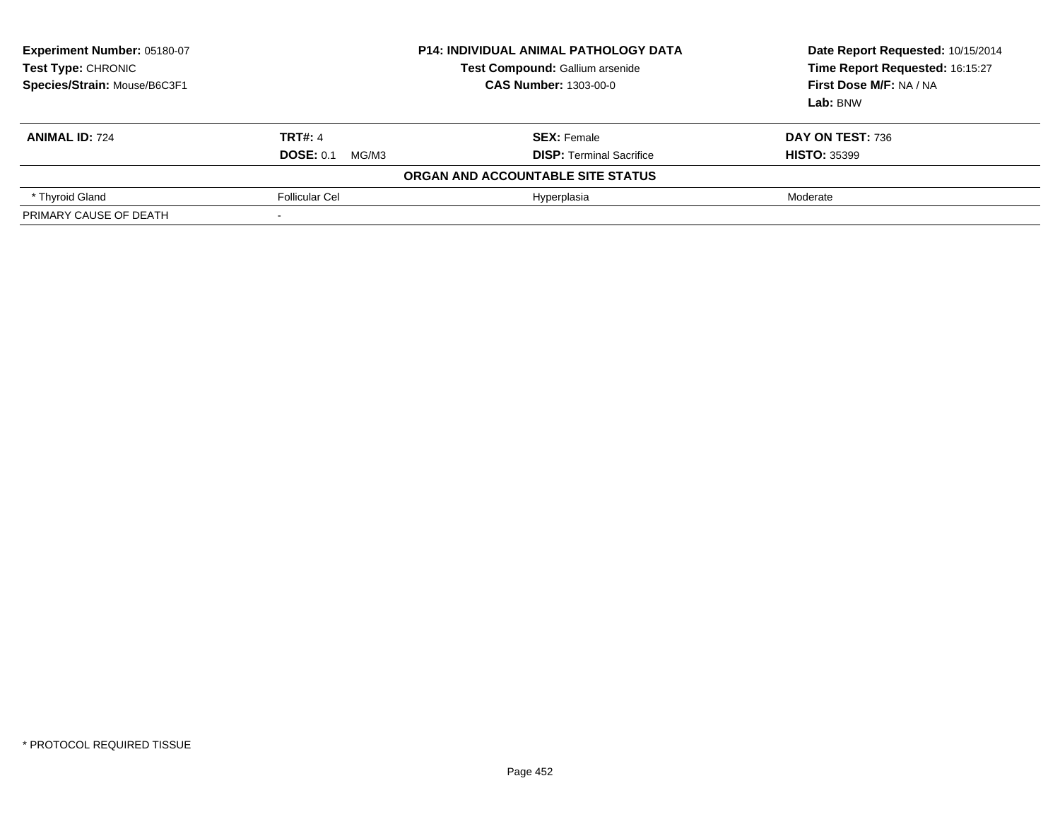**Experiment Number:** 05180-07
**Test Type:** CHRONIC
**Species/Strain:** Mouse/B6C3F1

**P14: INDIVIDUAL ANIMAL PATHOLOGY DATA**
**Test Compound:** Gallium arsenide
**CAS Number:** 1303-00-0

**Date Report Requested:** 10/15/2014
**Time Report Requested:** 16:15:27
**First Dose M/F:** NA / NA
**Lab:** BNW

| **ANIMAL ID:** 724 | **TRT#:** 4 | **SEX:** Female | **DAY ON TEST:** 736 |
|---|---|---|---|
| | **DOSE:** 0.1 MG/M3 | **DISP:** Terminal Sacrifice | **HISTO:** 35399 |

**ORGAN AND ACCOUNTABLE SITE STATUS**

| | | | |
|---|---|---|---|
| * Thyroid Gland | Follicular Cel | Hyperplasia | Moderate |
| PRIMARY CAUSE OF DEATH | - | | |

* PROTOCOL REQUIRED TISSUE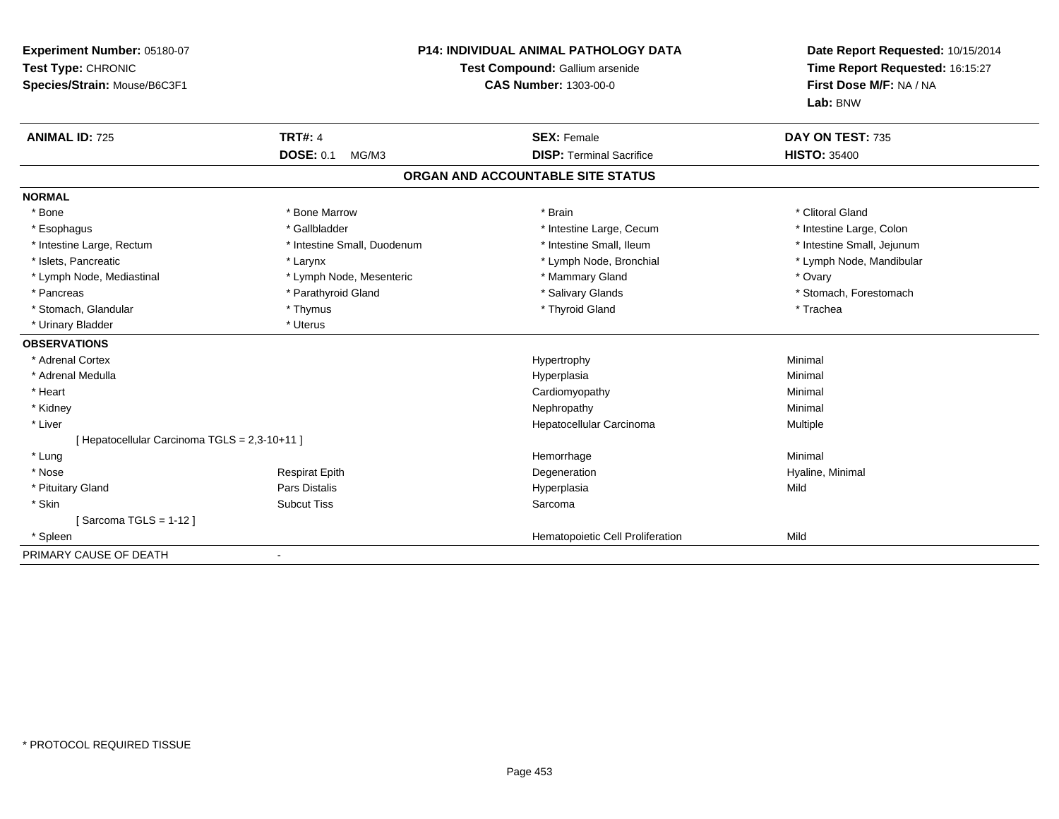**Experiment Number:** 05180-07
**Test Type:** CHRONIC
**Species/Strain:** Mouse/B6C3F1

**P14: INDIVIDUAL ANIMAL PATHOLOGY DATA**
**Test Compound:** Gallium arsenide
**CAS Number:** 1303-00-0

**Date Report Requested:** 10/15/2014
**Time Report Requested:** 16:15:27
**First Dose M/F:** NA / NA
**Lab:** BNW

| **ANIMAL ID:** 725 | **TRT#:** 4 | **SEX:** Female | **DAY ON TEST:** 735 |
|---|---|---|---|
| | **DOSE:** 0.1 MG/M3 | **DISP:** Terminal Sacrifice | **HISTO:** 35400 |

## ORGAN AND ACCOUNTABLE SITE STATUS

**NORMAL**

| | | | |
|---|---|---|---|
| * Bone | * Bone Marrow | * Brain | * Clitoral Gland |
| * Esophagus | * Gallbladder | * Intestine Large, Cecum | * Intestine Large, Colon |
| * Intestine Large, Rectum | * Intestine Small, Duodenum | * Intestine Small, Ileum | * Intestine Small, Jejunum |
| * Islets, Pancreatic | * Larynx | * Lymph Node, Bronchial | * Lymph Node, Mandibular |
| * Lymph Node, Mediastinal | * Lymph Node, Mesenteric | * Mammary Gland | * Ovary |
| * Pancreas | * Parathyroid Gland | * Salivary Glands | * Stomach, Forestomach |
| * Stomach, Glandular | * Thymus | * Thyroid Gland | * Trachea |
| * Urinary Bladder | * Uterus | | |

**OBSERVATIONS**

| | | | |
|---|---|---|---|
| * Adrenal Cortex | | Hypertrophy | Minimal |
| * Adrenal Medulla | | Hyperplasia | Minimal |
| * Heart | | Cardiomyopathy | Minimal |
| * Kidney | | Nephropathy | Minimal |
| * Liver | | Hepatocellular Carcinoma | Multiple |
| [ Hepatocellular Carcinoma TGLS = 2,3-10+11 ] | | | |
| * Lung | | Hemorrhage | Minimal |
| * Nose | Respirat Epith | Degeneration | Hyaline, Minimal |
| * Pituitary Gland | Pars Distalis | Hyperplasia | Mild |
| * Skin | Subcut Tiss | Sarcoma | |
| [ Sarcoma TGLS = 1-12 ] | | | |
| * Spleen | | Hematopoietic Cell Proliferation | Mild |

PRIMARY CAUSE OF DEATH -

* PROTOCOL REQUIRED TISSUE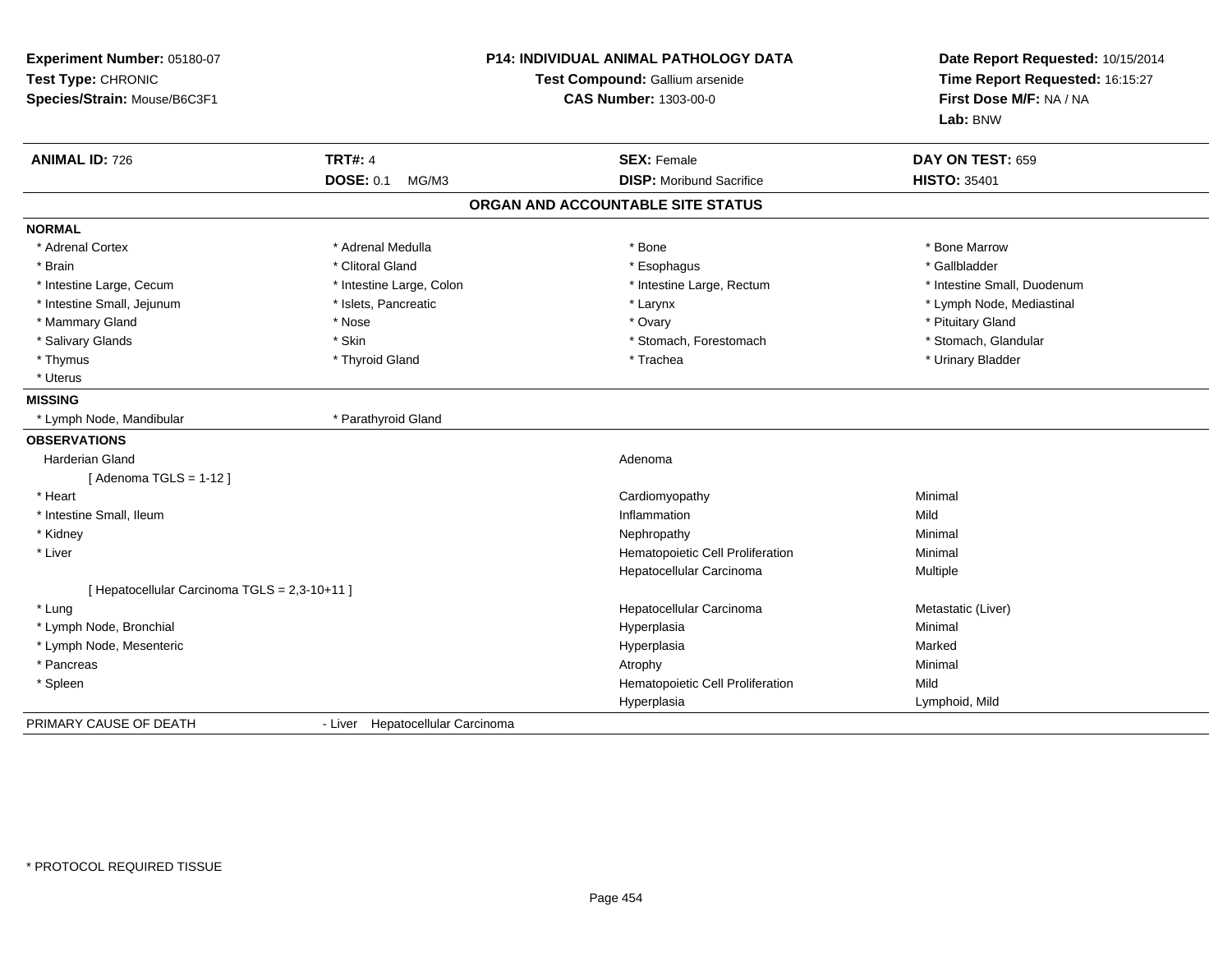**Experiment Number:** 05180-07
**Test Type:** CHRONIC
**Species/Strain:** Mouse/B6C3F1

**P14: INDIVIDUAL ANIMAL PATHOLOGY DATA**
**Test Compound:** Gallium arsenide
**CAS Number:** 1303-00-0

**Date Report Requested:** 10/15/2014
**Time Report Requested:** 16:15:27
**First Dose M/F:** NA / NA
**Lab:** BNW

| **ANIMAL ID:** 726 | **TRT#:** 4 | **SEX:** Female | **DAY ON TEST:** 659 |
|---|---|---|---|
| | **DOSE:** 0.1 MG/M3 | **DISP:** Moribund Sacrifice | **HISTO:** 35401 |

## ORGAN AND ACCOUNTABLE SITE STATUS

**NORMAL**

| | | | |
|---|---|---|---|
| * Adrenal Cortex | * Adrenal Medulla | * Bone | * Bone Marrow |
| * Brain | * Clitoral Gland | * Esophagus | * Gallbladder |
| * Intestine Large, Cecum | * Intestine Large, Colon | * Intestine Large, Rectum | * Intestine Small, Duodenum |
| * Intestine Small, Jejunum | * Islets, Pancreatic | * Larynx | * Lymph Node, Mediastinal |
| * Mammary Gland | * Nose | * Ovary | * Pituitary Gland |
| * Salivary Glands | * Skin | * Stomach, Forestomach | * Stomach, Glandular |
| * Thymus | * Thyroid Gland | * Trachea | * Urinary Bladder |
| * Uterus | | | |

**MISSING**

| | |
|---|---|
| * Lymph Node, Mandibular | * Parathyroid Gland |

**OBSERVATIONS**

| Organ | Observation | Severity |
|---|---|---|
| Harderian Gland | Adenoma | |
| [ Adenoma TGLS = 1-12 ] | | |
| * Heart | Cardiomyopathy | Minimal |
| * Intestine Small, Ileum | Inflammation | Mild |
| * Kidney | Nephropathy | Minimal |
| * Liver | Hematopoietic Cell Proliferation | Minimal |
| | Hepatocellular Carcinoma | Multiple |
| [ Hepatocellular Carcinoma TGLS = 2,3-10+11 ] | | |
| * Lung | Hepatocellular Carcinoma | Metastatic (Liver) |
| * Lymph Node, Bronchial | Hyperplasia | Minimal |
| * Lymph Node, Mesenteric | Hyperplasia | Marked |
| * Pancreas | Atrophy | Minimal |
| * Spleen | Hematopoietic Cell Proliferation | Mild |
| | Hyperplasia | Lymphoid, Mild |

PRIMARY CAUSE OF DEATH - Liver Hepatocellular Carcinoma

* PROTOCOL REQUIRED TISSUE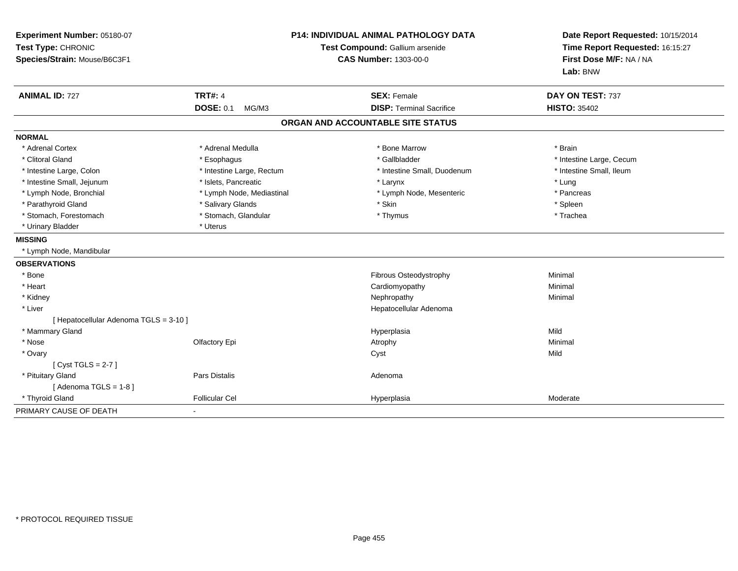**Experiment Number:** 05180-07
**Test Type:** CHRONIC
**Species/Strain:** Mouse/B6C3F1

**P14: INDIVIDUAL ANIMAL PATHOLOGY DATA**
**Test Compound:** Gallium arsenide
**CAS Number:** 1303-00-0

**Date Report Requested:** 10/15/2014
**Time Report Requested:** 16:15:27
**First Dose M/F:** NA / NA
**Lab:** BNW

| **ANIMAL ID:** 727 | **TRT#:** 4 | **SEX:** Female | **DAY ON TEST:** 737 |
|---|---|---|---|
| | **DOSE:** 0.1 MG/M3 | **DISP:** Terminal Sacrifice | **HISTO:** 35402 |

## ORGAN AND ACCOUNTABLE SITE STATUS

**NORMAL**

| | | | |
|---|---|---|---|
| * Adrenal Cortex | * Adrenal Medulla | * Bone Marrow | * Brain |
| * Clitoral Gland | * Esophagus | * Gallbladder | * Intestine Large, Cecum |
| * Intestine Large, Colon | * Intestine Large, Rectum | * Intestine Small, Duodenum | * Intestine Small, Ileum |
| * Intestine Small, Jejunum | * Islets, Pancreatic | * Larynx | * Lung |
| * Lymph Node, Bronchial | * Lymph Node, Mediastinal | * Lymph Node, Mesenteric | * Pancreas |
| * Parathyroid Gland | * Salivary Glands | * Skin | * Spleen |
| * Stomach, Forestomach | * Stomach, Glandular | * Thymus | * Trachea |
| * Urinary Bladder | * Uterus | | |

**MISSING**

* Lymph Node, Mandibular

**OBSERVATIONS**

| | | | |
|---|---|---|---|
| * Bone | | Fibrous Osteodystrophy | Minimal |
| * Heart | | Cardiomyopathy | Minimal |
| * Kidney | | Nephropathy | Minimal |
| * Liver | | Hepatocellular Adenoma | |
| [ Hepatocellular Adenoma TGLS = 3-10 ] | | | |
| * Mammary Gland | | Hyperplasia | Mild |
| * Nose | Olfactory Epi | Atrophy | Minimal |
| * Ovary | | Cyst | Mild |
| [ Cyst TGLS = 2-7 ] | | | |
| * Pituitary Gland | Pars Distalis | Adenoma | |
| [ Adenoma TGLS = 1-8 ] | | | |
| * Thyroid Gland | Follicular Cel | Hyperplasia | Moderate |

PRIMARY CAUSE OF DEATH -

* PROTOCOL REQUIRED TISSUE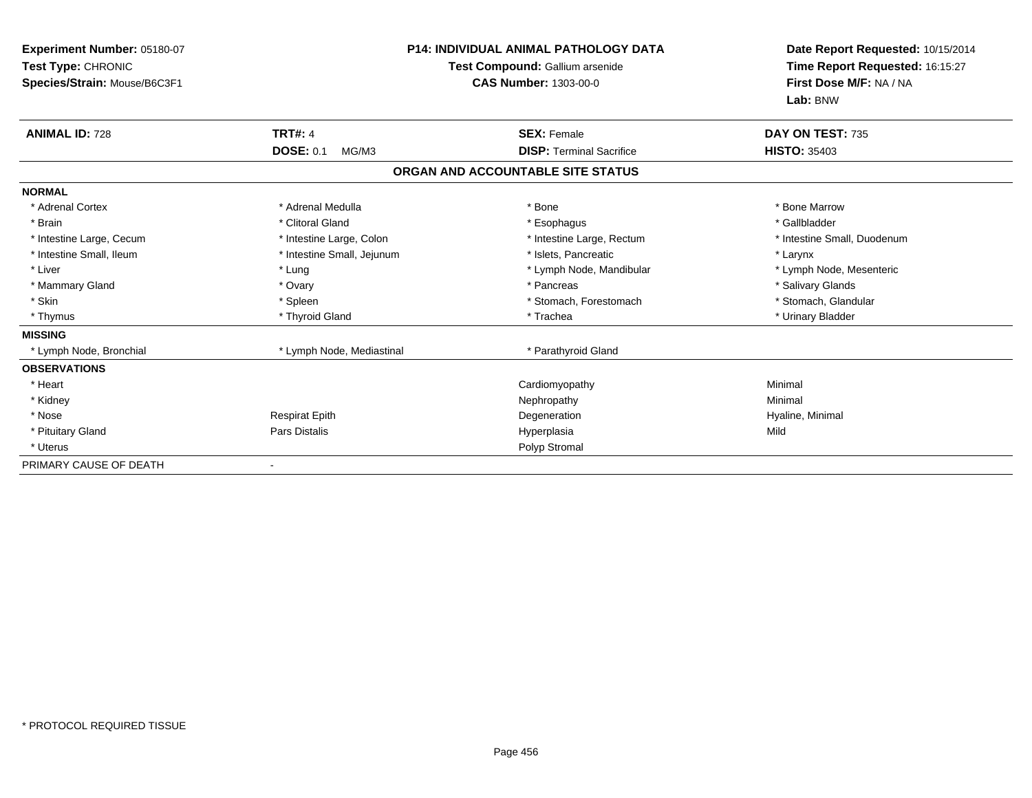**Experiment Number:** 05180-07
**Test Type:** CHRONIC
**Species/Strain:** Mouse/B6C3F1

**P14: INDIVIDUAL ANIMAL PATHOLOGY DATA**
**Test Compound:** Gallium arsenide
**CAS Number:** 1303-00-0

**Date Report Requested:** 10/15/2014
**Time Report Requested:** 16:15:27
**First Dose M/F:** NA / NA
**Lab:** BNW

| **ANIMAL ID:** 728 | **TRT#:** 4 | **SEX:** Female | **DAY ON TEST:** 735 |
|---|---|---|---|
| | **DOSE:** 0.1 MG/M3 | **DISP:** Terminal Sacrifice | **HISTO:** 35403 |

## ORGAN AND ACCOUNTABLE SITE STATUS

| | | | |
|---|---|---|---|
| **NORMAL** | | | |
| * Adrenal Cortex | * Adrenal Medulla | * Bone | * Bone Marrow |
| * Brain | * Clitoral Gland | * Esophagus | * Gallbladder |
| * Intestine Large, Cecum | * Intestine Large, Colon | * Intestine Large, Rectum | * Intestine Small, Duodenum |
| * Intestine Small, Ileum | * Intestine Small, Jejunum | * Islets, Pancreatic | * Larynx |
| * Liver | * Lung | * Lymph Node, Mandibular | * Lymph Node, Mesenteric |
| * Mammary Gland | * Ovary | * Pancreas | * Salivary Glands |
| * Skin | * Spleen | * Stomach, Forestomach | * Stomach, Glandular |
| * Thymus | * Thyroid Gland | * Trachea | * Urinary Bladder |
| **MISSING** | | | |
| * Lymph Node, Bronchial | * Lymph Node, Mediastinal | * Parathyroid Gland | |
| **OBSERVATIONS** | | | |
| * Heart | | Cardiomyopathy | Minimal |
| * Kidney | | Nephropathy | Minimal |
| * Nose | Respirat Epith | Degeneration | Hyaline, Minimal |
| * Pituitary Gland | Pars Distalis | Hyperplasia | Mild |
| * Uterus | | Polyp Stromal | |
| PRIMARY CAUSE OF DEATH | - | | |

* PROTOCOL REQUIRED TISSUE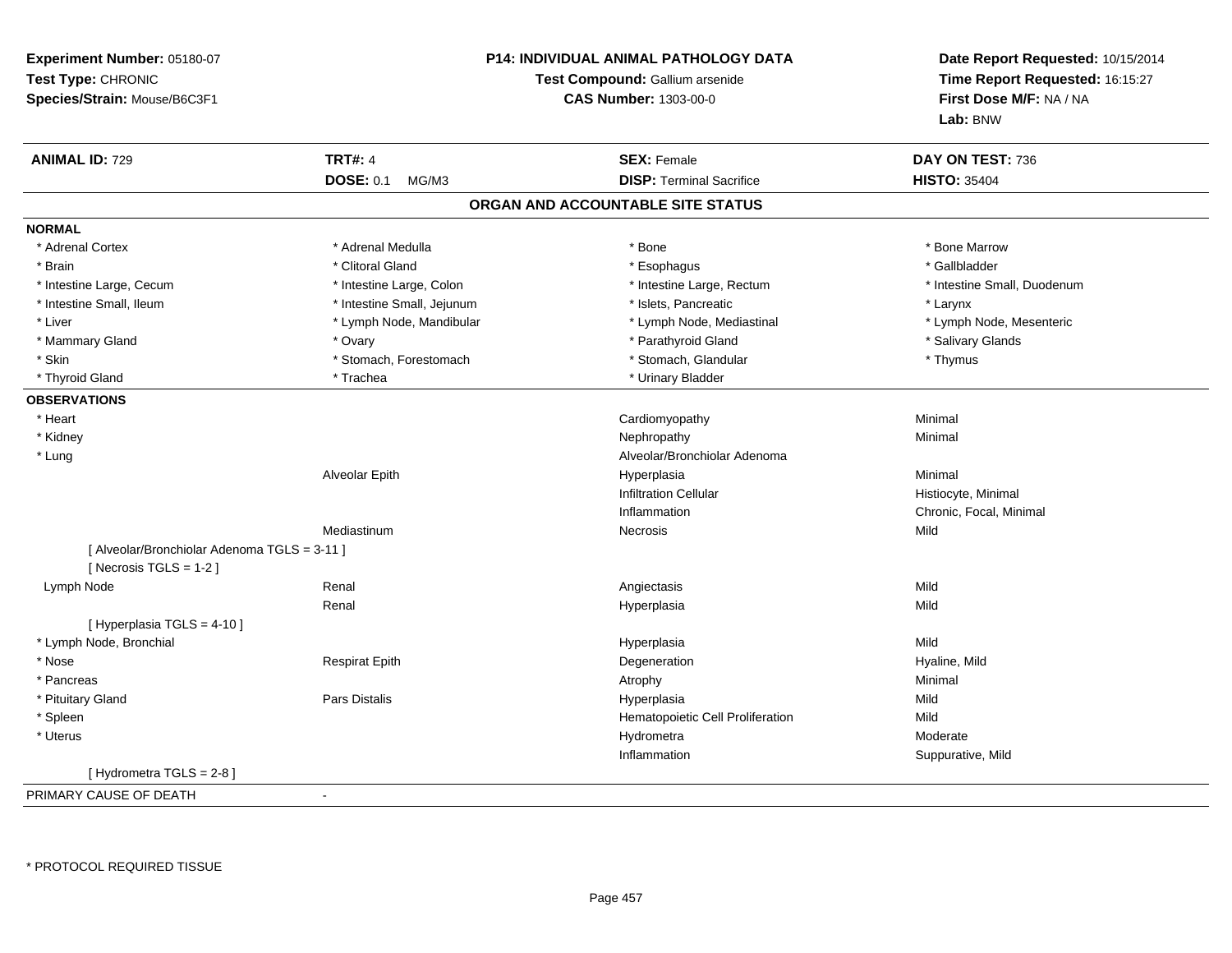**Experiment Number:** 05180-07
**Test Type:** CHRONIC
**Species/Strain:** Mouse/B6C3F1

**P14: INDIVIDUAL ANIMAL PATHOLOGY DATA**
**Test Compound:** Gallium arsenide
**CAS Number:** 1303-00-0

**Date Report Requested:** 10/15/2014
**Time Report Requested:** 16:15:27
**First Dose M/F:** NA / NA
**Lab:** BNW

| **ANIMAL ID:** 729 | **TRT#:** 4 | **SEX:** Female | **DAY ON TEST:** 736 |
|---|---|---|---|
| | **DOSE:** 0.1 MG/M3 | **DISP:** Terminal Sacrifice | **HISTO:** 35404 |

## ORGAN AND ACCOUNTABLE SITE STATUS

**NORMAL**

| | | | |
|---|---|---|---|
| * Adrenal Cortex | * Adrenal Medulla | * Bone | * Bone Marrow |
| * Brain | * Clitoral Gland | * Esophagus | * Gallbladder |
| * Intestine Large, Cecum | * Intestine Large, Colon | * Intestine Large, Rectum | * Intestine Small, Duodenum |
| * Intestine Small, Ileum | * Intestine Small, Jejunum | * Islets, Pancreatic | * Larynx |
| * Liver | * Lymph Node, Mandibular | * Lymph Node, Mediastinal | * Lymph Node, Mesenteric |
| * Mammary Gland | * Ovary | * Parathyroid Gland | * Salivary Glands |
| * Skin | * Stomach, Forestomach | * Stomach, Glandular | * Thymus |
| * Thyroid Gland | * Trachea | * Urinary Bladder | |

**OBSERVATIONS**

| | | | |
|---|---|---|---|
| * Heart | | Cardiomyopathy | Minimal |
| * Kidney | | Nephropathy | Minimal |
| * Lung | | Alveolar/Bronchiolar Adenoma | |
| | Alveolar Epith | Hyperplasia | Minimal |
| | | Infiltration Cellular | Histiocyte, Minimal |
| | | Inflammation | Chronic, Focal, Minimal |
| | Mediastinum | Necrosis | Mild |
| [ Alveolar/Bronchiolar Adenoma TGLS = 3-11 ] | | | |
| [ Necrosis TGLS = 1-2 ] | | | |
| Lymph Node | Renal | Angiectasis | Mild |
| | Renal | Hyperplasia | Mild |
| [ Hyperplasia TGLS = 4-10 ] | | | |
| * Lymph Node, Bronchial | | Hyperplasia | Mild |
| * Nose | Respirat Epith | Degeneration | Hyaline, Mild |
| * Pancreas | | Atrophy | Minimal |
| * Pituitary Gland | Pars Distalis | Hyperplasia | Mild |
| * Spleen | | Hematopoietic Cell Proliferation | Mild |
| * Uterus | | Hydrometra | Moderate |
| | | Inflammation | Suppurative, Mild |
| [ Hydrometra TGLS = 2-8 ] | | | |

PRIMARY CAUSE OF DEATH -

\* PROTOCOL REQUIRED TISSUE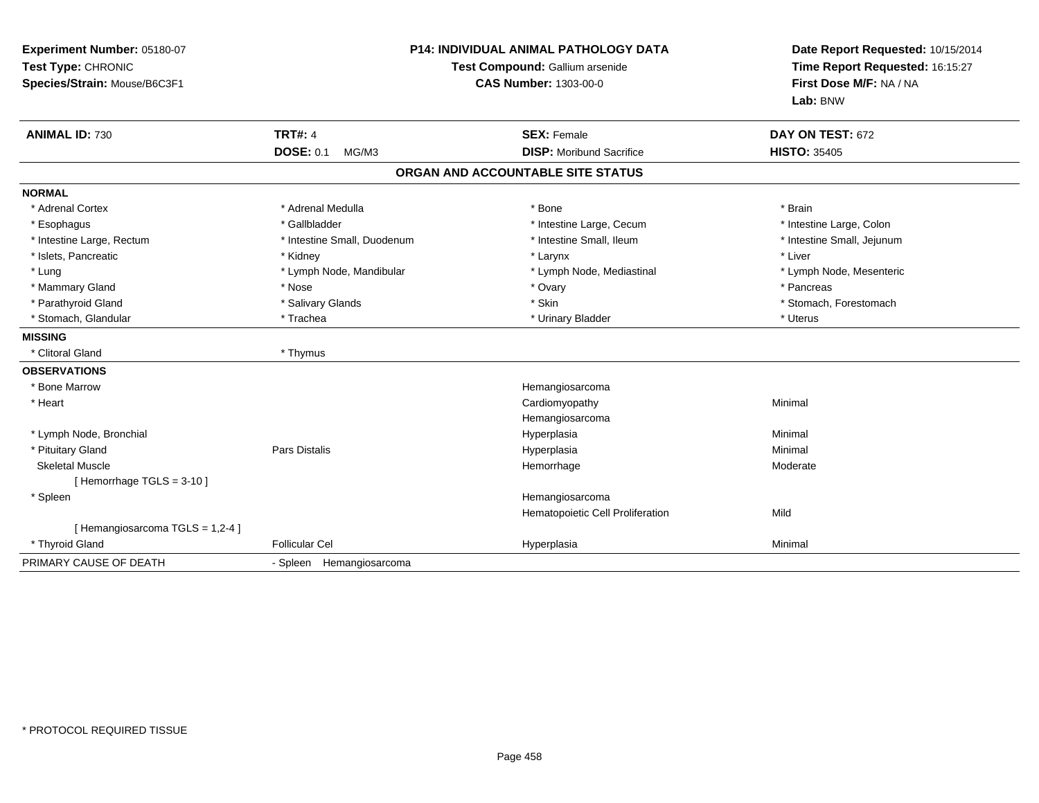**Experiment Number:** 05180-07
**Test Type:** CHRONIC
**Species/Strain:** Mouse/B6C3F1

**P14: INDIVIDUAL ANIMAL PATHOLOGY DATA**
**Test Compound:** Gallium arsenide
**CAS Number:** 1303-00-0

**Date Report Requested:** 10/15/2014
**Time Report Requested:** 16:15:27
**First Dose M/F:** NA / NA
**Lab:** BNW

| **ANIMAL ID:** 730 | **TRT#:** 4 | **SEX:** Female | **DAY ON TEST:** 672 |
|---|---|---|---|
| | **DOSE:** 0.1 MG/M3 | **DISP:** Moribund Sacrifice | **HISTO:** 35405 |

## ORGAN AND ACCOUNTABLE SITE STATUS

**NORMAL**

| | | | |
|---|---|---|---|
| * Adrenal Cortex | * Adrenal Medulla | * Bone | * Brain |
| * Esophagus | * Gallbladder | * Intestine Large, Cecum | * Intestine Large, Colon |
| * Intestine Large, Rectum | * Intestine Small, Duodenum | * Intestine Small, Ileum | * Intestine Small, Jejunum |
| * Islets, Pancreatic | * Kidney | * Larynx | * Liver |
| * Lung | * Lymph Node, Mandibular | * Lymph Node, Mediastinal | * Lymph Node, Mesenteric |
| * Mammary Gland | * Nose | * Ovary | * Pancreas |
| * Parathyroid Gland | * Salivary Glands | * Skin | * Stomach, Forestomach |
| * Stomach, Glandular | * Trachea | * Urinary Bladder | * Uterus |

**MISSING**

| | |
|---|---|
| * Clitoral Gland | * Thymus |

**OBSERVATIONS**

| | | | |
|---|---|---|---|
| * Bone Marrow | | Hemangiosarcoma | |
| * Heart | | Cardiomyopathy | Minimal |
| | | Hemangiosarcoma | |
| * Lymph Node, Bronchial | | Hyperplasia | Minimal |
| * Pituitary Gland | Pars Distalis | Hyperplasia | Minimal |
| Skeletal Muscle | | Hemorrhage | Moderate |
| [ Hemorrhage TGLS = 3-10 ] | | | |
| * Spleen | | Hemangiosarcoma | |
| | | Hematopoietic Cell Proliferation | Mild |
| [ Hemangiosarcoma TGLS = 1,2-4 ] | | | |
| * Thyroid Gland | Follicular Cel | Hyperplasia | Minimal |

PRIMARY CAUSE OF DEATH - Spleen Hemangiosarcoma

* PROTOCOL REQUIRED TISSUE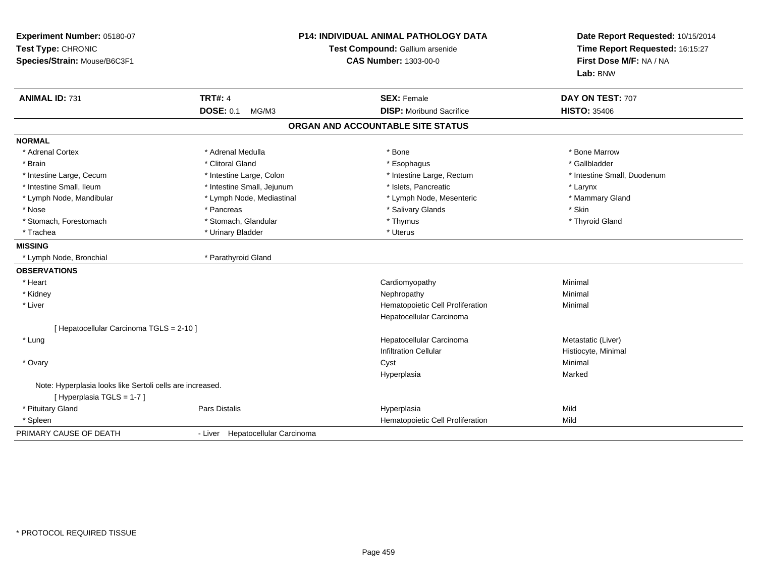**Experiment Number:** 05180-07
**Test Type:** CHRONIC
**Species/Strain:** Mouse/B6C3F1

**P14: INDIVIDUAL ANIMAL PATHOLOGY DATA**
**Test Compound:** Gallium arsenide
**CAS Number:** 1303-00-0

**Date Report Requested:** 10/15/2014
**Time Report Requested:** 16:15:27
**First Dose M/F:** NA / NA
**Lab:** BNW

| **ANIMAL ID:** 731 | **TRT#:** 4 | **SEX:** Female | **DAY ON TEST:** 707 |
|---|---|---|---|
| | **DOSE:** 0.1 MG/M3 | **DISP:** Moribund Sacrifice | **HISTO:** 35406 |

## ORGAN AND ACCOUNTABLE SITE STATUS

**NORMAL**

| | | | |
|---|---|---|---|
| * Adrenal Cortex | * Adrenal Medulla | * Bone | * Bone Marrow |
| * Brain | * Clitoral Gland | * Esophagus | * Gallbladder |
| * Intestine Large, Cecum | * Intestine Large, Colon | * Intestine Large, Rectum | * Intestine Small, Duodenum |
| * Intestine Small, Ileum | * Intestine Small, Jejunum | * Islets, Pancreatic | * Larynx |
| * Lymph Node, Mandibular | * Lymph Node, Mediastinal | * Lymph Node, Mesenteric | * Mammary Gland |
| * Nose | * Pancreas | * Salivary Glands | * Skin |
| * Stomach, Forestomach | * Stomach, Glandular | * Thymus | * Thyroid Gland |
| * Trachea | * Urinary Bladder | * Uterus | |

**MISSING**

* Lymph Node, Bronchial
* Parathyroid Gland

**OBSERVATIONS**

| | | | |
|---|---|---|---|
| * Heart | | Cardiomyopathy | Minimal |
| * Kidney | | Nephropathy | Minimal |
| * Liver | | Hematopoietic Cell Proliferation | Minimal |
| | | Hepatocellular Carcinoma | |
| [ Hepatocellular Carcinoma TGLS = 2-10 ] | | | |
| * Lung | | Hepatocellular Carcinoma | Metastatic (Liver) |
| | | Infiltration Cellular | Histiocyte, Minimal |
| * Ovary | | Cyst | Minimal |
| | | Hyperplasia | Marked |
| Note: Hyperplasia looks like Sertoli cells are increased. | | | |
| [ Hyperplasia TGLS = 1-7 ] | | | |
| * Pituitary Gland | Pars Distalis | Hyperplasia | Mild |
| * Spleen | | Hematopoietic Cell Proliferation | Mild |

PRIMARY CAUSE OF DEATH - Liver Hepatocellular Carcinoma

\* PROTOCOL REQUIRED TISSUE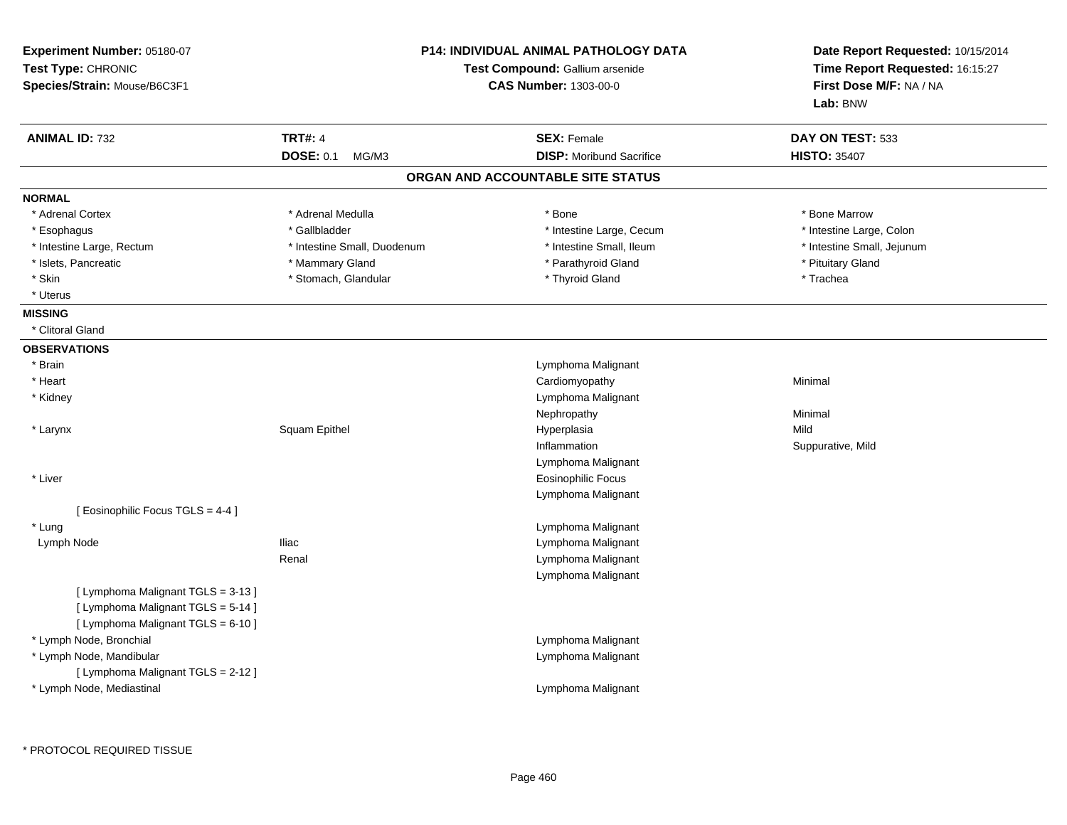**Experiment Number:** 05180-07
**Test Type:** CHRONIC
**Species/Strain:** Mouse/B6C3F1

**P14: INDIVIDUAL ANIMAL PATHOLOGY DATA**
**Test Compound:** Gallium arsenide
**CAS Number:** 1303-00-0

**Date Report Requested:** 10/15/2014
**Time Report Requested:** 16:15:27
**First Dose M/F:** NA / NA
**Lab:** BNW

| **ANIMAL ID:** 732 | **TRT#:** 4 | **SEX:** Female | **DAY ON TEST:** 533 |
|---|---|---|---|
| | **DOSE:** 0.1 MG/M3 | **DISP:** Moribund Sacrifice | **HISTO:** 35407 |

## ORGAN AND ACCOUNTABLE SITE STATUS

**NORMAL**

| | | | |
|---|---|---|---|
| * Adrenal Cortex | * Adrenal Medulla | * Bone | * Bone Marrow |
| * Esophagus | * Gallbladder | * Intestine Large, Cecum | * Intestine Large, Colon |
| * Intestine Large, Rectum | * Intestine Small, Duodenum | * Intestine Small, Ileum | * Intestine Small, Jejunum |
| * Islets, Pancreatic | * Mammary Gland | * Parathyroid Gland | * Pituitary Gland |
| * Skin | * Stomach, Glandular | * Thyroid Gland | * Trachea |
| * Uterus | | | |

**MISSING**

* Clitoral Gland

**OBSERVATIONS**

| | | | |
|---|---|---|---|
| * Brain | | Lymphoma Malignant | |
| * Heart | | Cardiomyopathy | Minimal |
| * Kidney | | Lymphoma Malignant | |
| | | Nephropathy | Minimal |
| * Larynx | Squam Epithel | Hyperplasia | Mild |
| | | Inflammation | Suppurative, Mild |
| | | Lymphoma Malignant | |
| * Liver | | Eosinophilic Focus | |
| | | Lymphoma Malignant | |
| [ Eosinophilic Focus TGLS = 4-4 ] | | | |
| * Lung | | Lymphoma Malignant | |
| Lymph Node | Iliac | Lymphoma Malignant | |
| | Renal | Lymphoma Malignant | |
| | | Lymphoma Malignant | |
| [ Lymphoma Malignant TGLS = 3-13 ] | | | |
| [ Lymphoma Malignant TGLS = 5-14 ] | | | |
| [ Lymphoma Malignant TGLS = 6-10 ] | | | |
| * Lymph Node, Bronchial | | Lymphoma Malignant | |
| * Lymph Node, Mandibular | | Lymphoma Malignant | |
| [ Lymphoma Malignant TGLS = 2-12 ] | | | |
| * Lymph Node, Mediastinal | | Lymphoma Malignant | |

* PROTOCOL REQUIRED TISSUE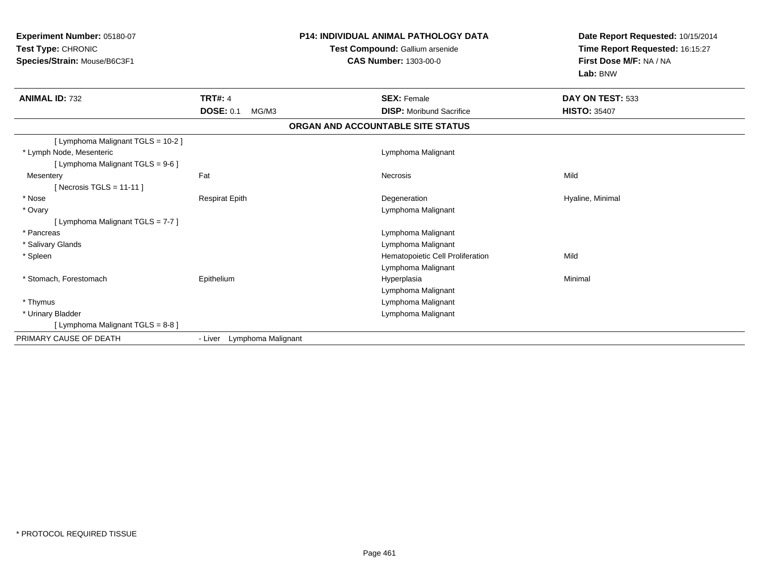**Experiment Number:** 05180-07
**Test Type:** CHRONIC
**Species/Strain:** Mouse/B6C3F1

**P14: INDIVIDUAL ANIMAL PATHOLOGY DATA**
**Test Compound:** Gallium arsenide
**CAS Number:** 1303-00-0

**Date Report Requested:** 10/15/2014
**Time Report Requested:** 16:15:27
**First Dose M/F:** NA / NA
**Lab:** BNW

| **ANIMAL ID:** 732 | **TRT#:** 4 | **SEX:** Female | **DAY ON TEST:** 533 |
|---|---|---|---|
| | **DOSE:** 0.1 MG/M3 | **DISP:** Moribund Sacrifice | **HISTO:** 35407 |

## ORGAN AND ACCOUNTABLE SITE STATUS

| | | | |
|---|---|---|---|
| [ Lymphoma Malignant TGLS = 10-2 ] | | | |
| * Lymph Node, Mesenteric | | Lymphoma Malignant | |
| [ Lymphoma Malignant TGLS = 9-6 ] | | | |
| Mesentery | Fat | Necrosis | Mild |
| [ Necrosis TGLS = 11-11 ] | | | |
| * Nose | Respirat Epith | Degeneration | Hyaline, Minimal |
| * Ovary | | Lymphoma Malignant | |
| [ Lymphoma Malignant TGLS = 7-7 ] | | | |
| * Pancreas | | Lymphoma Malignant | |
| * Salivary Glands | | Lymphoma Malignant | |
| * Spleen | | Hematopoietic Cell Proliferation | Mild |
| | | Lymphoma Malignant | |
| * Stomach, Forestomach | Epithelium | Hyperplasia | Minimal |
| | | Lymphoma Malignant | |
| * Thymus | | Lymphoma Malignant | |
| * Urinary Bladder | | Lymphoma Malignant | |
| [ Lymphoma Malignant TGLS = 8-8 ] | | | |
| PRIMARY CAUSE OF DEATH | - Liver Lymphoma Malignant | | |

* PROTOCOL REQUIRED TISSUE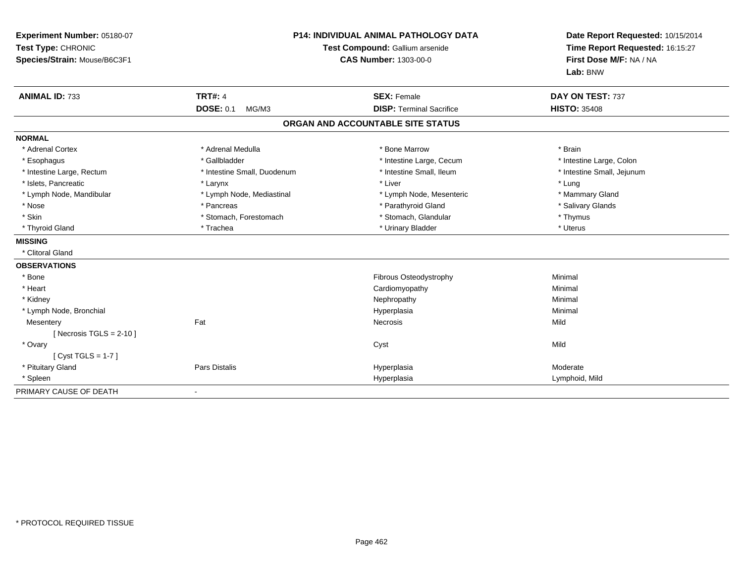**Experiment Number:** 05180-07
**Test Type:** CHRONIC
**Species/Strain:** Mouse/B6C3F1

**P14: INDIVIDUAL ANIMAL PATHOLOGY DATA**
**Test Compound:** Gallium arsenide
**CAS Number:** 1303-00-0

**Date Report Requested:** 10/15/2014
**Time Report Requested:** 16:15:27
**First Dose M/F:** NA / NA
**Lab:** BNW

| **ANIMAL ID:** 733 | **TRT#:** 4 | **SEX:** Female | **DAY ON TEST:** 737 |
|---|---|---|---|
| | **DOSE:** 0.1 MG/M3 | **DISP:** Terminal Sacrifice | **HISTO:** 35408 |

## ORGAN AND ACCOUNTABLE SITE STATUS

**NORMAL**

| | | | |
|---|---|---|---|
| * Adrenal Cortex | * Adrenal Medulla | * Bone Marrow | * Brain |
| * Esophagus | * Gallbladder | * Intestine Large, Cecum | * Intestine Large, Colon |
| * Intestine Large, Rectum | * Intestine Small, Duodenum | * Intestine Small, Ileum | * Intestine Small, Jejunum |
| * Islets, Pancreatic | * Larynx | * Liver | * Lung |
| * Lymph Node, Mandibular | * Lymph Node, Mediastinal | * Lymph Node, Mesenteric | * Mammary Gland |
| * Nose | * Pancreas | * Parathyroid Gland | * Salivary Glands |
| * Skin | * Stomach, Forestomach | * Stomach, Glandular | * Thymus |
| * Thyroid Gland | * Trachea | * Urinary Bladder | * Uterus |

**MISSING**

* Clitoral Gland

**OBSERVATIONS**

| | | | |
|---|---|---|---|
| * Bone | | Fibrous Osteodystrophy | Minimal |
| * Heart | | Cardiomyopathy | Minimal |
| * Kidney | | Nephropathy | Minimal |
| * Lymph Node, Bronchial | | Hyperplasia | Minimal |
| Mesentery | Fat | Necrosis | Mild |
| [ Necrosis TGLS = 2-10 ] | | | |
| * Ovary | | Cyst | Mild |
| [ Cyst TGLS = 1-7 ] | | | |
| * Pituitary Gland | Pars Distalis | Hyperplasia | Moderate |
| * Spleen | | Hyperplasia | Lymphoid, Mild |

PRIMARY CAUSE OF DEATH -

* PROTOCOL REQUIRED TISSUE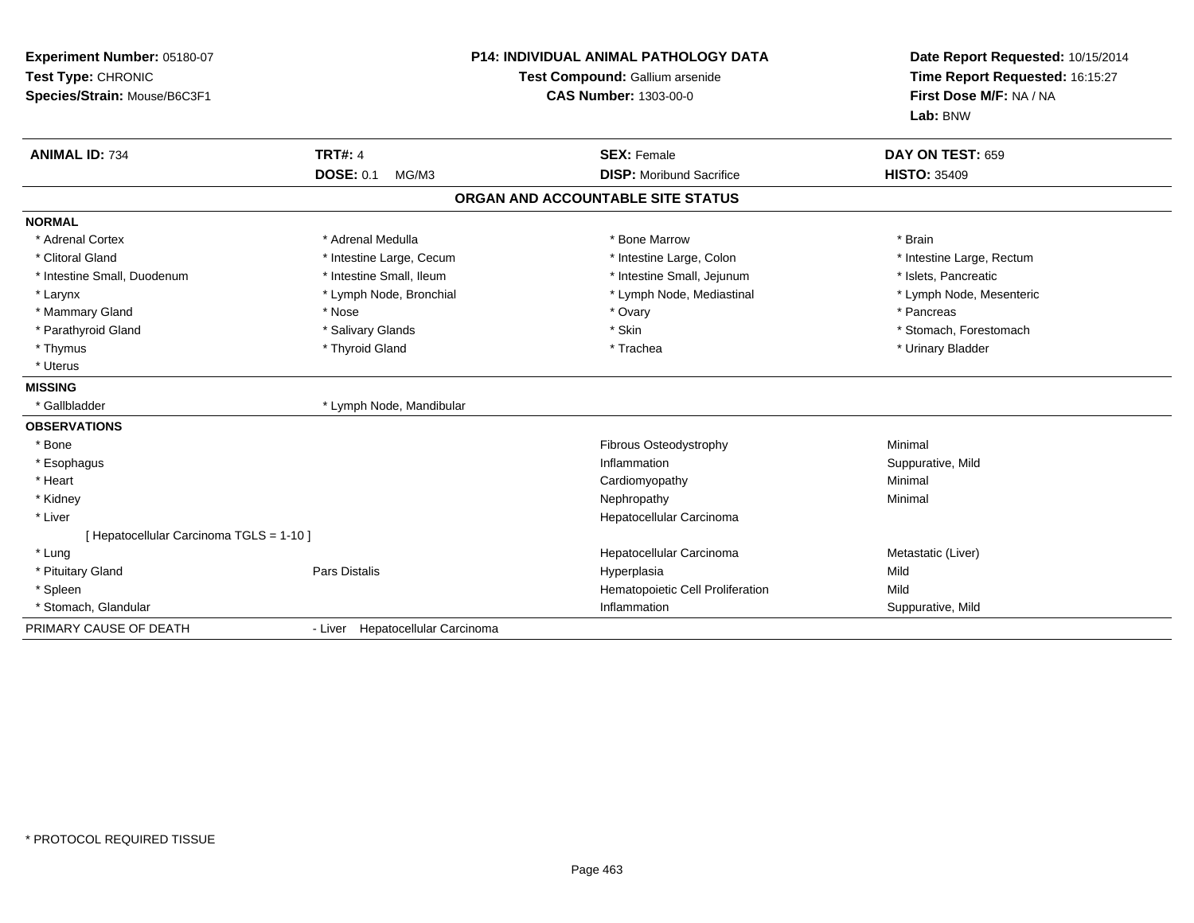**Experiment Number:** 05180-07
**Test Type:** CHRONIC
**Species/Strain:** Mouse/B6C3F1

**P14: INDIVIDUAL ANIMAL PATHOLOGY DATA**
**Test Compound:** Gallium arsenide
**CAS Number:** 1303-00-0

**Date Report Requested:** 10/15/2014
**Time Report Requested:** 16:15:27
**First Dose M/F:** NA / NA
**Lab:** BNW

| **ANIMAL ID:** 734 | **TRT#:** 4 | **SEX:** Female | **DAY ON TEST:** 659 |
|---|---|---|---|
| | **DOSE:** 0.1 MG/M3 | **DISP:** Moribund Sacrifice | **HISTO:** 35409 |

## ORGAN AND ACCOUNTABLE SITE STATUS

**NORMAL**

| | | | |
|---|---|---|---|
| * Adrenal Cortex | * Adrenal Medulla | * Bone Marrow | * Brain |
| * Clitoral Gland | * Intestine Large, Cecum | * Intestine Large, Colon | * Intestine Large, Rectum |
| * Intestine Small, Duodenum | * Intestine Small, Ileum | * Intestine Small, Jejunum | * Islets, Pancreatic |
| * Larynx | * Lymph Node, Bronchial | * Lymph Node, Mediastinal | * Lymph Node, Mesenteric |
| * Mammary Gland | * Nose | * Ovary | * Pancreas |
| * Parathyroid Gland | * Salivary Glands | * Skin | * Stomach, Forestomach |
| * Thymus | * Thyroid Gland | * Trachea | * Urinary Bladder |
| * Uterus | | | |

**MISSING**

| | |
|---|---|
| * Gallbladder | * Lymph Node, Mandibular |

**OBSERVATIONS**

| | | | |
|---|---|---|---|
| * Bone | | Fibrous Osteodystrophy | Minimal |
| * Esophagus | | Inflammation | Suppurative, Mild |
| * Heart | | Cardiomyopathy | Minimal |
| * Kidney | | Nephropathy | Minimal |
| * Liver | | Hepatocellular Carcinoma | |
| [ Hepatocellular Carcinoma TGLS = 1-10 ] | | | |
| * Lung | | Hepatocellular Carcinoma | Metastatic (Liver) |
| * Pituitary Gland | Pars Distalis | Hyperplasia | Mild |
| * Spleen | | Hematopoietic Cell Proliferation | Mild |
| * Stomach, Glandular | | Inflammation | Suppurative, Mild |

PRIMARY CAUSE OF DEATH - Liver Hepatocellular Carcinoma

* PROTOCOL REQUIRED TISSUE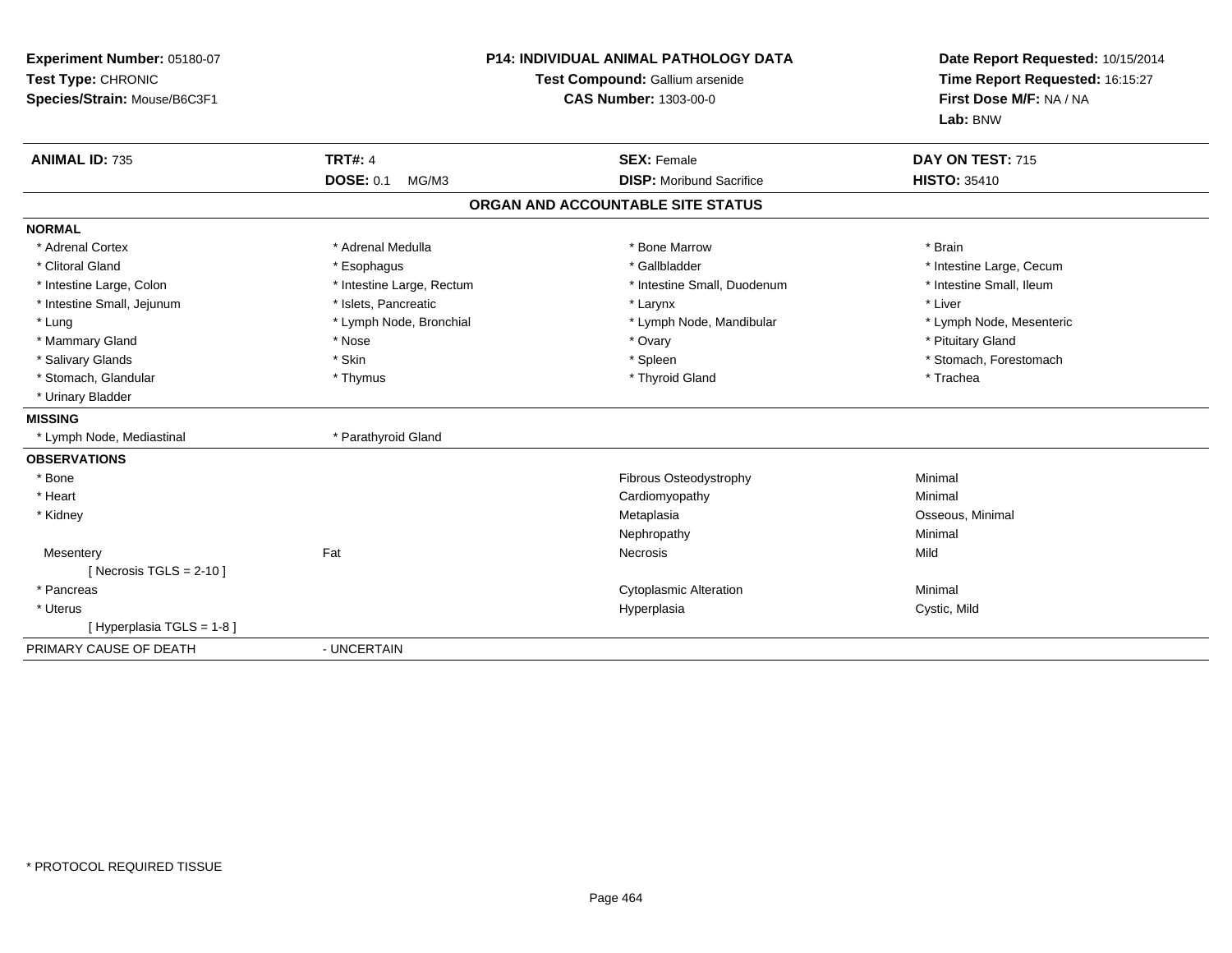**Experiment Number:** 05180-07
**Test Type:** CHRONIC
**Species/Strain:** Mouse/B6C3F1

**P14: INDIVIDUAL ANIMAL PATHOLOGY DATA**
**Test Compound:** Gallium arsenide
**CAS Number:** 1303-00-0

**Date Report Requested:** 10/15/2014
**Time Report Requested:** 16:15:27
**First Dose M/F:** NA / NA
**Lab:** BNW

| **ANIMAL ID:** 735 | **TRT#:** 4 | **SEX:** Female | **DAY ON TEST:** 715 |
|---|---|---|---|
| | **DOSE:** 0.1 MG/M3 | **DISP:** Moribund Sacrifice | **HISTO:** 35410 |

## ORGAN AND ACCOUNTABLE SITE STATUS

**NORMAL**

| | | | |
|---|---|---|---|
| * Adrenal Cortex | * Adrenal Medulla | * Bone Marrow | * Brain |
| * Clitoral Gland | * Esophagus | * Gallbladder | * Intestine Large, Cecum |
| * Intestine Large, Colon | * Intestine Large, Rectum | * Intestine Small, Duodenum | * Intestine Small, Ileum |
| * Intestine Small, Jejunum | * Islets, Pancreatic | * Larynx | * Liver |
| * Lung | * Lymph Node, Bronchial | * Lymph Node, Mandibular | * Lymph Node, Mesenteric |
| * Mammary Gland | * Nose | * Ovary | * Pituitary Gland |
| * Salivary Glands | * Skin | * Spleen | * Stomach, Forestomach |
| * Stomach, Glandular | * Thymus | * Thyroid Gland | * Trachea |
| * Urinary Bladder | | | |

**MISSING**

| | |
|---|---|
| * Lymph Node, Mediastinal | * Parathyroid Gland |

**OBSERVATIONS**

| | | | |
|---|---|---|---|
| * Bone | | Fibrous Osteodystrophy | Minimal |
| * Heart | | Cardiomyopathy | Minimal |
| * Kidney | | Metaplasia | Osseous, Minimal |
| | | Nephropathy | Minimal |
| Mesentery | Fat | Necrosis | Mild |
| [ Necrosis TGLS = 2-10 ] | | | |
| * Pancreas | | Cytoplasmic Alteration | Minimal |
| * Uterus | | Hyperplasia | Cystic, Mild |
| [ Hyperplasia TGLS = 1-8 ] | | | |

PRIMARY CAUSE OF DEATH - UNCERTAIN

* PROTOCOL REQUIRED TISSUE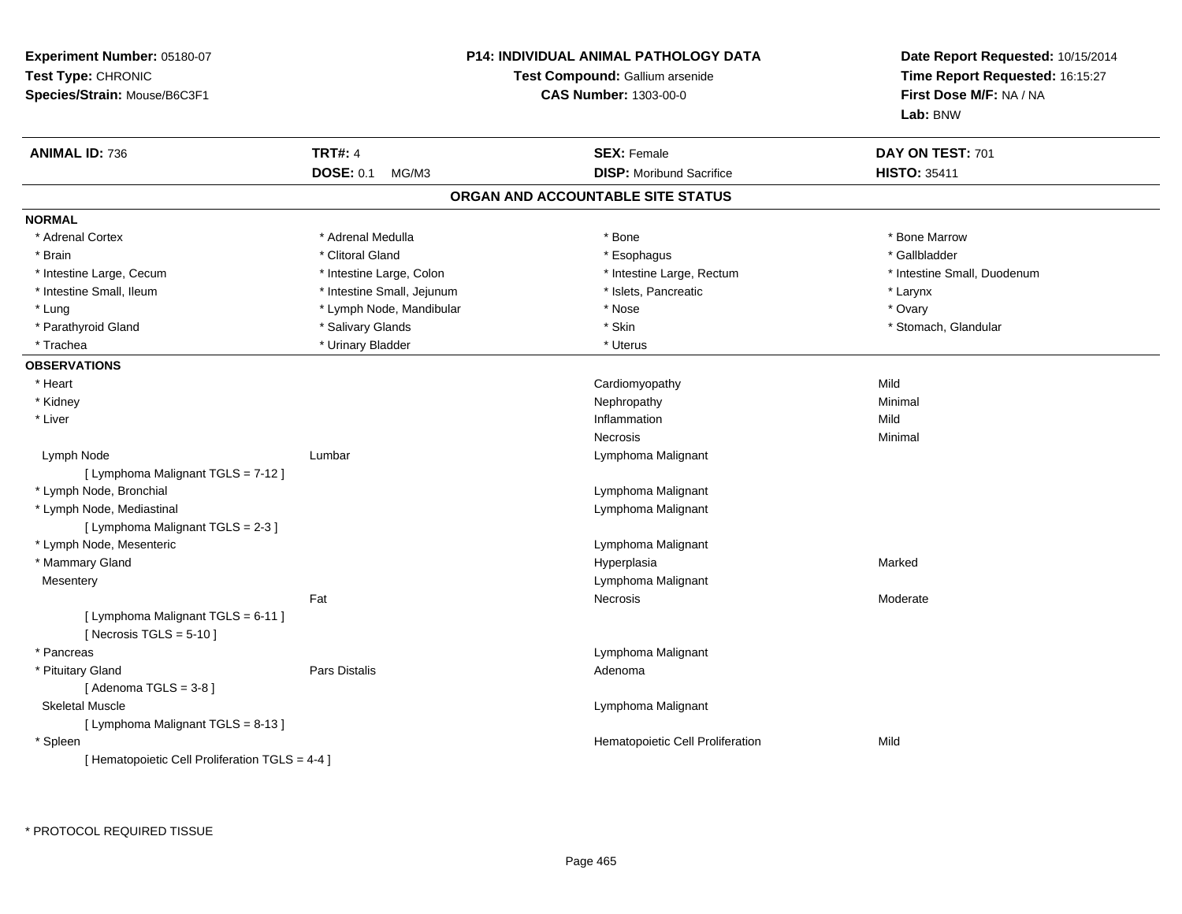**Experiment Number:** 05180-07
**Test Type:** CHRONIC
**Species/Strain:** Mouse/B6C3F1

**P14: INDIVIDUAL ANIMAL PATHOLOGY DATA**
**Test Compound:** Gallium arsenide
**CAS Number:** 1303-00-0

**Date Report Requested:** 10/15/2014
**Time Report Requested:** 16:15:27
**First Dose M/F:** NA / NA
**Lab:** BNW

| **ANIMAL ID:** 736 | **TRT#:** 4 | **SEX:** Female | **DAY ON TEST:** 701 |
|---|---|---|---|
| | **DOSE:** 0.1 MG/M3 | **DISP:** Moribund Sacrifice | **HISTO:** 35411 |

## ORGAN AND ACCOUNTABLE SITE STATUS

**NORMAL**

| | | | |
|---|---|---|---|
| * Adrenal Cortex | * Adrenal Medulla | * Bone | * Bone Marrow |
| * Brain | * Clitoral Gland | * Esophagus | * Gallbladder |
| * Intestine Large, Cecum | * Intestine Large, Colon | * Intestine Large, Rectum | * Intestine Small, Duodenum |
| * Intestine Small, Ileum | * Intestine Small, Jejunum | * Islets, Pancreatic | * Larynx |
| * Lung | * Lymph Node, Mandibular | * Nose | * Ovary |
| * Parathyroid Gland | * Salivary Glands | * Skin | * Stomach, Glandular |
| * Trachea | * Urinary Bladder | * Uterus | |

**OBSERVATIONS**

| | | | |
|---|---|---|---|
| * Heart | | Cardiomyopathy | Mild |
| * Kidney | | Nephropathy | Minimal |
| * Liver | | Inflammation | Mild |
| | | Necrosis | Minimal |
| Lymph Node | Lumbar | Lymphoma Malignant | |
| [ Lymphoma Malignant TGLS = 7-12 ] | | | |
| * Lymph Node, Bronchial | | Lymphoma Malignant | |
| * Lymph Node, Mediastinal | | Lymphoma Malignant | |
| [ Lymphoma Malignant TGLS = 2-3 ] | | | |
| * Lymph Node, Mesenteric | | Lymphoma Malignant | |
| * Mammary Gland | | Hyperplasia | Marked |
| Mesentery | | Lymphoma Malignant | |
| | Fat | Necrosis | Moderate |
| [ Lymphoma Malignant TGLS = 6-11 ] | | | |
| [ Necrosis TGLS = 5-10 ] | | | |
| * Pancreas | | Lymphoma Malignant | |
| * Pituitary Gland | Pars Distalis | Adenoma | |
| [ Adenoma TGLS = 3-8 ] | | | |
| Skeletal Muscle | | Lymphoma Malignant | |
| [ Lymphoma Malignant TGLS = 8-13 ] | | | |
| * Spleen | | Hematopoietic Cell Proliferation | Mild |
| [ Hematopoietic Cell Proliferation TGLS = 4-4 ] | | | |

* PROTOCOL REQUIRED TISSUE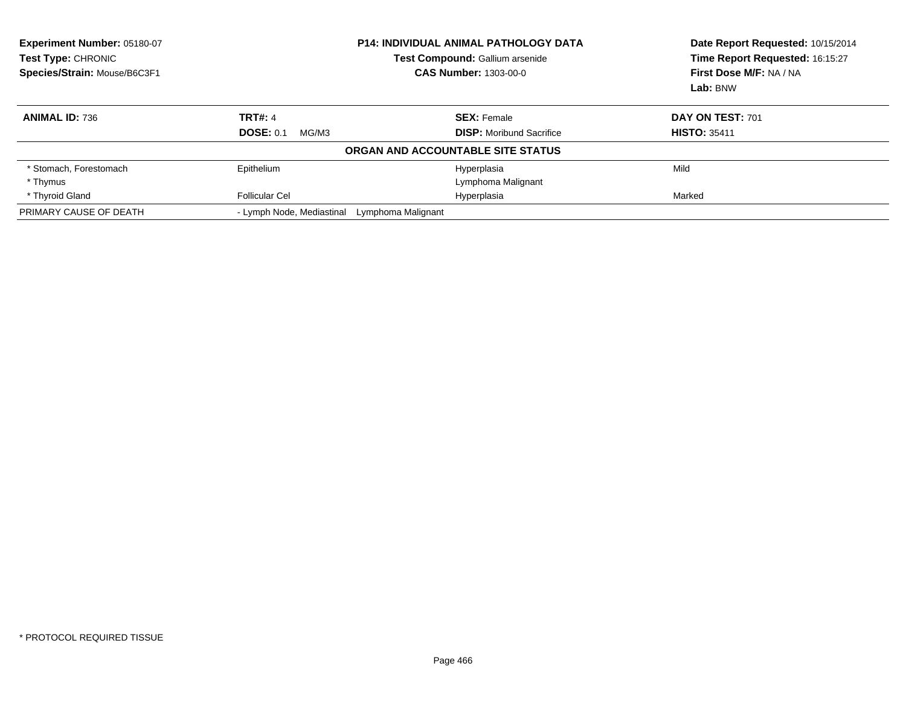**Experiment Number:** 05180-07
**Test Type:** CHRONIC
**Species/Strain:** Mouse/B6C3F1

**P14: INDIVIDUAL ANIMAL PATHOLOGY DATA**
**Test Compound:** Gallium arsenide
**CAS Number:** 1303-00-0

**Date Report Requested:** 10/15/2014
**Time Report Requested:** 16:15:27
**First Dose M/F:** NA / NA
**Lab:** BNW

| **ANIMAL ID:** 736 | **TRT#:** 4 | **SEX:** Female | **DAY ON TEST:** 701 |
|---|---|---|---|
| | **DOSE:** 0.1 MG/M3 | **DISP:** Moribund Sacrifice | **HISTO:** 35411 |

**ORGAN AND ACCOUNTABLE SITE STATUS**

| | | | |
|---|---|---|---|
| * Stomach, Forestomach | Epithelium | Hyperplasia | Mild |
| * Thymus | | Lymphoma Malignant | |
| * Thyroid Gland | Follicular Cel | Hyperplasia | Marked |
| PRIMARY CAUSE OF DEATH | - Lymph Node, Mediastinal Lymphoma Malignant | | |

* PROTOCOL REQUIRED TISSUE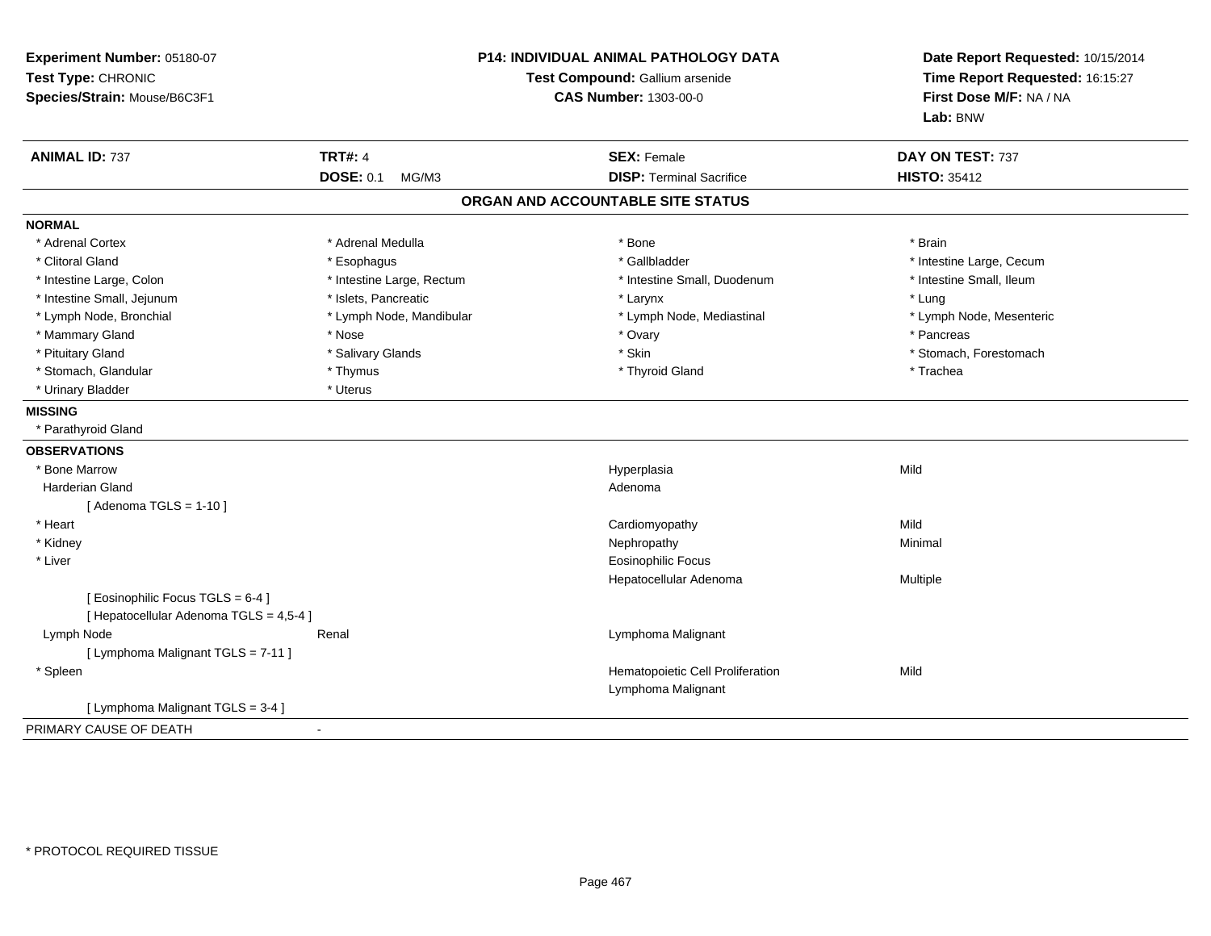**Experiment Number:** 05180-07
**Test Type:** CHRONIC
**Species/Strain:** Mouse/B6C3F1

**P14: INDIVIDUAL ANIMAL PATHOLOGY DATA**
**Test Compound:** Gallium arsenide
**CAS Number:** 1303-00-0

**Date Report Requested:** 10/15/2014
**Time Report Requested:** 16:15:27
**First Dose M/F:** NA / NA
**Lab:** BNW

| **ANIMAL ID:** 737 | **TRT#:** 4 | **SEX:** Female | **DAY ON TEST:** 737 |
|---|---|---|---|
| | **DOSE:** 0.1 MG/M3 | **DISP:** Terminal Sacrifice | **HISTO:** 35412 |

## ORGAN AND ACCOUNTABLE SITE STATUS

**NORMAL**

| | | | |
|---|---|---|---|
| * Adrenal Cortex | * Adrenal Medulla | * Bone | * Brain |
| * Clitoral Gland | * Esophagus | * Gallbladder | * Intestine Large, Cecum |
| * Intestine Large, Colon | * Intestine Large, Rectum | * Intestine Small, Duodenum | * Intestine Small, Ileum |
| * Intestine Small, Jejunum | * Islets, Pancreatic | * Larynx | * Lung |
| * Lymph Node, Bronchial | * Lymph Node, Mandibular | * Lymph Node, Mediastinal | * Lymph Node, Mesenteric |
| * Mammary Gland | * Nose | * Ovary | * Pancreas |
| * Pituitary Gland | * Salivary Glands | * Skin | * Stomach, Forestomach |
| * Stomach, Glandular | * Thymus | * Thyroid Gland | * Trachea |
| * Urinary Bladder | * Uterus | | |

**MISSING**

* Parathyroid Gland

**OBSERVATIONS**

| | | | |
|---|---|---|---|
| * Bone Marrow | | Hyperplasia | Mild |
| Harderian Gland | | Adenoma | |
| [ Adenoma TGLS = 1-10 ] | | | |
| * Heart | | Cardiomyopathy | Mild |
| * Kidney | | Nephropathy | Minimal |
| * Liver | | Eosinophilic Focus | |
| | | Hepatocellular Adenoma | Multiple |
| [ Eosinophilic Focus TGLS = 6-4 ] | | | |
| [ Hepatocellular Adenoma TGLS = 4,5-4 ] | | | |
| Lymph Node | Renal | Lymphoma Malignant | |
| [ Lymphoma Malignant TGLS = 7-11 ] | | | |
| * Spleen | | Hematopoietic Cell Proliferation | Mild |
| | | Lymphoma Malignant | |
| [ Lymphoma Malignant TGLS = 3-4 ] | | | |

PRIMARY CAUSE OF DEATH -

* PROTOCOL REQUIRED TISSUE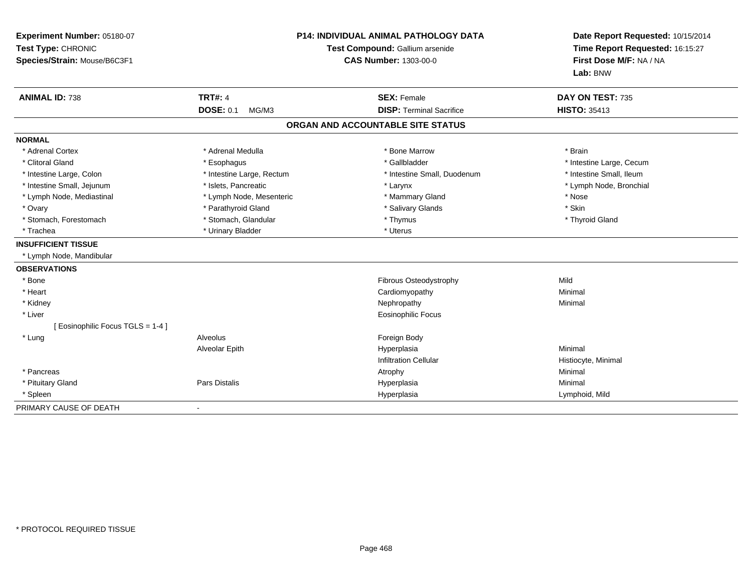**Experiment Number:** 05180-07
**Test Type:** CHRONIC
**Species/Strain:** Mouse/B6C3F1

**P14: INDIVIDUAL ANIMAL PATHOLOGY DATA**
**Test Compound:** Gallium arsenide
**CAS Number:** 1303-00-0

**Date Report Requested:** 10/15/2014
**Time Report Requested:** 16:15:27
**First Dose M/F:** NA / NA
**Lab:** BNW

| **ANIMAL ID:** 738 | **TRT#:** 4 | **SEX:** Female | **DAY ON TEST:** 735 |
|---|---|---|---|
| | **DOSE:** 0.1 MG/M3 | **DISP:** Terminal Sacrifice | **HISTO:** 35413 |

## ORGAN AND ACCOUNTABLE SITE STATUS

**NORMAL**

| | | | |
|---|---|---|---|
| * Adrenal Cortex | * Adrenal Medulla | * Bone Marrow | * Brain |
| * Clitoral Gland | * Esophagus | * Gallbladder | * Intestine Large, Cecum |
| * Intestine Large, Colon | * Intestine Large, Rectum | * Intestine Small, Duodenum | * Intestine Small, Ileum |
| * Intestine Small, Jejunum | * Islets, Pancreatic | * Larynx | * Lymph Node, Bronchial |
| * Lymph Node, Mediastinal | * Lymph Node, Mesenteric | * Mammary Gland | * Nose |
| * Ovary | * Parathyroid Gland | * Salivary Glands | * Skin |
| * Stomach, Forestomach | * Stomach, Glandular | * Thymus | * Thyroid Gland |
| * Trachea | * Urinary Bladder | * Uterus | |

**INSUFFICIENT TISSUE**

* Lymph Node, Mandibular

**OBSERVATIONS**

| | | | |
|---|---|---|---|
| * Bone | | Fibrous Osteodystrophy | Mild |
| * Heart | | Cardiomyopathy | Minimal |
| * Kidney | | Nephropathy | Minimal |
| * Liver | | Eosinophilic Focus | |
| [ Eosinophilic Focus TGLS = 1-4 ] | | | |
| * Lung | Alveolus | Foreign Body | |
| | Alveolar Epith | Hyperplasia | Minimal |
| | | Infiltration Cellular | Histiocyte, Minimal |
| * Pancreas | | Atrophy | Minimal |
| * Pituitary Gland | Pars Distalis | Hyperplasia | Minimal |
| * Spleen | | Hyperplasia | Lymphoid, Mild |

PRIMARY CAUSE OF DEATH -

\* PROTOCOL REQUIRED TISSUE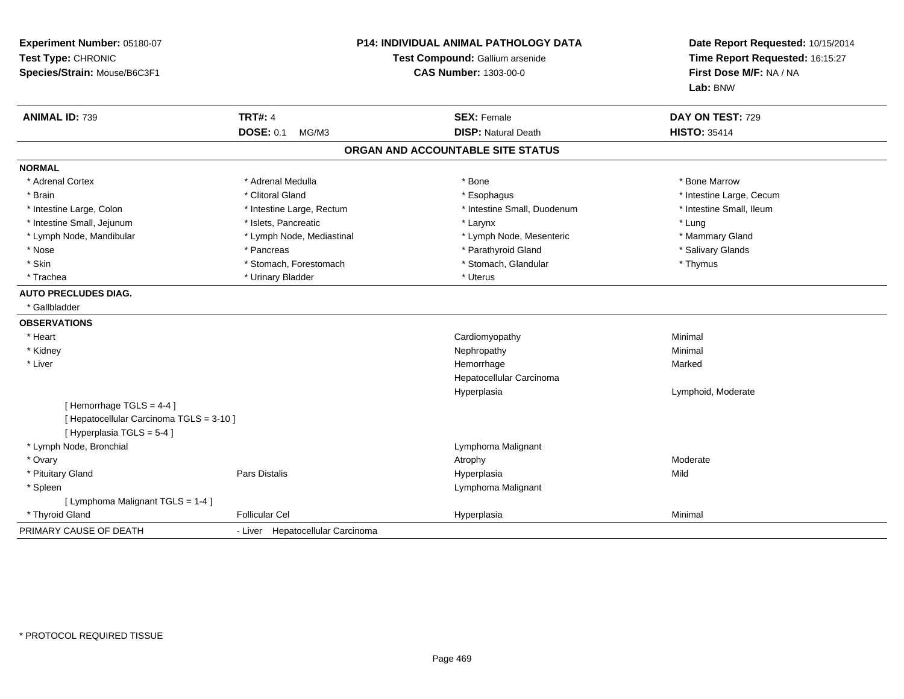**Experiment Number:** 05180-07
**Test Type:** CHRONIC
**Species/Strain:** Mouse/B6C3F1

**P14: INDIVIDUAL ANIMAL PATHOLOGY DATA**
**Test Compound:** Gallium arsenide
**CAS Number:** 1303-00-0

**Date Report Requested:** 10/15/2014
**Time Report Requested:** 16:15:27
**First Dose M/F:** NA / NA
**Lab:** BNW

| **ANIMAL ID:** 739 | **TRT#:** 4 | **SEX:** Female | **DAY ON TEST:** 729 |
|---|---|---|---|
| | **DOSE:** 0.1 MG/M3 | **DISP:** Natural Death | **HISTO:** 35414 |

## ORGAN AND ACCOUNTABLE SITE STATUS

**NORMAL**

| | | | |
|---|---|---|---|
| * Adrenal Cortex | * Adrenal Medulla | * Bone | * Bone Marrow |
| * Brain | * Clitoral Gland | * Esophagus | * Intestine Large, Cecum |
| * Intestine Large, Colon | * Intestine Large, Rectum | * Intestine Small, Duodenum | * Intestine Small, Ileum |
| * Intestine Small, Jejunum | * Islets, Pancreatic | * Larynx | * Lung |
| * Lymph Node, Mandibular | * Lymph Node, Mediastinal | * Lymph Node, Mesenteric | * Mammary Gland |
| * Nose | * Pancreas | * Parathyroid Gland | * Salivary Glands |
| * Skin | * Stomach, Forestomach | * Stomach, Glandular | * Thymus |
| * Trachea | * Urinary Bladder | * Uterus | |

**AUTO PRECLUDES DIAG.**

* Gallbladder

**OBSERVATIONS**

| | | | |
|---|---|---|---|
| * Heart | | Cardiomyopathy | Minimal |
| * Kidney | | Nephropathy | Minimal |
| * Liver | | Hemorrhage | Marked |
| | | Hepatocellular Carcinoma | |
| | | Hyperplasia | Lymphoid, Moderate |
| [ Hemorrhage TGLS = 4-4 ] | | | |
| [ Hepatocellular Carcinoma TGLS = 3-10 ] | | | |
| [ Hyperplasia TGLS = 5-4 ] | | | |
| * Lymph Node, Bronchial | | Lymphoma Malignant | |
| * Ovary | | Atrophy | Moderate |
| * Pituitary Gland | Pars Distalis | Hyperplasia | Mild |
| * Spleen | | Lymphoma Malignant | |
| [ Lymphoma Malignant TGLS = 1-4 ] | | | |
| * Thyroid Gland | Follicular Cel | Hyperplasia | Minimal |

PRIMARY CAUSE OF DEATH - Liver Hepatocellular Carcinoma

* PROTOCOL REQUIRED TISSUE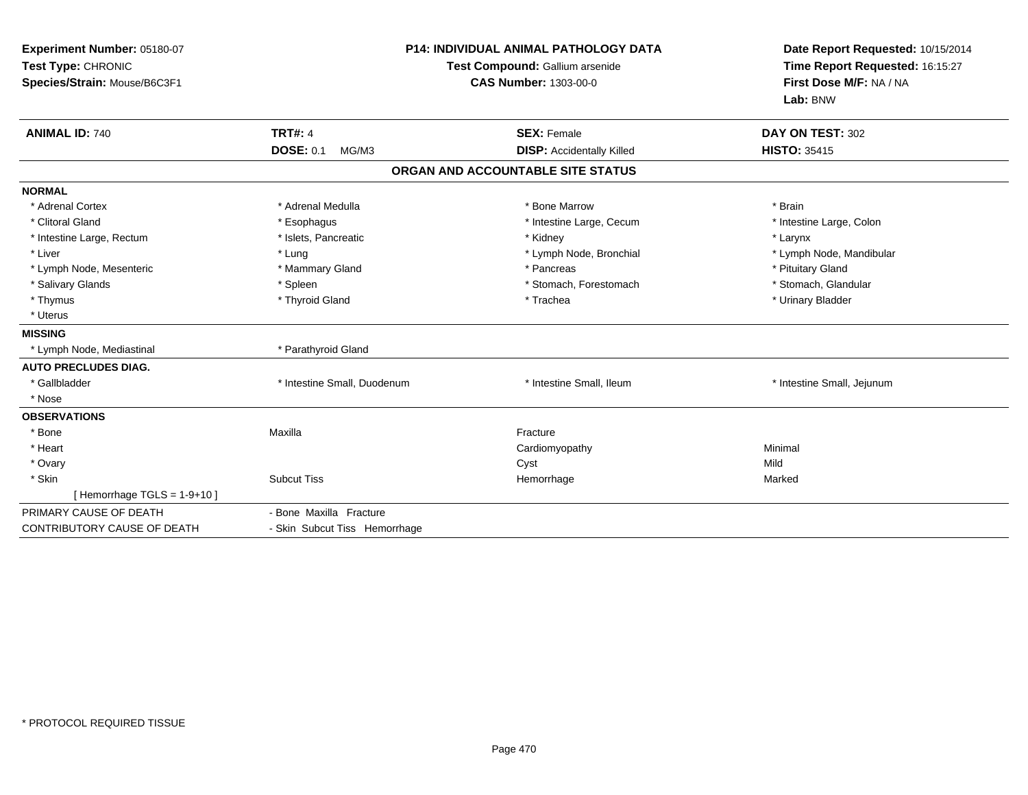**Experiment Number:** 05180-07
**Test Type:** CHRONIC
**Species/Strain:** Mouse/B6C3F1

**P14: INDIVIDUAL ANIMAL PATHOLOGY DATA**
**Test Compound:** Gallium arsenide
**CAS Number:** 1303-00-0

**Date Report Requested:** 10/15/2014
**Time Report Requested:** 16:15:27
**First Dose M/F:** NA / NA
**Lab:** BNW

| **ANIMAL ID:** 740 | **TRT#:** 4 | **SEX:** Female | **DAY ON TEST:** 302 |
|---|---|---|---|
| | **DOSE:** 0.1 MG/M3 | **DISP:** Accidentally Killed | **HISTO:** 35415 |

## ORGAN AND ACCOUNTABLE SITE STATUS

**NORMAL**

| | | | |
|---|---|---|---|
| * Adrenal Cortex | * Adrenal Medulla | * Bone Marrow | * Brain |
| * Clitoral Gland | * Esophagus | * Intestine Large, Cecum | * Intestine Large, Colon |
| * Intestine Large, Rectum | * Islets, Pancreatic | * Kidney | * Larynx |
| * Liver | * Lung | * Lymph Node, Bronchial | * Lymph Node, Mandibular |
| * Lymph Node, Mesenteric | * Mammary Gland | * Pancreas | * Pituitary Gland |
| * Salivary Glands | * Spleen | * Stomach, Forestomach | * Stomach, Glandular |
| * Thymus | * Thyroid Gland | * Trachea | * Urinary Bladder |
| * Uterus | | | |

**MISSING**

| | |
|---|---|
| * Lymph Node, Mediastinal | * Parathyroid Gland |

**AUTO PRECLUDES DIAG.**

| | | | |
|---|---|---|---|
| * Gallbladder | * Intestine Small, Duodenum | * Intestine Small, Ileum | * Intestine Small, Jejunum |
| * Nose | | | |

**OBSERVATIONS**

| | | | |
|---|---|---|---|
| * Bone | Maxilla | Fracture | |
| * Heart | | Cardiomyopathy | Minimal |
| * Ovary | | Cyst | Mild |
| * Skin | Subcut Tiss | Hemorrhage | Marked |
| [ Hemorrhage TGLS = 1-9+10 ] | | | |

| | |
|---|---|
| PRIMARY CAUSE OF DEATH | - Bone Maxilla Fracture |
| CONTRIBUTORY CAUSE OF DEATH | - Skin Subcut Tiss Hemorrhage |

* PROTOCOL REQUIRED TISSUE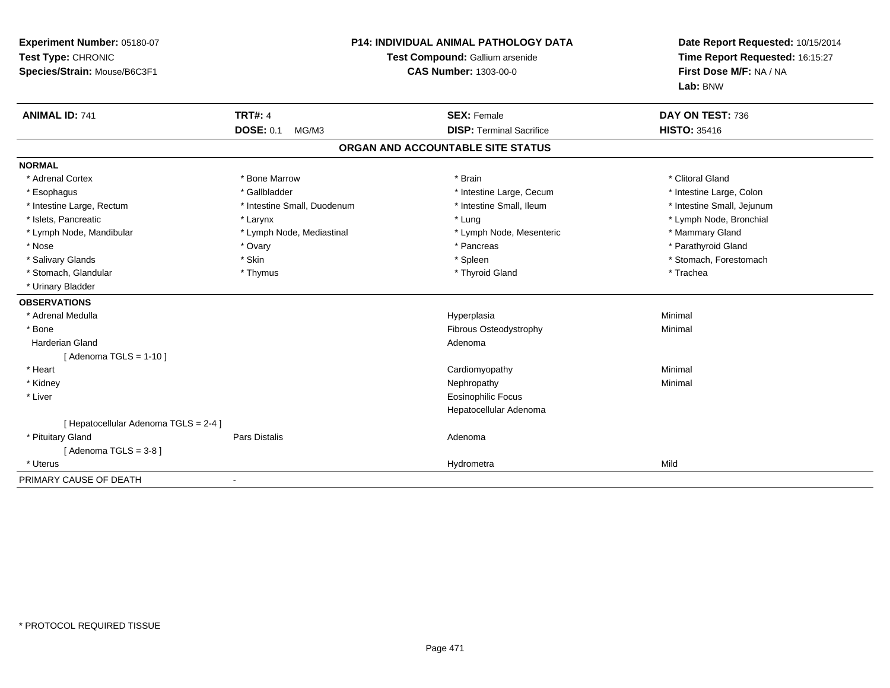**Experiment Number:** 05180-07
**Test Type:** CHRONIC
**Species/Strain:** Mouse/B6C3F1

**P14: INDIVIDUAL ANIMAL PATHOLOGY DATA**
**Test Compound:** Gallium arsenide
**CAS Number:** 1303-00-0

**Date Report Requested:** 10/15/2014
**Time Report Requested:** 16:15:27
**First Dose M/F:** NA / NA
**Lab:** BNW

| **ANIMAL ID:** 741 | **TRT#:** 4 | **SEX:** Female | **DAY ON TEST:** 736 |
|---|---|---|---|
| | **DOSE:** 0.1 MG/M3 | **DISP:** Terminal Sacrifice | **HISTO:** 35416 |

## ORGAN AND ACCOUNTABLE SITE STATUS

**NORMAL**

| | | | |
|---|---|---|---|
| * Adrenal Cortex | * Bone Marrow | * Brain | * Clitoral Gland |
| * Esophagus | * Gallbladder | * Intestine Large, Cecum | * Intestine Large, Colon |
| * Intestine Large, Rectum | * Intestine Small, Duodenum | * Intestine Small, Ileum | * Intestine Small, Jejunum |
| * Islets, Pancreatic | * Larynx | * Lung | * Lymph Node, Bronchial |
| * Lymph Node, Mandibular | * Lymph Node, Mediastinal | * Lymph Node, Mesenteric | * Mammary Gland |
| * Nose | * Ovary | * Pancreas | * Parathyroid Gland |
| * Salivary Glands | * Skin | * Spleen | * Stomach, Forestomach |
| * Stomach, Glandular | * Thymus | * Thyroid Gland | * Trachea |
| * Urinary Bladder | | | |

**OBSERVATIONS**

| | | | |
|---|---|---|---|
| * Adrenal Medulla | | Hyperplasia | Minimal |
| * Bone | | Fibrous Osteodystrophy | Minimal |
| Harderian Gland | | Adenoma | |
| [ Adenoma TGLS = 1-10 ] | | | |
| * Heart | | Cardiomyopathy | Minimal |
| * Kidney | | Nephropathy | Minimal |
| * Liver | | Eosinophilic Focus | |
| | | Hepatocellular Adenoma | |
| [ Hepatocellular Adenoma TGLS = 2-4 ] | | | |
| * Pituitary Gland | Pars Distalis | Adenoma | |
| [ Adenoma TGLS = 3-8 ] | | | |
| * Uterus | | Hydrometra | Mild |

PRIMARY CAUSE OF DEATH -

\* PROTOCOL REQUIRED TISSUE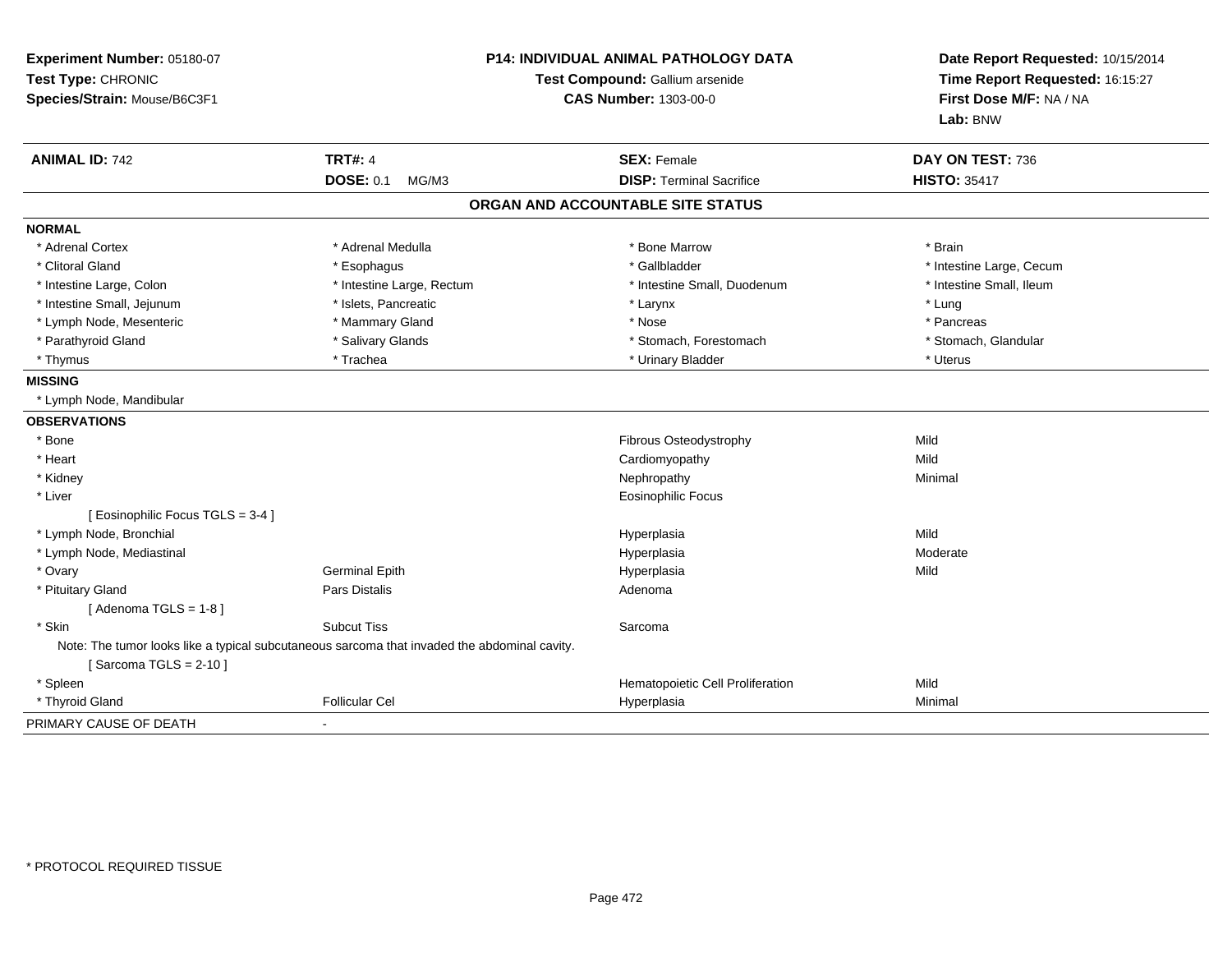**Experiment Number:** 05180-07
**Test Type:** CHRONIC
**Species/Strain:** Mouse/B6C3F1

**P14: INDIVIDUAL ANIMAL PATHOLOGY DATA**
**Test Compound:** Gallium arsenide
**CAS Number:** 1303-00-0

**Date Report Requested:** 10/15/2014
**Time Report Requested:** 16:15:27
**First Dose M/F:** NA / NA
**Lab:** BNW

| **ANIMAL ID:** 742 | **TRT#:** 4 | **SEX:** Female | **DAY ON TEST:** 736 |
|---|---|---|---|
| | **DOSE:** 0.1 MG/M3 | **DISP:** Terminal Sacrifice | **HISTO:** 35417 |

## ORGAN AND ACCOUNTABLE SITE STATUS

**NORMAL**

| | | | |
|---|---|---|---|
| * Adrenal Cortex | * Adrenal Medulla | * Bone Marrow | * Brain |
| * Clitoral Gland | * Esophagus | * Gallbladder | * Intestine Large, Cecum |
| * Intestine Large, Colon | * Intestine Large, Rectum | * Intestine Small, Duodenum | * Intestine Small, Ileum |
| * Intestine Small, Jejunum | * Islets, Pancreatic | * Larynx | * Lung |
| * Lymph Node, Mesenteric | * Mammary Gland | * Nose | * Pancreas |
| * Parathyroid Gland | * Salivary Glands | * Stomach, Forestomach | * Stomach, Glandular |
| * Thymus | * Trachea | * Urinary Bladder | * Uterus |

**MISSING**

* Lymph Node, Mandibular

**OBSERVATIONS**

| | | | |
|---|---|---|---|
| * Bone | | Fibrous Osteodystrophy | Mild |
| * Heart | | Cardiomyopathy | Mild |
| * Kidney | | Nephropathy | Minimal |
| * Liver | | Eosinophilic Focus | |
| [ Eosinophilic Focus TGLS = 3-4 ] | | | |
| * Lymph Node, Bronchial | | Hyperplasia | Mild |
| * Lymph Node, Mediastinal | | Hyperplasia | Moderate |
| * Ovary | Germinal Epith | Hyperplasia | Mild |
| * Pituitary Gland | Pars Distalis | Adenoma | |
| [ Adenoma TGLS = 1-8 ] | | | |
| * Skin | Subcut Tiss | Sarcoma | |
| Note: The tumor looks like a typical subcutaneous sarcoma that invaded the abdominal cavity. | | | |
| [ Sarcoma TGLS = 2-10 ] | | | |
| * Spleen | | Hematopoietic Cell Proliferation | Mild |
| * Thyroid Gland | Follicular Cel | Hyperplasia | Minimal |

PRIMARY CAUSE OF DEATH -

* PROTOCOL REQUIRED TISSUE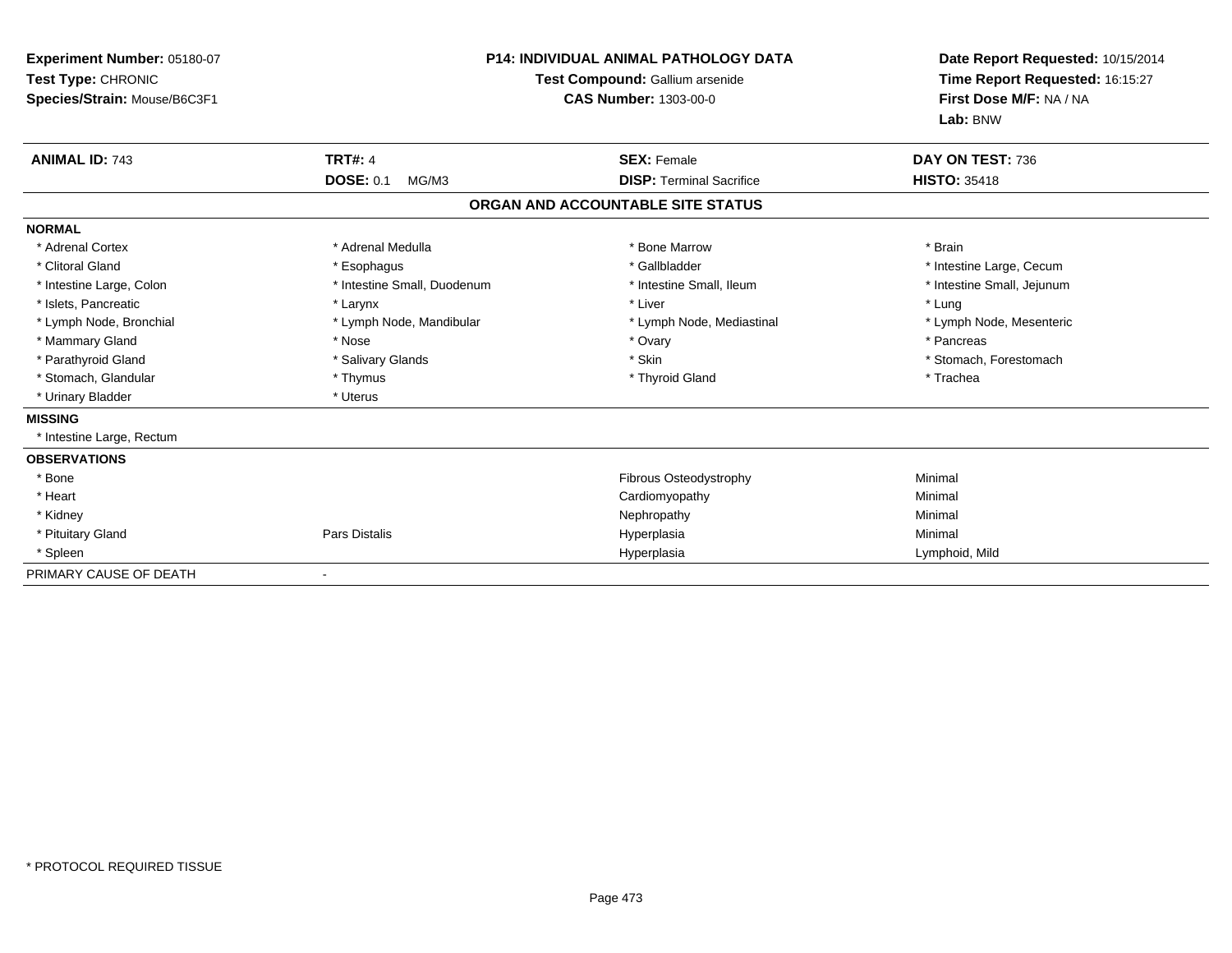**Experiment Number:** 05180-07
**Test Type:** CHRONIC
**Species/Strain:** Mouse/B6C3F1

**P14: INDIVIDUAL ANIMAL PATHOLOGY DATA**
**Test Compound:** Gallium arsenide
**CAS Number:** 1303-00-0

**Date Report Requested:** 10/15/2014
**Time Report Requested:** 16:15:27
**First Dose M/F:** NA / NA
**Lab:** BNW

| **ANIMAL ID:** 743 | **TRT#:** 4 | **SEX:** Female | **DAY ON TEST:** 736 |
|---|---|---|---|
| | **DOSE:** 0.1 MG/M3 | **DISP:** Terminal Sacrifice | **HISTO:** 35418 |

## ORGAN AND ACCOUNTABLE SITE STATUS

**NORMAL**

| | | | |
|---|---|---|---|
| * Adrenal Cortex | * Adrenal Medulla | * Bone Marrow | * Brain |
| * Clitoral Gland | * Esophagus | * Gallbladder | * Intestine Large, Cecum |
| * Intestine Large, Colon | * Intestine Small, Duodenum | * Intestine Small, Ileum | * Intestine Small, Jejunum |
| * Islets, Pancreatic | * Larynx | * Liver | * Lung |
| * Lymph Node, Bronchial | * Lymph Node, Mandibular | * Lymph Node, Mediastinal | * Lymph Node, Mesenteric |
| * Mammary Gland | * Nose | * Ovary | * Pancreas |
| * Parathyroid Gland | * Salivary Glands | * Skin | * Stomach, Forestomach |
| * Stomach, Glandular | * Thymus | * Thyroid Gland | * Trachea |
| * Urinary Bladder | * Uterus | | |

**MISSING**

* Intestine Large, Rectum

**OBSERVATIONS**

| | | | |
|---|---|---|---|
| * Bone | | Fibrous Osteodystrophy | Minimal |
| * Heart | | Cardiomyopathy | Minimal |
| * Kidney | | Nephropathy | Minimal |
| * Pituitary Gland | Pars Distalis | Hyperplasia | Minimal |
| * Spleen | | Hyperplasia | Lymphoid, Mild |

PRIMARY CAUSE OF DEATH -

* PROTOCOL REQUIRED TISSUE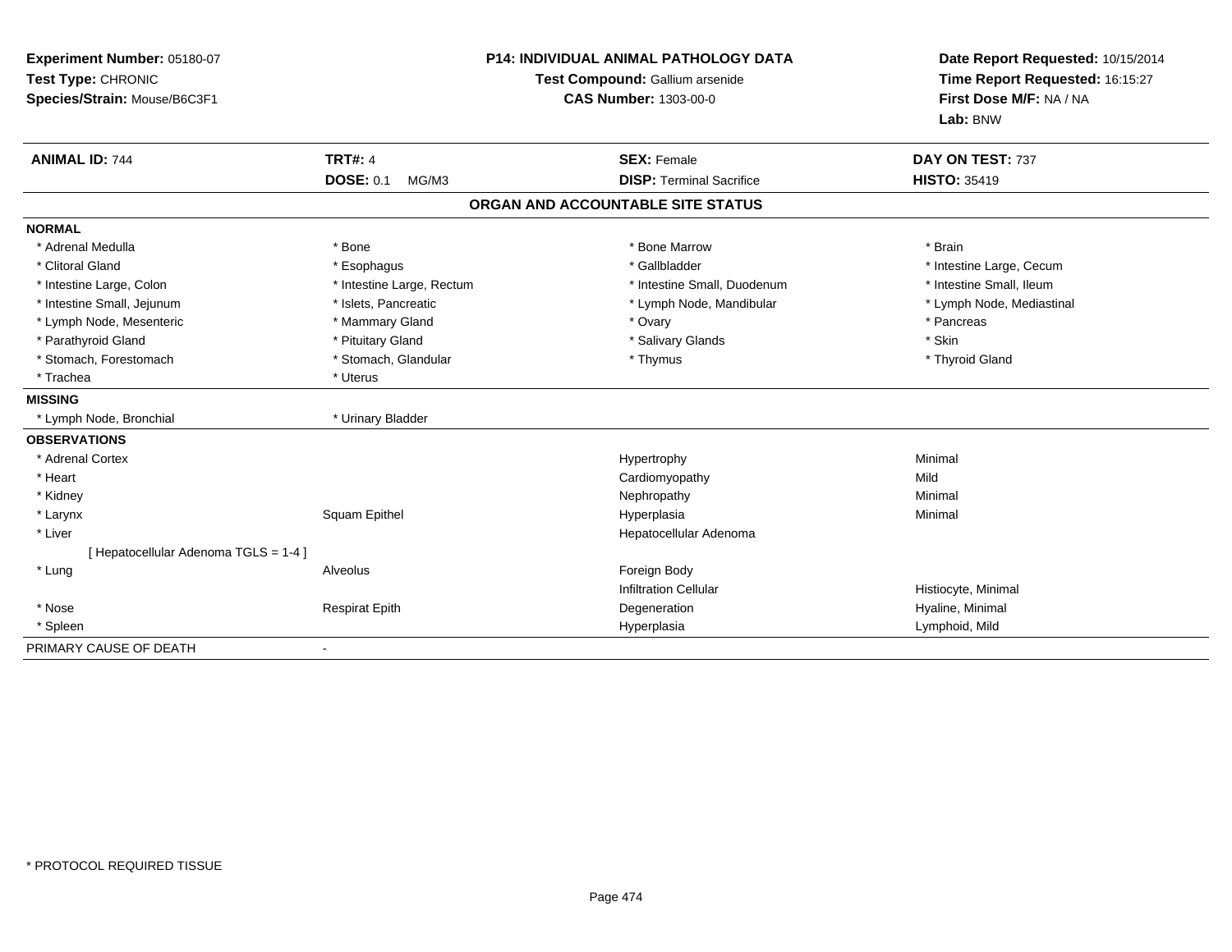**Experiment Number:** 05180-07
**Test Type:** CHRONIC
**Species/Strain:** Mouse/B6C3F1

**P14: INDIVIDUAL ANIMAL PATHOLOGY DATA**
**Test Compound:** Gallium arsenide
**CAS Number:** 1303-00-0

**Date Report Requested:** 10/15/2014
**Time Report Requested:** 16:15:27
**First Dose M/F:** NA / NA
**Lab:** BNW

| **ANIMAL ID:** 744 | **TRT#:** 4 | **SEX:** Female | **DAY ON TEST:** 737 |
|---|---|---|---|
| | **DOSE:** 0.1 MG/M3 | **DISP:** Terminal Sacrifice | **HISTO:** 35419 |

## ORGAN AND ACCOUNTABLE SITE STATUS

**NORMAL**

| | | | |
|---|---|---|---|
| * Adrenal Medulla | * Bone | * Bone Marrow | * Brain |
| * Clitoral Gland | * Esophagus | * Gallbladder | * Intestine Large, Cecum |
| * Intestine Large, Colon | * Intestine Large, Rectum | * Intestine Small, Duodenum | * Intestine Small, Ileum |
| * Intestine Small, Jejunum | * Islets, Pancreatic | * Lymph Node, Mandibular | * Lymph Node, Mediastinal |
| * Lymph Node, Mesenteric | * Mammary Gland | * Ovary | * Pancreas |
| * Parathyroid Gland | * Pituitary Gland | * Salivary Glands | * Skin |
| * Stomach, Forestomach | * Stomach, Glandular | * Thymus | * Thyroid Gland |
| * Trachea | * Uterus | | |

**MISSING**

| | |
|---|---|
| * Lymph Node, Bronchial | * Urinary Bladder |

**OBSERVATIONS**

| | | | |
|---|---|---|---|
| * Adrenal Cortex | | Hypertrophy | Minimal |
| * Heart | | Cardiomyopathy | Mild |
| * Kidney | | Nephropathy | Minimal |
| * Larynx | Squam Epithel | Hyperplasia | Minimal |
| * Liver | | Hepatocellular Adenoma | |
| [ Hepatocellular Adenoma TGLS = 1-4 ] | | | |
| * Lung | Alveolus | Foreign Body | |
| | | Infiltration Cellular | Histiocyte, Minimal |
| * Nose | Respirat Epith | Degeneration | Hyaline, Minimal |
| * Spleen | | Hyperplasia | Lymphoid, Mild |

PRIMARY CAUSE OF DEATH -

\* PROTOCOL REQUIRED TISSUE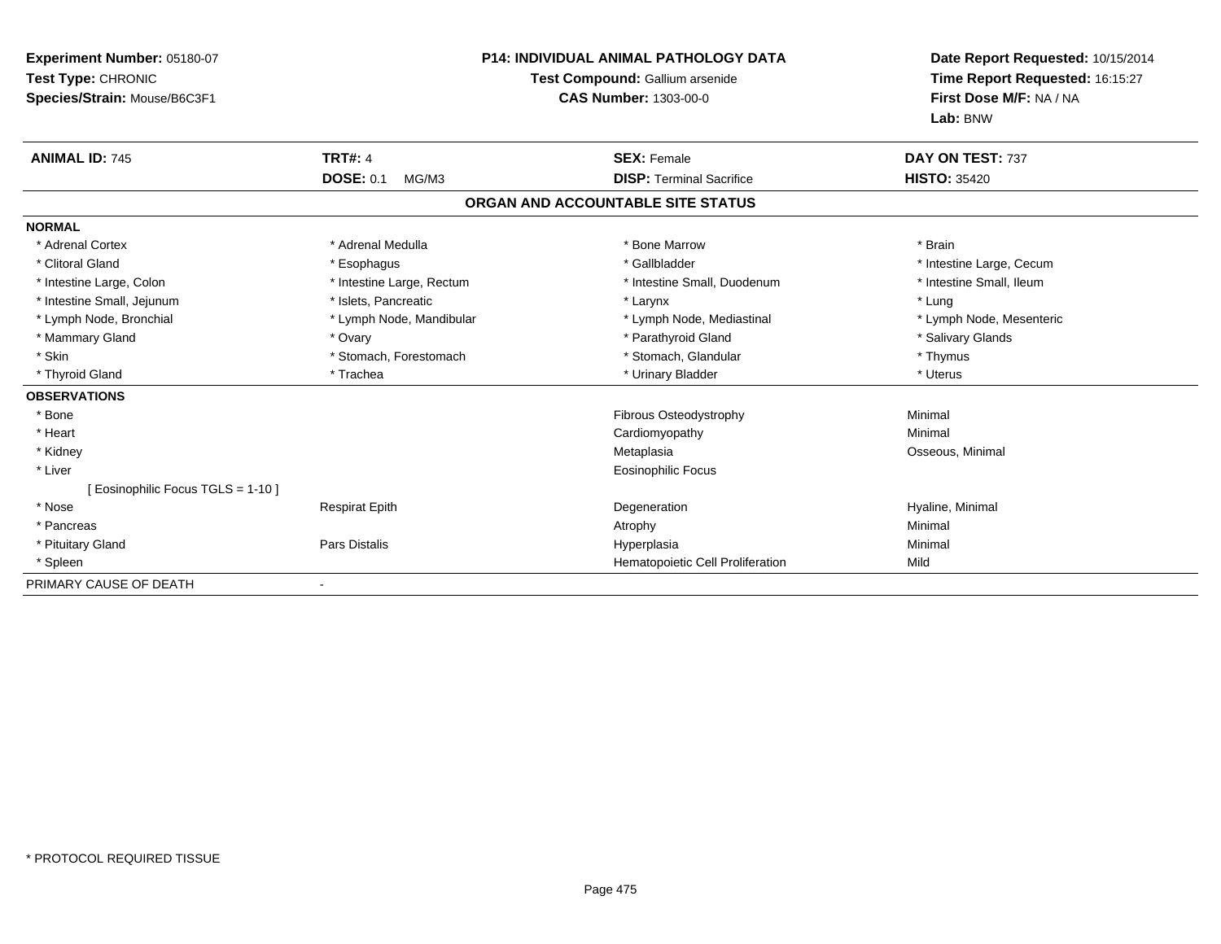**Experiment Number:** 05180-07
**Test Type:** CHRONIC
**Species/Strain:** Mouse/B6C3F1

**P14: INDIVIDUAL ANIMAL PATHOLOGY DATA**
**Test Compound:** Gallium arsenide
**CAS Number:** 1303-00-0

**Date Report Requested:** 10/15/2014
**Time Report Requested:** 16:15:27
**First Dose M/F:** NA / NA
**Lab:** BNW

| **ANIMAL ID:** 745 | **TRT#:** 4 | **SEX:** Female | **DAY ON TEST:** 737 |
|---|---|---|---|
| | **DOSE:** 0.1 MG/M3 | **DISP:** Terminal Sacrifice | **HISTO:** 35420 |

## ORGAN AND ACCOUNTABLE SITE STATUS

**NORMAL**

| | | | |
|---|---|---|---|
| * Adrenal Cortex | * Adrenal Medulla | * Bone Marrow | * Brain |
| * Clitoral Gland | * Esophagus | * Gallbladder | * Intestine Large, Cecum |
| * Intestine Large, Colon | * Intestine Large, Rectum | * Intestine Small, Duodenum | * Intestine Small, Ileum |
| * Intestine Small, Jejunum | * Islets, Pancreatic | * Larynx | * Lung |
| * Lymph Node, Bronchial | * Lymph Node, Mandibular | * Lymph Node, Mediastinal | * Lymph Node, Mesenteric |
| * Mammary Gland | * Ovary | * Parathyroid Gland | * Salivary Glands |
| * Skin | * Stomach, Forestomach | * Stomach, Glandular | * Thymus |
| * Thyroid Gland | * Trachea | * Urinary Bladder | * Uterus |

**OBSERVATIONS**

| | | | |
|---|---|---|---|
| * Bone | | Fibrous Osteodystrophy | Minimal |
| * Heart | | Cardiomyopathy | Minimal |
| * Kidney | | Metaplasia | Osseous, Minimal |
| * Liver | | Eosinophilic Focus | |
| [ Eosinophilic Focus TGLS = 1-10 ] | | | |
| * Nose | Respirat Epith | Degeneration | Hyaline, Minimal |
| * Pancreas | | Atrophy | Minimal |
| * Pituitary Gland | Pars Distalis | Hyperplasia | Minimal |
| * Spleen | | Hematopoietic Cell Proliferation | Mild |

PRIMARY CAUSE OF DEATH -

* PROTOCOL REQUIRED TISSUE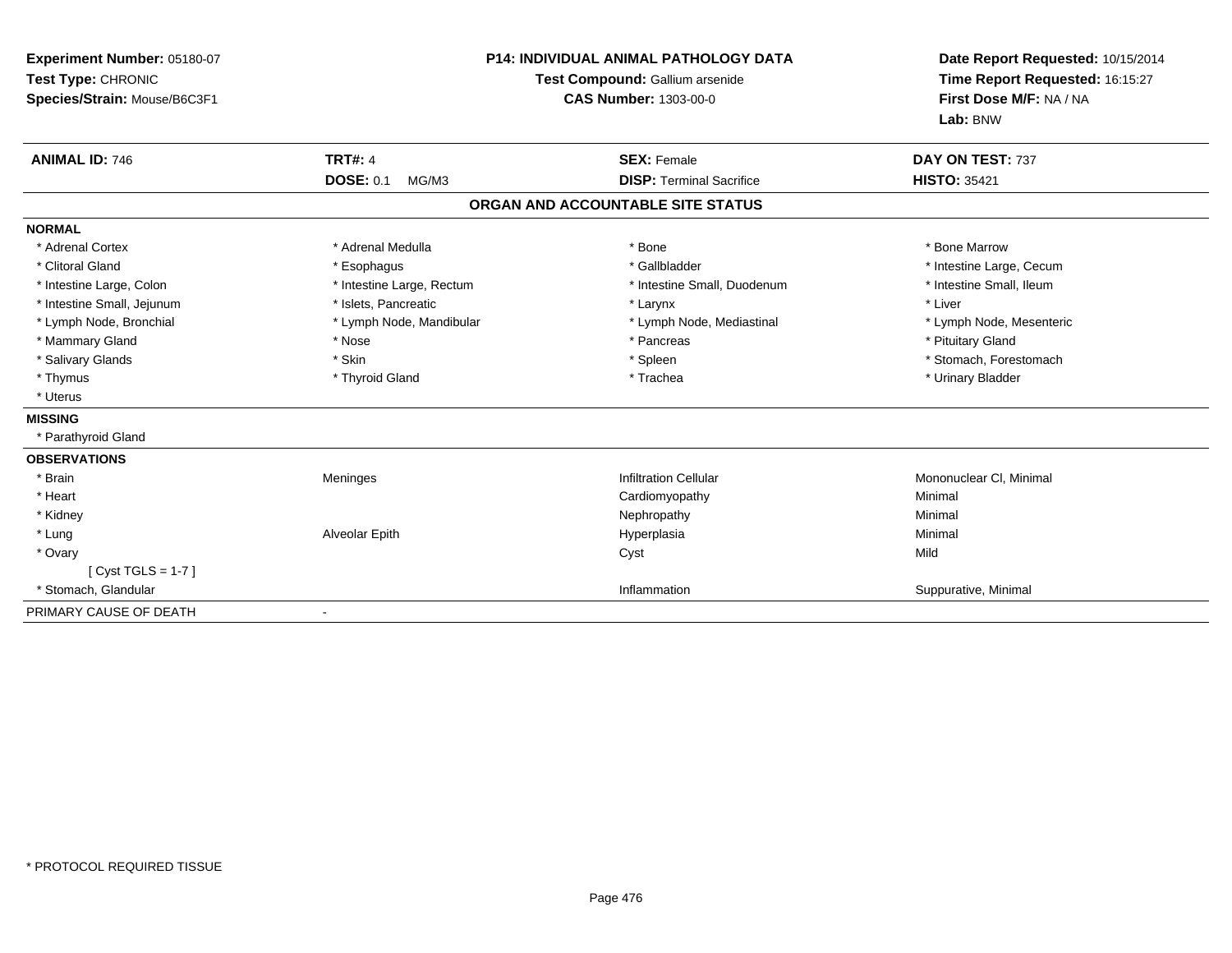**Experiment Number:** 05180-07
**Test Type:** CHRONIC
**Species/Strain:** Mouse/B6C3F1

**P14: INDIVIDUAL ANIMAL PATHOLOGY DATA**
**Test Compound:** Gallium arsenide
**CAS Number:** 1303-00-0

**Date Report Requested:** 10/15/2014
**Time Report Requested:** 16:15:27
**First Dose M/F:** NA / NA
**Lab:** BNW

| **ANIMAL ID:** 746 | **TRT#:** 4 | **SEX:** Female | **DAY ON TEST:** 737 |
|---|---|---|---|
| | **DOSE:** 0.1 MG/M3 | **DISP:** Terminal Sacrifice | **HISTO:** 35421 |

## ORGAN AND ACCOUNTABLE SITE STATUS

**NORMAL**

| | | | |
|---|---|---|---|
| * Adrenal Cortex | * Adrenal Medulla | * Bone | * Bone Marrow |
| * Clitoral Gland | * Esophagus | * Gallbladder | * Intestine Large, Cecum |
| * Intestine Large, Colon | * Intestine Large, Rectum | * Intestine Small, Duodenum | * Intestine Small, Ileum |
| * Intestine Small, Jejunum | * Islets, Pancreatic | * Larynx | * Liver |
| * Lymph Node, Bronchial | * Lymph Node, Mandibular | * Lymph Node, Mediastinal | * Lymph Node, Mesenteric |
| * Mammary Gland | * Nose | * Pancreas | * Pituitary Gland |
| * Salivary Glands | * Skin | * Spleen | * Stomach, Forestomach |
| * Thymus | * Thyroid Gland | * Trachea | * Urinary Bladder |
| * Uterus | | | |

**MISSING**

* Parathyroid Gland

**OBSERVATIONS**

| | | | |
|---|---|---|---|
| * Brain | Meninges | Infiltration Cellular | Mononuclear Cl, Minimal |
| * Heart | | Cardiomyopathy | Minimal |
| * Kidney | | Nephropathy | Minimal |
| * Lung | Alveolar Epith | Hyperplasia | Minimal |
| * Ovary | | Cyst | Mild |
| [ Cyst TGLS = 1-7 ] | | | |
| * Stomach, Glandular | | Inflammation | Suppurative, Minimal |

PRIMARY CAUSE OF DEATH -

* PROTOCOL REQUIRED TISSUE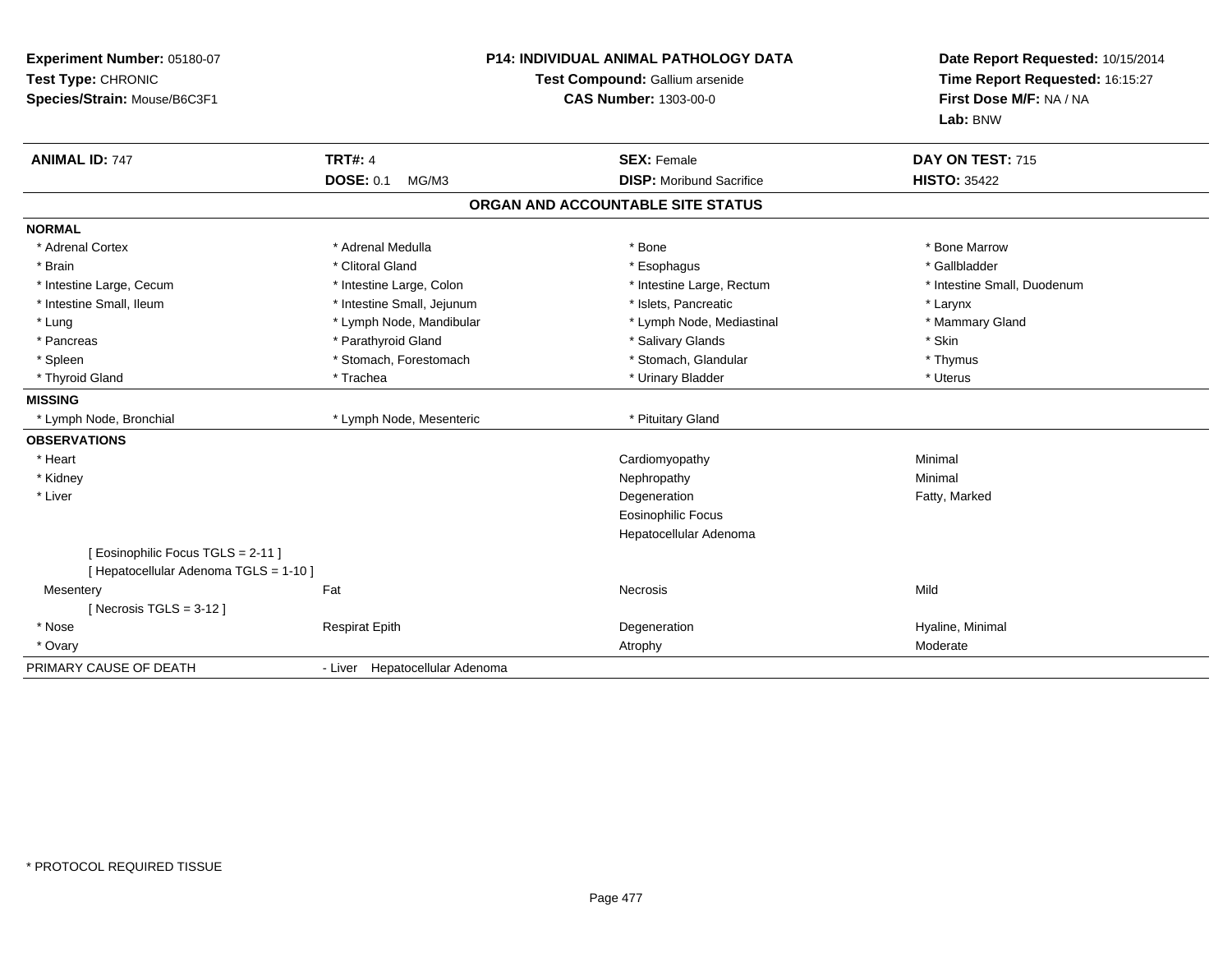**Experiment Number:** 05180-07
**Test Type:** CHRONIC
**Species/Strain:** Mouse/B6C3F1

**P14: INDIVIDUAL ANIMAL PATHOLOGY DATA**
**Test Compound:** Gallium arsenide
**CAS Number:** 1303-00-0

**Date Report Requested:** 10/15/2014
**Time Report Requested:** 16:15:27
**First Dose M/F:** NA / NA
**Lab:** BNW

| **ANIMAL ID:** 747 | **TRT#:** 4 | **SEX:** Female | **DAY ON TEST:** 715 |
|---|---|---|---|
| | **DOSE:** 0.1 MG/M3 | **DISP:** Moribund Sacrifice | **HISTO:** 35422 |

## ORGAN AND ACCOUNTABLE SITE STATUS

**NORMAL**

| | | | |
|---|---|---|---|
| * Adrenal Cortex | * Adrenal Medulla | * Bone | * Bone Marrow |
| * Brain | * Clitoral Gland | * Esophagus | * Gallbladder |
| * Intestine Large, Cecum | * Intestine Large, Colon | * Intestine Large, Rectum | * Intestine Small, Duodenum |
| * Intestine Small, Ileum | * Intestine Small, Jejunum | * Islets, Pancreatic | * Larynx |
| * Lung | * Lymph Node, Mandibular | * Lymph Node, Mediastinal | * Mammary Gland |
| * Pancreas | * Parathyroid Gland | * Salivary Glands | * Skin |
| * Spleen | * Stomach, Forestomach | * Stomach, Glandular | * Thymus |
| * Thyroid Gland | * Trachea | * Urinary Bladder | * Uterus |

**MISSING**

| | | |
|---|---|---|
| * Lymph Node, Bronchial | * Lymph Node, Mesenteric | * Pituitary Gland |

**OBSERVATIONS**

| | | | |
|---|---|---|---|
| * Heart | | Cardiomyopathy | Minimal |
| * Kidney | | Nephropathy | Minimal |
| * Liver | | Degeneration | Fatty, Marked |
| | | Eosinophilic Focus | |
| | | Hepatocellular Adenoma | |
| [ Eosinophilic Focus TGLS = 2-11 ] | | | |
| [ Hepatocellular Adenoma TGLS = 1-10 ] | | | |
| Mesentery | Fat | Necrosis | Mild |
| [ Necrosis TGLS = 3-12 ] | | | |
| * Nose | Respirat Epith | Degeneration | Hyaline, Minimal |
| * Ovary | | Atrophy | Moderate |

PRIMARY CAUSE OF DEATH - Liver Hepatocellular Adenoma

* PROTOCOL REQUIRED TISSUE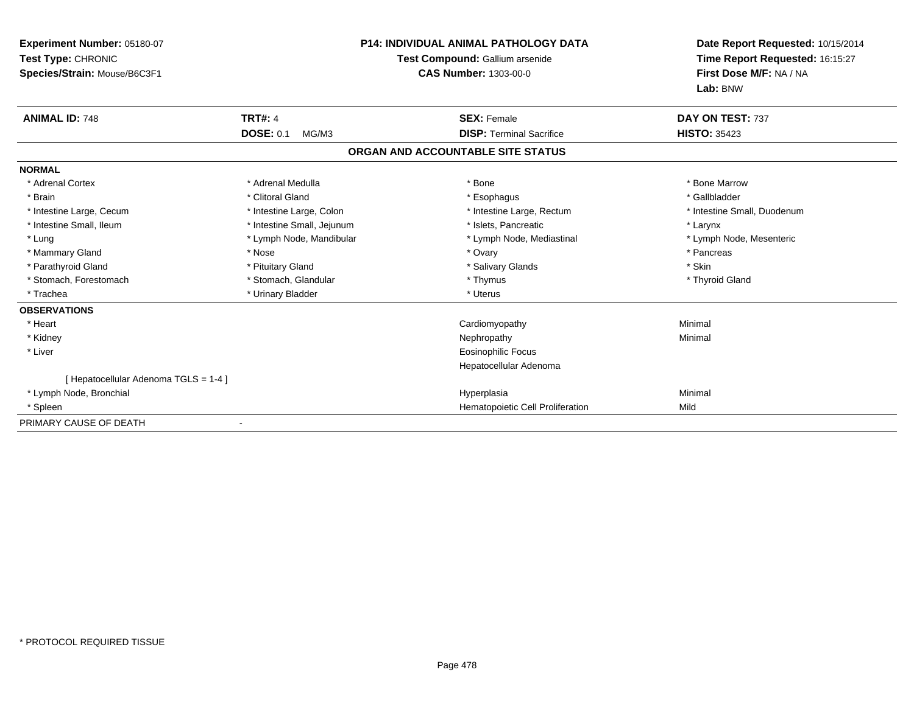**Experiment Number:** 05180-07
**Test Type:** CHRONIC
**Species/Strain:** Mouse/B6C3F1

**P14: INDIVIDUAL ANIMAL PATHOLOGY DATA**
**Test Compound:** Gallium arsenide
**CAS Number:** 1303-00-0

**Date Report Requested:** 10/15/2014
**Time Report Requested:** 16:15:27
**First Dose M/F:** NA / NA
**Lab:** BNW

| **ANIMAL ID:** 748 | **TRT#:** 4 | **SEX:** Female | **DAY ON TEST:** 737 |
|---|---|---|---|
| | **DOSE:** 0.1 MG/M3 | **DISP:** Terminal Sacrifice | **HISTO:** 35423 |

## ORGAN AND ACCOUNTABLE SITE STATUS

**NORMAL**

| | | | |
|---|---|---|---|
| * Adrenal Cortex | * Adrenal Medulla | * Bone | * Bone Marrow |
| * Brain | * Clitoral Gland | * Esophagus | * Gallbladder |
| * Intestine Large, Cecum | * Intestine Large, Colon | * Intestine Large, Rectum | * Intestine Small, Duodenum |
| * Intestine Small, Ileum | * Intestine Small, Jejunum | * Islets, Pancreatic | * Larynx |
| * Lung | * Lymph Node, Mandibular | * Lymph Node, Mediastinal | * Lymph Node, Mesenteric |
| * Mammary Gland | * Nose | * Ovary | * Pancreas |
| * Parathyroid Gland | * Pituitary Gland | * Salivary Glands | * Skin |
| * Stomach, Forestomach | * Stomach, Glandular | * Thymus | * Thyroid Gland |
| * Trachea | * Urinary Bladder | * Uterus | |

**OBSERVATIONS**

| | | |
|---|---|---|
| * Heart | Cardiomyopathy | Minimal |
| * Kidney | Nephropathy | Minimal |
| * Liver | Eosinophilic Focus | |
| | Hepatocellular Adenoma | |
| [ Hepatocellular Adenoma TGLS = 1-4 ] | | |
| * Lymph Node, Bronchial | Hyperplasia | Minimal |
| * Spleen | Hematopoietic Cell Proliferation | Mild |

PRIMARY CAUSE OF DEATH -

* PROTOCOL REQUIRED TISSUE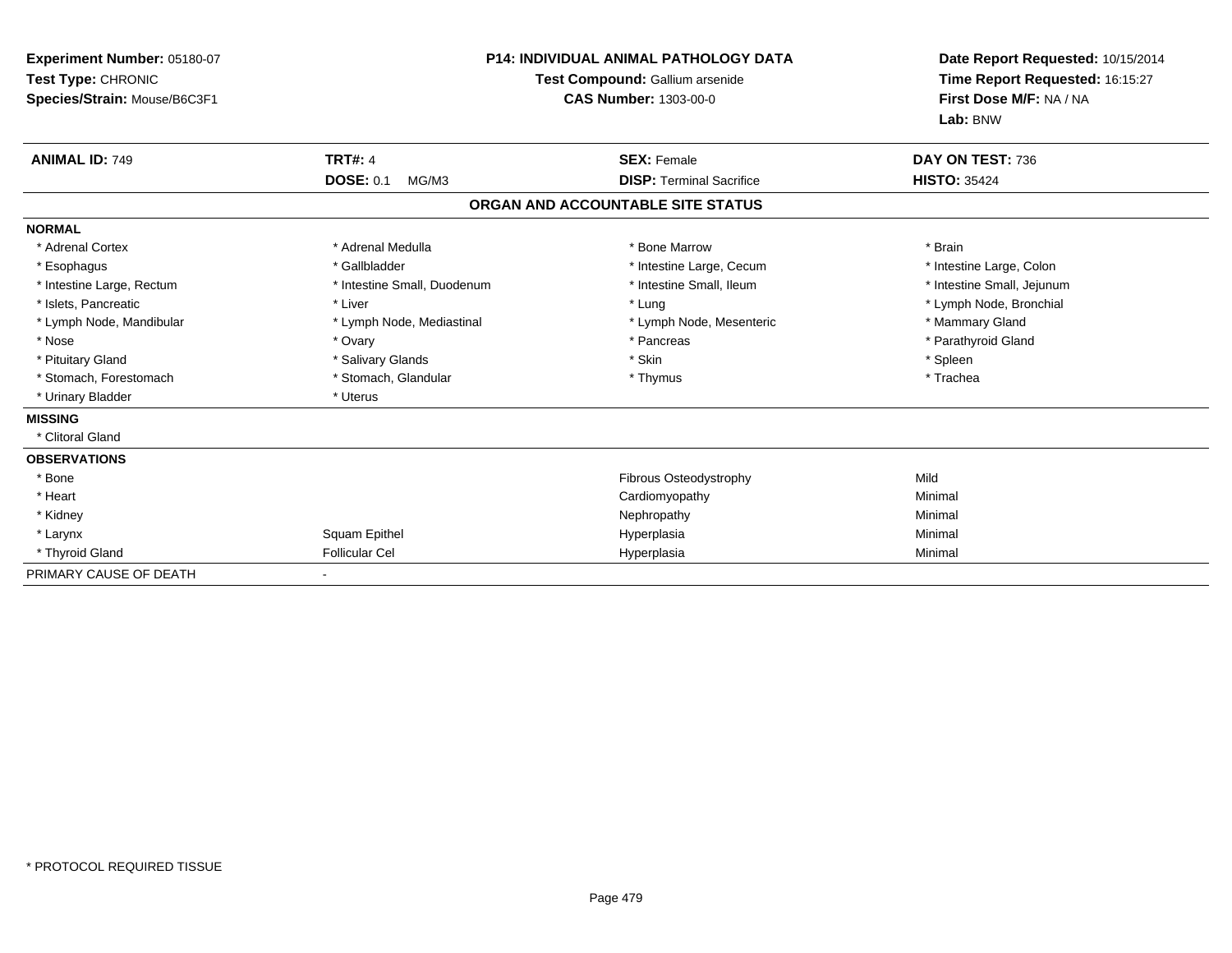**Experiment Number:** 05180-07
**Test Type:** CHRONIC
**Species/Strain:** Mouse/B6C3F1

**P14: INDIVIDUAL ANIMAL PATHOLOGY DATA**
**Test Compound:** Gallium arsenide
**CAS Number:** 1303-00-0

**Date Report Requested:** 10/15/2014
**Time Report Requested:** 16:15:27
**First Dose M/F:** NA / NA
**Lab:** BNW

| **ANIMAL ID:** 749 | **TRT#:** 4 | **SEX:** Female | **DAY ON TEST:** 736 |
|---|---|---|---|
| | **DOSE:** 0.1 MG/M3 | **DISP:** Terminal Sacrifice | **HISTO:** 35424 |

## ORGAN AND ACCOUNTABLE SITE STATUS

**NORMAL**

| | | | |
|---|---|---|---|
| * Adrenal Cortex | * Adrenal Medulla | * Bone Marrow | * Brain |
| * Esophagus | * Gallbladder | * Intestine Large, Cecum | * Intestine Large, Colon |
| * Intestine Large, Rectum | * Intestine Small, Duodenum | * Intestine Small, Ileum | * Intestine Small, Jejunum |
| * Islets, Pancreatic | * Liver | * Lung | * Lymph Node, Bronchial |
| * Lymph Node, Mandibular | * Lymph Node, Mediastinal | * Lymph Node, Mesenteric | * Mammary Gland |
| * Nose | * Ovary | * Pancreas | * Parathyroid Gland |
| * Pituitary Gland | * Salivary Glands | * Skin | * Spleen |
| * Stomach, Forestomach | * Stomach, Glandular | * Thymus | * Trachea |
| * Urinary Bladder | * Uterus | | |

**MISSING**

* Clitoral Gland

**OBSERVATIONS**

| | | | |
|---|---|---|---|
| * Bone | | Fibrous Osteodystrophy | Mild |
| * Heart | | Cardiomyopathy | Minimal |
| * Kidney | | Nephropathy | Minimal |
| * Larynx | Squam Epithel | Hyperplasia | Minimal |
| * Thyroid Gland | Follicular Cel | Hyperplasia | Minimal |

PRIMARY CAUSE OF DEATH -

* PROTOCOL REQUIRED TISSUE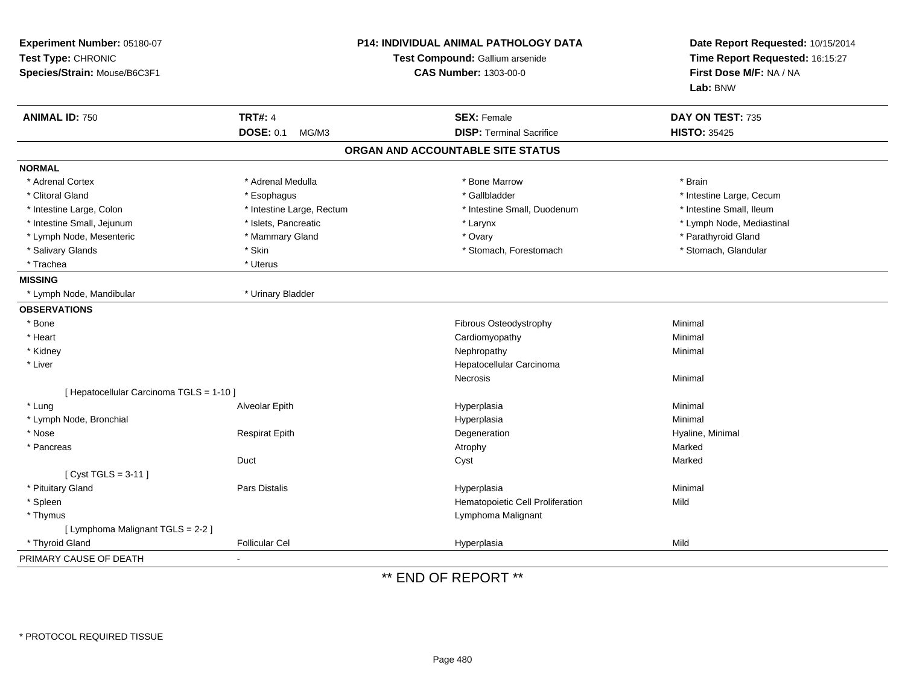**Experiment Number:** 05180-07
**Test Type:** CHRONIC
**Species/Strain:** Mouse/B6C3F1

**P14: INDIVIDUAL ANIMAL PATHOLOGY DATA**
**Test Compound:** Gallium arsenide
**CAS Number:** 1303-00-0

**Date Report Requested:** 10/15/2014
**Time Report Requested:** 16:15:27
**First Dose M/F:** NA / NA
**Lab:** BNW

| **ANIMAL ID:** 750 | **TRT#:** 4 | **SEX:** Female | **DAY ON TEST:** 735 |
|---|---|---|---|
| | **DOSE:** 0.1 MG/M3 | **DISP:** Terminal Sacrifice | **HISTO:** 35425 |

## ORGAN AND ACCOUNTABLE SITE STATUS

| | | | |
|---|---|---|---|
| **NORMAL** | | | |
| * Adrenal Cortex | * Adrenal Medulla | * Bone Marrow | * Brain |
| * Clitoral Gland | * Esophagus | * Gallbladder | * Intestine Large, Cecum |
| * Intestine Large, Colon | * Intestine Large, Rectum | * Intestine Small, Duodenum | * Intestine Small, Ileum |
| * Intestine Small, Jejunum | * Islets, Pancreatic | * Larynx | * Lymph Node, Mediastinal |
| * Lymph Node, Mesenteric | * Mammary Gland | * Ovary | * Parathyroid Gland |
| * Salivary Glands | * Skin | * Stomach, Forestomach | * Stomach, Glandular |
| * Trachea | * Uterus | | |
| **MISSING** | | | |
| * Lymph Node, Mandibular | * Urinary Bladder | | |
| **OBSERVATIONS** | | | |
| * Bone | | Fibrous Osteodystrophy | Minimal |
| * Heart | | Cardiomyopathy | Minimal |
| * Kidney | | Nephropathy | Minimal |
| * Liver | | Hepatocellular Carcinoma | |
| | | Necrosis | Minimal |
| [ Hepatocellular Carcinoma TGLS = 1-10 ] | | | |
| * Lung | Alveolar Epith | Hyperplasia | Minimal |
| * Lymph Node, Bronchial | | Hyperplasia | Minimal |
| * Nose | Respirat Epith | Degeneration | Hyaline, Minimal |
| * Pancreas | | Atrophy | Marked |
| | Duct | Cyst | Marked |
| [ Cyst TGLS = 3-11 ] | | | |
| * Pituitary Gland | Pars Distalis | Hyperplasia | Minimal |
| * Spleen | | Hematopoietic Cell Proliferation | Mild |
| * Thymus | | Lymphoma Malignant | |
| [ Lymphoma Malignant TGLS = 2-2 ] | | | |
| * Thyroid Gland | Follicular Cel | Hyperplasia | Mild |
| PRIMARY CAUSE OF DEATH | - | | |

** END OF REPORT **

* PROTOCOL REQUIRED TISSUE